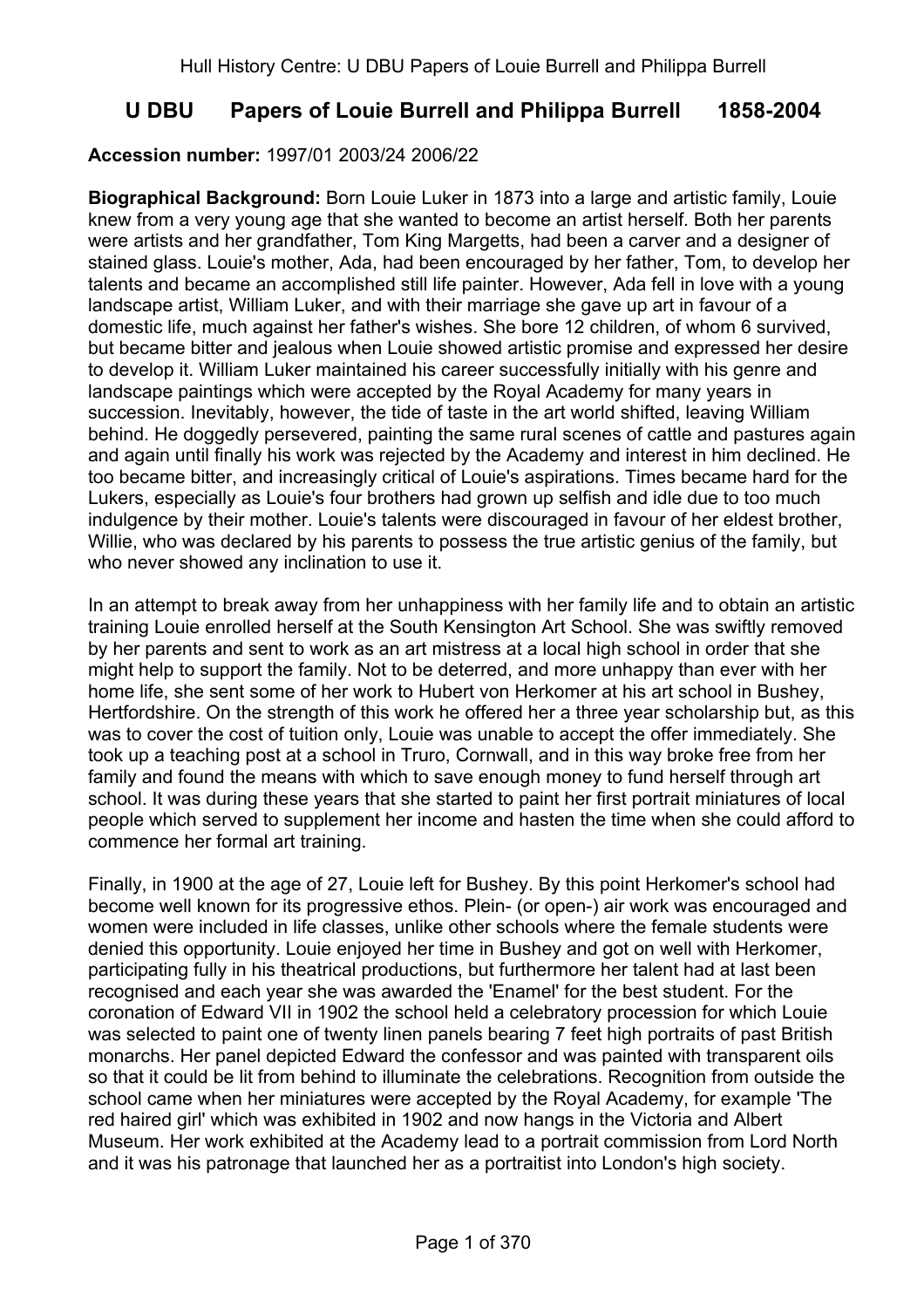# U DBU Papers of Louie Burrell and Philippa Burrell 1858-2004

**Accession number:** 1997/01 2003/24 2006/22

**Biographical Background:** Born Louie Luker in 1873 into a large and artistic family, Louie knew from a very young age that she wanted to become an artist herself. Both her parents were artists and her grandfather, Tom King Margetts, had been a carver and a designer of stained glass. Louie's mother, Ada, had been encouraged by her father, Tom, to develop her talents and became an accomplished still life painter. However, Ada fell in love with a young landscape artist, William Luker, and with their marriage she gave up art in favour of a domestic life, much against her father's wishes. She bore 12 children, of whom 6 survived, but became bitter and jealous when Louie showed artistic promise and expressed her desire to develop it. William Luker maintained his career successfully initially with his genre and landscape paintings which were accepted by the Royal Academy for many years in succession. Inevitably, however, the tide of taste in the art world shifted, leaving William behind. He doggedly persevered, painting the same rural scenes of cattle and pastures again and again until finally his work was rejected by the Academy and interest in him declined. He too became bitter, and increasingly critical of Louie's aspirations. Times became hard for the Lukers, especially as Louie's four brothers had grown up selfish and idle due to too much indulgence by their mother. Louie's talents were discouraged in favour of her eldest brother, Willie, who was declared by his parents to possess the true artistic genius of the family, but who never showed any inclination to use it.

In an attempt to break away from her unhappiness with her family life and to obtain an artistic training Louie enrolled herself at the South Kensington Art School. She was swiftly removed by her parents and sent to work as an art mistress at a local high school in order that she might help to support the family. Not to be deterred, and more unhappy than ever with her home life, she sent some of her work to Hubert von Herkomer at his art school in Bushey, Hertfordshire. On the strength of this work he offered her a three year scholarship but, as this was to cover the cost of tuition only, Louie was unable to accept the offer immediately. She took up a teaching post at a school in Truro, Cornwall, and in this way broke free from her family and found the means with which to save enough money to fund herself through art school. It was during these years that she started to paint her first portrait miniatures of local people which served to supplement her income and hasten the time when she could afford to commence her formal art training.

Finally, in 1900 at the age of 27, Louie left for Bushey. By this point Herkomer's school had become well known for its progressive ethos. Plein- (or open-) air work was encouraged and women were included in life classes, unlike other schools where the female students were denied this opportunity. Louie enjoyed her time in Bushey and got on well with Herkomer, participating fully in his theatrical productions, but furthermore her talent had at last been recognised and each year she was awarded the 'Enamel' for the best student. For the coronation of Edward VII in 1902 the school held a celebratory procession for which Louie was selected to paint one of twenty linen panels bearing 7 feet high portraits of past British monarchs. Her panel depicted Edward the confessor and was painted with transparent oils so that it could be lit from behind to illuminate the celebrations. Recognition from outside the school came when her miniatures were accepted by the Royal Academy, for example 'The red haired girl' which was exhibited in 1902 and now hangs in the Victoria and Albert Museum. Her work exhibited at the Academy lead to a portrait commission from Lord North and it was his patronage that launched her as a portraitist into London's high society.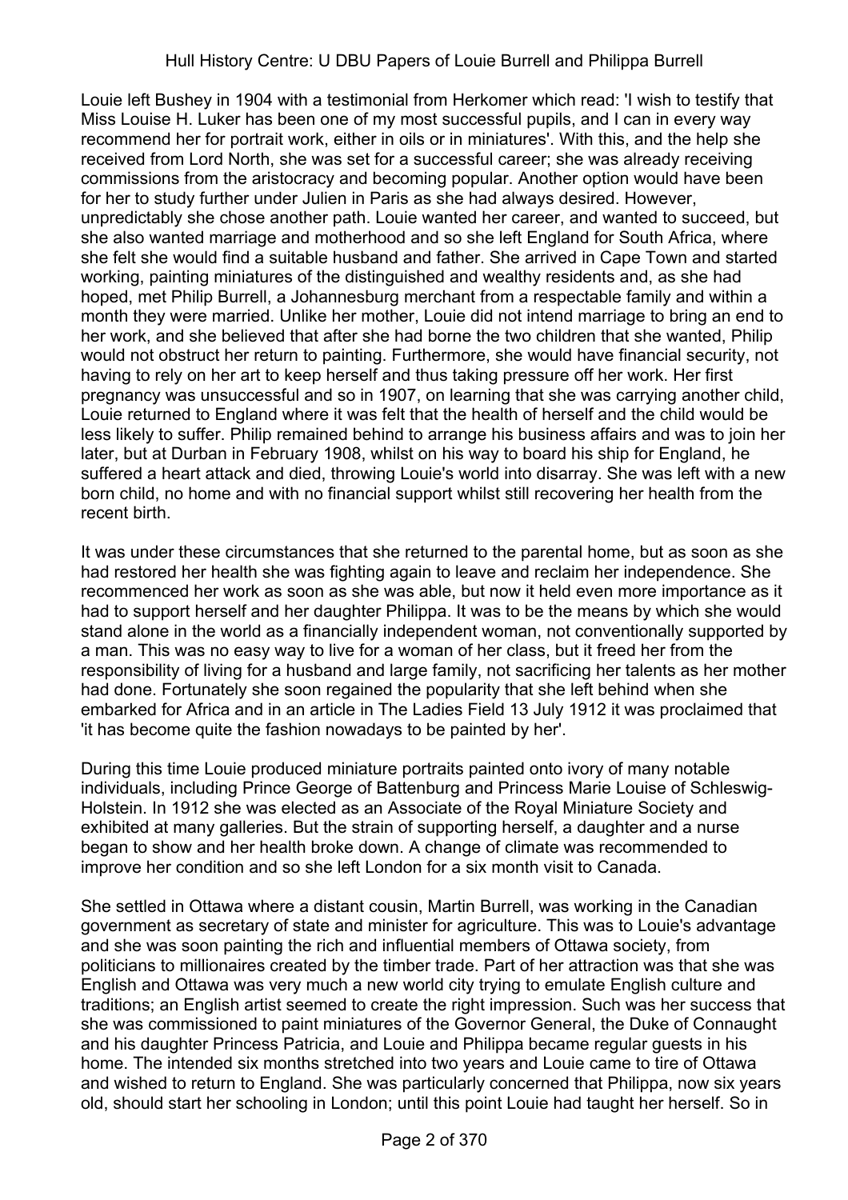Louie left Bushey in 1904 with a testimonial from Herkomer which read: 'I wish to testify that Miss Louise H. Luker has been one of my most successful pupils, and I can in every way recommend her for portrait work, either in oils or in miniatures'. With this, and the help she received from Lord North, she was set for a successful career; she was already receiving commissions from the aristocracy and becoming popular. Another option would have been for her to study further under Julien in Paris as she had always desired. However, unpredictably she chose another path. Louie wanted her career, and wanted to succeed, but she also wanted marriage and motherhood and so she left England for South Africa, where she felt she would find a suitable husband and father. She arrived in Cape Town and started working, painting miniatures of the distinguished and wealthy residents and, as she had hoped, met Philip Burrell, a Johannesburg merchant from a respectable family and within a month they were married. Unlike her mother, Louie did not intend marriage to bring an end to her work, and she believed that after she had borne the two children that she wanted, Philip would not obstruct her return to painting. Furthermore, she would have financial security, not having to rely on her art to keep herself and thus taking pressure off her work. Her first pregnancy was unsuccessful and so in 1907, on learning that she was carrying another child, Louie returned to England where it was felt that the health of herself and the child would be less likely to suffer. Philip remained behind to arrange his business affairs and was to join her later, but at Durban in February 1908, whilst on his way to board his ship for England, he suffered a heart attack and died, throwing Louie's world into disarray. She was left with a new born child, no home and with no financial support whilst still recovering her health from the recent birth.

It was under these circumstances that she returned to the parental home, but as soon as she had restored her health she was fighting again to leave and reclaim her independence. She recommenced her work as soon as she was able, but now it held even more importance as it had to support herself and her daughter Philippa. It was to be the means by which she would stand alone in the world as a financially independent woman, not conventionally supported by a man. This was no easy way to live for a woman of her class, but it freed her from the responsibility of living for a husband and large family, not sacrificing her talents as her mother had done. Fortunately she soon regained the popularity that she left behind when she embarked for Africa and in an article in The Ladies Field 13 July 1912 it was proclaimed that 'it has become quite the fashion nowadays to be painted by her'.

During this time Louie produced miniature portraits painted onto ivory of many notable individuals, including Prince George of Battenburg and Princess Marie Louise of Schleswig-Holstein. In 1912 she was elected as an Associate of the Royal Miniature Society and exhibited at many galleries. But the strain of supporting herself, a daughter and a nurse began to show and her health broke down. A change of climate was recommended to improve her condition and so she left London for a six month visit to Canada.

She settled in Ottawa where a distant cousin, Martin Burrell, was working in the Canadian government as secretary of state and minister for agriculture. This was to Louie's advantage and she was soon painting the rich and influential members of Ottawa society, from politicians to millionaires created by the timber trade. Part of her attraction was that she was English and Ottawa was very much a new world city trying to emulate English culture and traditions; an English artist seemed to create the right impression. Such was her success that she was commissioned to paint miniatures of the Governor General, the Duke of Connaught and his daughter Princess Patricia, and Louie and Philippa became regular guests in his home. The intended six months stretched into two years and Louie came to tire of Ottawa and wished to return to England. She was particularly concerned that Philippa, now six years old, should start her schooling in London; until this point Louie had taught her herself. So in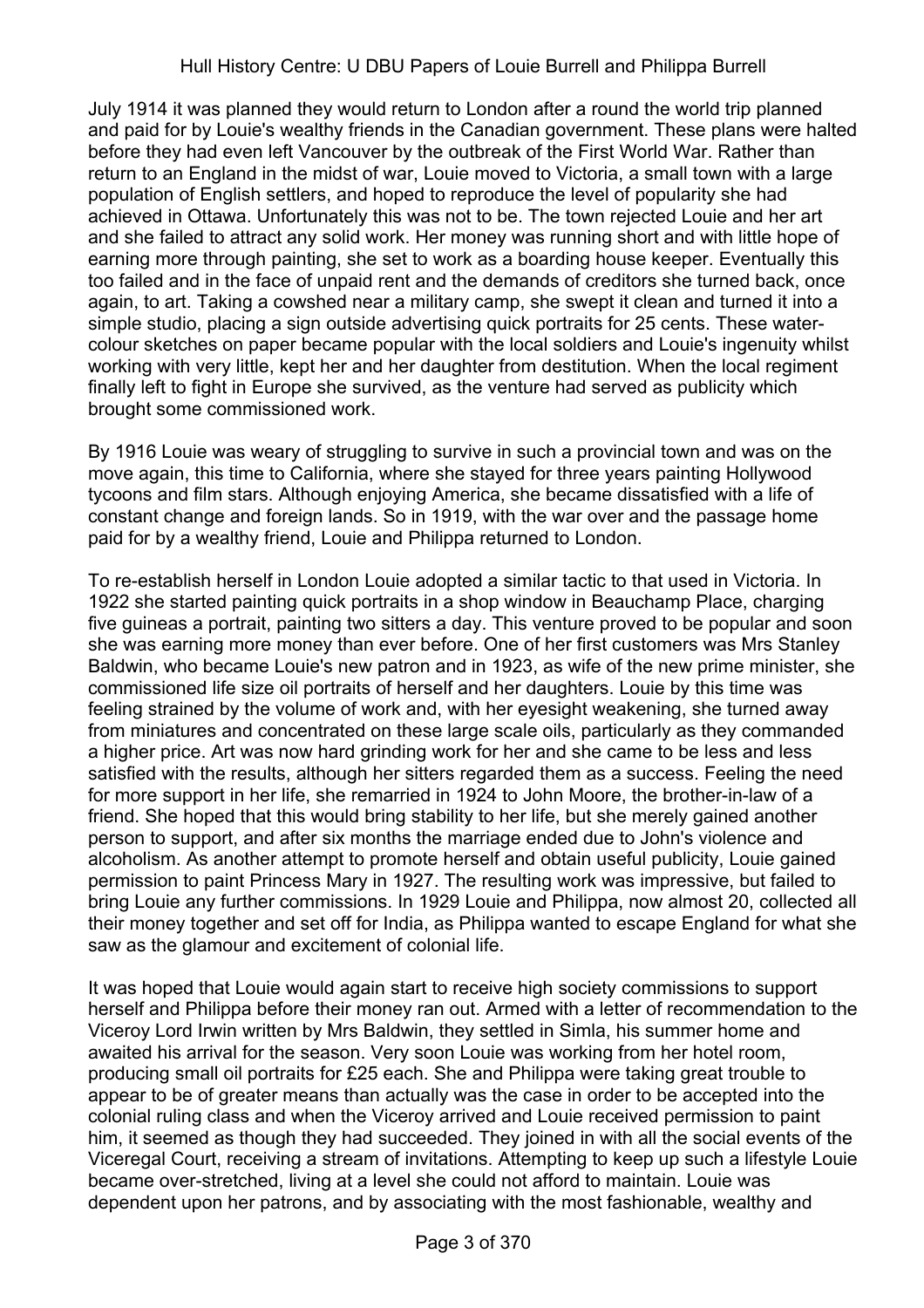July 1914 it was planned they would return to London after a round the world trip planned and paid for by Louie's wealthy friends in the Canadian government. These plans were halted before they had even left Vancouver by the outbreak of the First World War. Rather than return to an England in the midst of war, Louie moved to Victoria, a small town with a large population of English settlers, and hoped to reproduce the level of popularity she had achieved in Ottawa. Unfortunately this was not to be. The town rejected Louie and her art and she failed to attract any solid work. Her money was running short and with little hope of earning more through painting, she set to work as a boarding house keeper. Eventually this too failed and in the face of unpaid rent and the demands of creditors she turned back, once again, to art. Taking a cowshed near a military camp, she swept it clean and turned it into a simple studio, placing a sign outside advertising quick portraits for 25 cents. These water-colour sketches on paper became popular with the local soldiers and Louie's ingenuity whilst working with very little, kept her and her daughter from destitution. When the local regiment finally left to fight in Europe she survived, as the venture had served as publicity which brought some commissioned work.

By 1916 Louie was weary of struggling to survive in such a provincial town and was on the move again, this time to California, where she stayed for three years painting Hollywood tycoons and film stars. Although enjoying America, she became dissatisfied with a life of constant change and foreign lands. So in 1919, with the war over and the passage home paid for by a wealthy friend, Louie and Philippa returned to London.

To re-establish herself in London Louie adopted a similar tactic to that used in Victoria. In 1922 she started painting quick portraits in a shop window in Beauchamp Place, charging five guineas a portrait, painting two sitters a day. This venture proved to be popular and soon she was earning more money than ever before. One of her first customers was Mrs Stanley Baldwin, who became Louie's new patron and in 1923, as wife of the new prime minister, she commissioned life size oil portraits of herself and her daughters. Louie by this time was feeling strained by the volume of work and, with her eyesight weakening, she turned away from miniatures and concentrated on these large scale oils, particularly as they commanded a higher price. Art was now hard grinding work for her and she came to be less and less satisfied with the results, although her sitters regarded them as a success. Feeling the need for more support in her life, she remarried in 1924 to John Moore, the brother-in-law of a friend. She hoped that this would bring stability to her life, but she merely gained another person to support, and after six months the marriage ended due to John's violence and alcoholism. As another attempt to promote herself and obtain useful publicity, Louie gained permission to paint Princess Mary in 1927. The resulting work was impressive, but failed to bring Louie any further commissions. In 1929 Louie and Philippa, now almost 20, collected all their money together and set off for India, as Philippa wanted to escape England for what she saw as the glamour and excitement of colonial life.

It was hoped that Louie would again start to receive high society commissions to support herself and Philippa before their money ran out. Armed with a letter of recommendation to the Viceroy Lord Irwin written by Mrs Baldwin, they settled in Simla, his summer home and awaited his arrival for the season. Very soon Louie was working from her hotel room, producing small oil portraits for £25 each. She and Philippa were taking great trouble to appear to be of greater means than actually was the case in order to be accepted into the colonial ruling class and when the Viceroy arrived and Louie received permission to paint him, it seemed as though they had succeeded. They joined in with all the social events of the Viceregal Court, receiving a stream of invitations. Attempting to keep up such a lifestyle Louie became over-stretched, living at a level she could not afford to maintain. Louie was dependent upon her patrons, and by associating with the most fashionable, wealthy and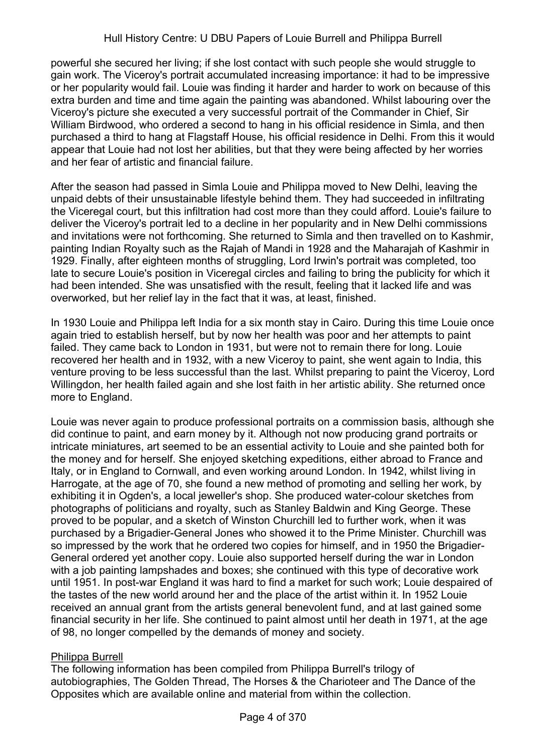powerful she secured her living; if she lost contact with such people she would struggle to gain work. The Viceroy's portrait accumulated increasing importance: it had to be impressive or her popularity would fail. Louie was finding it harder and harder to work on because of this extra burden and time and time again the painting was abandoned. Whilst labouring over the Viceroy's picture she executed a very successful portrait of the Commander in Chief, Sir William Birdwood, who ordered a second to hang in his official residence in Simla, and then purchased a third to hang at Flagstaff House, his official residence in Delhi. From this it would appear that Louie had not lost her abilities, but that they were being affected by her worries and her fear of artistic and financial failure.

After the season had passed in Simla Louie and Philippa moved to New Delhi, leaving the unpaid debts of their unsustainable lifestyle behind them. They had succeeded in infiltrating the Viceregal court, but this infiltration had cost more than they could afford. Louie's failure to deliver the Viceroy's portrait led to a decline in her popularity and in New Delhi commissions and invitations were not forthcoming. She returned to Simla and then travelled on to Kashmir, painting Indian Royalty such as the Rajah of Mandi in 1928 and the Maharajah of Kashmir in 1929. Finally, after eighteen months of struggling, Lord Irwin's portrait was completed, too late to secure Louie's position in Viceregal circles and failing to bring the publicity for which it had been intended. She was unsatisfied with the result, feeling that it lacked life and was overworked, but her relief lay in the fact that it was, at least, finished.

In 1930 Louie and Philippa left India for a six month stay in Cairo. During this time Louie once again tried to establish herself, but by now her health was poor and her attempts to paint failed. They came back to London in 1931, but were not to remain there for long. Louie recovered her health and in 1932, with a new Viceroy to paint, she went again to India, this venture proving to be less successful than the last. Whilst preparing to paint the Viceroy, Lord Willingdon, her health failed again and she lost faith in her artistic ability. She returned once more to England.

Louie was never again to produce professional portraits on a commission basis, although she did continue to paint, and earn money by it. Although not now producing grand portraits or intricate miniatures, art seemed to be an essential activity to Louie and she painted both for the money and for herself. She enjoyed sketching expeditions, either abroad to France and Italy, or in England to Cornwall, and even working around London. In 1942, whilst living in Harrogate, at the age of 70, she found a new method of promoting and selling her work, by exhibiting it in Ogden's, a local jeweller's shop. She produced water-colour sketches from photographs of politicians and royalty, such as Stanley Baldwin and King George. These proved to be popular, and a sketch of Winston Churchill led to further work, when it was purchased by a Brigadier-General Jones who showed it to the Prime Minister. Churchill was so impressed by the work that he ordered two copies for himself, and in 1950 the Brigadier-General ordered yet another copy. Louie also supported herself during the war in London with a job painting lampshades and boxes; she continued with this type of decorative work until 1951. In post-war England it was hard to find a market for such work; Louie despaired of the tastes of the new world around her and the place of the artist within it. In 1952 Louie received an annual grant from the artists general benevolent fund, and at last gained some financial security in her life. She continued to paint almost until her death in 1971, at the age of 98, no longer compelled by the demands of money and society.

## Philippa Burrell

The following information has been compiled from Philippa Burrell's trilogy of autobiographies, The Golden Thread, The Horses & the Charioteer and The Dance of the Opposites which are available online and material from within the collection.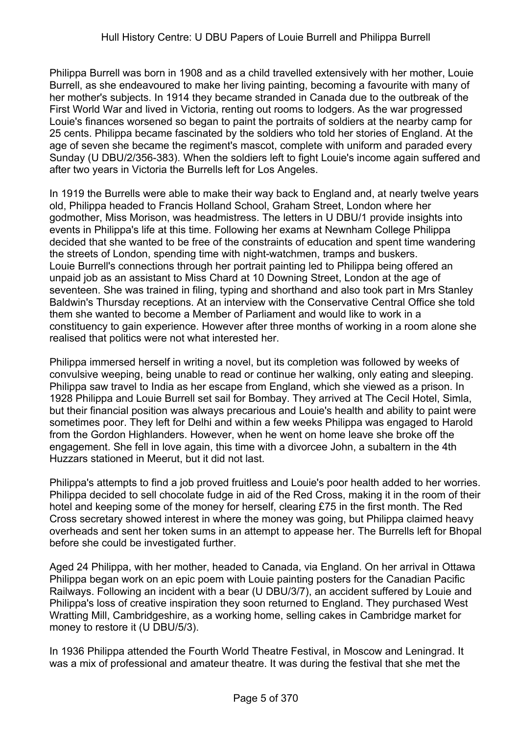Philippa Burrell was born in 1908 and as a child travelled extensively with her mother, Louie Burrell, as she endeavoured to make her living painting, becoming a favourite with many of her mother's subjects. In 1914 they became stranded in Canada due to the outbreak of the First World War and lived in Victoria, renting out rooms to lodgers. As the war progressed Louie's finances worsened so began to paint the portraits of soldiers at the nearby camp for 25 cents. Philippa became fascinated by the soldiers who told her stories of England. At the age of seven she became the regiment's mascot, complete with uniform and paraded every Sunday (U DBU/2/356-383). When the soldiers left to fight Louie's income again suffered and after two years in Victoria the Burrells left for Los Angeles.

In 1919 the Burrells were able to make their way back to England and, at nearly twelve years old, Philippa headed to Francis Holland School, Graham Street, London where her godmother, Miss Morison, was headmistress. The letters in U DBU/1 provide insights into events in Philippa's life at this time. Following her exams at Newnham College Philippa decided that she wanted to be free of the constraints of education and spent time wandering the streets of London, spending time with night-watchmen, tramps and buskers.
Louie Burrell's connections through her portrait painting led to Philippa being offered an unpaid job as an assistant to Miss Chard at 10 Downing Street, London at the age of seventeen. She was trained in filing, typing and shorthand and also took part in Mrs Stanley Baldwin's Thursday receptions. At an interview with the Conservative Central Office she told them she wanted to become a Member of Parliament and would like to work in a constituency to gain experience. However after three months of working in a room alone she realised that politics were not what interested her.

Philippa immersed herself in writing a novel, but its completion was followed by weeks of convulsive weeping, being unable to read or continue her walking, only eating and sleeping. Philippa saw travel to India as her escape from England, which she viewed as a prison. In 1928 Philippa and Louie Burrell set sail for Bombay. They arrived at The Cecil Hotel, Simla, but their financial position was always precarious and Louie's health and ability to paint were sometimes poor. They left for Delhi and within a few weeks Philippa was engaged to Harold from the Gordon Highlanders. However, when he went on home leave she broke off the engagement. She fell in love again, this time with a divorcee John, a subaltern in the 4th Huzzars stationed in Meerut, but it did not last.

Philippa's attempts to find a job proved fruitless and Louie's poor health added to her worries. Philippa decided to sell chocolate fudge in aid of the Red Cross, making it in the room of their hotel and keeping some of the money for herself, clearing £75 in the first month. The Red Cross secretary showed interest in where the money was going, but Philippa claimed heavy overheads and sent her token sums in an attempt to appease her. The Burrells left for Bhopal before she could be investigated further.

Aged 24 Philippa, with her mother, headed to Canada, via England. On her arrival in Ottawa Philippa began work on an epic poem with Louie painting posters for the Canadian Pacific Railways. Following an incident with a bear (U DBU/3/7), an accident suffered by Louie and Philippa's loss of creative inspiration they soon returned to England. They purchased West Wratting Mill, Cambridgeshire, as a working home, selling cakes in Cambridge market for money to restore it (U DBU/5/3).

In 1936 Philippa attended the Fourth World Theatre Festival, in Moscow and Leningrad. It was a mix of professional and amateur theatre. It was during the festival that she met the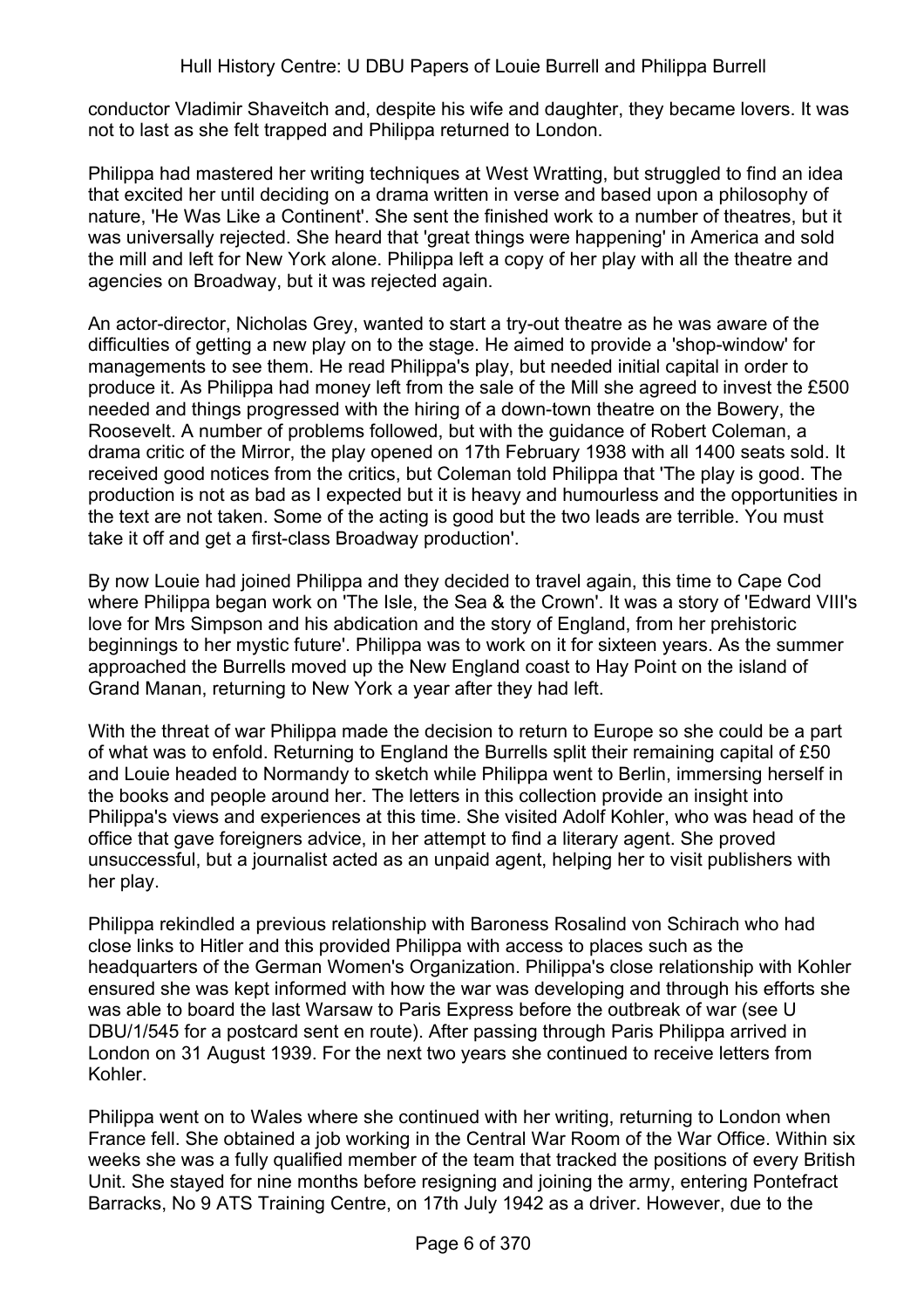conductor Vladimir Shaveitch and, despite his wife and daughter, they became lovers. It was not to last as she felt trapped and Philippa returned to London.

Philippa had mastered her writing techniques at West Wratting, but struggled to find an idea that excited her until deciding on a drama written in verse and based upon a philosophy of nature, 'He Was Like a Continent'. She sent the finished work to a number of theatres, but it was universally rejected. She heard that 'great things were happening' in America and sold the mill and left for New York alone. Philippa left a copy of her play with all the theatre and agencies on Broadway, but it was rejected again.

An actor-director, Nicholas Grey, wanted to start a try-out theatre as he was aware of the difficulties of getting a new play on to the stage. He aimed to provide a 'shop-window' for managements to see them. He read Philippa's play, but needed initial capital in order to produce it. As Philippa had money left from the sale of the Mill she agreed to invest the £500 needed and things progressed with the hiring of a down-town theatre on the Bowery, the Roosevelt. A number of problems followed, but with the guidance of Robert Coleman, a drama critic of the Mirror, the play opened on 17th February 1938 with all 1400 seats sold. It received good notices from the critics, but Coleman told Philippa that 'The play is good. The production is not as bad as I expected but it is heavy and humourless and the opportunities in the text are not taken. Some of the acting is good but the two leads are terrible. You must take it off and get a first-class Broadway production'.

By now Louie had joined Philippa and they decided to travel again, this time to Cape Cod where Philippa began work on 'The Isle, the Sea & the Crown'. It was a story of 'Edward VIII's love for Mrs Simpson and his abdication and the story of England, from her prehistoric beginnings to her mystic future'. Philippa was to work on it for sixteen years. As the summer approached the Burrells moved up the New England coast to Hay Point on the island of Grand Manan, returning to New York a year after they had left.

With the threat of war Philippa made the decision to return to Europe so she could be a part of what was to enfold. Returning to England the Burrells split their remaining capital of £50 and Louie headed to Normandy to sketch while Philippa went to Berlin, immersing herself in the books and people around her. The letters in this collection provide an insight into Philippa's views and experiences at this time. She visited Adolf Kohler, who was head of the office that gave foreigners advice, in her attempt to find a literary agent. She proved unsuccessful, but a journalist acted as an unpaid agent, helping her to visit publishers with her play.

Philippa rekindled a previous relationship with Baroness Rosalind von Schirach who had close links to Hitler and this provided Philippa with access to places such as the headquarters of the German Women's Organization. Philippa's close relationship with Kohler ensured she was kept informed with how the war was developing and through his efforts she was able to board the last Warsaw to Paris Express before the outbreak of war (see U DBU/1/545 for a postcard sent en route). After passing through Paris Philippa arrived in London on 31 August 1939. For the next two years she continued to receive letters from Kohler.

Philippa went on to Wales where she continued with her writing, returning to London when France fell. She obtained a job working in the Central War Room of the War Office. Within six weeks she was a fully qualified member of the team that tracked the positions of every British Unit. She stayed for nine months before resigning and joining the army, entering Pontefract Barracks, No 9 ATS Training Centre, on 17th July 1942 as a driver. However, due to the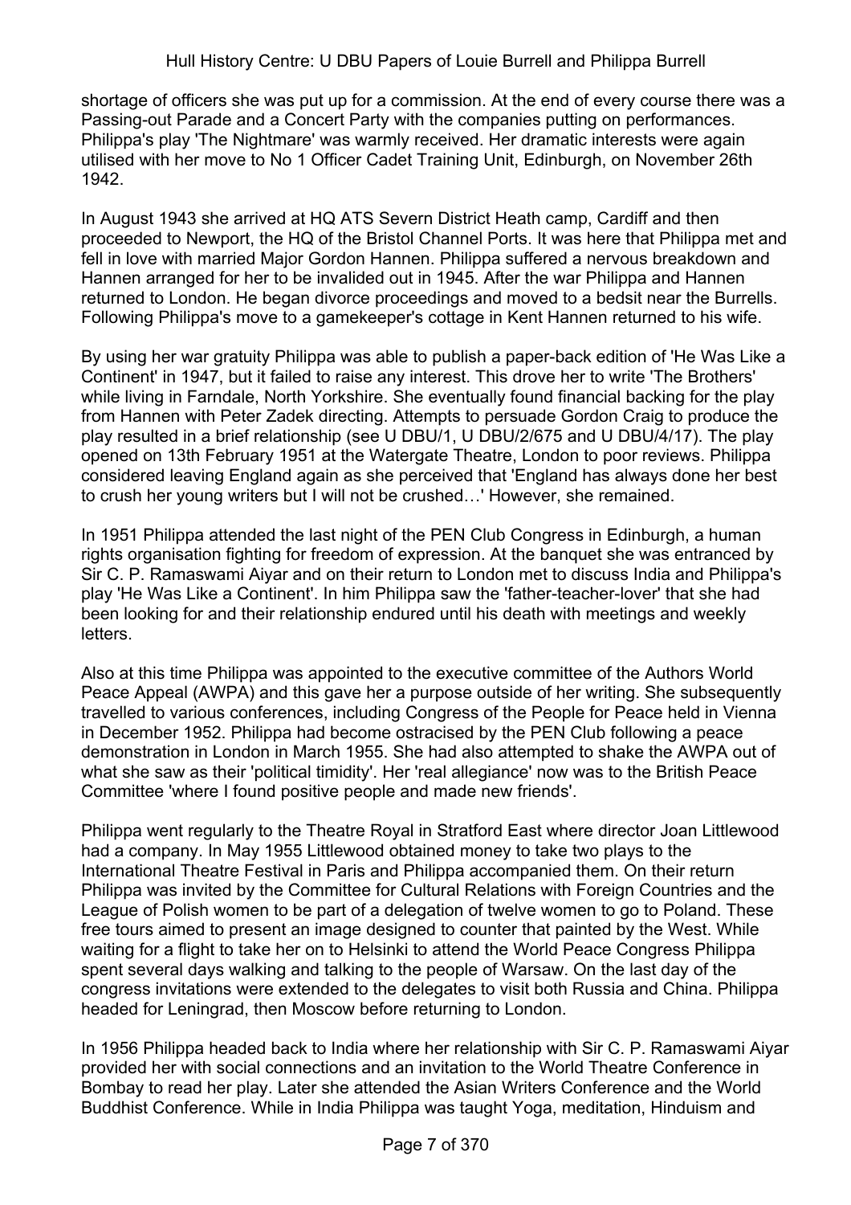shortage of officers she was put up for a commission. At the end of every course there was a Passing-out Parade and a Concert Party with the companies putting on performances. Philippa's play 'The Nightmare' was warmly received. Her dramatic interests were again utilised with her move to No 1 Officer Cadet Training Unit, Edinburgh, on November 26th 1942.

In August 1943 she arrived at HQ ATS Severn District Heath camp, Cardiff and then proceeded to Newport, the HQ of the Bristol Channel Ports. It was here that Philippa met and fell in love with married Major Gordon Hannen. Philippa suffered a nervous breakdown and Hannen arranged for her to be invalided out in 1945. After the war Philippa and Hannen returned to London. He began divorce proceedings and moved to a bedsit near the Burrells. Following Philippa's move to a gamekeeper's cottage in Kent Hannen returned to his wife.

By using her war gratuity Philippa was able to publish a paper-back edition of 'He Was Like a Continent' in 1947, but it failed to raise any interest. This drove her to write 'The Brothers' while living in Farndale, North Yorkshire. She eventually found financial backing for the play from Hannen with Peter Zadek directing. Attempts to persuade Gordon Craig to produce the play resulted in a brief relationship (see U DBU/1, U DBU/2/675 and U DBU/4/17). The play opened on 13th February 1951 at the Watergate Theatre, London to poor reviews. Philippa considered leaving England again as she perceived that 'England has always done her best to crush her young writers but I will not be crushed…' However, she remained.

In 1951 Philippa attended the last night of the PEN Club Congress in Edinburgh, a human rights organisation fighting for freedom of expression. At the banquet she was entranced by Sir C. P. Ramaswami Aiyar and on their return to London met to discuss India and Philippa's play 'He Was Like a Continent'. In him Philippa saw the 'father-teacher-lover' that she had been looking for and their relationship endured until his death with meetings and weekly letters.

Also at this time Philippa was appointed to the executive committee of the Authors World Peace Appeal (AWPA) and this gave her a purpose outside of her writing. She subsequently travelled to various conferences, including Congress of the People for Peace held in Vienna in December 1952. Philippa had become ostracised by the PEN Club following a peace demonstration in London in March 1955. She had also attempted to shake the AWPA out of what she saw as their 'political timidity'. Her 'real allegiance' now was to the British Peace Committee 'where I found positive people and made new friends'.

Philippa went regularly to the Theatre Royal in Stratford East where director Joan Littlewood had a company. In May 1955 Littlewood obtained money to take two plays to the International Theatre Festival in Paris and Philippa accompanied them. On their return Philippa was invited by the Committee for Cultural Relations with Foreign Countries and the League of Polish women to be part of a delegation of twelve women to go to Poland. These free tours aimed to present an image designed to counter that painted by the West. While waiting for a flight to take her on to Helsinki to attend the World Peace Congress Philippa spent several days walking and talking to the people of Warsaw. On the last day of the congress invitations were extended to the delegates to visit both Russia and China. Philippa headed for Leningrad, then Moscow before returning to London.

In 1956 Philippa headed back to India where her relationship with Sir C. P. Ramaswami Aiyar provided her with social connections and an invitation to the World Theatre Conference in Bombay to read her play. Later she attended the Asian Writers Conference and the World Buddhist Conference. While in India Philippa was taught Yoga, meditation, Hinduism and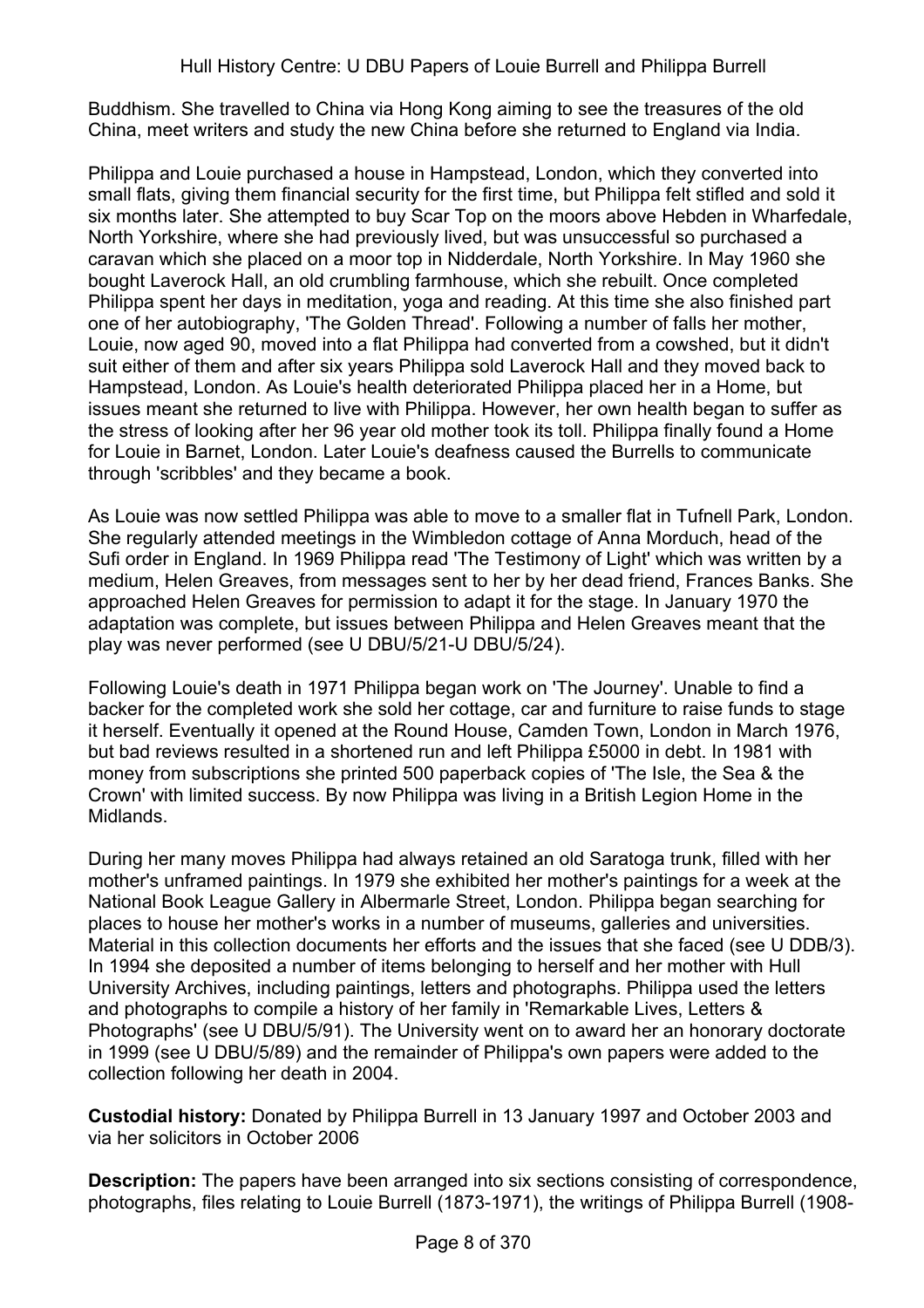Buddhism. She travelled to China via Hong Kong aiming to see the treasures of the old China, meet writers and study the new China before she returned to England via India.

Philippa and Louie purchased a house in Hampstead, London, which they converted into small flats, giving them financial security for the first time, but Philippa felt stifled and sold it six months later. She attempted to buy Scar Top on the moors above Hebden in Wharfedale, North Yorkshire, where she had previously lived, but was unsuccessful so purchased a caravan which she placed on a moor top in Nidderdale, North Yorkshire. In May 1960 she bought Laverock Hall, an old crumbling farmhouse, which she rebuilt. Once completed Philippa spent her days in meditation, yoga and reading. At this time she also finished part one of her autobiography, 'The Golden Thread'. Following a number of falls her mother, Louie, now aged 90, moved into a flat Philippa had converted from a cowshed, but it didn't suit either of them and after six years Philippa sold Laverock Hall and they moved back to Hampstead, London. As Louie's health deteriorated Philippa placed her in a Home, but issues meant she returned to live with Philippa. However, her own health began to suffer as the stress of looking after her 96 year old mother took its toll. Philippa finally found a Home for Louie in Barnet, London. Later Louie's deafness caused the Burrells to communicate through 'scribbles' and they became a book.

As Louie was now settled Philippa was able to move to a smaller flat in Tufnell Park, London. She regularly attended meetings in the Wimbledon cottage of Anna Morduch, head of the Sufi order in England. In 1969 Philippa read 'The Testimony of Light' which was written by a medium, Helen Greaves, from messages sent to her by her dead friend, Frances Banks. She approached Helen Greaves for permission to adapt it for the stage. In January 1970 the adaptation was complete, but issues between Philippa and Helen Greaves meant that the play was never performed (see U DBU/5/21-U DBU/5/24).

Following Louie's death in 1971 Philippa began work on 'The Journey'. Unable to find a backer for the completed work she sold her cottage, car and furniture to raise funds to stage it herself. Eventually it opened at the Round House, Camden Town, London in March 1976, but bad reviews resulted in a shortened run and left Philippa £5000 in debt. In 1981 with money from subscriptions she printed 500 paperback copies of 'The Isle, the Sea & the Crown' with limited success. By now Philippa was living in a British Legion Home in the Midlands.

During her many moves Philippa had always retained an old Saratoga trunk, filled with her mother's unframed paintings. In 1979 she exhibited her mother's paintings for a week at the National Book League Gallery in Albermarle Street, London. Philippa began searching for places to house her mother's works in a number of museums, galleries and universities. Material in this collection documents her efforts and the issues that she faced (see U DDB/3). In 1994 she deposited a number of items belonging to herself and her mother with Hull University Archives, including paintings, letters and photographs. Philippa used the letters and photographs to compile a history of her family in 'Remarkable Lives, Letters & Photographs' (see U DBU/5/91). The University went on to award her an honorary doctorate in 1999 (see U DBU/5/89) and the remainder of Philippa's own papers were added to the collection following her death in 2004.

**Custodial history:** Donated by Philippa Burrell in 13 January 1997 and October 2003 and via her solicitors in October 2006

**Description:** The papers have been arranged into six sections consisting of correspondence, photographs, files relating to Louie Burrell (1873-1971), the writings of Philippa Burrell (1908-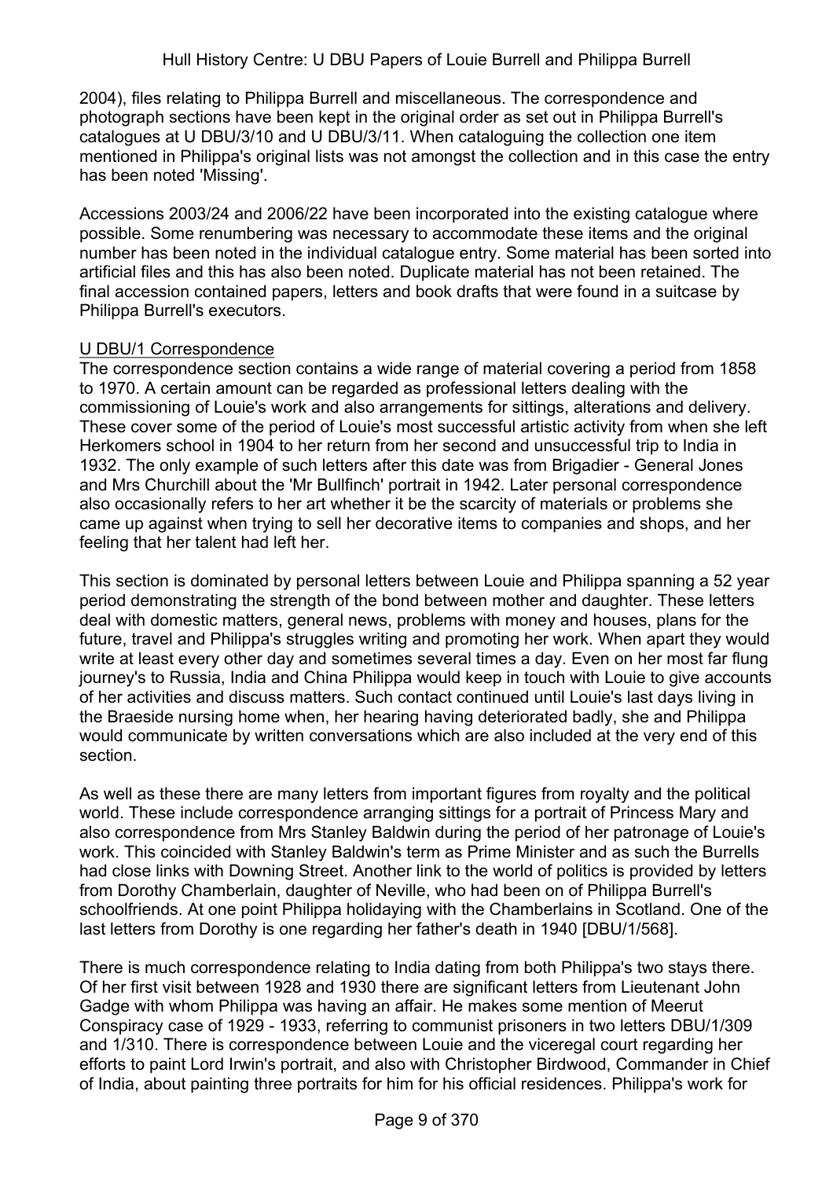2004), files relating to Philippa Burrell and miscellaneous. The correspondence and photograph sections have been kept in the original order as set out in Philippa Burrell's catalogues at U DBU/3/10 and U DBU/3/11. When cataloguing the collection one item mentioned in Philippa's original lists was not amongst the collection and in this case the entry has been noted 'Missing'.

Accessions 2003/24 and 2006/22 have been incorporated into the existing catalogue where possible. Some renumbering was necessary to accommodate these items and the original number has been noted in the individual catalogue entry. Some material has been sorted into artificial files and this has also been noted. Duplicate material has not been retained. The final accession contained papers, letters and book drafts that were found in a suitcase by Philippa Burrell's executors.

<u>U DBU/1 Correspondence</u>

The correspondence section contains a wide range of material covering a period from 1858 to 1970. A certain amount can be regarded as professional letters dealing with the commissioning of Louie's work and also arrangements for sittings, alterations and delivery. These cover some of the period of Louie's most successful artistic activity from when she left Herkomers school in 1904 to her return from her second and unsuccessful trip to India in 1932. The only example of such letters after this date was from Brigadier - General Jones and Mrs Churchill about the 'Mr Bullfinch' portrait in 1942. Later personal correspondence also occasionally refers to her art whether it be the scarcity of materials or problems she came up against when trying to sell her decorative items to companies and shops, and her feeling that her talent had left her.

This section is dominated by personal letters between Louie and Philippa spanning a 52 year period demonstrating the strength of the bond between mother and daughter. These letters deal with domestic matters, general news, problems with money and houses, plans for the future, travel and Philippa's struggles writing and promoting her work. When apart they would write at least every other day and sometimes several times a day. Even on her most far flung journey's to Russia, India and China Philippa would keep in touch with Louie to give accounts of her activities and discuss matters. Such contact continued until Louie's last days living in the Braeside nursing home when, her hearing having deteriorated badly, she and Philippa would communicate by written conversations which are also included at the very end of this section.

As well as these there are many letters from important figures from royalty and the political world. These include correspondence arranging sittings for a portrait of Princess Mary and also correspondence from Mrs Stanley Baldwin during the period of her patronage of Louie's work. This coincided with Stanley Baldwin's term as Prime Minister and as such the Burrells had close links with Downing Street. Another link to the world of politics is provided by letters from Dorothy Chamberlain, daughter of Neville, who had been on of Philippa Burrell's schoolfriends. At one point Philippa holidaying with the Chamberlains in Scotland. One of the last letters from Dorothy is one regarding her father's death in 1940 [DBU/1/568].

There is much correspondence relating to India dating from both Philippa's two stays there. Of her first visit between 1928 and 1930 there are significant letters from Lieutenant John Gadge with whom Philippa was having an affair. He makes some mention of Meerut Conspiracy case of 1929 - 1933, referring to communist prisoners in two letters DBU/1/309 and 1/310. There is correspondence between Louie and the viceregal court regarding her efforts to paint Lord Irwin's portrait, and also with Christopher Birdwood, Commander in Chief of India, about painting three portraits for him for his official residences. Philippa's work for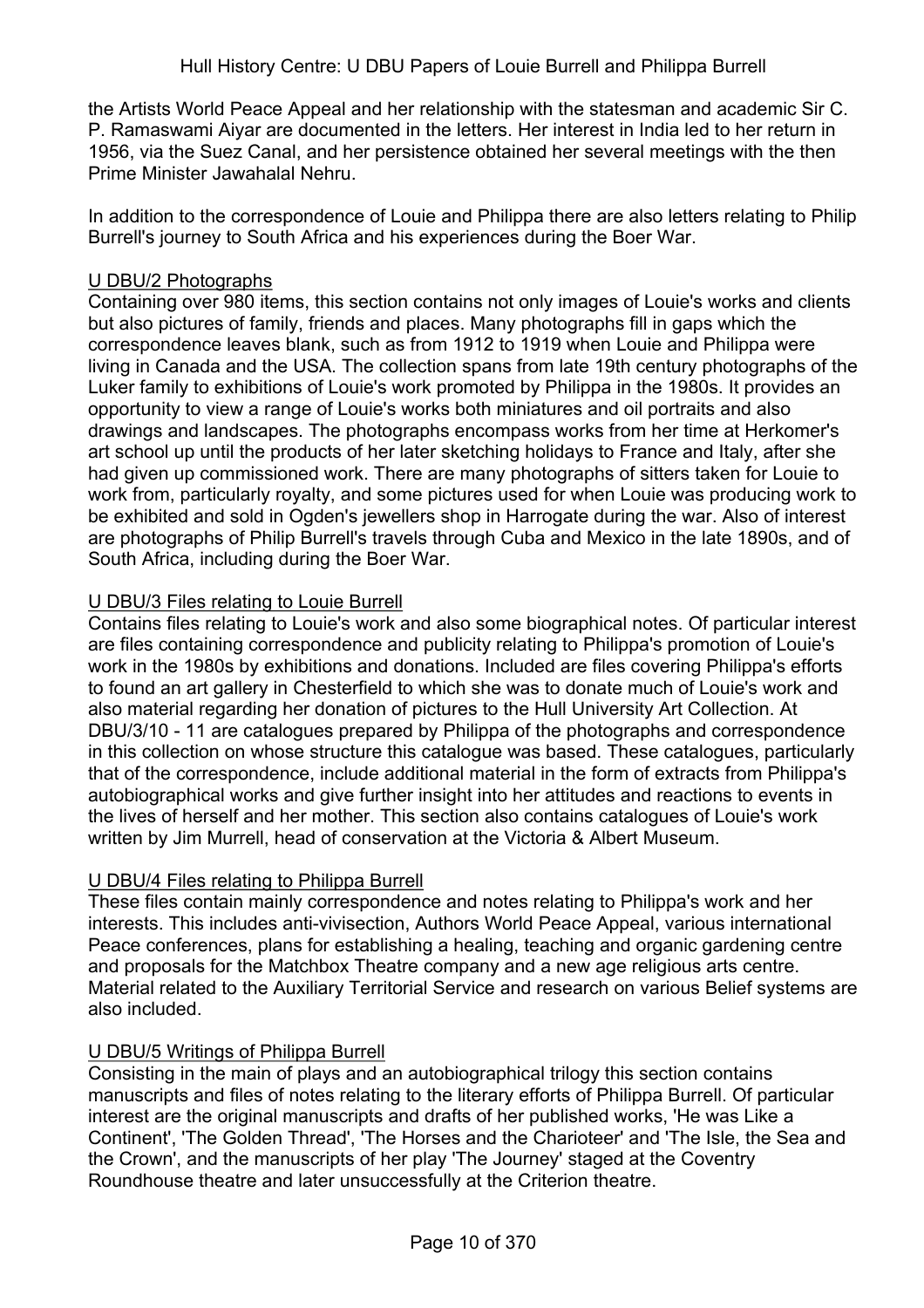the Artists World Peace Appeal and her relationship with the statesman and academic Sir C. P. Ramaswami Aiyar are documented in the letters. Her interest in India led to her return in 1956, via the Suez Canal, and her persistence obtained her several meetings with the then Prime Minister Jawahalal Nehru.

In addition to the correspondence of Louie and Philippa there are also letters relating to Philip Burrell's journey to South Africa and his experiences during the Boer War.

U DBU/2 Photographs

Containing over 980 items, this section contains not only images of Louie's works and clients but also pictures of family, friends and places. Many photographs fill in gaps which the correspondence leaves blank, such as from 1912 to 1919 when Louie and Philippa were living in Canada and the USA. The collection spans from late 19th century photographs of the Luker family to exhibitions of Louie's work promoted by Philippa in the 1980s. It provides an opportunity to view a range of Louie's works both miniatures and oil portraits and also drawings and landscapes. The photographs encompass works from her time at Herkomer's art school up until the products of her later sketching holidays to France and Italy, after she had given up commissioned work. There are many photographs of sitters taken for Louie to work from, particularly royalty, and some pictures used for when Louie was producing work to be exhibited and sold in Ogden's jewellers shop in Harrogate during the war. Also of interest are photographs of Philip Burrell's travels through Cuba and Mexico in the late 1890s, and of South Africa, including during the Boer War.

U DBU/3 Files relating to Louie Burrell

Contains files relating to Louie's work and also some biographical notes. Of particular interest are files containing correspondence and publicity relating to Philippa's promotion of Louie's work in the 1980s by exhibitions and donations. Included are files covering Philippa's efforts to found an art gallery in Chesterfield to which she was to donate much of Louie's work and also material regarding her donation of pictures to the Hull University Art Collection. At DBU/3/10 - 11 are catalogues prepared by Philippa of the photographs and correspondence in this collection on whose structure this catalogue was based. These catalogues, particularly that of the correspondence, include additional material in the form of extracts from Philippa's autobiographical works and give further insight into her attitudes and reactions to events in the lives of herself and her mother. This section also contains catalogues of Louie's work written by Jim Murrell, head of conservation at the Victoria & Albert Museum.

U DBU/4 Files relating to Philippa Burrell

These files contain mainly correspondence and notes relating to Philippa's work and her interests. This includes anti-vivisection, Authors World Peace Appeal, various international Peace conferences, plans for establishing a healing, teaching and organic gardening centre and proposals for the Matchbox Theatre company and a new age religious arts centre. Material related to the Auxiliary Territorial Service and research on various Belief systems are also included.

U DBU/5 Writings of Philippa Burrell

Consisting in the main of plays and an autobiographical trilogy this section contains manuscripts and files of notes relating to the literary efforts of Philippa Burrell. Of particular interest are the original manuscripts and drafts of her published works, 'He was Like a Continent', 'The Golden Thread', 'The Horses and the Charioteer' and 'The Isle, the Sea and the Crown', and the manuscripts of her play 'The Journey' staged at the Coventry Roundhouse theatre and later unsuccessfully at the Criterion theatre.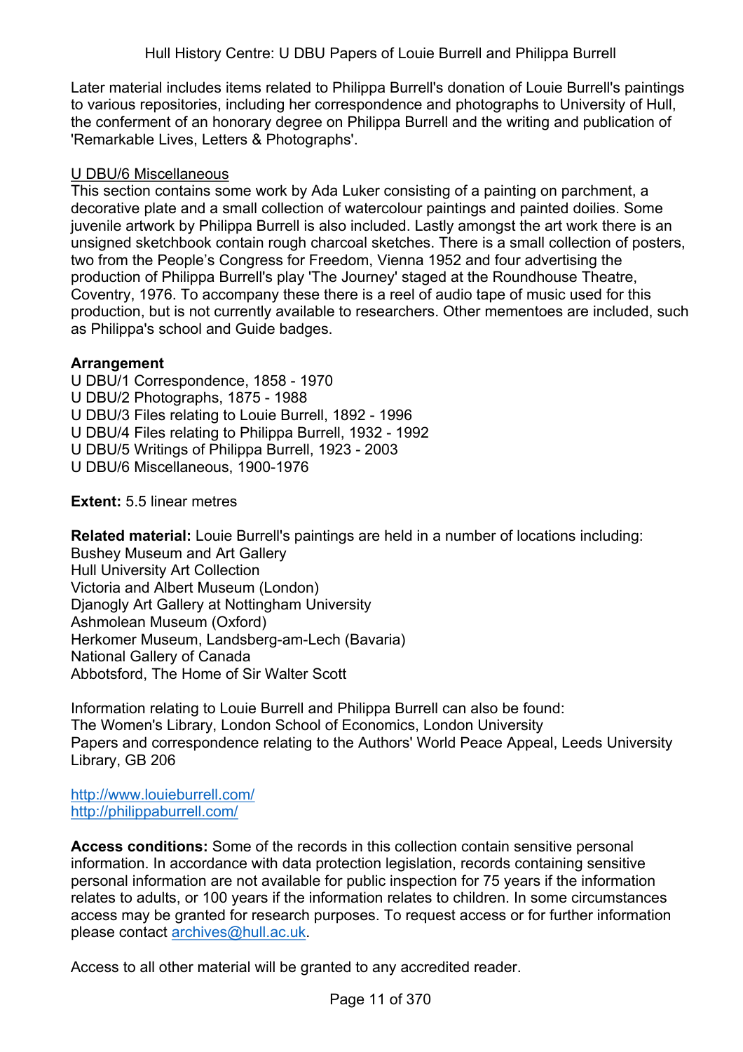Later material includes items related to Philippa Burrell's donation of Louie Burrell's paintings to various repositories, including her correspondence and photographs to University of Hull, the conferment of an honorary degree on Philippa Burrell and the writing and publication of 'Remarkable Lives, Letters & Photographs'.

U DBU/6 Miscellaneous
This section contains some work by Ada Luker consisting of a painting on parchment, a decorative plate and a small collection of watercolour paintings and painted doilies. Some juvenile artwork by Philippa Burrell is also included. Lastly amongst the art work there is an unsigned sketchbook contain rough charcoal sketches. There is a small collection of posters, two from the People's Congress for Freedom, Vienna 1952 and four advertising the production of Philippa Burrell's play 'The Journey' staged at the Roundhouse Theatre, Coventry, 1976. To accompany these there is a reel of audio tape of music used for this production, but is not currently available to researchers. Other mementoes are included, such as Philippa's school and Guide badges.

**Arrangement**
U DBU/1 Correspondence, 1858 - 1970
U DBU/2 Photographs, 1875 - 1988
U DBU/3 Files relating to Louie Burrell, 1892 - 1996
U DBU/4 Files relating to Philippa Burrell, 1932 - 1992
U DBU/5 Writings of Philippa Burrell, 1923 - 2003
U DBU/6 Miscellaneous, 1900-1976

**Extent:** 5.5 linear metres

**Related material:** Louie Burrell's paintings are held in a number of locations including:
Bushey Museum and Art Gallery
Hull University Art Collection
Victoria and Albert Museum (London)
Djanogly Art Gallery at Nottingham University
Ashmolean Museum (Oxford)
Herkomer Museum, Landsberg-am-Lech (Bavaria)
National Gallery of Canada
Abbotsford, The Home of Sir Walter Scott

Information relating to Louie Burrell and Philippa Burrell can also be found:
The Women's Library, London School of Economics, London University
Papers and correspondence relating to the Authors' World Peace Appeal, Leeds University Library, GB 206

http://www.louieburrell.com/
http://philippaburrell.com/

**Access conditions:** Some of the records in this collection contain sensitive personal information. In accordance with data protection legislation, records containing sensitive personal information are not available for public inspection for 75 years if the information relates to adults, or 100 years if the information relates to children. In some circumstances access may be granted for research purposes. To request access or for further information please contact archives@hull.ac.uk.

Access to all other material will be granted to any accredited reader.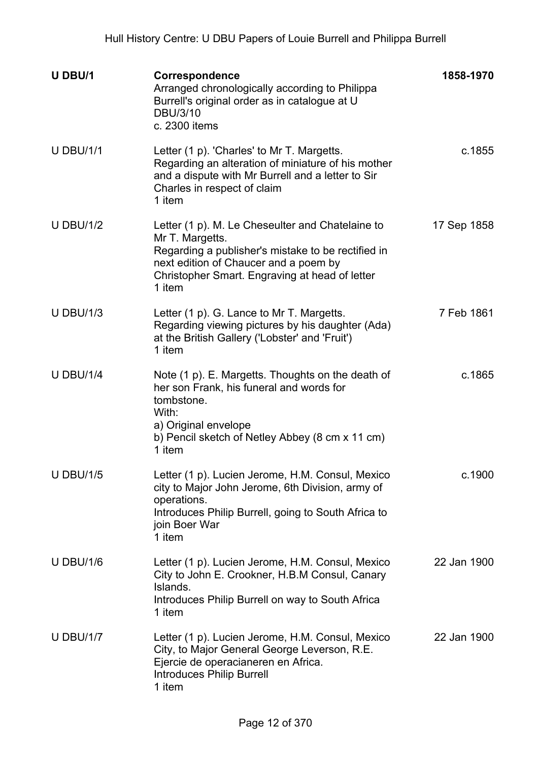| | | |
|---|---|---|
| **U DBU/1** | **Correspondence**<br>Arranged chronologically according to Philippa Burrell's original order as in catalogue at U DBU/3/10<br>c. 2300 items | **1858-1970** |
| U DBU/1/1 | Letter (1 p). 'Charles' to Mr T. Margetts.<br>Regarding an alteration of miniature of his mother and a dispute with Mr Burrell and a letter to Sir Charles in respect of claim<br>1 item | c.1855 |
| U DBU/1/2 | Letter (1 p). M. Le Cheseulter and Chatelaine to Mr T. Margetts.<br>Regarding a publisher's mistake to be rectified in next edition of Chaucer and a poem by Christopher Smart. Engraving at head of letter<br>1 item | 17 Sep 1858 |
| U DBU/1/3 | Letter (1 p). G. Lance to Mr T. Margetts.<br>Regarding viewing pictures by his daughter (Ada) at the British Gallery ('Lobster' and 'Fruit')<br>1 item | 7 Feb 1861 |
| U DBU/1/4 | Note (1 p). E. Margetts. Thoughts on the death of her son Frank, his funeral and words for tombstone.<br>With:<br>a) Original envelope<br>b) Pencil sketch of Netley Abbey (8 cm x 11 cm)<br>1 item | c.1865 |
| U DBU/1/5 | Letter (1 p). Lucien Jerome, H.M. Consul, Mexico city to Major John Jerome, 6th Division, army of operations.<br>Introduces Philip Burrell, going to South Africa to join Boer War<br>1 item | c.1900 |
| U DBU/1/6 | Letter (1 p). Lucien Jerome, H.M. Consul, Mexico City to John E. Crookner, H.B.M Consul, Canary Islands.<br>Introduces Philip Burrell on way to South Africa<br>1 item | 22 Jan 1900 |
| U DBU/1/7 | Letter (1 p). Lucien Jerome, H.M. Consul, Mexico City, to Major General George Leverson, R.E. Ejercie de operacianeren en Africa.<br>Introduces Philip Burrell<br>1 item | 22 Jan 1900 |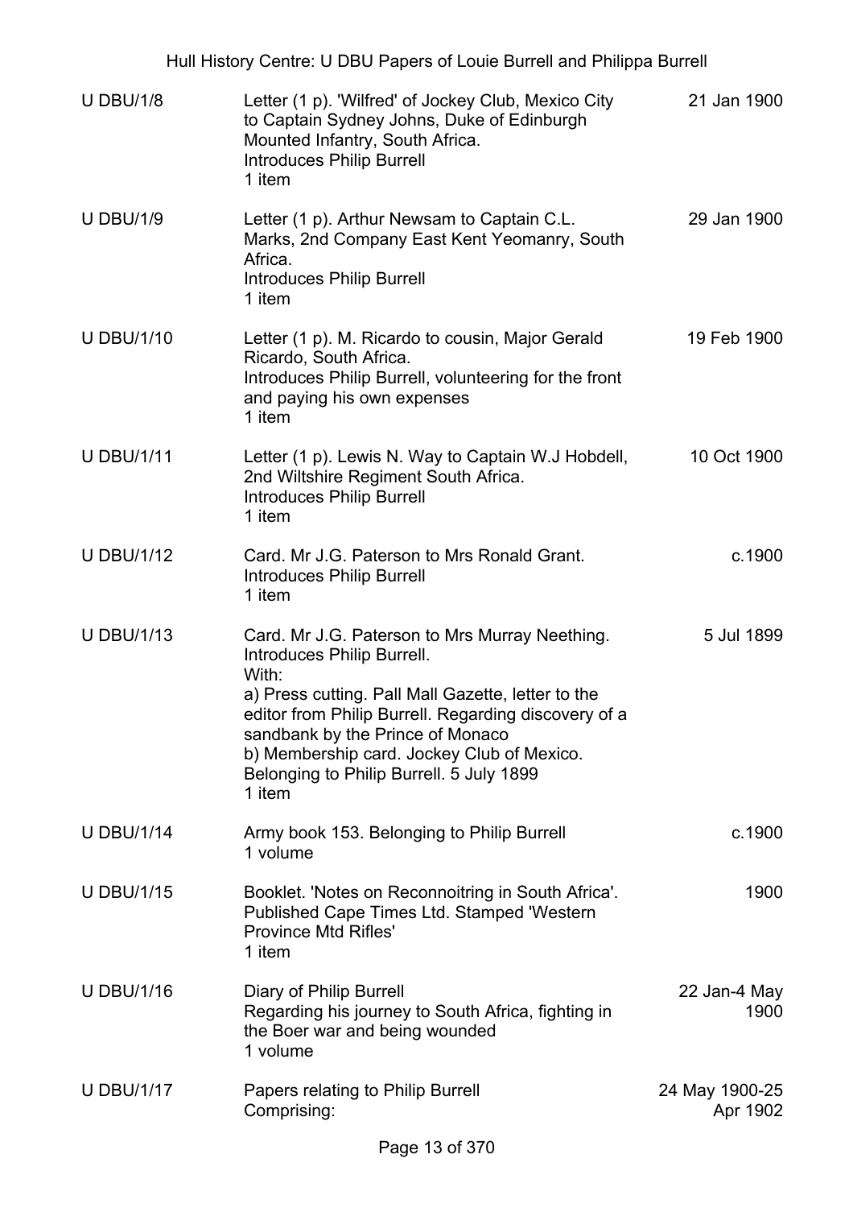| | | |
|---|---|---|
| U DBU/1/8 | Letter (1 p). 'Wilfred' of Jockey Club, Mexico City to Captain Sydney Johns, Duke of Edinburgh Mounted Infantry, South Africa.<br>Introduces Philip Burrell<br>1 item | 21 Jan 1900 |
| U DBU/1/9 | Letter (1 p). Arthur Newsam to Captain C.L. Marks, 2nd Company East Kent Yeomanry, South Africa.<br>Introduces Philip Burrell<br>1 item | 29 Jan 1900 |
| U DBU/1/10 | Letter (1 p). M. Ricardo to cousin, Major Gerald Ricardo, South Africa.<br>Introduces Philip Burrell, volunteering for the front and paying his own expenses<br>1 item | 19 Feb 1900 |
| U DBU/1/11 | Letter (1 p). Lewis N. Way to Captain W.J Hobdell, 2nd Wiltshire Regiment South Africa.<br>Introduces Philip Burrell<br>1 item | 10 Oct 1900 |
| U DBU/1/12 | Card. Mr J.G. Paterson to Mrs Ronald Grant.<br>Introduces Philip Burrell<br>1 item | c.1900 |
| U DBU/1/13 | Card. Mr J.G. Paterson to Mrs Murray Neething.<br>Introduces Philip Burrell.<br>With:<br>a) Press cutting. Pall Mall Gazette, letter to the editor from Philip Burrell. Regarding discovery of a sandbank by the Prince of Monaco<br>b) Membership card. Jockey Club of Mexico. Belonging to Philip Burrell. 5 July 1899<br>1 item | 5 Jul 1899 |
| U DBU/1/14 | Army book 153. Belonging to Philip Burrell<br>1 volume | c.1900 |
| U DBU/1/15 | Booklet. 'Notes on Reconnoitring in South Africa'. Published Cape Times Ltd. Stamped 'Western Province Mtd Rifles'<br>1 item | 1900 |
| U DBU/1/16 | Diary of Philip Burrell<br>Regarding his journey to South Africa, fighting in the Boer war and being wounded<br>1 volume | 22 Jan-4 May 1900 |
| U DBU/1/17 | Papers relating to Philip Burrell<br>Comprising: | 24 May 1900-25 Apr 1902 |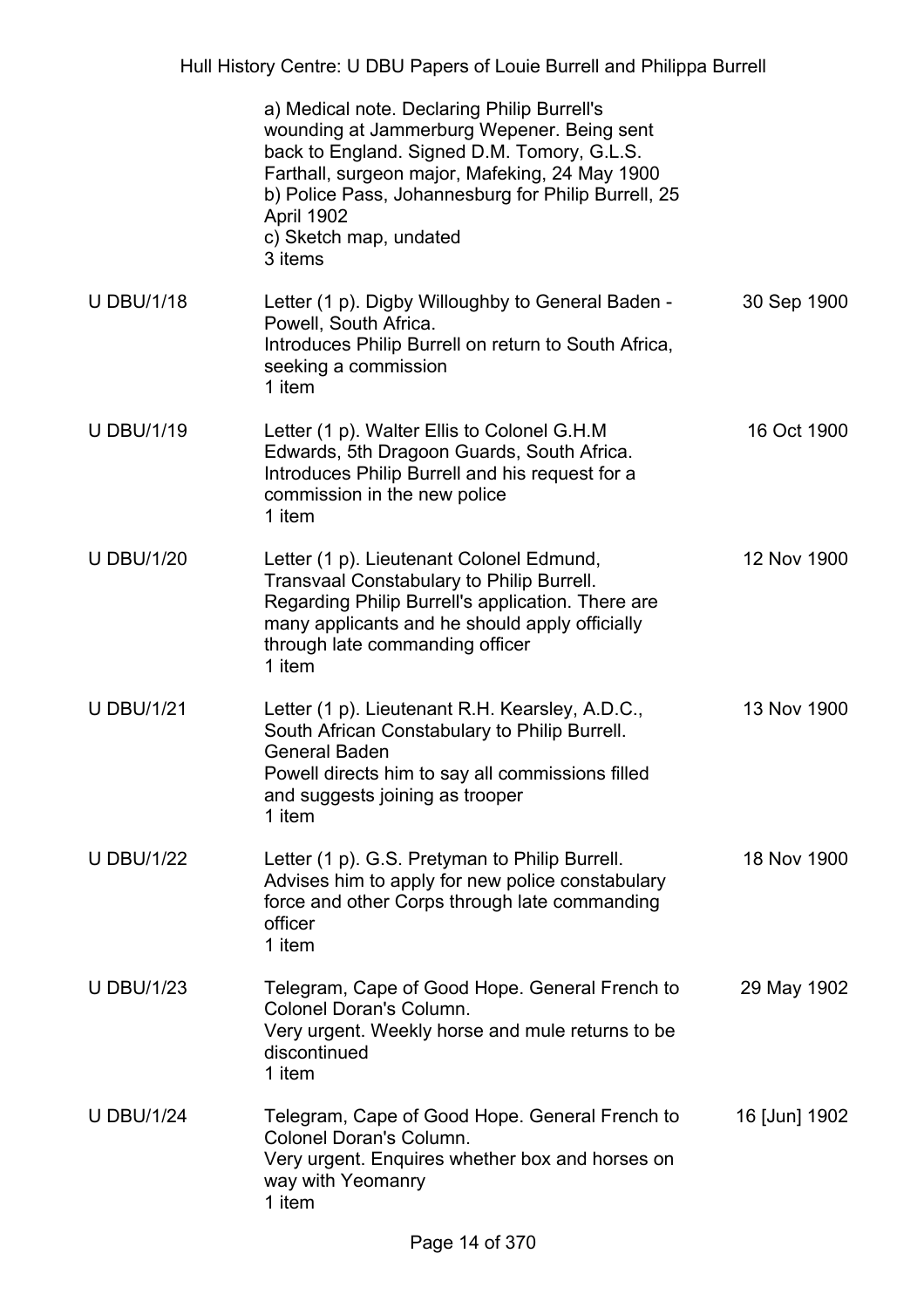| | | |
|---|---|---|
| | a) Medical note. Declaring Philip Burrell's wounding at Jammerburg Wepener. Being sent back to England. Signed D.M. Tomory, G.L.S. Farthall, surgeon major, Mafeking, 24 May 1900<br>b) Police Pass, Johannesburg for Philip Burrell, 25 April 1902<br>c) Sketch map, undated<br>3 items | |
| U DBU/1/18 | Letter (1 p). Digby Willoughby to General Baden - Powell, South Africa.<br>Introduces Philip Burrell on return to South Africa, seeking a commission<br>1 item | 30 Sep 1900 |
| U DBU/1/19 | Letter (1 p). Walter Ellis to Colonel G.H.M Edwards, 5th Dragoon Guards, South Africa.<br>Introduces Philip Burrell and his request for a commission in the new police<br>1 item | 16 Oct 1900 |
| U DBU/1/20 | Letter (1 p). Lieutenant Colonel Edmund, Transvaal Constabulary to Philip Burrell.<br>Regarding Philip Burrell's application. There are many applicants and he should apply officially through late commanding officer<br>1 item | 12 Nov 1900 |
| U DBU/1/21 | Letter (1 p). Lieutenant R.H. Kearsley, A.D.C., South African Constabulary to Philip Burrell.<br>General Baden<br>Powell directs him to say all commissions filled and suggests joining as trooper<br>1 item | 13 Nov 1900 |
| U DBU/1/22 | Letter (1 p). G.S. Pretyman to Philip Burrell.<br>Advises him to apply for new police constabulary force and other Corps through late commanding officer<br>1 item | 18 Nov 1900 |
| U DBU/1/23 | Telegram, Cape of Good Hope. General French to Colonel Doran's Column.<br>Very urgent. Weekly horse and mule returns to be discontinued<br>1 item | 29 May 1902 |
| U DBU/1/24 | Telegram, Cape of Good Hope. General French to Colonel Doran's Column.<br>Very urgent. Enquires whether box and horses on way with Yeomanry<br>1 item | 16 [Jun] 1902 |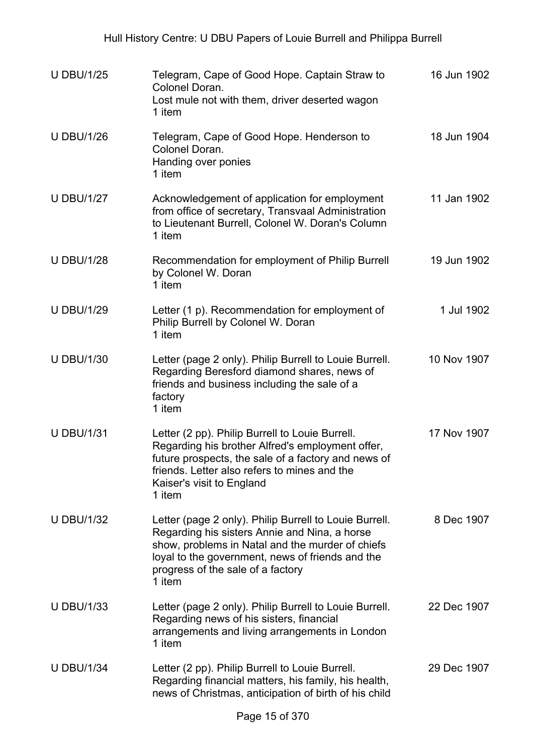| | | |
|---|---|---|
| U DBU/1/25 | Telegram, Cape of Good Hope. Captain Straw to Colonel Doran.<br>Lost mule not with them, driver deserted wagon<br>1 item | 16 Jun 1902 |
| U DBU/1/26 | Telegram, Cape of Good Hope. Henderson to Colonel Doran.<br>Handing over ponies<br>1 item | 18 Jun 1904 |
| U DBU/1/27 | Acknowledgement of application for employment from office of secretary, Transvaal Administration to Lieutenant Burrell, Colonel W. Doran's Column<br>1 item | 11 Jan 1902 |
| U DBU/1/28 | Recommendation for employment of Philip Burrell by Colonel W. Doran<br>1 item | 19 Jun 1902 |
| U DBU/1/29 | Letter (1 p). Recommendation for employment of Philip Burrell by Colonel W. Doran<br>1 item | 1 Jul 1902 |
| U DBU/1/30 | Letter (page 2 only). Philip Burrell to Louie Burrell.<br>Regarding Beresford diamond shares, news of friends and business including the sale of a factory<br>1 item | 10 Nov 1907 |
| U DBU/1/31 | Letter (2 pp). Philip Burrell to Louie Burrell.<br>Regarding his brother Alfred's employment offer, future prospects, the sale of a factory and news of friends. Letter also refers to mines and the Kaiser's visit to England<br>1 item | 17 Nov 1907 |
| U DBU/1/32 | Letter (page 2 only). Philip Burrell to Louie Burrell.<br>Regarding his sisters Annie and Nina, a horse show, problems in Natal and the murder of chiefs loyal to the government, news of friends and the progress of the sale of a factory<br>1 item | 8 Dec 1907 |
| U DBU/1/33 | Letter (page 2 only). Philip Burrell to Louie Burrell.<br>Regarding news of his sisters, financial arrangements and living arrangements in London<br>1 item | 22 Dec 1907 |
| U DBU/1/34 | Letter (2 pp). Philip Burrell to Louie Burrell.<br>Regarding financial matters, his family, his health, news of Christmas, anticipation of birth of his child | 29 Dec 1907 |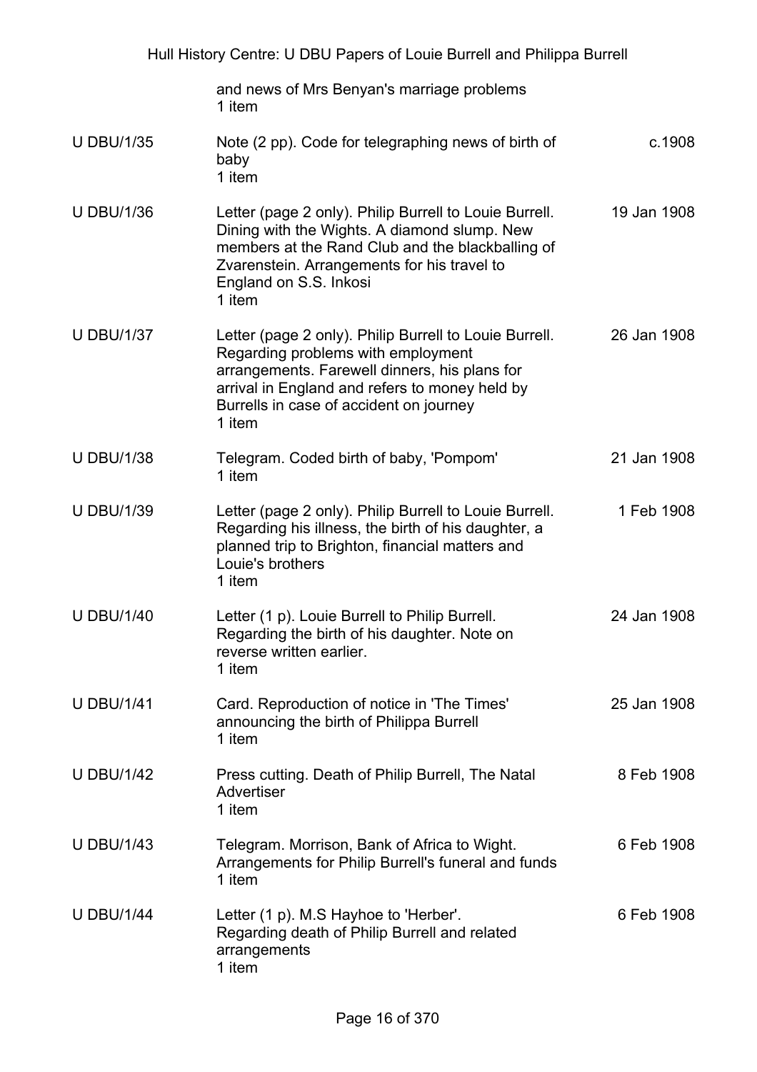| | | |
|---|---|---|
| | and news of Mrs Benyan's marriage problems<br>1 item | |
| U DBU/1/35 | Note (2 pp). Code for telegraphing news of birth of baby<br>1 item | c.1908 |
| U DBU/1/36 | Letter (page 2 only). Philip Burrell to Louie Burrell. Dining with the Wights. A diamond slump. New members at the Rand Club and the blackballing of Zvarenstein. Arrangements for his travel to England on S.S. Inkosi<br>1 item | 19 Jan 1908 |
| U DBU/1/37 | Letter (page 2 only). Philip Burrell to Louie Burrell. Regarding problems with employment arrangements. Farewell dinners, his plans for arrival in England and refers to money held by Burrells in case of accident on journey<br>1 item | 26 Jan 1908 |
| U DBU/1/38 | Telegram. Coded birth of baby, 'Pompom'<br>1 item | 21 Jan 1908 |
| U DBU/1/39 | Letter (page 2 only). Philip Burrell to Louie Burrell. Regarding his illness, the birth of his daughter, a planned trip to Brighton, financial matters and Louie's brothers<br>1 item | 1 Feb 1908 |
| U DBU/1/40 | Letter (1 p). Louie Burrell to Philip Burrell. Regarding the birth of his daughter. Note on reverse written earlier.<br>1 item | 24 Jan 1908 |
| U DBU/1/41 | Card. Reproduction of notice in 'The Times' announcing the birth of Philippa Burrell<br>1 item | 25 Jan 1908 |
| U DBU/1/42 | Press cutting. Death of Philip Burrell, The Natal Advertiser<br>1 item | 8 Feb 1908 |
| U DBU/1/43 | Telegram. Morrison, Bank of Africa to Wight. Arrangements for Philip Burrell's funeral and funds<br>1 item | 6 Feb 1908 |
| U DBU/1/44 | Letter (1 p). M.S Hayhoe to 'Herber'. Regarding death of Philip Burrell and related arrangements<br>1 item | 6 Feb 1908 |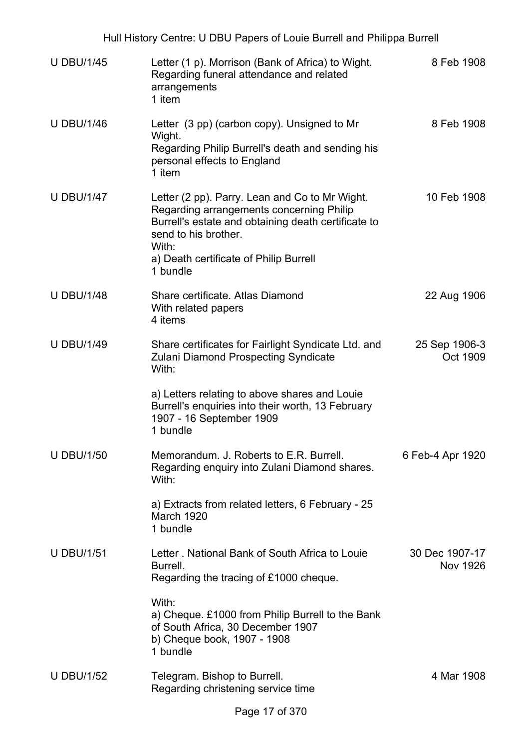| | | |
|---|---|---|
| U DBU/1/45 | Letter (1 p). Morrison (Bank of Africa) to Wight.<br>Regarding funeral attendance and related arrangements<br>1 item | 8 Feb 1908 |
| U DBU/1/46 | Letter (3 pp) (carbon copy). Unsigned to Mr Wight.<br>Regarding Philip Burrell's death and sending his personal effects to England<br>1 item | 8 Feb 1908 |
| U DBU/1/47 | Letter (2 pp). Parry. Lean and Co to Mr Wight.<br>Regarding arrangements concerning Philip Burrell's estate and obtaining death certificate to send to his brother.<br>With:<br>a) Death certificate of Philip Burrell<br>1 bundle | 10 Feb 1908 |
| U DBU/1/48 | Share certificate. Atlas Diamond<br>With related papers<br>4 items | 22 Aug 1906 |
| U DBU/1/49 | Share certificates for Fairlight Syndicate Ltd. and Zulani Diamond Prospecting Syndicate<br>With:<br><br>a) Letters relating to above shares and Louie Burrell's enquiries into their worth, 13 February 1907 - 16 September 1909<br>1 bundle | 25 Sep 1906-3 Oct 1909 |
| U DBU/1/50 | Memorandum. J. Roberts to E.R. Burrell.<br>Regarding enquiry into Zulani Diamond shares.<br>With:<br><br>a) Extracts from related letters, 6 February - 25 March 1920<br>1 bundle | 6 Feb-4 Apr 1920 |
| U DBU/1/51 | Letter . National Bank of South Africa to Louie Burrell.<br>Regarding the tracing of £1000 cheque.<br><br>With:<br>a) Cheque. £1000 from Philip Burrell to the Bank of South Africa, 30 December 1907<br>b) Cheque book, 1907 - 1908<br>1 bundle | 30 Dec 1907-17 Nov 1926 |
| U DBU/1/52 | Telegram. Bishop to Burrell.<br>Regarding christening service time | 4 Mar 1908 |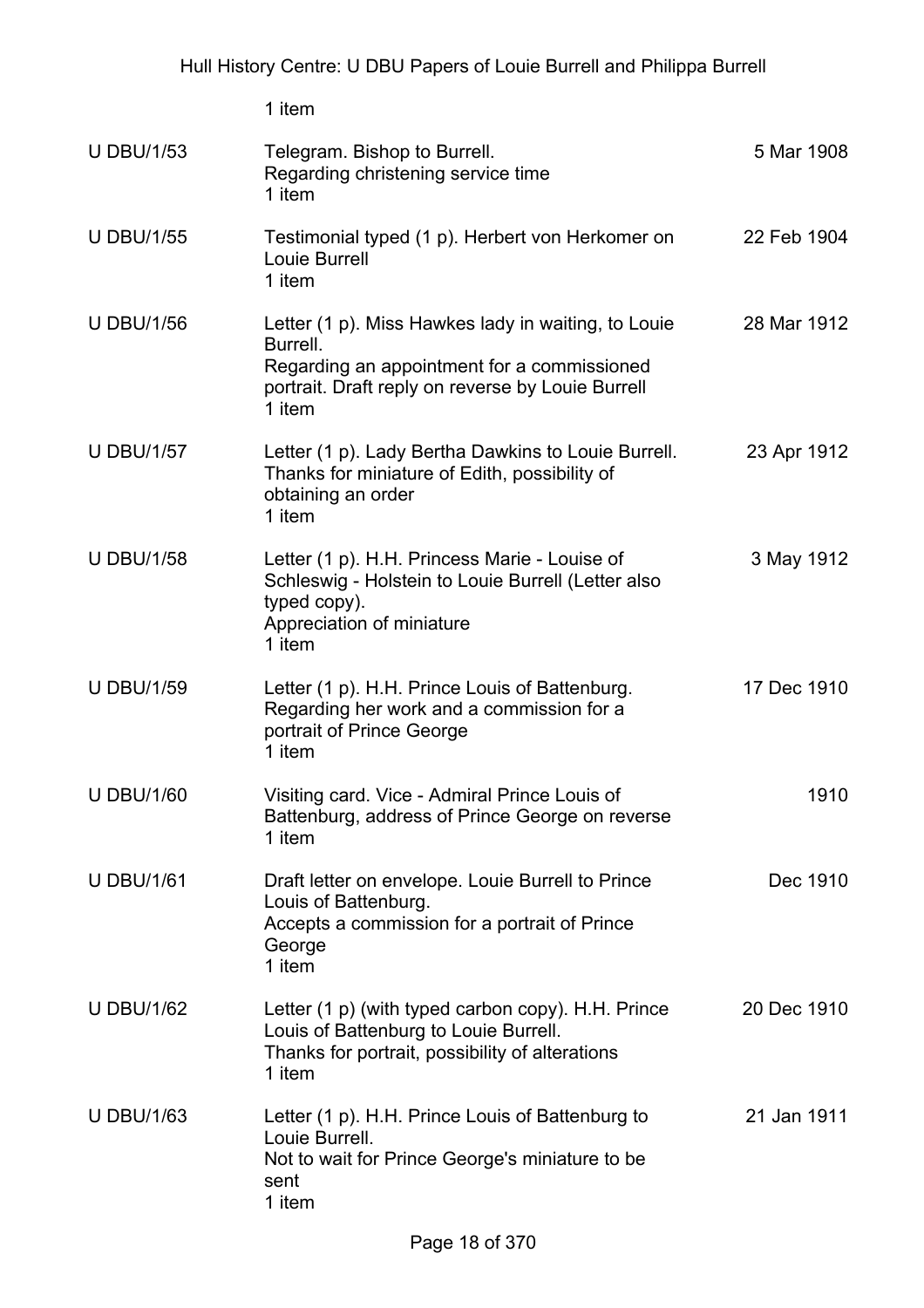1 item

| | | |
|---|---|---|
| U DBU/1/53 | Telegram. Bishop to Burrell.<br>Regarding christening service time<br>1 item | 5 Mar 1908 |
| U DBU/1/55 | Testimonial typed (1 p). Herbert von Herkomer on Louie Burrell<br>1 item | 22 Feb 1904 |
| U DBU/1/56 | Letter (1 p). Miss Hawkes lady in waiting, to Louie Burrell.<br>Regarding an appointment for a commissioned portrait. Draft reply on reverse by Louie Burrell<br>1 item | 28 Mar 1912 |
| U DBU/1/57 | Letter (1 p). Lady Bertha Dawkins to Louie Burrell.<br>Thanks for miniature of Edith, possibility of obtaining an order<br>1 item | 23 Apr 1912 |
| U DBU/1/58 | Letter (1 p). H.H. Princess Marie - Louise of Schleswig - Holstein to Louie Burrell (Letter also typed copy).<br>Appreciation of miniature<br>1 item | 3 May 1912 |
| U DBU/1/59 | Letter (1 p). H.H. Prince Louis of Battenburg.<br>Regarding her work and a commission for a portrait of Prince George<br>1 item | 17 Dec 1910 |
| U DBU/1/60 | Visiting card. Vice - Admiral Prince Louis of Battenburg, address of Prince George on reverse<br>1 item | 1910 |
| U DBU/1/61 | Draft letter on envelope. Louie Burrell to Prince Louis of Battenburg.<br>Accepts a commission for a portrait of Prince George<br>1 item | Dec 1910 |
| U DBU/1/62 | Letter (1 p) (with typed carbon copy). H.H. Prince Louis of Battenburg to Louie Burrell.<br>Thanks for portrait, possibility of alterations<br>1 item | 20 Dec 1910 |
| U DBU/1/63 | Letter (1 p). H.H. Prince Louis of Battenburg to Louie Burrell.<br>Not to wait for Prince George's miniature to be sent<br>1 item | 21 Jan 1911 |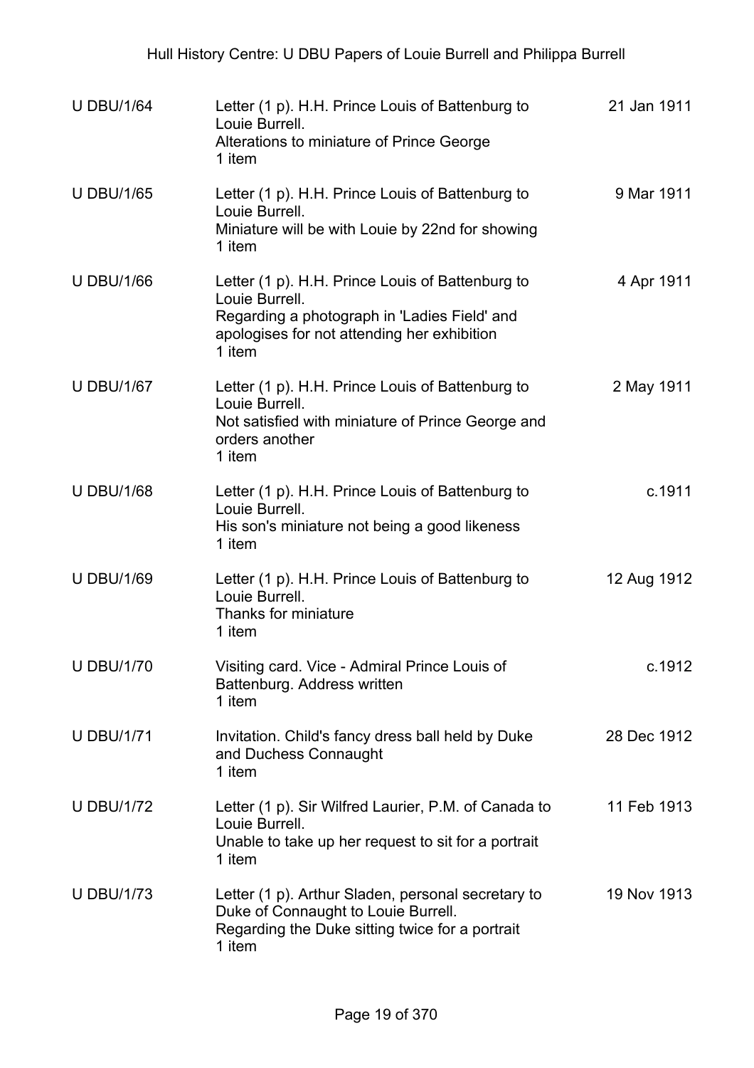| | | |
|---|---|---|
| U DBU/1/64 | Letter (1 p). H.H. Prince Louis of Battenburg to Louie Burrell.<br>Alterations to miniature of Prince George<br>1 item | 21 Jan 1911 |
| U DBU/1/65 | Letter (1 p). H.H. Prince Louis of Battenburg to Louie Burrell.<br>Miniature will be with Louie by 22nd for showing<br>1 item | 9 Mar 1911 |
| U DBU/1/66 | Letter (1 p). H.H. Prince Louis of Battenburg to Louie Burrell.<br>Regarding a photograph in 'Ladies Field' and apologises for not attending her exhibition<br>1 item | 4 Apr 1911 |
| U DBU/1/67 | Letter (1 p). H.H. Prince Louis of Battenburg to Louie Burrell.<br>Not satisfied with miniature of Prince George and orders another<br>1 item | 2 May 1911 |
| U DBU/1/68 | Letter (1 p). H.H. Prince Louis of Battenburg to Louie Burrell.<br>His son's miniature not being a good likeness<br>1 item | c.1911 |
| U DBU/1/69 | Letter (1 p). H.H. Prince Louis of Battenburg to Louie Burrell.<br>Thanks for miniature<br>1 item | 12 Aug 1912 |
| U DBU/1/70 | Visiting card. Vice - Admiral Prince Louis of Battenburg. Address written<br>1 item | c.1912 |
| U DBU/1/71 | Invitation. Child's fancy dress ball held by Duke and Duchess Connaught<br>1 item | 28 Dec 1912 |
| U DBU/1/72 | Letter (1 p). Sir Wilfred Laurier, P.M. of Canada to Louie Burrell.<br>Unable to take up her request to sit for a portrait<br>1 item | 11 Feb 1913 |
| U DBU/1/73 | Letter (1 p). Arthur Sladen, personal secretary to Duke of Connaught to Louie Burrell.<br>Regarding the Duke sitting twice for a portrait<br>1 item | 19 Nov 1913 |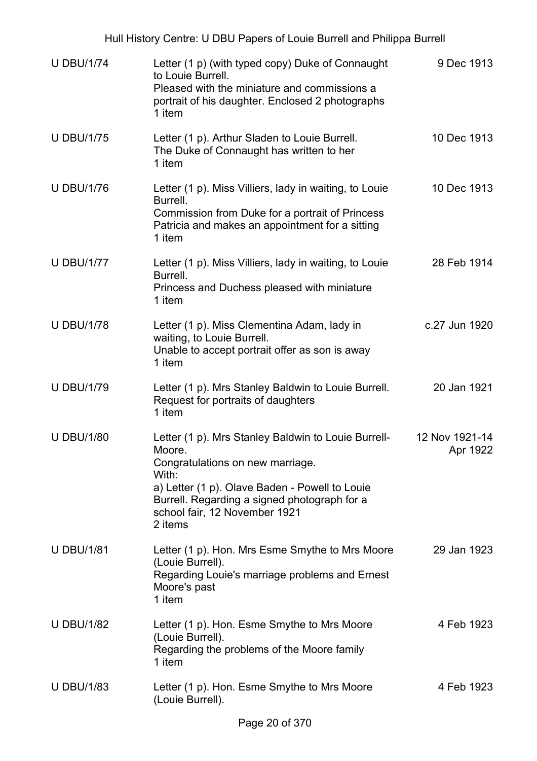| | | |
|---|---|---|
| U DBU/1/74 | Letter (1 p) (with typed copy) Duke of Connaught to Louie Burrell.<br>Pleased with the miniature and commissions a portrait of his daughter. Enclosed 2 photographs<br>1 item | 9 Dec 1913 |
| U DBU/1/75 | Letter (1 p). Arthur Sladen to Louie Burrell.<br>The Duke of Connaught has written to her<br>1 item | 10 Dec 1913 |
| U DBU/1/76 | Letter (1 p). Miss Villiers, lady in waiting, to Louie Burrell.<br>Commission from Duke for a portrait of Princess Patricia and makes an appointment for a sitting<br>1 item | 10 Dec 1913 |
| U DBU/1/77 | Letter (1 p). Miss Villiers, lady in waiting, to Louie Burrell.<br>Princess and Duchess pleased with miniature<br>1 item | 28 Feb 1914 |
| U DBU/1/78 | Letter (1 p). Miss Clementina Adam, lady in waiting, to Louie Burrell.<br>Unable to accept portrait offer as son is away<br>1 item | c.27 Jun 1920 |
| U DBU/1/79 | Letter (1 p). Mrs Stanley Baldwin to Louie Burrell.<br>Request for portraits of daughters<br>1 item | 20 Jan 1921 |
| U DBU/1/80 | Letter (1 p). Mrs Stanley Baldwin to Louie Burrell-Moore.<br>Congratulations on new marriage.<br>With:<br>a) Letter (1 p). Olave Baden - Powell to Louie Burrell. Regarding a signed photograph for a school fair, 12 November 1921<br>2 items | 12 Nov 1921-14 Apr 1922 |
| U DBU/1/81 | Letter (1 p). Hon. Mrs Esme Smythe to Mrs Moore (Louie Burrell).<br>Regarding Louie's marriage problems and Ernest Moore's past<br>1 item | 29 Jan 1923 |
| U DBU/1/82 | Letter (1 p). Hon. Esme Smythe to Mrs Moore (Louie Burrell).<br>Regarding the problems of the Moore family<br>1 item | 4 Feb 1923 |
| U DBU/1/83 | Letter (1 p). Hon. Esme Smythe to Mrs Moore (Louie Burrell). | 4 Feb 1923 |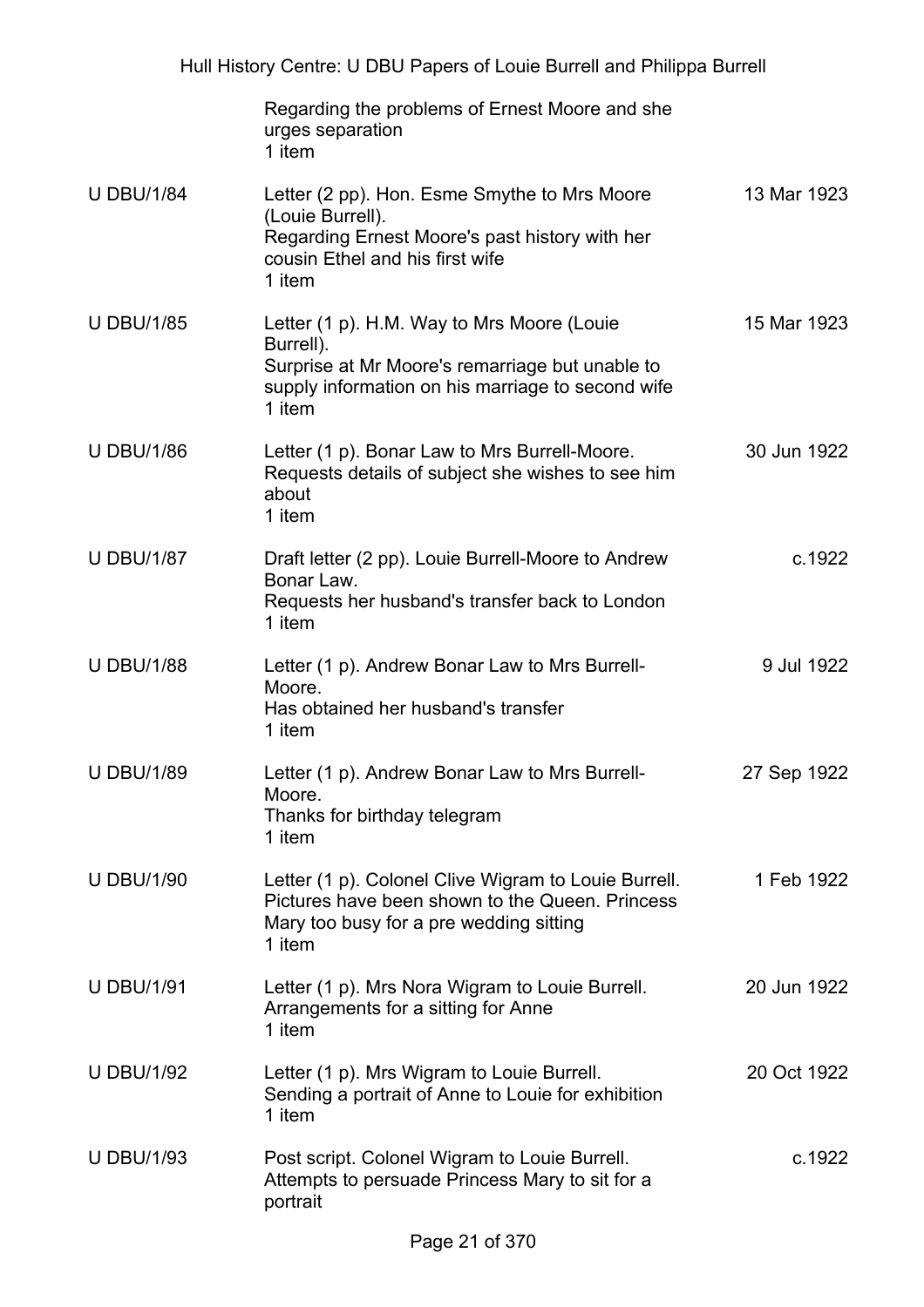| | | |
|---|---|---|
| | Regarding the problems of Ernest Moore and she urges separation<br>1 item | |
| U DBU/1/84 | Letter (2 pp). Hon. Esme Smythe to Mrs Moore (Louie Burrell).<br>Regarding Ernest Moore's past history with her cousin Ethel and his first wife<br>1 item | 13 Mar 1923 |
| U DBU/1/85 | Letter (1 p). H.M. Way to Mrs Moore (Louie Burrell).<br>Surprise at Mr Moore's remarriage but unable to supply information on his marriage to second wife<br>1 item | 15 Mar 1923 |
| U DBU/1/86 | Letter (1 p). Bonar Law to Mrs Burrell-Moore.<br>Requests details of subject she wishes to see him about<br>1 item | 30 Jun 1922 |
| U DBU/1/87 | Draft letter (2 pp). Louie Burrell-Moore to Andrew Bonar Law.<br>Requests her husband's transfer back to London<br>1 item | c.1922 |
| U DBU/1/88 | Letter (1 p). Andrew Bonar Law to Mrs Burrell-Moore.<br>Has obtained her husband's transfer<br>1 item | 9 Jul 1922 |
| U DBU/1/89 | Letter (1 p). Andrew Bonar Law to Mrs Burrell-Moore.<br>Thanks for birthday telegram<br>1 item | 27 Sep 1922 |
| U DBU/1/90 | Letter (1 p). Colonel Clive Wigram to Louie Burrell.<br>Pictures have been shown to the Queen. Princess Mary too busy for a pre wedding sitting<br>1 item | 1 Feb 1922 |
| U DBU/1/91 | Letter (1 p). Mrs Nora Wigram to Louie Burrell.<br>Arrangements for a sitting for Anne<br>1 item | 20 Jun 1922 |
| U DBU/1/92 | Letter (1 p). Mrs Wigram to Louie Burrell.<br>Sending a portrait of Anne to Louie for exhibition<br>1 item | 20 Oct 1922 |
| U DBU/1/93 | Post script. Colonel Wigram to Louie Burrell.<br>Attempts to persuade Princess Mary to sit for a portrait | c.1922 |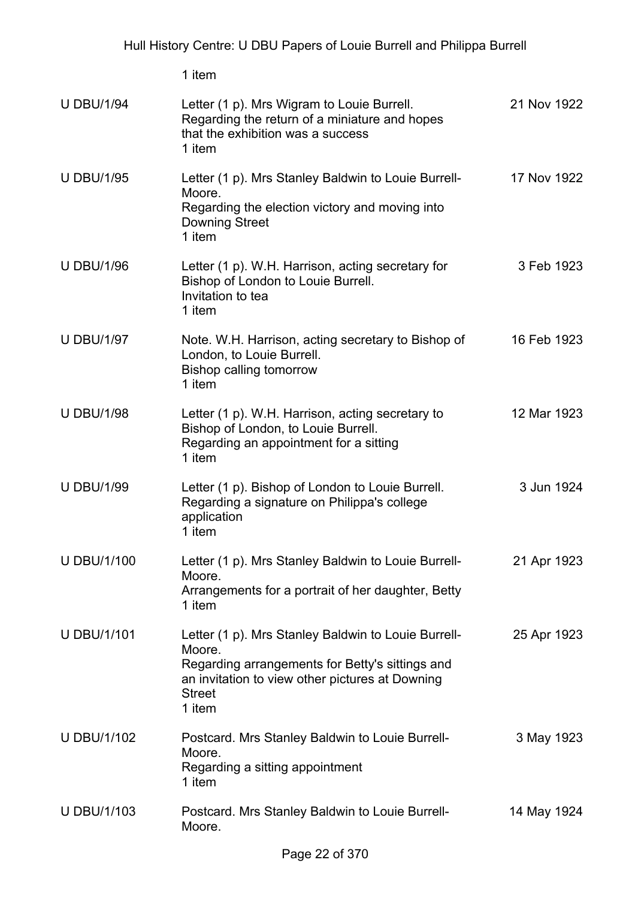1 item

| | | |
|---|---|---|
| U DBU/1/94 | Letter (1 p). Mrs Wigram to Louie Burrell.<br>Regarding the return of a miniature and hopes that the exhibition was a success<br>1 item | 21 Nov 1922 |
| U DBU/1/95 | Letter (1 p). Mrs Stanley Baldwin to Louie Burrell-Moore.<br>Regarding the election victory and moving into Downing Street<br>1 item | 17 Nov 1922 |
| U DBU/1/96 | Letter (1 p). W.H. Harrison, acting secretary for Bishop of London to Louie Burrell.<br>Invitation to tea<br>1 item | 3 Feb 1923 |
| U DBU/1/97 | Note. W.H. Harrison, acting secretary to Bishop of London, to Louie Burrell.<br>Bishop calling tomorrow<br>1 item | 16 Feb 1923 |
| U DBU/1/98 | Letter (1 p). W.H. Harrison, acting secretary to Bishop of London, to Louie Burrell.<br>Regarding an appointment for a sitting<br>1 item | 12 Mar 1923 |
| U DBU/1/99 | Letter (1 p). Bishop of London to Louie Burrell.<br>Regarding a signature on Philippa's college application<br>1 item | 3 Jun 1924 |
| U DBU/1/100 | Letter (1 p). Mrs Stanley Baldwin to Louie Burrell-Moore.<br>Arrangements for a portrait of her daughter, Betty<br>1 item | 21 Apr 1923 |
| U DBU/1/101 | Letter (1 p). Mrs Stanley Baldwin to Louie Burrell-Moore.<br>Regarding arrangements for Betty's sittings and an invitation to view other pictures at Downing Street<br>1 item | 25 Apr 1923 |
| U DBU/1/102 | Postcard. Mrs Stanley Baldwin to Louie Burrell-Moore.<br>Regarding a sitting appointment<br>1 item | 3 May 1923 |
| U DBU/1/103 | Postcard. Mrs Stanley Baldwin to Louie Burrell-Moore. | 14 May 1924 |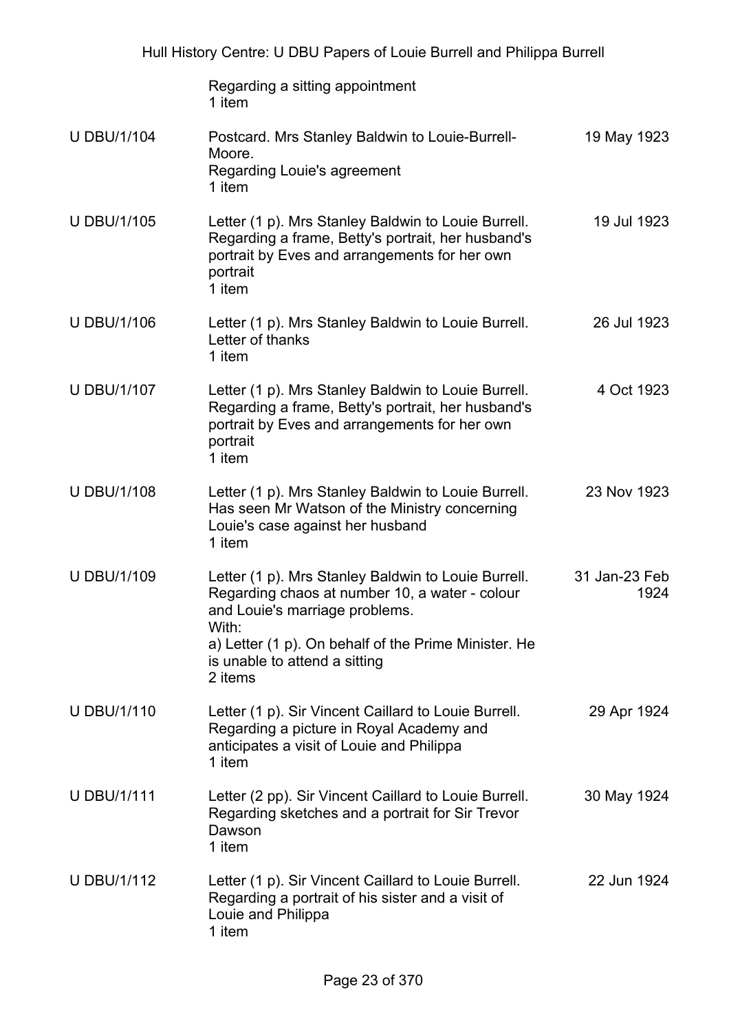| | | |
|---|---|---|
| | Regarding a sitting appointment<br>1 item | |
| U DBU/1/104 | Postcard. Mrs Stanley Baldwin to Louie-Burrell-Moore.<br>Regarding Louie's agreement<br>1 item | 19 May 1923 |
| U DBU/1/105 | Letter (1 p). Mrs Stanley Baldwin to Louie Burrell.<br>Regarding a frame, Betty's portrait, her husband's portrait by Eves and arrangements for her own portrait<br>1 item | 19 Jul 1923 |
| U DBU/1/106 | Letter (1 p). Mrs Stanley Baldwin to Louie Burrell.<br>Letter of thanks<br>1 item | 26 Jul 1923 |
| U DBU/1/107 | Letter (1 p). Mrs Stanley Baldwin to Louie Burrell.<br>Regarding a frame, Betty's portrait, her husband's portrait by Eves and arrangements for her own portrait<br>1 item | 4 Oct 1923 |
| U DBU/1/108 | Letter (1 p). Mrs Stanley Baldwin to Louie Burrell.<br>Has seen Mr Watson of the Ministry concerning Louie's case against her husband<br>1 item | 23 Nov 1923 |
| U DBU/1/109 | Letter (1 p). Mrs Stanley Baldwin to Louie Burrell.<br>Regarding chaos at number 10, a water - colour and Louie's marriage problems.<br>With:<br>a) Letter (1 p). On behalf of the Prime Minister. He is unable to attend a sitting<br>2 items | 31 Jan-23 Feb 1924 |
| U DBU/1/110 | Letter (1 p). Sir Vincent Caillard to Louie Burrell.<br>Regarding a picture in Royal Academy and anticipates a visit of Louie and Philippa<br>1 item | 29 Apr 1924 |
| U DBU/1/111 | Letter (2 pp). Sir Vincent Caillard to Louie Burrell.<br>Regarding sketches and a portrait for Sir Trevor Dawson<br>1 item | 30 May 1924 |
| U DBU/1/112 | Letter (1 p). Sir Vincent Caillard to Louie Burrell.<br>Regarding a portrait of his sister and a visit of Louie and Philippa<br>1 item | 22 Jun 1924 |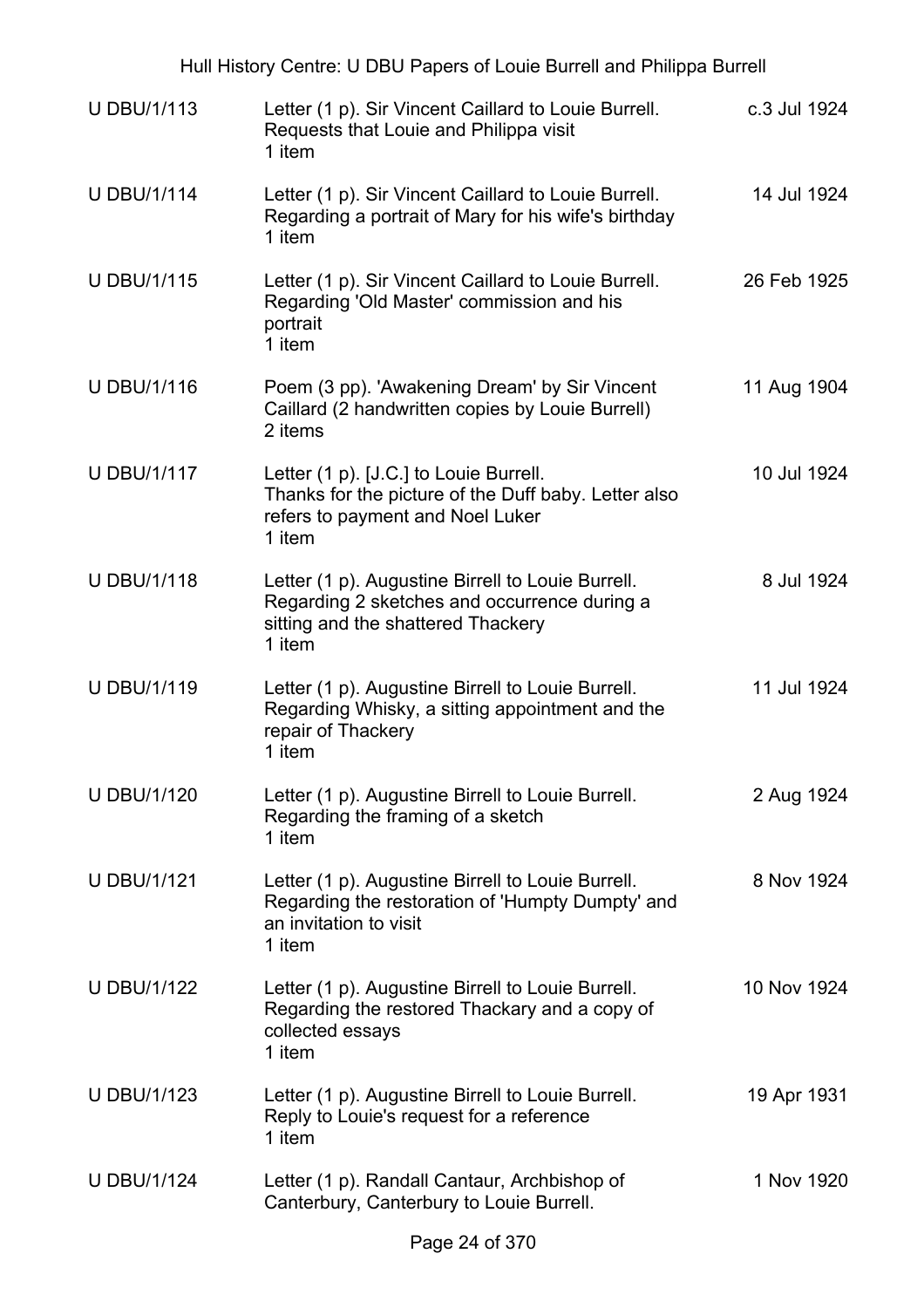| Reference | Description | Date |
|---|---|---|
| U DBU/1/113 | Letter (1 p). Sir Vincent Caillard to Louie Burrell. Requests that Louie and Philippa visit<br>1 item | c.3 Jul 1924 |
| U DBU/1/114 | Letter (1 p). Sir Vincent Caillard to Louie Burrell. Regarding a portrait of Mary for his wife's birthday<br>1 item | 14 Jul 1924 |
| U DBU/1/115 | Letter (1 p). Sir Vincent Caillard to Louie Burrell. Regarding 'Old Master' commission and his portrait<br>1 item | 26 Feb 1925 |
| U DBU/1/116 | Poem (3 pp). 'Awakening Dream' by Sir Vincent Caillard (2 handwritten copies by Louie Burrell)<br>2 items | 11 Aug 1904 |
| U DBU/1/117 | Letter (1 p). [J.C.] to Louie Burrell. Thanks for the picture of the Duff baby. Letter also refers to payment and Noel Luker<br>1 item | 10 Jul 1924 |
| U DBU/1/118 | Letter (1 p). Augustine Birrell to Louie Burrell. Regarding 2 sketches and occurrence during a sitting and the shattered Thackery<br>1 item | 8 Jul 1924 |
| U DBU/1/119 | Letter (1 p). Augustine Birrell to Louie Burrell. Regarding Whisky, a sitting appointment and the repair of Thackery<br>1 item | 11 Jul 1924 |
| U DBU/1/120 | Letter (1 p). Augustine Birrell to Louie Burrell. Regarding the framing of a sketch<br>1 item | 2 Aug 1924 |
| U DBU/1/121 | Letter (1 p). Augustine Birrell to Louie Burrell. Regarding the restoration of 'Humpty Dumpty' and an invitation to visit<br>1 item | 8 Nov 1924 |
| U DBU/1/122 | Letter (1 p). Augustine Birrell to Louie Burrell. Regarding the restored Thackary and a copy of collected essays<br>1 item | 10 Nov 1924 |
| U DBU/1/123 | Letter (1 p). Augustine Birrell to Louie Burrell. Reply to Louie's request for a reference<br>1 item | 19 Apr 1931 |
| U DBU/1/124 | Letter (1 p). Randall Cantaur, Archbishop of Canterbury, Canterbury to Louie Burrell. | 1 Nov 1920 |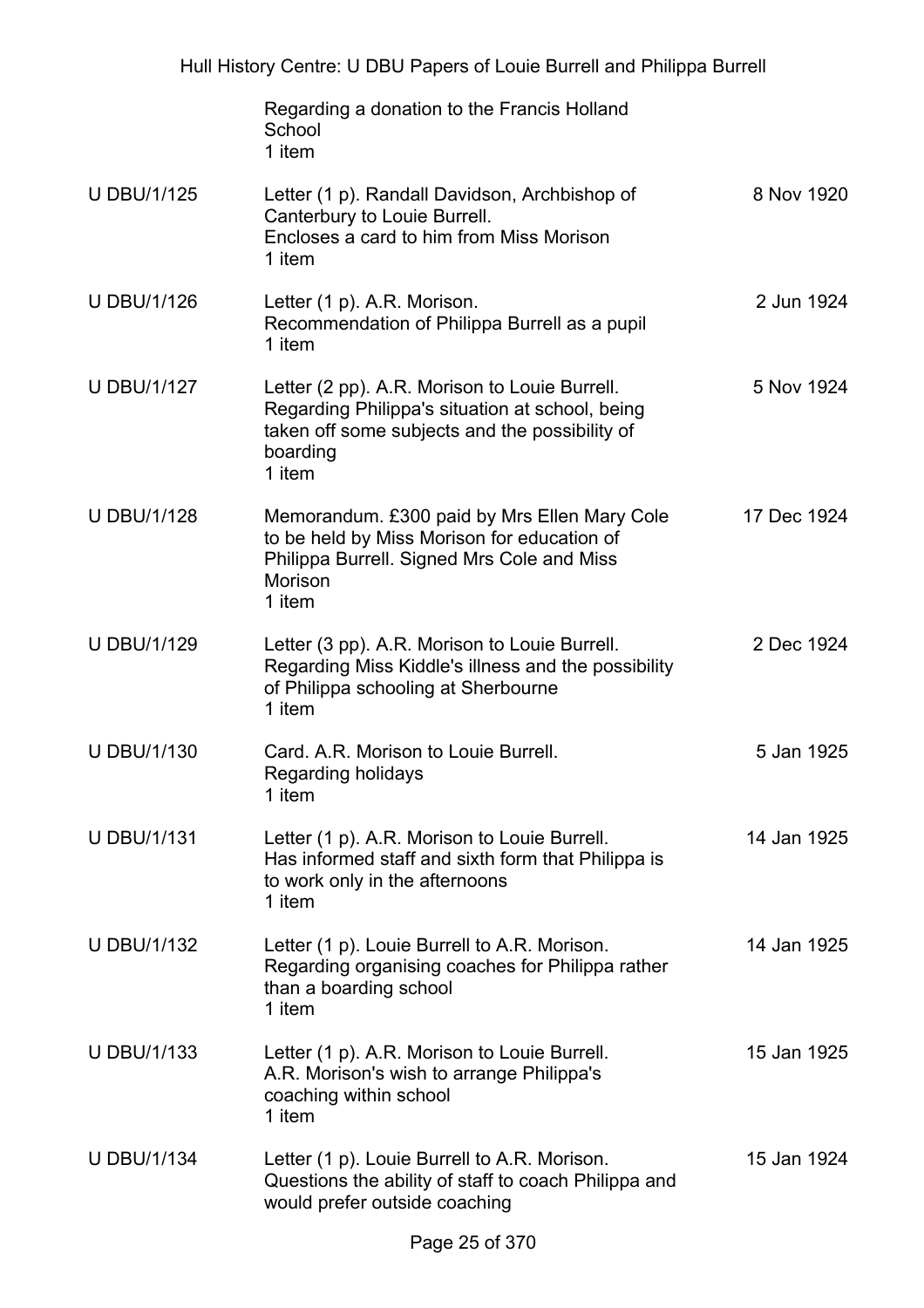| | | |
|---|---|---|
| | Regarding a donation to the Francis Holland School<br>1 item | |
| U DBU/1/125 | Letter (1 p). Randall Davidson, Archbishop of Canterbury to Louie Burrell.<br>Encloses a card to him from Miss Morison<br>1 item | 8 Nov 1920 |
| U DBU/1/126 | Letter (1 p). A.R. Morison.<br>Recommendation of Philippa Burrell as a pupil<br>1 item | 2 Jun 1924 |
| U DBU/1/127 | Letter (2 pp). A.R. Morison to Louie Burrell.<br>Regarding Philippa's situation at school, being taken off some subjects and the possibility of boarding<br>1 item | 5 Nov 1924 |
| U DBU/1/128 | Memorandum. £300 paid by Mrs Ellen Mary Cole to be held by Miss Morison for education of Philippa Burrell. Signed Mrs Cole and Miss Morison<br>1 item | 17 Dec 1924 |
| U DBU/1/129 | Letter (3 pp). A.R. Morison to Louie Burrell.<br>Regarding Miss Kiddle's illness and the possibility of Philippa schooling at Sherbourne<br>1 item | 2 Dec 1924 |
| U DBU/1/130 | Card. A.R. Morison to Louie Burrell.<br>Regarding holidays<br>1 item | 5 Jan 1925 |
| U DBU/1/131 | Letter (1 p). A.R. Morison to Louie Burrell.<br>Has informed staff and sixth form that Philippa is to work only in the afternoons<br>1 item | 14 Jan 1925 |
| U DBU/1/132 | Letter (1 p). Louie Burrell to A.R. Morison.<br>Regarding organising coaches for Philippa rather than a boarding school<br>1 item | 14 Jan 1925 |
| U DBU/1/133 | Letter (1 p). A.R. Morison to Louie Burrell.<br>A.R. Morison's wish to arrange Philippa's coaching within school<br>1 item | 15 Jan 1925 |
| U DBU/1/134 | Letter (1 p). Louie Burrell to A.R. Morison.<br>Questions the ability of staff to coach Philippa and would prefer outside coaching | 15 Jan 1924 |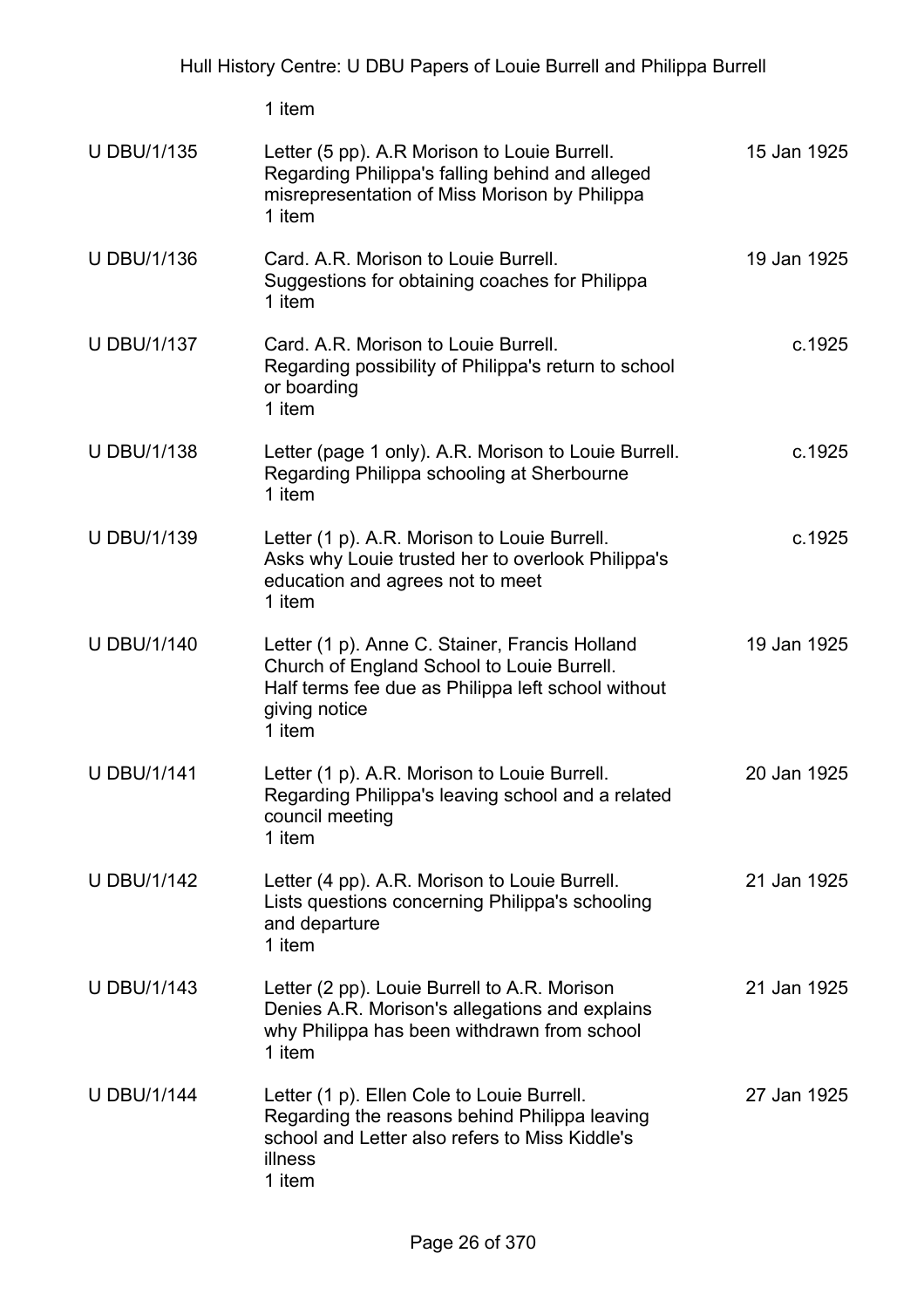1 item

| | | |
|---|---|---|
| U DBU/1/135 | Letter (5 pp). A.R Morison to Louie Burrell.<br>Regarding Philippa's falling behind and alleged misrepresentation of Miss Morison by Philippa<br>1 item | 15 Jan 1925 |
| U DBU/1/136 | Card. A.R. Morison to Louie Burrell.<br>Suggestions for obtaining coaches for Philippa<br>1 item | 19 Jan 1925 |
| U DBU/1/137 | Card. A.R. Morison to Louie Burrell.<br>Regarding possibility of Philippa's return to school or boarding<br>1 item | c.1925 |
| U DBU/1/138 | Letter (page 1 only). A.R. Morison to Louie Burrell.<br>Regarding Philippa schooling at Sherbourne<br>1 item | c.1925 |
| U DBU/1/139 | Letter (1 p). A.R. Morison to Louie Burrell.<br>Asks why Louie trusted her to overlook Philippa's education and agrees not to meet<br>1 item | c.1925 |
| U DBU/1/140 | Letter (1 p). Anne C. Stainer, Francis Holland Church of England School to Louie Burrell.<br>Half terms fee due as Philippa left school without giving notice<br>1 item | 19 Jan 1925 |
| U DBU/1/141 | Letter (1 p). A.R. Morison to Louie Burrell.<br>Regarding Philippa's leaving school and a related council meeting<br>1 item | 20 Jan 1925 |
| U DBU/1/142 | Letter (4 pp). A.R. Morison to Louie Burrell.<br>Lists questions concerning Philippa's schooling and departure<br>1 item | 21 Jan 1925 |
| U DBU/1/143 | Letter (2 pp). Louie Burrell to A.R. Morison<br>Denies A.R. Morison's allegations and explains why Philippa has been withdrawn from school<br>1 item | 21 Jan 1925 |
| U DBU/1/144 | Letter (1 p). Ellen Cole to Louie Burrell.<br>Regarding the reasons behind Philippa leaving school and Letter also refers to Miss Kiddle's illness<br>1 item | 27 Jan 1925 |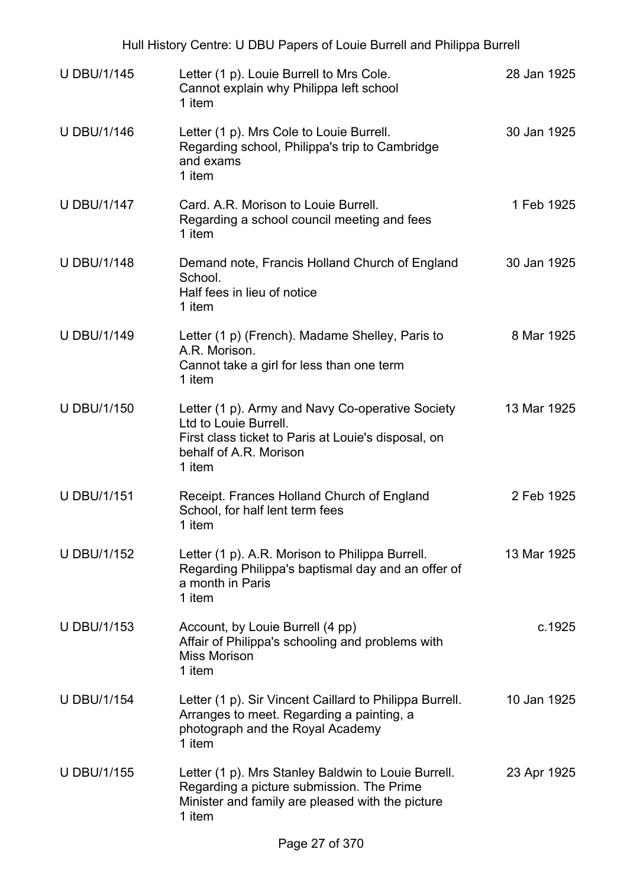| | | |
|---|---|---|
| U DBU/1/145 | Letter (1 p). Louie Burrell to Mrs Cole.<br>Cannot explain why Philippa left school<br>1 item | 28 Jan 1925 |
| U DBU/1/146 | Letter (1 p). Mrs Cole to Louie Burrell.<br>Regarding school, Philippa's trip to Cambridge and exams<br>1 item | 30 Jan 1925 |
| U DBU/1/147 | Card. A.R. Morison to Louie Burrell.<br>Regarding a school council meeting and fees<br>1 item | 1 Feb 1925 |
| U DBU/1/148 | Demand note, Francis Holland Church of England School.<br>Half fees in lieu of notice<br>1 item | 30 Jan 1925 |
| U DBU/1/149 | Letter (1 p) (French). Madame Shelley, Paris to A.R. Morison.<br>Cannot take a girl for less than one term<br>1 item | 8 Mar 1925 |
| U DBU/1/150 | Letter (1 p). Army and Navy Co-operative Society Ltd to Louie Burrell.<br>First class ticket to Paris at Louie's disposal, on behalf of A.R. Morison<br>1 item | 13 Mar 1925 |
| U DBU/1/151 | Receipt. Frances Holland Church of England School, for half lent term fees<br>1 item | 2 Feb 1925 |
| U DBU/1/152 | Letter (1 p). A.R. Morison to Philippa Burrell.<br>Regarding Philippa's baptismal day and an offer of a month in Paris<br>1 item | 13 Mar 1925 |
| U DBU/1/153 | Account, by Louie Burrell (4 pp)<br>Affair of Philippa's schooling and problems with Miss Morison<br>1 item | c.1925 |
| U DBU/1/154 | Letter (1 p). Sir Vincent Caillard to Philippa Burrell.<br>Arranges to meet. Regarding a painting, a photograph and the Royal Academy<br>1 item | 10 Jan 1925 |
| U DBU/1/155 | Letter (1 p). Mrs Stanley Baldwin to Louie Burrell.<br>Regarding a picture submission. The Prime Minister and family are pleased with the picture<br>1 item | 23 Apr 1925 |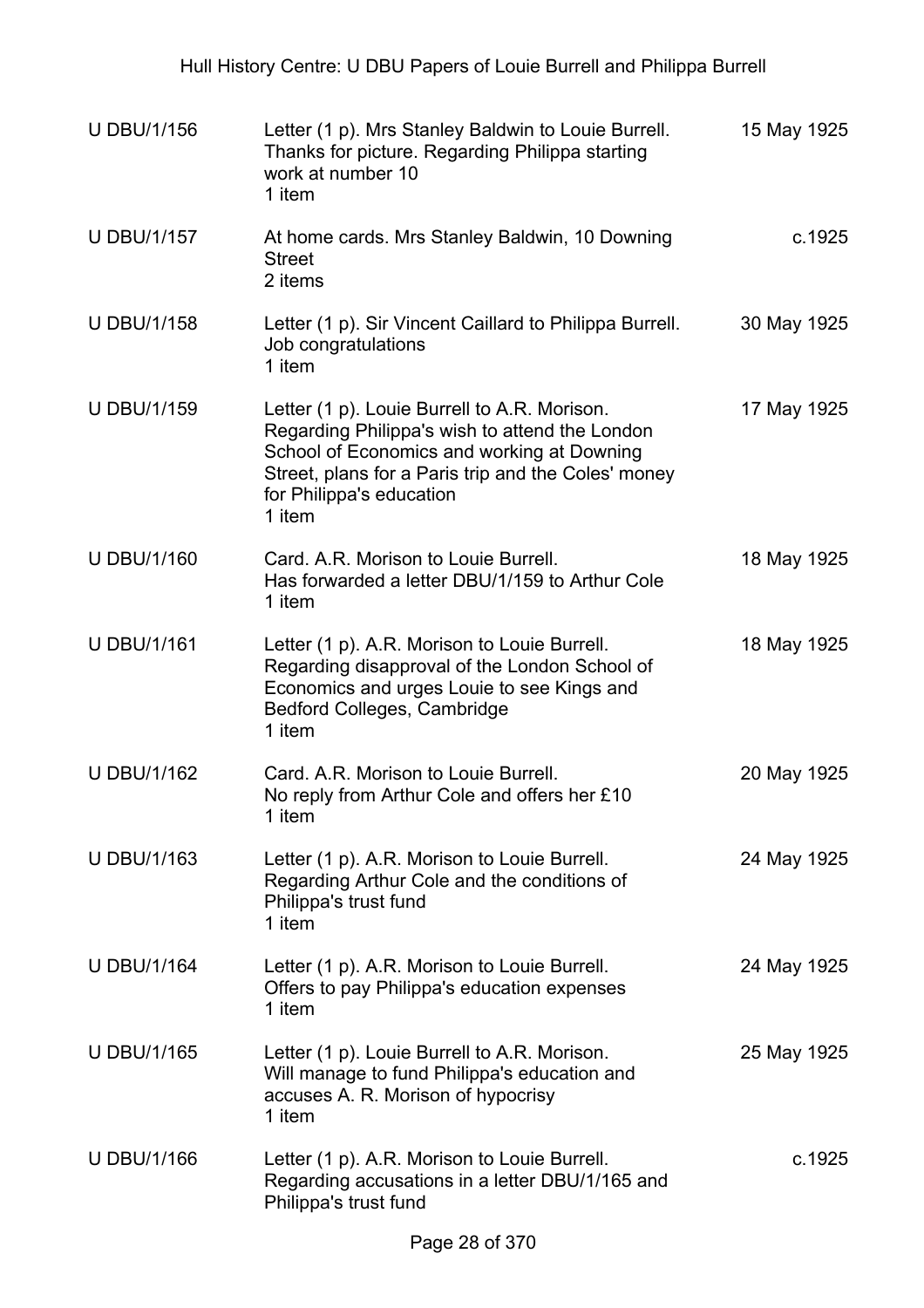| | | |
|---|---|---|
| U DBU/1/156 | Letter (1 p). Mrs Stanley Baldwin to Louie Burrell. Thanks for picture. Regarding Philippa starting work at number 10<br>1 item | 15 May 1925 |
| U DBU/1/157 | At home cards. Mrs Stanley Baldwin, 10 Downing Street<br>2 items | c.1925 |
| U DBU/1/158 | Letter (1 p). Sir Vincent Caillard to Philippa Burrell. Job congratulations<br>1 item | 30 May 1925 |
| U DBU/1/159 | Letter (1 p). Louie Burrell to A.R. Morison. Regarding Philippa's wish to attend the London School of Economics and working at Downing Street, plans for a Paris trip and the Coles' money for Philippa's education<br>1 item | 17 May 1925 |
| U DBU/1/160 | Card. A.R. Morison to Louie Burrell. Has forwarded a letter DBU/1/159 to Arthur Cole<br>1 item | 18 May 1925 |
| U DBU/1/161 | Letter (1 p). A.R. Morison to Louie Burrell. Regarding disapproval of the London School of Economics and urges Louie to see Kings and Bedford Colleges, Cambridge<br>1 item | 18 May 1925 |
| U DBU/1/162 | Card. A.R. Morison to Louie Burrell. No reply from Arthur Cole and offers her £10<br>1 item | 20 May 1925 |
| U DBU/1/163 | Letter (1 p). A.R. Morison to Louie Burrell. Regarding Arthur Cole and the conditions of Philippa's trust fund<br>1 item | 24 May 1925 |
| U DBU/1/164 | Letter (1 p). A.R. Morison to Louie Burrell. Offers to pay Philippa's education expenses<br>1 item | 24 May 1925 |
| U DBU/1/165 | Letter (1 p). Louie Burrell to A.R. Morison. Will manage to fund Philippa's education and accuses A. R. Morison of hypocrisy<br>1 item | 25 May 1925 |
| U DBU/1/166 | Letter (1 p). A.R. Morison to Louie Burrell. Regarding accusations in a letter DBU/1/165 and Philippa's trust fund | c.1925 |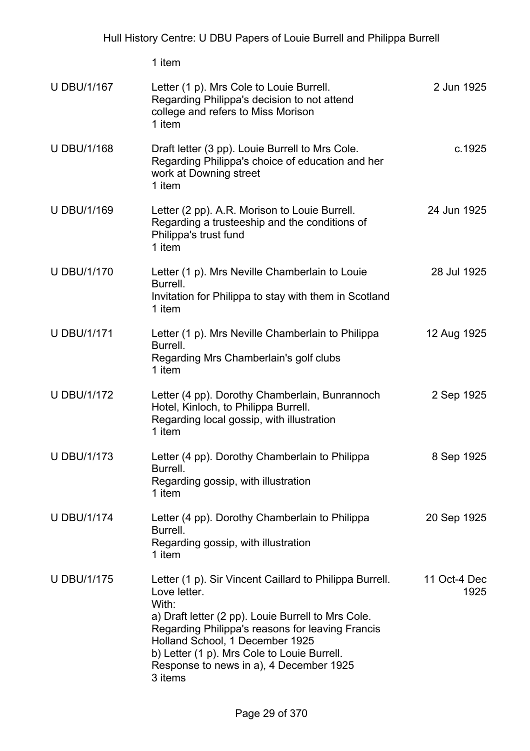1 item

| | | |
|---|---|---|
| U DBU/1/167 | Letter (1 p). Mrs Cole to Louie Burrell.<br>Regarding Philippa's decision to not attend college and refers to Miss Morison<br>1 item | 2 Jun 1925 |
| U DBU/1/168 | Draft letter (3 pp). Louie Burrell to Mrs Cole.<br>Regarding Philippa's choice of education and her work at Downing street<br>1 item | c.1925 |
| U DBU/1/169 | Letter (2 pp). A.R. Morison to Louie Burrell.<br>Regarding a trusteeship and the conditions of Philippa's trust fund<br>1 item | 24 Jun 1925 |
| U DBU/1/170 | Letter (1 p). Mrs Neville Chamberlain to Louie Burrell.<br>Invitation for Philippa to stay with them in Scotland<br>1 item | 28 Jul 1925 |
| U DBU/1/171 | Letter (1 p). Mrs Neville Chamberlain to Philippa Burrell.<br>Regarding Mrs Chamberlain's golf clubs<br>1 item | 12 Aug 1925 |
| U DBU/1/172 | Letter (4 pp). Dorothy Chamberlain, Bunrannoch Hotel, Kinloch, to Philippa Burrell.<br>Regarding local gossip, with illustration<br>1 item | 2 Sep 1925 |
| U DBU/1/173 | Letter (4 pp). Dorothy Chamberlain to Philippa Burrell.<br>Regarding gossip, with illustration<br>1 item | 8 Sep 1925 |
| U DBU/1/174 | Letter (4 pp). Dorothy Chamberlain to Philippa Burrell.<br>Regarding gossip, with illustration<br>1 item | 20 Sep 1925 |
| U DBU/1/175 | Letter (1 p). Sir Vincent Caillard to Philippa Burrell.<br>Love letter.<br>With:<br>a) Draft letter (2 pp). Louie Burrell to Mrs Cole. Regarding Philippa's reasons for leaving Francis Holland School, 1 December 1925<br>b) Letter (1 p). Mrs Cole to Louie Burrell. Response to news in a), 4 December 1925<br>3 items | 11 Oct-4 Dec 1925 |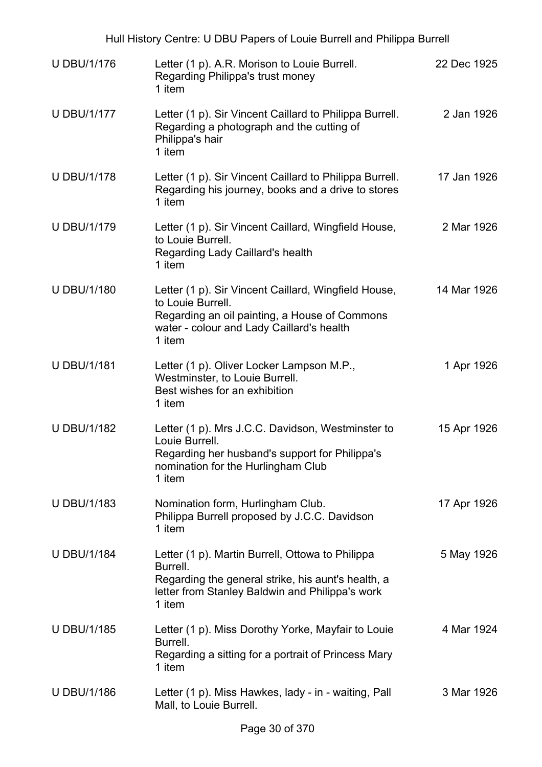| | | |
|---|---|---|
| U DBU/1/176 | Letter (1 p). A.R. Morison to Louie Burrell.<br>Regarding Philippa's trust money<br>1 item | 22 Dec 1925 |
| U DBU/1/177 | Letter (1 p). Sir Vincent Caillard to Philippa Burrell.<br>Regarding a photograph and the cutting of Philippa's hair<br>1 item | 2 Jan 1926 |
| U DBU/1/178 | Letter (1 p). Sir Vincent Caillard to Philippa Burrell.<br>Regarding his journey, books and a drive to stores<br>1 item | 17 Jan 1926 |
| U DBU/1/179 | Letter (1 p). Sir Vincent Caillard, Wingfield House, to Louie Burrell.<br>Regarding Lady Caillard's health<br>1 item | 2 Mar 1926 |
| U DBU/1/180 | Letter (1 p). Sir Vincent Caillard, Wingfield House, to Louie Burrell.<br>Regarding an oil painting, a House of Commons water - colour and Lady Caillard's health<br>1 item | 14 Mar 1926 |
| U DBU/1/181 | Letter (1 p). Oliver Locker Lampson M.P., Westminster, to Louie Burrell.<br>Best wishes for an exhibition<br>1 item | 1 Apr 1926 |
| U DBU/1/182 | Letter (1 p). Mrs J.C.C. Davidson, Westminster to Louie Burrell.<br>Regarding her husband's support for Philippa's nomination for the Hurlingham Club<br>1 item | 15 Apr 1926 |
| U DBU/1/183 | Nomination form, Hurlingham Club.<br>Philippa Burrell proposed by J.C.C. Davidson<br>1 item | 17 Apr 1926 |
| U DBU/1/184 | Letter (1 p). Martin Burrell, Ottowa to Philippa Burrell.<br>Regarding the general strike, his aunt's health, a letter from Stanley Baldwin and Philippa's work<br>1 item | 5 May 1926 |
| U DBU/1/185 | Letter (1 p). Miss Dorothy Yorke, Mayfair to Louie Burrell.<br>Regarding a sitting for a portrait of Princess Mary<br>1 item | 4 Mar 1924 |
| U DBU/1/186 | Letter (1 p). Miss Hawkes, lady - in - waiting, Pall Mall, to Louie Burrell. | 3 Mar 1926 |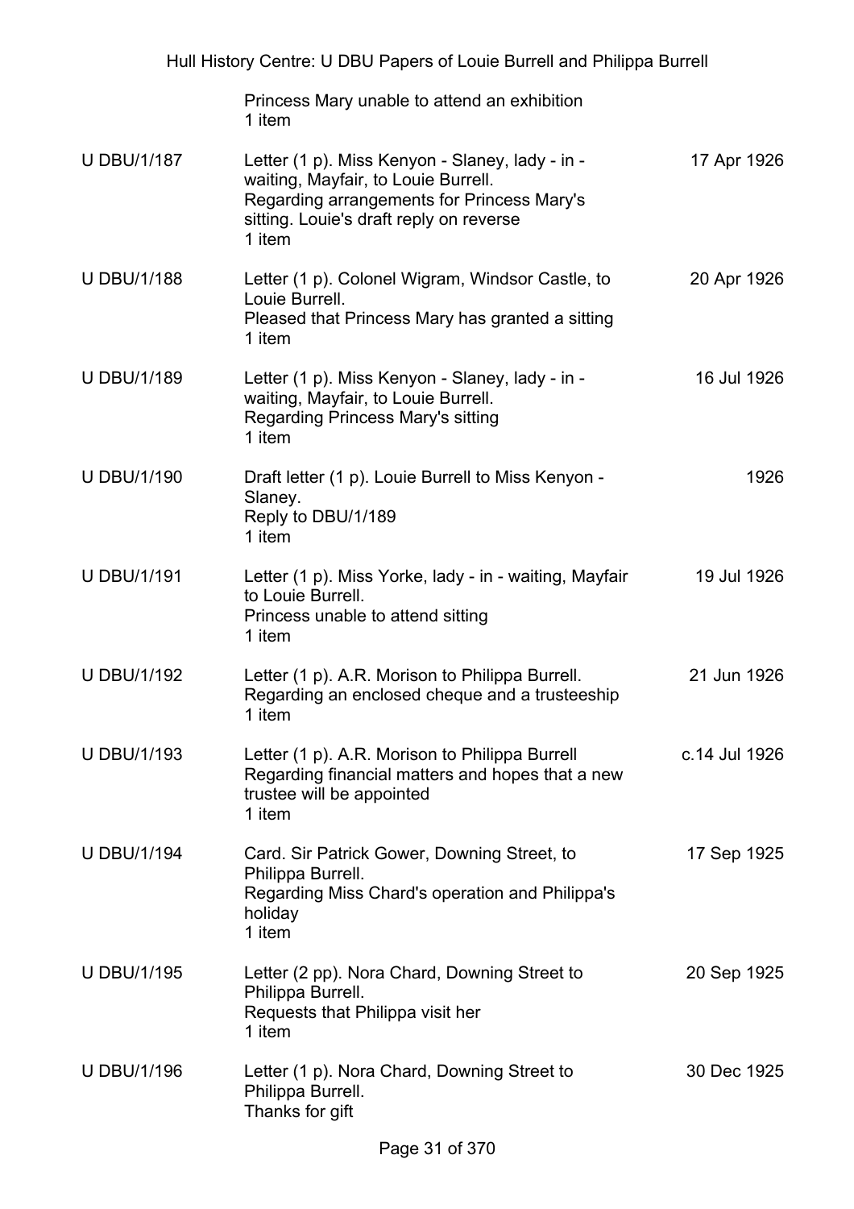| | | |
|---|---|---|
| | Princess Mary unable to attend an exhibition<br>1 item | |
| U DBU/1/187 | Letter (1 p). Miss Kenyon - Slaney, lady - in - waiting, Mayfair, to Louie Burrell.<br>Regarding arrangements for Princess Mary's sitting. Louie's draft reply on reverse<br>1 item | 17 Apr 1926 |
| U DBU/1/188 | Letter (1 p). Colonel Wigram, Windsor Castle, to Louie Burrell.<br>Pleased that Princess Mary has granted a sitting<br>1 item | 20 Apr 1926 |
| U DBU/1/189 | Letter (1 p). Miss Kenyon - Slaney, lady - in - waiting, Mayfair, to Louie Burrell.<br>Regarding Princess Mary's sitting<br>1 item | 16 Jul 1926 |
| U DBU/1/190 | Draft letter (1 p). Louie Burrell to Miss Kenyon - Slaney.<br>Reply to DBU/1/189<br>1 item | 1926 |
| U DBU/1/191 | Letter (1 p). Miss Yorke, lady - in - waiting, Mayfair to Louie Burrell.<br>Princess unable to attend sitting<br>1 item | 19 Jul 1926 |
| U DBU/1/192 | Letter (1 p). A.R. Morison to Philippa Burrell.<br>Regarding an enclosed cheque and a trusteeship<br>1 item | 21 Jun 1926 |
| U DBU/1/193 | Letter (1 p). A.R. Morison to Philippa Burrell<br>Regarding financial matters and hopes that a new trustee will be appointed<br>1 item | c.14 Jul 1926 |
| U DBU/1/194 | Card. Sir Patrick Gower, Downing Street, to Philippa Burrell.<br>Regarding Miss Chard's operation and Philippa's holiday<br>1 item | 17 Sep 1925 |
| U DBU/1/195 | Letter (2 pp). Nora Chard, Downing Street to Philippa Burrell.<br>Requests that Philippa visit her<br>1 item | 20 Sep 1925 |
| U DBU/1/196 | Letter (1 p). Nora Chard, Downing Street to Philippa Burrell.<br>Thanks for gift | 30 Dec 1925 |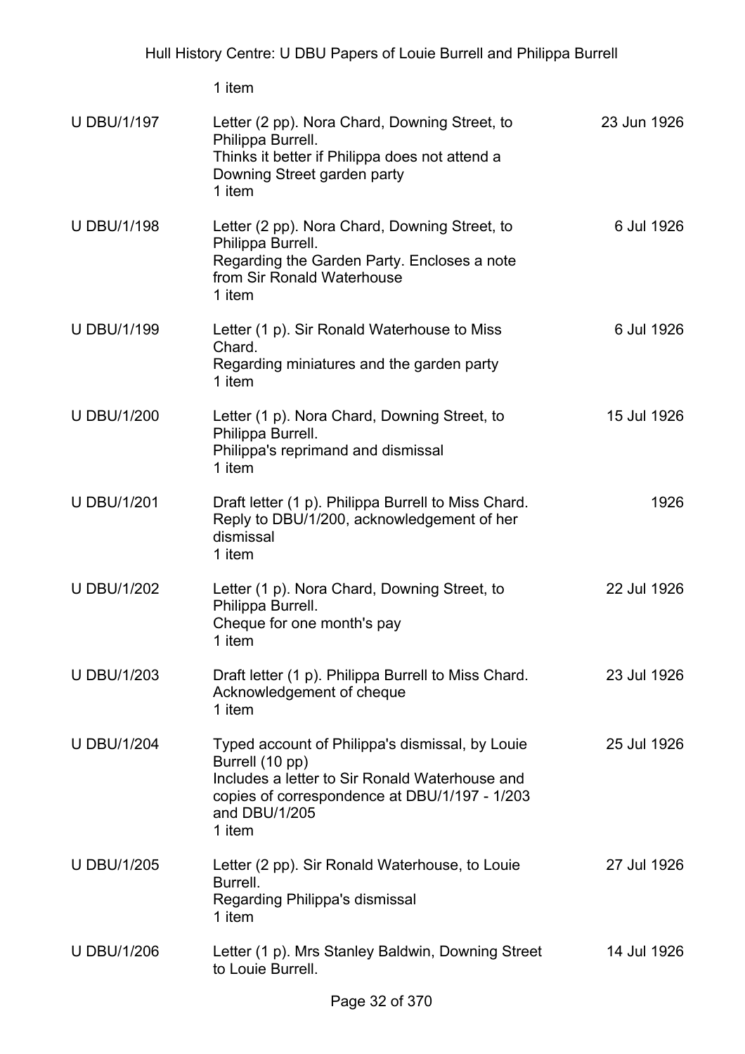1 item

| | | |
|---|---|---|
| U DBU/1/197 | Letter (2 pp). Nora Chard, Downing Street, to Philippa Burrell.<br>Thinks it better if Philippa does not attend a Downing Street garden party<br>1 item | 23 Jun 1926 |
| U DBU/1/198 | Letter (2 pp). Nora Chard, Downing Street, to Philippa Burrell.<br>Regarding the Garden Party. Encloses a note from Sir Ronald Waterhouse<br>1 item | 6 Jul 1926 |
| U DBU/1/199 | Letter (1 p). Sir Ronald Waterhouse to Miss Chard.<br>Regarding miniatures and the garden party<br>1 item | 6 Jul 1926 |
| U DBU/1/200 | Letter (1 p). Nora Chard, Downing Street, to Philippa Burrell.<br>Philippa's reprimand and dismissal<br>1 item | 15 Jul 1926 |
| U DBU/1/201 | Draft letter (1 p). Philippa Burrell to Miss Chard.<br>Reply to DBU/1/200, acknowledgement of her dismissal<br>1 item | 1926 |
| U DBU/1/202 | Letter (1 p). Nora Chard, Downing Street, to Philippa Burrell.<br>Cheque for one month's pay<br>1 item | 22 Jul 1926 |
| U DBU/1/203 | Draft letter (1 p). Philippa Burrell to Miss Chard.<br>Acknowledgement of cheque<br>1 item | 23 Jul 1926 |
| U DBU/1/204 | Typed account of Philippa's dismissal, by Louie Burrell (10 pp)<br>Includes a letter to Sir Ronald Waterhouse and copies of correspondence at DBU/1/197 - 1/203 and DBU/1/205<br>1 item | 25 Jul 1926 |
| U DBU/1/205 | Letter (2 pp). Sir Ronald Waterhouse, to Louie Burrell.<br>Regarding Philippa's dismissal<br>1 item | 27 Jul 1926 |
| U DBU/1/206 | Letter (1 p). Mrs Stanley Baldwin, Downing Street to Louie Burrell. | 14 Jul 1926 |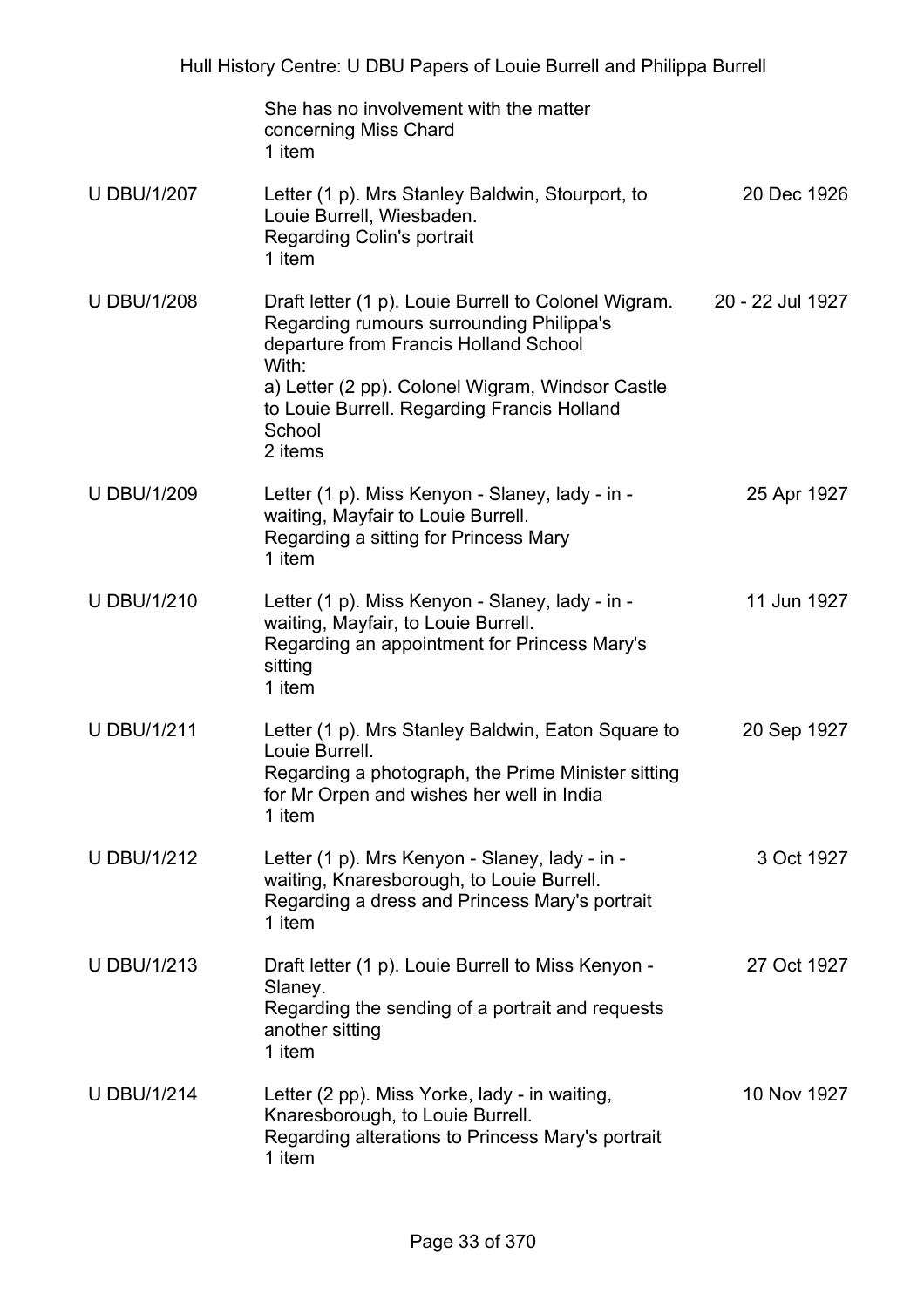| | | |
|---|---|---|
| | She has no involvement with the matter concerning Miss Chard<br>1 item | |
| U DBU/1/207 | Letter (1 p). Mrs Stanley Baldwin, Stourport, to Louie Burrell, Wiesbaden.<br>Regarding Colin's portrait<br>1 item | 20 Dec 1926 |
| U DBU/1/208 | Draft letter (1 p). Louie Burrell to Colonel Wigram. Regarding rumours surrounding Philippa's departure from Francis Holland School<br>With:<br>a) Letter (2 pp). Colonel Wigram, Windsor Castle to Louie Burrell. Regarding Francis Holland School<br>2 items | 20 - 22 Jul 1927 |
| U DBU/1/209 | Letter (1 p). Miss Kenyon - Slaney, lady - in - waiting, Mayfair to Louie Burrell.<br>Regarding a sitting for Princess Mary<br>1 item | 25 Apr 1927 |
| U DBU/1/210 | Letter (1 p). Miss Kenyon - Slaney, lady - in - waiting, Mayfair, to Louie Burrell.<br>Regarding an appointment for Princess Mary's sitting<br>1 item | 11 Jun 1927 |
| U DBU/1/211 | Letter (1 p). Mrs Stanley Baldwin, Eaton Square to Louie Burrell.<br>Regarding a photograph, the Prime Minister sitting for Mr Orpen and wishes her well in India<br>1 item | 20 Sep 1927 |
| U DBU/1/212 | Letter (1 p). Mrs Kenyon - Slaney, lady - in - waiting, Knaresborough, to Louie Burrell.<br>Regarding a dress and Princess Mary's portrait<br>1 item | 3 Oct 1927 |
| U DBU/1/213 | Draft letter (1 p). Louie Burrell to Miss Kenyon - Slaney.<br>Regarding the sending of a portrait and requests another sitting<br>1 item | 27 Oct 1927 |
| U DBU/1/214 | Letter (2 pp). Miss Yorke, lady - in waiting, Knaresborough, to Louie Burrell.<br>Regarding alterations to Princess Mary's portrait<br>1 item | 10 Nov 1927 |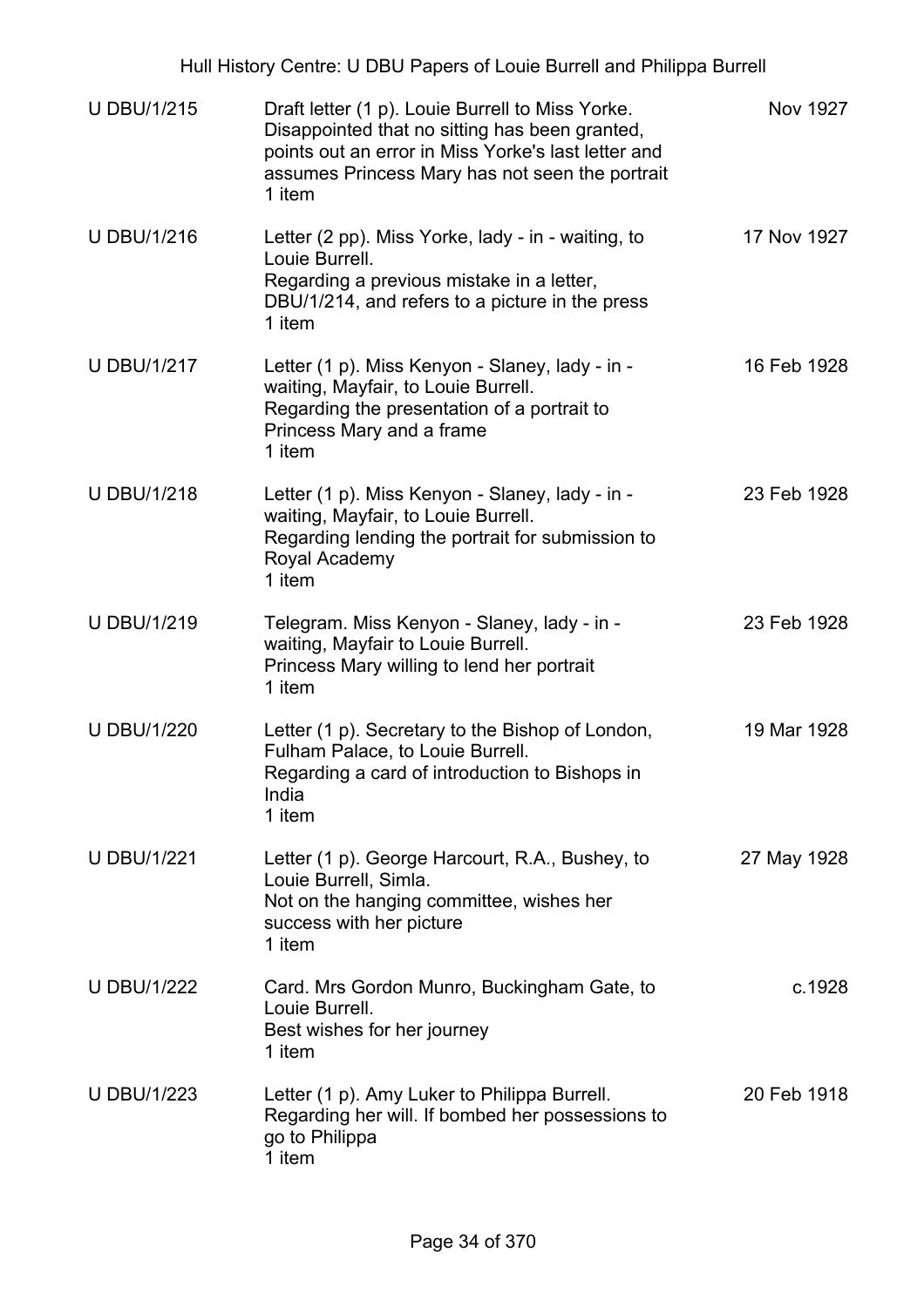| U DBU/1/215 | Draft letter (1 p). Louie Burrell to Miss Yorke. Disappointed that no sitting has been granted, points out an error in Miss Yorke's last letter and assumes Princess Mary has not seen the portrait<br>1 item | Nov 1927 |
|---|---|---|
| U DBU/1/216 | Letter (2 pp). Miss Yorke, lady - in - waiting, to Louie Burrell.<br>Regarding a previous mistake in a letter, DBU/1/214, and refers to a picture in the press<br>1 item | 17 Nov 1927 |
| U DBU/1/217 | Letter (1 p). Miss Kenyon - Slaney, lady - in - waiting, Mayfair, to Louie Burrell.<br>Regarding the presentation of a portrait to Princess Mary and a frame<br>1 item | 16 Feb 1928 |
| U DBU/1/218 | Letter (1 p). Miss Kenyon - Slaney, lady - in - waiting, Mayfair, to Louie Burrell.<br>Regarding lending the portrait for submission to Royal Academy<br>1 item | 23 Feb 1928 |
| U DBU/1/219 | Telegram. Miss Kenyon - Slaney, lady - in - waiting, Mayfair to Louie Burrell.<br>Princess Mary willing to lend her portrait<br>1 item | 23 Feb 1928 |
| U DBU/1/220 | Letter (1 p). Secretary to the Bishop of London, Fulham Palace, to Louie Burrell.<br>Regarding a card of introduction to Bishops in India<br>1 item | 19 Mar 1928 |
| U DBU/1/221 | Letter (1 p). George Harcourt, R.A., Bushey, to Louie Burrell, Simla.<br>Not on the hanging committee, wishes her success with her picture<br>1 item | 27 May 1928 |
| U DBU/1/222 | Card. Mrs Gordon Munro, Buckingham Gate, to Louie Burrell.<br>Best wishes for her journey<br>1 item | c.1928 |
| U DBU/1/223 | Letter (1 p). Amy Luker to Philippa Burrell.<br>Regarding her will. If bombed her possessions to go to Philippa<br>1 item | 20 Feb 1918 |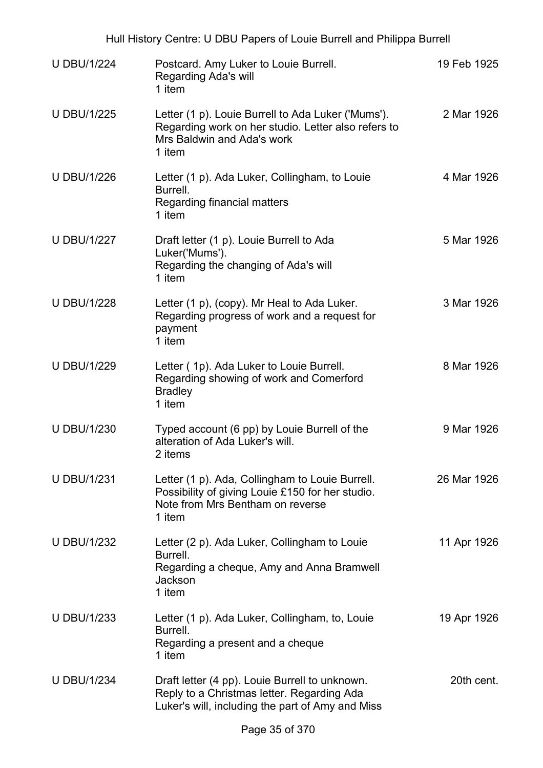| | | |
|---|---|---|
| U DBU/1/224 | Postcard. Amy Luker to Louie Burrell.<br>Regarding Ada's will<br>1 item | 19 Feb 1925 |
| U DBU/1/225 | Letter (1 p). Louie Burrell to Ada Luker ('Mums').<br>Regarding work on her studio. Letter also refers to Mrs Baldwin and Ada's work<br>1 item | 2 Mar 1926 |
| U DBU/1/226 | Letter (1 p). Ada Luker, Collingham, to Louie Burrell.<br>Regarding financial matters<br>1 item | 4 Mar 1926 |
| U DBU/1/227 | Draft letter (1 p). Louie Burrell to Ada Luker('Mums').<br>Regarding the changing of Ada's will<br>1 item | 5 Mar 1926 |
| U DBU/1/228 | Letter (1 p), (copy). Mr Heal to Ada Luker.<br>Regarding progress of work and a request for payment<br>1 item | 3 Mar 1926 |
| U DBU/1/229 | Letter ( 1p). Ada Luker to Louie Burrell.<br>Regarding showing of work and Comerford Bradley<br>1 item | 8 Mar 1926 |
| U DBU/1/230 | Typed account (6 pp) by Louie Burrell of the alteration of Ada Luker's will.<br>2 items | 9 Mar 1926 |
| U DBU/1/231 | Letter (1 p). Ada, Collingham to Louie Burrell.<br>Possibility of giving Louie £150 for her studio.<br>Note from Mrs Bentham on reverse<br>1 item | 26 Mar 1926 |
| U DBU/1/232 | Letter (2 p). Ada Luker, Collingham to Louie Burrell.<br>Regarding a cheque, Amy and Anna Bramwell Jackson<br>1 item | 11 Apr 1926 |
| U DBU/1/233 | Letter (1 p). Ada Luker, Collingham, to, Louie Burrell.<br>Regarding a present and a cheque<br>1 item | 19 Apr 1926 |
| U DBU/1/234 | Draft letter (4 pp). Louie Burrell to unknown.<br>Reply to a Christmas letter. Regarding Ada Luker's will, including the part of Amy and Miss | 20th cent. |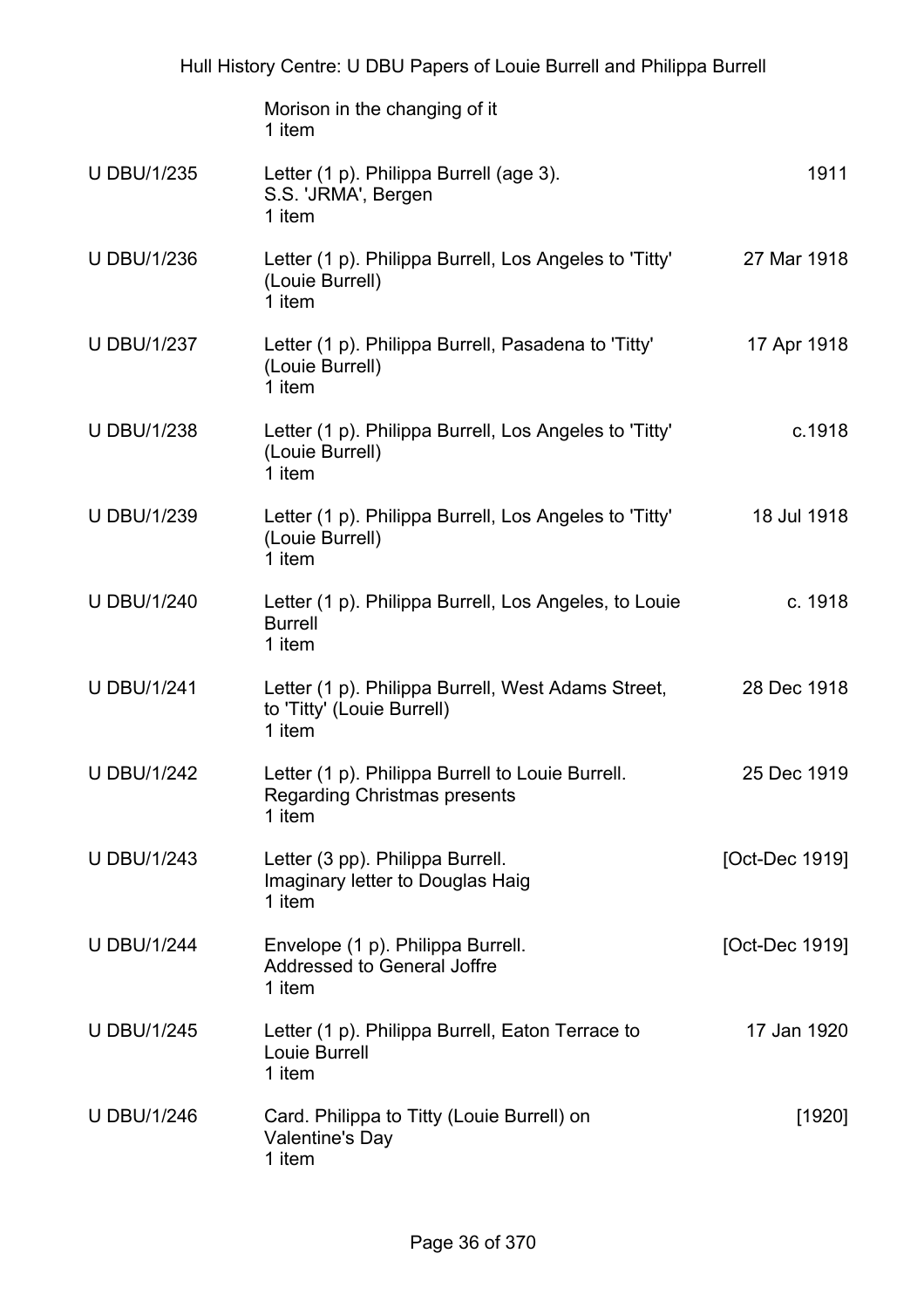| | | |
|---|---|---|
| | Morison in the changing of it<br>1 item | |
| U DBU/1/235 | Letter (1 p). Philippa Burrell (age 3).<br>S.S. 'JRMA', Bergen<br>1 item | 1911 |
| U DBU/1/236 | Letter (1 p). Philippa Burrell, Los Angeles to 'Titty' (Louie Burrell)<br>1 item | 27 Mar 1918 |
| U DBU/1/237 | Letter (1 p). Philippa Burrell, Pasadena to 'Titty' (Louie Burrell)<br>1 item | 17 Apr 1918 |
| U DBU/1/238 | Letter (1 p). Philippa Burrell, Los Angeles to 'Titty' (Louie Burrell)<br>1 item | c.1918 |
| U DBU/1/239 | Letter (1 p). Philippa Burrell, Los Angeles to 'Titty' (Louie Burrell)<br>1 item | 18 Jul 1918 |
| U DBU/1/240 | Letter (1 p). Philippa Burrell, Los Angeles, to Louie Burrell<br>1 item | c. 1918 |
| U DBU/1/241 | Letter (1 p). Philippa Burrell, West Adams Street, to 'Titty' (Louie Burrell)<br>1 item | 28 Dec 1918 |
| U DBU/1/242 | Letter (1 p). Philippa Burrell to Louie Burrell.<br>Regarding Christmas presents<br>1 item | 25 Dec 1919 |
| U DBU/1/243 | Letter (3 pp). Philippa Burrell.<br>Imaginary letter to Douglas Haig<br>1 item | [Oct-Dec 1919] |
| U DBU/1/244 | Envelope (1 p). Philippa Burrell.<br>Addressed to General Joffre<br>1 item | [Oct-Dec 1919] |
| U DBU/1/245 | Letter (1 p). Philippa Burrell, Eaton Terrace to Louie Burrell<br>1 item | 17 Jan 1920 |
| U DBU/1/246 | Card. Philippa to Titty (Louie Burrell) on Valentine's Day<br>1 item | [1920] |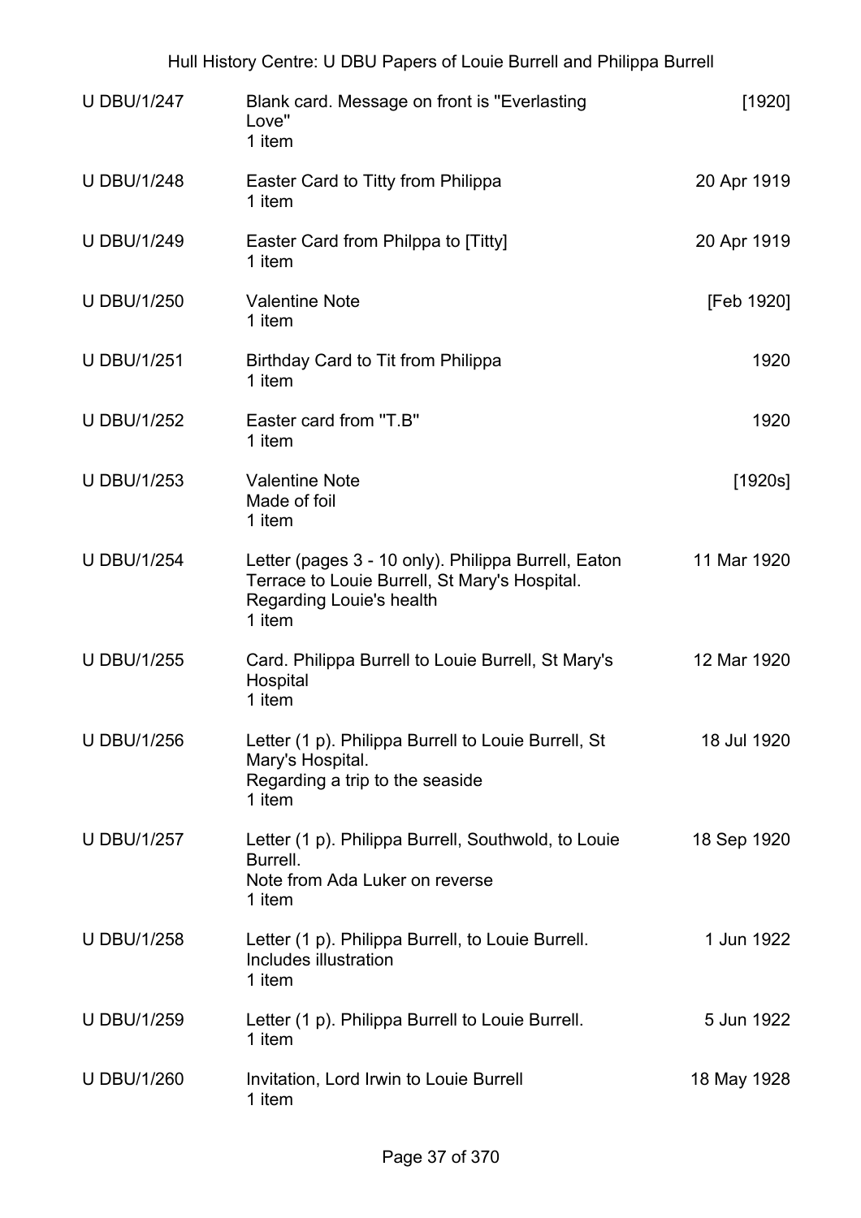| | | |
|---|---|---|
| U DBU/1/247 | Blank card. Message on front is "Everlasting Love"<br>1 item | [1920] |
| U DBU/1/248 | Easter Card to Titty from Philippa<br>1 item | 20 Apr 1919 |
| U DBU/1/249 | Easter Card from Philpa to [Titty]<br>1 item | 20 Apr 1919 |
| U DBU/1/250 | Valentine Note<br>1 item | [Feb 1920] |
| U DBU/1/251 | Birthday Card to Tit from Philippa<br>1 item | 1920 |
| U DBU/1/252 | Easter card from "T.B"<br>1 item | 1920 |
| U DBU/1/253 | Valentine Note<br>Made of foil<br>1 item | [1920s] |
| U DBU/1/254 | Letter (pages 3 - 10 only). Philippa Burrell, Eaton Terrace to Louie Burrell, St Mary's Hospital.<br>Regarding Louie's health<br>1 item | 11 Mar 1920 |
| U DBU/1/255 | Card. Philippa Burrell to Louie Burrell, St Mary's Hospital<br>1 item | 12 Mar 1920 |
| U DBU/1/256 | Letter (1 p). Philippa Burrell to Louie Burrell, St Mary's Hospital.<br>Regarding a trip to the seaside<br>1 item | 18 Jul 1920 |
| U DBU/1/257 | Letter (1 p). Philippa Burrell, Southwold, to Louie Burrell.<br>Note from Ada Luker on reverse<br>1 item | 18 Sep 1920 |
| U DBU/1/258 | Letter (1 p). Philippa Burrell, to Louie Burrell.<br>Includes illustration<br>1 item | 1 Jun 1922 |
| U DBU/1/259 | Letter (1 p). Philippa Burrell to Louie Burrell.<br>1 item | 5 Jun 1922 |
| U DBU/1/260 | Invitation, Lord Irwin to Louie Burrell<br>1 item | 18 May 1928 |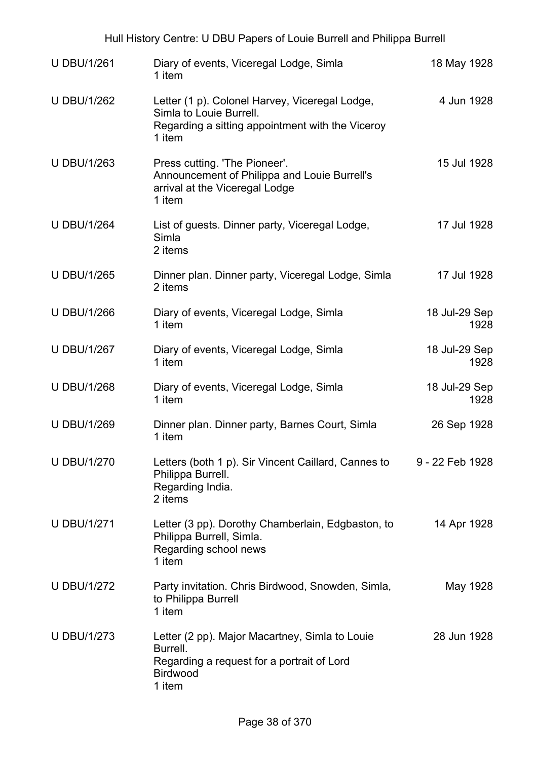| U DBU/1/261 | Diary of events, Viceregal Lodge, Simla<br>1 item | 18 May 1928 |
|---|---|---|
| U DBU/1/262 | Letter (1 p). Colonel Harvey, Viceregal Lodge, Simla to Louie Burrell.<br>Regarding a sitting appointment with the Viceroy<br>1 item | 4 Jun 1928 |
| U DBU/1/263 | Press cutting. 'The Pioneer'.<br>Announcement of Philippa and Louie Burrell's arrival at the Viceregal Lodge<br>1 item | 15 Jul 1928 |
| U DBU/1/264 | List of guests. Dinner party, Viceregal Lodge, Simla<br>2 items | 17 Jul 1928 |
| U DBU/1/265 | Dinner plan. Dinner party, Viceregal Lodge, Simla<br>2 items | 17 Jul 1928 |
| U DBU/1/266 | Diary of events, Viceregal Lodge, Simla<br>1 item | 18 Jul-29 Sep 1928 |
| U DBU/1/267 | Diary of events, Viceregal Lodge, Simla<br>1 item | 18 Jul-29 Sep 1928 |
| U DBU/1/268 | Diary of events, Viceregal Lodge, Simla<br>1 item | 18 Jul-29 Sep 1928 |
| U DBU/1/269 | Dinner plan. Dinner party, Barnes Court, Simla<br>1 item | 26 Sep 1928 |
| U DBU/1/270 | Letters (both 1 p). Sir Vincent Caillard, Cannes to Philippa Burrell.<br>Regarding India.<br>2 items | 9 - 22 Feb 1928 |
| U DBU/1/271 | Letter (3 pp). Dorothy Chamberlain, Edgbaston, to Philippa Burrell, Simla.<br>Regarding school news<br>1 item | 14 Apr 1928 |
| U DBU/1/272 | Party invitation. Chris Birdwood, Snowden, Simla, to Philippa Burrell<br>1 item | May 1928 |
| U DBU/1/273 | Letter (2 pp). Major Macartney, Simla to Louie Burrell.<br>Regarding a request for a portrait of Lord Birdwood<br>1 item | 28 Jun 1928 |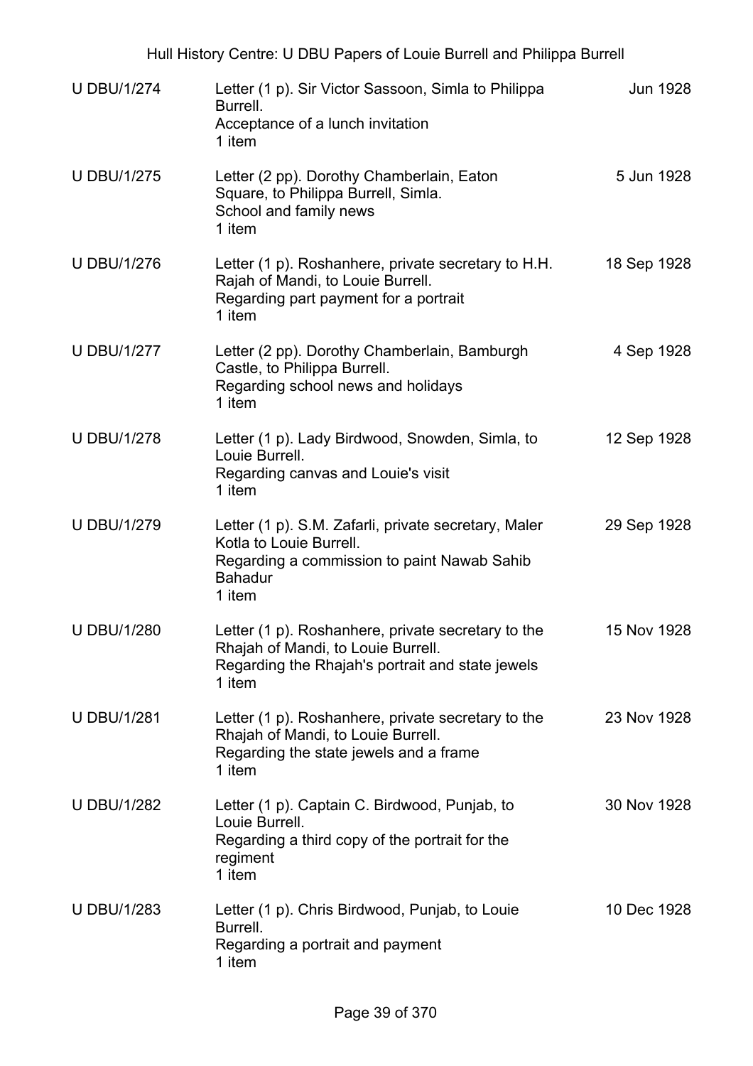| | | |
|---|---|---|
| U DBU/1/274 | Letter (1 p). Sir Victor Sassoon, Simla to Philippa Burrell.<br>Acceptance of a lunch invitation<br>1 item | Jun 1928 |
| U DBU/1/275 | Letter (2 pp). Dorothy Chamberlain, Eaton Square, to Philippa Burrell, Simla.<br>School and family news<br>1 item | 5 Jun 1928 |
| U DBU/1/276 | Letter (1 p). Roshanhere, private secretary to H.H. Rajah of Mandi, to Louie Burrell.<br>Regarding part payment for a portrait<br>1 item | 18 Sep 1928 |
| U DBU/1/277 | Letter (2 pp). Dorothy Chamberlain, Bamburgh Castle, to Philippa Burrell.<br>Regarding school news and holidays<br>1 item | 4 Sep 1928 |
| U DBU/1/278 | Letter (1 p). Lady Birdwood, Snowden, Simla, to Louie Burrell.<br>Regarding canvas and Louie's visit<br>1 item | 12 Sep 1928 |
| U DBU/1/279 | Letter (1 p). S.M. Zafarli, private secretary, Maler Kotla to Louie Burrell.<br>Regarding a commission to paint Nawab Sahib Bahadur<br>1 item | 29 Sep 1928 |
| U DBU/1/280 | Letter (1 p). Roshanhere, private secretary to the Rhajah of Mandi, to Louie Burrell.<br>Regarding the Rhajah's portrait and state jewels<br>1 item | 15 Nov 1928 |
| U DBU/1/281 | Letter (1 p). Roshanhere, private secretary to the Rhajah of Mandi, to Louie Burrell.<br>Regarding the state jewels and a frame<br>1 item | 23 Nov 1928 |
| U DBU/1/282 | Letter (1 p). Captain C. Birdwood, Punjab, to Louie Burrell.<br>Regarding a third copy of the portrait for the regiment<br>1 item | 30 Nov 1928 |
| U DBU/1/283 | Letter (1 p). Chris Birdwood, Punjab, to Louie Burrell.<br>Regarding a portrait and payment<br>1 item | 10 Dec 1928 |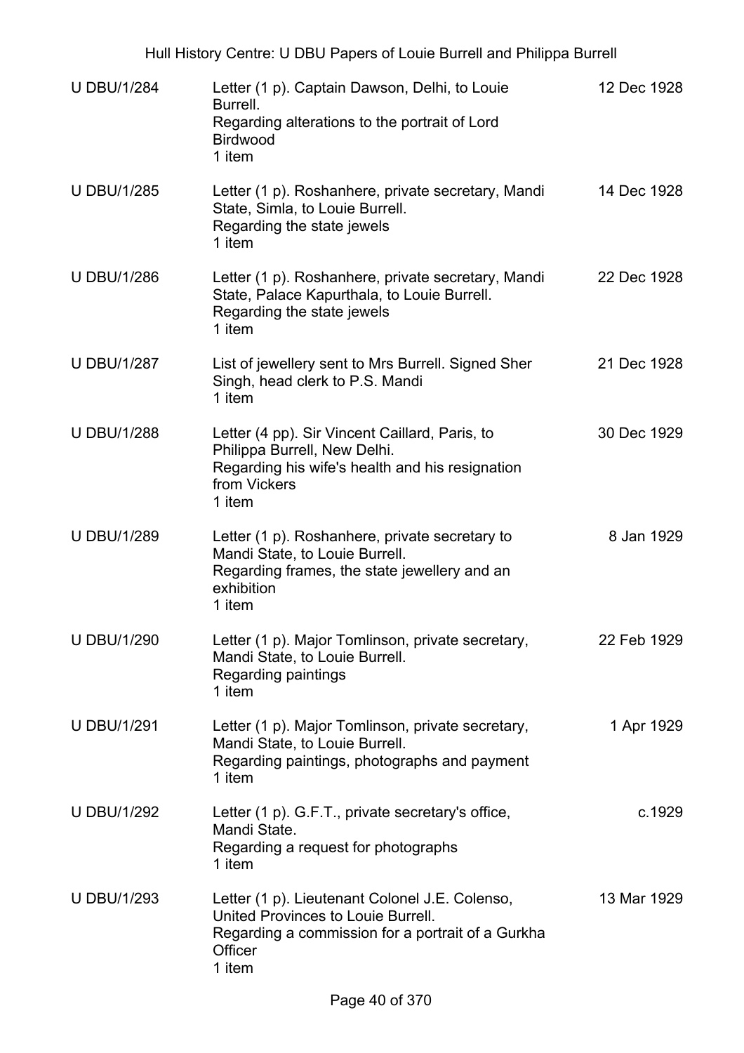| | | |
|---|---|---|
| U DBU/1/284 | Letter (1 p). Captain Dawson, Delhi, to Louie Burrell.<br>Regarding alterations to the portrait of Lord Birdwood<br>1 item | 12 Dec 1928 |
| U DBU/1/285 | Letter (1 p). Roshanhere, private secretary, Mandi State, Simla, to Louie Burrell.<br>Regarding the state jewels<br>1 item | 14 Dec 1928 |
| U DBU/1/286 | Letter (1 p). Roshanhere, private secretary, Mandi State, Palace Kapurthala, to Louie Burrell.<br>Regarding the state jewels<br>1 item | 22 Dec 1928 |
| U DBU/1/287 | List of jewellery sent to Mrs Burrell. Signed Sher Singh, head clerk to P.S. Mandi<br>1 item | 21 Dec 1928 |
| U DBU/1/288 | Letter (4 pp). Sir Vincent Caillard, Paris, to Philippa Burrell, New Delhi.<br>Regarding his wife's health and his resignation from Vickers<br>1 item | 30 Dec 1929 |
| U DBU/1/289 | Letter (1 p). Roshanhere, private secretary to Mandi State, to Louie Burrell.<br>Regarding frames, the state jewellery and an exhibition<br>1 item | 8 Jan 1929 |
| U DBU/1/290 | Letter (1 p). Major Tomlinson, private secretary, Mandi State, to Louie Burrell.<br>Regarding paintings<br>1 item | 22 Feb 1929 |
| U DBU/1/291 | Letter (1 p). Major Tomlinson, private secretary, Mandi State, to Louie Burrell.<br>Regarding paintings, photographs and payment<br>1 item | 1 Apr 1929 |
| U DBU/1/292 | Letter (1 p). G.F.T., private secretary's office, Mandi State.<br>Regarding a request for photographs<br>1 item | c.1929 |
| U DBU/1/293 | Letter (1 p). Lieutenant Colonel J.E. Colenso, United Provinces to Louie Burrell.<br>Regarding a commission for a portrait of a Gurkha Officer<br>1 item | 13 Mar 1929 |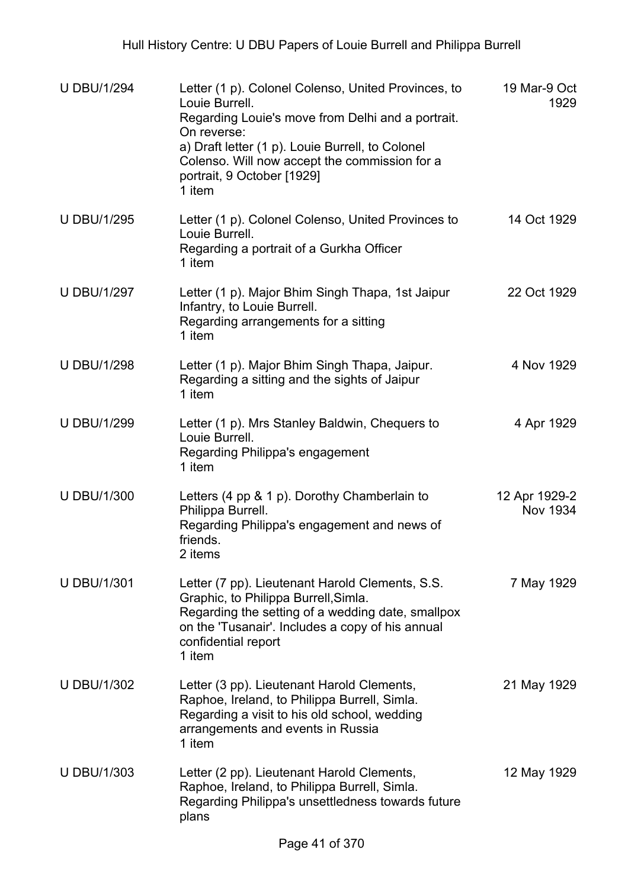| Reference | Description | Date |
|---|---|---|
| U DBU/1/294 | Letter (1 p). Colonel Colenso, United Provinces, to Louie Burrell.<br>Regarding Louie's move from Delhi and a portrait.<br>On reverse:<br>a) Draft letter (1 p). Louie Burrell, to Colonel Colenso. Will now accept the commission for a portrait, 9 October [1929]<br>1 item | 19 Mar-9 Oct 1929 |
| U DBU/1/295 | Letter (1 p). Colonel Colenso, United Provinces to Louie Burrell.<br>Regarding a portrait of a Gurkha Officer<br>1 item | 14 Oct 1929 |
| U DBU/1/297 | Letter (1 p). Major Bhim Singh Thapa, 1st Jaipur Infantry, to Louie Burrell.<br>Regarding arrangements for a sitting<br>1 item | 22 Oct 1929 |
| U DBU/1/298 | Letter (1 p). Major Bhim Singh Thapa, Jaipur.<br>Regarding a sitting and the sights of Jaipur<br>1 item | 4 Nov 1929 |
| U DBU/1/299 | Letter (1 p). Mrs Stanley Baldwin, Chequers to Louie Burrell.<br>Regarding Philippa's engagement<br>1 item | 4 Apr 1929 |
| U DBU/1/300 | Letters (4 pp & 1 p). Dorothy Chamberlain to Philippa Burrell.<br>Regarding Philippa's engagement and news of friends.<br>2 items | 12 Apr 1929-2 Nov 1934 |
| U DBU/1/301 | Letter (7 pp). Lieutenant Harold Clements, S.S. Graphic, to Philippa Burrell,Simla.<br>Regarding the setting of a wedding date, smallpox on the 'Tusanair'. Includes a copy of his annual confidential report<br>1 item | 7 May 1929 |
| U DBU/1/302 | Letter (3 pp). Lieutenant Harold Clements, Raphoe, Ireland, to Philippa Burrell, Simla.<br>Regarding a visit to his old school, wedding arrangements and events in Russia<br>1 item | 21 May 1929 |
| U DBU/1/303 | Letter (2 pp). Lieutenant Harold Clements, Raphoe, Ireland, to Philippa Burrell, Simla.<br>Regarding Philippa's unsettledness towards future plans | 12 May 1929 |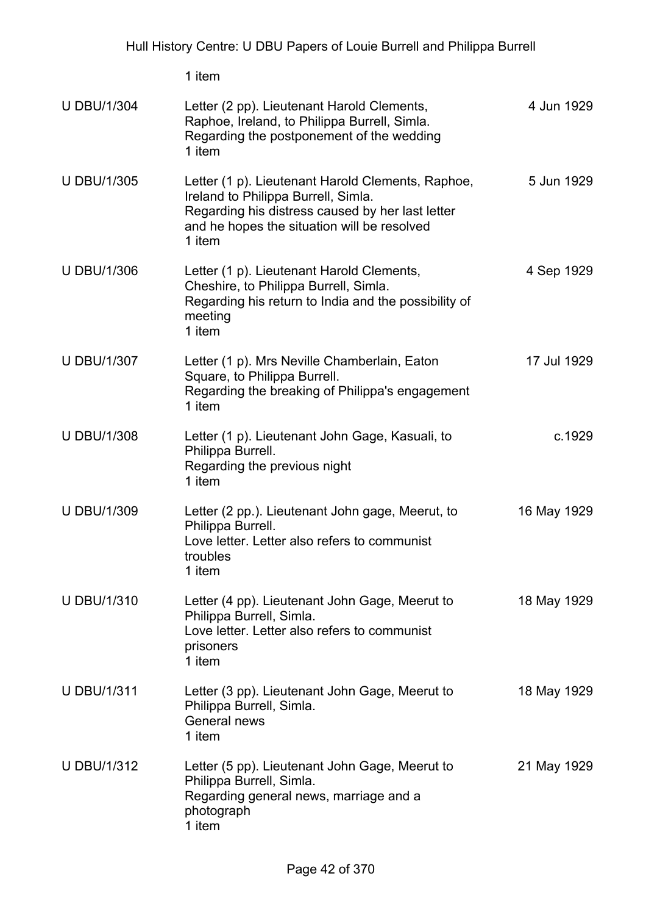1 item

| | | |
|---|---|---|
| U DBU/1/304 | Letter (2 pp). Lieutenant Harold Clements, Raphoe, Ireland, to Philippa Burrell, Simla.<br>Regarding the postponement of the wedding<br>1 item | 4 Jun 1929 |
| U DBU/1/305 | Letter (1 p). Lieutenant Harold Clements, Raphoe, Ireland to Philippa Burrell, Simla.<br>Regarding his distress caused by her last letter and he hopes the situation will be resolved<br>1 item | 5 Jun 1929 |
| U DBU/1/306 | Letter (1 p). Lieutenant Harold Clements, Cheshire, to Philippa Burrell, Simla.<br>Regarding his return to India and the possibility of meeting<br>1 item | 4 Sep 1929 |
| U DBU/1/307 | Letter (1 p). Mrs Neville Chamberlain, Eaton Square, to Philippa Burrell.<br>Regarding the breaking of Philippa's engagement<br>1 item | 17 Jul 1929 |
| U DBU/1/308 | Letter (1 p). Lieutenant John Gage, Kasuali, to Philippa Burrell.<br>Regarding the previous night<br>1 item | c.1929 |
| U DBU/1/309 | Letter (2 pp.). Lieutenant John gage, Meerut, to Philippa Burrell.<br>Love letter. Letter also refers to communist troubles<br>1 item | 16 May 1929 |
| U DBU/1/310 | Letter (4 pp). Lieutenant John Gage, Meerut to Philippa Burrell, Simla.<br>Love letter. Letter also refers to communist prisoners<br>1 item | 18 May 1929 |
| U DBU/1/311 | Letter (3 pp). Lieutenant John Gage, Meerut to Philippa Burrell, Simla.<br>General news<br>1 item | 18 May 1929 |
| U DBU/1/312 | Letter (5 pp). Lieutenant John Gage, Meerut to Philippa Burrell, Simla.<br>Regarding general news, marriage and a photograph<br>1 item | 21 May 1929 |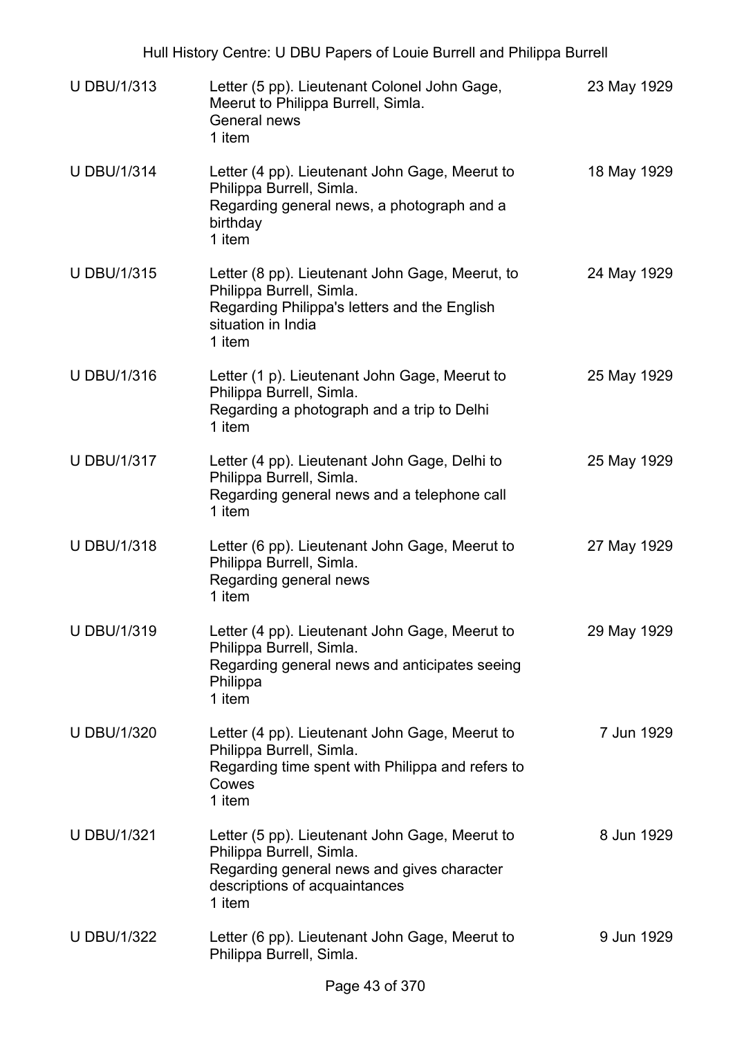| | | |
|---|---|---|
| U DBU/1/313 | Letter (5 pp). Lieutenant Colonel John Gage, Meerut to Philippa Burrell, Simla.<br>General news<br>1 item | 23 May 1929 |
| U DBU/1/314 | Letter (4 pp). Lieutenant John Gage, Meerut to Philippa Burrell, Simla.<br>Regarding general news, a photograph and a birthday<br>1 item | 18 May 1929 |
| U DBU/1/315 | Letter (8 pp). Lieutenant John Gage, Meerut, to Philippa Burrell, Simla.<br>Regarding Philippa's letters and the English situation in India<br>1 item | 24 May 1929 |
| U DBU/1/316 | Letter (1 p). Lieutenant John Gage, Meerut to Philippa Burrell, Simla.<br>Regarding a photograph and a trip to Delhi<br>1 item | 25 May 1929 |
| U DBU/1/317 | Letter (4 pp). Lieutenant John Gage, Delhi to Philippa Burrell, Simla.<br>Regarding general news and a telephone call<br>1 item | 25 May 1929 |
| U DBU/1/318 | Letter (6 pp). Lieutenant John Gage, Meerut to Philippa Burrell, Simla.<br>Regarding general news<br>1 item | 27 May 1929 |
| U DBU/1/319 | Letter (4 pp). Lieutenant John Gage, Meerut to Philippa Burrell, Simla.<br>Regarding general news and anticipates seeing Philippa<br>1 item | 29 May 1929 |
| U DBU/1/320 | Letter (4 pp). Lieutenant John Gage, Meerut to Philippa Burrell, Simla.<br>Regarding time spent with Philippa and refers to Cowes<br>1 item | 7 Jun 1929 |
| U DBU/1/321 | Letter (5 pp). Lieutenant John Gage, Meerut to Philippa Burrell, Simla.<br>Regarding general news and gives character descriptions of acquaintances<br>1 item | 8 Jun 1929 |
| U DBU/1/322 | Letter (6 pp). Lieutenant John Gage, Meerut to Philippa Burrell, Simla. | 9 Jun 1929 |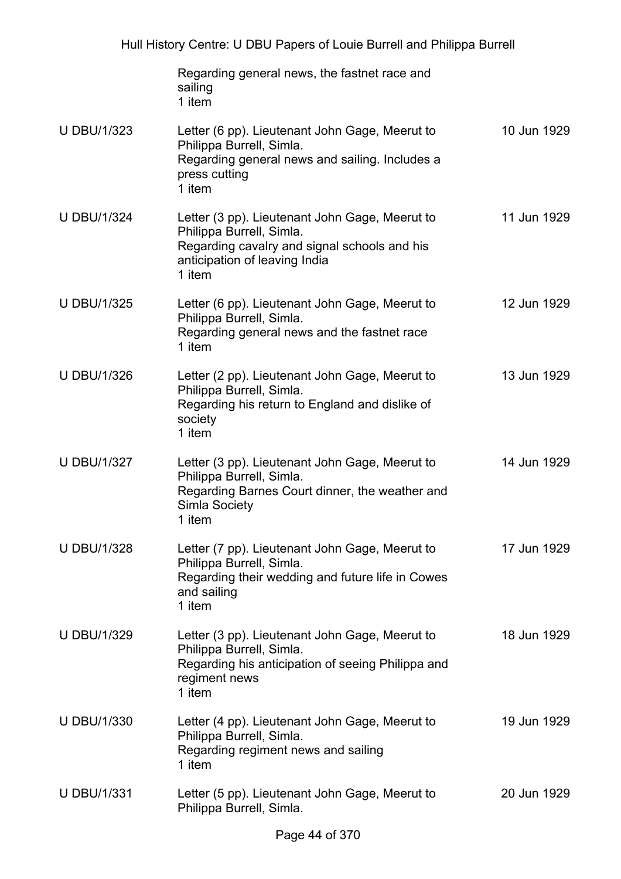| | | |
|---|---|---|
| | Regarding general news, the fastnet race and sailing<br>1 item | |
| U DBU/1/323 | Letter (6 pp). Lieutenant John Gage, Meerut to Philippa Burrell, Simla.<br>Regarding general news and sailing. Includes a press cutting<br>1 item | 10 Jun 1929 |
| U DBU/1/324 | Letter (3 pp). Lieutenant John Gage, Meerut to Philippa Burrell, Simla.<br>Regarding cavalry and signal schools and his anticipation of leaving India<br>1 item | 11 Jun 1929 |
| U DBU/1/325 | Letter (6 pp). Lieutenant John Gage, Meerut to Philippa Burrell, Simla.<br>Regarding general news and the fastnet race<br>1 item | 12 Jun 1929 |
| U DBU/1/326 | Letter (2 pp). Lieutenant John Gage, Meerut to Philippa Burrell, Simla.<br>Regarding his return to England and dislike of society<br>1 item | 13 Jun 1929 |
| U DBU/1/327 | Letter (3 pp). Lieutenant John Gage, Meerut to Philippa Burrell, Simla.<br>Regarding Barnes Court dinner, the weather and Simla Society<br>1 item | 14 Jun 1929 |
| U DBU/1/328 | Letter (7 pp). Lieutenant John Gage, Meerut to Philippa Burrell, Simla.<br>Regarding their wedding and future life in Cowes and sailing<br>1 item | 17 Jun 1929 |
| U DBU/1/329 | Letter (3 pp). Lieutenant John Gage, Meerut to Philippa Burrell, Simla.<br>Regarding his anticipation of seeing Philippa and regiment news<br>1 item | 18 Jun 1929 |
| U DBU/1/330 | Letter (4 pp). Lieutenant John Gage, Meerut to Philippa Burrell, Simla.<br>Regarding regiment news and sailing<br>1 item | 19 Jun 1929 |
| U DBU/1/331 | Letter (5 pp). Lieutenant John Gage, Meerut to Philippa Burrell, Simla. | 20 Jun 1929 |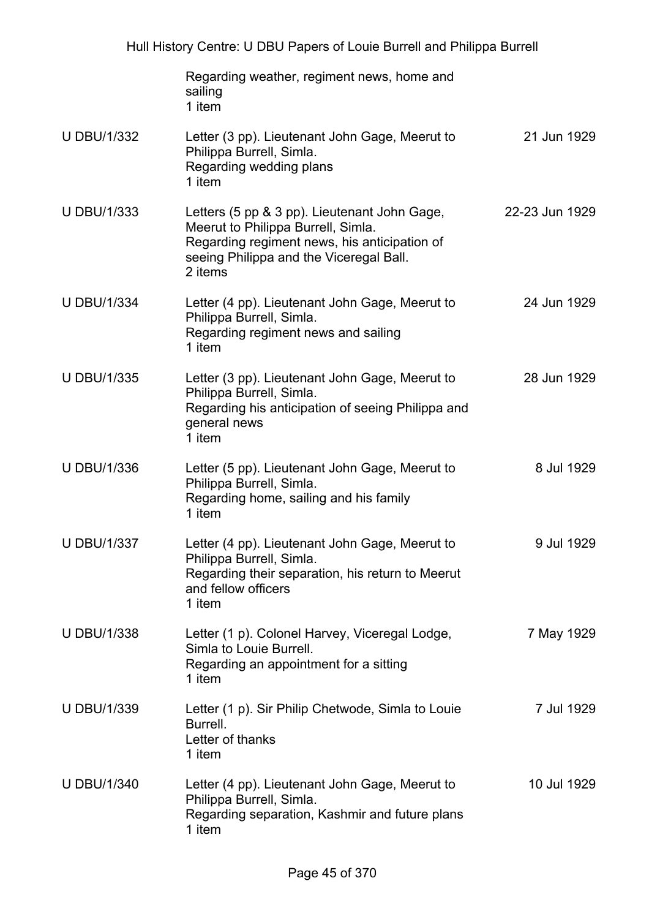| | | |
|---|---|---|
| | Regarding weather, regiment news, home and sailing<br>1 item | |
| U DBU/1/332 | Letter (3 pp). Lieutenant John Gage, Meerut to Philippa Burrell, Simla.<br>Regarding wedding plans<br>1 item | 21 Jun 1929 |
| U DBU/1/333 | Letters (5 pp & 3 pp). Lieutenant John Gage, Meerut to Philippa Burrell, Simla.<br>Regarding regiment news, his anticipation of seeing Philippa and the Viceregal Ball.<br>2 items | 22-23 Jun 1929 |
| U DBU/1/334 | Letter (4 pp). Lieutenant John Gage, Meerut to Philippa Burrell, Simla.<br>Regarding regiment news and sailing<br>1 item | 24 Jun 1929 |
| U DBU/1/335 | Letter (3 pp). Lieutenant John Gage, Meerut to Philippa Burrell, Simla.<br>Regarding his anticipation of seeing Philippa and general news<br>1 item | 28 Jun 1929 |
| U DBU/1/336 | Letter (5 pp). Lieutenant John Gage, Meerut to Philippa Burrell, Simla.<br>Regarding home, sailing and his family<br>1 item | 8 Jul 1929 |
| U DBU/1/337 | Letter (4 pp). Lieutenant John Gage, Meerut to Philippa Burrell, Simla.<br>Regarding their separation, his return to Meerut and fellow officers<br>1 item | 9 Jul 1929 |
| U DBU/1/338 | Letter (1 p). Colonel Harvey, Viceregal Lodge, Simla to Louie Burrell.<br>Regarding an appointment for a sitting<br>1 item | 7 May 1929 |
| U DBU/1/339 | Letter (1 p). Sir Philip Chetwode, Simla to Louie Burrell.<br>Letter of thanks<br>1 item | 7 Jul 1929 |
| U DBU/1/340 | Letter (4 pp). Lieutenant John Gage, Meerut to Philippa Burrell, Simla.<br>Regarding separation, Kashmir and future plans<br>1 item | 10 Jul 1929 |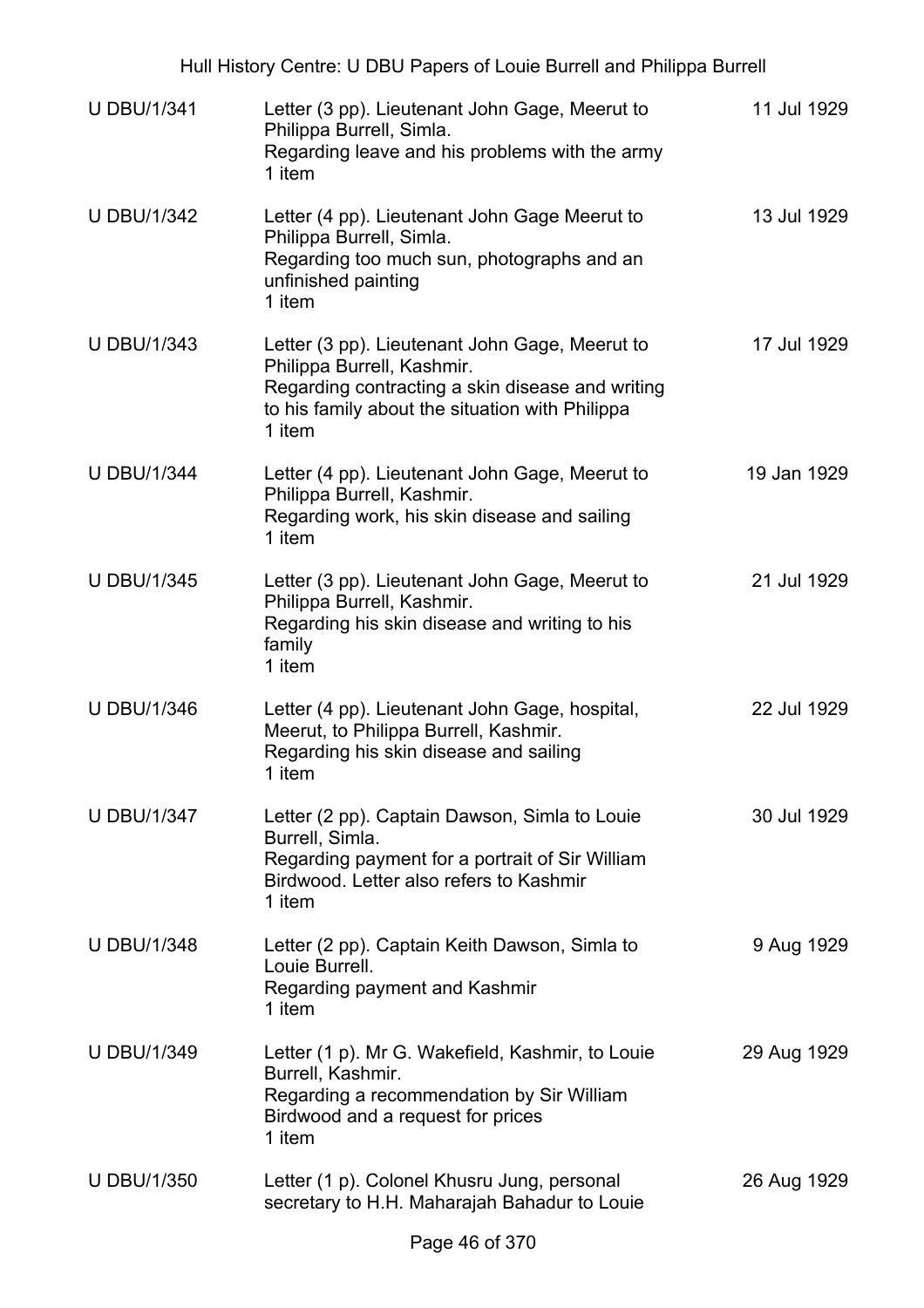| | | |
|---|---|---|
| U DBU/1/341 | Letter (3 pp). Lieutenant John Gage, Meerut to Philippa Burrell, Simla.<br>Regarding leave and his problems with the army<br>1 item | 11 Jul 1929 |
| U DBU/1/342 | Letter (4 pp). Lieutenant John Gage Meerut to Philippa Burrell, Simla.<br>Regarding too much sun, photographs and an unfinished painting<br>1 item | 13 Jul 1929 |
| U DBU/1/343 | Letter (3 pp). Lieutenant John Gage, Meerut to Philippa Burrell, Kashmir.<br>Regarding contracting a skin disease and writing to his family about the situation with Philippa<br>1 item | 17 Jul 1929 |
| U DBU/1/344 | Letter (4 pp). Lieutenant John Gage, Meerut to Philippa Burrell, Kashmir.<br>Regarding work, his skin disease and sailing<br>1 item | 19 Jan 1929 |
| U DBU/1/345 | Letter (3 pp). Lieutenant John Gage, Meerut to Philippa Burrell, Kashmir.<br>Regarding his skin disease and writing to his family<br>1 item | 21 Jul 1929 |
| U DBU/1/346 | Letter (4 pp). Lieutenant John Gage, hospital, Meerut, to Philippa Burrell, Kashmir.<br>Regarding his skin disease and sailing<br>1 item | 22 Jul 1929 |
| U DBU/1/347 | Letter (2 pp). Captain Dawson, Simla to Louie Burrell, Simla.<br>Regarding payment for a portrait of Sir William Birdwood. Letter also refers to Kashmir<br>1 item | 30 Jul 1929 |
| U DBU/1/348 | Letter (2 pp). Captain Keith Dawson, Simla to Louie Burrell.<br>Regarding payment and Kashmir<br>1 item | 9 Aug 1929 |
| U DBU/1/349 | Letter (1 p). Mr G. Wakefield, Kashmir, to Louie Burrell, Kashmir.<br>Regarding a recommendation by Sir William Birdwood and a request for prices<br>1 item | 29 Aug 1929 |
| U DBU/1/350 | Letter (1 p). Colonel Khusru Jung, personal secretary to H.H. Maharajah Bahadur to Louie | 26 Aug 1929 |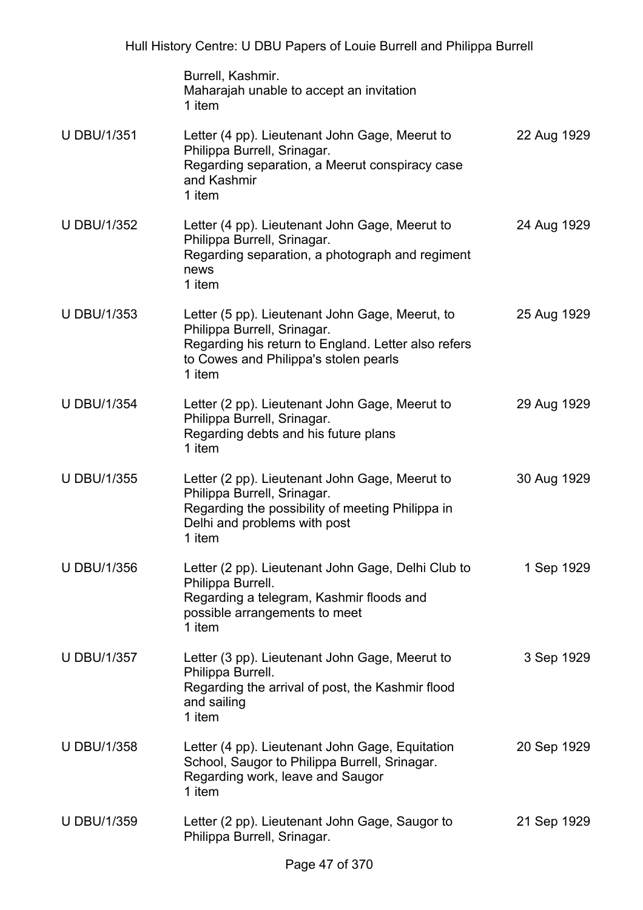| | | |
|---|---|---|
| | Burrell, Kashmir.<br>Maharajah unable to accept an invitation<br>1 item | |
| U DBU/1/351 | Letter (4 pp). Lieutenant John Gage, Meerut to Philippa Burrell, Srinagar.<br>Regarding separation, a Meerut conspiracy case and Kashmir<br>1 item | 22 Aug 1929 |
| U DBU/1/352 | Letter (4 pp). Lieutenant John Gage, Meerut to Philippa Burrell, Srinagar.<br>Regarding separation, a photograph and regiment news<br>1 item | 24 Aug 1929 |
| U DBU/1/353 | Letter (5 pp). Lieutenant John Gage, Meerut, to Philippa Burrell, Srinagar.<br>Regarding his return to England. Letter also refers to Cowes and Philippa's stolen pearls<br>1 item | 25 Aug 1929 |
| U DBU/1/354 | Letter (2 pp). Lieutenant John Gage, Meerut to Philippa Burrell, Srinagar.<br>Regarding debts and his future plans<br>1 item | 29 Aug 1929 |
| U DBU/1/355 | Letter (2 pp). Lieutenant John Gage, Meerut to Philippa Burrell, Srinagar.<br>Regarding the possibility of meeting Philippa in Delhi and problems with post<br>1 item | 30 Aug 1929 |
| U DBU/1/356 | Letter (2 pp). Lieutenant John Gage, Delhi Club to Philippa Burrell.<br>Regarding a telegram, Kashmir floods and possible arrangements to meet<br>1 item | 1 Sep 1929 |
| U DBU/1/357 | Letter (3 pp). Lieutenant John Gage, Meerut to Philippa Burrell.<br>Regarding the arrival of post, the Kashmir flood and sailing<br>1 item | 3 Sep 1929 |
| U DBU/1/358 | Letter (4 pp). Lieutenant John Gage, Equitation School, Saugor to Philippa Burrell, Srinagar.<br>Regarding work, leave and Saugor<br>1 item | 20 Sep 1929 |
| U DBU/1/359 | Letter (2 pp). Lieutenant John Gage, Saugor to Philippa Burrell, Srinagar. | 21 Sep 1929 |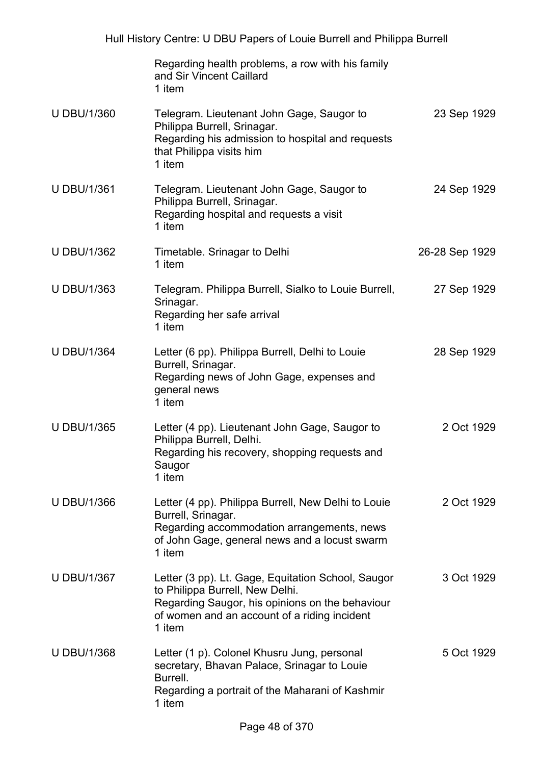| | | |
|---|---|---|
| | Regarding health problems, a row with his family and Sir Vincent Caillard<br>1 item | |
| U DBU/1/360 | Telegram. Lieutenant John Gage, Saugor to Philippa Burrell, Srinagar.<br>Regarding his admission to hospital and requests that Philippa visits him<br>1 item | 23 Sep 1929 |
| U DBU/1/361 | Telegram. Lieutenant John Gage, Saugor to Philippa Burrell, Srinagar.<br>Regarding hospital and requests a visit<br>1 item | 24 Sep 1929 |
| U DBU/1/362 | Timetable. Srinagar to Delhi<br>1 item | 26-28 Sep 1929 |
| U DBU/1/363 | Telegram. Philippa Burrell, Sialko to Louie Burrell, Srinagar.<br>Regarding her safe arrival<br>1 item | 27 Sep 1929 |
| U DBU/1/364 | Letter (6 pp). Philippa Burrell, Delhi to Louie Burrell, Srinagar.<br>Regarding news of John Gage, expenses and general news<br>1 item | 28 Sep 1929 |
| U DBU/1/365 | Letter (4 pp). Lieutenant John Gage, Saugor to Philippa Burrell, Delhi.<br>Regarding his recovery, shopping requests and Saugor<br>1 item | 2 Oct 1929 |
| U DBU/1/366 | Letter (4 pp). Philippa Burrell, New Delhi to Louie Burrell, Srinagar.<br>Regarding accommodation arrangements, news of John Gage, general news and a locust swarm<br>1 item | 2 Oct 1929 |
| U DBU/1/367 | Letter (3 pp). Lt. Gage, Equitation School, Saugor to Philippa Burrell, New Delhi.<br>Regarding Saugor, his opinions on the behaviour of women and an account of a riding incident<br>1 item | 3 Oct 1929 |
| U DBU/1/368 | Letter (1 p). Colonel Khusru Jung, personal secretary, Bhavan Palace, Srinagar to Louie Burrell.<br>Regarding a portrait of the Maharani of Kashmir<br>1 item | 5 Oct 1929 |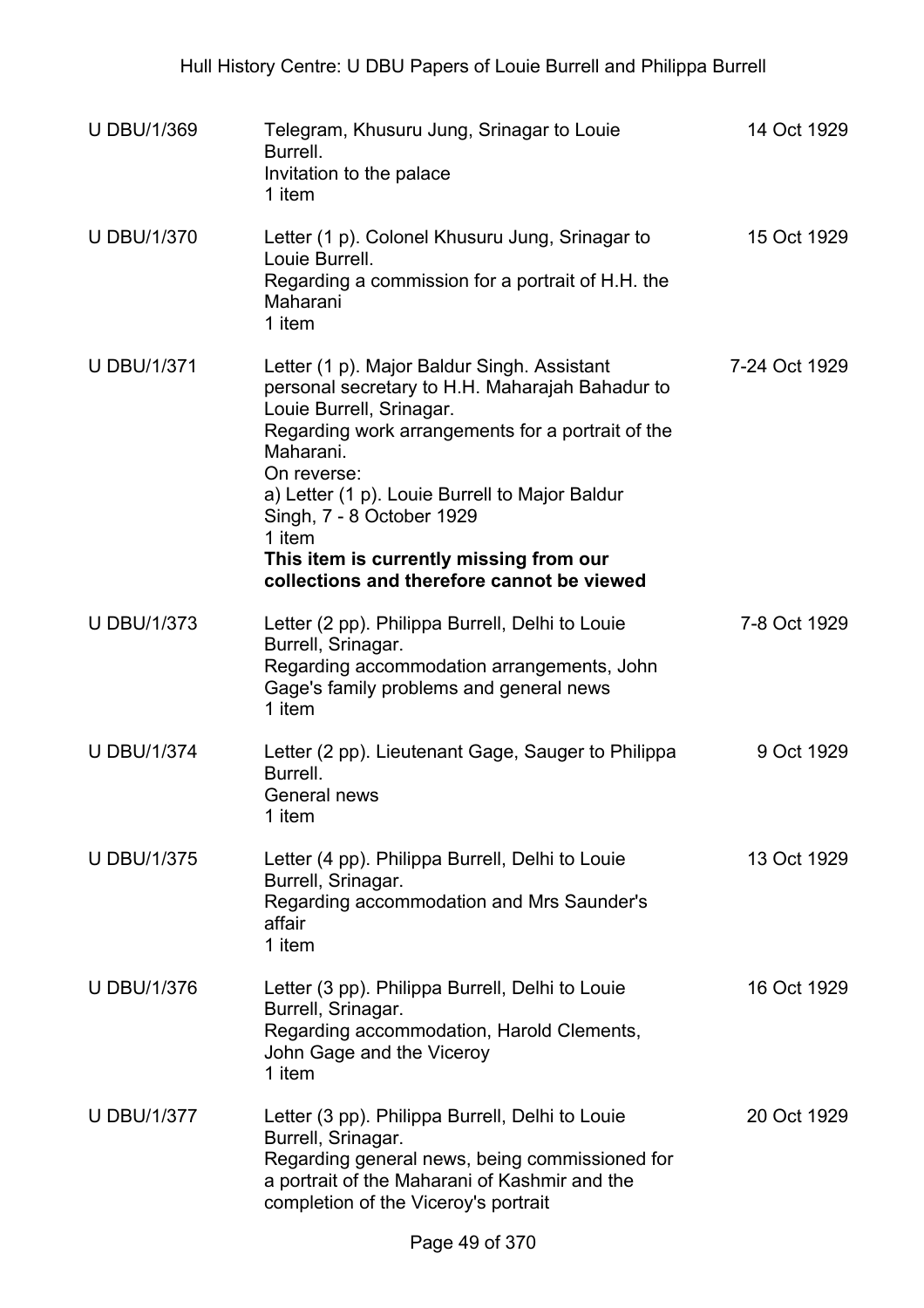| | | |
|---|---|---|
| U DBU/1/369 | Telegram, Khusuru Jung, Srinagar to Louie Burrell.<br>Invitation to the palace<br>1 item | 14 Oct 1929 |
| U DBU/1/370 | Letter (1 p). Colonel Khusuru Jung, Srinagar to Louie Burrell.<br>Regarding a commission for a portrait of H.H. the Maharani<br>1 item | 15 Oct 1929 |
| U DBU/1/371 | Letter (1 p). Major Baldur Singh. Assistant personal secretary to H.H. Maharajah Bahadur to Louie Burrell, Srinagar.<br>Regarding work arrangements for a portrait of the Maharani.<br>On reverse:<br>a) Letter (1 p). Louie Burrell to Major Baldur Singh, 7 - 8 October 1929<br>1 item<br>**This item is currently missing from our collections and therefore cannot be viewed** | 7-24 Oct 1929 |
| U DBU/1/373 | Letter (2 pp). Philippa Burrell, Delhi to Louie Burrell, Srinagar.<br>Regarding accommodation arrangements, John Gage's family problems and general news<br>1 item | 7-8 Oct 1929 |
| U DBU/1/374 | Letter (2 pp). Lieutenant Gage, Sauger to Philippa Burrell.<br>General news<br>1 item | 9 Oct 1929 |
| U DBU/1/375 | Letter (4 pp). Philippa Burrell, Delhi to Louie Burrell, Srinagar.<br>Regarding accommodation and Mrs Saunder's affair<br>1 item | 13 Oct 1929 |
| U DBU/1/376 | Letter (3 pp). Philippa Burrell, Delhi to Louie Burrell, Srinagar.<br>Regarding accommodation, Harold Clements, John Gage and the Viceroy<br>1 item | 16 Oct 1929 |
| U DBU/1/377 | Letter (3 pp). Philippa Burrell, Delhi to Louie Burrell, Srinagar.<br>Regarding general news, being commissioned for a portrait of the Maharani of Kashmir and the completion of the Viceroy's portrait | 20 Oct 1929 |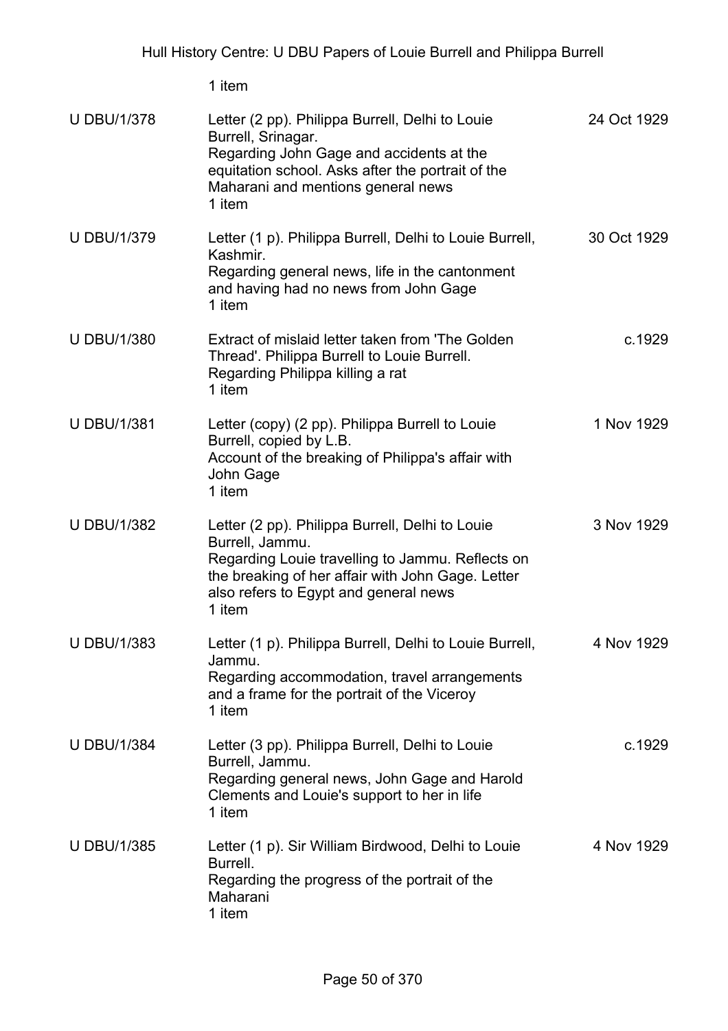1 item

| | | |
|---|---|---|
| U DBU/1/378 | Letter (2 pp). Philippa Burrell, Delhi to Louie Burrell, Srinagar.<br>Regarding John Gage and accidents at the equitation school. Asks after the portrait of the Maharani and mentions general news<br>1 item | 24 Oct 1929 |
| U DBU/1/379 | Letter (1 p). Philippa Burrell, Delhi to Louie Burrell, Kashmir.<br>Regarding general news, life in the cantonment and having had no news from John Gage<br>1 item | 30 Oct 1929 |
| U DBU/1/380 | Extract of mislaid letter taken from 'The Golden Thread'. Philippa Burrell to Louie Burrell.<br>Regarding Philippa killing a rat<br>1 item | c.1929 |
| U DBU/1/381 | Letter (copy) (2 pp). Philippa Burrell to Louie Burrell, copied by L.B.<br>Account of the breaking of Philippa's affair with John Gage<br>1 item | 1 Nov 1929 |
| U DBU/1/382 | Letter (2 pp). Philippa Burrell, Delhi to Louie Burrell, Jammu.<br>Regarding Louie travelling to Jammu. Reflects on the breaking of her affair with John Gage. Letter also refers to Egypt and general news<br>1 item | 3 Nov 1929 |
| U DBU/1/383 | Letter (1 p). Philippa Burrell, Delhi to Louie Burrell, Jammu.<br>Regarding accommodation, travel arrangements and a frame for the portrait of the Viceroy<br>1 item | 4 Nov 1929 |
| U DBU/1/384 | Letter (3 pp). Philippa Burrell, Delhi to Louie Burrell, Jammu.<br>Regarding general news, John Gage and Harold Clements and Louie's support to her in life<br>1 item | c.1929 |
| U DBU/1/385 | Letter (1 p). Sir William Birdwood, Delhi to Louie Burrell.<br>Regarding the progress of the portrait of the Maharani<br>1 item | 4 Nov 1929 |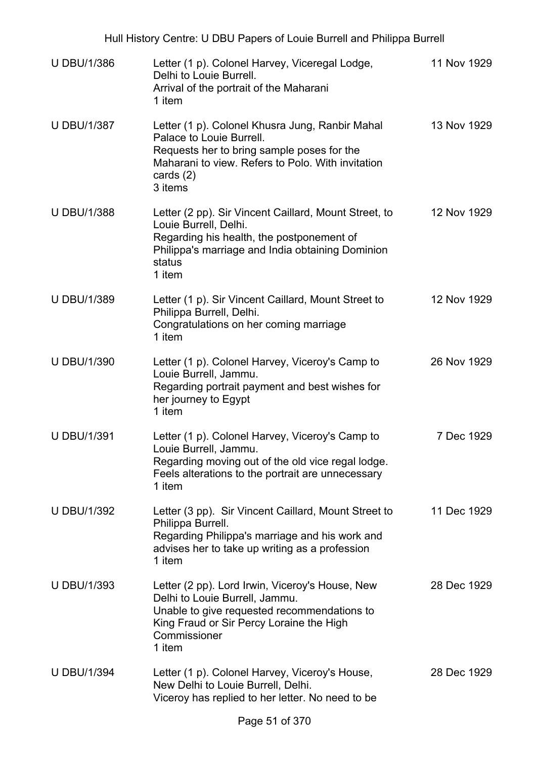| | | |
|---|---|---|
| U DBU/1/386 | Letter (1 p). Colonel Harvey, Viceregal Lodge, Delhi to Louie Burrell.<br>Arrival of the portrait of the Maharani<br>1 item | 11 Nov 1929 |
| U DBU/1/387 | Letter (1 p). Colonel Khusra Jung, Ranbir Mahal Palace to Louie Burrell.<br>Requests her to bring sample poses for the Maharani to view. Refers to Polo. With invitation cards (2)<br>3 items | 13 Nov 1929 |
| U DBU/1/388 | Letter (2 pp). Sir Vincent Caillard, Mount Street, to Louie Burrell, Delhi.<br>Regarding his health, the postponement of Philippa's marriage and India obtaining Dominion status<br>1 item | 12 Nov 1929 |
| U DBU/1/389 | Letter (1 p). Sir Vincent Caillard, Mount Street to Philippa Burrell, Delhi.<br>Congratulations on her coming marriage<br>1 item | 12 Nov 1929 |
| U DBU/1/390 | Letter (1 p). Colonel Harvey, Viceroy's Camp to Louie Burrell, Jammu.<br>Regarding portrait payment and best wishes for her journey to Egypt<br>1 item | 26 Nov 1929 |
| U DBU/1/391 | Letter (1 p). Colonel Harvey, Viceroy's Camp to Louie Burrell, Jammu.<br>Regarding moving out of the old vice regal lodge. Feels alterations to the portrait are unnecessary<br>1 item | 7 Dec 1929 |
| U DBU/1/392 | Letter (3 pp). Sir Vincent Caillard, Mount Street to Philippa Burrell.<br>Regarding Philippa's marriage and his work and advises her to take up writing as a profession<br>1 item | 11 Dec 1929 |
| U DBU/1/393 | Letter (2 pp). Lord Irwin, Viceroy's House, New Delhi to Louie Burrell, Jammu.<br>Unable to give requested recommendations to King Fraud or Sir Percy Loraine the High Commissioner<br>1 item | 28 Dec 1929 |
| U DBU/1/394 | Letter (1 p). Colonel Harvey, Viceroy's House, New Delhi to Louie Burrell, Delhi.<br>Viceroy has replied to her letter. No need to be | 28 Dec 1929 |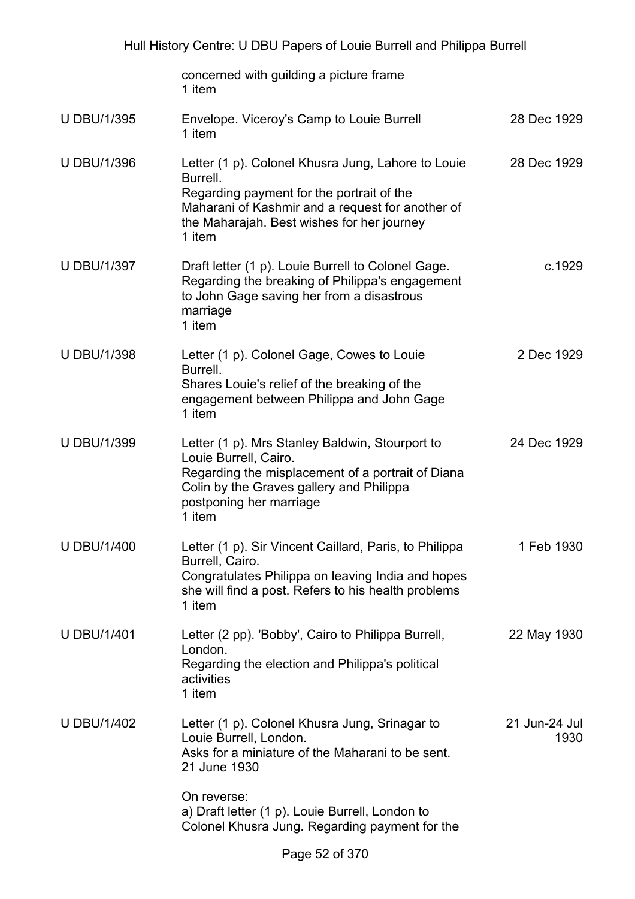| | | |
|---|---|---|
| | concerned with guilding a picture frame<br>1 item | |
| U DBU/1/395 | Envelope. Viceroy's Camp to Louie Burrell<br>1 item | 28 Dec 1929 |
| U DBU/1/396 | Letter (1 p). Colonel Khusra Jung, Lahore to Louie Burrell.<br>Regarding payment for the portrait of the Maharani of Kashmir and a request for another of the Maharajah. Best wishes for her journey<br>1 item | 28 Dec 1929 |
| U DBU/1/397 | Draft letter (1 p). Louie Burrell to Colonel Gage.<br>Regarding the breaking of Philippa's engagement to John Gage saving her from a disastrous marriage<br>1 item | c.1929 |
| U DBU/1/398 | Letter (1 p). Colonel Gage, Cowes to Louie Burrell.<br>Shares Louie's relief of the breaking of the engagement between Philippa and John Gage<br>1 item | 2 Dec 1929 |
| U DBU/1/399 | Letter (1 p). Mrs Stanley Baldwin, Stourport to Louie Burrell, Cairo.<br>Regarding the misplacement of a portrait of Diana Colin by the Graves gallery and Philippa postponing her marriage<br>1 item | 24 Dec 1929 |
| U DBU/1/400 | Letter (1 p). Sir Vincent Caillard, Paris, to Philippa Burrell, Cairo.<br>Congratulates Philippa on leaving India and hopes she will find a post. Refers to his health problems<br>1 item | 1 Feb 1930 |
| U DBU/1/401 | Letter (2 pp). 'Bobby', Cairo to Philippa Burrell, London.<br>Regarding the election and Philippa's political activities<br>1 item | 22 May 1930 |
| U DBU/1/402 | Letter (1 p). Colonel Khusra Jung, Srinagar to Louie Burrell, London.<br>Asks for a miniature of the Maharani to be sent.<br>21 June 1930<br><br>On reverse:<br>a) Draft letter (1 p). Louie Burrell, London to Colonel Khusra Jung. Regarding payment for the | 21 Jun-24 Jul 1930 |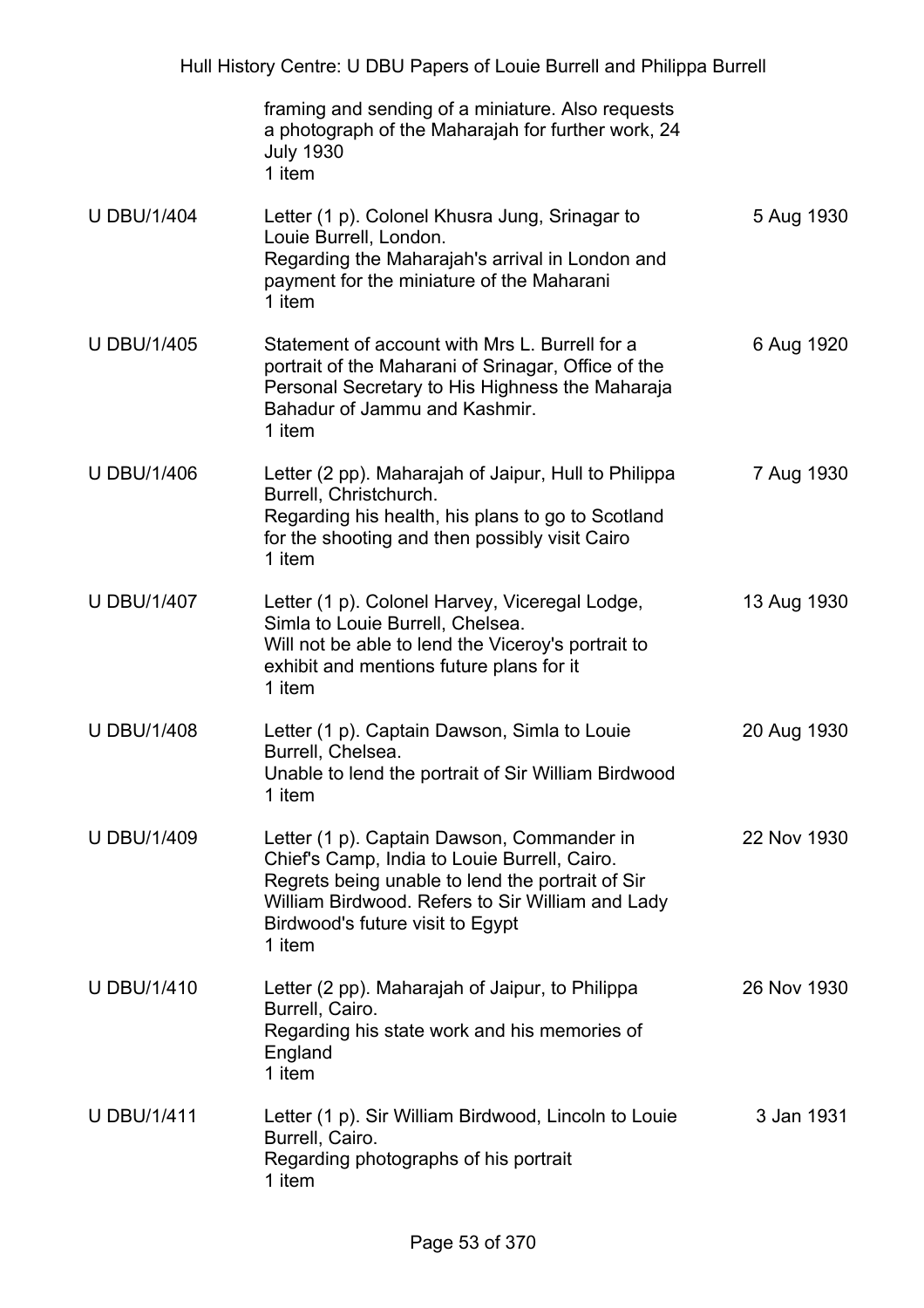| | | |
|---|---|---|
| | framing and sending of a miniature. Also requests a photograph of the Maharajah for further work, 24 July 1930<br>1 item | |
| U DBU/1/404 | Letter (1 p). Colonel Khusra Jung, Srinagar to Louie Burrell, London.<br>Regarding the Maharajah's arrival in London and payment for the miniature of the Maharani<br>1 item | 5 Aug 1930 |
| U DBU/1/405 | Statement of account with Mrs L. Burrell for a portrait of the Maharani of Srinagar, Office of the Personal Secretary to His Highness the Maharaja Bahadur of Jammu and Kashmir.<br>1 item | 6 Aug 1920 |
| U DBU/1/406 | Letter (2 pp). Maharajah of Jaipur, Hull to Philippa Burrell, Christchurch.<br>Regarding his health, his plans to go to Scotland for the shooting and then possibly visit Cairo<br>1 item | 7 Aug 1930 |
| U DBU/1/407 | Letter (1 p). Colonel Harvey, Viceregal Lodge, Simla to Louie Burrell, Chelsea.<br>Will not be able to lend the Viceroy's portrait to exhibit and mentions future plans for it<br>1 item | 13 Aug 1930 |
| U DBU/1/408 | Letter (1 p). Captain Dawson, Simla to Louie Burrell, Chelsea.<br>Unable to lend the portrait of Sir William Birdwood<br>1 item | 20 Aug 1930 |
| U DBU/1/409 | Letter (1 p). Captain Dawson, Commander in Chief's Camp, India to Louie Burrell, Cairo.<br>Regrets being unable to lend the portrait of Sir William Birdwood. Refers to Sir William and Lady Birdwood's future visit to Egypt<br>1 item | 22 Nov 1930 |
| U DBU/1/410 | Letter (2 pp). Maharajah of Jaipur, to Philippa Burrell, Cairo.<br>Regarding his state work and his memories of England<br>1 item | 26 Nov 1930 |
| U DBU/1/411 | Letter (1 p). Sir William Birdwood, Lincoln to Louie Burrell, Cairo.<br>Regarding photographs of his portrait<br>1 item | 3 Jan 1931 |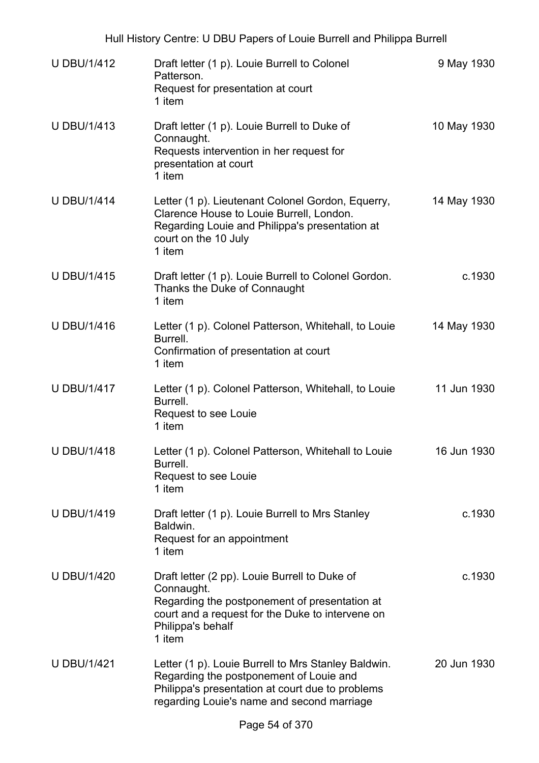| | | |
|---|---|---|
| U DBU/1/412 | Draft letter (1 p). Louie Burrell to Colonel Patterson.<br>Request for presentation at court<br>1 item | 9 May 1930 |
| U DBU/1/413 | Draft letter (1 p). Louie Burrell to Duke of Connaught.<br>Requests intervention in her request for presentation at court<br>1 item | 10 May 1930 |
| U DBU/1/414 | Letter (1 p). Lieutenant Colonel Gordon, Equerry, Clarence House to Louie Burrell, London.<br>Regarding Louie and Philippa's presentation at court on the 10 July<br>1 item | 14 May 1930 |
| U DBU/1/415 | Draft letter (1 p). Louie Burrell to Colonel Gordon.<br>Thanks the Duke of Connaught<br>1 item | c.1930 |
| U DBU/1/416 | Letter (1 p). Colonel Patterson, Whitehall, to Louie Burrell.<br>Confirmation of presentation at court<br>1 item | 14 May 1930 |
| U DBU/1/417 | Letter (1 p). Colonel Patterson, Whitehall, to Louie Burrell.<br>Request to see Louie<br>1 item | 11 Jun 1930 |
| U DBU/1/418 | Letter (1 p). Colonel Patterson, Whitehall to Louie Burrell.<br>Request to see Louie<br>1 item | 16 Jun 1930 |
| U DBU/1/419 | Draft letter (1 p). Louie Burrell to Mrs Stanley Baldwin.<br>Request for an appointment<br>1 item | c.1930 |
| U DBU/1/420 | Draft letter (2 pp). Louie Burrell to Duke of Connaught.<br>Regarding the postponement of presentation at court and a request for the Duke to intervene on Philippa's behalf<br>1 item | c.1930 |
| U DBU/1/421 | Letter (1 p). Louie Burrell to Mrs Stanley Baldwin.<br>Regarding the postponement of Louie and Philippa's presentation at court due to problems regarding Louie's name and second marriage | 20 Jun 1930 |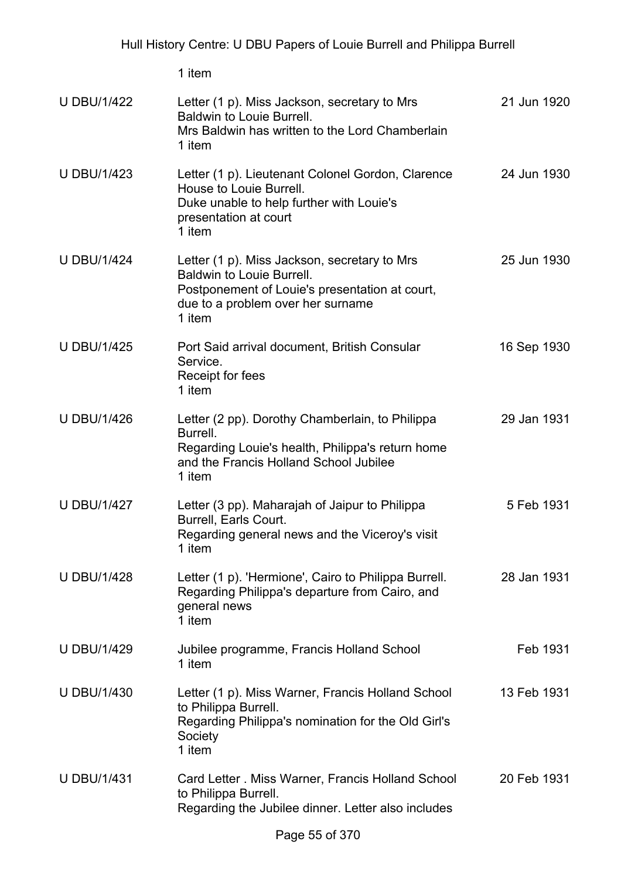1 item

| | | |
|---|---|---|
| U DBU/1/422 | Letter (1 p). Miss Jackson, secretary to Mrs Baldwin to Louie Burrell.<br>Mrs Baldwin has written to the Lord Chamberlain<br>1 item | 21 Jun 1920 |
| U DBU/1/423 | Letter (1 p). Lieutenant Colonel Gordon, Clarence House to Louie Burrell.<br>Duke unable to help further with Louie's presentation at court<br>1 item | 24 Jun 1930 |
| U DBU/1/424 | Letter (1 p). Miss Jackson, secretary to Mrs Baldwin to Louie Burrell.<br>Postponement of Louie's presentation at court, due to a problem over her surname<br>1 item | 25 Jun 1930 |
| U DBU/1/425 | Port Said arrival document, British Consular Service.<br>Receipt for fees<br>1 item | 16 Sep 1930 |
| U DBU/1/426 | Letter (2 pp). Dorothy Chamberlain, to Philippa Burrell.<br>Regarding Louie's health, Philippa's return home and the Francis Holland School Jubilee<br>1 item | 29 Jan 1931 |
| U DBU/1/427 | Letter (3 pp). Maharajah of Jaipur to Philippa Burrell, Earls Court.<br>Regarding general news and the Viceroy's visit<br>1 item | 5 Feb 1931 |
| U DBU/1/428 | Letter (1 p). 'Hermione', Cairo to Philippa Burrell.<br>Regarding Philippa's departure from Cairo, and general news<br>1 item | 28 Jan 1931 |
| U DBU/1/429 | Jubilee programme, Francis Holland School<br>1 item | Feb 1931 |
| U DBU/1/430 | Letter (1 p). Miss Warner, Francis Holland School to Philippa Burrell.<br>Regarding Philippa's nomination for the Old Girl's Society<br>1 item | 13 Feb 1931 |
| U DBU/1/431 | Card Letter . Miss Warner, Francis Holland School to Philippa Burrell.<br>Regarding the Jubilee dinner. Letter also includes | 20 Feb 1931 |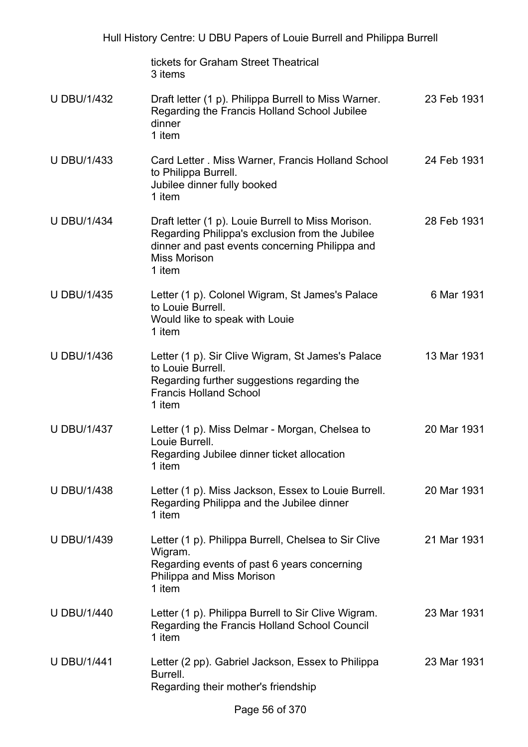| | | |
|---|---|---|
| | tickets for Graham Street Theatrical<br>3 items | |
| U DBU/1/432 | Draft letter (1 p). Philippa Burrell to Miss Warner.<br>Regarding the Francis Holland School Jubilee dinner<br>1 item | 23 Feb 1931 |
| U DBU/1/433 | Card Letter . Miss Warner, Francis Holland School to Philippa Burrell.<br>Jubilee dinner fully booked<br>1 item | 24 Feb 1931 |
| U DBU/1/434 | Draft letter (1 p). Louie Burrell to Miss Morison.<br>Regarding Philippa's exclusion from the Jubilee dinner and past events concerning Philippa and Miss Morison<br>1 item | 28 Feb 1931 |
| U DBU/1/435 | Letter (1 p). Colonel Wigram, St James's Palace to Louie Burrell.<br>Would like to speak with Louie<br>1 item | 6 Mar 1931 |
| U DBU/1/436 | Letter (1 p). Sir Clive Wigram, St James's Palace to Louie Burrell.<br>Regarding further suggestions regarding the Francis Holland School<br>1 item | 13 Mar 1931 |
| U DBU/1/437 | Letter (1 p). Miss Delmar - Morgan, Chelsea to Louie Burrell.<br>Regarding Jubilee dinner ticket allocation<br>1 item | 20 Mar 1931 |
| U DBU/1/438 | Letter (1 p). Miss Jackson, Essex to Louie Burrell.<br>Regarding Philippa and the Jubilee dinner<br>1 item | 20 Mar 1931 |
| U DBU/1/439 | Letter (1 p). Philippa Burrell, Chelsea to Sir Clive Wigram.<br>Regarding events of past 6 years concerning Philippa and Miss Morison<br>1 item | 21 Mar 1931 |
| U DBU/1/440 | Letter (1 p). Philippa Burrell to Sir Clive Wigram.<br>Regarding the Francis Holland School Council<br>1 item | 23 Mar 1931 |
| U DBU/1/441 | Letter (2 pp). Gabriel Jackson, Essex to Philippa Burrell.<br>Regarding their mother's friendship | 23 Mar 1931 |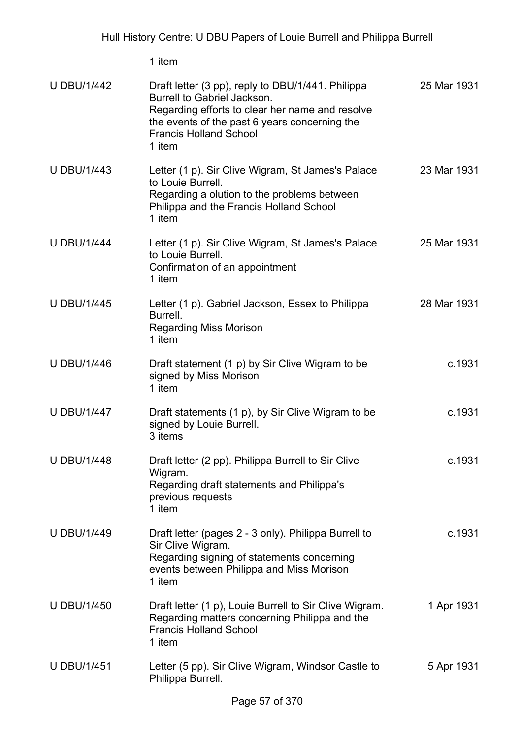1 item

| | | |
|---|---|---|
| U DBU/1/442 | Draft letter (3 pp), reply to DBU/1/441. Philippa Burrell to Gabriel Jackson.<br>Regarding efforts to clear her name and resolve the events of the past 6 years concerning the Francis Holland School<br>1 item | 25 Mar 1931 |
| U DBU/1/443 | Letter (1 p). Sir Clive Wigram, St James's Palace to Louie Burrell.<br>Regarding a olution to the problems between Philippa and the Francis Holland School<br>1 item | 23 Mar 1931 |
| U DBU/1/444 | Letter (1 p). Sir Clive Wigram, St James's Palace to Louie Burrell.<br>Confirmation of an appointment<br>1 item | 25 Mar 1931 |
| U DBU/1/445 | Letter (1 p). Gabriel Jackson, Essex to Philippa Burrell.<br>Regarding Miss Morison<br>1 item | 28 Mar 1931 |
| U DBU/1/446 | Draft statement (1 p) by Sir Clive Wigram to be signed by Miss Morison<br>1 item | c.1931 |
| U DBU/1/447 | Draft statements (1 p), by Sir Clive Wigram to be signed by Louie Burrell.<br>3 items | c.1931 |
| U DBU/1/448 | Draft letter (2 pp). Philippa Burrell to Sir Clive Wigram.<br>Regarding draft statements and Philippa's previous requests<br>1 item | c.1931 |
| U DBU/1/449 | Draft letter (pages 2 - 3 only). Philippa Burrell to Sir Clive Wigram.<br>Regarding signing of statements concerning events between Philippa and Miss Morison<br>1 item | c.1931 |
| U DBU/1/450 | Draft letter (1 p), Louie Burrell to Sir Clive Wigram.<br>Regarding matters concerning Philippa and the Francis Holland School<br>1 item | 1 Apr 1931 |
| U DBU/1/451 | Letter (5 pp). Sir Clive Wigram, Windsor Castle to Philippa Burrell. | 5 Apr 1931 |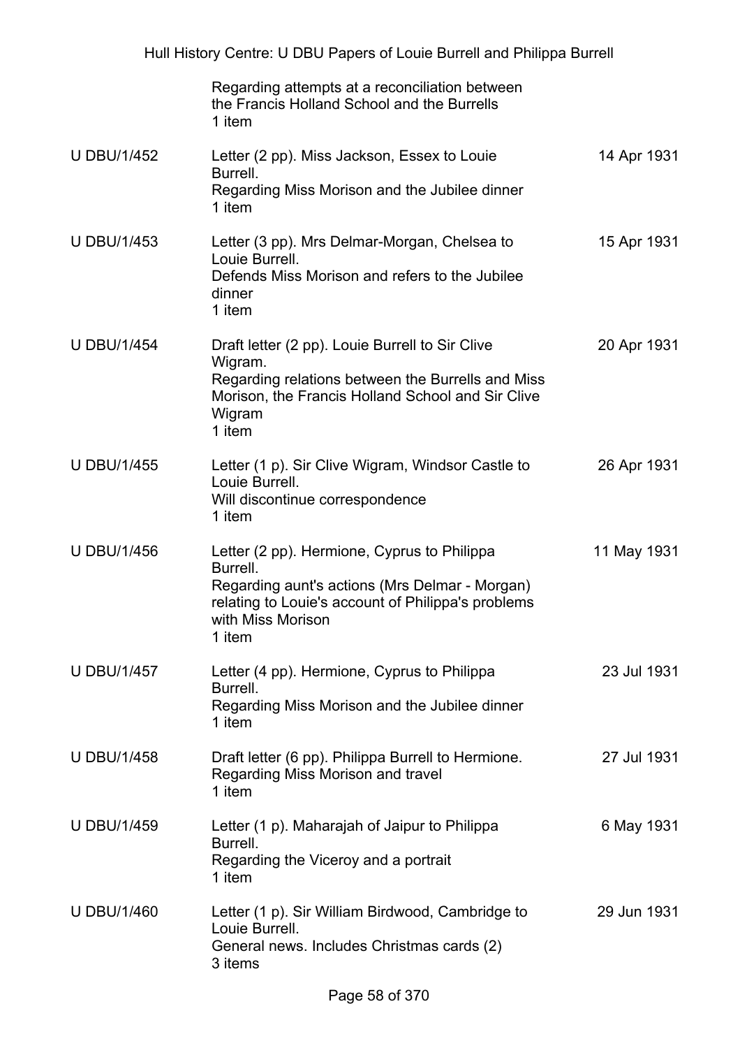| | | |
|---|---|---|
| | Regarding attempts at a reconciliation between the Francis Holland School and the Burrells<br>1 item | |
| U DBU/1/452 | Letter (2 pp). Miss Jackson, Essex to Louie Burrell.<br>Regarding Miss Morison and the Jubilee dinner<br>1 item | 14 Apr 1931 |
| U DBU/1/453 | Letter (3 pp). Mrs Delmar-Morgan, Chelsea to Louie Burrell.<br>Defends Miss Morison and refers to the Jubilee dinner<br>1 item | 15 Apr 1931 |
| U DBU/1/454 | Draft letter (2 pp). Louie Burrell to Sir Clive Wigram.<br>Regarding relations between the Burrells and Miss Morison, the Francis Holland School and Sir Clive Wigram<br>1 item | 20 Apr 1931 |
| U DBU/1/455 | Letter (1 p). Sir Clive Wigram, Windsor Castle to Louie Burrell.<br>Will discontinue correspondence<br>1 item | 26 Apr 1931 |
| U DBU/1/456 | Letter (2 pp). Hermione, Cyprus to Philippa Burrell.<br>Regarding aunt's actions (Mrs Delmar - Morgan) relating to Louie's account of Philippa's problems with Miss Morison<br>1 item | 11 May 1931 |
| U DBU/1/457 | Letter (4 pp). Hermione, Cyprus to Philippa Burrell.<br>Regarding Miss Morison and the Jubilee dinner<br>1 item | 23 Jul 1931 |
| U DBU/1/458 | Draft letter (6 pp). Philippa Burrell to Hermione.<br>Regarding Miss Morison and travel<br>1 item | 27 Jul 1931 |
| U DBU/1/459 | Letter (1 p). Maharajah of Jaipur to Philippa Burrell.<br>Regarding the Viceroy and a portrait<br>1 item | 6 May 1931 |
| U DBU/1/460 | Letter (1 p). Sir William Birdwood, Cambridge to Louie Burrell.<br>General news. Includes Christmas cards (2)<br>3 items | 29 Jun 1931 |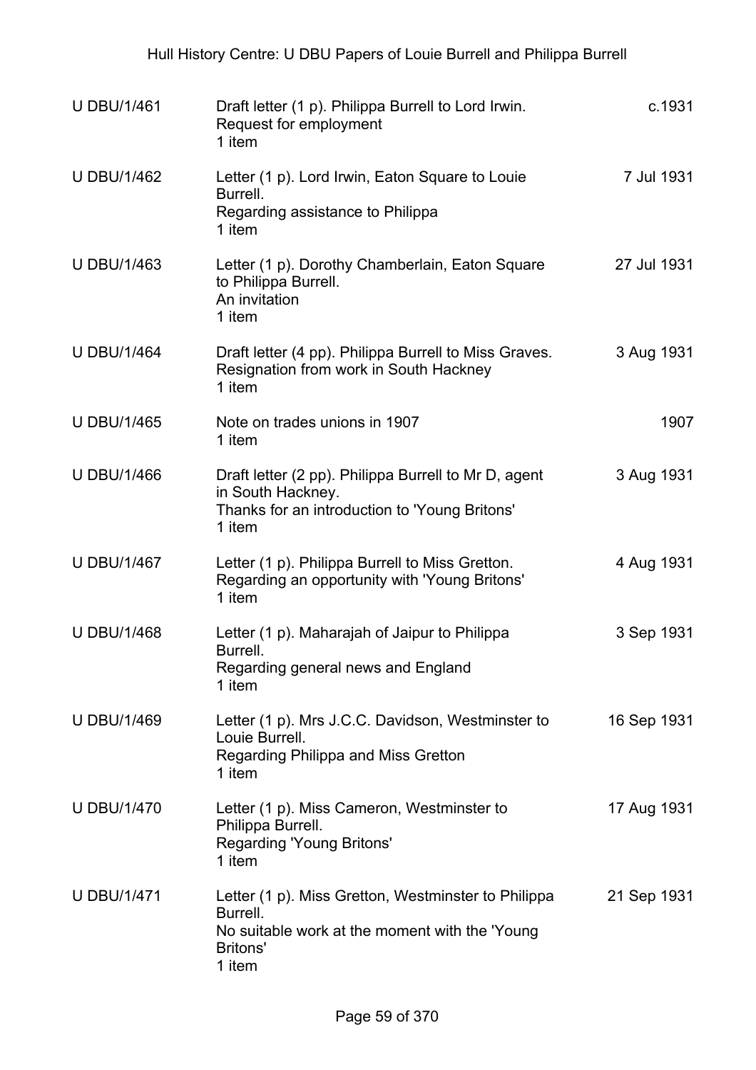| | | |
|---|---|---|
| U DBU/1/461 | Draft letter (1 p). Philippa Burrell to Lord Irwin.<br>Request for employment<br>1 item | c.1931 |
| U DBU/1/462 | Letter (1 p). Lord Irwin, Eaton Square to Louie Burrell.<br>Regarding assistance to Philippa<br>1 item | 7 Jul 1931 |
| U DBU/1/463 | Letter (1 p). Dorothy Chamberlain, Eaton Square to Philippa Burrell.<br>An invitation<br>1 item | 27 Jul 1931 |
| U DBU/1/464 | Draft letter (4 pp). Philippa Burrell to Miss Graves.<br>Resignation from work in South Hackney<br>1 item | 3 Aug 1931 |
| U DBU/1/465 | Note on trades unions in 1907<br>1 item | 1907 |
| U DBU/1/466 | Draft letter (2 pp). Philippa Burrell to Mr D, agent in South Hackney.<br>Thanks for an introduction to 'Young Britons'<br>1 item | 3 Aug 1931 |
| U DBU/1/467 | Letter (1 p). Philippa Burrell to Miss Gretton.<br>Regarding an opportunity with 'Young Britons'<br>1 item | 4 Aug 1931 |
| U DBU/1/468 | Letter (1 p). Maharajah of Jaipur to Philippa Burrell.<br>Regarding general news and England<br>1 item | 3 Sep 1931 |
| U DBU/1/469 | Letter (1 p). Mrs J.C.C. Davidson, Westminster to Louie Burrell.<br>Regarding Philippa and Miss Gretton<br>1 item | 16 Sep 1931 |
| U DBU/1/470 | Letter (1 p). Miss Cameron, Westminster to Philippa Burrell.<br>Regarding 'Young Britons'<br>1 item | 17 Aug 1931 |
| U DBU/1/471 | Letter (1 p). Miss Gretton, Westminster to Philippa Burrell.<br>No suitable work at the moment with the 'Young Britons'<br>1 item | 21 Sep 1931 |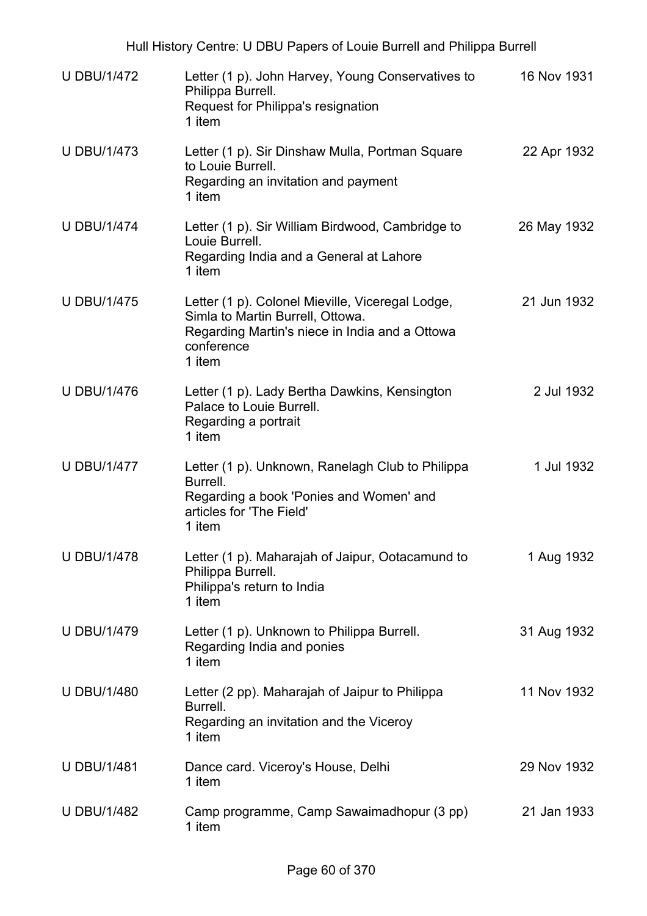| | | |
|---|---|---|
| U DBU/1/472 | Letter (1 p). John Harvey, Young Conservatives to Philippa Burrell.<br>Request for Philippa's resignation<br>1 item | 16 Nov 1931 |
| U DBU/1/473 | Letter (1 p). Sir Dinshaw Mulla, Portman Square to Louie Burrell.<br>Regarding an invitation and payment<br>1 item | 22 Apr 1932 |
| U DBU/1/474 | Letter (1 p). Sir William Birdwood, Cambridge to Louie Burrell.<br>Regarding India and a General at Lahore<br>1 item | 26 May 1932 |
| U DBU/1/475 | Letter (1 p). Colonel Mieville, Viceregal Lodge, Simla to Martin Burrell, Ottowa.<br>Regarding Martin's niece in India and a Ottowa conference<br>1 item | 21 Jun 1932 |
| U DBU/1/476 | Letter (1 p). Lady Bertha Dawkins, Kensington Palace to Louie Burrell.<br>Regarding a portrait<br>1 item | 2 Jul 1932 |
| U DBU/1/477 | Letter (1 p). Unknown, Ranelagh Club to Philippa Burrell.<br>Regarding a book 'Ponies and Women' and articles for 'The Field'<br>1 item | 1 Jul 1932 |
| U DBU/1/478 | Letter (1 p). Maharajah of Jaipur, Ootacamund to Philippa Burrell.<br>Philippa's return to India<br>1 item | 1 Aug 1932 |
| U DBU/1/479 | Letter (1 p). Unknown to Philippa Burrell.<br>Regarding India and ponies<br>1 item | 31 Aug 1932 |
| U DBU/1/480 | Letter (2 pp). Maharajah of Jaipur to Philippa Burrell.<br>Regarding an invitation and the Viceroy<br>1 item | 11 Nov 1932 |
| U DBU/1/481 | Dance card. Viceroy's House, Delhi<br>1 item | 29 Nov 1932 |
| U DBU/1/482 | Camp programme, Camp Sawaimadhopur (3 pp)<br>1 item | 21 Jan 1933 |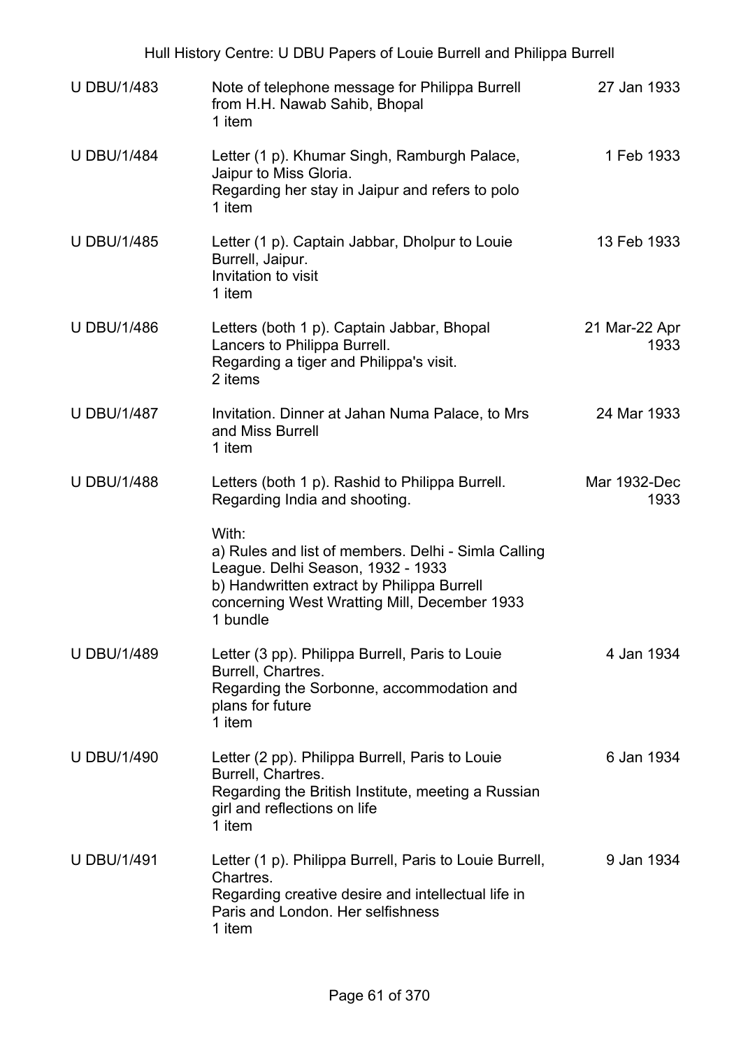| | | |
|---|---|---|
| U DBU/1/483 | Note of telephone message for Philippa Burrell from H.H. Nawab Sahib, Bhopal<br>1 item | 27 Jan 1933 |
| U DBU/1/484 | Letter (1 p). Khumar Singh, Ramburgh Palace, Jaipur to Miss Gloria.<br>Regarding her stay in Jaipur and refers to polo<br>1 item | 1 Feb 1933 |
| U DBU/1/485 | Letter (1 p). Captain Jabbar, Dholpur to Louie Burrell, Jaipur.<br>Invitation to visit<br>1 item | 13 Feb 1933 |
| U DBU/1/486 | Letters (both 1 p). Captain Jabbar, Bhopal Lancers to Philippa Burrell.<br>Regarding a tiger and Philippa's visit.<br>2 items | 21 Mar-22 Apr 1933 |
| U DBU/1/487 | Invitation. Dinner at Jahan Numa Palace, to Mrs and Miss Burrell<br>1 item | 24 Mar 1933 |
| U DBU/1/488 | Letters (both 1 p). Rashid to Philippa Burrell.<br>Regarding India and shooting.<br><br>With:<br>a) Rules and list of members. Delhi - Simla Calling League. Delhi Season, 1932 - 1933<br>b) Handwritten extract by Philippa Burrell concerning West Wratting Mill, December 1933<br>1 bundle | Mar 1932-Dec 1933 |
| U DBU/1/489 | Letter (3 pp). Philippa Burrell, Paris to Louie Burrell, Chartres.<br>Regarding the Sorbonne, accommodation and plans for future<br>1 item | 4 Jan 1934 |
| U DBU/1/490 | Letter (2 pp). Philippa Burrell, Paris to Louie Burrell, Chartres.<br>Regarding the British Institute, meeting a Russian girl and reflections on life<br>1 item | 6 Jan 1934 |
| U DBU/1/491 | Letter (1 p). Philippa Burrell, Paris to Louie Burrell, Chartres.<br>Regarding creative desire and intellectual life in Paris and London. Her selfishness<br>1 item | 9 Jan 1934 |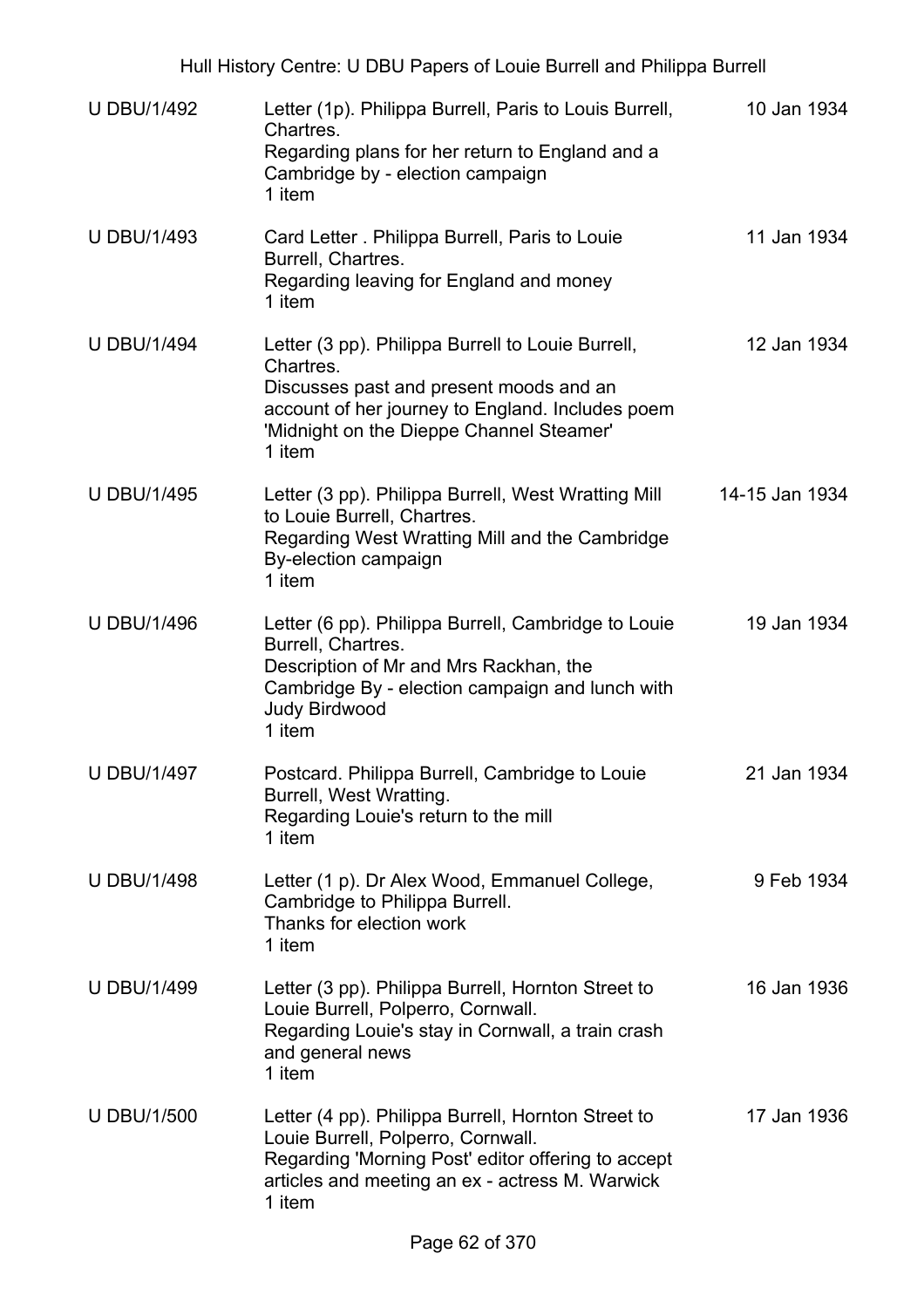| | | |
|---|---|---|
| U DBU/1/492 | Letter (1p). Philippa Burrell, Paris to Louis Burrell, Chartres.<br>Regarding plans for her return to England and a Cambridge by - election campaign<br>1 item | 10 Jan 1934 |
| U DBU/1/493 | Card Letter . Philippa Burrell, Paris to Louie Burrell, Chartres.<br>Regarding leaving for England and money<br>1 item | 11 Jan 1934 |
| U DBU/1/494 | Letter (3 pp). Philippa Burrell to Louie Burrell, Chartres.<br>Discusses past and present moods and an account of her journey to England. Includes poem 'Midnight on the Dieppe Channel Steamer'<br>1 item | 12 Jan 1934 |
| U DBU/1/495 | Letter (3 pp). Philippa Burrell, West Wratting Mill to Louie Burrell, Chartres.<br>Regarding West Wratting Mill and the Cambridge By-election campaign<br>1 item | 14-15 Jan 1934 |
| U DBU/1/496 | Letter (6 pp). Philippa Burrell, Cambridge to Louie Burrell, Chartres.<br>Description of Mr and Mrs Rackhan, the Cambridge By - election campaign and lunch with Judy Birdwood<br>1 item | 19 Jan 1934 |
| U DBU/1/497 | Postcard. Philippa Burrell, Cambridge to Louie Burrell, West Wratting.<br>Regarding Louie's return to the mill<br>1 item | 21 Jan 1934 |
| U DBU/1/498 | Letter (1 p). Dr Alex Wood, Emmanuel College, Cambridge to Philippa Burrell.<br>Thanks for election work<br>1 item | 9 Feb 1934 |
| U DBU/1/499 | Letter (3 pp). Philippa Burrell, Hornton Street to Louie Burrell, Polperro, Cornwall.<br>Regarding Louie's stay in Cornwall, a train crash and general news<br>1 item | 16 Jan 1936 |
| U DBU/1/500 | Letter (4 pp). Philippa Burrell, Hornton Street to Louie Burrell, Polperro, Cornwall.<br>Regarding 'Morning Post' editor offering to accept articles and meeting an ex - actress M. Warwick<br>1 item | 17 Jan 1936 |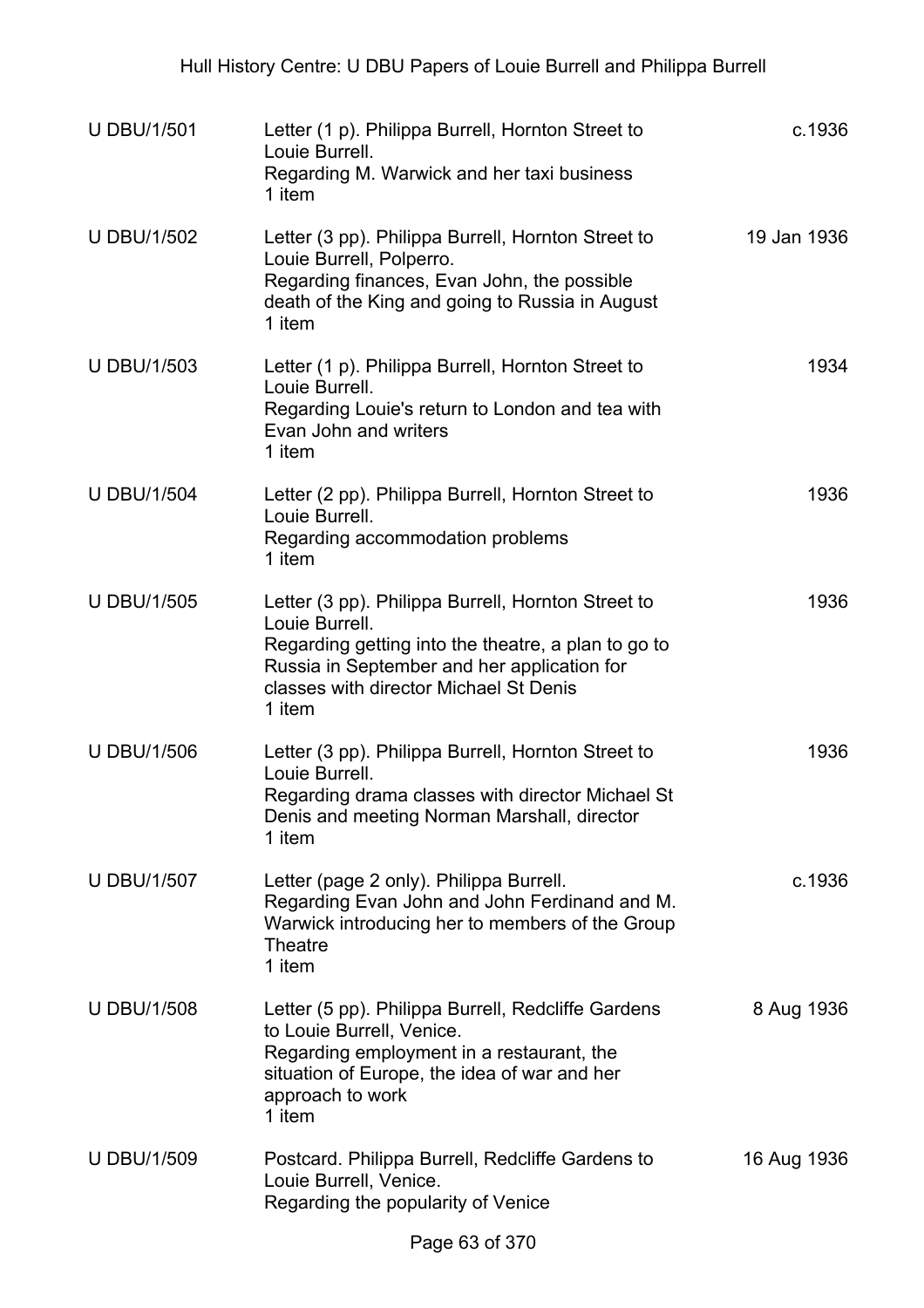| | | |
|---|---|---|
| U DBU/1/501 | Letter (1 p). Philippa Burrell, Hornton Street to Louie Burrell.<br>Regarding M. Warwick and her taxi business<br>1 item | c.1936 |
| U DBU/1/502 | Letter (3 pp). Philippa Burrell, Hornton Street to Louie Burrell, Polperro.<br>Regarding finances, Evan John, the possible death of the King and going to Russia in August<br>1 item | 19 Jan 1936 |
| U DBU/1/503 | Letter (1 p). Philippa Burrell, Hornton Street to Louie Burrell.<br>Regarding Louie's return to London and tea with Evan John and writers<br>1 item | 1934 |
| U DBU/1/504 | Letter (2 pp). Philippa Burrell, Hornton Street to Louie Burrell.<br>Regarding accommodation problems<br>1 item | 1936 |
| U DBU/1/505 | Letter (3 pp). Philippa Burrell, Hornton Street to Louie Burrell.<br>Regarding getting into the theatre, a plan to go to Russia in September and her application for classes with director Michael St Denis<br>1 item | 1936 |
| U DBU/1/506 | Letter (3 pp). Philippa Burrell, Hornton Street to Louie Burrell.<br>Regarding drama classes with director Michael St Denis and meeting Norman Marshall, director<br>1 item | 1936 |
| U DBU/1/507 | Letter (page 2 only). Philippa Burrell.<br>Regarding Evan John and John Ferdinand and M. Warwick introducing her to members of the Group Theatre<br>1 item | c.1936 |
| U DBU/1/508 | Letter (5 pp). Philippa Burrell, Redcliffe Gardens to Louie Burrell, Venice.<br>Regarding employment in a restaurant, the situation of Europe, the idea of war and her approach to work<br>1 item | 8 Aug 1936 |
| U DBU/1/509 | Postcard. Philippa Burrell, Redcliffe Gardens to Louie Burrell, Venice.<br>Regarding the popularity of Venice | 16 Aug 1936 |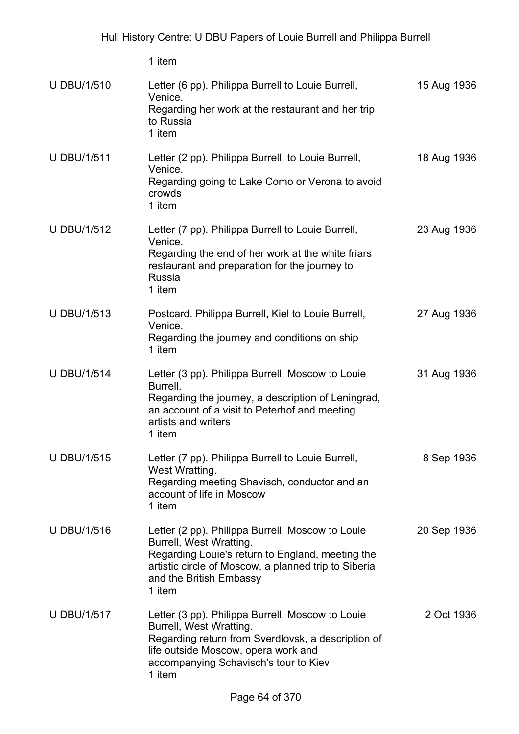1 item

| | | |
|---|---|---|
| U DBU/1/510 | Letter (6 pp). Philippa Burrell to Louie Burrell, Venice.<br>Regarding her work at the restaurant and her trip to Russia<br>1 item | 15 Aug 1936 |
| U DBU/1/511 | Letter (2 pp). Philippa Burrell, to Louie Burrell, Venice.<br>Regarding going to Lake Como or Verona to avoid crowds<br>1 item | 18 Aug 1936 |
| U DBU/1/512 | Letter (7 pp). Philippa Burrell to Louie Burrell, Venice.<br>Regarding the end of her work at the white friars restaurant and preparation for the journey to Russia<br>1 item | 23 Aug 1936 |
| U DBU/1/513 | Postcard. Philippa Burrell, Kiel to Louie Burrell, Venice.<br>Regarding the journey and conditions on ship<br>1 item | 27 Aug 1936 |
| U DBU/1/514 | Letter (3 pp). Philippa Burrell, Moscow to Louie Burrell.<br>Regarding the journey, a description of Leningrad, an account of a visit to Peterhof and meeting artists and writers<br>1 item | 31 Aug 1936 |
| U DBU/1/515 | Letter (7 pp). Philippa Burrell to Louie Burrell, West Wratting.<br>Regarding meeting Shavisch, conductor and an account of life in Moscow<br>1 item | 8 Sep 1936 |
| U DBU/1/516 | Letter (2 pp). Philippa Burrell, Moscow to Louie Burrell, West Wratting.<br>Regarding Louie's return to England, meeting the artistic circle of Moscow, a planned trip to Siberia and the British Embassy<br>1 item | 20 Sep 1936 |
| U DBU/1/517 | Letter (3 pp). Philippa Burrell, Moscow to Louie Burrell, West Wratting.<br>Regarding return from Sverdlovsk, a description of life outside Moscow, opera work and accompanying Schavisch's tour to Kiev<br>1 item | 2 Oct 1936 |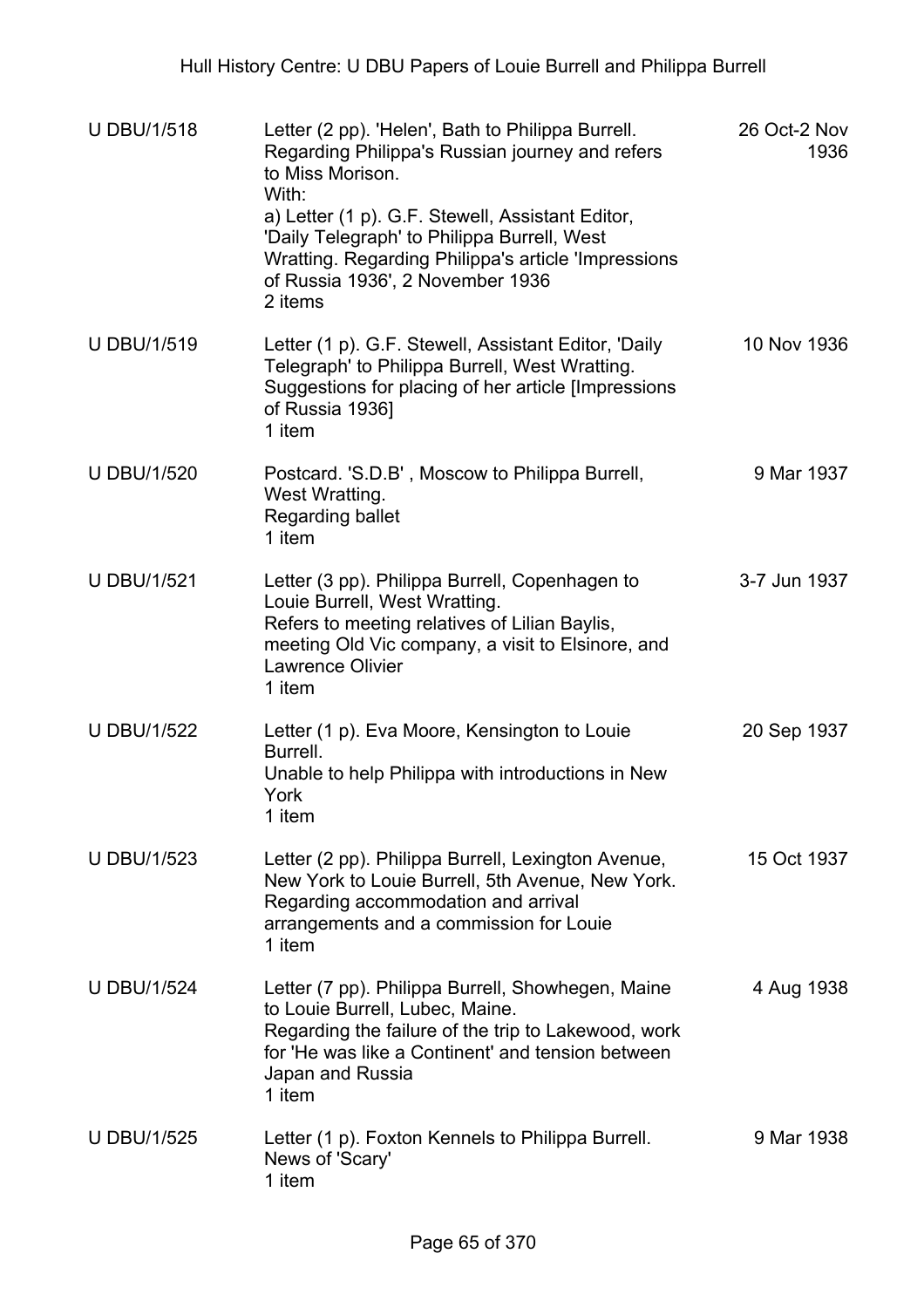| | | |
|---|---|---|
| U DBU/1/518 | Letter (2 pp). 'Helen', Bath to Philippa Burrell. Regarding Philippa's Russian journey and refers to Miss Morison.<br>With:<br>a) Letter (1 p). G.F. Stewell, Assistant Editor, 'Daily Telegraph' to Philippa Burrell, West Wratting. Regarding Philippa's article 'Impressions of Russia 1936', 2 November 1936<br>2 items | 26 Oct-2 Nov 1936 |
| U DBU/1/519 | Letter (1 p). G.F. Stewell, Assistant Editor, 'Daily Telegraph' to Philippa Burrell, West Wratting. Suggestions for placing of her article [Impressions of Russia 1936]<br>1 item | 10 Nov 1936 |
| U DBU/1/520 | Postcard. 'S.D.B' , Moscow to Philippa Burrell, West Wratting.<br>Regarding ballet<br>1 item | 9 Mar 1937 |
| U DBU/1/521 | Letter (3 pp). Philippa Burrell, Copenhagen to Louie Burrell, West Wratting.<br>Refers to meeting relatives of Lilian Baylis, meeting Old Vic company, a visit to Elsinore, and Lawrence Olivier<br>1 item | 3-7 Jun 1937 |
| U DBU/1/522 | Letter (1 p). Eva Moore, Kensington to Louie Burrell.<br>Unable to help Philippa with introductions in New York<br>1 item | 20 Sep 1937 |
| U DBU/1/523 | Letter (2 pp). Philippa Burrell, Lexington Avenue, New York to Louie Burrell, 5th Avenue, New York.<br>Regarding accommodation and arrival arrangements and a commission for Louie<br>1 item | 15 Oct 1937 |
| U DBU/1/524 | Letter (7 pp). Philippa Burrell, Showhegen, Maine to Louie Burrell, Lubec, Maine.<br>Regarding the failure of the trip to Lakewood, work for 'He was like a Continent' and tension between Japan and Russia<br>1 item | 4 Aug 1938 |
| U DBU/1/525 | Letter (1 p). Foxton Kennels to Philippa Burrell.<br>News of 'Scary'<br>1 item | 9 Mar 1938 |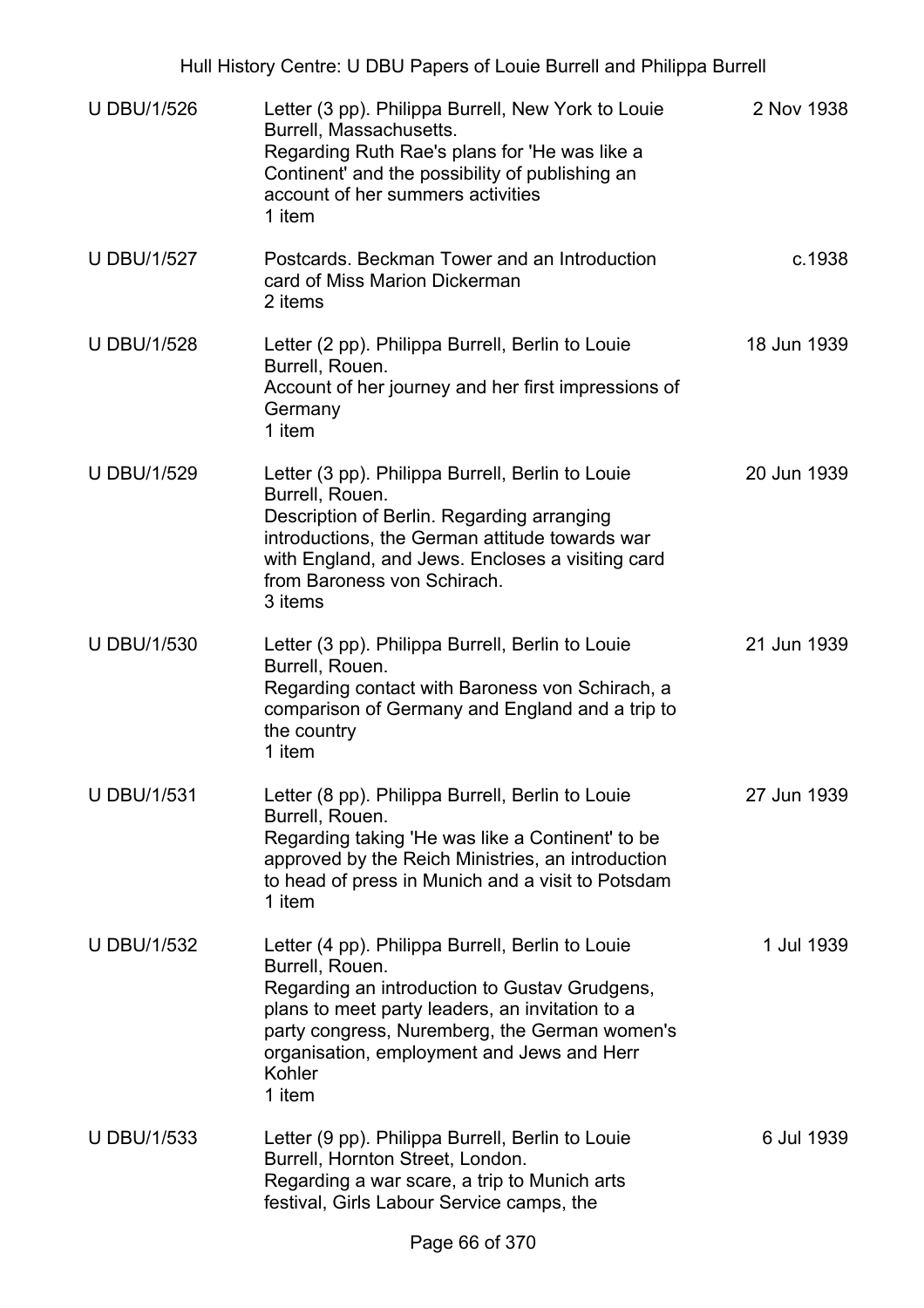| | | |
|---|---|---|
| U DBU/1/526 | Letter (3 pp). Philippa Burrell, New York to Louie Burrell, Massachusetts.<br>Regarding Ruth Rae's plans for 'He was like a Continent' and the possibility of publishing an account of her summers activities<br>1 item | 2 Nov 1938 |
| U DBU/1/527 | Postcards. Beckman Tower and an Introduction card of Miss Marion Dickerman<br>2 items | c.1938 |
| U DBU/1/528 | Letter (2 pp). Philippa Burrell, Berlin to Louie Burrell, Rouen.<br>Account of her journey and her first impressions of Germany<br>1 item | 18 Jun 1939 |
| U DBU/1/529 | Letter (3 pp). Philippa Burrell, Berlin to Louie Burrell, Rouen.<br>Description of Berlin. Regarding arranging introductions, the German attitude towards war with England, and Jews. Encloses a visiting card from Baroness von Schirach.<br>3 items | 20 Jun 1939 |
| U DBU/1/530 | Letter (3 pp). Philippa Burrell, Berlin to Louie Burrell, Rouen.<br>Regarding contact with Baroness von Schirach, a comparison of Germany and England and a trip to the country<br>1 item | 21 Jun 1939 |
| U DBU/1/531 | Letter (8 pp). Philippa Burrell, Berlin to Louie Burrell, Rouen.<br>Regarding taking 'He was like a Continent' to be approved by the Reich Ministries, an introduction to head of press in Munich and a visit to Potsdam<br>1 item | 27 Jun 1939 |
| U DBU/1/532 | Letter (4 pp). Philippa Burrell, Berlin to Louie Burrell, Rouen.<br>Regarding an introduction to Gustav Grudgens, plans to meet party leaders, an invitation to a party congress, Nuremberg, the German women's organisation, employment and Jews and Herr Kohler<br>1 item | 1 Jul 1939 |
| U DBU/1/533 | Letter (9 pp). Philippa Burrell, Berlin to Louie Burrell, Hornton Street, London.<br>Regarding a war scare, a trip to Munich arts festival, Girls Labour Service camps, the | 6 Jul 1939 |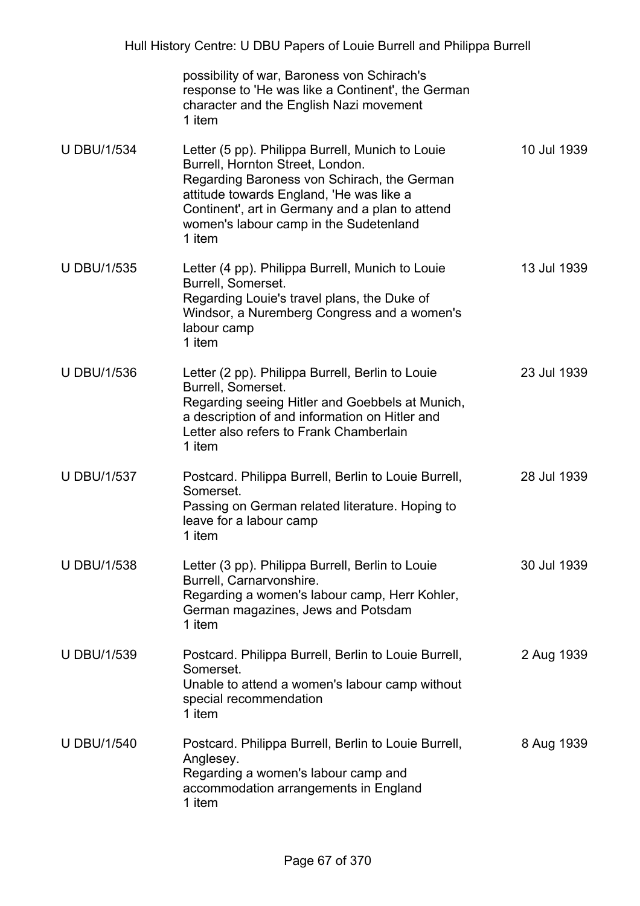| | | |
|---|---|---|
| | possibility of war, Baroness von Schirach's response to 'He was like a Continent', the German character and the English Nazi movement<br>1 item | |
| U DBU/1/534 | Letter (5 pp). Philippa Burrell, Munich to Louie Burrell, Hornton Street, London.<br>Regarding Baroness von Schirach, the German attitude towards England, 'He was like a Continent', art in Germany and a plan to attend women's labour camp in the Sudetenland<br>1 item | 10 Jul 1939 |
| U DBU/1/535 | Letter (4 pp). Philippa Burrell, Munich to Louie Burrell, Somerset.<br>Regarding Louie's travel plans, the Duke of Windsor, a Nuremberg Congress and a women's labour camp<br>1 item | 13 Jul 1939 |
| U DBU/1/536 | Letter (2 pp). Philippa Burrell, Berlin to Louie Burrell, Somerset.<br>Regarding seeing Hitler and Goebbels at Munich, a description of and information on Hitler and Letter also refers to Frank Chamberlain<br>1 item | 23 Jul 1939 |
| U DBU/1/537 | Postcard. Philippa Burrell, Berlin to Louie Burrell, Somerset.<br>Passing on German related literature. Hoping to leave for a labour camp<br>1 item | 28 Jul 1939 |
| U DBU/1/538 | Letter (3 pp). Philippa Burrell, Berlin to Louie Burrell, Carnarvonshire.<br>Regarding a women's labour camp, Herr Kohler, German magazines, Jews and Potsdam<br>1 item | 30 Jul 1939 |
| U DBU/1/539 | Postcard. Philippa Burrell, Berlin to Louie Burrell, Somerset.<br>Unable to attend a women's labour camp without special recommendation<br>1 item | 2 Aug 1939 |
| U DBU/1/540 | Postcard. Philippa Burrell, Berlin to Louie Burrell, Anglesey.<br>Regarding a women's labour camp and accommodation arrangements in England<br>1 item | 8 Aug 1939 |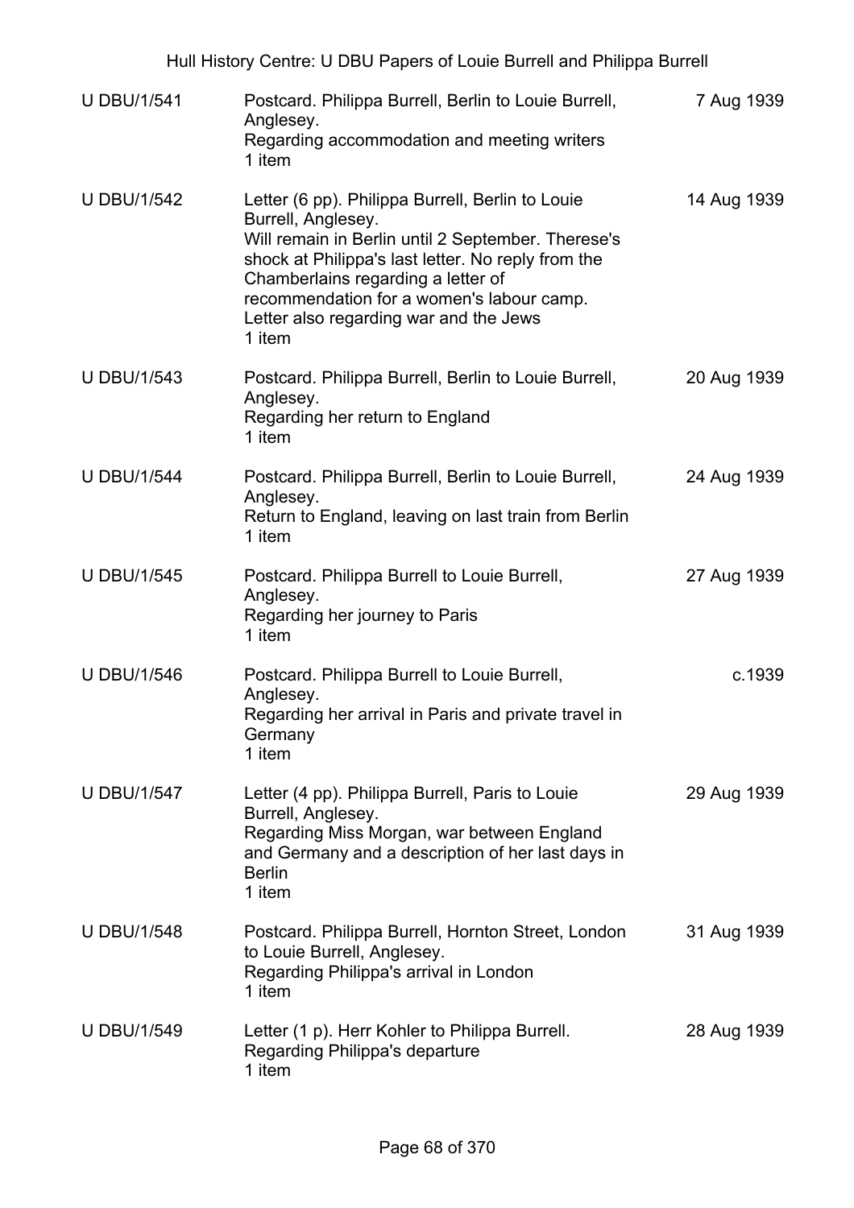| | | |
|---|---|---|
| U DBU/1/541 | Postcard. Philippa Burrell, Berlin to Louie Burrell, Anglesey.<br>Regarding accommodation and meeting writers<br>1 item | 7 Aug 1939 |
| U DBU/1/542 | Letter (6 pp). Philippa Burrell, Berlin to Louie Burrell, Anglesey.<br>Will remain in Berlin until 2 September. Therese's shock at Philippa's last letter. No reply from the Chamberlains regarding a letter of recommendation for a women's labour camp. Letter also regarding war and the Jews<br>1 item | 14 Aug 1939 |
| U DBU/1/543 | Postcard. Philippa Burrell, Berlin to Louie Burrell, Anglesey.<br>Regarding her return to England<br>1 item | 20 Aug 1939 |
| U DBU/1/544 | Postcard. Philippa Burrell, Berlin to Louie Burrell, Anglesey.<br>Return to England, leaving on last train from Berlin<br>1 item | 24 Aug 1939 |
| U DBU/1/545 | Postcard. Philippa Burrell to Louie Burrell, Anglesey.<br>Regarding her journey to Paris<br>1 item | 27 Aug 1939 |
| U DBU/1/546 | Postcard. Philippa Burrell to Louie Burrell, Anglesey.<br>Regarding her arrival in Paris and private travel in Germany<br>1 item | c.1939 |
| U DBU/1/547 | Letter (4 pp). Philippa Burrell, Paris to Louie Burrell, Anglesey.<br>Regarding Miss Morgan, war between England and Germany and a description of her last days in Berlin<br>1 item | 29 Aug 1939 |
| U DBU/1/548 | Postcard. Philippa Burrell, Hornton Street, London to Louie Burrell, Anglesey.<br>Regarding Philippa's arrival in London<br>1 item | 31 Aug 1939 |
| U DBU/1/549 | Letter (1 p). Herr Kohler to Philippa Burrell.<br>Regarding Philippa's departure<br>1 item | 28 Aug 1939 |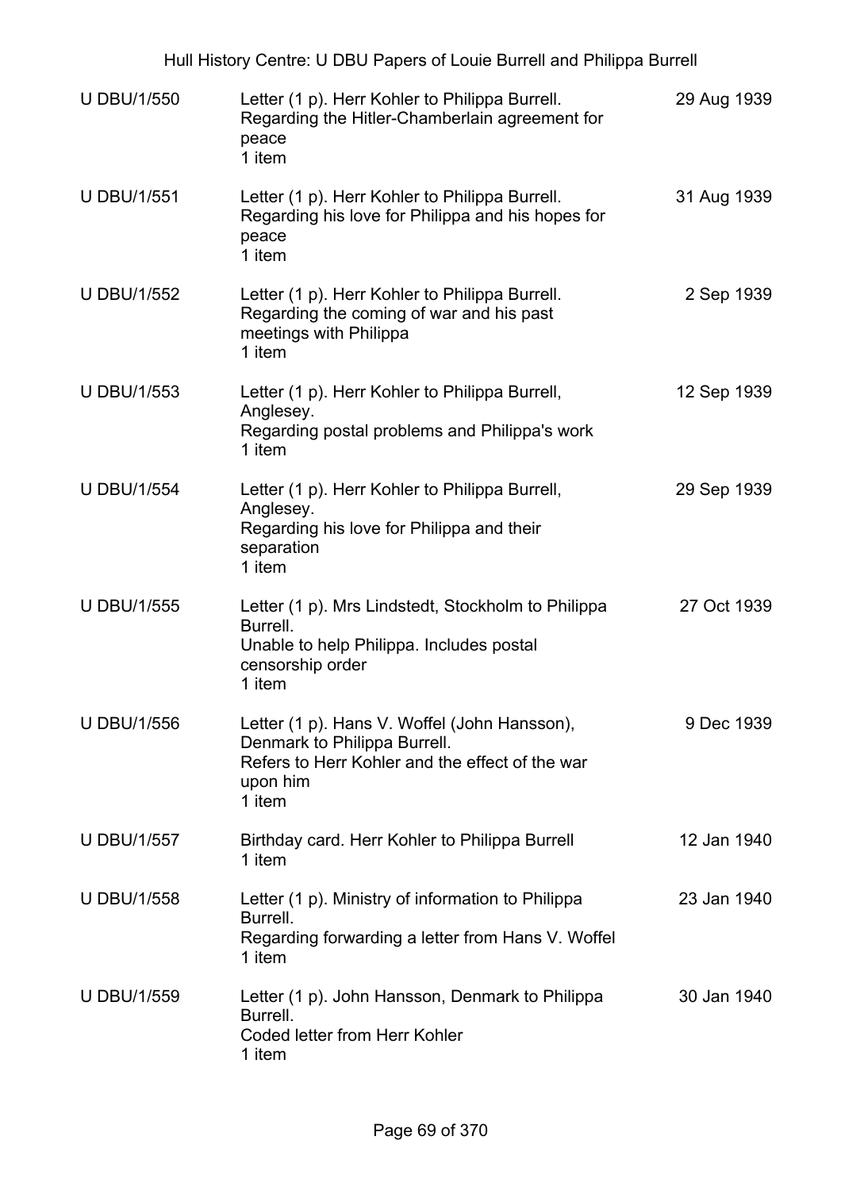| | | |
|---|---|---|
| U DBU/1/550 | Letter (1 p). Herr Kohler to Philippa Burrell.<br>Regarding the Hitler-Chamberlain agreement for peace<br>1 item | 29 Aug 1939 |
| U DBU/1/551 | Letter (1 p). Herr Kohler to Philippa Burrell.<br>Regarding his love for Philippa and his hopes for peace<br>1 item | 31 Aug 1939 |
| U DBU/1/552 | Letter (1 p). Herr Kohler to Philippa Burrell.<br>Regarding the coming of war and his past meetings with Philippa<br>1 item | 2 Sep 1939 |
| U DBU/1/553 | Letter (1 p). Herr Kohler to Philippa Burrell, Anglesey.<br>Regarding postal problems and Philippa's work<br>1 item | 12 Sep 1939 |
| U DBU/1/554 | Letter (1 p). Herr Kohler to Philippa Burrell, Anglesey.<br>Regarding his love for Philippa and their separation<br>1 item | 29 Sep 1939 |
| U DBU/1/555 | Letter (1 p). Mrs Lindstedt, Stockholm to Philippa Burrell.<br>Unable to help Philippa. Includes postal censorship order<br>1 item | 27 Oct 1939 |
| U DBU/1/556 | Letter (1 p). Hans V. Woffel (John Hansson), Denmark to Philippa Burrell.<br>Refers to Herr Kohler and the effect of the war upon him<br>1 item | 9 Dec 1939 |
| U DBU/1/557 | Birthday card. Herr Kohler to Philippa Burrell<br>1 item | 12 Jan 1940 |
| U DBU/1/558 | Letter (1 p). Ministry of information to Philippa Burrell.<br>Regarding forwarding a letter from Hans V. Woffel<br>1 item | 23 Jan 1940 |
| U DBU/1/559 | Letter (1 p). John Hansson, Denmark to Philippa Burrell.<br>Coded letter from Herr Kohler<br>1 item | 30 Jan 1940 |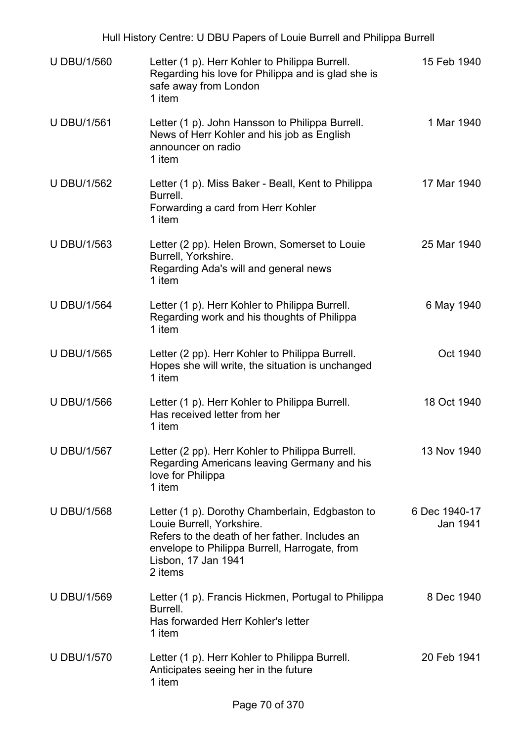| | | |
|---|---|---|
| U DBU/1/560 | Letter (1 p). Herr Kohler to Philippa Burrell.<br>Regarding his love for Philippa and is glad she is safe away from London<br>1 item | 15 Feb 1940 |
| U DBU/1/561 | Letter (1 p). John Hansson to Philippa Burrell.<br>News of Herr Kohler and his job as English announcer on radio<br>1 item | 1 Mar 1940 |
| U DBU/1/562 | Letter (1 p). Miss Baker - Beall, Kent to Philippa Burrell.<br>Forwarding a card from Herr Kohler<br>1 item | 17 Mar 1940 |
| U DBU/1/563 | Letter (2 pp). Helen Brown, Somerset to Louie Burrell, Yorkshire.<br>Regarding Ada's will and general news<br>1 item | 25 Mar 1940 |
| U DBU/1/564 | Letter (1 p). Herr Kohler to Philippa Burrell.<br>Regarding work and his thoughts of Philippa<br>1 item | 6 May 1940 |
| U DBU/1/565 | Letter (2 pp). Herr Kohler to Philippa Burrell.<br>Hopes she will write, the situation is unchanged<br>1 item | Oct 1940 |
| U DBU/1/566 | Letter (1 p). Herr Kohler to Philippa Burrell.<br>Has received letter from her<br>1 item | 18 Oct 1940 |
| U DBU/1/567 | Letter (2 pp). Herr Kohler to Philippa Burrell.<br>Regarding Americans leaving Germany and his love for Philippa<br>1 item | 13 Nov 1940 |
| U DBU/1/568 | Letter (1 p). Dorothy Chamberlain, Edgbaston to Louie Burrell, Yorkshire.<br>Refers to the death of her father. Includes an envelope to Philippa Burrell, Harrogate, from Lisbon, 17 Jan 1941<br>2 items | 6 Dec 1940-17 Jan 1941 |
| U DBU/1/569 | Letter (1 p). Francis Hickmen, Portugal to Philippa Burrell.<br>Has forwarded Herr Kohler's letter<br>1 item | 8 Dec 1940 |
| U DBU/1/570 | Letter (1 p). Herr Kohler to Philippa Burrell.<br>Anticipates seeing her in the future<br>1 item | 20 Feb 1941 |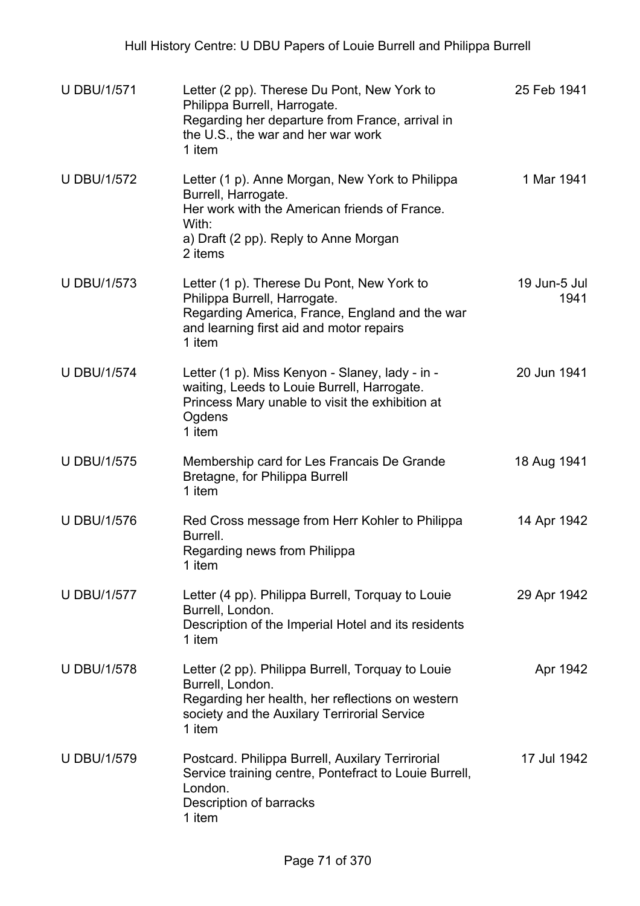| | | |
|---|---|---|
| U DBU/1/571 | Letter (2 pp). Therese Du Pont, New York to Philippa Burrell, Harrogate.<br>Regarding her departure from France, arrival in the U.S., the war and her war work<br>1 item | 25 Feb 1941 |
| U DBU/1/572 | Letter (1 p). Anne Morgan, New York to Philippa Burrell, Harrogate.<br>Her work with the American friends of France.<br>With:<br>a) Draft (2 pp). Reply to Anne Morgan<br>2 items | 1 Mar 1941 |
| U DBU/1/573 | Letter (1 p). Therese Du Pont, New York to Philippa Burrell, Harrogate.<br>Regarding America, France, England and the war and learning first aid and motor repairs<br>1 item | 19 Jun-5 Jul 1941 |
| U DBU/1/574 | Letter (1 p). Miss Kenyon - Slaney, lady - in - waiting, Leeds to Louie Burrell, Harrogate.<br>Princess Mary unable to visit the exhibition at Ogdens<br>1 item | 20 Jun 1941 |
| U DBU/1/575 | Membership card for Les Francais De Grande Bretagne, for Philippa Burrell<br>1 item | 18 Aug 1941 |
| U DBU/1/576 | Red Cross message from Herr Kohler to Philippa Burrell.<br>Regarding news from Philippa<br>1 item | 14 Apr 1942 |
| U DBU/1/577 | Letter (4 pp). Philippa Burrell, Torquay to Louie Burrell, London.<br>Description of the Imperial Hotel and its residents<br>1 item | 29 Apr 1942 |
| U DBU/1/578 | Letter (2 pp). Philippa Burrell, Torquay to Louie Burrell, London.<br>Regarding her health, her reflections on western society and the Auxilary Terrirorial Service<br>1 item | Apr 1942 |
| U DBU/1/579 | Postcard. Philippa Burrell, Auxilary Terrirorial Service training centre, Pontefract to Louie Burrell, London.<br>Description of barracks<br>1 item | 17 Jul 1942 |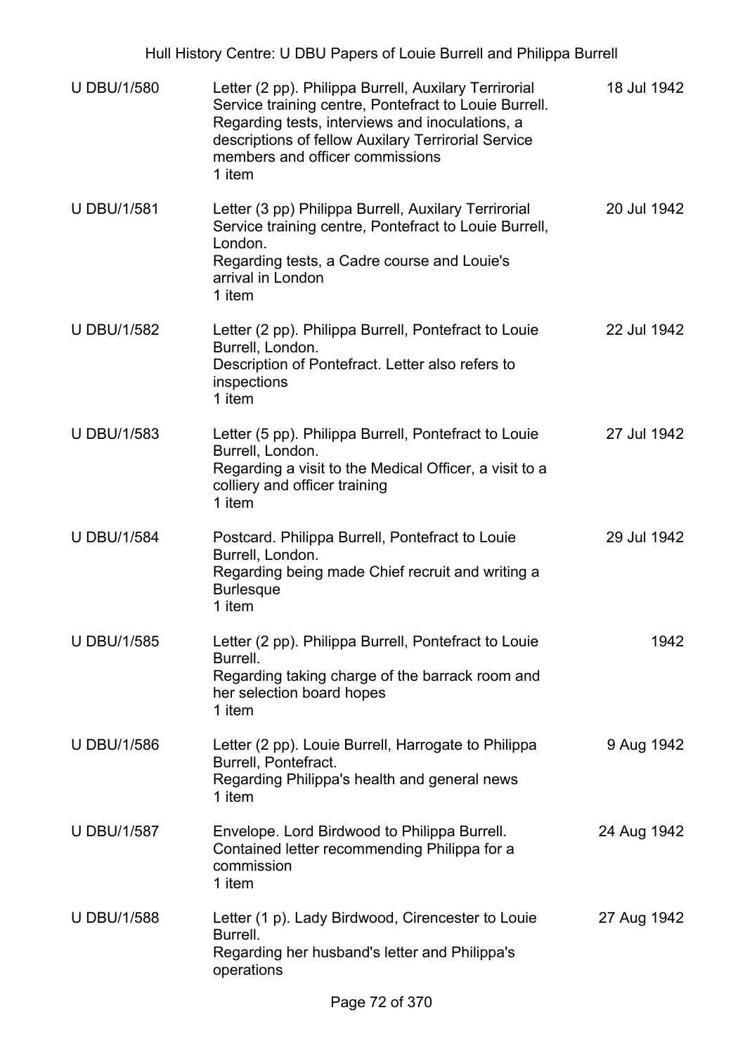| | | |
|---|---|---|
| U DBU/1/580 | Letter (2 pp). Philippa Burrell, Auxilary Terrirorial Service training centre, Pontefract to Louie Burrell. Regarding tests, interviews and inoculations, a descriptions of fellow Auxilary Terrirorial Service members and officer commissions<br>1 item | 18 Jul 1942 |
| U DBU/1/581 | Letter (3 pp) Philippa Burrell, Auxilary Terrirorial Service training centre, Pontefract to Louie Burrell, London.<br>Regarding tests, a Cadre course and Louie's arrival in London<br>1 item | 20 Jul 1942 |
| U DBU/1/582 | Letter (2 pp). Philippa Burrell, Pontefract to Louie Burrell, London.<br>Description of Pontefract. Letter also refers to inspections<br>1 item | 22 Jul 1942 |
| U DBU/1/583 | Letter (5 pp). Philippa Burrell, Pontefract to Louie Burrell, London.<br>Regarding a visit to the Medical Officer, a visit to a colliery and officer training<br>1 item | 27 Jul 1942 |
| U DBU/1/584 | Postcard. Philippa Burrell, Pontefract to Louie Burrell, London.<br>Regarding being made Chief recruit and writing a Burlesque<br>1 item | 29 Jul 1942 |
| U DBU/1/585 | Letter (2 pp). Philippa Burrell, Pontefract to Louie Burrell.<br>Regarding taking charge of the barrack room and her selection board hopes<br>1 item | 1942 |
| U DBU/1/586 | Letter (2 pp). Louie Burrell, Harrogate to Philippa Burrell, Pontefract.<br>Regarding Philippa's health and general news<br>1 item | 9 Aug 1942 |
| U DBU/1/587 | Envelope. Lord Birdwood to Philippa Burrell.<br>Contained letter recommending Philippa for a commission<br>1 item | 24 Aug 1942 |
| U DBU/1/588 | Letter (1 p). Lady Birdwood, Cirencester to Louie Burrell.<br>Regarding her husband's letter and Philippa's operations | 27 Aug 1942 |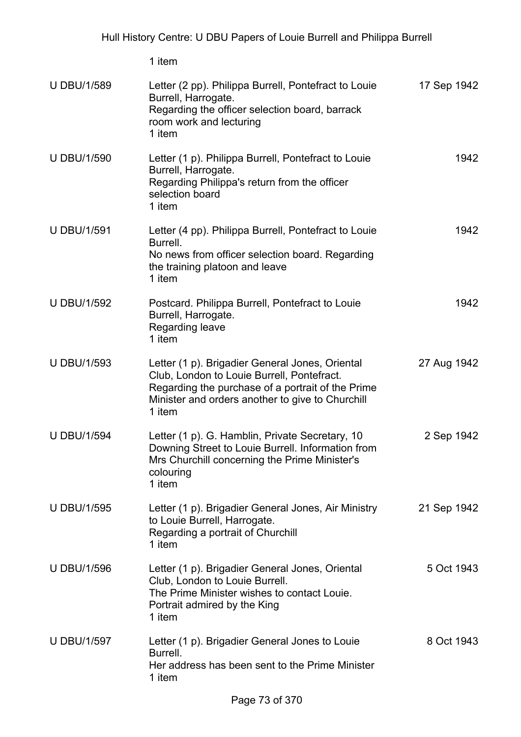1 item

| | | |
|---|---|---|
| U DBU/1/589 | Letter (2 pp). Philippa Burrell, Pontefract to Louie Burrell, Harrogate.<br>Regarding the officer selection board, barrack room work and lecturing<br>1 item | 17 Sep 1942 |
| U DBU/1/590 | Letter (1 p). Philippa Burrell, Pontefract to Louie Burrell, Harrogate.<br>Regarding Philippa's return from the officer selection board<br>1 item | 1942 |
| U DBU/1/591 | Letter (4 pp). Philippa Burrell, Pontefract to Louie Burrell.<br>No news from officer selection board. Regarding the training platoon and leave<br>1 item | 1942 |
| U DBU/1/592 | Postcard. Philippa Burrell, Pontefract to Louie Burrell, Harrogate.<br>Regarding leave<br>1 item | 1942 |
| U DBU/1/593 | Letter (1 p). Brigadier General Jones, Oriental Club, London to Louie Burrell, Pontefract.<br>Regarding the purchase of a portrait of the Prime Minister and orders another to give to Churchill<br>1 item | 27 Aug 1942 |
| U DBU/1/594 | Letter (1 p). G. Hamblin, Private Secretary, 10 Downing Street to Louie Burrell. Information from Mrs Churchill concerning the Prime Minister's colouring<br>1 item | 2 Sep 1942 |
| U DBU/1/595 | Letter (1 p). Brigadier General Jones, Air Ministry to Louie Burrell, Harrogate.<br>Regarding a portrait of Churchill<br>1 item | 21 Sep 1942 |
| U DBU/1/596 | Letter (1 p). Brigadier General Jones, Oriental Club, London to Louie Burrell.<br>The Prime Minister wishes to contact Louie.<br>Portrait admired by the King<br>1 item | 5 Oct 1943 |
| U DBU/1/597 | Letter (1 p). Brigadier General Jones to Louie Burrell.<br>Her address has been sent to the Prime Minister<br>1 item | 8 Oct 1943 |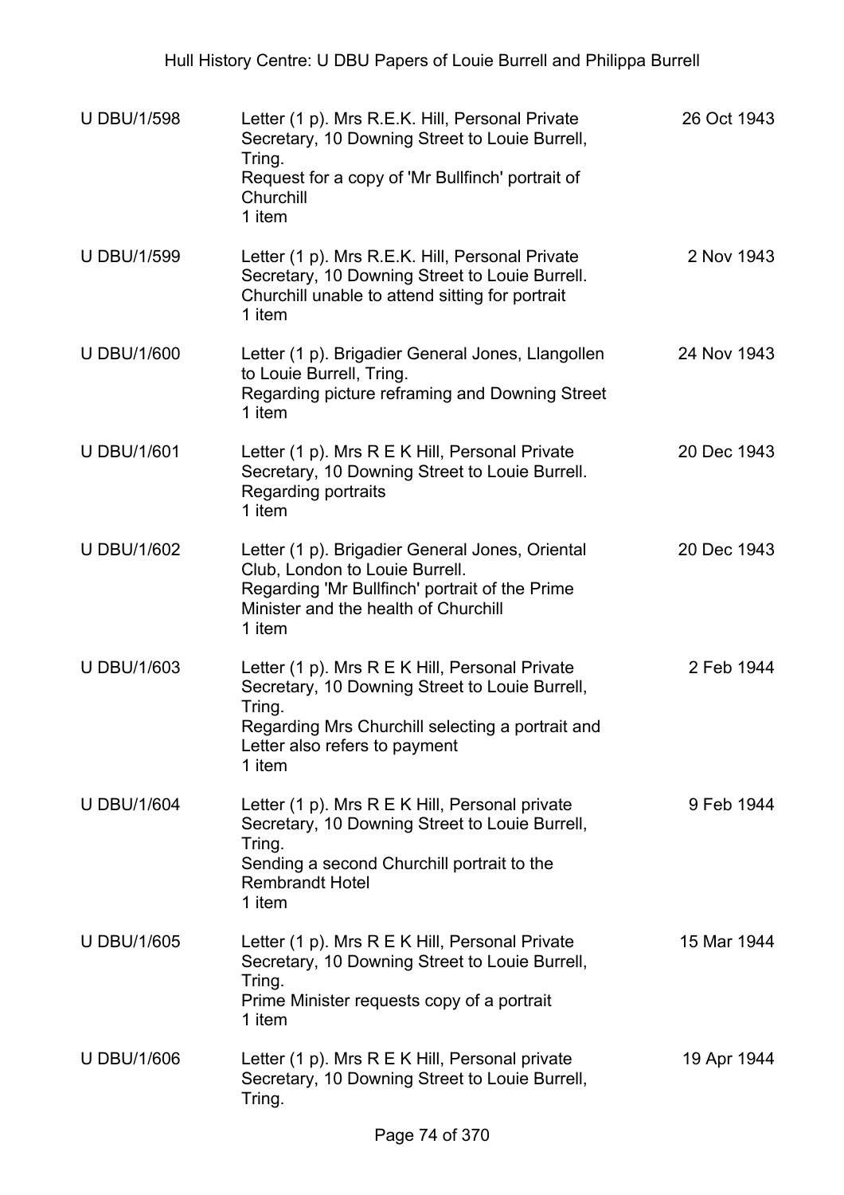| | | |
|---|---|---|
| U DBU/1/598 | Letter (1 p). Mrs R.E.K. Hill, Personal Private Secretary, 10 Downing Street to Louie Burrell, Tring.<br>Request for a copy of 'Mr Bullfinch' portrait of Churchill<br>1 item | 26 Oct 1943 |
| U DBU/1/599 | Letter (1 p). Mrs R.E.K. Hill, Personal Private Secretary, 10 Downing Street to Louie Burrell.<br>Churchill unable to attend sitting for portrait<br>1 item | 2 Nov 1943 |
| U DBU/1/600 | Letter (1 p). Brigadier General Jones, Llangollen to Louie Burrell, Tring.<br>Regarding picture reframing and Downing Street<br>1 item | 24 Nov 1943 |
| U DBU/1/601 | Letter (1 p). Mrs R E K Hill, Personal Private Secretary, 10 Downing Street to Louie Burrell.<br>Regarding portraits<br>1 item | 20 Dec 1943 |
| U DBU/1/602 | Letter (1 p). Brigadier General Jones, Oriental Club, London to Louie Burrell.<br>Regarding 'Mr Bullfinch' portrait of the Prime Minister and the health of Churchill<br>1 item | 20 Dec 1943 |
| U DBU/1/603 | Letter (1 p). Mrs R E K Hill, Personal Private Secretary, 10 Downing Street to Louie Burrell, Tring.<br>Regarding Mrs Churchill selecting a portrait and Letter also refers to payment<br>1 item | 2 Feb 1944 |
| U DBU/1/604 | Letter (1 p). Mrs R E K Hill, Personal private Secretary, 10 Downing Street to Louie Burrell, Tring.<br>Sending a second Churchill portrait to the Rembrandt Hotel<br>1 item | 9 Feb 1944 |
| U DBU/1/605 | Letter (1 p). Mrs R E K Hill, Personal Private Secretary, 10 Downing Street to Louie Burrell, Tring.<br>Prime Minister requests copy of a portrait<br>1 item | 15 Mar 1944 |
| U DBU/1/606 | Letter (1 p). Mrs R E K Hill, Personal private Secretary, 10 Downing Street to Louie Burrell, Tring. | 19 Apr 1944 |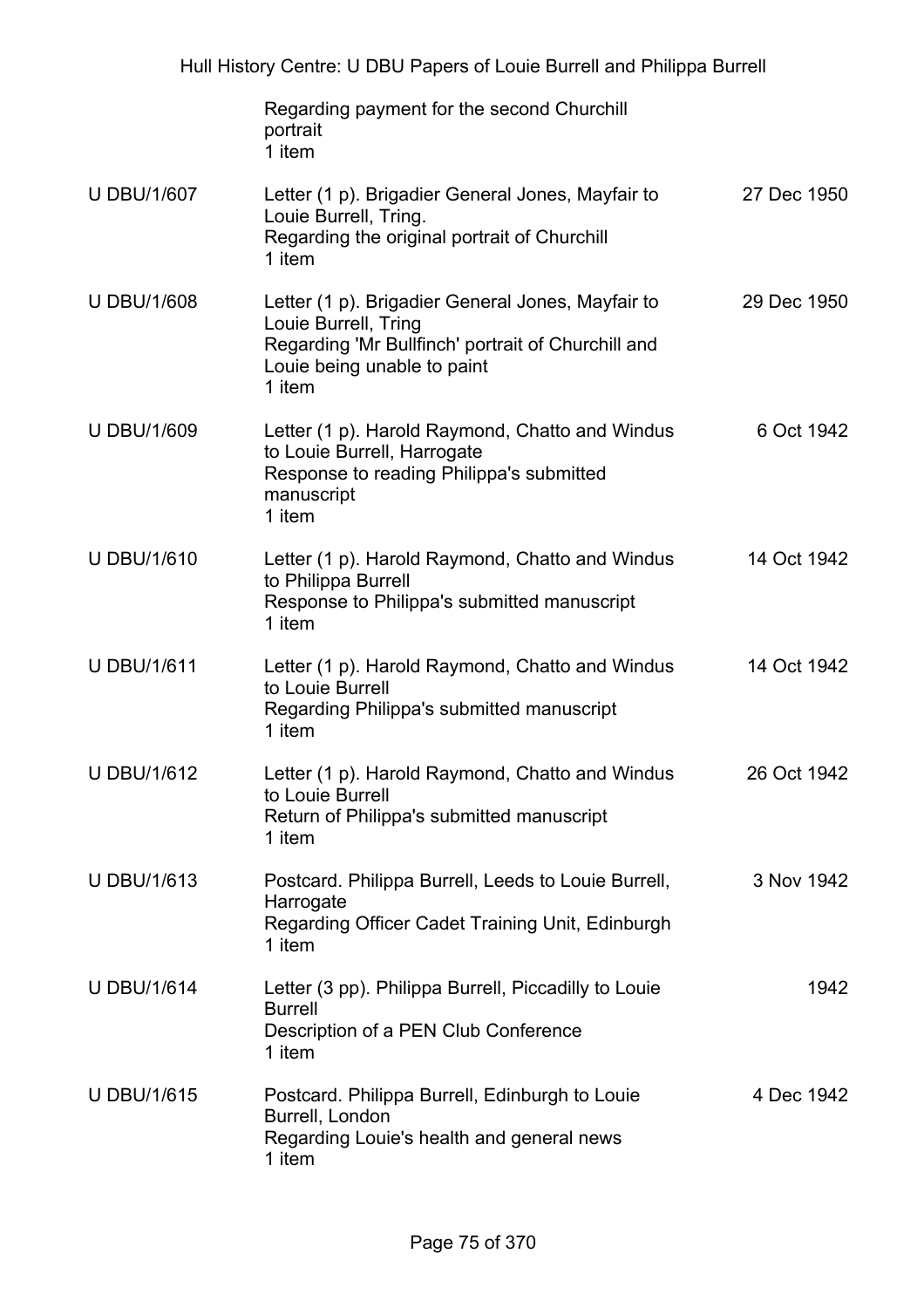| | | |
|---|---|---|
| | Regarding payment for the second Churchill portrait<br>1 item | |
| U DBU/1/607 | Letter (1 p). Brigadier General Jones, Mayfair to Louie Burrell, Tring.<br>Regarding the original portrait of Churchill<br>1 item | 27 Dec 1950 |
| U DBU/1/608 | Letter (1 p). Brigadier General Jones, Mayfair to Louie Burrell, Tring<br>Regarding 'Mr Bullfinch' portrait of Churchill and Louie being unable to paint<br>1 item | 29 Dec 1950 |
| U DBU/1/609 | Letter (1 p). Harold Raymond, Chatto and Windus to Louie Burrell, Harrogate<br>Response to reading Philippa's submitted manuscript<br>1 item | 6 Oct 1942 |
| U DBU/1/610 | Letter (1 p). Harold Raymond, Chatto and Windus to Philippa Burrell<br>Response to Philippa's submitted manuscript<br>1 item | 14 Oct 1942 |
| U DBU/1/611 | Letter (1 p). Harold Raymond, Chatto and Windus to Louie Burrell<br>Regarding Philippa's submitted manuscript<br>1 item | 14 Oct 1942 |
| U DBU/1/612 | Letter (1 p). Harold Raymond, Chatto and Windus to Louie Burrell<br>Return of Philippa's submitted manuscript<br>1 item | 26 Oct 1942 |
| U DBU/1/613 | Postcard. Philippa Burrell, Leeds to Louie Burrell, Harrogate<br>Regarding Officer Cadet Training Unit, Edinburgh<br>1 item | 3 Nov 1942 |
| U DBU/1/614 | Letter (3 pp). Philippa Burrell, Piccadilly to Louie Burrell<br>Description of a PEN Club Conference<br>1 item | 1942 |
| U DBU/1/615 | Postcard. Philippa Burrell, Edinburgh to Louie Burrell, London<br>Regarding Louie's health and general news<br>1 item | 4 Dec 1942 |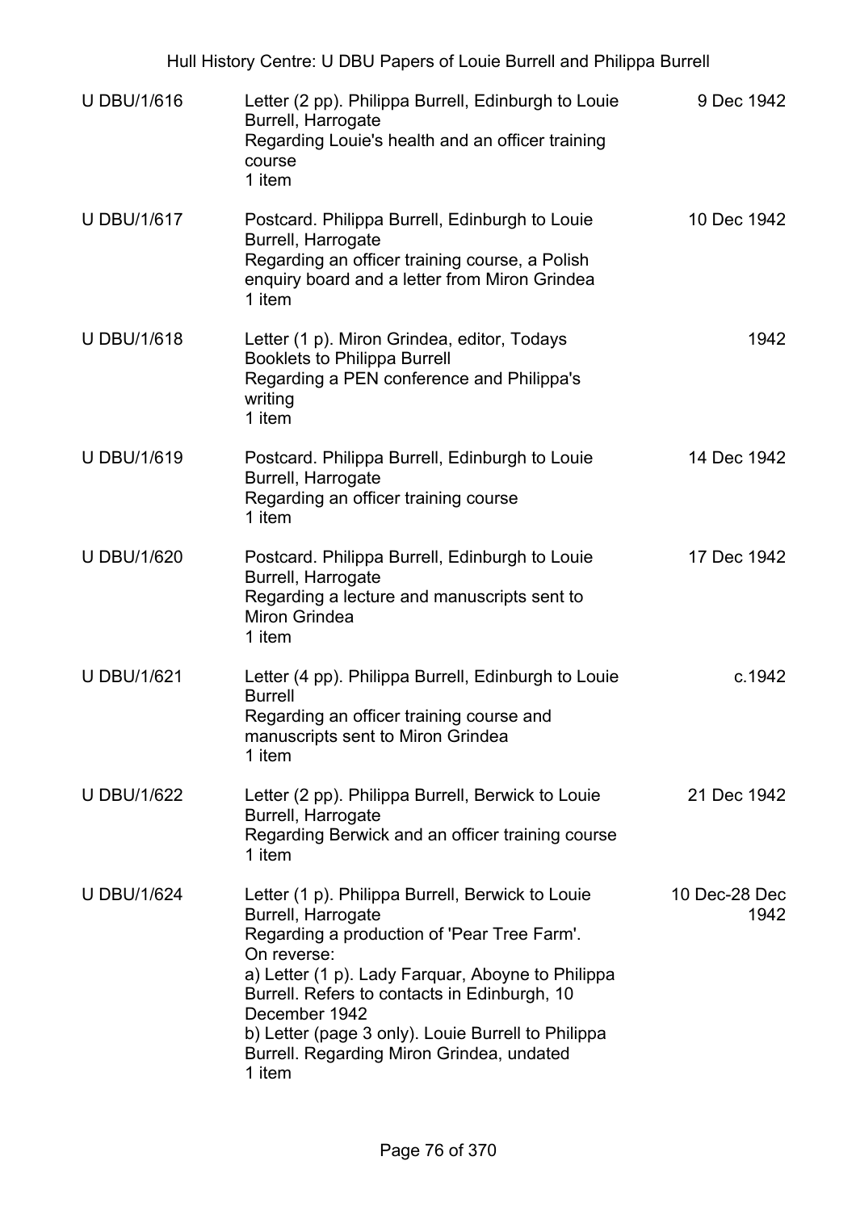| | | |
|---|---|---|
| U DBU/1/616 | Letter (2 pp). Philippa Burrell, Edinburgh to Louie Burrell, Harrogate<br>Regarding Louie's health and an officer training course<br>1 item | 9 Dec 1942 |
| U DBU/1/617 | Postcard. Philippa Burrell, Edinburgh to Louie Burrell, Harrogate<br>Regarding an officer training course, a Polish enquiry board and a letter from Miron Grindea<br>1 item | 10 Dec 1942 |
| U DBU/1/618 | Letter (1 p). Miron Grindea, editor, Todays Booklets to Philippa Burrell<br>Regarding a PEN conference and Philippa's writing<br>1 item | 1942 |
| U DBU/1/619 | Postcard. Philippa Burrell, Edinburgh to Louie Burrell, Harrogate<br>Regarding an officer training course<br>1 item | 14 Dec 1942 |
| U DBU/1/620 | Postcard. Philippa Burrell, Edinburgh to Louie Burrell, Harrogate<br>Regarding a lecture and manuscripts sent to Miron Grindea<br>1 item | 17 Dec 1942 |
| U DBU/1/621 | Letter (4 pp). Philippa Burrell, Edinburgh to Louie Burrell<br>Regarding an officer training course and manuscripts sent to Miron Grindea<br>1 item | c.1942 |
| U DBU/1/622 | Letter (2 pp). Philippa Burrell, Berwick to Louie Burrell, Harrogate<br>Regarding Berwick and an officer training course<br>1 item | 21 Dec 1942 |
| U DBU/1/624 | Letter (1 p). Philippa Burrell, Berwick to Louie Burrell, Harrogate<br>Regarding a production of 'Pear Tree Farm'.<br>On reverse:<br>a) Letter (1 p). Lady Farquar, Aboyne to Philippa Burrell. Refers to contacts in Edinburgh, 10 December 1942<br>b) Letter (page 3 only). Louie Burrell to Philippa Burrell. Regarding Miron Grindea, undated<br>1 item | 10 Dec-28 Dec 1942 |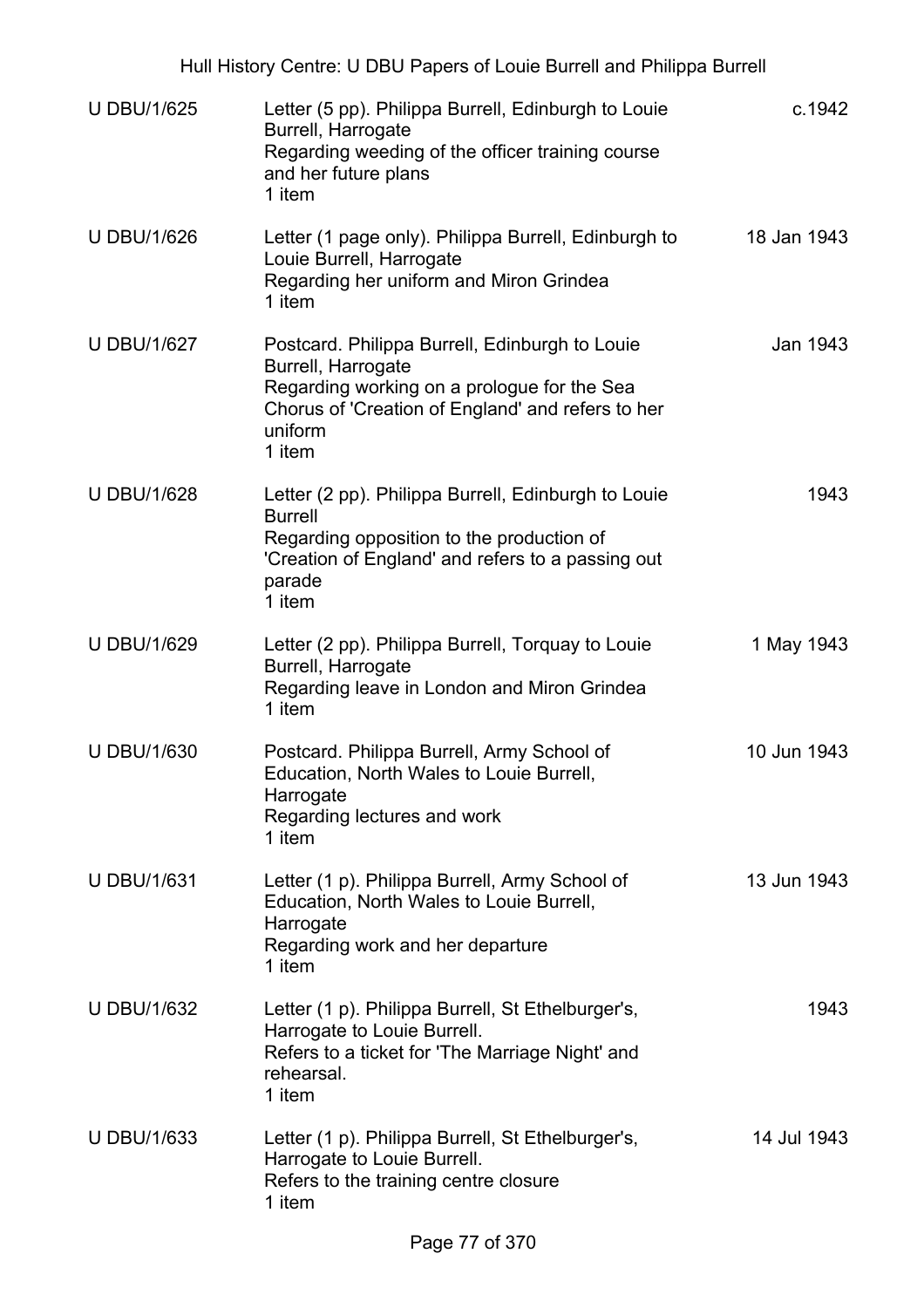| Reference | Description | Date |
| --- | --- | --- |
| U DBU/1/625 | Letter (5 pp). Philippa Burrell, Edinburgh to Louie Burrell, Harrogate<br>Regarding weeding of the officer training course and her future plans<br>1 item | c.1942 |
| U DBU/1/626 | Letter (1 page only). Philippa Burrell, Edinburgh to Louie Burrell, Harrogate<br>Regarding her uniform and Miron Grindea<br>1 item | 18 Jan 1943 |
| U DBU/1/627 | Postcard. Philippa Burrell, Edinburgh to Louie Burrell, Harrogate<br>Regarding working on a prologue for the Sea Chorus of 'Creation of England' and refers to her uniform<br>1 item | Jan 1943 |
| U DBU/1/628 | Letter (2 pp). Philippa Burrell, Edinburgh to Louie Burrell<br>Regarding opposition to the production of 'Creation of England' and refers to a passing out parade<br>1 item | 1943 |
| U DBU/1/629 | Letter (2 pp). Philippa Burrell, Torquay to Louie Burrell, Harrogate<br>Regarding leave in London and Miron Grindea<br>1 item | 1 May 1943 |
| U DBU/1/630 | Postcard. Philippa Burrell, Army School of Education, North Wales to Louie Burrell, Harrogate<br>Regarding lectures and work<br>1 item | 10 Jun 1943 |
| U DBU/1/631 | Letter (1 p). Philippa Burrell, Army School of Education, North Wales to Louie Burrell, Harrogate<br>Regarding work and her departure<br>1 item | 13 Jun 1943 |
| U DBU/1/632 | Letter (1 p). Philippa Burrell, St Ethelburger's, Harrogate to Louie Burrell.<br>Refers to a ticket for 'The Marriage Night' and rehearsal.<br>1 item | 1943 |
| U DBU/1/633 | Letter (1 p). Philippa Burrell, St Ethelburger's, Harrogate to Louie Burrell.<br>Refers to the training centre closure<br>1 item | 14 Jul 1943 |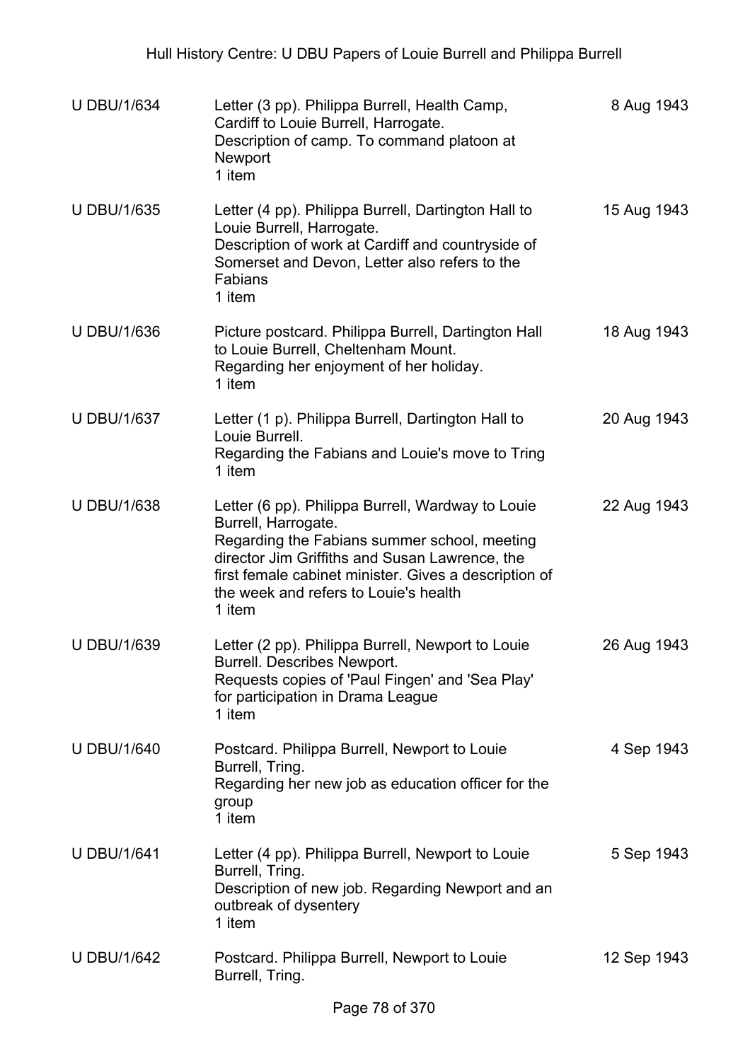| | | |
|---|---|---|
| U DBU/1/634 | Letter (3 pp). Philippa Burrell, Health Camp, Cardiff to Louie Burrell, Harrogate.<br>Description of camp. To command platoon at Newport<br>1 item | 8 Aug 1943 |
| U DBU/1/635 | Letter (4 pp). Philippa Burrell, Dartington Hall to Louie Burrell, Harrogate.<br>Description of work at Cardiff and countryside of Somerset and Devon, Letter also refers to the Fabians<br>1 item | 15 Aug 1943 |
| U DBU/1/636 | Picture postcard. Philippa Burrell, Dartington Hall to Louie Burrell, Cheltenham Mount.<br>Regarding her enjoyment of her holiday.<br>1 item | 18 Aug 1943 |
| U DBU/1/637 | Letter (1 p). Philippa Burrell, Dartington Hall to Louie Burrell.<br>Regarding the Fabians and Louie's move to Tring<br>1 item | 20 Aug 1943 |
| U DBU/1/638 | Letter (6 pp). Philippa Burrell, Wardway to Louie Burrell, Harrogate.<br>Regarding the Fabians summer school, meeting director Jim Griffiths and Susan Lawrence, the first female cabinet minister. Gives a description of the week and refers to Louie's health<br>1 item | 22 Aug 1943 |
| U DBU/1/639 | Letter (2 pp). Philippa Burrell, Newport to Louie Burrell. Describes Newport.<br>Requests copies of 'Paul Fingen' and 'Sea Play' for participation in Drama League<br>1 item | 26 Aug 1943 |
| U DBU/1/640 | Postcard. Philippa Burrell, Newport to Louie Burrell, Tring.<br>Regarding her new job as education officer for the group<br>1 item | 4 Sep 1943 |
| U DBU/1/641 | Letter (4 pp). Philippa Burrell, Newport to Louie Burrell, Tring.<br>Description of new job. Regarding Newport and an outbreak of dysentery<br>1 item | 5 Sep 1943 |
| U DBU/1/642 | Postcard. Philippa Burrell, Newport to Louie Burrell, Tring. | 12 Sep 1943 |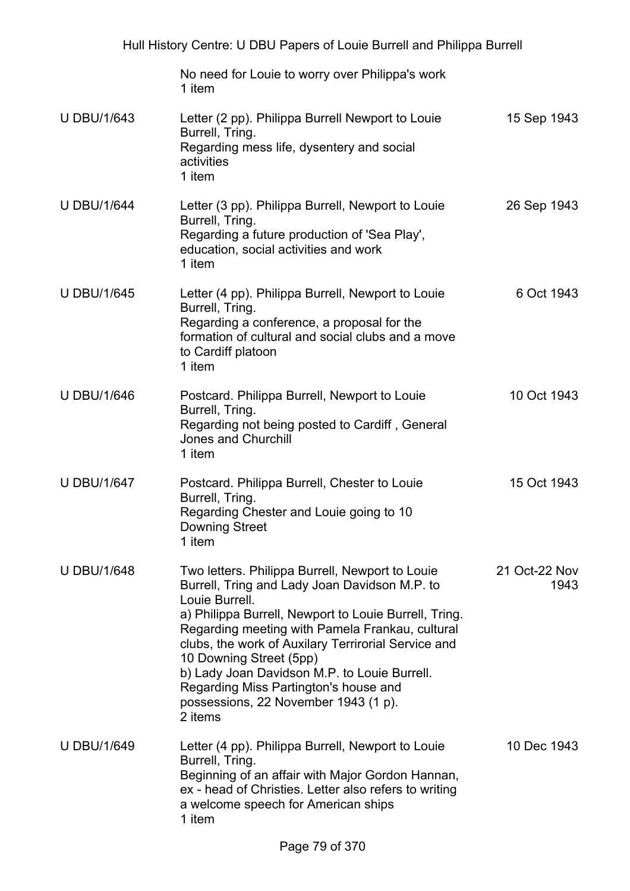| | | |
|---|---|---|
| | No need for Louie to worry over Philippa's work<br>1 item | |
| U DBU/1/643 | Letter (2 pp). Philippa Burrell Newport to Louie Burrell, Tring.<br>Regarding mess life, dysentery and social activities<br>1 item | 15 Sep 1943 |
| U DBU/1/644 | Letter (3 pp). Philippa Burrell, Newport to Louie Burrell, Tring.<br>Regarding a future production of 'Sea Play', education, social activities and work<br>1 item | 26 Sep 1943 |
| U DBU/1/645 | Letter (4 pp). Philippa Burrell, Newport to Louie Burrell, Tring.<br>Regarding a conference, a proposal for the formation of cultural and social clubs and a move to Cardiff platoon<br>1 item | 6 Oct 1943 |
| U DBU/1/646 | Postcard. Philippa Burrell, Newport to Louie Burrell, Tring.<br>Regarding not being posted to Cardiff , General Jones and Churchill<br>1 item | 10 Oct 1943 |
| U DBU/1/647 | Postcard. Philippa Burrell, Chester to Louie Burrell, Tring.<br>Regarding Chester and Louie going to 10 Downing Street<br>1 item | 15 Oct 1943 |
| U DBU/1/648 | Two letters. Philippa Burrell, Newport to Louie Burrell, Tring and Lady Joan Davidson M.P. to Louie Burrell.<br>a) Philippa Burrell, Newport to Louie Burrell, Tring. Regarding meeting with Pamela Frankau, cultural clubs, the work of Auxilary Terrirorial Service and 10 Downing Street (5pp)<br>b) Lady Joan Davidson M.P. to Louie Burrell. Regarding Miss Partington's house and possessions, 22 November 1943 (1 p).<br>2 items | 21 Oct-22 Nov 1943 |
| U DBU/1/649 | Letter (4 pp). Philippa Burrell, Newport to Louie Burrell, Tring.<br>Beginning of an affair with Major Gordon Hannan, ex - head of Christies. Letter also refers to writing a welcome speech for American ships<br>1 item | 10 Dec 1943 |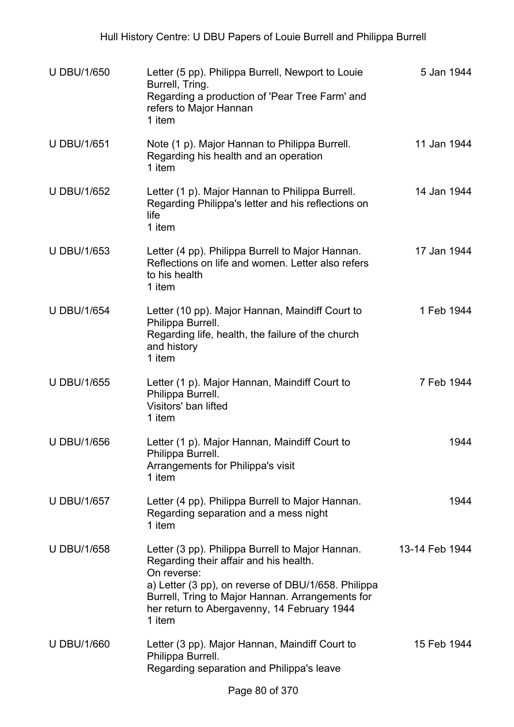| | | |
|---|---|---|
| U DBU/1/650 | Letter (5 pp). Philippa Burrell, Newport to Louie Burrell, Tring.<br>Regarding a production of 'Pear Tree Farm' and refers to Major Hannan<br>1 item | 5 Jan 1944 |
| U DBU/1/651 | Note (1 p). Major Hannan to Philippa Burrell.<br>Regarding his health and an operation<br>1 item | 11 Jan 1944 |
| U DBU/1/652 | Letter (1 p). Major Hannan to Philippa Burrell.<br>Regarding Philippa's letter and his reflections on life<br>1 item | 14 Jan 1944 |
| U DBU/1/653 | Letter (4 pp). Philippa Burrell to Major Hannan.<br>Reflections on life and women. Letter also refers to his health<br>1 item | 17 Jan 1944 |
| U DBU/1/654 | Letter (10 pp). Major Hannan, Maindiff Court to Philippa Burrell.<br>Regarding life, health, the failure of the church and history<br>1 item | 1 Feb 1944 |
| U DBU/1/655 | Letter (1 p). Major Hannan, Maindiff Court to Philippa Burrell.<br>Visitors' ban lifted<br>1 item | 7 Feb 1944 |
| U DBU/1/656 | Letter (1 p). Major Hannan, Maindiff Court to Philippa Burrell.<br>Arrangements for Philippa's visit<br>1 item | 1944 |
| U DBU/1/657 | Letter (4 pp). Philippa Burrell to Major Hannan.<br>Regarding separation and a mess night<br>1 item | 1944 |
| U DBU/1/658 | Letter (3 pp). Philippa Burrell to Major Hannan.<br>Regarding their affair and his health.<br>On reverse:<br>a) Letter (3 pp), on reverse of DBU/1/658. Philippa Burrell, Tring to Major Hannan. Arrangements for her return to Abergavenny, 14 February 1944<br>1 item | 13-14 Feb 1944 |
| U DBU/1/660 | Letter (3 pp). Major Hannan, Maindiff Court to Philippa Burrell.<br>Regarding separation and Philippa's leave | 15 Feb 1944 |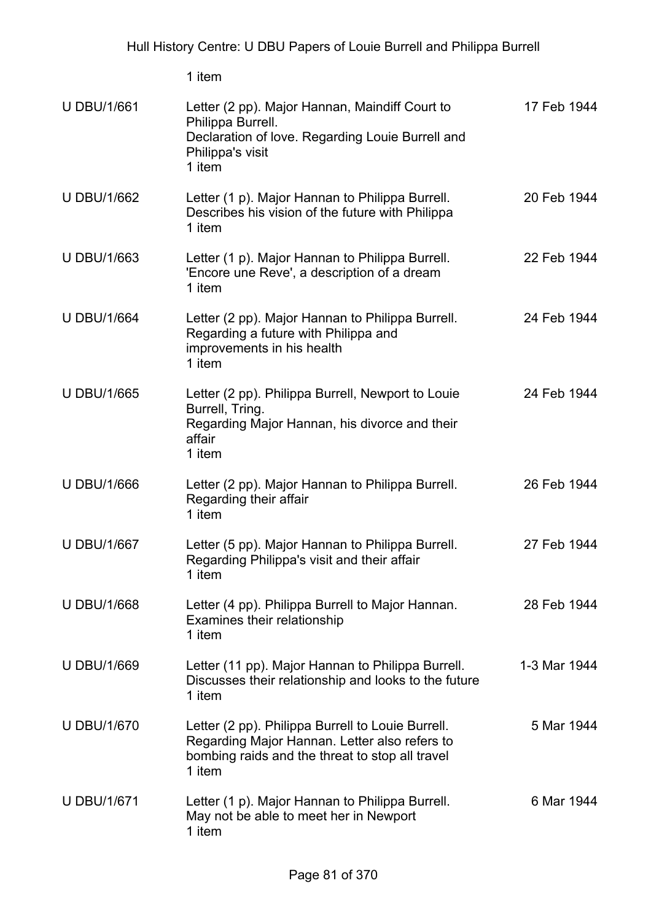1 item

| | | |
|---|---|---|
| U DBU/1/661 | Letter (2 pp). Major Hannan, Maindiff Court to Philippa Burrell.<br>Declaration of love. Regarding Louie Burrell and Philippa's visit<br>1 item | 17 Feb 1944 |
| U DBU/1/662 | Letter (1 p). Major Hannan to Philippa Burrell.<br>Describes his vision of the future with Philippa<br>1 item | 20 Feb 1944 |
| U DBU/1/663 | Letter (1 p). Major Hannan to Philippa Burrell.<br>'Encore une Reve', a description of a dream<br>1 item | 22 Feb 1944 |
| U DBU/1/664 | Letter (2 pp). Major Hannan to Philippa Burrell.<br>Regarding a future with Philippa and improvements in his health<br>1 item | 24 Feb 1944 |
| U DBU/1/665 | Letter (2 pp). Philippa Burrell, Newport to Louie Burrell, Tring.<br>Regarding Major Hannan, his divorce and their affair<br>1 item | 24 Feb 1944 |
| U DBU/1/666 | Letter (2 pp). Major Hannan to Philippa Burrell.<br>Regarding their affair<br>1 item | 26 Feb 1944 |
| U DBU/1/667 | Letter (5 pp). Major Hannan to Philippa Burrell.<br>Regarding Philippa's visit and their affair<br>1 item | 27 Feb 1944 |
| U DBU/1/668 | Letter (4 pp). Philippa Burrell to Major Hannan.<br>Examines their relationship<br>1 item | 28 Feb 1944 |
| U DBU/1/669 | Letter (11 pp). Major Hannan to Philippa Burrell.<br>Discusses their relationship and looks to the future<br>1 item | 1-3 Mar 1944 |
| U DBU/1/670 | Letter (2 pp). Philippa Burrell to Louie Burrell.<br>Regarding Major Hannan. Letter also refers to bombing raids and the threat to stop all travel<br>1 item | 5 Mar 1944 |
| U DBU/1/671 | Letter (1 p). Major Hannan to Philippa Burrell.<br>May not be able to meet her in Newport<br>1 item | 6 Mar 1944 |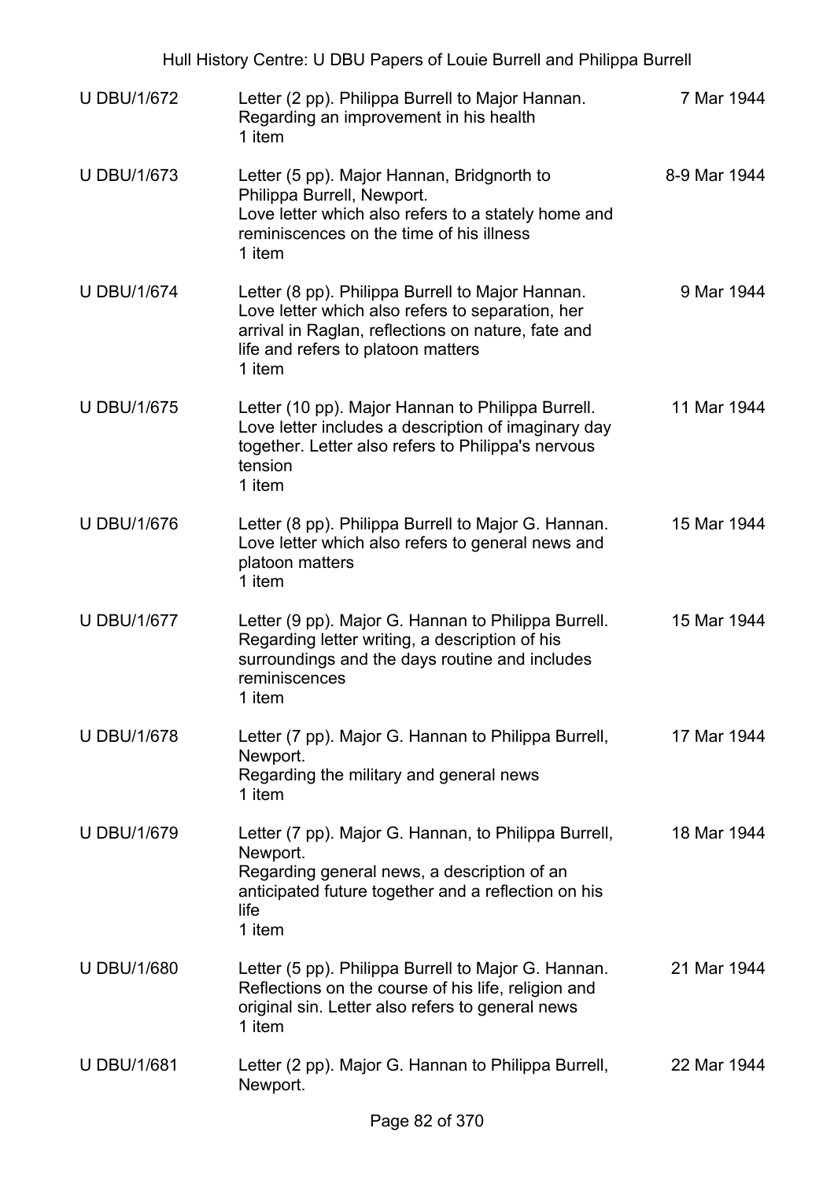| | | |
|---|---|---|
| U DBU/1/672 | Letter (2 pp). Philippa Burrell to Major Hannan.<br>Regarding an improvement in his health<br>1 item | 7 Mar 1944 |
| U DBU/1/673 | Letter (5 pp). Major Hannan, Bridgnorth to Philippa Burrell, Newport.<br>Love letter which also refers to a stately home and reminiscences on the time of his illness<br>1 item | 8-9 Mar 1944 |
| U DBU/1/674 | Letter (8 pp). Philippa Burrell to Major Hannan.<br>Love letter which also refers to separation, her arrival in Raglan, reflections on nature, fate and life and refers to platoon matters<br>1 item | 9 Mar 1944 |
| U DBU/1/675 | Letter (10 pp). Major Hannan to Philippa Burrell.<br>Love letter includes a description of imaginary day together. Letter also refers to Philippa's nervous tension<br>1 item | 11 Mar 1944 |
| U DBU/1/676 | Letter (8 pp). Philippa Burrell to Major G. Hannan.<br>Love letter which also refers to general news and platoon matters<br>1 item | 15 Mar 1944 |
| U DBU/1/677 | Letter (9 pp). Major G. Hannan to Philippa Burrell.<br>Regarding letter writing, a description of his surroundings and the days routine and includes reminiscences<br>1 item | 15 Mar 1944 |
| U DBU/1/678 | Letter (7 pp). Major G. Hannan to Philippa Burrell, Newport.<br>Regarding the military and general news<br>1 item | 17 Mar 1944 |
| U DBU/1/679 | Letter (7 pp). Major G. Hannan, to Philippa Burrell, Newport.<br>Regarding general news, a description of an anticipated future together and a reflection on his life<br>1 item | 18 Mar 1944 |
| U DBU/1/680 | Letter (5 pp). Philippa Burrell to Major G. Hannan.<br>Reflections on the course of his life, religion and original sin. Letter also refers to general news<br>1 item | 21 Mar 1944 |
| U DBU/1/681 | Letter (2 pp). Major G. Hannan to Philippa Burrell, Newport. | 22 Mar 1944 |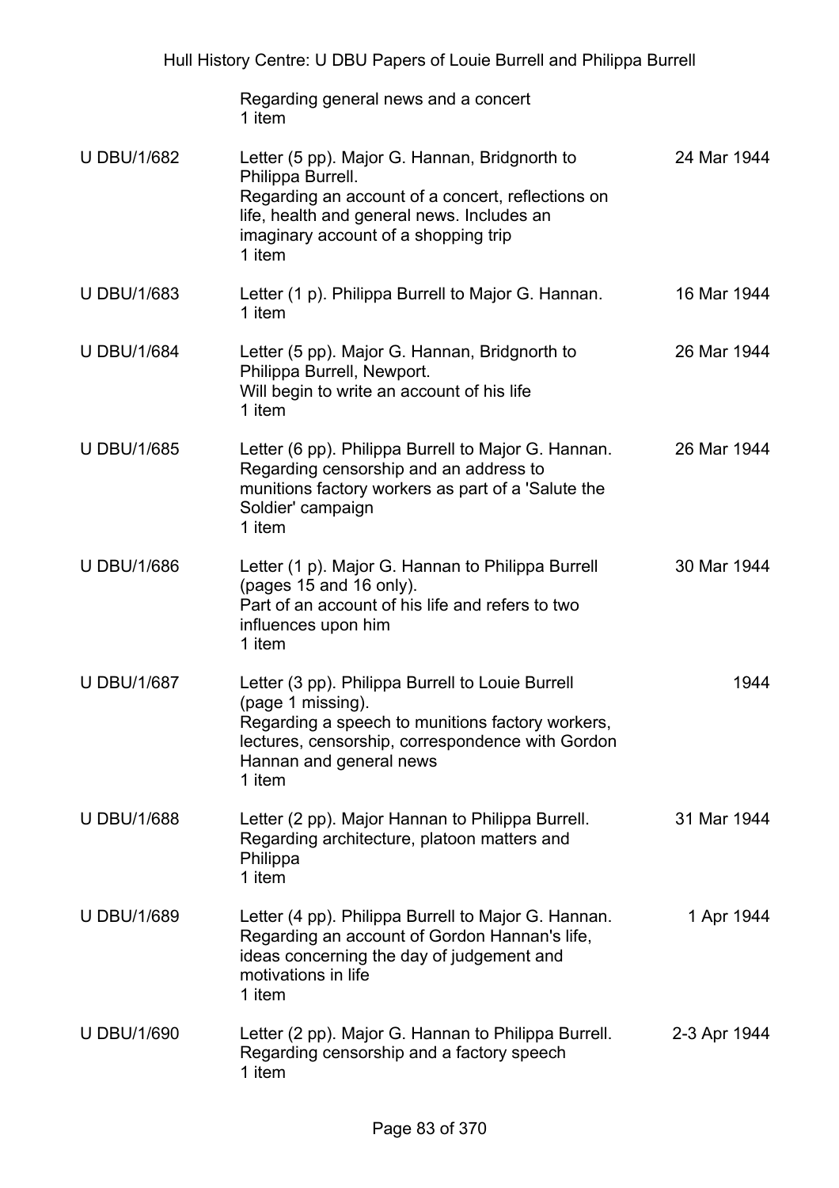| | | |
|---|---|---|
| | Regarding general news and a concert<br>1 item | |
| U DBU/1/682 | Letter (5 pp). Major G. Hannan, Bridgnorth to Philippa Burrell.<br>Regarding an account of a concert, reflections on life, health and general news. Includes an imaginary account of a shopping trip<br>1 item | 24 Mar 1944 |
| U DBU/1/683 | Letter (1 p). Philippa Burrell to Major G. Hannan.<br>1 item | 16 Mar 1944 |
| U DBU/1/684 | Letter (5 pp). Major G. Hannan, Bridgnorth to Philippa Burrell, Newport.<br>Will begin to write an account of his life<br>1 item | 26 Mar 1944 |
| U DBU/1/685 | Letter (6 pp). Philippa Burrell to Major G. Hannan.<br>Regarding censorship and an address to munitions factory workers as part of a 'Salute the Soldier' campaign<br>1 item | 26 Mar 1944 |
| U DBU/1/686 | Letter (1 p). Major G. Hannan to Philippa Burrell (pages 15 and 16 only).<br>Part of an account of his life and refers to two influences upon him<br>1 item | 30 Mar 1944 |
| U DBU/1/687 | Letter (3 pp). Philippa Burrell to Louie Burrell (page 1 missing).<br>Regarding a speech to munitions factory workers, lectures, censorship, correspondence with Gordon Hannan and general news<br>1 item | 1944 |
| U DBU/1/688 | Letter (2 pp). Major Hannan to Philippa Burrell.<br>Regarding architecture, platoon matters and Philippa<br>1 item | 31 Mar 1944 |
| U DBU/1/689 | Letter (4 pp). Philippa Burrell to Major G. Hannan.<br>Regarding an account of Gordon Hannan's life, ideas concerning the day of judgement and motivations in life<br>1 item | 1 Apr 1944 |
| U DBU/1/690 | Letter (2 pp). Major G. Hannan to Philippa Burrell.<br>Regarding censorship and a factory speech<br>1 item | 2-3 Apr 1944 |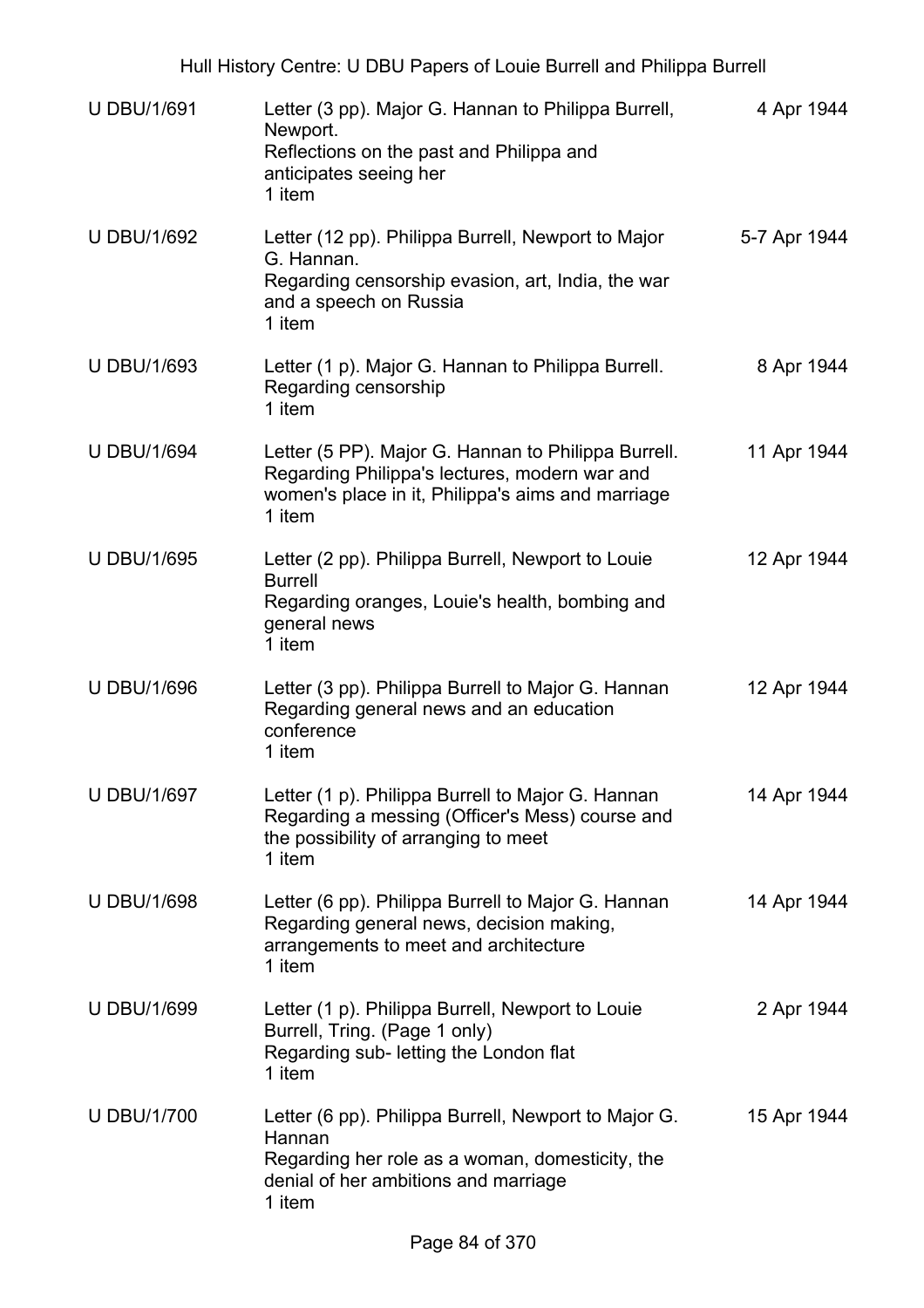| | | |
|---|---|---|
| U DBU/1/691 | Letter (3 pp). Major G. Hannan to Philippa Burrell, Newport.<br>Reflections on the past and Philippa and anticipates seeing her<br>1 item | 4 Apr 1944 |
| U DBU/1/692 | Letter (12 pp). Philippa Burrell, Newport to Major G. Hannan.<br>Regarding censorship evasion, art, India, the war and a speech on Russia<br>1 item | 5-7 Apr 1944 |
| U DBU/1/693 | Letter (1 p). Major G. Hannan to Philippa Burrell.<br>Regarding censorship<br>1 item | 8 Apr 1944 |
| U DBU/1/694 | Letter (5 PP). Major G. Hannan to Philippa Burrell.<br>Regarding Philippa's lectures, modern war and women's place in it, Philippa's aims and marriage<br>1 item | 11 Apr 1944 |
| U DBU/1/695 | Letter (2 pp). Philippa Burrell, Newport to Louie Burrell<br>Regarding oranges, Louie's health, bombing and general news<br>1 item | 12 Apr 1944 |
| U DBU/1/696 | Letter (3 pp). Philippa Burrell to Major G. Hannan<br>Regarding general news and an education conference<br>1 item | 12 Apr 1944 |
| U DBU/1/697 | Letter (1 p). Philippa Burrell to Major G. Hannan<br>Regarding a messing (Officer's Mess) course and the possibility of arranging to meet<br>1 item | 14 Apr 1944 |
| U DBU/1/698 | Letter (6 pp). Philippa Burrell to Major G. Hannan<br>Regarding general news, decision making, arrangements to meet and architecture<br>1 item | 14 Apr 1944 |
| U DBU/1/699 | Letter (1 p). Philippa Burrell, Newport to Louie Burrell, Tring. (Page 1 only)<br>Regarding sub- letting the London flat<br>1 item | 2 Apr 1944 |
| U DBU/1/700 | Letter (6 pp). Philippa Burrell, Newport to Major G. Hannan<br>Regarding her role as a woman, domesticity, the denial of her ambitions and marriage<br>1 item | 15 Apr 1944 |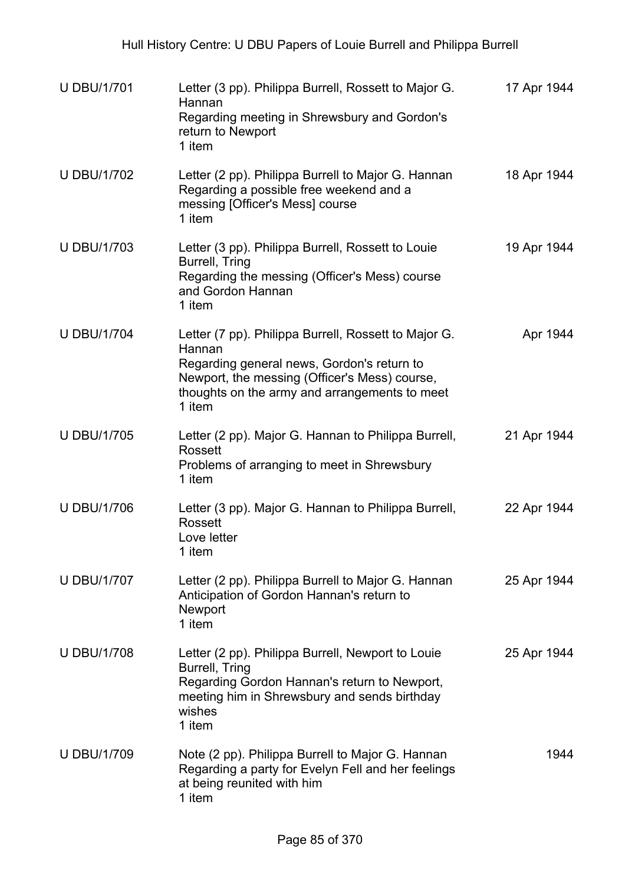| | | |
|---|---|---|
| U DBU/1/701 | Letter (3 pp). Philippa Burrell, Rossett to Major G. Hannan<br>Regarding meeting in Shrewsbury and Gordon's return to Newport<br>1 item | 17 Apr 1944 |
| U DBU/1/702 | Letter (2 pp). Philippa Burrell to Major G. Hannan<br>Regarding a possible free weekend and a messing [Officer's Mess] course<br>1 item | 18 Apr 1944 |
| U DBU/1/703 | Letter (3 pp). Philippa Burrell, Rossett to Louie Burrell, Tring<br>Regarding the messing (Officer's Mess) course and Gordon Hannan<br>1 item | 19 Apr 1944 |
| U DBU/1/704 | Letter (7 pp). Philippa Burrell, Rossett to Major G. Hannan<br>Regarding general news, Gordon's return to Newport, the messing (Officer's Mess) course, thoughts on the army and arrangements to meet<br>1 item | Apr 1944 |
| U DBU/1/705 | Letter (2 pp). Major G. Hannan to Philippa Burrell, Rossett<br>Problems of arranging to meet in Shrewsbury<br>1 item | 21 Apr 1944 |
| U DBU/1/706 | Letter (3 pp). Major G. Hannan to Philippa Burrell, Rossett<br>Love letter<br>1 item | 22 Apr 1944 |
| U DBU/1/707 | Letter (2 pp). Philippa Burrell to Major G. Hannan<br>Anticipation of Gordon Hannan's return to Newport<br>1 item | 25 Apr 1944 |
| U DBU/1/708 | Letter (2 pp). Philippa Burrell, Newport to Louie Burrell, Tring<br>Regarding Gordon Hannan's return to Newport, meeting him in Shrewsbury and sends birthday wishes<br>1 item | 25 Apr 1944 |
| U DBU/1/709 | Note (2 pp). Philippa Burrell to Major G. Hannan<br>Regarding a party for Evelyn Fell and her feelings at being reunited with him<br>1 item | 1944 |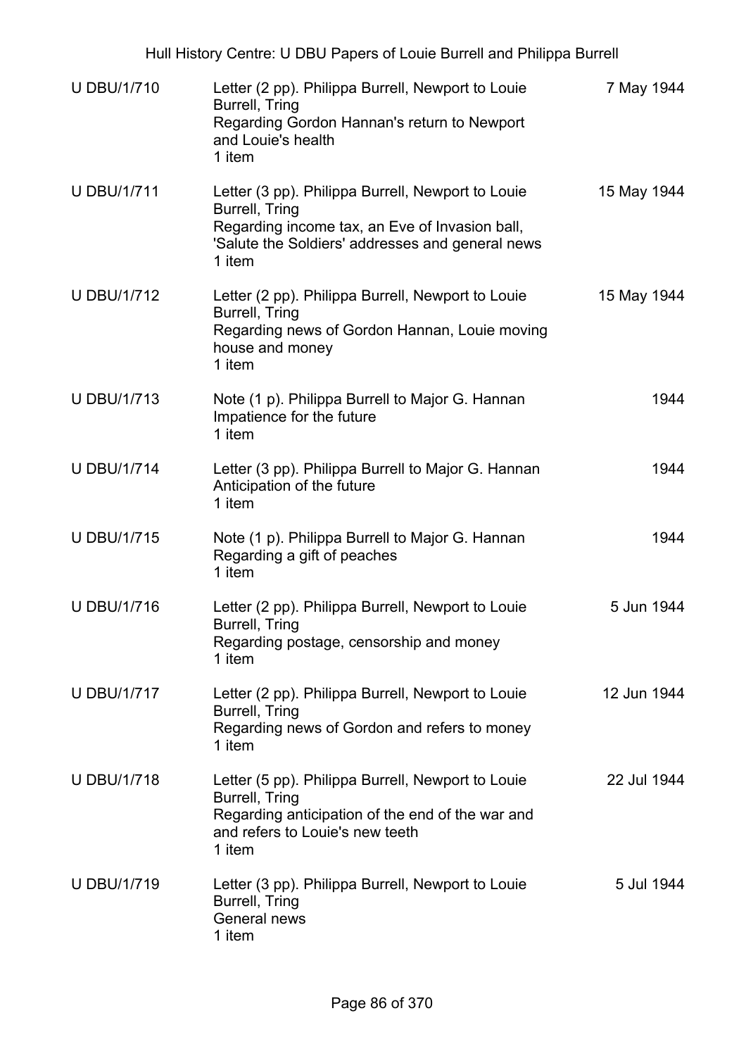| | | |
|---|---|---|
| U DBU/1/710 | Letter (2 pp). Philippa Burrell, Newport to Louie Burrell, Tring<br>Regarding Gordon Hannan's return to Newport and Louie's health<br>1 item | 7 May 1944 |
| U DBU/1/711 | Letter (3 pp). Philippa Burrell, Newport to Louie Burrell, Tring<br>Regarding income tax, an Eve of Invasion ball, 'Salute the Soldiers' addresses and general news<br>1 item | 15 May 1944 |
| U DBU/1/712 | Letter (2 pp). Philippa Burrell, Newport to Louie Burrell, Tring<br>Regarding news of Gordon Hannan, Louie moving house and money<br>1 item | 15 May 1944 |
| U DBU/1/713 | Note (1 p). Philippa Burrell to Major G. Hannan<br>Impatience for the future<br>1 item | 1944 |
| U DBU/1/714 | Letter (3 pp). Philippa Burrell to Major G. Hannan<br>Anticipation of the future<br>1 item | 1944 |
| U DBU/1/715 | Note (1 p). Philippa Burrell to Major G. Hannan<br>Regarding a gift of peaches<br>1 item | 1944 |
| U DBU/1/716 | Letter (2 pp). Philippa Burrell, Newport to Louie Burrell, Tring<br>Regarding postage, censorship and money<br>1 item | 5 Jun 1944 |
| U DBU/1/717 | Letter (2 pp). Philippa Burrell, Newport to Louie Burrell, Tring<br>Regarding news of Gordon and refers to money<br>1 item | 12 Jun 1944 |
| U DBU/1/718 | Letter (5 pp). Philippa Burrell, Newport to Louie Burrell, Tring<br>Regarding anticipation of the end of the war and and refers to Louie's new teeth<br>1 item | 22 Jul 1944 |
| U DBU/1/719 | Letter (3 pp). Philippa Burrell, Newport to Louie Burrell, Tring<br>General news<br>1 item | 5 Jul 1944 |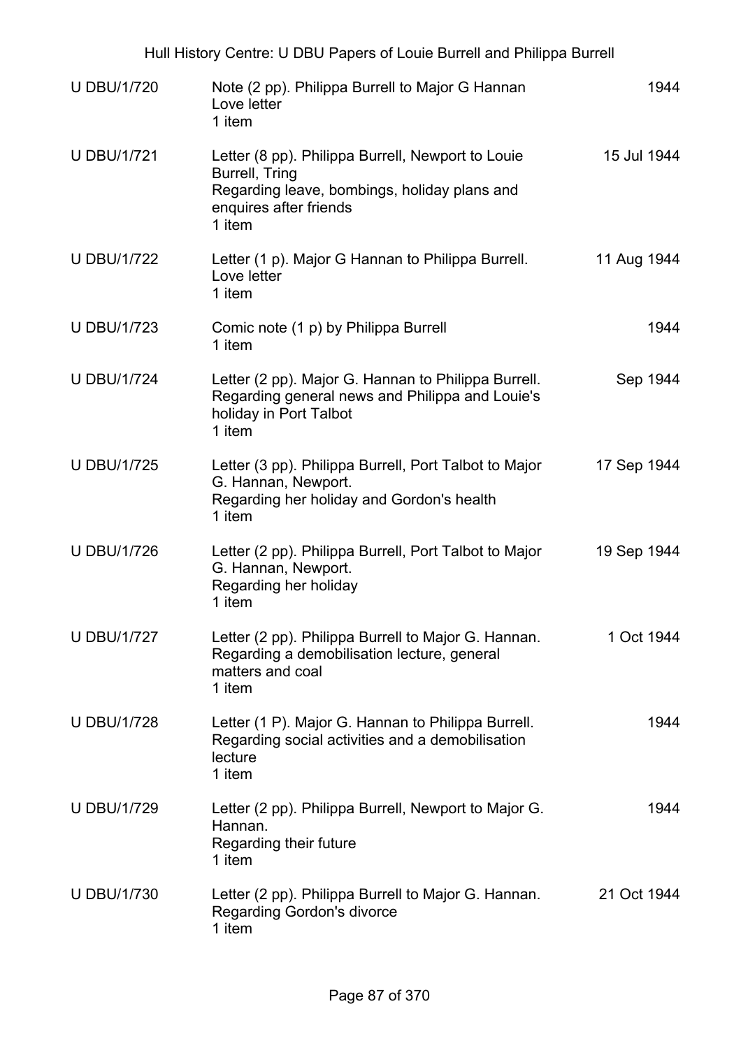| | | |
|---|---|---|
| U DBU/1/720 | Note (2 pp). Philippa Burrell to Major G Hannan<br>Love letter<br>1 item | 1944 |
| U DBU/1/721 | Letter (8 pp). Philippa Burrell, Newport to Louie Burrell, Tring<br>Regarding leave, bombings, holiday plans and enquires after friends<br>1 item | 15 Jul 1944 |
| U DBU/1/722 | Letter (1 p). Major G Hannan to Philippa Burrell.<br>Love letter<br>1 item | 11 Aug 1944 |
| U DBU/1/723 | Comic note (1 p) by Philippa Burrell<br>1 item | 1944 |
| U DBU/1/724 | Letter (2 pp). Major G. Hannan to Philippa Burrell.<br>Regarding general news and Philippa and Louie's holiday in Port Talbot<br>1 item | Sep 1944 |
| U DBU/1/725 | Letter (3 pp). Philippa Burrell, Port Talbot to Major G. Hannan, Newport.<br>Regarding her holiday and Gordon's health<br>1 item | 17 Sep 1944 |
| U DBU/1/726 | Letter (2 pp). Philippa Burrell, Port Talbot to Major G. Hannan, Newport.<br>Regarding her holiday<br>1 item | 19 Sep 1944 |
| U DBU/1/727 | Letter (2 pp). Philippa Burrell to Major G. Hannan.<br>Regarding a demobilisation lecture, general matters and coal<br>1 item | 1 Oct 1944 |
| U DBU/1/728 | Letter (1 P). Major G. Hannan to Philippa Burrell.<br>Regarding social activities and a demobilisation lecture<br>1 item | 1944 |
| U DBU/1/729 | Letter (2 pp). Philippa Burrell, Newport to Major G. Hannan.<br>Regarding their future<br>1 item | 1944 |
| U DBU/1/730 | Letter (2 pp). Philippa Burrell to Major G. Hannan.<br>Regarding Gordon's divorce<br>1 item | 21 Oct 1944 |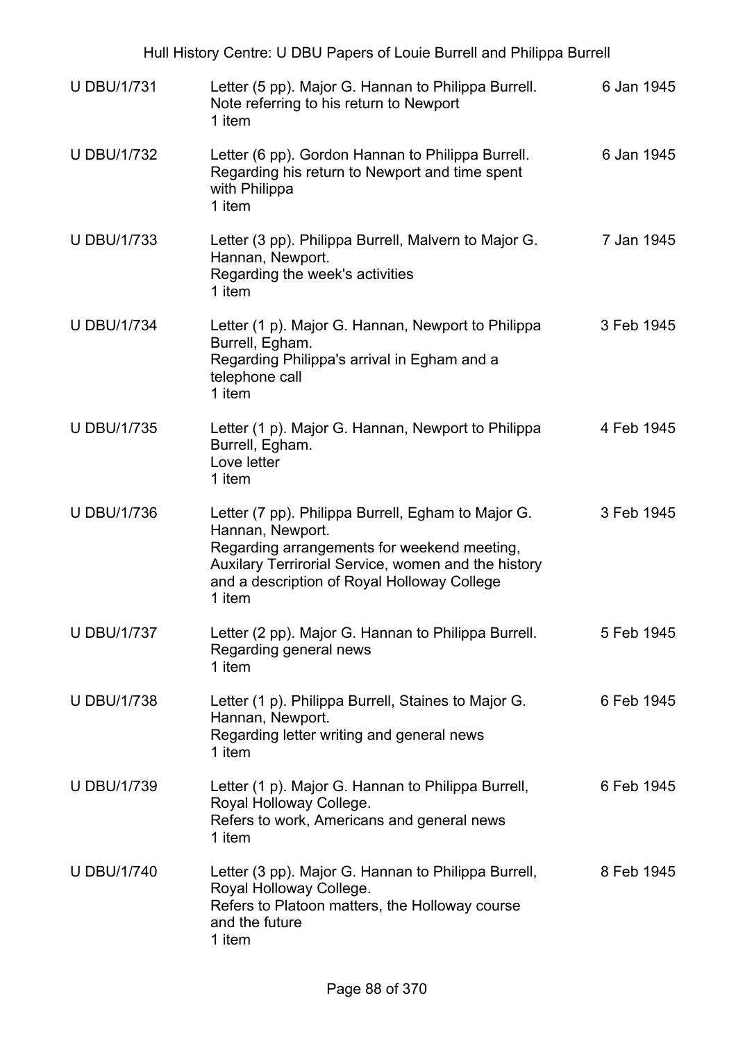| | | |
|---|---|---|
| U DBU/1/731 | Letter (5 pp). Major G. Hannan to Philippa Burrell.<br>Note referring to his return to Newport<br>1 item | 6 Jan 1945 |
| U DBU/1/732 | Letter (6 pp). Gordon Hannan to Philippa Burrell.<br>Regarding his return to Newport and time spent with Philippa<br>1 item | 6 Jan 1945 |
| U DBU/1/733 | Letter (3 pp). Philippa Burrell, Malvern to Major G. Hannan, Newport.<br>Regarding the week's activities<br>1 item | 7 Jan 1945 |
| U DBU/1/734 | Letter (1 p). Major G. Hannan, Newport to Philippa Burrell, Egham.<br>Regarding Philippa's arrival in Egham and a telephone call<br>1 item | 3 Feb 1945 |
| U DBU/1/735 | Letter (1 p). Major G. Hannan, Newport to Philippa Burrell, Egham.<br>Love letter<br>1 item | 4 Feb 1945 |
| U DBU/1/736 | Letter (7 pp). Philippa Burrell, Egham to Major G. Hannan, Newport.<br>Regarding arrangements for weekend meeting, Auxilary Terrirorial Service, women and the history and a description of Royal Holloway College<br>1 item | 3 Feb 1945 |
| U DBU/1/737 | Letter (2 pp). Major G. Hannan to Philippa Burrell.<br>Regarding general news<br>1 item | 5 Feb 1945 |
| U DBU/1/738 | Letter (1 p). Philippa Burrell, Staines to Major G. Hannan, Newport.<br>Regarding letter writing and general news<br>1 item | 6 Feb 1945 |
| U DBU/1/739 | Letter (1 p). Major G. Hannan to Philippa Burrell, Royal Holloway College.<br>Refers to work, Americans and general news<br>1 item | 6 Feb 1945 |
| U DBU/1/740 | Letter (3 pp). Major G. Hannan to Philippa Burrell, Royal Holloway College.<br>Refers to Platoon matters, the Holloway course and the future<br>1 item | 8 Feb 1945 |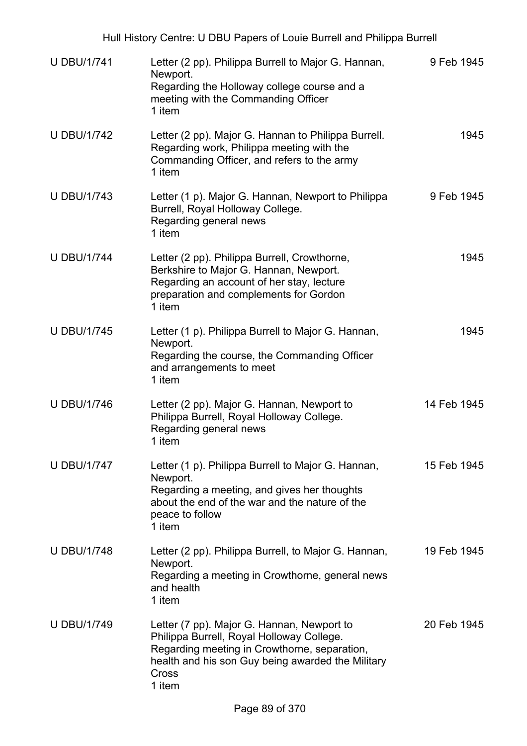| | | |
|---|---|---|
| U DBU/1/741 | Letter (2 pp). Philippa Burrell to Major G. Hannan, Newport.<br>Regarding the Holloway college course and a meeting with the Commanding Officer<br>1 item | 9 Feb 1945 |
| U DBU/1/742 | Letter (2 pp). Major G. Hannan to Philippa Burrell.<br>Regarding work, Philippa meeting with the Commanding Officer, and refers to the army<br>1 item | 1945 |
| U DBU/1/743 | Letter (1 p). Major G. Hannan, Newport to Philippa Burrell, Royal Holloway College.<br>Regarding general news<br>1 item | 9 Feb 1945 |
| U DBU/1/744 | Letter (2 pp). Philippa Burrell, Crowthorne, Berkshire to Major G. Hannan, Newport.<br>Regarding an account of her stay, lecture preparation and complements for Gordon<br>1 item | 1945 |
| U DBU/1/745 | Letter (1 p). Philippa Burrell to Major G. Hannan, Newport.<br>Regarding the course, the Commanding Officer and arrangements to meet<br>1 item | 1945 |
| U DBU/1/746 | Letter (2 pp). Major G. Hannan, Newport to Philippa Burrell, Royal Holloway College.<br>Regarding general news<br>1 item | 14 Feb 1945 |
| U DBU/1/747 | Letter (1 p). Philippa Burrell to Major G. Hannan, Newport.<br>Regarding a meeting, and gives her thoughts about the end of the war and the nature of the peace to follow<br>1 item | 15 Feb 1945 |
| U DBU/1/748 | Letter (2 pp). Philippa Burrell, to Major G. Hannan, Newport.<br>Regarding a meeting in Crowthorne, general news and health<br>1 item | 19 Feb 1945 |
| U DBU/1/749 | Letter (7 pp). Major G. Hannan, Newport to Philippa Burrell, Royal Holloway College.<br>Regarding meeting in Crowthorne, separation, health and his son Guy being awarded the Military Cross<br>1 item | 20 Feb 1945 |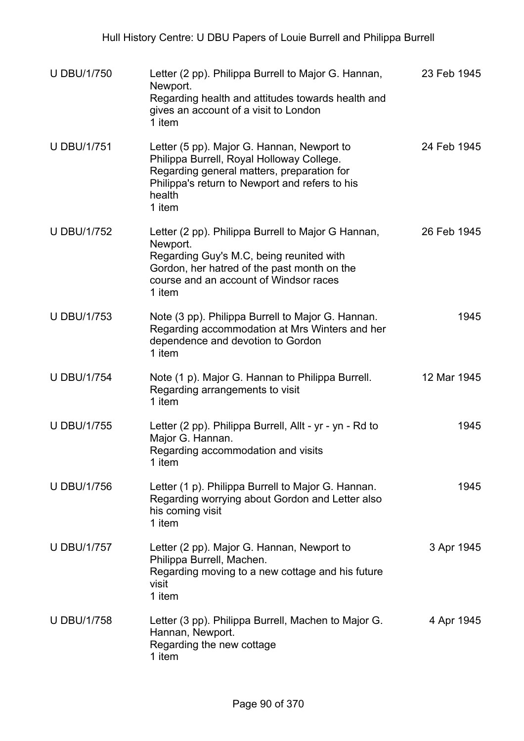| | | |
|---|---|---|
| U DBU/1/750 | Letter (2 pp). Philippa Burrell to Major G. Hannan, Newport.<br>Regarding health and attitudes towards health and gives an account of a visit to London<br>1 item | 23 Feb 1945 |
| U DBU/1/751 | Letter (5 pp). Major G. Hannan, Newport to Philippa Burrell, Royal Holloway College.<br>Regarding general matters, preparation for Philippa's return to Newport and refers to his health<br>1 item | 24 Feb 1945 |
| U DBU/1/752 | Letter (2 pp). Philippa Burrell to Major G Hannan, Newport.<br>Regarding Guy's M.C, being reunited with Gordon, her hatred of the past month on the course and an account of Windsor races<br>1 item | 26 Feb 1945 |
| U DBU/1/753 | Note (3 pp). Philippa Burrell to Major G. Hannan.<br>Regarding accommodation at Mrs Winters and her dependence and devotion to Gordon<br>1 item | 1945 |
| U DBU/1/754 | Note (1 p). Major G. Hannan to Philippa Burrell.<br>Regarding arrangements to visit<br>1 item | 12 Mar 1945 |
| U DBU/1/755 | Letter (2 pp). Philippa Burrell, Allt - yr - yn - Rd to Major G. Hannan.<br>Regarding accommodation and visits<br>1 item | 1945 |
| U DBU/1/756 | Letter (1 p). Philippa Burrell to Major G. Hannan.<br>Regarding worrying about Gordon and Letter also his coming visit<br>1 item | 1945 |
| U DBU/1/757 | Letter (2 pp). Major G. Hannan, Newport to Philippa Burrell, Machen.<br>Regarding moving to a new cottage and his future visit<br>1 item | 3 Apr 1945 |
| U DBU/1/758 | Letter (3 pp). Philippa Burrell, Machen to Major G. Hannan, Newport.<br>Regarding the new cottage<br>1 item | 4 Apr 1945 |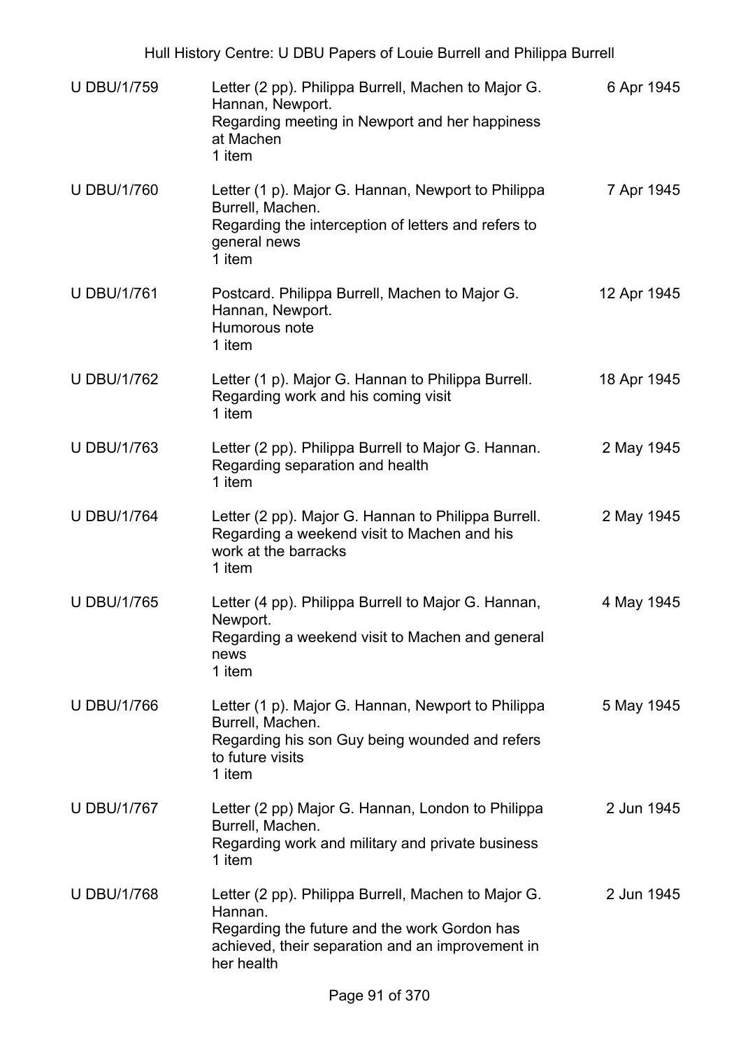| | | |
|---|---|---|
| U DBU/1/759 | Letter (2 pp). Philippa Burrell, Machen to Major G. Hannan, Newport.<br>Regarding meeting in Newport and her happiness at Machen<br>1 item | 6 Apr 1945 |
| U DBU/1/760 | Letter (1 p). Major G. Hannan, Newport to Philippa Burrell, Machen.<br>Regarding the interception of letters and refers to general news<br>1 item | 7 Apr 1945 |
| U DBU/1/761 | Postcard. Philippa Burrell, Machen to Major G. Hannan, Newport.<br>Humorous note<br>1 item | 12 Apr 1945 |
| U DBU/1/762 | Letter (1 p). Major G. Hannan to Philippa Burrell.<br>Regarding work and his coming visit<br>1 item | 18 Apr 1945 |
| U DBU/1/763 | Letter (2 pp). Philippa Burrell to Major G. Hannan.<br>Regarding separation and health<br>1 item | 2 May 1945 |
| U DBU/1/764 | Letter (2 pp). Major G. Hannan to Philippa Burrell.<br>Regarding a weekend visit to Machen and his work at the barracks<br>1 item | 2 May 1945 |
| U DBU/1/765 | Letter (4 pp). Philippa Burrell to Major G. Hannan, Newport.<br>Regarding a weekend visit to Machen and general news<br>1 item | 4 May 1945 |
| U DBU/1/766 | Letter (1 p). Major G. Hannan, Newport to Philippa Burrell, Machen.<br>Regarding his son Guy being wounded and refers to future visits<br>1 item | 5 May 1945 |
| U DBU/1/767 | Letter (2 pp) Major G. Hannan, London to Philippa Burrell, Machen.<br>Regarding work and military and private business<br>1 item | 2 Jun 1945 |
| U DBU/1/768 | Letter (2 pp). Philippa Burrell, Machen to Major G. Hannan.<br>Regarding the future and the work Gordon has achieved, their separation and an improvement in her health | 2 Jun 1945 |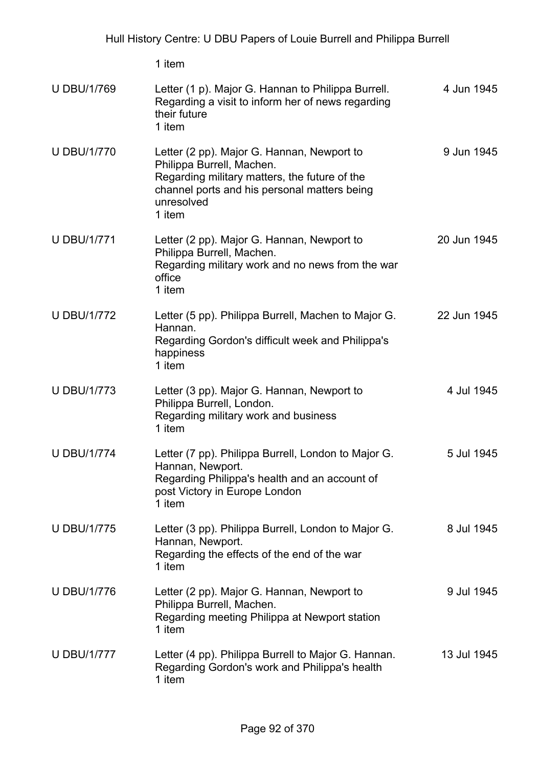1 item

| | | |
|---|---|---|
| U DBU/1/769 | Letter (1 p). Major G. Hannan to Philippa Burrell.<br>Regarding a visit to inform her of news regarding their future<br>1 item | 4 Jun 1945 |
| U DBU/1/770 | Letter (2 pp). Major G. Hannan, Newport to Philippa Burrell, Machen.<br>Regarding military matters, the future of the channel ports and his personal matters being unresolved<br>1 item | 9 Jun 1945 |
| U DBU/1/771 | Letter (2 pp). Major G. Hannan, Newport to Philippa Burrell, Machen.<br>Regarding military work and no news from the war office<br>1 item | 20 Jun 1945 |
| U DBU/1/772 | Letter (5 pp). Philippa Burrell, Machen to Major G. Hannan.<br>Regarding Gordon's difficult week and Philippa's happiness<br>1 item | 22 Jun 1945 |
| U DBU/1/773 | Letter (3 pp). Major G. Hannan, Newport to Philippa Burrell, London.<br>Regarding military work and business<br>1 item | 4 Jul 1945 |
| U DBU/1/774 | Letter (7 pp). Philippa Burrell, London to Major G. Hannan, Newport.<br>Regarding Philippa's health and an account of post Victory in Europe London<br>1 item | 5 Jul 1945 |
| U DBU/1/775 | Letter (3 pp). Philippa Burrell, London to Major G. Hannan, Newport.<br>Regarding the effects of the end of the war<br>1 item | 8 Jul 1945 |
| U DBU/1/776 | Letter (2 pp). Major G. Hannan, Newport to Philippa Burrell, Machen.<br>Regarding meeting Philippa at Newport station<br>1 item | 9 Jul 1945 |
| U DBU/1/777 | Letter (4 pp). Philippa Burrell to Major G. Hannan.<br>Regarding Gordon's work and Philippa's health<br>1 item | 13 Jul 1945 |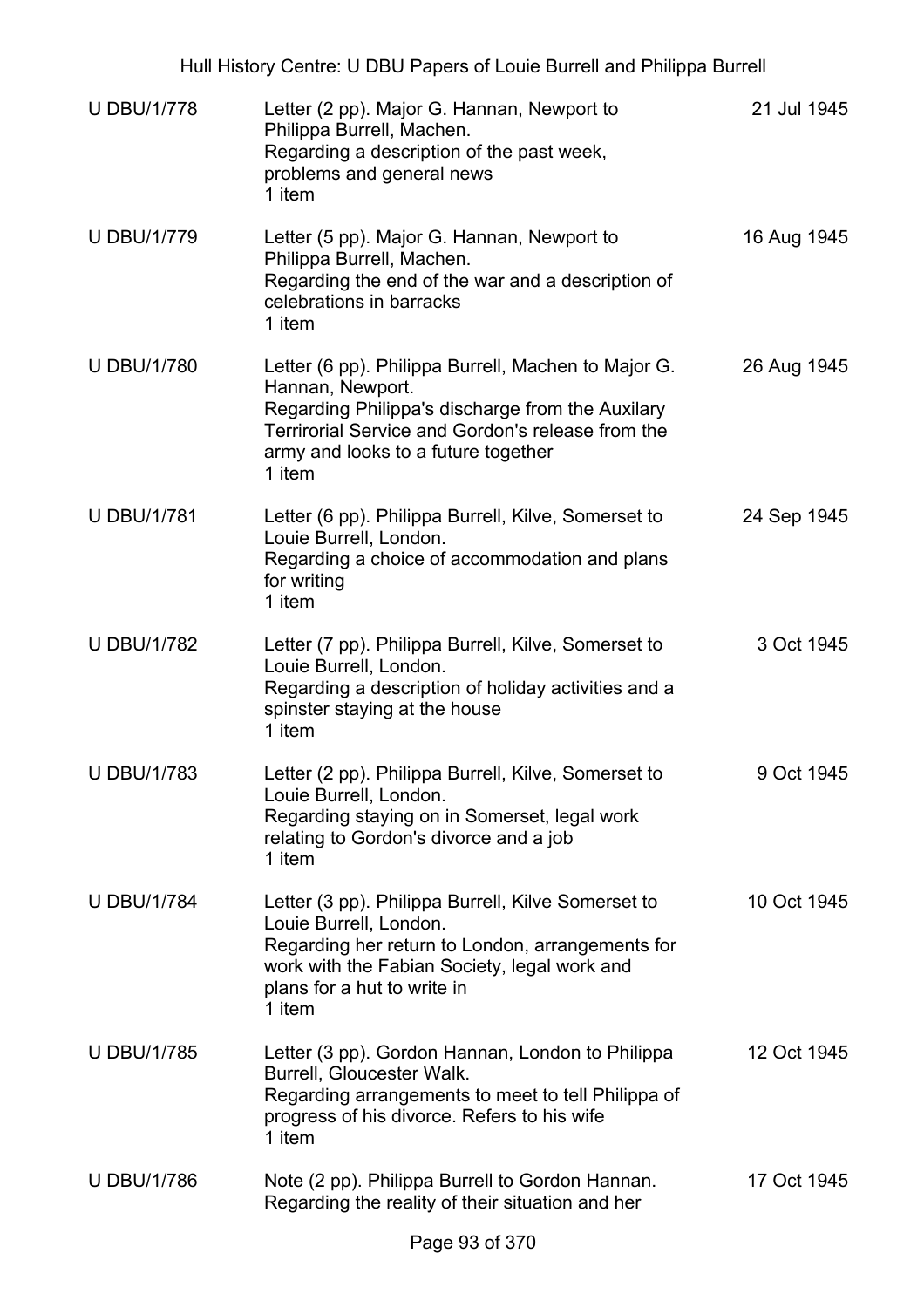| | | |
|---|---|---|
| U DBU/1/778 | Letter (2 pp). Major G. Hannan, Newport to Philippa Burrell, Machen.<br>Regarding a description of the past week, problems and general news<br>1 item | 21 Jul 1945 |
| U DBU/1/779 | Letter (5 pp). Major G. Hannan, Newport to Philippa Burrell, Machen.<br>Regarding the end of the war and a description of celebrations in barracks<br>1 item | 16 Aug 1945 |
| U DBU/1/780 | Letter (6 pp). Philippa Burrell, Machen to Major G. Hannan, Newport.<br>Regarding Philippa's discharge from the Auxilary Terrirorial Service and Gordon's release from the army and looks to a future together<br>1 item | 26 Aug 1945 |
| U DBU/1/781 | Letter (6 pp). Philippa Burrell, Kilve, Somerset to Louie Burrell, London.<br>Regarding a choice of accommodation and plans for writing<br>1 item | 24 Sep 1945 |
| U DBU/1/782 | Letter (7 pp). Philippa Burrell, Kilve, Somerset to Louie Burrell, London.<br>Regarding a description of holiday activities and a spinster staying at the house<br>1 item | 3 Oct 1945 |
| U DBU/1/783 | Letter (2 pp). Philippa Burrell, Kilve, Somerset to Louie Burrell, London.<br>Regarding staying on in Somerset, legal work relating to Gordon's divorce and a job<br>1 item | 9 Oct 1945 |
| U DBU/1/784 | Letter (3 pp). Philippa Burrell, Kilve Somerset to Louie Burrell, London.<br>Regarding her return to London, arrangements for work with the Fabian Society, legal work and plans for a hut to write in<br>1 item | 10 Oct 1945 |
| U DBU/1/785 | Letter (3 pp). Gordon Hannan, London to Philippa Burrell, Gloucester Walk.<br>Regarding arrangements to meet to tell Philippa of progress of his divorce. Refers to his wife<br>1 item | 12 Oct 1945 |
| U DBU/1/786 | Note (2 pp). Philippa Burrell to Gordon Hannan.<br>Regarding the reality of their situation and her | 17 Oct 1945 |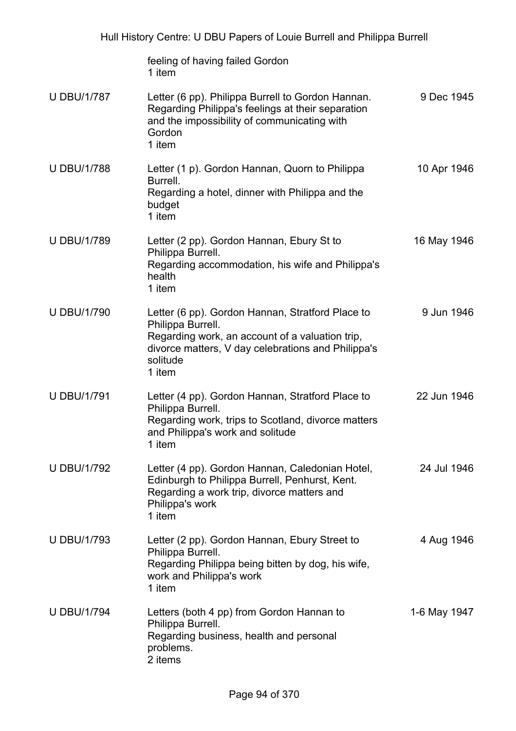| | feeling of having failed Gordon<br>1 item | |
|---|---|---|
| U DBU/1/787 | Letter (6 pp). Philippa Burrell to Gordon Hannan.<br>Regarding Philippa's feelings at their separation and the impossibility of communicating with Gordon<br>1 item | 9 Dec 1945 |
| U DBU/1/788 | Letter (1 p). Gordon Hannan, Quorn to Philippa Burrell.<br>Regarding a hotel, dinner with Philippa and the budget<br>1 item | 10 Apr 1946 |
| U DBU/1/789 | Letter (2 pp). Gordon Hannan, Ebury St to Philippa Burrell.<br>Regarding accommodation, his wife and Philippa's health<br>1 item | 16 May 1946 |
| U DBU/1/790 | Letter (6 pp). Gordon Hannan, Stratford Place to Philippa Burrell.<br>Regarding work, an account of a valuation trip, divorce matters, V day celebrations and Philippa's solitude<br>1 item | 9 Jun 1946 |
| U DBU/1/791 | Letter (4 pp). Gordon Hannan, Stratford Place to Philippa Burrell.<br>Regarding work, trips to Scotland, divorce matters and Philippa's work and solitude<br>1 item | 22 Jun 1946 |
| U DBU/1/792 | Letter (4 pp). Gordon Hannan, Caledonian Hotel, Edinburgh to Philippa Burrell, Penhurst, Kent.<br>Regarding a work trip, divorce matters and Philippa's work<br>1 item | 24 Jul 1946 |
| U DBU/1/793 | Letter (2 pp). Gordon Hannan, Ebury Street to Philippa Burrell.<br>Regarding Philippa being bitten by dog, his wife, work and Philippa's work<br>1 item | 4 Aug 1946 |
| U DBU/1/794 | Letters (both 4 pp) from Gordon Hannan to Philippa Burrell.<br>Regarding business, health and personal problems.<br>2 items | 1-6 May 1947 |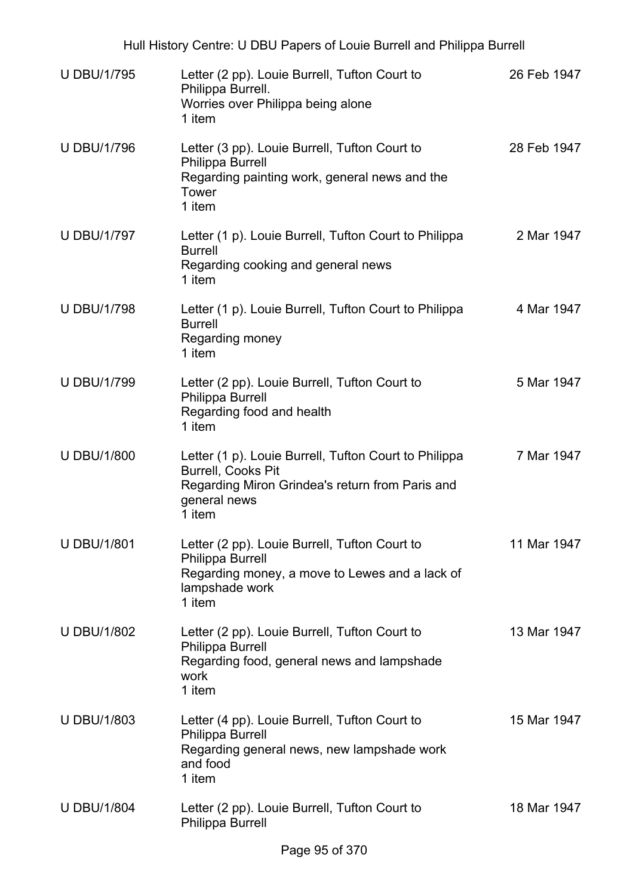| | | |
|---|---|---|
| U DBU/1/795 | Letter (2 pp). Louie Burrell, Tufton Court to Philippa Burrell.<br>Worries over Philippa being alone<br>1 item | 26 Feb 1947 |
| U DBU/1/796 | Letter (3 pp). Louie Burrell, Tufton Court to Philippa Burrell<br>Regarding painting work, general news and the Tower<br>1 item | 28 Feb 1947 |
| U DBU/1/797 | Letter (1 p). Louie Burrell, Tufton Court to Philippa Burrell<br>Regarding cooking and general news<br>1 item | 2 Mar 1947 |
| U DBU/1/798 | Letter (1 p). Louie Burrell, Tufton Court to Philippa Burrell<br>Regarding money<br>1 item | 4 Mar 1947 |
| U DBU/1/799 | Letter (2 pp). Louie Burrell, Tufton Court to Philippa Burrell<br>Regarding food and health<br>1 item | 5 Mar 1947 |
| U DBU/1/800 | Letter (1 p). Louie Burrell, Tufton Court to Philippa Burrell, Cooks Pit<br>Regarding Miron Grindea's return from Paris and general news<br>1 item | 7 Mar 1947 |
| U DBU/1/801 | Letter (2 pp). Louie Burrell, Tufton Court to Philippa Burrell<br>Regarding money, a move to Lewes and a lack of lampshade work<br>1 item | 11 Mar 1947 |
| U DBU/1/802 | Letter (2 pp). Louie Burrell, Tufton Court to Philippa Burrell<br>Regarding food, general news and lampshade work<br>1 item | 13 Mar 1947 |
| U DBU/1/803 | Letter (4 pp). Louie Burrell, Tufton Court to Philippa Burrell<br>Regarding general news, new lampshade work and food<br>1 item | 15 Mar 1947 |
| U DBU/1/804 | Letter (2 pp). Louie Burrell, Tufton Court to Philippa Burrell | 18 Mar 1947 |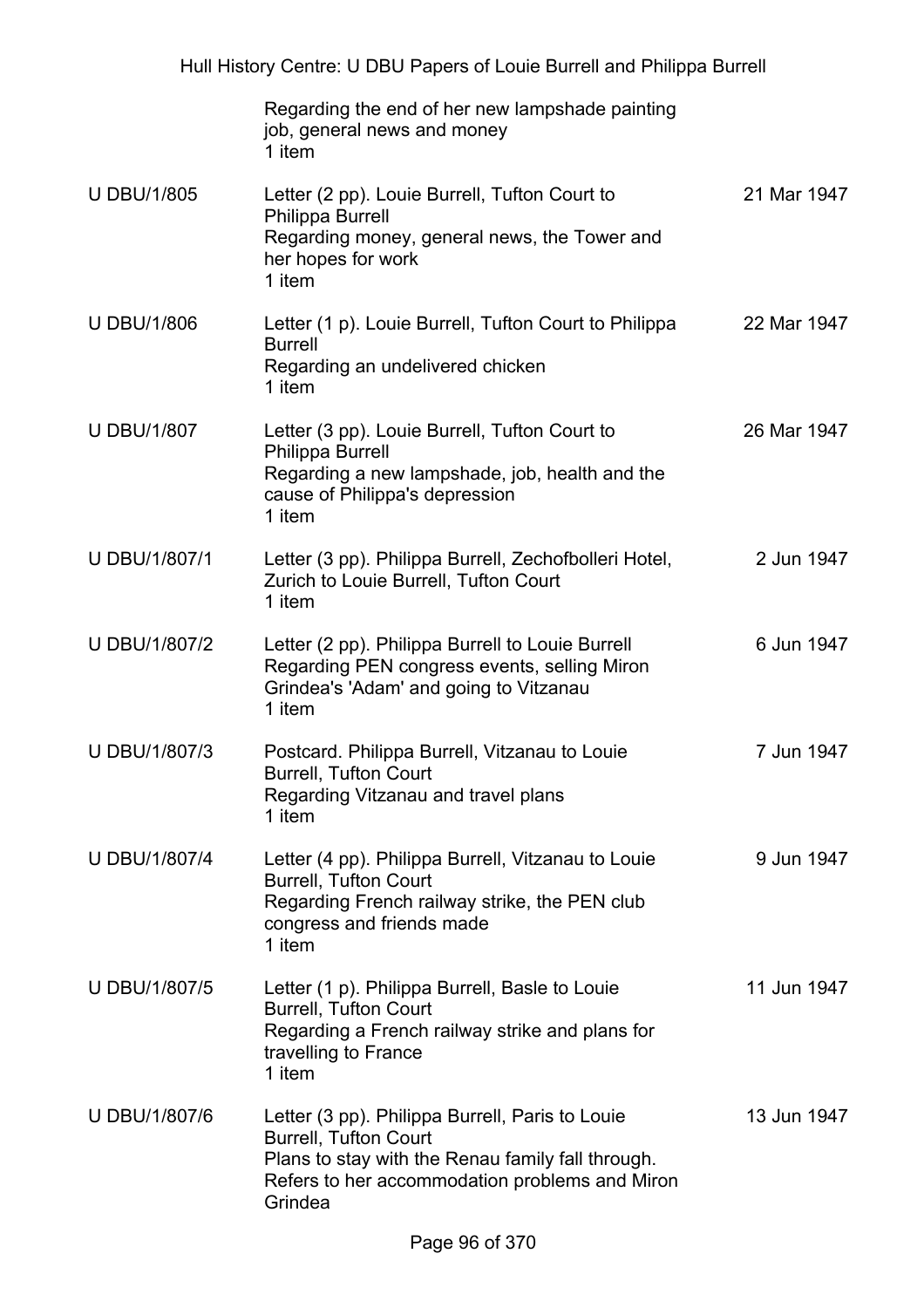| | | |
|---|---|---|
| | Regarding the end of her new lampshade painting job, general news and money<br>1 item | |
| U DBU/1/805 | Letter (2 pp). Louie Burrell, Tufton Court to Philippa Burrell<br>Regarding money, general news, the Tower and her hopes for work<br>1 item | 21 Mar 1947 |
| U DBU/1/806 | Letter (1 p). Louie Burrell, Tufton Court to Philippa Burrell<br>Regarding an undelivered chicken<br>1 item | 22 Mar 1947 |
| U DBU/1/807 | Letter (3 pp). Louie Burrell, Tufton Court to Philippa Burrell<br>Regarding a new lampshade, job, health and the cause of Philippa's depression<br>1 item | 26 Mar 1947 |
| U DBU/1/807/1 | Letter (3 pp). Philippa Burrell, Zechofbolleri Hotel, Zurich to Louie Burrell, Tufton Court<br>1 item | 2 Jun 1947 |
| U DBU/1/807/2 | Letter (2 pp). Philippa Burrell to Louie Burrell<br>Regarding PEN congress events, selling Miron Grindea's 'Adam' and going to Vitzanau<br>1 item | 6 Jun 1947 |
| U DBU/1/807/3 | Postcard. Philippa Burrell, Vitzanau to Louie Burrell, Tufton Court<br>Regarding Vitzanau and travel plans<br>1 item | 7 Jun 1947 |
| U DBU/1/807/4 | Letter (4 pp). Philippa Burrell, Vitzanau to Louie Burrell, Tufton Court<br>Regarding French railway strike, the PEN club congress and friends made<br>1 item | 9 Jun 1947 |
| U DBU/1/807/5 | Letter (1 p). Philippa Burrell, Basle to Louie Burrell, Tufton Court<br>Regarding a French railway strike and plans for travelling to France<br>1 item | 11 Jun 1947 |
| U DBU/1/807/6 | Letter (3 pp). Philippa Burrell, Paris to Louie Burrell, Tufton Court<br>Plans to stay with the Renau family fall through. Refers to her accommodation problems and Miron Grindea | 13 Jun 1947 |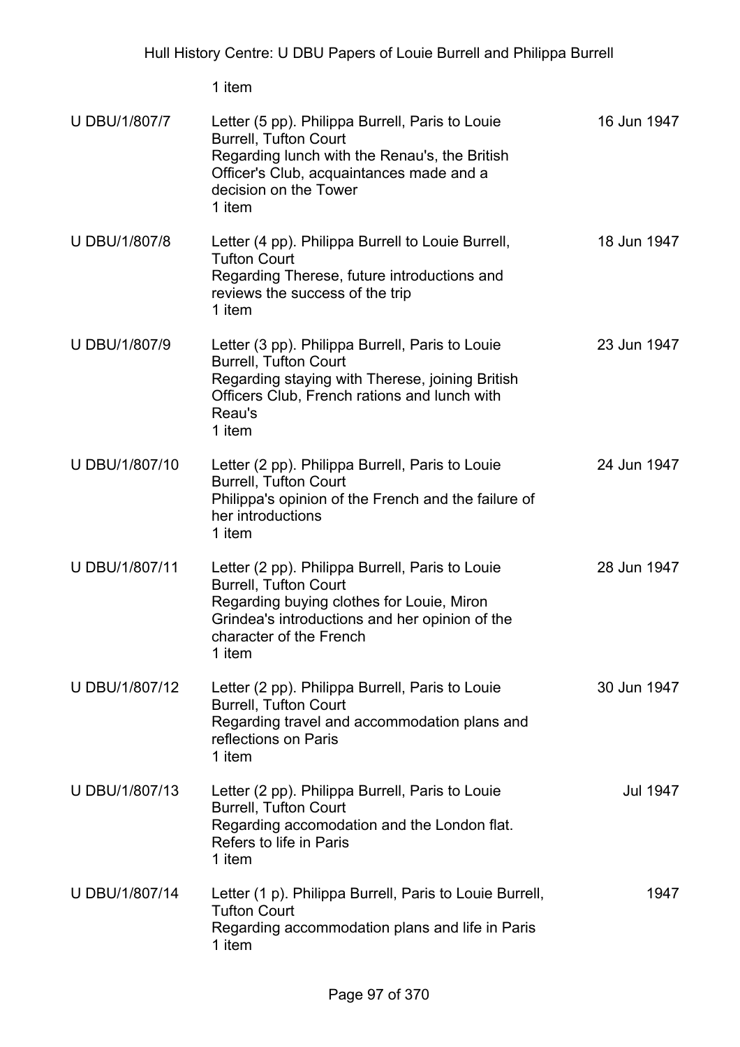1 item

| | | |
|---|---|---|
| U DBU/1/807/7 | Letter (5 pp). Philippa Burrell, Paris to Louie Burrell, Tufton Court<br>Regarding lunch with the Renau's, the British Officer's Club, acquaintances made and a decision on the Tower<br>1 item | 16 Jun 1947 |
| U DBU/1/807/8 | Letter (4 pp). Philippa Burrell to Louie Burrell, Tufton Court<br>Regarding Therese, future introductions and reviews the success of the trip<br>1 item | 18 Jun 1947 |
| U DBU/1/807/9 | Letter (3 pp). Philippa Burrell, Paris to Louie Burrell, Tufton Court<br>Regarding staying with Therese, joining British Officers Club, French rations and lunch with Reau's<br>1 item | 23 Jun 1947 |
| U DBU/1/807/10 | Letter (2 pp). Philippa Burrell, Paris to Louie Burrell, Tufton Court<br>Philippa's opinion of the French and the failure of her introductions<br>1 item | 24 Jun 1947 |
| U DBU/1/807/11 | Letter (2 pp). Philippa Burrell, Paris to Louie Burrell, Tufton Court<br>Regarding buying clothes for Louie, Miron Grindea's introductions and her opinion of the character of the French<br>1 item | 28 Jun 1947 |
| U DBU/1/807/12 | Letter (2 pp). Philippa Burrell, Paris to Louie Burrell, Tufton Court<br>Regarding travel and accommodation plans and reflections on Paris<br>1 item | 30 Jun 1947 |
| U DBU/1/807/13 | Letter (2 pp). Philippa Burrell, Paris to Louie Burrell, Tufton Court<br>Regarding accomodation and the London flat. Refers to life in Paris<br>1 item | Jul 1947 |
| U DBU/1/807/14 | Letter (1 p). Philippa Burrell, Paris to Louie Burrell, Tufton Court<br>Regarding accommodation plans and life in Paris<br>1 item | 1947 |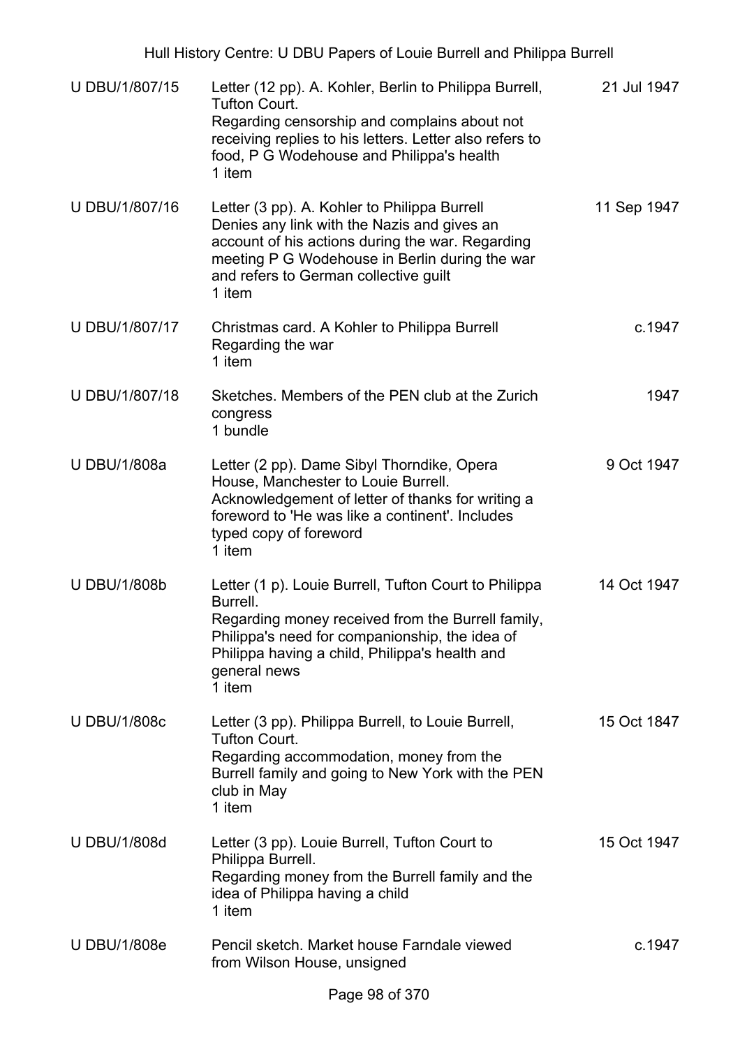| | | |
|---|---|---|
| U DBU/1/807/15 | Letter (12 pp). A. Kohler, Berlin to Philippa Burrell, Tufton Court.<br>Regarding censorship and complains about not receiving replies to his letters. Letter also refers to food, P G Wodehouse and Philippa's health<br>1 item | 21 Jul 1947 |
| U DBU/1/807/16 | Letter (3 pp). A. Kohler to Philippa Burrell<br>Denies any link with the Nazis and gives an account of his actions during the war. Regarding meeting P G Wodehouse in Berlin during the war and refers to German collective guilt<br>1 item | 11 Sep 1947 |
| U DBU/1/807/17 | Christmas card. A Kohler to Philippa Burrell<br>Regarding the war<br>1 item | c.1947 |
| U DBU/1/807/18 | Sketches. Members of the PEN club at the Zurich congress<br>1 bundle | 1947 |
| U DBU/1/808a | Letter (2 pp). Dame Sibyl Thorndike, Opera House, Manchester to Louie Burrell.<br>Acknowledgement of letter of thanks for writing a foreword to 'He was like a continent'. Includes typed copy of foreword<br>1 item | 9 Oct 1947 |
| U DBU/1/808b | Letter (1 p). Louie Burrell, Tufton Court to Philippa Burrell.<br>Regarding money received from the Burrell family, Philippa's need for companionship, the idea of Philippa having a child, Philippa's health and general news<br>1 item | 14 Oct 1947 |
| U DBU/1/808c | Letter (3 pp). Philippa Burrell, to Louie Burrell, Tufton Court.<br>Regarding accommodation, money from the Burrell family and going to New York with the PEN club in May<br>1 item | 15 Oct 1847 |
| U DBU/1/808d | Letter (3 pp). Louie Burrell, Tufton Court to Philippa Burrell.<br>Regarding money from the Burrell family and the idea of Philippa having a child<br>1 item | 15 Oct 1947 |
| U DBU/1/808e | Pencil sketch. Market house Farndale viewed from Wilson House, unsigned | c.1947 |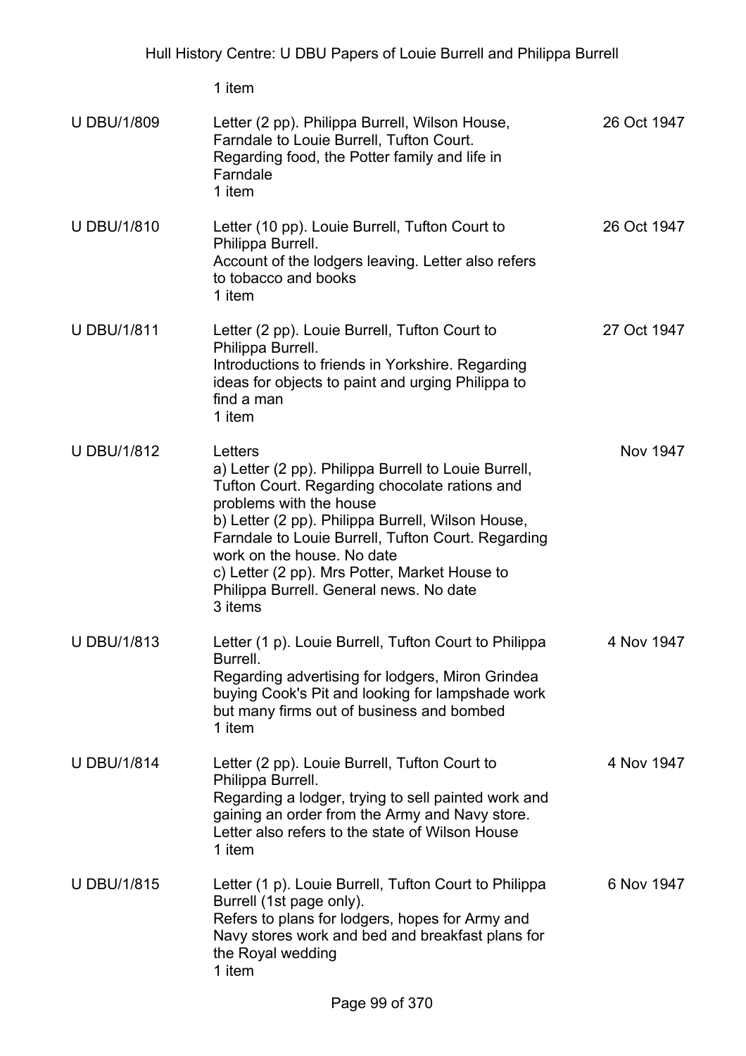1 item

| | | |
|---|---|---|
| U DBU/1/809 | Letter (2 pp). Philippa Burrell, Wilson House, Farndale to Louie Burrell, Tufton Court.<br>Regarding food, the Potter family and life in Farndale<br>1 item | 26 Oct 1947 |
| U DBU/1/810 | Letter (10 pp). Louie Burrell, Tufton Court to Philippa Burrell.<br>Account of the lodgers leaving. Letter also refers to tobacco and books<br>1 item | 26 Oct 1947 |
| U DBU/1/811 | Letter (2 pp). Louie Burrell, Tufton Court to Philippa Burrell.<br>Introductions to friends in Yorkshire. Regarding ideas for objects to paint and urging Philippa to find a man<br>1 item | 27 Oct 1947 |
| U DBU/1/812 | Letters<br>a) Letter (2 pp). Philippa Burrell to Louie Burrell, Tufton Court. Regarding chocolate rations and problems with the house<br>b) Letter (2 pp). Philippa Burrell, Wilson House, Farndale to Louie Burrell, Tufton Court. Regarding work on the house. No date<br>c) Letter (2 pp). Mrs Potter, Market House to Philippa Burrell. General news. No date<br>3 items | Nov 1947 |
| U DBU/1/813 | Letter (1 p). Louie Burrell, Tufton Court to Philippa Burrell.<br>Regarding advertising for lodgers, Miron Grindea buying Cook's Pit and looking for lampshade work but many firms out of business and bombed<br>1 item | 4 Nov 1947 |
| U DBU/1/814 | Letter (2 pp). Louie Burrell, Tufton Court to Philippa Burrell.<br>Regarding a lodger, trying to sell painted work and gaining an order from the Army and Navy store. Letter also refers to the state of Wilson House<br>1 item | 4 Nov 1947 |
| U DBU/1/815 | Letter (1 p). Louie Burrell, Tufton Court to Philippa Burrell (1st page only).<br>Refers to plans for lodgers, hopes for Army and Navy stores work and bed and breakfast plans for the Royal wedding<br>1 item | 6 Nov 1947 |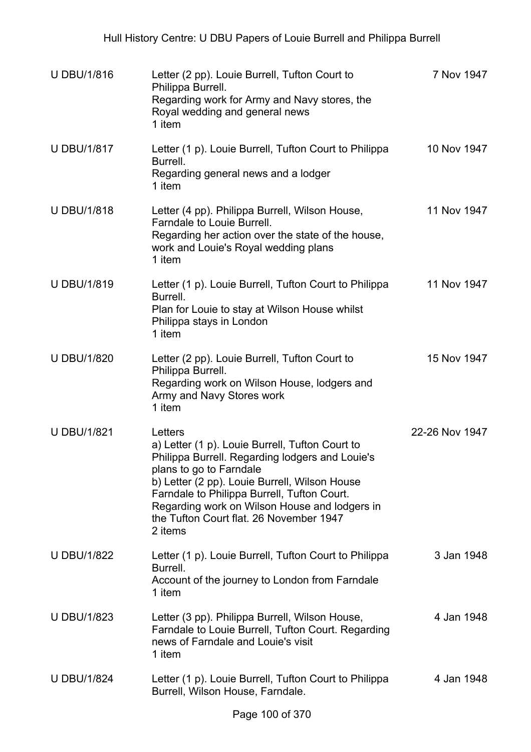| | | |
|---|---|---|
| U DBU/1/816 | Letter (2 pp). Louie Burrell, Tufton Court to Philippa Burrell.<br>Regarding work for Army and Navy stores, the Royal wedding and general news<br>1 item | 7 Nov 1947 |
| U DBU/1/817 | Letter (1 p). Louie Burrell, Tufton Court to Philippa Burrell.<br>Regarding general news and a lodger<br>1 item | 10 Nov 1947 |
| U DBU/1/818 | Letter (4 pp). Philippa Burrell, Wilson House, Farndale to Louie Burrell.<br>Regarding her action over the state of the house, work and Louie's Royal wedding plans<br>1 item | 11 Nov 1947 |
| U DBU/1/819 | Letter (1 p). Louie Burrell, Tufton Court to Philippa Burrell.<br>Plan for Louie to stay at Wilson House whilst Philippa stays in London<br>1 item | 11 Nov 1947 |
| U DBU/1/820 | Letter (2 pp). Louie Burrell, Tufton Court to Philippa Burrell.<br>Regarding work on Wilson House, lodgers and Army and Navy Stores work<br>1 item | 15 Nov 1947 |
| U DBU/1/821 | Letters<br>a) Letter (1 p). Louie Burrell, Tufton Court to Philippa Burrell. Regarding lodgers and Louie's plans to go to Farndale<br>b) Letter (2 pp). Louie Burrell, Wilson House Farndale to Philippa Burrell, Tufton Court. Regarding work on Wilson House and lodgers in the Tufton Court flat. 26 November 1947<br>2 items | 22-26 Nov 1947 |
| U DBU/1/822 | Letter (1 p). Louie Burrell, Tufton Court to Philippa Burrell.<br>Account of the journey to London from Farndale<br>1 item | 3 Jan 1948 |
| U DBU/1/823 | Letter (3 pp). Philippa Burrell, Wilson House, Farndale to Louie Burrell, Tufton Court. Regarding news of Farndale and Louie's visit<br>1 item | 4 Jan 1948 |
| U DBU/1/824 | Letter (1 p). Louie Burrell, Tufton Court to Philippa Burrell, Wilson House, Farndale. | 4 Jan 1948 |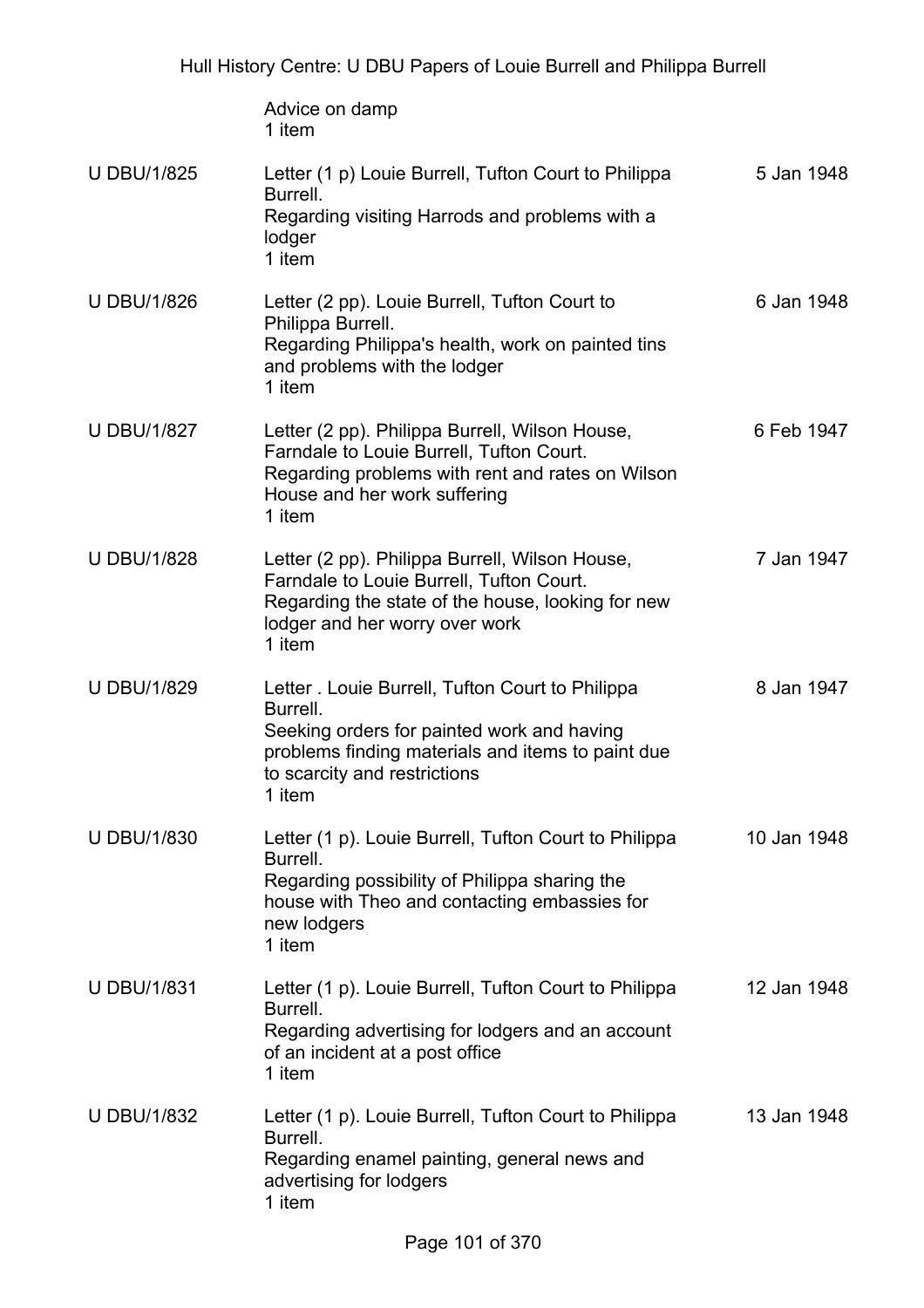| | | |
|---|---|---|
| | Advice on damp<br>1 item | |
| U DBU/1/825 | Letter (1 p) Louie Burrell, Tufton Court to Philippa Burrell.<br>Regarding visiting Harrods and problems with a lodger<br>1 item | 5 Jan 1948 |
| U DBU/1/826 | Letter (2 pp). Louie Burrell, Tufton Court to Philippa Burrell.<br>Regarding Philippa's health, work on painted tins and problems with the lodger<br>1 item | 6 Jan 1948 |
| U DBU/1/827 | Letter (2 pp). Philippa Burrell, Wilson House, Farndale to Louie Burrell, Tufton Court.<br>Regarding problems with rent and rates on Wilson House and her work suffering<br>1 item | 6 Feb 1947 |
| U DBU/1/828 | Letter (2 pp). Philippa Burrell, Wilson House, Farndale to Louie Burrell, Tufton Court.<br>Regarding the state of the house, looking for new lodger and her worry over work<br>1 item | 7 Jan 1947 |
| U DBU/1/829 | Letter . Louie Burrell, Tufton Court to Philippa Burrell.<br>Seeking orders for painted work and having problems finding materials and items to paint due to scarcity and restrictions<br>1 item | 8 Jan 1947 |
| U DBU/1/830 | Letter (1 p). Louie Burrell, Tufton Court to Philippa Burrell.<br>Regarding possibility of Philippa sharing the house with Theo and contacting embassies for new lodgers<br>1 item | 10 Jan 1948 |
| U DBU/1/831 | Letter (1 p). Louie Burrell, Tufton Court to Philippa Burrell.<br>Regarding advertising for lodgers and an account of an incident at a post office<br>1 item | 12 Jan 1948 |
| U DBU/1/832 | Letter (1 p). Louie Burrell, Tufton Court to Philippa Burrell.<br>Regarding enamel painting, general news and advertising for lodgers<br>1 item | 13 Jan 1948 |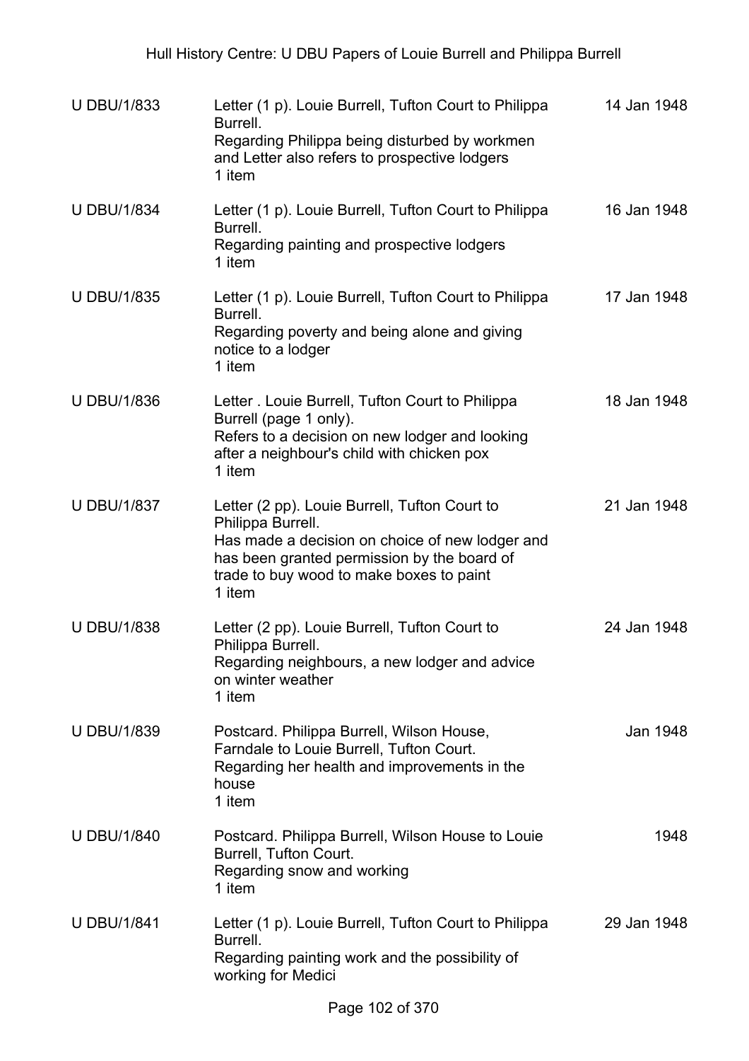| | | |
|---|---|---|
| U DBU/1/833 | Letter (1 p). Louie Burrell, Tufton Court to Philippa Burrell.<br>Regarding Philippa being disturbed by workmen and Letter also refers to prospective lodgers<br>1 item | 14 Jan 1948 |
| U DBU/1/834 | Letter (1 p). Louie Burrell, Tufton Court to Philippa Burrell.<br>Regarding painting and prospective lodgers<br>1 item | 16 Jan 1948 |
| U DBU/1/835 | Letter (1 p). Louie Burrell, Tufton Court to Philippa Burrell.<br>Regarding poverty and being alone and giving notice to a lodger<br>1 item | 17 Jan 1948 |
| U DBU/1/836 | Letter . Louie Burrell, Tufton Court to Philippa Burrell (page 1 only).<br>Refers to a decision on new lodger and looking after a neighbour's child with chicken pox<br>1 item | 18 Jan 1948 |
| U DBU/1/837 | Letter (2 pp). Louie Burrell, Tufton Court to Philippa Burrell.<br>Has made a decision on choice of new lodger and has been granted permission by the board of trade to buy wood to make boxes to paint<br>1 item | 21 Jan 1948 |
| U DBU/1/838 | Letter (2 pp). Louie Burrell, Tufton Court to Philippa Burrell.<br>Regarding neighbours, a new lodger and advice on winter weather<br>1 item | 24 Jan 1948 |
| U DBU/1/839 | Postcard. Philippa Burrell, Wilson House, Farndale to Louie Burrell, Tufton Court.<br>Regarding her health and improvements in the house<br>1 item | Jan 1948 |
| U DBU/1/840 | Postcard. Philippa Burrell, Wilson House to Louie Burrell, Tufton Court.<br>Regarding snow and working<br>1 item | 1948 |
| U DBU/1/841 | Letter (1 p). Louie Burrell, Tufton Court to Philippa Burrell.<br>Regarding painting work and the possibility of working for Medici | 29 Jan 1948 |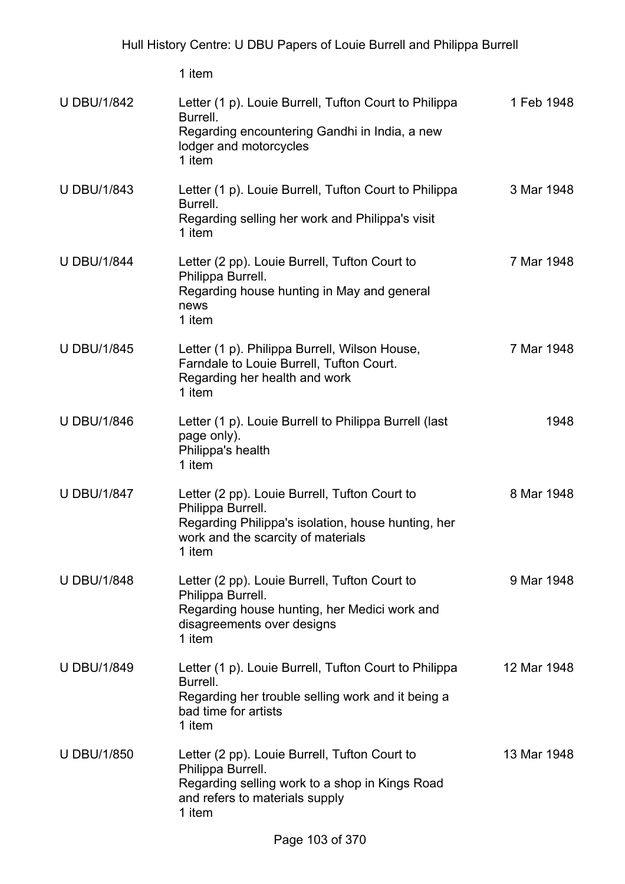1 item

| | | |
|---|---|---|
| U DBU/1/842 | Letter (1 p). Louie Burrell, Tufton Court to Philippa Burrell.<br>Regarding encountering Gandhi in India, a new lodger and motorcycles<br>1 item | 1 Feb 1948 |
| U DBU/1/843 | Letter (1 p). Louie Burrell, Tufton Court to Philippa Burrell.<br>Regarding selling her work and Philippa's visit<br>1 item | 3 Mar 1948 |
| U DBU/1/844 | Letter (2 pp). Louie Burrell, Tufton Court to Philippa Burrell.<br>Regarding house hunting in May and general news<br>1 item | 7 Mar 1948 |
| U DBU/1/845 | Letter (1 p). Philippa Burrell, Wilson House, Farndale to Louie Burrell, Tufton Court.<br>Regarding her health and work<br>1 item | 7 Mar 1948 |
| U DBU/1/846 | Letter (1 p). Louie Burrell to Philippa Burrell (last page only).<br>Philippa's health<br>1 item | 1948 |
| U DBU/1/847 | Letter (2 pp). Louie Burrell, Tufton Court to Philippa Burrell.<br>Regarding Philippa's isolation, house hunting, her work and the scarcity of materials<br>1 item | 8 Mar 1948 |
| U DBU/1/848 | Letter (2 pp). Louie Burrell, Tufton Court to Philippa Burrell.<br>Regarding house hunting, her Medici work and disagreements over designs<br>1 item | 9 Mar 1948 |
| U DBU/1/849 | Letter (1 p). Louie Burrell, Tufton Court to Philippa Burrell.<br>Regarding her trouble selling work and it being a bad time for artists<br>1 item | 12 Mar 1948 |
| U DBU/1/850 | Letter (2 pp). Louie Burrell, Tufton Court to Philippa Burrell.<br>Regarding selling work to a shop in Kings Road and refers to materials supply<br>1 item | 13 Mar 1948 |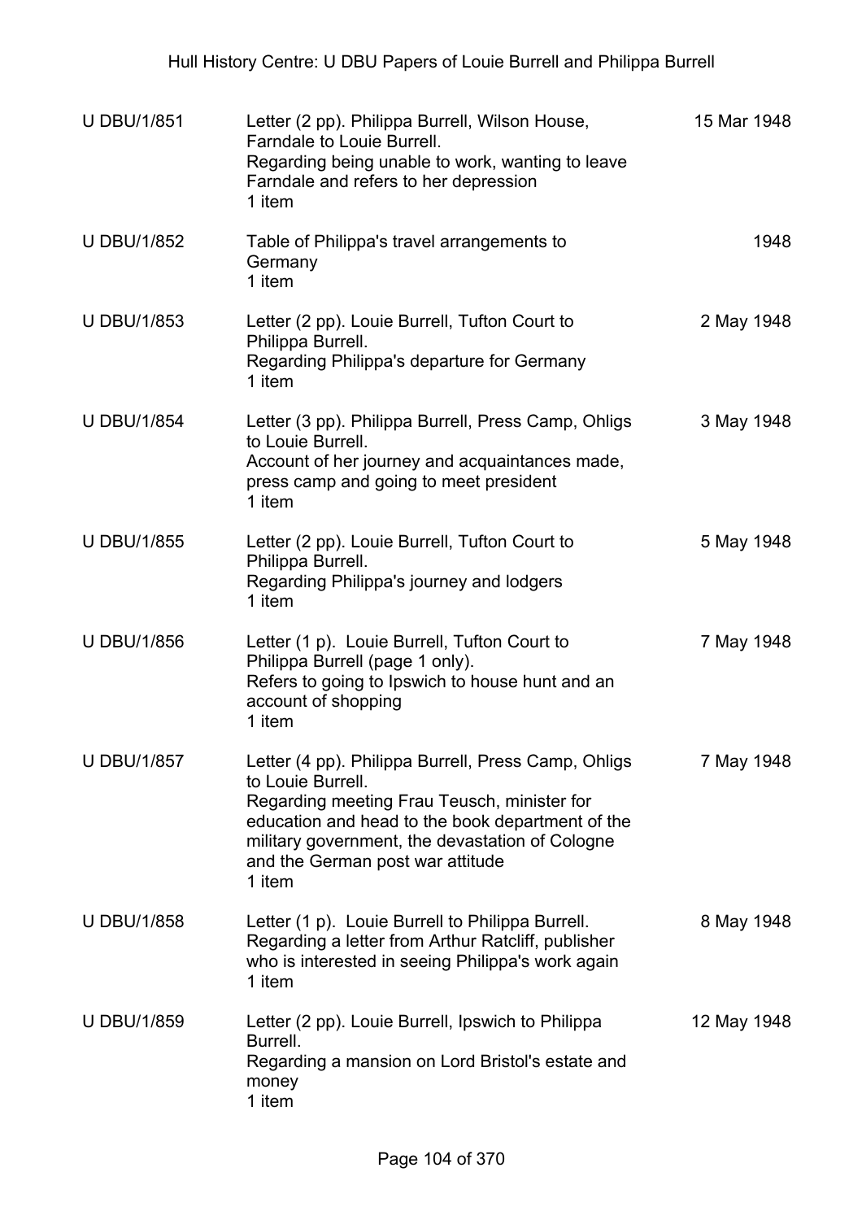| | | |
|---|---|---|
| U DBU/1/851 | Letter (2 pp). Philippa Burrell, Wilson House, Farndale to Louie Burrell.<br>Regarding being unable to work, wanting to leave Farndale and refers to her depression<br>1 item | 15 Mar 1948 |
| U DBU/1/852 | Table of Philippa's travel arrangements to Germany<br>1 item | 1948 |
| U DBU/1/853 | Letter (2 pp). Louie Burrell, Tufton Court to Philippa Burrell.<br>Regarding Philippa's departure for Germany<br>1 item | 2 May 1948 |
| U DBU/1/854 | Letter (3 pp). Philippa Burrell, Press Camp, Ohligs to Louie Burrell.<br>Account of her journey and acquaintances made, press camp and going to meet president<br>1 item | 3 May 1948 |
| U DBU/1/855 | Letter (2 pp). Louie Burrell, Tufton Court to Philippa Burrell.<br>Regarding Philippa's journey and lodgers<br>1 item | 5 May 1948 |
| U DBU/1/856 | Letter (1 p). Louie Burrell, Tufton Court to Philippa Burrell (page 1 only).<br>Refers to going to Ipswich to house hunt and an account of shopping<br>1 item | 7 May 1948 |
| U DBU/1/857 | Letter (4 pp). Philippa Burrell, Press Camp, Ohligs to Louie Burrell.<br>Regarding meeting Frau Teusch, minister for education and head to the book department of the military government, the devastation of Cologne and the German post war attitude<br>1 item | 7 May 1948 |
| U DBU/1/858 | Letter (1 p). Louie Burrell to Philippa Burrell.<br>Regarding a letter from Arthur Ratcliff, publisher who is interested in seeing Philippa's work again<br>1 item | 8 May 1948 |
| U DBU/1/859 | Letter (2 pp). Louie Burrell, Ipswich to Philippa Burrell.<br>Regarding a mansion on Lord Bristol's estate and money<br>1 item | 12 May 1948 |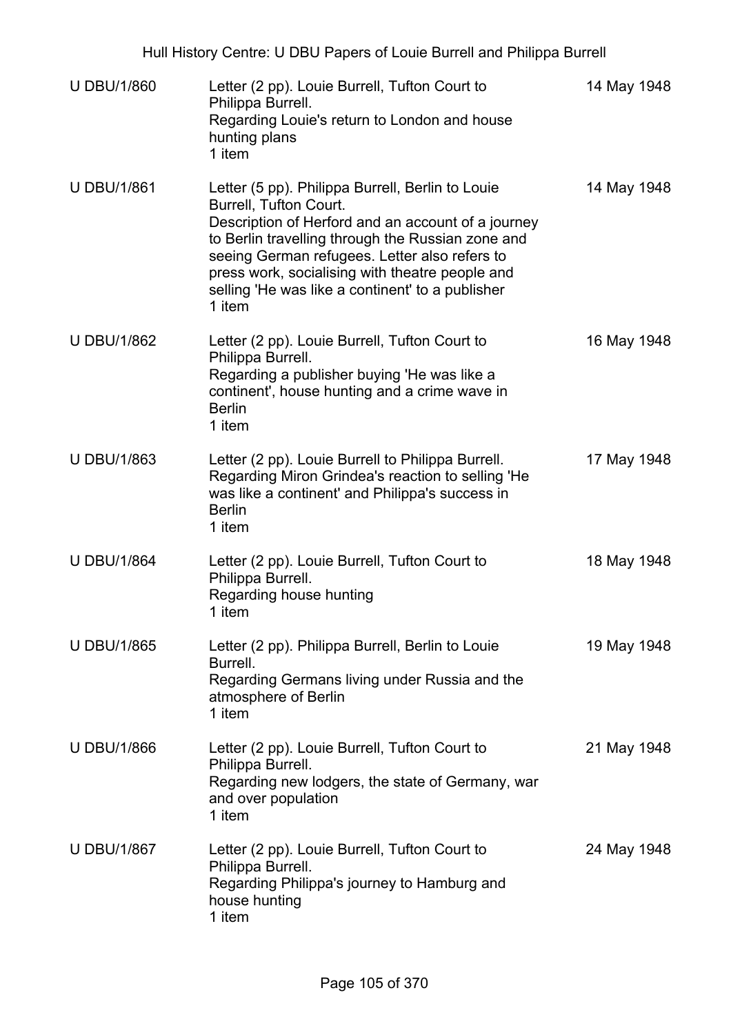| | | |
|---|---|---|
| U DBU/1/860 | Letter (2 pp). Louie Burrell, Tufton Court to Philippa Burrell.<br>Regarding Louie's return to London and house hunting plans<br>1 item | 14 May 1948 |
| U DBU/1/861 | Letter (5 pp). Philippa Burrell, Berlin to Louie Burrell, Tufton Court.<br>Description of Herford and an account of a journey to Berlin travelling through the Russian zone and seeing German refugees. Letter also refers to press work, socialising with theatre people and selling 'He was like a continent' to a publisher<br>1 item | 14 May 1948 |
| U DBU/1/862 | Letter (2 pp). Louie Burrell, Tufton Court to Philippa Burrell.<br>Regarding a publisher buying 'He was like a continent', house hunting and a crime wave in Berlin<br>1 item | 16 May 1948 |
| U DBU/1/863 | Letter (2 pp). Louie Burrell to Philippa Burrell.<br>Regarding Miron Grindea's reaction to selling 'He was like a continent' and Philippa's success in Berlin<br>1 item | 17 May 1948 |
| U DBU/1/864 | Letter (2 pp). Louie Burrell, Tufton Court to Philippa Burrell.<br>Regarding house hunting<br>1 item | 18 May 1948 |
| U DBU/1/865 | Letter (2 pp). Philippa Burrell, Berlin to Louie Burrell.<br>Regarding Germans living under Russia and the atmosphere of Berlin<br>1 item | 19 May 1948 |
| U DBU/1/866 | Letter (2 pp). Louie Burrell, Tufton Court to Philippa Burrell.<br>Regarding new lodgers, the state of Germany, war and over population<br>1 item | 21 May 1948 |
| U DBU/1/867 | Letter (2 pp). Louie Burrell, Tufton Court to Philippa Burrell.<br>Regarding Philippa's journey to Hamburg and house hunting<br>1 item | 24 May 1948 |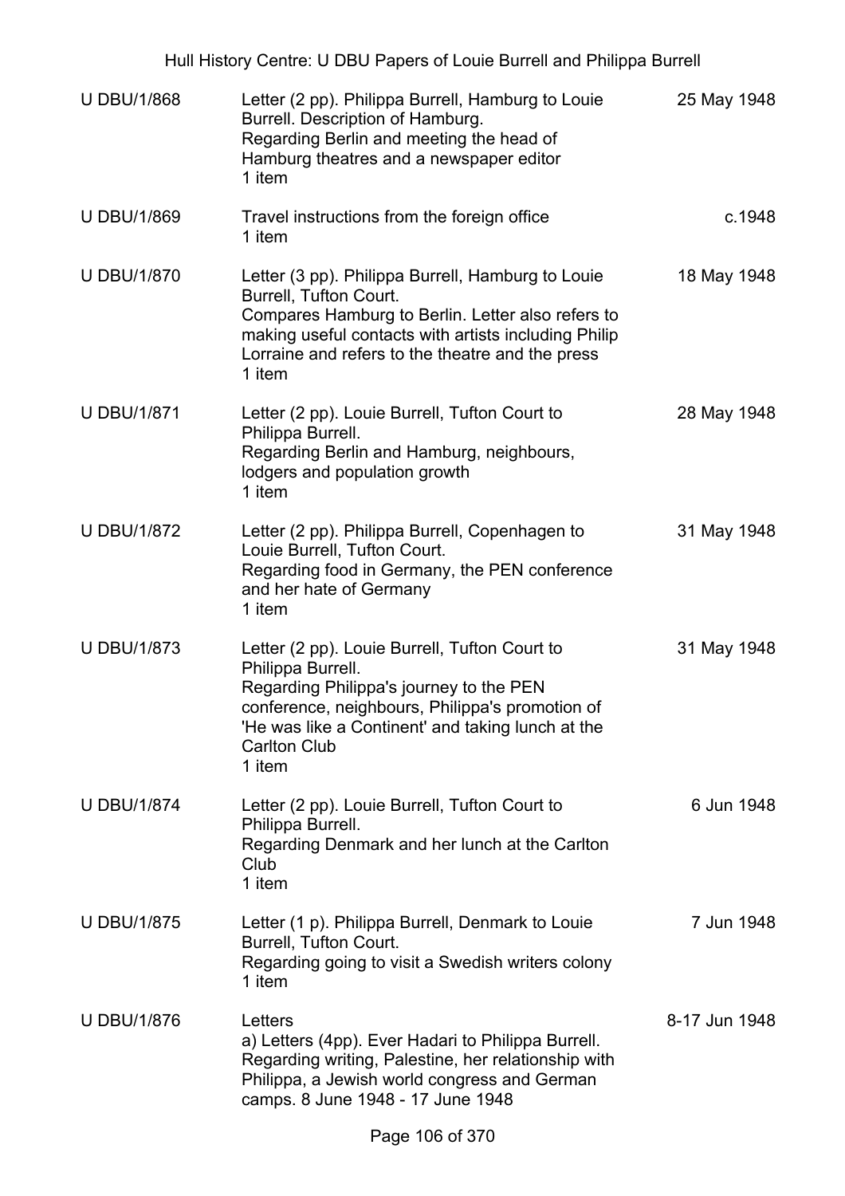| | | |
|---|---|---|
| U DBU/1/868 | Letter (2 pp). Philippa Burrell, Hamburg to Louie Burrell. Description of Hamburg.<br>Regarding Berlin and meeting the head of Hamburg theatres and a newspaper editor<br>1 item | 25 May 1948 |
| U DBU/1/869 | Travel instructions from the foreign office<br>1 item | c.1948 |
| U DBU/1/870 | Letter (3 pp). Philippa Burrell, Hamburg to Louie Burrell, Tufton Court.<br>Compares Hamburg to Berlin. Letter also refers to making useful contacts with artists including Philip Lorraine and refers to the theatre and the press<br>1 item | 18 May 1948 |
| U DBU/1/871 | Letter (2 pp). Louie Burrell, Tufton Court to Philippa Burrell.<br>Regarding Berlin and Hamburg, neighbours, lodgers and population growth<br>1 item | 28 May 1948 |
| U DBU/1/872 | Letter (2 pp). Philippa Burrell, Copenhagen to Louie Burrell, Tufton Court.<br>Regarding food in Germany, the PEN conference and her hate of Germany<br>1 item | 31 May 1948 |
| U DBU/1/873 | Letter (2 pp). Louie Burrell, Tufton Court to Philippa Burrell.<br>Regarding Philippa's journey to the PEN conference, neighbours, Philippa's promotion of 'He was like a Continent' and taking lunch at the Carlton Club<br>1 item | 31 May 1948 |
| U DBU/1/874 | Letter (2 pp). Louie Burrell, Tufton Court to Philippa Burrell.<br>Regarding Denmark and her lunch at the Carlton Club<br>1 item | 6 Jun 1948 |
| U DBU/1/875 | Letter (1 p). Philippa Burrell, Denmark to Louie Burrell, Tufton Court.<br>Regarding going to visit a Swedish writers colony<br>1 item | 7 Jun 1948 |
| U DBU/1/876 | Letters<br>a) Letters (4pp). Ever Hadari to Philippa Burrell. Regarding writing, Palestine, her relationship with Philippa, a Jewish world congress and German camps. 8 June 1948 - 17 June 1948 | 8-17 Jun 1948 |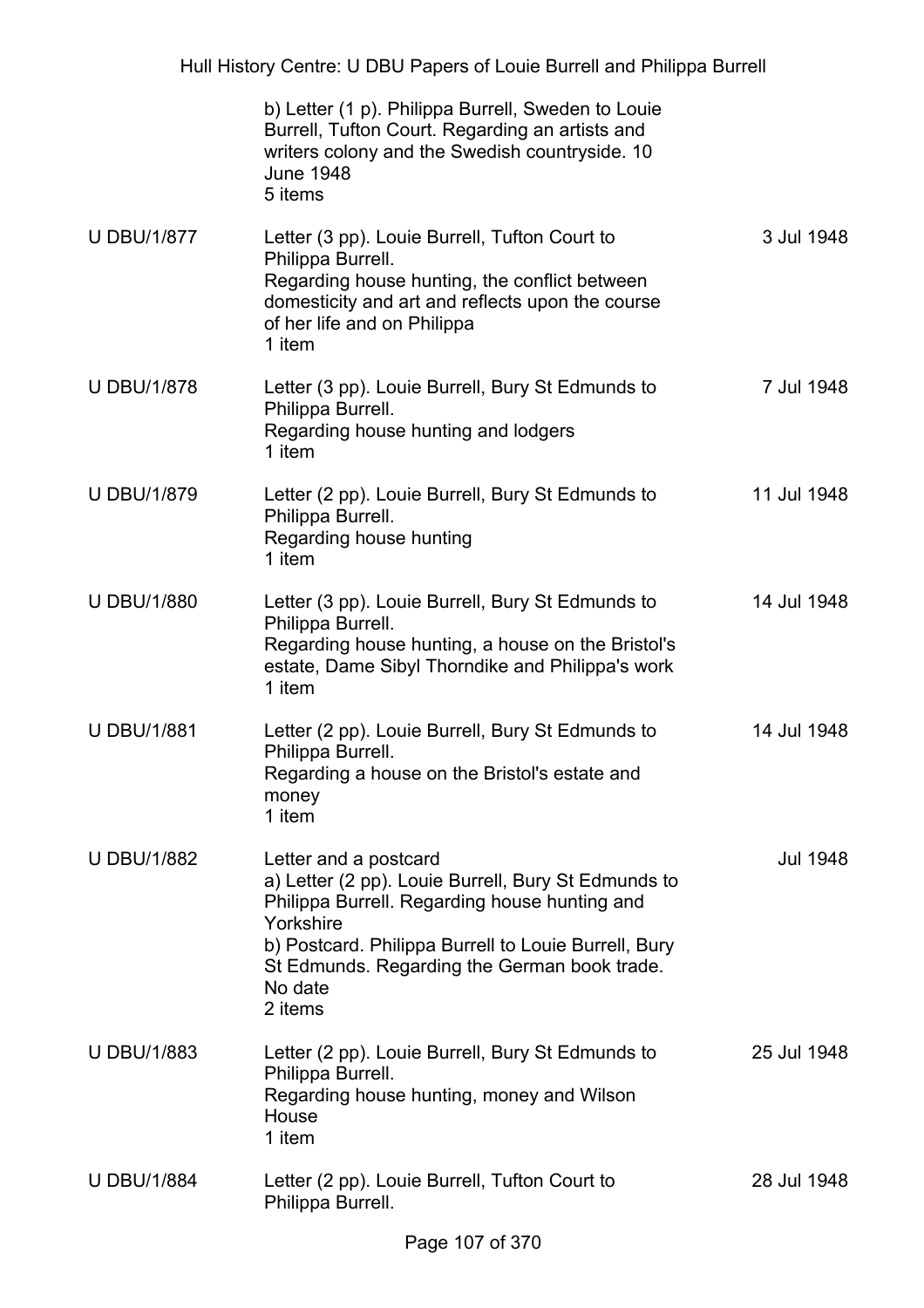| | | |
|---|---|---|
| | b) Letter (1 p). Philippa Burrell, Sweden to Louie Burrell, Tufton Court. Regarding an artists and writers colony and the Swedish countryside. 10 June 1948<br>5 items | |
| U DBU/1/877 | Letter (3 pp). Louie Burrell, Tufton Court to Philippa Burrell.<br>Regarding house hunting, the conflict between domesticity and art and reflects upon the course of her life and on Philippa<br>1 item | 3 Jul 1948 |
| U DBU/1/878 | Letter (3 pp). Louie Burrell, Bury St Edmunds to Philippa Burrell.<br>Regarding house hunting and lodgers<br>1 item | 7 Jul 1948 |
| U DBU/1/879 | Letter (2 pp). Louie Burrell, Bury St Edmunds to Philippa Burrell.<br>Regarding house hunting<br>1 item | 11 Jul 1948 |
| U DBU/1/880 | Letter (3 pp). Louie Burrell, Bury St Edmunds to Philippa Burrell.<br>Regarding house hunting, a house on the Bristol's estate, Dame Sibyl Thorndike and Philippa's work<br>1 item | 14 Jul 1948 |
| U DBU/1/881 | Letter (2 pp). Louie Burrell, Bury St Edmunds to Philippa Burrell.<br>Regarding a house on the Bristol's estate and money<br>1 item | 14 Jul 1948 |
| U DBU/1/882 | Letter and a postcard<br>a) Letter (2 pp). Louie Burrell, Bury St Edmunds to Philippa Burrell. Regarding house hunting and Yorkshire<br>b) Postcard. Philippa Burrell to Louie Burrell, Bury St Edmunds. Regarding the German book trade. No date<br>2 items | Jul 1948 |
| U DBU/1/883 | Letter (2 pp). Louie Burrell, Bury St Edmunds to Philippa Burrell.<br>Regarding house hunting, money and Wilson House<br>1 item | 25 Jul 1948 |
| U DBU/1/884 | Letter (2 pp). Louie Burrell, Tufton Court to Philippa Burrell. | 28 Jul 1948 |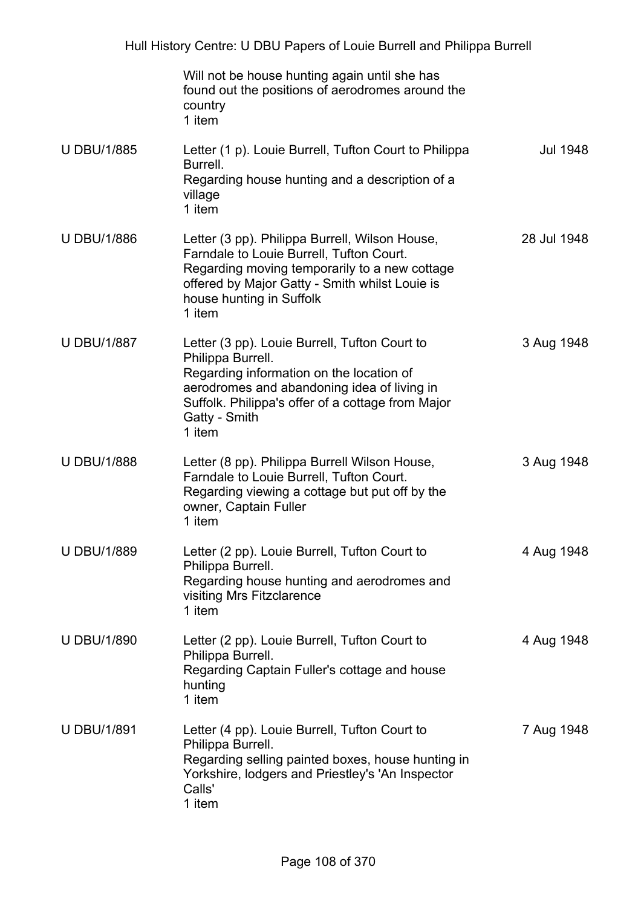| | | |
|---|---|---|
| | Will not be house hunting again until she has found out the positions of aerodromes around the country<br>1 item | |
| U DBU/1/885 | Letter (1 p). Louie Burrell, Tufton Court to Philippa Burrell.<br>Regarding house hunting and a description of a village<br>1 item | Jul 1948 |
| U DBU/1/886 | Letter (3 pp). Philippa Burrell, Wilson House, Farndale to Louie Burrell, Tufton Court.<br>Regarding moving temporarily to a new cottage offered by Major Gatty - Smith whilst Louie is house hunting in Suffolk<br>1 item | 28 Jul 1948 |
| U DBU/1/887 | Letter (3 pp). Louie Burrell, Tufton Court to Philippa Burrell.<br>Regarding information on the location of aerodromes and abandoning idea of living in Suffolk. Philippa's offer of a cottage from Major Gatty - Smith<br>1 item | 3 Aug 1948 |
| U DBU/1/888 | Letter (8 pp). Philippa Burrell Wilson House, Farndale to Louie Burrell, Tufton Court.<br>Regarding viewing a cottage but put off by the owner, Captain Fuller<br>1 item | 3 Aug 1948 |
| U DBU/1/889 | Letter (2 pp). Louie Burrell, Tufton Court to Philippa Burrell.<br>Regarding house hunting and aerodromes and visiting Mrs Fitzclarence<br>1 item | 4 Aug 1948 |
| U DBU/1/890 | Letter (2 pp). Louie Burrell, Tufton Court to Philippa Burrell.<br>Regarding Captain Fuller's cottage and house hunting<br>1 item | 4 Aug 1948 |
| U DBU/1/891 | Letter (4 pp). Louie Burrell, Tufton Court to Philippa Burrell.<br>Regarding selling painted boxes, house hunting in Yorkshire, lodgers and Priestley's 'An Inspector Calls'<br>1 item | 7 Aug 1948 |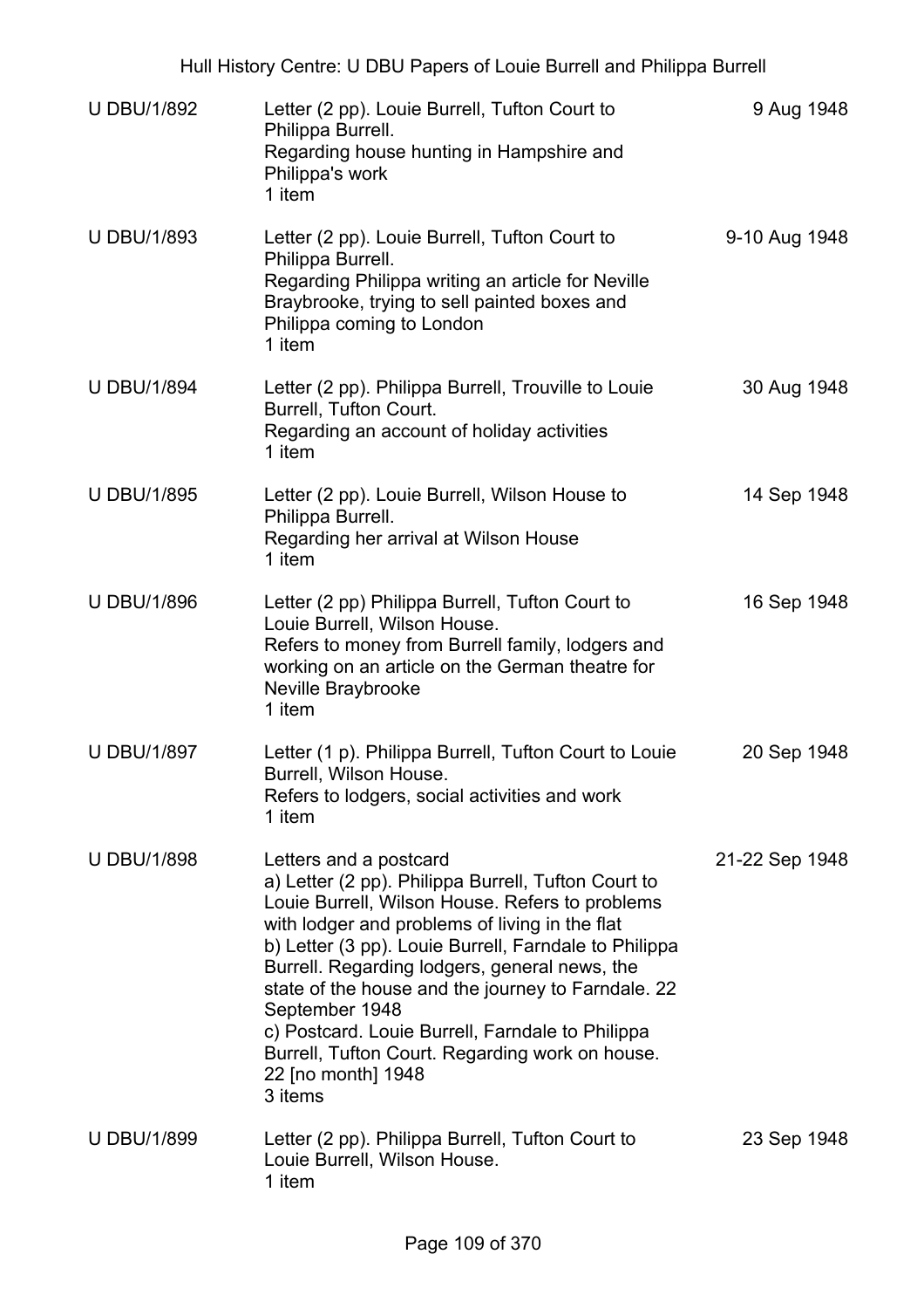| | | |
|---|---|---|
| U DBU/1/892 | Letter (2 pp). Louie Burrell, Tufton Court to Philippa Burrell.<br>Regarding house hunting in Hampshire and Philippa's work<br>1 item | 9 Aug 1948 |
| U DBU/1/893 | Letter (2 pp). Louie Burrell, Tufton Court to Philippa Burrell.<br>Regarding Philippa writing an article for Neville Braybrooke, trying to sell painted boxes and Philippa coming to London<br>1 item | 9-10 Aug 1948 |
| U DBU/1/894 | Letter (2 pp). Philippa Burrell, Trouville to Louie Burrell, Tufton Court.<br>Regarding an account of holiday activities<br>1 item | 30 Aug 1948 |
| U DBU/1/895 | Letter (2 pp). Louie Burrell, Wilson House to Philippa Burrell.<br>Regarding her arrival at Wilson House<br>1 item | 14 Sep 1948 |
| U DBU/1/896 | Letter (2 pp) Philippa Burrell, Tufton Court to Louie Burrell, Wilson House.<br>Refers to money from Burrell family, lodgers and working on an article on the German theatre for Neville Braybrooke<br>1 item | 16 Sep 1948 |
| U DBU/1/897 | Letter (1 p). Philippa Burrell, Tufton Court to Louie Burrell, Wilson House.<br>Refers to lodgers, social activities and work<br>1 item | 20 Sep 1948 |
| U DBU/1/898 | Letters and a postcard<br>a) Letter (2 pp). Philippa Burrell, Tufton Court to Louie Burrell, Wilson House. Refers to problems with lodger and problems of living in the flat<br>b) Letter (3 pp). Louie Burrell, Farndale to Philippa Burrell. Regarding lodgers, general news, the state of the house and the journey to Farndale. 22 September 1948<br>c) Postcard. Louie Burrell, Farndale to Philippa Burrell, Tufton Court. Regarding work on house. 22 [no month] 1948<br>3 items | 21-22 Sep 1948 |
| U DBU/1/899 | Letter (2 pp). Philippa Burrell, Tufton Court to Louie Burrell, Wilson House.<br>1 item | 23 Sep 1948 |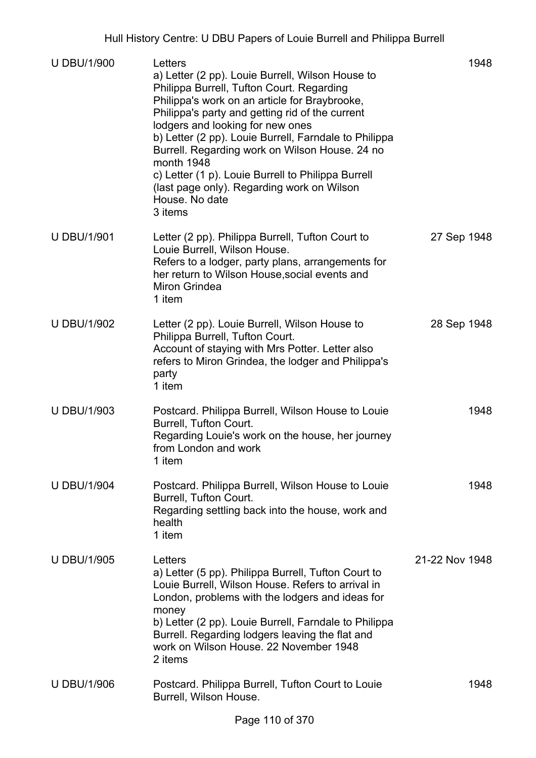| | | |
|---|---|---|
| U DBU/1/900 | Letters<br>a) Letter (2 pp). Louie Burrell, Wilson House to Philippa Burrell, Tufton Court. Regarding Philippa's work on an article for Braybrooke, Philippa's party and getting rid of the current lodgers and looking for new ones<br>b) Letter (2 pp). Louie Burrell, Farndale to Philippa Burrell. Regarding work on Wilson House. 24 no month 1948<br>c) Letter (1 p). Louie Burrell to Philippa Burrell (last page only). Regarding work on Wilson House. No date<br>3 items | 1948 |
| U DBU/1/901 | Letter (2 pp). Philippa Burrell, Tufton Court to Louie Burrell, Wilson House.<br>Refers to a lodger, party plans, arrangements for her return to Wilson House,social events and Miron Grindea<br>1 item | 27 Sep 1948 |
| U DBU/1/902 | Letter (2 pp). Louie Burrell, Wilson House to Philippa Burrell, Tufton Court.<br>Account of staying with Mrs Potter. Letter also refers to Miron Grindea, the lodger and Philippa's party<br>1 item | 28 Sep 1948 |
| U DBU/1/903 | Postcard. Philippa Burrell, Wilson House to Louie Burrell, Tufton Court.<br>Regarding Louie's work on the house, her journey from London and work<br>1 item | 1948 |
| U DBU/1/904 | Postcard. Philippa Burrell, Wilson House to Louie Burrell, Tufton Court.<br>Regarding settling back into the house, work and health<br>1 item | 1948 |
| U DBU/1/905 | Letters<br>a) Letter (5 pp). Philippa Burrell, Tufton Court to Louie Burrell, Wilson House. Refers to arrival in London, problems with the lodgers and ideas for money<br>b) Letter (2 pp). Louie Burrell, Farndale to Philippa Burrell. Regarding lodgers leaving the flat and work on Wilson House. 22 November 1948<br>2 items | 21-22 Nov 1948 |
| U DBU/1/906 | Postcard. Philippa Burrell, Tufton Court to Louie Burrell, Wilson House. | 1948 |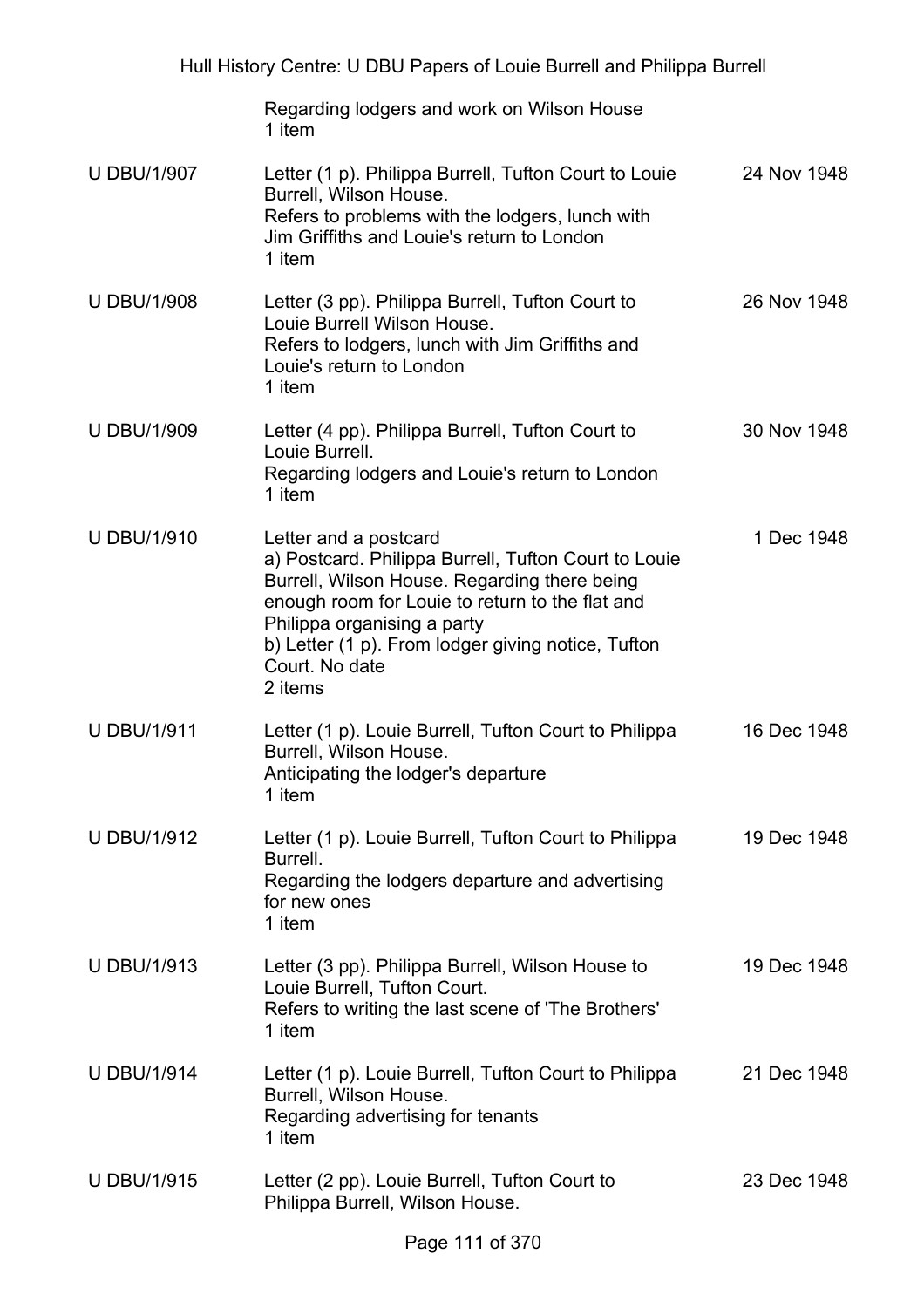| | Regarding lodgers and work on Wilson House<br>1 item | |
|---|---|---|
| U DBU/1/907 | Letter (1 p). Philippa Burrell, Tufton Court to Louie Burrell, Wilson House.<br>Refers to problems with the lodgers, lunch with Jim Griffiths and Louie's return to London<br>1 item | 24 Nov 1948 |
| U DBU/1/908 | Letter (3 pp). Philippa Burrell, Tufton Court to Louie Burrell Wilson House.<br>Refers to lodgers, lunch with Jim Griffiths and Louie's return to London<br>1 item | 26 Nov 1948 |
| U DBU/1/909 | Letter (4 pp). Philippa Burrell, Tufton Court to Louie Burrell.<br>Regarding lodgers and Louie's return to London<br>1 item | 30 Nov 1948 |
| U DBU/1/910 | Letter and a postcard<br>a) Postcard. Philippa Burrell, Tufton Court to Louie Burrell, Wilson House. Regarding there being enough room for Louie to return to the flat and Philippa organising a party<br>b) Letter (1 p). From lodger giving notice, Tufton Court. No date<br>2 items | 1 Dec 1948 |
| U DBU/1/911 | Letter (1 p). Louie Burrell, Tufton Court to Philippa Burrell, Wilson House.<br>Anticipating the lodger's departure<br>1 item | 16 Dec 1948 |
| U DBU/1/912 | Letter (1 p). Louie Burrell, Tufton Court to Philippa Burrell.<br>Regarding the lodgers departure and advertising for new ones<br>1 item | 19 Dec 1948 |
| U DBU/1/913 | Letter (3 pp). Philippa Burrell, Wilson House to Louie Burrell, Tufton Court.<br>Refers to writing the last scene of 'The Brothers'<br>1 item | 19 Dec 1948 |
| U DBU/1/914 | Letter (1 p). Louie Burrell, Tufton Court to Philippa Burrell, Wilson House.<br>Regarding advertising for tenants<br>1 item | 21 Dec 1948 |
| U DBU/1/915 | Letter (2 pp). Louie Burrell, Tufton Court to Philippa Burrell, Wilson House. | 23 Dec 1948 |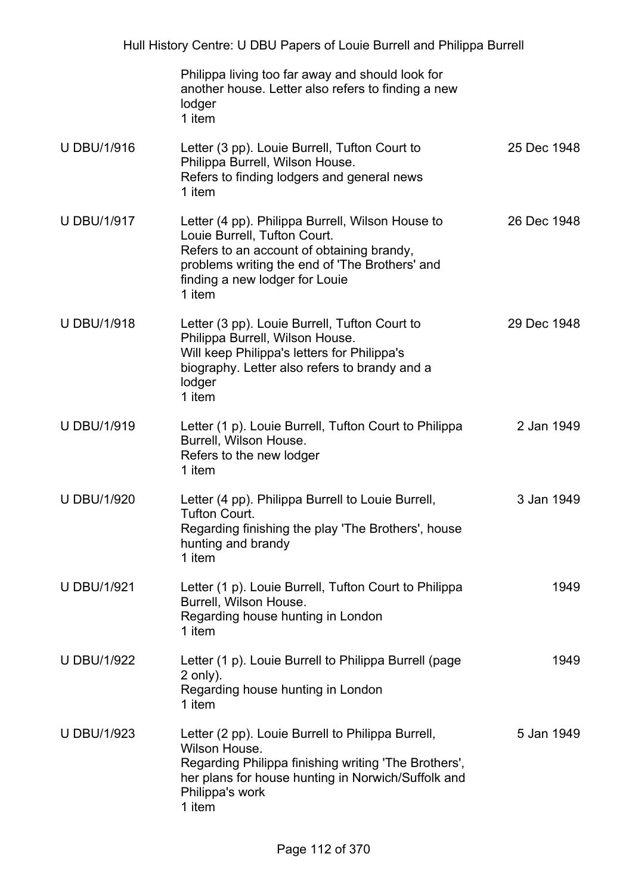| | | |
|---|---|---|
| | Philippa living too far away and should look for another house. Letter also refers to finding a new lodger<br>1 item | |
| U DBU/1/916 | Letter (3 pp). Louie Burrell, Tufton Court to Philippa Burrell, Wilson House.<br>Refers to finding lodgers and general news<br>1 item | 25 Dec 1948 |
| U DBU/1/917 | Letter (4 pp). Philippa Burrell, Wilson House to Louie Burrell, Tufton Court.<br>Refers to an account of obtaining brandy, problems writing the end of 'The Brothers' and finding a new lodger for Louie<br>1 item | 26 Dec 1948 |
| U DBU/1/918 | Letter (3 pp). Louie Burrell, Tufton Court to Philippa Burrell, Wilson House.<br>Will keep Philippa's letters for Philippa's biography. Letter also refers to brandy and a lodger<br>1 item | 29 Dec 1948 |
| U DBU/1/919 | Letter (1 p). Louie Burrell, Tufton Court to Philippa Burrell, Wilson House.<br>Refers to the new lodger<br>1 item | 2 Jan 1949 |
| U DBU/1/920 | Letter (4 pp). Philippa Burrell to Louie Burrell, Tufton Court.<br>Regarding finishing the play 'The Brothers', house hunting and brandy<br>1 item | 3 Jan 1949 |
| U DBU/1/921 | Letter (1 p). Louie Burrell, Tufton Court to Philippa Burrell, Wilson House.<br>Regarding house hunting in London<br>1 item | 1949 |
| U DBU/1/922 | Letter (1 p). Louie Burrell to Philippa Burrell (page 2 only).<br>Regarding house hunting in London<br>1 item | 1949 |
| U DBU/1/923 | Letter (2 pp). Louie Burrell to Philippa Burrell, Wilson House.<br>Regarding Philippa finishing writing 'The Brothers', her plans for house hunting in Norwich/Suffolk and Philippa's work<br>1 item | 5 Jan 1949 |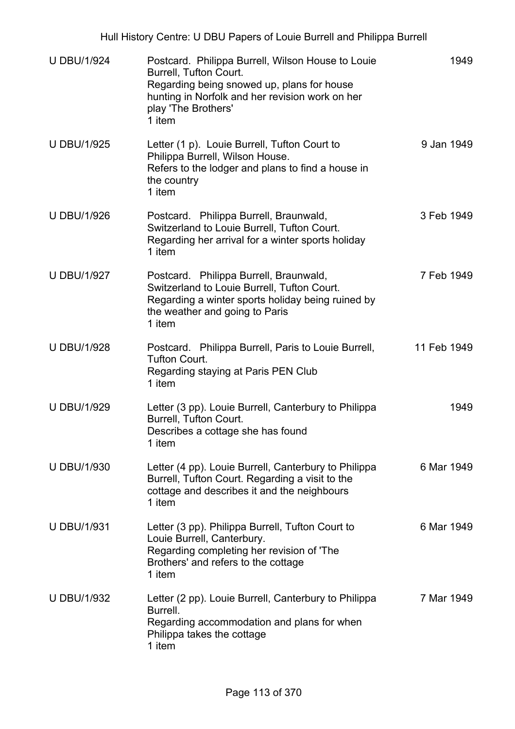| Reference | Description | Date |
|---|---|---|
| U DBU/1/924 | Postcard. Philippa Burrell, Wilson House to Louie Burrell, Tufton Court.<br>Regarding being snowed up, plans for house hunting in Norfolk and her revision work on her play 'The Brothers'<br>1 item | 1949 |
| U DBU/1/925 | Letter (1 p). Louie Burrell, Tufton Court to Philippa Burrell, Wilson House.<br>Refers to the lodger and plans to find a house in the country<br>1 item | 9 Jan 1949 |
| U DBU/1/926 | Postcard. Philippa Burrell, Braunwald, Switzerland to Louie Burrell, Tufton Court.<br>Regarding her arrival for a winter sports holiday<br>1 item | 3 Feb 1949 |
| U DBU/1/927 | Postcard. Philippa Burrell, Braunwald, Switzerland to Louie Burrell, Tufton Court.<br>Regarding a winter sports holiday being ruined by the weather and going to Paris<br>1 item | 7 Feb 1949 |
| U DBU/1/928 | Postcard. Philippa Burrell, Paris to Louie Burrell, Tufton Court.<br>Regarding staying at Paris PEN Club<br>1 item | 11 Feb 1949 |
| U DBU/1/929 | Letter (3 pp). Louie Burrell, Canterbury to Philippa Burrell, Tufton Court.<br>Describes a cottage she has found<br>1 item | 1949 |
| U DBU/1/930 | Letter (4 pp). Louie Burrell, Canterbury to Philippa Burrell, Tufton Court. Regarding a visit to the cottage and describes it and the neighbours<br>1 item | 6 Mar 1949 |
| U DBU/1/931 | Letter (3 pp). Philippa Burrell, Tufton Court to Louie Burrell, Canterbury.<br>Regarding completing her revision of 'The Brothers' and refers to the cottage<br>1 item | 6 Mar 1949 |
| U DBU/1/932 | Letter (2 pp). Louie Burrell, Canterbury to Philippa Burrell.<br>Regarding accommodation and plans for when Philippa takes the cottage<br>1 item | 7 Mar 1949 |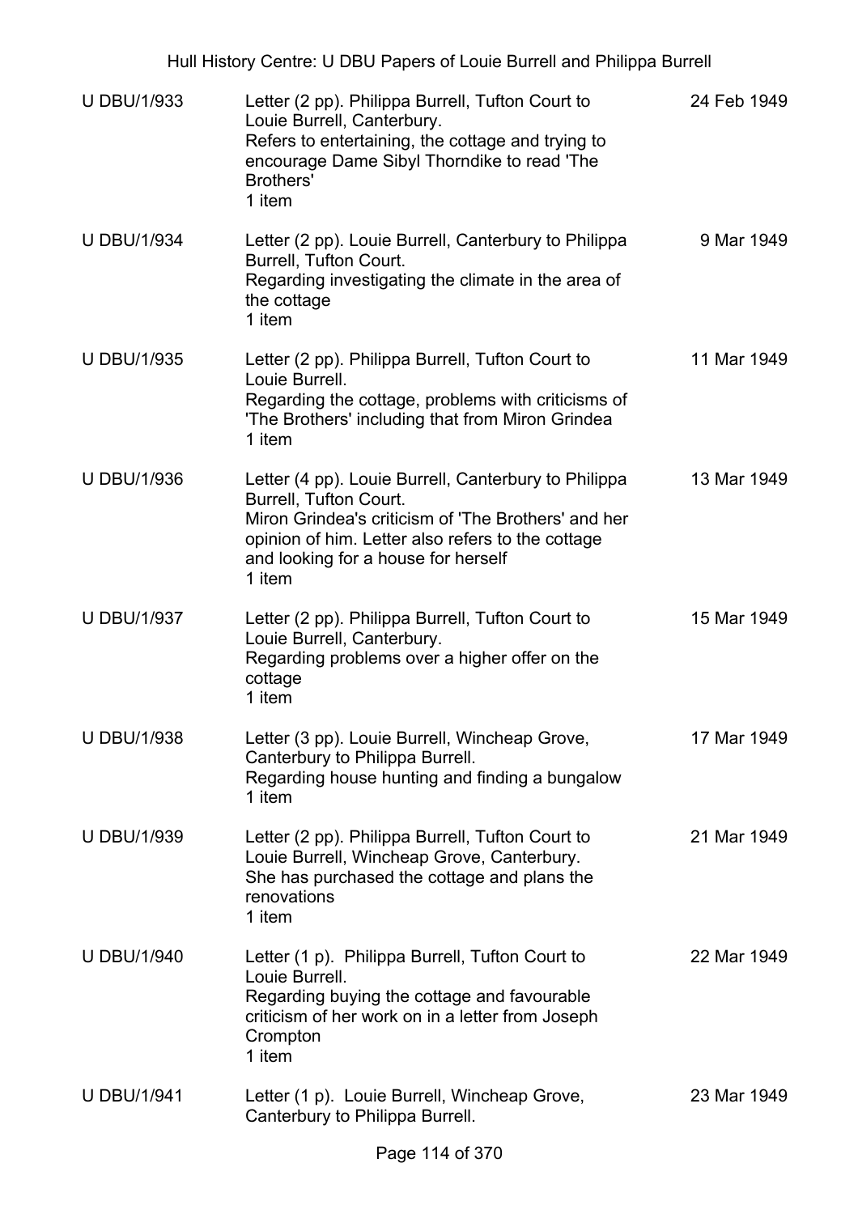| | | |
|---|---|---|
| U DBU/1/933 | Letter (2 pp). Philippa Burrell, Tufton Court to Louie Burrell, Canterbury.<br>Refers to entertaining, the cottage and trying to encourage Dame Sibyl Thorndike to read 'The Brothers'<br>1 item | 24 Feb 1949 |
| U DBU/1/934 | Letter (2 pp). Louie Burrell, Canterbury to Philippa Burrell, Tufton Court.<br>Regarding investigating the climate in the area of the cottage<br>1 item | 9 Mar 1949 |
| U DBU/1/935 | Letter (2 pp). Philippa Burrell, Tufton Court to Louie Burrell.<br>Regarding the cottage, problems with criticisms of 'The Brothers' including that from Miron Grindea<br>1 item | 11 Mar 1949 |
| U DBU/1/936 | Letter (4 pp). Louie Burrell, Canterbury to Philippa Burrell, Tufton Court.<br>Miron Grindea's criticism of 'The Brothers' and her opinion of him. Letter also refers to the cottage and looking for a house for herself<br>1 item | 13 Mar 1949 |
| U DBU/1/937 | Letter (2 pp). Philippa Burrell, Tufton Court to Louie Burrell, Canterbury.<br>Regarding problems over a higher offer on the cottage<br>1 item | 15 Mar 1949 |
| U DBU/1/938 | Letter (3 pp). Louie Burrell, Wincheap Grove, Canterbury to Philippa Burrell.<br>Regarding house hunting and finding a bungalow<br>1 item | 17 Mar 1949 |
| U DBU/1/939 | Letter (2 pp). Philippa Burrell, Tufton Court to Louie Burrell, Wincheap Grove, Canterbury.<br>She has purchased the cottage and plans the renovations<br>1 item | 21 Mar 1949 |
| U DBU/1/940 | Letter (1 p). Philippa Burrell, Tufton Court to Louie Burrell.<br>Regarding buying the cottage and favourable criticism of her work on in a letter from Joseph Crompton<br>1 item | 22 Mar 1949 |
| U DBU/1/941 | Letter (1 p). Louie Burrell, Wincheap Grove, Canterbury to Philippa Burrell. | 23 Mar 1949 |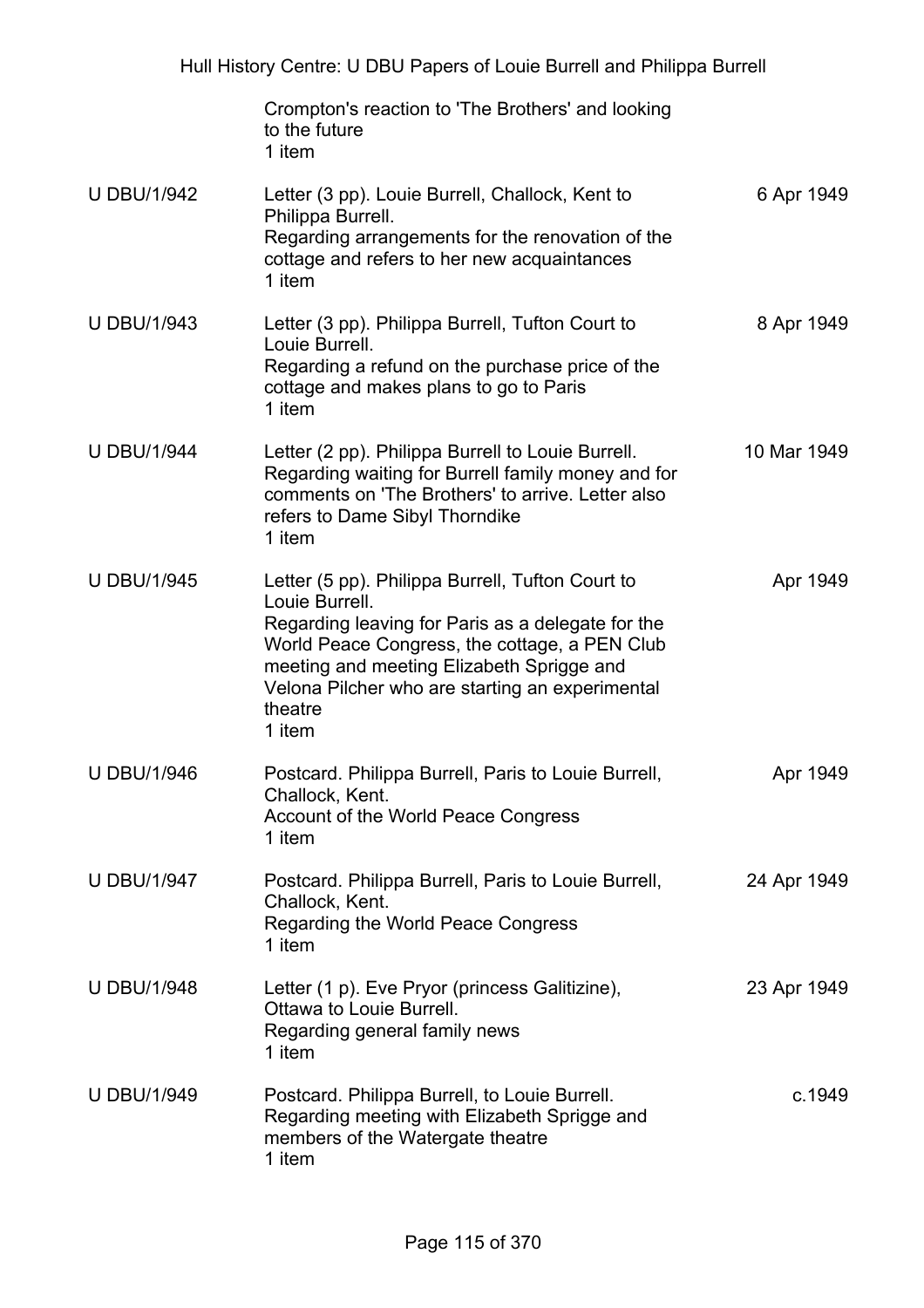| | | |
|---|---|---|
| | Crompton's reaction to 'The Brothers' and looking to the future<br>1 item | |
| U DBU/1/942 | Letter (3 pp). Louie Burrell, Challock, Kent to Philippa Burrell.<br>Regarding arrangements for the renovation of the cottage and refers to her new acquaintances<br>1 item | 6 Apr 1949 |
| U DBU/1/943 | Letter (3 pp). Philippa Burrell, Tufton Court to Louie Burrell.<br>Regarding a refund on the purchase price of the cottage and makes plans to go to Paris<br>1 item | 8 Apr 1949 |
| U DBU/1/944 | Letter (2 pp). Philippa Burrell to Louie Burrell.<br>Regarding waiting for Burrell family money and for comments on 'The Brothers' to arrive. Letter also refers to Dame Sibyl Thorndike<br>1 item | 10 Mar 1949 |
| U DBU/1/945 | Letter (5 pp). Philippa Burrell, Tufton Court to Louie Burrell.<br>Regarding leaving for Paris as a delegate for the World Peace Congress, the cottage, a PEN Club meeting and meeting Elizabeth Sprigge and Velona Pilcher who are starting an experimental theatre<br>1 item | Apr 1949 |
| U DBU/1/946 | Postcard. Philippa Burrell, Paris to Louie Burrell, Challock, Kent.<br>Account of the World Peace Congress<br>1 item | Apr 1949 |
| U DBU/1/947 | Postcard. Philippa Burrell, Paris to Louie Burrell, Challock, Kent.<br>Regarding the World Peace Congress<br>1 item | 24 Apr 1949 |
| U DBU/1/948 | Letter (1 p). Eve Pryor (princess Galitizine), Ottawa to Louie Burrell.<br>Regarding general family news<br>1 item | 23 Apr 1949 |
| U DBU/1/949 | Postcard. Philippa Burrell, to Louie Burrell.<br>Regarding meeting with Elizabeth Sprigge and members of the Watergate theatre<br>1 item | c.1949 |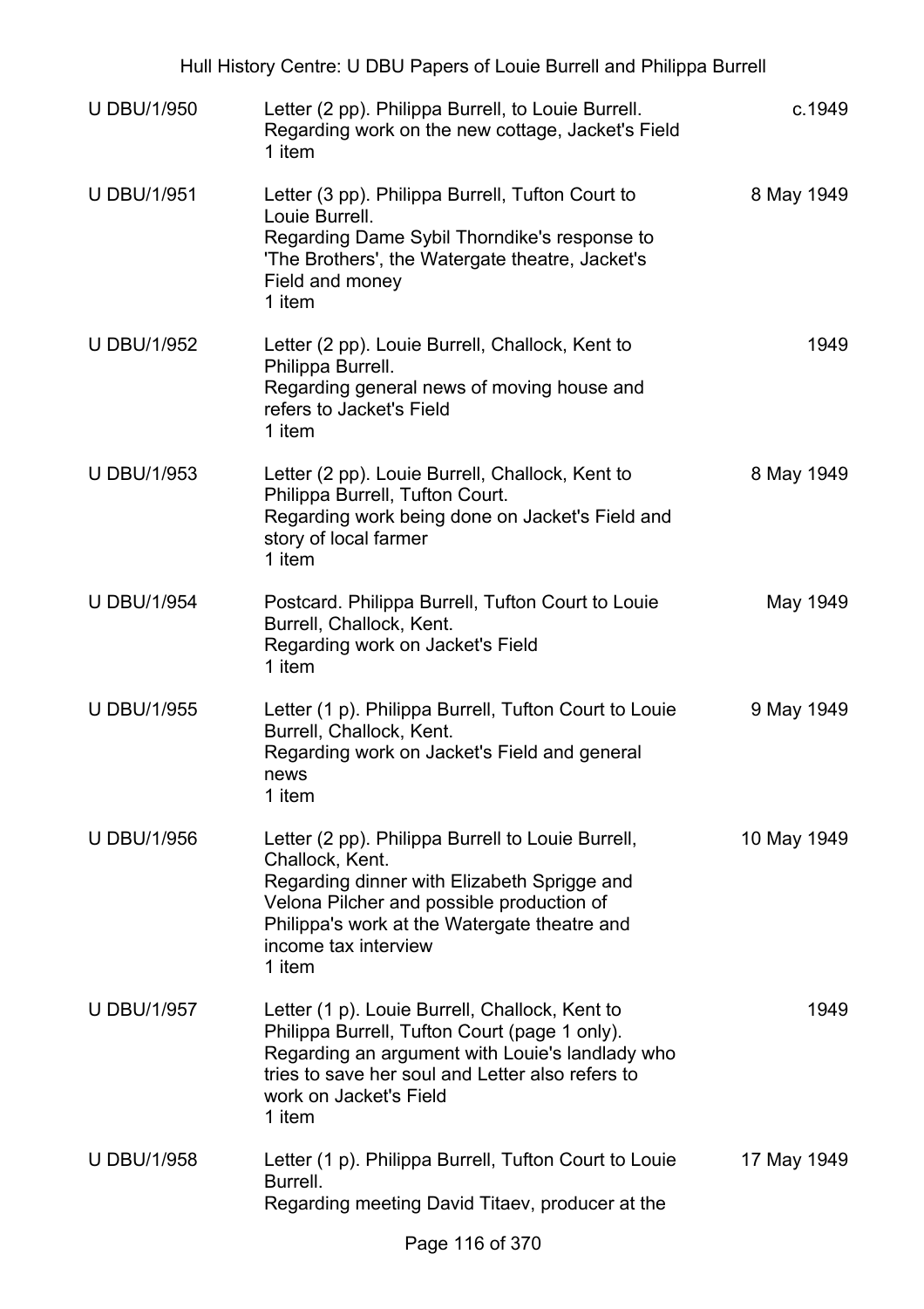| | | |
|---|---|---|
| U DBU/1/950 | Letter (2 pp). Philippa Burrell, to Louie Burrell.<br>Regarding work on the new cottage, Jacket's Field<br>1 item | c.1949 |
| U DBU/1/951 | Letter (3 pp). Philippa Burrell, Tufton Court to Louie Burrell.<br>Regarding Dame Sybil Thorndike's response to 'The Brothers', the Watergate theatre, Jacket's Field and money<br>1 item | 8 May 1949 |
| U DBU/1/952 | Letter (2 pp). Louie Burrell, Challock, Kent to Philippa Burrell.<br>Regarding general news of moving house and refers to Jacket's Field<br>1 item | 1949 |
| U DBU/1/953 | Letter (2 pp). Louie Burrell, Challock, Kent to Philippa Burrell, Tufton Court.<br>Regarding work being done on Jacket's Field and story of local farmer<br>1 item | 8 May 1949 |
| U DBU/1/954 | Postcard. Philippa Burrell, Tufton Court to Louie Burrell, Challock, Kent.<br>Regarding work on Jacket's Field<br>1 item | May 1949 |
| U DBU/1/955 | Letter (1 p). Philippa Burrell, Tufton Court to Louie Burrell, Challock, Kent.<br>Regarding work on Jacket's Field and general news<br>1 item | 9 May 1949 |
| U DBU/1/956 | Letter (2 pp). Philippa Burrell to Louie Burrell, Challock, Kent.<br>Regarding dinner with Elizabeth Sprigge and Velona Pilcher and possible production of Philippa's work at the Watergate theatre and income tax interview<br>1 item | 10 May 1949 |
| U DBU/1/957 | Letter (1 p). Louie Burrell, Challock, Kent to Philippa Burrell, Tufton Court (page 1 only).<br>Regarding an argument with Louie's landlady who tries to save her soul and Letter also refers to work on Jacket's Field<br>1 item | 1949 |
| U DBU/1/958 | Letter (1 p). Philippa Burrell, Tufton Court to Louie Burrell.<br>Regarding meeting David Titaev, producer at the | 17 May 1949 |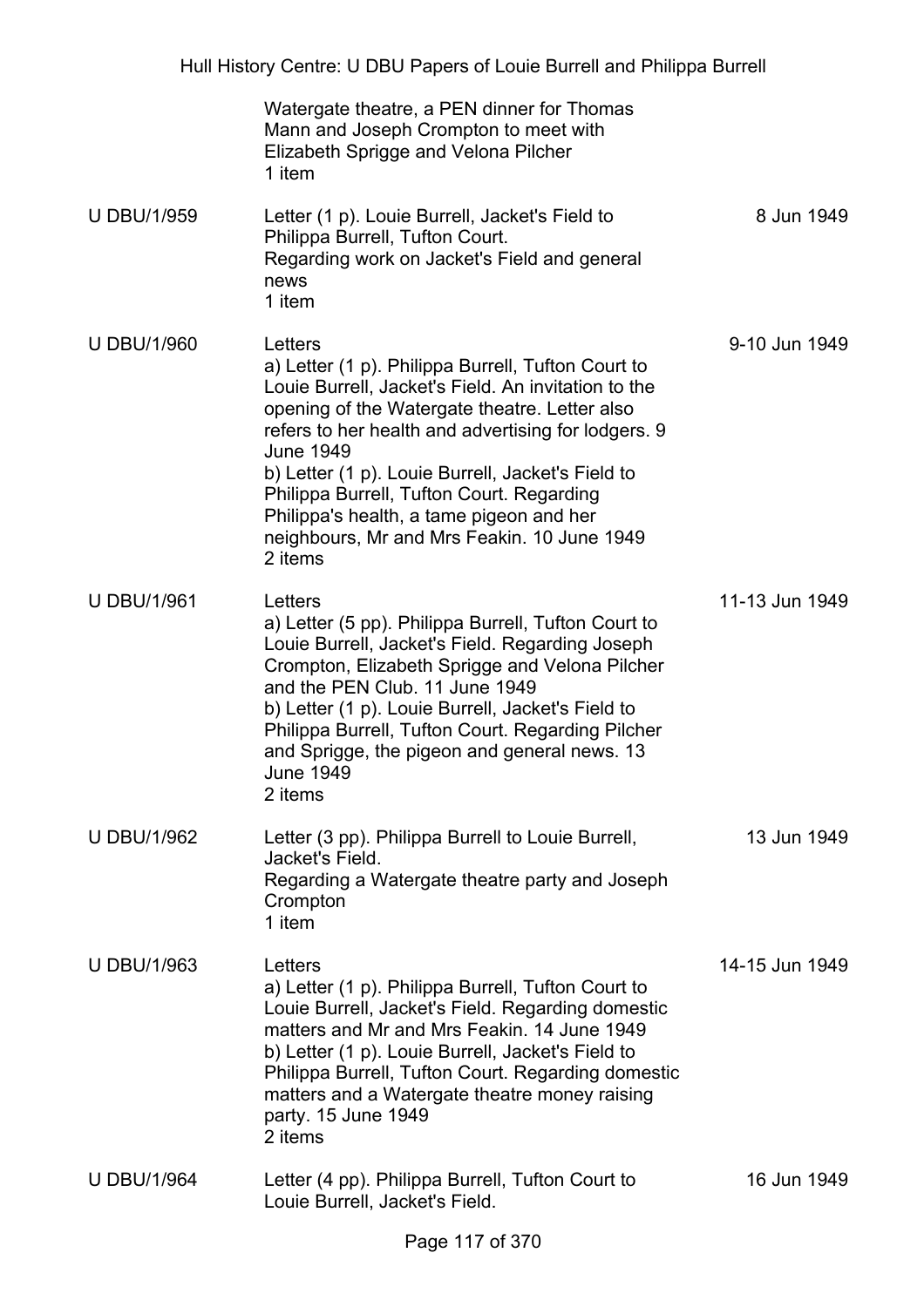| | | |
|---|---|---|
| | Watergate theatre, a PEN dinner for Thomas Mann and Joseph Crompton to meet with Elizabeth Sprigge and Velona Pilcher<br>1 item | |
| U DBU/1/959 | Letter (1 p). Louie Burrell, Jacket's Field to Philippa Burrell, Tufton Court.<br>Regarding work on Jacket's Field and general news<br>1 item | 8 Jun 1949 |
| U DBU/1/960 | Letters<br>a) Letter (1 p). Philippa Burrell, Tufton Court to Louie Burrell, Jacket's Field. An invitation to the opening of the Watergate theatre. Letter also refers to her health and advertising for lodgers. 9 June 1949<br>b) Letter (1 p). Louie Burrell, Jacket's Field to Philippa Burrell, Tufton Court. Regarding Philippa's health, a tame pigeon and her neighbours, Mr and Mrs Feakin. 10 June 1949<br>2 items | 9-10 Jun 1949 |
| U DBU/1/961 | Letters<br>a) Letter (5 pp). Philippa Burrell, Tufton Court to Louie Burrell, Jacket's Field. Regarding Joseph Crompton, Elizabeth Sprigge and Velona Pilcher and the PEN Club. 11 June 1949<br>b) Letter (1 p). Louie Burrell, Jacket's Field to Philippa Burrell, Tufton Court. Regarding Pilcher and Sprigge, the pigeon and general news. 13 June 1949<br>2 items | 11-13 Jun 1949 |
| U DBU/1/962 | Letter (3 pp). Philippa Burrell to Louie Burrell, Jacket's Field.<br>Regarding a Watergate theatre party and Joseph Crompton<br>1 item | 13 Jun 1949 |
| U DBU/1/963 | Letters<br>a) Letter (1 p). Philippa Burrell, Tufton Court to Louie Burrell, Jacket's Field. Regarding domestic matters and Mr and Mrs Feakin. 14 June 1949<br>b) Letter (1 p). Louie Burrell, Jacket's Field to Philippa Burrell, Tufton Court. Regarding domestic matters and a Watergate theatre money raising party. 15 June 1949<br>2 items | 14-15 Jun 1949 |
| U DBU/1/964 | Letter (4 pp). Philippa Burrell, Tufton Court to Louie Burrell, Jacket's Field. | 16 Jun 1949 |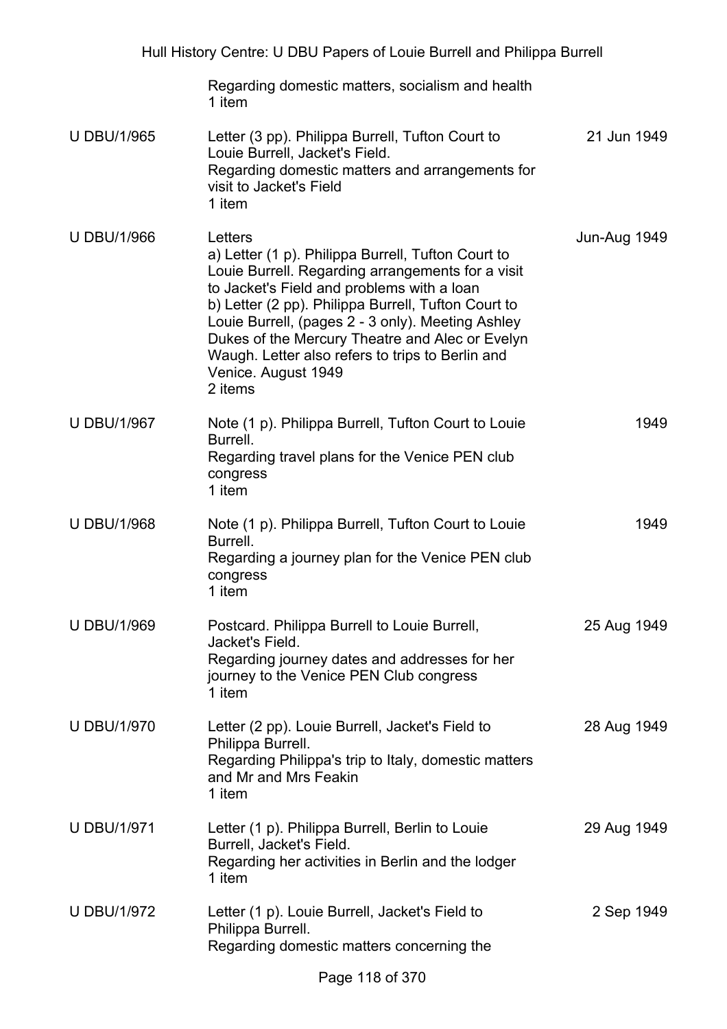| | | |
|---|---|---|
| | Regarding domestic matters, socialism and health<br>1 item | |
| U DBU/1/965 | Letter (3 pp). Philippa Burrell, Tufton Court to Louie Burrell, Jacket's Field.<br>Regarding domestic matters and arrangements for visit to Jacket's Field<br>1 item | 21 Jun 1949 |
| U DBU/1/966 | Letters<br>a) Letter (1 p). Philippa Burrell, Tufton Court to Louie Burrell. Regarding arrangements for a visit to Jacket's Field and problems with a loan<br>b) Letter (2 pp). Philippa Burrell, Tufton Court to Louie Burrell, (pages 2 - 3 only). Meeting Ashley Dukes of the Mercury Theatre and Alec or Evelyn Waugh. Letter also refers to trips to Berlin and Venice. August 1949<br>2 items | Jun-Aug 1949 |
| U DBU/1/967 | Note (1 p). Philippa Burrell, Tufton Court to Louie Burrell.<br>Regarding travel plans for the Venice PEN club congress<br>1 item | 1949 |
| U DBU/1/968 | Note (1 p). Philippa Burrell, Tufton Court to Louie Burrell.<br>Regarding a journey plan for the Venice PEN club congress<br>1 item | 1949 |
| U DBU/1/969 | Postcard. Philippa Burrell to Louie Burrell, Jacket's Field.<br>Regarding journey dates and addresses for her journey to the Venice PEN Club congress<br>1 item | 25 Aug 1949 |
| U DBU/1/970 | Letter (2 pp). Louie Burrell, Jacket's Field to Philippa Burrell.<br>Regarding Philippa's trip to Italy, domestic matters and Mr and Mrs Feakin<br>1 item | 28 Aug 1949 |
| U DBU/1/971 | Letter (1 p). Philippa Burrell, Berlin to Louie Burrell, Jacket's Field.<br>Regarding her activities in Berlin and the lodger<br>1 item | 29 Aug 1949 |
| U DBU/1/972 | Letter (1 p). Louie Burrell, Jacket's Field to Philippa Burrell.<br>Regarding domestic matters concerning the | 2 Sep 1949 |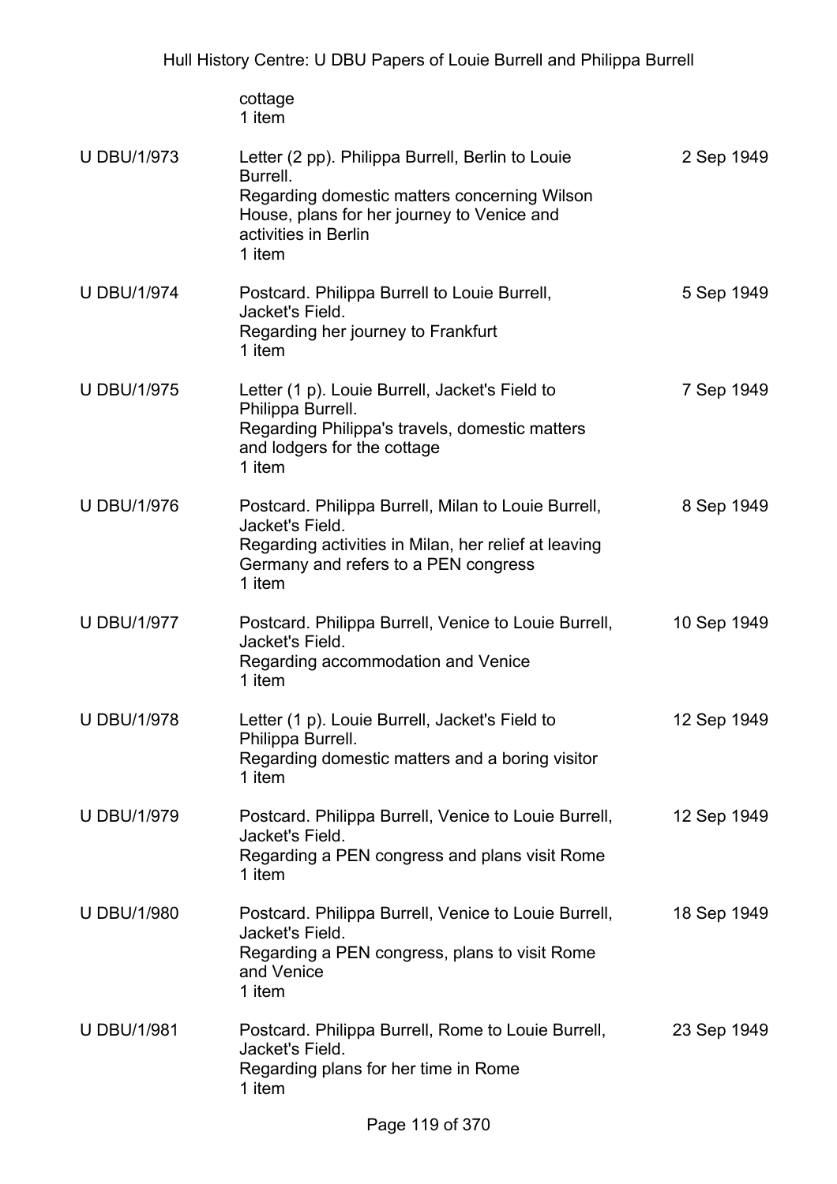| | | |
|---|---|---|
| | cottage<br>1 item | |
| U DBU/1/973 | Letter (2 pp). Philippa Burrell, Berlin to Louie Burrell.<br>Regarding domestic matters concerning Wilson House, plans for her journey to Venice and activities in Berlin<br>1 item | 2 Sep 1949 |
| U DBU/1/974 | Postcard. Philippa Burrell to Louie Burrell, Jacket's Field.<br>Regarding her journey to Frankfurt<br>1 item | 5 Sep 1949 |
| U DBU/1/975 | Letter (1 p). Louie Burrell, Jacket's Field to Philippa Burrell.<br>Regarding Philippa's travels, domestic matters and lodgers for the cottage<br>1 item | 7 Sep 1949 |
| U DBU/1/976 | Postcard. Philippa Burrell, Milan to Louie Burrell, Jacket's Field.<br>Regarding activities in Milan, her relief at leaving Germany and refers to a PEN congress<br>1 item | 8 Sep 1949 |
| U DBU/1/977 | Postcard. Philippa Burrell, Venice to Louie Burrell, Jacket's Field.<br>Regarding accommodation and Venice<br>1 item | 10 Sep 1949 |
| U DBU/1/978 | Letter (1 p). Louie Burrell, Jacket's Field to Philippa Burrell.<br>Regarding domestic matters and a boring visitor<br>1 item | 12 Sep 1949 |
| U DBU/1/979 | Postcard. Philippa Burrell, Venice to Louie Burrell, Jacket's Field.<br>Regarding a PEN congress and plans visit Rome<br>1 item | 12 Sep 1949 |
| U DBU/1/980 | Postcard. Philippa Burrell, Venice to Louie Burrell, Jacket's Field.<br>Regarding a PEN congress, plans to visit Rome and Venice<br>1 item | 18 Sep 1949 |
| U DBU/1/981 | Postcard. Philippa Burrell, Rome to Louie Burrell, Jacket's Field.<br>Regarding plans for her time in Rome<br>1 item | 23 Sep 1949 |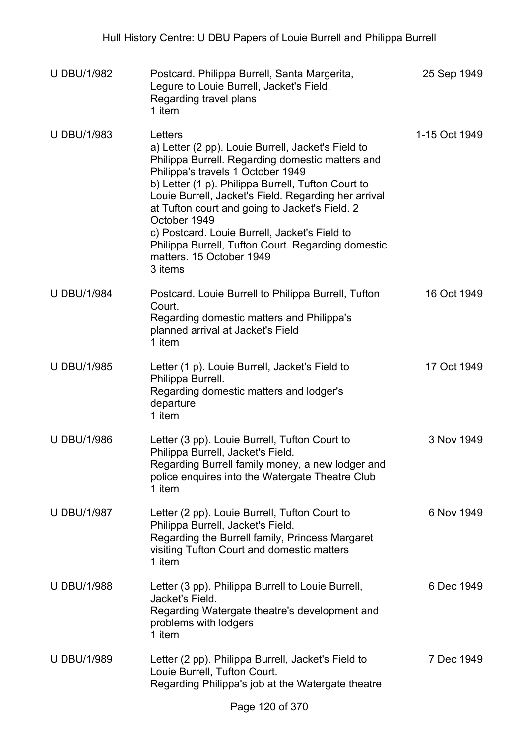| | | |
|---|---|---|
| U DBU/1/982 | Postcard. Philippa Burrell, Santa Margerita, Legure to Louie Burrell, Jacket's Field.<br>Regarding travel plans<br>1 item | 25 Sep 1949 |
| U DBU/1/983 | Letters<br>a) Letter (2 pp). Louie Burrell, Jacket's Field to Philippa Burrell. Regarding domestic matters and Philippa's travels 1 October 1949<br>b) Letter (1 p). Philippa Burrell, Tufton Court to Louie Burrell, Jacket's Field. Regarding her arrival at Tufton court and going to Jacket's Field. 2 October 1949<br>c) Postcard. Louie Burrell, Jacket's Field to Philippa Burrell, Tufton Court. Regarding domestic matters. 15 October 1949<br>3 items | 1-15 Oct 1949 |
| U DBU/1/984 | Postcard. Louie Burrell to Philippa Burrell, Tufton Court.<br>Regarding domestic matters and Philippa's planned arrival at Jacket's Field<br>1 item | 16 Oct 1949 |
| U DBU/1/985 | Letter (1 p). Louie Burrell, Jacket's Field to Philippa Burrell.<br>Regarding domestic matters and lodger's departure<br>1 item | 17 Oct 1949 |
| U DBU/1/986 | Letter (3 pp). Louie Burrell, Tufton Court to Philippa Burrell, Jacket's Field.<br>Regarding Burrell family money, a new lodger and police enquires into the Watergate Theatre Club<br>1 item | 3 Nov 1949 |
| U DBU/1/987 | Letter (2 pp). Louie Burrell, Tufton Court to Philippa Burrell, Jacket's Field.<br>Regarding the Burrell family, Princess Margaret visiting Tufton Court and domestic matters<br>1 item | 6 Nov 1949 |
| U DBU/1/988 | Letter (3 pp). Philippa Burrell to Louie Burrell, Jacket's Field.<br>Regarding Watergate theatre's development and problems with lodgers<br>1 item | 6 Dec 1949 |
| U DBU/1/989 | Letter (2 pp). Philippa Burrell, Jacket's Field to Louie Burrell, Tufton Court.<br>Regarding Philippa's job at the Watergate theatre | 7 Dec 1949 |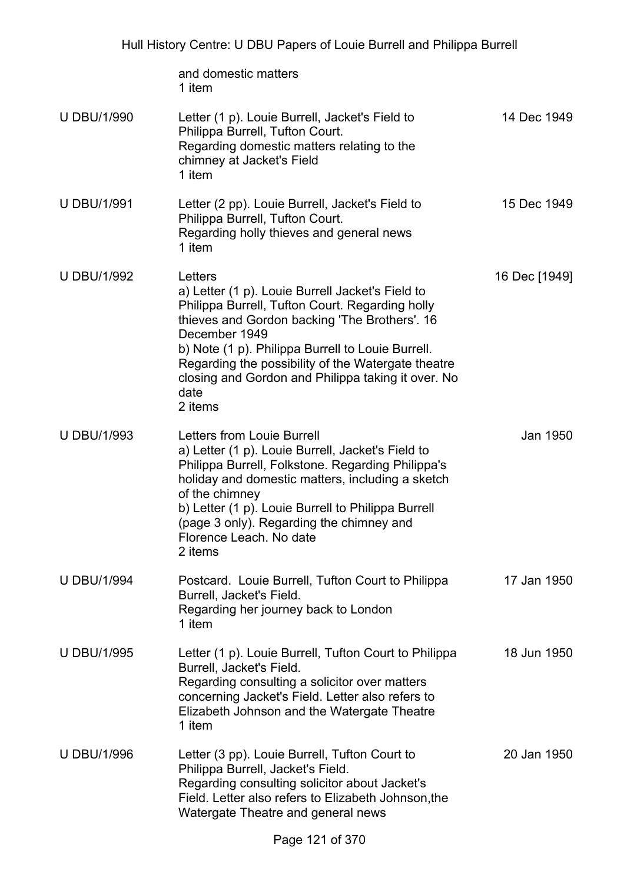| | | |
|---|---|---|
| | and domestic matters<br>1 item | |
| U DBU/1/990 | Letter (1 p). Louie Burrell, Jacket's Field to Philippa Burrell, Tufton Court.<br>Regarding domestic matters relating to the chimney at Jacket's Field<br>1 item | 14 Dec 1949 |
| U DBU/1/991 | Letter (2 pp). Louie Burrell, Jacket's Field to Philippa Burrell, Tufton Court.<br>Regarding holly thieves and general news<br>1 item | 15 Dec 1949 |
| U DBU/1/992 | Letters<br>a) Letter (1 p). Louie Burrell Jacket's Field to Philippa Burrell, Tufton Court. Regarding holly thieves and Gordon backing 'The Brothers'. 16 December 1949<br>b) Note (1 p). Philippa Burrell to Louie Burrell. Regarding the possibility of the Watergate theatre closing and Gordon and Philippa taking it over. No date<br>2 items | 16 Dec [1949] |
| U DBU/1/993 | Letters from Louie Burrell<br>a) Letter (1 p). Louie Burrell, Jacket's Field to Philippa Burrell, Folkstone. Regarding Philippa's holiday and domestic matters, including a sketch of the chimney<br>b) Letter (1 p). Louie Burrell to Philippa Burrell (page 3 only). Regarding the chimney and Florence Leach. No date<br>2 items | Jan 1950 |
| U DBU/1/994 | Postcard. Louie Burrell, Tufton Court to Philippa Burrell, Jacket's Field.<br>Regarding her journey back to London<br>1 item | 17 Jan 1950 |
| U DBU/1/995 | Letter (1 p). Louie Burrell, Tufton Court to Philippa Burrell, Jacket's Field.<br>Regarding consulting a solicitor over matters concerning Jacket's Field. Letter also refers to Elizabeth Johnson and the Watergate Theatre<br>1 item | 18 Jun 1950 |
| U DBU/1/996 | Letter (3 pp). Louie Burrell, Tufton Court to Philippa Burrell, Jacket's Field.<br>Regarding consulting solicitor about Jacket's Field. Letter also refers to Elizabeth Johnson,the Watergate Theatre and general news | 20 Jan 1950 |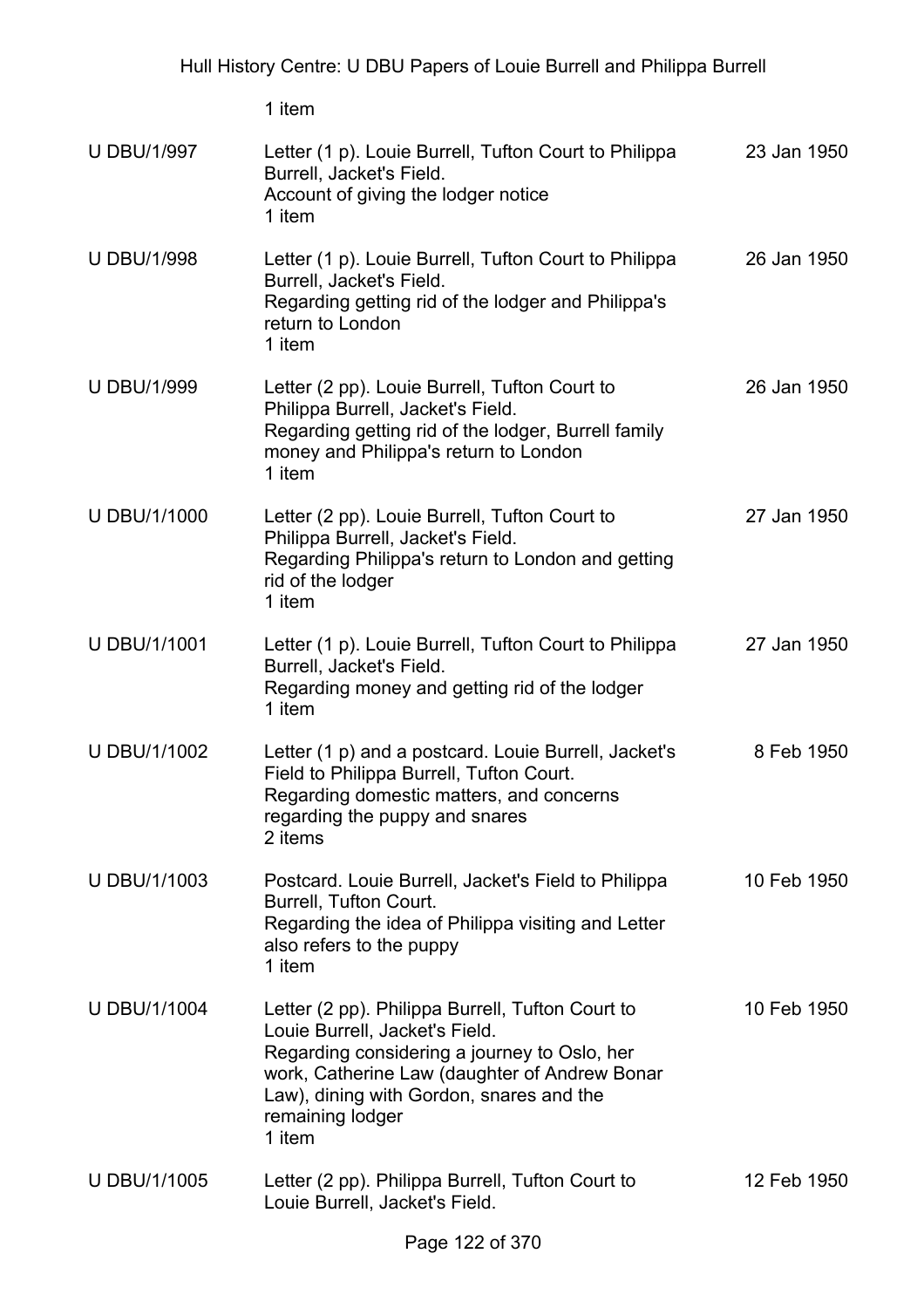1 item

| | | |
|---|---|---|
| U DBU/1/997 | Letter (1 p). Louie Burrell, Tufton Court to Philippa Burrell, Jacket's Field.<br>Account of giving the lodger notice<br>1 item | 23 Jan 1950 |
| U DBU/1/998 | Letter (1 p). Louie Burrell, Tufton Court to Philippa Burrell, Jacket's Field.<br>Regarding getting rid of the lodger and Philippa's return to London<br>1 item | 26 Jan 1950 |
| U DBU/1/999 | Letter (2 pp). Louie Burrell, Tufton Court to Philippa Burrell, Jacket's Field.<br>Regarding getting rid of the lodger, Burrell family money and Philippa's return to London<br>1 item | 26 Jan 1950 |
| U DBU/1/1000 | Letter (2 pp). Louie Burrell, Tufton Court to Philippa Burrell, Jacket's Field.<br>Regarding Philippa's return to London and getting rid of the lodger<br>1 item | 27 Jan 1950 |
| U DBU/1/1001 | Letter (1 p). Louie Burrell, Tufton Court to Philippa Burrell, Jacket's Field.<br>Regarding money and getting rid of the lodger<br>1 item | 27 Jan 1950 |
| U DBU/1/1002 | Letter (1 p) and a postcard. Louie Burrell, Jacket's Field to Philippa Burrell, Tufton Court.<br>Regarding domestic matters, and concerns regarding the puppy and snares<br>2 items | 8 Feb 1950 |
| U DBU/1/1003 | Postcard. Louie Burrell, Jacket's Field to Philippa Burrell, Tufton Court.<br>Regarding the idea of Philippa visiting and Letter also refers to the puppy<br>1 item | 10 Feb 1950 |
| U DBU/1/1004 | Letter (2 pp). Philippa Burrell, Tufton Court to Louie Burrell, Jacket's Field.<br>Regarding considering a journey to Oslo, her work, Catherine Law (daughter of Andrew Bonar Law), dining with Gordon, snares and the remaining lodger<br>1 item | 10 Feb 1950 |
| U DBU/1/1005 | Letter (2 pp). Philippa Burrell, Tufton Court to Louie Burrell, Jacket's Field. | 12 Feb 1950 |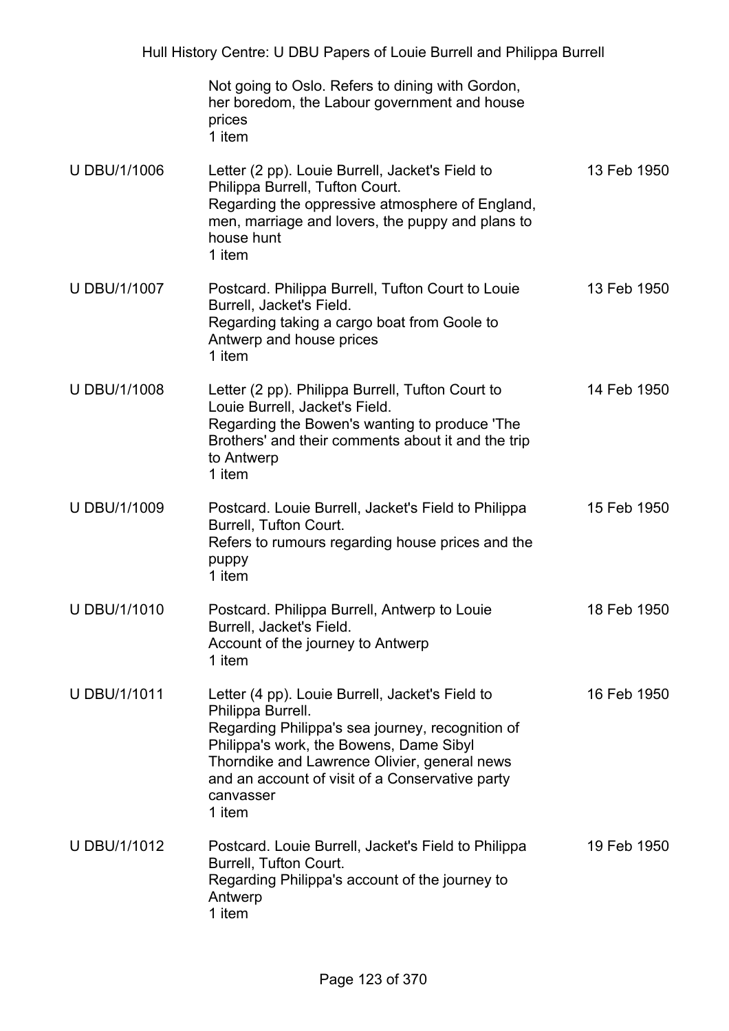| | | |
|---|---|---|
| | Not going to Oslo. Refers to dining with Gordon, her boredom, the Labour government and house prices<br>1 item | |
| U DBU/1/1006 | Letter (2 pp). Louie Burrell, Jacket's Field to Philippa Burrell, Tufton Court.<br>Regarding the oppressive atmosphere of England, men, marriage and lovers, the puppy and plans to house hunt<br>1 item | 13 Feb 1950 |
| U DBU/1/1007 | Postcard. Philippa Burrell, Tufton Court to Louie Burrell, Jacket's Field.<br>Regarding taking a cargo boat from Goole to Antwerp and house prices<br>1 item | 13 Feb 1950 |
| U DBU/1/1008 | Letter (2 pp). Philippa Burrell, Tufton Court to Louie Burrell, Jacket's Field.<br>Regarding the Bowen's wanting to produce 'The Brothers' and their comments about it and the trip to Antwerp<br>1 item | 14 Feb 1950 |
| U DBU/1/1009 | Postcard. Louie Burrell, Jacket's Field to Philippa Burrell, Tufton Court.<br>Refers to rumours regarding house prices and the puppy<br>1 item | 15 Feb 1950 |
| U DBU/1/1010 | Postcard. Philippa Burrell, Antwerp to Louie Burrell, Jacket's Field.<br>Account of the journey to Antwerp<br>1 item | 18 Feb 1950 |
| U DBU/1/1011 | Letter (4 pp). Louie Burrell, Jacket's Field to Philippa Burrell.<br>Regarding Philippa's sea journey, recognition of Philippa's work, the Bowens, Dame Sibyl Thorndike and Lawrence Olivier, general news and an account of visit of a Conservative party canvasser<br>1 item | 16 Feb 1950 |
| U DBU/1/1012 | Postcard. Louie Burrell, Jacket's Field to Philippa Burrell, Tufton Court.<br>Regarding Philippa's account of the journey to Antwerp<br>1 item | 19 Feb 1950 |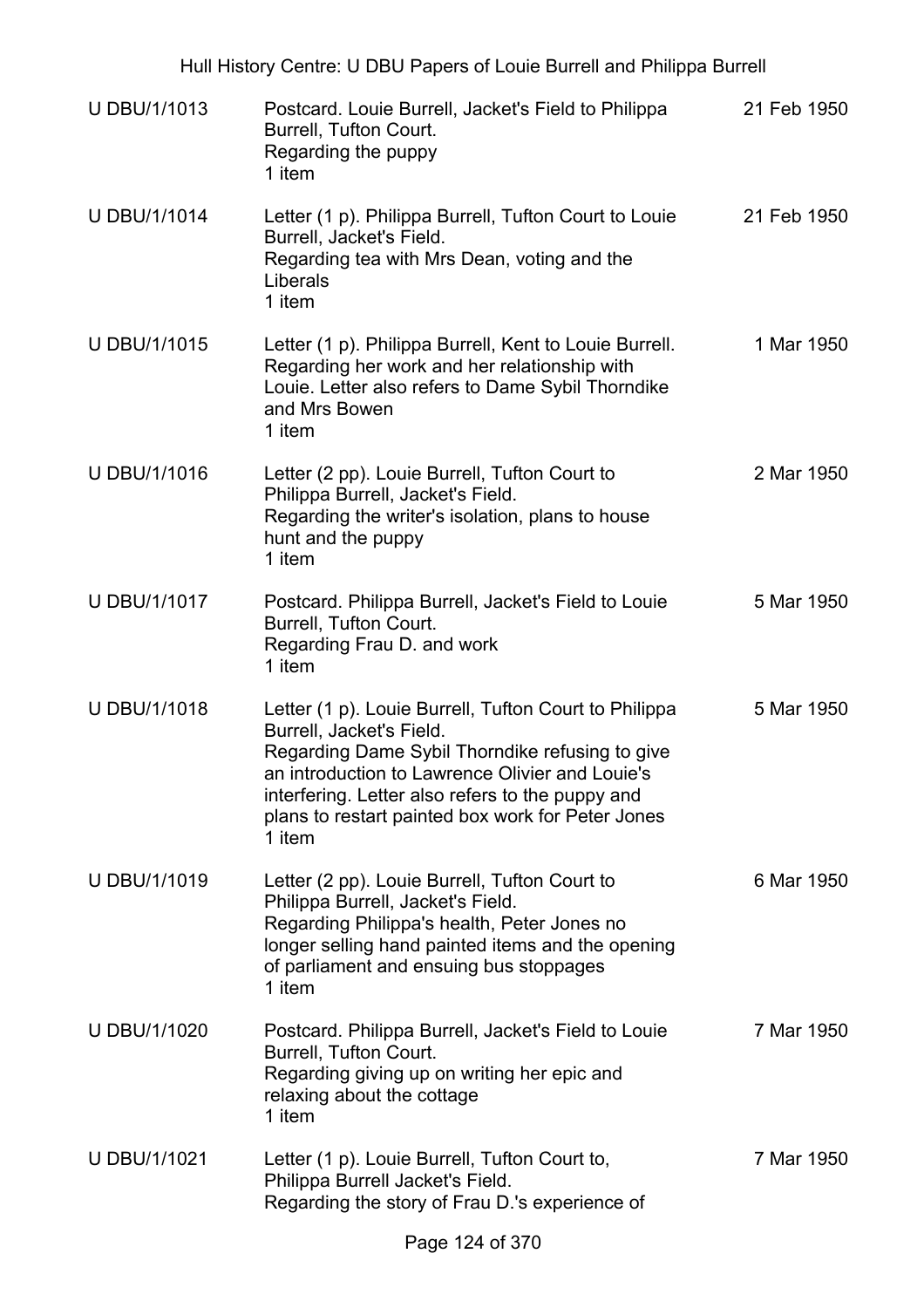| | | |
|---|---|---|
| U DBU/1/1013 | Postcard. Louie Burrell, Jacket's Field to Philippa Burrell, Tufton Court.<br>Regarding the puppy<br>1 item | 21 Feb 1950 |
| U DBU/1/1014 | Letter (1 p). Philippa Burrell, Tufton Court to Louie Burrell, Jacket's Field.<br>Regarding tea with Mrs Dean, voting and the Liberals<br>1 item | 21 Feb 1950 |
| U DBU/1/1015 | Letter (1 p). Philippa Burrell, Kent to Louie Burrell.<br>Regarding her work and her relationship with Louie. Letter also refers to Dame Sybil Thorndike and Mrs Bowen<br>1 item | 1 Mar 1950 |
| U DBU/1/1016 | Letter (2 pp). Louie Burrell, Tufton Court to Philippa Burrell, Jacket's Field.<br>Regarding the writer's isolation, plans to house hunt and the puppy<br>1 item | 2 Mar 1950 |
| U DBU/1/1017 | Postcard. Philippa Burrell, Jacket's Field to Louie Burrell, Tufton Court.<br>Regarding Frau D. and work<br>1 item | 5 Mar 1950 |
| U DBU/1/1018 | Letter (1 p). Louie Burrell, Tufton Court to Philippa Burrell, Jacket's Field.<br>Regarding Dame Sybil Thorndike refusing to give an introduction to Lawrence Olivier and Louie's interfering. Letter also refers to the puppy and plans to restart painted box work for Peter Jones<br>1 item | 5 Mar 1950 |
| U DBU/1/1019 | Letter (2 pp). Louie Burrell, Tufton Court to Philippa Burrell, Jacket's Field.<br>Regarding Philippa's health, Peter Jones no longer selling hand painted items and the opening of parliament and ensuing bus stoppages<br>1 item | 6 Mar 1950 |
| U DBU/1/1020 | Postcard. Philippa Burrell, Jacket's Field to Louie Burrell, Tufton Court.<br>Regarding giving up on writing her epic and relaxing about the cottage<br>1 item | 7 Mar 1950 |
| U DBU/1/1021 | Letter (1 p). Louie Burrell, Tufton Court to, Philippa Burrell Jacket's Field.<br>Regarding the story of Frau D.'s experience of | 7 Mar 1950 |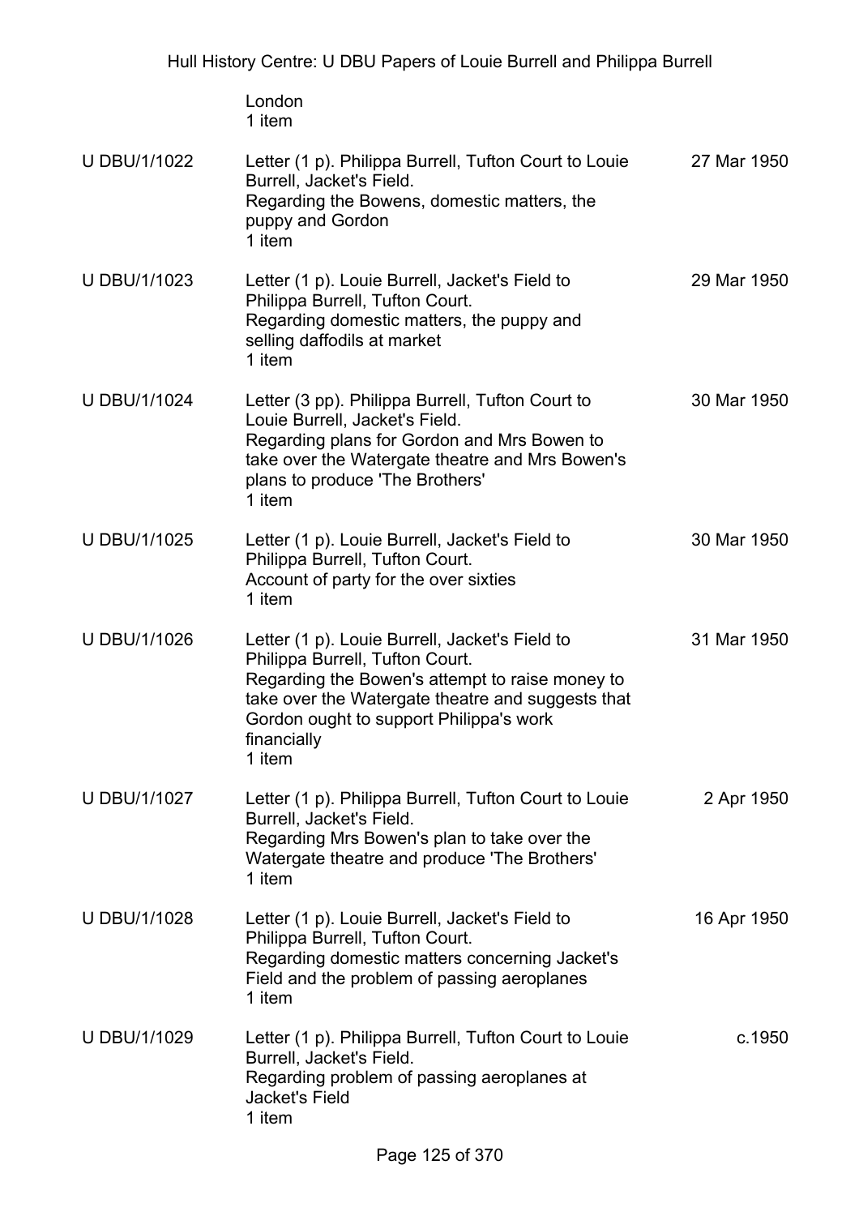| | | |
|---|---|---|
| | London<br>1 item | |
| U DBU/1/1022 | Letter (1 p). Philippa Burrell, Tufton Court to Louie Burrell, Jacket's Field.<br>Regarding the Bowens, domestic matters, the puppy and Gordon<br>1 item | 27 Mar 1950 |
| U DBU/1/1023 | Letter (1 p). Louie Burrell, Jacket's Field to Philippa Burrell, Tufton Court.<br>Regarding domestic matters, the puppy and selling daffodils at market<br>1 item | 29 Mar 1950 |
| U DBU/1/1024 | Letter (3 pp). Philippa Burrell, Tufton Court to Louie Burrell, Jacket's Field.<br>Regarding plans for Gordon and Mrs Bowen to take over the Watergate theatre and Mrs Bowen's plans to produce 'The Brothers'<br>1 item | 30 Mar 1950 |
| U DBU/1/1025 | Letter (1 p). Louie Burrell, Jacket's Field to Philippa Burrell, Tufton Court.<br>Account of party for the over sixties<br>1 item | 30 Mar 1950 |
| U DBU/1/1026 | Letter (1 p). Louie Burrell, Jacket's Field to Philippa Burrell, Tufton Court.<br>Regarding the Bowen's attempt to raise money to take over the Watergate theatre and suggests that Gordon ought to support Philippa's work financially<br>1 item | 31 Mar 1950 |
| U DBU/1/1027 | Letter (1 p). Philippa Burrell, Tufton Court to Louie Burrell, Jacket's Field.<br>Regarding Mrs Bowen's plan to take over the Watergate theatre and produce 'The Brothers'<br>1 item | 2 Apr 1950 |
| U DBU/1/1028 | Letter (1 p). Louie Burrell, Jacket's Field to Philippa Burrell, Tufton Court.<br>Regarding domestic matters concerning Jacket's Field and the problem of passing aeroplanes<br>1 item | 16 Apr 1950 |
| U DBU/1/1029 | Letter (1 p). Philippa Burrell, Tufton Court to Louie Burrell, Jacket's Field.<br>Regarding problem of passing aeroplanes at Jacket's Field<br>1 item | c.1950 |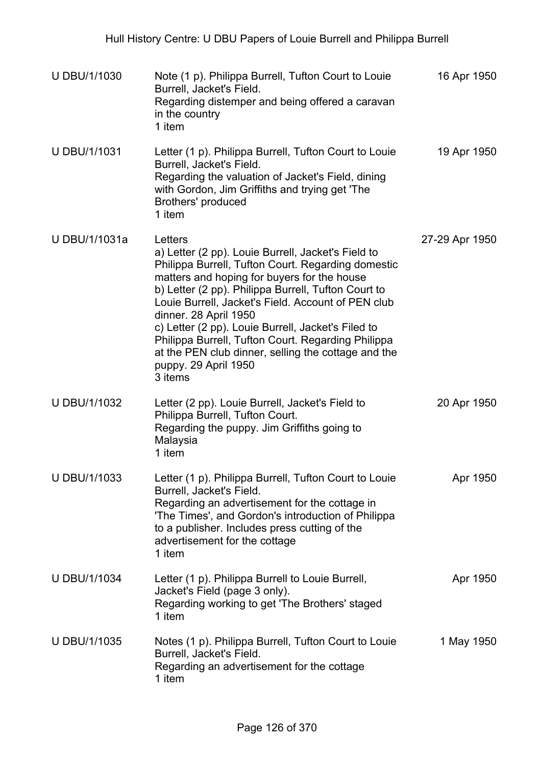| | | |
|---|---|---|
| U DBU/1/1030 | Note (1 p). Philippa Burrell, Tufton Court to Louie Burrell, Jacket's Field.<br>Regarding distemper and being offered a caravan in the country<br>1 item | 16 Apr 1950 |
| U DBU/1/1031 | Letter (1 p). Philippa Burrell, Tufton Court to Louie Burrell, Jacket's Field.<br>Regarding the valuation of Jacket's Field, dining with Gordon, Jim Griffiths and trying get 'The Brothers' produced<br>1 item | 19 Apr 1950 |
| U DBU/1/1031a | Letters<br>a) Letter (2 pp). Louie Burrell, Jacket's Field to Philippa Burrell, Tufton Court. Regarding domestic matters and hoping for buyers for the house<br>b) Letter (2 pp). Philippa Burrell, Tufton Court to Louie Burrell, Jacket's Field. Account of PEN club dinner. 28 April 1950<br>c) Letter (2 pp). Louie Burrell, Jacket's Filed to Philippa Burrell, Tufton Court. Regarding Philippa at the PEN club dinner, selling the cottage and the puppy. 29 April 1950<br>3 items | 27-29 Apr 1950 |
| U DBU/1/1032 | Letter (2 pp). Louie Burrell, Jacket's Field to Philippa Burrell, Tufton Court.<br>Regarding the puppy. Jim Griffiths going to Malaysia<br>1 item | 20 Apr 1950 |
| U DBU/1/1033 | Letter (1 p). Philippa Burrell, Tufton Court to Louie Burrell, Jacket's Field.<br>Regarding an advertisement for the cottage in 'The Times', and Gordon's introduction of Philippa to a publisher. Includes press cutting of the advertisement for the cottage<br>1 item | Apr 1950 |
| U DBU/1/1034 | Letter (1 p). Philippa Burrell to Louie Burrell, Jacket's Field (page 3 only).<br>Regarding working to get 'The Brothers' staged<br>1 item | Apr 1950 |
| U DBU/1/1035 | Notes (1 p). Philippa Burrell, Tufton Court to Louie Burrell, Jacket's Field.<br>Regarding an advertisement for the cottage<br>1 item | 1 May 1950 |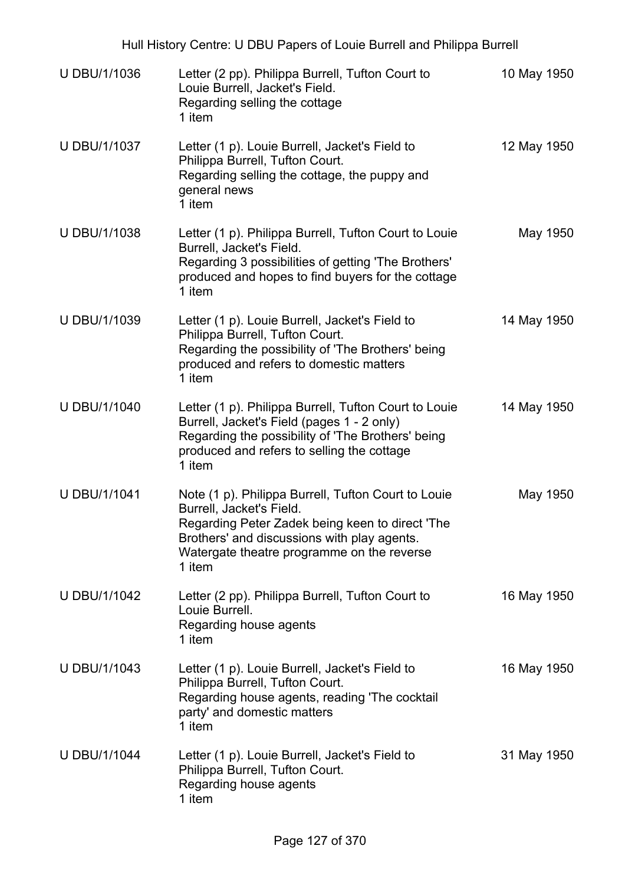| | | |
|---|---|---|
| U DBU/1/1036 | Letter (2 pp). Philippa Burrell, Tufton Court to Louie Burrell, Jacket's Field.<br>Regarding selling the cottage<br>1 item | 10 May 1950 |
| U DBU/1/1037 | Letter (1 p). Louie Burrell, Jacket's Field to Philippa Burrell, Tufton Court.<br>Regarding selling the cottage, the puppy and general news<br>1 item | 12 May 1950 |
| U DBU/1/1038 | Letter (1 p). Philippa Burrell, Tufton Court to Louie Burrell, Jacket's Field.<br>Regarding 3 possibilities of getting 'The Brothers' produced and hopes to find buyers for the cottage<br>1 item | May 1950 |
| U DBU/1/1039 | Letter (1 p). Louie Burrell, Jacket's Field to Philippa Burrell, Tufton Court.<br>Regarding the possibility of 'The Brothers' being produced and refers to domestic matters<br>1 item | 14 May 1950 |
| U DBU/1/1040 | Letter (1 p). Philippa Burrell, Tufton Court to Louie Burrell, Jacket's Field (pages 1 - 2 only)<br>Regarding the possibility of 'The Brothers' being produced and refers to selling the cottage<br>1 item | 14 May 1950 |
| U DBU/1/1041 | Note (1 p). Philippa Burrell, Tufton Court to Louie Burrell, Jacket's Field.<br>Regarding Peter Zadek being keen to direct 'The Brothers' and discussions with play agents.<br>Watergate theatre programme on the reverse<br>1 item | May 1950 |
| U DBU/1/1042 | Letter (2 pp). Philippa Burrell, Tufton Court to Louie Burrell.<br>Regarding house agents<br>1 item | 16 May 1950 |
| U DBU/1/1043 | Letter (1 p). Louie Burrell, Jacket's Field to Philippa Burrell, Tufton Court.<br>Regarding house agents, reading 'The cocktail party' and domestic matters<br>1 item | 16 May 1950 |
| U DBU/1/1044 | Letter (1 p). Louie Burrell, Jacket's Field to Philippa Burrell, Tufton Court.<br>Regarding house agents<br>1 item | 31 May 1950 |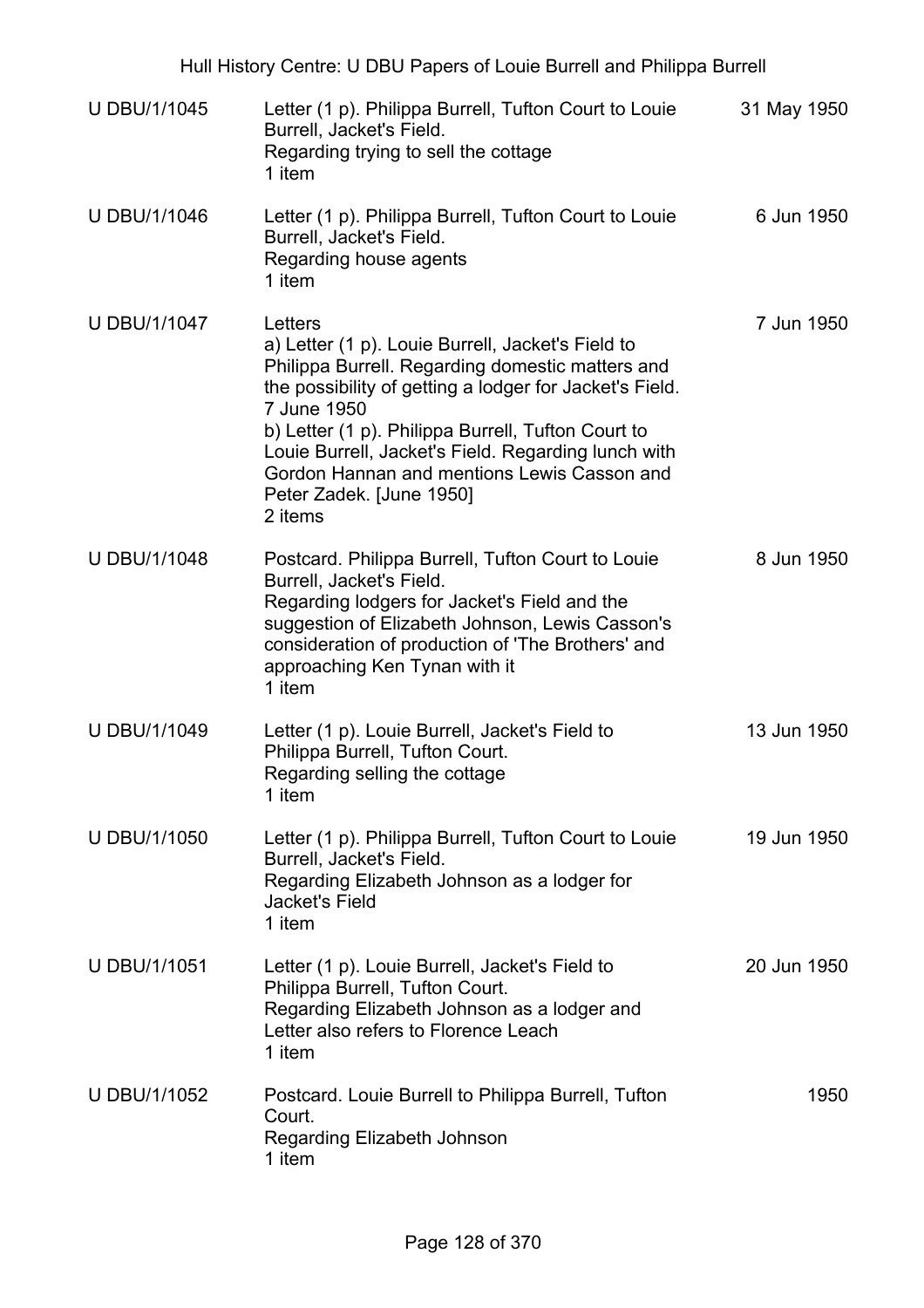| | | |
|---|---|---|
| U DBU/1/1045 | Letter (1 p). Philippa Burrell, Tufton Court to Louie Burrell, Jacket's Field.<br>Regarding trying to sell the cottage<br>1 item | 31 May 1950 |
| U DBU/1/1046 | Letter (1 p). Philippa Burrell, Tufton Court to Louie Burrell, Jacket's Field.<br>Regarding house agents<br>1 item | 6 Jun 1950 |
| U DBU/1/1047 | Letters<br>a) Letter (1 p). Louie Burrell, Jacket's Field to Philippa Burrell. Regarding domestic matters and the possibility of getting a lodger for Jacket's Field. 7 June 1950<br>b) Letter (1 p). Philippa Burrell, Tufton Court to Louie Burrell, Jacket's Field. Regarding lunch with Gordon Hannan and mentions Lewis Casson and Peter Zadek. [June 1950]<br>2 items | 7 Jun 1950 |
| U DBU/1/1048 | Postcard. Philippa Burrell, Tufton Court to Louie Burrell, Jacket's Field.<br>Regarding lodgers for Jacket's Field and the suggestion of Elizabeth Johnson, Lewis Casson's consideration of production of 'The Brothers' and approaching Ken Tynan with it<br>1 item | 8 Jun 1950 |
| U DBU/1/1049 | Letter (1 p). Louie Burrell, Jacket's Field to Philippa Burrell, Tufton Court.<br>Regarding selling the cottage<br>1 item | 13 Jun 1950 |
| U DBU/1/1050 | Letter (1 p). Philippa Burrell, Tufton Court to Louie Burrell, Jacket's Field.<br>Regarding Elizabeth Johnson as a lodger for Jacket's Field<br>1 item | 19 Jun 1950 |
| U DBU/1/1051 | Letter (1 p). Louie Burrell, Jacket's Field to Philippa Burrell, Tufton Court.<br>Regarding Elizabeth Johnson as a lodger and Letter also refers to Florence Leach<br>1 item | 20 Jun 1950 |
| U DBU/1/1052 | Postcard. Louie Burrell to Philippa Burrell, Tufton Court.<br>Regarding Elizabeth Johnson<br>1 item | 1950 |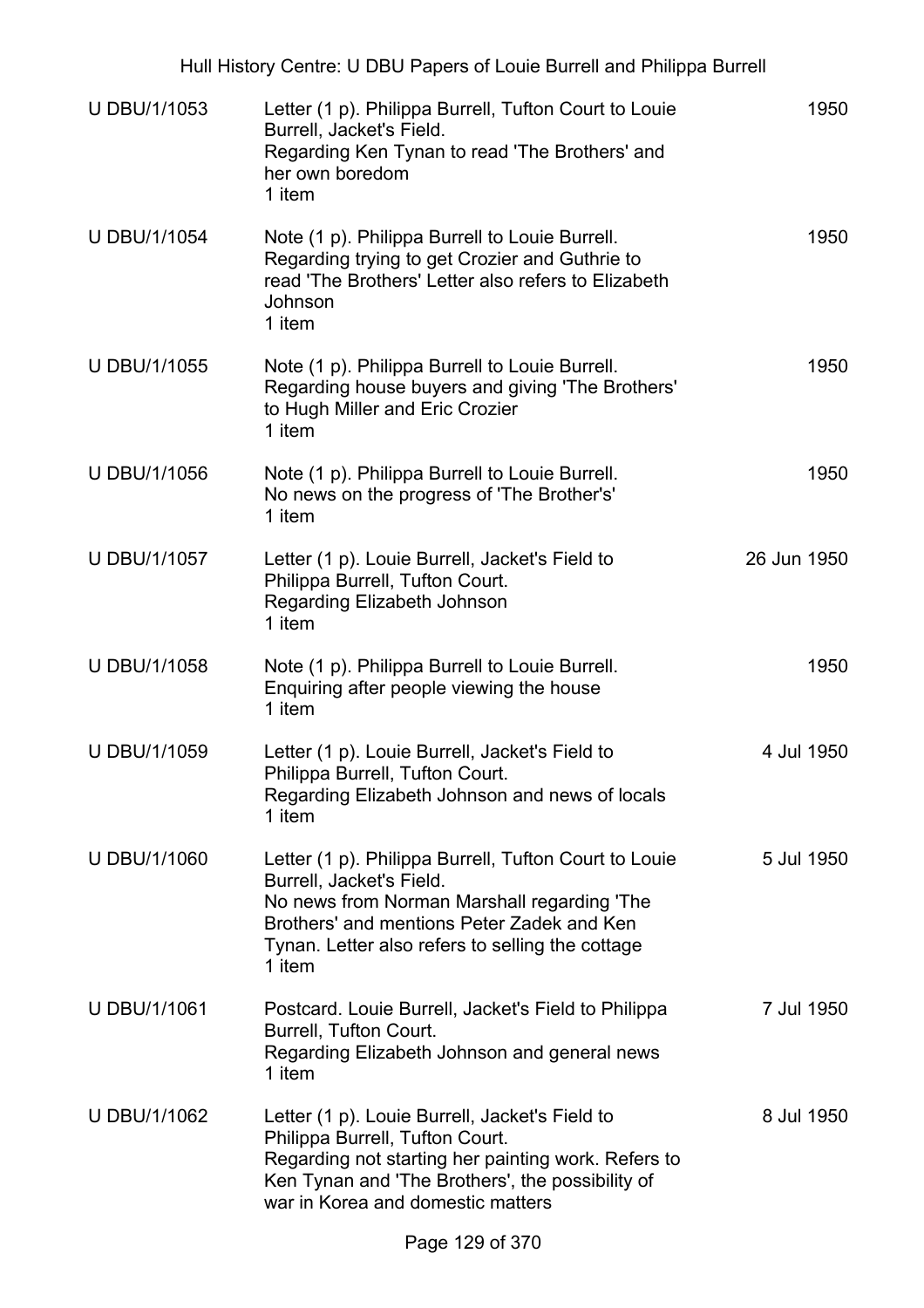| | | |
|---|---|---|
| U DBU/1/1053 | Letter (1 p). Philippa Burrell, Tufton Court to Louie Burrell, Jacket's Field.<br>Regarding Ken Tynan to read 'The Brothers' and her own boredom<br>1 item | 1950 |
| U DBU/1/1054 | Note (1 p). Philippa Burrell to Louie Burrell.<br>Regarding trying to get Crozier and Guthrie to read 'The Brothers' Letter also refers to Elizabeth Johnson<br>1 item | 1950 |
| U DBU/1/1055 | Note (1 p). Philippa Burrell to Louie Burrell.<br>Regarding house buyers and giving 'The Brothers' to Hugh Miller and Eric Crozier<br>1 item | 1950 |
| U DBU/1/1056 | Note (1 p). Philippa Burrell to Louie Burrell.<br>No news on the progress of 'The Brother's'<br>1 item | 1950 |
| U DBU/1/1057 | Letter (1 p). Louie Burrell, Jacket's Field to Philippa Burrell, Tufton Court.<br>Regarding Elizabeth Johnson<br>1 item | 26 Jun 1950 |
| U DBU/1/1058 | Note (1 p). Philippa Burrell to Louie Burrell.<br>Enquiring after people viewing the house<br>1 item | 1950 |
| U DBU/1/1059 | Letter (1 p). Louie Burrell, Jacket's Field to Philippa Burrell, Tufton Court.<br>Regarding Elizabeth Johnson and news of locals<br>1 item | 4 Jul 1950 |
| U DBU/1/1060 | Letter (1 p). Philippa Burrell, Tufton Court to Louie Burrell, Jacket's Field.<br>No news from Norman Marshall regarding 'The Brothers' and mentions Peter Zadek and Ken Tynan. Letter also refers to selling the cottage<br>1 item | 5 Jul 1950 |
| U DBU/1/1061 | Postcard. Louie Burrell, Jacket's Field to Philippa Burrell, Tufton Court.<br>Regarding Elizabeth Johnson and general news<br>1 item | 7 Jul 1950 |
| U DBU/1/1062 | Letter (1 p). Louie Burrell, Jacket's Field to Philippa Burrell, Tufton Court.<br>Regarding not starting her painting work. Refers to Ken Tynan and 'The Brothers', the possibility of war in Korea and domestic matters | 8 Jul 1950 |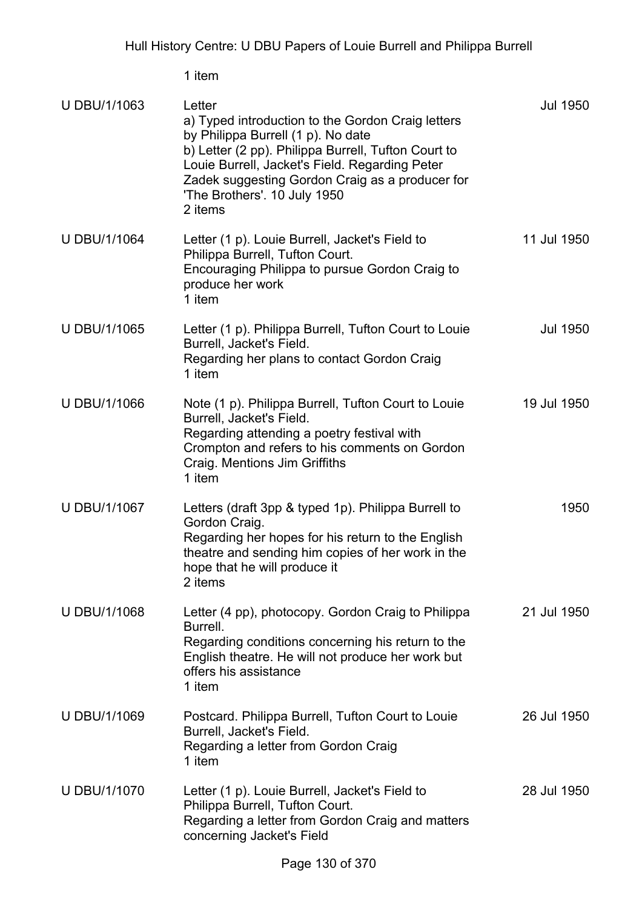1 item

| | | |
|---|---|---|
| U DBU/1/1063 | Letter<br>a) Typed introduction to the Gordon Craig letters by Philippa Burrell (1 p). No date<br>b) Letter (2 pp). Philippa Burrell, Tufton Court to Louie Burrell, Jacket's Field. Regarding Peter Zadek suggesting Gordon Craig as a producer for 'The Brothers'. 10 July 1950<br>2 items | Jul 1950 |
| U DBU/1/1064 | Letter (1 p). Louie Burrell, Jacket's Field to Philippa Burrell, Tufton Court.<br>Encouraging Philippa to pursue Gordon Craig to produce her work<br>1 item | 11 Jul 1950 |
| U DBU/1/1065 | Letter (1 p). Philippa Burrell, Tufton Court to Louie Burrell, Jacket's Field.<br>Regarding her plans to contact Gordon Craig<br>1 item | Jul 1950 |
| U DBU/1/1066 | Note (1 p). Philippa Burrell, Tufton Court to Louie Burrell, Jacket's Field.<br>Regarding attending a poetry festival with Crompton and refers to his comments on Gordon Craig. Mentions Jim Griffiths<br>1 item | 19 Jul 1950 |
| U DBU/1/1067 | Letters (draft 3pp & typed 1p). Philippa Burrell to Gordon Craig.<br>Regarding her hopes for his return to the English theatre and sending him copies of her work in the hope that he will produce it<br>2 items | 1950 |
| U DBU/1/1068 | Letter (4 pp), photocopy. Gordon Craig to Philippa Burrell.<br>Regarding conditions concerning his return to the English theatre. He will not produce her work but offers his assistance<br>1 item | 21 Jul 1950 |
| U DBU/1/1069 | Postcard. Philippa Burrell, Tufton Court to Louie Burrell, Jacket's Field.<br>Regarding a letter from Gordon Craig<br>1 item | 26 Jul 1950 |
| U DBU/1/1070 | Letter (1 p). Louie Burrell, Jacket's Field to Philippa Burrell, Tufton Court.<br>Regarding a letter from Gordon Craig and matters concerning Jacket's Field | 28 Jul 1950 |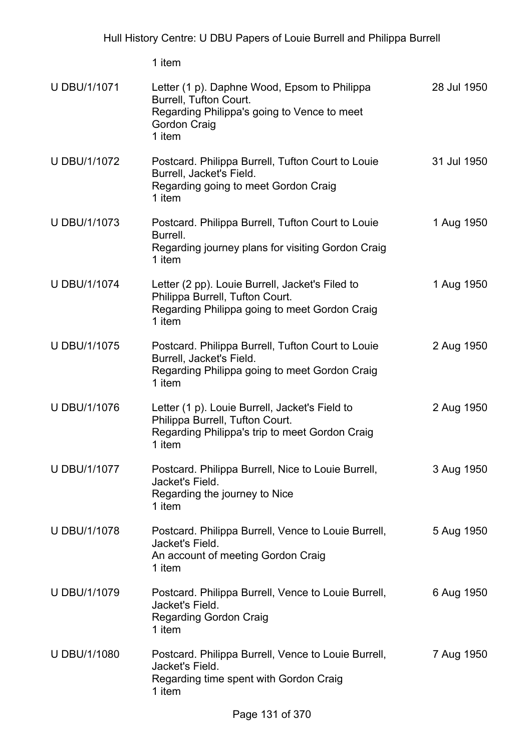1 item

| | | |
|---|---|---|
| U DBU/1/1071 | Letter (1 p). Daphne Wood, Epsom to Philippa Burrell, Tufton Court.<br>Regarding Philippa's going to Vence to meet Gordon Craig<br>1 item | 28 Jul 1950 |
| U DBU/1/1072 | Postcard. Philippa Burrell, Tufton Court to Louie Burrell, Jacket's Field.<br>Regarding going to meet Gordon Craig<br>1 item | 31 Jul 1950 |
| U DBU/1/1073 | Postcard. Philippa Burrell, Tufton Court to Louie Burrell.<br>Regarding journey plans for visiting Gordon Craig<br>1 item | 1 Aug 1950 |
| U DBU/1/1074 | Letter (2 pp). Louie Burrell, Jacket's Filed to Philippa Burrell, Tufton Court.<br>Regarding Philippa going to meet Gordon Craig<br>1 item | 1 Aug 1950 |
| U DBU/1/1075 | Postcard. Philippa Burrell, Tufton Court to Louie Burrell, Jacket's Field.<br>Regarding Philippa going to meet Gordon Craig<br>1 item | 2 Aug 1950 |
| U DBU/1/1076 | Letter (1 p). Louie Burrell, Jacket's Field to Philippa Burrell, Tufton Court.<br>Regarding Philippa's trip to meet Gordon Craig<br>1 item | 2 Aug 1950 |
| U DBU/1/1077 | Postcard. Philippa Burrell, Nice to Louie Burrell, Jacket's Field.<br>Regarding the journey to Nice<br>1 item | 3 Aug 1950 |
| U DBU/1/1078 | Postcard. Philippa Burrell, Vence to Louie Burrell, Jacket's Field.<br>An account of meeting Gordon Craig<br>1 item | 5 Aug 1950 |
| U DBU/1/1079 | Postcard. Philippa Burrell, Vence to Louie Burrell, Jacket's Field.<br>Regarding Gordon Craig<br>1 item | 6 Aug 1950 |
| U DBU/1/1080 | Postcard. Philippa Burrell, Vence to Louie Burrell, Jacket's Field.<br>Regarding time spent with Gordon Craig<br>1 item | 7 Aug 1950 |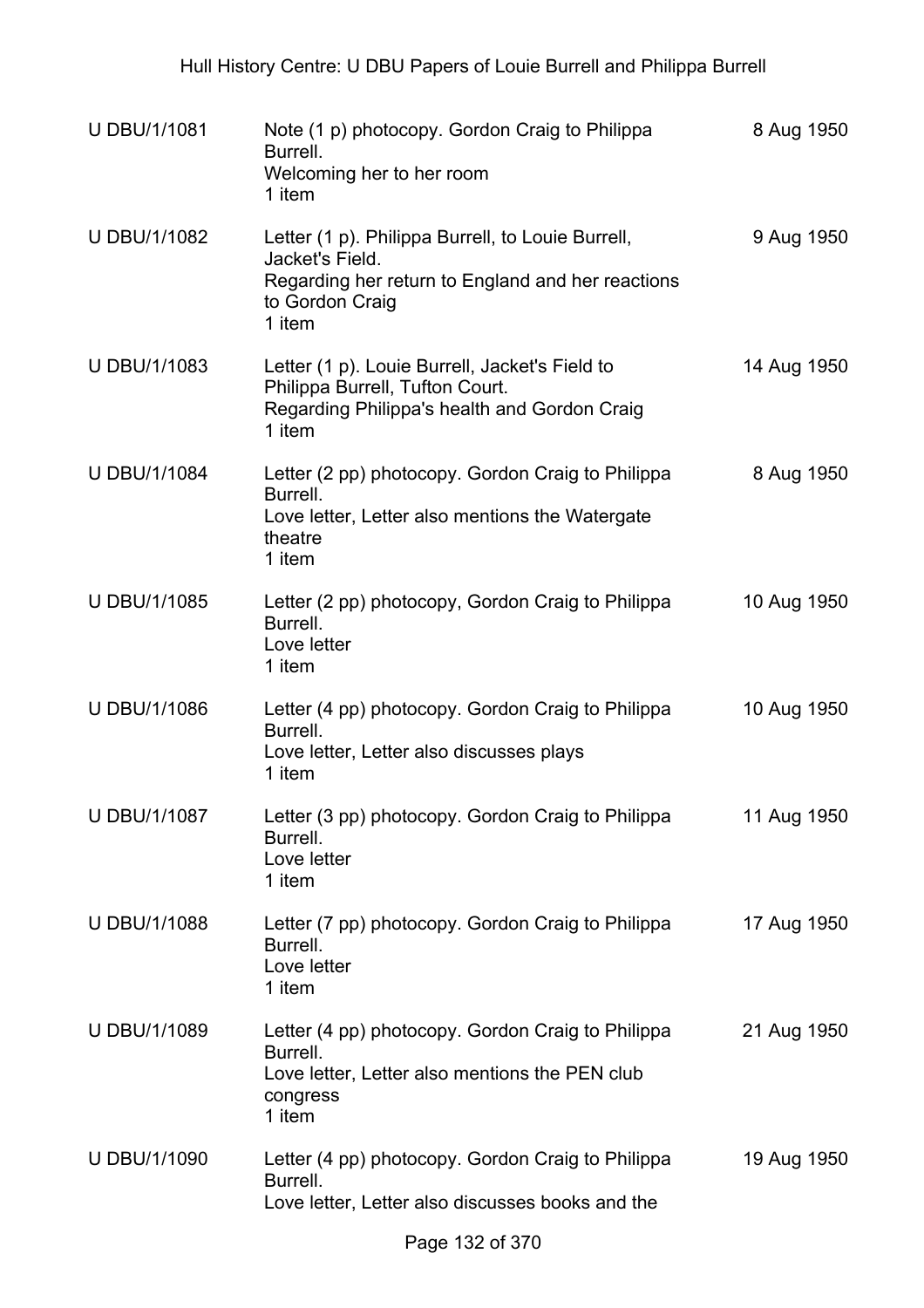| | | |
|---|---|---|
| U DBU/1/1081 | Note (1 p) photocopy. Gordon Craig to Philippa Burrell.<br>Welcoming her to her room<br>1 item | 8 Aug 1950 |
| U DBU/1/1082 | Letter (1 p). Philippa Burrell, to Louie Burrell, Jacket's Field.<br>Regarding her return to England and her reactions to Gordon Craig<br>1 item | 9 Aug 1950 |
| U DBU/1/1083 | Letter (1 p). Louie Burrell, Jacket's Field to Philippa Burrell, Tufton Court.<br>Regarding Philippa's health and Gordon Craig<br>1 item | 14 Aug 1950 |
| U DBU/1/1084 | Letter (2 pp) photocopy. Gordon Craig to Philippa Burrell.<br>Love letter, Letter also mentions the Watergate theatre<br>1 item | 8 Aug 1950 |
| U DBU/1/1085 | Letter (2 pp) photocopy, Gordon Craig to Philippa Burrell.<br>Love letter<br>1 item | 10 Aug 1950 |
| U DBU/1/1086 | Letter (4 pp) photocopy. Gordon Craig to Philippa Burrell.<br>Love letter, Letter also discusses plays<br>1 item | 10 Aug 1950 |
| U DBU/1/1087 | Letter (3 pp) photocopy. Gordon Craig to Philippa Burrell.<br>Love letter<br>1 item | 11 Aug 1950 |
| U DBU/1/1088 | Letter (7 pp) photocopy. Gordon Craig to Philippa Burrell.<br>Love letter<br>1 item | 17 Aug 1950 |
| U DBU/1/1089 | Letter (4 pp) photocopy. Gordon Craig to Philippa Burrell.<br>Love letter, Letter also mentions the PEN club congress<br>1 item | 21 Aug 1950 |
| U DBU/1/1090 | Letter (4 pp) photocopy. Gordon Craig to Philippa Burrell.<br>Love letter, Letter also discusses books and the | 19 Aug 1950 |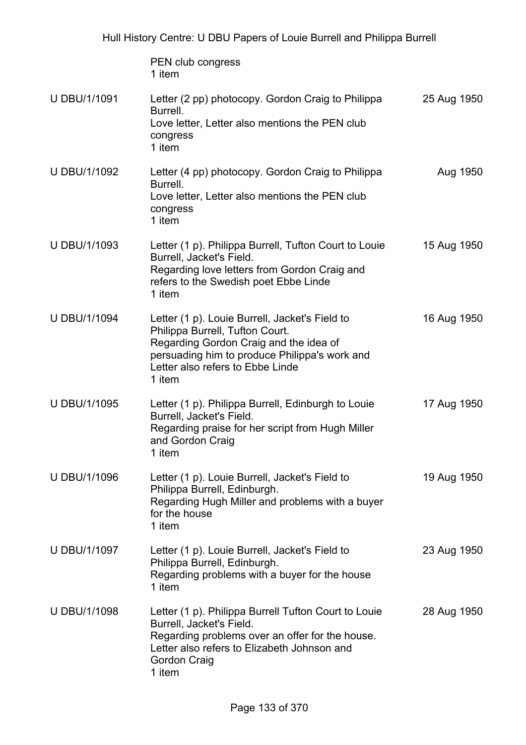| | | |
|---|---|---|
| | PEN club congress<br>1 item | |
| U DBU/1/1091 | Letter (2 pp) photocopy. Gordon Craig to Philippa Burrell.<br>Love letter, Letter also mentions the PEN club congress<br>1 item | 25 Aug 1950 |
| U DBU/1/1092 | Letter (4 pp) photocopy. Gordon Craig to Philippa Burrell.<br>Love letter, Letter also mentions the PEN club congress<br>1 item | Aug 1950 |
| U DBU/1/1093 | Letter (1 p). Philippa Burrell, Tufton Court to Louie Burrell, Jacket's Field.<br>Regarding love letters from Gordon Craig and refers to the Swedish poet Ebbe Linde<br>1 item | 15 Aug 1950 |
| U DBU/1/1094 | Letter (1 p). Louie Burrell, Jacket's Field to Philippa Burrell, Tufton Court.<br>Regarding Gordon Craig and the idea of persuading him to produce Philippa's work and Letter also refers to Ebbe Linde<br>1 item | 16 Aug 1950 |
| U DBU/1/1095 | Letter (1 p). Philippa Burrell, Edinburgh to Louie Burrell, Jacket's Field.<br>Regarding praise for her script from Hugh Miller and Gordon Craig<br>1 item | 17 Aug 1950 |
| U DBU/1/1096 | Letter (1 p). Louie Burrell, Jacket's Field to Philippa Burrell, Edinburgh.<br>Regarding Hugh Miller and problems with a buyer for the house<br>1 item | 19 Aug 1950 |
| U DBU/1/1097 | Letter (1 p). Louie Burrell, Jacket's Field to Philippa Burrell, Edinburgh.<br>Regarding problems with a buyer for the house<br>1 item | 23 Aug 1950 |
| U DBU/1/1098 | Letter (1 p). Philippa Burrell Tufton Court to Louie Burrell, Jacket's Field.<br>Regarding problems over an offer for the house. Letter also refers to Elizabeth Johnson and Gordon Craig<br>1 item | 28 Aug 1950 |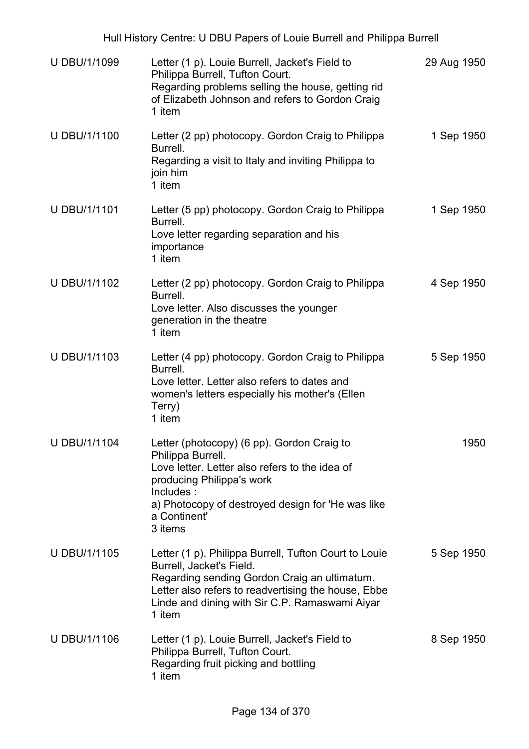| U DBU/1/1099 | Letter (1 p). Louie Burrell, Jacket's Field to Philippa Burrell, Tufton Court.<br>Regarding problems selling the house, getting rid of Elizabeth Johnson and refers to Gordon Craig<br>1 item | 29 Aug 1950 |
|---|---|---|
| U DBU/1/1100 | Letter (2 pp) photocopy. Gordon Craig to Philippa Burrell.<br>Regarding a visit to Italy and inviting Philippa to join him<br>1 item | 1 Sep 1950 |
| U DBU/1/1101 | Letter (5 pp) photocopy. Gordon Craig to Philippa Burrell.<br>Love letter regarding separation and his importance<br>1 item | 1 Sep 1950 |
| U DBU/1/1102 | Letter (2 pp) photocopy. Gordon Craig to Philippa Burrell.<br>Love letter. Also discusses the younger generation in the theatre<br>1 item | 4 Sep 1950 |
| U DBU/1/1103 | Letter (4 pp) photocopy. Gordon Craig to Philippa Burrell.<br>Love letter. Letter also refers to dates and women's letters especially his mother's (Ellen Terry)<br>1 item | 5 Sep 1950 |
| U DBU/1/1104 | Letter (photocopy) (6 pp). Gordon Craig to Philippa Burrell.<br>Love letter. Letter also refers to the idea of producing Philippa's work<br>Includes :<br>a) Photocopy of destroyed design for 'He was like a Continent'<br>3 items | 1950 |
| U DBU/1/1105 | Letter (1 p). Philippa Burrell, Tufton Court to Louie Burrell, Jacket's Field.<br>Regarding sending Gordon Craig an ultimatum. Letter also refers to readvertising the house, Ebbe Linde and dining with Sir C.P. Ramaswami Aiyar<br>1 item | 5 Sep 1950 |
| U DBU/1/1106 | Letter (1 p). Louie Burrell, Jacket's Field to Philippa Burrell, Tufton Court.<br>Regarding fruit picking and bottling<br>1 item | 8 Sep 1950 |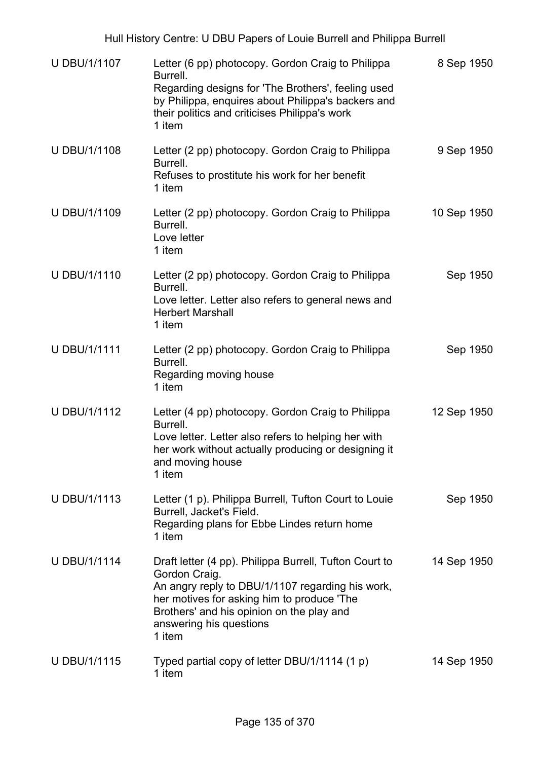| | | |
|---|---|---|
| U DBU/1/1107 | Letter (6 pp) photocopy. Gordon Craig to Philippa Burrell.<br>Regarding designs for 'The Brothers', feeling used by Philippa, enquires about Philippa's backers and their politics and criticises Philippa's work<br>1 item | 8 Sep 1950 |
| U DBU/1/1108 | Letter (2 pp) photocopy. Gordon Craig to Philippa Burrell.<br>Refuses to prostitute his work for her benefit<br>1 item | 9 Sep 1950 |
| U DBU/1/1109 | Letter (2 pp) photocopy. Gordon Craig to Philippa Burrell.<br>Love letter<br>1 item | 10 Sep 1950 |
| U DBU/1/1110 | Letter (2 pp) photocopy. Gordon Craig to Philippa Burrell.<br>Love letter. Letter also refers to general news and Herbert Marshall<br>1 item | Sep 1950 |
| U DBU/1/1111 | Letter (2 pp) photocopy. Gordon Craig to Philippa Burrell.<br>Regarding moving house<br>1 item | Sep 1950 |
| U DBU/1/1112 | Letter (4 pp) photocopy. Gordon Craig to Philippa Burrell.<br>Love letter. Letter also refers to helping her with her work without actually producing or designing it and moving house<br>1 item | 12 Sep 1950 |
| U DBU/1/1113 | Letter (1 p). Philippa Burrell, Tufton Court to Louie Burrell, Jacket's Field.<br>Regarding plans for Ebbe Lindes return home<br>1 item | Sep 1950 |
| U DBU/1/1114 | Draft letter (4 pp). Philippa Burrell, Tufton Court to Gordon Craig.<br>An angry reply to DBU/1/1107 regarding his work, her motives for asking him to produce 'The Brothers' and his opinion on the play and answering his questions<br>1 item | 14 Sep 1950 |
| U DBU/1/1115 | Typed partial copy of letter DBU/1/1114 (1 p)<br>1 item | 14 Sep 1950 |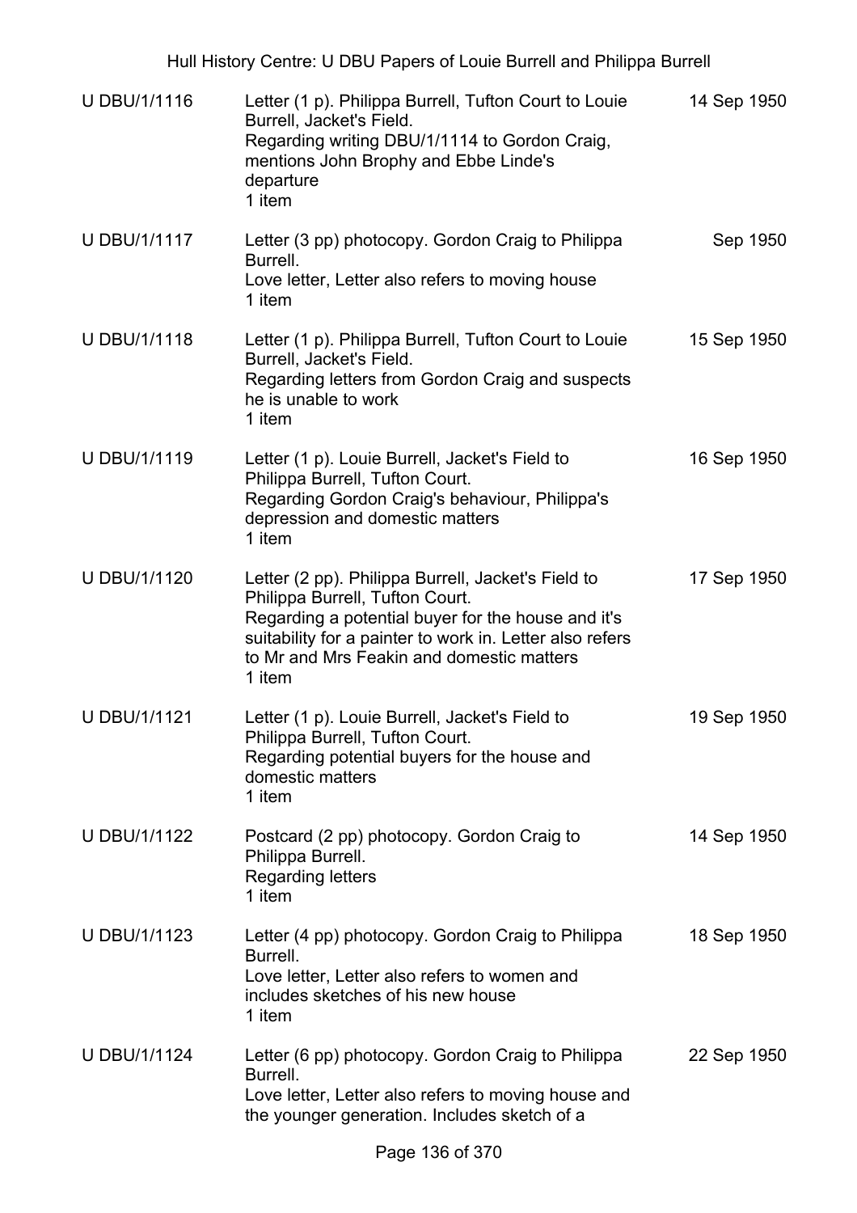| | | |
|---|---|---|
| U DBU/1/1116 | Letter (1 p). Philippa Burrell, Tufton Court to Louie Burrell, Jacket's Field.<br>Regarding writing DBU/1/1114 to Gordon Craig, mentions John Brophy and Ebbe Linde's departure<br>1 item | 14 Sep 1950 |
| U DBU/1/1117 | Letter (3 pp) photocopy. Gordon Craig to Philippa Burrell.<br>Love letter, Letter also refers to moving house<br>1 item | Sep 1950 |
| U DBU/1/1118 | Letter (1 p). Philippa Burrell, Tufton Court to Louie Burrell, Jacket's Field.<br>Regarding letters from Gordon Craig and suspects he is unable to work<br>1 item | 15 Sep 1950 |
| U DBU/1/1119 | Letter (1 p). Louie Burrell, Jacket's Field to Philippa Burrell, Tufton Court.<br>Regarding Gordon Craig's behaviour, Philippa's depression and domestic matters<br>1 item | 16 Sep 1950 |
| U DBU/1/1120 | Letter (2 pp). Philippa Burrell, Jacket's Field to Philippa Burrell, Tufton Court.<br>Regarding a potential buyer for the house and it's suitability for a painter to work in. Letter also refers to Mr and Mrs Feakin and domestic matters<br>1 item | 17 Sep 1950 |
| U DBU/1/1121 | Letter (1 p). Louie Burrell, Jacket's Field to Philippa Burrell, Tufton Court.<br>Regarding potential buyers for the house and domestic matters<br>1 item | 19 Sep 1950 |
| U DBU/1/1122 | Postcard (2 pp) photocopy. Gordon Craig to Philippa Burrell.<br>Regarding letters<br>1 item | 14 Sep 1950 |
| U DBU/1/1123 | Letter (4 pp) photocopy. Gordon Craig to Philippa Burrell.<br>Love letter, Letter also refers to women and includes sketches of his new house<br>1 item | 18 Sep 1950 |
| U DBU/1/1124 | Letter (6 pp) photocopy. Gordon Craig to Philippa Burrell.<br>Love letter, Letter also refers to moving house and the younger generation. Includes sketch of a | 22 Sep 1950 |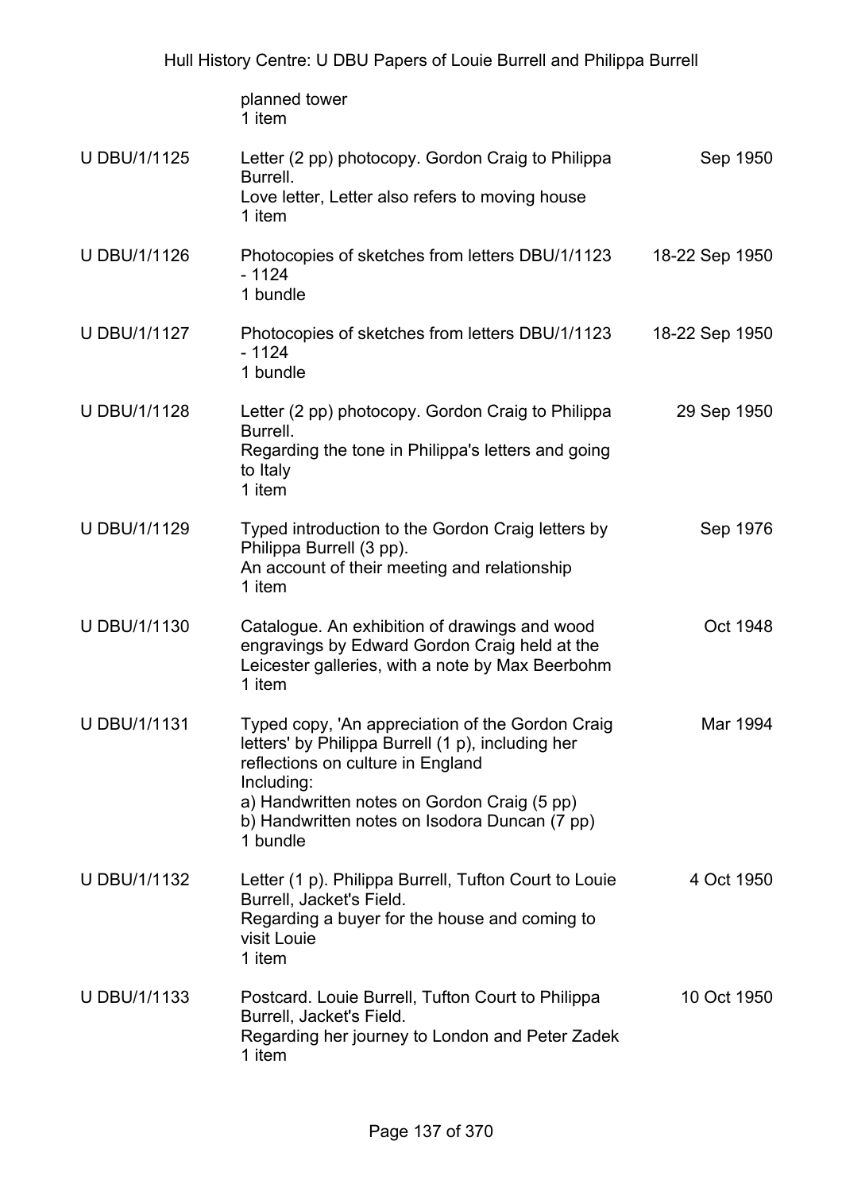| | | |
|---|---|---|
| | planned tower<br>1 item | |
| U DBU/1/1125 | Letter (2 pp) photocopy. Gordon Craig to Philippa Burrell.<br>Love letter, Letter also refers to moving house<br>1 item | Sep 1950 |
| U DBU/1/1126 | Photocopies of sketches from letters DBU/1/1123 - 1124<br>1 bundle | 18-22 Sep 1950 |
| U DBU/1/1127 | Photocopies of sketches from letters DBU/1/1123 - 1124<br>1 bundle | 18-22 Sep 1950 |
| U DBU/1/1128 | Letter (2 pp) photocopy. Gordon Craig to Philippa Burrell.<br>Regarding the tone in Philippa's letters and going to Italy<br>1 item | 29 Sep 1950 |
| U DBU/1/1129 | Typed introduction to the Gordon Craig letters by Philippa Burrell (3 pp).<br>An account of their meeting and relationship<br>1 item | Sep 1976 |
| U DBU/1/1130 | Catalogue. An exhibition of drawings and wood engravings by Edward Gordon Craig held at the Leicester galleries, with a note by Max Beerbohm<br>1 item | Oct 1948 |
| U DBU/1/1131 | Typed copy, 'An appreciation of the Gordon Craig letters' by Philippa Burrell (1 p), including her reflections on culture in England<br>Including:<br>a) Handwritten notes on Gordon Craig (5 pp)<br>b) Handwritten notes on Isodora Duncan (7 pp)<br>1 bundle | Mar 1994 |
| U DBU/1/1132 | Letter (1 p). Philippa Burrell, Tufton Court to Louie Burrell, Jacket's Field.<br>Regarding a buyer for the house and coming to visit Louie<br>1 item | 4 Oct 1950 |
| U DBU/1/1133 | Postcard. Louie Burrell, Tufton Court to Philippa Burrell, Jacket's Field.<br>Regarding her journey to London and Peter Zadek<br>1 item | 10 Oct 1950 |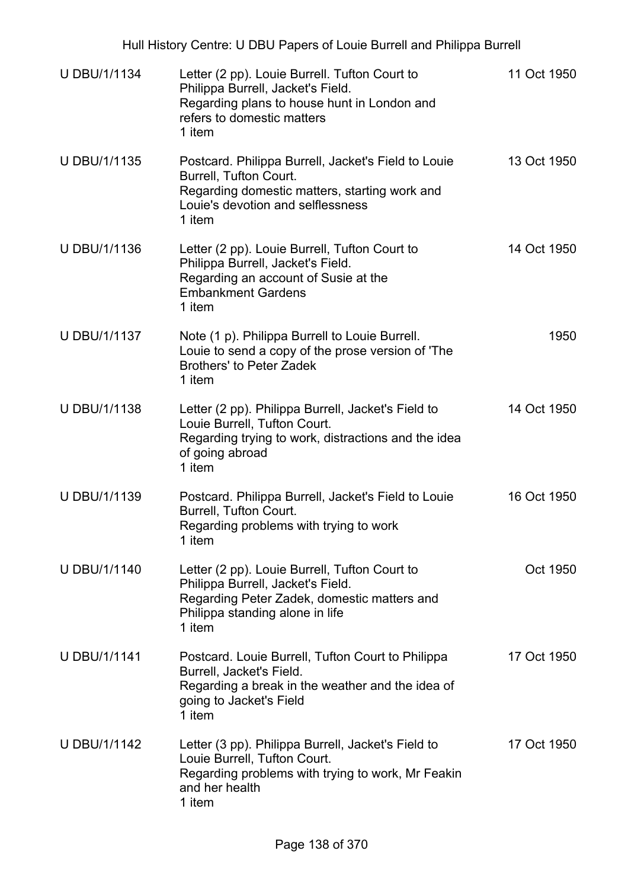| | | |
|---|---|---|
| U DBU/1/1134 | Letter (2 pp). Louie Burrell. Tufton Court to Philippa Burrell, Jacket's Field.<br>Regarding plans to house hunt in London and refers to domestic matters<br>1 item | 11 Oct 1950 |
| U DBU/1/1135 | Postcard. Philippa Burrell, Jacket's Field to Louie Burrell, Tufton Court.<br>Regarding domestic matters, starting work and Louie's devotion and selflessness<br>1 item | 13 Oct 1950 |
| U DBU/1/1136 | Letter (2 pp). Louie Burrell, Tufton Court to Philippa Burrell, Jacket's Field.<br>Regarding an account of Susie at the Embankment Gardens<br>1 item | 14 Oct 1950 |
| U DBU/1/1137 | Note (1 p). Philippa Burrell to Louie Burrell.<br>Louie to send a copy of the prose version of 'The Brothers' to Peter Zadek<br>1 item | 1950 |
| U DBU/1/1138 | Letter (2 pp). Philippa Burrell, Jacket's Field to Louie Burrell, Tufton Court.<br>Regarding trying to work, distractions and the idea of going abroad<br>1 item | 14 Oct 1950 |
| U DBU/1/1139 | Postcard. Philippa Burrell, Jacket's Field to Louie Burrell, Tufton Court.<br>Regarding problems with trying to work<br>1 item | 16 Oct 1950 |
| U DBU/1/1140 | Letter (2 pp). Louie Burrell, Tufton Court to Philippa Burrell, Jacket's Field.<br>Regarding Peter Zadek, domestic matters and Philippa standing alone in life<br>1 item | Oct 1950 |
| U DBU/1/1141 | Postcard. Louie Burrell, Tufton Court to Philippa Burrell, Jacket's Field.<br>Regarding a break in the weather and the idea of going to Jacket's Field<br>1 item | 17 Oct 1950 |
| U DBU/1/1142 | Letter (3 pp). Philippa Burrell, Jacket's Field to Louie Burrell, Tufton Court.<br>Regarding problems with trying to work, Mr Feakin and her health<br>1 item | 17 Oct 1950 |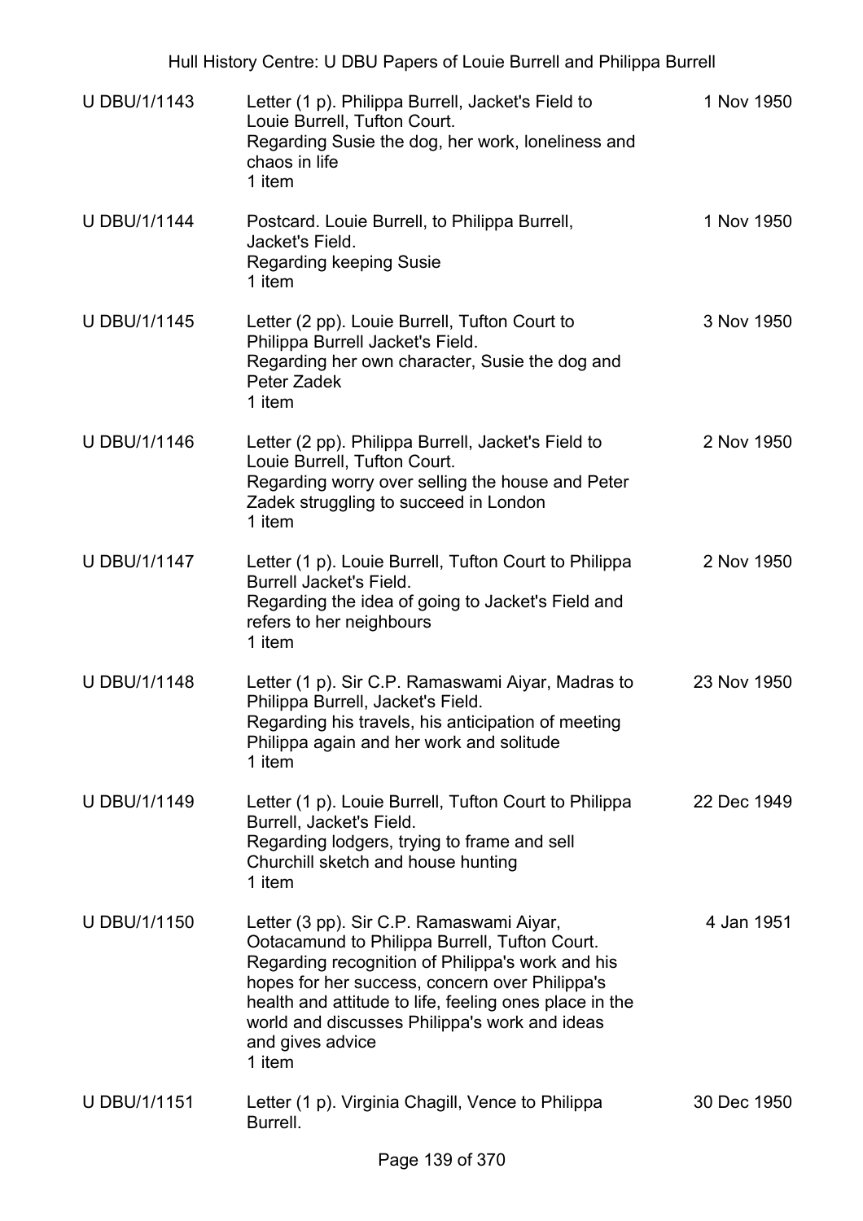| | | |
|---|---|---|
| U DBU/1/1143 | Letter (1 p). Philippa Burrell, Jacket's Field to Louie Burrell, Tufton Court.<br>Regarding Susie the dog, her work, loneliness and chaos in life<br>1 item | 1 Nov 1950 |
| U DBU/1/1144 | Postcard. Louie Burrell, to Philippa Burrell, Jacket's Field.<br>Regarding keeping Susie<br>1 item | 1 Nov 1950 |
| U DBU/1/1145 | Letter (2 pp). Louie Burrell, Tufton Court to Philippa Burrell Jacket's Field.<br>Regarding her own character, Susie the dog and Peter Zadek<br>1 item | 3 Nov 1950 |
| U DBU/1/1146 | Letter (2 pp). Philippa Burrell, Jacket's Field to Louie Burrell, Tufton Court.<br>Regarding worry over selling the house and Peter Zadek struggling to succeed in London<br>1 item | 2 Nov 1950 |
| U DBU/1/1147 | Letter (1 p). Louie Burrell, Tufton Court to Philippa Burrell Jacket's Field.<br>Regarding the idea of going to Jacket's Field and refers to her neighbours<br>1 item | 2 Nov 1950 |
| U DBU/1/1148 | Letter (1 p). Sir C.P. Ramaswami Aiyar, Madras to Philippa Burrell, Jacket's Field.<br>Regarding his travels, his anticipation of meeting Philippa again and her work and solitude<br>1 item | 23 Nov 1950 |
| U DBU/1/1149 | Letter (1 p). Louie Burrell, Tufton Court to Philippa Burrell, Jacket's Field.<br>Regarding lodgers, trying to frame and sell Churchill sketch and house hunting<br>1 item | 22 Dec 1949 |
| U DBU/1/1150 | Letter (3 pp). Sir C.P. Ramaswami Aiyar, Ootacamund to Philippa Burrell, Tufton Court.<br>Regarding recognition of Philippa's work and his hopes for her success, concern over Philippa's health and attitude to life, feeling ones place in the world and discusses Philippa's work and ideas and gives advice<br>1 item | 4 Jan 1951 |
| U DBU/1/1151 | Letter (1 p). Virginia Chagill, Vence to Philippa Burrell. | 30 Dec 1950 |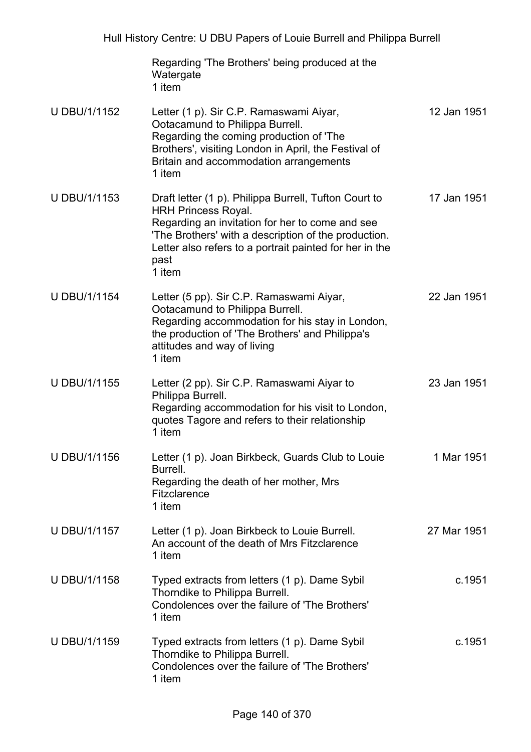| | | |
|---|---|---|
| | Regarding 'The Brothers' being produced at the Watergate<br>1 item | |
| U DBU/1/1152 | Letter (1 p). Sir C.P. Ramaswami Aiyar, Ootacamund to Philippa Burrell.<br>Regarding the coming production of 'The Brothers', visiting London in April, the Festival of Britain and accommodation arrangements<br>1 item | 12 Jan 1951 |
| U DBU/1/1153 | Draft letter (1 p). Philippa Burrell, Tufton Court to HRH Princess Royal.<br>Regarding an invitation for her to come and see 'The Brothers' with a description of the production. Letter also refers to a portrait painted for her in the past<br>1 item | 17 Jan 1951 |
| U DBU/1/1154 | Letter (5 pp). Sir C.P. Ramaswami Aiyar, Ootacamund to Philippa Burrell.<br>Regarding accommodation for his stay in London, the production of 'The Brothers' and Philippa's attitudes and way of living<br>1 item | 22 Jan 1951 |
| U DBU/1/1155 | Letter (2 pp). Sir C.P. Ramaswami Aiyar to Philippa Burrell.<br>Regarding accommodation for his visit to London, quotes Tagore and refers to their relationship<br>1 item | 23 Jan 1951 |
| U DBU/1/1156 | Letter (1 p). Joan Birkbeck, Guards Club to Louie Burrell.<br>Regarding the death of her mother, Mrs Fitzclarence<br>1 item | 1 Mar 1951 |
| U DBU/1/1157 | Letter (1 p). Joan Birkbeck to Louie Burrell.<br>An account of the death of Mrs Fitzclarence<br>1 item | 27 Mar 1951 |
| U DBU/1/1158 | Typed extracts from letters (1 p). Dame Sybil Thorndike to Philippa Burrell.<br>Condolences over the failure of 'The Brothers'<br>1 item | c.1951 |
| U DBU/1/1159 | Typed extracts from letters (1 p). Dame Sybil Thorndike to Philippa Burrell.<br>Condolences over the failure of 'The Brothers'<br>1 item | c.1951 |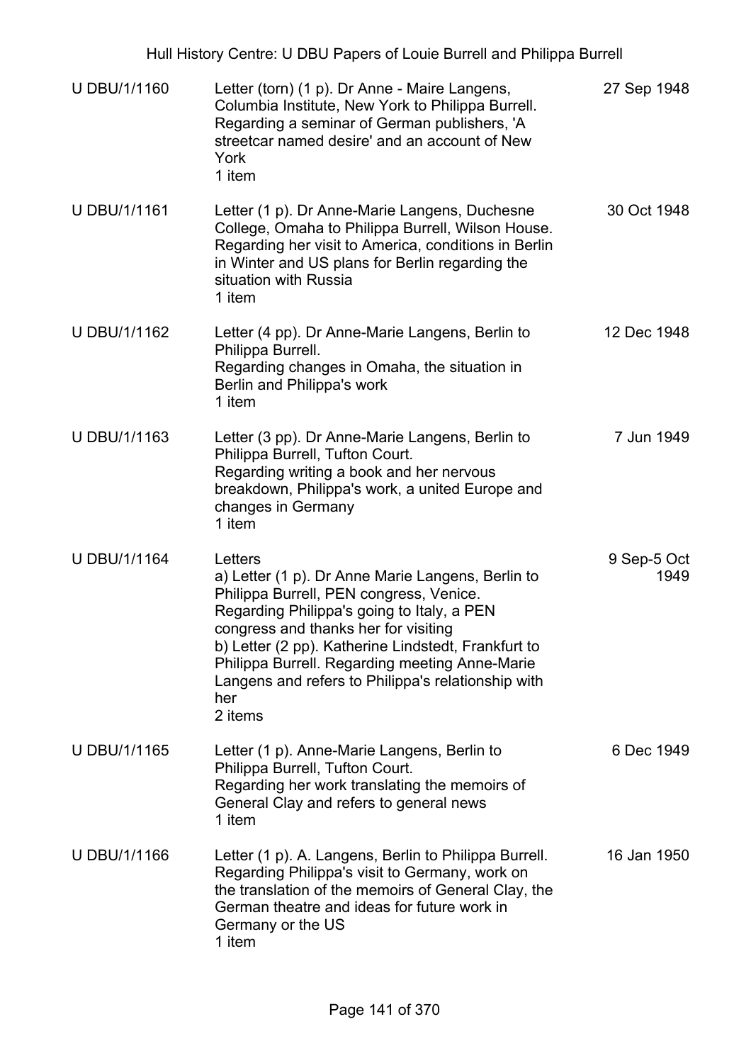| | | |
|---|---|---|
| U DBU/1/1160 | Letter (torn) (1 p). Dr Anne - Maire Langens, Columbia Institute, New York to Philippa Burrell. Regarding a seminar of German publishers, 'A streetcar named desire' and an account of New York<br>1 item | 27 Sep 1948 |
| U DBU/1/1161 | Letter (1 p). Dr Anne-Marie Langens, Duchesne College, Omaha to Philippa Burrell, Wilson House. Regarding her visit to America, conditions in Berlin in Winter and US plans for Berlin regarding the situation with Russia<br>1 item | 30 Oct 1948 |
| U DBU/1/1162 | Letter (4 pp). Dr Anne-Marie Langens, Berlin to Philippa Burrell.<br>Regarding changes in Omaha, the situation in Berlin and Philippa's work<br>1 item | 12 Dec 1948 |
| U DBU/1/1163 | Letter (3 pp). Dr Anne-Marie Langens, Berlin to Philippa Burrell, Tufton Court.<br>Regarding writing a book and her nervous breakdown, Philippa's work, a united Europe and changes in Germany<br>1 item | 7 Jun 1949 |
| U DBU/1/1164 | Letters<br>a) Letter (1 p). Dr Anne Marie Langens, Berlin to Philippa Burrell, PEN congress, Venice. Regarding Philippa's going to Italy, a PEN congress and thanks her for visiting<br>b) Letter (2 pp). Katherine Lindstedt, Frankfurt to Philippa Burrell. Regarding meeting Anne-Marie Langens and refers to Philippa's relationship with her<br>2 items | 9 Sep-5 Oct 1949 |
| U DBU/1/1165 | Letter (1 p). Anne-Marie Langens, Berlin to Philippa Burrell, Tufton Court.<br>Regarding her work translating the memoirs of General Clay and refers to general news<br>1 item | 6 Dec 1949 |
| U DBU/1/1166 | Letter (1 p). A. Langens, Berlin to Philippa Burrell. Regarding Philippa's visit to Germany, work on the translation of the memoirs of General Clay, the German theatre and ideas for future work in Germany or the US<br>1 item | 16 Jan 1950 |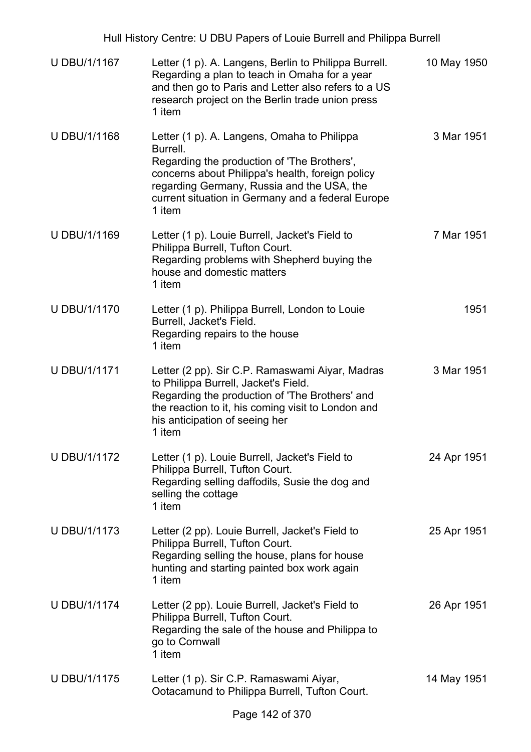| | | |
|---|---|---|
| U DBU/1/1167 | Letter (1 p). A. Langens, Berlin to Philippa Burrell.<br>Regarding a plan to teach in Omaha for a year and then go to Paris and Letter also refers to a US research project on the Berlin trade union press<br>1 item | 10 May 1950 |
| U DBU/1/1168 | Letter (1 p). A. Langens, Omaha to Philippa Burrell.<br>Regarding the production of 'The Brothers', concerns about Philippa's health, foreign policy regarding Germany, Russia and the USA, the current situation in Germany and a federal Europe<br>1 item | 3 Mar 1951 |
| U DBU/1/1169 | Letter (1 p). Louie Burrell, Jacket's Field to Philippa Burrell, Tufton Court.<br>Regarding problems with Shepherd buying the house and domestic matters<br>1 item | 7 Mar 1951 |
| U DBU/1/1170 | Letter (1 p). Philippa Burrell, London to Louie Burrell, Jacket's Field.<br>Regarding repairs to the house<br>1 item | 1951 |
| U DBU/1/1171 | Letter (2 pp). Sir C.P. Ramaswami Aiyar, Madras to Philippa Burrell, Jacket's Field.<br>Regarding the production of 'The Brothers' and the reaction to it, his coming visit to London and his anticipation of seeing her<br>1 item | 3 Mar 1951 |
| U DBU/1/1172 | Letter (1 p). Louie Burrell, Jacket's Field to Philippa Burrell, Tufton Court.<br>Regarding selling daffodils, Susie the dog and selling the cottage<br>1 item | 24 Apr 1951 |
| U DBU/1/1173 | Letter (2 pp). Louie Burrell, Jacket's Field to Philippa Burrell, Tufton Court.<br>Regarding selling the house, plans for house hunting and starting painted box work again<br>1 item | 25 Apr 1951 |
| U DBU/1/1174 | Letter (2 pp). Louie Burrell, Jacket's Field to Philippa Burrell, Tufton Court.<br>Regarding the sale of the house and Philippa to go to Cornwall<br>1 item | 26 Apr 1951 |
| U DBU/1/1175 | Letter (1 p). Sir C.P. Ramaswami Aiyar, Ootacamund to Philippa Burrell, Tufton Court. | 14 May 1951 |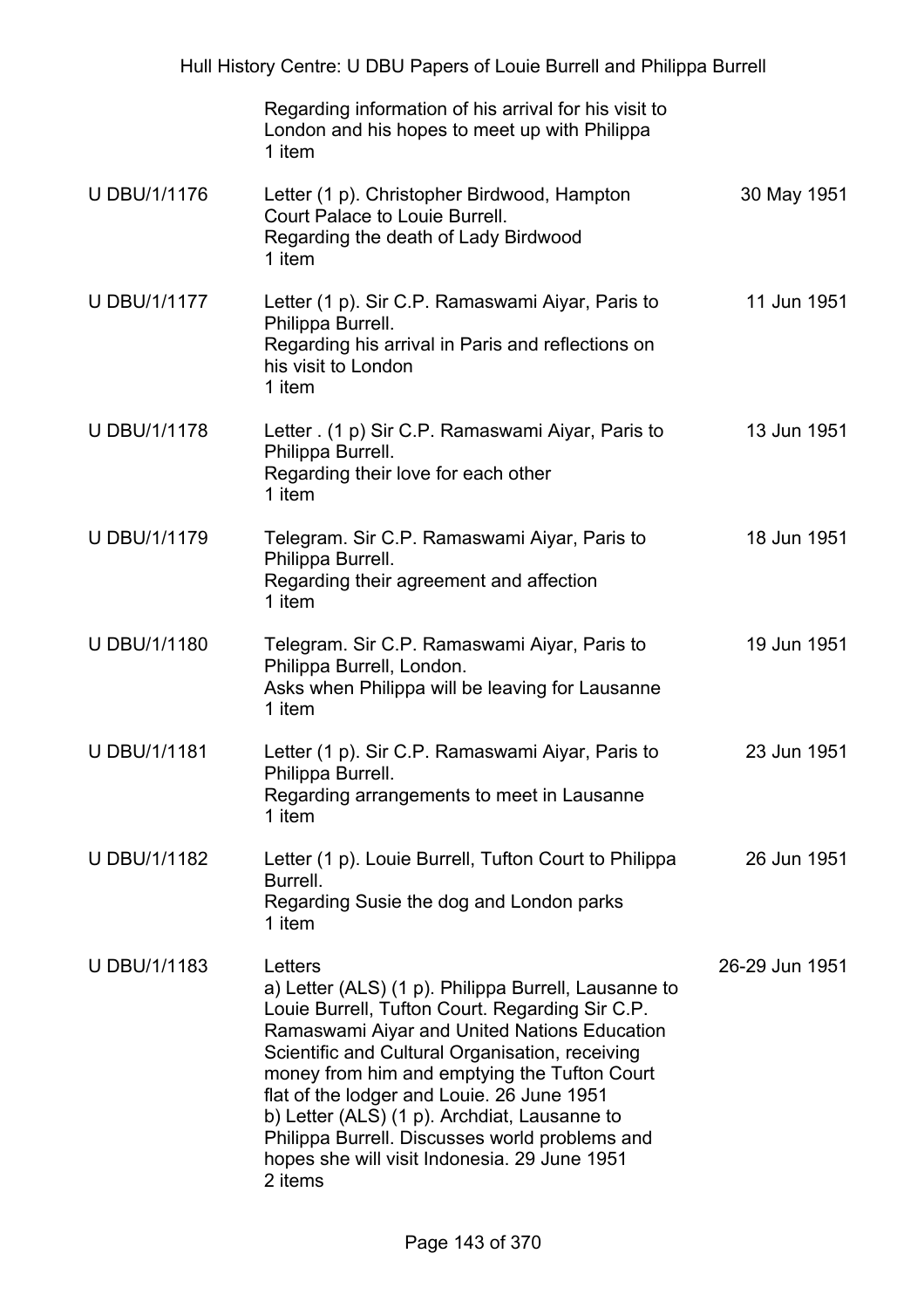| | | |
|---|---|---|
| | Regarding information of his arrival for his visit to London and his hopes to meet up with Philippa<br>1 item | |
| U DBU/1/1176 | Letter (1 p). Christopher Birdwood, Hampton Court Palace to Louie Burrell.<br>Regarding the death of Lady Birdwood<br>1 item | 30 May 1951 |
| U DBU/1/1177 | Letter (1 p). Sir C.P. Ramaswami Aiyar, Paris to Philippa Burrell.<br>Regarding his arrival in Paris and reflections on his visit to London<br>1 item | 11 Jun 1951 |
| U DBU/1/1178 | Letter . (1 p) Sir C.P. Ramaswami Aiyar, Paris to Philippa Burrell.<br>Regarding their love for each other<br>1 item | 13 Jun 1951 |
| U DBU/1/1179 | Telegram. Sir C.P. Ramaswami Aiyar, Paris to Philippa Burrell.<br>Regarding their agreement and affection<br>1 item | 18 Jun 1951 |
| U DBU/1/1180 | Telegram. Sir C.P. Ramaswami Aiyar, Paris to Philippa Burrell, London.<br>Asks when Philippa will be leaving for Lausanne<br>1 item | 19 Jun 1951 |
| U DBU/1/1181 | Letter (1 p). Sir C.P. Ramaswami Aiyar, Paris to Philippa Burrell.<br>Regarding arrangements to meet in Lausanne<br>1 item | 23 Jun 1951 |
| U DBU/1/1182 | Letter (1 p). Louie Burrell, Tufton Court to Philippa Burrell.<br>Regarding Susie the dog and London parks<br>1 item | 26 Jun 1951 |
| U DBU/1/1183 | Letters<br>a) Letter (ALS) (1 p). Philippa Burrell, Lausanne to Louie Burrell, Tufton Court. Regarding Sir C.P. Ramaswami Aiyar and United Nations Education Scientific and Cultural Organisation, receiving money from him and emptying the Tufton Court flat of the lodger and Louie. 26 June 1951<br>b) Letter (ALS) (1 p). Archdiat, Lausanne to Philippa Burrell. Discusses world problems and hopes she will visit Indonesia. 29 June 1951<br>2 items | 26-29 Jun 1951 |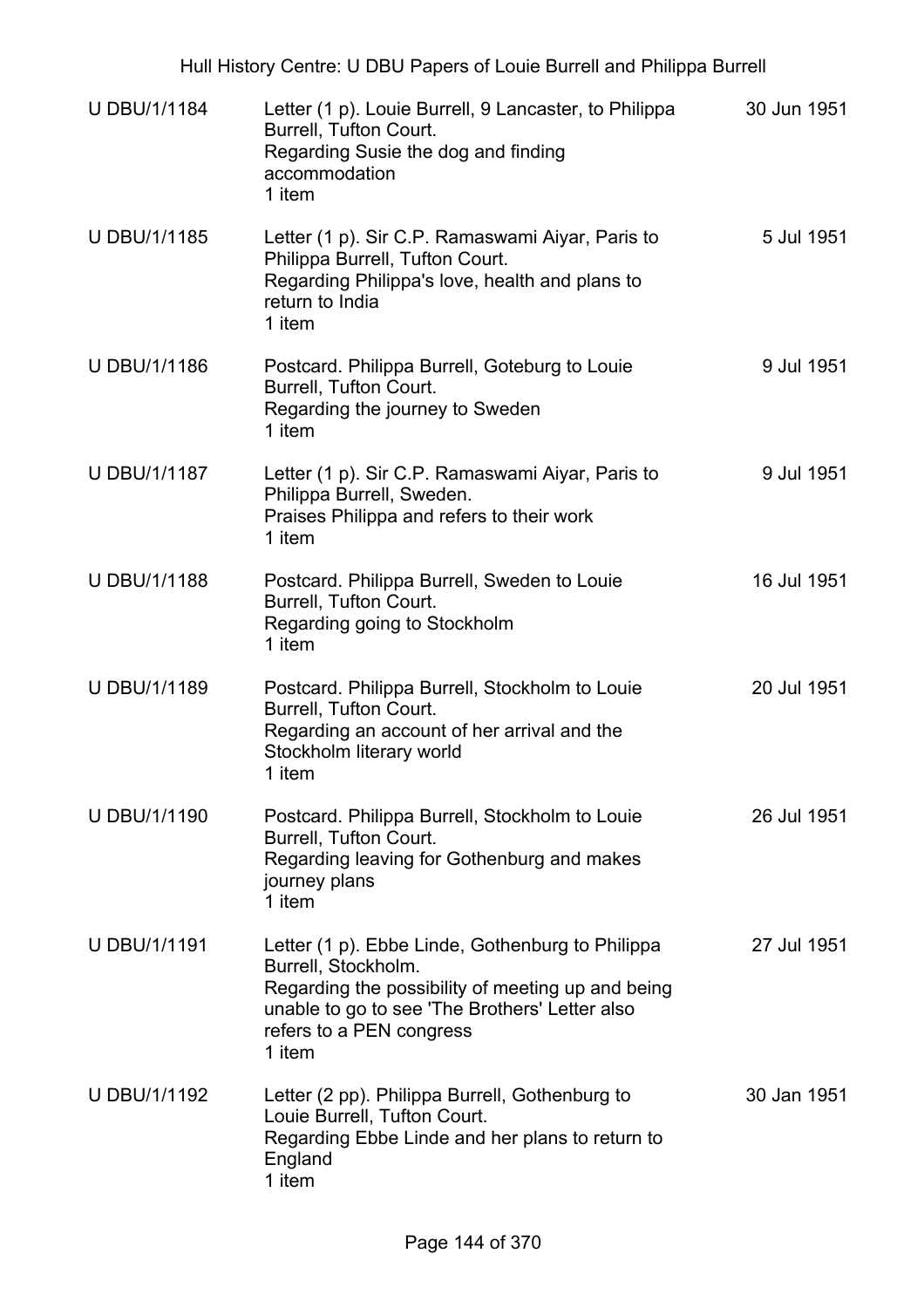| U DBU/1/1184 | Letter (1 p). Louie Burrell, 9 Lancaster, to Philippa Burrell, Tufton Court.<br>Regarding Susie the dog and finding accommodation<br>1 item | 30 Jun 1951 |
|---|---|---|
| U DBU/1/1185 | Letter (1 p). Sir C.P. Ramaswami Aiyar, Paris to Philippa Burrell, Tufton Court.<br>Regarding Philippa's love, health and plans to return to India<br>1 item | 5 Jul 1951 |
| U DBU/1/1186 | Postcard. Philippa Burrell, Goteburg to Louie Burrell, Tufton Court.<br>Regarding the journey to Sweden<br>1 item | 9 Jul 1951 |
| U DBU/1/1187 | Letter (1 p). Sir C.P. Ramaswami Aiyar, Paris to Philippa Burrell, Sweden.<br>Praises Philippa and refers to their work<br>1 item | 9 Jul 1951 |
| U DBU/1/1188 | Postcard. Philippa Burrell, Sweden to Louie Burrell, Tufton Court.<br>Regarding going to Stockholm<br>1 item | 16 Jul 1951 |
| U DBU/1/1189 | Postcard. Philippa Burrell, Stockholm to Louie Burrell, Tufton Court.<br>Regarding an account of her arrival and the Stockholm literary world<br>1 item | 20 Jul 1951 |
| U DBU/1/1190 | Postcard. Philippa Burrell, Stockholm to Louie Burrell, Tufton Court.<br>Regarding leaving for Gothenburg and makes journey plans<br>1 item | 26 Jul 1951 |
| U DBU/1/1191 | Letter (1 p). Ebbe Linde, Gothenburg to Philippa Burrell, Stockholm.<br>Regarding the possibility of meeting up and being unable to go to see 'The Brothers' Letter also refers to a PEN congress<br>1 item | 27 Jul 1951 |
| U DBU/1/1192 | Letter (2 pp). Philippa Burrell, Gothenburg to Louie Burrell, Tufton Court.<br>Regarding Ebbe Linde and her plans to return to England<br>1 item | 30 Jan 1951 |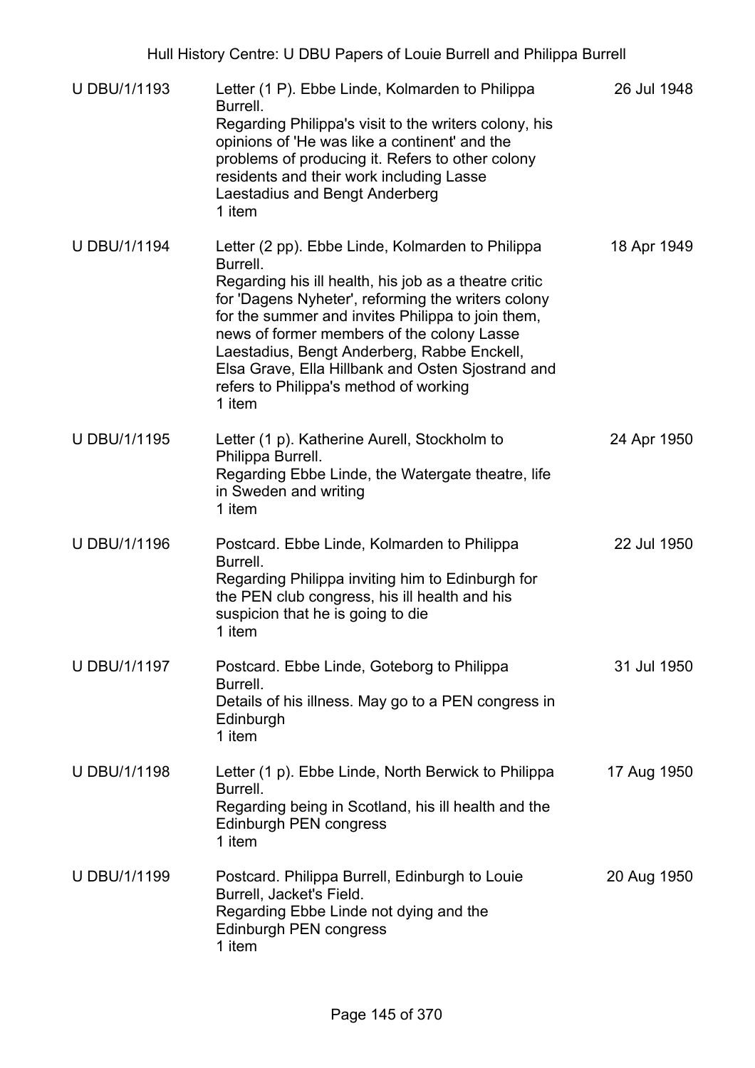| | | |
|---|---|---|
| U DBU/1/1193 | Letter (1 P). Ebbe Linde, Kolmarden to Philippa Burrell.<br>Regarding Philippa's visit to the writers colony, his opinions of 'He was like a continent' and the problems of producing it. Refers to other colony residents and their work including Lasse Laestadius and Bengt Anderberg<br>1 item | 26 Jul 1948 |
| U DBU/1/1194 | Letter (2 pp). Ebbe Linde, Kolmarden to Philippa Burrell.<br>Regarding his ill health, his job as a theatre critic for 'Dagens Nyheter', reforming the writers colony for the summer and invites Philippa to join them, news of former members of the colony Lasse Laestadius, Bengt Anderberg, Rabbe Enckell, Elsa Grave, Ella Hillbank and Osten Sjostrand and refers to Philippa's method of working<br>1 item | 18 Apr 1949 |
| U DBU/1/1195 | Letter (1 p). Katherine Aurell, Stockholm to Philippa Burrell.<br>Regarding Ebbe Linde, the Watergate theatre, life in Sweden and writing<br>1 item | 24 Apr 1950 |
| U DBU/1/1196 | Postcard. Ebbe Linde, Kolmarden to Philippa Burrell.<br>Regarding Philippa inviting him to Edinburgh for the PEN club congress, his ill health and his suspicion that he is going to die<br>1 item | 22 Jul 1950 |
| U DBU/1/1197 | Postcard. Ebbe Linde, Goteborg to Philippa Burrell.<br>Details of his illness. May go to a PEN congress in Edinburgh<br>1 item | 31 Jul 1950 |
| U DBU/1/1198 | Letter (1 p). Ebbe Linde, North Berwick to Philippa Burrell.<br>Regarding being in Scotland, his ill health and the Edinburgh PEN congress<br>1 item | 17 Aug 1950 |
| U DBU/1/1199 | Postcard. Philippa Burrell, Edinburgh to Louie Burrell, Jacket's Field.<br>Regarding Ebbe Linde not dying and the Edinburgh PEN congress<br>1 item | 20 Aug 1950 |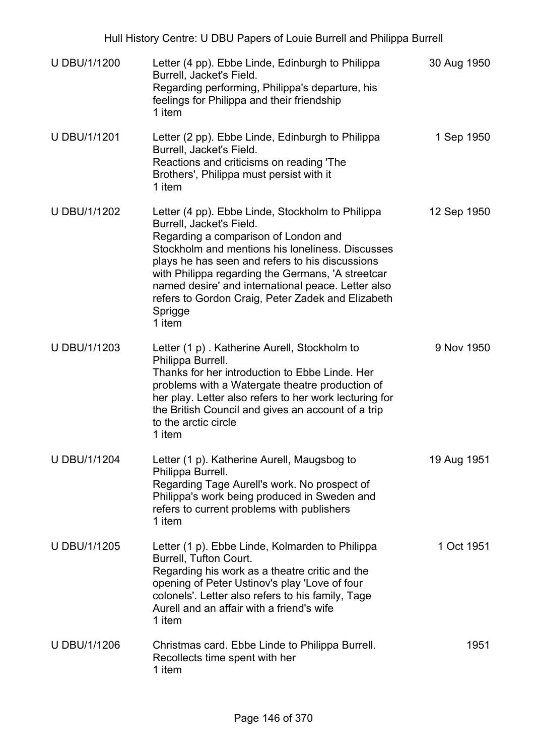| | | |
|---|---|---|
| U DBU/1/1200 | Letter (4 pp). Ebbe Linde, Edinburgh to Philippa Burrell, Jacket's Field.<br>Regarding performing, Philippa's departure, his feelings for Philippa and their friendship<br>1 item | 30 Aug 1950 |
| U DBU/1/1201 | Letter (2 pp). Ebbe Linde, Edinburgh to Philippa Burrell, Jacket's Field.<br>Reactions and criticisms on reading 'The Brothers', Philippa must persist with it<br>1 item | 1 Sep 1950 |
| U DBU/1/1202 | Letter (4 pp). Ebbe Linde, Stockholm to Philippa Burrell, Jacket's Field.<br>Regarding a comparison of London and Stockholm and mentions his loneliness. Discusses plays he has seen and refers to his discussions with Philippa regarding the Germans, 'A streetcar named desire' and international peace. Letter also refers to Gordon Craig, Peter Zadek and Elizabeth Sprigge<br>1 item | 12 Sep 1950 |
| U DBU/1/1203 | Letter (1 p) . Katherine Aurell, Stockholm to Philippa Burrell.<br>Thanks for her introduction to Ebbe Linde. Her problems with a Watergate theatre production of her play. Letter also refers to her work lecturing for the British Council and gives an account of a trip to the arctic circle<br>1 item | 9 Nov 1950 |
| U DBU/1/1204 | Letter (1 p). Katherine Aurell, Maugsbog to Philippa Burrell.<br>Regarding Tage Aurell's work. No prospect of Philippa's work being produced in Sweden and refers to current problems with publishers<br>1 item | 19 Aug 1951 |
| U DBU/1/1205 | Letter (1 p). Ebbe Linde, Kolmarden to Philippa Burrell, Tufton Court.<br>Regarding his work as a theatre critic and the opening of Peter Ustinov's play 'Love of four colonels'. Letter also refers to his family, Tage Aurell and an affair with a friend's wife<br>1 item | 1 Oct 1951 |
| U DBU/1/1206 | Christmas card. Ebbe Linde to Philippa Burrell.<br>Recollects time spent with her<br>1 item | 1951 |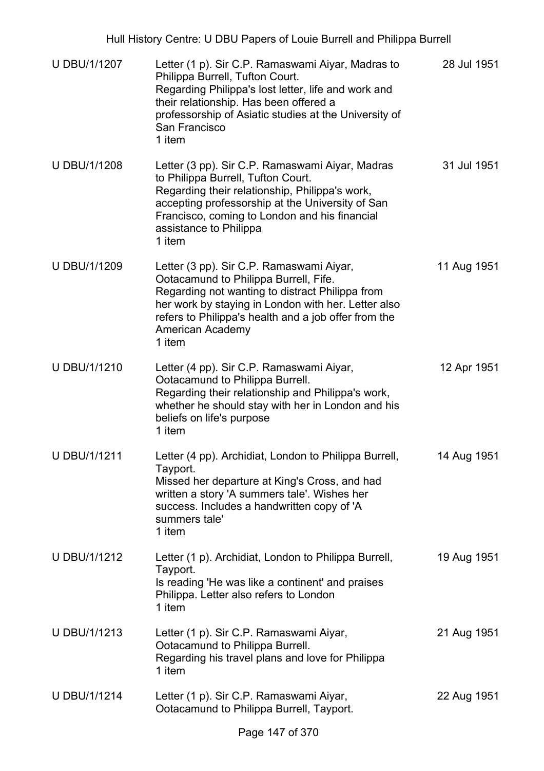| | | |
|---|---|---|
| U DBU/1/1207 | Letter (1 p). Sir C.P. Ramaswami Aiyar, Madras to Philippa Burrell, Tufton Court.<br>Regarding Philippa's lost letter, life and work and their relationship. Has been offered a professorship of Asiatic studies at the University of San Francisco<br>1 item | 28 Jul 1951 |
| U DBU/1/1208 | Letter (3 pp). Sir C.P. Ramaswami Aiyar, Madras to Philippa Burrell, Tufton Court.<br>Regarding their relationship, Philippa's work, accepting professorship at the University of San Francisco, coming to London and his financial assistance to Philippa<br>1 item | 31 Jul 1951 |
| U DBU/1/1209 | Letter (3 pp). Sir C.P. Ramaswami Aiyar, Ootacamund to Philippa Burrell, Fife.<br>Regarding not wanting to distract Philippa from her work by staying in London with her. Letter also refers to Philippa's health and a job offer from the American Academy<br>1 item | 11 Aug 1951 |
| U DBU/1/1210 | Letter (4 pp). Sir C.P. Ramaswami Aiyar, Ootacamund to Philippa Burrell.<br>Regarding their relationship and Philippa's work, whether he should stay with her in London and his beliefs on life's purpose<br>1 item | 12 Apr 1951 |
| U DBU/1/1211 | Letter (4 pp). Archidiat, London to Philippa Burrell, Tayport.<br>Missed her departure at King's Cross, and had written a story 'A summers tale'. Wishes her success. Includes a handwritten copy of 'A summers tale'<br>1 item | 14 Aug 1951 |
| U DBU/1/1212 | Letter (1 p). Archidiat, London to Philippa Burrell, Tayport.<br>Is reading 'He was like a continent' and praises Philippa. Letter also refers to London<br>1 item | 19 Aug 1951 |
| U DBU/1/1213 | Letter (1 p). Sir C.P. Ramaswami Aiyar, Ootacamund to Philippa Burrell.<br>Regarding his travel plans and love for Philippa<br>1 item | 21 Aug 1951 |
| U DBU/1/1214 | Letter (1 p). Sir C.P. Ramaswami Aiyar, Ootacamund to Philippa Burrell, Tayport. | 22 Aug 1951 |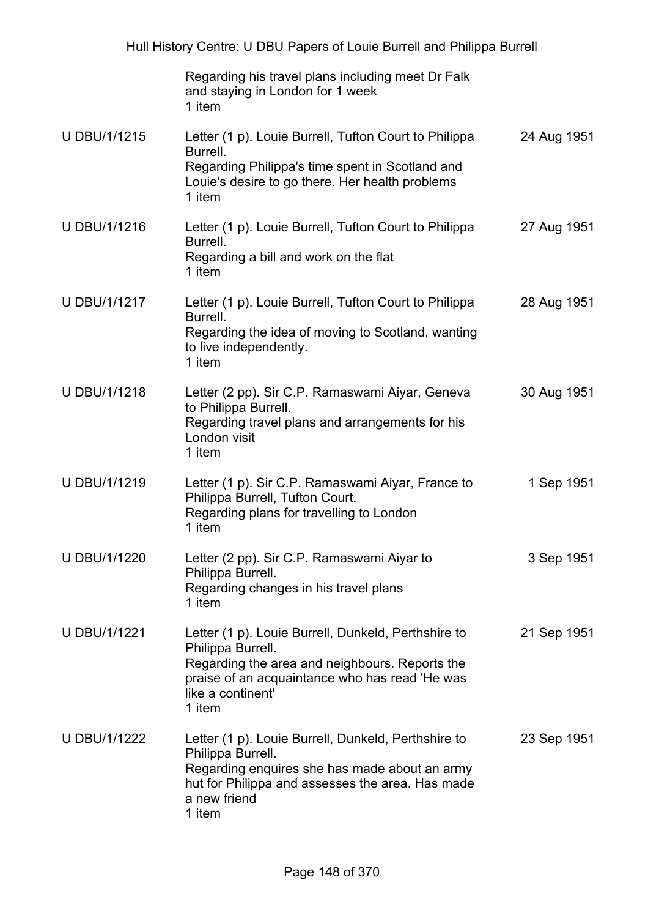| | | |
|---|---|---|
| | Regarding his travel plans including meet Dr Falk and staying in London for 1 week<br>1 item | |
| U DBU/1/1215 | Letter (1 p). Louie Burrell, Tufton Court to Philippa Burrell.<br>Regarding Philippa's time spent in Scotland and Louie's desire to go there. Her health problems<br>1 item | 24 Aug 1951 |
| U DBU/1/1216 | Letter (1 p). Louie Burrell, Tufton Court to Philippa Burrell.<br>Regarding a bill and work on the flat<br>1 item | 27 Aug 1951 |
| U DBU/1/1217 | Letter (1 p). Louie Burrell, Tufton Court to Philippa Burrell.<br>Regarding the idea of moving to Scotland, wanting to live independently.<br>1 item | 28 Aug 1951 |
| U DBU/1/1218 | Letter (2 pp). Sir C.P. Ramaswami Aiyar, Geneva to Philippa Burrell.<br>Regarding travel plans and arrangements for his London visit<br>1 item | 30 Aug 1951 |
| U DBU/1/1219 | Letter (1 p). Sir C.P. Ramaswami Aiyar, France to Philippa Burrell, Tufton Court.<br>Regarding plans for travelling to London<br>1 item | 1 Sep 1951 |
| U DBU/1/1220 | Letter (2 pp). Sir C.P. Ramaswami Aiyar to Philippa Burrell.<br>Regarding changes in his travel plans<br>1 item | 3 Sep 1951 |
| U DBU/1/1221 | Letter (1 p). Louie Burrell, Dunkeld, Perthshire to Philippa Burrell.<br>Regarding the area and neighbours. Reports the praise of an acquaintance who has read 'He was like a continent'<br>1 item | 21 Sep 1951 |
| U DBU/1/1222 | Letter (1 p). Louie Burrell, Dunkeld, Perthshire to Philippa Burrell.<br>Regarding enquires she has made about an army hut for Philippa and assesses the area. Has made a new friend<br>1 item | 23 Sep 1951 |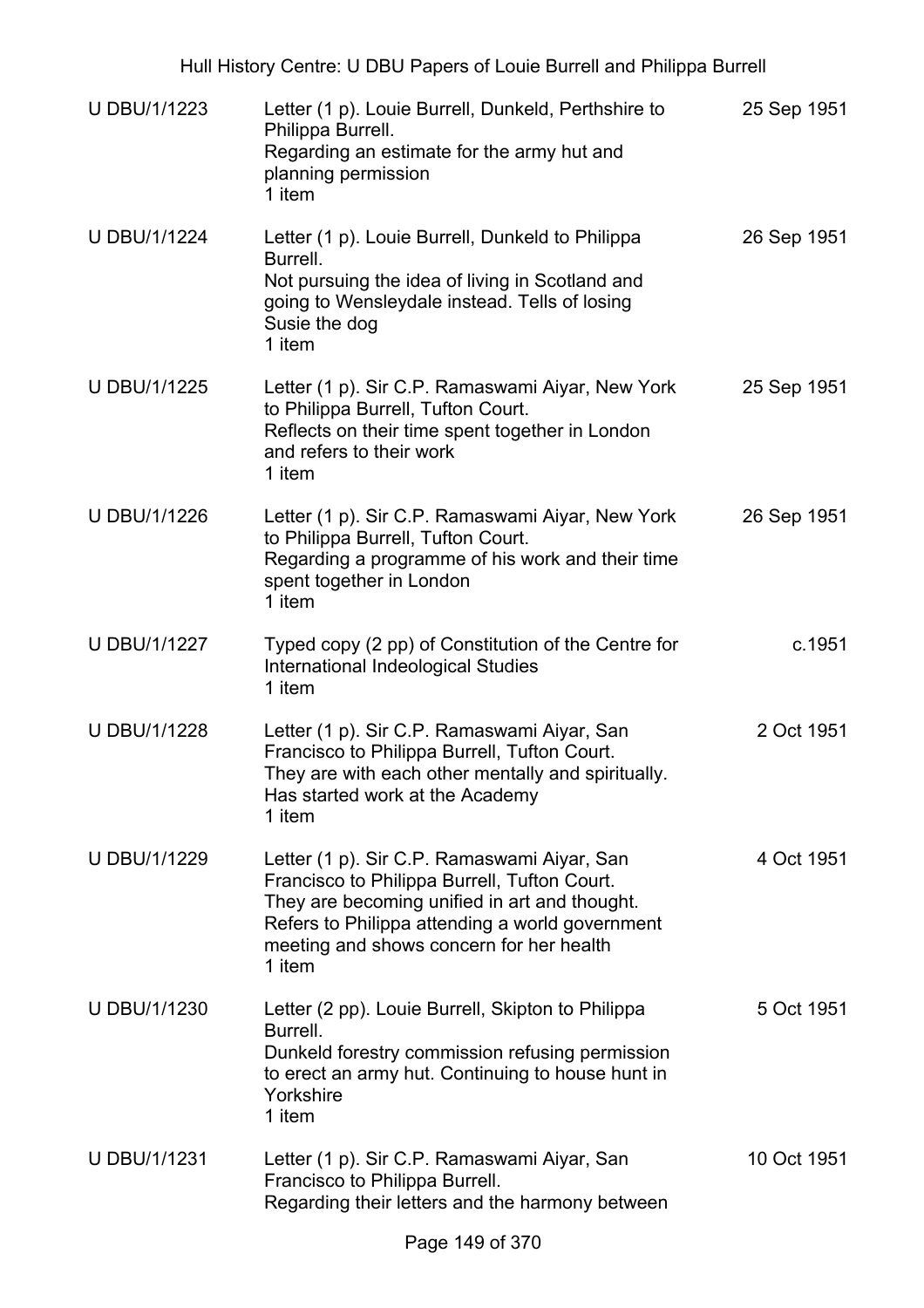| | | |
|---|---|---|
| U DBU/1/1223 | Letter (1 p). Louie Burrell, Dunkeld, Perthshire to Philippa Burrell.<br>Regarding an estimate for the army hut and planning permission<br>1 item | 25 Sep 1951 |
| U DBU/1/1224 | Letter (1 p). Louie Burrell, Dunkeld to Philippa Burrell.<br>Not pursuing the idea of living in Scotland and going to Wensleydale instead. Tells of losing Susie the dog<br>1 item | 26 Sep 1951 |
| U DBU/1/1225 | Letter (1 p). Sir C.P. Ramaswami Aiyar, New York to Philippa Burrell, Tufton Court.<br>Reflects on their time spent together in London and refers to their work<br>1 item | 25 Sep 1951 |
| U DBU/1/1226 | Letter (1 p). Sir C.P. Ramaswami Aiyar, New York to Philippa Burrell, Tufton Court.<br>Regarding a programme of his work and their time spent together in London<br>1 item | 26 Sep 1951 |
| U DBU/1/1227 | Typed copy (2 pp) of Constitution of the Centre for International Indeological Studies<br>1 item | c.1951 |
| U DBU/1/1228 | Letter (1 p). Sir C.P. Ramaswami Aiyar, San Francisco to Philippa Burrell, Tufton Court.<br>They are with each other mentally and spiritually. Has started work at the Academy<br>1 item | 2 Oct 1951 |
| U DBU/1/1229 | Letter (1 p). Sir C.P. Ramaswami Aiyar, San Francisco to Philippa Burrell, Tufton Court.<br>They are becoming unified in art and thought. Refers to Philippa attending a world government meeting and shows concern for her health<br>1 item | 4 Oct 1951 |
| U DBU/1/1230 | Letter (2 pp). Louie Burrell, Skipton to Philippa Burrell.<br>Dunkeld forestry commission refusing permission to erect an army hut. Continuing to house hunt in Yorkshire<br>1 item | 5 Oct 1951 |
| U DBU/1/1231 | Letter (1 p). Sir C.P. Ramaswami Aiyar, San Francisco to Philippa Burrell.<br>Regarding their letters and the harmony between | 10 Oct 1951 |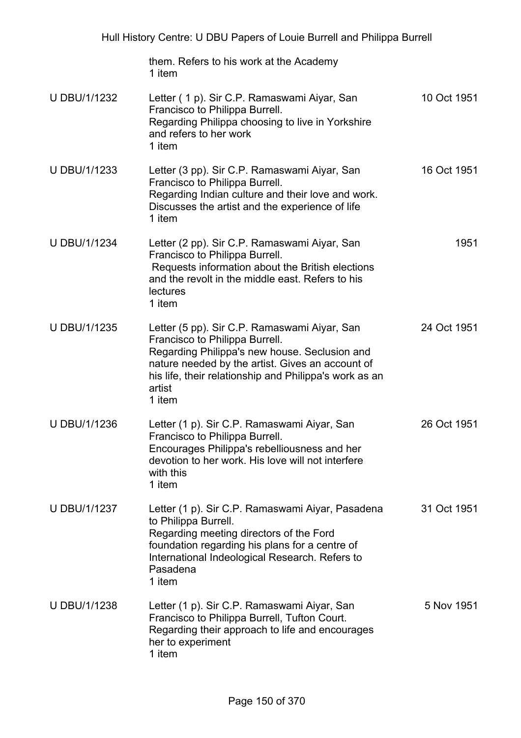| | | |
|---|---|---|
| | them. Refers to his work at the Academy<br>1 item | |
| U DBU/1/1232 | Letter ( 1 p). Sir C.P. Ramaswami Aiyar, San Francisco to Philippa Burrell.<br>Regarding Philippa choosing to live in Yorkshire and refers to her work<br>1 item | 10 Oct 1951 |
| U DBU/1/1233 | Letter (3 pp). Sir C.P. Ramaswami Aiyar, San Francisco to Philippa Burrell.<br>Regarding Indian culture and their love and work. Discusses the artist and the experience of life<br>1 item | 16 Oct 1951 |
| U DBU/1/1234 | Letter (2 pp). Sir C.P. Ramaswami Aiyar, San Francisco to Philippa Burrell.<br>Requests information about the British elections and the revolt in the middle east. Refers to his lectures<br>1 item | 1951 |
| U DBU/1/1235 | Letter (5 pp). Sir C.P. Ramaswami Aiyar, San Francisco to Philippa Burrell.<br>Regarding Philippa's new house. Seclusion and nature needed by the artist. Gives an account of his life, their relationship and Philippa's work as an artist<br>1 item | 24 Oct 1951 |
| U DBU/1/1236 | Letter (1 p). Sir C.P. Ramaswami Aiyar, San Francisco to Philippa Burrell.<br>Encourages Philippa's rebelliousness and her devotion to her work. His love will not interfere with this<br>1 item | 26 Oct 1951 |
| U DBU/1/1237 | Letter (1 p). Sir C.P. Ramaswami Aiyar, Pasadena to Philippa Burrell.<br>Regarding meeting directors of the Ford foundation regarding his plans for a centre of International Indeological Research. Refers to Pasadena<br>1 item | 31 Oct 1951 |
| U DBU/1/1238 | Letter (1 p). Sir C.P. Ramaswami Aiyar, San Francisco to Philippa Burrell, Tufton Court.<br>Regarding their approach to life and encourages her to experiment<br>1 item | 5 Nov 1951 |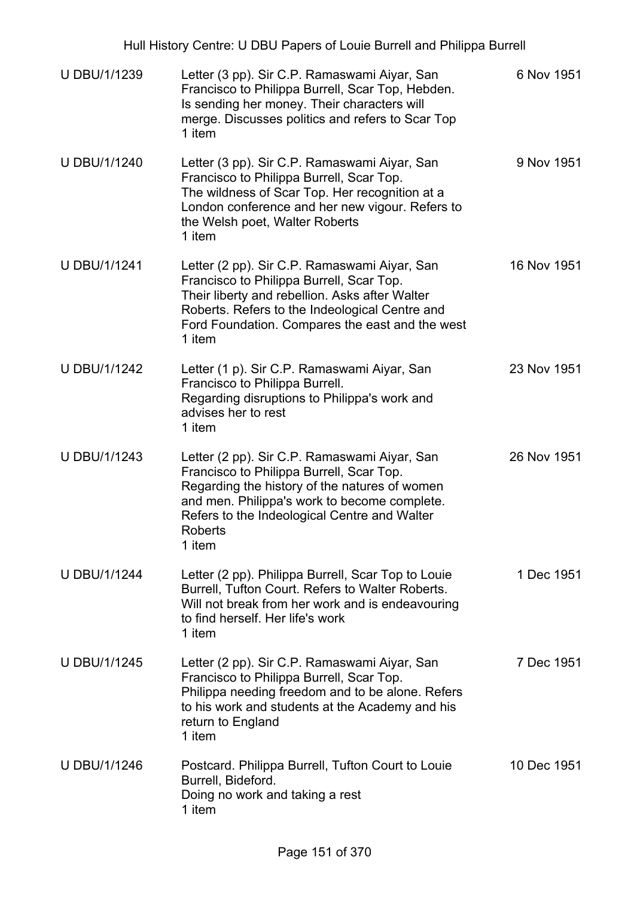| | | |
|---|---|---|
| U DBU/1/1239 | Letter (3 pp). Sir C.P. Ramaswami Aiyar, San Francisco to Philippa Burrell, Scar Top, Hebden. Is sending her money. Their characters will merge. Discusses politics and refers to Scar Top<br>1 item | 6 Nov 1951 |
| U DBU/1/1240 | Letter (3 pp). Sir C.P. Ramaswami Aiyar, San Francisco to Philippa Burrell, Scar Top. The wildness of Scar Top. Her recognition at a London conference and her new vigour. Refers to the Welsh poet, Walter Roberts<br>1 item | 9 Nov 1951 |
| U DBU/1/1241 | Letter (2 pp). Sir C.P. Ramaswami Aiyar, San Francisco to Philippa Burrell, Scar Top. Their liberty and rebellion. Asks after Walter Roberts. Refers to the Indeological Centre and Ford Foundation. Compares the east and the west<br>1 item | 16 Nov 1951 |
| U DBU/1/1242 | Letter (1 p). Sir C.P. Ramaswami Aiyar, San Francisco to Philippa Burrell. Regarding disruptions to Philippa's work and advises her to rest<br>1 item | 23 Nov 1951 |
| U DBU/1/1243 | Letter (2 pp). Sir C.P. Ramaswami Aiyar, San Francisco to Philippa Burrell, Scar Top. Regarding the history of the natures of women and men. Philippa's work to become complete. Refers to the Indeological Centre and Walter Roberts<br>1 item | 26 Nov 1951 |
| U DBU/1/1244 | Letter (2 pp). Philippa Burrell, Scar Top to Louie Burrell, Tufton Court. Refers to Walter Roberts. Will not break from her work and is endeavouring to find herself. Her life's work<br>1 item | 1 Dec 1951 |
| U DBU/1/1245 | Letter (2 pp). Sir C.P. Ramaswami Aiyar, San Francisco to Philippa Burrell, Scar Top. Philippa needing freedom and to be alone. Refers to his work and students at the Academy and his return to England<br>1 item | 7 Dec 1951 |
| U DBU/1/1246 | Postcard. Philippa Burrell, Tufton Court to Louie Burrell, Bideford. Doing no work and taking a rest<br>1 item | 10 Dec 1951 |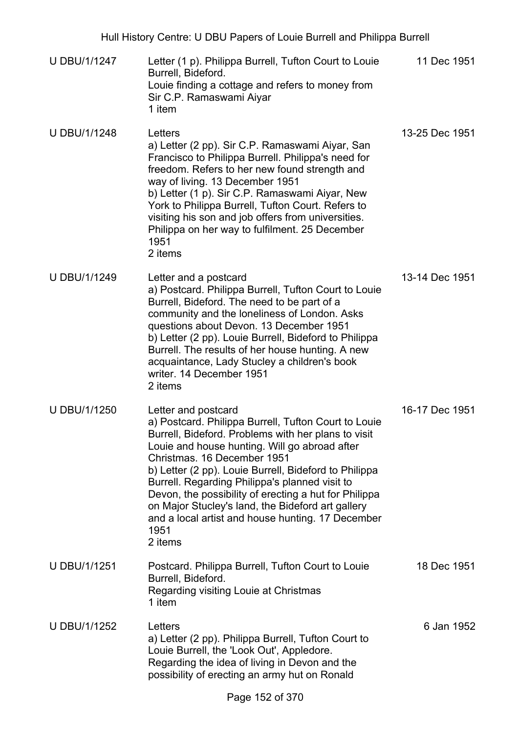| | | |
|---|---|---|
| U DBU/1/1247 | Letter (1 p). Philippa Burrell, Tufton Court to Louie Burrell, Bideford.<br>Louie finding a cottage and refers to money from Sir C.P. Ramaswami Aiyar<br>1 item | 11 Dec 1951 |
| U DBU/1/1248 | Letters<br>a) Letter (2 pp). Sir C.P. Ramaswami Aiyar, San Francisco to Philippa Burrell. Philippa's need for freedom. Refers to her new found strength and way of living. 13 December 1951<br>b) Letter (1 p). Sir C.P. Ramaswami Aiyar, New York to Philippa Burrell, Tufton Court. Refers to visiting his son and job offers from universities. Philippa on her way to fulfilment. 25 December 1951<br>2 items | 13-25 Dec 1951 |
| U DBU/1/1249 | Letter and a postcard<br>a) Postcard. Philippa Burrell, Tufton Court to Louie Burrell, Bideford. The need to be part of a community and the loneliness of London. Asks questions about Devon. 13 December 1951<br>b) Letter (2 pp). Louie Burrell, Bideford to Philippa Burrell. The results of her house hunting. A new acquaintance, Lady Stucley a children's book writer. 14 December 1951<br>2 items | 13-14 Dec 1951 |
| U DBU/1/1250 | Letter and postcard<br>a) Postcard. Philippa Burrell, Tufton Court to Louie Burrell, Bideford. Problems with her plans to visit Louie and house hunting. Will go abroad after Christmas. 16 December 1951<br>b) Letter (2 pp). Louie Burrell, Bideford to Philippa Burrell. Regarding Philippa's planned visit to Devon, the possibility of erecting a hut for Philippa on Major Stucley's land, the Bideford art gallery and a local artist and house hunting. 17 December 1951<br>2 items | 16-17 Dec 1951 |
| U DBU/1/1251 | Postcard. Philippa Burrell, Tufton Court to Louie Burrell, Bideford.<br>Regarding visiting Louie at Christmas<br>1 item | 18 Dec 1951 |
| U DBU/1/1252 | Letters<br>a) Letter (2 pp). Philippa Burrell, Tufton Court to Louie Burrell, the 'Look Out', Appledore.<br>Regarding the idea of living in Devon and the possibility of erecting an army hut on Ronald | 6 Jan 1952 |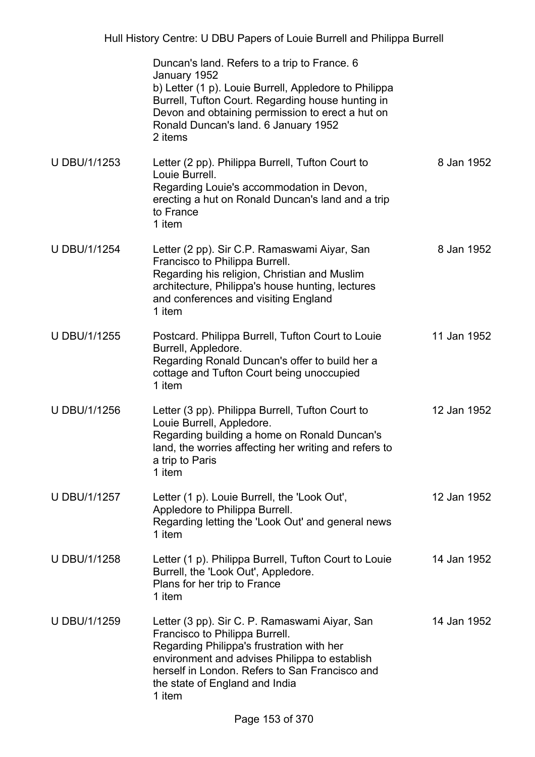| | | |
|---|---|---|
| | Duncan's land. Refers to a trip to France. 6 January 1952<br>b) Letter (1 p). Louie Burrell, Appledore to Philippa Burrell, Tufton Court. Regarding house hunting in Devon and obtaining permission to erect a hut on Ronald Duncan's land. 6 January 1952<br>2 items | |
| U DBU/1/1253 | Letter (2 pp). Philippa Burrell, Tufton Court to Louie Burrell.<br>Regarding Louie's accommodation in Devon, erecting a hut on Ronald Duncan's land and a trip to France<br>1 item | 8 Jan 1952 |
| U DBU/1/1254 | Letter (2 pp). Sir C.P. Ramaswami Aiyar, San Francisco to Philippa Burrell.<br>Regarding his religion, Christian and Muslim architecture, Philippa's house hunting, lectures and conferences and visiting England<br>1 item | 8 Jan 1952 |
| U DBU/1/1255 | Postcard. Philippa Burrell, Tufton Court to Louie Burrell, Appledore.<br>Regarding Ronald Duncan's offer to build her a cottage and Tufton Court being unoccupied<br>1 item | 11 Jan 1952 |
| U DBU/1/1256 | Letter (3 pp). Philippa Burrell, Tufton Court to Louie Burrell, Appledore.<br>Regarding building a home on Ronald Duncan's land, the worries affecting her writing and refers to a trip to Paris<br>1 item | 12 Jan 1952 |
| U DBU/1/1257 | Letter (1 p). Louie Burrell, the 'Look Out', Appledore to Philippa Burrell.<br>Regarding letting the 'Look Out' and general news<br>1 item | 12 Jan 1952 |
| U DBU/1/1258 | Letter (1 p). Philippa Burrell, Tufton Court to Louie Burrell, the 'Look Out', Appledore.<br>Plans for her trip to France<br>1 item | 14 Jan 1952 |
| U DBU/1/1259 | Letter (3 pp). Sir C. P. Ramaswami Aiyar, San Francisco to Philippa Burrell.<br>Regarding Philippa's frustration with her environment and advises Philippa to establish herself in London. Refers to San Francisco and the state of England and India<br>1 item | 14 Jan 1952 |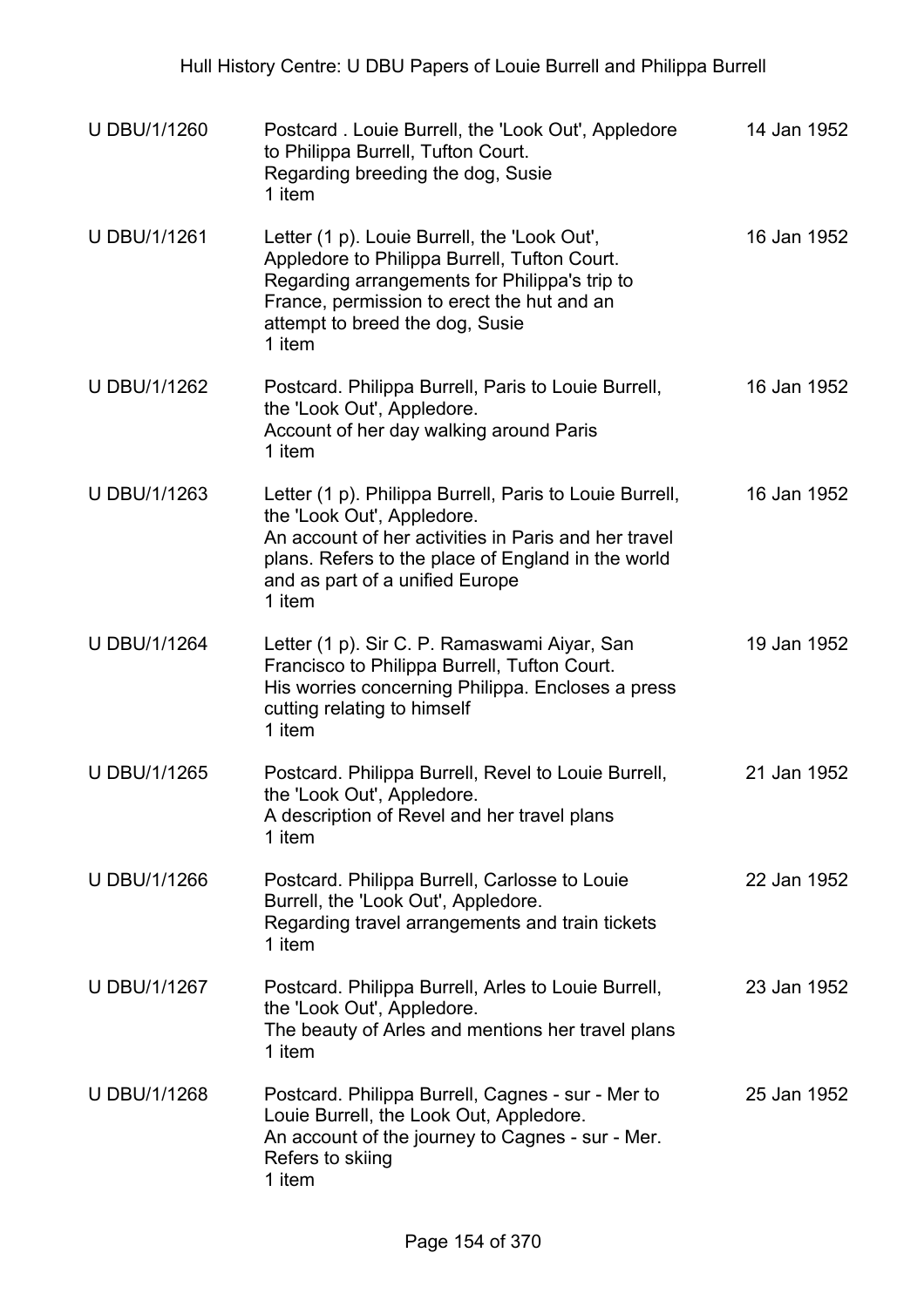| | | |
|---|---|---|
| U DBU/1/1260 | Postcard . Louie Burrell, the 'Look Out', Appledore to Philippa Burrell, Tufton Court.<br>Regarding breeding the dog, Susie<br>1 item | 14 Jan 1952 |
| U DBU/1/1261 | Letter (1 p). Louie Burrell, the 'Look Out', Appledore to Philippa Burrell, Tufton Court.<br>Regarding arrangements for Philippa's trip to France, permission to erect the hut and an attempt to breed the dog, Susie<br>1 item | 16 Jan 1952 |
| U DBU/1/1262 | Postcard. Philippa Burrell, Paris to Louie Burrell, the 'Look Out', Appledore.<br>Account of her day walking around Paris<br>1 item | 16 Jan 1952 |
| U DBU/1/1263 | Letter (1 p). Philippa Burrell, Paris to Louie Burrell, the 'Look Out', Appledore.<br>An account of her activities in Paris and her travel plans. Refers to the place of England in the world and as part of a unified Europe<br>1 item | 16 Jan 1952 |
| U DBU/1/1264 | Letter (1 p). Sir C. P. Ramaswami Aiyar, San Francisco to Philippa Burrell, Tufton Court.<br>His worries concerning Philippa. Encloses a press cutting relating to himself<br>1 item | 19 Jan 1952 |
| U DBU/1/1265 | Postcard. Philippa Burrell, Revel to Louie Burrell, the 'Look Out', Appledore.<br>A description of Revel and her travel plans<br>1 item | 21 Jan 1952 |
| U DBU/1/1266 | Postcard. Philippa Burrell, Carlosse to Louie Burrell, the 'Look Out', Appledore.<br>Regarding travel arrangements and train tickets<br>1 item | 22 Jan 1952 |
| U DBU/1/1267 | Postcard. Philippa Burrell, Arles to Louie Burrell, the 'Look Out', Appledore.<br>The beauty of Arles and mentions her travel plans<br>1 item | 23 Jan 1952 |
| U DBU/1/1268 | Postcard. Philippa Burrell, Cagnes - sur - Mer to Louie Burrell, the Look Out, Appledore.<br>An account of the journey to Cagnes - sur - Mer. Refers to skiing<br>1 item | 25 Jan 1952 |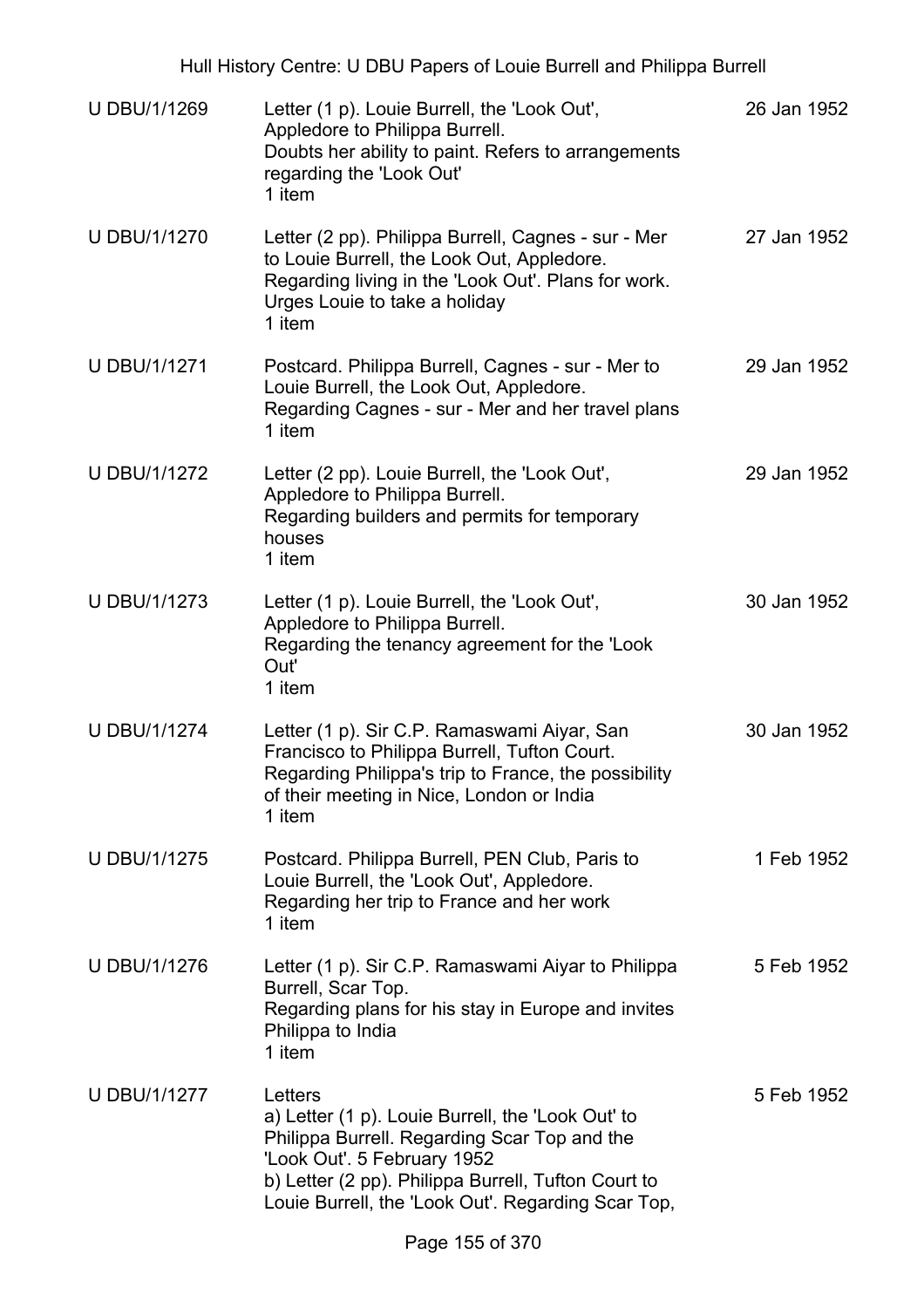| | | |
|---|---|---|
| U DBU/1/1269 | Letter (1 p). Louie Burrell, the 'Look Out', Appledore to Philippa Burrell.<br>Doubts her ability to paint. Refers to arrangements regarding the 'Look Out'<br>1 item | 26 Jan 1952 |
| U DBU/1/1270 | Letter (2 pp). Philippa Burrell, Cagnes - sur - Mer to Louie Burrell, the Look Out, Appledore.<br>Regarding living in the 'Look Out'. Plans for work. Urges Louie to take a holiday<br>1 item | 27 Jan 1952 |
| U DBU/1/1271 | Postcard. Philippa Burrell, Cagnes - sur - Mer to Louie Burrell, the Look Out, Appledore.<br>Regarding Cagnes - sur - Mer and her travel plans<br>1 item | 29 Jan 1952 |
| U DBU/1/1272 | Letter (2 pp). Louie Burrell, the 'Look Out', Appledore to Philippa Burrell.<br>Regarding builders and permits for temporary houses<br>1 item | 29 Jan 1952 |
| U DBU/1/1273 | Letter (1 p). Louie Burrell, the 'Look Out', Appledore to Philippa Burrell.<br>Regarding the tenancy agreement for the 'Look Out'<br>1 item | 30 Jan 1952 |
| U DBU/1/1274 | Letter (1 p). Sir C.P. Ramaswami Aiyar, San Francisco to Philippa Burrell, Tufton Court.<br>Regarding Philippa's trip to France, the possibility of their meeting in Nice, London or India<br>1 item | 30 Jan 1952 |
| U DBU/1/1275 | Postcard. Philippa Burrell, PEN Club, Paris to Louie Burrell, the 'Look Out', Appledore.<br>Regarding her trip to France and her work<br>1 item | 1 Feb 1952 |
| U DBU/1/1276 | Letter (1 p). Sir C.P. Ramaswami Aiyar to Philippa Burrell, Scar Top.<br>Regarding plans for his stay in Europe and invites Philippa to India<br>1 item | 5 Feb 1952 |
| U DBU/1/1277 | Letters<br>a) Letter (1 p). Louie Burrell, the 'Look Out' to Philippa Burrell. Regarding Scar Top and the 'Look Out'. 5 February 1952<br>b) Letter (2 pp). Philippa Burrell, Tufton Court to Louie Burrell, the 'Look Out'. Regarding Scar Top, | 5 Feb 1952 |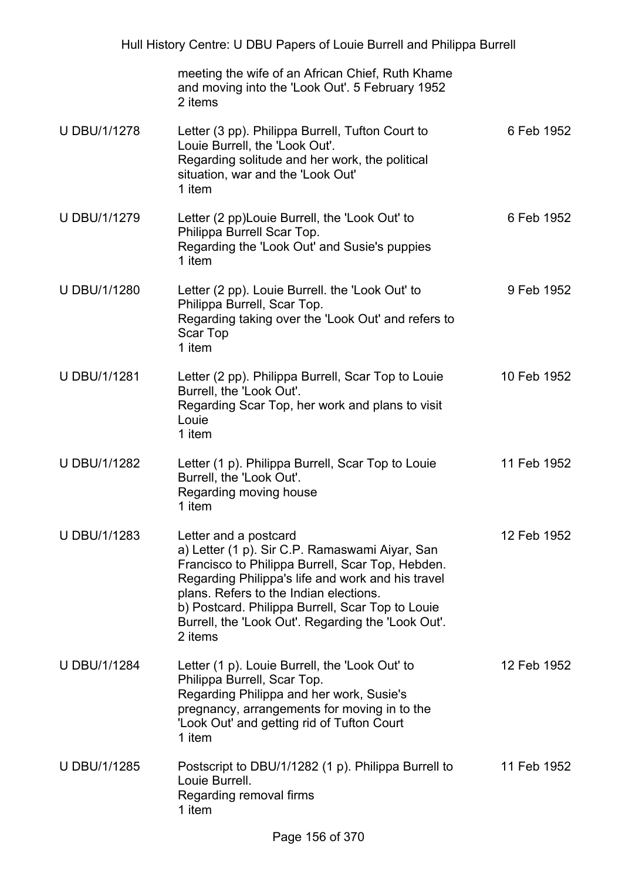| | | |
|---|---|---|
| | meeting the wife of an African Chief, Ruth Khame and moving into the 'Look Out'. 5 February 1952<br>2 items | |
| U DBU/1/1278 | Letter (3 pp). Philippa Burrell, Tufton Court to Louie Burrell, the 'Look Out'.<br>Regarding solitude and her work, the political situation, war and the 'Look Out'<br>1 item | 6 Feb 1952 |
| U DBU/1/1279 | Letter (2 pp)Louie Burrell, the 'Look Out' to Philippa Burrell Scar Top.<br>Regarding the 'Look Out' and Susie's puppies<br>1 item | 6 Feb 1952 |
| U DBU/1/1280 | Letter (2 pp). Louie Burrell. the 'Look Out' to Philippa Burrell, Scar Top.<br>Regarding taking over the 'Look Out' and refers to Scar Top<br>1 item | 9 Feb 1952 |
| U DBU/1/1281 | Letter (2 pp). Philippa Burrell, Scar Top to Louie Burrell, the 'Look Out'.<br>Regarding Scar Top, her work and plans to visit Louie<br>1 item | 10 Feb 1952 |
| U DBU/1/1282 | Letter (1 p). Philippa Burrell, Scar Top to Louie Burrell, the 'Look Out'.<br>Regarding moving house<br>1 item | 11 Feb 1952 |
| U DBU/1/1283 | Letter and a postcard<br>a) Letter (1 p). Sir C.P. Ramaswami Aiyar, San Francisco to Philippa Burrell, Scar Top, Hebden. Regarding Philippa's life and work and his travel plans. Refers to the Indian elections.<br>b) Postcard. Philippa Burrell, Scar Top to Louie Burrell, the 'Look Out'. Regarding the 'Look Out'.<br>2 items | 12 Feb 1952 |
| U DBU/1/1284 | Letter (1 p). Louie Burrell, the 'Look Out' to Philippa Burrell, Scar Top.<br>Regarding Philippa and her work, Susie's pregnancy, arrangements for moving in to the 'Look Out' and getting rid of Tufton Court<br>1 item | 12 Feb 1952 |
| U DBU/1/1285 | Postscript to DBU/1/1282 (1 p). Philippa Burrell to Louie Burrell.<br>Regarding removal firms<br>1 item | 11 Feb 1952 |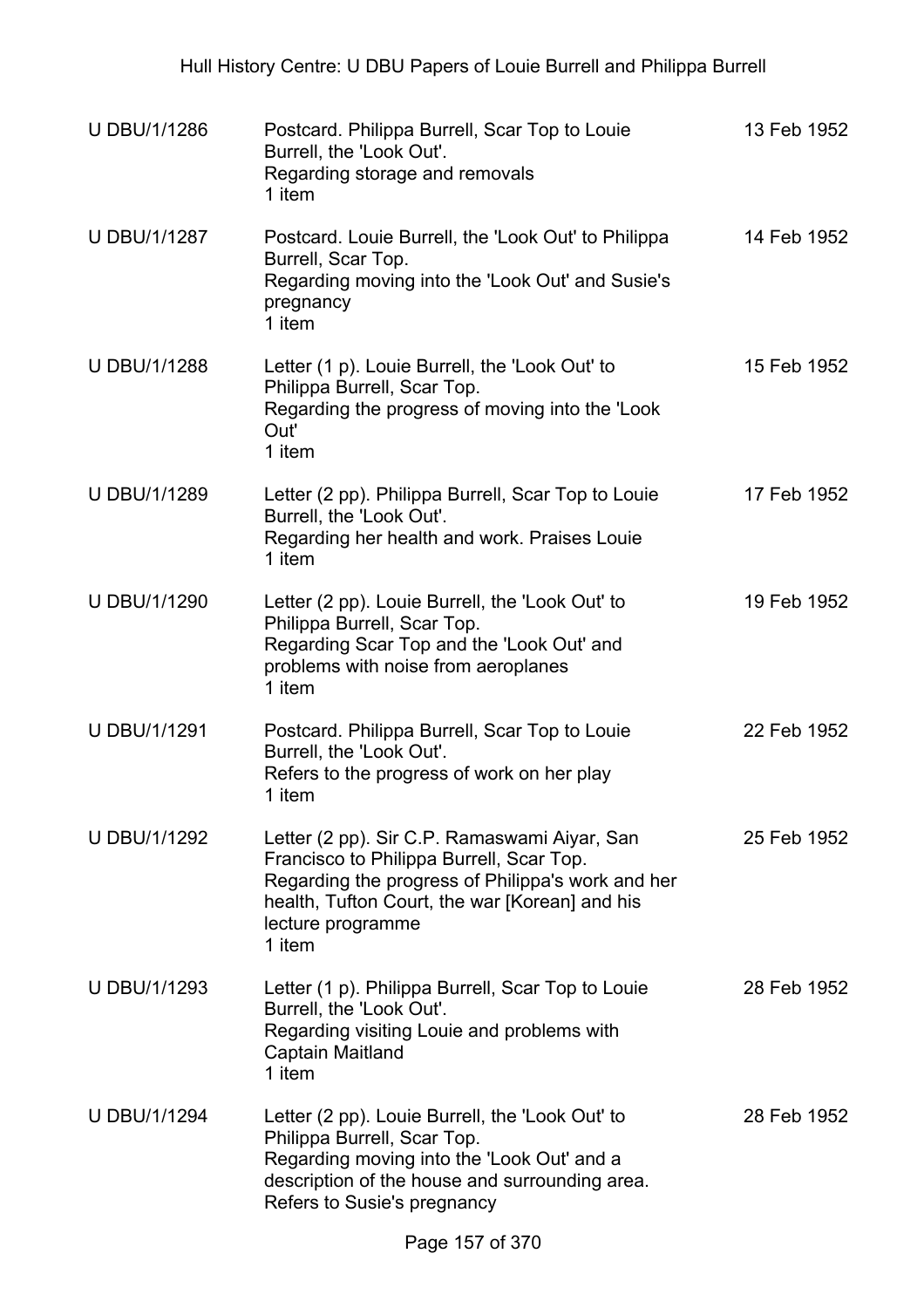| | | |
|---|---|---|
| U DBU/1/1286 | Postcard. Philippa Burrell, Scar Top to Louie Burrell, the 'Look Out'.<br>Regarding storage and removals<br>1 item | 13 Feb 1952 |
| U DBU/1/1287 | Postcard. Louie Burrell, the 'Look Out' to Philippa Burrell, Scar Top.<br>Regarding moving into the 'Look Out' and Susie's pregnancy<br>1 item | 14 Feb 1952 |
| U DBU/1/1288 | Letter (1 p). Louie Burrell, the 'Look Out' to Philippa Burrell, Scar Top.<br>Regarding the progress of moving into the 'Look Out'<br>1 item | 15 Feb 1952 |
| U DBU/1/1289 | Letter (2 pp). Philippa Burrell, Scar Top to Louie Burrell, the 'Look Out'.<br>Regarding her health and work. Praises Louie<br>1 item | 17 Feb 1952 |
| U DBU/1/1290 | Letter (2 pp). Louie Burrell, the 'Look Out' to Philippa Burrell, Scar Top.<br>Regarding Scar Top and the 'Look Out' and problems with noise from aeroplanes<br>1 item | 19 Feb 1952 |
| U DBU/1/1291 | Postcard. Philippa Burrell, Scar Top to Louie Burrell, the 'Look Out'.<br>Refers to the progress of work on her play<br>1 item | 22 Feb 1952 |
| U DBU/1/1292 | Letter (2 pp). Sir C.P. Ramaswami Aiyar, San Francisco to Philippa Burrell, Scar Top.<br>Regarding the progress of Philippa's work and her health, Tufton Court, the war [Korean] and his lecture programme<br>1 item | 25 Feb 1952 |
| U DBU/1/1293 | Letter (1 p). Philippa Burrell, Scar Top to Louie Burrell, the 'Look Out'.<br>Regarding visiting Louie and problems with Captain Maitland<br>1 item | 28 Feb 1952 |
| U DBU/1/1294 | Letter (2 pp). Louie Burrell, the 'Look Out' to Philippa Burrell, Scar Top.<br>Regarding moving into the 'Look Out' and a description of the house and surrounding area. Refers to Susie's pregnancy | 28 Feb 1952 |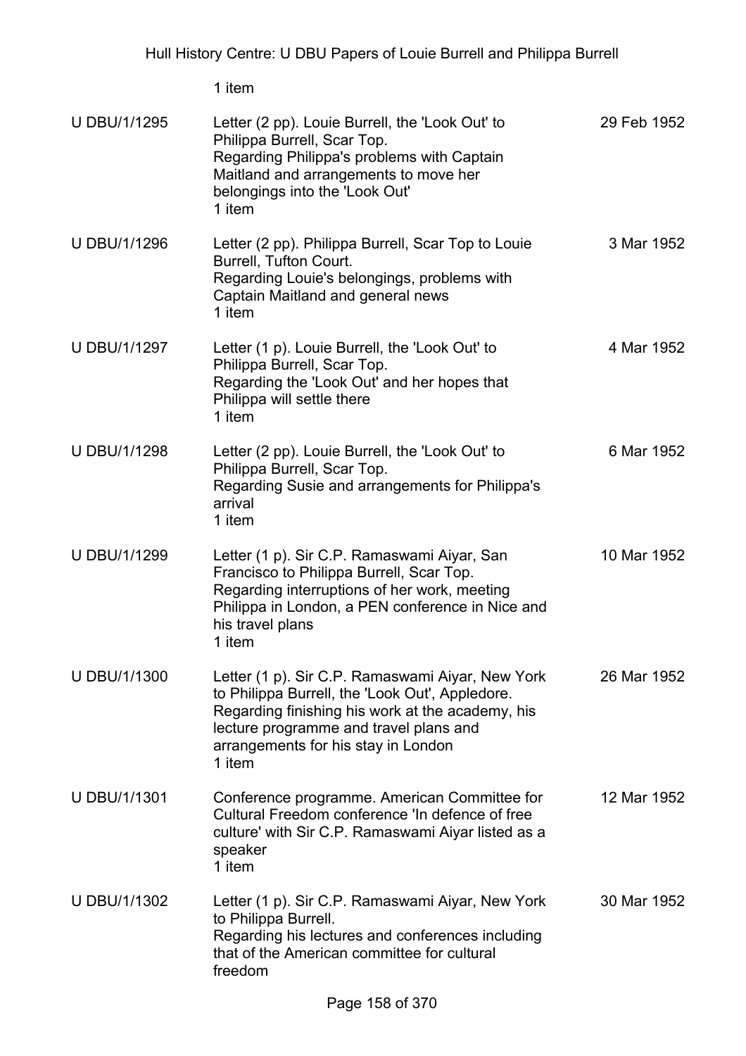1 item

| | | |
|---|---|---|
| U DBU/1/1295 | Letter (2 pp). Louie Burrell, the 'Look Out' to Philippa Burrell, Scar Top.<br>Regarding Philippa's problems with Captain Maitland and arrangements to move her belongings into the 'Look Out'<br>1 item | 29 Feb 1952 |
| U DBU/1/1296 | Letter (2 pp). Philippa Burrell, Scar Top to Louie Burrell, Tufton Court.<br>Regarding Louie's belongings, problems with Captain Maitland and general news<br>1 item | 3 Mar 1952 |
| U DBU/1/1297 | Letter (1 p). Louie Burrell, the 'Look Out' to Philippa Burrell, Scar Top.<br>Regarding the 'Look Out' and her hopes that Philippa will settle there<br>1 item | 4 Mar 1952 |
| U DBU/1/1298 | Letter (2 pp). Louie Burrell, the 'Look Out' to Philippa Burrell, Scar Top.<br>Regarding Susie and arrangements for Philippa's arrival<br>1 item | 6 Mar 1952 |
| U DBU/1/1299 | Letter (1 p). Sir C.P. Ramaswami Aiyar, San Francisco to Philippa Burrell, Scar Top.<br>Regarding interruptions of her work, meeting Philippa in London, a PEN conference in Nice and his travel plans<br>1 item | 10 Mar 1952 |
| U DBU/1/1300 | Letter (1 p). Sir C.P. Ramaswami Aiyar, New York to Philippa Burrell, the 'Look Out', Appledore.<br>Regarding finishing his work at the academy, his lecture programme and travel plans and arrangements for his stay in London<br>1 item | 26 Mar 1952 |
| U DBU/1/1301 | Conference programme. American Committee for Cultural Freedom conference 'In defence of free culture' with Sir C.P. Ramaswami Aiyar listed as a speaker<br>1 item | 12 Mar 1952 |
| U DBU/1/1302 | Letter (1 p). Sir C.P. Ramaswami Aiyar, New York to Philippa Burrell.<br>Regarding his lectures and conferences including that of the American committee for cultural freedom | 30 Mar 1952 |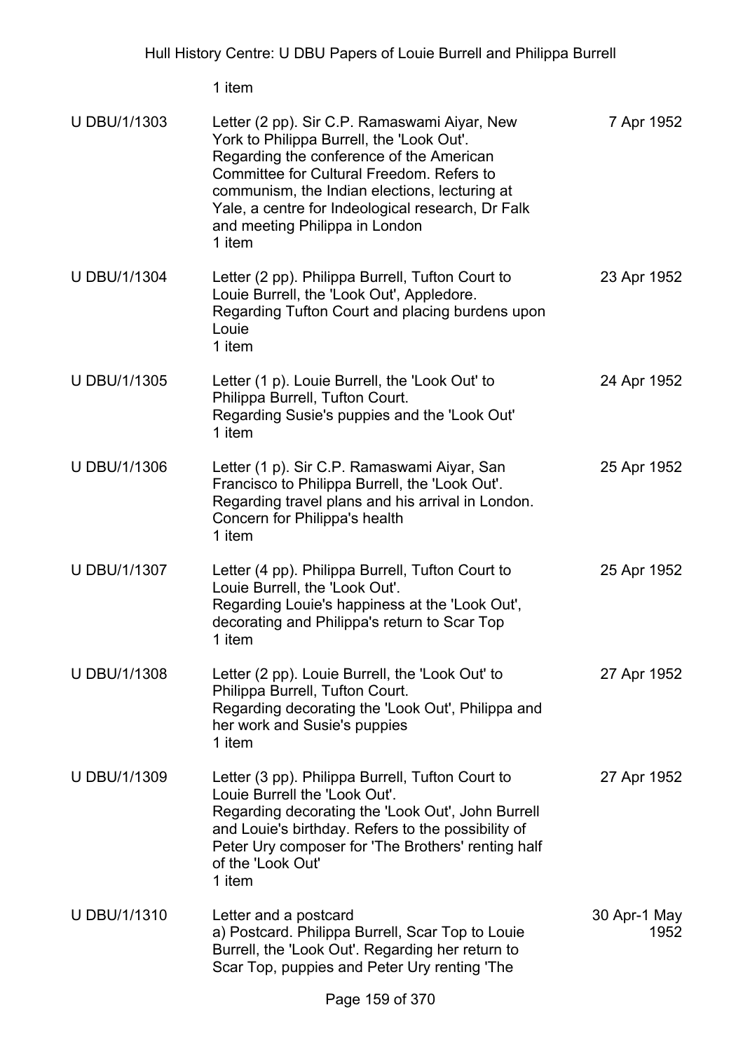1 item

| | | |
|---|---|---|
| U DBU/1/1303 | Letter (2 pp). Sir C.P. Ramaswami Aiyar, New York to Philippa Burrell, the 'Look Out'. Regarding the conference of the American Committee for Cultural Freedom. Refers to communism, the Indian elections, lecturing at Yale, a centre for Indeological research, Dr Falk and meeting Philippa in London<br>1 item | 7 Apr 1952 |
| U DBU/1/1304 | Letter (2 pp). Philippa Burrell, Tufton Court to Louie Burrell, the 'Look Out', Appledore. Regarding Tufton Court and placing burdens upon Louie<br>1 item | 23 Apr 1952 |
| U DBU/1/1305 | Letter (1 p). Louie Burrell, the 'Look Out' to Philippa Burrell, Tufton Court. Regarding Susie's puppies and the 'Look Out'<br>1 item | 24 Apr 1952 |
| U DBU/1/1306 | Letter (1 p). Sir C.P. Ramaswami Aiyar, San Francisco to Philippa Burrell, the 'Look Out'. Regarding travel plans and his arrival in London. Concern for Philippa's health<br>1 item | 25 Apr 1952 |
| U DBU/1/1307 | Letter (4 pp). Philippa Burrell, Tufton Court to Louie Burrell, the 'Look Out'. Regarding Louie's happiness at the 'Look Out', decorating and Philippa's return to Scar Top<br>1 item | 25 Apr 1952 |
| U DBU/1/1308 | Letter (2 pp). Louie Burrell, the 'Look Out' to Philippa Burrell, Tufton Court. Regarding decorating the 'Look Out', Philippa and her work and Susie's puppies<br>1 item | 27 Apr 1952 |
| U DBU/1/1309 | Letter (3 pp). Philippa Burrell, Tufton Court to Louie Burrell the 'Look Out'. Regarding decorating the 'Look Out', John Burrell and Louie's birthday. Refers to the possibility of Peter Ury composer for 'The Brothers' renting half of the 'Look Out'<br>1 item | 27 Apr 1952 |
| U DBU/1/1310 | Letter and a postcard<br>a) Postcard. Philippa Burrell, Scar Top to Louie Burrell, the 'Look Out'. Regarding her return to Scar Top, puppies and Peter Ury renting 'The | 30 Apr-1 May 1952 |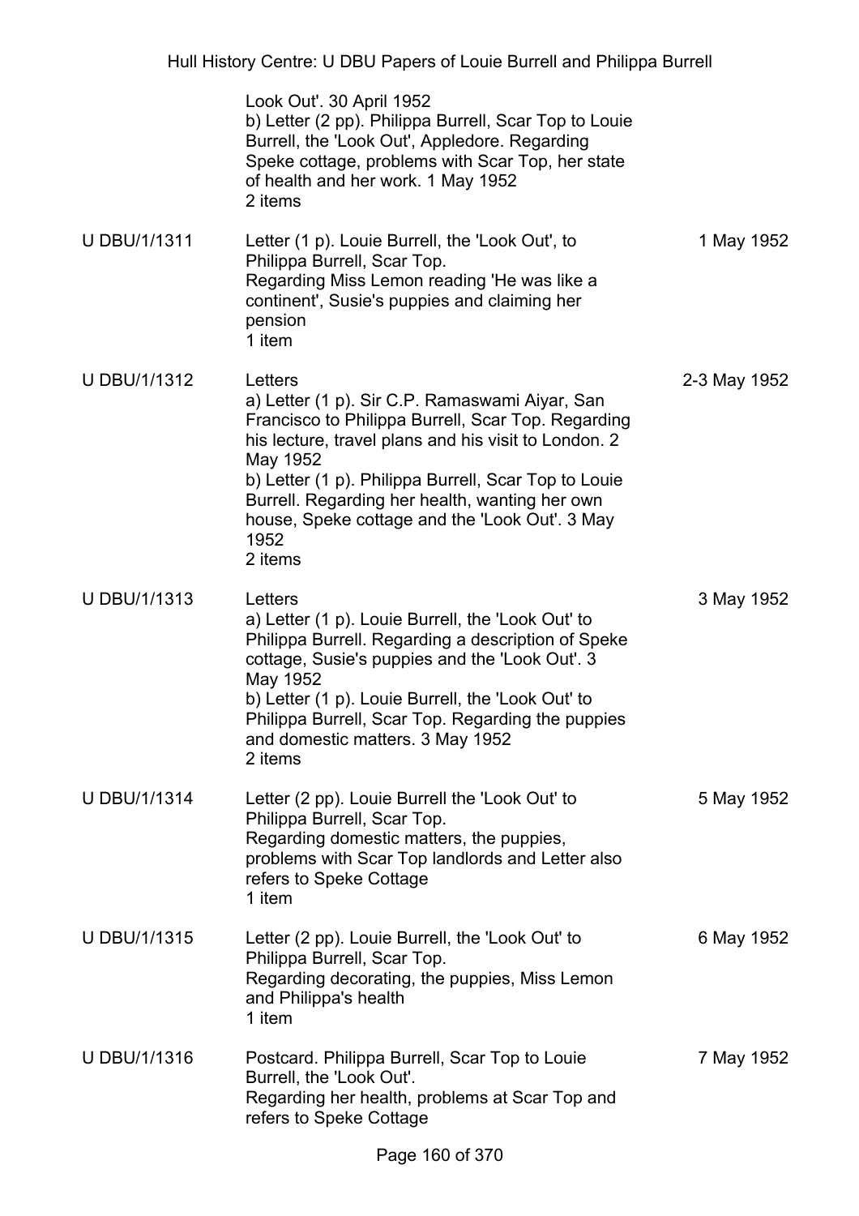| | | |
|---|---|---|
| | Look Out'. 30 April 1952<br>b) Letter (2 pp). Philippa Burrell, Scar Top to Louie Burrell, the 'Look Out', Appledore. Regarding Speke cottage, problems with Scar Top, her state of health and her work. 1 May 1952<br>2 items | |
| U DBU/1/1311 | Letter (1 p). Louie Burrell, the 'Look Out', to Philippa Burrell, Scar Top.<br>Regarding Miss Lemon reading 'He was like a continent', Susie's puppies and claiming her pension<br>1 item | 1 May 1952 |
| U DBU/1/1312 | Letters<br>a) Letter (1 p). Sir C.P. Ramaswami Aiyar, San Francisco to Philippa Burrell, Scar Top. Regarding his lecture, travel plans and his visit to London. 2 May 1952<br>b) Letter (1 p). Philippa Burrell, Scar Top to Louie Burrell. Regarding her health, wanting her own house, Speke cottage and the 'Look Out'. 3 May 1952<br>2 items | 2-3 May 1952 |
| U DBU/1/1313 | Letters<br>a) Letter (1 p). Louie Burrell, the 'Look Out' to Philippa Burrell. Regarding a description of Speke cottage, Susie's puppies and the 'Look Out'. 3 May 1952<br>b) Letter (1 p). Louie Burrell, the 'Look Out' to Philippa Burrell, Scar Top. Regarding the puppies and domestic matters. 3 May 1952<br>2 items | 3 May 1952 |
| U DBU/1/1314 | Letter (2 pp). Louie Burrell the 'Look Out' to Philippa Burrell, Scar Top.<br>Regarding domestic matters, the puppies, problems with Scar Top landlords and Letter also refers to Speke Cottage<br>1 item | 5 May 1952 |
| U DBU/1/1315 | Letter (2 pp). Louie Burrell, the 'Look Out' to Philippa Burrell, Scar Top.<br>Regarding decorating, the puppies, Miss Lemon and Philippa's health<br>1 item | 6 May 1952 |
| U DBU/1/1316 | Postcard. Philippa Burrell, Scar Top to Louie Burrell, the 'Look Out'.<br>Regarding her health, problems at Scar Top and refers to Speke Cottage | 7 May 1952 |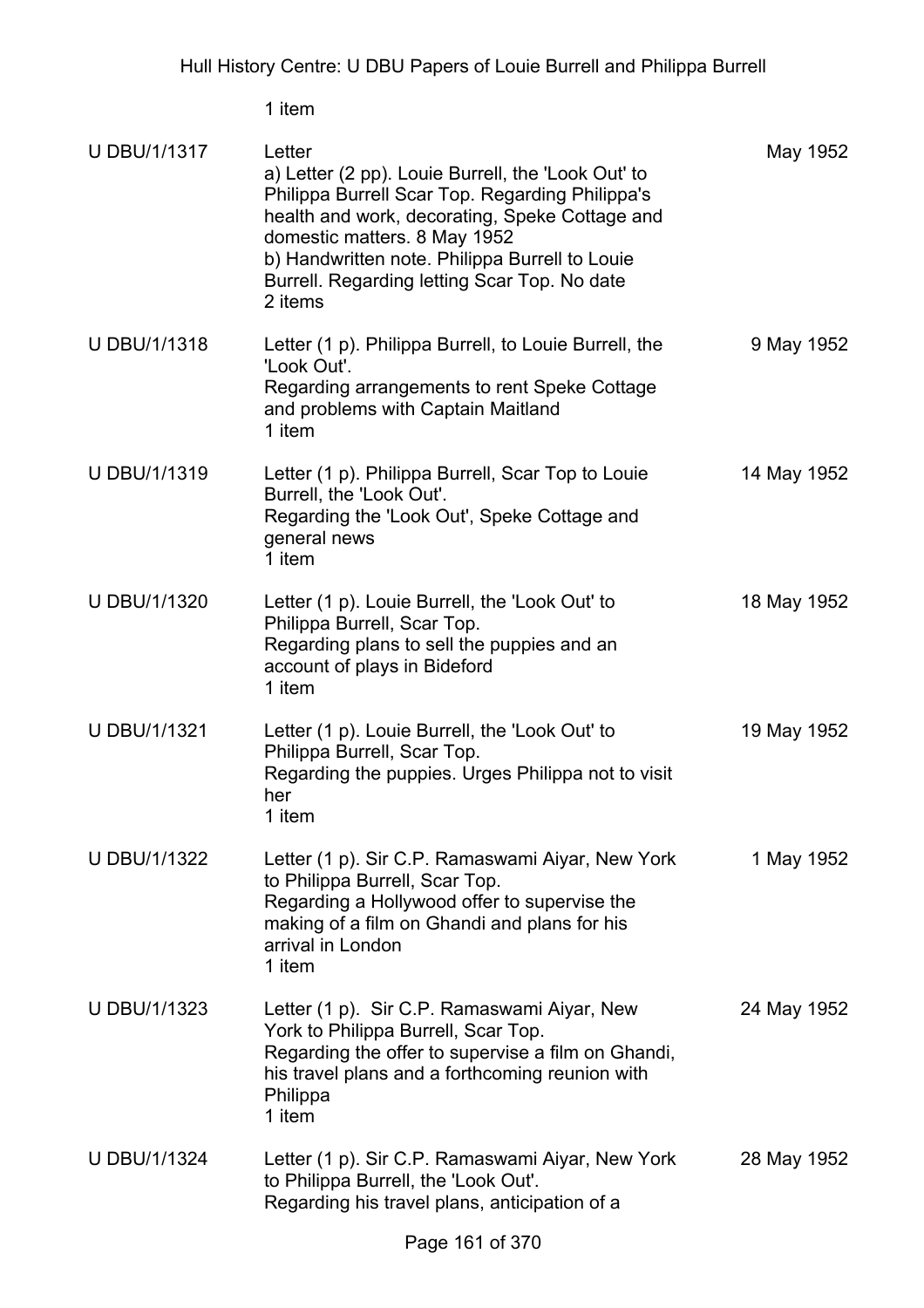1 item

| | | |
|---|---|---|
| U DBU/1/1317 | Letter<br>a) Letter (2 pp). Louie Burrell, the 'Look Out' to Philippa Burrell Scar Top. Regarding Philippa's health and work, decorating, Speke Cottage and domestic matters. 8 May 1952<br>b) Handwritten note. Philippa Burrell to Louie Burrell. Regarding letting Scar Top. No date<br>2 items | May 1952 |
| U DBU/1/1318 | Letter (1 p). Philippa Burrell, to Louie Burrell, the 'Look Out'.<br>Regarding arrangements to rent Speke Cottage and problems with Captain Maitland<br>1 item | 9 May 1952 |
| U DBU/1/1319 | Letter (1 p). Philippa Burrell, Scar Top to Louie Burrell, the 'Look Out'.<br>Regarding the 'Look Out', Speke Cottage and general news<br>1 item | 14 May 1952 |
| U DBU/1/1320 | Letter (1 p). Louie Burrell, the 'Look Out' to Philippa Burrell, Scar Top.<br>Regarding plans to sell the puppies and an account of plays in Bideford<br>1 item | 18 May 1952 |
| U DBU/1/1321 | Letter (1 p). Louie Burrell, the 'Look Out' to Philippa Burrell, Scar Top.<br>Regarding the puppies. Urges Philippa not to visit her<br>1 item | 19 May 1952 |
| U DBU/1/1322 | Letter (1 p). Sir C.P. Ramaswami Aiyar, New York to Philippa Burrell, Scar Top.<br>Regarding a Hollywood offer to supervise the making of a film on Ghandi and plans for his arrival in London<br>1 item | 1 May 1952 |
| U DBU/1/1323 | Letter (1 p). Sir C.P. Ramaswami Aiyar, New York to Philippa Burrell, Scar Top.<br>Regarding the offer to supervise a film on Ghandi, his travel plans and a forthcoming reunion with Philippa<br>1 item | 24 May 1952 |
| U DBU/1/1324 | Letter (1 p). Sir C.P. Ramaswami Aiyar, New York to Philippa Burrell, the 'Look Out'.<br>Regarding his travel plans, anticipation of a | 28 May 1952 |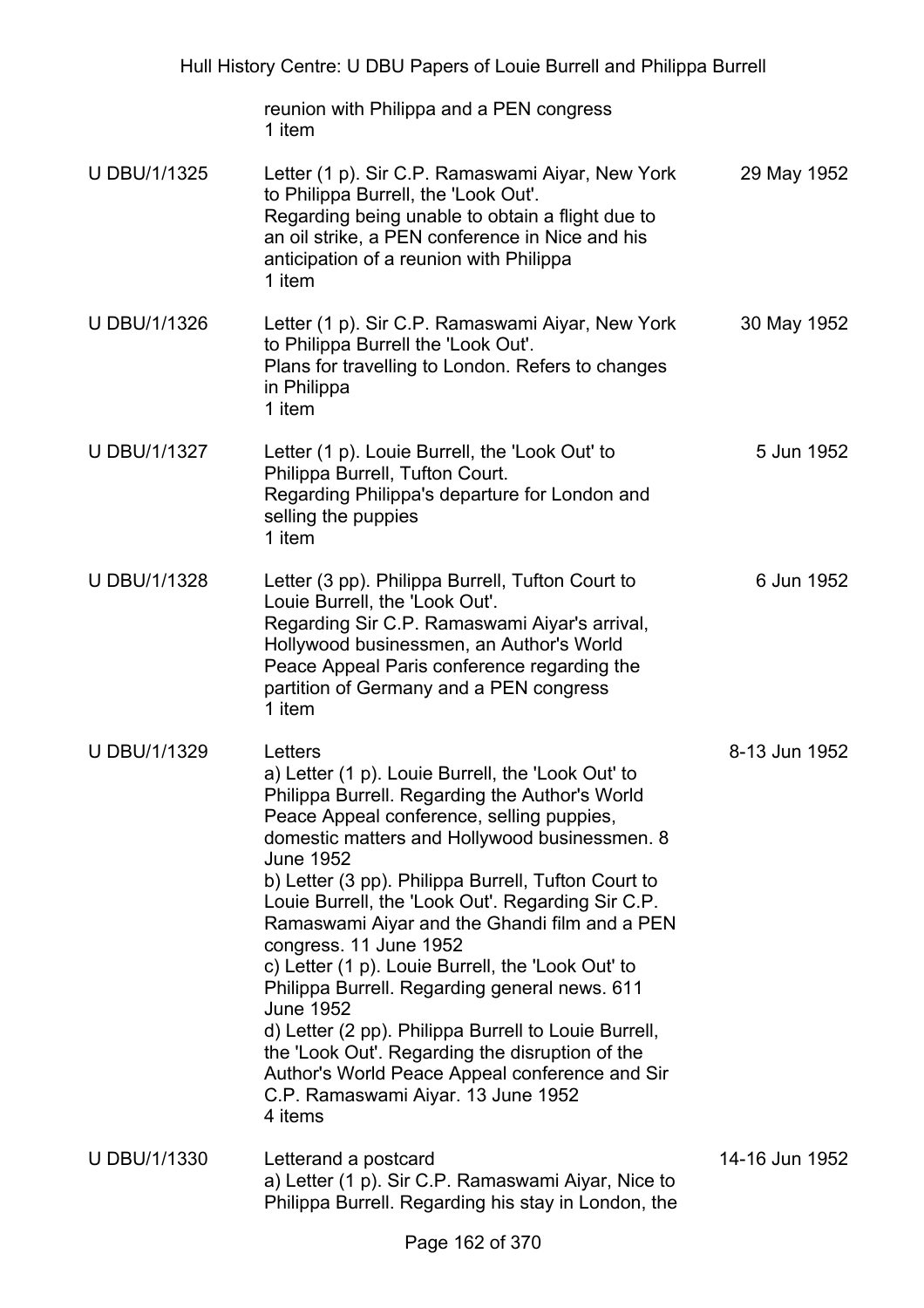| | | |
|---|---|---|
| | reunion with Philippa and a PEN congress<br>1 item | |
| U DBU/1/1325 | Letter (1 p). Sir C.P. Ramaswami Aiyar, New York to Philippa Burrell, the 'Look Out'.<br>Regarding being unable to obtain a flight due to an oil strike, a PEN conference in Nice and his anticipation of a reunion with Philippa<br>1 item | 29 May 1952 |
| U DBU/1/1326 | Letter (1 p). Sir C.P. Ramaswami Aiyar, New York to Philippa Burrell the 'Look Out'.<br>Plans for travelling to London. Refers to changes in Philippa<br>1 item | 30 May 1952 |
| U DBU/1/1327 | Letter (1 p). Louie Burrell, the 'Look Out' to Philippa Burrell, Tufton Court.<br>Regarding Philippa's departure for London and selling the puppies<br>1 item | 5 Jun 1952 |
| U DBU/1/1328 | Letter (3 pp). Philippa Burrell, Tufton Court to Louie Burrell, the 'Look Out'.<br>Regarding Sir C.P. Ramaswami Aiyar's arrival, Hollywood businessmen, an Author's World Peace Appeal Paris conference regarding the partition of Germany and a PEN congress<br>1 item | 6 Jun 1952 |
| U DBU/1/1329 | Letters<br>a) Letter (1 p). Louie Burrell, the 'Look Out' to Philippa Burrell. Regarding the Author's World Peace Appeal conference, selling puppies, domestic matters and Hollywood businessmen. 8 June 1952<br>b) Letter (3 pp). Philippa Burrell, Tufton Court to Louie Burrell, the 'Look Out'. Regarding Sir C.P. Ramaswami Aiyar and the Ghandi film and a PEN congress. 11 June 1952<br>c) Letter (1 p). Louie Burrell, the 'Look Out' to Philippa Burrell. Regarding general news. 611 June 1952<br>d) Letter (2 pp). Philippa Burrell to Louie Burrell, the 'Look Out'. Regarding the disruption of the Author's World Peace Appeal conference and Sir C.P. Ramaswami Aiyar. 13 June 1952<br>4 items | 8-13 Jun 1952 |
| U DBU/1/1330 | Letterand a postcard<br>a) Letter (1 p). Sir C.P. Ramaswami Aiyar, Nice to Philippa Burrell. Regarding his stay in London, the | 14-16 Jun 1952 |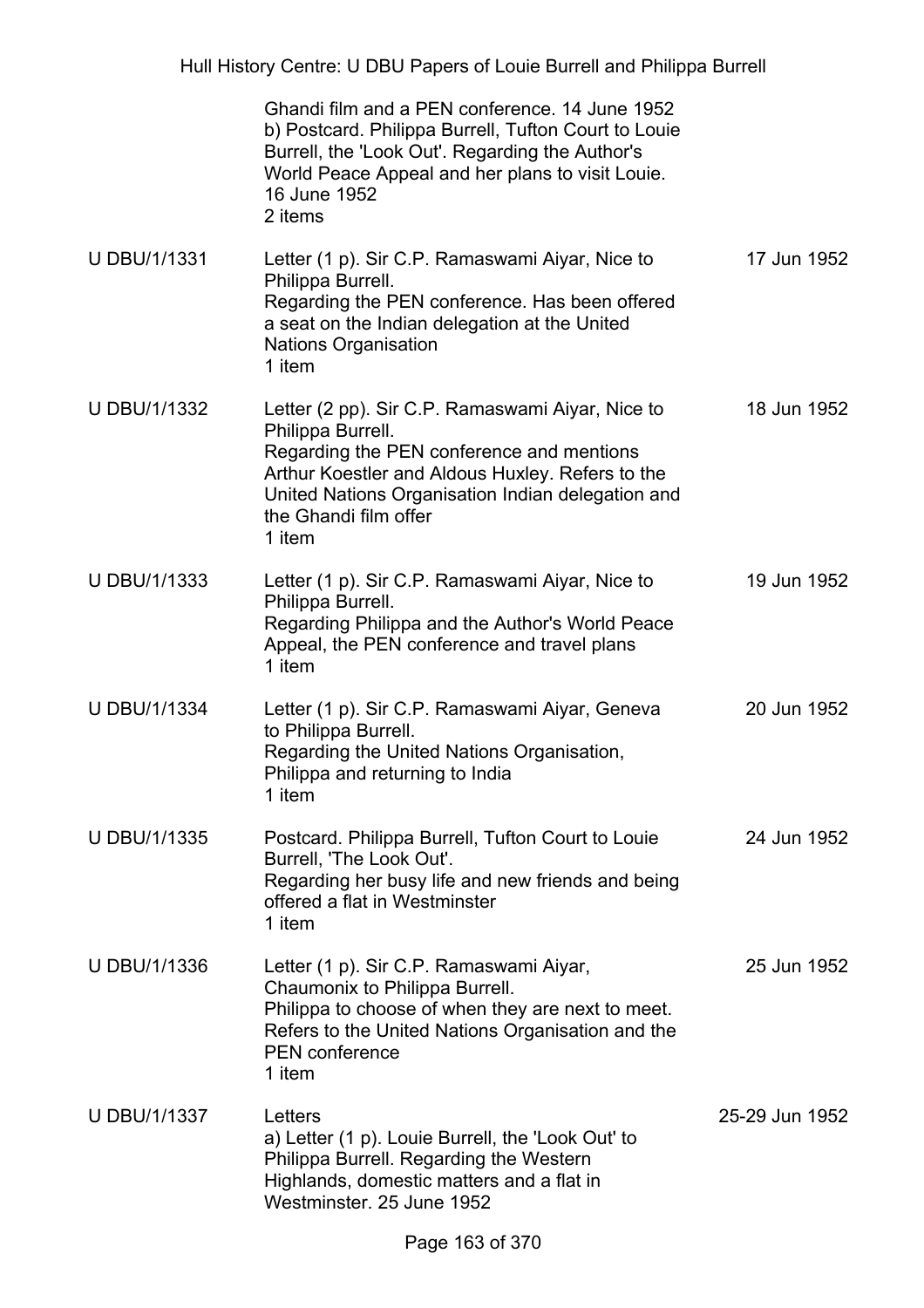| | | |
|---|---|---|
| | Ghandi film and a PEN conference. 14 June 1952<br>b) Postcard. Philippa Burrell, Tufton Court to Louie Burrell, the 'Look Out'. Regarding the Author's World Peace Appeal and her plans to visit Louie. 16 June 1952<br>2 items | |
| U DBU/1/1331 | Letter (1 p). Sir C.P. Ramaswami Aiyar, Nice to Philippa Burrell.<br>Regarding the PEN conference. Has been offered a seat on the Indian delegation at the United Nations Organisation<br>1 item | 17 Jun 1952 |
| U DBU/1/1332 | Letter (2 pp). Sir C.P. Ramaswami Aiyar, Nice to Philippa Burrell.<br>Regarding the PEN conference and mentions Arthur Koestler and Aldous Huxley. Refers to the United Nations Organisation Indian delegation and the Ghandi film offer<br>1 item | 18 Jun 1952 |
| U DBU/1/1333 | Letter (1 p). Sir C.P. Ramaswami Aiyar, Nice to Philippa Burrell.<br>Regarding Philippa and the Author's World Peace Appeal, the PEN conference and travel plans<br>1 item | 19 Jun 1952 |
| U DBU/1/1334 | Letter (1 p). Sir C.P. Ramaswami Aiyar, Geneva to Philippa Burrell.<br>Regarding the United Nations Organisation, Philippa and returning to India<br>1 item | 20 Jun 1952 |
| U DBU/1/1335 | Postcard. Philippa Burrell, Tufton Court to Louie Burrell, 'The Look Out'.<br>Regarding her busy life and new friends and being offered a flat in Westminster<br>1 item | 24 Jun 1952 |
| U DBU/1/1336 | Letter (1 p). Sir C.P. Ramaswami Aiyar, Chaumonix to Philippa Burrell.<br>Philippa to choose of when they are next to meet. Refers to the United Nations Organisation and the PEN conference<br>1 item | 25 Jun 1952 |
| U DBU/1/1337 | Letters<br>a) Letter (1 p). Louie Burrell, the 'Look Out' to Philippa Burrell. Regarding the Western Highlands, domestic matters and a flat in Westminster. 25 June 1952 | 25-29 Jun 1952 |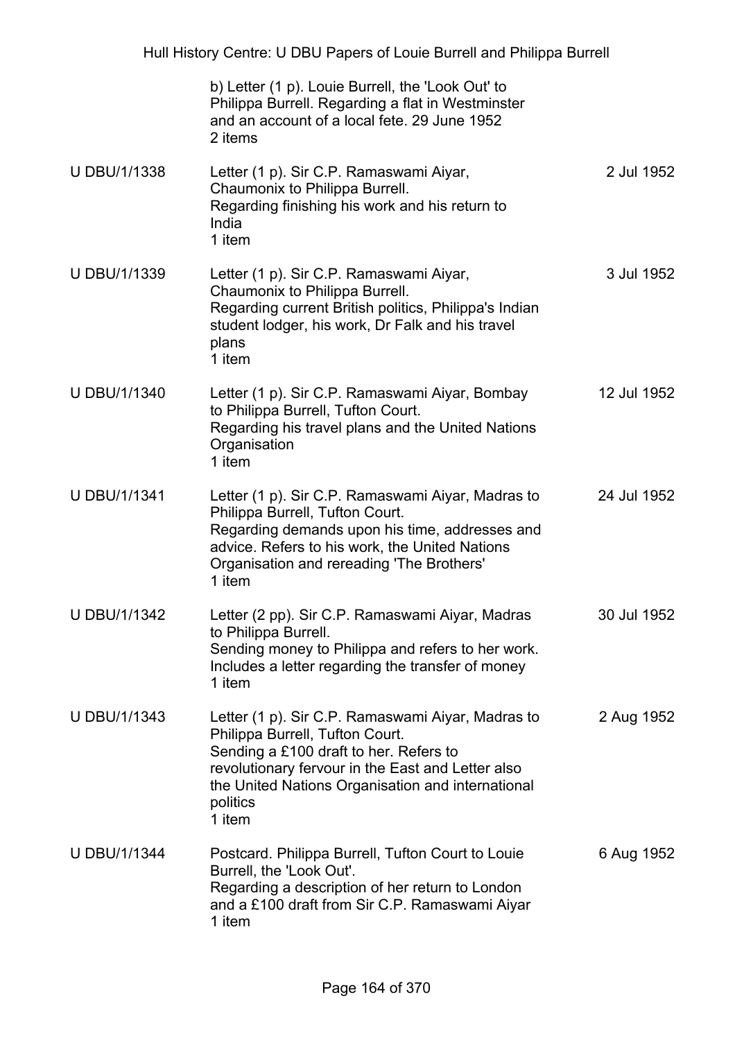b) Letter (1 p). Louie Burrell, the 'Look Out' to Philippa Burrell. Regarding a flat in Westminster and an account of a local fete. 29 June 1952
2 items

| | | |
|---|---|---|
| U DBU/1/1338 | Letter (1 p). Sir C.P. Ramaswami Aiyar, Chaumonix to Philippa Burrell.<br>Regarding finishing his work and his return to India<br>1 item | 2 Jul 1952 |
| U DBU/1/1339 | Letter (1 p). Sir C.P. Ramaswami Aiyar, Chaumonix to Philippa Burrell.<br>Regarding current British politics, Philippa's Indian student lodger, his work, Dr Falk and his travel plans<br>1 item | 3 Jul 1952 |
| U DBU/1/1340 | Letter (1 p). Sir C.P. Ramaswami Aiyar, Bombay to Philippa Burrell, Tufton Court.<br>Regarding his travel plans and the United Nations Organisation<br>1 item | 12 Jul 1952 |
| U DBU/1/1341 | Letter (1 p). Sir C.P. Ramaswami Aiyar, Madras to Philippa Burrell, Tufton Court.<br>Regarding demands upon his time, addresses and advice. Refers to his work, the United Nations Organisation and rereading 'The Brothers'<br>1 item | 24 Jul 1952 |
| U DBU/1/1342 | Letter (2 pp). Sir C.P. Ramaswami Aiyar, Madras to Philippa Burrell.<br>Sending money to Philippa and refers to her work. Includes a letter regarding the transfer of money<br>1 item | 30 Jul 1952 |
| U DBU/1/1343 | Letter (1 p). Sir C.P. Ramaswami Aiyar, Madras to Philippa Burrell, Tufton Court.<br>Sending a £100 draft to her. Refers to revolutionary fervour in the East and Letter also the United Nations Organisation and international politics<br>1 item | 2 Aug 1952 |
| U DBU/1/1344 | Postcard. Philippa Burrell, Tufton Court to Louie Burrell, the 'Look Out'.<br>Regarding a description of her return to London and a £100 draft from Sir C.P. Ramaswami Aiyar<br>1 item | 6 Aug 1952 |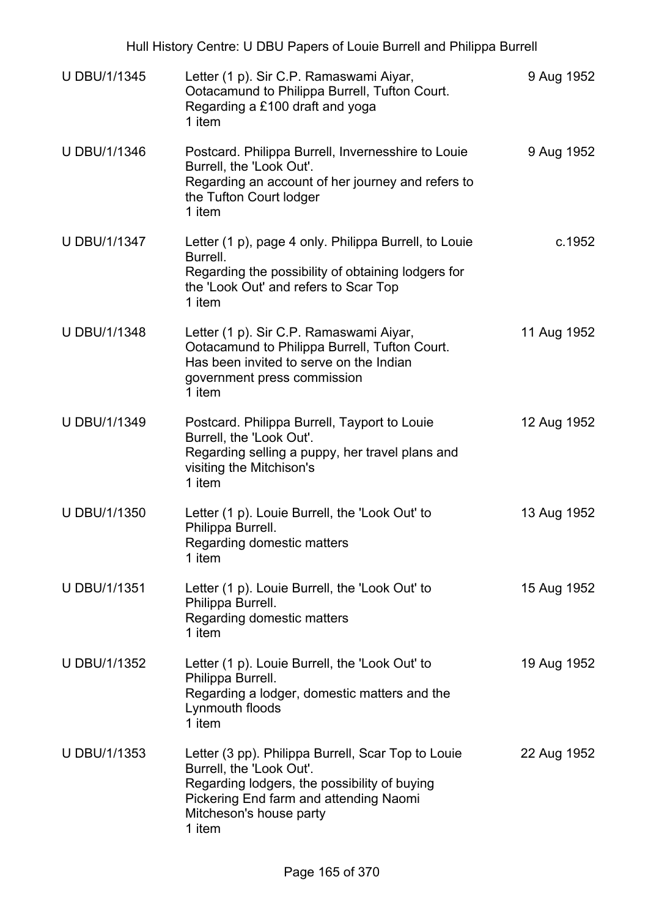| | | |
|---|---|---|
| U DBU/1/1345 | Letter (1 p). Sir C.P. Ramaswami Aiyar, Ootacamund to Philippa Burrell, Tufton Court.<br>Regarding a £100 draft and yoga<br>1 item | 9 Aug 1952 |
| U DBU/1/1346 | Postcard. Philippa Burrell, Invernesshire to Louie Burrell, the 'Look Out'.<br>Regarding an account of her journey and refers to the Tufton Court lodger<br>1 item | 9 Aug 1952 |
| U DBU/1/1347 | Letter (1 p), page 4 only. Philippa Burrell, to Louie Burrell.<br>Regarding the possibility of obtaining lodgers for the 'Look Out' and refers to Scar Top<br>1 item | c.1952 |
| U DBU/1/1348 | Letter (1 p). Sir C.P. Ramaswami Aiyar, Ootacamund to Philippa Burrell, Tufton Court.<br>Has been invited to serve on the Indian government press commission<br>1 item | 11 Aug 1952 |
| U DBU/1/1349 | Postcard. Philippa Burrell, Tayport to Louie Burrell, the 'Look Out'.<br>Regarding selling a puppy, her travel plans and visiting the Mitchison's<br>1 item | 12 Aug 1952 |
| U DBU/1/1350 | Letter (1 p). Louie Burrell, the 'Look Out' to Philippa Burrell.<br>Regarding domestic matters<br>1 item | 13 Aug 1952 |
| U DBU/1/1351 | Letter (1 p). Louie Burrell, the 'Look Out' to Philippa Burrell.<br>Regarding domestic matters<br>1 item | 15 Aug 1952 |
| U DBU/1/1352 | Letter (1 p). Louie Burrell, the 'Look Out' to Philippa Burrell.<br>Regarding a lodger, domestic matters and the Lynmouth floods<br>1 item | 19 Aug 1952 |
| U DBU/1/1353 | Letter (3 pp). Philippa Burrell, Scar Top to Louie Burrell, the 'Look Out'.<br>Regarding lodgers, the possibility of buying Pickering End farm and attending Naomi Mitcheson's house party<br>1 item | 22 Aug 1952 |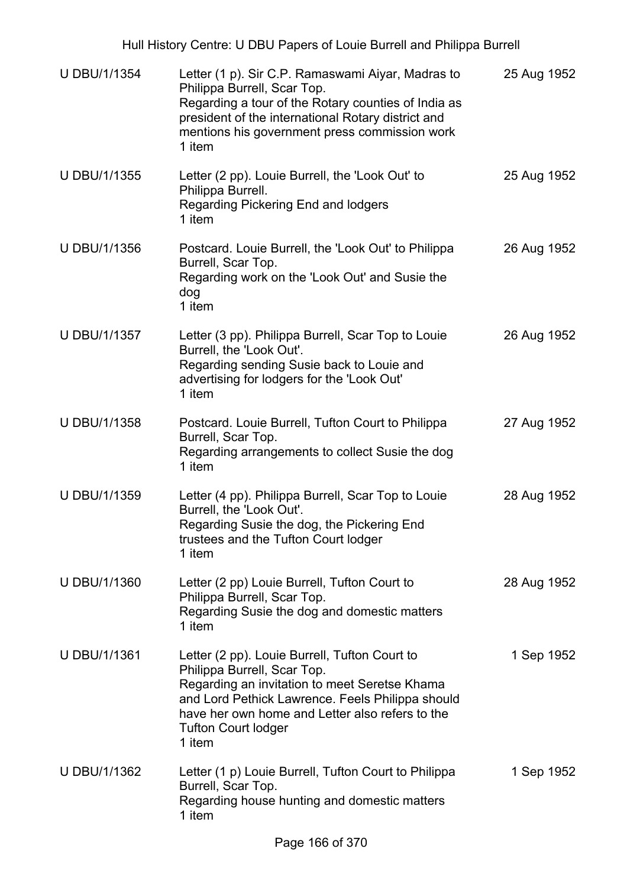| U DBU/1/1354 | Letter (1 p). Sir C.P. Ramaswami Aiyar, Madras to Philippa Burrell, Scar Top.<br>Regarding a tour of the Rotary counties of India as president of the international Rotary district and mentions his government press commission work<br>1 item | 25 Aug 1952 |
|---|---|---|
| U DBU/1/1355 | Letter (2 pp). Louie Burrell, the 'Look Out' to Philippa Burrell.<br>Regarding Pickering End and lodgers<br>1 item | 25 Aug 1952 |
| U DBU/1/1356 | Postcard. Louie Burrell, the 'Look Out' to Philippa Burrell, Scar Top.<br>Regarding work on the 'Look Out' and Susie the dog<br>1 item | 26 Aug 1952 |
| U DBU/1/1357 | Letter (3 pp). Philippa Burrell, Scar Top to Louie Burrell, the 'Look Out'.<br>Regarding sending Susie back to Louie and advertising for lodgers for the 'Look Out'<br>1 item | 26 Aug 1952 |
| U DBU/1/1358 | Postcard. Louie Burrell, Tufton Court to Philippa Burrell, Scar Top.<br>Regarding arrangements to collect Susie the dog<br>1 item | 27 Aug 1952 |
| U DBU/1/1359 | Letter (4 pp). Philippa Burrell, Scar Top to Louie Burrell, the 'Look Out'.<br>Regarding Susie the dog, the Pickering End trustees and the Tufton Court lodger<br>1 item | 28 Aug 1952 |
| U DBU/1/1360 | Letter (2 pp) Louie Burrell, Tufton Court to Philippa Burrell, Scar Top.<br>Regarding Susie the dog and domestic matters<br>1 item | 28 Aug 1952 |
| U DBU/1/1361 | Letter (2 pp). Louie Burrell, Tufton Court to Philippa Burrell, Scar Top.<br>Regarding an invitation to meet Seretse Khama and Lord Pethick Lawrence. Feels Philippa should have her own home and Letter also refers to the Tufton Court lodger<br>1 item | 1 Sep 1952 |
| U DBU/1/1362 | Letter (1 p) Louie Burrell, Tufton Court to Philippa Burrell, Scar Top.<br>Regarding house hunting and domestic matters<br>1 item | 1 Sep 1952 |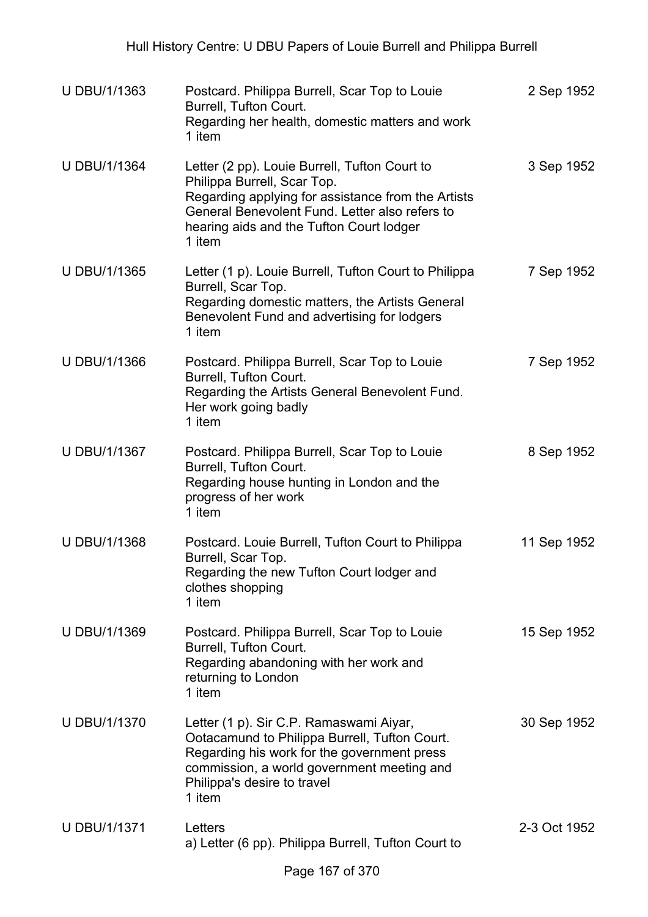| | | |
|---|---|---|
| U DBU/1/1363 | Postcard. Philippa Burrell, Scar Top to Louie Burrell, Tufton Court.<br>Regarding her health, domestic matters and work<br>1 item | 2 Sep 1952 |
| U DBU/1/1364 | Letter (2 pp). Louie Burrell, Tufton Court to Philippa Burrell, Scar Top.<br>Regarding applying for assistance from the Artists General Benevolent Fund. Letter also refers to hearing aids and the Tufton Court lodger<br>1 item | 3 Sep 1952 |
| U DBU/1/1365 | Letter (1 p). Louie Burrell, Tufton Court to Philippa Burrell, Scar Top.<br>Regarding domestic matters, the Artists General Benevolent Fund and advertising for lodgers<br>1 item | 7 Sep 1952 |
| U DBU/1/1366 | Postcard. Philippa Burrell, Scar Top to Louie Burrell, Tufton Court.<br>Regarding the Artists General Benevolent Fund. Her work going badly<br>1 item | 7 Sep 1952 |
| U DBU/1/1367 | Postcard. Philippa Burrell, Scar Top to Louie Burrell, Tufton Court.<br>Regarding house hunting in London and the progress of her work<br>1 item | 8 Sep 1952 |
| U DBU/1/1368 | Postcard. Louie Burrell, Tufton Court to Philippa Burrell, Scar Top.<br>Regarding the new Tufton Court lodger and clothes shopping<br>1 item | 11 Sep 1952 |
| U DBU/1/1369 | Postcard. Philippa Burrell, Scar Top to Louie Burrell, Tufton Court.<br>Regarding abandoning with her work and returning to London<br>1 item | 15 Sep 1952 |
| U DBU/1/1370 | Letter (1 p). Sir C.P. Ramaswami Aiyar, Ootacamund to Philippa Burrell, Tufton Court.<br>Regarding his work for the government press commission, a world government meeting and Philippa's desire to travel<br>1 item | 30 Sep 1952 |
| U DBU/1/1371 | Letters<br>a) Letter (6 pp). Philippa Burrell, Tufton Court to | 2-3 Oct 1952 |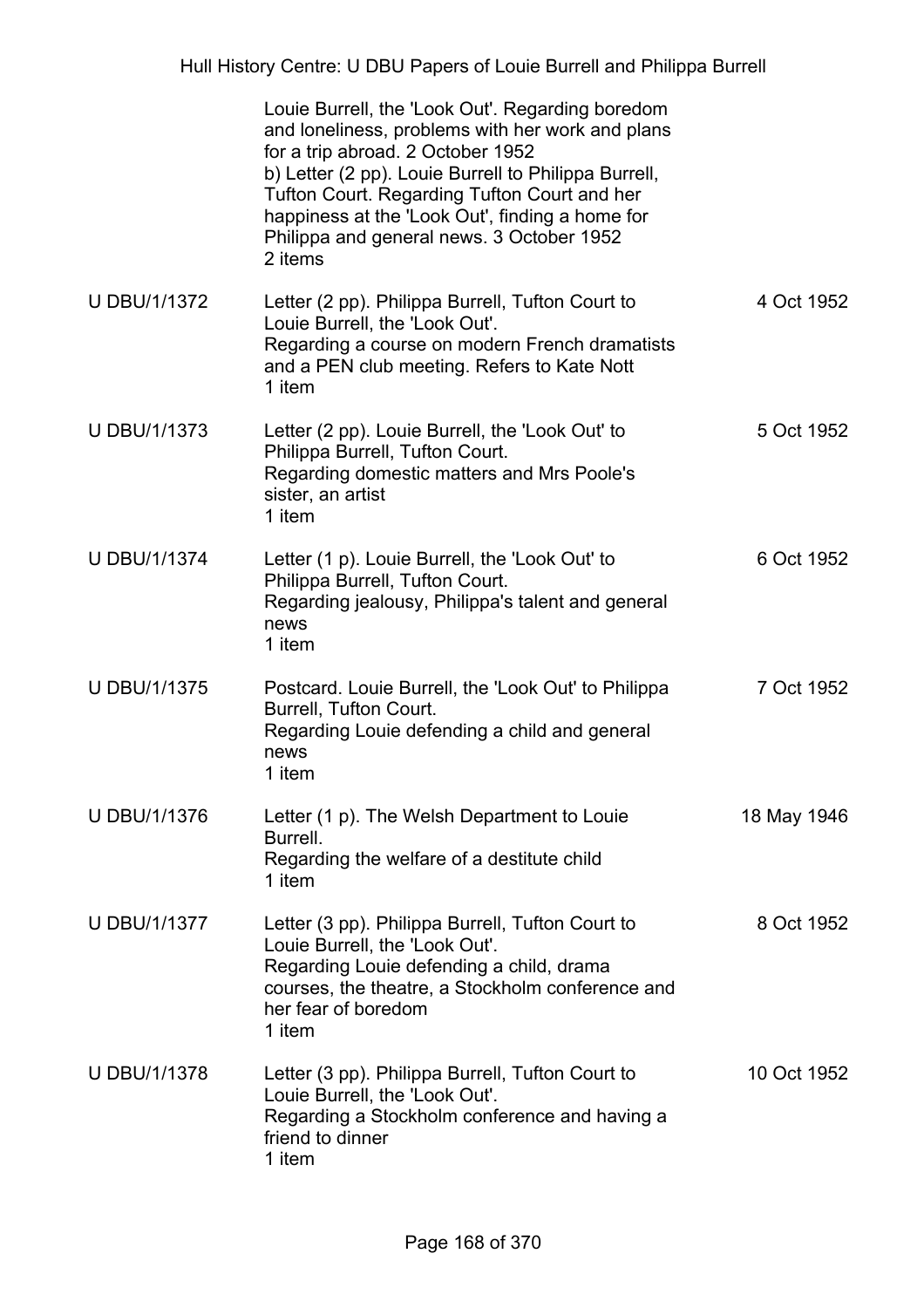| | | |
|---|---|---|
| | Louie Burrell, the 'Look Out'. Regarding boredom and loneliness, problems with her work and plans for a trip abroad. 2 October 1952<br>b) Letter (2 pp). Louie Burrell to Philippa Burrell, Tufton Court. Regarding Tufton Court and her happiness at the 'Look Out', finding a home for Philippa and general news. 3 October 1952<br>2 items | |
| U DBU/1/1372 | Letter (2 pp). Philippa Burrell, Tufton Court to Louie Burrell, the 'Look Out'.<br>Regarding a course on modern French dramatists and a PEN club meeting. Refers to Kate Nott<br>1 item | 4 Oct 1952 |
| U DBU/1/1373 | Letter (2 pp). Louie Burrell, the 'Look Out' to Philippa Burrell, Tufton Court.<br>Regarding domestic matters and Mrs Poole's sister, an artist<br>1 item | 5 Oct 1952 |
| U DBU/1/1374 | Letter (1 p). Louie Burrell, the 'Look Out' to Philippa Burrell, Tufton Court.<br>Regarding jealousy, Philippa's talent and general news<br>1 item | 6 Oct 1952 |
| U DBU/1/1375 | Postcard. Louie Burrell, the 'Look Out' to Philippa Burrell, Tufton Court.<br>Regarding Louie defending a child and general news<br>1 item | 7 Oct 1952 |
| U DBU/1/1376 | Letter (1 p). The Welsh Department to Louie Burrell.<br>Regarding the welfare of a destitute child<br>1 item | 18 May 1946 |
| U DBU/1/1377 | Letter (3 pp). Philippa Burrell, Tufton Court to Louie Burrell, the 'Look Out'.<br>Regarding Louie defending a child, drama courses, the theatre, a Stockholm conference and her fear of boredom<br>1 item | 8 Oct 1952 |
| U DBU/1/1378 | Letter (3 pp). Philippa Burrell, Tufton Court to Louie Burrell, the 'Look Out'.<br>Regarding a Stockholm conference and having a friend to dinner<br>1 item | 10 Oct 1952 |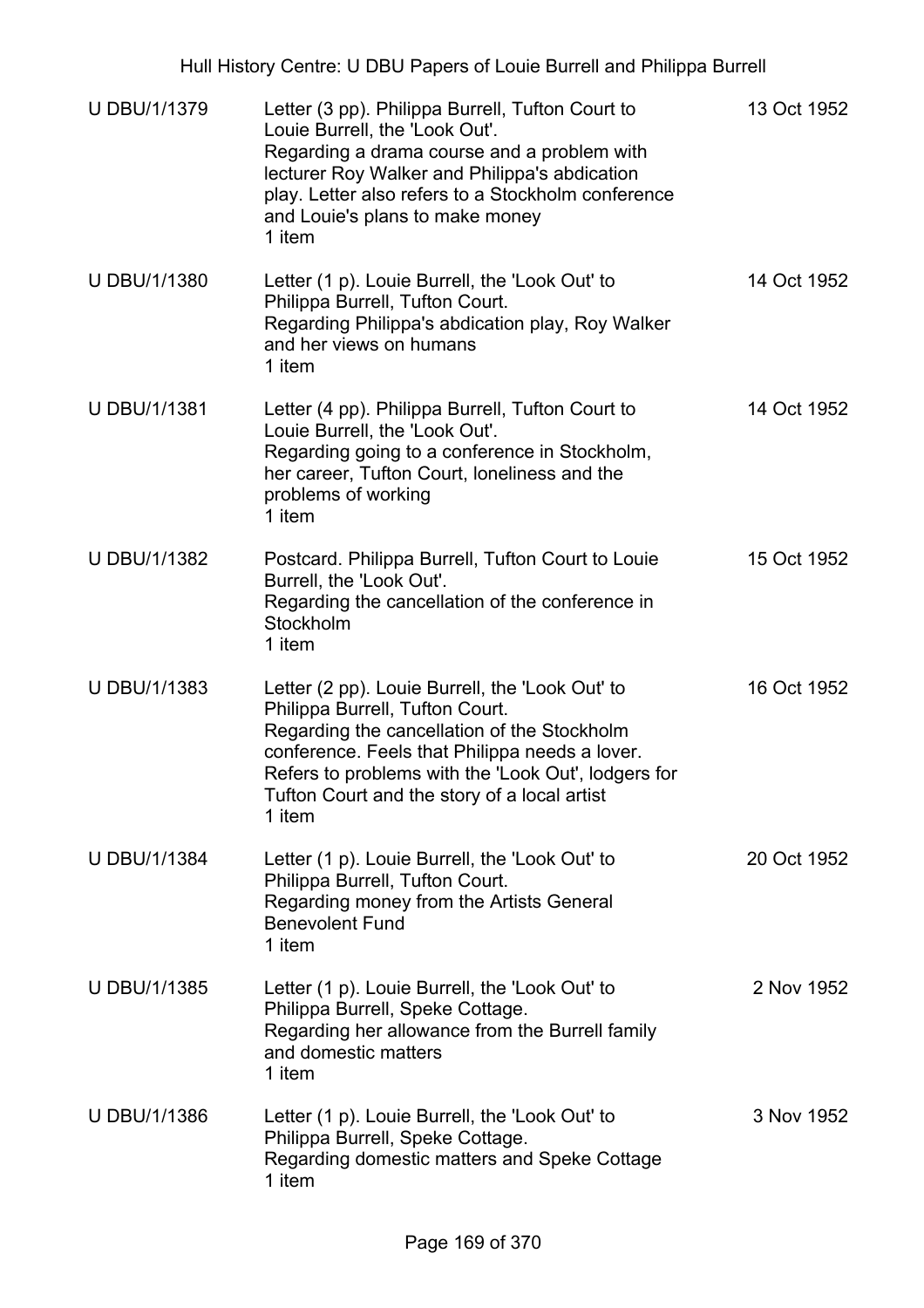| U DBU/1/1379 | Letter (3 pp). Philippa Burrell, Tufton Court to Louie Burrell, the 'Look Out'.<br>Regarding a drama course and a problem with lecturer Roy Walker and Philippa's abdication play. Letter also refers to a Stockholm conference and Louie's plans to make money<br>1 item | 13 Oct 1952 |
|---|---|---|
| U DBU/1/1380 | Letter (1 p). Louie Burrell, the 'Look Out' to Philippa Burrell, Tufton Court.<br>Regarding Philippa's abdication play, Roy Walker and her views on humans<br>1 item | 14 Oct 1952 |
| U DBU/1/1381 | Letter (4 pp). Philippa Burrell, Tufton Court to Louie Burrell, the 'Look Out'.<br>Regarding going to a conference in Stockholm, her career, Tufton Court, loneliness and the problems of working<br>1 item | 14 Oct 1952 |
| U DBU/1/1382 | Postcard. Philippa Burrell, Tufton Court to Louie Burrell, the 'Look Out'.<br>Regarding the cancellation of the conference in Stockholm<br>1 item | 15 Oct 1952 |
| U DBU/1/1383 | Letter (2 pp). Louie Burrell, the 'Look Out' to Philippa Burrell, Tufton Court.<br>Regarding the cancellation of the Stockholm conference. Feels that Philippa needs a lover. Refers to problems with the 'Look Out', lodgers for Tufton Court and the story of a local artist<br>1 item | 16 Oct 1952 |
| U DBU/1/1384 | Letter (1 p). Louie Burrell, the 'Look Out' to Philippa Burrell, Tufton Court.<br>Regarding money from the Artists General Benevolent Fund<br>1 item | 20 Oct 1952 |
| U DBU/1/1385 | Letter (1 p). Louie Burrell, the 'Look Out' to Philippa Burrell, Speke Cottage.<br>Regarding her allowance from the Burrell family and domestic matters<br>1 item | 2 Nov 1952 |
| U DBU/1/1386 | Letter (1 p). Louie Burrell, the 'Look Out' to Philippa Burrell, Speke Cottage.<br>Regarding domestic matters and Speke Cottage<br>1 item | 3 Nov 1952 |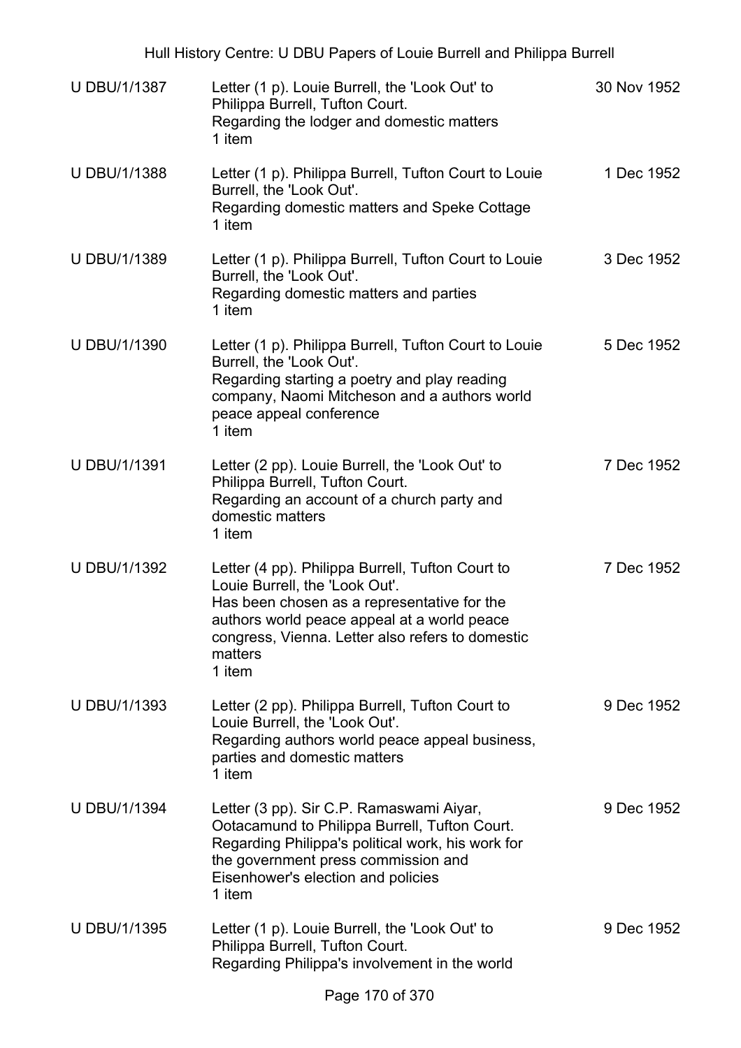| | | |
|---|---|---|
| U DBU/1/1387 | Letter (1 p). Louie Burrell, the 'Look Out' to Philippa Burrell, Tufton Court.<br>Regarding the lodger and domestic matters<br>1 item | 30 Nov 1952 |
| U DBU/1/1388 | Letter (1 p). Philippa Burrell, Tufton Court to Louie Burrell, the 'Look Out'.<br>Regarding domestic matters and Speke Cottage<br>1 item | 1 Dec 1952 |
| U DBU/1/1389 | Letter (1 p). Philippa Burrell, Tufton Court to Louie Burrell, the 'Look Out'.<br>Regarding domestic matters and parties<br>1 item | 3 Dec 1952 |
| U DBU/1/1390 | Letter (1 p). Philippa Burrell, Tufton Court to Louie Burrell, the 'Look Out'.<br>Regarding starting a poetry and play reading company, Naomi Mitcheson and a authors world peace appeal conference<br>1 item | 5 Dec 1952 |
| U DBU/1/1391 | Letter (2 pp). Louie Burrell, the 'Look Out' to Philippa Burrell, Tufton Court.<br>Regarding an account of a church party and domestic matters<br>1 item | 7 Dec 1952 |
| U DBU/1/1392 | Letter (4 pp). Philippa Burrell, Tufton Court to Louie Burrell, the 'Look Out'.<br>Has been chosen as a representative for the authors world peace appeal at a world peace congress, Vienna. Letter also refers to domestic matters<br>1 item | 7 Dec 1952 |
| U DBU/1/1393 | Letter (2 pp). Philippa Burrell, Tufton Court to Louie Burrell, the 'Look Out'.<br>Regarding authors world peace appeal business, parties and domestic matters<br>1 item | 9 Dec 1952 |
| U DBU/1/1394 | Letter (3 pp). Sir C.P. Ramaswami Aiyar, Ootacamund to Philippa Burrell, Tufton Court.<br>Regarding Philippa's political work, his work for the government press commission and Eisenhower's election and policies<br>1 item | 9 Dec 1952 |
| U DBU/1/1395 | Letter (1 p). Louie Burrell, the 'Look Out' to Philippa Burrell, Tufton Court.<br>Regarding Philippa's involvement in the world | 9 Dec 1952 |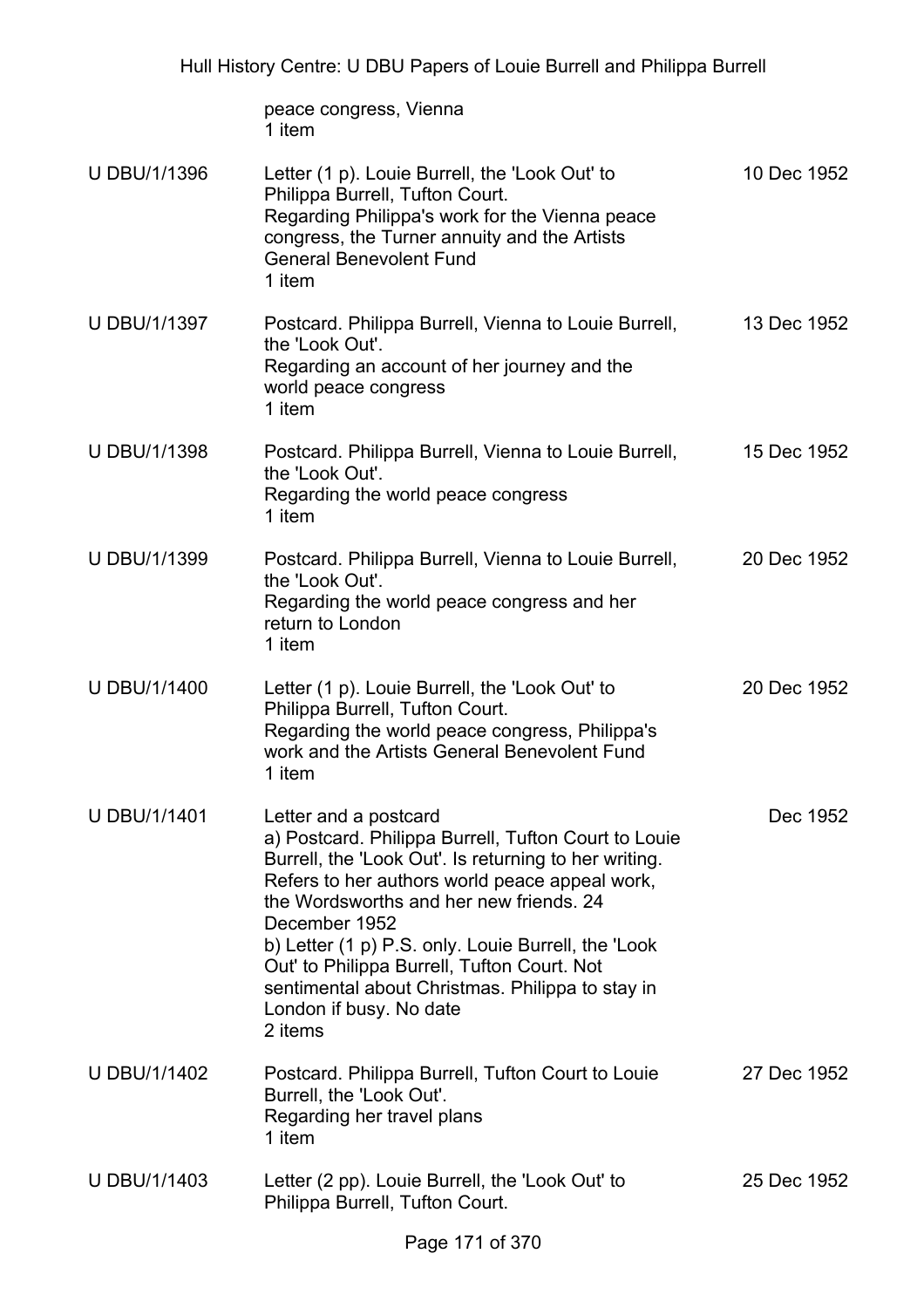| | | |
|---|---|---|
| | peace congress, Vienna<br>1 item | |
| U DBU/1/1396 | Letter (1 p). Louie Burrell, the 'Look Out' to Philippa Burrell, Tufton Court.<br>Regarding Philippa's work for the Vienna peace congress, the Turner annuity and the Artists General Benevolent Fund<br>1 item | 10 Dec 1952 |
| U DBU/1/1397 | Postcard. Philippa Burrell, Vienna to Louie Burrell, the 'Look Out'.<br>Regarding an account of her journey and the world peace congress<br>1 item | 13 Dec 1952 |
| U DBU/1/1398 | Postcard. Philippa Burrell, Vienna to Louie Burrell, the 'Look Out'.<br>Regarding the world peace congress<br>1 item | 15 Dec 1952 |
| U DBU/1/1399 | Postcard. Philippa Burrell, Vienna to Louie Burrell, the 'Look Out'.<br>Regarding the world peace congress and her return to London<br>1 item | 20 Dec 1952 |
| U DBU/1/1400 | Letter (1 p). Louie Burrell, the 'Look Out' to Philippa Burrell, Tufton Court.<br>Regarding the world peace congress, Philippa's work and the Artists General Benevolent Fund<br>1 item | 20 Dec 1952 |
| U DBU/1/1401 | Letter and a postcard<br>a) Postcard. Philippa Burrell, Tufton Court to Louie Burrell, the 'Look Out'. Is returning to her writing. Refers to her authors world peace appeal work, the Wordsworths and her new friends. 24 December 1952<br>b) Letter (1 p) P.S. only. Louie Burrell, the 'Look Out' to Philippa Burrell, Tufton Court. Not sentimental about Christmas. Philippa to stay in London if busy. No date<br>2 items | Dec 1952 |
| U DBU/1/1402 | Postcard. Philippa Burrell, Tufton Court to Louie Burrell, the 'Look Out'.<br>Regarding her travel plans<br>1 item | 27 Dec 1952 |
| U DBU/1/1403 | Letter (2 pp). Louie Burrell, the 'Look Out' to Philippa Burrell, Tufton Court. | 25 Dec 1952 |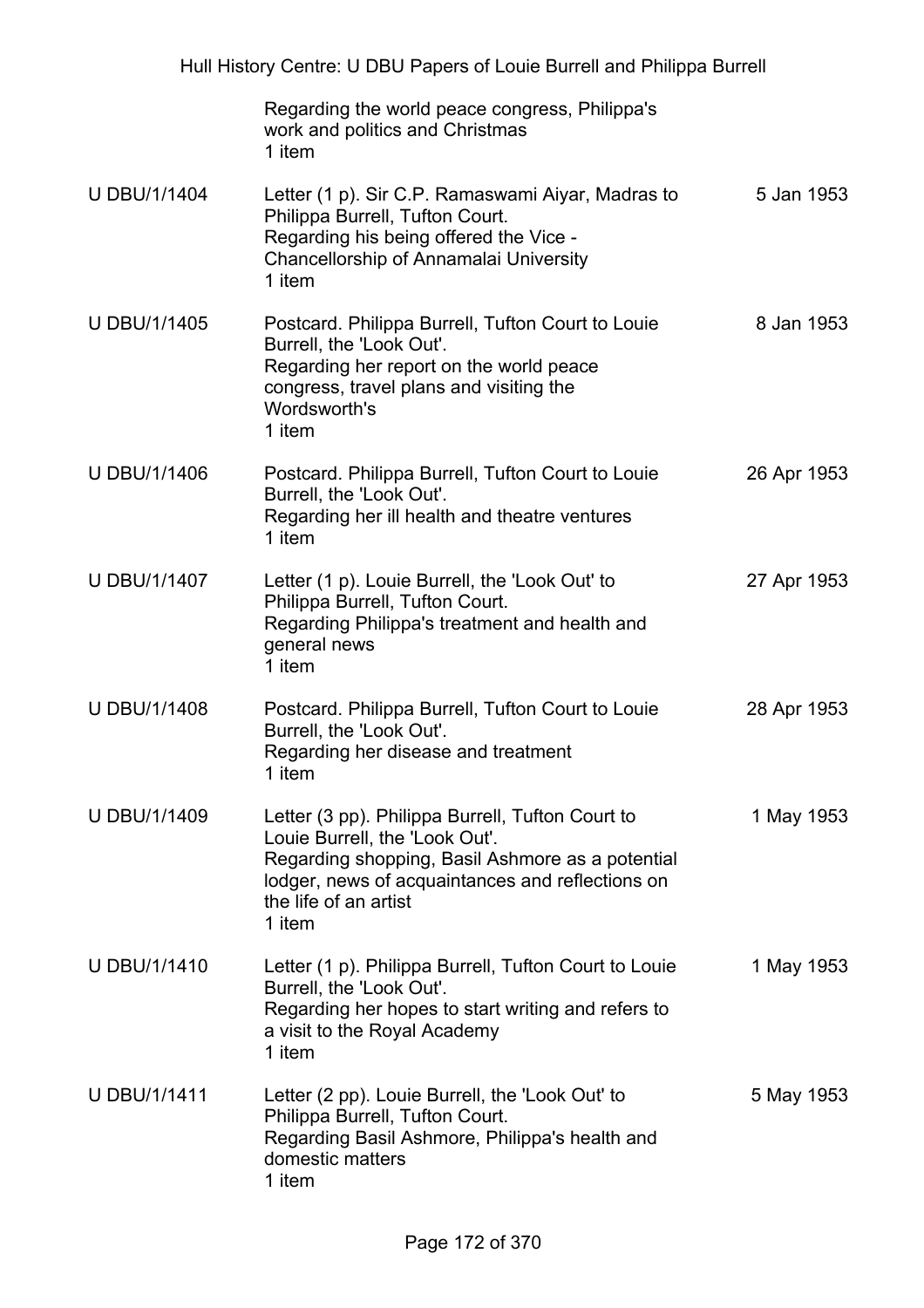| | | |
|---|---|---|
| | Regarding the world peace congress, Philippa's work and politics and Christmas<br>1 item | |
| U DBU/1/1404 | Letter (1 p). Sir C.P. Ramaswami Aiyar, Madras to Philippa Burrell, Tufton Court.<br>Regarding his being offered the Vice - Chancellorship of Annamalai University<br>1 item | 5 Jan 1953 |
| U DBU/1/1405 | Postcard. Philippa Burrell, Tufton Court to Louie Burrell, the 'Look Out'.<br>Regarding her report on the world peace congress, travel plans and visiting the Wordsworth's<br>1 item | 8 Jan 1953 |
| U DBU/1/1406 | Postcard. Philippa Burrell, Tufton Court to Louie Burrell, the 'Look Out'.<br>Regarding her ill health and theatre ventures<br>1 item | 26 Apr 1953 |
| U DBU/1/1407 | Letter (1 p). Louie Burrell, the 'Look Out' to Philippa Burrell, Tufton Court.<br>Regarding Philippa's treatment and health and general news<br>1 item | 27 Apr 1953 |
| U DBU/1/1408 | Postcard. Philippa Burrell, Tufton Court to Louie Burrell, the 'Look Out'.<br>Regarding her disease and treatment<br>1 item | 28 Apr 1953 |
| U DBU/1/1409 | Letter (3 pp). Philippa Burrell, Tufton Court to Louie Burrell, the 'Look Out'.<br>Regarding shopping, Basil Ashmore as a potential lodger, news of acquaintances and reflections on the life of an artist<br>1 item | 1 May 1953 |
| U DBU/1/1410 | Letter (1 p). Philippa Burrell, Tufton Court to Louie Burrell, the 'Look Out'.<br>Regarding her hopes to start writing and refers to a visit to the Royal Academy<br>1 item | 1 May 1953 |
| U DBU/1/1411 | Letter (2 pp). Louie Burrell, the 'Look Out' to Philippa Burrell, Tufton Court.<br>Regarding Basil Ashmore, Philippa's health and domestic matters<br>1 item | 5 May 1953 |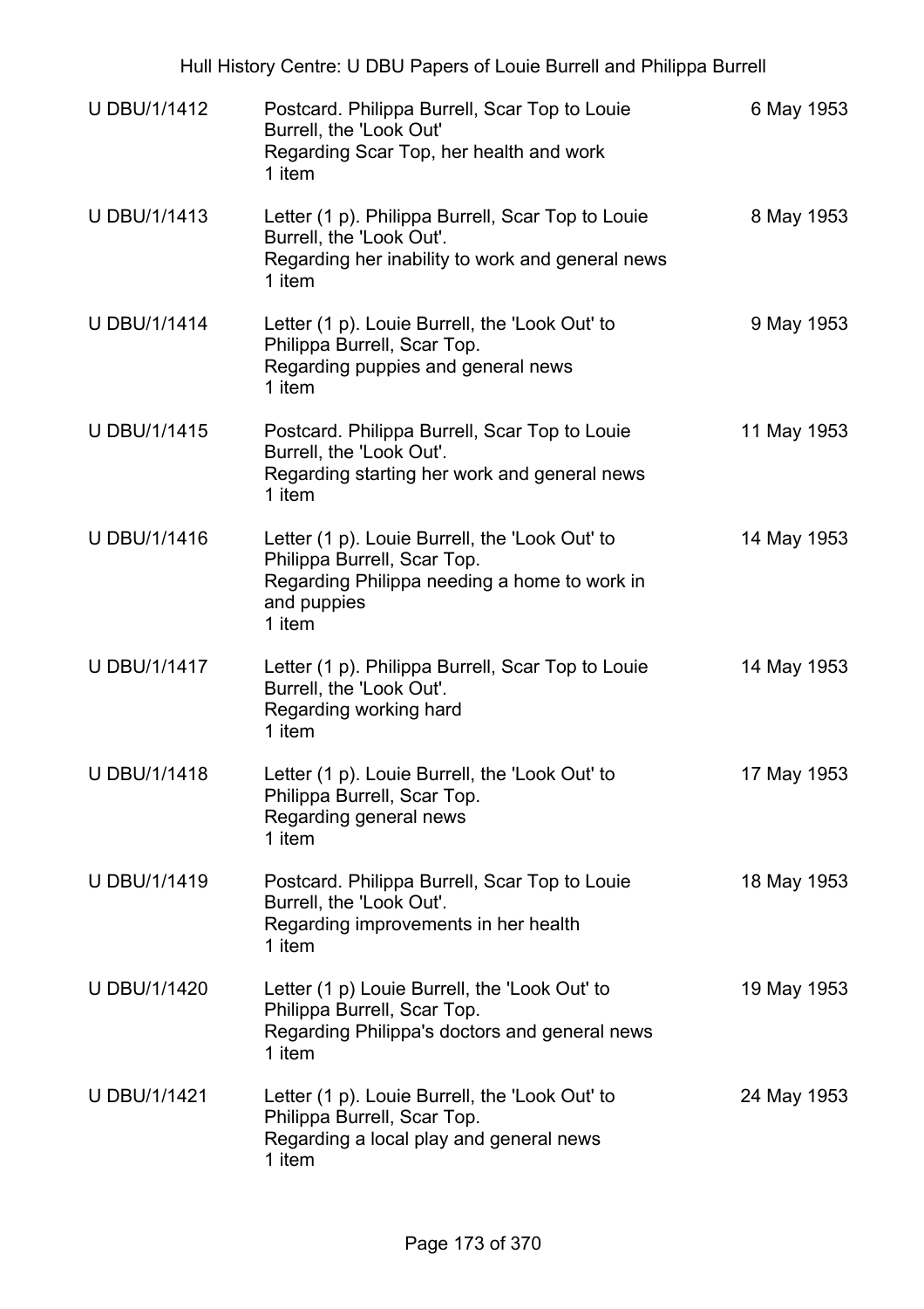| | | |
|---|---|---|
| U DBU/1/1412 | Postcard. Philippa Burrell, Scar Top to Louie Burrell, the 'Look Out'<br>Regarding Scar Top, her health and work<br>1 item | 6 May 1953 |
| U DBU/1/1413 | Letter (1 p). Philippa Burrell, Scar Top to Louie Burrell, the 'Look Out'.<br>Regarding her inability to work and general news<br>1 item | 8 May 1953 |
| U DBU/1/1414 | Letter (1 p). Louie Burrell, the 'Look Out' to Philippa Burrell, Scar Top.<br>Regarding puppies and general news<br>1 item | 9 May 1953 |
| U DBU/1/1415 | Postcard. Philippa Burrell, Scar Top to Louie Burrell, the 'Look Out'.<br>Regarding starting her work and general news<br>1 item | 11 May 1953 |
| U DBU/1/1416 | Letter (1 p). Louie Burrell, the 'Look Out' to Philippa Burrell, Scar Top.<br>Regarding Philippa needing a home to work in and puppies<br>1 item | 14 May 1953 |
| U DBU/1/1417 | Letter (1 p). Philippa Burrell, Scar Top to Louie Burrell, the 'Look Out'.<br>Regarding working hard<br>1 item | 14 May 1953 |
| U DBU/1/1418 | Letter (1 p). Louie Burrell, the 'Look Out' to Philippa Burrell, Scar Top.<br>Regarding general news<br>1 item | 17 May 1953 |
| U DBU/1/1419 | Postcard. Philippa Burrell, Scar Top to Louie Burrell, the 'Look Out'.<br>Regarding improvements in her health<br>1 item | 18 May 1953 |
| U DBU/1/1420 | Letter (1 p) Louie Burrell, the 'Look Out' to Philippa Burrell, Scar Top.<br>Regarding Philippa's doctors and general news<br>1 item | 19 May 1953 |
| U DBU/1/1421 | Letter (1 p). Louie Burrell, the 'Look Out' to Philippa Burrell, Scar Top.<br>Regarding a local play and general news<br>1 item | 24 May 1953 |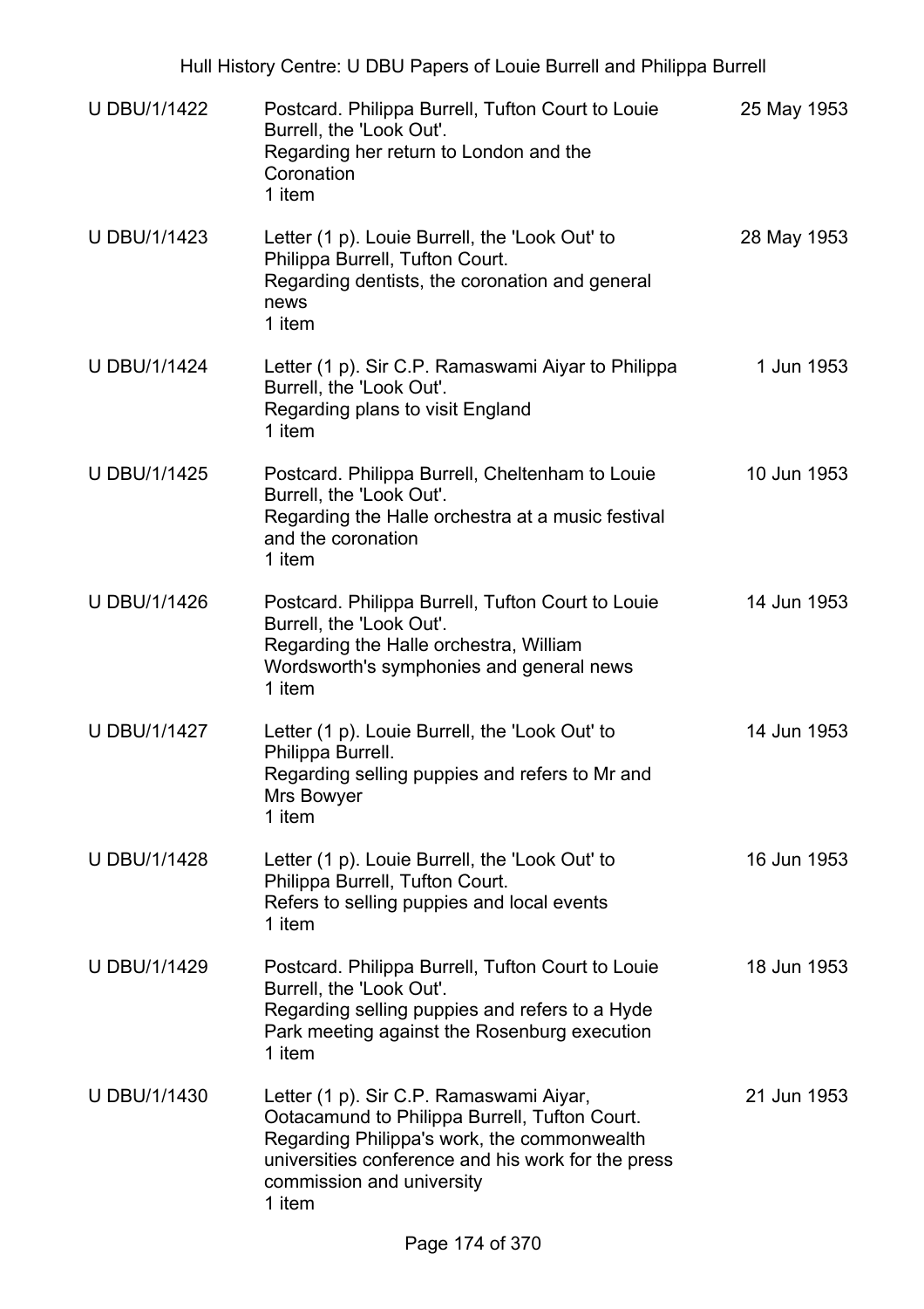| | | |
|---|---|---|
| U DBU/1/1422 | Postcard. Philippa Burrell, Tufton Court to Louie Burrell, the 'Look Out'.<br>Regarding her return to London and the Coronation<br>1 item | 25 May 1953 |
| U DBU/1/1423 | Letter (1 p). Louie Burrell, the 'Look Out' to Philippa Burrell, Tufton Court.<br>Regarding dentists, the coronation and general news<br>1 item | 28 May 1953 |
| U DBU/1/1424 | Letter (1 p). Sir C.P. Ramaswami Aiyar to Philippa Burrell, the 'Look Out'.<br>Regarding plans to visit England<br>1 item | 1 Jun 1953 |
| U DBU/1/1425 | Postcard. Philippa Burrell, Cheltenham to Louie Burrell, the 'Look Out'.<br>Regarding the Halle orchestra at a music festival and the coronation<br>1 item | 10 Jun 1953 |
| U DBU/1/1426 | Postcard. Philippa Burrell, Tufton Court to Louie Burrell, the 'Look Out'.<br>Regarding the Halle orchestra, William Wordsworth's symphonies and general news<br>1 item | 14 Jun 1953 |
| U DBU/1/1427 | Letter (1 p). Louie Burrell, the 'Look Out' to Philippa Burrell.<br>Regarding selling puppies and refers to Mr and Mrs Bowyer<br>1 item | 14 Jun 1953 |
| U DBU/1/1428 | Letter (1 p). Louie Burrell, the 'Look Out' to Philippa Burrell, Tufton Court.<br>Refers to selling puppies and local events<br>1 item | 16 Jun 1953 |
| U DBU/1/1429 | Postcard. Philippa Burrell, Tufton Court to Louie Burrell, the 'Look Out'.<br>Regarding selling puppies and refers to a Hyde Park meeting against the Rosenburg execution<br>1 item | 18 Jun 1953 |
| U DBU/1/1430 | Letter (1 p). Sir C.P. Ramaswami Aiyar, Ootacamund to Philippa Burrell, Tufton Court.<br>Regarding Philippa's work, the commonwealth universities conference and his work for the press commission and university<br>1 item | 21 Jun 1953 |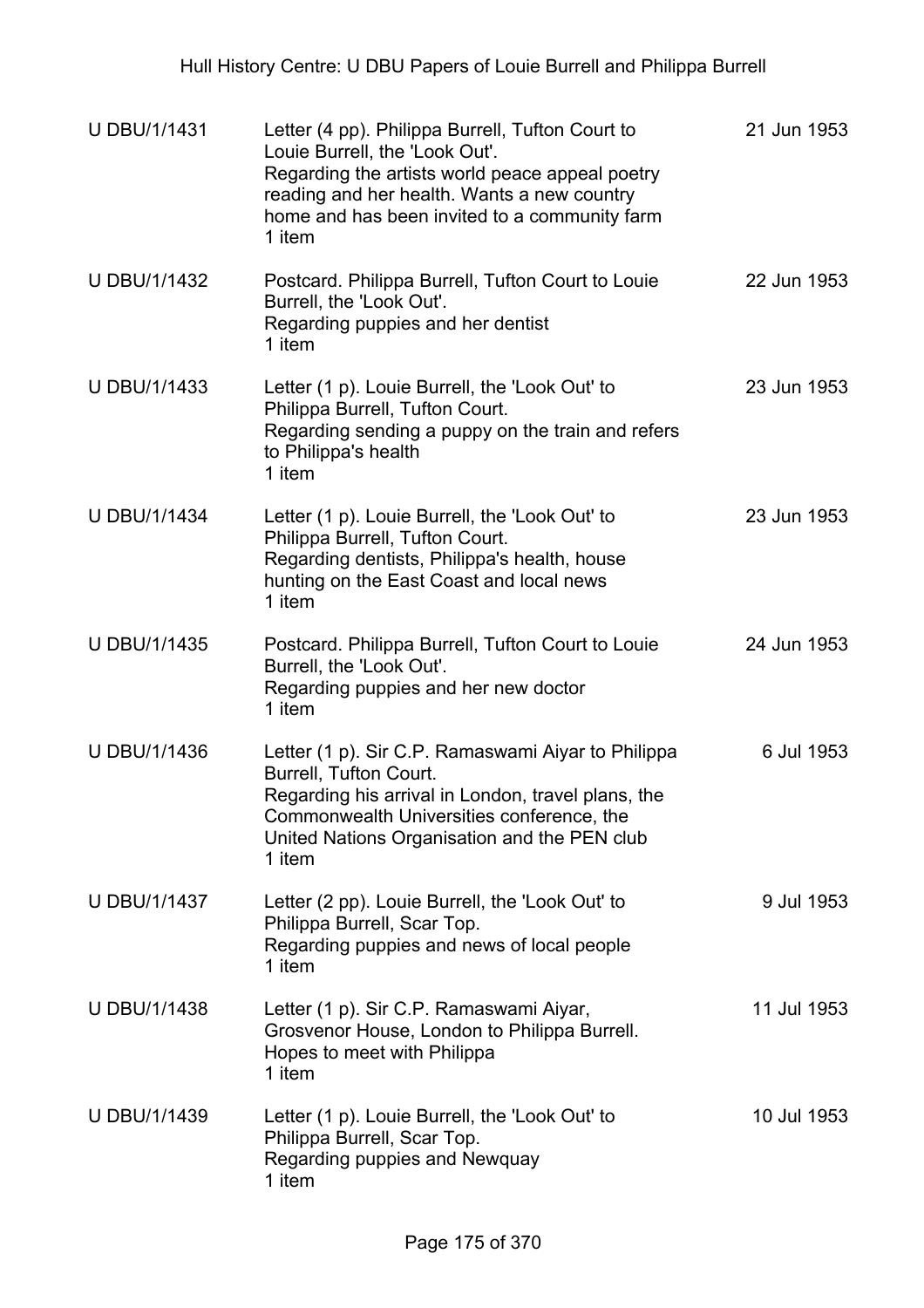| U DBU/1/1431 | Letter (4 pp). Philippa Burrell, Tufton Court to Louie Burrell, the 'Look Out'.<br>Regarding the artists world peace appeal poetry reading and her health. Wants a new country home and has been invited to a community farm<br>1 item | 21 Jun 1953 |
|---|---|---|
| U DBU/1/1432 | Postcard. Philippa Burrell, Tufton Court to Louie Burrell, the 'Look Out'.<br>Regarding puppies and her dentist<br>1 item | 22 Jun 1953 |
| U DBU/1/1433 | Letter (1 p). Louie Burrell, the 'Look Out' to Philippa Burrell, Tufton Court.<br>Regarding sending a puppy on the train and refers to Philippa's health<br>1 item | 23 Jun 1953 |
| U DBU/1/1434 | Letter (1 p). Louie Burrell, the 'Look Out' to Philippa Burrell, Tufton Court.<br>Regarding dentists, Philippa's health, house hunting on the East Coast and local news<br>1 item | 23 Jun 1953 |
| U DBU/1/1435 | Postcard. Philippa Burrell, Tufton Court to Louie Burrell, the 'Look Out'.<br>Regarding puppies and her new doctor<br>1 item | 24 Jun 1953 |
| U DBU/1/1436 | Letter (1 p). Sir C.P. Ramaswami Aiyar to Philippa Burrell, Tufton Court.<br>Regarding his arrival in London, travel plans, the Commonwealth Universities conference, the United Nations Organisation and the PEN club<br>1 item | 6 Jul 1953 |
| U DBU/1/1437 | Letter (2 pp). Louie Burrell, the 'Look Out' to Philippa Burrell, Scar Top.<br>Regarding puppies and news of local people<br>1 item | 9 Jul 1953 |
| U DBU/1/1438 | Letter (1 p). Sir C.P. Ramaswami Aiyar, Grosvenor House, London to Philippa Burrell.<br>Hopes to meet with Philippa<br>1 item | 11 Jul 1953 |
| U DBU/1/1439 | Letter (1 p). Louie Burrell, the 'Look Out' to Philippa Burrell, Scar Top.<br>Regarding puppies and Newquay<br>1 item | 10 Jul 1953 |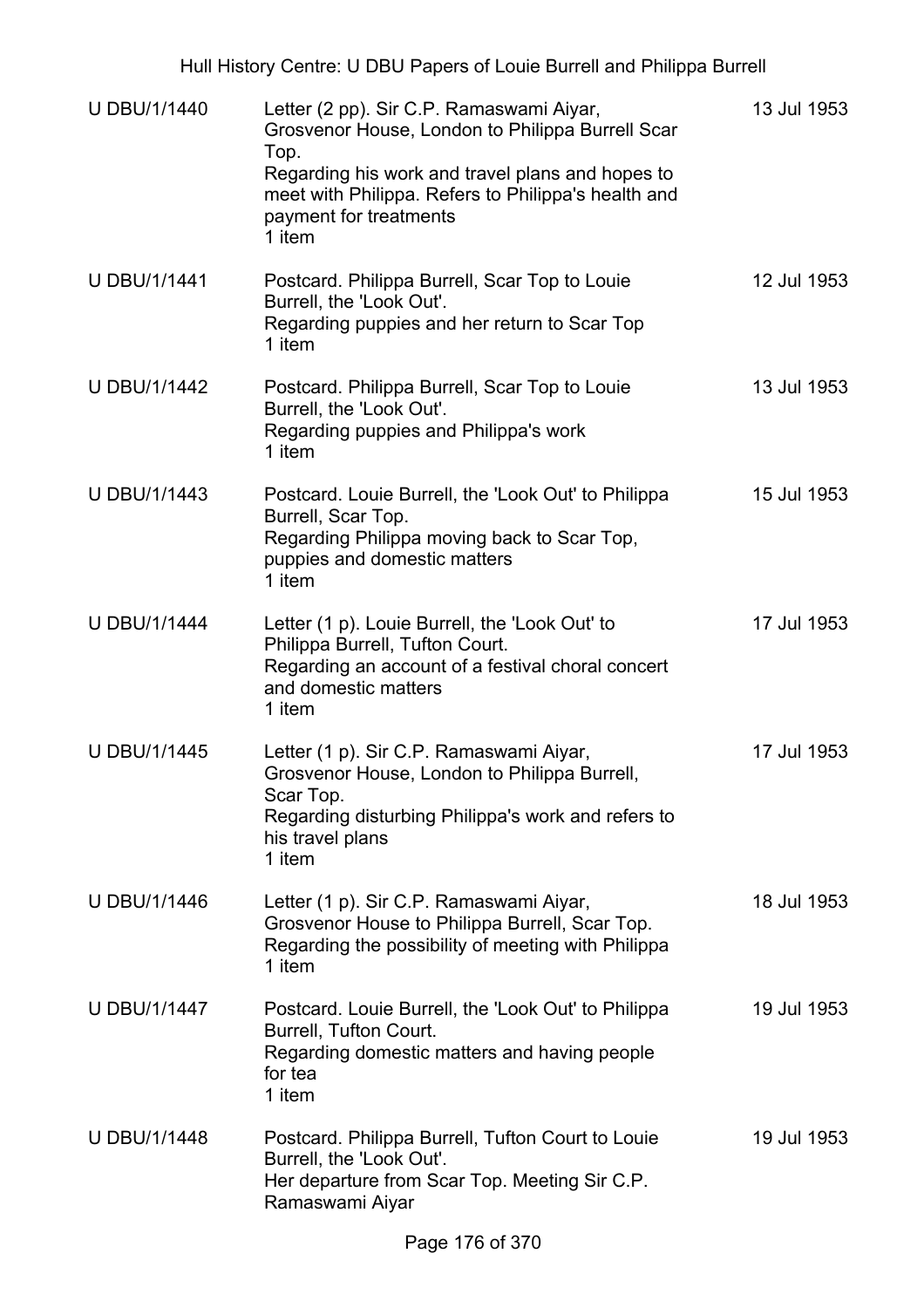| U DBU/1/1440 | Letter (2 pp). Sir C.P. Ramaswami Aiyar, Grosvenor House, London to Philippa Burrell Scar Top.<br>Regarding his work and travel plans and hopes to meet with Philippa. Refers to Philippa's health and payment for treatments<br>1 item | 13 Jul 1953 |
|---|---|---|
| U DBU/1/1441 | Postcard. Philippa Burrell, Scar Top to Louie Burrell, the 'Look Out'.<br>Regarding puppies and her return to Scar Top<br>1 item | 12 Jul 1953 |
| U DBU/1/1442 | Postcard. Philippa Burrell, Scar Top to Louie Burrell, the 'Look Out'.<br>Regarding puppies and Philippa's work<br>1 item | 13 Jul 1953 |
| U DBU/1/1443 | Postcard. Louie Burrell, the 'Look Out' to Philippa Burrell, Scar Top.<br>Regarding Philippa moving back to Scar Top, puppies and domestic matters<br>1 item | 15 Jul 1953 |
| U DBU/1/1444 | Letter (1 p). Louie Burrell, the 'Look Out' to Philippa Burrell, Tufton Court.<br>Regarding an account of a festival choral concert and domestic matters<br>1 item | 17 Jul 1953 |
| U DBU/1/1445 | Letter (1 p). Sir C.P. Ramaswami Aiyar, Grosvenor House, London to Philippa Burrell, Scar Top.<br>Regarding disturbing Philippa's work and refers to his travel plans<br>1 item | 17 Jul 1953 |
| U DBU/1/1446 | Letter (1 p). Sir C.P. Ramaswami Aiyar, Grosvenor House to Philippa Burrell, Scar Top.<br>Regarding the possibility of meeting with Philippa<br>1 item | 18 Jul 1953 |
| U DBU/1/1447 | Postcard. Louie Burrell, the 'Look Out' to Philippa Burrell, Tufton Court.<br>Regarding domestic matters and having people for tea<br>1 item | 19 Jul 1953 |
| U DBU/1/1448 | Postcard. Philippa Burrell, Tufton Court to Louie Burrell, the 'Look Out'.<br>Her departure from Scar Top. Meeting Sir C.P. Ramaswami Aiyar | 19 Jul 1953 |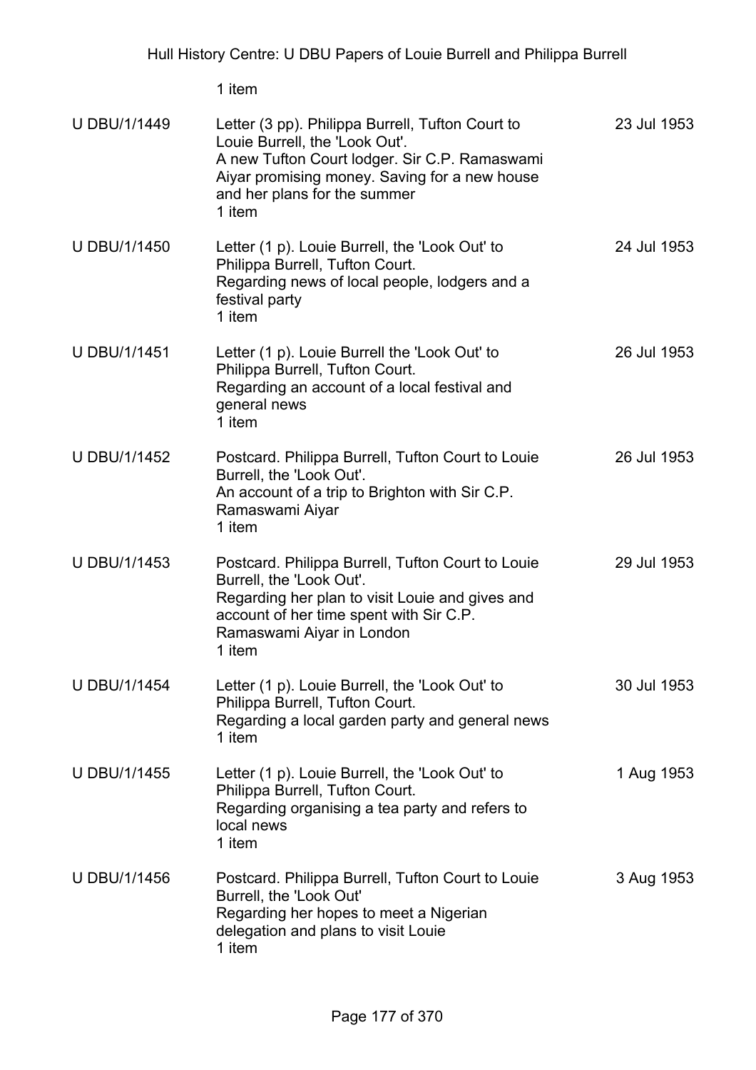1 item

| | | |
|---|---|---|
| U DBU/1/1449 | Letter (3 pp). Philippa Burrell, Tufton Court to Louie Burrell, the 'Look Out'.<br>A new Tufton Court lodger. Sir C.P. Ramaswami Aiyar promising money. Saving for a new house and her plans for the summer<br>1 item | 23 Jul 1953 |
| U DBU/1/1450 | Letter (1 p). Louie Burrell, the 'Look Out' to Philippa Burrell, Tufton Court.<br>Regarding news of local people, lodgers and a festival party<br>1 item | 24 Jul 1953 |
| U DBU/1/1451 | Letter (1 p). Louie Burrell the 'Look Out' to Philippa Burrell, Tufton Court.<br>Regarding an account of a local festival and general news<br>1 item | 26 Jul 1953 |
| U DBU/1/1452 | Postcard. Philippa Burrell, Tufton Court to Louie Burrell, the 'Look Out'.<br>An account of a trip to Brighton with Sir C.P. Ramaswami Aiyar<br>1 item | 26 Jul 1953 |
| U DBU/1/1453 | Postcard. Philippa Burrell, Tufton Court to Louie Burrell, the 'Look Out'.<br>Regarding her plan to visit Louie and gives and account of her time spent with Sir C.P. Ramaswami Aiyar in London<br>1 item | 29 Jul 1953 |
| U DBU/1/1454 | Letter (1 p). Louie Burrell, the 'Look Out' to Philippa Burrell, Tufton Court.<br>Regarding a local garden party and general news<br>1 item | 30 Jul 1953 |
| U DBU/1/1455 | Letter (1 p). Louie Burrell, the 'Look Out' to Philippa Burrell, Tufton Court.<br>Regarding organising a tea party and refers to local news<br>1 item | 1 Aug 1953 |
| U DBU/1/1456 | Postcard. Philippa Burrell, Tufton Court to Louie Burrell, the 'Look Out'<br>Regarding her hopes to meet a Nigerian delegation and plans to visit Louie<br>1 item | 3 Aug 1953 |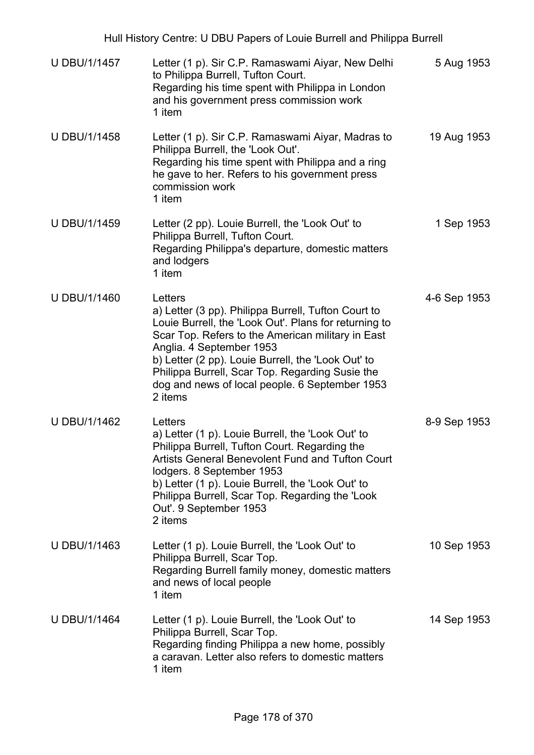| U DBU/1/1457 | Letter (1 p). Sir C.P. Ramaswami Aiyar, New Delhi to Philippa Burrell, Tufton Court.<br>Regarding his time spent with Philippa in London and his government press commission work<br>1 item | 5 Aug 1953 |
|---|---|---|
| U DBU/1/1458 | Letter (1 p). Sir C.P. Ramaswami Aiyar, Madras to Philippa Burrell, the 'Look Out'.<br>Regarding his time spent with Philippa and a ring he gave to her. Refers to his government press commission work<br>1 item | 19 Aug 1953 |
| U DBU/1/1459 | Letter (2 pp). Louie Burrell, the 'Look Out' to Philippa Burrell, Tufton Court.<br>Regarding Philippa's departure, domestic matters and lodgers<br>1 item | 1 Sep 1953 |
| U DBU/1/1460 | Letters<br>a) Letter (3 pp). Philippa Burrell, Tufton Court to Louie Burrell, the 'Look Out'. Plans for returning to Scar Top. Refers to the American military in East Anglia. 4 September 1953<br>b) Letter (2 pp). Louie Burrell, the 'Look Out' to Philippa Burrell, Scar Top. Regarding Susie the dog and news of local people. 6 September 1953<br>2 items | 4-6 Sep 1953 |
| U DBU/1/1462 | Letters<br>a) Letter (1 p). Louie Burrell, the 'Look Out' to Philippa Burrell, Tufton Court. Regarding the Artists General Benevolent Fund and Tufton Court lodgers. 8 September 1953<br>b) Letter (1 p). Louie Burrell, the 'Look Out' to Philippa Burrell, Scar Top. Regarding the 'Look Out'. 9 September 1953<br>2 items | 8-9 Sep 1953 |
| U DBU/1/1463 | Letter (1 p). Louie Burrell, the 'Look Out' to Philippa Burrell, Scar Top.<br>Regarding Burrell family money, domestic matters and news of local people<br>1 item | 10 Sep 1953 |
| U DBU/1/1464 | Letter (1 p). Louie Burrell, the 'Look Out' to Philippa Burrell, Scar Top.<br>Regarding finding Philippa a new home, possibly a caravan. Letter also refers to domestic matters<br>1 item | 14 Sep 1953 |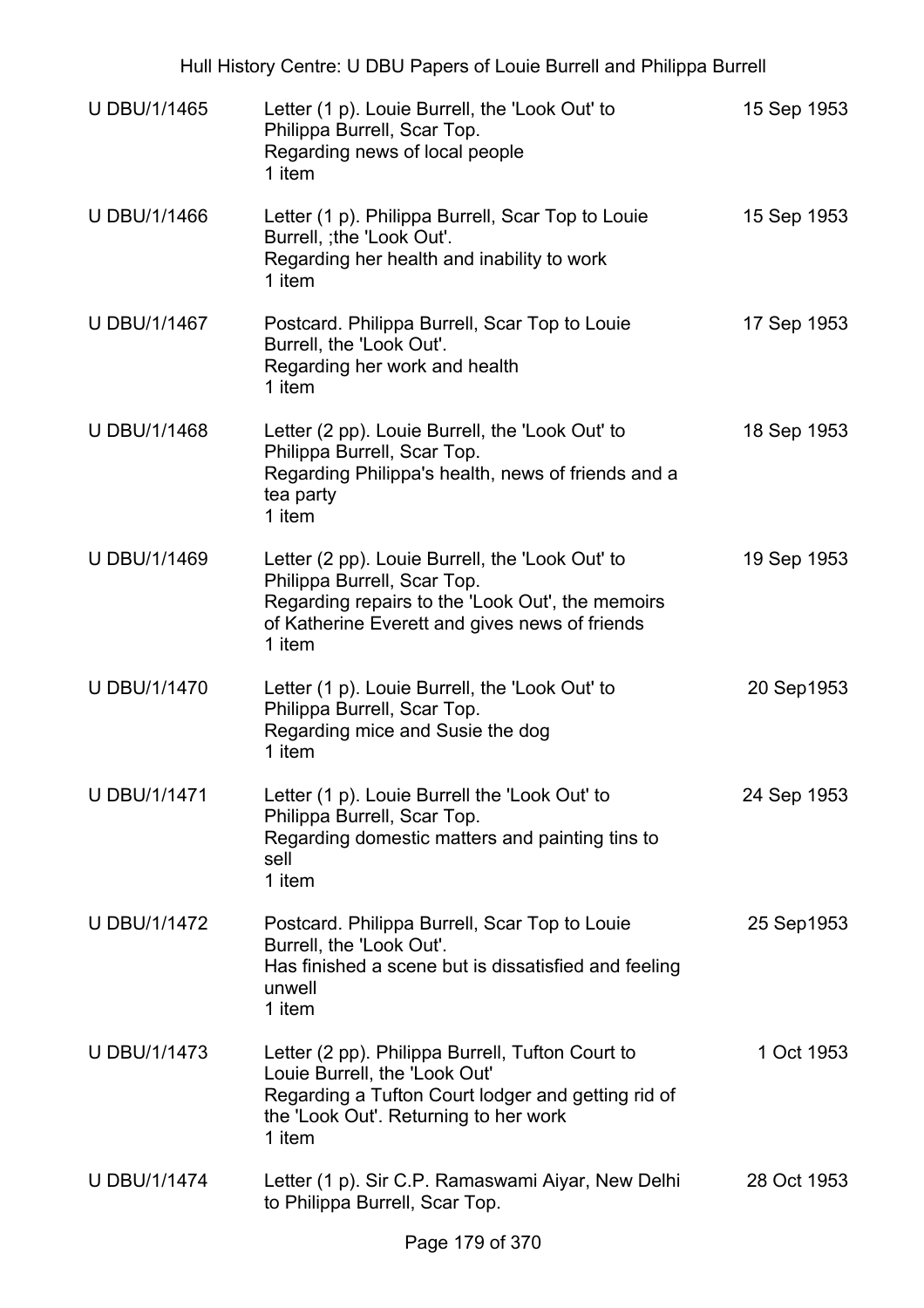| | | |
|---|---|---|
| U DBU/1/1465 | Letter (1 p). Louie Burrell, the 'Look Out' to Philippa Burrell, Scar Top.<br>Regarding news of local people<br>1 item | 15 Sep 1953 |
| U DBU/1/1466 | Letter (1 p). Philippa Burrell, Scar Top to Louie Burrell, ;the 'Look Out'.<br>Regarding her health and inability to work<br>1 item | 15 Sep 1953 |
| U DBU/1/1467 | Postcard. Philippa Burrell, Scar Top to Louie Burrell, the 'Look Out'.<br>Regarding her work and health<br>1 item | 17 Sep 1953 |
| U DBU/1/1468 | Letter (2 pp). Louie Burrell, the 'Look Out' to Philippa Burrell, Scar Top.<br>Regarding Philippa's health, news of friends and a tea party<br>1 item | 18 Sep 1953 |
| U DBU/1/1469 | Letter (2 pp). Louie Burrell, the 'Look Out' to Philippa Burrell, Scar Top.<br>Regarding repairs to the 'Look Out', the memoirs of Katherine Everett and gives news of friends<br>1 item | 19 Sep 1953 |
| U DBU/1/1470 | Letter (1 p). Louie Burrell, the 'Look Out' to Philippa Burrell, Scar Top.<br>Regarding mice and Susie the dog<br>1 item | 20 Sep1953 |
| U DBU/1/1471 | Letter (1 p). Louie Burrell the 'Look Out' to Philippa Burrell, Scar Top.<br>Regarding domestic matters and painting tins to sell<br>1 item | 24 Sep 1953 |
| U DBU/1/1472 | Postcard. Philippa Burrell, Scar Top to Louie Burrell, the 'Look Out'.<br>Has finished a scene but is dissatisfied and feeling unwell<br>1 item | 25 Sep1953 |
| U DBU/1/1473 | Letter (2 pp). Philippa Burrell, Tufton Court to Louie Burrell, the 'Look Out'<br>Regarding a Tufton Court lodger and getting rid of the 'Look Out'. Returning to her work<br>1 item | 1 Oct 1953 |
| U DBU/1/1474 | Letter (1 p). Sir C.P. Ramaswami Aiyar, New Delhi to Philippa Burrell, Scar Top. | 28 Oct 1953 |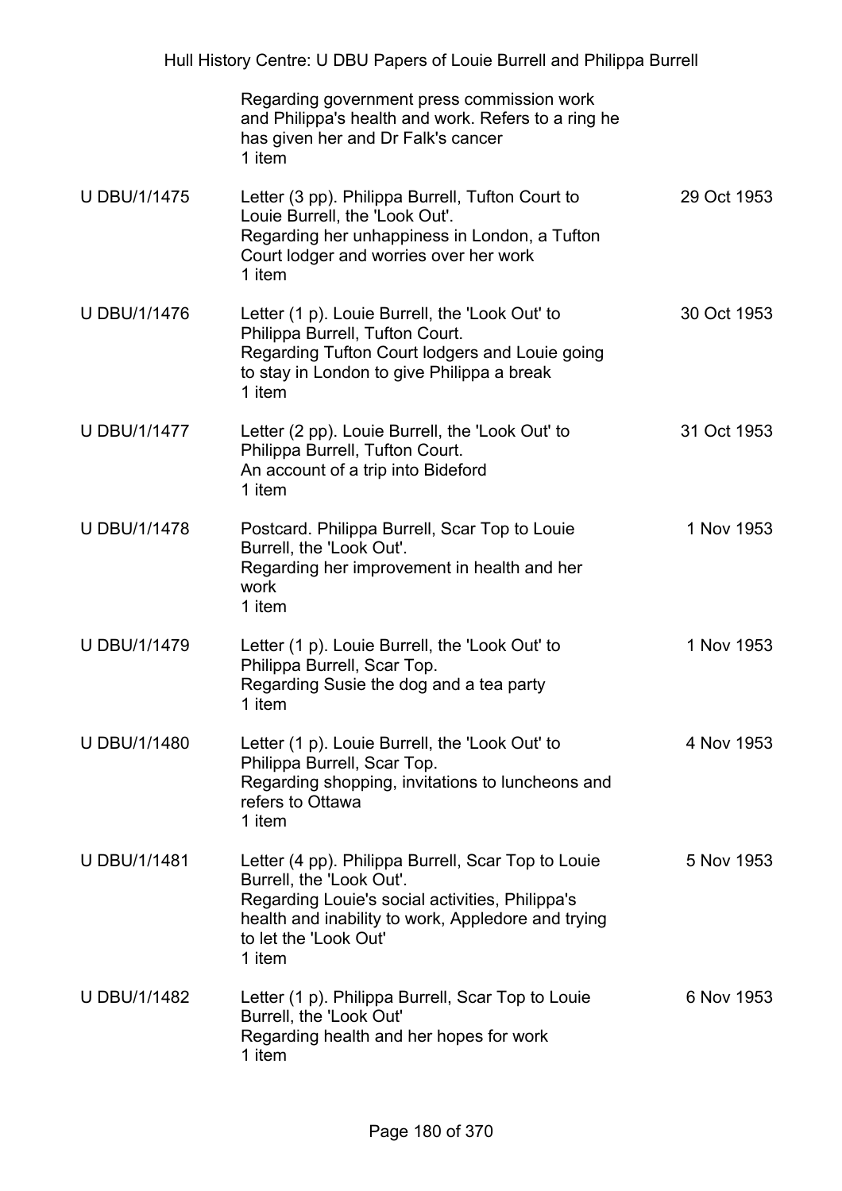| | | |
|---|---|---|
| | Regarding government press commission work and Philippa's health and work. Refers to a ring he has given her and Dr Falk's cancer<br>1 item | |
| U DBU/1/1475 | Letter (3 pp). Philippa Burrell, Tufton Court to Louie Burrell, the 'Look Out'.<br>Regarding her unhappiness in London, a Tufton Court lodger and worries over her work<br>1 item | 29 Oct 1953 |
| U DBU/1/1476 | Letter (1 p). Louie Burrell, the 'Look Out' to Philippa Burrell, Tufton Court.<br>Regarding Tufton Court lodgers and Louie going to stay in London to give Philippa a break<br>1 item | 30 Oct 1953 |
| U DBU/1/1477 | Letter (2 pp). Louie Burrell, the 'Look Out' to Philippa Burrell, Tufton Court.<br>An account of a trip into Bideford<br>1 item | 31 Oct 1953 |
| U DBU/1/1478 | Postcard. Philippa Burrell, Scar Top to Louie Burrell, the 'Look Out'.<br>Regarding her improvement in health and her work<br>1 item | 1 Nov 1953 |
| U DBU/1/1479 | Letter (1 p). Louie Burrell, the 'Look Out' to Philippa Burrell, Scar Top.<br>Regarding Susie the dog and a tea party<br>1 item | 1 Nov 1953 |
| U DBU/1/1480 | Letter (1 p). Louie Burrell, the 'Look Out' to Philippa Burrell, Scar Top.<br>Regarding shopping, invitations to luncheons and refers to Ottawa<br>1 item | 4 Nov 1953 |
| U DBU/1/1481 | Letter (4 pp). Philippa Burrell, Scar Top to Louie Burrell, the 'Look Out'.<br>Regarding Louie's social activities, Philippa's health and inability to work, Appledore and trying to let the 'Look Out'<br>1 item | 5 Nov 1953 |
| U DBU/1/1482 | Letter (1 p). Philippa Burrell, Scar Top to Louie Burrell, the 'Look Out'<br>Regarding health and her hopes for work<br>1 item | 6 Nov 1953 |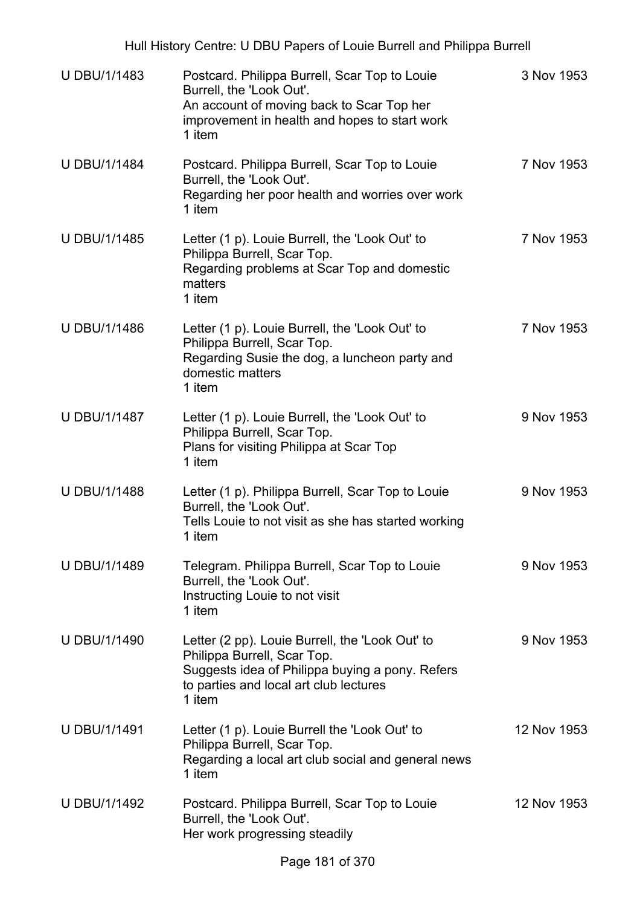| | | |
|---|---|---|
| U DBU/1/1483 | Postcard. Philippa Burrell, Scar Top to Louie Burrell, the 'Look Out'.<br>An account of moving back to Scar Top her improvement in health and hopes to start work<br>1 item | 3 Nov 1953 |
| U DBU/1/1484 | Postcard. Philippa Burrell, Scar Top to Louie Burrell, the 'Look Out'.<br>Regarding her poor health and worries over work<br>1 item | 7 Nov 1953 |
| U DBU/1/1485 | Letter (1 p). Louie Burrell, the 'Look Out' to Philippa Burrell, Scar Top.<br>Regarding problems at Scar Top and domestic matters<br>1 item | 7 Nov 1953 |
| U DBU/1/1486 | Letter (1 p). Louie Burrell, the 'Look Out' to Philippa Burrell, Scar Top.<br>Regarding Susie the dog, a luncheon party and domestic matters<br>1 item | 7 Nov 1953 |
| U DBU/1/1487 | Letter (1 p). Louie Burrell, the 'Look Out' to Philippa Burrell, Scar Top.<br>Plans for visiting Philippa at Scar Top<br>1 item | 9 Nov 1953 |
| U DBU/1/1488 | Letter (1 p). Philippa Burrell, Scar Top to Louie Burrell, the 'Look Out'.<br>Tells Louie to not visit as she has started working<br>1 item | 9 Nov 1953 |
| U DBU/1/1489 | Telegram. Philippa Burrell, Scar Top to Louie Burrell, the 'Look Out'.<br>Instructing Louie to not visit<br>1 item | 9 Nov 1953 |
| U DBU/1/1490 | Letter (2 pp). Louie Burrell, the 'Look Out' to Philippa Burrell, Scar Top.<br>Suggests idea of Philippa buying a pony. Refers to parties and local art club lectures<br>1 item | 9 Nov 1953 |
| U DBU/1/1491 | Letter (1 p). Louie Burrell the 'Look Out' to Philippa Burrell, Scar Top.<br>Regarding a local art club social and general news<br>1 item | 12 Nov 1953 |
| U DBU/1/1492 | Postcard. Philippa Burrell, Scar Top to Louie Burrell, the 'Look Out'.<br>Her work progressing steadily | 12 Nov 1953 |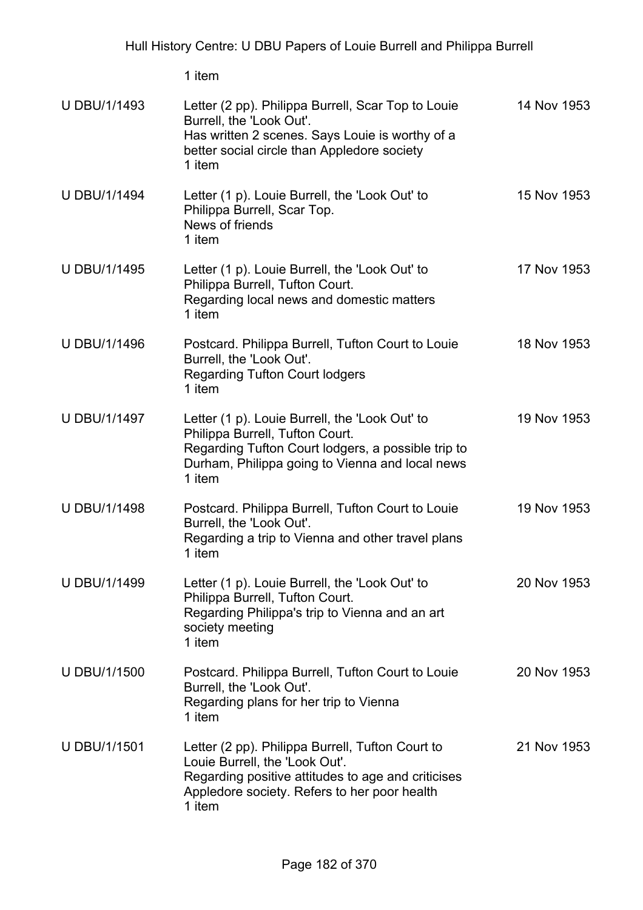1 item

| | | |
|---|---|---|
| U DBU/1/1493 | Letter (2 pp). Philippa Burrell, Scar Top to Louie Burrell, the 'Look Out'.<br>Has written 2 scenes. Says Louie is worthy of a better social circle than Appledore society<br>1 item | 14 Nov 1953 |
| U DBU/1/1494 | Letter (1 p). Louie Burrell, the 'Look Out' to Philippa Burrell, Scar Top.<br>News of friends<br>1 item | 15 Nov 1953 |
| U DBU/1/1495 | Letter (1 p). Louie Burrell, the 'Look Out' to Philippa Burrell, Tufton Court.<br>Regarding local news and domestic matters<br>1 item | 17 Nov 1953 |
| U DBU/1/1496 | Postcard. Philippa Burrell, Tufton Court to Louie Burrell, the 'Look Out'.<br>Regarding Tufton Court lodgers<br>1 item | 18 Nov 1953 |
| U DBU/1/1497 | Letter (1 p). Louie Burrell, the 'Look Out' to Philippa Burrell, Tufton Court.<br>Regarding Tufton Court lodgers, a possible trip to Durham, Philippa going to Vienna and local news<br>1 item | 19 Nov 1953 |
| U DBU/1/1498 | Postcard. Philippa Burrell, Tufton Court to Louie Burrell, the 'Look Out'.<br>Regarding a trip to Vienna and other travel plans<br>1 item | 19 Nov 1953 |
| U DBU/1/1499 | Letter (1 p). Louie Burrell, the 'Look Out' to Philippa Burrell, Tufton Court.<br>Regarding Philippa's trip to Vienna and an art society meeting<br>1 item | 20 Nov 1953 |
| U DBU/1/1500 | Postcard. Philippa Burrell, Tufton Court to Louie Burrell, the 'Look Out'.<br>Regarding plans for her trip to Vienna<br>1 item | 20 Nov 1953 |
| U DBU/1/1501 | Letter (2 pp). Philippa Burrell, Tufton Court to Louie Burrell, the 'Look Out'.<br>Regarding positive attitudes to age and criticises Appledore society. Refers to her poor health<br>1 item | 21 Nov 1953 |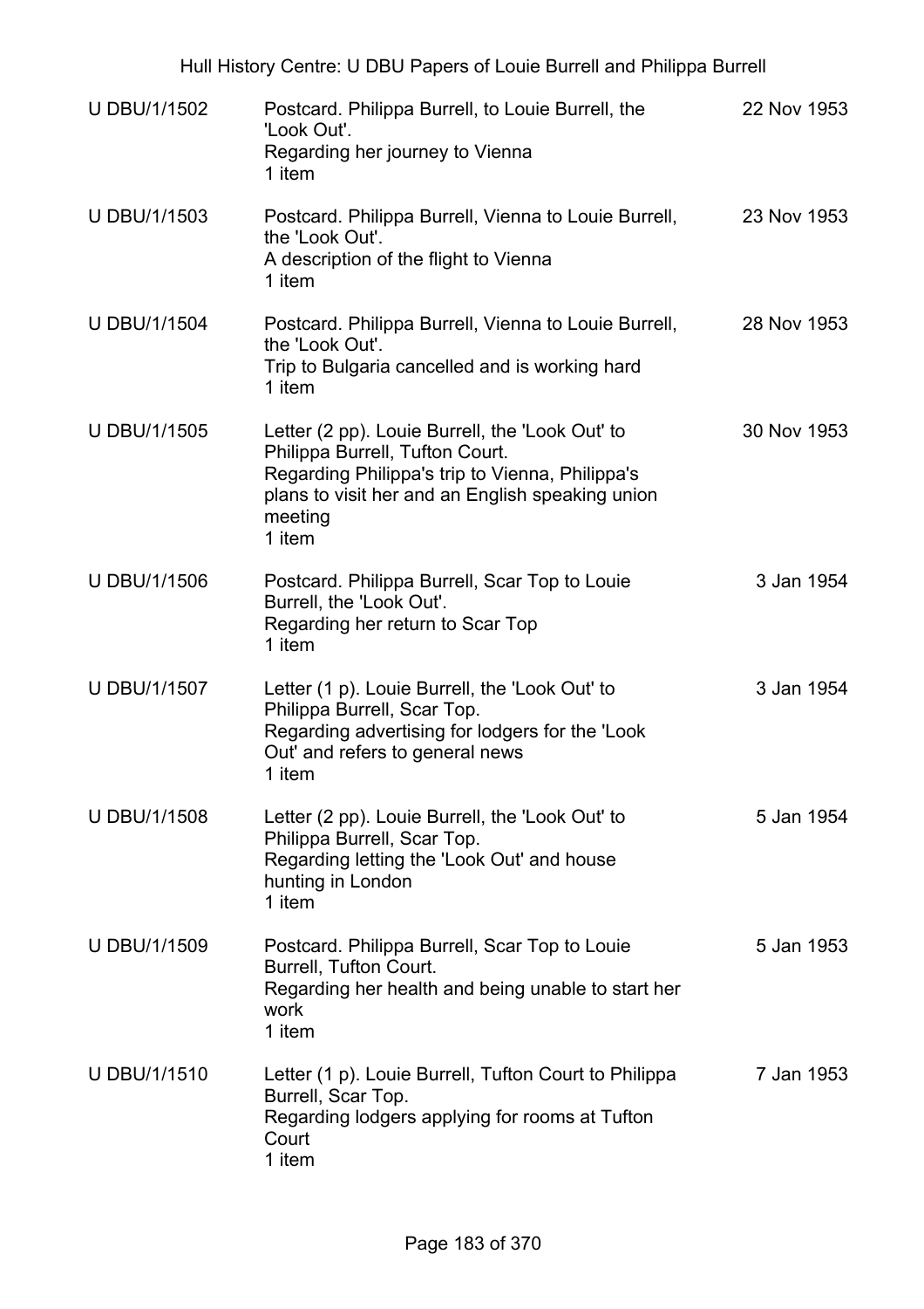| | | |
|---|---|---|
| U DBU/1/1502 | Postcard. Philippa Burrell, to Louie Burrell, the 'Look Out'.<br>Regarding her journey to Vienna<br>1 item | 22 Nov 1953 |
| U DBU/1/1503 | Postcard. Philippa Burrell, Vienna to Louie Burrell, the 'Look Out'.<br>A description of the flight to Vienna<br>1 item | 23 Nov 1953 |
| U DBU/1/1504 | Postcard. Philippa Burrell, Vienna to Louie Burrell, the 'Look Out'.<br>Trip to Bulgaria cancelled and is working hard<br>1 item | 28 Nov 1953 |
| U DBU/1/1505 | Letter (2 pp). Louie Burrell, the 'Look Out' to Philippa Burrell, Tufton Court.<br>Regarding Philippa's trip to Vienna, Philippa's plans to visit her and an English speaking union meeting<br>1 item | 30 Nov 1953 |
| U DBU/1/1506 | Postcard. Philippa Burrell, Scar Top to Louie Burrell, the 'Look Out'.<br>Regarding her return to Scar Top<br>1 item | 3 Jan 1954 |
| U DBU/1/1507 | Letter (1 p). Louie Burrell, the 'Look Out' to Philippa Burrell, Scar Top.<br>Regarding advertising for lodgers for the 'Look Out' and refers to general news<br>1 item | 3 Jan 1954 |
| U DBU/1/1508 | Letter (2 pp). Louie Burrell, the 'Look Out' to Philippa Burrell, Scar Top.<br>Regarding letting the 'Look Out' and house hunting in London<br>1 item | 5 Jan 1954 |
| U DBU/1/1509 | Postcard. Philippa Burrell, Scar Top to Louie Burrell, Tufton Court.<br>Regarding her health and being unable to start her work<br>1 item | 5 Jan 1953 |
| U DBU/1/1510 | Letter (1 p). Louie Burrell, Tufton Court to Philippa Burrell, Scar Top.<br>Regarding lodgers applying for rooms at Tufton Court<br>1 item | 7 Jan 1953 |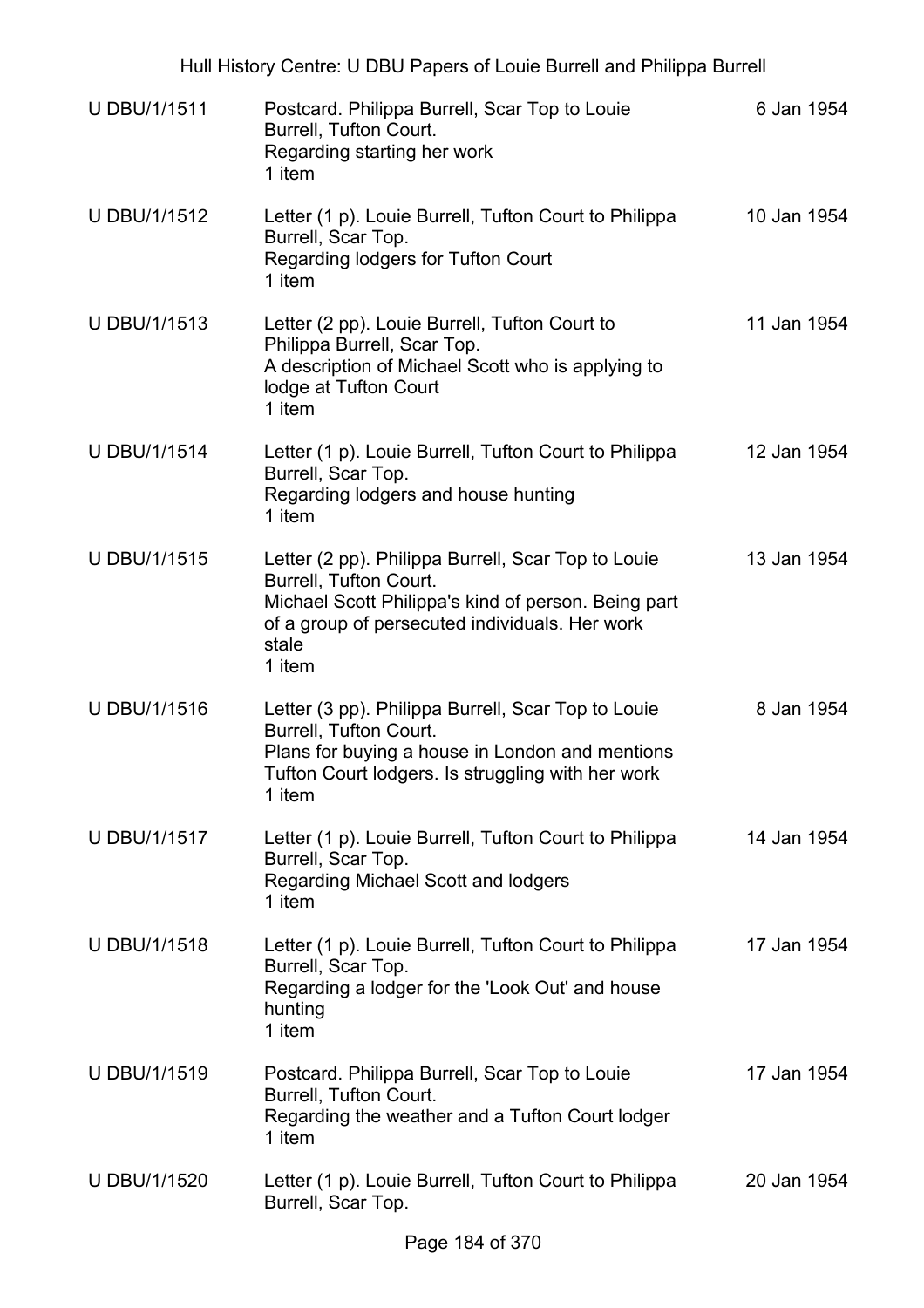| | | |
|---|---|---|
| U DBU/1/1511 | Postcard. Philippa Burrell, Scar Top to Louie Burrell, Tufton Court.<br>Regarding starting her work<br>1 item | 6 Jan 1954 |
| U DBU/1/1512 | Letter (1 p). Louie Burrell, Tufton Court to Philippa Burrell, Scar Top.<br>Regarding lodgers for Tufton Court<br>1 item | 10 Jan 1954 |
| U DBU/1/1513 | Letter (2 pp). Louie Burrell, Tufton Court to Philippa Burrell, Scar Top.<br>A description of Michael Scott who is applying to lodge at Tufton Court<br>1 item | 11 Jan 1954 |
| U DBU/1/1514 | Letter (1 p). Louie Burrell, Tufton Court to Philippa Burrell, Scar Top.<br>Regarding lodgers and house hunting<br>1 item | 12 Jan 1954 |
| U DBU/1/1515 | Letter (2 pp). Philippa Burrell, Scar Top to Louie Burrell, Tufton Court.<br>Michael Scott Philippa's kind of person. Being part of a group of persecuted individuals. Her work stale<br>1 item | 13 Jan 1954 |
| U DBU/1/1516 | Letter (3 pp). Philippa Burrell, Scar Top to Louie Burrell, Tufton Court.<br>Plans for buying a house in London and mentions Tufton Court lodgers. Is struggling with her work<br>1 item | 8 Jan 1954 |
| U DBU/1/1517 | Letter (1 p). Louie Burrell, Tufton Court to Philippa Burrell, Scar Top.<br>Regarding Michael Scott and lodgers<br>1 item | 14 Jan 1954 |
| U DBU/1/1518 | Letter (1 p). Louie Burrell, Tufton Court to Philippa Burrell, Scar Top.<br>Regarding a lodger for the 'Look Out' and house hunting<br>1 item | 17 Jan 1954 |
| U DBU/1/1519 | Postcard. Philippa Burrell, Scar Top to Louie Burrell, Tufton Court.<br>Regarding the weather and a Tufton Court lodger<br>1 item | 17 Jan 1954 |
| U DBU/1/1520 | Letter (1 p). Louie Burrell, Tufton Court to Philippa Burrell, Scar Top. | 20 Jan 1954 |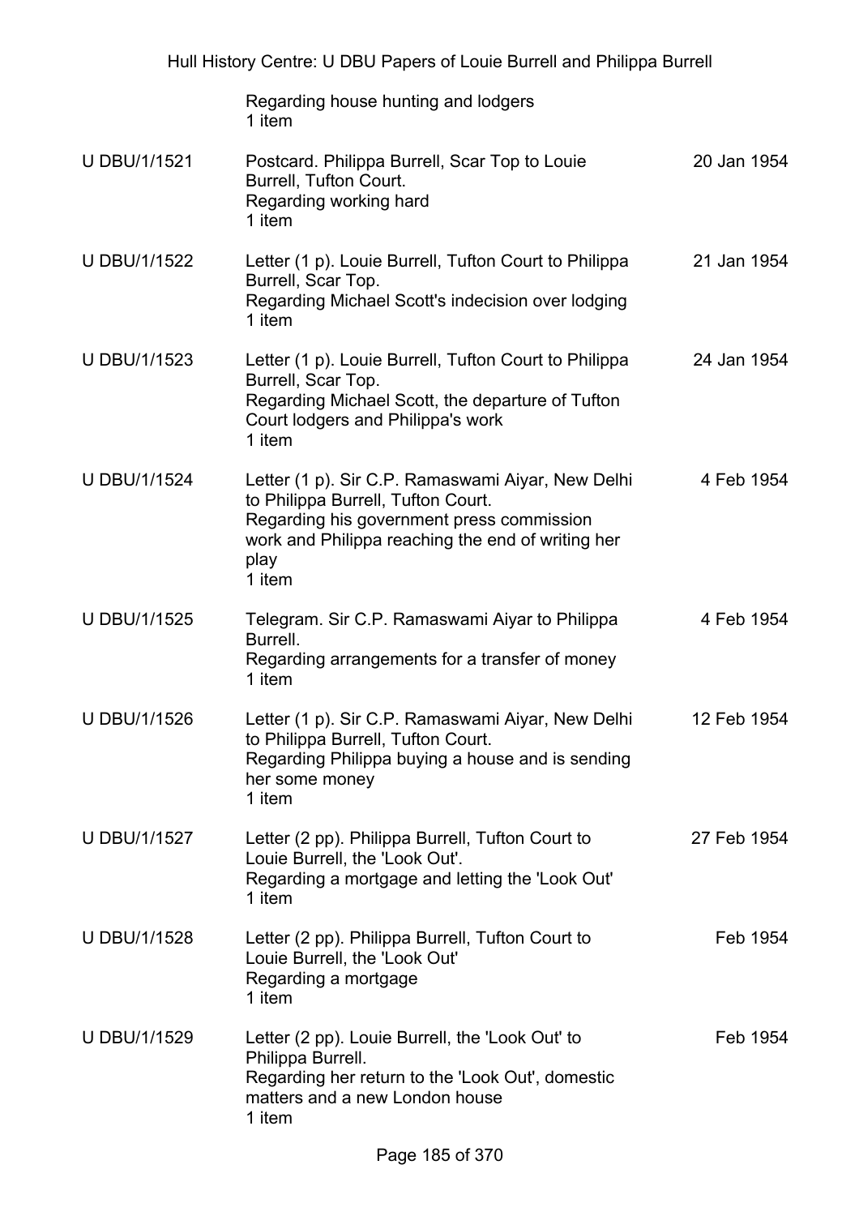| | | |
|---|---|---|
| | Regarding house hunting and lodgers<br>1 item | |
| U DBU/1/1521 | Postcard. Philippa Burrell, Scar Top to Louie Burrell, Tufton Court.<br>Regarding working hard<br>1 item | 20 Jan 1954 |
| U DBU/1/1522 | Letter (1 p). Louie Burrell, Tufton Court to Philippa Burrell, Scar Top.<br>Regarding Michael Scott's indecision over lodging<br>1 item | 21 Jan 1954 |
| U DBU/1/1523 | Letter (1 p). Louie Burrell, Tufton Court to Philippa Burrell, Scar Top.<br>Regarding Michael Scott, the departure of Tufton Court lodgers and Philippa's work<br>1 item | 24 Jan 1954 |
| U DBU/1/1524 | Letter (1 p). Sir C.P. Ramaswami Aiyar, New Delhi to Philippa Burrell, Tufton Court.<br>Regarding his government press commission work and Philippa reaching the end of writing her play<br>1 item | 4 Feb 1954 |
| U DBU/1/1525 | Telegram. Sir C.P. Ramaswami Aiyar to Philippa Burrell.<br>Regarding arrangements for a transfer of money<br>1 item | 4 Feb 1954 |
| U DBU/1/1526 | Letter (1 p). Sir C.P. Ramaswami Aiyar, New Delhi to Philippa Burrell, Tufton Court.<br>Regarding Philippa buying a house and is sending her some money<br>1 item | 12 Feb 1954 |
| U DBU/1/1527 | Letter (2 pp). Philippa Burrell, Tufton Court to Louie Burrell, the 'Look Out'.<br>Regarding a mortgage and letting the 'Look Out'<br>1 item | 27 Feb 1954 |
| U DBU/1/1528 | Letter (2 pp). Philippa Burrell, Tufton Court to Louie Burrell, the 'Look Out'<br>Regarding a mortgage<br>1 item | Feb 1954 |
| U DBU/1/1529 | Letter (2 pp). Louie Burrell, the 'Look Out' to Philippa Burrell.<br>Regarding her return to the 'Look Out', domestic matters and a new London house<br>1 item | Feb 1954 |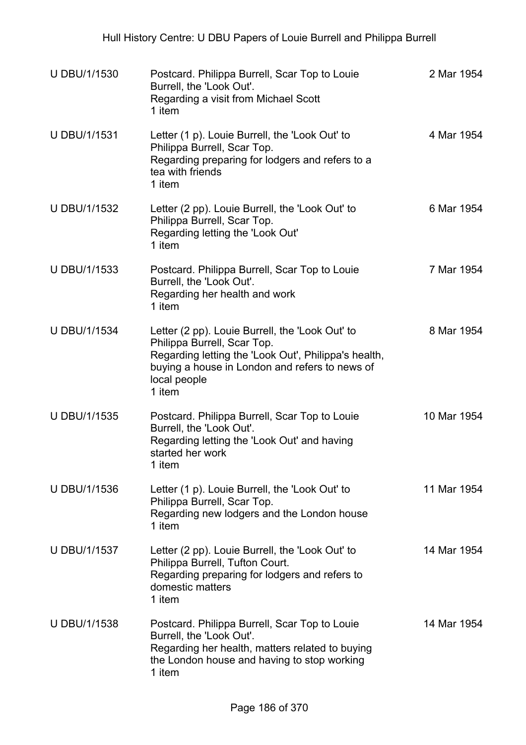| U DBU/1/1530 | Postcard. Philippa Burrell, Scar Top to Louie Burrell, the 'Look Out'.<br>Regarding a visit from Michael Scott<br>1 item | 2 Mar 1954 |
|---|---|---|
| U DBU/1/1531 | Letter (1 p). Louie Burrell, the 'Look Out' to Philippa Burrell, Scar Top.<br>Regarding preparing for lodgers and refers to a tea with friends<br>1 item | 4 Mar 1954 |
| U DBU/1/1532 | Letter (2 pp). Louie Burrell, the 'Look Out' to Philippa Burrell, Scar Top.<br>Regarding letting the 'Look Out'<br>1 item | 6 Mar 1954 |
| U DBU/1/1533 | Postcard. Philippa Burrell, Scar Top to Louie Burrell, the 'Look Out'.<br>Regarding her health and work<br>1 item | 7 Mar 1954 |
| U DBU/1/1534 | Letter (2 pp). Louie Burrell, the 'Look Out' to Philippa Burrell, Scar Top.<br>Regarding letting the 'Look Out', Philippa's health, buying a house in London and refers to news of local people<br>1 item | 8 Mar 1954 |
| U DBU/1/1535 | Postcard. Philippa Burrell, Scar Top to Louie Burrell, the 'Look Out'.<br>Regarding letting the 'Look Out' and having started her work<br>1 item | 10 Mar 1954 |
| U DBU/1/1536 | Letter (1 p). Louie Burrell, the 'Look Out' to Philippa Burrell, Scar Top.<br>Regarding new lodgers and the London house<br>1 item | 11 Mar 1954 |
| U DBU/1/1537 | Letter (2 pp). Louie Burrell, the 'Look Out' to Philippa Burrell, Tufton Court.<br>Regarding preparing for lodgers and refers to domestic matters<br>1 item | 14 Mar 1954 |
| U DBU/1/1538 | Postcard. Philippa Burrell, Scar Top to Louie Burrell, the 'Look Out'.<br>Regarding her health, matters related to buying the London house and having to stop working<br>1 item | 14 Mar 1954 |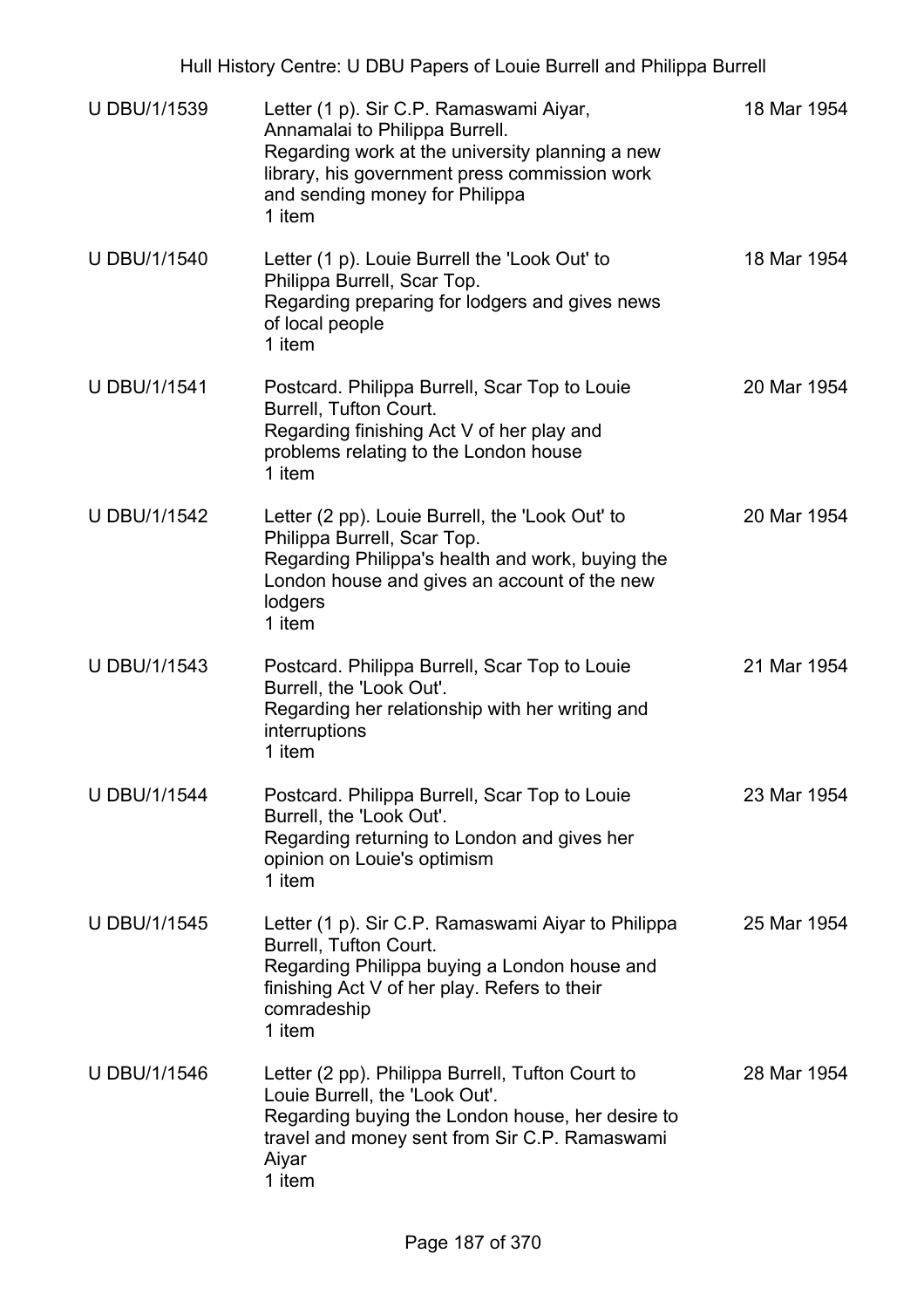| | | |
|---|---|---|
| U DBU/1/1539 | Letter (1 p). Sir C.P. Ramaswami Aiyar, Annamalai to Philippa Burrell.<br>Regarding work at the university planning a new library, his government press commission work and sending money for Philippa<br>1 item | 18 Mar 1954 |
| U DBU/1/1540 | Letter (1 p). Louie Burrell the 'Look Out' to Philippa Burrell, Scar Top.<br>Regarding preparing for lodgers and gives news of local people<br>1 item | 18 Mar 1954 |
| U DBU/1/1541 | Postcard. Philippa Burrell, Scar Top to Louie Burrell, Tufton Court.<br>Regarding finishing Act V of her play and problems relating to the London house<br>1 item | 20 Mar 1954 |
| U DBU/1/1542 | Letter (2 pp). Louie Burrell, the 'Look Out' to Philippa Burrell, Scar Top.<br>Regarding Philippa's health and work, buying the London house and gives an account of the new lodgers<br>1 item | 20 Mar 1954 |
| U DBU/1/1543 | Postcard. Philippa Burrell, Scar Top to Louie Burrell, the 'Look Out'.<br>Regarding her relationship with her writing and interruptions<br>1 item | 21 Mar 1954 |
| U DBU/1/1544 | Postcard. Philippa Burrell, Scar Top to Louie Burrell, the 'Look Out'.<br>Regarding returning to London and gives her opinion on Louie's optimism<br>1 item | 23 Mar 1954 |
| U DBU/1/1545 | Letter (1 p). Sir C.P. Ramaswami Aiyar to Philippa Burrell, Tufton Court.<br>Regarding Philippa buying a London house and finishing Act V of her play. Refers to their comradeship<br>1 item | 25 Mar 1954 |
| U DBU/1/1546 | Letter (2 pp). Philippa Burrell, Tufton Court to Louie Burrell, the 'Look Out'.<br>Regarding buying the London house, her desire to travel and money sent from Sir C.P. Ramaswami Aiyar<br>1 item | 28 Mar 1954 |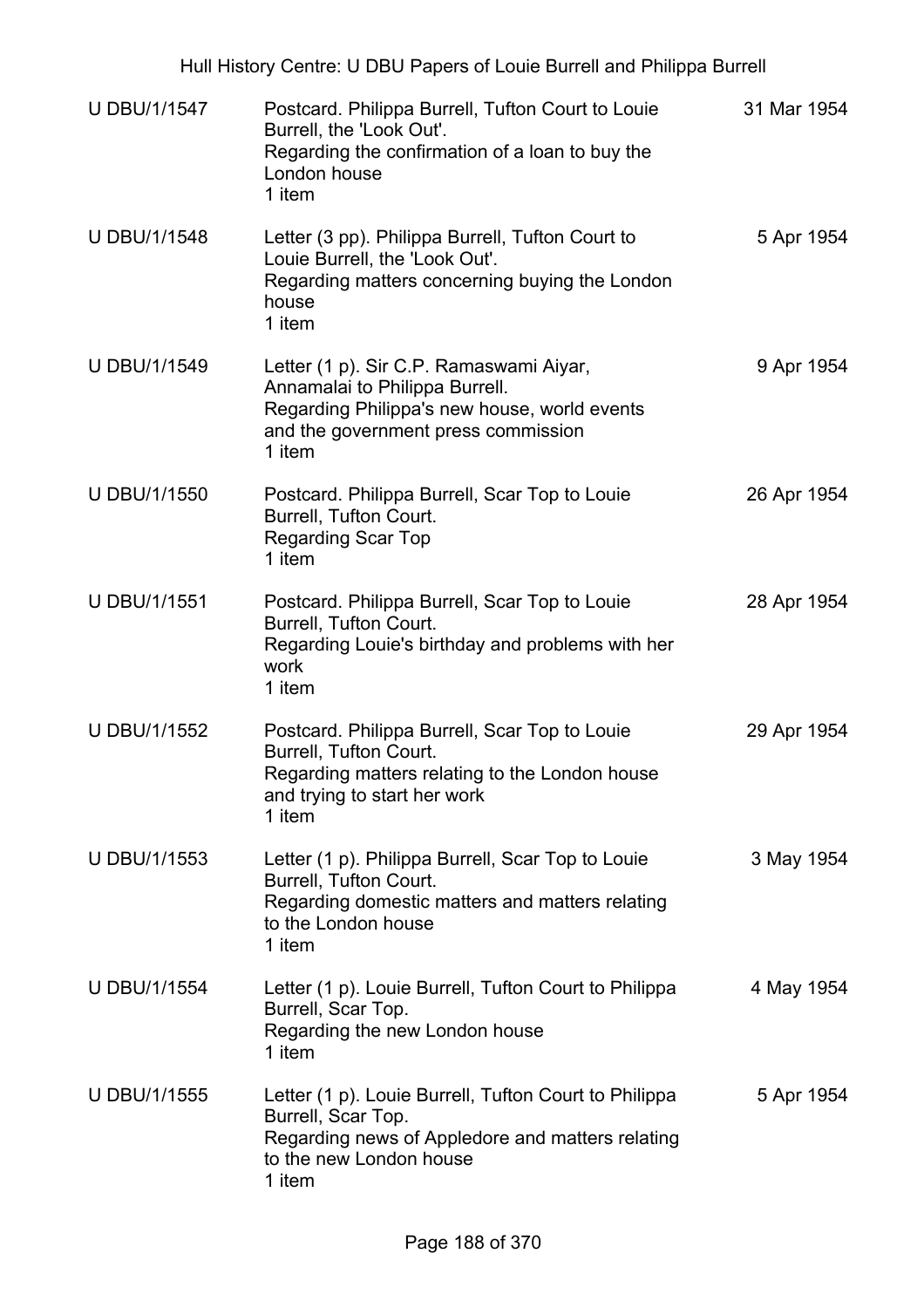| | | |
|---|---|---|
| U DBU/1/1547 | Postcard. Philippa Burrell, Tufton Court to Louie Burrell, the 'Look Out'.<br>Regarding the confirmation of a loan to buy the London house<br>1 item | 31 Mar 1954 |
| U DBU/1/1548 | Letter (3 pp). Philippa Burrell, Tufton Court to Louie Burrell, the 'Look Out'.<br>Regarding matters concerning buying the London house<br>1 item | 5 Apr 1954 |
| U DBU/1/1549 | Letter (1 p). Sir C.P. Ramaswami Aiyar, Annamalai to Philippa Burrell.<br>Regarding Philippa's new house, world events and the government press commission<br>1 item | 9 Apr 1954 |
| U DBU/1/1550 | Postcard. Philippa Burrell, Scar Top to Louie Burrell, Tufton Court.<br>Regarding Scar Top<br>1 item | 26 Apr 1954 |
| U DBU/1/1551 | Postcard. Philippa Burrell, Scar Top to Louie Burrell, Tufton Court.<br>Regarding Louie's birthday and problems with her work<br>1 item | 28 Apr 1954 |
| U DBU/1/1552 | Postcard. Philippa Burrell, Scar Top to Louie Burrell, Tufton Court.<br>Regarding matters relating to the London house and trying to start her work<br>1 item | 29 Apr 1954 |
| U DBU/1/1553 | Letter (1 p). Philippa Burrell, Scar Top to Louie Burrell, Tufton Court.<br>Regarding domestic matters and matters relating to the London house<br>1 item | 3 May 1954 |
| U DBU/1/1554 | Letter (1 p). Louie Burrell, Tufton Court to Philippa Burrell, Scar Top.<br>Regarding the new London house<br>1 item | 4 May 1954 |
| U DBU/1/1555 | Letter (1 p). Louie Burrell, Tufton Court to Philippa Burrell, Scar Top.<br>Regarding news of Appledore and matters relating to the new London house<br>1 item | 5 Apr 1954 |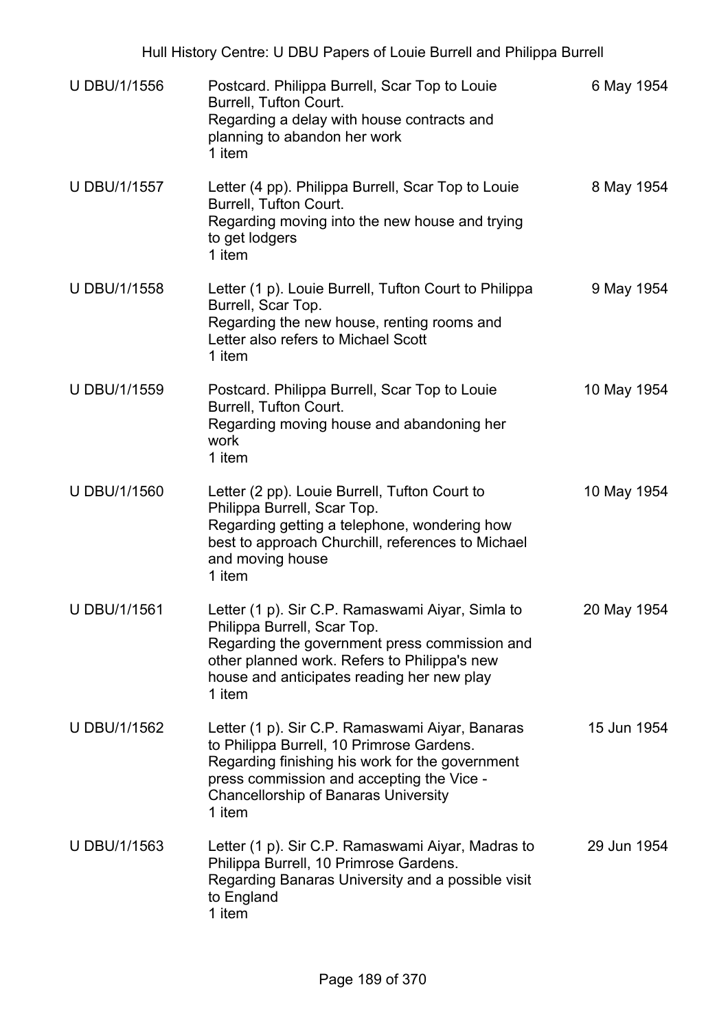| | | |
|---|---|---|
| U DBU/1/1556 | Postcard. Philippa Burrell, Scar Top to Louie Burrell, Tufton Court.<br>Regarding a delay with house contracts and planning to abandon her work<br>1 item | 6 May 1954 |
| U DBU/1/1557 | Letter (4 pp). Philippa Burrell, Scar Top to Louie Burrell, Tufton Court.<br>Regarding moving into the new house and trying to get lodgers<br>1 item | 8 May 1954 |
| U DBU/1/1558 | Letter (1 p). Louie Burrell, Tufton Court to Philippa Burrell, Scar Top.<br>Regarding the new house, renting rooms and Letter also refers to Michael Scott<br>1 item | 9 May 1954 |
| U DBU/1/1559 | Postcard. Philippa Burrell, Scar Top to Louie Burrell, Tufton Court.<br>Regarding moving house and abandoning her work<br>1 item | 10 May 1954 |
| U DBU/1/1560 | Letter (2 pp). Louie Burrell, Tufton Court to Philippa Burrell, Scar Top.<br>Regarding getting a telephone, wondering how best to approach Churchill, references to Michael and moving house<br>1 item | 10 May 1954 |
| U DBU/1/1561 | Letter (1 p). Sir C.P. Ramaswami Aiyar, Simla to Philippa Burrell, Scar Top.<br>Regarding the government press commission and other planned work. Refers to Philippa's new house and anticipates reading her new play<br>1 item | 20 May 1954 |
| U DBU/1/1562 | Letter (1 p). Sir C.P. Ramaswami Aiyar, Banaras to Philippa Burrell, 10 Primrose Gardens.<br>Regarding finishing his work for the government press commission and accepting the Vice - Chancellorship of Banaras University<br>1 item | 15 Jun 1954 |
| U DBU/1/1563 | Letter (1 p). Sir C.P. Ramaswami Aiyar, Madras to Philippa Burrell, 10 Primrose Gardens.<br>Regarding Banaras University and a possible visit to England<br>1 item | 29 Jun 1954 |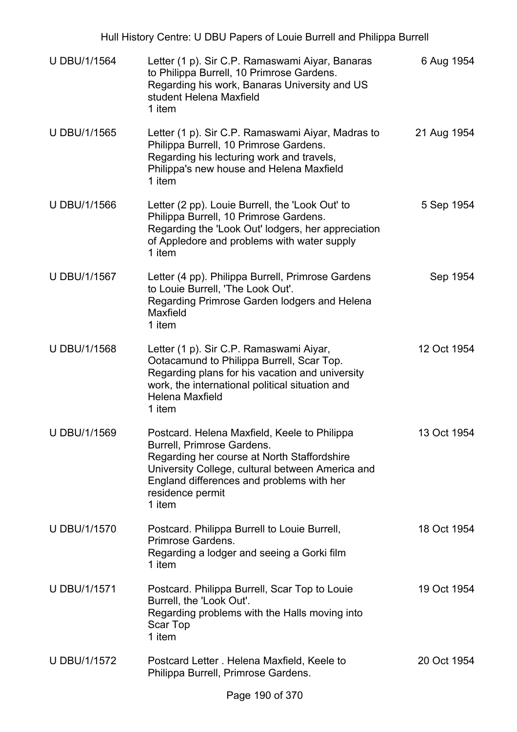| | | |
|---|---|---|
| U DBU/1/1564 | Letter (1 p). Sir C.P. Ramaswami Aiyar, Banaras to Philippa Burrell, 10 Primrose Gardens. Regarding his work, Banaras University and US student Helena Maxfield<br>1 item | 6 Aug 1954 |
| U DBU/1/1565 | Letter (1 p). Sir C.P. Ramaswami Aiyar, Madras to Philippa Burrell, 10 Primrose Gardens. Regarding his lecturing work and travels, Philippa's new house and Helena Maxfield<br>1 item | 21 Aug 1954 |
| U DBU/1/1566 | Letter (2 pp). Louie Burrell, the 'Look Out' to Philippa Burrell, 10 Primrose Gardens. Regarding the 'Look Out' lodgers, her appreciation of Appledore and problems with water supply<br>1 item | 5 Sep 1954 |
| U DBU/1/1567 | Letter (4 pp). Philippa Burrell, Primrose Gardens to Louie Burrell, 'The Look Out'. Regarding Primrose Garden lodgers and Helena Maxfield<br>1 item | Sep 1954 |
| U DBU/1/1568 | Letter (1 p). Sir C.P. Ramaswami Aiyar, Ootacamund to Philippa Burrell, Scar Top. Regarding plans for his vacation and university work, the international political situation and Helena Maxfield<br>1 item | 12 Oct 1954 |
| U DBU/1/1569 | Postcard. Helena Maxfield, Keele to Philippa Burrell, Primrose Gardens. Regarding her course at North Staffordshire University College, cultural between America and England differences and problems with her residence permit<br>1 item | 13 Oct 1954 |
| U DBU/1/1570 | Postcard. Philippa Burrell to Louie Burrell, Primrose Gardens. Regarding a lodger and seeing a Gorki film<br>1 item | 18 Oct 1954 |
| U DBU/1/1571 | Postcard. Philippa Burrell, Scar Top to Louie Burrell, the 'Look Out'. Regarding problems with the Halls moving into Scar Top<br>1 item | 19 Oct 1954 |
| U DBU/1/1572 | Postcard Letter . Helena Maxfield, Keele to Philippa Burrell, Primrose Gardens. | 20 Oct 1954 |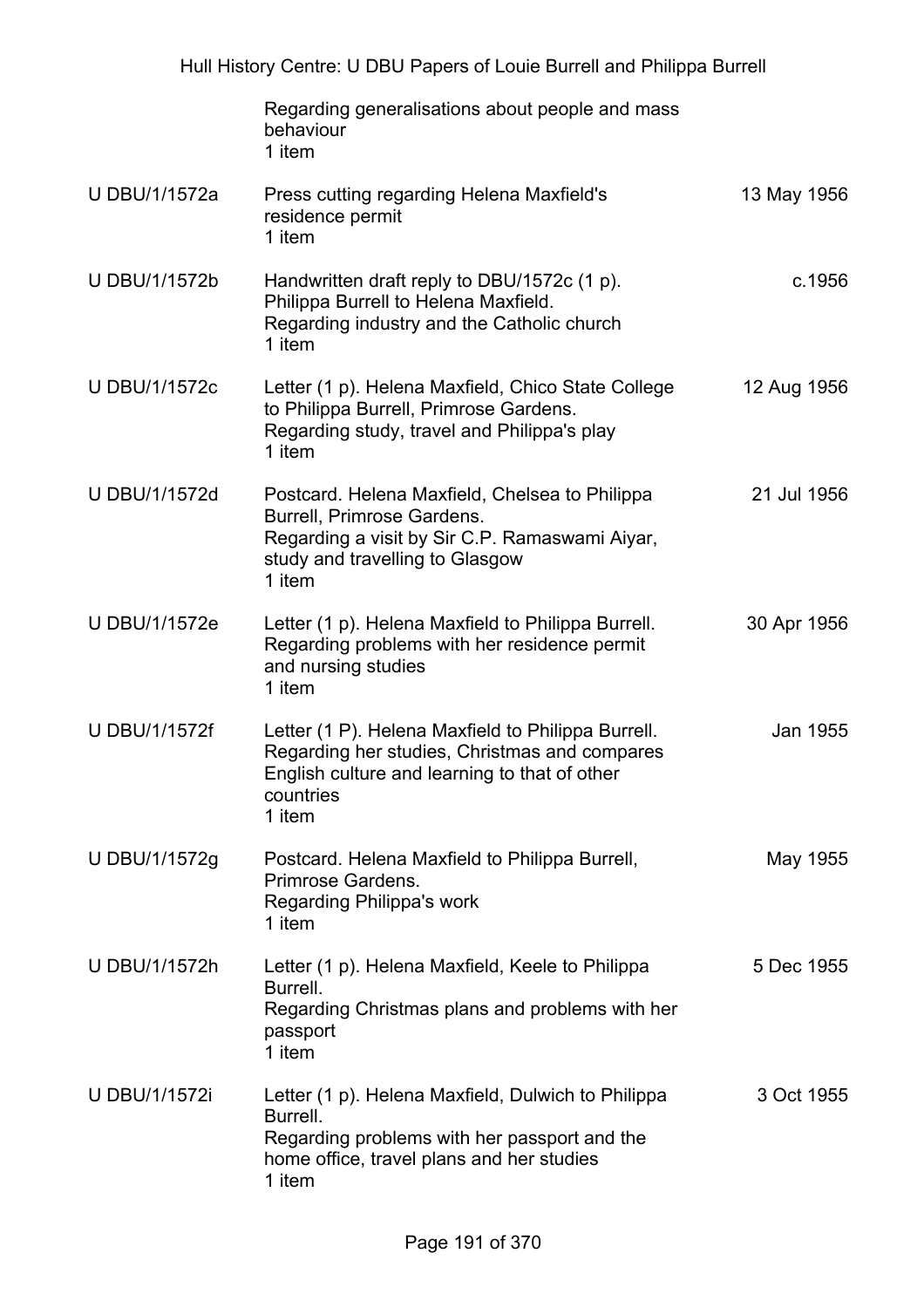| | | |
|---|---|---|
| | Regarding generalisations about people and mass behaviour<br>1 item | |
| U DBU/1/1572a | Press cutting regarding Helena Maxfield's residence permit<br>1 item | 13 May 1956 |
| U DBU/1/1572b | Handwritten draft reply to DBU/1572c (1 p).<br>Philippa Burrell to Helena Maxfield.<br>Regarding industry and the Catholic church<br>1 item | c.1956 |
| U DBU/1/1572c | Letter (1 p). Helena Maxfield, Chico State College to Philippa Burrell, Primrose Gardens.<br>Regarding study, travel and Philippa's play<br>1 item | 12 Aug 1956 |
| U DBU/1/1572d | Postcard. Helena Maxfield, Chelsea to Philippa Burrell, Primrose Gardens.<br>Regarding a visit by Sir C.P. Ramaswami Aiyar, study and travelling to Glasgow<br>1 item | 21 Jul 1956 |
| U DBU/1/1572e | Letter (1 p). Helena Maxfield to Philippa Burrell.<br>Regarding problems with her residence permit and nursing studies<br>1 item | 30 Apr 1956 |
| U DBU/1/1572f | Letter (1 P). Helena Maxfield to Philippa Burrell.<br>Regarding her studies, Christmas and compares English culture and learning to that of other countries<br>1 item | Jan 1955 |
| U DBU/1/1572g | Postcard. Helena Maxfield to Philippa Burrell, Primrose Gardens.<br>Regarding Philippa's work<br>1 item | May 1955 |
| U DBU/1/1572h | Letter (1 p). Helena Maxfield, Keele to Philippa Burrell.<br>Regarding Christmas plans and problems with her passport<br>1 item | 5 Dec 1955 |
| U DBU/1/1572i | Letter (1 p). Helena Maxfield, Dulwich to Philippa Burrell.<br>Regarding problems with her passport and the home office, travel plans and her studies<br>1 item | 3 Oct 1955 |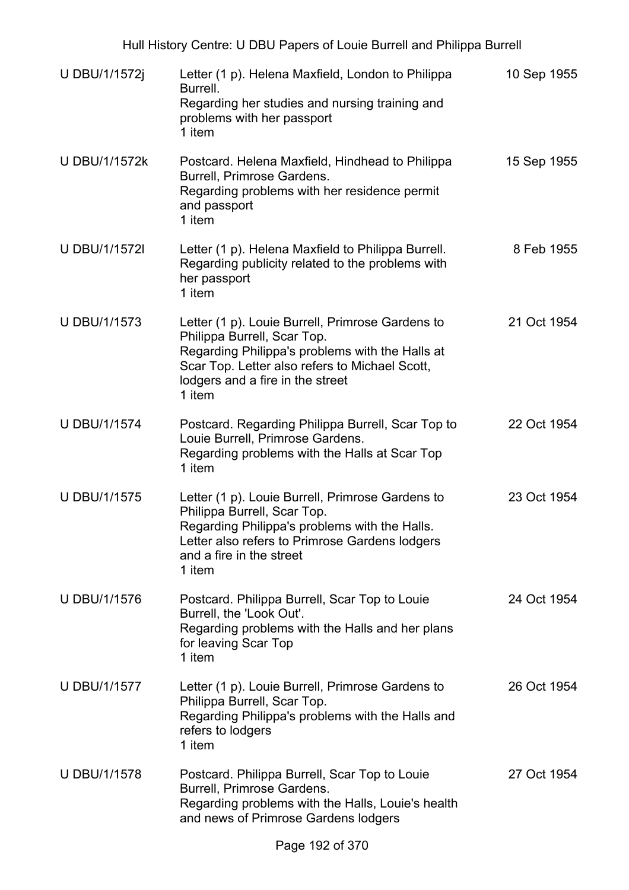| | | |
|---|---|---|
| U DBU/1/1572j | Letter (1 p). Helena Maxfield, London to Philippa Burrell.<br>Regarding her studies and nursing training and problems with her passport<br>1 item | 10 Sep 1955 |
| U DBU/1/1572k | Postcard. Helena Maxfield, Hindhead to Philippa Burrell, Primrose Gardens.<br>Regarding problems with her residence permit and passport<br>1 item | 15 Sep 1955 |
| U DBU/1/1572l | Letter (1 p). Helena Maxfield to Philippa Burrell.<br>Regarding publicity related to the problems with her passport<br>1 item | 8 Feb 1955 |
| U DBU/1/1573 | Letter (1 p). Louie Burrell, Primrose Gardens to Philippa Burrell, Scar Top.<br>Regarding Philippa's problems with the Halls at Scar Top. Letter also refers to Michael Scott, lodgers and a fire in the street<br>1 item | 21 Oct 1954 |
| U DBU/1/1574 | Postcard. Regarding Philippa Burrell, Scar Top to Louie Burrell, Primrose Gardens.<br>Regarding problems with the Halls at Scar Top<br>1 item | 22 Oct 1954 |
| U DBU/1/1575 | Letter (1 p). Louie Burrell, Primrose Gardens to Philippa Burrell, Scar Top.<br>Regarding Philippa's problems with the Halls. Letter also refers to Primrose Gardens lodgers and a fire in the street<br>1 item | 23 Oct 1954 |
| U DBU/1/1576 | Postcard. Philippa Burrell, Scar Top to Louie Burrell, the 'Look Out'.<br>Regarding problems with the Halls and her plans for leaving Scar Top<br>1 item | 24 Oct 1954 |
| U DBU/1/1577 | Letter (1 p). Louie Burrell, Primrose Gardens to Philippa Burrell, Scar Top.<br>Regarding Philippa's problems with the Halls and refers to lodgers<br>1 item | 26 Oct 1954 |
| U DBU/1/1578 | Postcard. Philippa Burrell, Scar Top to Louie Burrell, Primrose Gardens.<br>Regarding problems with the Halls, Louie's health and news of Primrose Gardens lodgers | 27 Oct 1954 |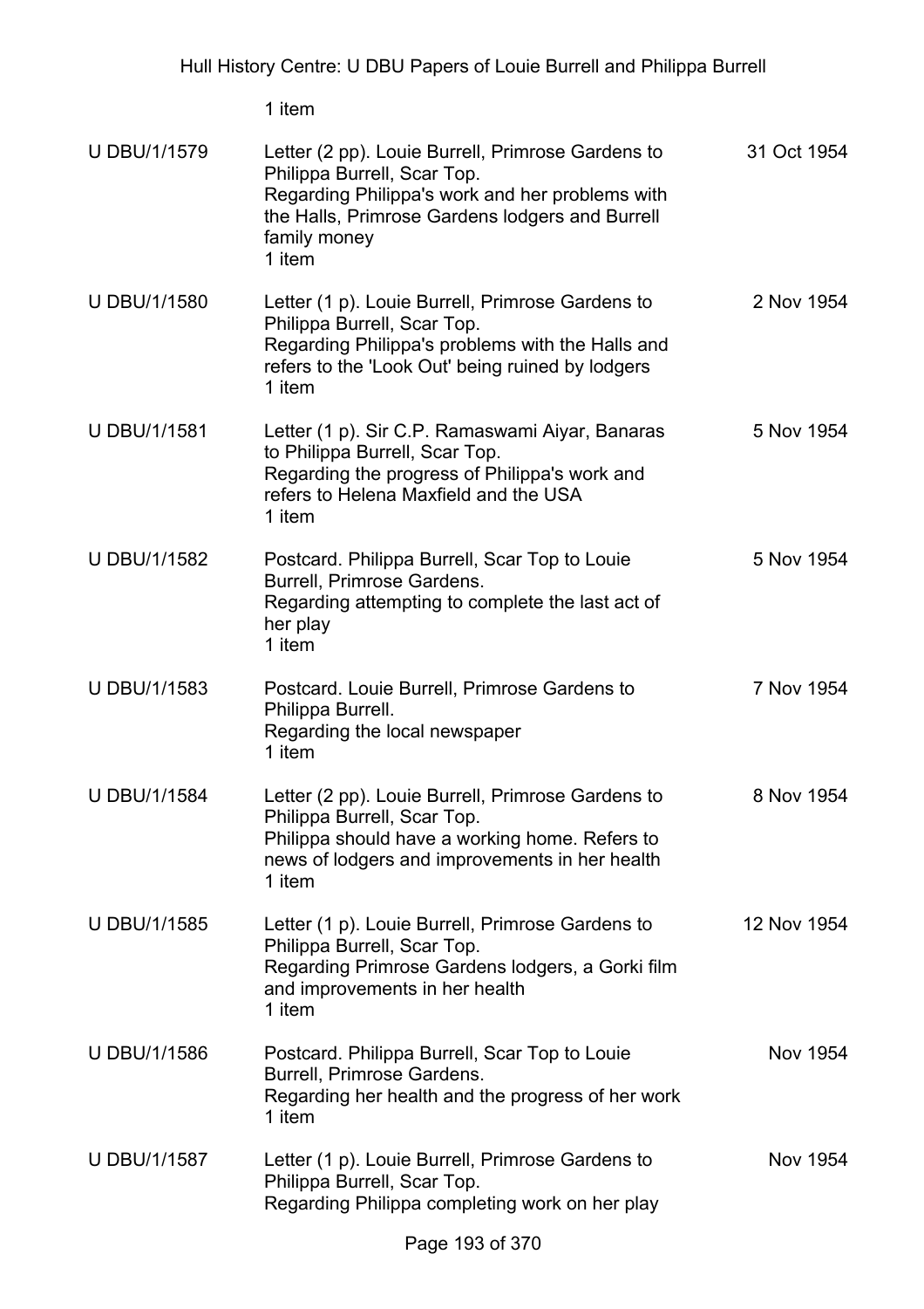1 item

| | | |
|---|---|---|
| U DBU/1/1579 | Letter (2 pp). Louie Burrell, Primrose Gardens to Philippa Burrell, Scar Top.<br>Regarding Philippa's work and her problems with the Halls, Primrose Gardens lodgers and Burrell family money<br>1 item | 31 Oct 1954 |
| U DBU/1/1580 | Letter (1 p). Louie Burrell, Primrose Gardens to Philippa Burrell, Scar Top.<br>Regarding Philippa's problems with the Halls and refers to the 'Look Out' being ruined by lodgers<br>1 item | 2 Nov 1954 |
| U DBU/1/1581 | Letter (1 p). Sir C.P. Ramaswami Aiyar, Banaras to Philippa Burrell, Scar Top.<br>Regarding the progress of Philippa's work and refers to Helena Maxfield and the USA<br>1 item | 5 Nov 1954 |
| U DBU/1/1582 | Postcard. Philippa Burrell, Scar Top to Louie Burrell, Primrose Gardens.<br>Regarding attempting to complete the last act of her play<br>1 item | 5 Nov 1954 |
| U DBU/1/1583 | Postcard. Louie Burrell, Primrose Gardens to Philippa Burrell.<br>Regarding the local newspaper<br>1 item | 7 Nov 1954 |
| U DBU/1/1584 | Letter (2 pp). Louie Burrell, Primrose Gardens to Philippa Burrell, Scar Top.<br>Philippa should have a working home. Refers to news of lodgers and improvements in her health<br>1 item | 8 Nov 1954 |
| U DBU/1/1585 | Letter (1 p). Louie Burrell, Primrose Gardens to Philippa Burrell, Scar Top.<br>Regarding Primrose Gardens lodgers, a Gorki film and improvements in her health<br>1 item | 12 Nov 1954 |
| U DBU/1/1586 | Postcard. Philippa Burrell, Scar Top to Louie Burrell, Primrose Gardens.<br>Regarding her health and the progress of her work<br>1 item | Nov 1954 |
| U DBU/1/1587 | Letter (1 p). Louie Burrell, Primrose Gardens to Philippa Burrell, Scar Top.<br>Regarding Philippa completing work on her play | Nov 1954 |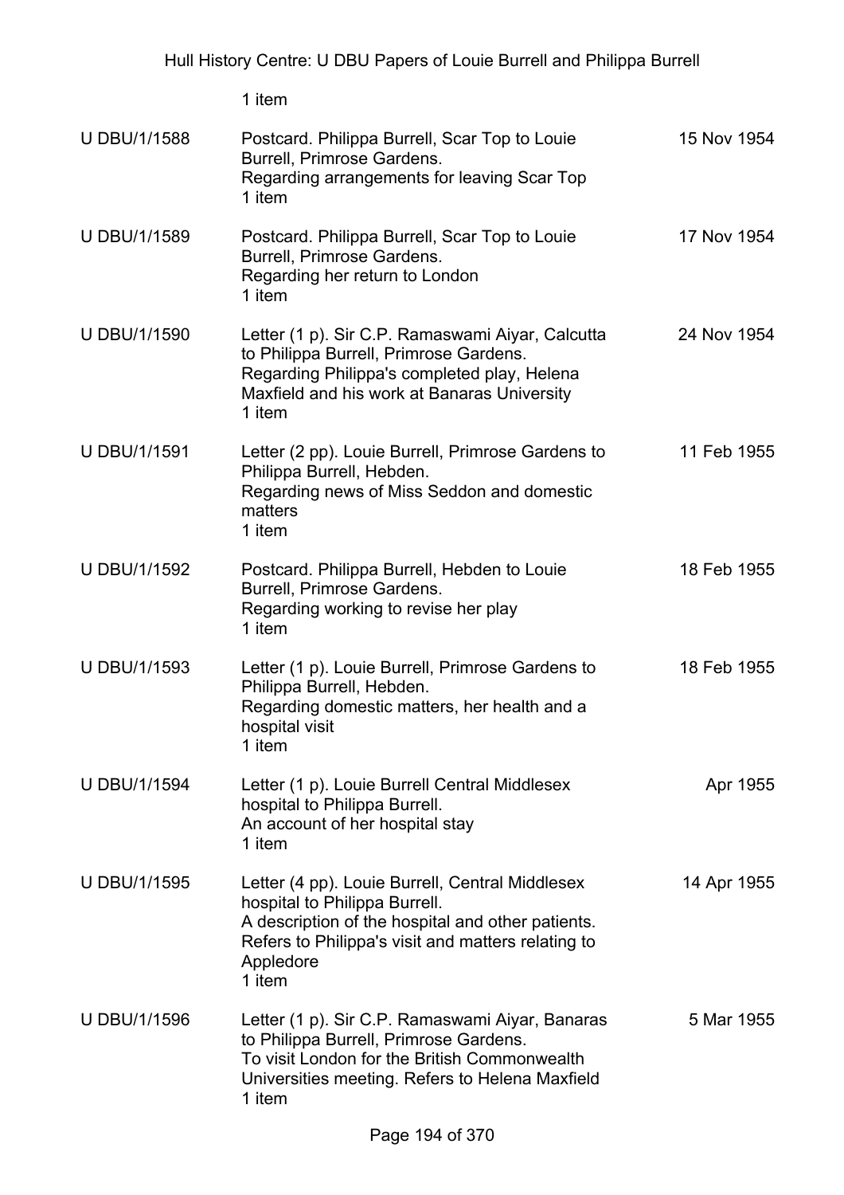1 item

| | | |
|---|---|---|
| U DBU/1/1588 | Postcard. Philippa Burrell, Scar Top to Louie Burrell, Primrose Gardens.<br>Regarding arrangements for leaving Scar Top<br>1 item | 15 Nov 1954 |
| U DBU/1/1589 | Postcard. Philippa Burrell, Scar Top to Louie Burrell, Primrose Gardens.<br>Regarding her return to London<br>1 item | 17 Nov 1954 |
| U DBU/1/1590 | Letter (1 p). Sir C.P. Ramaswami Aiyar, Calcutta to Philippa Burrell, Primrose Gardens.<br>Regarding Philippa's completed play, Helena Maxfield and his work at Banaras University<br>1 item | 24 Nov 1954 |
| U DBU/1/1591 | Letter (2 pp). Louie Burrell, Primrose Gardens to Philippa Burrell, Hebden.<br>Regarding news of Miss Seddon and domestic matters<br>1 item | 11 Feb 1955 |
| U DBU/1/1592 | Postcard. Philippa Burrell, Hebden to Louie Burrell, Primrose Gardens.<br>Regarding working to revise her play<br>1 item | 18 Feb 1955 |
| U DBU/1/1593 | Letter (1 p). Louie Burrell, Primrose Gardens to Philippa Burrell, Hebden.<br>Regarding domestic matters, her health and a hospital visit<br>1 item | 18 Feb 1955 |
| U DBU/1/1594 | Letter (1 p). Louie Burrell Central Middlesex hospital to Philippa Burrell.<br>An account of her hospital stay<br>1 item | Apr 1955 |
| U DBU/1/1595 | Letter (4 pp). Louie Burrell, Central Middlesex hospital to Philippa Burrell.<br>A description of the hospital and other patients. Refers to Philippa's visit and matters relating to Appledore<br>1 item | 14 Apr 1955 |
| U DBU/1/1596 | Letter (1 p). Sir C.P. Ramaswami Aiyar, Banaras to Philippa Burrell, Primrose Gardens.<br>To visit London for the British Commonwealth Universities meeting. Refers to Helena Maxfield<br>1 item | 5 Mar 1955 |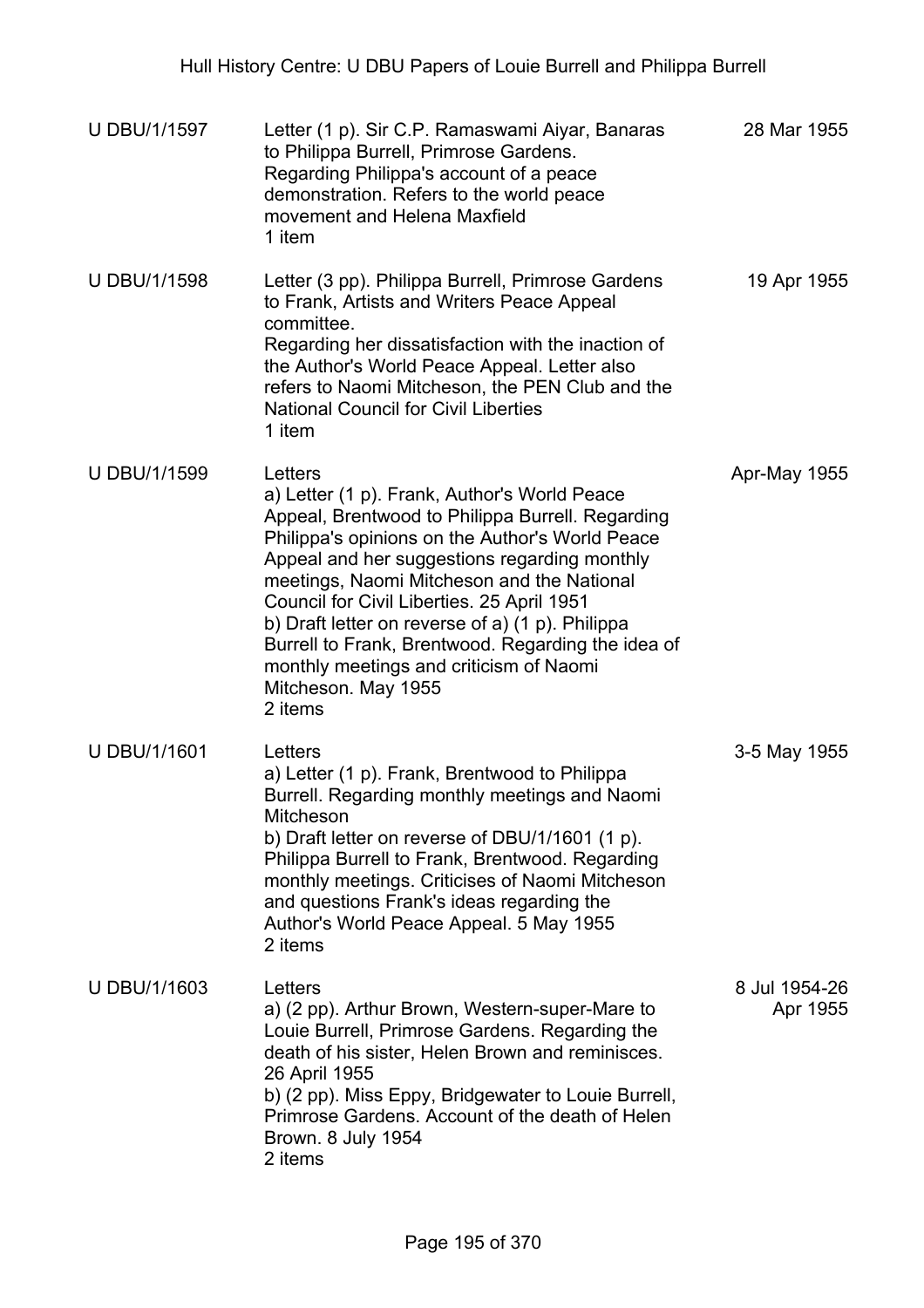| Reference | Description | Date |
|---|---|---|
| U DBU/1/1597 | Letter (1 p). Sir C.P. Ramaswami Aiyar, Banaras to Philippa Burrell, Primrose Gardens.<br>Regarding Philippa's account of a peace demonstration. Refers to the world peace movement and Helena Maxfield<br>1 item | 28 Mar 1955 |
| U DBU/1/1598 | Letter (3 pp). Philippa Burrell, Primrose Gardens to Frank, Artists and Writers Peace Appeal committee.<br>Regarding her dissatisfaction with the inaction of the Author's World Peace Appeal. Letter also refers to Naomi Mitcheson, the PEN Club and the National Council for Civil Liberties<br>1 item | 19 Apr 1955 |
| U DBU/1/1599 | Letters<br>a) Letter (1 p). Frank, Author's World Peace Appeal, Brentwood to Philippa Burrell. Regarding Philippa's opinions on the Author's World Peace Appeal and her suggestions regarding monthly meetings, Naomi Mitcheson and the National Council for Civil Liberties. 25 April 1951<br>b) Draft letter on reverse of a) (1 p). Philippa Burrell to Frank, Brentwood. Regarding the idea of monthly meetings and criticism of Naomi Mitcheson. May 1955<br>2 items | Apr-May 1955 |
| U DBU/1/1601 | Letters<br>a) Letter (1 p). Frank, Brentwood to Philippa Burrell. Regarding monthly meetings and Naomi Mitcheson<br>b) Draft letter on reverse of DBU/1/1601 (1 p). Philippa Burrell to Frank, Brentwood. Regarding monthly meetings. Criticises of Naomi Mitcheson and questions Frank's ideas regarding the Author's World Peace Appeal. 5 May 1955<br>2 items | 3-5 May 1955 |
| U DBU/1/1603 | Letters<br>a) (2 pp). Arthur Brown, Western-super-Mare to Louie Burrell, Primrose Gardens. Regarding the death of his sister, Helen Brown and reminisces. 26 April 1955<br>b) (2 pp). Miss Eppy, Bridgewater to Louie Burrell, Primrose Gardens. Account of the death of Helen Brown. 8 July 1954<br>2 items | 8 Jul 1954-26 Apr 1955 |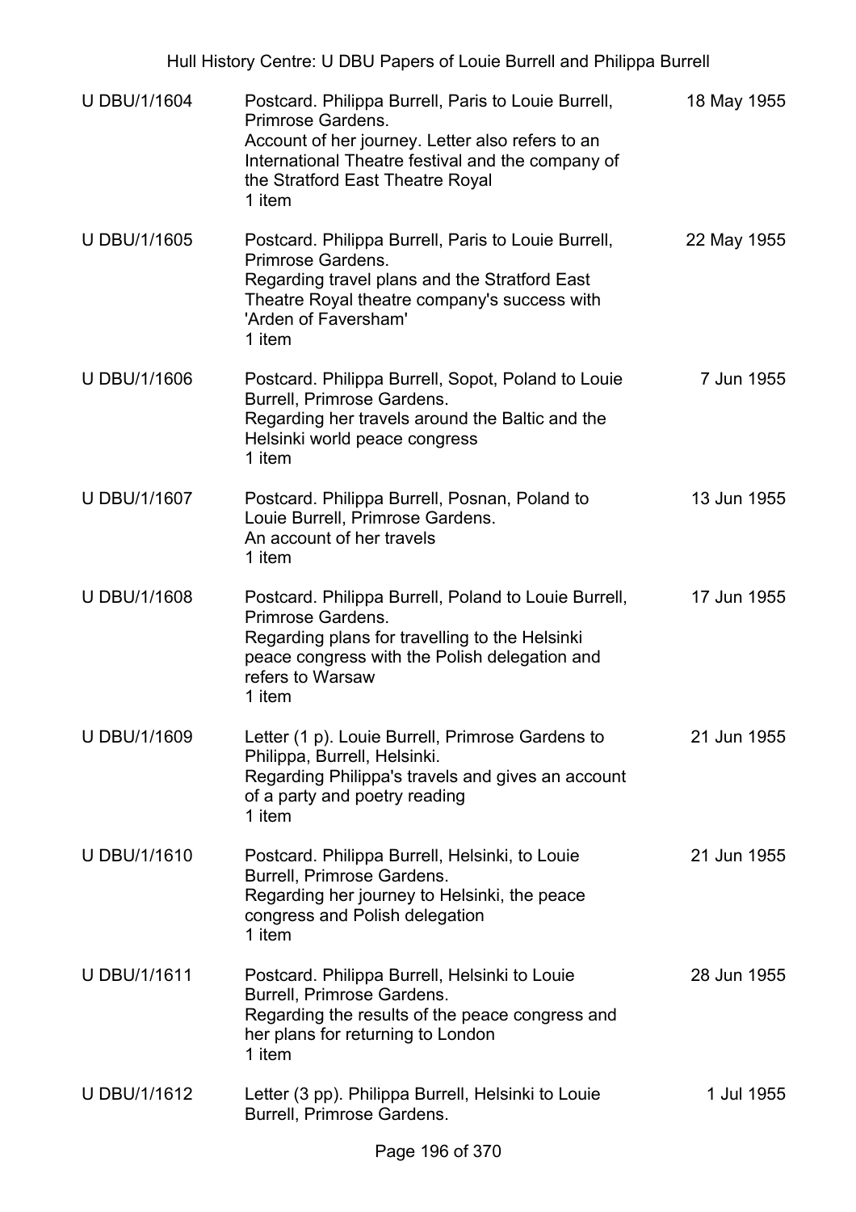| | | |
|---|---|---|
| U DBU/1/1604 | Postcard. Philippa Burrell, Paris to Louie Burrell, Primrose Gardens.<br>Account of her journey. Letter also refers to an International Theatre festival and the company of the Stratford East Theatre Royal<br>1 item | 18 May 1955 |
| U DBU/1/1605 | Postcard. Philippa Burrell, Paris to Louie Burrell, Primrose Gardens.<br>Regarding travel plans and the Stratford East Theatre Royal theatre company's success with 'Arden of Faversham'<br>1 item | 22 May 1955 |
| U DBU/1/1606 | Postcard. Philippa Burrell, Sopot, Poland to Louie Burrell, Primrose Gardens.<br>Regarding her travels around the Baltic and the Helsinki world peace congress<br>1 item | 7 Jun 1955 |
| U DBU/1/1607 | Postcard. Philippa Burrell, Posnan, Poland to Louie Burrell, Primrose Gardens.<br>An account of her travels<br>1 item | 13 Jun 1955 |
| U DBU/1/1608 | Postcard. Philippa Burrell, Poland to Louie Burrell, Primrose Gardens.<br>Regarding plans for travelling to the Helsinki peace congress with the Polish delegation and refers to Warsaw<br>1 item | 17 Jun 1955 |
| U DBU/1/1609 | Letter (1 p). Louie Burrell, Primrose Gardens to Philippa, Burrell, Helsinki.<br>Regarding Philippa's travels and gives an account of a party and poetry reading<br>1 item | 21 Jun 1955 |
| U DBU/1/1610 | Postcard. Philippa Burrell, Helsinki, to Louie Burrell, Primrose Gardens.<br>Regarding her journey to Helsinki, the peace congress and Polish delegation<br>1 item | 21 Jun 1955 |
| U DBU/1/1611 | Postcard. Philippa Burrell, Helsinki to Louie Burrell, Primrose Gardens.<br>Regarding the results of the peace congress and her plans for returning to London<br>1 item | 28 Jun 1955 |
| U DBU/1/1612 | Letter (3 pp). Philippa Burrell, Helsinki to Louie Burrell, Primrose Gardens. | 1 Jul 1955 |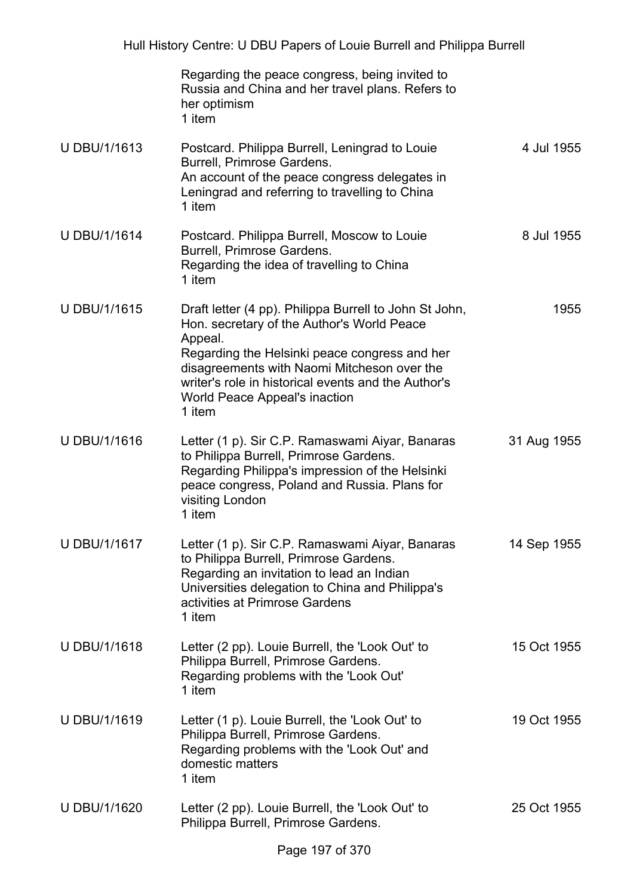| | | |
|---|---|---|
| | Regarding the peace congress, being invited to Russia and China and her travel plans. Refers to her optimism<br>1 item | |
| U DBU/1/1613 | Postcard. Philippa Burrell, Leningrad to Louie Burrell, Primrose Gardens.<br>An account of the peace congress delegates in Leningrad and referring to travelling to China<br>1 item | 4 Jul 1955 |
| U DBU/1/1614 | Postcard. Philippa Burrell, Moscow to Louie Burrell, Primrose Gardens.<br>Regarding the idea of travelling to China<br>1 item | 8 Jul 1955 |
| U DBU/1/1615 | Draft letter (4 pp). Philippa Burrell to John St John, Hon. secretary of the Author's World Peace Appeal.<br>Regarding the Helsinki peace congress and her disagreements with Naomi Mitcheson over the writer's role in historical events and the Author's World Peace Appeal's inaction<br>1 item | 1955 |
| U DBU/1/1616 | Letter (1 p). Sir C.P. Ramaswami Aiyar, Banaras to Philippa Burrell, Primrose Gardens.<br>Regarding Philippa's impression of the Helsinki peace congress, Poland and Russia. Plans for visiting London<br>1 item | 31 Aug 1955 |
| U DBU/1/1617 | Letter (1 p). Sir C.P. Ramaswami Aiyar, Banaras to Philippa Burrell, Primrose Gardens.<br>Regarding an invitation to lead an Indian Universities delegation to China and Philippa's activities at Primrose Gardens<br>1 item | 14 Sep 1955 |
| U DBU/1/1618 | Letter (2 pp). Louie Burrell, the 'Look Out' to Philippa Burrell, Primrose Gardens.<br>Regarding problems with the 'Look Out'<br>1 item | 15 Oct 1955 |
| U DBU/1/1619 | Letter (1 p). Louie Burrell, the 'Look Out' to Philippa Burrell, Primrose Gardens.<br>Regarding problems with the 'Look Out' and domestic matters<br>1 item | 19 Oct 1955 |
| U DBU/1/1620 | Letter (2 pp). Louie Burrell, the 'Look Out' to Philippa Burrell, Primrose Gardens. | 25 Oct 1955 |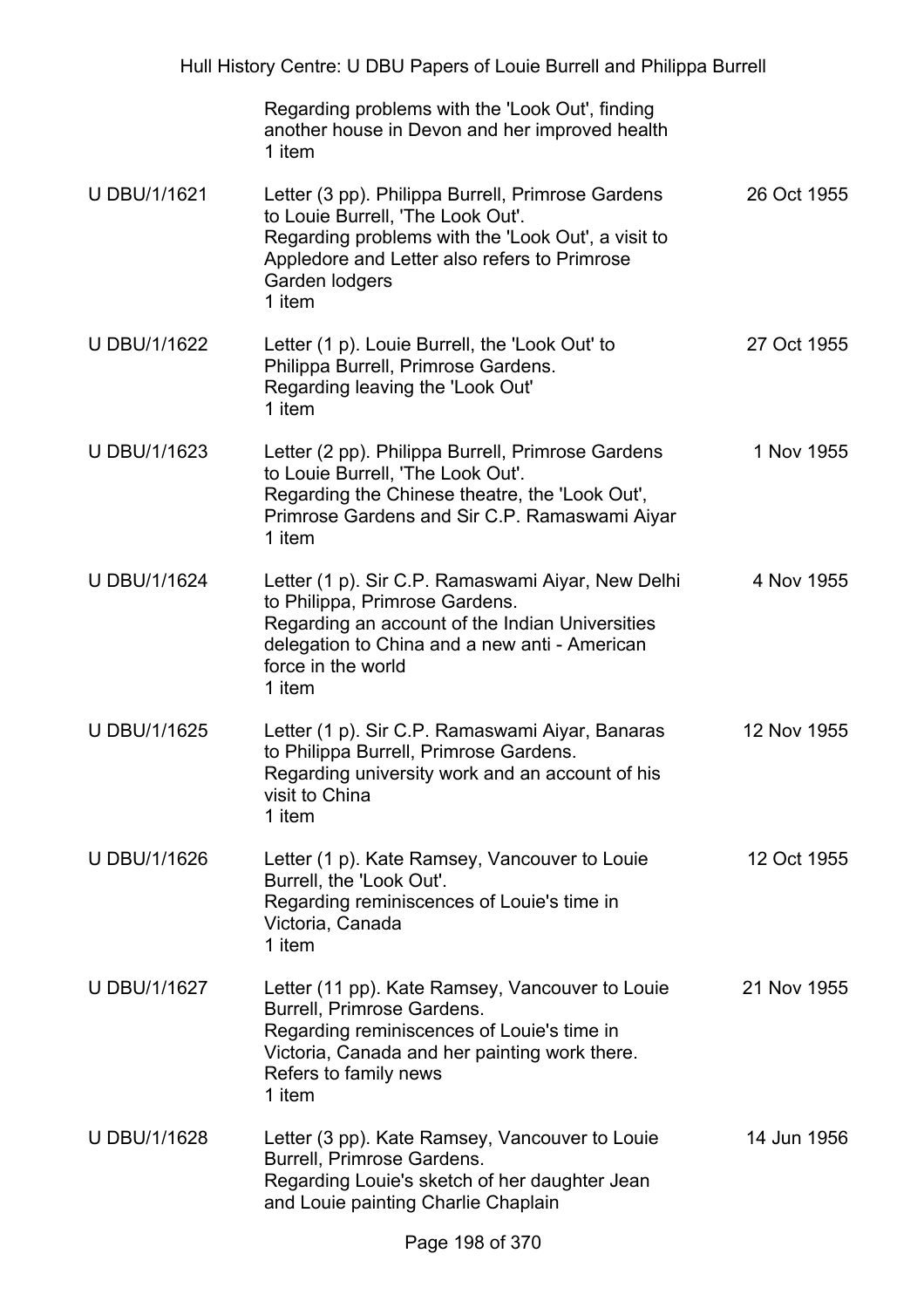| | | |
|---|---|---|
| | Regarding problems with the 'Look Out', finding another house in Devon and her improved health<br>1 item | |
| U DBU/1/1621 | Letter (3 pp). Philippa Burrell, Primrose Gardens to Louie Burrell, 'The Look Out'.<br>Regarding problems with the 'Look Out', a visit to Appledore and Letter also refers to Primrose Garden lodgers<br>1 item | 26 Oct 1955 |
| U DBU/1/1622 | Letter (1 p). Louie Burrell, the 'Look Out' to Philippa Burrell, Primrose Gardens.<br>Regarding leaving the 'Look Out'<br>1 item | 27 Oct 1955 |
| U DBU/1/1623 | Letter (2 pp). Philippa Burrell, Primrose Gardens to Louie Burrell, 'The Look Out'.<br>Regarding the Chinese theatre, the 'Look Out', Primrose Gardens and Sir C.P. Ramaswami Aiyar<br>1 item | 1 Nov 1955 |
| U DBU/1/1624 | Letter (1 p). Sir C.P. Ramaswami Aiyar, New Delhi to Philippa, Primrose Gardens.<br>Regarding an account of the Indian Universities delegation to China and a new anti - American force in the world<br>1 item | 4 Nov 1955 |
| U DBU/1/1625 | Letter (1 p). Sir C.P. Ramaswami Aiyar, Banaras to Philippa Burrell, Primrose Gardens.<br>Regarding university work and an account of his visit to China<br>1 item | 12 Nov 1955 |
| U DBU/1/1626 | Letter (1 p). Kate Ramsey, Vancouver to Louie Burrell, the 'Look Out'.<br>Regarding reminiscences of Louie's time in Victoria, Canada<br>1 item | 12 Oct 1955 |
| U DBU/1/1627 | Letter (11 pp). Kate Ramsey, Vancouver to Louie Burrell, Primrose Gardens.<br>Regarding reminiscences of Louie's time in Victoria, Canada and her painting work there. Refers to family news<br>1 item | 21 Nov 1955 |
| U DBU/1/1628 | Letter (3 pp). Kate Ramsey, Vancouver to Louie Burrell, Primrose Gardens.<br>Regarding Louie's sketch of her daughter Jean and Louie painting Charlie Chaplain | 14 Jun 1956 |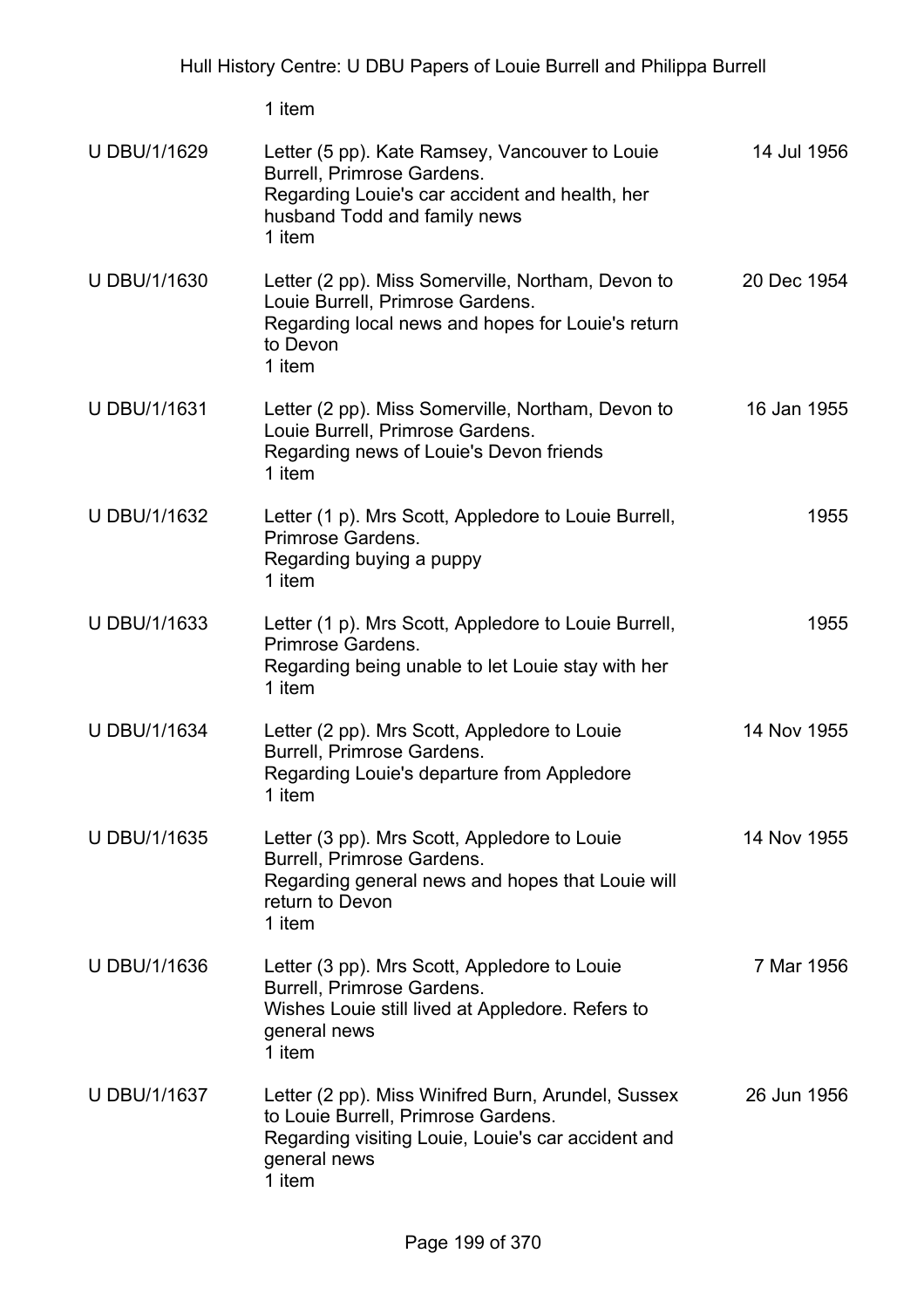1 item

| | | |
|---|---|---|
| U DBU/1/1629 | Letter (5 pp). Kate Ramsey, Vancouver to Louie Burrell, Primrose Gardens.<br>Regarding Louie's car accident and health, her husband Todd and family news<br>1 item | 14 Jul 1956 |
| U DBU/1/1630 | Letter (2 pp). Miss Somerville, Northam, Devon to Louie Burrell, Primrose Gardens.<br>Regarding local news and hopes for Louie's return to Devon<br>1 item | 20 Dec 1954 |
| U DBU/1/1631 | Letter (2 pp). Miss Somerville, Northam, Devon to Louie Burrell, Primrose Gardens.<br>Regarding news of Louie's Devon friends<br>1 item | 16 Jan 1955 |
| U DBU/1/1632 | Letter (1 p). Mrs Scott, Appledore to Louie Burrell, Primrose Gardens.<br>Regarding buying a puppy<br>1 item | 1955 |
| U DBU/1/1633 | Letter (1 p). Mrs Scott, Appledore to Louie Burrell, Primrose Gardens.<br>Regarding being unable to let Louie stay with her<br>1 item | 1955 |
| U DBU/1/1634 | Letter (2 pp). Mrs Scott, Appledore to Louie Burrell, Primrose Gardens.<br>Regarding Louie's departure from Appledore<br>1 item | 14 Nov 1955 |
| U DBU/1/1635 | Letter (3 pp). Mrs Scott, Appledore to Louie Burrell, Primrose Gardens.<br>Regarding general news and hopes that Louie will return to Devon<br>1 item | 14 Nov 1955 |
| U DBU/1/1636 | Letter (3 pp). Mrs Scott, Appledore to Louie Burrell, Primrose Gardens.<br>Wishes Louie still lived at Appledore. Refers to general news<br>1 item | 7 Mar 1956 |
| U DBU/1/1637 | Letter (2 pp). Miss Winifred Burn, Arundel, Sussex to Louie Burrell, Primrose Gardens.<br>Regarding visiting Louie, Louie's car accident and general news<br>1 item | 26 Jun 1956 |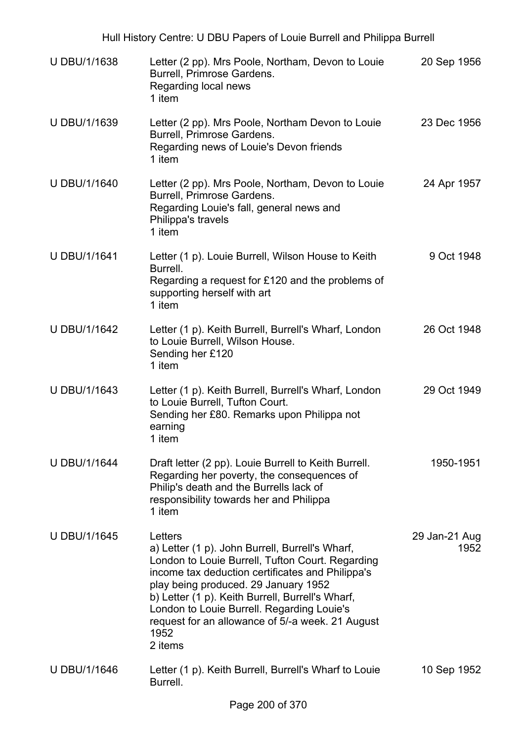| | | |
|---|---|---|
| U DBU/1/1638 | Letter (2 pp). Mrs Poole, Northam, Devon to Louie Burrell, Primrose Gardens.<br>Regarding local news<br>1 item | 20 Sep 1956 |
| U DBU/1/1639 | Letter (2 pp). Mrs Poole, Northam Devon to Louie Burrell, Primrose Gardens.<br>Regarding news of Louie's Devon friends<br>1 item | 23 Dec 1956 |
| U DBU/1/1640 | Letter (2 pp). Mrs Poole, Northam, Devon to Louie Burrell, Primrose Gardens.<br>Regarding Louie's fall, general news and Philippa's travels<br>1 item | 24 Apr 1957 |
| U DBU/1/1641 | Letter (1 p). Louie Burrell, Wilson House to Keith Burrell.<br>Regarding a request for £120 and the problems of supporting herself with art<br>1 item | 9 Oct 1948 |
| U DBU/1/1642 | Letter (1 p). Keith Burrell, Burrell's Wharf, London to Louie Burrell, Wilson House.<br>Sending her £120<br>1 item | 26 Oct 1948 |
| U DBU/1/1643 | Letter (1 p). Keith Burrell, Burrell's Wharf, London to Louie Burrell, Tufton Court.<br>Sending her £80. Remarks upon Philippa not earning<br>1 item | 29 Oct 1949 |
| U DBU/1/1644 | Draft letter (2 pp). Louie Burrell to Keith Burrell.<br>Regarding her poverty, the consequences of Philip's death and the Burrells lack of responsibility towards her and Philippa<br>1 item | 1950-1951 |
| U DBU/1/1645 | Letters<br>a) Letter (1 p). John Burrell, Burrell's Wharf, London to Louie Burrell, Tufton Court. Regarding income tax deduction certificates and Philippa's play being produced. 29 January 1952<br>b) Letter (1 p). Keith Burrell, Burrell's Wharf, London to Louie Burrell. Regarding Louie's request for an allowance of 5/-a week. 21 August 1952<br>2 items | 29 Jan-21 Aug 1952 |
| U DBU/1/1646 | Letter (1 p). Keith Burrell, Burrell's Wharf to Louie Burrell. | 10 Sep 1952 |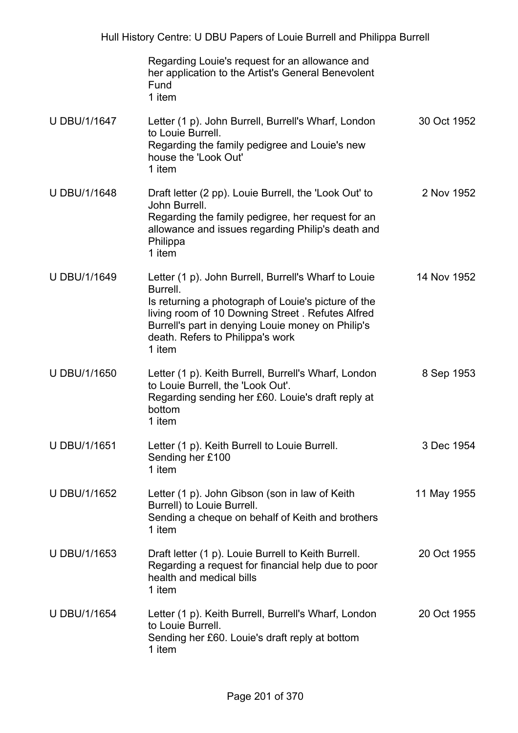| | | |
|---|---|---|
| | Regarding Louie's request for an allowance and her application to the Artist's General Benevolent Fund<br>1 item | |
| U DBU/1/1647 | Letter (1 p). John Burrell, Burrell's Wharf, London to Louie Burrell.<br>Regarding the family pedigree and Louie's new house the 'Look Out'<br>1 item | 30 Oct 1952 |
| U DBU/1/1648 | Draft letter (2 pp). Louie Burrell, the 'Look Out' to John Burrell.<br>Regarding the family pedigree, her request for an allowance and issues regarding Philip's death and Philippa<br>1 item | 2 Nov 1952 |
| U DBU/1/1649 | Letter (1 p). John Burrell, Burrell's Wharf to Louie Burrell.<br>Is returning a photograph of Louie's picture of the living room of 10 Downing Street . Refutes Alfred Burrell's part in denying Louie money on Philip's death. Refers to Philippa's work<br>1 item | 14 Nov 1952 |
| U DBU/1/1650 | Letter (1 p). Keith Burrell, Burrell's Wharf, London to Louie Burrell, the 'Look Out'.<br>Regarding sending her £60. Louie's draft reply at bottom<br>1 item | 8 Sep 1953 |
| U DBU/1/1651 | Letter (1 p). Keith Burrell to Louie Burrell.<br>Sending her £100<br>1 item | 3 Dec 1954 |
| U DBU/1/1652 | Letter (1 p). John Gibson (son in law of Keith Burrell) to Louie Burrell.<br>Sending a cheque on behalf of Keith and brothers<br>1 item | 11 May 1955 |
| U DBU/1/1653 | Draft letter (1 p). Louie Burrell to Keith Burrell.<br>Regarding a request for financial help due to poor health and medical bills<br>1 item | 20 Oct 1955 |
| U DBU/1/1654 | Letter (1 p). Keith Burrell, Burrell's Wharf, London to Louie Burrell.<br>Sending her £60. Louie's draft reply at bottom<br>1 item | 20 Oct 1955 |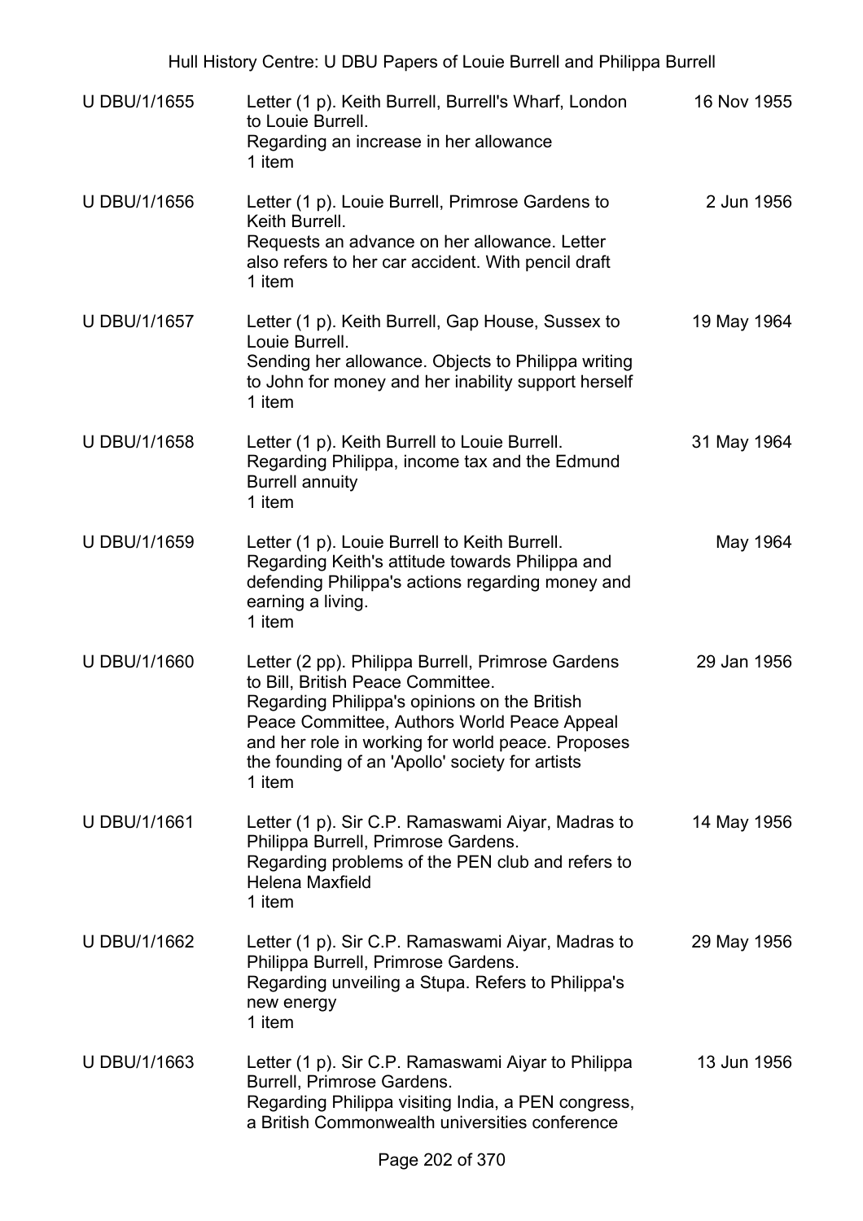| | | |
|---|---|---|
| U DBU/1/1655 | Letter (1 p). Keith Burrell, Burrell's Wharf, London to Louie Burrell.<br>Regarding an increase in her allowance<br>1 item | 16 Nov 1955 |
| U DBU/1/1656 | Letter (1 p). Louie Burrell, Primrose Gardens to Keith Burrell.<br>Requests an advance on her allowance. Letter also refers to her car accident. With pencil draft<br>1 item | 2 Jun 1956 |
| U DBU/1/1657 | Letter (1 p). Keith Burrell, Gap House, Sussex to Louie Burrell.<br>Sending her allowance. Objects to Philippa writing to John for money and her inability support herself<br>1 item | 19 May 1964 |
| U DBU/1/1658 | Letter (1 p). Keith Burrell to Louie Burrell.<br>Regarding Philippa, income tax and the Edmund Burrell annuity<br>1 item | 31 May 1964 |
| U DBU/1/1659 | Letter (1 p). Louie Burrell to Keith Burrell.<br>Regarding Keith's attitude towards Philippa and defending Philippa's actions regarding money and earning a living.<br>1 item | May 1964 |
| U DBU/1/1660 | Letter (2 pp). Philippa Burrell, Primrose Gardens to Bill, British Peace Committee.<br>Regarding Philippa's opinions on the British Peace Committee, Authors World Peace Appeal and her role in working for world peace. Proposes the founding of an 'Apollo' society for artists<br>1 item | 29 Jan 1956 |
| U DBU/1/1661 | Letter (1 p). Sir C.P. Ramaswami Aiyar, Madras to Philippa Burrell, Primrose Gardens.<br>Regarding problems of the PEN club and refers to Helena Maxfield<br>1 item | 14 May 1956 |
| U DBU/1/1662 | Letter (1 p). Sir C.P. Ramaswami Aiyar, Madras to Philippa Burrell, Primrose Gardens.<br>Regarding unveiling a Stupa. Refers to Philippa's new energy<br>1 item | 29 May 1956 |
| U DBU/1/1663 | Letter (1 p). Sir C.P. Ramaswami Aiyar to Philippa Burrell, Primrose Gardens.<br>Regarding Philippa visiting India, a PEN congress, a British Commonwealth universities conference | 13 Jun 1956 |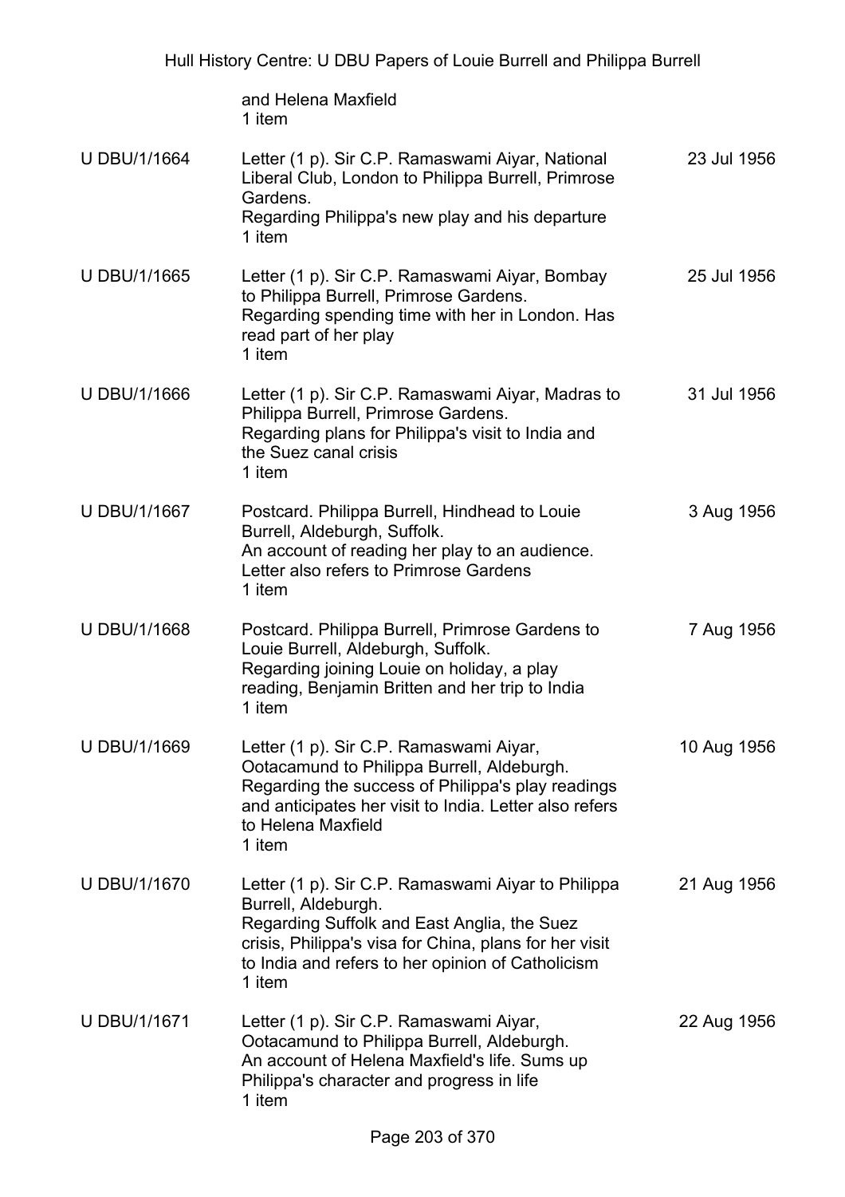and Helena Maxfield
1 item

| | | |
|---|---|---|
| U DBU/1/1664 | Letter (1 p). Sir C.P. Ramaswami Aiyar, National Liberal Club, London to Philippa Burrell, Primrose Gardens.<br>Regarding Philippa's new play and his departure<br>1 item | 23 Jul 1956 |
| U DBU/1/1665 | Letter (1 p). Sir C.P. Ramaswami Aiyar, Bombay to Philippa Burrell, Primrose Gardens.<br>Regarding spending time with her in London. Has read part of her play<br>1 item | 25 Jul 1956 |
| U DBU/1/1666 | Letter (1 p). Sir C.P. Ramaswami Aiyar, Madras to Philippa Burrell, Primrose Gardens.<br>Regarding plans for Philippa's visit to India and the Suez canal crisis<br>1 item | 31 Jul 1956 |
| U DBU/1/1667 | Postcard. Philippa Burrell, Hindhead to Louie Burrell, Aldeburgh, Suffolk.<br>An account of reading her play to an audience. Letter also refers to Primrose Gardens<br>1 item | 3 Aug 1956 |
| U DBU/1/1668 | Postcard. Philippa Burrell, Primrose Gardens to Louie Burrell, Aldeburgh, Suffolk.<br>Regarding joining Louie on holiday, a play reading, Benjamin Britten and her trip to India<br>1 item | 7 Aug 1956 |
| U DBU/1/1669 | Letter (1 p). Sir C.P. Ramaswami Aiyar, Ootacamund to Philippa Burrell, Aldeburgh.<br>Regarding the success of Philippa's play readings and anticipates her visit to India. Letter also refers to Helena Maxfield<br>1 item | 10 Aug 1956 |
| U DBU/1/1670 | Letter (1 p). Sir C.P. Ramaswami Aiyar to Philippa Burrell, Aldeburgh.<br>Regarding Suffolk and East Anglia, the Suez crisis, Philippa's visa for China, plans for her visit to India and refers to her opinion of Catholicism<br>1 item | 21 Aug 1956 |
| U DBU/1/1671 | Letter (1 p). Sir C.P. Ramaswami Aiyar, Ootacamund to Philippa Burrell, Aldeburgh.<br>An account of Helena Maxfield's life. Sums up Philippa's character and progress in life<br>1 item | 22 Aug 1956 |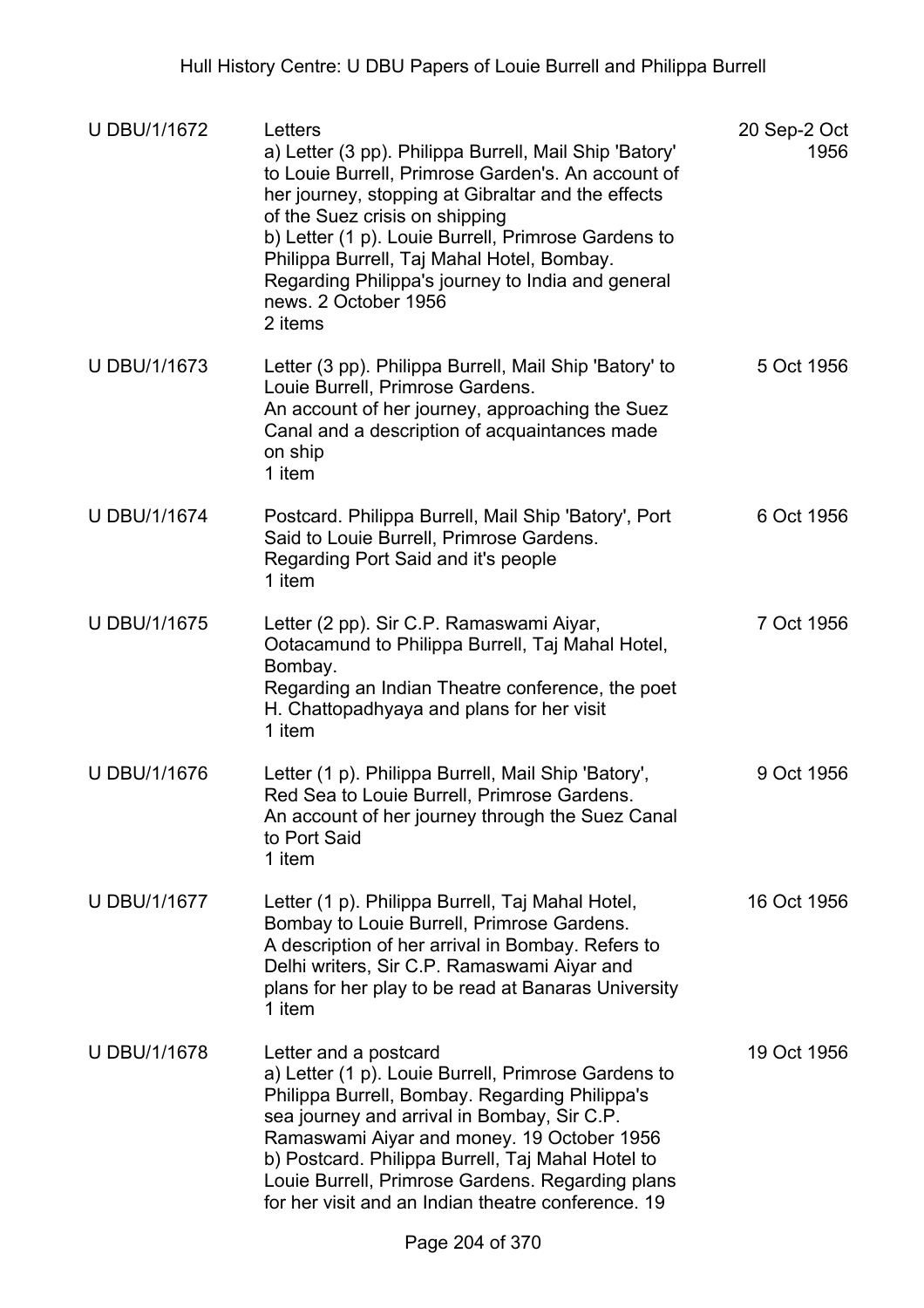| | | |
|---|---|---|
| U DBU/1/1672 | Letters<br>a) Letter (3 pp). Philippa Burrell, Mail Ship 'Batory' to Louie Burrell, Primrose Garden's. An account of her journey, stopping at Gibraltar and the effects of the Suez crisis on shipping<br>b) Letter (1 p). Louie Burrell, Primrose Gardens to Philippa Burrell, Taj Mahal Hotel, Bombay. Regarding Philippa's journey to India and general news. 2 October 1956<br>2 items | 20 Sep-2 Oct 1956 |
| U DBU/1/1673 | Letter (3 pp). Philippa Burrell, Mail Ship 'Batory' to Louie Burrell, Primrose Gardens.<br>An account of her journey, approaching the Suez Canal and a description of acquaintances made on ship<br>1 item | 5 Oct 1956 |
| U DBU/1/1674 | Postcard. Philippa Burrell, Mail Ship 'Batory', Port Said to Louie Burrell, Primrose Gardens.<br>Regarding Port Said and it's people<br>1 item | 6 Oct 1956 |
| U DBU/1/1675 | Letter (2 pp). Sir C.P. Ramaswami Aiyar, Ootacamund to Philippa Burrell, Taj Mahal Hotel, Bombay.<br>Regarding an Indian Theatre conference, the poet H. Chattopadhyaya and plans for her visit<br>1 item | 7 Oct 1956 |
| U DBU/1/1676 | Letter (1 p). Philippa Burrell, Mail Ship 'Batory', Red Sea to Louie Burrell, Primrose Gardens.<br>An account of her journey through the Suez Canal to Port Said<br>1 item | 9 Oct 1956 |
| U DBU/1/1677 | Letter (1 p). Philippa Burrell, Taj Mahal Hotel, Bombay to Louie Burrell, Primrose Gardens.<br>A description of her arrival in Bombay. Refers to Delhi writers, Sir C.P. Ramaswami Aiyar and plans for her play to be read at Banaras University<br>1 item | 16 Oct 1956 |
| U DBU/1/1678 | Letter and a postcard<br>a) Letter (1 p). Louie Burrell, Primrose Gardens to Philippa Burrell, Bombay. Regarding Philippa's sea journey and arrival in Bombay, Sir C.P. Ramaswami Aiyar and money. 19 October 1956<br>b) Postcard. Philippa Burrell, Taj Mahal Hotel to Louie Burrell, Primrose Gardens. Regarding plans for her visit and an Indian theatre conference. 19 | 19 Oct 1956 |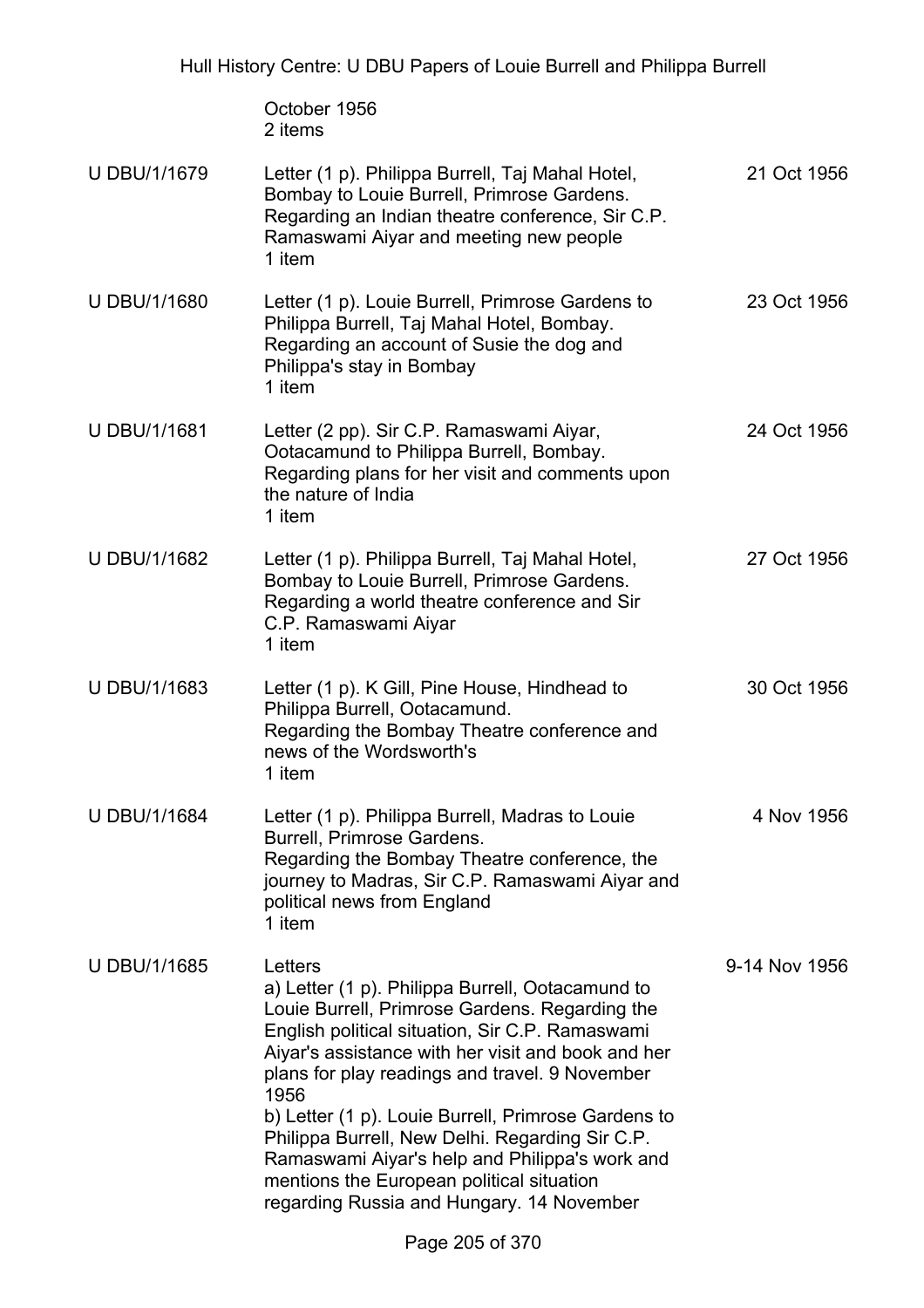| | | |
|---|---|---|
| | October 1956<br>2 items | |
| U DBU/1/1679 | Letter (1 p). Philippa Burrell, Taj Mahal Hotel, Bombay to Louie Burrell, Primrose Gardens. Regarding an Indian theatre conference, Sir C.P. Ramaswami Aiyar and meeting new people<br>1 item | 21 Oct 1956 |
| U DBU/1/1680 | Letter (1 p). Louie Burrell, Primrose Gardens to Philippa Burrell, Taj Mahal Hotel, Bombay. Regarding an account of Susie the dog and Philippa's stay in Bombay<br>1 item | 23 Oct 1956 |
| U DBU/1/1681 | Letter (2 pp). Sir C.P. Ramaswami Aiyar, Ootacamund to Philippa Burrell, Bombay. Regarding plans for her visit and comments upon the nature of India<br>1 item | 24 Oct 1956 |
| U DBU/1/1682 | Letter (1 p). Philippa Burrell, Taj Mahal Hotel, Bombay to Louie Burrell, Primrose Gardens. Regarding a world theatre conference and Sir C.P. Ramaswami Aiyar<br>1 item | 27 Oct 1956 |
| U DBU/1/1683 | Letter (1 p). K Gill, Pine House, Hindhead to Philippa Burrell, Ootacamund. Regarding the Bombay Theatre conference and news of the Wordsworth's<br>1 item | 30 Oct 1956 |
| U DBU/1/1684 | Letter (1 p). Philippa Burrell, Madras to Louie Burrell, Primrose Gardens. Regarding the Bombay Theatre conference, the journey to Madras, Sir C.P. Ramaswami Aiyar and political news from England<br>1 item | 4 Nov 1956 |
| U DBU/1/1685 | Letters<br>a) Letter (1 p). Philippa Burrell, Ootacamund to Louie Burrell, Primrose Gardens. Regarding the English political situation, Sir C.P. Ramaswami Aiyar's assistance with her visit and book and her plans for play readings and travel. 9 November 1956<br>b) Letter (1 p). Louie Burrell, Primrose Gardens to Philippa Burrell, New Delhi. Regarding Sir C.P. Ramaswami Aiyar's help and Philippa's work and mentions the European political situation regarding Russia and Hungary. 14 November | 9-14 Nov 1956 |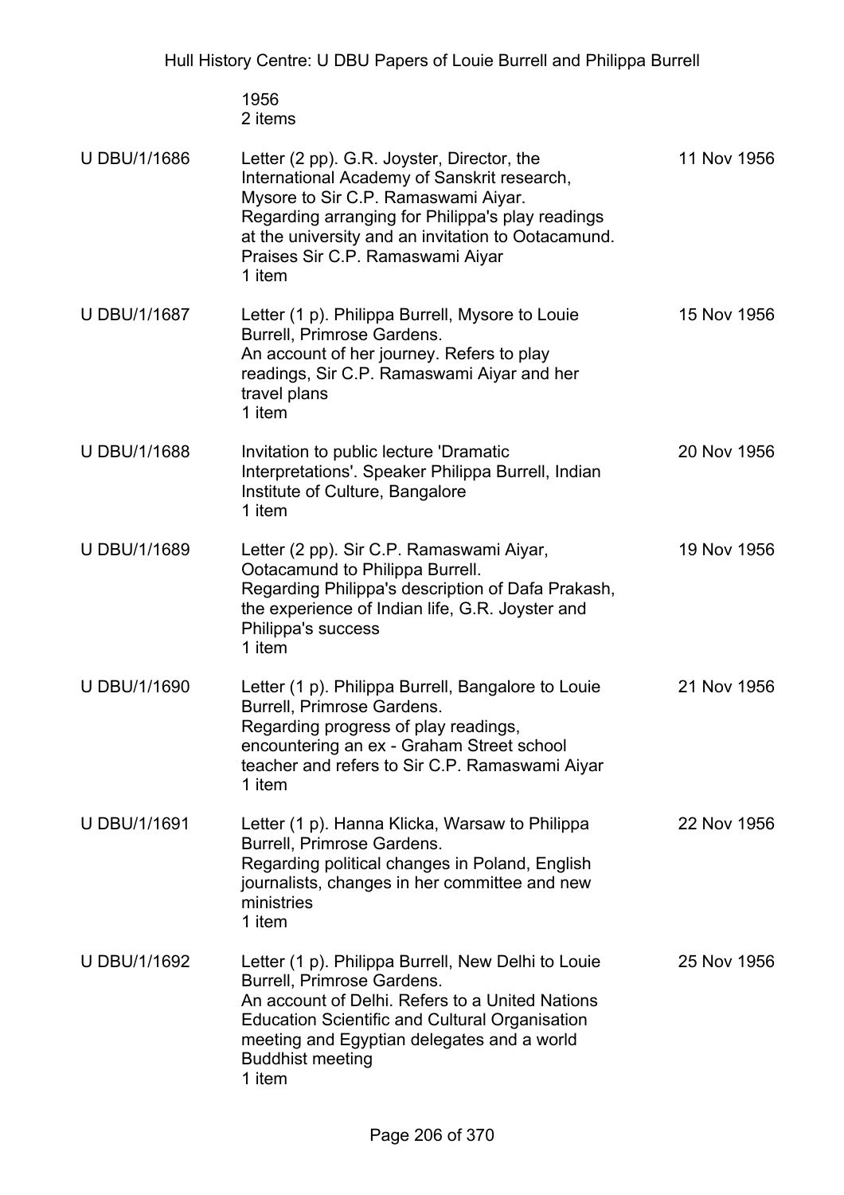| | | |
|---|---|---|
| | 1956<br>2 items | |
| U DBU/1/1686 | Letter (2 pp). G.R. Joyster, Director, the International Academy of Sanskrit research, Mysore to Sir C.P. Ramaswami Aiyar.<br>Regarding arranging for Philippa's play readings at the university and an invitation to Ootacamund. Praises Sir C.P. Ramaswami Aiyar<br>1 item | 11 Nov 1956 |
| U DBU/1/1687 | Letter (1 p). Philippa Burrell, Mysore to Louie Burrell, Primrose Gardens.<br>An account of her journey. Refers to play readings, Sir C.P. Ramaswami Aiyar and her travel plans<br>1 item | 15 Nov 1956 |
| U DBU/1/1688 | Invitation to public lecture 'Dramatic Interpretations'. Speaker Philippa Burrell, Indian Institute of Culture, Bangalore<br>1 item | 20 Nov 1956 |
| U DBU/1/1689 | Letter (2 pp). Sir C.P. Ramaswami Aiyar, Ootacamund to Philippa Burrell.<br>Regarding Philippa's description of Dafa Prakash, the experience of Indian life, G.R. Joyster and Philippa's success<br>1 item | 19 Nov 1956 |
| U DBU/1/1690 | Letter (1 p). Philippa Burrell, Bangalore to Louie Burrell, Primrose Gardens.<br>Regarding progress of play readings, encountering an ex - Graham Street school teacher and refers to Sir C.P. Ramaswami Aiyar<br>1 item | 21 Nov 1956 |
| U DBU/1/1691 | Letter (1 p). Hanna Klicka, Warsaw to Philippa Burrell, Primrose Gardens.<br>Regarding political changes in Poland, English journalists, changes in her committee and new ministries<br>1 item | 22 Nov 1956 |
| U DBU/1/1692 | Letter (1 p). Philippa Burrell, New Delhi to Louie Burrell, Primrose Gardens.<br>An account of Delhi. Refers to a United Nations Education Scientific and Cultural Organisation meeting and Egyptian delegates and a world Buddhist meeting<br>1 item | 25 Nov 1956 |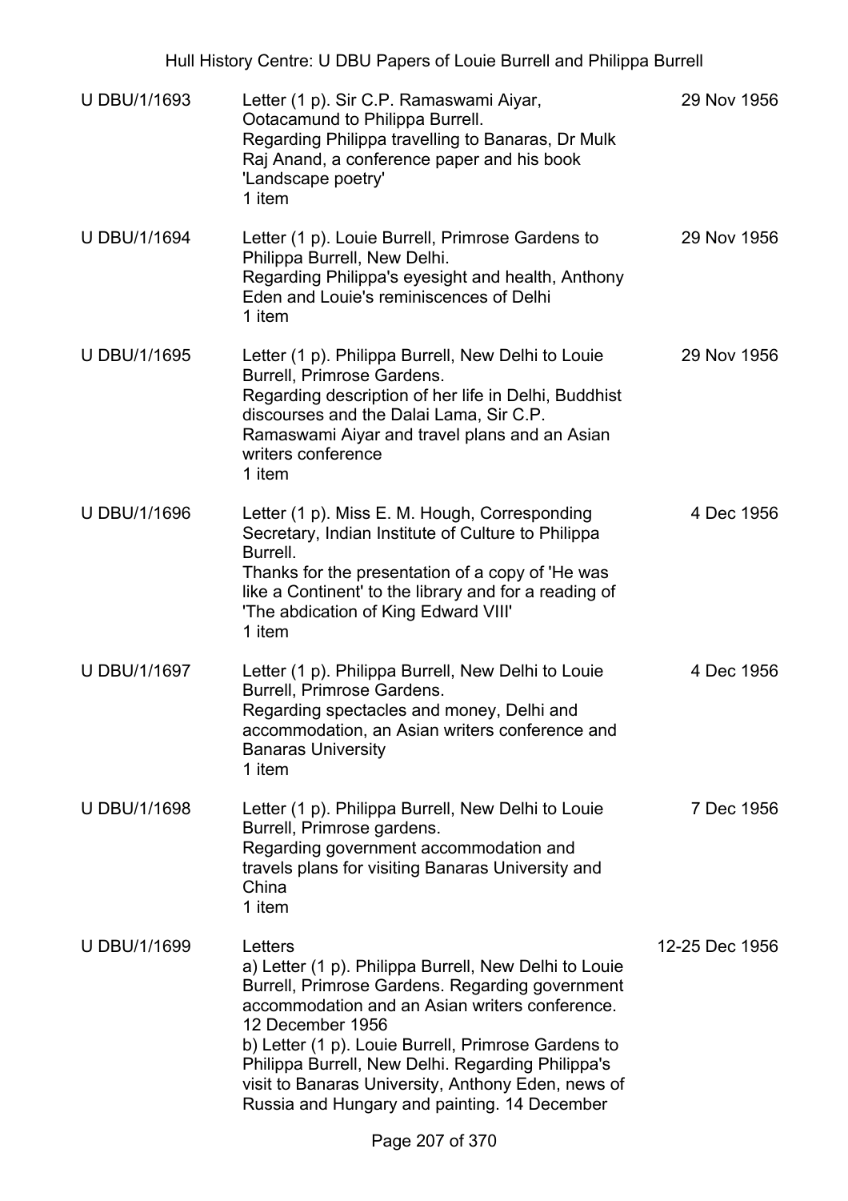| U DBU/1/1693 | Letter (1 p). Sir C.P. Ramaswami Aiyar, Ootacamund to Philippa Burrell.<br>Regarding Philippa travelling to Banaras, Dr Mulk Raj Anand, a conference paper and his book 'Landscape poetry'<br>1 item | 29 Nov 1956 |
|---|---|---|
| U DBU/1/1694 | Letter (1 p). Louie Burrell, Primrose Gardens to Philippa Burrell, New Delhi.<br>Regarding Philippa's eyesight and health, Anthony Eden and Louie's reminiscences of Delhi<br>1 item | 29 Nov 1956 |
| U DBU/1/1695 | Letter (1 p). Philippa Burrell, New Delhi to Louie Burrell, Primrose Gardens.<br>Regarding description of her life in Delhi, Buddhist discourses and the Dalai Lama, Sir C.P. Ramaswami Aiyar and travel plans and an Asian writers conference<br>1 item | 29 Nov 1956 |
| U DBU/1/1696 | Letter (1 p). Miss E. M. Hough, Corresponding Secretary, Indian Institute of Culture to Philippa Burrell.<br>Thanks for the presentation of a copy of 'He was like a Continent' to the library and for a reading of 'The abdication of King Edward VIII'<br>1 item | 4 Dec 1956 |
| U DBU/1/1697 | Letter (1 p). Philippa Burrell, New Delhi to Louie Burrell, Primrose Gardens.<br>Regarding spectacles and money, Delhi and accommodation, an Asian writers conference and Banaras University<br>1 item | 4 Dec 1956 |
| U DBU/1/1698 | Letter (1 p). Philippa Burrell, New Delhi to Louie Burrell, Primrose gardens.<br>Regarding government accommodation and travels plans for visiting Banaras University and China<br>1 item | 7 Dec 1956 |
| U DBU/1/1699 | Letters<br>a) Letter (1 p). Philippa Burrell, New Delhi to Louie Burrell, Primrose Gardens. Regarding government accommodation and an Asian writers conference. 12 December 1956<br>b) Letter (1 p). Louie Burrell, Primrose Gardens to Philippa Burrell, New Delhi. Regarding Philippa's visit to Banaras University, Anthony Eden, news of Russia and Hungary and painting. 14 December | 12-25 Dec 1956 |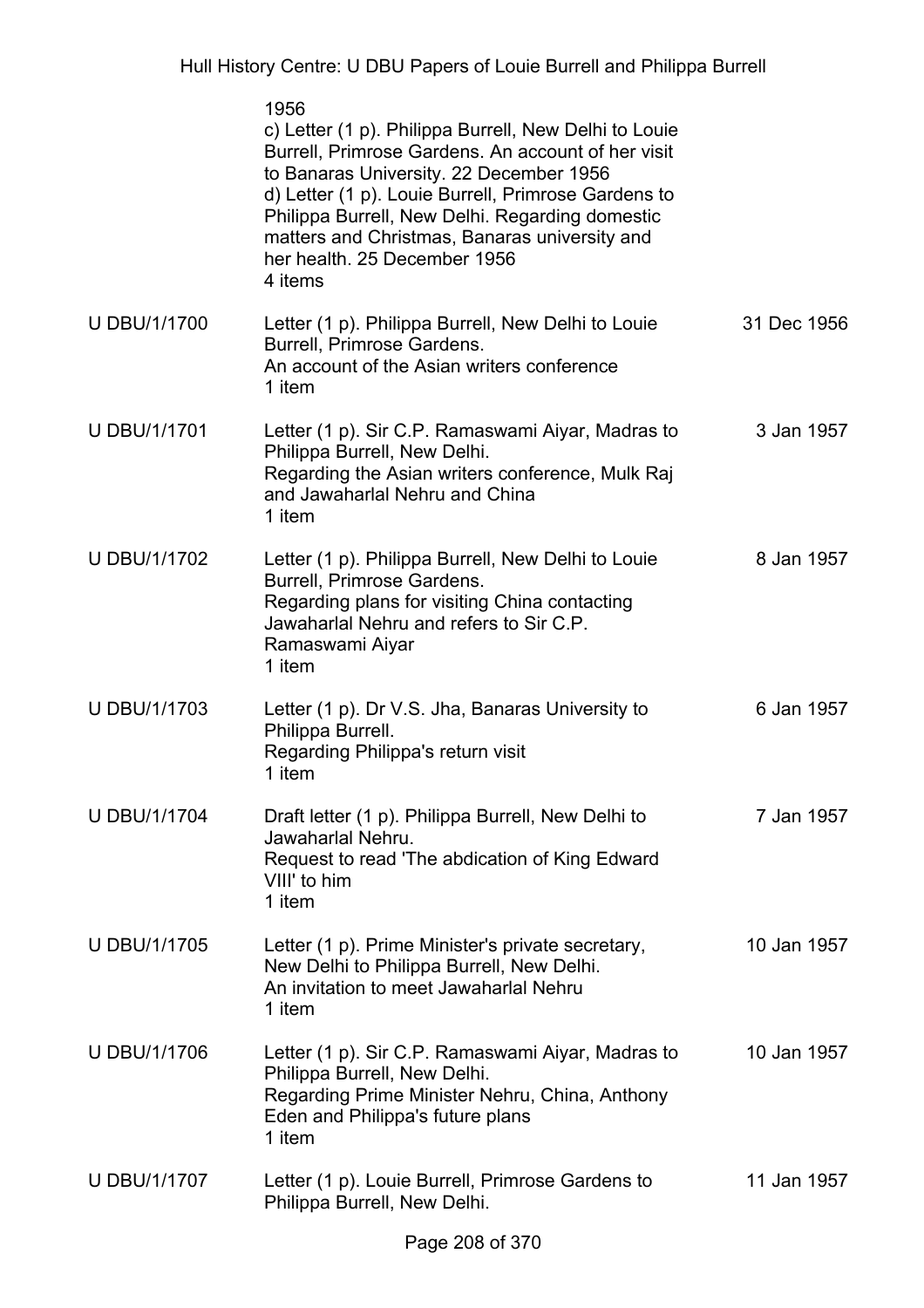| | | |
|---|---|---|
| | 1956<br>c) Letter (1 p). Philippa Burrell, New Delhi to Louie Burrell, Primrose Gardens. An account of her visit to Banaras University. 22 December 1956<br>d) Letter (1 p). Louie Burrell, Primrose Gardens to Philippa Burrell, New Delhi. Regarding domestic matters and Christmas, Banaras university and her health. 25 December 1956<br>4 items | |
| U DBU/1/1700 | Letter (1 p). Philippa Burrell, New Delhi to Louie Burrell, Primrose Gardens.<br>An account of the Asian writers conference<br>1 item | 31 Dec 1956 |
| U DBU/1/1701 | Letter (1 p). Sir C.P. Ramaswami Aiyar, Madras to Philippa Burrell, New Delhi.<br>Regarding the Asian writers conference, Mulk Raj and Jawaharlal Nehru and China<br>1 item | 3 Jan 1957 |
| U DBU/1/1702 | Letter (1 p). Philippa Burrell, New Delhi to Louie Burrell, Primrose Gardens.<br>Regarding plans for visiting China contacting Jawaharlal Nehru and refers to Sir C.P. Ramaswami Aiyar<br>1 item | 8 Jan 1957 |
| U DBU/1/1703 | Letter (1 p). Dr V.S. Jha, Banaras University to Philippa Burrell.<br>Regarding Philippa's return visit<br>1 item | 6 Jan 1957 |
| U DBU/1/1704 | Draft letter (1 p). Philippa Burrell, New Delhi to Jawaharlal Nehru.<br>Request to read 'The abdication of King Edward VIII' to him<br>1 item | 7 Jan 1957 |
| U DBU/1/1705 | Letter (1 p). Prime Minister's private secretary, New Delhi to Philippa Burrell, New Delhi.<br>An invitation to meet Jawaharlal Nehru<br>1 item | 10 Jan 1957 |
| U DBU/1/1706 | Letter (1 p). Sir C.P. Ramaswami Aiyar, Madras to Philippa Burrell, New Delhi.<br>Regarding Prime Minister Nehru, China, Anthony Eden and Philippa's future plans<br>1 item | 10 Jan 1957 |
| U DBU/1/1707 | Letter (1 p). Louie Burrell, Primrose Gardens to Philippa Burrell, New Delhi. | 11 Jan 1957 |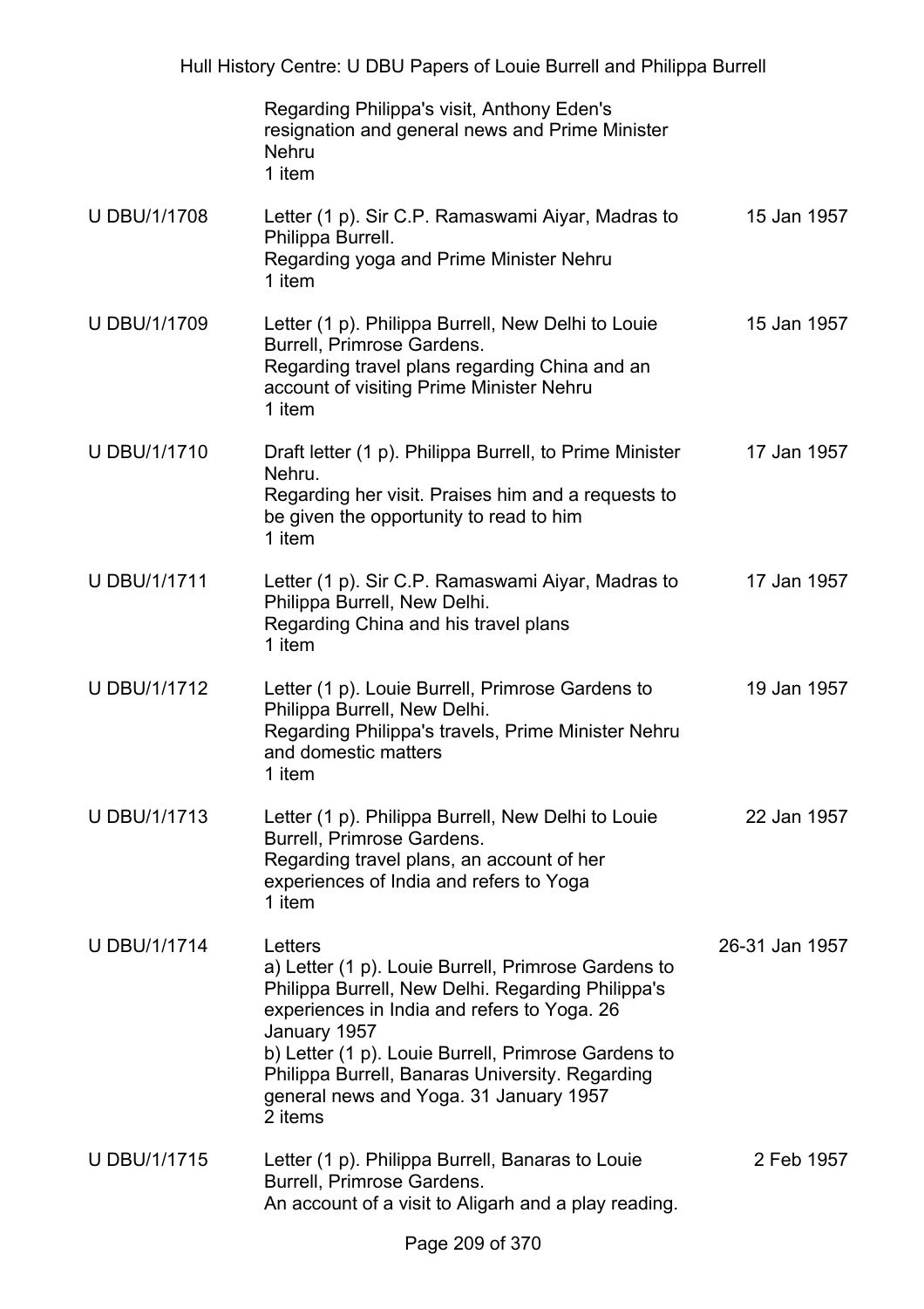| | | |
|---|---|---|
| | Regarding Philippa's visit, Anthony Eden's resignation and general news and Prime Minister Nehru<br>1 item | |
| U DBU/1/1708 | Letter (1 p). Sir C.P. Ramaswami Aiyar, Madras to Philippa Burrell.<br>Regarding yoga and Prime Minister Nehru<br>1 item | 15 Jan 1957 |
| U DBU/1/1709 | Letter (1 p). Philippa Burrell, New Delhi to Louie Burrell, Primrose Gardens.<br>Regarding travel plans regarding China and an account of visiting Prime Minister Nehru<br>1 item | 15 Jan 1957 |
| U DBU/1/1710 | Draft letter (1 p). Philippa Burrell, to Prime Minister Nehru.<br>Regarding her visit. Praises him and a requests to be given the opportunity to read to him<br>1 item | 17 Jan 1957 |
| U DBU/1/1711 | Letter (1 p). Sir C.P. Ramaswami Aiyar, Madras to Philippa Burrell, New Delhi.<br>Regarding China and his travel plans<br>1 item | 17 Jan 1957 |
| U DBU/1/1712 | Letter (1 p). Louie Burrell, Primrose Gardens to Philippa Burrell, New Delhi.<br>Regarding Philippa's travels, Prime Minister Nehru and domestic matters<br>1 item | 19 Jan 1957 |
| U DBU/1/1713 | Letter (1 p). Philippa Burrell, New Delhi to Louie Burrell, Primrose Gardens.<br>Regarding travel plans, an account of her experiences of India and refers to Yoga<br>1 item | 22 Jan 1957 |
| U DBU/1/1714 | Letters<br>a) Letter (1 p). Louie Burrell, Primrose Gardens to Philippa Burrell, New Delhi. Regarding Philippa's experiences in India and refers to Yoga. 26 January 1957<br>b) Letter (1 p). Louie Burrell, Primrose Gardens to Philippa Burrell, Banaras University. Regarding general news and Yoga. 31 January 1957<br>2 items | 26-31 Jan 1957 |
| U DBU/1/1715 | Letter (1 p). Philippa Burrell, Banaras to Louie Burrell, Primrose Gardens.<br>An account of a visit to Aligarh and a play reading. | 2 Feb 1957 |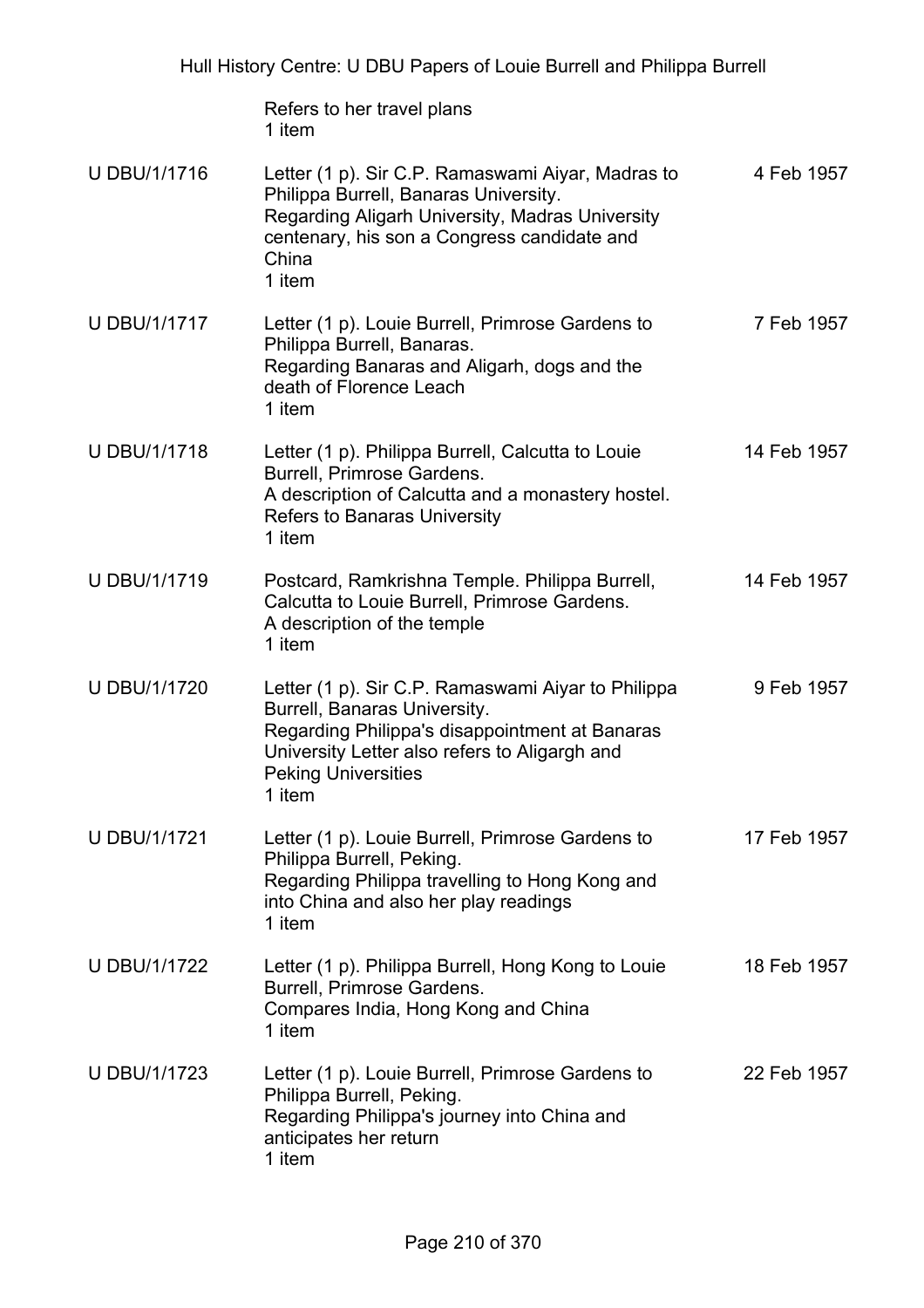| | | |
|---|---|---|
| | Refers to her travel plans<br>1 item | |
| U DBU/1/1716 | Letter (1 p). Sir C.P. Ramaswami Aiyar, Madras to Philippa Burrell, Banaras University.<br>Regarding Aligarh University, Madras University centenary, his son a Congress candidate and China<br>1 item | 4 Feb 1957 |
| U DBU/1/1717 | Letter (1 p). Louie Burrell, Primrose Gardens to Philippa Burrell, Banaras.<br>Regarding Banaras and Aligarh, dogs and the death of Florence Leach<br>1 item | 7 Feb 1957 |
| U DBU/1/1718 | Letter (1 p). Philippa Burrell, Calcutta to Louie Burrell, Primrose Gardens.<br>A description of Calcutta and a monastery hostel. Refers to Banaras University<br>1 item | 14 Feb 1957 |
| U DBU/1/1719 | Postcard, Ramkrishna Temple. Philippa Burrell, Calcutta to Louie Burrell, Primrose Gardens.<br>A description of the temple<br>1 item | 14 Feb 1957 |
| U DBU/1/1720 | Letter (1 p). Sir C.P. Ramaswami Aiyar to Philippa Burrell, Banaras University.<br>Regarding Philippa's disappointment at Banaras University Letter also refers to Aligargh and Peking Universities<br>1 item | 9 Feb 1957 |
| U DBU/1/1721 | Letter (1 p). Louie Burrell, Primrose Gardens to Philippa Burrell, Peking.<br>Regarding Philippa travelling to Hong Kong and into China and also her play readings<br>1 item | 17 Feb 1957 |
| U DBU/1/1722 | Letter (1 p). Philippa Burrell, Hong Kong to Louie Burrell, Primrose Gardens.<br>Compares India, Hong Kong and China<br>1 item | 18 Feb 1957 |
| U DBU/1/1723 | Letter (1 p). Louie Burrell, Primrose Gardens to Philippa Burrell, Peking.<br>Regarding Philippa's journey into China and anticipates her return<br>1 item | 22 Feb 1957 |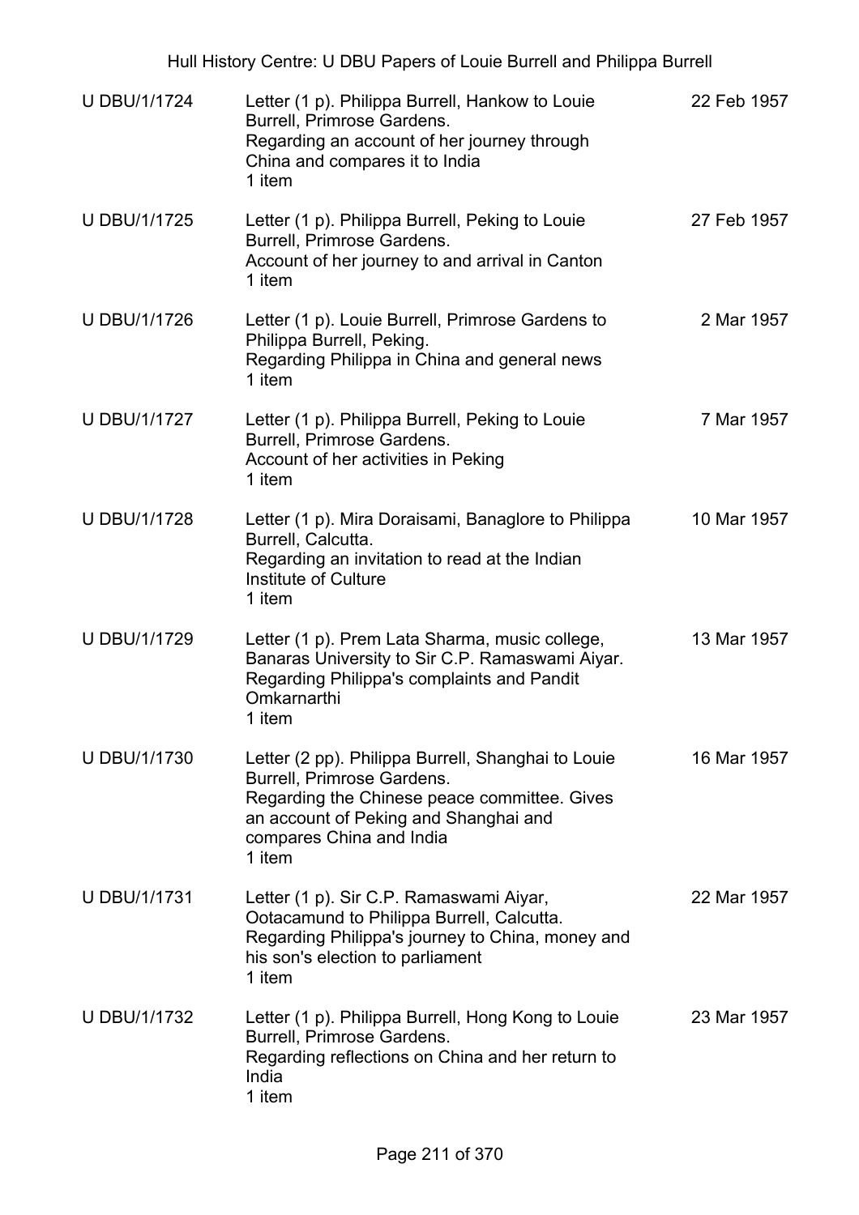| | | |
|---|---|---|
| U DBU/1/1724 | Letter (1 p). Philippa Burrell, Hankow to Louie Burrell, Primrose Gardens.<br>Regarding an account of her journey through China and compares it to India<br>1 item | 22 Feb 1957 |
| U DBU/1/1725 | Letter (1 p). Philippa Burrell, Peking to Louie Burrell, Primrose Gardens.<br>Account of her journey to and arrival in Canton<br>1 item | 27 Feb 1957 |
| U DBU/1/1726 | Letter (1 p). Louie Burrell, Primrose Gardens to Philippa Burrell, Peking.<br>Regarding Philippa in China and general news<br>1 item | 2 Mar 1957 |
| U DBU/1/1727 | Letter (1 p). Philippa Burrell, Peking to Louie Burrell, Primrose Gardens.<br>Account of her activities in Peking<br>1 item | 7 Mar 1957 |
| U DBU/1/1728 | Letter (1 p). Mira Doraisami, Banaglore to Philippa Burrell, Calcutta.<br>Regarding an invitation to read at the Indian Institute of Culture<br>1 item | 10 Mar 1957 |
| U DBU/1/1729 | Letter (1 p). Prem Lata Sharma, music college, Banaras University to Sir C.P. Ramaswami Aiyar.<br>Regarding Philippa's complaints and Pandit Omkarnarthi<br>1 item | 13 Mar 1957 |
| U DBU/1/1730 | Letter (2 pp). Philippa Burrell, Shanghai to Louie Burrell, Primrose Gardens.<br>Regarding the Chinese peace committee. Gives an account of Peking and Shanghai and compares China and India<br>1 item | 16 Mar 1957 |
| U DBU/1/1731 | Letter (1 p). Sir C.P. Ramaswami Aiyar, Ootacamund to Philippa Burrell, Calcutta.<br>Regarding Philippa's journey to China, money and his son's election to parliament<br>1 item | 22 Mar 1957 |
| U DBU/1/1732 | Letter (1 p). Philippa Burrell, Hong Kong to Louie Burrell, Primrose Gardens.<br>Regarding reflections on China and her return to India<br>1 item | 23 Mar 1957 |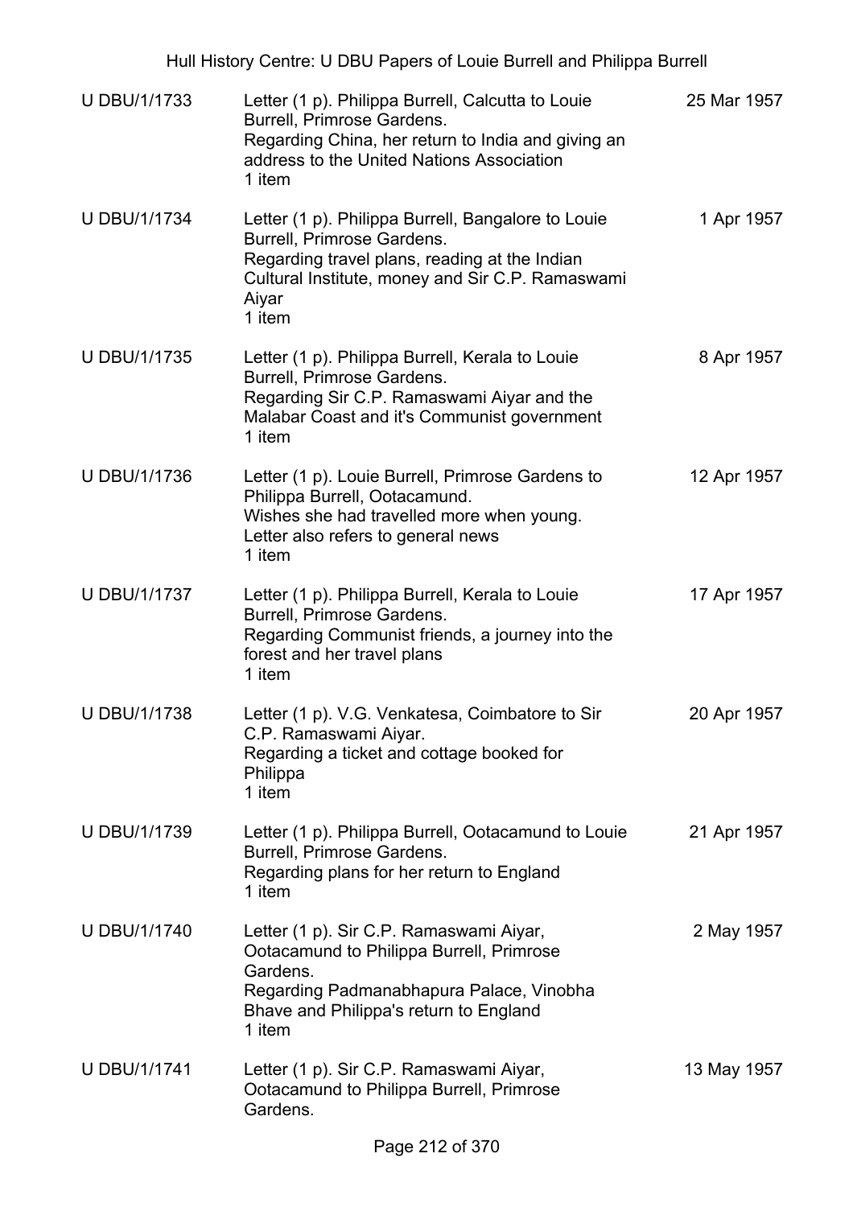| | | |
|---|---|---|
| U DBU/1/1733 | Letter (1 p). Philippa Burrell, Calcutta to Louie Burrell, Primrose Gardens.<br>Regarding China, her return to India and giving an address to the United Nations Association<br>1 item | 25 Mar 1957 |
| U DBU/1/1734 | Letter (1 p). Philippa Burrell, Bangalore to Louie Burrell, Primrose Gardens.<br>Regarding travel plans, reading at the Indian Cultural Institute, money and Sir C.P. Ramaswami Aiyar<br>1 item | 1 Apr 1957 |
| U DBU/1/1735 | Letter (1 p). Philippa Burrell, Kerala to Louie Burrell, Primrose Gardens.<br>Regarding Sir C.P. Ramaswami Aiyar and the Malabar Coast and it's Communist government<br>1 item | 8 Apr 1957 |
| U DBU/1/1736 | Letter (1 p). Louie Burrell, Primrose Gardens to Philippa Burrell, Ootacamund.<br>Wishes she had travelled more when young. Letter also refers to general news<br>1 item | 12 Apr 1957 |
| U DBU/1/1737 | Letter (1 p). Philippa Burrell, Kerala to Louie Burrell, Primrose Gardens.<br>Regarding Communist friends, a journey into the forest and her travel plans<br>1 item | 17 Apr 1957 |
| U DBU/1/1738 | Letter (1 p). V.G. Venkatesa, Coimbatore to Sir C.P. Ramaswami Aiyar.<br>Regarding a ticket and cottage booked for Philippa<br>1 item | 20 Apr 1957 |
| U DBU/1/1739 | Letter (1 p). Philippa Burrell, Ootacamund to Louie Burrell, Primrose Gardens.<br>Regarding plans for her return to England<br>1 item | 21 Apr 1957 |
| U DBU/1/1740 | Letter (1 p). Sir C.P. Ramaswami Aiyar, Ootacamund to Philippa Burrell, Primrose Gardens.<br>Regarding Padmanabhapura Palace, Vinobha Bhave and Philippa's return to England<br>1 item | 2 May 1957 |
| U DBU/1/1741 | Letter (1 p). Sir C.P. Ramaswami Aiyar, Ootacamund to Philippa Burrell, Primrose Gardens. | 13 May 1957 |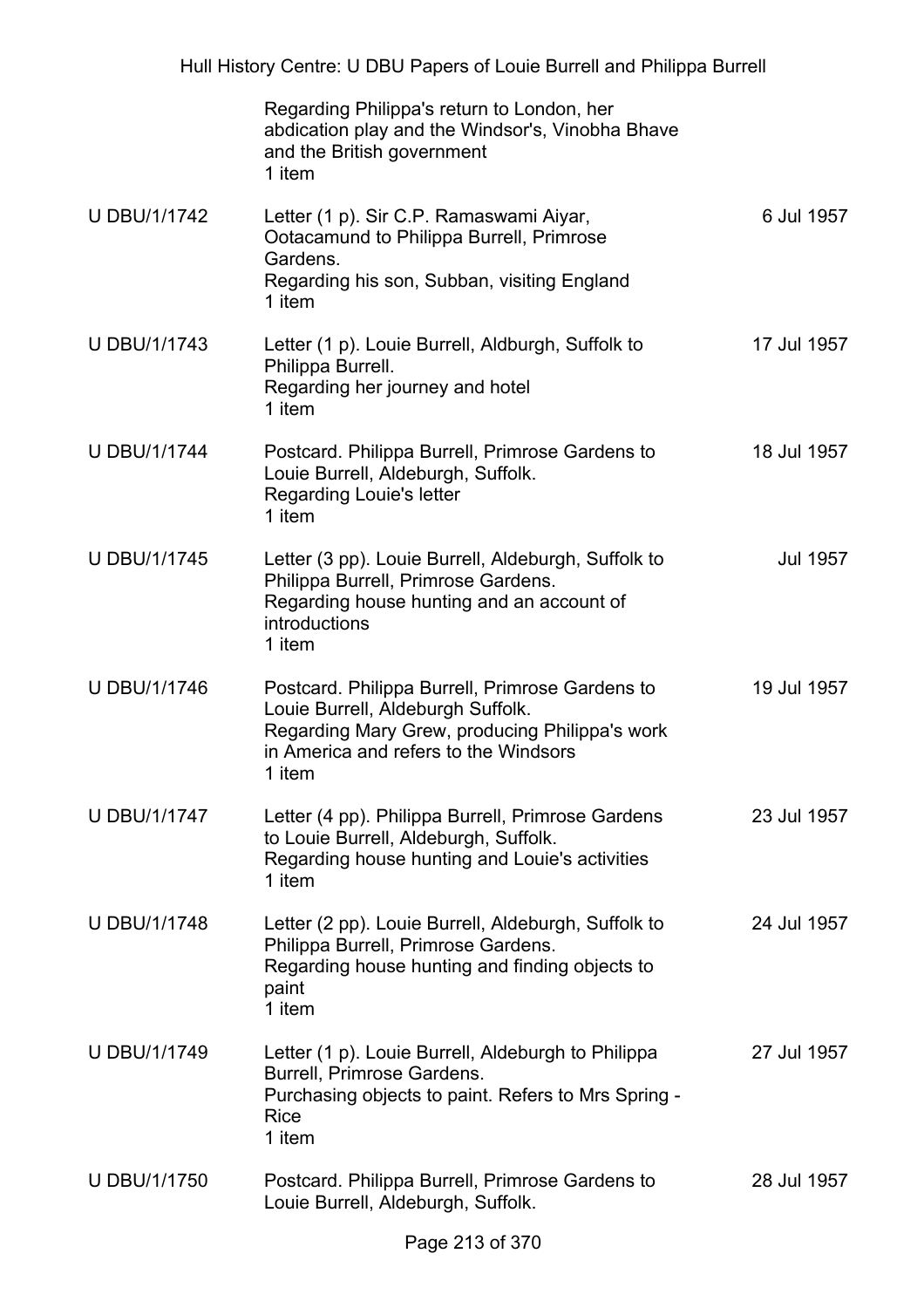| | | |
|---|---|---|
| | Regarding Philippa's return to London, her abdication play and the Windsor's, Vinobha Bhave and the British government<br>1 item | |
| U DBU/1/1742 | Letter (1 p). Sir C.P. Ramaswami Aiyar, Ootacamund to Philippa Burrell, Primrose Gardens.<br>Regarding his son, Subban, visiting England<br>1 item | 6 Jul 1957 |
| U DBU/1/1743 | Letter (1 p). Louie Burrell, Aldburgh, Suffolk to Philippa Burrell.<br>Regarding her journey and hotel<br>1 item | 17 Jul 1957 |
| U DBU/1/1744 | Postcard. Philippa Burrell, Primrose Gardens to Louie Burrell, Aldeburgh, Suffolk.<br>Regarding Louie's letter<br>1 item | 18 Jul 1957 |
| U DBU/1/1745 | Letter (3 pp). Louie Burrell, Aldeburgh, Suffolk to Philippa Burrell, Primrose Gardens.<br>Regarding house hunting and an account of introductions<br>1 item | Jul 1957 |
| U DBU/1/1746 | Postcard. Philippa Burrell, Primrose Gardens to Louie Burrell, Aldeburgh Suffolk.<br>Regarding Mary Grew, producing Philippa's work in America and refers to the Windsors<br>1 item | 19 Jul 1957 |
| U DBU/1/1747 | Letter (4 pp). Philippa Burrell, Primrose Gardens to Louie Burrell, Aldeburgh, Suffolk.<br>Regarding house hunting and Louie's activities<br>1 item | 23 Jul 1957 |
| U DBU/1/1748 | Letter (2 pp). Louie Burrell, Aldeburgh, Suffolk to Philippa Burrell, Primrose Gardens.<br>Regarding house hunting and finding objects to paint<br>1 item | 24 Jul 1957 |
| U DBU/1/1749 | Letter (1 p). Louie Burrell, Aldeburgh to Philippa Burrell, Primrose Gardens.<br>Purchasing objects to paint. Refers to Mrs Spring - Rice<br>1 item | 27 Jul 1957 |
| U DBU/1/1750 | Postcard. Philippa Burrell, Primrose Gardens to Louie Burrell, Aldeburgh, Suffolk. | 28 Jul 1957 |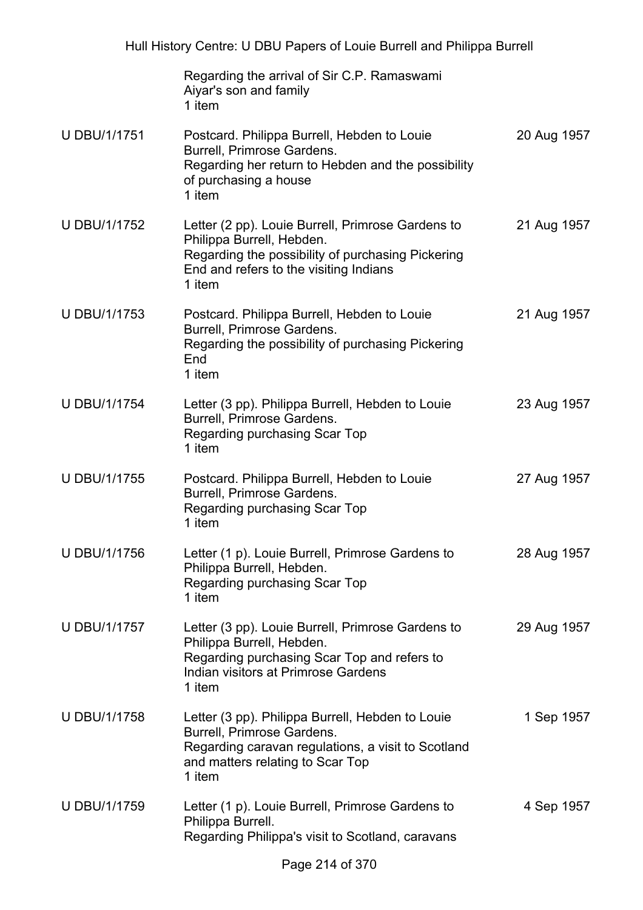| | | |
|---|---|---|
| | Regarding the arrival of Sir C.P. Ramaswami Aiyar's son and family<br>1 item | |
| U DBU/1/1751 | Postcard. Philippa Burrell, Hebden to Louie Burrell, Primrose Gardens.<br>Regarding her return to Hebden and the possibility of purchasing a house<br>1 item | 20 Aug 1957 |
| U DBU/1/1752 | Letter (2 pp). Louie Burrell, Primrose Gardens to Philippa Burrell, Hebden.<br>Regarding the possibility of purchasing Pickering End and refers to the visiting Indians<br>1 item | 21 Aug 1957 |
| U DBU/1/1753 | Postcard. Philippa Burrell, Hebden to Louie Burrell, Primrose Gardens.<br>Regarding the possibility of purchasing Pickering End<br>1 item | 21 Aug 1957 |
| U DBU/1/1754 | Letter (3 pp). Philippa Burrell, Hebden to Louie Burrell, Primrose Gardens.<br>Regarding purchasing Scar Top<br>1 item | 23 Aug 1957 |
| U DBU/1/1755 | Postcard. Philippa Burrell, Hebden to Louie Burrell, Primrose Gardens.<br>Regarding purchasing Scar Top<br>1 item | 27 Aug 1957 |
| U DBU/1/1756 | Letter (1 p). Louie Burrell, Primrose Gardens to Philippa Burrell, Hebden.<br>Regarding purchasing Scar Top<br>1 item | 28 Aug 1957 |
| U DBU/1/1757 | Letter (3 pp). Louie Burrell, Primrose Gardens to Philippa Burrell, Hebden.<br>Regarding purchasing Scar Top and refers to Indian visitors at Primrose Gardens<br>1 item | 29 Aug 1957 |
| U DBU/1/1758 | Letter (3 pp). Philippa Burrell, Hebden to Louie Burrell, Primrose Gardens.<br>Regarding caravan regulations, a visit to Scotland and matters relating to Scar Top<br>1 item | 1 Sep 1957 |
| U DBU/1/1759 | Letter (1 p). Louie Burrell, Primrose Gardens to Philippa Burrell.<br>Regarding Philippa's visit to Scotland, caravans | 4 Sep 1957 |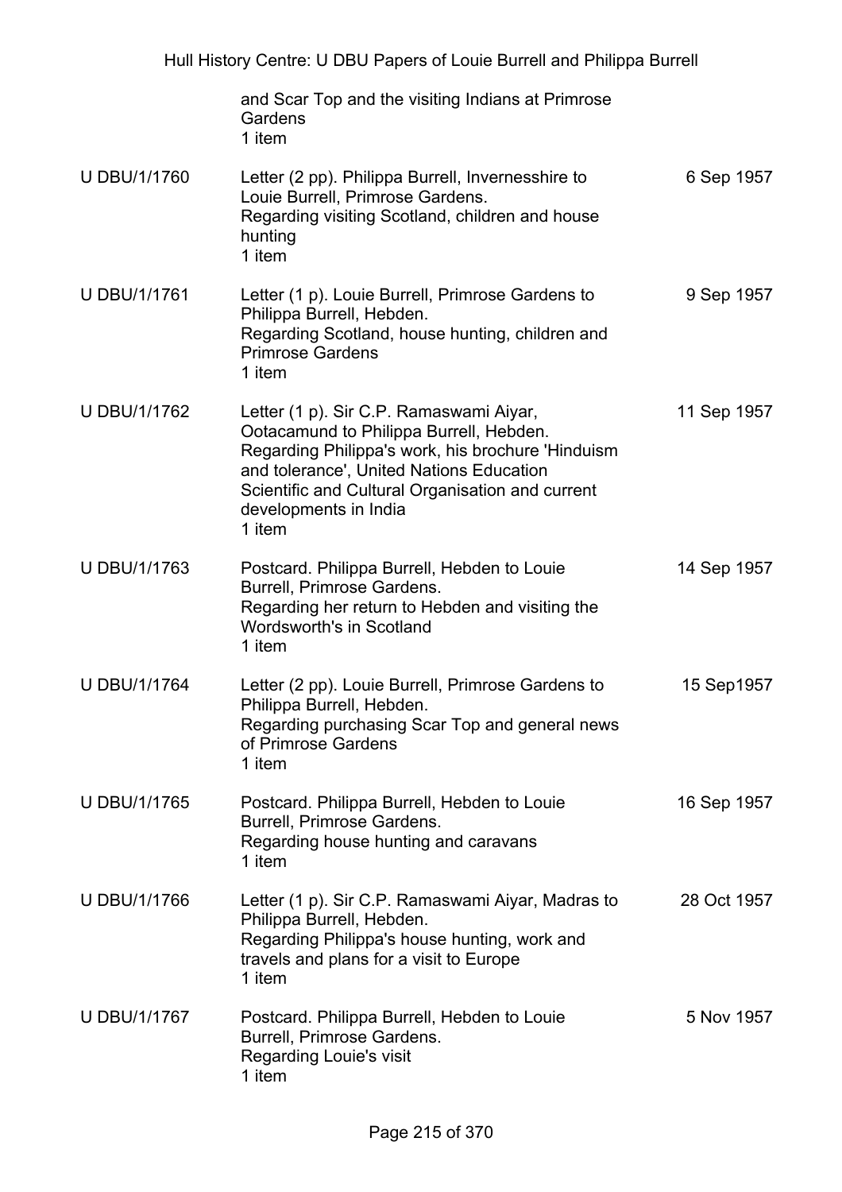| | | |
|---|---|---|
| | and Scar Top and the visiting Indians at Primrose Gardens<br>1 item | |
| U DBU/1/1760 | Letter (2 pp). Philippa Burrell, Invernesshire to Louie Burrell, Primrose Gardens.<br>Regarding visiting Scotland, children and house hunting<br>1 item | 6 Sep 1957 |
| U DBU/1/1761 | Letter (1 p). Louie Burrell, Primrose Gardens to Philippa Burrell, Hebden.<br>Regarding Scotland, house hunting, children and Primrose Gardens<br>1 item | 9 Sep 1957 |
| U DBU/1/1762 | Letter (1 p). Sir C.P. Ramaswami Aiyar, Ootacamund to Philippa Burrell, Hebden.<br>Regarding Philippa's work, his brochure 'Hinduism and tolerance', United Nations Education Scientific and Cultural Organisation and current developments in India<br>1 item | 11 Sep 1957 |
| U DBU/1/1763 | Postcard. Philippa Burrell, Hebden to Louie Burrell, Primrose Gardens.<br>Regarding her return to Hebden and visiting the Wordsworth's in Scotland<br>1 item | 14 Sep 1957 |
| U DBU/1/1764 | Letter (2 pp). Louie Burrell, Primrose Gardens to Philippa Burrell, Hebden.<br>Regarding purchasing Scar Top and general news of Primrose Gardens<br>1 item | 15 Sep1957 |
| U DBU/1/1765 | Postcard. Philippa Burrell, Hebden to Louie Burrell, Primrose Gardens.<br>Regarding house hunting and caravans<br>1 item | 16 Sep 1957 |
| U DBU/1/1766 | Letter (1 p). Sir C.P. Ramaswami Aiyar, Madras to Philippa Burrell, Hebden.<br>Regarding Philippa's house hunting, work and travels and plans for a visit to Europe<br>1 item | 28 Oct 1957 |
| U DBU/1/1767 | Postcard. Philippa Burrell, Hebden to Louie Burrell, Primrose Gardens.<br>Regarding Louie's visit<br>1 item | 5 Nov 1957 |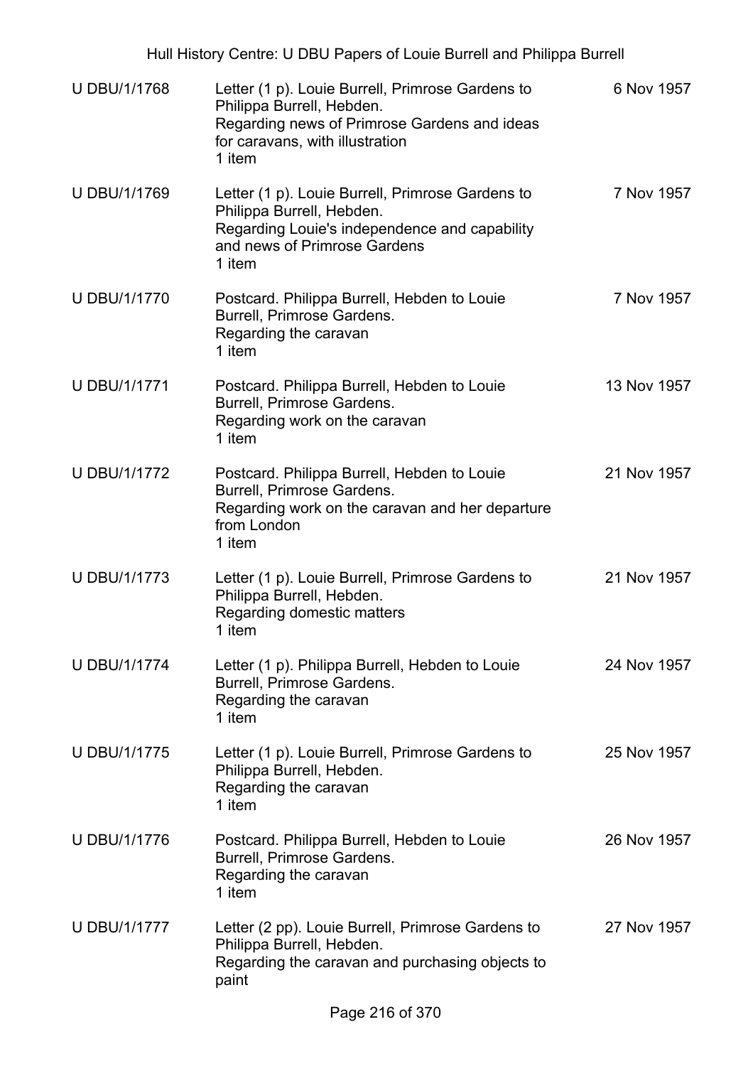| U DBU/1/1768 | Letter (1 p). Louie Burrell, Primrose Gardens to Philippa Burrell, Hebden.<br>Regarding news of Primrose Gardens and ideas for caravans, with illustration<br>1 item | 6 Nov 1957 |
|---|---|---|
| U DBU/1/1769 | Letter (1 p). Louie Burrell, Primrose Gardens to Philippa Burrell, Hebden.<br>Regarding Louie's independence and capability and news of Primrose Gardens<br>1 item | 7 Nov 1957 |
| U DBU/1/1770 | Postcard. Philippa Burrell, Hebden to Louie Burrell, Primrose Gardens.<br>Regarding the caravan<br>1 item | 7 Nov 1957 |
| U DBU/1/1771 | Postcard. Philippa Burrell, Hebden to Louie Burrell, Primrose Gardens.<br>Regarding work on the caravan<br>1 item | 13 Nov 1957 |
| U DBU/1/1772 | Postcard. Philippa Burrell, Hebden to Louie Burrell, Primrose Gardens.<br>Regarding work on the caravan and her departure from London<br>1 item | 21 Nov 1957 |
| U DBU/1/1773 | Letter (1 p). Louie Burrell, Primrose Gardens to Philippa Burrell, Hebden.<br>Regarding domestic matters<br>1 item | 21 Nov 1957 |
| U DBU/1/1774 | Letter (1 p). Philippa Burrell, Hebden to Louie Burrell, Primrose Gardens.<br>Regarding the caravan<br>1 item | 24 Nov 1957 |
| U DBU/1/1775 | Letter (1 p). Louie Burrell, Primrose Gardens to Philippa Burrell, Hebden.<br>Regarding the caravan<br>1 item | 25 Nov 1957 |
| U DBU/1/1776 | Postcard. Philippa Burrell, Hebden to Louie Burrell, Primrose Gardens.<br>Regarding the caravan<br>1 item | 26 Nov 1957 |
| U DBU/1/1777 | Letter (2 pp). Louie Burrell, Primrose Gardens to Philippa Burrell, Hebden.<br>Regarding the caravan and purchasing objects to paint | 27 Nov 1957 |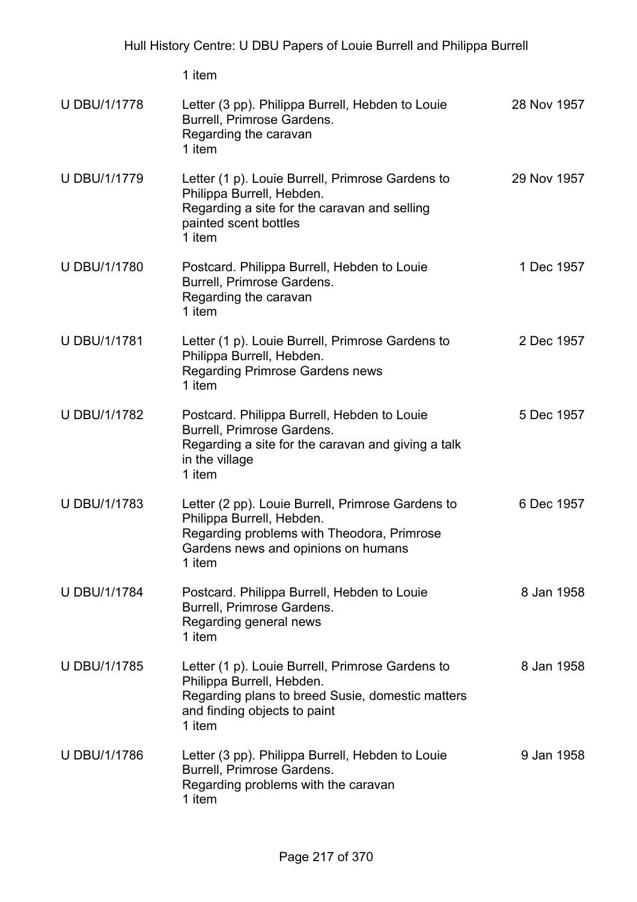1 item

| | | |
|---|---|---|
| U DBU/1/1778 | Letter (3 pp). Philippa Burrell, Hebden to Louie Burrell, Primrose Gardens.<br>Regarding the caravan<br>1 item | 28 Nov 1957 |
| U DBU/1/1779 | Letter (1 p). Louie Burrell, Primrose Gardens to Philippa Burrell, Hebden.<br>Regarding a site for the caravan and selling painted scent bottles<br>1 item | 29 Nov 1957 |
| U DBU/1/1780 | Postcard. Philippa Burrell, Hebden to Louie Burrell, Primrose Gardens.<br>Regarding the caravan<br>1 item | 1 Dec 1957 |
| U DBU/1/1781 | Letter (1 p). Louie Burrell, Primrose Gardens to Philippa Burrell, Hebden.<br>Regarding Primrose Gardens news<br>1 item | 2 Dec 1957 |
| U DBU/1/1782 | Postcard. Philippa Burrell, Hebden to Louie Burrell, Primrose Gardens.<br>Regarding a site for the caravan and giving a talk in the village<br>1 item | 5 Dec 1957 |
| U DBU/1/1783 | Letter (2 pp). Louie Burrell, Primrose Gardens to Philippa Burrell, Hebden.<br>Regarding problems with Theodora, Primrose Gardens news and opinions on humans<br>1 item | 6 Dec 1957 |
| U DBU/1/1784 | Postcard. Philippa Burrell, Hebden to Louie Burrell, Primrose Gardens.<br>Regarding general news<br>1 item | 8 Jan 1958 |
| U DBU/1/1785 | Letter (1 p). Louie Burrell, Primrose Gardens to Philippa Burrell, Hebden.<br>Regarding plans to breed Susie, domestic matters and finding objects to paint<br>1 item | 8 Jan 1958 |
| U DBU/1/1786 | Letter (3 pp). Philippa Burrell, Hebden to Louie Burrell, Primrose Gardens.<br>Regarding problems with the caravan<br>1 item | 9 Jan 1958 |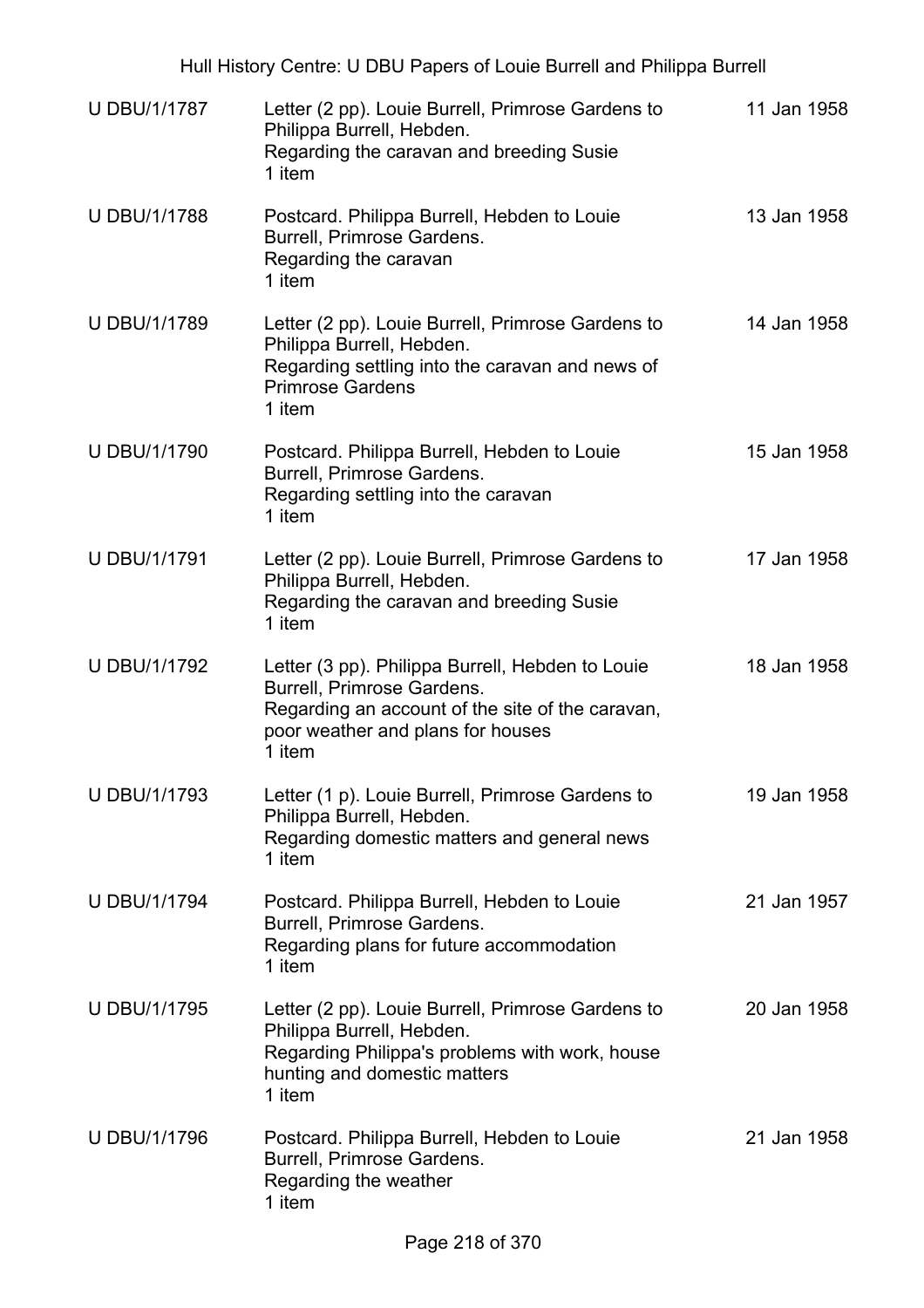| | | |
|---|---|---|
| U DBU/1/1787 | Letter (2 pp). Louie Burrell, Primrose Gardens to Philippa Burrell, Hebden.<br>Regarding the caravan and breeding Susie<br>1 item | 11 Jan 1958 |
| U DBU/1/1788 | Postcard. Philippa Burrell, Hebden to Louie Burrell, Primrose Gardens.<br>Regarding the caravan<br>1 item | 13 Jan 1958 |
| U DBU/1/1789 | Letter (2 pp). Louie Burrell, Primrose Gardens to Philippa Burrell, Hebden.<br>Regarding settling into the caravan and news of Primrose Gardens<br>1 item | 14 Jan 1958 |
| U DBU/1/1790 | Postcard. Philippa Burrell, Hebden to Louie Burrell, Primrose Gardens.<br>Regarding settling into the caravan<br>1 item | 15 Jan 1958 |
| U DBU/1/1791 | Letter (2 pp). Louie Burrell, Primrose Gardens to Philippa Burrell, Hebden.<br>Regarding the caravan and breeding Susie<br>1 item | 17 Jan 1958 |
| U DBU/1/1792 | Letter (3 pp). Philippa Burrell, Hebden to Louie Burrell, Primrose Gardens.<br>Regarding an account of the site of the caravan, poor weather and plans for houses<br>1 item | 18 Jan 1958 |
| U DBU/1/1793 | Letter (1 p). Louie Burrell, Primrose Gardens to Philippa Burrell, Hebden.<br>Regarding domestic matters and general news<br>1 item | 19 Jan 1958 |
| U DBU/1/1794 | Postcard. Philippa Burrell, Hebden to Louie Burrell, Primrose Gardens.<br>Regarding plans for future accommodation<br>1 item | 21 Jan 1957 |
| U DBU/1/1795 | Letter (2 pp). Louie Burrell, Primrose Gardens to Philippa Burrell, Hebden.<br>Regarding Philippa's problems with work, house hunting and domestic matters<br>1 item | 20 Jan 1958 |
| U DBU/1/1796 | Postcard. Philippa Burrell, Hebden to Louie Burrell, Primrose Gardens.<br>Regarding the weather<br>1 item | 21 Jan 1958 |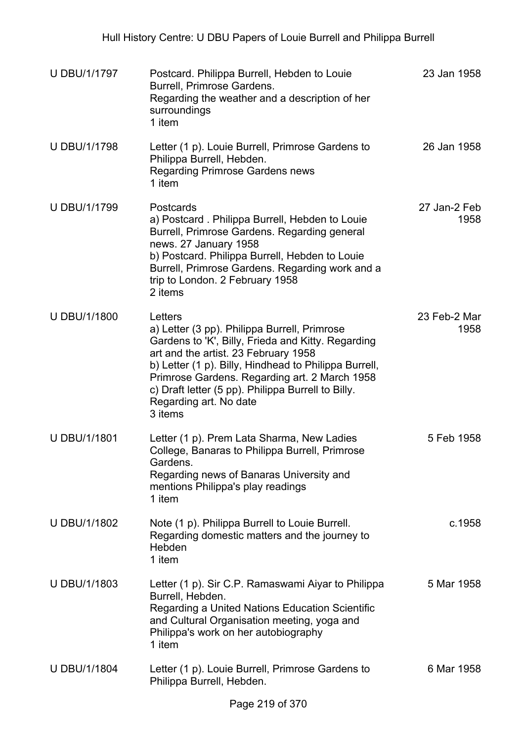| | | |
|---|---|---|
| U DBU/1/1797 | Postcard. Philippa Burrell, Hebden to Louie Burrell, Primrose Gardens.<br>Regarding the weather and a description of her surroundings<br>1 item | 23 Jan 1958 |
| U DBU/1/1798 | Letter (1 p). Louie Burrell, Primrose Gardens to Philippa Burrell, Hebden.<br>Regarding Primrose Gardens news<br>1 item | 26 Jan 1958 |
| U DBU/1/1799 | Postcards<br>a) Postcard . Philippa Burrell, Hebden to Louie Burrell, Primrose Gardens. Regarding general news. 27 January 1958<br>b) Postcard. Philippa Burrell, Hebden to Louie Burrell, Primrose Gardens. Regarding work and a trip to London. 2 February 1958<br>2 items | 27 Jan-2 Feb 1958 |
| U DBU/1/1800 | Letters<br>a) Letter (3 pp). Philippa Burrell, Primrose Gardens to 'K', Billy, Frieda and Kitty. Regarding art and the artist. 23 February 1958<br>b) Letter (1 p). Billy, Hindhead to Philippa Burrell, Primrose Gardens. Regarding art. 2 March 1958<br>c) Draft letter (5 pp). Philippa Burrell to Billy. Regarding art. No date<br>3 items | 23 Feb-2 Mar 1958 |
| U DBU/1/1801 | Letter (1 p). Prem Lata Sharma, New Ladies College, Banaras to Philippa Burrell, Primrose Gardens.<br>Regarding news of Banaras University and mentions Philippa's play readings<br>1 item | 5 Feb 1958 |
| U DBU/1/1802 | Note (1 p). Philippa Burrell to Louie Burrell.<br>Regarding domestic matters and the journey to Hebden<br>1 item | c.1958 |
| U DBU/1/1803 | Letter (1 p). Sir C.P. Ramaswami Aiyar to Philippa Burrell, Hebden.<br>Regarding a United Nations Education Scientific and Cultural Organisation meeting, yoga and Philippa's work on her autobiography<br>1 item | 5 Mar 1958 |
| U DBU/1/1804 | Letter (1 p). Louie Burrell, Primrose Gardens to Philippa Burrell, Hebden. | 6 Mar 1958 |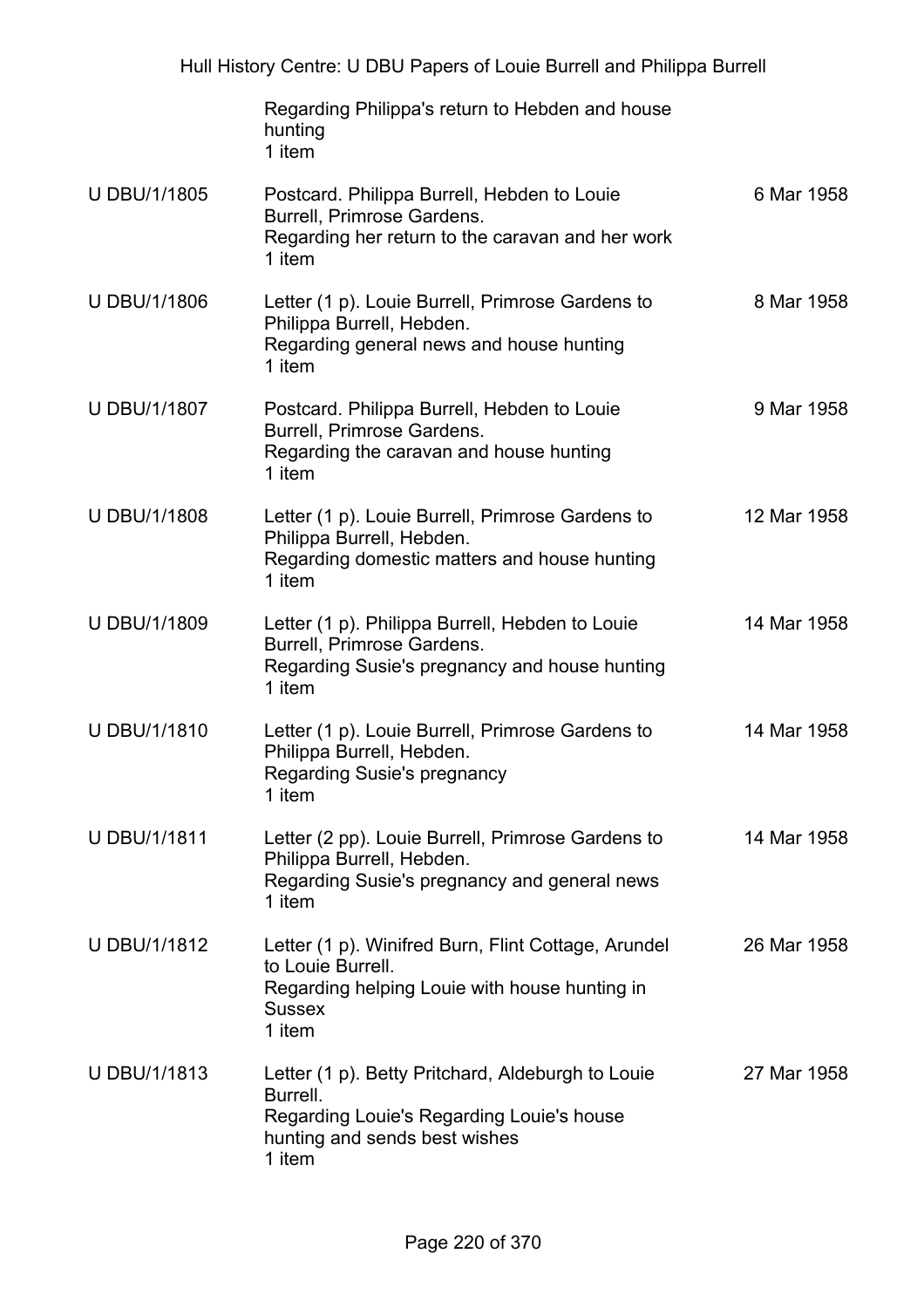| | | |
|---|---|---|
| | Regarding Philippa's return to Hebden and house hunting<br>1 item | |
| U DBU/1/1805 | Postcard. Philippa Burrell, Hebden to Louie Burrell, Primrose Gardens.<br>Regarding her return to the caravan and her work<br>1 item | 6 Mar 1958 |
| U DBU/1/1806 | Letter (1 p). Louie Burrell, Primrose Gardens to Philippa Burrell, Hebden.<br>Regarding general news and house hunting<br>1 item | 8 Mar 1958 |
| U DBU/1/1807 | Postcard. Philippa Burrell, Hebden to Louie Burrell, Primrose Gardens.<br>Regarding the caravan and house hunting<br>1 item | 9 Mar 1958 |
| U DBU/1/1808 | Letter (1 p). Louie Burrell, Primrose Gardens to Philippa Burrell, Hebden.<br>Regarding domestic matters and house hunting<br>1 item | 12 Mar 1958 |
| U DBU/1/1809 | Letter (1 p). Philippa Burrell, Hebden to Louie Burrell, Primrose Gardens.<br>Regarding Susie's pregnancy and house hunting<br>1 item | 14 Mar 1958 |
| U DBU/1/1810 | Letter (1 p). Louie Burrell, Primrose Gardens to Philippa Burrell, Hebden.<br>Regarding Susie's pregnancy<br>1 item | 14 Mar 1958 |
| U DBU/1/1811 | Letter (2 pp). Louie Burrell, Primrose Gardens to Philippa Burrell, Hebden.<br>Regarding Susie's pregnancy and general news<br>1 item | 14 Mar 1958 |
| U DBU/1/1812 | Letter (1 p). Winifred Burn, Flint Cottage, Arundel to Louie Burrell.<br>Regarding helping Louie with house hunting in Sussex<br>1 item | 26 Mar 1958 |
| U DBU/1/1813 | Letter (1 p). Betty Pritchard, Aldeburgh to Louie Burrell.<br>Regarding Louie's Regarding Louie's house hunting and sends best wishes<br>1 item | 27 Mar 1958 |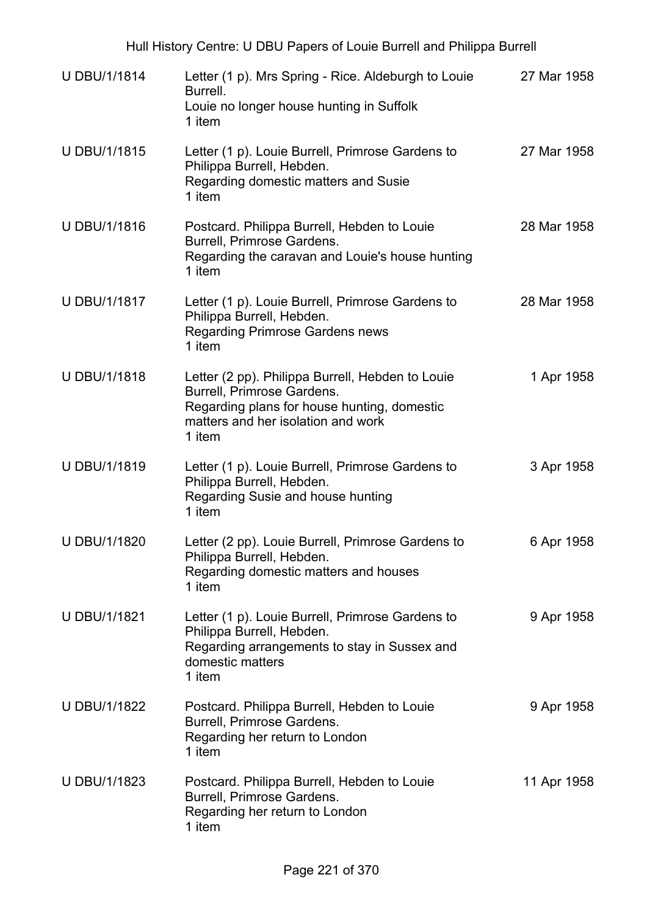| | | |
|---|---|---|
| U DBU/1/1814 | Letter (1 p). Mrs Spring - Rice. Aldeburgh to Louie Burrell.<br>Louie no longer house hunting in Suffolk<br>1 item | 27 Mar 1958 |
| U DBU/1/1815 | Letter (1 p). Louie Burrell, Primrose Gardens to Philippa Burrell, Hebden.<br>Regarding domestic matters and Susie<br>1 item | 27 Mar 1958 |
| U DBU/1/1816 | Postcard. Philippa Burrell, Hebden to Louie Burrell, Primrose Gardens.<br>Regarding the caravan and Louie's house hunting<br>1 item | 28 Mar 1958 |
| U DBU/1/1817 | Letter (1 p). Louie Burrell, Primrose Gardens to Philippa Burrell, Hebden.<br>Regarding Primrose Gardens news<br>1 item | 28 Mar 1958 |
| U DBU/1/1818 | Letter (2 pp). Philippa Burrell, Hebden to Louie Burrell, Primrose Gardens.<br>Regarding plans for house hunting, domestic matters and her isolation and work<br>1 item | 1 Apr 1958 |
| U DBU/1/1819 | Letter (1 p). Louie Burrell, Primrose Gardens to Philippa Burrell, Hebden.<br>Regarding Susie and house hunting<br>1 item | 3 Apr 1958 |
| U DBU/1/1820 | Letter (2 pp). Louie Burrell, Primrose Gardens to Philippa Burrell, Hebden.<br>Regarding domestic matters and houses<br>1 item | 6 Apr 1958 |
| U DBU/1/1821 | Letter (1 p). Louie Burrell, Primrose Gardens to Philippa Burrell, Hebden.<br>Regarding arrangements to stay in Sussex and domestic matters<br>1 item | 9 Apr 1958 |
| U DBU/1/1822 | Postcard. Philippa Burrell, Hebden to Louie Burrell, Primrose Gardens.<br>Regarding her return to London<br>1 item | 9 Apr 1958 |
| U DBU/1/1823 | Postcard. Philippa Burrell, Hebden to Louie Burrell, Primrose Gardens.<br>Regarding her return to London<br>1 item | 11 Apr 1958 |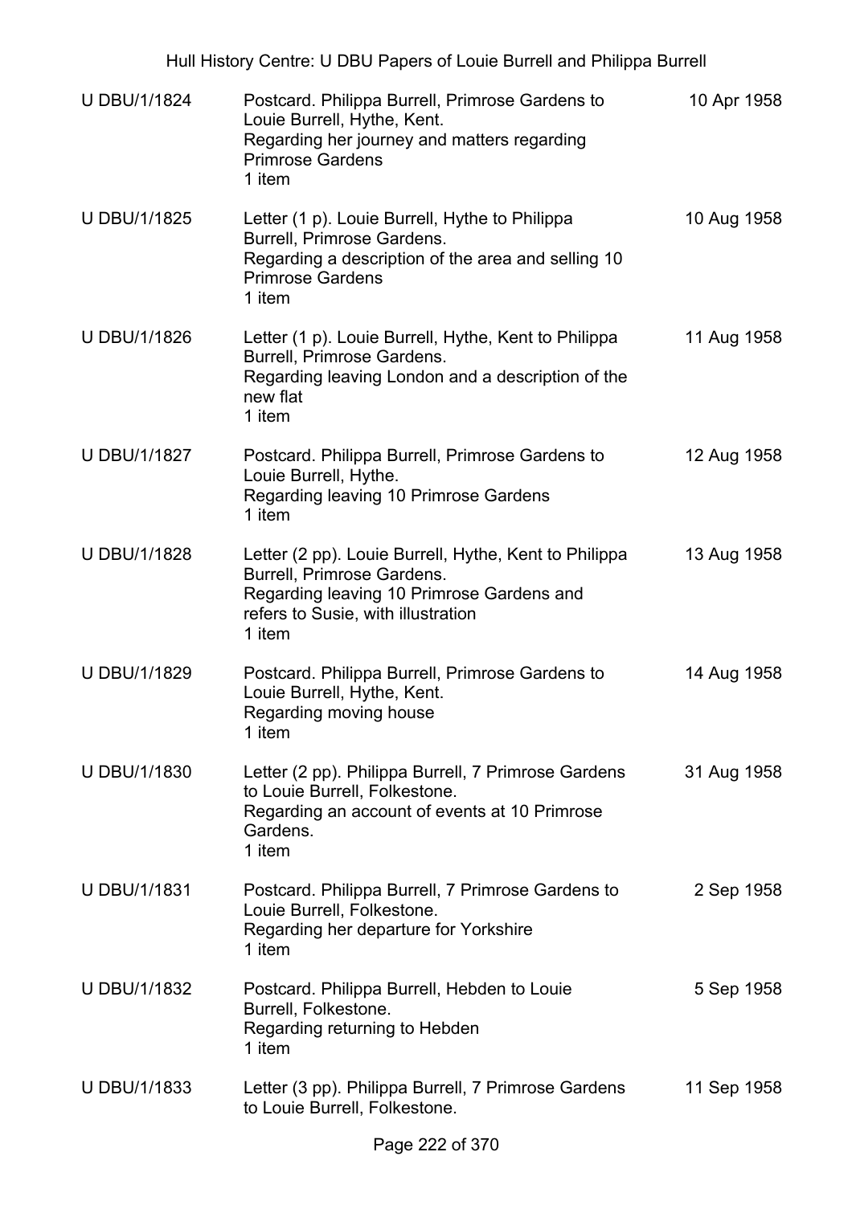| | | |
|---|---|---|
| U DBU/1/1824 | Postcard. Philippa Burrell, Primrose Gardens to Louie Burrell, Hythe, Kent.<br>Regarding her journey and matters regarding Primrose Gardens<br>1 item | 10 Apr 1958 |
| U DBU/1/1825 | Letter (1 p). Louie Burrell, Hythe to Philippa Burrell, Primrose Gardens.<br>Regarding a description of the area and selling 10 Primrose Gardens<br>1 item | 10 Aug 1958 |
| U DBU/1/1826 | Letter (1 p). Louie Burrell, Hythe, Kent to Philippa Burrell, Primrose Gardens.<br>Regarding leaving London and a description of the new flat<br>1 item | 11 Aug 1958 |
| U DBU/1/1827 | Postcard. Philippa Burrell, Primrose Gardens to Louie Burrell, Hythe.<br>Regarding leaving 10 Primrose Gardens<br>1 item | 12 Aug 1958 |
| U DBU/1/1828 | Letter (2 pp). Louie Burrell, Hythe, Kent to Philippa Burrell, Primrose Gardens.<br>Regarding leaving 10 Primrose Gardens and refers to Susie, with illustration<br>1 item | 13 Aug 1958 |
| U DBU/1/1829 | Postcard. Philippa Burrell, Primrose Gardens to Louie Burrell, Hythe, Kent.<br>Regarding moving house<br>1 item | 14 Aug 1958 |
| U DBU/1/1830 | Letter (2 pp). Philippa Burrell, 7 Primrose Gardens to Louie Burrell, Folkestone.<br>Regarding an account of events at 10 Primrose Gardens.<br>1 item | 31 Aug 1958 |
| U DBU/1/1831 | Postcard. Philippa Burrell, 7 Primrose Gardens to Louie Burrell, Folkestone.<br>Regarding her departure for Yorkshire<br>1 item | 2 Sep 1958 |
| U DBU/1/1832 | Postcard. Philippa Burrell, Hebden to Louie Burrell, Folkestone.<br>Regarding returning to Hebden<br>1 item | 5 Sep 1958 |
| U DBU/1/1833 | Letter (3 pp). Philippa Burrell, 7 Primrose Gardens to Louie Burrell, Folkestone. | 11 Sep 1958 |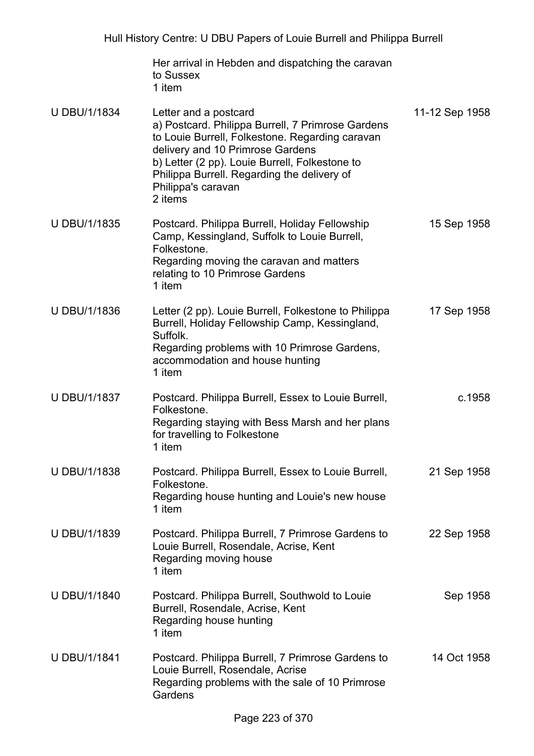| | | |
|---|---|---|
| | Her arrival in Hebden and dispatching the caravan to Sussex<br>1 item | |
| U DBU/1/1834 | Letter and a postcard<br>a) Postcard. Philippa Burrell, 7 Primrose Gardens to Louie Burrell, Folkestone. Regarding caravan delivery and 10 Primrose Gardens<br>b) Letter (2 pp). Louie Burrell, Folkestone to Philippa Burrell. Regarding the delivery of Philippa's caravan<br>2 items | 11-12 Sep 1958 |
| U DBU/1/1835 | Postcard. Philippa Burrell, Holiday Fellowship Camp, Kessingland, Suffolk to Louie Burrell, Folkestone.<br>Regarding moving the caravan and matters relating to 10 Primrose Gardens<br>1 item | 15 Sep 1958 |
| U DBU/1/1836 | Letter (2 pp). Louie Burrell, Folkestone to Philippa Burrell, Holiday Fellowship Camp, Kessingland, Suffolk.<br>Regarding problems with 10 Primrose Gardens, accommodation and house hunting<br>1 item | 17 Sep 1958 |
| U DBU/1/1837 | Postcard. Philippa Burrell, Essex to Louie Burrell, Folkestone.<br>Regarding staying with Bess Marsh and her plans for travelling to Folkestone<br>1 item | c.1958 |
| U DBU/1/1838 | Postcard. Philippa Burrell, Essex to Louie Burrell, Folkestone.<br>Regarding house hunting and Louie's new house<br>1 item | 21 Sep 1958 |
| U DBU/1/1839 | Postcard. Philippa Burrell, 7 Primrose Gardens to Louie Burrell, Rosendale, Acrise, Kent<br>Regarding moving house<br>1 item | 22 Sep 1958 |
| U DBU/1/1840 | Postcard. Philippa Burrell, Southwold to Louie Burrell, Rosendale, Acrise, Kent<br>Regarding house hunting<br>1 item | Sep 1958 |
| U DBU/1/1841 | Postcard. Philippa Burrell, 7 Primrose Gardens to Louie Burrell, Rosendale, Acrise<br>Regarding problems with the sale of 10 Primrose Gardens | 14 Oct 1958 |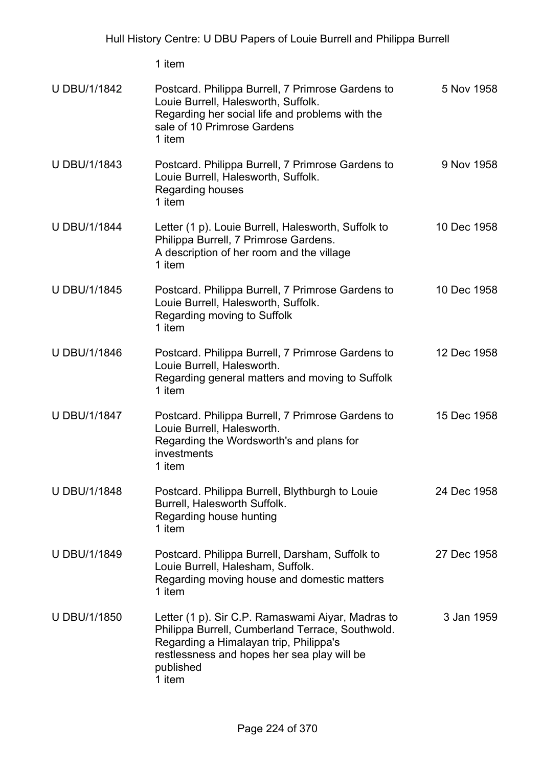1 item

| | | |
|---|---|---|
| U DBU/1/1842 | Postcard. Philippa Burrell, 7 Primrose Gardens to Louie Burrell, Halesworth, Suffolk.<br>Regarding her social life and problems with the sale of 10 Primrose Gardens<br>1 item | 5 Nov 1958 |
| U DBU/1/1843 | Postcard. Philippa Burrell, 7 Primrose Gardens to Louie Burrell, Halesworth, Suffolk.<br>Regarding houses<br>1 item | 9 Nov 1958 |
| U DBU/1/1844 | Letter (1 p). Louie Burrell, Halesworth, Suffolk to Philippa Burrell, 7 Primrose Gardens.<br>A description of her room and the village<br>1 item | 10 Dec 1958 |
| U DBU/1/1845 | Postcard. Philippa Burrell, 7 Primrose Gardens to Louie Burrell, Halesworth, Suffolk.<br>Regarding moving to Suffolk<br>1 item | 10 Dec 1958 |
| U DBU/1/1846 | Postcard. Philippa Burrell, 7 Primrose Gardens to Louie Burrell, Halesworth.<br>Regarding general matters and moving to Suffolk<br>1 item | 12 Dec 1958 |
| U DBU/1/1847 | Postcard. Philippa Burrell, 7 Primrose Gardens to Louie Burrell, Halesworth.<br>Regarding the Wordsworth's and plans for investments<br>1 item | 15 Dec 1958 |
| U DBU/1/1848 | Postcard. Philippa Burrell, Blythburgh to Louie Burrell, Halesworth Suffolk.<br>Regarding house hunting<br>1 item | 24 Dec 1958 |
| U DBU/1/1849 | Postcard. Philippa Burrell, Darsham, Suffolk to Louie Burrell, Halesham, Suffolk.<br>Regarding moving house and domestic matters<br>1 item | 27 Dec 1958 |
| U DBU/1/1850 | Letter (1 p). Sir C.P. Ramaswami Aiyar, Madras to Philippa Burrell, Cumberland Terrace, Southwold.<br>Regarding a Himalayan trip, Philippa's restlessness and hopes her sea play will be published<br>1 item | 3 Jan 1959 |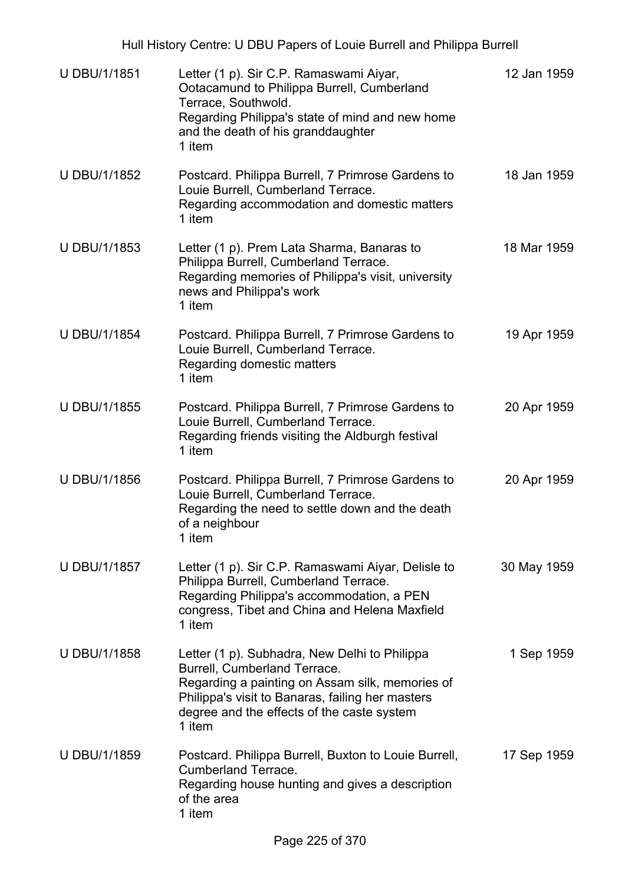| | | |
|---|---|---|
| U DBU/1/1851 | Letter (1 p). Sir C.P. Ramaswami Aiyar, Ootacamund to Philippa Burrell, Cumberland Terrace, Southwold.<br>Regarding Philippa's state of mind and new home and the death of his granddaughter<br>1 item | 12 Jan 1959 |
| U DBU/1/1852 | Postcard. Philippa Burrell, 7 Primrose Gardens to Louie Burrell, Cumberland Terrace.<br>Regarding accommodation and domestic matters<br>1 item | 18 Jan 1959 |
| U DBU/1/1853 | Letter (1 p). Prem Lata Sharma, Banaras to Philippa Burrell, Cumberland Terrace.<br>Regarding memories of Philippa's visit, university news and Philippa's work<br>1 item | 18 Mar 1959 |
| U DBU/1/1854 | Postcard. Philippa Burrell, 7 Primrose Gardens to Louie Burrell, Cumberland Terrace.<br>Regarding domestic matters<br>1 item | 19 Apr 1959 |
| U DBU/1/1855 | Postcard. Philippa Burrell, 7 Primrose Gardens to Louie Burrell, Cumberland Terrace.<br>Regarding friends visiting the Aldburgh festival<br>1 item | 20 Apr 1959 |
| U DBU/1/1856 | Postcard. Philippa Burrell, 7 Primrose Gardens to Louie Burrell, Cumberland Terrace.<br>Regarding the need to settle down and the death of a neighbour<br>1 item | 20 Apr 1959 |
| U DBU/1/1857 | Letter (1 p). Sir C.P. Ramaswami Aiyar, Delisle to Philippa Burrell, Cumberland Terrace.<br>Regarding Philippa's accommodation, a PEN congress, Tibet and China and Helena Maxfield<br>1 item | 30 May 1959 |
| U DBU/1/1858 | Letter (1 p). Subhadra, New Delhi to Philippa Burrell, Cumberland Terrace.<br>Regarding a painting on Assam silk, memories of Philippa's visit to Banaras, failing her masters degree and the effects of the caste system<br>1 item | 1 Sep 1959 |
| U DBU/1/1859 | Postcard. Philippa Burrell, Buxton to Louie Burrell, Cumberland Terrace.<br>Regarding house hunting and gives a description of the area<br>1 item | 17 Sep 1959 |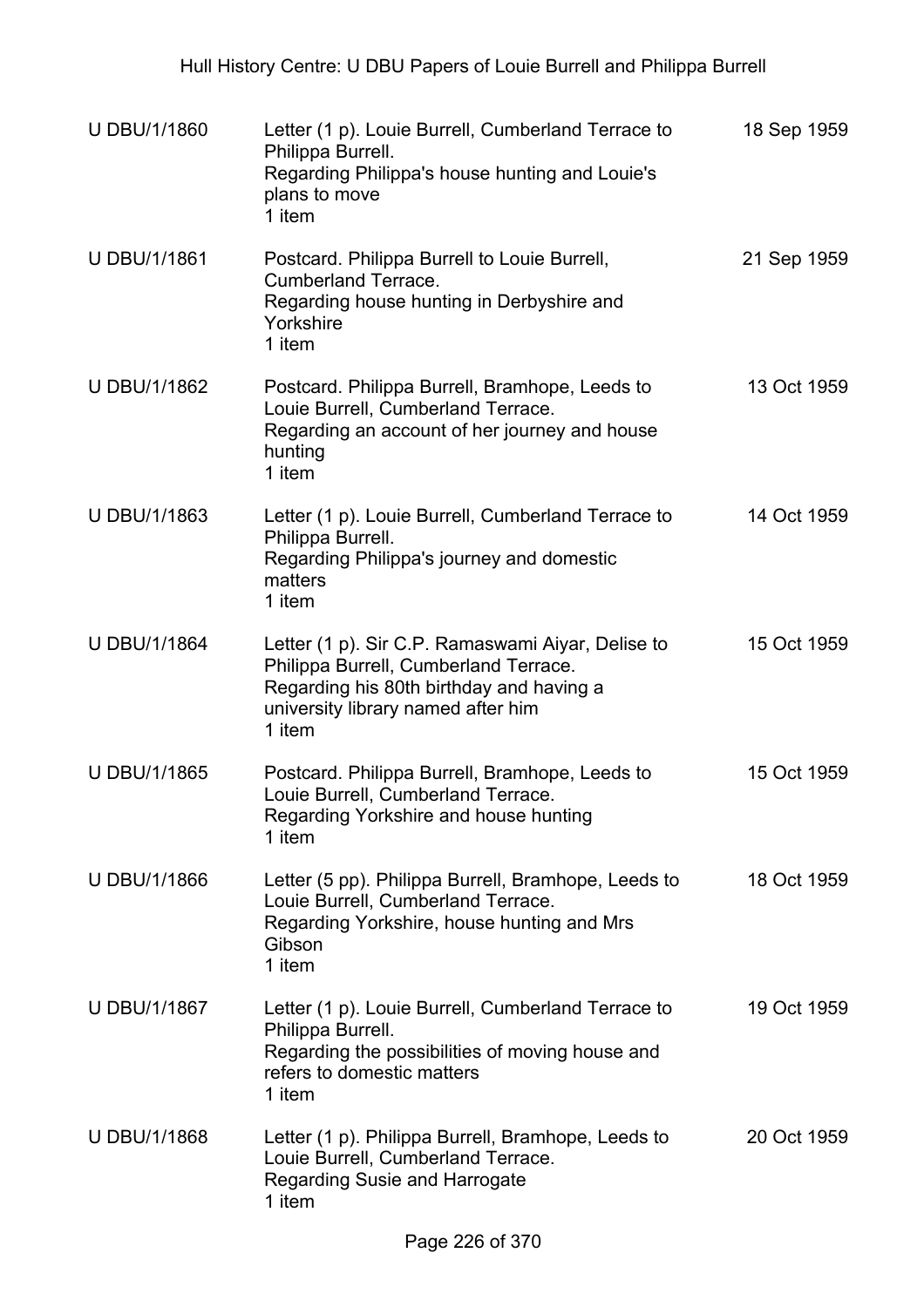| | | |
|---|---|---|
| U DBU/1/1860 | Letter (1 p). Louie Burrell, Cumberland Terrace to Philippa Burrell.<br>Regarding Philippa's house hunting and Louie's plans to move<br>1 item | 18 Sep 1959 |
| U DBU/1/1861 | Postcard. Philippa Burrell to Louie Burrell, Cumberland Terrace.<br>Regarding house hunting in Derbyshire and Yorkshire<br>1 item | 21 Sep 1959 |
| U DBU/1/1862 | Postcard. Philippa Burrell, Bramhope, Leeds to Louie Burrell, Cumberland Terrace.<br>Regarding an account of her journey and house hunting<br>1 item | 13 Oct 1959 |
| U DBU/1/1863 | Letter (1 p). Louie Burrell, Cumberland Terrace to Philippa Burrell.<br>Regarding Philippa's journey and domestic matters<br>1 item | 14 Oct 1959 |
| U DBU/1/1864 | Letter (1 p). Sir C.P. Ramaswami Aiyar, Delise to Philippa Burrell, Cumberland Terrace.<br>Regarding his 80th birthday and having a university library named after him<br>1 item | 15 Oct 1959 |
| U DBU/1/1865 | Postcard. Philippa Burrell, Bramhope, Leeds to Louie Burrell, Cumberland Terrace.<br>Regarding Yorkshire and house hunting<br>1 item | 15 Oct 1959 |
| U DBU/1/1866 | Letter (5 pp). Philippa Burrell, Bramhope, Leeds to Louie Burrell, Cumberland Terrace.<br>Regarding Yorkshire, house hunting and Mrs Gibson<br>1 item | 18 Oct 1959 |
| U DBU/1/1867 | Letter (1 p). Louie Burrell, Cumberland Terrace to Philippa Burrell.<br>Regarding the possibilities of moving house and refers to domestic matters<br>1 item | 19 Oct 1959 |
| U DBU/1/1868 | Letter (1 p). Philippa Burrell, Bramhope, Leeds to Louie Burrell, Cumberland Terrace.<br>Regarding Susie and Harrogate<br>1 item | 20 Oct 1959 |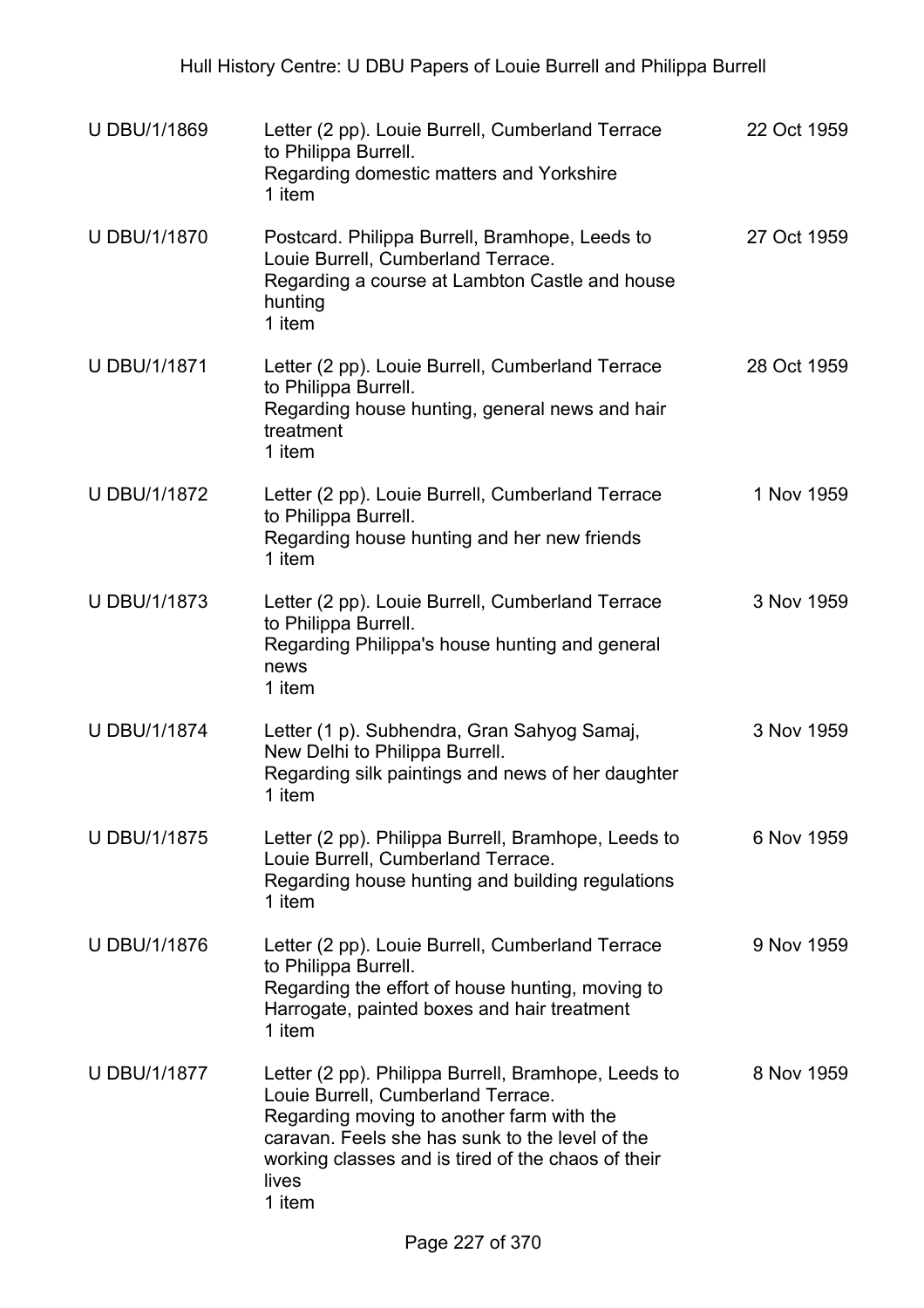| | | |
|---|---|---|
| U DBU/1/1869 | Letter (2 pp). Louie Burrell, Cumberland Terrace to Philippa Burrell.<br>Regarding domestic matters and Yorkshire<br>1 item | 22 Oct 1959 |
| U DBU/1/1870 | Postcard. Philippa Burrell, Bramhope, Leeds to Louie Burrell, Cumberland Terrace.<br>Regarding a course at Lambton Castle and house hunting<br>1 item | 27 Oct 1959 |
| U DBU/1/1871 | Letter (2 pp). Louie Burrell, Cumberland Terrace to Philippa Burrell.<br>Regarding house hunting, general news and hair treatment<br>1 item | 28 Oct 1959 |
| U DBU/1/1872 | Letter (2 pp). Louie Burrell, Cumberland Terrace to Philippa Burrell.<br>Regarding house hunting and her new friends<br>1 item | 1 Nov 1959 |
| U DBU/1/1873 | Letter (2 pp). Louie Burrell, Cumberland Terrace to Philippa Burrell.<br>Regarding Philippa's house hunting and general news<br>1 item | 3 Nov 1959 |
| U DBU/1/1874 | Letter (1 p). Subhendra, Gran Sahyog Samaj, New Delhi to Philippa Burrell.<br>Regarding silk paintings and news of her daughter<br>1 item | 3 Nov 1959 |
| U DBU/1/1875 | Letter (2 pp). Philippa Burrell, Bramhope, Leeds to Louie Burrell, Cumberland Terrace.<br>Regarding house hunting and building regulations<br>1 item | 6 Nov 1959 |
| U DBU/1/1876 | Letter (2 pp). Louie Burrell, Cumberland Terrace to Philippa Burrell.<br>Regarding the effort of house hunting, moving to Harrogate, painted boxes and hair treatment<br>1 item | 9 Nov 1959 |
| U DBU/1/1877 | Letter (2 pp). Philippa Burrell, Bramhope, Leeds to Louie Burrell, Cumberland Terrace.<br>Regarding moving to another farm with the caravan. Feels she has sunk to the level of the working classes and is tired of the chaos of their lives<br>1 item | 8 Nov 1959 |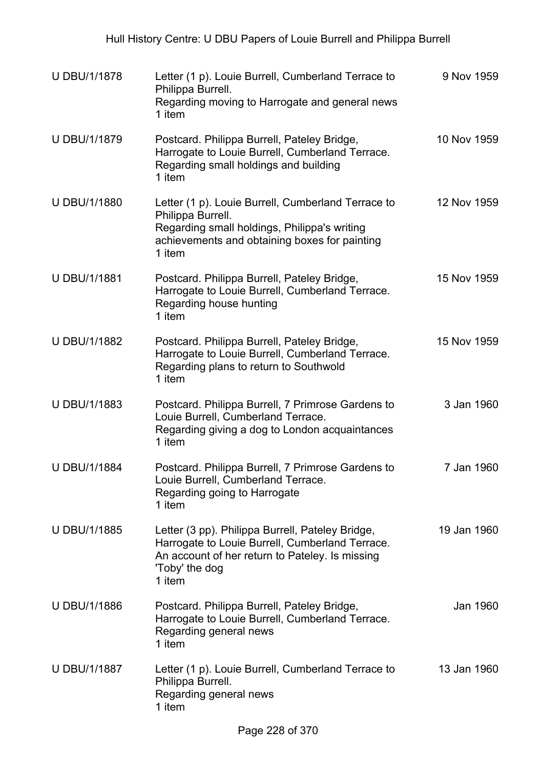| | | |
|---|---|---|
| U DBU/1/1878 | Letter (1 p). Louie Burrell, Cumberland Terrace to Philippa Burrell.<br>Regarding moving to Harrogate and general news<br>1 item | 9 Nov 1959 |
| U DBU/1/1879 | Postcard. Philippa Burrell, Pateley Bridge, Harrogate to Louie Burrell, Cumberland Terrace.<br>Regarding small holdings and building<br>1 item | 10 Nov 1959 |
| U DBU/1/1880 | Letter (1 p). Louie Burrell, Cumberland Terrace to Philippa Burrell.<br>Regarding small holdings, Philippa's writing achievements and obtaining boxes for painting<br>1 item | 12 Nov 1959 |
| U DBU/1/1881 | Postcard. Philippa Burrell, Pateley Bridge, Harrogate to Louie Burrell, Cumberland Terrace.<br>Regarding house hunting<br>1 item | 15 Nov 1959 |
| U DBU/1/1882 | Postcard. Philippa Burrell, Pateley Bridge, Harrogate to Louie Burrell, Cumberland Terrace.<br>Regarding plans to return to Southwold<br>1 item | 15 Nov 1959 |
| U DBU/1/1883 | Postcard. Philippa Burrell, 7 Primrose Gardens to Louie Burrell, Cumberland Terrace.<br>Regarding giving a dog to London acquaintances<br>1 item | 3 Jan 1960 |
| U DBU/1/1884 | Postcard. Philippa Burrell, 7 Primrose Gardens to Louie Burrell, Cumberland Terrace.<br>Regarding going to Harrogate<br>1 item | 7 Jan 1960 |
| U DBU/1/1885 | Letter (3 pp). Philippa Burrell, Pateley Bridge, Harrogate to Louie Burrell, Cumberland Terrace.<br>An account of her return to Pateley. Is missing 'Toby' the dog<br>1 item | 19 Jan 1960 |
| U DBU/1/1886 | Postcard. Philippa Burrell, Pateley Bridge, Harrogate to Louie Burrell, Cumberland Terrace.<br>Regarding general news<br>1 item | Jan 1960 |
| U DBU/1/1887 | Letter (1 p). Louie Burrell, Cumberland Terrace to Philippa Burrell.<br>Regarding general news<br>1 item | 13 Jan 1960 |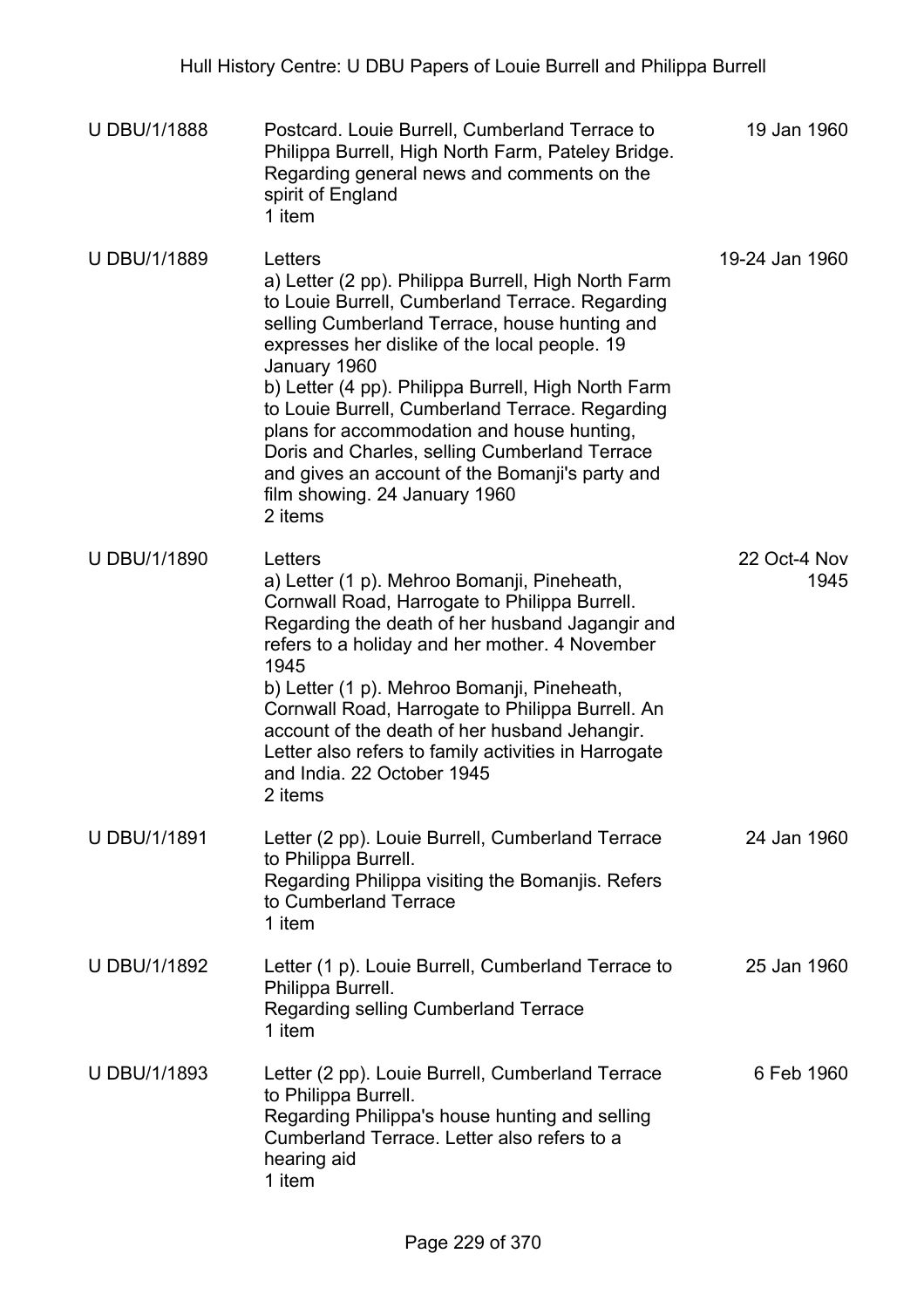| | | |
|---|---|---|
| U DBU/1/1888 | Postcard. Louie Burrell, Cumberland Terrace to Philippa Burrell, High North Farm, Pateley Bridge. Regarding general news and comments on the spirit of England<br>1 item | 19 Jan 1960 |
| U DBU/1/1889 | Letters<br>a) Letter (2 pp). Philippa Burrell, High North Farm to Louie Burrell, Cumberland Terrace. Regarding selling Cumberland Terrace, house hunting and expresses her dislike of the local people. 19 January 1960<br>b) Letter (4 pp). Philippa Burrell, High North Farm to Louie Burrell, Cumberland Terrace. Regarding plans for accommodation and house hunting, Doris and Charles, selling Cumberland Terrace and gives an account of the Bomanji's party and film showing. 24 January 1960<br>2 items | 19-24 Jan 1960 |
| U DBU/1/1890 | Letters<br>a) Letter (1 p). Mehroo Bomanji, Pineheath, Cornwall Road, Harrogate to Philippa Burrell. Regarding the death of her husband Jagangir and refers to a holiday and her mother. 4 November 1945<br>b) Letter (1 p). Mehroo Bomanji, Pineheath, Cornwall Road, Harrogate to Philippa Burrell. An account of the death of her husband Jehangir. Letter also refers to family activities in Harrogate and India. 22 October 1945<br>2 items | 22 Oct-4 Nov 1945 |
| U DBU/1/1891 | Letter (2 pp). Louie Burrell, Cumberland Terrace to Philippa Burrell.<br>Regarding Philippa visiting the Bomanjis. Refers to Cumberland Terrace<br>1 item | 24 Jan 1960 |
| U DBU/1/1892 | Letter (1 p). Louie Burrell, Cumberland Terrace to Philippa Burrell.<br>Regarding selling Cumberland Terrace<br>1 item | 25 Jan 1960 |
| U DBU/1/1893 | Letter (2 pp). Louie Burrell, Cumberland Terrace to Philippa Burrell.<br>Regarding Philippa's house hunting and selling Cumberland Terrace. Letter also refers to a hearing aid<br>1 item | 6 Feb 1960 |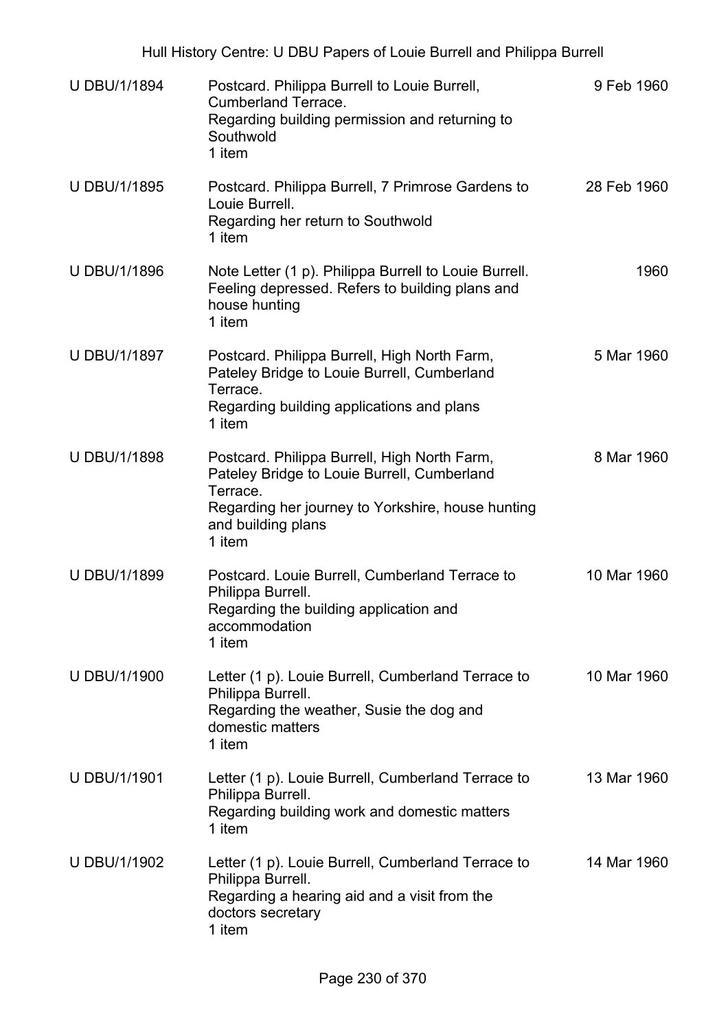| | | |
|---|---|---|
| U DBU/1/1894 | Postcard. Philippa Burrell to Louie Burrell, Cumberland Terrace.<br>Regarding building permission and returning to Southwold<br>1 item | 9 Feb 1960 |
| U DBU/1/1895 | Postcard. Philippa Burrell, 7 Primrose Gardens to Louie Burrell.<br>Regarding her return to Southwold<br>1 item | 28 Feb 1960 |
| U DBU/1/1896 | Note Letter (1 p). Philippa Burrell to Louie Burrell. Feeling depressed. Refers to building plans and house hunting<br>1 item | 1960 |
| U DBU/1/1897 | Postcard. Philippa Burrell, High North Farm, Pateley Bridge to Louie Burrell, Cumberland Terrace.<br>Regarding building applications and plans<br>1 item | 5 Mar 1960 |
| U DBU/1/1898 | Postcard. Philippa Burrell, High North Farm, Pateley Bridge to Louie Burrell, Cumberland Terrace.<br>Regarding her journey to Yorkshire, house hunting and building plans<br>1 item | 8 Mar 1960 |
| U DBU/1/1899 | Postcard. Louie Burrell, Cumberland Terrace to Philippa Burrell.<br>Regarding the building application and accommodation<br>1 item | 10 Mar 1960 |
| U DBU/1/1900 | Letter (1 p). Louie Burrell, Cumberland Terrace to Philippa Burrell.<br>Regarding the weather, Susie the dog and domestic matters<br>1 item | 10 Mar 1960 |
| U DBU/1/1901 | Letter (1 p). Louie Burrell, Cumberland Terrace to Philippa Burrell.<br>Regarding building work and domestic matters<br>1 item | 13 Mar 1960 |
| U DBU/1/1902 | Letter (1 p). Louie Burrell, Cumberland Terrace to Philippa Burrell.<br>Regarding a hearing aid and a visit from the doctors secretary<br>1 item | 14 Mar 1960 |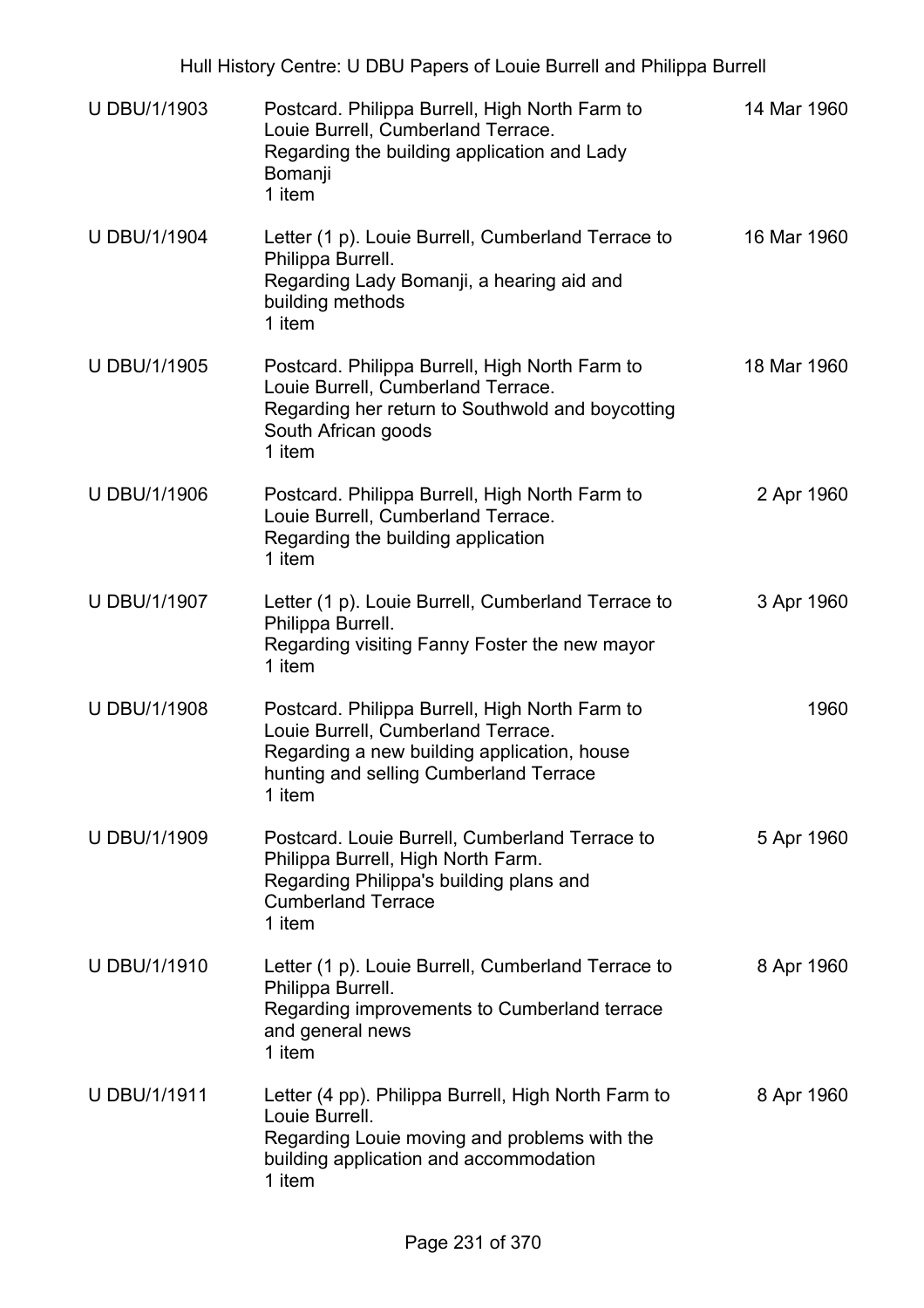| | | |
|---|---|---|
| U DBU/1/1903 | Postcard. Philippa Burrell, High North Farm to Louie Burrell, Cumberland Terrace.<br>Regarding the building application and Lady Bomanji<br>1 item | 14 Mar 1960 |
| U DBU/1/1904 | Letter (1 p). Louie Burrell, Cumberland Terrace to Philippa Burrell.<br>Regarding Lady Bomanji, a hearing aid and building methods<br>1 item | 16 Mar 1960 |
| U DBU/1/1905 | Postcard. Philippa Burrell, High North Farm to Louie Burrell, Cumberland Terrace.<br>Regarding her return to Southwold and boycotting South African goods<br>1 item | 18 Mar 1960 |
| U DBU/1/1906 | Postcard. Philippa Burrell, High North Farm to Louie Burrell, Cumberland Terrace.<br>Regarding the building application<br>1 item | 2 Apr 1960 |
| U DBU/1/1907 | Letter (1 p). Louie Burrell, Cumberland Terrace to Philippa Burrell.<br>Regarding visiting Fanny Foster the new mayor<br>1 item | 3 Apr 1960 |
| U DBU/1/1908 | Postcard. Philippa Burrell, High North Farm to Louie Burrell, Cumberland Terrace.<br>Regarding a new building application, house hunting and selling Cumberland Terrace<br>1 item | 1960 |
| U DBU/1/1909 | Postcard. Louie Burrell, Cumberland Terrace to Philippa Burrell, High North Farm.<br>Regarding Philippa's building plans and Cumberland Terrace<br>1 item | 5 Apr 1960 |
| U DBU/1/1910 | Letter (1 p). Louie Burrell, Cumberland Terrace to Philippa Burrell.<br>Regarding improvements to Cumberland terrace and general news<br>1 item | 8 Apr 1960 |
| U DBU/1/1911 | Letter (4 pp). Philippa Burrell, High North Farm to Louie Burrell.<br>Regarding Louie moving and problems with the building application and accommodation<br>1 item | 8 Apr 1960 |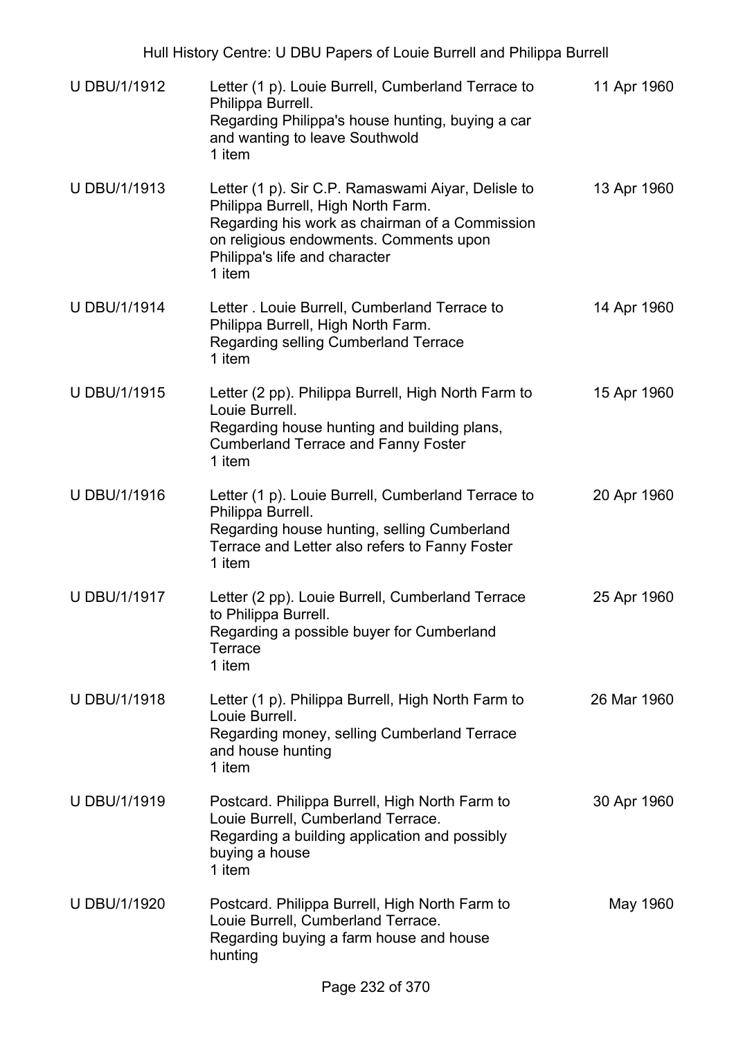| U DBU/1/1912 | Letter (1 p). Louie Burrell, Cumberland Terrace to Philippa Burrell.<br>Regarding Philippa's house hunting, buying a car and wanting to leave Southwold<br>1 item | 11 Apr 1960 |
|---|---|---|
| U DBU/1/1913 | Letter (1 p). Sir C.P. Ramaswami Aiyar, Delisle to Philippa Burrell, High North Farm.<br>Regarding his work as chairman of a Commission on religious endowments. Comments upon Philippa's life and character<br>1 item | 13 Apr 1960 |
| U DBU/1/1914 | Letter . Louie Burrell, Cumberland Terrace to Philippa Burrell, High North Farm.<br>Regarding selling Cumberland Terrace<br>1 item | 14 Apr 1960 |
| U DBU/1/1915 | Letter (2 pp). Philippa Burrell, High North Farm to Louie Burrell.<br>Regarding house hunting and building plans, Cumberland Terrace and Fanny Foster<br>1 item | 15 Apr 1960 |
| U DBU/1/1916 | Letter (1 p). Louie Burrell, Cumberland Terrace to Philippa Burrell.<br>Regarding house hunting, selling Cumberland Terrace and Letter also refers to Fanny Foster<br>1 item | 20 Apr 1960 |
| U DBU/1/1917 | Letter (2 pp). Louie Burrell, Cumberland Terrace to Philippa Burrell.<br>Regarding a possible buyer for Cumberland Terrace<br>1 item | 25 Apr 1960 |
| U DBU/1/1918 | Letter (1 p). Philippa Burrell, High North Farm to Louie Burrell.<br>Regarding money, selling Cumberland Terrace and house hunting<br>1 item | 26 Mar 1960 |
| U DBU/1/1919 | Postcard. Philippa Burrell, High North Farm to Louie Burrell, Cumberland Terrace.<br>Regarding a building application and possibly buying a house<br>1 item | 30 Apr 1960 |
| U DBU/1/1920 | Postcard. Philippa Burrell, High North Farm to Louie Burrell, Cumberland Terrace.<br>Regarding buying a farm house and house hunting | May 1960 |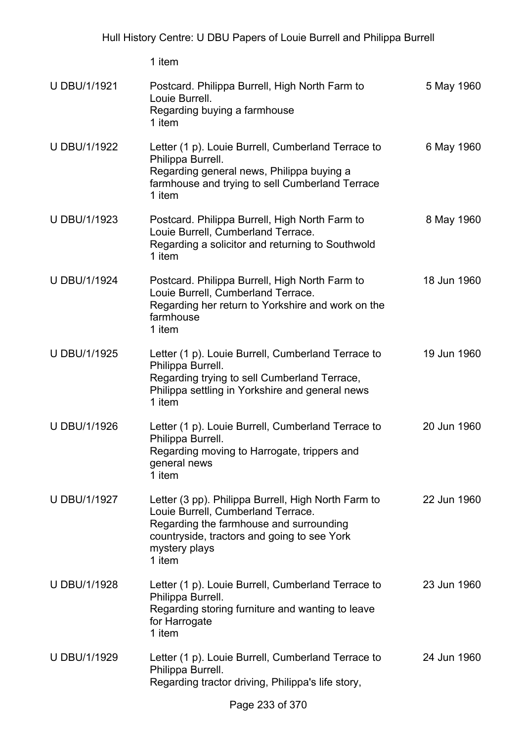1 item

| | | |
|---|---|---|
| U DBU/1/1921 | Postcard. Philippa Burrell, High North Farm to Louie Burrell.<br>Regarding buying a farmhouse<br>1 item | 5 May 1960 |
| U DBU/1/1922 | Letter (1 p). Louie Burrell, Cumberland Terrace to Philippa Burrell.<br>Regarding general news, Philippa buying a farmhouse and trying to sell Cumberland Terrace<br>1 item | 6 May 1960 |
| U DBU/1/1923 | Postcard. Philippa Burrell, High North Farm to Louie Burrell, Cumberland Terrace.<br>Regarding a solicitor and returning to Southwold<br>1 item | 8 May 1960 |
| U DBU/1/1924 | Postcard. Philippa Burrell, High North Farm to Louie Burrell, Cumberland Terrace.<br>Regarding her return to Yorkshire and work on the farmhouse<br>1 item | 18 Jun 1960 |
| U DBU/1/1925 | Letter (1 p). Louie Burrell, Cumberland Terrace to Philippa Burrell.<br>Regarding trying to sell Cumberland Terrace, Philippa settling in Yorkshire and general news<br>1 item | 19 Jun 1960 |
| U DBU/1/1926 | Letter (1 p). Louie Burrell, Cumberland Terrace to Philippa Burrell.<br>Regarding moving to Harrogate, trippers and general news<br>1 item | 20 Jun 1960 |
| U DBU/1/1927 | Letter (3 pp). Philippa Burrell, High North Farm to Louie Burrell, Cumberland Terrace.<br>Regarding the farmhouse and surrounding countryside, tractors and going to see York mystery plays<br>1 item | 22 Jun 1960 |
| U DBU/1/1928 | Letter (1 p). Louie Burrell, Cumberland Terrace to Philippa Burrell.<br>Regarding storing furniture and wanting to leave for Harrogate<br>1 item | 23 Jun 1960 |
| U DBU/1/1929 | Letter (1 p). Louie Burrell, Cumberland Terrace to Philippa Burrell.<br>Regarding tractor driving, Philippa's life story, | 24 Jun 1960 |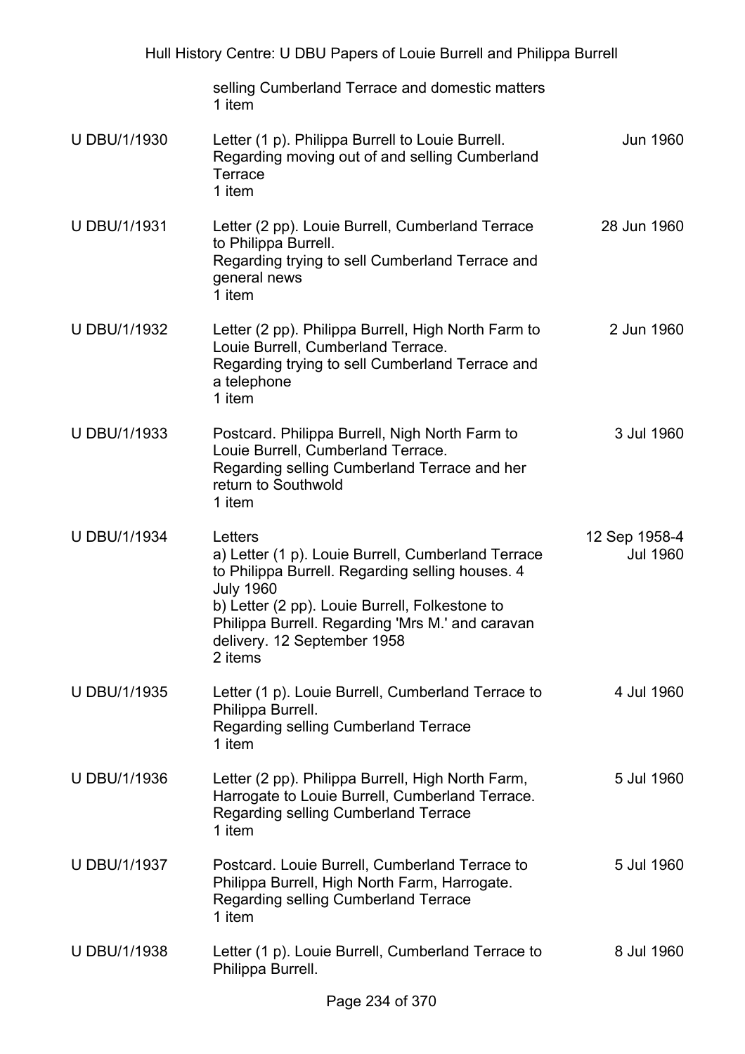| | | |
|---|---|---|
| | selling Cumberland Terrace and domestic matters<br>1 item | |
| U DBU/1/1930 | Letter (1 p). Philippa Burrell to Louie Burrell.<br>Regarding moving out of and selling Cumberland Terrace<br>1 item | Jun 1960 |
| U DBU/1/1931 | Letter (2 pp). Louie Burrell, Cumberland Terrace to Philippa Burrell.<br>Regarding trying to sell Cumberland Terrace and general news<br>1 item | 28 Jun 1960 |
| U DBU/1/1932 | Letter (2 pp). Philippa Burrell, High North Farm to Louie Burrell, Cumberland Terrace.<br>Regarding trying to sell Cumberland Terrace and a telephone<br>1 item | 2 Jun 1960 |
| U DBU/1/1933 | Postcard. Philippa Burrell, Nigh North Farm to Louie Burrell, Cumberland Terrace.<br>Regarding selling Cumberland Terrace and her return to Southwold<br>1 item | 3 Jul 1960 |
| U DBU/1/1934 | Letters<br>a) Letter (1 p). Louie Burrell, Cumberland Terrace to Philippa Burrell. Regarding selling houses. 4 July 1960<br>b) Letter (2 pp). Louie Burrell, Folkestone to Philippa Burrell. Regarding 'Mrs M.' and caravan delivery. 12 September 1958<br>2 items | 12 Sep 1958-4 Jul 1960 |
| U DBU/1/1935 | Letter (1 p). Louie Burrell, Cumberland Terrace to Philippa Burrell.<br>Regarding selling Cumberland Terrace<br>1 item | 4 Jul 1960 |
| U DBU/1/1936 | Letter (2 pp). Philippa Burrell, High North Farm, Harrogate to Louie Burrell, Cumberland Terrace.<br>Regarding selling Cumberland Terrace<br>1 item | 5 Jul 1960 |
| U DBU/1/1937 | Postcard. Louie Burrell, Cumberland Terrace to Philippa Burrell, High North Farm, Harrogate.<br>Regarding selling Cumberland Terrace<br>1 item | 5 Jul 1960 |
| U DBU/1/1938 | Letter (1 p). Louie Burrell, Cumberland Terrace to Philippa Burrell. | 8 Jul 1960 |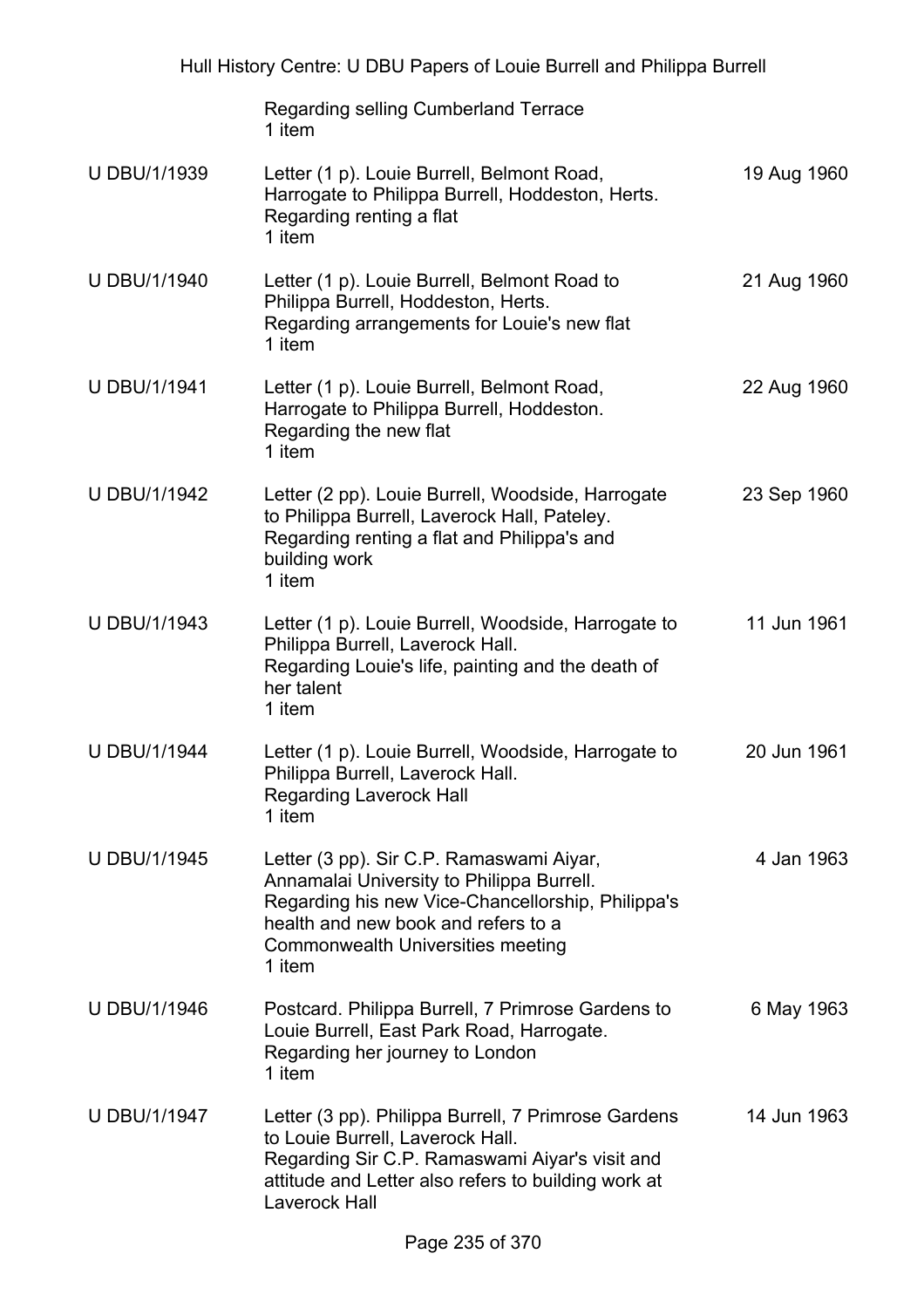|  | Regarding selling Cumberland Terrace<br>1 item |  |
|---|---|---|
| U DBU/1/1939 | Letter (1 p). Louie Burrell, Belmont Road, Harrogate to Philippa Burrell, Hoddeston, Herts.<br>Regarding renting a flat<br>1 item | 19 Aug 1960 |
| U DBU/1/1940 | Letter (1 p). Louie Burrell, Belmont Road to Philippa Burrell, Hoddeston, Herts.<br>Regarding arrangements for Louie's new flat<br>1 item | 21 Aug 1960 |
| U DBU/1/1941 | Letter (1 p). Louie Burrell, Belmont Road, Harrogate to Philippa Burrell, Hoddeston.<br>Regarding the new flat<br>1 item | 22 Aug 1960 |
| U DBU/1/1942 | Letter (2 pp). Louie Burrell, Woodside, Harrogate to Philippa Burrell, Laverock Hall, Pateley.<br>Regarding renting a flat and Philippa's and building work<br>1 item | 23 Sep 1960 |
| U DBU/1/1943 | Letter (1 p). Louie Burrell, Woodside, Harrogate to Philippa Burrell, Laverock Hall.<br>Regarding Louie's life, painting and the death of her talent<br>1 item | 11 Jun 1961 |
| U DBU/1/1944 | Letter (1 p). Louie Burrell, Woodside, Harrogate to Philippa Burrell, Laverock Hall.<br>Regarding Laverock Hall<br>1 item | 20 Jun 1961 |
| U DBU/1/1945 | Letter (3 pp). Sir C.P. Ramaswami Aiyar, Annamalai University to Philippa Burrell.<br>Regarding his new Vice-Chancellorship, Philippa's health and new book and refers to a Commonwealth Universities meeting<br>1 item | 4 Jan 1963 |
| U DBU/1/1946 | Postcard. Philippa Burrell, 7 Primrose Gardens to Louie Burrell, East Park Road, Harrogate.<br>Regarding her journey to London<br>1 item | 6 May 1963 |
| U DBU/1/1947 | Letter (3 pp). Philippa Burrell, 7 Primrose Gardens to Louie Burrell, Laverock Hall.<br>Regarding Sir C.P. Ramaswami Aiyar's visit and attitude and Letter also refers to building work at Laverock Hall | 14 Jun 1963 |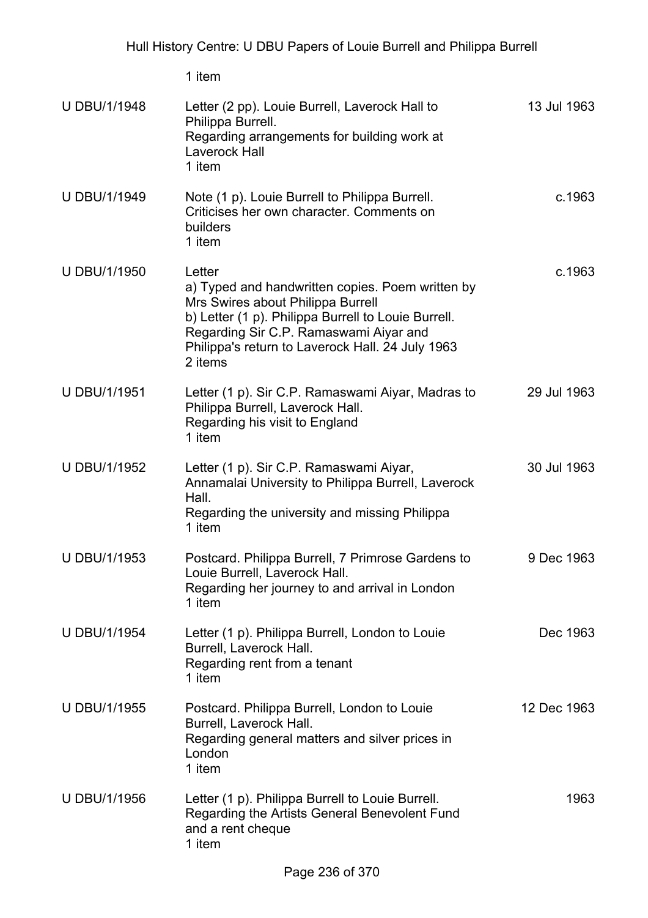1 item

| | | |
|---|---|---|
| U DBU/1/1948 | Letter (2 pp). Louie Burrell, Laverock Hall to Philippa Burrell.<br>Regarding arrangements for building work at Laverock Hall<br>1 item | 13 Jul 1963 |
| U DBU/1/1949 | Note (1 p). Louie Burrell to Philippa Burrell.<br>Criticises her own character. Comments on builders<br>1 item | c.1963 |
| U DBU/1/1950 | Letter<br>a) Typed and handwritten copies. Poem written by Mrs Swires about Philippa Burrell<br>b) Letter (1 p). Philippa Burrell to Louie Burrell. Regarding Sir C.P. Ramaswami Aiyar and Philippa's return to Laverock Hall. 24 July 1963<br>2 items | c.1963 |
| U DBU/1/1951 | Letter (1 p). Sir C.P. Ramaswami Aiyar, Madras to Philippa Burrell, Laverock Hall.<br>Regarding his visit to England<br>1 item | 29 Jul 1963 |
| U DBU/1/1952 | Letter (1 p). Sir C.P. Ramaswami Aiyar, Annamalai University to Philippa Burrell, Laverock Hall.<br>Regarding the university and missing Philippa<br>1 item | 30 Jul 1963 |
| U DBU/1/1953 | Postcard. Philippa Burrell, 7 Primrose Gardens to Louie Burrell, Laverock Hall.<br>Regarding her journey to and arrival in London<br>1 item | 9 Dec 1963 |
| U DBU/1/1954 | Letter (1 p). Philippa Burrell, London to Louie Burrell, Laverock Hall.<br>Regarding rent from a tenant<br>1 item | Dec 1963 |
| U DBU/1/1955 | Postcard. Philippa Burrell, London to Louie Burrell, Laverock Hall.<br>Regarding general matters and silver prices in London<br>1 item | 12 Dec 1963 |
| U DBU/1/1956 | Letter (1 p). Philippa Burrell to Louie Burrell.<br>Regarding the Artists General Benevolent Fund and a rent cheque<br>1 item | 1963 |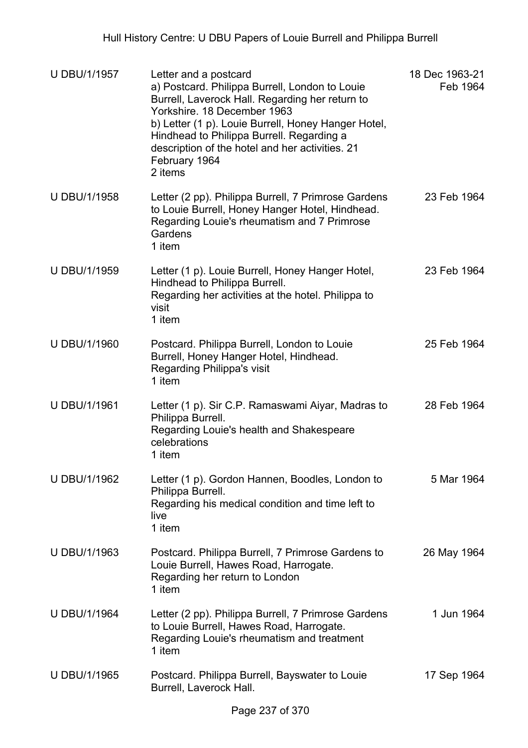| | | |
|---|---|---|
| U DBU/1/1957 | Letter and a postcard<br>a) Postcard. Philippa Burrell, London to Louie Burrell, Laverock Hall. Regarding her return to Yorkshire. 18 December 1963<br>b) Letter (1 p). Louie Burrell, Honey Hanger Hotel, Hindhead to Philippa Burrell. Regarding a description of the hotel and her activities. 21 February 1964<br>2 items | 18 Dec 1963-21 Feb 1964 |
| U DBU/1/1958 | Letter (2 pp). Philippa Burrell, 7 Primrose Gardens to Louie Burrell, Honey Hanger Hotel, Hindhead. Regarding Louie's rheumatism and 7 Primrose Gardens<br>1 item | 23 Feb 1964 |
| U DBU/1/1959 | Letter (1 p). Louie Burrell, Honey Hanger Hotel, Hindhead to Philippa Burrell.<br>Regarding her activities at the hotel. Philippa to visit<br>1 item | 23 Feb 1964 |
| U DBU/1/1960 | Postcard. Philippa Burrell, London to Louie Burrell, Honey Hanger Hotel, Hindhead.<br>Regarding Philippa's visit<br>1 item | 25 Feb 1964 |
| U DBU/1/1961 | Letter (1 p). Sir C.P. Ramaswami Aiyar, Madras to Philippa Burrell.<br>Regarding Louie's health and Shakespeare celebrations<br>1 item | 28 Feb 1964 |
| U DBU/1/1962 | Letter (1 p). Gordon Hannen, Boodles, London to Philippa Burrell.<br>Regarding his medical condition and time left to live<br>1 item | 5 Mar 1964 |
| U DBU/1/1963 | Postcard. Philippa Burrell, 7 Primrose Gardens to Louie Burrell, Hawes Road, Harrogate.<br>Regarding her return to London<br>1 item | 26 May 1964 |
| U DBU/1/1964 | Letter (2 pp). Philippa Burrell, 7 Primrose Gardens to Louie Burrell, Hawes Road, Harrogate.<br>Regarding Louie's rheumatism and treatment<br>1 item | 1 Jun 1964 |
| U DBU/1/1965 | Postcard. Philippa Burrell, Bayswater to Louie Burrell, Laverock Hall. | 17 Sep 1964 |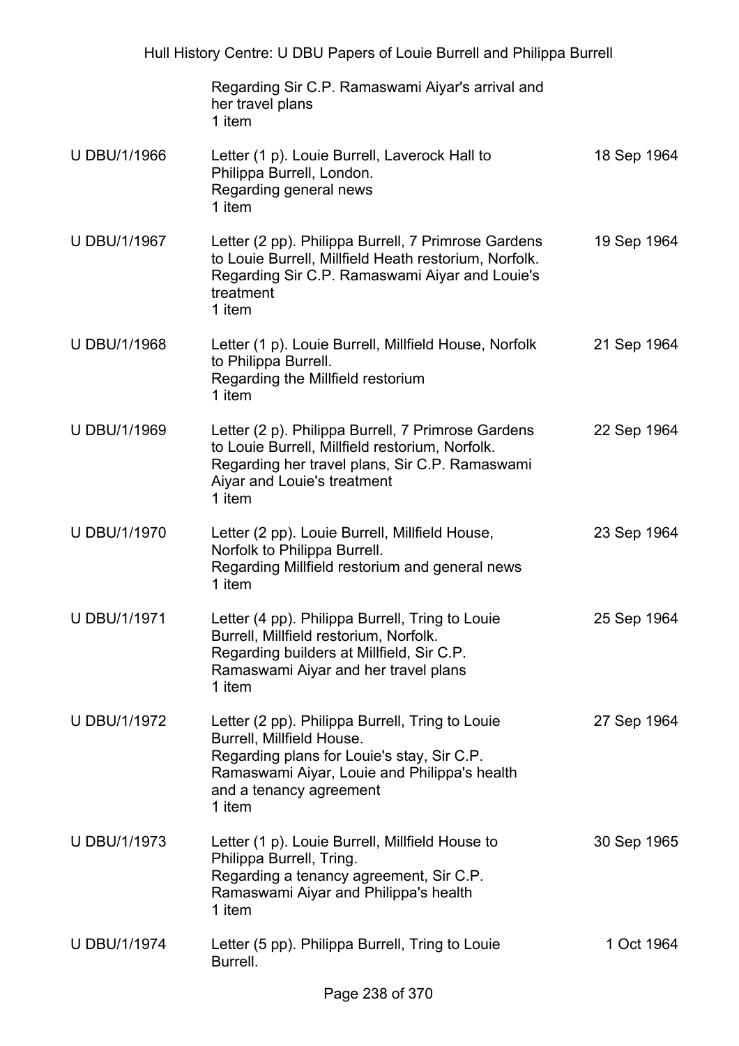| | | |
|---|---|---|
| | Regarding Sir C.P. Ramaswami Aiyar's arrival and her travel plans<br>1 item | |
| U DBU/1/1966 | Letter (1 p). Louie Burrell, Laverock Hall to Philippa Burrell, London.<br>Regarding general news<br>1 item | 18 Sep 1964 |
| U DBU/1/1967 | Letter (2 pp). Philippa Burrell, 7 Primrose Gardens to Louie Burrell, Millfield Heath restorium, Norfolk.<br>Regarding Sir C.P. Ramaswami Aiyar and Louie's treatment<br>1 item | 19 Sep 1964 |
| U DBU/1/1968 | Letter (1 p). Louie Burrell, Millfield House, Norfolk to Philippa Burrell.<br>Regarding the Millfield restorium<br>1 item | 21 Sep 1964 |
| U DBU/1/1969 | Letter (2 p). Philippa Burrell, 7 Primrose Gardens to Louie Burrell, Millfield restorium, Norfolk.<br>Regarding her travel plans, Sir C.P. Ramaswami Aiyar and Louie's treatment<br>1 item | 22 Sep 1964 |
| U DBU/1/1970 | Letter (2 pp). Louie Burrell, Millfield House, Norfolk to Philippa Burrell.<br>Regarding Millfield restorium and general news<br>1 item | 23 Sep 1964 |
| U DBU/1/1971 | Letter (4 pp). Philippa Burrell, Tring to Louie Burrell, Millfield restorium, Norfolk.<br>Regarding builders at Millfield, Sir C.P. Ramaswami Aiyar and her travel plans<br>1 item | 25 Sep 1964 |
| U DBU/1/1972 | Letter (2 pp). Philippa Burrell, Tring to Louie Burrell, Millfield House.<br>Regarding plans for Louie's stay, Sir C.P. Ramaswami Aiyar, Louie and Philippa's health and a tenancy agreement<br>1 item | 27 Sep 1964 |
| U DBU/1/1973 | Letter (1 p). Louie Burrell, Millfield House to Philippa Burrell, Tring.<br>Regarding a tenancy agreement, Sir C.P. Ramaswami Aiyar and Philippa's health<br>1 item | 30 Sep 1965 |
| U DBU/1/1974 | Letter (5 pp). Philippa Burrell, Tring to Louie Burrell. | 1 Oct 1964 |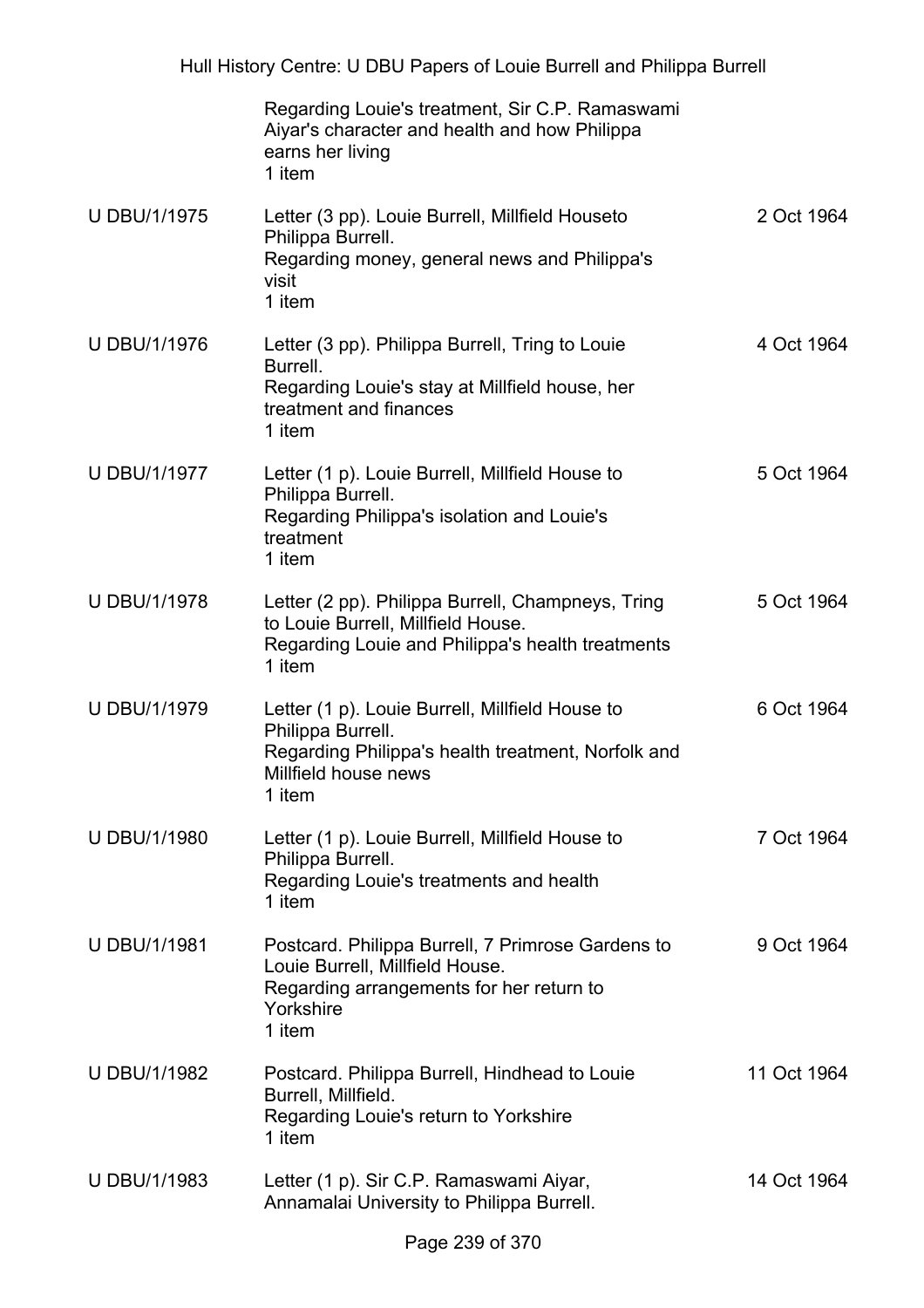| | | |
|---|---|---|
| | Regarding Louie's treatment, Sir C.P. Ramaswami Aiyar's character and health and how Philippa earns her living<br>1 item | |
| U DBU/1/1975 | Letter (3 pp). Louie Burrell, Millfield Houseto Philippa Burrell.<br>Regarding money, general news and Philippa's visit<br>1 item | 2 Oct 1964 |
| U DBU/1/1976 | Letter (3 pp). Philippa Burrell, Tring to Louie Burrell.<br>Regarding Louie's stay at Millfield house, her treatment and finances<br>1 item | 4 Oct 1964 |
| U DBU/1/1977 | Letter (1 p). Louie Burrell, Millfield House to Philippa Burrell.<br>Regarding Philippa's isolation and Louie's treatment<br>1 item | 5 Oct 1964 |
| U DBU/1/1978 | Letter (2 pp). Philippa Burrell, Champneys, Tring to Louie Burrell, Millfield House.<br>Regarding Louie and Philippa's health treatments<br>1 item | 5 Oct 1964 |
| U DBU/1/1979 | Letter (1 p). Louie Burrell, Millfield House to Philippa Burrell.<br>Regarding Philippa's health treatment, Norfolk and Millfield house news<br>1 item | 6 Oct 1964 |
| U DBU/1/1980 | Letter (1 p). Louie Burrell, Millfield House to Philippa Burrell.<br>Regarding Louie's treatments and health<br>1 item | 7 Oct 1964 |
| U DBU/1/1981 | Postcard. Philippa Burrell, 7 Primrose Gardens to Louie Burrell, Millfield House.<br>Regarding arrangements for her return to Yorkshire<br>1 item | 9 Oct 1964 |
| U DBU/1/1982 | Postcard. Philippa Burrell, Hindhead to Louie Burrell, Millfield.<br>Regarding Louie's return to Yorkshire<br>1 item | 11 Oct 1964 |
| U DBU/1/1983 | Letter (1 p). Sir C.P. Ramaswami Aiyar, Annamalai University to Philippa Burrell. | 14 Oct 1964 |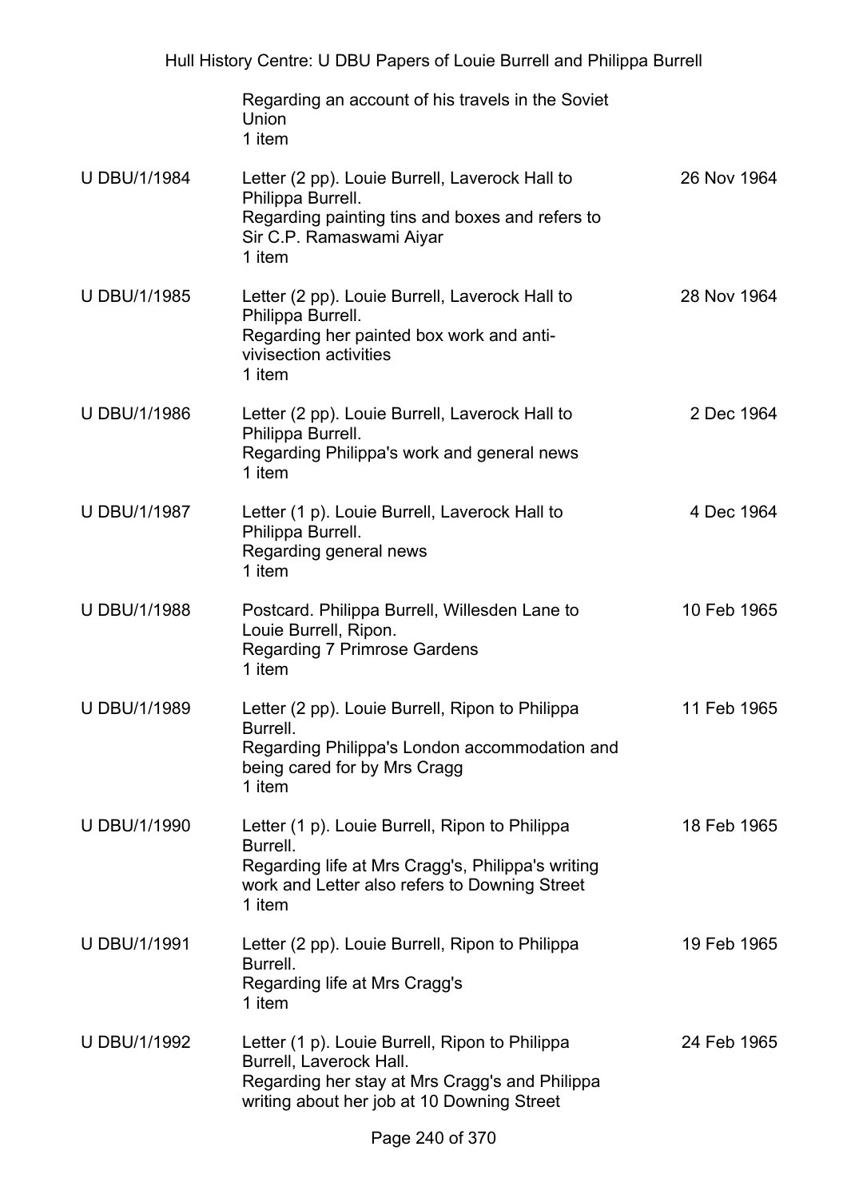| | Regarding an account of his travels in the Soviet Union<br>1 item | |
|---|---|---|
| U DBU/1/1984 | Letter (2 pp). Louie Burrell, Laverock Hall to Philippa Burrell.<br>Regarding painting tins and boxes and refers to Sir C.P. Ramaswami Aiyar<br>1 item | 26 Nov 1964 |
| U DBU/1/1985 | Letter (2 pp). Louie Burrell, Laverock Hall to Philippa Burrell.<br>Regarding her painted box work and anti-vivisection activities<br>1 item | 28 Nov 1964 |
| U DBU/1/1986 | Letter (2 pp). Louie Burrell, Laverock Hall to Philippa Burrell.<br>Regarding Philippa's work and general news<br>1 item | 2 Dec 1964 |
| U DBU/1/1987 | Letter (1 p). Louie Burrell, Laverock Hall to Philippa Burrell.<br>Regarding general news<br>1 item | 4 Dec 1964 |
| U DBU/1/1988 | Postcard. Philippa Burrell, Willesden Lane to Louie Burrell, Ripon.<br>Regarding 7 Primrose Gardens<br>1 item | 10 Feb 1965 |
| U DBU/1/1989 | Letter (2 pp). Louie Burrell, Ripon to Philippa Burrell.<br>Regarding Philippa's London accommodation and being cared for by Mrs Cragg<br>1 item | 11 Feb 1965 |
| U DBU/1/1990 | Letter (1 p). Louie Burrell, Ripon to Philippa Burrell.<br>Regarding life at Mrs Cragg's, Philippa's writing work and Letter also refers to Downing Street<br>1 item | 18 Feb 1965 |
| U DBU/1/1991 | Letter (2 pp). Louie Burrell, Ripon to Philippa Burrell.<br>Regarding life at Mrs Cragg's<br>1 item | 19 Feb 1965 |
| U DBU/1/1992 | Letter (1 p). Louie Burrell, Ripon to Philippa Burrell, Laverock Hall.<br>Regarding her stay at Mrs Cragg's and Philippa writing about her job at 10 Downing Street | 24 Feb 1965 |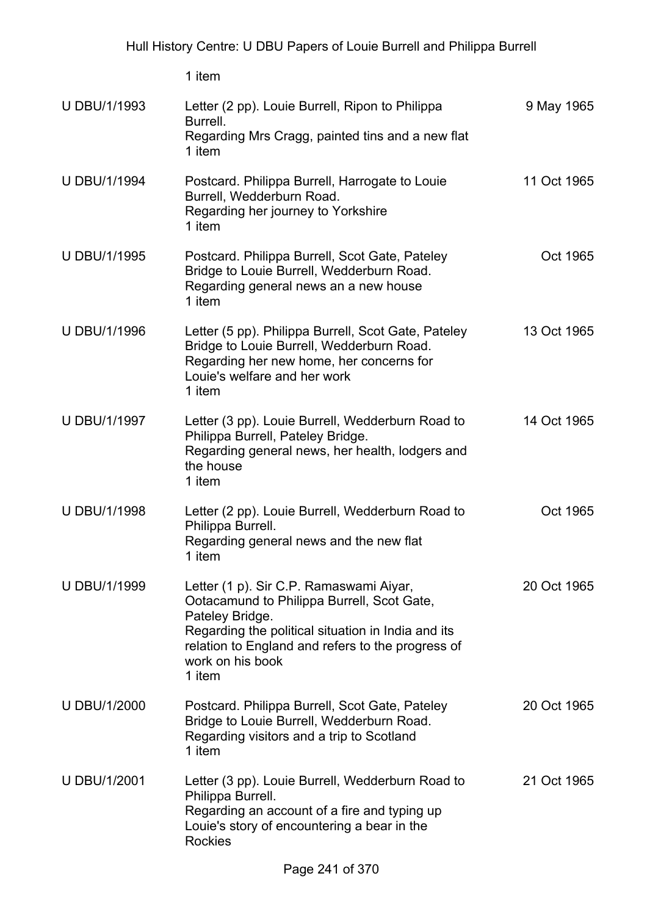1 item

| | | |
|---|---|---|
| U DBU/1/1993 | Letter (2 pp). Louie Burrell, Ripon to Philippa Burrell.<br>Regarding Mrs Cragg, painted tins and a new flat<br>1 item | 9 May 1965 |
| U DBU/1/1994 | Postcard. Philippa Burrell, Harrogate to Louie Burrell, Wedderburn Road.<br>Regarding her journey to Yorkshire<br>1 item | 11 Oct 1965 |
| U DBU/1/1995 | Postcard. Philippa Burrell, Scot Gate, Pateley Bridge to Louie Burrell, Wedderburn Road.<br>Regarding general news an a new house<br>1 item | Oct 1965 |
| U DBU/1/1996 | Letter (5 pp). Philippa Burrell, Scot Gate, Pateley Bridge to Louie Burrell, Wedderburn Road.<br>Regarding her new home, her concerns for Louie's welfare and her work<br>1 item | 13 Oct 1965 |
| U DBU/1/1997 | Letter (3 pp). Louie Burrell, Wedderburn Road to Philippa Burrell, Pateley Bridge.<br>Regarding general news, her health, lodgers and the house<br>1 item | 14 Oct 1965 |
| U DBU/1/1998 | Letter (2 pp). Louie Burrell, Wedderburn Road to Philippa Burrell.<br>Regarding general news and the new flat<br>1 item | Oct 1965 |
| U DBU/1/1999 | Letter (1 p). Sir C.P. Ramaswami Aiyar, Ootacamund to Philippa Burrell, Scot Gate, Pateley Bridge.<br>Regarding the political situation in India and its relation to England and refers to the progress of work on his book<br>1 item | 20 Oct 1965 |
| U DBU/1/2000 | Postcard. Philippa Burrell, Scot Gate, Pateley Bridge to Louie Burrell, Wedderburn Road.<br>Regarding visitors and a trip to Scotland<br>1 item | 20 Oct 1965 |
| U DBU/1/2001 | Letter (3 pp). Louie Burrell, Wedderburn Road to Philippa Burrell.<br>Regarding an account of a fire and typing up Louie's story of encountering a bear in the Rockies | 21 Oct 1965 |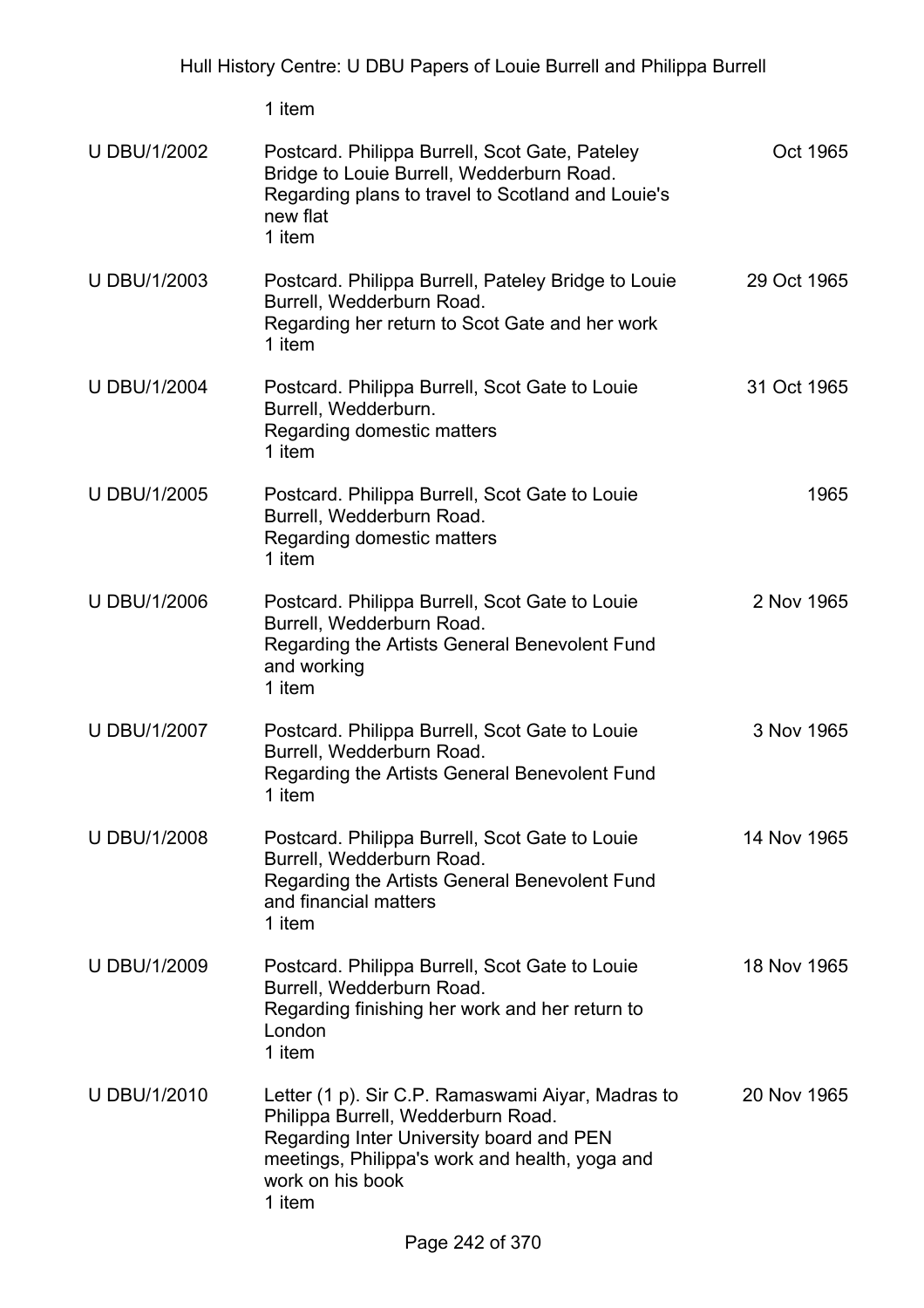1 item

| | | |
|---|---|---|
| U DBU/1/2002 | Postcard. Philippa Burrell, Scot Gate, Pateley Bridge to Louie Burrell, Wedderburn Road.<br>Regarding plans to travel to Scotland and Louie's new flat<br>1 item | Oct 1965 |
| U DBU/1/2003 | Postcard. Philippa Burrell, Pateley Bridge to Louie Burrell, Wedderburn Road.<br>Regarding her return to Scot Gate and her work<br>1 item | 29 Oct 1965 |
| U DBU/1/2004 | Postcard. Philippa Burrell, Scot Gate to Louie Burrell, Wedderburn.<br>Regarding domestic matters<br>1 item | 31 Oct 1965 |
| U DBU/1/2005 | Postcard. Philippa Burrell, Scot Gate to Louie Burrell, Wedderburn Road.<br>Regarding domestic matters<br>1 item | 1965 |
| U DBU/1/2006 | Postcard. Philippa Burrell, Scot Gate to Louie Burrell, Wedderburn Road.<br>Regarding the Artists General Benevolent Fund and working<br>1 item | 2 Nov 1965 |
| U DBU/1/2007 | Postcard. Philippa Burrell, Scot Gate to Louie Burrell, Wedderburn Road.<br>Regarding the Artists General Benevolent Fund<br>1 item | 3 Nov 1965 |
| U DBU/1/2008 | Postcard. Philippa Burrell, Scot Gate to Louie Burrell, Wedderburn Road.<br>Regarding the Artists General Benevolent Fund and financial matters<br>1 item | 14 Nov 1965 |
| U DBU/1/2009 | Postcard. Philippa Burrell, Scot Gate to Louie Burrell, Wedderburn Road.<br>Regarding finishing her work and her return to London<br>1 item | 18 Nov 1965 |
| U DBU/1/2010 | Letter (1 p). Sir C.P. Ramaswami Aiyar, Madras to Philippa Burrell, Wedderburn Road.<br>Regarding Inter University board and PEN meetings, Philippa's work and health, yoga and work on his book<br>1 item | 20 Nov 1965 |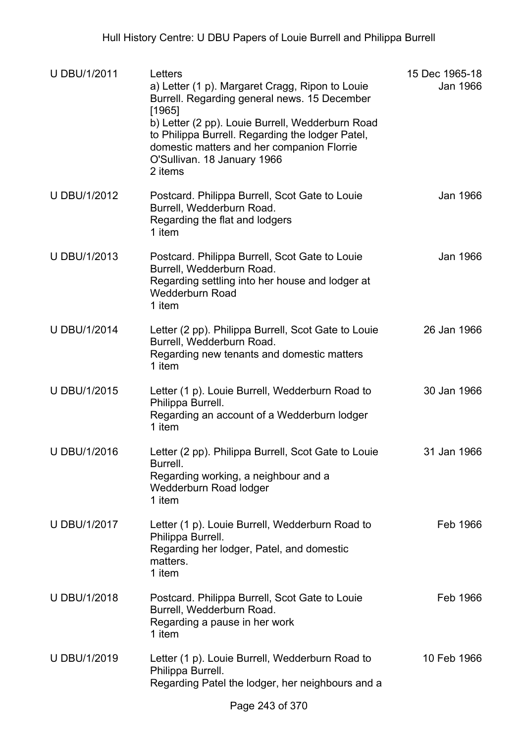| | | |
|---|---|---|
| U DBU/1/2011 | Letters<br>a) Letter (1 p). Margaret Cragg, Ripon to Louie Burrell. Regarding general news. 15 December [1965]<br>b) Letter (2 pp). Louie Burrell, Wedderburn Road to Philippa Burrell. Regarding the lodger Patel, domestic matters and her companion Florrie O'Sullivan. 18 January 1966<br>2 items | 15 Dec 1965-18 Jan 1966 |
| U DBU/1/2012 | Postcard. Philippa Burrell, Scot Gate to Louie Burrell, Wedderburn Road.<br>Regarding the flat and lodgers<br>1 item | Jan 1966 |
| U DBU/1/2013 | Postcard. Philippa Burrell, Scot Gate to Louie Burrell, Wedderburn Road.<br>Regarding settling into her house and lodger at Wedderburn Road<br>1 item | Jan 1966 |
| U DBU/1/2014 | Letter (2 pp). Philippa Burrell, Scot Gate to Louie Burrell, Wedderburn Road.<br>Regarding new tenants and domestic matters<br>1 item | 26 Jan 1966 |
| U DBU/1/2015 | Letter (1 p). Louie Burrell, Wedderburn Road to Philippa Burrell.<br>Regarding an account of a Wedderburn lodger<br>1 item | 30 Jan 1966 |
| U DBU/1/2016 | Letter (2 pp). Philippa Burrell, Scot Gate to Louie Burrell.<br>Regarding working, a neighbour and a Wedderburn Road lodger<br>1 item | 31 Jan 1966 |
| U DBU/1/2017 | Letter (1 p). Louie Burrell, Wedderburn Road to Philippa Burrell.<br>Regarding her lodger, Patel, and domestic matters.<br>1 item | Feb 1966 |
| U DBU/1/2018 | Postcard. Philippa Burrell, Scot Gate to Louie Burrell, Wedderburn Road.<br>Regarding a pause in her work<br>1 item | Feb 1966 |
| U DBU/1/2019 | Letter (1 p). Louie Burrell, Wedderburn Road to Philippa Burrell.<br>Regarding Patel the lodger, her neighbours and a | 10 Feb 1966 |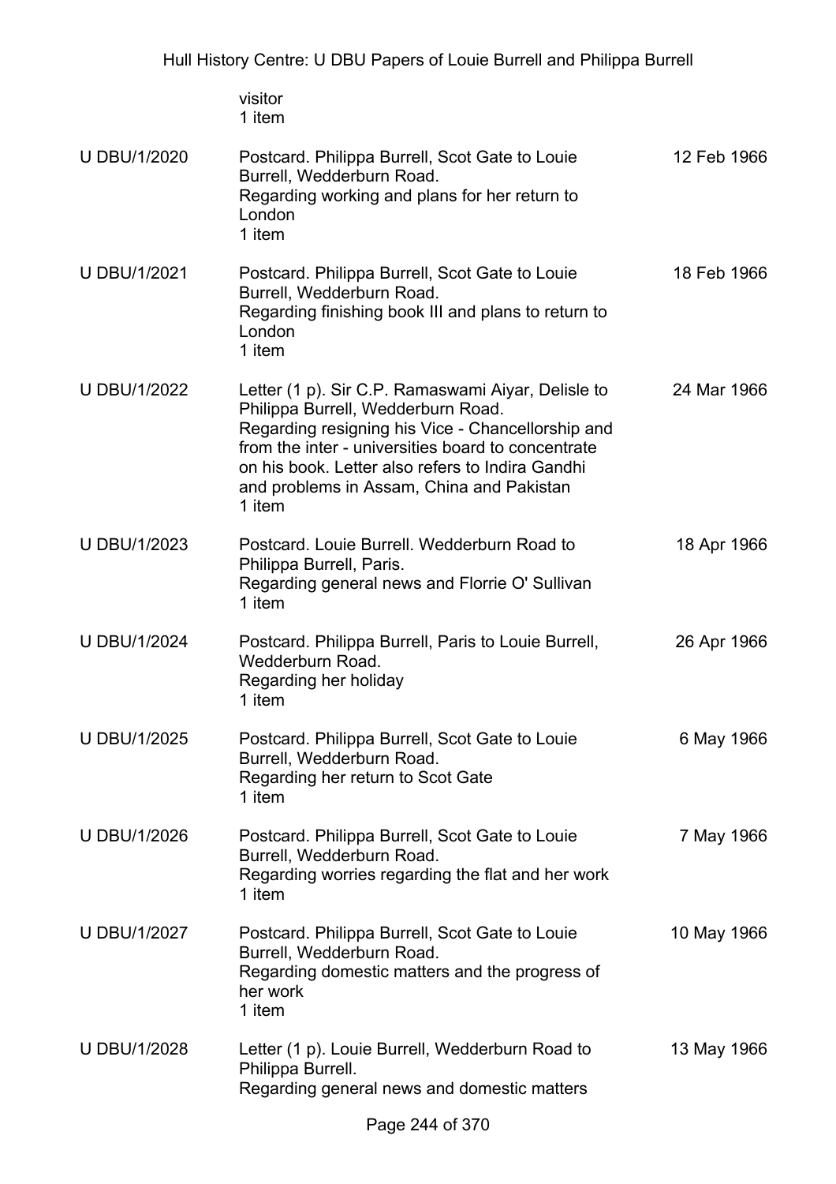| | | |
|---|---|---|
| | visitor<br>1 item | |
| U DBU/1/2020 | Postcard. Philippa Burrell, Scot Gate to Louie Burrell, Wedderburn Road.<br>Regarding working and plans for her return to London<br>1 item | 12 Feb 1966 |
| U DBU/1/2021 | Postcard. Philippa Burrell, Scot Gate to Louie Burrell, Wedderburn Road.<br>Regarding finishing book III and plans to return to London<br>1 item | 18 Feb 1966 |
| U DBU/1/2022 | Letter (1 p). Sir C.P. Ramaswami Aiyar, Delisle to Philippa Burrell, Wedderburn Road.<br>Regarding resigning his Vice - Chancellorship and from the inter - universities board to concentrate on his book. Letter also refers to Indira Gandhi and problems in Assam, China and Pakistan<br>1 item | 24 Mar 1966 |
| U DBU/1/2023 | Postcard. Louie Burrell. Wedderburn Road to Philippa Burrell, Paris.<br>Regarding general news and Florrie O' Sullivan<br>1 item | 18 Apr 1966 |
| U DBU/1/2024 | Postcard. Philippa Burrell, Paris to Louie Burrell, Wedderburn Road.<br>Regarding her holiday<br>1 item | 26 Apr 1966 |
| U DBU/1/2025 | Postcard. Philippa Burrell, Scot Gate to Louie Burrell, Wedderburn Road.<br>Regarding her return to Scot Gate<br>1 item | 6 May 1966 |
| U DBU/1/2026 | Postcard. Philippa Burrell, Scot Gate to Louie Burrell, Wedderburn Road.<br>Regarding worries regarding the flat and her work<br>1 item | 7 May 1966 |
| U DBU/1/2027 | Postcard. Philippa Burrell, Scot Gate to Louie Burrell, Wedderburn Road.<br>Regarding domestic matters and the progress of her work<br>1 item | 10 May 1966 |
| U DBU/1/2028 | Letter (1 p). Louie Burrell, Wedderburn Road to Philippa Burrell.<br>Regarding general news and domestic matters | 13 May 1966 |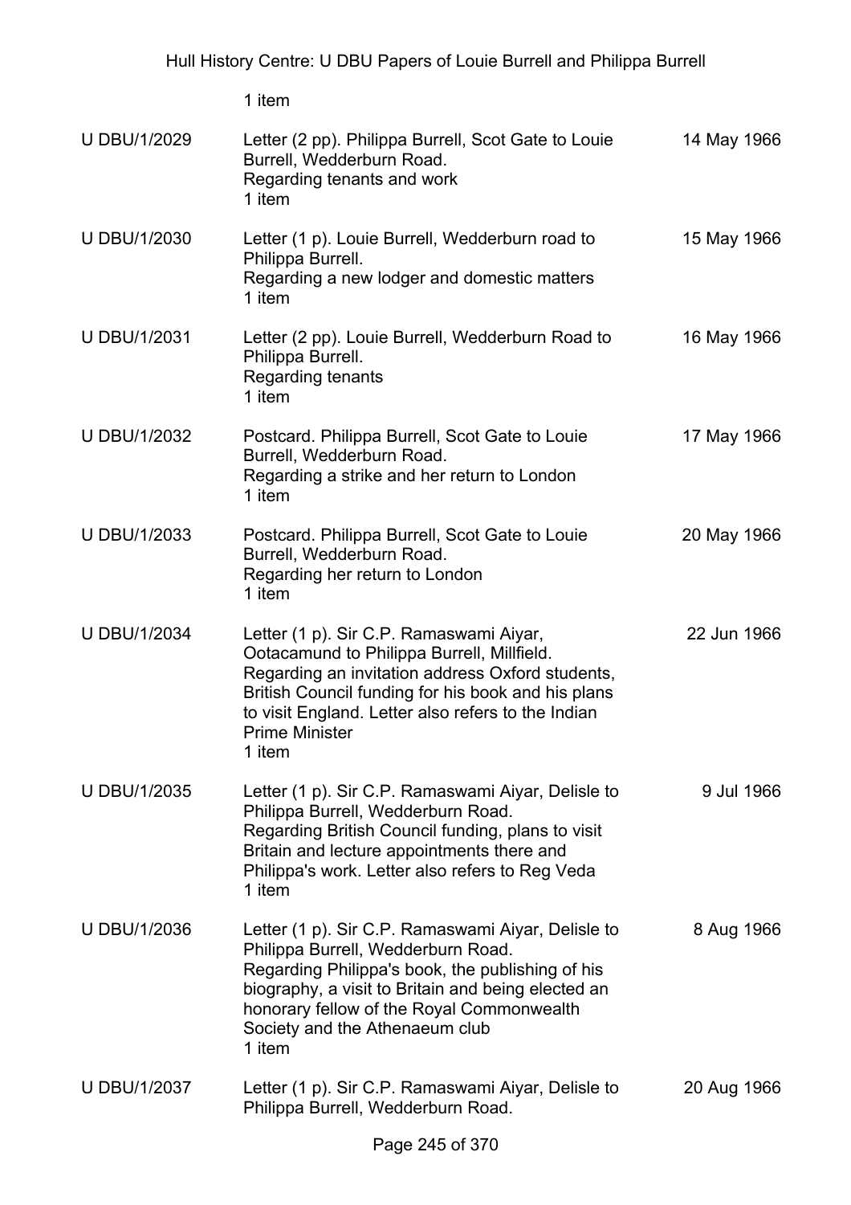1 item

| | | |
|---|---|---|
| U DBU/1/2029 | Letter (2 pp). Philippa Burrell, Scot Gate to Louie Burrell, Wedderburn Road.<br>Regarding tenants and work<br>1 item | 14 May 1966 |
| U DBU/1/2030 | Letter (1 p). Louie Burrell, Wedderburn road to Philippa Burrell.<br>Regarding a new lodger and domestic matters<br>1 item | 15 May 1966 |
| U DBU/1/2031 | Letter (2 pp). Louie Burrell, Wedderburn Road to Philippa Burrell.<br>Regarding tenants<br>1 item | 16 May 1966 |
| U DBU/1/2032 | Postcard. Philippa Burrell, Scot Gate to Louie Burrell, Wedderburn Road.<br>Regarding a strike and her return to London<br>1 item | 17 May 1966 |
| U DBU/1/2033 | Postcard. Philippa Burrell, Scot Gate to Louie Burrell, Wedderburn Road.<br>Regarding her return to London<br>1 item | 20 May 1966 |
| U DBU/1/2034 | Letter (1 p). Sir C.P. Ramaswami Aiyar, Ootacamund to Philippa Burrell, Millfield.<br>Regarding an invitation address Oxford students, British Council funding for his book and his plans to visit England. Letter also refers to the Indian Prime Minister<br>1 item | 22 Jun 1966 |
| U DBU/1/2035 | Letter (1 p). Sir C.P. Ramaswami Aiyar, Delisle to Philippa Burrell, Wedderburn Road.<br>Regarding British Council funding, plans to visit Britain and lecture appointments there and Philippa's work. Letter also refers to Reg Veda<br>1 item | 9 Jul 1966 |
| U DBU/1/2036 | Letter (1 p). Sir C.P. Ramaswami Aiyar, Delisle to Philippa Burrell, Wedderburn Road.<br>Regarding Philippa's book, the publishing of his biography, a visit to Britain and being elected an honorary fellow of the Royal Commonwealth Society and the Athenaeum club<br>1 item | 8 Aug 1966 |
| U DBU/1/2037 | Letter (1 p). Sir C.P. Ramaswami Aiyar, Delisle to Philippa Burrell, Wedderburn Road. | 20 Aug 1966 |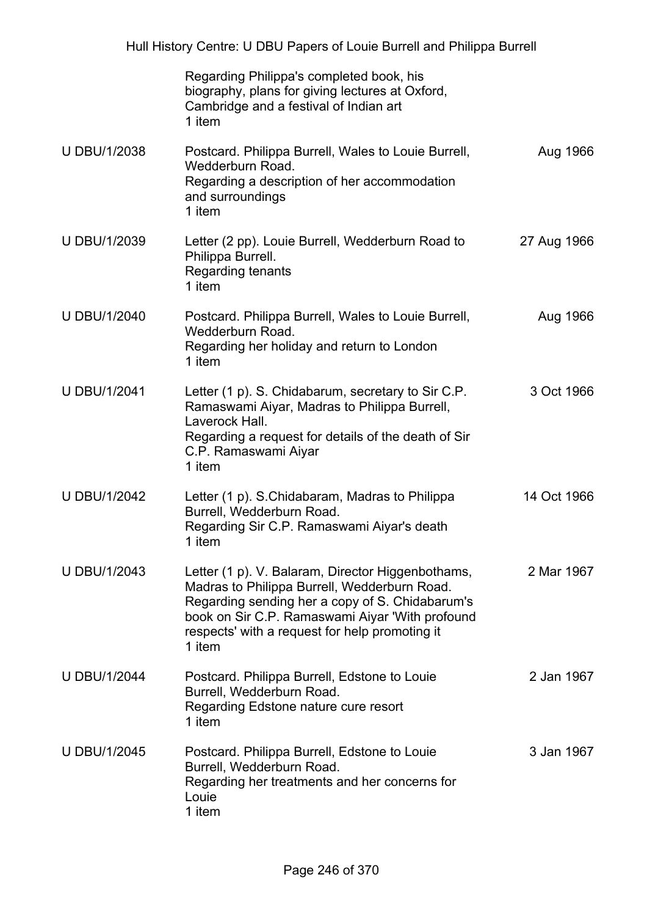| | | |
|---|---|---|
| | Regarding Philippa's completed book, his biography, plans for giving lectures at Oxford, Cambridge and a festival of Indian art<br>1 item | |
| U DBU/1/2038 | Postcard. Philippa Burrell, Wales to Louie Burrell, Wedderburn Road.<br>Regarding a description of her accommodation and surroundings<br>1 item | Aug 1966 |
| U DBU/1/2039 | Letter (2 pp). Louie Burrell, Wedderburn Road to Philippa Burrell.<br>Regarding tenants<br>1 item | 27 Aug 1966 |
| U DBU/1/2040 | Postcard. Philippa Burrell, Wales to Louie Burrell, Wedderburn Road.<br>Regarding her holiday and return to London<br>1 item | Aug 1966 |
| U DBU/1/2041 | Letter (1 p). S. Chidabarum, secretary to Sir C.P. Ramaswami Aiyar, Madras to Philippa Burrell, Laverock Hall.<br>Regarding a request for details of the death of Sir C.P. Ramaswami Aiyar<br>1 item | 3 Oct 1966 |
| U DBU/1/2042 | Letter (1 p). S.Chidabaram, Madras to Philippa Burrell, Wedderburn Road.<br>Regarding Sir C.P. Ramaswami Aiyar's death<br>1 item | 14 Oct 1966 |
| U DBU/1/2043 | Letter (1 p). V. Balaram, Director Higgenbothams, Madras to Philippa Burrell, Wedderburn Road.<br>Regarding sending her a copy of S. Chidabarum's book on Sir C.P. Ramaswami Aiyar 'With profound respects' with a request for help promoting it<br>1 item | 2 Mar 1967 |
| U DBU/1/2044 | Postcard. Philippa Burrell, Edstone to Louie Burrell, Wedderburn Road.<br>Regarding Edstone nature cure resort<br>1 item | 2 Jan 1967 |
| U DBU/1/2045 | Postcard. Philippa Burrell, Edstone to Louie Burrell, Wedderburn Road.<br>Regarding her treatments and her concerns for Louie<br>1 item | 3 Jan 1967 |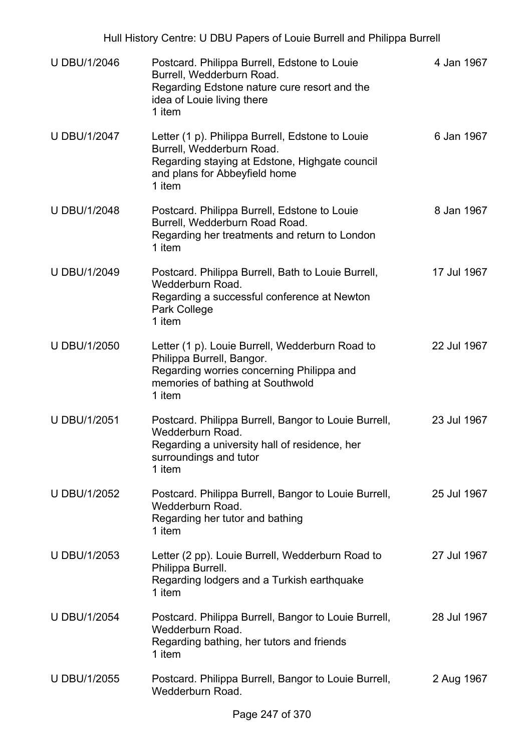| | | |
|---|---|---|
| U DBU/1/2046 | Postcard. Philippa Burrell, Edstone to Louie Burrell, Wedderburn Road.<br>Regarding Edstone nature cure resort and the idea of Louie living there<br>1 item | 4 Jan 1967 |
| U DBU/1/2047 | Letter (1 p). Philippa Burrell, Edstone to Louie Burrell, Wedderburn Road.<br>Regarding staying at Edstone, Highgate council and plans for Abbeyfield home<br>1 item | 6 Jan 1967 |
| U DBU/1/2048 | Postcard. Philippa Burrell, Edstone to Louie Burrell, Wedderburn Road Road.<br>Regarding her treatments and return to London<br>1 item | 8 Jan 1967 |
| U DBU/1/2049 | Postcard. Philippa Burrell, Bath to Louie Burrell, Wedderburn Road.<br>Regarding a successful conference at Newton Park College<br>1 item | 17 Jul 1967 |
| U DBU/1/2050 | Letter (1 p). Louie Burrell, Wedderburn Road to Philippa Burrell, Bangor.<br>Regarding worries concerning Philippa and memories of bathing at Southwold<br>1 item | 22 Jul 1967 |
| U DBU/1/2051 | Postcard. Philippa Burrell, Bangor to Louie Burrell, Wedderburn Road.<br>Regarding a university hall of residence, her surroundings and tutor<br>1 item | 23 Jul 1967 |
| U DBU/1/2052 | Postcard. Philippa Burrell, Bangor to Louie Burrell, Wedderburn Road.<br>Regarding her tutor and bathing<br>1 item | 25 Jul 1967 |
| U DBU/1/2053 | Letter (2 pp). Louie Burrell, Wedderburn Road to Philippa Burrell.<br>Regarding lodgers and a Turkish earthquake<br>1 item | 27 Jul 1967 |
| U DBU/1/2054 | Postcard. Philippa Burrell, Bangor to Louie Burrell, Wedderburn Road.<br>Regarding bathing, her tutors and friends<br>1 item | 28 Jul 1967 |
| U DBU/1/2055 | Postcard. Philippa Burrell, Bangor to Louie Burrell, Wedderburn Road. | 2 Aug 1967 |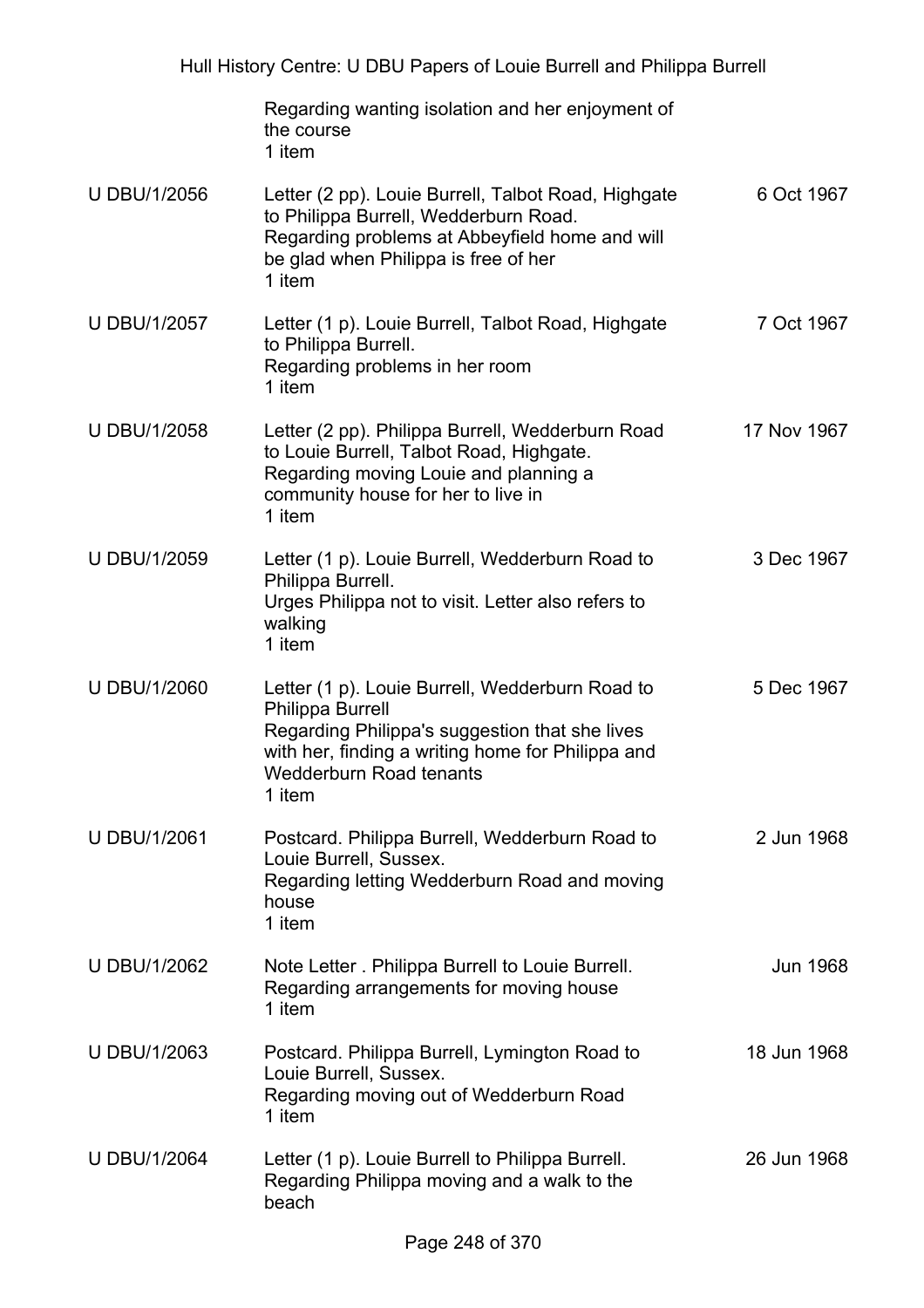| | | |
|---|---|---|
| | Regarding wanting isolation and her enjoyment of the course<br>1 item | |
| U DBU/1/2056 | Letter (2 pp). Louie Burrell, Talbot Road, Highgate to Philippa Burrell, Wedderburn Road.<br>Regarding problems at Abbeyfield home and will be glad when Philippa is free of her<br>1 item | 6 Oct 1967 |
| U DBU/1/2057 | Letter (1 p). Louie Burrell, Talbot Road, Highgate to Philippa Burrell.<br>Regarding problems in her room<br>1 item | 7 Oct 1967 |
| U DBU/1/2058 | Letter (2 pp). Philippa Burrell, Wedderburn Road to Louie Burrell, Talbot Road, Highgate.<br>Regarding moving Louie and planning a community house for her to live in<br>1 item | 17 Nov 1967 |
| U DBU/1/2059 | Letter (1 p). Louie Burrell, Wedderburn Road to Philippa Burrell.<br>Urges Philippa not to visit. Letter also refers to walking<br>1 item | 3 Dec 1967 |
| U DBU/1/2060 | Letter (1 p). Louie Burrell, Wedderburn Road to Philippa Burrell<br>Regarding Philippa's suggestion that she lives with her, finding a writing home for Philippa and Wedderburn Road tenants<br>1 item | 5 Dec 1967 |
| U DBU/1/2061 | Postcard. Philippa Burrell, Wedderburn Road to Louie Burrell, Sussex.<br>Regarding letting Wedderburn Road and moving house<br>1 item | 2 Jun 1968 |
| U DBU/1/2062 | Note Letter . Philippa Burrell to Louie Burrell.<br>Regarding arrangements for moving house<br>1 item | Jun 1968 |
| U DBU/1/2063 | Postcard. Philippa Burrell, Lymington Road to Louie Burrell, Sussex.<br>Regarding moving out of Wedderburn Road<br>1 item | 18 Jun 1968 |
| U DBU/1/2064 | Letter (1 p). Louie Burrell to Philippa Burrell.<br>Regarding Philippa moving and a walk to the beach | 26 Jun 1968 |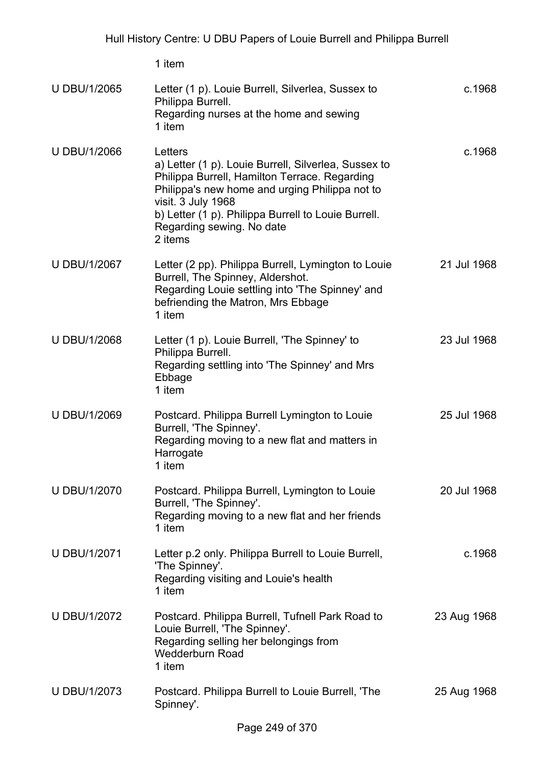1 item

| | | |
|---|---|---|
| U DBU/1/2065 | Letter (1 p). Louie Burrell, Silverlea, Sussex to Philippa Burrell.<br>Regarding nurses at the home and sewing<br>1 item | c.1968 |
| U DBU/1/2066 | Letters<br>a) Letter (1 p). Louie Burrell, Silverlea, Sussex to Philippa Burrell, Hamilton Terrace. Regarding Philippa's new home and urging Philippa not to visit. 3 July 1968<br>b) Letter (1 p). Philippa Burrell to Louie Burrell. Regarding sewing. No date<br>2 items | c.1968 |
| U DBU/1/2067 | Letter (2 pp). Philippa Burrell, Lymington to Louie Burrell, The Spinney, Aldershot.<br>Regarding Louie settling into 'The Spinney' and befriending the Matron, Mrs Ebbage<br>1 item | 21 Jul 1968 |
| U DBU/1/2068 | Letter (1 p). Louie Burrell, 'The Spinney' to Philippa Burrell.<br>Regarding settling into 'The Spinney' and Mrs Ebbage<br>1 item | 23 Jul 1968 |
| U DBU/1/2069 | Postcard. Philippa Burrell Lymington to Louie Burrell, 'The Spinney'.<br>Regarding moving to a new flat and matters in Harrogate<br>1 item | 25 Jul 1968 |
| U DBU/1/2070 | Postcard. Philippa Burrell, Lymington to Louie Burrell, 'The Spinney'.<br>Regarding moving to a new flat and her friends<br>1 item | 20 Jul 1968 |
| U DBU/1/2071 | Letter p.2 only. Philippa Burrell to Louie Burrell, 'The Spinney'.<br>Regarding visiting and Louie's health<br>1 item | c.1968 |
| U DBU/1/2072 | Postcard. Philippa Burrell, Tufnell Park Road to Louie Burrell, 'The Spinney'.<br>Regarding selling her belongings from Wedderburn Road<br>1 item | 23 Aug 1968 |
| U DBU/1/2073 | Postcard. Philippa Burrell to Louie Burrell, 'The Spinney'. | 25 Aug 1968 |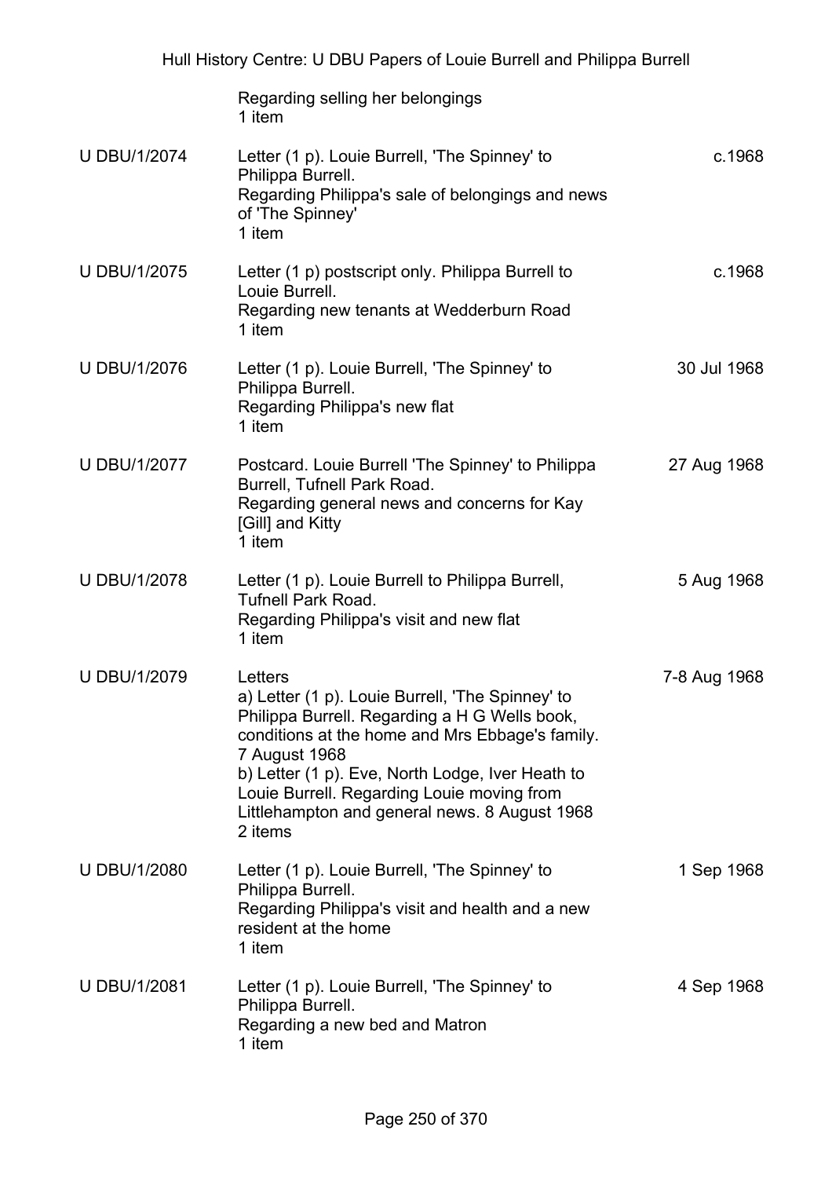| | | |
|---|---|---|
| | Regarding selling her belongings<br>1 item | |
| U DBU/1/2074 | Letter (1 p). Louie Burrell, 'The Spinney' to Philippa Burrell.<br>Regarding Philippa's sale of belongings and news of 'The Spinney'<br>1 item | c.1968 |
| U DBU/1/2075 | Letter (1 p) postscript only. Philippa Burrell to Louie Burrell.<br>Regarding new tenants at Wedderburn Road<br>1 item | c.1968 |
| U DBU/1/2076 | Letter (1 p). Louie Burrell, 'The Spinney' to Philippa Burrell.<br>Regarding Philippa's new flat<br>1 item | 30 Jul 1968 |
| U DBU/1/2077 | Postcard. Louie Burrell 'The Spinney' to Philippa Burrell, Tufnell Park Road.<br>Regarding general news and concerns for Kay [Gill] and Kitty<br>1 item | 27 Aug 1968 |
| U DBU/1/2078 | Letter (1 p). Louie Burrell to Philippa Burrell, Tufnell Park Road.<br>Regarding Philippa's visit and new flat<br>1 item | 5 Aug 1968 |
| U DBU/1/2079 | Letters<br>a) Letter (1 p). Louie Burrell, 'The Spinney' to Philippa Burrell. Regarding a H G Wells book, conditions at the home and Mrs Ebbage's family. 7 August 1968<br>b) Letter (1 p). Eve, North Lodge, Iver Heath to Louie Burrell. Regarding Louie moving from Littlehampton and general news. 8 August 1968<br>2 items | 7-8 Aug 1968 |
| U DBU/1/2080 | Letter (1 p). Louie Burrell, 'The Spinney' to Philippa Burrell.<br>Regarding Philippa's visit and health and a new resident at the home<br>1 item | 1 Sep 1968 |
| U DBU/1/2081 | Letter (1 p). Louie Burrell, 'The Spinney' to Philippa Burrell.<br>Regarding a new bed and Matron<br>1 item | 4 Sep 1968 |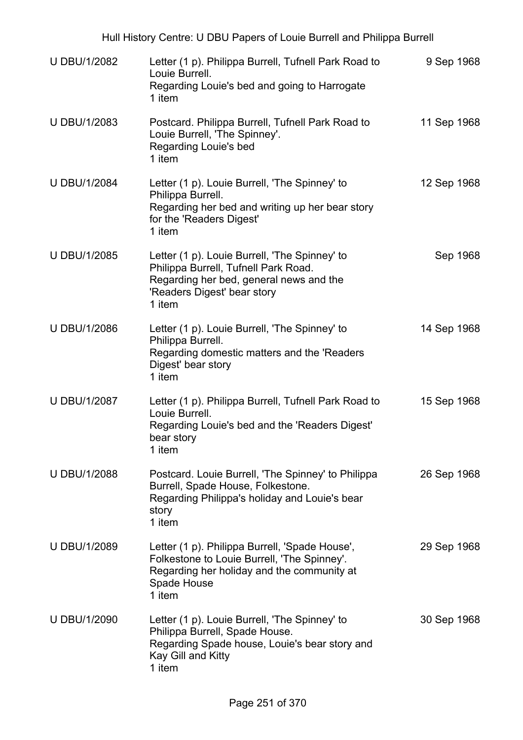| U DBU/1/2082 | Letter (1 p). Philippa Burrell, Tufnell Park Road to Louie Burrell.<br>Regarding Louie's bed and going to Harrogate<br>1 item | 9 Sep 1968 |
|---|---|---|
| U DBU/1/2083 | Postcard. Philippa Burrell, Tufnell Park Road to Louie Burrell, 'The Spinney'.<br>Regarding Louie's bed<br>1 item | 11 Sep 1968 |
| U DBU/1/2084 | Letter (1 p). Louie Burrell, 'The Spinney' to Philippa Burrell.<br>Regarding her bed and writing up her bear story for the 'Readers Digest'<br>1 item | 12 Sep 1968 |
| U DBU/1/2085 | Letter (1 p). Louie Burrell, 'The Spinney' to Philippa Burrell, Tufnell Park Road.<br>Regarding her bed, general news and the 'Readers Digest' bear story<br>1 item | Sep 1968 |
| U DBU/1/2086 | Letter (1 p). Louie Burrell, 'The Spinney' to Philippa Burrell.<br>Regarding domestic matters and the 'Readers Digest' bear story<br>1 item | 14 Sep 1968 |
| U DBU/1/2087 | Letter (1 p). Philippa Burrell, Tufnell Park Road to Louie Burrell.<br>Regarding Louie's bed and the 'Readers Digest' bear story<br>1 item | 15 Sep 1968 |
| U DBU/1/2088 | Postcard. Louie Burrell, 'The Spinney' to Philippa Burrell, Spade House, Folkestone.<br>Regarding Philippa's holiday and Louie's bear story<br>1 item | 26 Sep 1968 |
| U DBU/1/2089 | Letter (1 p). Philippa Burrell, 'Spade House', Folkestone to Louie Burrell, 'The Spinney'.<br>Regarding her holiday and the community at Spade House<br>1 item | 29 Sep 1968 |
| U DBU/1/2090 | Letter (1 p). Louie Burrell, 'The Spinney' to Philippa Burrell, Spade House.<br>Regarding Spade house, Louie's bear story and Kay Gill and Kitty<br>1 item | 30 Sep 1968 |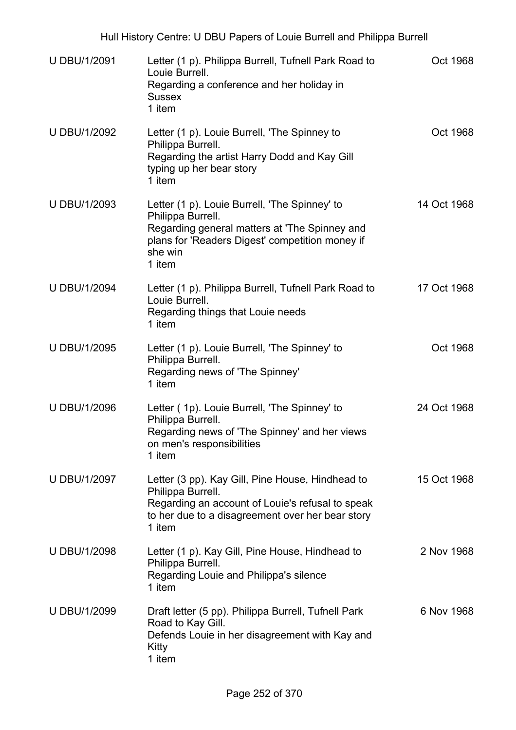| | | |
|---|---|---|
| U DBU/1/2091 | Letter (1 p). Philippa Burrell, Tufnell Park Road to Louie Burrell.<br>Regarding a conference and her holiday in Sussex<br>1 item | Oct 1968 |
| U DBU/1/2092 | Letter (1 p). Louie Burrell, 'The Spinney to Philippa Burrell.<br>Regarding the artist Harry Dodd and Kay Gill typing up her bear story<br>1 item | Oct 1968 |
| U DBU/1/2093 | Letter (1 p). Louie Burrell, 'The Spinney' to Philippa Burrell.<br>Regarding general matters at 'The Spinney and plans for 'Readers Digest' competition money if she win<br>1 item | 14 Oct 1968 |
| U DBU/1/2094 | Letter (1 p). Philippa Burrell, Tufnell Park Road to Louie Burrell.<br>Regarding things that Louie needs<br>1 item | 17 Oct 1968 |
| U DBU/1/2095 | Letter (1 p). Louie Burrell, 'The Spinney' to Philippa Burrell.<br>Regarding news of 'The Spinney'<br>1 item | Oct 1968 |
| U DBU/1/2096 | Letter ( 1p). Louie Burrell, 'The Spinney' to Philippa Burrell.<br>Regarding news of 'The Spinney' and her views on men's responsibilities<br>1 item | 24 Oct 1968 |
| U DBU/1/2097 | Letter (3 pp). Kay Gill, Pine House, Hindhead to Philippa Burrell.<br>Regarding an account of Louie's refusal to speak to her due to a disagreement over her bear story<br>1 item | 15 Oct 1968 |
| U DBU/1/2098 | Letter (1 p). Kay Gill, Pine House, Hindhead to Philippa Burrell.<br>Regarding Louie and Philippa's silence<br>1 item | 2 Nov 1968 |
| U DBU/1/2099 | Draft letter (5 pp). Philippa Burrell, Tufnell Park Road to Kay Gill.<br>Defends Louie in her disagreement with Kay and Kitty<br>1 item | 6 Nov 1968 |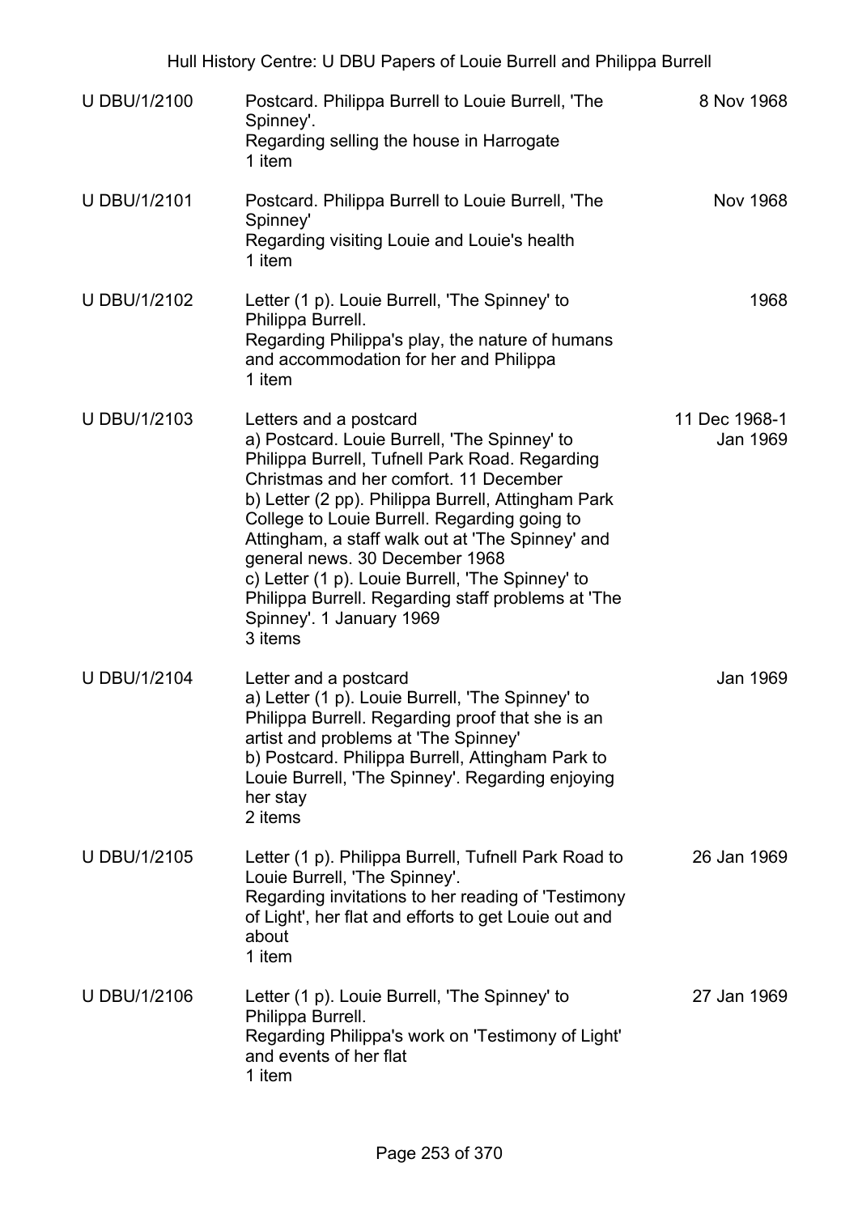| U DBU/1/2100 | Postcard. Philippa Burrell to Louie Burrell, 'The Spinney'.<br>Regarding selling the house in Harrogate<br>1 item | 8 Nov 1968 |
|---|---|---|
| U DBU/1/2101 | Postcard. Philippa Burrell to Louie Burrell, 'The Spinney'<br>Regarding visiting Louie and Louie's health<br>1 item | Nov 1968 |
| U DBU/1/2102 | Letter (1 p). Louie Burrell, 'The Spinney' to Philippa Burrell.<br>Regarding Philippa's play, the nature of humans and accommodation for her and Philippa<br>1 item | 1968 |
| U DBU/1/2103 | Letters and a postcard<br>a) Postcard. Louie Burrell, 'The Spinney' to Philippa Burrell, Tufnell Park Road. Regarding Christmas and her comfort. 11 December<br>b) Letter (2 pp). Philippa Burrell, Attingham Park College to Louie Burrell. Regarding going to Attingham, a staff walk out at 'The Spinney' and general news. 30 December 1968<br>c) Letter (1 p). Louie Burrell, 'The Spinney' to Philippa Burrell. Regarding staff problems at 'The Spinney'. 1 January 1969<br>3 items | 11 Dec 1968-1 Jan 1969 |
| U DBU/1/2104 | Letter and a postcard<br>a) Letter (1 p). Louie Burrell, 'The Spinney' to Philippa Burrell. Regarding proof that she is an artist and problems at 'The Spinney'<br>b) Postcard. Philippa Burrell, Attingham Park to Louie Burrell, 'The Spinney'. Regarding enjoying her stay<br>2 items | Jan 1969 |
| U DBU/1/2105 | Letter (1 p). Philippa Burrell, Tufnell Park Road to Louie Burrell, 'The Spinney'.<br>Regarding invitations to her reading of 'Testimony of Light', her flat and efforts to get Louie out and about<br>1 item | 26 Jan 1969 |
| U DBU/1/2106 | Letter (1 p). Louie Burrell, 'The Spinney' to Philippa Burrell.<br>Regarding Philippa's work on 'Testimony of Light' and events of her flat<br>1 item | 27 Jan 1969 |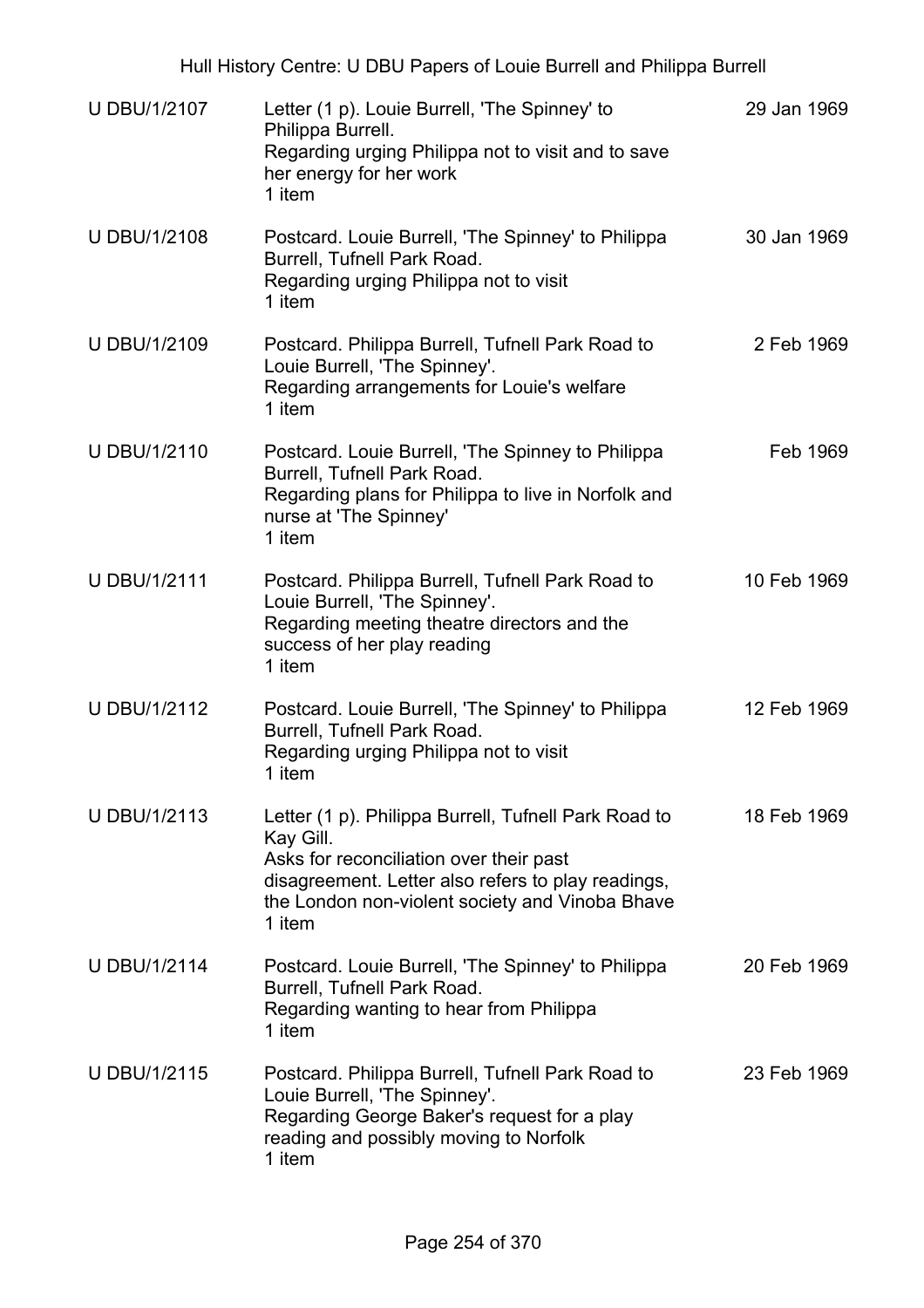| | | |
|---|---|---|
| U DBU/1/2107 | Letter (1 p). Louie Burrell, 'The Spinney' to Philippa Burrell.<br>Regarding urging Philippa not to visit and to save her energy for her work<br>1 item | 29 Jan 1969 |
| U DBU/1/2108 | Postcard. Louie Burrell, 'The Spinney' to Philippa Burrell, Tufnell Park Road.<br>Regarding urging Philippa not to visit<br>1 item | 30 Jan 1969 |
| U DBU/1/2109 | Postcard. Philippa Burrell, Tufnell Park Road to Louie Burrell, 'The Spinney'.<br>Regarding arrangements for Louie's welfare<br>1 item | 2 Feb 1969 |
| U DBU/1/2110 | Postcard. Louie Burrell, 'The Spinney to Philippa Burrell, Tufnell Park Road.<br>Regarding plans for Philippa to live in Norfolk and nurse at 'The Spinney'<br>1 item | Feb 1969 |
| U DBU/1/2111 | Postcard. Philippa Burrell, Tufnell Park Road to Louie Burrell, 'The Spinney'.<br>Regarding meeting theatre directors and the success of her play reading<br>1 item | 10 Feb 1969 |
| U DBU/1/2112 | Postcard. Louie Burrell, 'The Spinney' to Philippa Burrell, Tufnell Park Road.<br>Regarding urging Philippa not to visit<br>1 item | 12 Feb 1969 |
| U DBU/1/2113 | Letter (1 p). Philippa Burrell, Tufnell Park Road to Kay Gill.<br>Asks for reconciliation over their past disagreement. Letter also refers to play readings, the London non-violent society and Vinoba Bhave<br>1 item | 18 Feb 1969 |
| U DBU/1/2114 | Postcard. Louie Burrell, 'The Spinney' to Philippa Burrell, Tufnell Park Road.<br>Regarding wanting to hear from Philippa<br>1 item | 20 Feb 1969 |
| U DBU/1/2115 | Postcard. Philippa Burrell, Tufnell Park Road to Louie Burrell, 'The Spinney'.<br>Regarding George Baker's request for a play reading and possibly moving to Norfolk<br>1 item | 23 Feb 1969 |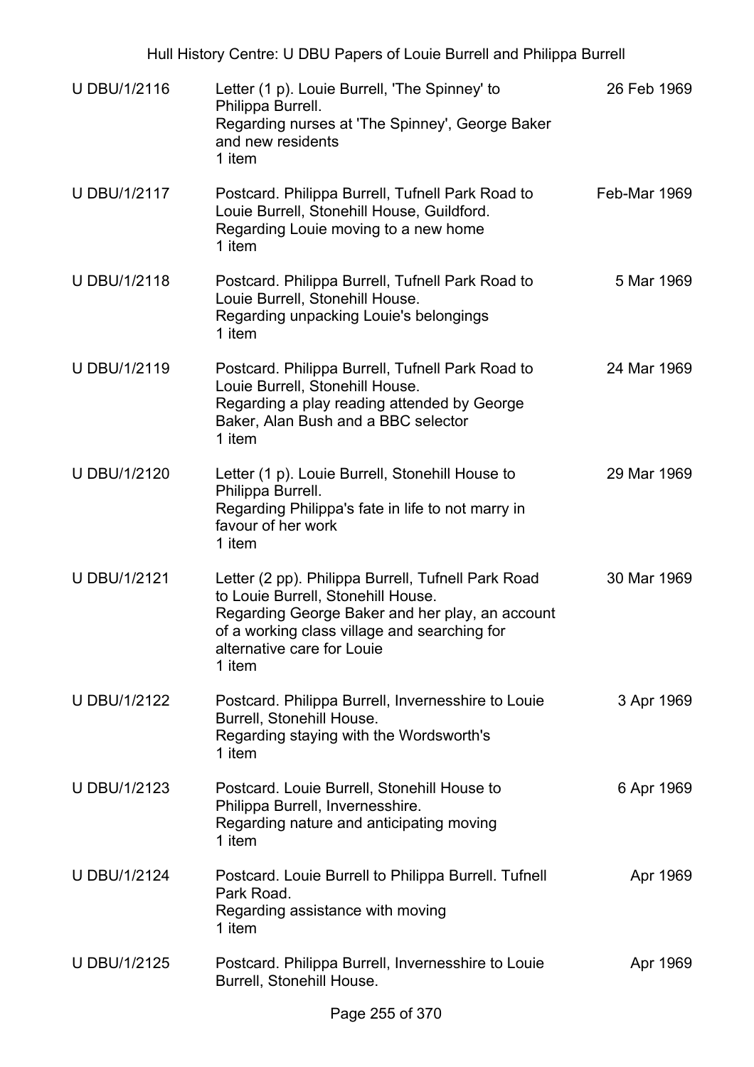| | | |
|---|---|---|
| U DBU/1/2116 | Letter (1 p). Louie Burrell, 'The Spinney' to Philippa Burrell.<br>Regarding nurses at 'The Spinney', George Baker and new residents<br>1 item | 26 Feb 1969 |
| U DBU/1/2117 | Postcard. Philippa Burrell, Tufnell Park Road to Louie Burrell, Stonehill House, Guildford.<br>Regarding Louie moving to a new home<br>1 item | Feb-Mar 1969 |
| U DBU/1/2118 | Postcard. Philippa Burrell, Tufnell Park Road to Louie Burrell, Stonehill House.<br>Regarding unpacking Louie's belongings<br>1 item | 5 Mar 1969 |
| U DBU/1/2119 | Postcard. Philippa Burrell, Tufnell Park Road to Louie Burrell, Stonehill House.<br>Regarding a play reading attended by George Baker, Alan Bush and a BBC selector<br>1 item | 24 Mar 1969 |
| U DBU/1/2120 | Letter (1 p). Louie Burrell, Stonehill House to Philippa Burrell.<br>Regarding Philippa's fate in life to not marry in favour of her work<br>1 item | 29 Mar 1969 |
| U DBU/1/2121 | Letter (2 pp). Philippa Burrell, Tufnell Park Road to Louie Burrell, Stonehill House.<br>Regarding George Baker and her play, an account of a working class village and searching for alternative care for Louie<br>1 item | 30 Mar 1969 |
| U DBU/1/2122 | Postcard. Philippa Burrell, Invernesshire to Louie Burrell, Stonehill House.<br>Regarding staying with the Wordsworth's<br>1 item | 3 Apr 1969 |
| U DBU/1/2123 | Postcard. Louie Burrell, Stonehill House to Philippa Burrell, Invernesshire.<br>Regarding nature and anticipating moving<br>1 item | 6 Apr 1969 |
| U DBU/1/2124 | Postcard. Louie Burrell to Philippa Burrell. Tufnell Park Road.<br>Regarding assistance with moving<br>1 item | Apr 1969 |
| U DBU/1/2125 | Postcard. Philippa Burrell, Invernesshire to Louie Burrell, Stonehill House. | Apr 1969 |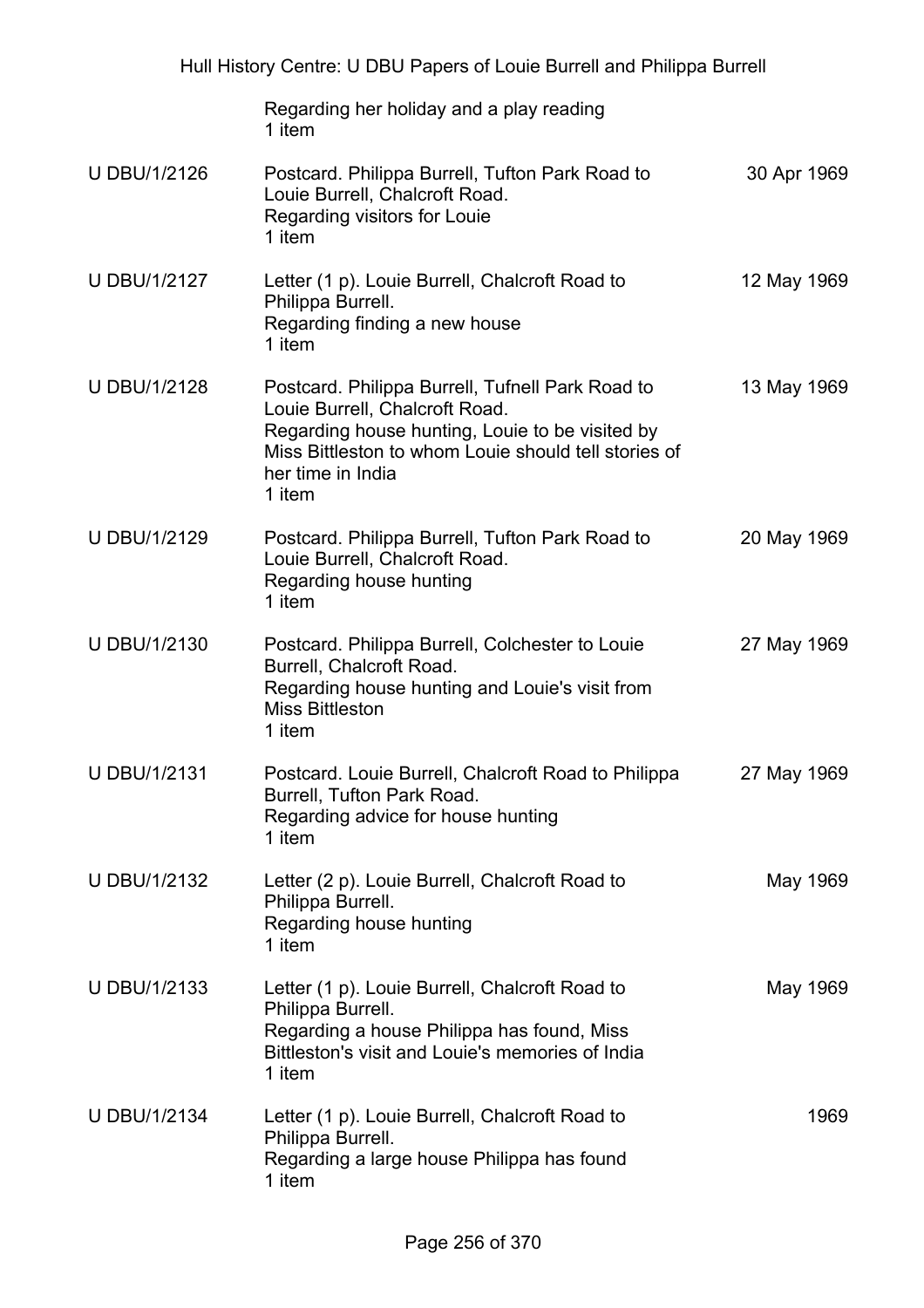| | Regarding her holiday and a play reading<br>1 item | |
|---|---|---|
| U DBU/1/2126 | Postcard. Philippa Burrell, Tufton Park Road to Louie Burrell, Chalcroft Road.<br>Regarding visitors for Louie<br>1 item | 30 Apr 1969 |
| U DBU/1/2127 | Letter (1 p). Louie Burrell, Chalcroft Road to Philippa Burrell.<br>Regarding finding a new house<br>1 item | 12 May 1969 |
| U DBU/1/2128 | Postcard. Philippa Burrell, Tufnell Park Road to Louie Burrell, Chalcroft Road.<br>Regarding house hunting, Louie to be visited by Miss Bittleston to whom Louie should tell stories of her time in India<br>1 item | 13 May 1969 |
| U DBU/1/2129 | Postcard. Philippa Burrell, Tufton Park Road to Louie Burrell, Chalcroft Road.<br>Regarding house hunting<br>1 item | 20 May 1969 |
| U DBU/1/2130 | Postcard. Philippa Burrell, Colchester to Louie Burrell, Chalcroft Road.<br>Regarding house hunting and Louie's visit from Miss Bittleston<br>1 item | 27 May 1969 |
| U DBU/1/2131 | Postcard. Louie Burrell, Chalcroft Road to Philippa Burrell, Tufton Park Road.<br>Regarding advice for house hunting<br>1 item | 27 May 1969 |
| U DBU/1/2132 | Letter (2 p). Louie Burrell, Chalcroft Road to Philippa Burrell.<br>Regarding house hunting<br>1 item | May 1969 |
| U DBU/1/2133 | Letter (1 p). Louie Burrell, Chalcroft Road to Philippa Burrell.<br>Regarding a house Philippa has found, Miss Bittleston's visit and Louie's memories of India<br>1 item | May 1969 |
| U DBU/1/2134 | Letter (1 p). Louie Burrell, Chalcroft Road to Philippa Burrell.<br>Regarding a large house Philippa has found<br>1 item | 1969 |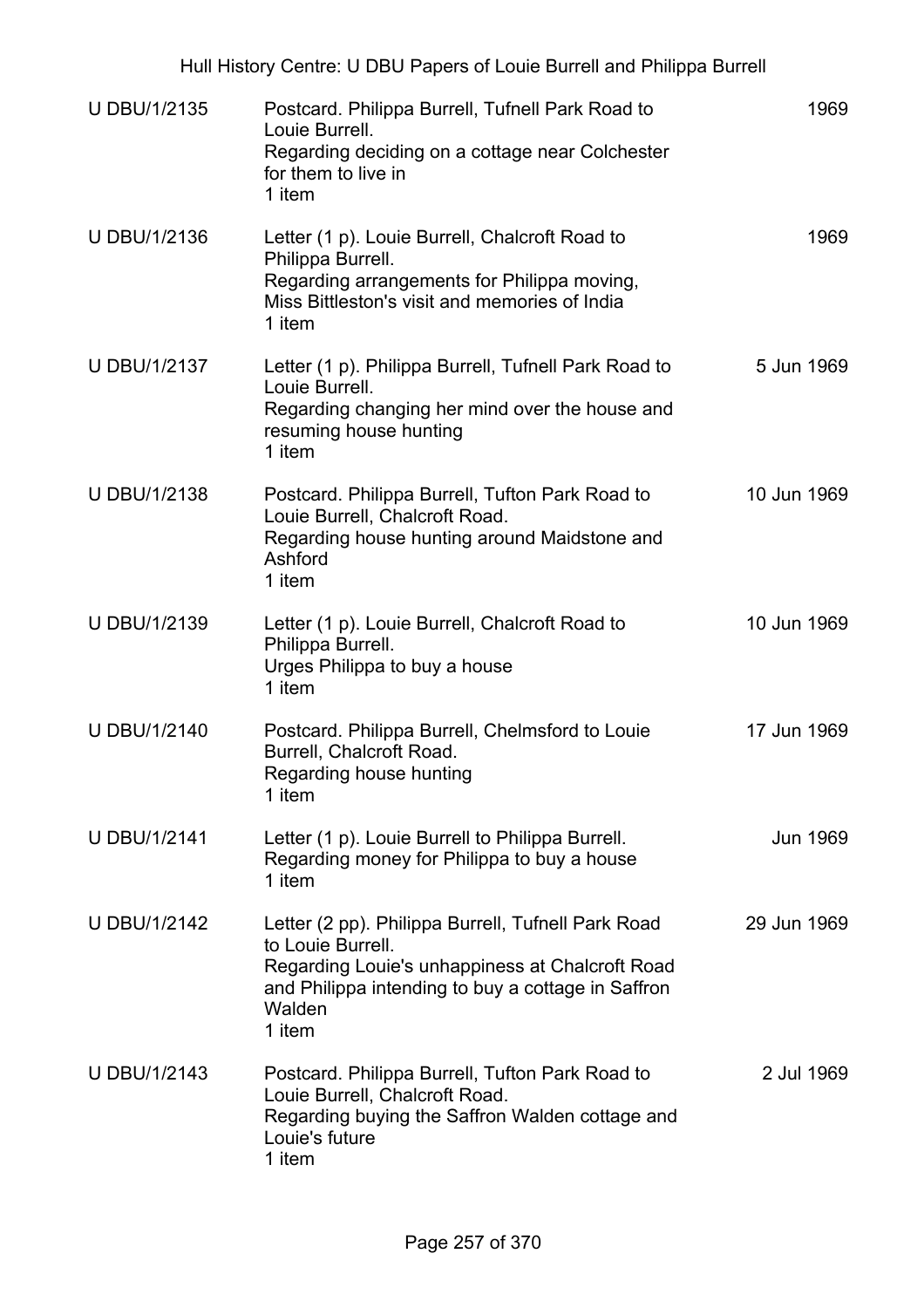| | | |
|---|---|---|
| U DBU/1/2135 | Postcard. Philippa Burrell, Tufnell Park Road to Louie Burrell.<br>Regarding deciding on a cottage near Colchester for them to live in<br>1 item | 1969 |
| U DBU/1/2136 | Letter (1 p). Louie Burrell, Chalcroft Road to Philippa Burrell.<br>Regarding arrangements for Philippa moving, Miss Bittleston's visit and memories of India<br>1 item | 1969 |
| U DBU/1/2137 | Letter (1 p). Philippa Burrell, Tufnell Park Road to Louie Burrell.<br>Regarding changing her mind over the house and resuming house hunting<br>1 item | 5 Jun 1969 |
| U DBU/1/2138 | Postcard. Philippa Burrell, Tufton Park Road to Louie Burrell, Chalcroft Road.<br>Regarding house hunting around Maidstone and Ashford<br>1 item | 10 Jun 1969 |
| U DBU/1/2139 | Letter (1 p). Louie Burrell, Chalcroft Road to Philippa Burrell.<br>Urges Philippa to buy a house<br>1 item | 10 Jun 1969 |
| U DBU/1/2140 | Postcard. Philippa Burrell, Chelmsford to Louie Burrell, Chalcroft Road.<br>Regarding house hunting<br>1 item | 17 Jun 1969 |
| U DBU/1/2141 | Letter (1 p). Louie Burrell to Philippa Burrell.<br>Regarding money for Philippa to buy a house<br>1 item | Jun 1969 |
| U DBU/1/2142 | Letter (2 pp). Philippa Burrell, Tufnell Park Road to Louie Burrell.<br>Regarding Louie's unhappiness at Chalcroft Road and Philippa intending to buy a cottage in Saffron Walden<br>1 item | 29 Jun 1969 |
| U DBU/1/2143 | Postcard. Philippa Burrell, Tufton Park Road to Louie Burrell, Chalcroft Road.<br>Regarding buying the Saffron Walden cottage and Louie's future<br>1 item | 2 Jul 1969 |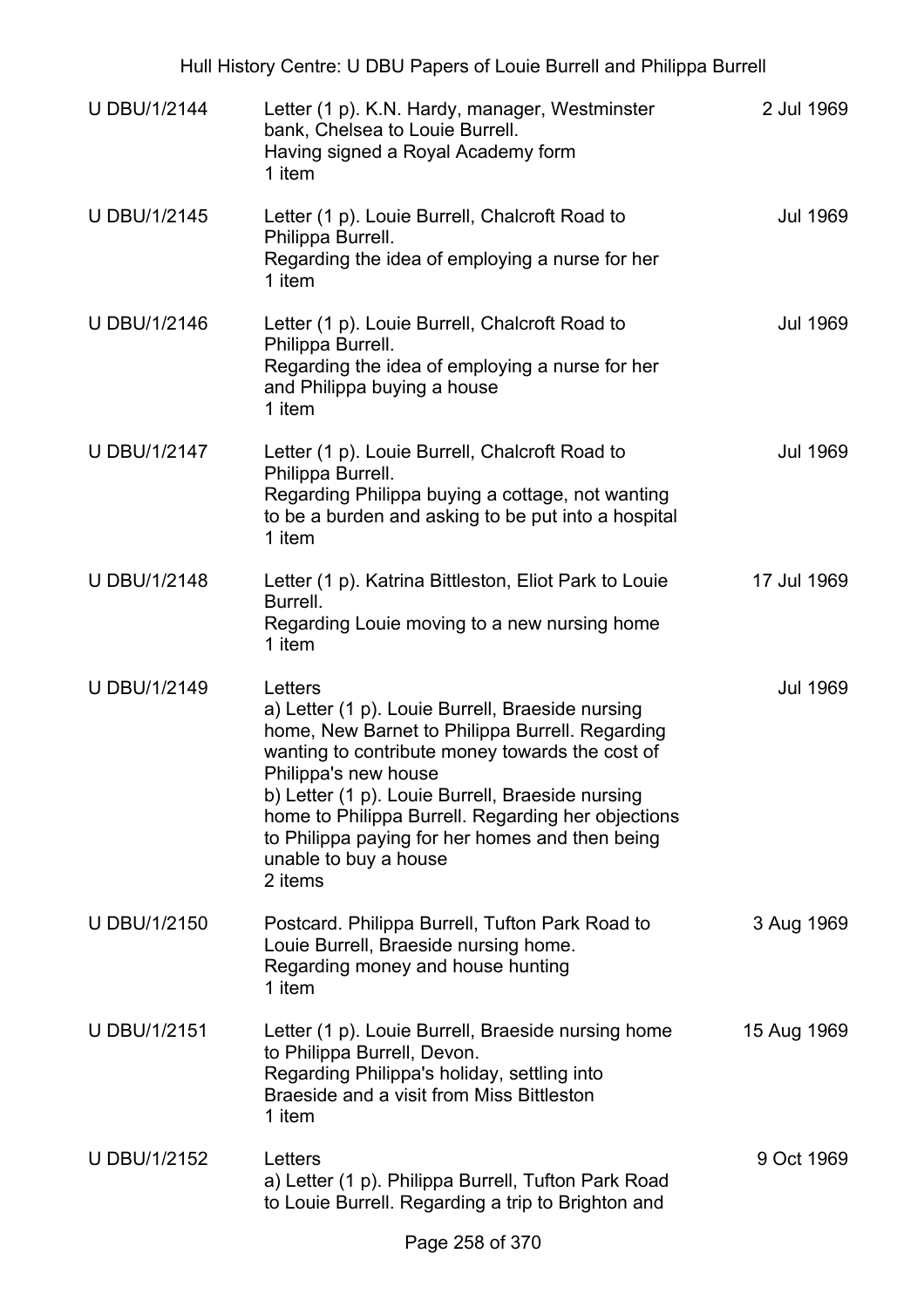| | | |
|---|---|---|
| U DBU/1/2144 | Letter (1 p). K.N. Hardy, manager, Westminster bank, Chelsea to Louie Burrell.<br>Having signed a Royal Academy form<br>1 item | 2 Jul 1969 |
| U DBU/1/2145 | Letter (1 p). Louie Burrell, Chalcroft Road to Philippa Burrell.<br>Regarding the idea of employing a nurse for her<br>1 item | Jul 1969 |
| U DBU/1/2146 | Letter (1 p). Louie Burrell, Chalcroft Road to Philippa Burrell.<br>Regarding the idea of employing a nurse for her and Philippa buying a house<br>1 item | Jul 1969 |
| U DBU/1/2147 | Letter (1 p). Louie Burrell, Chalcroft Road to Philippa Burrell.<br>Regarding Philippa buying a cottage, not wanting to be a burden and asking to be put into a hospital<br>1 item | Jul 1969 |
| U DBU/1/2148 | Letter (1 p). Katrina Bittleston, Eliot Park to Louie Burrell.<br>Regarding Louie moving to a new nursing home<br>1 item | 17 Jul 1969 |
| U DBU/1/2149 | Letters<br>a) Letter (1 p). Louie Burrell, Braeside nursing home, New Barnet to Philippa Burrell. Regarding wanting to contribute money towards the cost of Philippa's new house<br>b) Letter (1 p). Louie Burrell, Braeside nursing home to Philippa Burrell. Regarding her objections to Philippa paying for her homes and then being unable to buy a house<br>2 items | Jul 1969 |
| U DBU/1/2150 | Postcard. Philippa Burrell, Tufton Park Road to Louie Burrell, Braeside nursing home.<br>Regarding money and house hunting<br>1 item | 3 Aug 1969 |
| U DBU/1/2151 | Letter (1 p). Louie Burrell, Braeside nursing home to Philippa Burrell, Devon.<br>Regarding Philippa's holiday, settling into Braeside and a visit from Miss Bittleston<br>1 item | 15 Aug 1969 |
| U DBU/1/2152 | Letters<br>a) Letter (1 p). Philippa Burrell, Tufton Park Road to Louie Burrell. Regarding a trip to Brighton and | 9 Oct 1969 |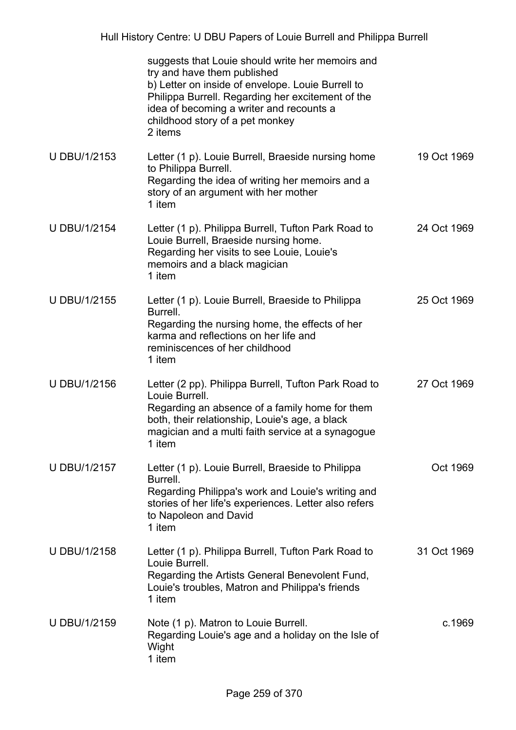| | | |
|---|---|---|
| | suggests that Louie should write her memoirs and try and have them published<br>b) Letter on inside of envelope. Louie Burrell to Philippa Burrell. Regarding her excitement of the idea of becoming a writer and recounts a childhood story of a pet monkey<br>2 items | |
| U DBU/1/2153 | Letter (1 p). Louie Burrell, Braeside nursing home to Philippa Burrell.<br>Regarding the idea of writing her memoirs and a story of an argument with her mother<br>1 item | 19 Oct 1969 |
| U DBU/1/2154 | Letter (1 p). Philippa Burrell, Tufton Park Road to Louie Burrell, Braeside nursing home.<br>Regarding her visits to see Louie, Louie's memoirs and a black magician<br>1 item | 24 Oct 1969 |
| U DBU/1/2155 | Letter (1 p). Louie Burrell, Braeside to Philippa Burrell.<br>Regarding the nursing home, the effects of her karma and reflections on her life and reminiscences of her childhood<br>1 item | 25 Oct 1969 |
| U DBU/1/2156 | Letter (2 pp). Philippa Burrell, Tufton Park Road to Louie Burrell.<br>Regarding an absence of a family home for them both, their relationship, Louie's age, a black magician and a multi faith service at a synagogue<br>1 item | 27 Oct 1969 |
| U DBU/1/2157 | Letter (1 p). Louie Burrell, Braeside to Philippa Burrell.<br>Regarding Philippa's work and Louie's writing and stories of her life's experiences. Letter also refers to Napoleon and David<br>1 item | Oct 1969 |
| U DBU/1/2158 | Letter (1 p). Philippa Burrell, Tufton Park Road to Louie Burrell.<br>Regarding the Artists General Benevolent Fund, Louie's troubles, Matron and Philippa's friends<br>1 item | 31 Oct 1969 |
| U DBU/1/2159 | Note (1 p). Matron to Louie Burrell.<br>Regarding Louie's age and a holiday on the Isle of Wight<br>1 item | c.1969 |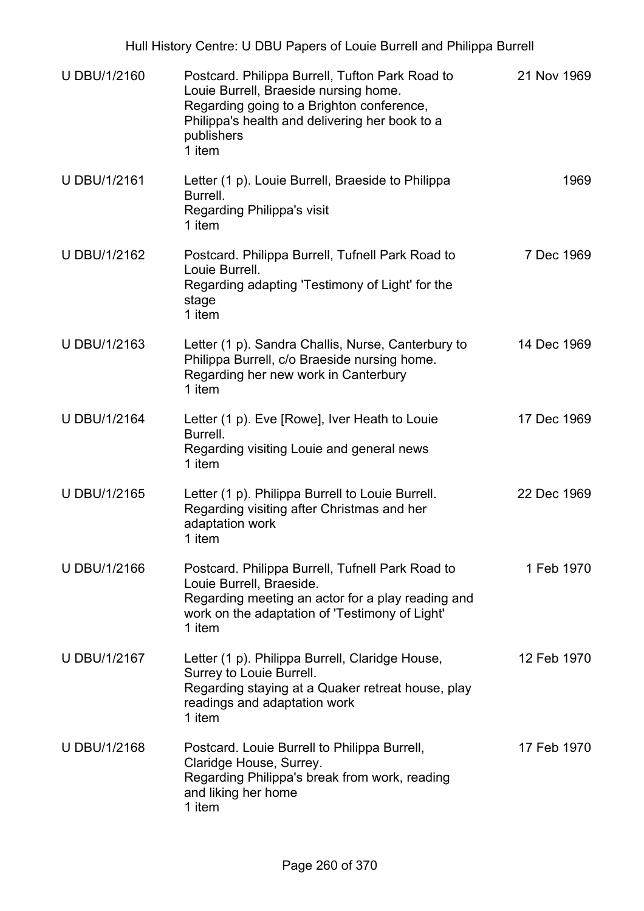| | | |
|---|---|---|
| U DBU/1/2160 | Postcard. Philippa Burrell, Tufton Park Road to Louie Burrell, Braeside nursing home.<br>Regarding going to a Brighton conference, Philippa's health and delivering her book to a publishers<br>1 item | 21 Nov 1969 |
| U DBU/1/2161 | Letter (1 p). Louie Burrell, Braeside to Philippa Burrell.<br>Regarding Philippa's visit<br>1 item | 1969 |
| U DBU/1/2162 | Postcard. Philippa Burrell, Tufnell Park Road to Louie Burrell.<br>Regarding adapting 'Testimony of Light' for the stage<br>1 item | 7 Dec 1969 |
| U DBU/1/2163 | Letter (1 p). Sandra Challis, Nurse, Canterbury to Philippa Burrell, c/o Braeside nursing home.<br>Regarding her new work in Canterbury<br>1 item | 14 Dec 1969 |
| U DBU/1/2164 | Letter (1 p). Eve [Rowe], Iver Heath to Louie Burrell.<br>Regarding visiting Louie and general news<br>1 item | 17 Dec 1969 |
| U DBU/1/2165 | Letter (1 p). Philippa Burrell to Louie Burrell.<br>Regarding visiting after Christmas and her adaptation work<br>1 item | 22 Dec 1969 |
| U DBU/1/2166 | Postcard. Philippa Burrell, Tufnell Park Road to Louie Burrell, Braeside.<br>Regarding meeting an actor for a play reading and work on the adaptation of 'Testimony of Light'<br>1 item | 1 Feb 1970 |
| U DBU/1/2167 | Letter (1 p). Philippa Burrell, Claridge House, Surrey to Louie Burrell.<br>Regarding staying at a Quaker retreat house, play readings and adaptation work<br>1 item | 12 Feb 1970 |
| U DBU/1/2168 | Postcard. Louie Burrell to Philippa Burrell, Claridge House, Surrey.<br>Regarding Philippa's break from work, reading and liking her home<br>1 item | 17 Feb 1970 |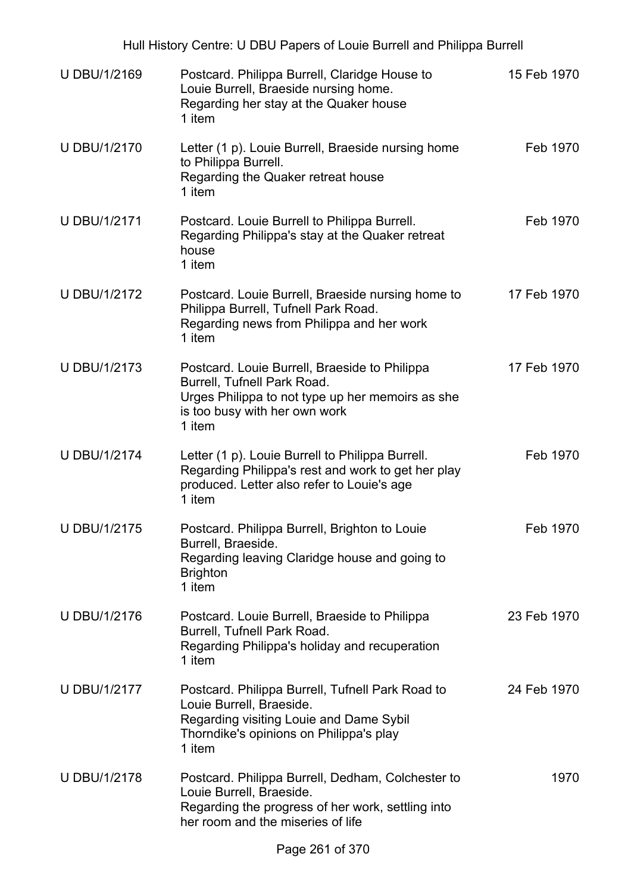| U DBU/1/2169 | Postcard. Philippa Burrell, Claridge House to Louie Burrell, Braeside nursing home.<br>Regarding her stay at the Quaker house<br>1 item | 15 Feb 1970 |
|---|---|---|
| U DBU/1/2170 | Letter (1 p). Louie Burrell, Braeside nursing home to Philippa Burrell.<br>Regarding the Quaker retreat house<br>1 item | Feb 1970 |
| U DBU/1/2171 | Postcard. Louie Burrell to Philippa Burrell.<br>Regarding Philippa's stay at the Quaker retreat house<br>1 item | Feb 1970 |
| U DBU/1/2172 | Postcard. Louie Burrell, Braeside nursing home to Philippa Burrell, Tufnell Park Road.<br>Regarding news from Philippa and her work<br>1 item | 17 Feb 1970 |
| U DBU/1/2173 | Postcard. Louie Burrell, Braeside to Philippa Burrell, Tufnell Park Road.<br>Urges Philippa to not type up her memoirs as she is too busy with her own work<br>1 item | 17 Feb 1970 |
| U DBU/1/2174 | Letter (1 p). Louie Burrell to Philippa Burrell.<br>Regarding Philippa's rest and work to get her play produced. Letter also refer to Louie's age<br>1 item | Feb 1970 |
| U DBU/1/2175 | Postcard. Philippa Burrell, Brighton to Louie Burrell, Braeside.<br>Regarding leaving Claridge house and going to Brighton<br>1 item | Feb 1970 |
| U DBU/1/2176 | Postcard. Louie Burrell, Braeside to Philippa Burrell, Tufnell Park Road.<br>Regarding Philippa's holiday and recuperation<br>1 item | 23 Feb 1970 |
| U DBU/1/2177 | Postcard. Philippa Burrell, Tufnell Park Road to Louie Burrell, Braeside.<br>Regarding visiting Louie and Dame Sybil Thorndike's opinions on Philippa's play<br>1 item | 24 Feb 1970 |
| U DBU/1/2178 | Postcard. Philippa Burrell, Dedham, Colchester to Louie Burrell, Braeside.<br>Regarding the progress of her work, settling into her room and the miseries of life | 1970 |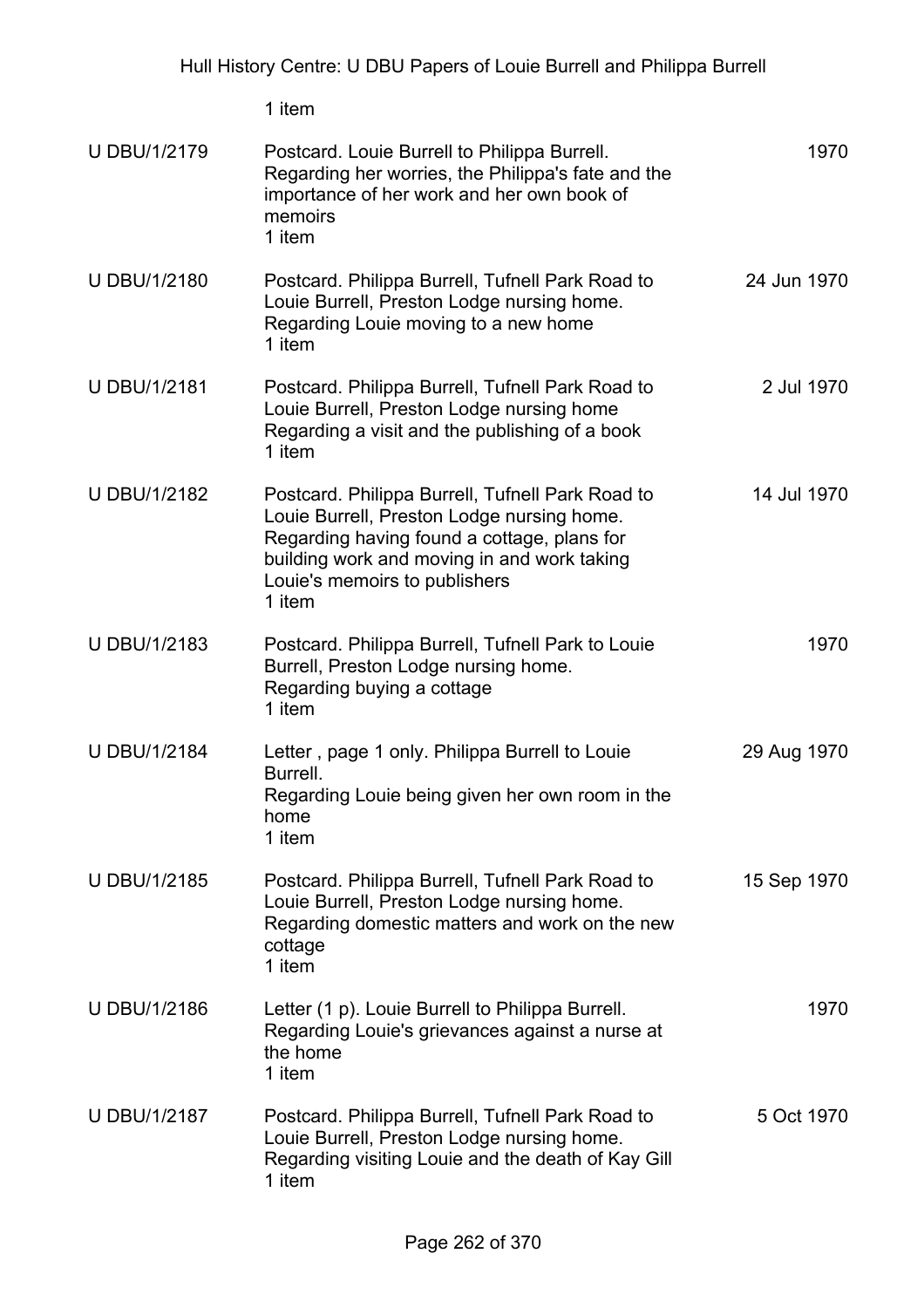1 item

| | | |
|---|---|---|
| U DBU/1/2179 | Postcard. Louie Burrell to Philippa Burrell.<br>Regarding her worries, the Philippa's fate and the importance of her work and her own book of memoirs<br>1 item | 1970 |
| U DBU/1/2180 | Postcard. Philippa Burrell, Tufnell Park Road to Louie Burrell, Preston Lodge nursing home.<br>Regarding Louie moving to a new home<br>1 item | 24 Jun 1970 |
| U DBU/1/2181 | Postcard. Philippa Burrell, Tufnell Park Road to Louie Burrell, Preston Lodge nursing home<br>Regarding a visit and the publishing of a book<br>1 item | 2 Jul 1970 |
| U DBU/1/2182 | Postcard. Philippa Burrell, Tufnell Park Road to Louie Burrell, Preston Lodge nursing home.<br>Regarding having found a cottage, plans for building work and moving in and work taking Louie's memoirs to publishers<br>1 item | 14 Jul 1970 |
| U DBU/1/2183 | Postcard. Philippa Burrell, Tufnell Park to Louie Burrell, Preston Lodge nursing home.<br>Regarding buying a cottage<br>1 item | 1970 |
| U DBU/1/2184 | Letter , page 1 only. Philippa Burrell to Louie Burrell.<br>Regarding Louie being given her own room in the home<br>1 item | 29 Aug 1970 |
| U DBU/1/2185 | Postcard. Philippa Burrell, Tufnell Park Road to Louie Burrell, Preston Lodge nursing home.<br>Regarding domestic matters and work on the new cottage<br>1 item | 15 Sep 1970 |
| U DBU/1/2186 | Letter (1 p). Louie Burrell to Philippa Burrell.<br>Regarding Louie's grievances against a nurse at the home<br>1 item | 1970 |
| U DBU/1/2187 | Postcard. Philippa Burrell, Tufnell Park Road to Louie Burrell, Preston Lodge nursing home.<br>Regarding visiting Louie and the death of Kay Gill<br>1 item | 5 Oct 1970 |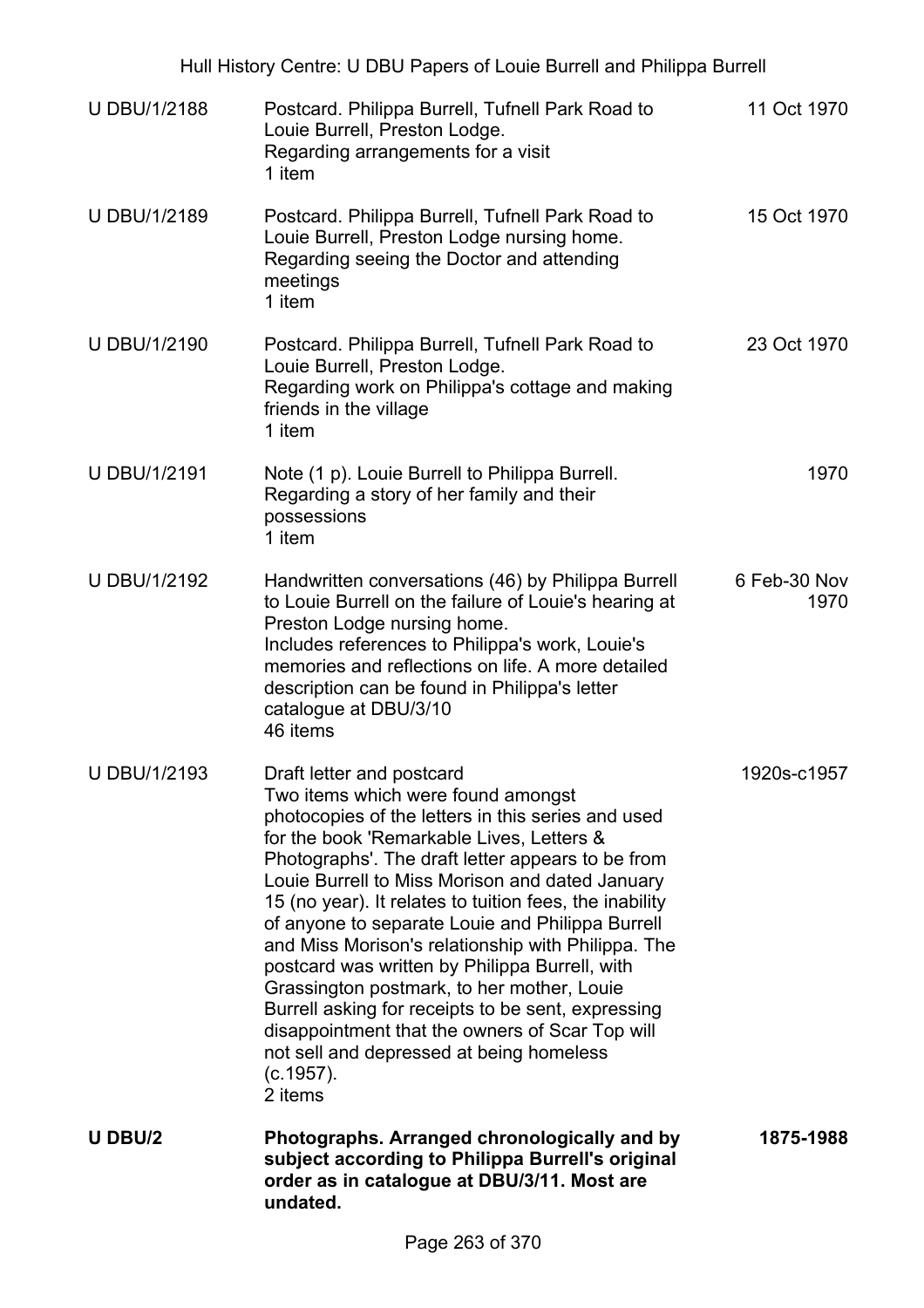| | | |
|---|---|---|
| U DBU/1/2188 | Postcard. Philippa Burrell, Tufnell Park Road to Louie Burrell, Preston Lodge.<br>Regarding arrangements for a visit<br>1 item | 11 Oct 1970 |
| U DBU/1/2189 | Postcard. Philippa Burrell, Tufnell Park Road to Louie Burrell, Preston Lodge nursing home.<br>Regarding seeing the Doctor and attending meetings<br>1 item | 15 Oct 1970 |
| U DBU/1/2190 | Postcard. Philippa Burrell, Tufnell Park Road to Louie Burrell, Preston Lodge.<br>Regarding work on Philippa's cottage and making friends in the village<br>1 item | 23 Oct 1970 |
| U DBU/1/2191 | Note (1 p). Louie Burrell to Philippa Burrell.<br>Regarding a story of her family and their possessions<br>1 item | 1970 |
| U DBU/1/2192 | Handwritten conversations (46) by Philippa Burrell to Louie Burrell on the failure of Louie's hearing at Preston Lodge nursing home.<br>Includes references to Philippa's work, Louie's memories and reflections on life. A more detailed description can be found in Philippa's letter catalogue at DBU/3/10<br>46 items | 6 Feb-30 Nov 1970 |
| U DBU/1/2193 | Draft letter and postcard<br>Two items which were found amongst photocopies of the letters in this series and used for the book 'Remarkable Lives, Letters & Photographs'. The draft letter appears to be from Louie Burrell to Miss Morison and dated January 15 (no year). It relates to tuition fees, the inability of anyone to separate Louie and Philippa Burrell and Miss Morison's relationship with Philippa. The postcard was written by Philippa Burrell, with Grassington postmark, to her mother, Louie Burrell asking for receipts to be sent, expressing disappointment that the owners of Scar Top will not sell and depressed at being homeless (c.1957).<br>2 items | 1920s-c1957 |
| **U DBU/2** | **Photographs. Arranged chronologically and by subject according to Philippa Burrell's original order as in catalogue at DBU/3/11. Most are undated.** | **1875-1988** |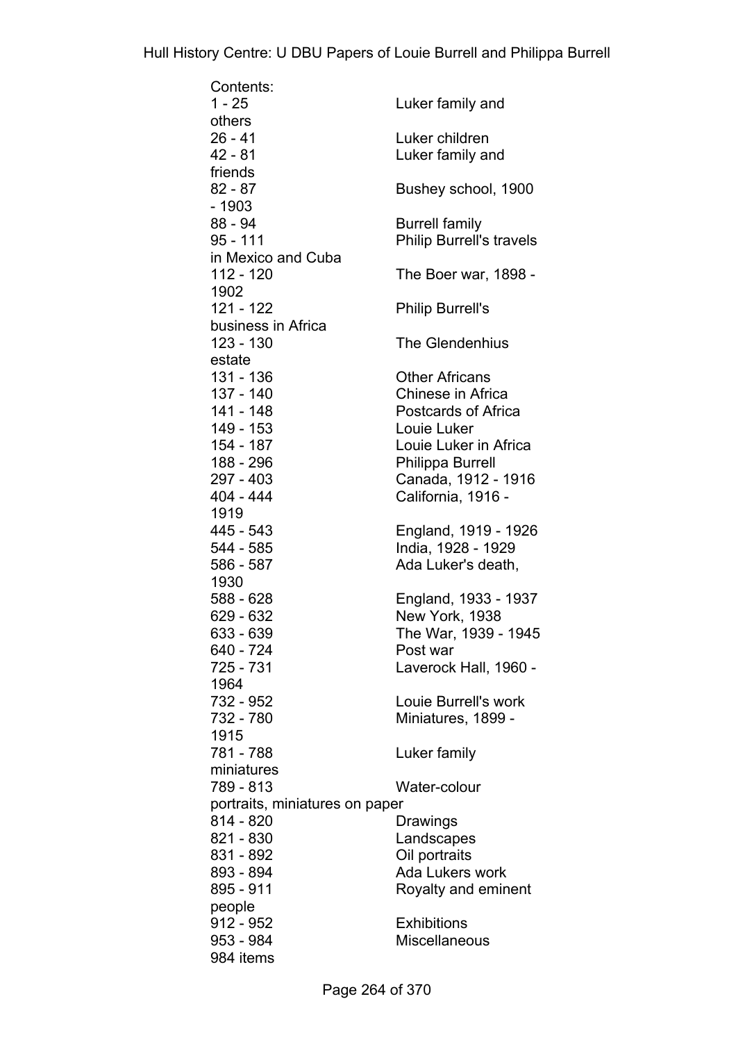Contents:

| | |
|---|---|
| 1 - 25 | Luker family and others |
| 26 - 41 | Luker children |
| 42 - 81 | Luker family and friends |
| 82 - 87 | Bushey school, 1900 - 1903 |
| 88 - 94 | Burrell family |
| 95 - 111 | Philip Burrell's travels in Mexico and Cuba |
| 112 - 120 | The Boer war, 1898 - 1902 |
| 121 - 122 | Philip Burrell's business in Africa |
| 123 - 130 | The Glendenhius estate |
| 131 - 136 | Other Africans |
| 137 - 140 | Chinese in Africa |
| 141 - 148 | Postcards of Africa |
| 149 - 153 | Louie Luker |
| 154 - 187 | Louie Luker in Africa |
| 188 - 296 | Philippa Burrell |
| 297 - 403 | Canada, 1912 - 1916 |
| 404 - 444 | California, 1916 - 1919 |
| 445 - 543 | England, 1919 - 1926 |
| 544 - 585 | India, 1928 - 1929 |
| 586 - 587 | Ada Luker's death, 1930 |
| 588 - 628 | England, 1933 - 1937 |
| 629 - 632 | New York, 1938 |
| 633 - 639 | The War, 1939 - 1945 |
| 640 - 724 | Post war |
| 725 - 731 | Laverock Hall, 1960 - 1964 |
| 732 - 952 | Louie Burrell's work |
| 732 - 780 | Miniatures, 1899 - 1915 |
| 781 - 788 | Luker family miniatures |
| 789 - 813 | Water-colour portraits, miniatures on paper |
| 814 - 820 | Drawings |
| 821 - 830 | Landscapes |
| 831 - 892 | Oil portraits |
| 893 - 894 | Ada Lukers work |
| 895 - 911 | Royalty and eminent people |
| 912 - 952 | Exhibitions |
| 953 - 984 | Miscellaneous |

984 items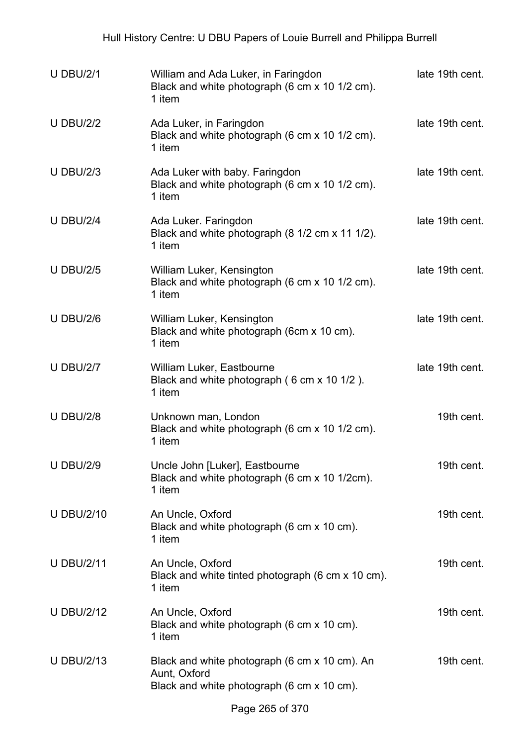| | | |
|---|---|---|
| U DBU/2/1 | William and Ada Luker, in Faringdon<br>Black and white photograph (6 cm x 10 1/2 cm).<br>1 item | late 19th cent. |
| U DBU/2/2 | Ada Luker, in Faringdon<br>Black and white photograph (6 cm x 10 1/2 cm).<br>1 item | late 19th cent. |
| U DBU/2/3 | Ada Luker with baby. Faringdon<br>Black and white photograph (6 cm x 10 1/2 cm).<br>1 item | late 19th cent. |
| U DBU/2/4 | Ada Luker. Faringdon<br>Black and white photograph (8 1/2 cm x 11 1/2).<br>1 item | late 19th cent. |
| U DBU/2/5 | William Luker, Kensington<br>Black and white photograph (6 cm x 10 1/2 cm).<br>1 item | late 19th cent. |
| U DBU/2/6 | William Luker, Kensington<br>Black and white photograph (6cm x 10 cm).<br>1 item | late 19th cent. |
| U DBU/2/7 | William Luker, Eastbourne<br>Black and white photograph ( 6 cm x 10 1/2 ).<br>1 item | late 19th cent. |
| U DBU/2/8 | Unknown man, London<br>Black and white photograph (6 cm x 10 1/2 cm).<br>1 item | 19th cent. |
| U DBU/2/9 | Uncle John [Luker], Eastbourne<br>Black and white photograph (6 cm x 10 1/2cm).<br>1 item | 19th cent. |
| U DBU/2/10 | An Uncle, Oxford<br>Black and white photograph (6 cm x 10 cm).<br>1 item | 19th cent. |
| U DBU/2/11 | An Uncle, Oxford<br>Black and white tinted photograph (6 cm x 10 cm).<br>1 item | 19th cent. |
| U DBU/2/12 | An Uncle, Oxford<br>Black and white photograph (6 cm x 10 cm).<br>1 item | 19th cent. |
| U DBU/2/13 | Black and white photograph (6 cm x 10 cm). An Aunt, Oxford<br>Black and white photograph (6 cm x 10 cm). | 19th cent. |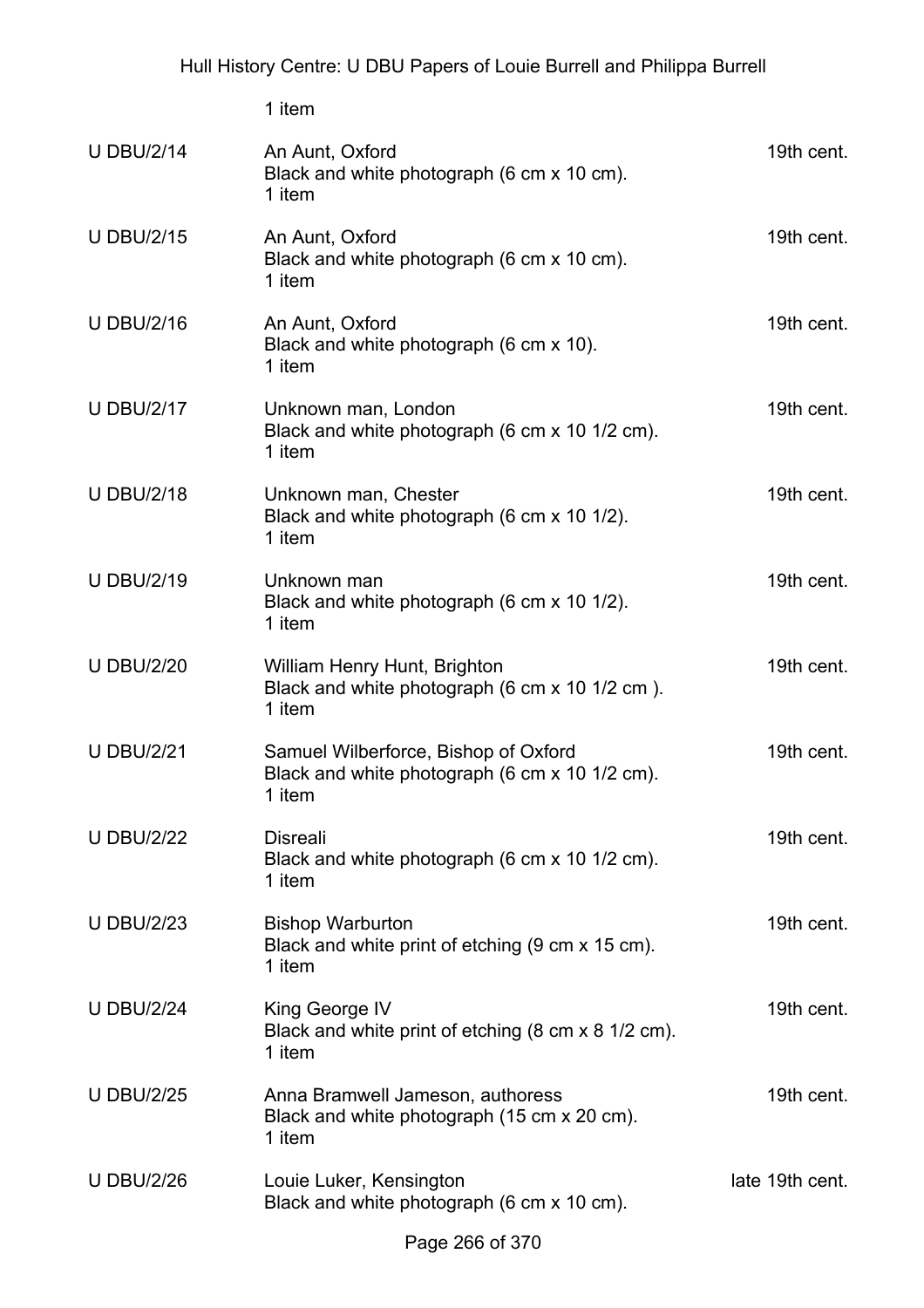1 item

| | | |
|---|---|---|
| U DBU/2/14 | An Aunt, Oxford<br>Black and white photograph (6 cm x 10 cm).<br>1 item | 19th cent. |
| U DBU/2/15 | An Aunt, Oxford<br>Black and white photograph (6 cm x 10 cm).<br>1 item | 19th cent. |
| U DBU/2/16 | An Aunt, Oxford<br>Black and white photograph (6 cm x 10).<br>1 item | 19th cent. |
| U DBU/2/17 | Unknown man, London<br>Black and white photograph (6 cm x 10 1/2 cm).<br>1 item | 19th cent. |
| U DBU/2/18 | Unknown man, Chester<br>Black and white photograph (6 cm x 10 1/2).<br>1 item | 19th cent. |
| U DBU/2/19 | Unknown man<br>Black and white photograph (6 cm x 10 1/2).<br>1 item | 19th cent. |
| U DBU/2/20 | William Henry Hunt, Brighton<br>Black and white photograph (6 cm x 10 1/2 cm ).<br>1 item | 19th cent. |
| U DBU/2/21 | Samuel Wilberforce, Bishop of Oxford<br>Black and white photograph (6 cm x 10 1/2 cm).<br>1 item | 19th cent. |
| U DBU/2/22 | Disreali<br>Black and white photograph (6 cm x 10 1/2 cm).<br>1 item | 19th cent. |
| U DBU/2/23 | Bishop Warburton<br>Black and white print of etching (9 cm x 15 cm).<br>1 item | 19th cent. |
| U DBU/2/24 | King George IV<br>Black and white print of etching (8 cm x 8 1/2 cm).<br>1 item | 19th cent. |
| U DBU/2/25 | Anna Bramwell Jameson, authoress<br>Black and white photograph (15 cm x 20 cm).<br>1 item | 19th cent. |
| U DBU/2/26 | Louie Luker, Kensington<br>Black and white photograph (6 cm x 10 cm). | late 19th cent. |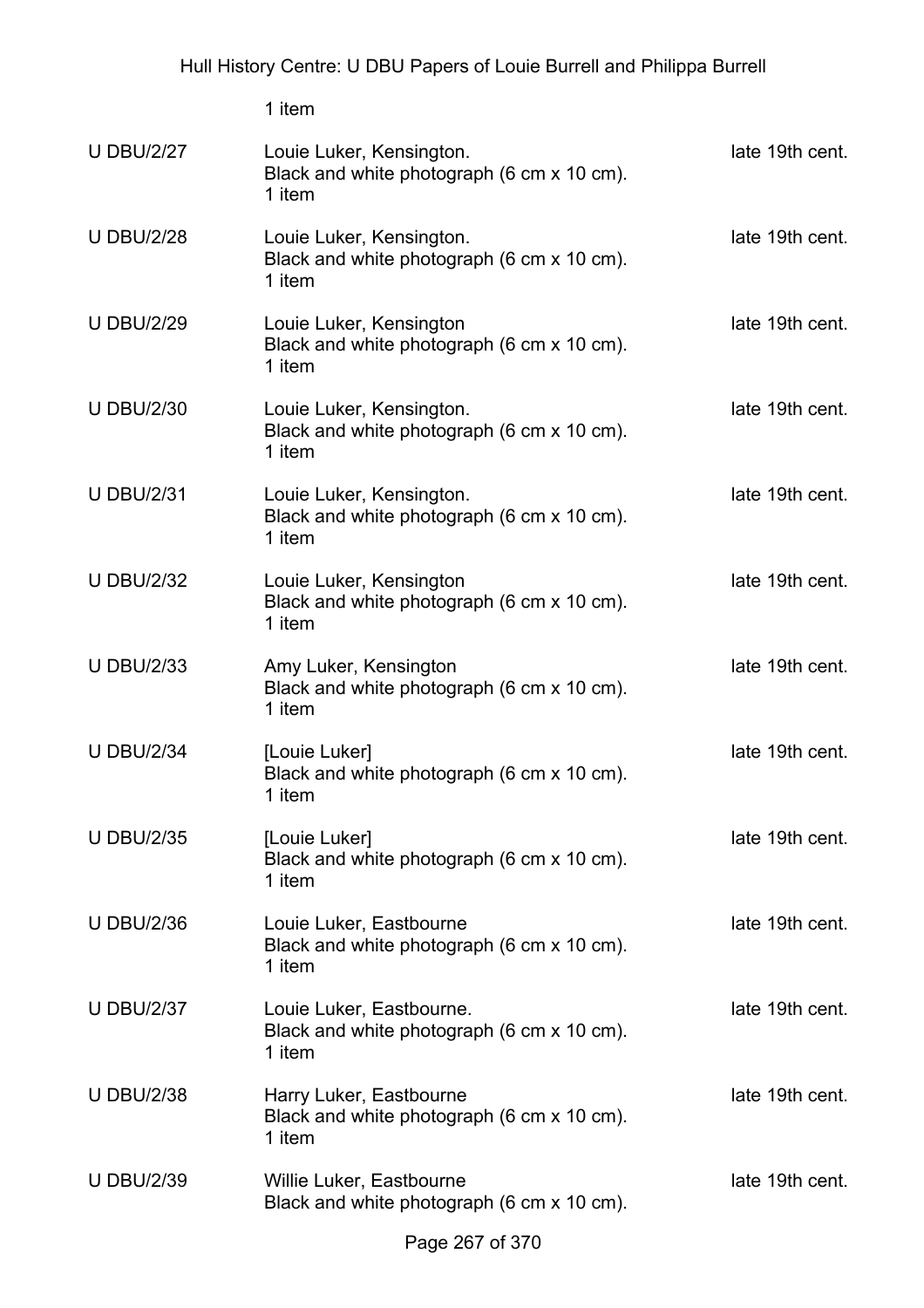1 item

| | | |
|---|---|---|
| U DBU/2/27 | Louie Luker, Kensington.<br>Black and white photograph (6 cm x 10 cm).<br>1 item | late 19th cent. |
| U DBU/2/28 | Louie Luker, Kensington.<br>Black and white photograph (6 cm x 10 cm).<br>1 item | late 19th cent. |
| U DBU/2/29 | Louie Luker, Kensington<br>Black and white photograph (6 cm x 10 cm).<br>1 item | late 19th cent. |
| U DBU/2/30 | Louie Luker, Kensington.<br>Black and white photograph (6 cm x 10 cm).<br>1 item | late 19th cent. |
| U DBU/2/31 | Louie Luker, Kensington.<br>Black and white photograph (6 cm x 10 cm).<br>1 item | late 19th cent. |
| U DBU/2/32 | Louie Luker, Kensington<br>Black and white photograph (6 cm x 10 cm).<br>1 item | late 19th cent. |
| U DBU/2/33 | Amy Luker, Kensington<br>Black and white photograph (6 cm x 10 cm).<br>1 item | late 19th cent. |
| U DBU/2/34 | [Louie Luker]<br>Black and white photograph (6 cm x 10 cm).<br>1 item | late 19th cent. |
| U DBU/2/35 | [Louie Luker]<br>Black and white photograph (6 cm x 10 cm).<br>1 item | late 19th cent. |
| U DBU/2/36 | Louie Luker, Eastbourne<br>Black and white photograph (6 cm x 10 cm).<br>1 item | late 19th cent. |
| U DBU/2/37 | Louie Luker, Eastbourne.<br>Black and white photograph (6 cm x 10 cm).<br>1 item | late 19th cent. |
| U DBU/2/38 | Harry Luker, Eastbourne<br>Black and white photograph (6 cm x 10 cm).<br>1 item | late 19th cent. |
| U DBU/2/39 | Willie Luker, Eastbourne<br>Black and white photograph (6 cm x 10 cm). | late 19th cent. |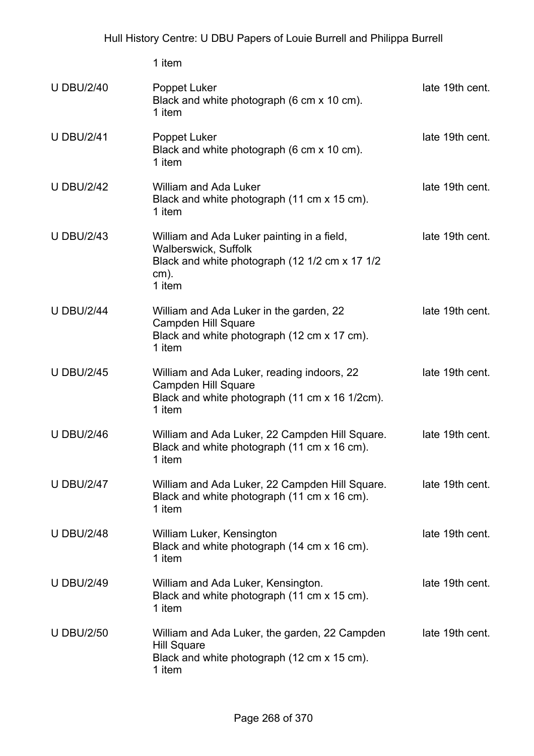1 item

| | | |
|---|---|---|
| U DBU/2/40 | Poppet Luker<br>Black and white photograph (6 cm x 10 cm).<br>1 item | late 19th cent. |
| U DBU/2/41 | Poppet Luker<br>Black and white photograph (6 cm x 10 cm).<br>1 item | late 19th cent. |
| U DBU/2/42 | William and Ada Luker<br>Black and white photograph (11 cm x 15 cm).<br>1 item | late 19th cent. |
| U DBU/2/43 | William and Ada Luker painting in a field, Walberswick, Suffolk<br>Black and white photograph (12 1/2 cm x 17 1/2 cm).<br>1 item | late 19th cent. |
| U DBU/2/44 | William and Ada Luker in the garden, 22 Campden Hill Square<br>Black and white photograph (12 cm x 17 cm).<br>1 item | late 19th cent. |
| U DBU/2/45 | William and Ada Luker, reading indoors, 22 Campden Hill Square<br>Black and white photograph (11 cm x 16 1/2cm).<br>1 item | late 19th cent. |
| U DBU/2/46 | William and Ada Luker, 22 Campden Hill Square.<br>Black and white photograph (11 cm x 16 cm).<br>1 item | late 19th cent. |
| U DBU/2/47 | William and Ada Luker, 22 Campden Hill Square.<br>Black and white photograph (11 cm x 16 cm).<br>1 item | late 19th cent. |
| U DBU/2/48 | William Luker, Kensington<br>Black and white photograph (14 cm x 16 cm).<br>1 item | late 19th cent. |
| U DBU/2/49 | William and Ada Luker, Kensington.<br>Black and white photograph (11 cm x 15 cm).<br>1 item | late 19th cent. |
| U DBU/2/50 | William and Ada Luker, the garden, 22 Campden Hill Square<br>Black and white photograph (12 cm x 15 cm).<br>1 item | late 19th cent. |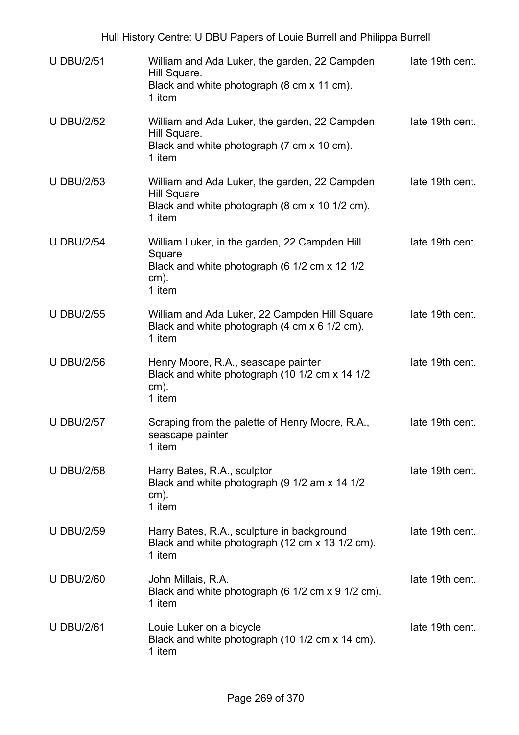| | | |
|---|---|---|
| U DBU/2/51 | William and Ada Luker, the garden, 22 Campden Hill Square.<br>Black and white photograph (8 cm x 11 cm).<br>1 item | late 19th cent. |
| U DBU/2/52 | William and Ada Luker, the garden, 22 Campden Hill Square.<br>Black and white photograph (7 cm x 10 cm).<br>1 item | late 19th cent. |
| U DBU/2/53 | William and Ada Luker, the garden, 22 Campden Hill Square<br>Black and white photograph (8 cm x 10 1/2 cm).<br>1 item | late 19th cent. |
| U DBU/2/54 | William Luker, in the garden, 22 Campden Hill Square<br>Black and white photograph (6 1/2 cm x 12 1/2 cm).<br>1 item | late 19th cent. |
| U DBU/2/55 | William and Ada Luker, 22 Campden Hill Square<br>Black and white photograph (4 cm x 6 1/2 cm).<br>1 item | late 19th cent. |
| U DBU/2/56 | Henry Moore, R.A., seascape painter<br>Black and white photograph (10 1/2 cm x 14 1/2 cm).<br>1 item | late 19th cent. |
| U DBU/2/57 | Scraping from the palette of Henry Moore, R.A., seascape painter<br>1 item | late 19th cent. |
| U DBU/2/58 | Harry Bates, R.A., sculptor<br>Black and white photograph (9 1/2 am x 14 1/2 cm).<br>1 item | late 19th cent. |
| U DBU/2/59 | Harry Bates, R.A., sculpture in background<br>Black and white photograph (12 cm x 13 1/2 cm).<br>1 item | late 19th cent. |
| U DBU/2/60 | John Millais, R.A.<br>Black and white photograph (6 1/2 cm x 9 1/2 cm).<br>1 item | late 19th cent. |
| U DBU/2/61 | Louie Luker on a bicycle<br>Black and white photograph (10 1/2 cm x 14 cm).<br>1 item | late 19th cent. |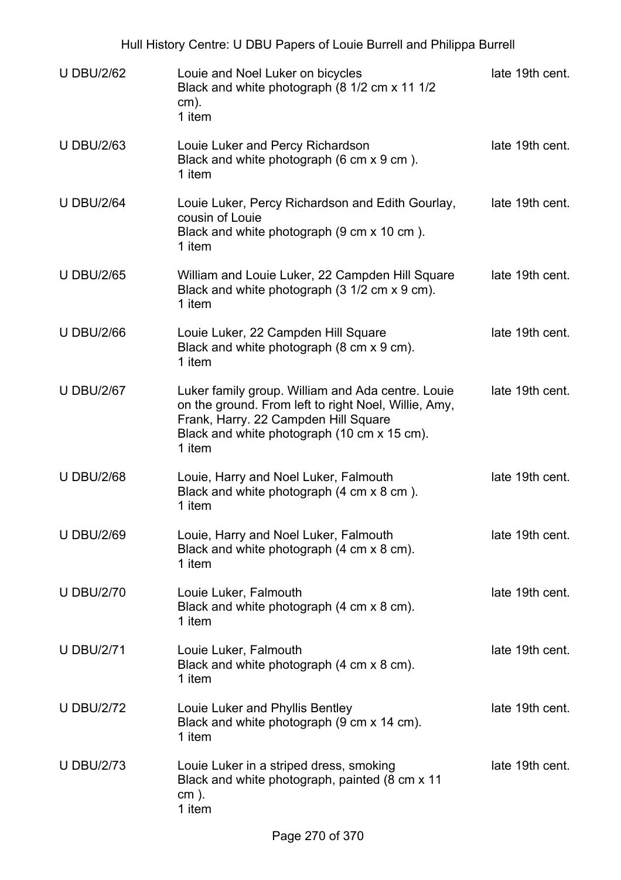| | | |
|---|---|---|
| U DBU/2/62 | Louie and Noel Luker on bicycles<br>Black and white photograph (8 1/2 cm x 11 1/2 cm).<br>1 item | late 19th cent. |
| U DBU/2/63 | Louie Luker and Percy Richardson<br>Black and white photograph (6 cm x 9 cm ).<br>1 item | late 19th cent. |
| U DBU/2/64 | Louie Luker, Percy Richardson and Edith Gourlay, cousin of Louie<br>Black and white photograph (9 cm x 10 cm ).<br>1 item | late 19th cent. |
| U DBU/2/65 | William and Louie Luker, 22 Campden Hill Square<br>Black and white photograph (3 1/2 cm x 9 cm).<br>1 item | late 19th cent. |
| U DBU/2/66 | Louie Luker, 22 Campden Hill Square<br>Black and white photograph (8 cm x 9 cm).<br>1 item | late 19th cent. |
| U DBU/2/67 | Luker family group. William and Ada centre. Louie on the ground. From left to right Noel, Willie, Amy, Frank, Harry. 22 Campden Hill Square<br>Black and white photograph (10 cm x 15 cm).<br>1 item | late 19th cent. |
| U DBU/2/68 | Louie, Harry and Noel Luker, Falmouth<br>Black and white photograph (4 cm x 8 cm ).<br>1 item | late 19th cent. |
| U DBU/2/69 | Louie, Harry and Noel Luker, Falmouth<br>Black and white photograph (4 cm x 8 cm).<br>1 item | late 19th cent. |
| U DBU/2/70 | Louie Luker, Falmouth<br>Black and white photograph (4 cm x 8 cm).<br>1 item | late 19th cent. |
| U DBU/2/71 | Louie Luker, Falmouth<br>Black and white photograph (4 cm x 8 cm).<br>1 item | late 19th cent. |
| U DBU/2/72 | Louie Luker and Phyllis Bentley<br>Black and white photograph (9 cm x 14 cm).<br>1 item | late 19th cent. |
| U DBU/2/73 | Louie Luker in a striped dress, smoking<br>Black and white photograph, painted (8 cm x 11 cm ).<br>1 item | late 19th cent. |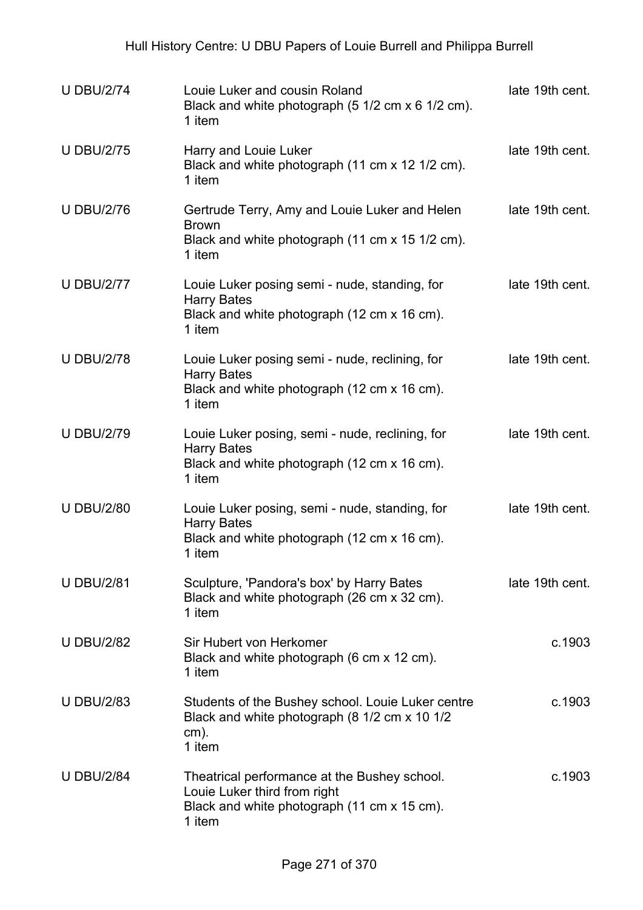| | | |
|---|---|---|
| U DBU/2/74 | Louie Luker and cousin Roland<br>Black and white photograph (5 1/2 cm x 6 1/2 cm).<br>1 item | late 19th cent. |
| U DBU/2/75 | Harry and Louie Luker<br>Black and white photograph (11 cm x 12 1/2 cm).<br>1 item | late 19th cent. |
| U DBU/2/76 | Gertrude Terry, Amy and Louie Luker and Helen Brown<br>Black and white photograph (11 cm x 15 1/2 cm).<br>1 item | late 19th cent. |
| U DBU/2/77 | Louie Luker posing semi - nude, standing, for Harry Bates<br>Black and white photograph (12 cm x 16 cm).<br>1 item | late 19th cent. |
| U DBU/2/78 | Louie Luker posing semi - nude, reclining, for Harry Bates<br>Black and white photograph (12 cm x 16 cm).<br>1 item | late 19th cent. |
| U DBU/2/79 | Louie Luker posing, semi - nude, reclining, for Harry Bates<br>Black and white photograph (12 cm x 16 cm).<br>1 item | late 19th cent. |
| U DBU/2/80 | Louie Luker posing, semi - nude, standing, for Harry Bates<br>Black and white photograph (12 cm x 16 cm).<br>1 item | late 19th cent. |
| U DBU/2/81 | Sculpture, 'Pandora's box' by Harry Bates<br>Black and white photograph (26 cm x 32 cm).<br>1 item | late 19th cent. |
| U DBU/2/82 | Sir Hubert von Herkomer<br>Black and white photograph (6 cm x 12 cm).<br>1 item | c.1903 |
| U DBU/2/83 | Students of the Bushey school. Louie Luker centre<br>Black and white photograph (8 1/2 cm x 10 1/2 cm).<br>1 item | c.1903 |
| U DBU/2/84 | Theatrical performance at the Bushey school. Louie Luker third from right<br>Black and white photograph (11 cm x 15 cm).<br>1 item | c.1903 |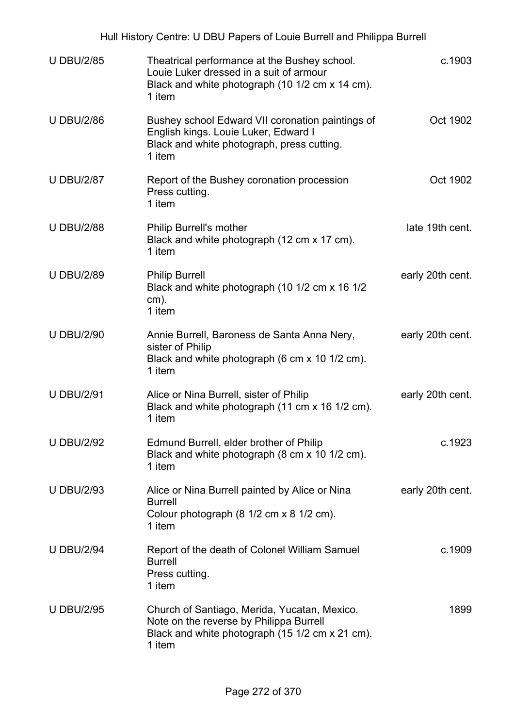| | | |
|---|---|---|
| U DBU/2/85 | Theatrical performance at the Bushey school. Louie Luker dressed in a suit of armour<br>Black and white photograph (10 1/2 cm x 14 cm).<br>1 item | c.1903 |
| U DBU/2/86 | Bushey school Edward VII coronation paintings of English kings. Louie Luker, Edward I<br>Black and white photograph, press cutting.<br>1 item | Oct 1902 |
| U DBU/2/87 | Report of the Bushey coronation procession<br>Press cutting.<br>1 item | Oct 1902 |
| U DBU/2/88 | Philip Burrell's mother<br>Black and white photograph (12 cm x 17 cm).<br>1 item | late 19th cent. |
| U DBU/2/89 | Philip Burrell<br>Black and white photograph (10 1/2 cm x 16 1/2 cm).<br>1 item | early 20th cent. |
| U DBU/2/90 | Annie Burrell, Baroness de Santa Anna Nery, sister of Philip<br>Black and white photograph (6 cm x 10 1/2 cm).<br>1 item | early 20th cent. |
| U DBU/2/91 | Alice or Nina Burrell, sister of Philip<br>Black and white photograph (11 cm x 16 1/2 cm).<br>1 item | early 20th cent. |
| U DBU/2/92 | Edmund Burrell, elder brother of Philip<br>Black and white photograph (8 cm x 10 1/2 cm).<br>1 item | c.1923 |
| U DBU/2/93 | Alice or Nina Burrell painted by Alice or Nina Burrell<br>Colour photograph (8 1/2 cm x 8 1/2 cm).<br>1 item | early 20th cent. |
| U DBU/2/94 | Report of the death of Colonel William Samuel Burrell<br>Press cutting.<br>1 item | c.1909 |
| U DBU/2/95 | Church of Santiago, Merida, Yucatan, Mexico. Note on the reverse by Philippa Burrell<br>Black and white photograph (15 1/2 cm x 21 cm).<br>1 item | 1899 |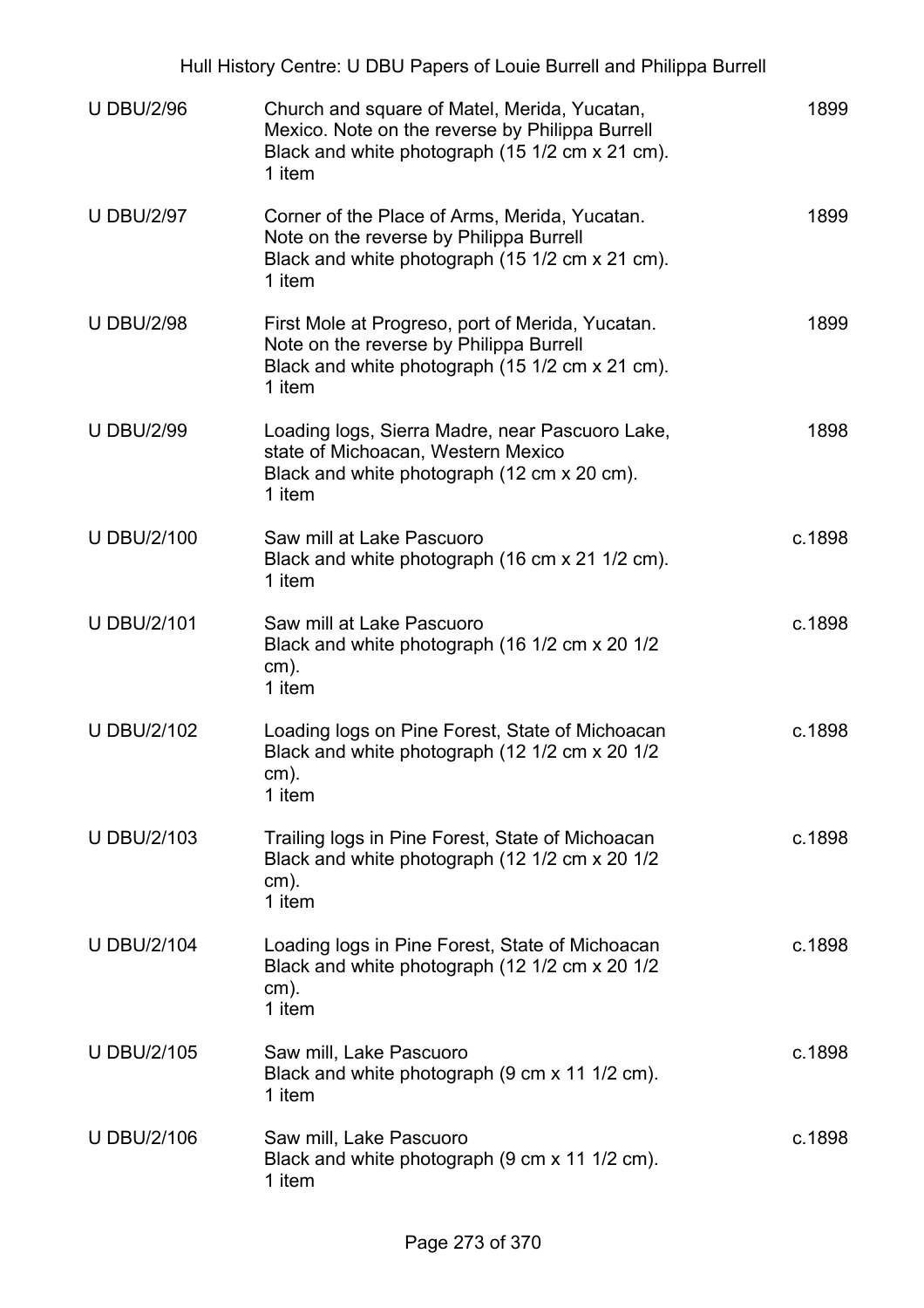| | | |
|---|---|---|
| U DBU/2/96 | Church and square of Matel, Merida, Yucatan, Mexico. Note on the reverse by Philippa Burrell<br>Black and white photograph (15 1/2 cm x 21 cm).<br>1 item | 1899 |
| U DBU/2/97 | Corner of the Place of Arms, Merida, Yucatan. Note on the reverse by Philippa Burrell<br>Black and white photograph (15 1/2 cm x 21 cm).<br>1 item | 1899 |
| U DBU/2/98 | First Mole at Progreso, port of Merida, Yucatan. Note on the reverse by Philippa Burrell<br>Black and white photograph (15 1/2 cm x 21 cm).<br>1 item | 1899 |
| U DBU/2/99 | Loading logs, Sierra Madre, near Pascuoro Lake, state of Michoacan, Western Mexico<br>Black and white photograph (12 cm x 20 cm).<br>1 item | 1898 |
| U DBU/2/100 | Saw mill at Lake Pascuoro<br>Black and white photograph (16 cm x 21 1/2 cm).<br>1 item | c.1898 |
| U DBU/2/101 | Saw mill at Lake Pascuoro<br>Black and white photograph (16 1/2 cm x 20 1/2 cm).<br>1 item | c.1898 |
| U DBU/2/102 | Loading logs on Pine Forest, State of Michoacan<br>Black and white photograph (12 1/2 cm x 20 1/2 cm).<br>1 item | c.1898 |
| U DBU/2/103 | Trailing logs in Pine Forest, State of Michoacan<br>Black and white photograph (12 1/2 cm x 20 1/2 cm).<br>1 item | c.1898 |
| U DBU/2/104 | Loading logs in Pine Forest, State of Michoacan<br>Black and white photograph (12 1/2 cm x 20 1/2 cm).<br>1 item | c.1898 |
| U DBU/2/105 | Saw mill, Lake Pascuoro<br>Black and white photograph (9 cm x 11 1/2 cm).<br>1 item | c.1898 |
| U DBU/2/106 | Saw mill, Lake Pascuoro<br>Black and white photograph (9 cm x 11 1/2 cm).<br>1 item | c.1898 |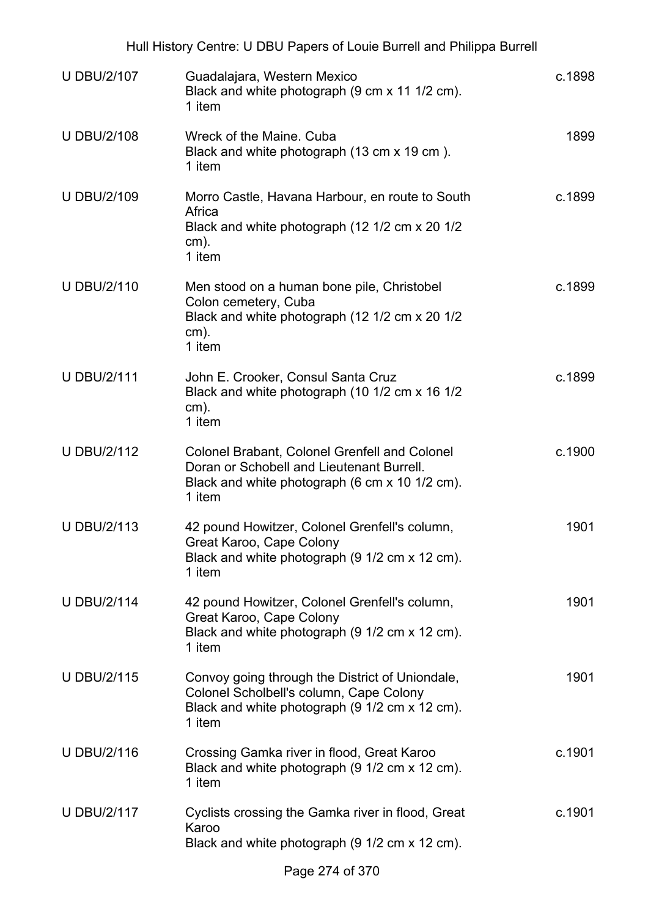| | | |
|---|---|---|
| U DBU/2/107 | Guadalajara, Western Mexico<br>Black and white photograph (9 cm x 11 1/2 cm).<br>1 item | c.1898 |
| U DBU/2/108 | Wreck of the Maine. Cuba<br>Black and white photograph (13 cm x 19 cm ).<br>1 item | 1899 |
| U DBU/2/109 | Morro Castle, Havana Harbour, en route to South Africa<br>Black and white photograph (12 1/2 cm x 20 1/2 cm).<br>1 item | c.1899 |
| U DBU/2/110 | Men stood on a human bone pile, Christobel Colon cemetery, Cuba<br>Black and white photograph (12 1/2 cm x 20 1/2 cm).<br>1 item | c.1899 |
| U DBU/2/111 | John E. Crooker, Consul Santa Cruz<br>Black and white photograph (10 1/2 cm x 16 1/2 cm).<br>1 item | c.1899 |
| U DBU/2/112 | Colonel Brabant, Colonel Grenfell and Colonel Doran or Schobell and Lieutenant Burrell.<br>Black and white photograph (6 cm x 10 1/2 cm).<br>1 item | c.1900 |
| U DBU/2/113 | 42 pound Howitzer, Colonel Grenfell's column, Great Karoo, Cape Colony<br>Black and white photograph (9 1/2 cm x 12 cm).<br>1 item | 1901 |
| U DBU/2/114 | 42 pound Howitzer, Colonel Grenfell's column, Great Karoo, Cape Colony<br>Black and white photograph (9 1/2 cm x 12 cm).<br>1 item | 1901 |
| U DBU/2/115 | Convoy going through the District of Uniondale, Colonel Scholbell's column, Cape Colony<br>Black and white photograph (9 1/2 cm x 12 cm).<br>1 item | 1901 |
| U DBU/2/116 | Crossing Gamka river in flood, Great Karoo<br>Black and white photograph (9 1/2 cm x 12 cm).<br>1 item | c.1901 |
| U DBU/2/117 | Cyclists crossing the Gamka river in flood, Great Karoo<br>Black and white photograph (9 1/2 cm x 12 cm). | c.1901 |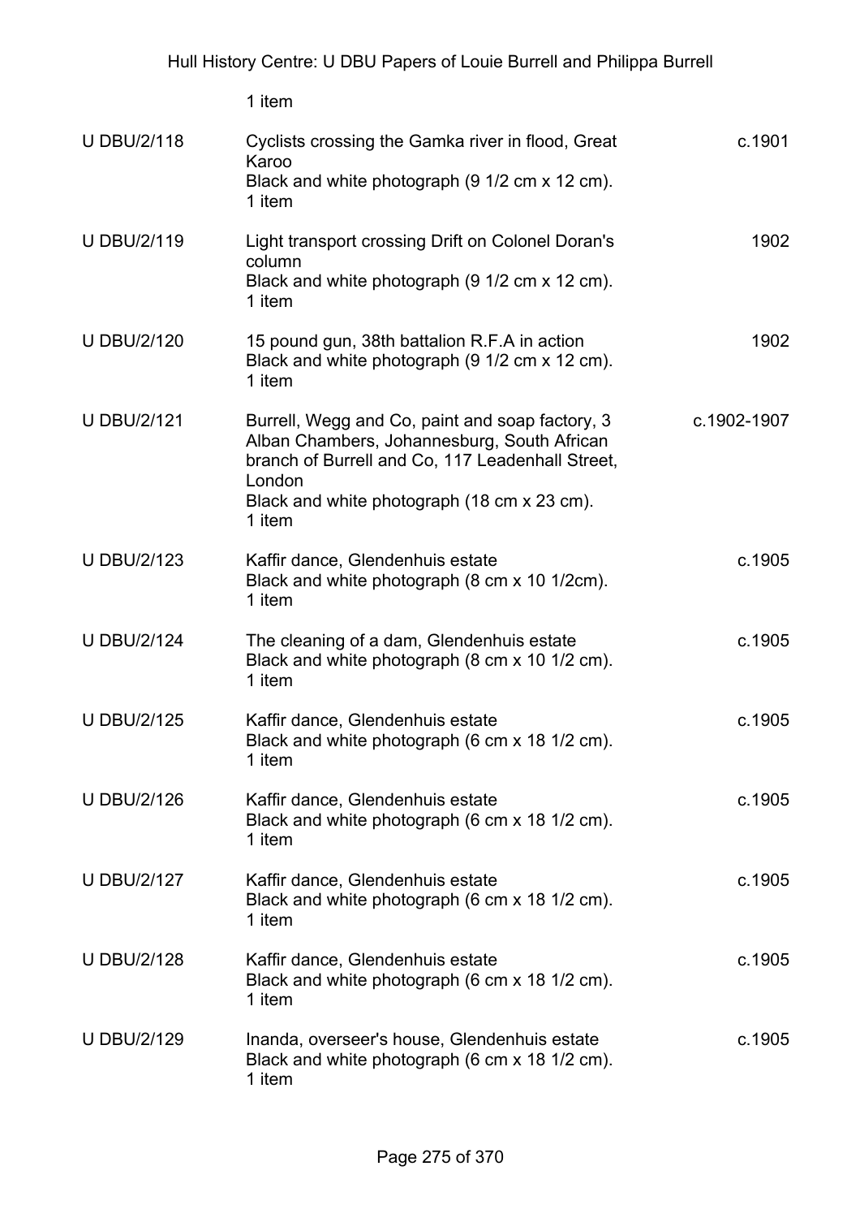1 item

| | | |
|---|---|---|
| U DBU/2/118 | Cyclists crossing the Gamka river in flood, Great Karoo<br>Black and white photograph (9 1/2 cm x 12 cm).<br>1 item | c.1901 |
| U DBU/2/119 | Light transport crossing Drift on Colonel Doran's column<br>Black and white photograph (9 1/2 cm x 12 cm).<br>1 item | 1902 |
| U DBU/2/120 | 15 pound gun, 38th battalion R.F.A in action<br>Black and white photograph (9 1/2 cm x 12 cm).<br>1 item | 1902 |
| U DBU/2/121 | Burrell, Wegg and Co, paint and soap factory, 3 Alban Chambers, Johannesburg, South African branch of Burrell and Co, 117 Leadenhall Street, London<br>Black and white photograph (18 cm x 23 cm).<br>1 item | c.1902-1907 |
| U DBU/2/123 | Kaffir dance, Glendenhuis estate<br>Black and white photograph (8 cm x 10 1/2cm).<br>1 item | c.1905 |
| U DBU/2/124 | The cleaning of a dam, Glendenhuis estate<br>Black and white photograph (8 cm x 10 1/2 cm).<br>1 item | c.1905 |
| U DBU/2/125 | Kaffir dance, Glendenhuis estate<br>Black and white photograph (6 cm x 18 1/2 cm).<br>1 item | c.1905 |
| U DBU/2/126 | Kaffir dance, Glendenhuis estate<br>Black and white photograph (6 cm x 18 1/2 cm).<br>1 item | c.1905 |
| U DBU/2/127 | Kaffir dance, Glendenhuis estate<br>Black and white photograph (6 cm x 18 1/2 cm).<br>1 item | c.1905 |
| U DBU/2/128 | Kaffir dance, Glendenhuis estate<br>Black and white photograph (6 cm x 18 1/2 cm).<br>1 item | c.1905 |
| U DBU/2/129 | Inanda, overseer's house, Glendenhuis estate<br>Black and white photograph (6 cm x 18 1/2 cm).<br>1 item | c.1905 |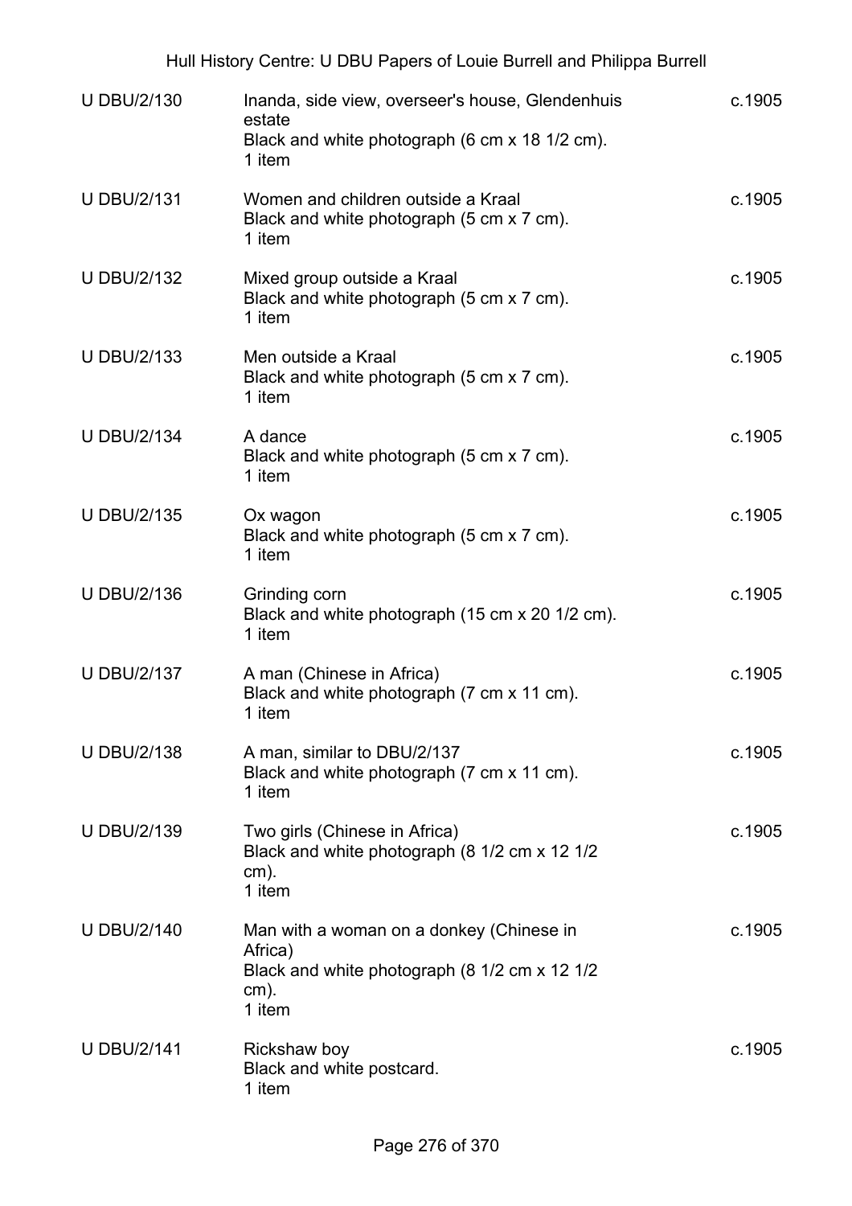| | | |
|---|---|---|
| U DBU/2/130 | Inanda, side view, overseer's house, Glendenhuis estate<br>Black and white photograph (6 cm x 18 1/2 cm).<br>1 item | c.1905 |
| U DBU/2/131 | Women and children outside a Kraal<br>Black and white photograph (5 cm x 7 cm).<br>1 item | c.1905 |
| U DBU/2/132 | Mixed group outside a Kraal<br>Black and white photograph (5 cm x 7 cm).<br>1 item | c.1905 |
| U DBU/2/133 | Men outside a Kraal<br>Black and white photograph (5 cm x 7 cm).<br>1 item | c.1905 |
| U DBU/2/134 | A dance<br>Black and white photograph (5 cm x 7 cm).<br>1 item | c.1905 |
| U DBU/2/135 | Ox wagon<br>Black and white photograph (5 cm x 7 cm).<br>1 item | c.1905 |
| U DBU/2/136 | Grinding corn<br>Black and white photograph (15 cm x 20 1/2 cm).<br>1 item | c.1905 |
| U DBU/2/137 | A man (Chinese in Africa)<br>Black and white photograph (7 cm x 11 cm).<br>1 item | c.1905 |
| U DBU/2/138 | A man, similar to DBU/2/137<br>Black and white photograph (7 cm x 11 cm).<br>1 item | c.1905 |
| U DBU/2/139 | Two girls (Chinese in Africa)<br>Black and white photograph (8 1/2 cm x 12 1/2 cm).<br>1 item | c.1905 |
| U DBU/2/140 | Man with a woman on a donkey (Chinese in Africa)<br>Black and white photograph (8 1/2 cm x 12 1/2 cm).<br>1 item | c.1905 |
| U DBU/2/141 | Rickshaw boy<br>Black and white postcard.<br>1 item | c.1905 |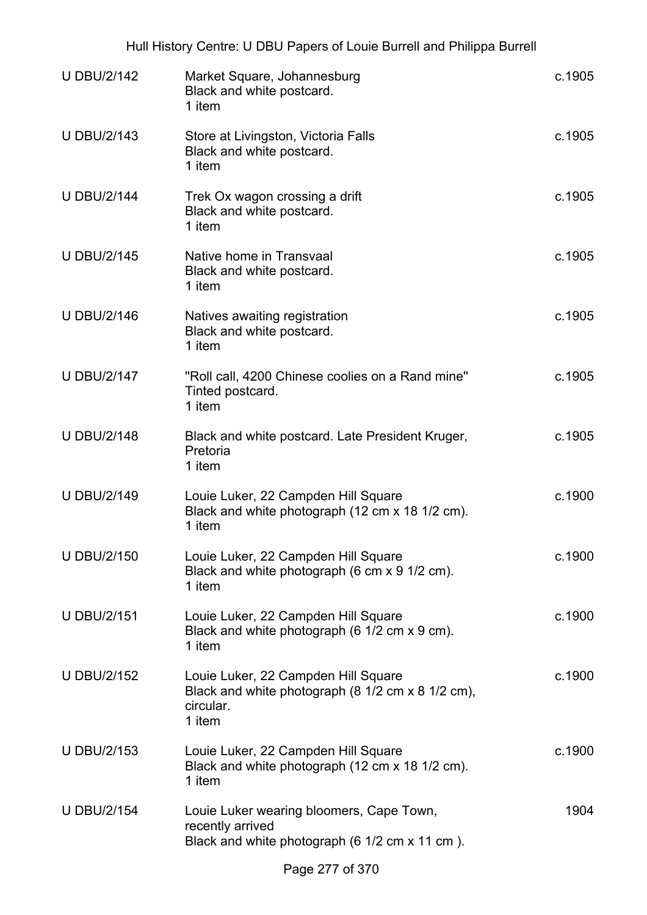| | | |
|---|---|---|
| U DBU/2/142 | Market Square, Johannesburg<br>Black and white postcard.<br>1 item | c.1905 |
| U DBU/2/143 | Store at Livingston, Victoria Falls<br>Black and white postcard.<br>1 item | c.1905 |
| U DBU/2/144 | Trek Ox wagon crossing a drift<br>Black and white postcard.<br>1 item | c.1905 |
| U DBU/2/145 | Native home in Transvaal<br>Black and white postcard.<br>1 item | c.1905 |
| U DBU/2/146 | Natives awaiting registration<br>Black and white postcard.<br>1 item | c.1905 |
| U DBU/2/147 | "Roll call, 4200 Chinese coolies on a Rand mine"<br>Tinted postcard.<br>1 item | c.1905 |
| U DBU/2/148 | Black and white postcard. Late President Kruger, Pretoria<br>1 item | c.1905 |
| U DBU/2/149 | Louie Luker, 22 Campden Hill Square<br>Black and white photograph (12 cm x 18 1/2 cm).<br>1 item | c.1900 |
| U DBU/2/150 | Louie Luker, 22 Campden Hill Square<br>Black and white photograph (6 cm x 9 1/2 cm).<br>1 item | c.1900 |
| U DBU/2/151 | Louie Luker, 22 Campden Hill Square<br>Black and white photograph (6 1/2 cm x 9 cm).<br>1 item | c.1900 |
| U DBU/2/152 | Louie Luker, 22 Campden Hill Square<br>Black and white photograph (8 1/2 cm x 8 1/2 cm), circular.<br>1 item | c.1900 |
| U DBU/2/153 | Louie Luker, 22 Campden Hill Square<br>Black and white photograph (12 cm x 18 1/2 cm).<br>1 item | c.1900 |
| U DBU/2/154 | Louie Luker wearing bloomers, Cape Town, recently arrived<br>Black and white photograph (6 1/2 cm x 11 cm ). | 1904 |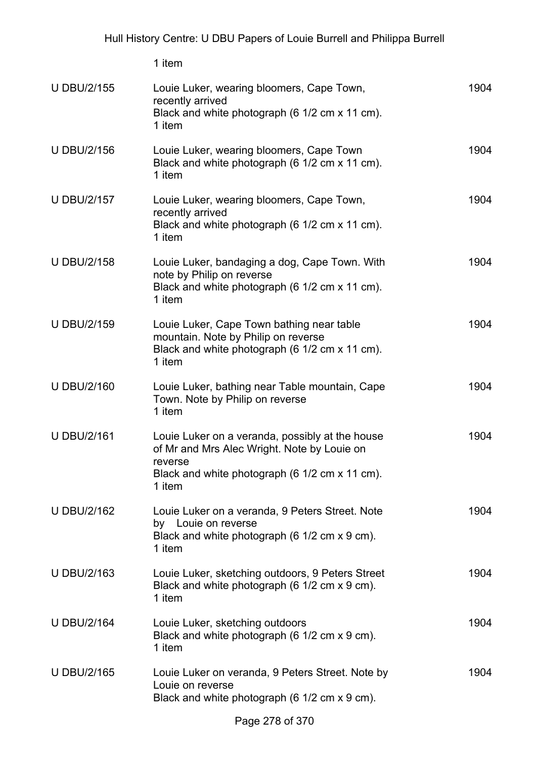1 item

| | | |
|---|---|---|
| U DBU/2/155 | Louie Luker, wearing bloomers, Cape Town, recently arrived<br>Black and white photograph (6 1/2 cm x 11 cm).<br>1 item | 1904 |
| U DBU/2/156 | Louie Luker, wearing bloomers, Cape Town<br>Black and white photograph (6 1/2 cm x 11 cm).<br>1 item | 1904 |
| U DBU/2/157 | Louie Luker, wearing bloomers, Cape Town, recently arrived<br>Black and white photograph (6 1/2 cm x 11 cm).<br>1 item | 1904 |
| U DBU/2/158 | Louie Luker, bandaging a dog, Cape Town. With note by Philip on reverse<br>Black and white photograph (6 1/2 cm x 11 cm).<br>1 item | 1904 |
| U DBU/2/159 | Louie Luker, Cape Town bathing near table mountain. Note by Philip on reverse<br>Black and white photograph (6 1/2 cm x 11 cm).<br>1 item | 1904 |
| U DBU/2/160 | Louie Luker, bathing near Table mountain, Cape Town. Note by Philip on reverse<br>1 item | 1904 |
| U DBU/2/161 | Louie Luker on a veranda, possibly at the house of Mr and Mrs Alec Wright. Note by Louie on reverse<br>Black and white photograph (6 1/2 cm x 11 cm).<br>1 item | 1904 |
| U DBU/2/162 | Louie Luker on a veranda, 9 Peters Street. Note by Louie on reverse<br>Black and white photograph (6 1/2 cm x 9 cm).<br>1 item | 1904 |
| U DBU/2/163 | Louie Luker, sketching outdoors, 9 Peters Street<br>Black and white photograph (6 1/2 cm x 9 cm).<br>1 item | 1904 |
| U DBU/2/164 | Louie Luker, sketching outdoors<br>Black and white photograph (6 1/2 cm x 9 cm).<br>1 item | 1904 |
| U DBU/2/165 | Louie Luker on veranda, 9 Peters Street. Note by Louie on reverse<br>Black and white photograph (6 1/2 cm x 9 cm). | 1904 |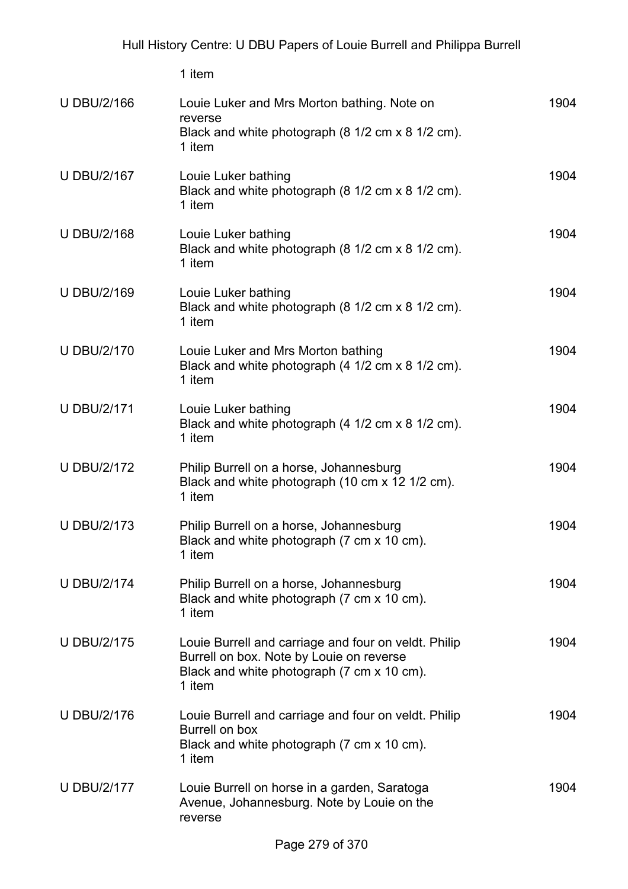1 item

| | | |
|---|---|---|
| U DBU/2/166 | Louie Luker and Mrs Morton bathing. Note on reverse<br>Black and white photograph (8 1/2 cm x 8 1/2 cm).<br>1 item | 1904 |
| U DBU/2/167 | Louie Luker bathing<br>Black and white photograph (8 1/2 cm x 8 1/2 cm).<br>1 item | 1904 |
| U DBU/2/168 | Louie Luker bathing<br>Black and white photograph (8 1/2 cm x 8 1/2 cm).<br>1 item | 1904 |
| U DBU/2/169 | Louie Luker bathing<br>Black and white photograph (8 1/2 cm x 8 1/2 cm).<br>1 item | 1904 |
| U DBU/2/170 | Louie Luker and Mrs Morton bathing<br>Black and white photograph (4 1/2 cm x 8 1/2 cm).<br>1 item | 1904 |
| U DBU/2/171 | Louie Luker bathing<br>Black and white photograph (4 1/2 cm x 8 1/2 cm).<br>1 item | 1904 |
| U DBU/2/172 | Philip Burrell on a horse, Johannesburg<br>Black and white photograph (10 cm x 12 1/2 cm).<br>1 item | 1904 |
| U DBU/2/173 | Philip Burrell on a horse, Johannesburg<br>Black and white photograph (7 cm x 10 cm).<br>1 item | 1904 |
| U DBU/2/174 | Philip Burrell on a horse, Johannesburg<br>Black and white photograph (7 cm x 10 cm).<br>1 item | 1904 |
| U DBU/2/175 | Louie Burrell and carriage and four on veldt. Philip Burrell on box. Note by Louie on reverse<br>Black and white photograph (7 cm x 10 cm).<br>1 item | 1904 |
| U DBU/2/176 | Louie Burrell and carriage and four on veldt. Philip Burrell on box<br>Black and white photograph (7 cm x 10 cm).<br>1 item | 1904 |
| U DBU/2/177 | Louie Burrell on horse in a garden, Saratoga Avenue, Johannesburg. Note by Louie on the reverse | 1904 |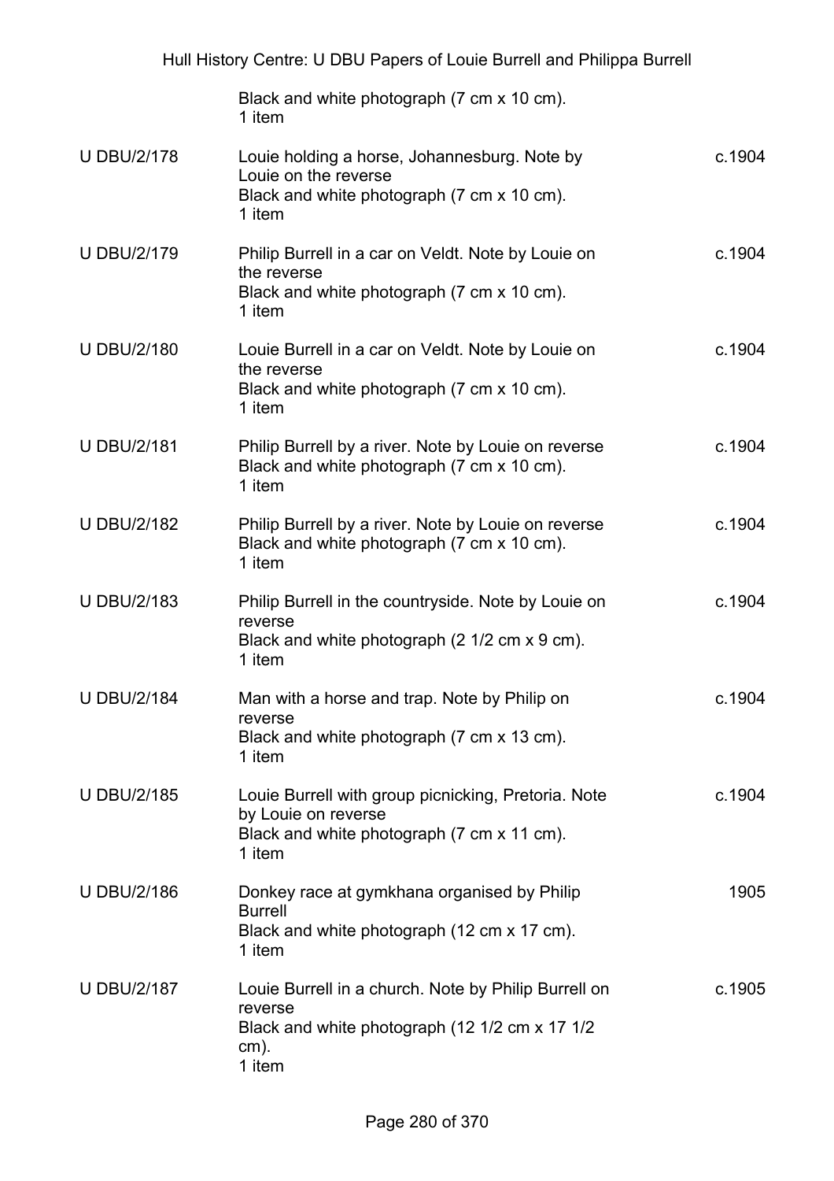| | | |
|---|---|---|
| | Black and white photograph (7 cm x 10 cm).<br>1 item | |
| U DBU/2/178 | Louie holding a horse, Johannesburg. Note by Louie on the reverse<br>Black and white photograph (7 cm x 10 cm).<br>1 item | c.1904 |
| U DBU/2/179 | Philip Burrell in a car on Veldt. Note by Louie on the reverse<br>Black and white photograph (7 cm x 10 cm).<br>1 item | c.1904 |
| U DBU/2/180 | Louie Burrell in a car on Veldt. Note by Louie on the reverse<br>Black and white photograph (7 cm x 10 cm).<br>1 item | c.1904 |
| U DBU/2/181 | Philip Burrell by a river. Note by Louie on reverse<br>Black and white photograph (7 cm x 10 cm).<br>1 item | c.1904 |
| U DBU/2/182 | Philip Burrell by a river. Note by Louie on reverse<br>Black and white photograph (7 cm x 10 cm).<br>1 item | c.1904 |
| U DBU/2/183 | Philip Burrell in the countryside. Note by Louie on reverse<br>Black and white photograph (2 1/2 cm x 9 cm).<br>1 item | c.1904 |
| U DBU/2/184 | Man with a horse and trap. Note by Philip on reverse<br>Black and white photograph (7 cm x 13 cm).<br>1 item | c.1904 |
| U DBU/2/185 | Louie Burrell with group picnicking, Pretoria. Note by Louie on reverse<br>Black and white photograph (7 cm x 11 cm).<br>1 item | c.1904 |
| U DBU/2/186 | Donkey race at gymkhana organised by Philip Burrell<br>Black and white photograph (12 cm x 17 cm).<br>1 item | 1905 |
| U DBU/2/187 | Louie Burrell in a church. Note by Philip Burrell on reverse<br>Black and white photograph (12 1/2 cm x 17 1/2 cm).<br>1 item | c.1905 |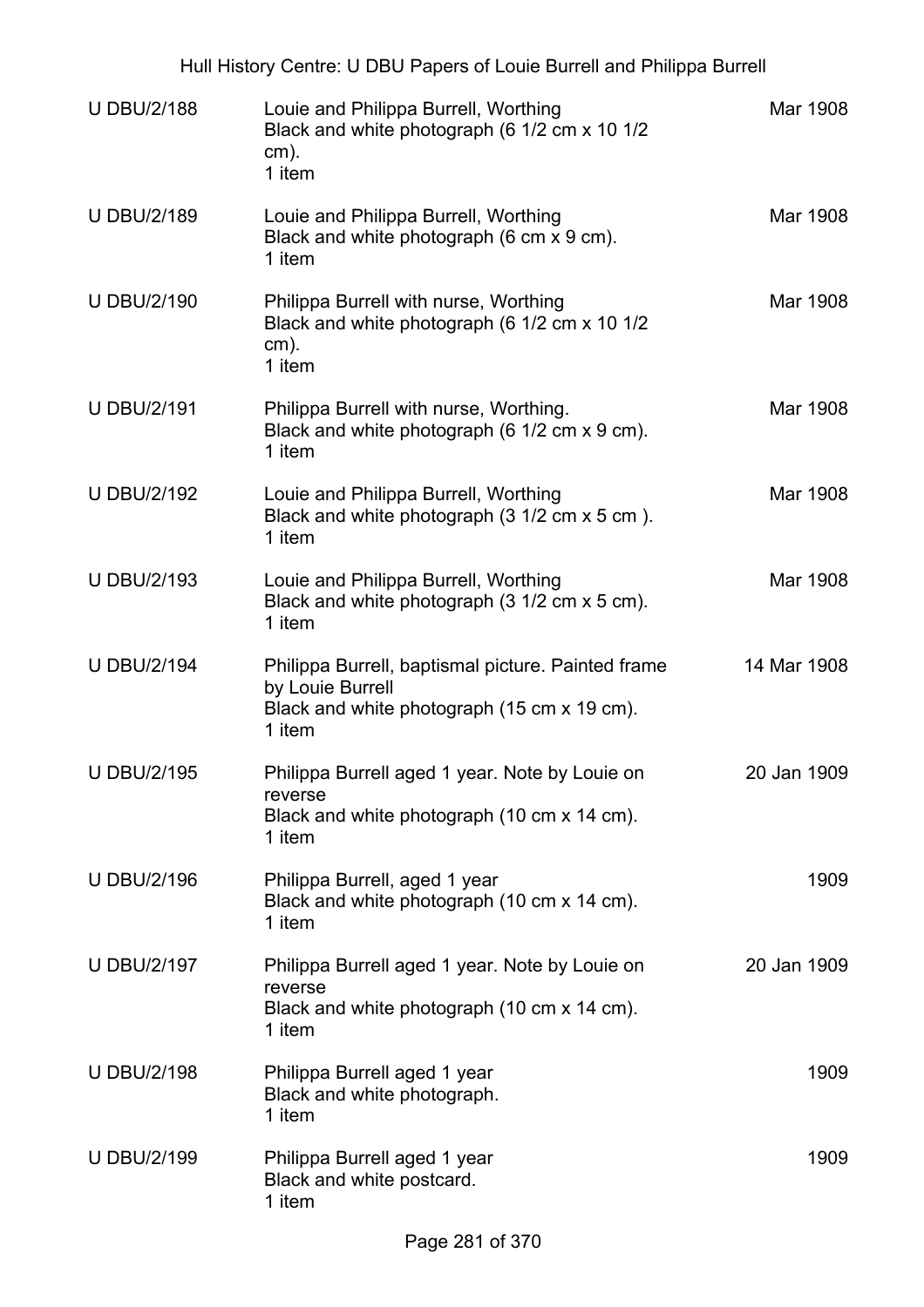| U DBU/2/188 | Louie and Philippa Burrell, Worthing<br>Black and white photograph (6 1/2 cm x 10 1/2 cm).<br>1 item | Mar 1908 |
|---|---|---|
| U DBU/2/189 | Louie and Philippa Burrell, Worthing<br>Black and white photograph (6 cm x 9 cm).<br>1 item | Mar 1908 |
| U DBU/2/190 | Philippa Burrell with nurse, Worthing<br>Black and white photograph (6 1/2 cm x 10 1/2 cm).<br>1 item | Mar 1908 |
| U DBU/2/191 | Philippa Burrell with nurse, Worthing.<br>Black and white photograph (6 1/2 cm x 9 cm).<br>1 item | Mar 1908 |
| U DBU/2/192 | Louie and Philippa Burrell, Worthing<br>Black and white photograph (3 1/2 cm x 5 cm ).<br>1 item | Mar 1908 |
| U DBU/2/193 | Louie and Philippa Burrell, Worthing<br>Black and white photograph (3 1/2 cm x 5 cm).<br>1 item | Mar 1908 |
| U DBU/2/194 | Philippa Burrell, baptismal picture. Painted frame by Louie Burrell<br>Black and white photograph (15 cm x 19 cm).<br>1 item | 14 Mar 1908 |
| U DBU/2/195 | Philippa Burrell aged 1 year. Note by Louie on reverse<br>Black and white photograph (10 cm x 14 cm).<br>1 item | 20 Jan 1909 |
| U DBU/2/196 | Philippa Burrell, aged 1 year<br>Black and white photograph (10 cm x 14 cm).<br>1 item | 1909 |
| U DBU/2/197 | Philippa Burrell aged 1 year. Note by Louie on reverse<br>Black and white photograph (10 cm x 14 cm).<br>1 item | 20 Jan 1909 |
| U DBU/2/198 | Philippa Burrell aged 1 year<br>Black and white photograph.<br>1 item | 1909 |
| U DBU/2/199 | Philippa Burrell aged 1 year<br>Black and white postcard.<br>1 item | 1909 |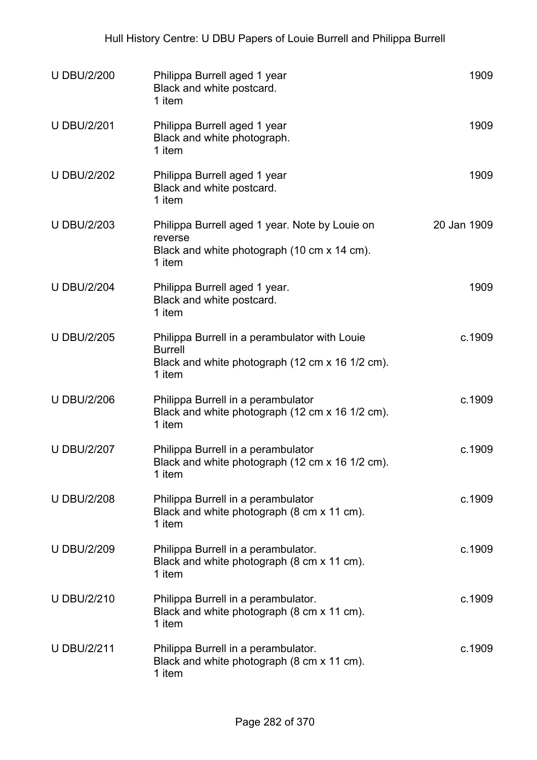| | | |
|---|---|---|
| U DBU/2/200 | Philippa Burrell aged 1 year<br>Black and white postcard.<br>1 item | 1909 |
| U DBU/2/201 | Philippa Burrell aged 1 year<br>Black and white photograph.<br>1 item | 1909 |
| U DBU/2/202 | Philippa Burrell aged 1 year<br>Black and white postcard.<br>1 item | 1909 |
| U DBU/2/203 | Philippa Burrell aged 1 year. Note by Louie on reverse<br>Black and white photograph (10 cm x 14 cm).<br>1 item | 20 Jan 1909 |
| U DBU/2/204 | Philippa Burrell aged 1 year.<br>Black and white postcard.<br>1 item | 1909 |
| U DBU/2/205 | Philippa Burrell in a perambulator with Louie Burrell<br>Black and white photograph (12 cm x 16 1/2 cm).<br>1 item | c.1909 |
| U DBU/2/206 | Philippa Burrell in a perambulator<br>Black and white photograph (12 cm x 16 1/2 cm).<br>1 item | c.1909 |
| U DBU/2/207 | Philippa Burrell in a perambulator<br>Black and white photograph (12 cm x 16 1/2 cm).<br>1 item | c.1909 |
| U DBU/2/208 | Philippa Burrell in a perambulator<br>Black and white photograph (8 cm x 11 cm).<br>1 item | c.1909 |
| U DBU/2/209 | Philippa Burrell in a perambulator.<br>Black and white photograph (8 cm x 11 cm).<br>1 item | c.1909 |
| U DBU/2/210 | Philippa Burrell in a perambulator.<br>Black and white photograph (8 cm x 11 cm).<br>1 item | c.1909 |
| U DBU/2/211 | Philippa Burrell in a perambulator.<br>Black and white photograph (8 cm x 11 cm).<br>1 item | c.1909 |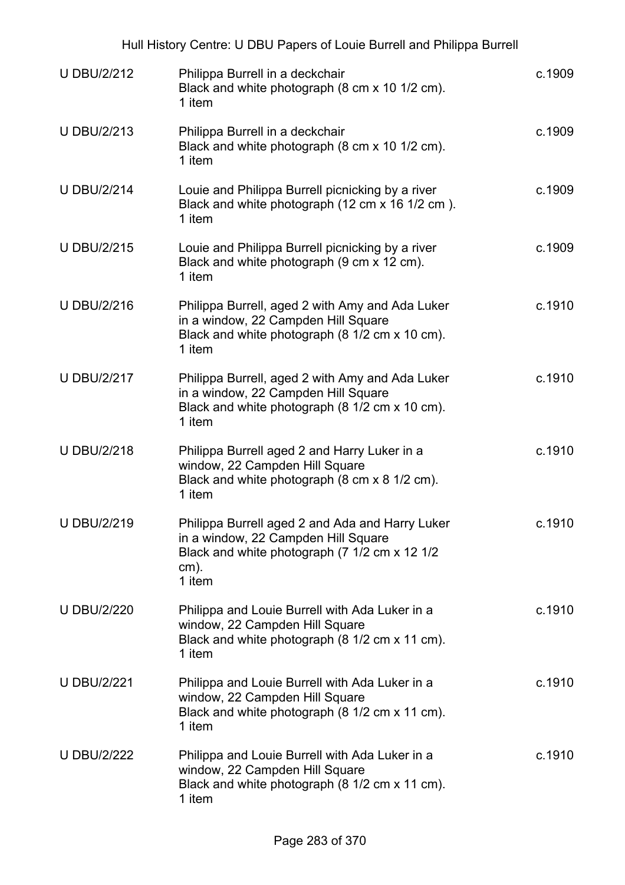| | | |
|---|---|---|
| U DBU/2/212 | Philippa Burrell in a deckchair<br>Black and white photograph (8 cm x 10 1/2 cm).<br>1 item | c.1909 |
| U DBU/2/213 | Philippa Burrell in a deckchair<br>Black and white photograph (8 cm x 10 1/2 cm).<br>1 item | c.1909 |
| U DBU/2/214 | Louie and Philippa Burrell picnicking by a river<br>Black and white photograph (12 cm x 16 1/2 cm ).<br>1 item | c.1909 |
| U DBU/2/215 | Louie and Philippa Burrell picnicking by a river<br>Black and white photograph (9 cm x 12 cm).<br>1 item | c.1909 |
| U DBU/2/216 | Philippa Burrell, aged 2 with Amy and Ada Luker in a window, 22 Campden Hill Square<br>Black and white photograph (8 1/2 cm x 10 cm).<br>1 item | c.1910 |
| U DBU/2/217 | Philippa Burrell, aged 2 with Amy and Ada Luker in a window, 22 Campden Hill Square<br>Black and white photograph (8 1/2 cm x 10 cm).<br>1 item | c.1910 |
| U DBU/2/218 | Philippa Burrell aged 2 and Harry Luker in a window, 22 Campden Hill Square<br>Black and white photograph (8 cm x 8 1/2 cm).<br>1 item | c.1910 |
| U DBU/2/219 | Philippa Burrell aged 2 and Ada and Harry Luker in a window, 22 Campden Hill Square<br>Black and white photograph (7 1/2 cm x 12 1/2 cm).<br>1 item | c.1910 |
| U DBU/2/220 | Philippa and Louie Burrell with Ada Luker in a window, 22 Campden Hill Square<br>Black and white photograph (8 1/2 cm x 11 cm).<br>1 item | c.1910 |
| U DBU/2/221 | Philippa and Louie Burrell with Ada Luker in a window, 22 Campden Hill Square<br>Black and white photograph (8 1/2 cm x 11 cm).<br>1 item | c.1910 |
| U DBU/2/222 | Philippa and Louie Burrell with Ada Luker in a window, 22 Campden Hill Square<br>Black and white photograph (8 1/2 cm x 11 cm).<br>1 item | c.1910 |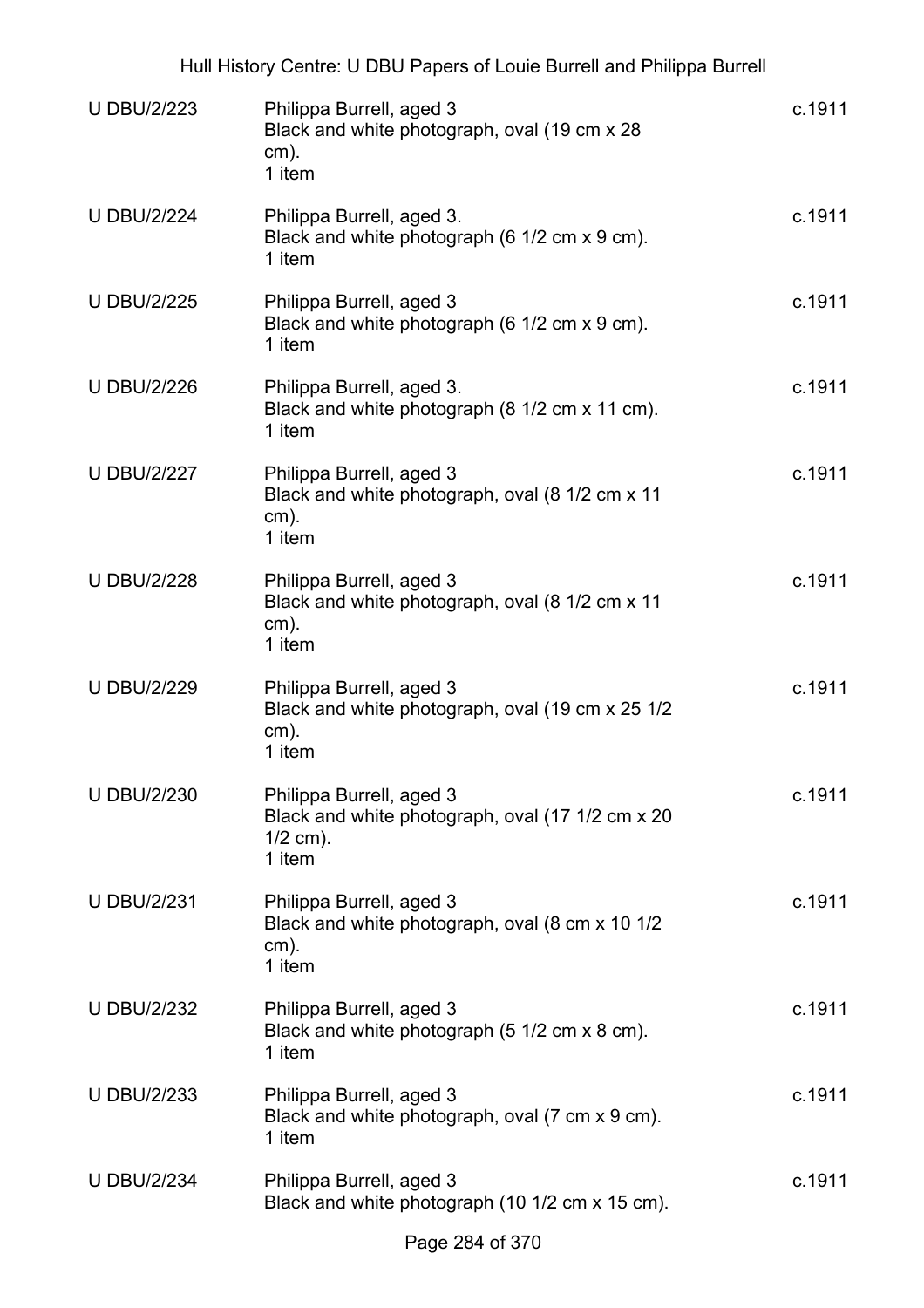| | | |
|---|---|---|
| U DBU/2/223 | Philippa Burrell, aged 3<br>Black and white photograph, oval (19 cm x 28 cm).<br>1 item | c.1911 |
| U DBU/2/224 | Philippa Burrell, aged 3.<br>Black and white photograph (6 1/2 cm x 9 cm).<br>1 item | c.1911 |
| U DBU/2/225 | Philippa Burrell, aged 3<br>Black and white photograph (6 1/2 cm x 9 cm).<br>1 item | c.1911 |
| U DBU/2/226 | Philippa Burrell, aged 3.<br>Black and white photograph (8 1/2 cm x 11 cm).<br>1 item | c.1911 |
| U DBU/2/227 | Philippa Burrell, aged 3<br>Black and white photograph, oval (8 1/2 cm x 11 cm).<br>1 item | c.1911 |
| U DBU/2/228 | Philippa Burrell, aged 3<br>Black and white photograph, oval (8 1/2 cm x 11 cm).<br>1 item | c.1911 |
| U DBU/2/229 | Philippa Burrell, aged 3<br>Black and white photograph, oval (19 cm x 25 1/2 cm).<br>1 item | c.1911 |
| U DBU/2/230 | Philippa Burrell, aged 3<br>Black and white photograph, oval (17 1/2 cm x 20 1/2 cm).<br>1 item | c.1911 |
| U DBU/2/231 | Philippa Burrell, aged 3<br>Black and white photograph, oval (8 cm x 10 1/2 cm).<br>1 item | c.1911 |
| U DBU/2/232 | Philippa Burrell, aged 3<br>Black and white photograph (5 1/2 cm x 8 cm).<br>1 item | c.1911 |
| U DBU/2/233 | Philippa Burrell, aged 3<br>Black and white photograph, oval (7 cm x 9 cm).<br>1 item | c.1911 |
| U DBU/2/234 | Philippa Burrell, aged 3<br>Black and white photograph (10 1/2 cm x 15 cm). | c.1911 |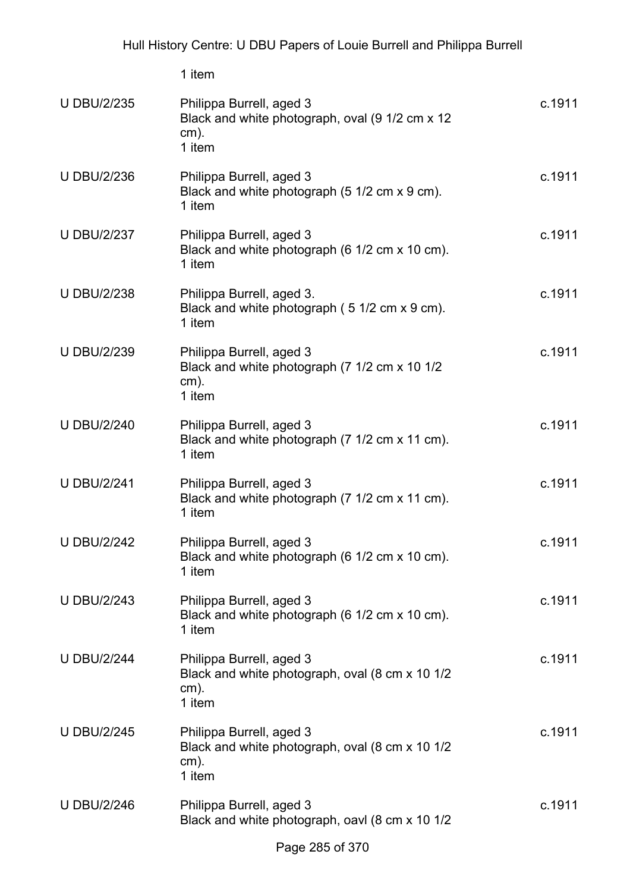1 item

| | | |
|---|---|---|
| U DBU/2/235 | Philippa Burrell, aged 3<br>Black and white photograph, oval (9 1/2 cm x 12 cm).<br>1 item | c.1911 |
| U DBU/2/236 | Philippa Burrell, aged 3<br>Black and white photograph (5 1/2 cm x 9 cm).<br>1 item | c.1911 |
| U DBU/2/237 | Philippa Burrell, aged 3<br>Black and white photograph (6 1/2 cm x 10 cm).<br>1 item | c.1911 |
| U DBU/2/238 | Philippa Burrell, aged 3.<br>Black and white photograph ( 5 1/2 cm x 9 cm).<br>1 item | c.1911 |
| U DBU/2/239 | Philippa Burrell, aged 3<br>Black and white photograph (7 1/2 cm x 10 1/2 cm).<br>1 item | c.1911 |
| U DBU/2/240 | Philippa Burrell, aged 3<br>Black and white photograph (7 1/2 cm x 11 cm).<br>1 item | c.1911 |
| U DBU/2/241 | Philippa Burrell, aged 3<br>Black and white photograph (7 1/2 cm x 11 cm).<br>1 item | c.1911 |
| U DBU/2/242 | Philippa Burrell, aged 3<br>Black and white photograph (6 1/2 cm x 10 cm).<br>1 item | c.1911 |
| U DBU/2/243 | Philippa Burrell, aged 3<br>Black and white photograph (6 1/2 cm x 10 cm).<br>1 item | c.1911 |
| U DBU/2/244 | Philippa Burrell, aged 3<br>Black and white photograph, oval (8 cm x 10 1/2 cm).<br>1 item | c.1911 |
| U DBU/2/245 | Philippa Burrell, aged 3<br>Black and white photograph, oval (8 cm x 10 1/2 cm).<br>1 item | c.1911 |
| U DBU/2/246 | Philippa Burrell, aged 3<br>Black and white photograph, oavl (8 cm x 10 1/2 | c.1911 |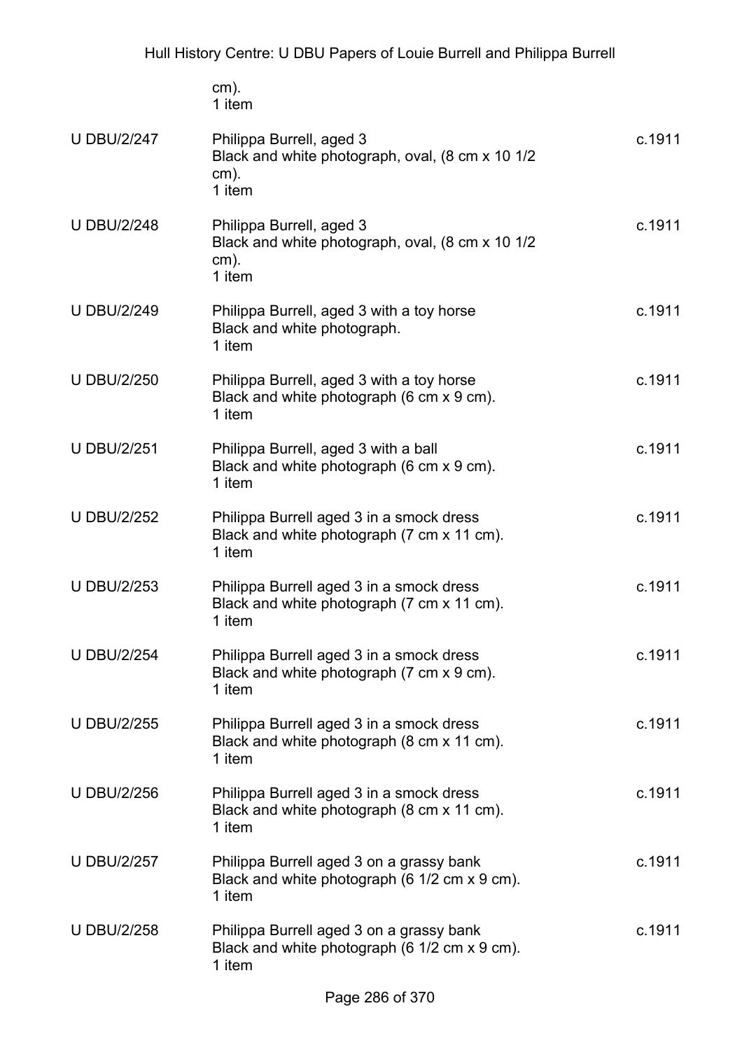cm).
1 item

| | | |
|---|---|---|
| U DBU/2/247 | Philippa Burrell, aged 3<br>Black and white photograph, oval, (8 cm x 10 1/2 cm).<br>1 item | c.1911 |
| U DBU/2/248 | Philippa Burrell, aged 3<br>Black and white photograph, oval, (8 cm x 10 1/2 cm).<br>1 item | c.1911 |
| U DBU/2/249 | Philippa Burrell, aged 3 with a toy horse<br>Black and white photograph.<br>1 item | c.1911 |
| U DBU/2/250 | Philippa Burrell, aged 3 with a toy horse<br>Black and white photograph (6 cm x 9 cm).<br>1 item | c.1911 |
| U DBU/2/251 | Philippa Burrell, aged 3 with a ball<br>Black and white photograph (6 cm x 9 cm).<br>1 item | c.1911 |
| U DBU/2/252 | Philippa Burrell aged 3 in a smock dress<br>Black and white photograph (7 cm x 11 cm).<br>1 item | c.1911 |
| U DBU/2/253 | Philippa Burrell aged 3 in a smock dress<br>Black and white photograph (7 cm x 11 cm).<br>1 item | c.1911 |
| U DBU/2/254 | Philippa Burrell aged 3 in a smock dress<br>Black and white photograph (7 cm x 9 cm).<br>1 item | c.1911 |
| U DBU/2/255 | Philippa Burrell aged 3 in a smock dress<br>Black and white photograph (8 cm x 11 cm).<br>1 item | c.1911 |
| U DBU/2/256 | Philippa Burrell aged 3 in a smock dress<br>Black and white photograph (8 cm x 11 cm).<br>1 item | c.1911 |
| U DBU/2/257 | Philippa Burrell aged 3 on a grassy bank<br>Black and white photograph (6 1/2 cm x 9 cm).<br>1 item | c.1911 |
| U DBU/2/258 | Philippa Burrell aged 3 on a grassy bank<br>Black and white photograph (6 1/2 cm x 9 cm).<br>1 item | c.1911 |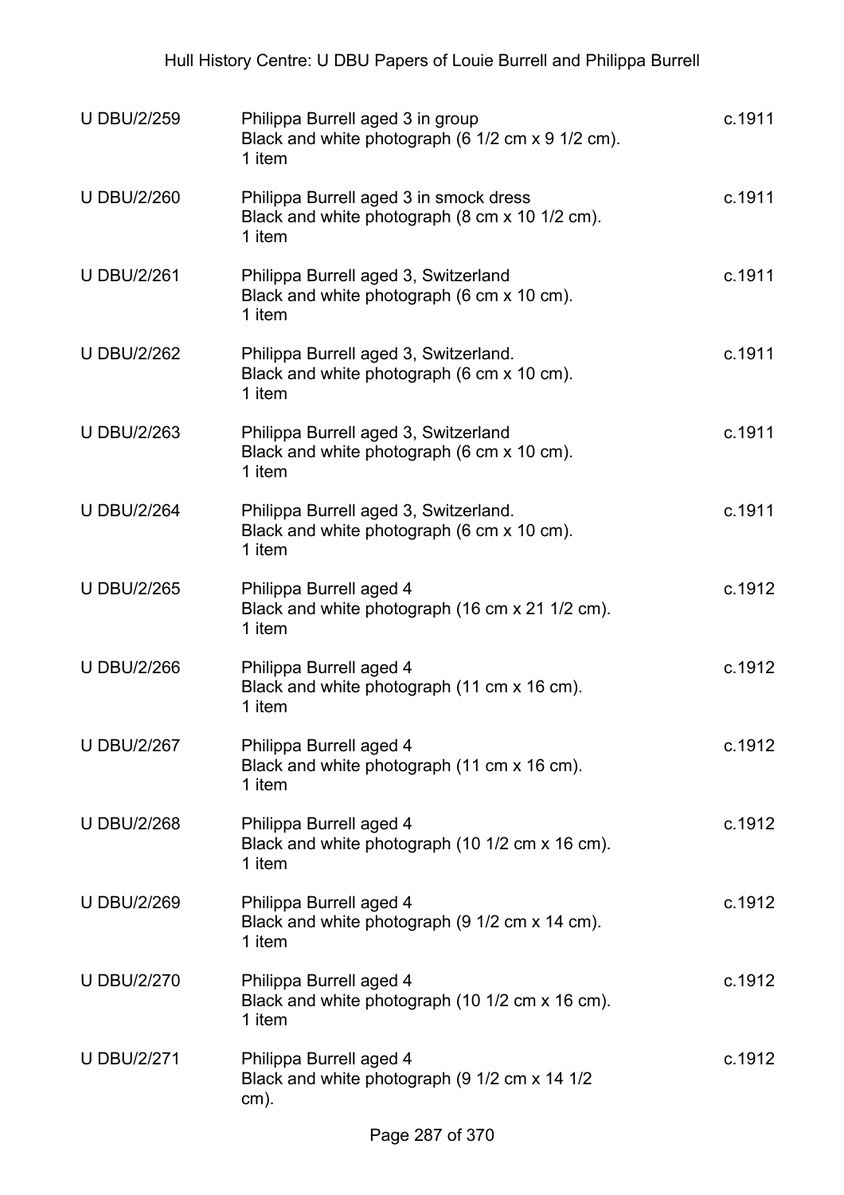| | | |
|---|---|---|
| U DBU/2/259 | Philippa Burrell aged 3 in group<br>Black and white photograph (6 1/2 cm x 9 1/2 cm).<br>1 item | c.1911 |
| U DBU/2/260 | Philippa Burrell aged 3 in smock dress<br>Black and white photograph (8 cm x 10 1/2 cm).<br>1 item | c.1911 |
| U DBU/2/261 | Philippa Burrell aged 3, Switzerland<br>Black and white photograph (6 cm x 10 cm).<br>1 item | c.1911 |
| U DBU/2/262 | Philippa Burrell aged 3, Switzerland.<br>Black and white photograph (6 cm x 10 cm).<br>1 item | c.1911 |
| U DBU/2/263 | Philippa Burrell aged 3, Switzerland<br>Black and white photograph (6 cm x 10 cm).<br>1 item | c.1911 |
| U DBU/2/264 | Philippa Burrell aged 3, Switzerland.<br>Black and white photograph (6 cm x 10 cm).<br>1 item | c.1911 |
| U DBU/2/265 | Philippa Burrell aged 4<br>Black and white photograph (16 cm x 21 1/2 cm).<br>1 item | c.1912 |
| U DBU/2/266 | Philippa Burrell aged 4<br>Black and white photograph (11 cm x 16 cm).<br>1 item | c.1912 |
| U DBU/2/267 | Philippa Burrell aged 4<br>Black and white photograph (11 cm x 16 cm).<br>1 item | c.1912 |
| U DBU/2/268 | Philippa Burrell aged 4<br>Black and white photograph (10 1/2 cm x 16 cm).<br>1 item | c.1912 |
| U DBU/2/269 | Philippa Burrell aged 4<br>Black and white photograph (9 1/2 cm x 14 cm).<br>1 item | c.1912 |
| U DBU/2/270 | Philippa Burrell aged 4<br>Black and white photograph (10 1/2 cm x 16 cm).<br>1 item | c.1912 |
| U DBU/2/271 | Philippa Burrell aged 4<br>Black and white photograph (9 1/2 cm x 14 1/2 cm). | c.1912 |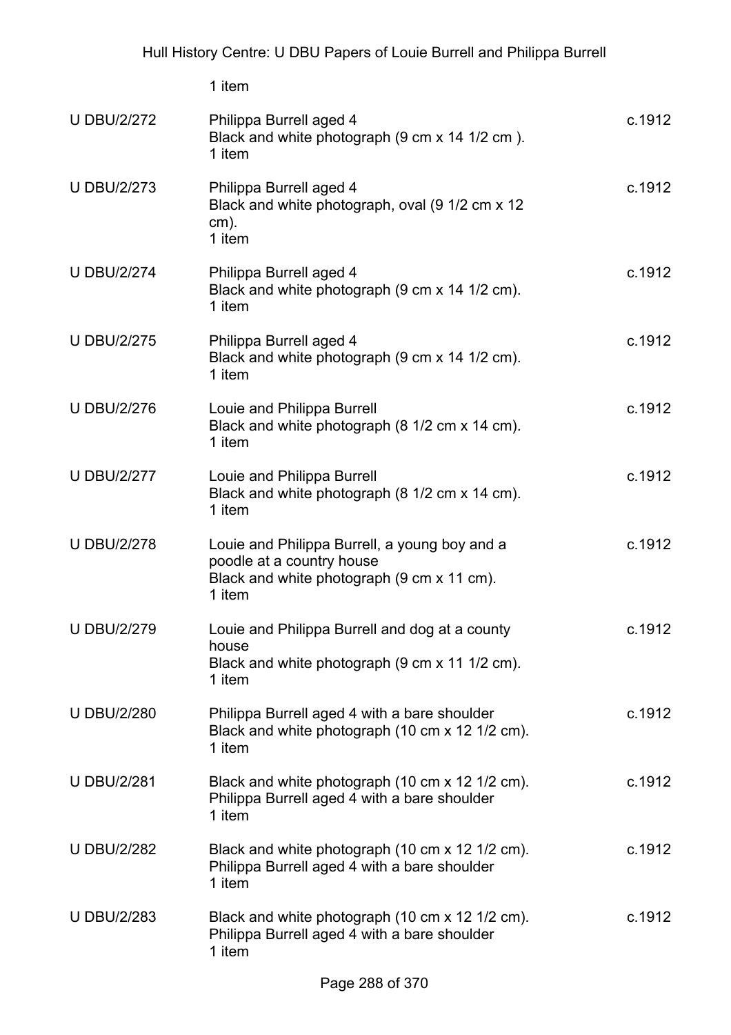1 item

| | | |
|---|---|---|
| U DBU/2/272 | Philippa Burrell aged 4<br>Black and white photograph (9 cm x 14 1/2 cm ).<br>1 item | c.1912 |
| U DBU/2/273 | Philippa Burrell aged 4<br>Black and white photograph, oval (9 1/2 cm x 12 cm).<br>1 item | c.1912 |
| U DBU/2/274 | Philippa Burrell aged 4<br>Black and white photograph (9 cm x 14 1/2 cm).<br>1 item | c.1912 |
| U DBU/2/275 | Philippa Burrell aged 4<br>Black and white photograph (9 cm x 14 1/2 cm).<br>1 item | c.1912 |
| U DBU/2/276 | Louie and Philippa Burrell<br>Black and white photograph (8 1/2 cm x 14 cm).<br>1 item | c.1912 |
| U DBU/2/277 | Louie and Philippa Burrell<br>Black and white photograph (8 1/2 cm x 14 cm).<br>1 item | c.1912 |
| U DBU/2/278 | Louie and Philippa Burrell, a young boy and a poodle at a country house<br>Black and white photograph (9 cm x 11 cm).<br>1 item | c.1912 |
| U DBU/2/279 | Louie and Philippa Burrell and dog at a county house<br>Black and white photograph (9 cm x 11 1/2 cm).<br>1 item | c.1912 |
| U DBU/2/280 | Philippa Burrell aged 4 with a bare shoulder<br>Black and white photograph (10 cm x 12 1/2 cm).<br>1 item | c.1912 |
| U DBU/2/281 | Black and white photograph (10 cm x 12 1/2 cm).<br>Philippa Burrell aged 4 with a bare shoulder<br>1 item | c.1912 |
| U DBU/2/282 | Black and white photograph (10 cm x 12 1/2 cm).<br>Philippa Burrell aged 4 with a bare shoulder<br>1 item | c.1912 |
| U DBU/2/283 | Black and white photograph (10 cm x 12 1/2 cm).<br>Philippa Burrell aged 4 with a bare shoulder<br>1 item | c.1912 |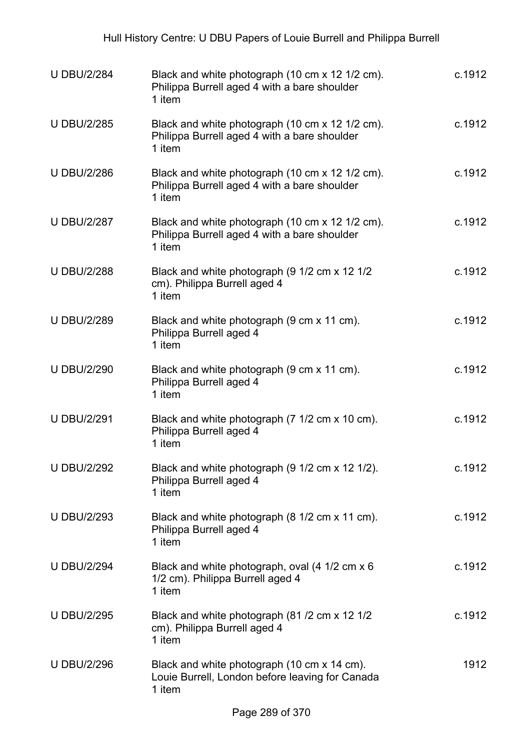| | | |
|---|---|---|
| U DBU/2/284 | Black and white photograph (10 cm x 12 1/2 cm). Philippa Burrell aged 4 with a bare shoulder<br>1 item | c.1912 |
| U DBU/2/285 | Black and white photograph (10 cm x 12 1/2 cm). Philippa Burrell aged 4 with a bare shoulder<br>1 item | c.1912 |
| U DBU/2/286 | Black and white photograph (10 cm x 12 1/2 cm). Philippa Burrell aged 4 with a bare shoulder<br>1 item | c.1912 |
| U DBU/2/287 | Black and white photograph (10 cm x 12 1/2 cm). Philippa Burrell aged 4 with a bare shoulder<br>1 item | c.1912 |
| U DBU/2/288 | Black and white photograph (9 1/2 cm x 12 1/2 cm). Philippa Burrell aged 4<br>1 item | c.1912 |
| U DBU/2/289 | Black and white photograph (9 cm x 11 cm). Philippa Burrell aged 4<br>1 item | c.1912 |
| U DBU/2/290 | Black and white photograph (9 cm x 11 cm). Philippa Burrell aged 4<br>1 item | c.1912 |
| U DBU/2/291 | Black and white photograph (7 1/2 cm x 10 cm). Philippa Burrell aged 4<br>1 item | c.1912 |
| U DBU/2/292 | Black and white photograph (9 1/2 cm x 12 1/2). Philippa Burrell aged 4<br>1 item | c.1912 |
| U DBU/2/293 | Black and white photograph (8 1/2 cm x 11 cm). Philippa Burrell aged 4<br>1 item | c.1912 |
| U DBU/2/294 | Black and white photograph, oval (4 1/2 cm x 6 1/2 cm). Philippa Burrell aged 4<br>1 item | c.1912 |
| U DBU/2/295 | Black and white photograph (81 /2 cm x 12 1/2 cm). Philippa Burrell aged 4<br>1 item | c.1912 |
| U DBU/2/296 | Black and white photograph (10 cm x 14 cm). Louie Burrell, London before leaving for Canada<br>1 item | 1912 |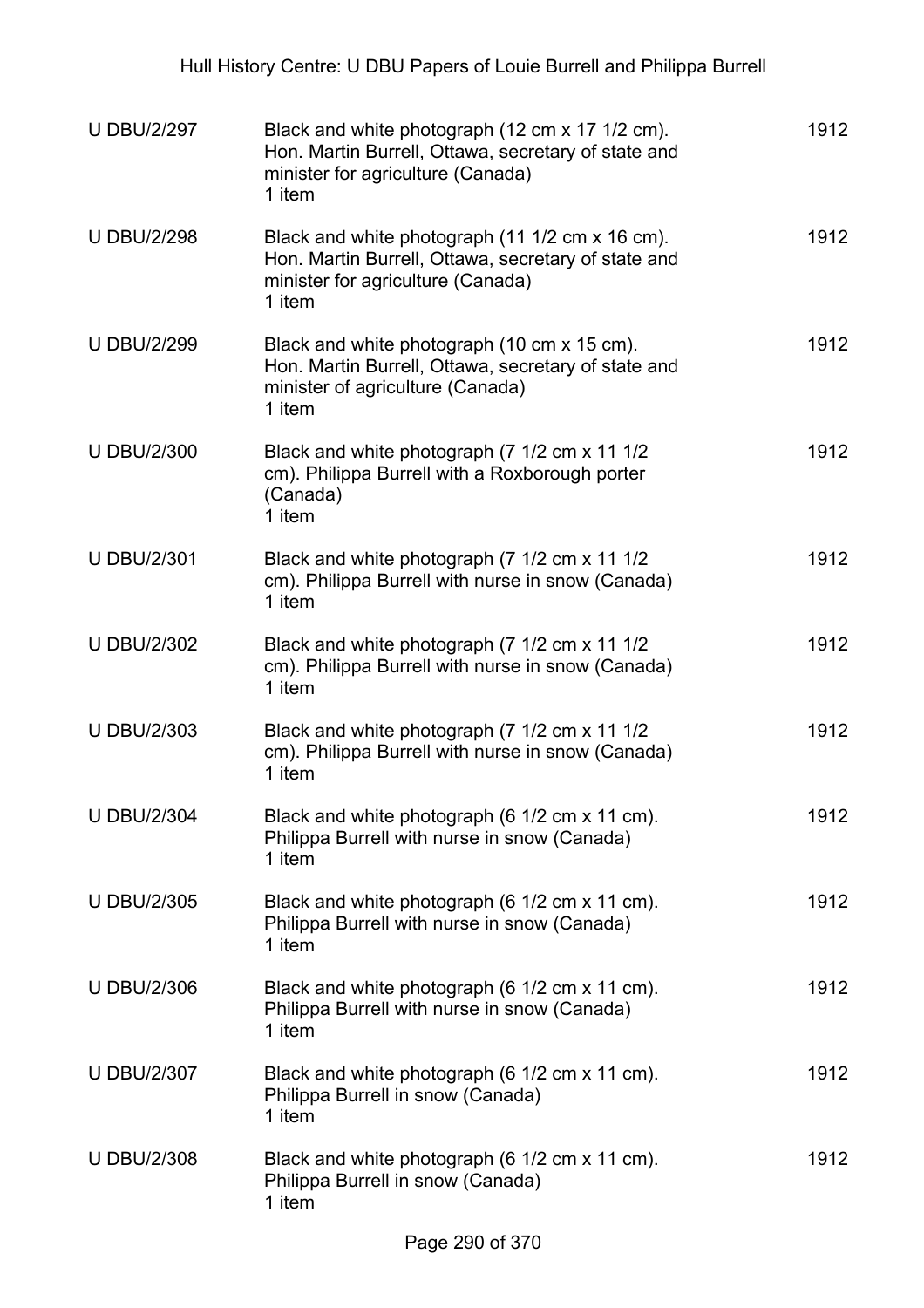| | | |
|---|---|---|
| U DBU/2/297 | Black and white photograph (12 cm x 17 1/2 cm). Hon. Martin Burrell, Ottawa, secretary of state and minister for agriculture (Canada)<br>1 item | 1912 |
| U DBU/2/298 | Black and white photograph (11 1/2 cm x 16 cm). Hon. Martin Burrell, Ottawa, secretary of state and minister for agriculture (Canada)<br>1 item | 1912 |
| U DBU/2/299 | Black and white photograph (10 cm x 15 cm). Hon. Martin Burrell, Ottawa, secretary of state and minister of agriculture (Canada)<br>1 item | 1912 |
| U DBU/2/300 | Black and white photograph (7 1/2 cm x 11 1/2 cm). Philippa Burrell with a Roxborough porter (Canada)<br>1 item | 1912 |
| U DBU/2/301 | Black and white photograph (7 1/2 cm x 11 1/2 cm). Philippa Burrell with nurse in snow (Canada)<br>1 item | 1912 |
| U DBU/2/302 | Black and white photograph (7 1/2 cm x 11 1/2 cm). Philippa Burrell with nurse in snow (Canada)<br>1 item | 1912 |
| U DBU/2/303 | Black and white photograph (7 1/2 cm x 11 1/2 cm). Philippa Burrell with nurse in snow (Canada)<br>1 item | 1912 |
| U DBU/2/304 | Black and white photograph (6 1/2 cm x 11 cm). Philippa Burrell with nurse in snow (Canada)<br>1 item | 1912 |
| U DBU/2/305 | Black and white photograph (6 1/2 cm x 11 cm). Philippa Burrell with nurse in snow (Canada)<br>1 item | 1912 |
| U DBU/2/306 | Black and white photograph (6 1/2 cm x 11 cm). Philippa Burrell with nurse in snow (Canada)<br>1 item | 1912 |
| U DBU/2/307 | Black and white photograph (6 1/2 cm x 11 cm). Philippa Burrell in snow (Canada)<br>1 item | 1912 |
| U DBU/2/308 | Black and white photograph (6 1/2 cm x 11 cm). Philippa Burrell in snow (Canada)<br>1 item | 1912 |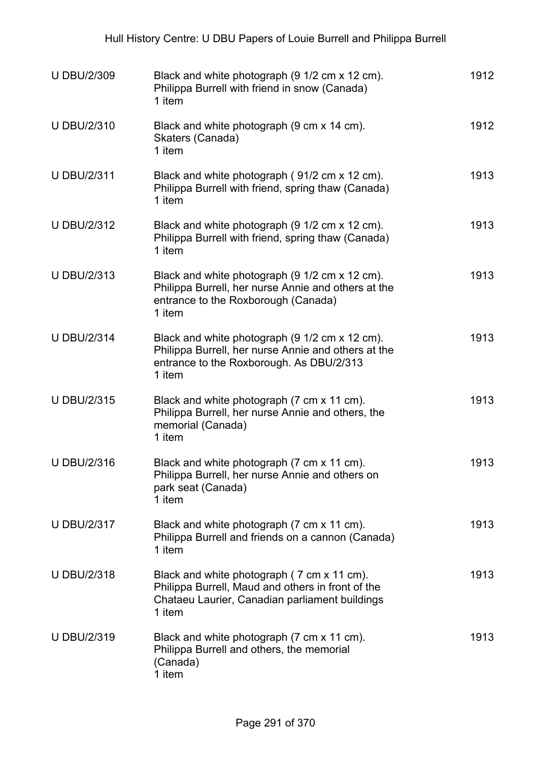| | | |
|---|---|---|
| U DBU/2/309 | Black and white photograph (9 1/2 cm x 12 cm).<br>Philippa Burrell with friend in snow (Canada)<br>1 item | 1912 |
| U DBU/2/310 | Black and white photograph (9 cm x 14 cm).<br>Skaters (Canada)<br>1 item | 1912 |
| U DBU/2/311 | Black and white photograph ( 91/2 cm x 12 cm).<br>Philippa Burrell with friend, spring thaw (Canada)<br>1 item | 1913 |
| U DBU/2/312 | Black and white photograph (9 1/2 cm x 12 cm).<br>Philippa Burrell with friend, spring thaw (Canada)<br>1 item | 1913 |
| U DBU/2/313 | Black and white photograph (9 1/2 cm x 12 cm).<br>Philippa Burrell, her nurse Annie and others at the entrance to the Roxborough (Canada)<br>1 item | 1913 |
| U DBU/2/314 | Black and white photograph (9 1/2 cm x 12 cm).<br>Philippa Burrell, her nurse Annie and others at the entrance to the Roxborough. As DBU/2/313<br>1 item | 1913 |
| U DBU/2/315 | Black and white photograph (7 cm x 11 cm).<br>Philippa Burrell, her nurse Annie and others, the memorial (Canada)<br>1 item | 1913 |
| U DBU/2/316 | Black and white photograph (7 cm x 11 cm).<br>Philippa Burrell, her nurse Annie and others on park seat (Canada)<br>1 item | 1913 |
| U DBU/2/317 | Black and white photograph (7 cm x 11 cm).<br>Philippa Burrell and friends on a cannon (Canada)<br>1 item | 1913 |
| U DBU/2/318 | Black and white photograph ( 7 cm x 11 cm).<br>Philippa Burrell, Maud and others in front of the Chataeu Laurier, Canadian parliament buildings<br>1 item | 1913 |
| U DBU/2/319 | Black and white photograph (7 cm x 11 cm).<br>Philippa Burrell and others, the memorial (Canada)<br>1 item | 1913 |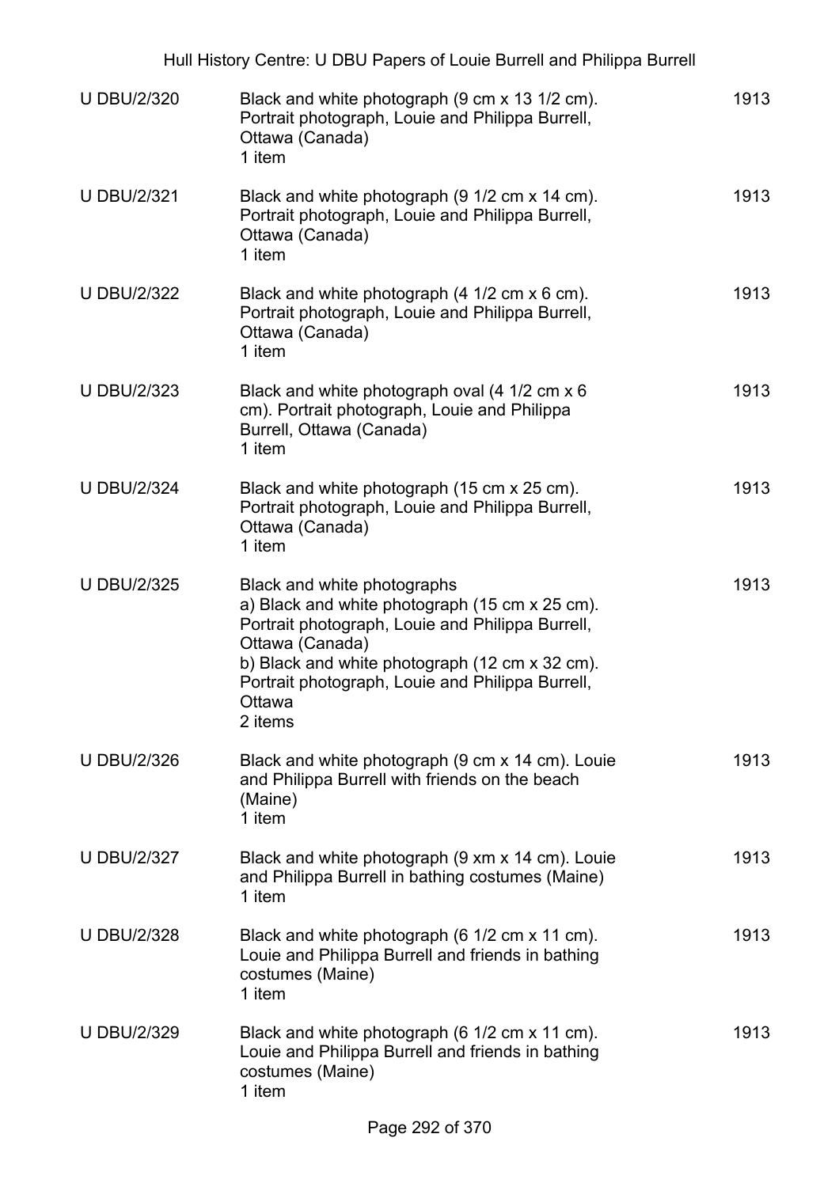| | | |
|---|---|---|
| U DBU/2/320 | Black and white photograph (9 cm x 13 1/2 cm). Portrait photograph, Louie and Philippa Burrell, Ottawa (Canada)<br>1 item | 1913 |
| U DBU/2/321 | Black and white photograph (9 1/2 cm x 14 cm). Portrait photograph, Louie and Philippa Burrell, Ottawa (Canada)<br>1 item | 1913 |
| U DBU/2/322 | Black and white photograph (4 1/2 cm x 6 cm). Portrait photograph, Louie and Philippa Burrell, Ottawa (Canada)<br>1 item | 1913 |
| U DBU/2/323 | Black and white photograph oval (4 1/2 cm x 6 cm). Portrait photograph, Louie and Philippa Burrell, Ottawa (Canada)<br>1 item | 1913 |
| U DBU/2/324 | Black and white photograph (15 cm x 25 cm). Portrait photograph, Louie and Philippa Burrell, Ottawa (Canada)<br>1 item | 1913 |
| U DBU/2/325 | Black and white photographs<br>a) Black and white photograph (15 cm x 25 cm). Portrait photograph, Louie and Philippa Burrell, Ottawa (Canada)<br>b) Black and white photograph (12 cm x 32 cm). Portrait photograph, Louie and Philippa Burrell, Ottawa<br>2 items | 1913 |
| U DBU/2/326 | Black and white photograph (9 cm x 14 cm). Louie and Philippa Burrell with friends on the beach (Maine)<br>1 item | 1913 |
| U DBU/2/327 | Black and white photograph (9 xm x 14 cm). Louie and Philippa Burrell in bathing costumes (Maine)<br>1 item | 1913 |
| U DBU/2/328 | Black and white photograph (6 1/2 cm x 11 cm). Louie and Philippa Burrell and friends in bathing costumes (Maine)<br>1 item | 1913 |
| U DBU/2/329 | Black and white photograph (6 1/2 cm x 11 cm). Louie and Philippa Burrell and friends in bathing costumes (Maine)<br>1 item | 1913 |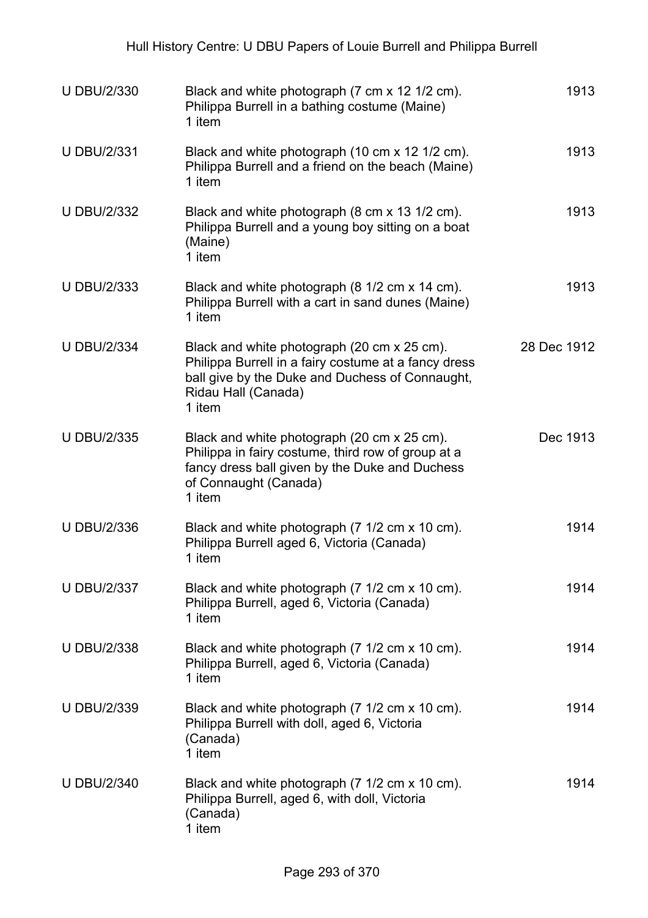| | | |
|---|---|---|
| U DBU/2/330 | Black and white photograph (7 cm x 12 1/2 cm).<br>Philippa Burrell in a bathing costume (Maine)<br>1 item | 1913 |
| U DBU/2/331 | Black and white photograph (10 cm x 12 1/2 cm).<br>Philippa Burrell and a friend on the beach (Maine)<br>1 item | 1913 |
| U DBU/2/332 | Black and white photograph (8 cm x 13 1/2 cm).<br>Philippa Burrell and a young boy sitting on a boat (Maine)<br>1 item | 1913 |
| U DBU/2/333 | Black and white photograph (8 1/2 cm x 14 cm).<br>Philippa Burrell with a cart in sand dunes (Maine)<br>1 item | 1913 |
| U DBU/2/334 | Black and white photograph (20 cm x 25 cm).<br>Philippa Burrell in a fairy costume at a fancy dress ball give by the Duke and Duchess of Connaught, Ridau Hall (Canada)<br>1 item | 28 Dec 1912 |
| U DBU/2/335 | Black and white photograph (20 cm x 25 cm).<br>Philippa in fairy costume, third row of group at a fancy dress ball given by the Duke and Duchess of Connaught (Canada)<br>1 item | Dec 1913 |
| U DBU/2/336 | Black and white photograph (7 1/2 cm x 10 cm).<br>Philippa Burrell aged 6, Victoria (Canada)<br>1 item | 1914 |
| U DBU/2/337 | Black and white photograph (7 1/2 cm x 10 cm).<br>Philippa Burrell, aged 6, Victoria (Canada)<br>1 item | 1914 |
| U DBU/2/338 | Black and white photograph (7 1/2 cm x 10 cm).<br>Philippa Burrell, aged 6, Victoria (Canada)<br>1 item | 1914 |
| U DBU/2/339 | Black and white photograph (7 1/2 cm x 10 cm).<br>Philippa Burrell with doll, aged 6, Victoria (Canada)<br>1 item | 1914 |
| U DBU/2/340 | Black and white photograph (7 1/2 cm x 10 cm).<br>Philippa Burrell, aged 6, with doll, Victoria (Canada)<br>1 item | 1914 |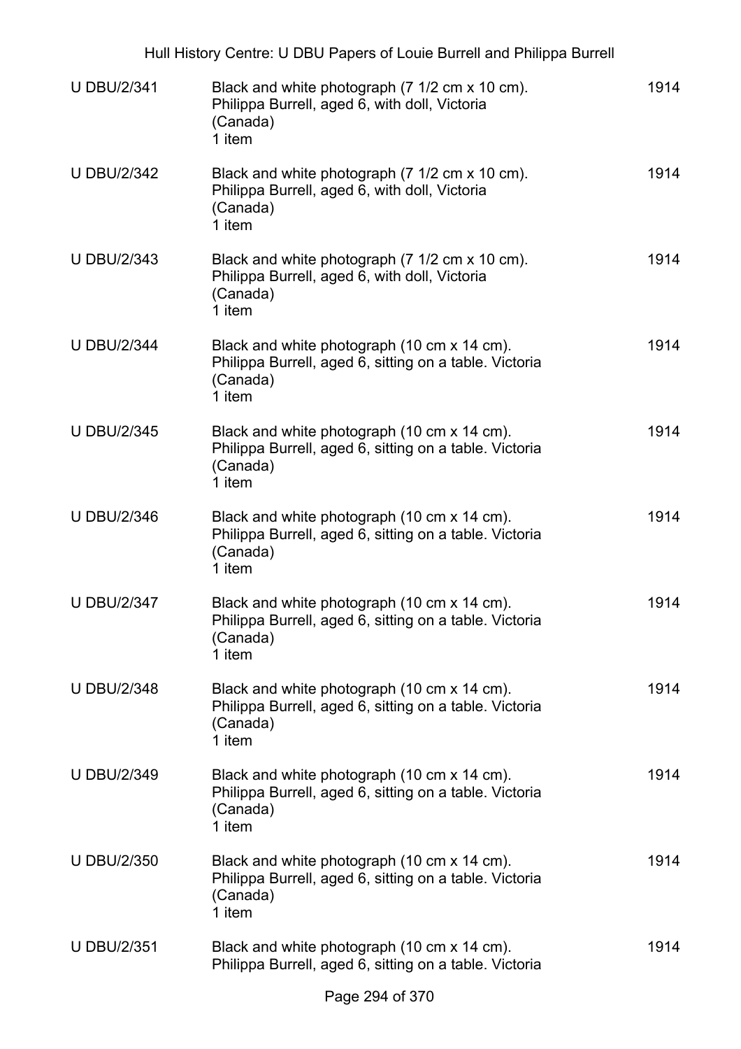| | | |
|---|---|---|
| U DBU/2/341 | Black and white photograph (7 1/2 cm x 10 cm). Philippa Burrell, aged 6, with doll, Victoria (Canada)<br>1 item | 1914 |
| U DBU/2/342 | Black and white photograph (7 1/2 cm x 10 cm). Philippa Burrell, aged 6, with doll, Victoria (Canada)<br>1 item | 1914 |
| U DBU/2/343 | Black and white photograph (7 1/2 cm x 10 cm). Philippa Burrell, aged 6, with doll, Victoria (Canada)<br>1 item | 1914 |
| U DBU/2/344 | Black and white photograph (10 cm x 14 cm). Philippa Burrell, aged 6, sitting on a table. Victoria (Canada)<br>1 item | 1914 |
| U DBU/2/345 | Black and white photograph (10 cm x 14 cm). Philippa Burrell, aged 6, sitting on a table. Victoria (Canada)<br>1 item | 1914 |
| U DBU/2/346 | Black and white photograph (10 cm x 14 cm). Philippa Burrell, aged 6, sitting on a table. Victoria (Canada)<br>1 item | 1914 |
| U DBU/2/347 | Black and white photograph (10 cm x 14 cm). Philippa Burrell, aged 6, sitting on a table. Victoria (Canada)<br>1 item | 1914 |
| U DBU/2/348 | Black and white photograph (10 cm x 14 cm). Philippa Burrell, aged 6, sitting on a table. Victoria (Canada)<br>1 item | 1914 |
| U DBU/2/349 | Black and white photograph (10 cm x 14 cm). Philippa Burrell, aged 6, sitting on a table. Victoria (Canada)<br>1 item | 1914 |
| U DBU/2/350 | Black and white photograph (10 cm x 14 cm). Philippa Burrell, aged 6, sitting on a table. Victoria (Canada)<br>1 item | 1914 |
| U DBU/2/351 | Black and white photograph (10 cm x 14 cm). Philippa Burrell, aged 6, sitting on a table. Victoria | 1914 |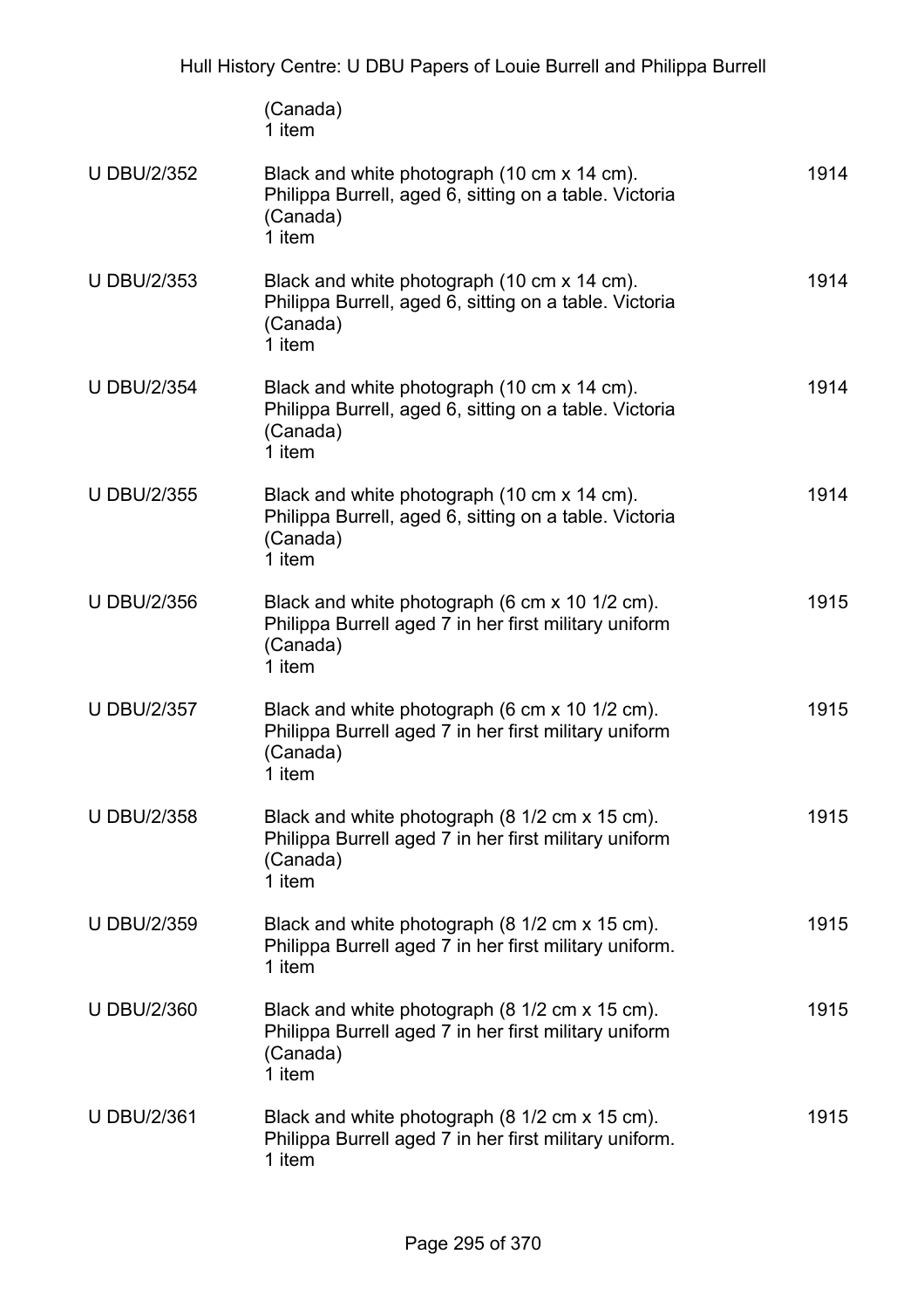| | | |
|---|---|---|
| | (Canada)<br>1 item | |
| U DBU/2/352 | Black and white photograph (10 cm x 14 cm).<br>Philippa Burrell, aged 6, sitting on a table. Victoria (Canada)<br>1 item | 1914 |
| U DBU/2/353 | Black and white photograph (10 cm x 14 cm).<br>Philippa Burrell, aged 6, sitting on a table. Victoria (Canada)<br>1 item | 1914 |
| U DBU/2/354 | Black and white photograph (10 cm x 14 cm).<br>Philippa Burrell, aged 6, sitting on a table. Victoria (Canada)<br>1 item | 1914 |
| U DBU/2/355 | Black and white photograph (10 cm x 14 cm).<br>Philippa Burrell, aged 6, sitting on a table. Victoria (Canada)<br>1 item | 1914 |
| U DBU/2/356 | Black and white photograph (6 cm x 10 1/2 cm).<br>Philippa Burrell aged 7 in her first military uniform (Canada)<br>1 item | 1915 |
| U DBU/2/357 | Black and white photograph (6 cm x 10 1/2 cm).<br>Philippa Burrell aged 7 in her first military uniform (Canada)<br>1 item | 1915 |
| U DBU/2/358 | Black and white photograph (8 1/2 cm x 15 cm).<br>Philippa Burrell aged 7 in her first military uniform (Canada)<br>1 item | 1915 |
| U DBU/2/359 | Black and white photograph (8 1/2 cm x 15 cm).<br>Philippa Burrell aged 7 in her first military uniform.<br>1 item | 1915 |
| U DBU/2/360 | Black and white photograph (8 1/2 cm x 15 cm).<br>Philippa Burrell aged 7 in her first military uniform (Canada)<br>1 item | 1915 |
| U DBU/2/361 | Black and white photograph (8 1/2 cm x 15 cm).<br>Philippa Burrell aged 7 in her first military uniform.<br>1 item | 1915 |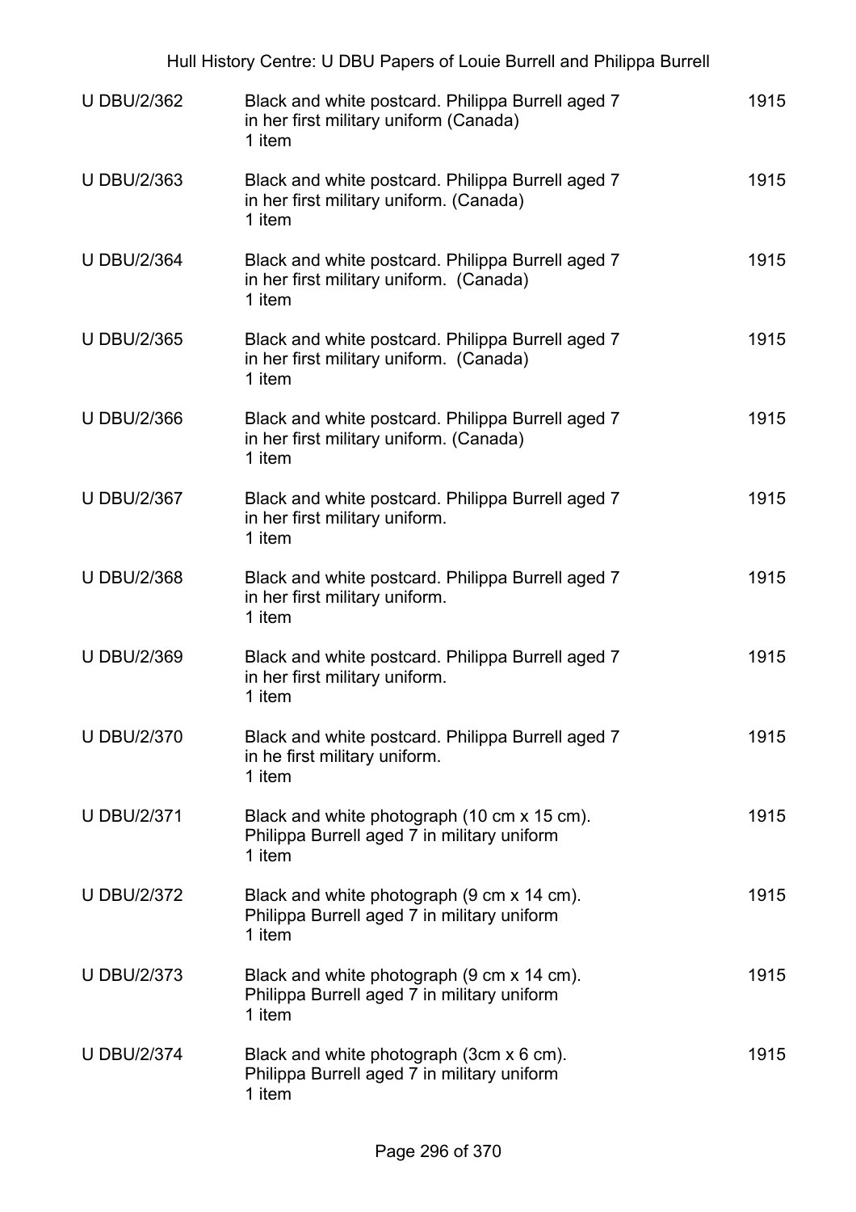| | | |
|---|---|---|
| U DBU/2/362 | Black and white postcard. Philippa Burrell aged 7 in her first military uniform (Canada)<br>1 item | 1915 |
| U DBU/2/363 | Black and white postcard. Philippa Burrell aged 7 in her first military uniform. (Canada)<br>1 item | 1915 |
| U DBU/2/364 | Black and white postcard. Philippa Burrell aged 7 in her first military uniform. (Canada)<br>1 item | 1915 |
| U DBU/2/365 | Black and white postcard. Philippa Burrell aged 7 in her first military uniform. (Canada)<br>1 item | 1915 |
| U DBU/2/366 | Black and white postcard. Philippa Burrell aged 7 in her first military uniform. (Canada)<br>1 item | 1915 |
| U DBU/2/367 | Black and white postcard. Philippa Burrell aged 7 in her first military uniform.<br>1 item | 1915 |
| U DBU/2/368 | Black and white postcard. Philippa Burrell aged 7 in her first military uniform.<br>1 item | 1915 |
| U DBU/2/369 | Black and white postcard. Philippa Burrell aged 7 in her first military uniform.<br>1 item | 1915 |
| U DBU/2/370 | Black and white postcard. Philippa Burrell aged 7 in he first military uniform.<br>1 item | 1915 |
| U DBU/2/371 | Black and white photograph (10 cm x 15 cm). Philippa Burrell aged 7 in military uniform<br>1 item | 1915 |
| U DBU/2/372 | Black and white photograph (9 cm x 14 cm). Philippa Burrell aged 7 in military uniform<br>1 item | 1915 |
| U DBU/2/373 | Black and white photograph (9 cm x 14 cm). Philippa Burrell aged 7 in military uniform<br>1 item | 1915 |
| U DBU/2/374 | Black and white photograph (3cm x 6 cm). Philippa Burrell aged 7 in military uniform<br>1 item | 1915 |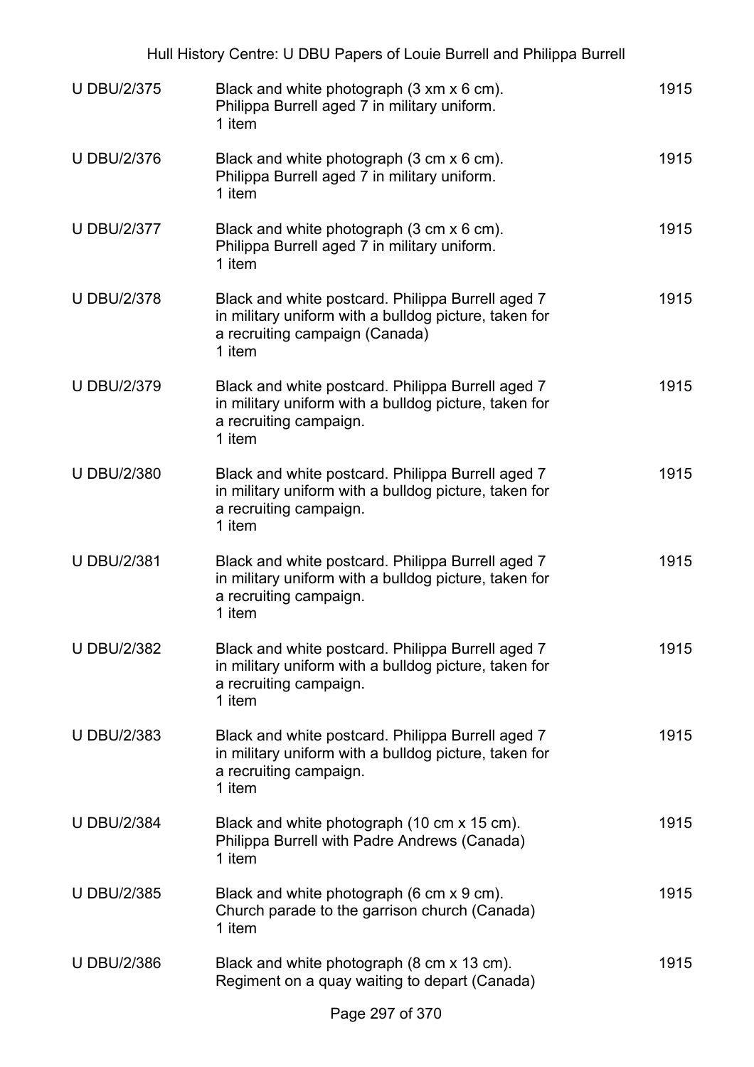| | | |
|---|---|---|
| U DBU/2/375 | Black and white photograph (3 xm x 6 cm).<br>Philippa Burrell aged 7 in military uniform.<br>1 item | 1915 |
| U DBU/2/376 | Black and white photograph (3 cm x 6 cm).<br>Philippa Burrell aged 7 in military uniform.<br>1 item | 1915 |
| U DBU/2/377 | Black and white photograph (3 cm x 6 cm).<br>Philippa Burrell aged 7 in military uniform.<br>1 item | 1915 |
| U DBU/2/378 | Black and white postcard. Philippa Burrell aged 7 in military uniform with a bulldog picture, taken for a recruiting campaign (Canada)<br>1 item | 1915 |
| U DBU/2/379 | Black and white postcard. Philippa Burrell aged 7 in military uniform with a bulldog picture, taken for a recruiting campaign.<br>1 item | 1915 |
| U DBU/2/380 | Black and white postcard. Philippa Burrell aged 7 in military uniform with a bulldog picture, taken for a recruiting campaign.<br>1 item | 1915 |
| U DBU/2/381 | Black and white postcard. Philippa Burrell aged 7 in military uniform with a bulldog picture, taken for a recruiting campaign.<br>1 item | 1915 |
| U DBU/2/382 | Black and white postcard. Philippa Burrell aged 7 in military uniform with a bulldog picture, taken for a recruiting campaign.<br>1 item | 1915 |
| U DBU/2/383 | Black and white postcard. Philippa Burrell aged 7 in military uniform with a bulldog picture, taken for a recruiting campaign.<br>1 item | 1915 |
| U DBU/2/384 | Black and white photograph (10 cm x 15 cm).<br>Philippa Burrell with Padre Andrews (Canada)<br>1 item | 1915 |
| U DBU/2/385 | Black and white photograph (6 cm x 9 cm).<br>Church parade to the garrison church (Canada)<br>1 item | 1915 |
| U DBU/2/386 | Black and white photograph (8 cm x 13 cm).<br>Regiment on a quay waiting to depart (Canada) | 1915 |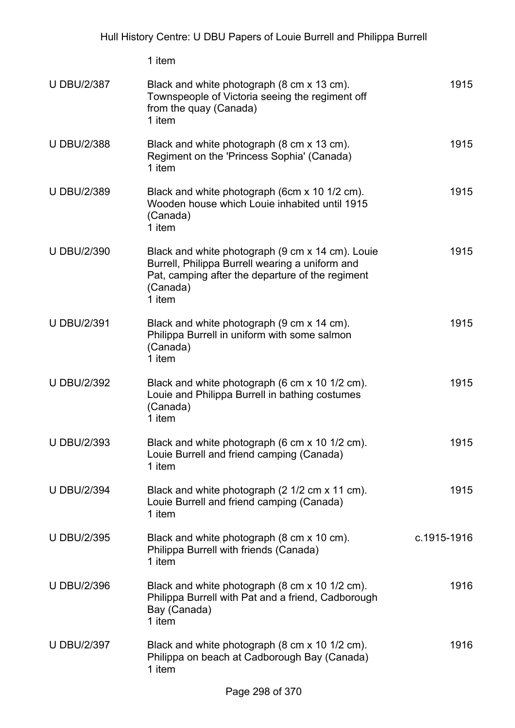1 item

| | | |
|---|---|---|
| U DBU/2/387 | Black and white photograph (8 cm x 13 cm). Townspeople of Victoria seeing the regiment off from the quay (Canada)<br>1 item | 1915 |
| U DBU/2/388 | Black and white photograph (8 cm x 13 cm). Regiment on the 'Princess Sophia' (Canada)<br>1 item | 1915 |
| U DBU/2/389 | Black and white photograph (6cm x 10 1/2 cm). Wooden house which Louie inhabited until 1915 (Canada)<br>1 item | 1915 |
| U DBU/2/390 | Black and white photograph (9 cm x 14 cm). Louie Burrell, Philippa Burrell wearing a uniform and Pat, camping after the departure of the regiment (Canada)<br>1 item | 1915 |
| U DBU/2/391 | Black and white photograph (9 cm x 14 cm). Philippa Burrell in uniform with some salmon (Canada)<br>1 item | 1915 |
| U DBU/2/392 | Black and white photograph (6 cm x 10 1/2 cm). Louie and Philippa Burrell in bathing costumes (Canada)<br>1 item | 1915 |
| U DBU/2/393 | Black and white photograph (6 cm x 10 1/2 cm). Louie Burrell and friend camping (Canada)<br>1 item | 1915 |
| U DBU/2/394 | Black and white photograph (2 1/2 cm x 11 cm). Louie Burrell and friend camping (Canada)<br>1 item | 1915 |
| U DBU/2/395 | Black and white photograph (8 cm x 10 cm). Philippa Burrell with friends (Canada)<br>1 item | c.1915-1916 |
| U DBU/2/396 | Black and white photograph (8 cm x 10 1/2 cm). Philippa Burrell with Pat and a friend, Cadborough Bay (Canada)<br>1 item | 1916 |
| U DBU/2/397 | Black and white photograph (8 cm x 10 1/2 cm). Philippa on beach at Cadborough Bay (Canada)<br>1 item | 1916 |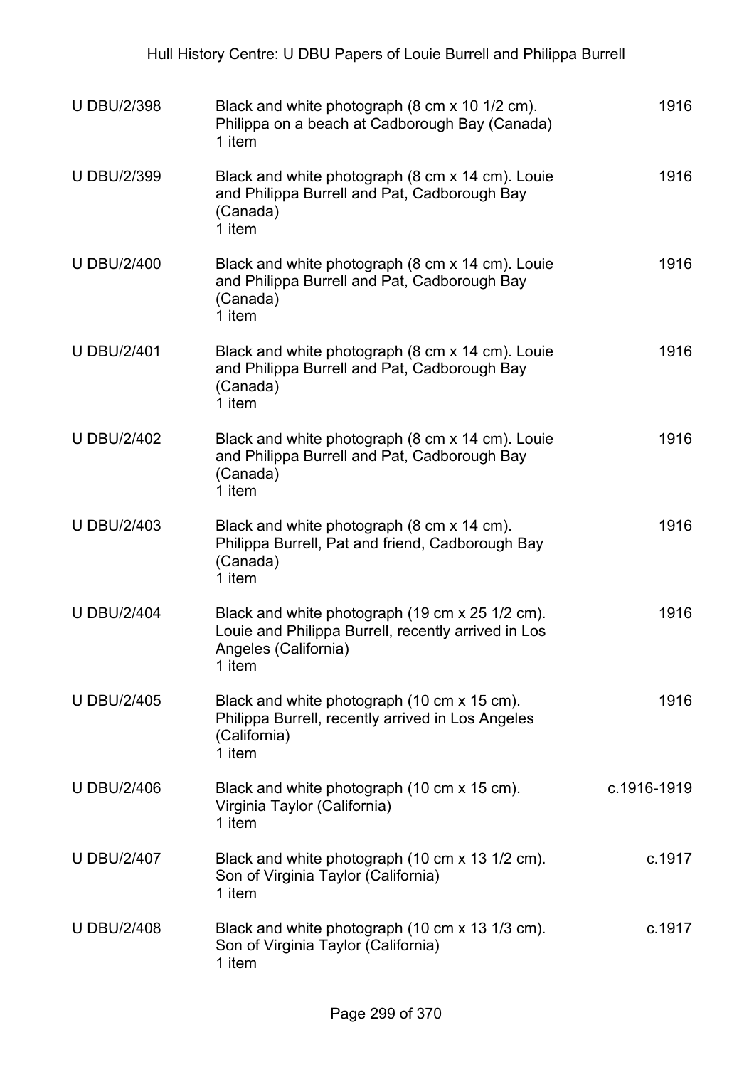| | | |
|---|---|---|
| U DBU/2/398 | Black and white photograph (8 cm x 10 1/2 cm). Philippa on a beach at Cadborough Bay (Canada)<br>1 item | 1916 |
| U DBU/2/399 | Black and white photograph (8 cm x 14 cm). Louie and Philippa Burrell and Pat, Cadborough Bay (Canada)<br>1 item | 1916 |
| U DBU/2/400 | Black and white photograph (8 cm x 14 cm). Louie and Philippa Burrell and Pat, Cadborough Bay (Canada)<br>1 item | 1916 |
| U DBU/2/401 | Black and white photograph (8 cm x 14 cm). Louie and Philippa Burrell and Pat, Cadborough Bay (Canada)<br>1 item | 1916 |
| U DBU/2/402 | Black and white photograph (8 cm x 14 cm). Louie and Philippa Burrell and Pat, Cadborough Bay (Canada)<br>1 item | 1916 |
| U DBU/2/403 | Black and white photograph (8 cm x 14 cm). Philippa Burrell, Pat and friend, Cadborough Bay (Canada)<br>1 item | 1916 |
| U DBU/2/404 | Black and white photograph (19 cm x 25 1/2 cm). Louie and Philippa Burrell, recently arrived in Los Angeles (California)<br>1 item | 1916 |
| U DBU/2/405 | Black and white photograph (10 cm x 15 cm). Philippa Burrell, recently arrived in Los Angeles (California)<br>1 item | 1916 |
| U DBU/2/406 | Black and white photograph (10 cm x 15 cm). Virginia Taylor (California)<br>1 item | c.1916-1919 |
| U DBU/2/407 | Black and white photograph (10 cm x 13 1/2 cm). Son of Virginia Taylor (California)<br>1 item | c.1917 |
| U DBU/2/408 | Black and white photograph (10 cm x 13 1/3 cm). Son of Virginia Taylor (California)<br>1 item | c.1917 |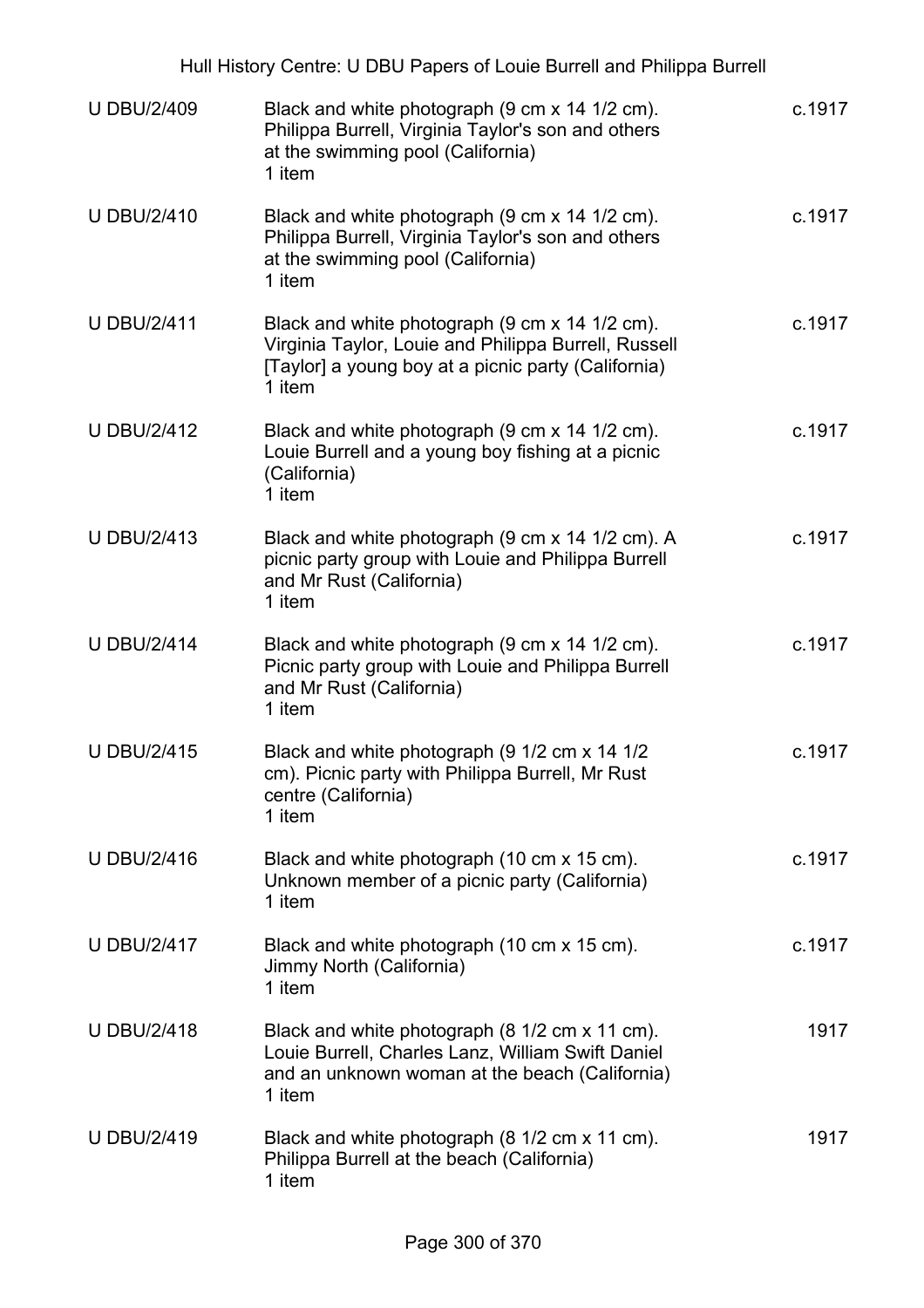| | | |
|---|---|---|
| U DBU/2/409 | Black and white photograph (9 cm x 14 1/2 cm). Philippa Burrell, Virginia Taylor's son and others at the swimming pool (California)<br>1 item | c.1917 |
| U DBU/2/410 | Black and white photograph (9 cm x 14 1/2 cm). Philippa Burrell, Virginia Taylor's son and others at the swimming pool (California)<br>1 item | c.1917 |
| U DBU/2/411 | Black and white photograph (9 cm x 14 1/2 cm). Virginia Taylor, Louie and Philippa Burrell, Russell [Taylor] a young boy at a picnic party (California)<br>1 item | c.1917 |
| U DBU/2/412 | Black and white photograph (9 cm x 14 1/2 cm). Louie Burrell and a young boy fishing at a picnic (California)<br>1 item | c.1917 |
| U DBU/2/413 | Black and white photograph (9 cm x 14 1/2 cm). A picnic party group with Louie and Philippa Burrell and Mr Rust (California)<br>1 item | c.1917 |
| U DBU/2/414 | Black and white photograph (9 cm x 14 1/2 cm). Picnic party group with Louie and Philippa Burrell and Mr Rust (California)<br>1 item | c.1917 |
| U DBU/2/415 | Black and white photograph (9 1/2 cm x 14 1/2 cm). Picnic party with Philippa Burrell, Mr Rust centre (California)<br>1 item | c.1917 |
| U DBU/2/416 | Black and white photograph (10 cm x 15 cm). Unknown member of a picnic party (California)<br>1 item | c.1917 |
| U DBU/2/417 | Black and white photograph (10 cm x 15 cm). Jimmy North (California)<br>1 item | c.1917 |
| U DBU/2/418 | Black and white photograph (8 1/2 cm x 11 cm). Louie Burrell, Charles Lanz, William Swift Daniel and an unknown woman at the beach (California)<br>1 item | 1917 |
| U DBU/2/419 | Black and white photograph (8 1/2 cm x 11 cm). Philippa Burrell at the beach (California)<br>1 item | 1917 |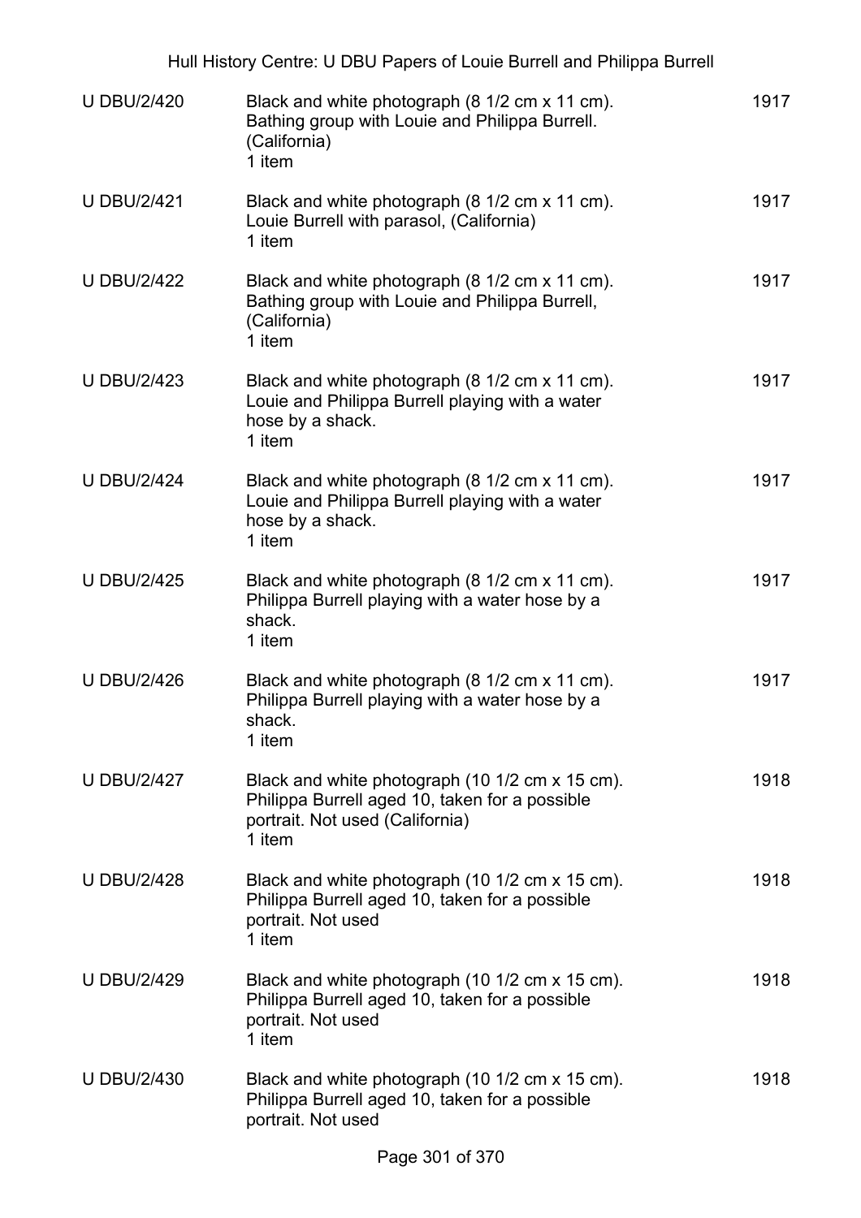| | | |
|---|---|---|
| U DBU/2/420 | Black and white photograph (8 1/2 cm x 11 cm). Bathing group with Louie and Philippa Burrell. (California) 1 item | 1917 |
| U DBU/2/421 | Black and white photograph (8 1/2 cm x 11 cm). Louie Burrell with parasol, (California) 1 item | 1917 |
| U DBU/2/422 | Black and white photograph (8 1/2 cm x 11 cm). Bathing group with Louie and Philippa Burrell, (California) 1 item | 1917 |
| U DBU/2/423 | Black and white photograph (8 1/2 cm x 11 cm). Louie and Philippa Burrell playing with a water hose by a shack. 1 item | 1917 |
| U DBU/2/424 | Black and white photograph (8 1/2 cm x 11 cm). Louie and Philippa Burrell playing with a water hose by a shack. 1 item | 1917 |
| U DBU/2/425 | Black and white photograph (8 1/2 cm x 11 cm). Philippa Burrell playing with a water hose by a shack. 1 item | 1917 |
| U DBU/2/426 | Black and white photograph (8 1/2 cm x 11 cm). Philippa Burrell playing with a water hose by a shack. 1 item | 1917 |
| U DBU/2/427 | Black and white photograph (10 1/2 cm x 15 cm). Philippa Burrell aged 10, taken for a possible portrait. Not used (California) 1 item | 1918 |
| U DBU/2/428 | Black and white photograph (10 1/2 cm x 15 cm). Philippa Burrell aged 10, taken for a possible portrait. Not used 1 item | 1918 |
| U DBU/2/429 | Black and white photograph (10 1/2 cm x 15 cm). Philippa Burrell aged 10, taken for a possible portrait. Not used 1 item | 1918 |
| U DBU/2/430 | Black and white photograph (10 1/2 cm x 15 cm). Philippa Burrell aged 10, taken for a possible portrait. Not used | 1918 |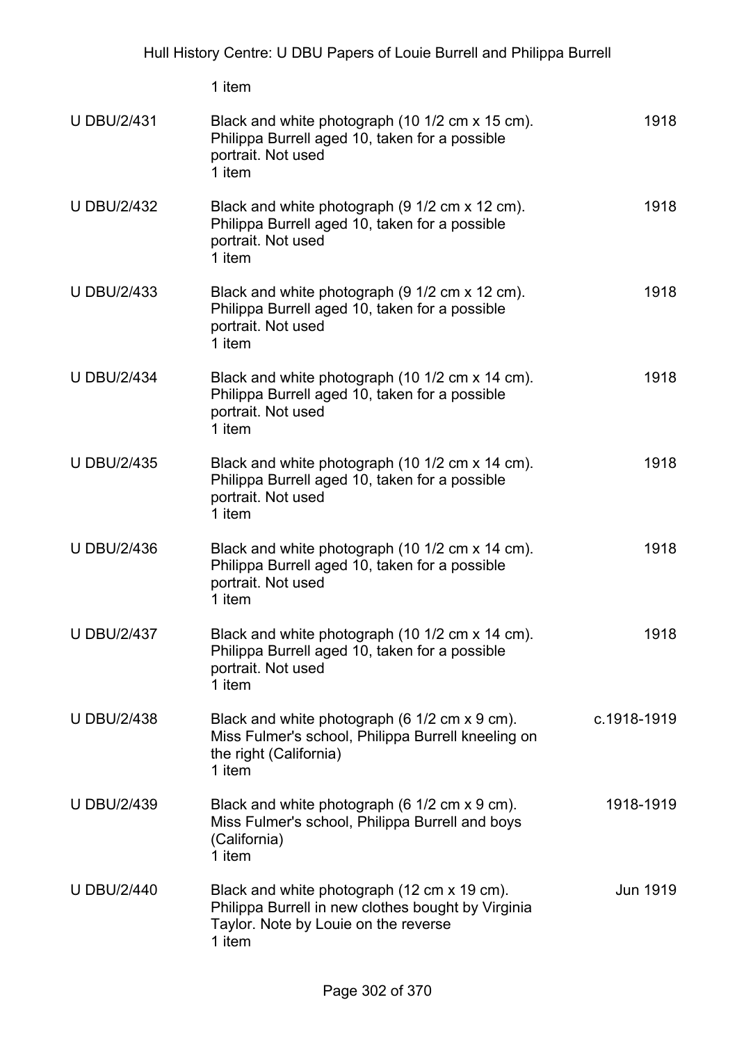1 item

| | | |
|---|---|---|
| U DBU/2/431 | Black and white photograph (10 1/2 cm x 15 cm). Philippa Burrell aged 10, taken for a possible portrait. Not used<br>1 item | 1918 |
| U DBU/2/432 | Black and white photograph (9 1/2 cm x 12 cm). Philippa Burrell aged 10, taken for a possible portrait. Not used<br>1 item | 1918 |
| U DBU/2/433 | Black and white photograph (9 1/2 cm x 12 cm). Philippa Burrell aged 10, taken for a possible portrait. Not used<br>1 item | 1918 |
| U DBU/2/434 | Black and white photograph (10 1/2 cm x 14 cm). Philippa Burrell aged 10, taken for a possible portrait. Not used<br>1 item | 1918 |
| U DBU/2/435 | Black and white photograph (10 1/2 cm x 14 cm). Philippa Burrell aged 10, taken for a possible portrait. Not used<br>1 item | 1918 |
| U DBU/2/436 | Black and white photograph (10 1/2 cm x 14 cm). Philippa Burrell aged 10, taken for a possible portrait. Not used<br>1 item | 1918 |
| U DBU/2/437 | Black and white photograph (10 1/2 cm x 14 cm). Philippa Burrell aged 10, taken for a possible portrait. Not used<br>1 item | 1918 |
| U DBU/2/438 | Black and white photograph (6 1/2 cm x 9 cm). Miss Fulmer's school, Philippa Burrell kneeling on the right (California)<br>1 item | c.1918-1919 |
| U DBU/2/439 | Black and white photograph (6 1/2 cm x 9 cm). Miss Fulmer's school, Philippa Burrell and boys (California)<br>1 item | 1918-1919 |
| U DBU/2/440 | Black and white photograph (12 cm x 19 cm). Philippa Burrell in new clothes bought by Virginia Taylor. Note by Louie on the reverse<br>1 item | Jun 1919 |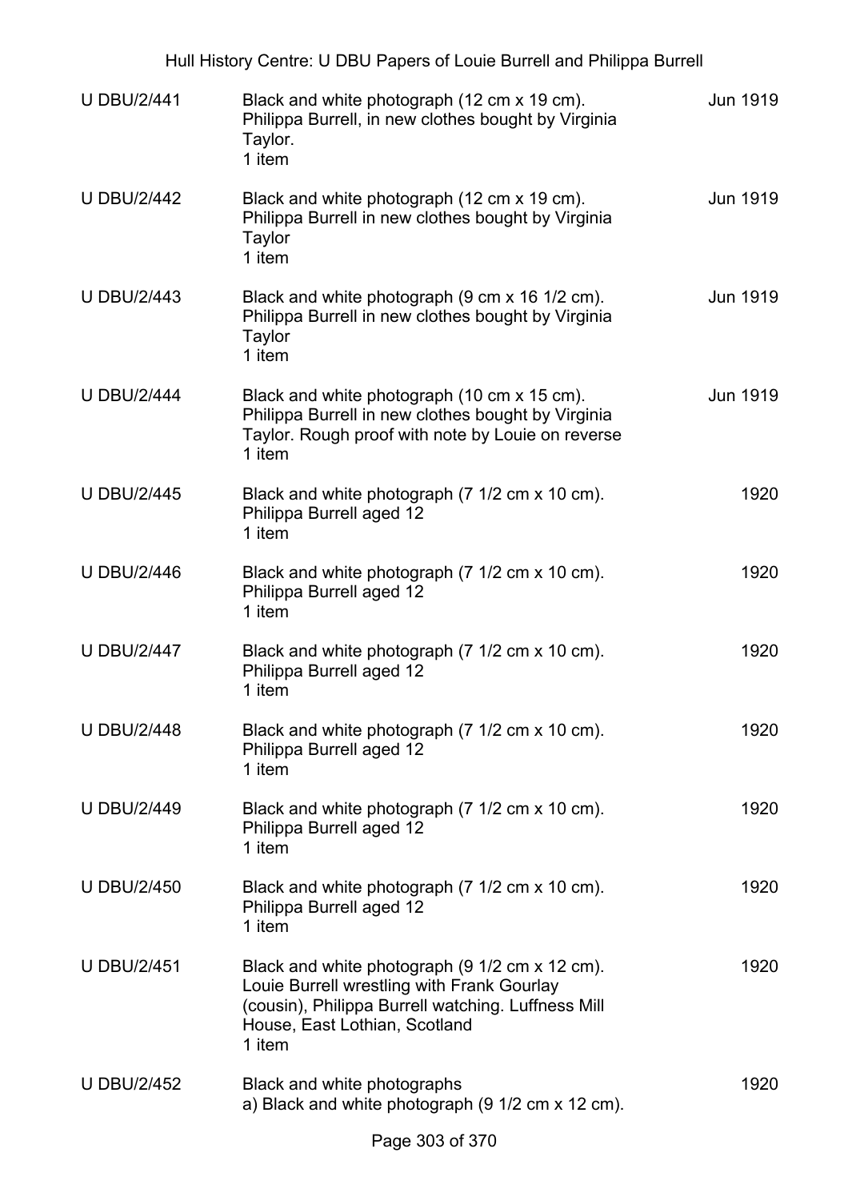| | | |
|---|---|---|
| U DBU/2/441 | Black and white photograph (12 cm x 19 cm).<br>Philippa Burrell, in new clothes bought by Virginia Taylor.<br>1 item | Jun 1919 |
| U DBU/2/442 | Black and white photograph (12 cm x 19 cm).<br>Philippa Burrell in new clothes bought by Virginia Taylor<br>1 item | Jun 1919 |
| U DBU/2/443 | Black and white photograph (9 cm x 16 1/2 cm).<br>Philippa Burrell in new clothes bought by Virginia Taylor<br>1 item | Jun 1919 |
| U DBU/2/444 | Black and white photograph (10 cm x 15 cm).<br>Philippa Burrell in new clothes bought by Virginia Taylor. Rough proof with note by Louie on reverse<br>1 item | Jun 1919 |
| U DBU/2/445 | Black and white photograph (7 1/2 cm x 10 cm).<br>Philippa Burrell aged 12<br>1 item | 1920 |
| U DBU/2/446 | Black and white photograph (7 1/2 cm x 10 cm).<br>Philippa Burrell aged 12<br>1 item | 1920 |
| U DBU/2/447 | Black and white photograph (7 1/2 cm x 10 cm).<br>Philippa Burrell aged 12<br>1 item | 1920 |
| U DBU/2/448 | Black and white photograph (7 1/2 cm x 10 cm).<br>Philippa Burrell aged 12<br>1 item | 1920 |
| U DBU/2/449 | Black and white photograph (7 1/2 cm x 10 cm).<br>Philippa Burrell aged 12<br>1 item | 1920 |
| U DBU/2/450 | Black and white photograph (7 1/2 cm x 10 cm).<br>Philippa Burrell aged 12<br>1 item | 1920 |
| U DBU/2/451 | Black and white photograph (9 1/2 cm x 12 cm).<br>Louie Burrell wrestling with Frank Gourlay (cousin), Philippa Burrell watching. Luffness Mill House, East Lothian, Scotland<br>1 item | 1920 |
| U DBU/2/452 | Black and white photographs<br>a) Black and white photograph (9 1/2 cm x 12 cm). | 1920 |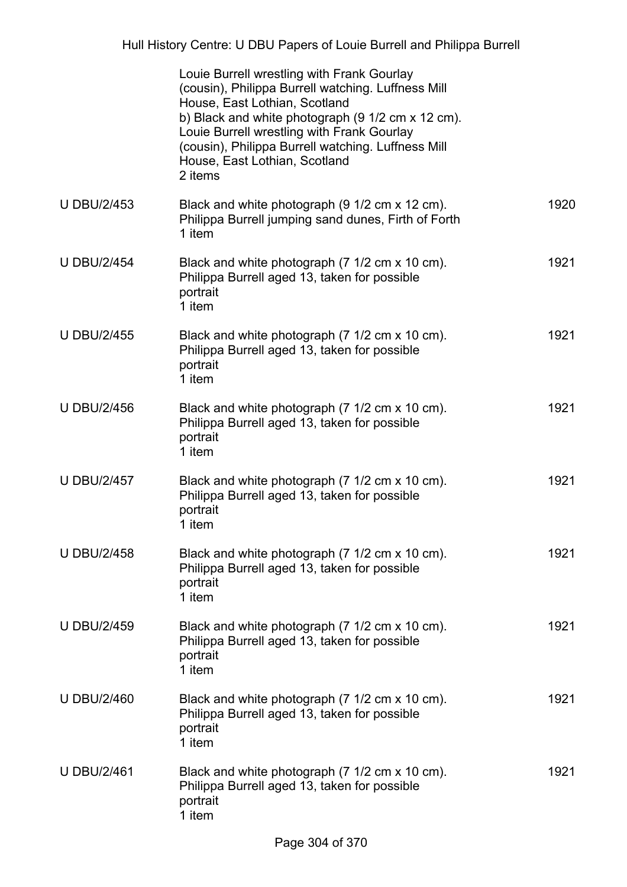| | | |
|---|---|---|
| | Louie Burrell wrestling with Frank Gourlay (cousin), Philippa Burrell watching. Luffness Mill House, East Lothian, Scotland<br>b) Black and white photograph (9 1/2 cm x 12 cm). Louie Burrell wrestling with Frank Gourlay (cousin), Philippa Burrell watching. Luffness Mill House, East Lothian, Scotland<br>2 items | |
| U DBU/2/453 | Black and white photograph (9 1/2 cm x 12 cm). Philippa Burrell jumping sand dunes, Firth of Forth<br>1 item | 1920 |
| U DBU/2/454 | Black and white photograph (7 1/2 cm x 10 cm). Philippa Burrell aged 13, taken for possible portrait<br>1 item | 1921 |
| U DBU/2/455 | Black and white photograph (7 1/2 cm x 10 cm). Philippa Burrell aged 13, taken for possible portrait<br>1 item | 1921 |
| U DBU/2/456 | Black and white photograph (7 1/2 cm x 10 cm). Philippa Burrell aged 13, taken for possible portrait<br>1 item | 1921 |
| U DBU/2/457 | Black and white photograph (7 1/2 cm x 10 cm). Philippa Burrell aged 13, taken for possible portrait<br>1 item | 1921 |
| U DBU/2/458 | Black and white photograph (7 1/2 cm x 10 cm). Philippa Burrell aged 13, taken for possible portrait<br>1 item | 1921 |
| U DBU/2/459 | Black and white photograph (7 1/2 cm x 10 cm). Philippa Burrell aged 13, taken for possible portrait<br>1 item | 1921 |
| U DBU/2/460 | Black and white photograph (7 1/2 cm x 10 cm). Philippa Burrell aged 13, taken for possible portrait<br>1 item | 1921 |
| U DBU/2/461 | Black and white photograph (7 1/2 cm x 10 cm). Philippa Burrell aged 13, taken for possible portrait<br>1 item | 1921 |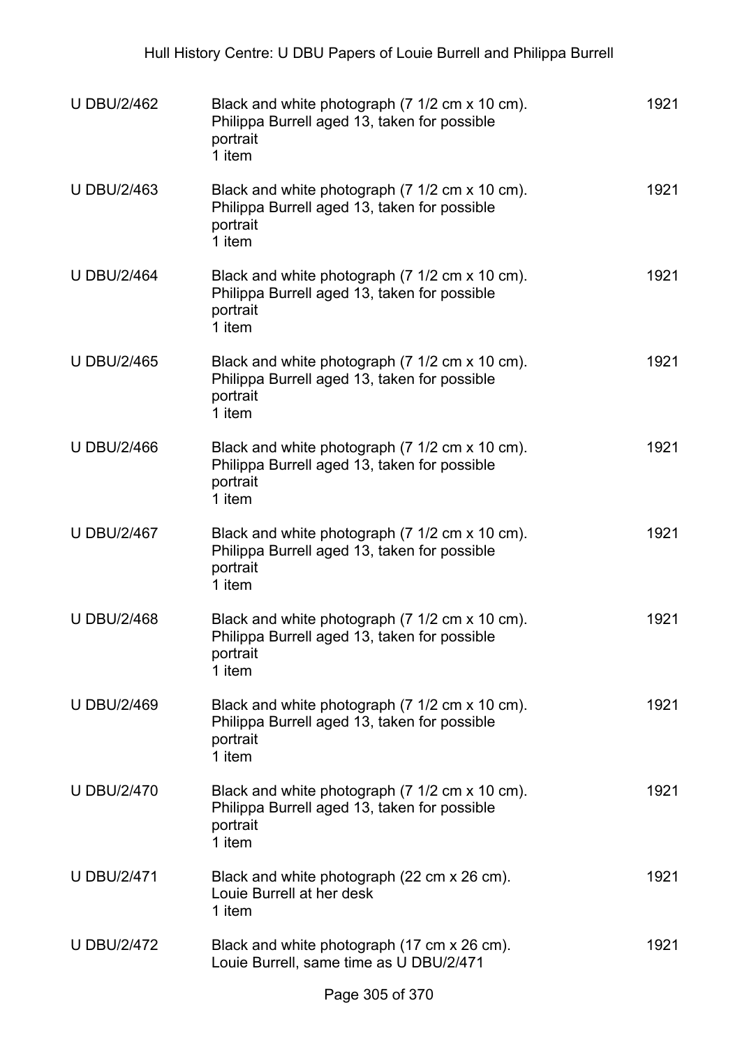| | | |
|---|---|---|
| U DBU/2/462 | Black and white photograph (7 1/2 cm x 10 cm). Philippa Burrell aged 13, taken for possible portrait<br>1 item | 1921 |
| U DBU/2/463 | Black and white photograph (7 1/2 cm x 10 cm). Philippa Burrell aged 13, taken for possible portrait<br>1 item | 1921 |
| U DBU/2/464 | Black and white photograph (7 1/2 cm x 10 cm). Philippa Burrell aged 13, taken for possible portrait<br>1 item | 1921 |
| U DBU/2/465 | Black and white photograph (7 1/2 cm x 10 cm). Philippa Burrell aged 13, taken for possible portrait<br>1 item | 1921 |
| U DBU/2/466 | Black and white photograph (7 1/2 cm x 10 cm). Philippa Burrell aged 13, taken for possible portrait<br>1 item | 1921 |
| U DBU/2/467 | Black and white photograph (7 1/2 cm x 10 cm). Philippa Burrell aged 13, taken for possible portrait<br>1 item | 1921 |
| U DBU/2/468 | Black and white photograph (7 1/2 cm x 10 cm). Philippa Burrell aged 13, taken for possible portrait<br>1 item | 1921 |
| U DBU/2/469 | Black and white photograph (7 1/2 cm x 10 cm). Philippa Burrell aged 13, taken for possible portrait<br>1 item | 1921 |
| U DBU/2/470 | Black and white photograph (7 1/2 cm x 10 cm). Philippa Burrell aged 13, taken for possible portrait<br>1 item | 1921 |
| U DBU/2/471 | Black and white photograph (22 cm x 26 cm). Louie Burrell at her desk<br>1 item | 1921 |
| U DBU/2/472 | Black and white photograph (17 cm x 26 cm). Louie Burrell, same time as U DBU/2/471 | 1921 |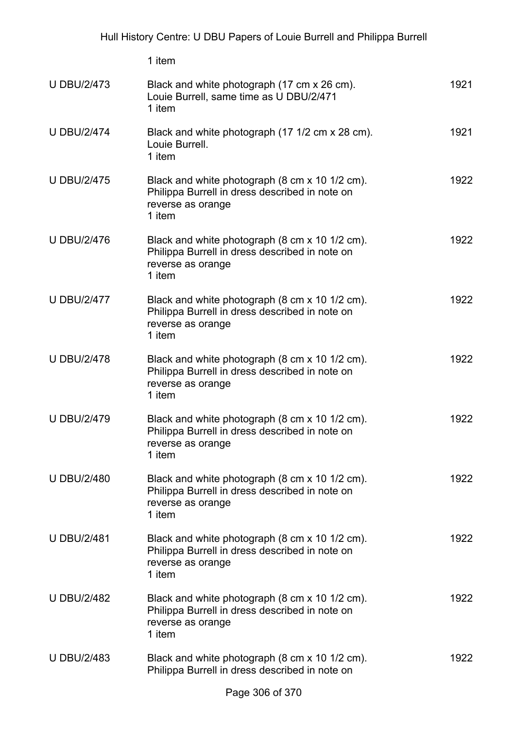| | | |
|---|---|---|
| | 1 item | |
| U DBU/2/473 | Black and white photograph (17 cm x 26 cm).<br>Louie Burrell, same time as U DBU/2/471<br>1 item | 1921 |
| U DBU/2/474 | Black and white photograph (17 1/2 cm x 28 cm).<br>Louie Burrell.<br>1 item | 1921 |
| U DBU/2/475 | Black and white photograph (8 cm x 10 1/2 cm).<br>Philippa Burrell in dress described in note on reverse as orange<br>1 item | 1922 |
| U DBU/2/476 | Black and white photograph (8 cm x 10 1/2 cm).<br>Philippa Burrell in dress described in note on reverse as orange<br>1 item | 1922 |
| U DBU/2/477 | Black and white photograph (8 cm x 10 1/2 cm).<br>Philippa Burrell in dress described in note on reverse as orange<br>1 item | 1922 |
| U DBU/2/478 | Black and white photograph (8 cm x 10 1/2 cm).<br>Philippa Burrell in dress described in note on reverse as orange<br>1 item | 1922 |
| U DBU/2/479 | Black and white photograph (8 cm x 10 1/2 cm).<br>Philippa Burrell in dress described in note on reverse as orange<br>1 item | 1922 |
| U DBU/2/480 | Black and white photograph (8 cm x 10 1/2 cm).<br>Philippa Burrell in dress described in note on reverse as orange<br>1 item | 1922 |
| U DBU/2/481 | Black and white photograph (8 cm x 10 1/2 cm).<br>Philippa Burrell in dress described in note on reverse as orange<br>1 item | 1922 |
| U DBU/2/482 | Black and white photograph (8 cm x 10 1/2 cm).<br>Philippa Burrell in dress described in note on reverse as orange<br>1 item | 1922 |
| U DBU/2/483 | Black and white photograph (8 cm x 10 1/2 cm).<br>Philippa Burrell in dress described in note on | 1922 |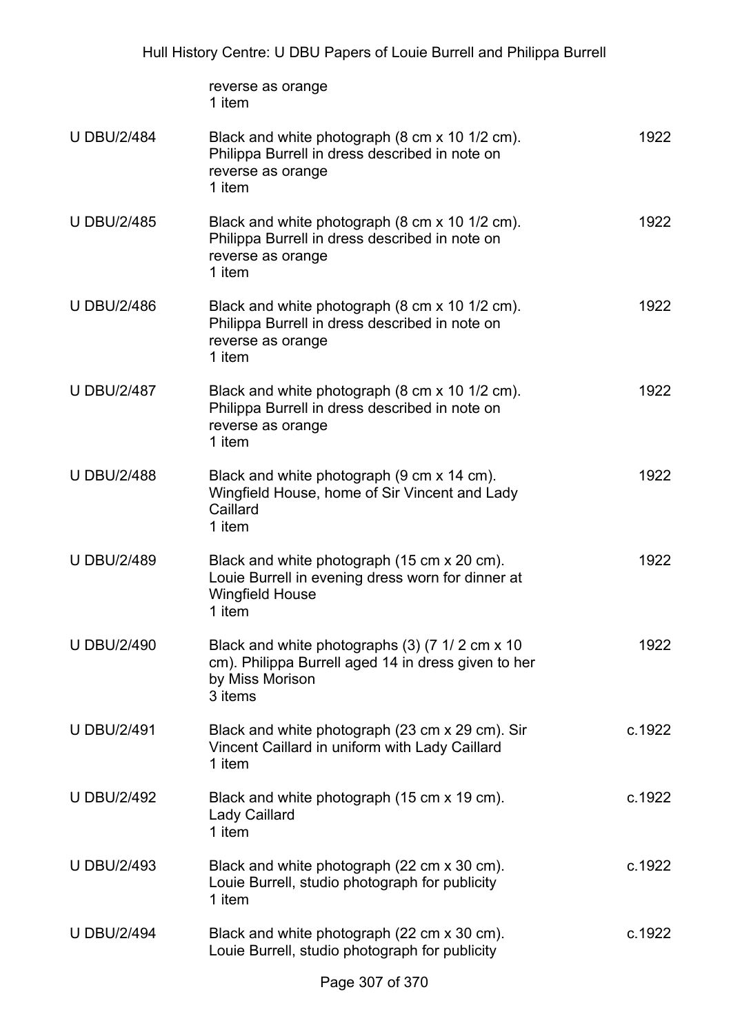| | | |
|---|---|---|
| | reverse as orange<br>1 item | |
| U DBU/2/484 | Black and white photograph (8 cm x 10 1/2 cm). Philippa Burrell in dress described in note on reverse as orange<br>1 item | 1922 |
| U DBU/2/485 | Black and white photograph (8 cm x 10 1/2 cm). Philippa Burrell in dress described in note on reverse as orange<br>1 item | 1922 |
| U DBU/2/486 | Black and white photograph (8 cm x 10 1/2 cm). Philippa Burrell in dress described in note on reverse as orange<br>1 item | 1922 |
| U DBU/2/487 | Black and white photograph (8 cm x 10 1/2 cm). Philippa Burrell in dress described in note on reverse as orange<br>1 item | 1922 |
| U DBU/2/488 | Black and white photograph (9 cm x 14 cm). Wingfield House, home of Sir Vincent and Lady Caillard<br>1 item | 1922 |
| U DBU/2/489 | Black and white photograph (15 cm x 20 cm). Louie Burrell in evening dress worn for dinner at Wingfield House<br>1 item | 1922 |
| U DBU/2/490 | Black and white photographs (3) (7 1/ 2 cm x 10 cm). Philippa Burrell aged 14 in dress given to her by Miss Morison<br>3 items | 1922 |
| U DBU/2/491 | Black and white photograph (23 cm x 29 cm). Sir Vincent Caillard in uniform with Lady Caillard<br>1 item | c.1922 |
| U DBU/2/492 | Black and white photograph (15 cm x 19 cm). Lady Caillard<br>1 item | c.1922 |
| U DBU/2/493 | Black and white photograph (22 cm x 30 cm). Louie Burrell, studio photograph for publicity<br>1 item | c.1922 |
| U DBU/2/494 | Black and white photograph (22 cm x 30 cm). Louie Burrell, studio photograph for publicity | c.1922 |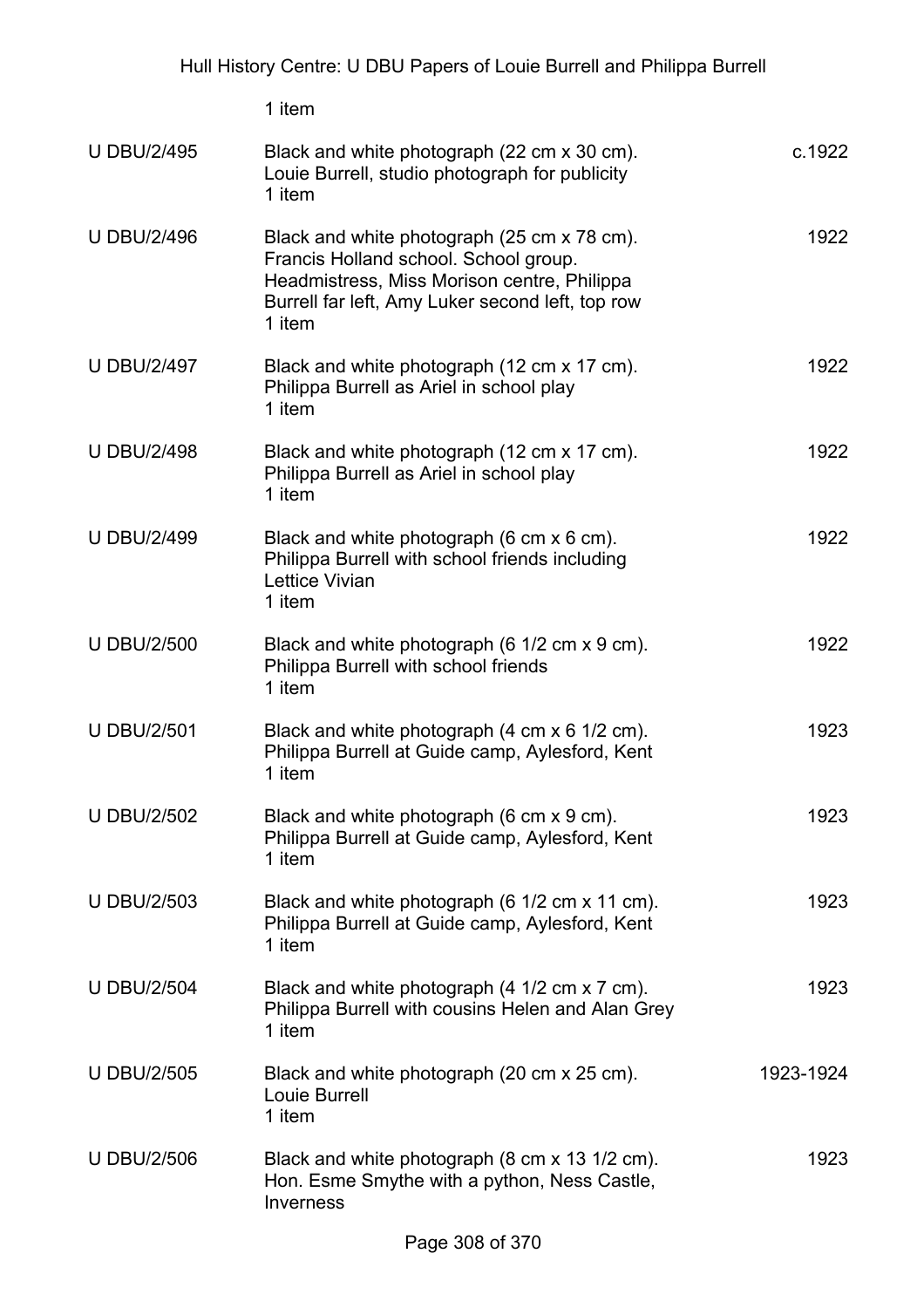1 item

| | | |
|---|---|---|
| U DBU/2/495 | Black and white photograph (22 cm x 30 cm).<br>Louie Burrell, studio photograph for publicity<br>1 item | c.1922 |
| U DBU/2/496 | Black and white photograph (25 cm x 78 cm).<br>Francis Holland school. School group.<br>Headmistress, Miss Morison centre, Philippa Burrell far left, Amy Luker second left, top row<br>1 item | 1922 |
| U DBU/2/497 | Black and white photograph (12 cm x 17 cm).<br>Philippa Burrell as Ariel in school play<br>1 item | 1922 |
| U DBU/2/498 | Black and white photograph (12 cm x 17 cm).<br>Philippa Burrell as Ariel in school play<br>1 item | 1922 |
| U DBU/2/499 | Black and white photograph (6 cm x 6 cm).<br>Philippa Burrell with school friends including Lettice Vivian<br>1 item | 1922 |
| U DBU/2/500 | Black and white photograph (6 1/2 cm x 9 cm).<br>Philippa Burrell with school friends<br>1 item | 1922 |
| U DBU/2/501 | Black and white photograph (4 cm x 6 1/2 cm).<br>Philippa Burrell at Guide camp, Aylesford, Kent<br>1 item | 1923 |
| U DBU/2/502 | Black and white photograph (6 cm x 9 cm).<br>Philippa Burrell at Guide camp, Aylesford, Kent<br>1 item | 1923 |
| U DBU/2/503 | Black and white photograph (6 1/2 cm x 11 cm).<br>Philippa Burrell at Guide camp, Aylesford, Kent<br>1 item | 1923 |
| U DBU/2/504 | Black and white photograph (4 1/2 cm x 7 cm).<br>Philippa Burrell with cousins Helen and Alan Grey<br>1 item | 1923 |
| U DBU/2/505 | Black and white photograph (20 cm x 25 cm).<br>Louie Burrell<br>1 item | 1923-1924 |
| U DBU/2/506 | Black and white photograph (8 cm x 13 1/2 cm).<br>Hon. Esme Smythe with a python, Ness Castle, Inverness | 1923 |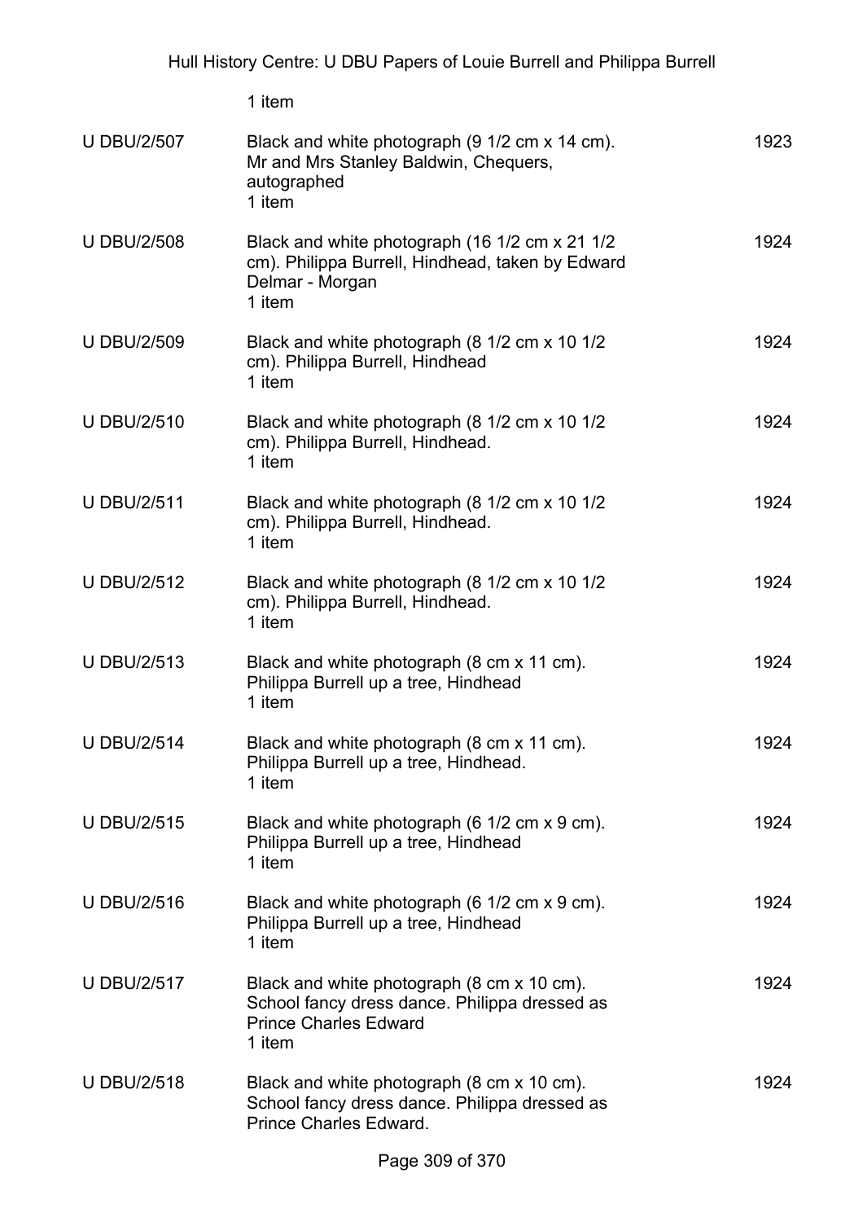1 item

| | | |
|---|---|---|
| U DBU/2/507 | Black and white photograph (9 1/2 cm x 14 cm). Mr and Mrs Stanley Baldwin, Chequers, autographed<br>1 item | 1923 |
| U DBU/2/508 | Black and white photograph (16 1/2 cm x 21 1/2 cm). Philippa Burrell, Hindhead, taken by Edward Delmar - Morgan<br>1 item | 1924 |
| U DBU/2/509 | Black and white photograph (8 1/2 cm x 10 1/2 cm). Philippa Burrell, Hindhead<br>1 item | 1924 |
| U DBU/2/510 | Black and white photograph (8 1/2 cm x 10 1/2 cm). Philippa Burrell, Hindhead.<br>1 item | 1924 |
| U DBU/2/511 | Black and white photograph (8 1/2 cm x 10 1/2 cm). Philippa Burrell, Hindhead.<br>1 item | 1924 |
| U DBU/2/512 | Black and white photograph (8 1/2 cm x 10 1/2 cm). Philippa Burrell, Hindhead.<br>1 item | 1924 |
| U DBU/2/513 | Black and white photograph (8 cm x 11 cm). Philippa Burrell up a tree, Hindhead<br>1 item | 1924 |
| U DBU/2/514 | Black and white photograph (8 cm x 11 cm). Philippa Burrell up a tree, Hindhead.<br>1 item | 1924 |
| U DBU/2/515 | Black and white photograph (6 1/2 cm x 9 cm). Philippa Burrell up a tree, Hindhead<br>1 item | 1924 |
| U DBU/2/516 | Black and white photograph (6 1/2 cm x 9 cm). Philippa Burrell up a tree, Hindhead<br>1 item | 1924 |
| U DBU/2/517 | Black and white photograph (8 cm x 10 cm). School fancy dress dance. Philippa dressed as Prince Charles Edward<br>1 item | 1924 |
| U DBU/2/518 | Black and white photograph (8 cm x 10 cm). School fancy dress dance. Philippa dressed as Prince Charles Edward. | 1924 |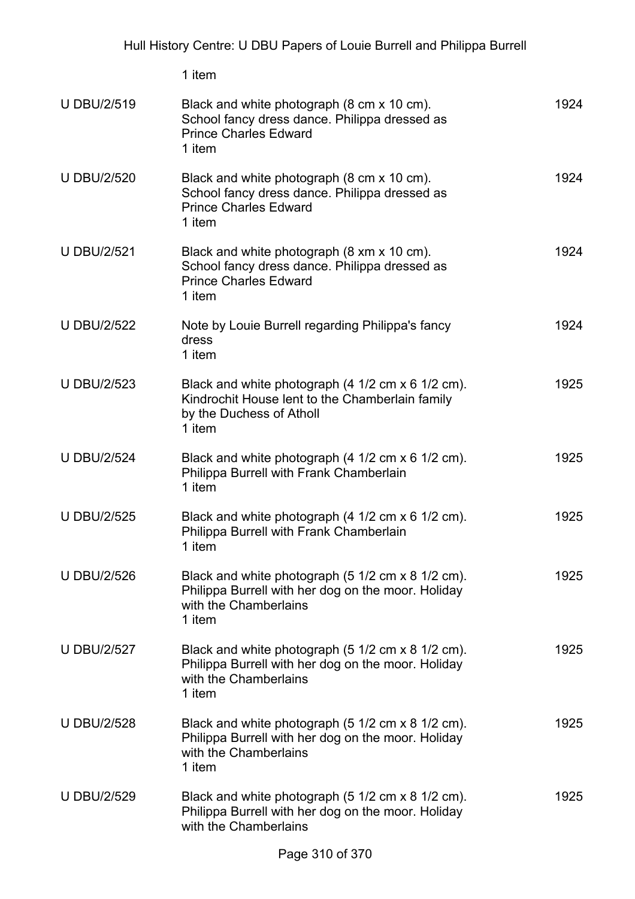1 item

| | | |
|---|---|---|
| U DBU/2/519 | Black and white photograph (8 cm x 10 cm). School fancy dress dance. Philippa dressed as Prince Charles Edward<br>1 item | 1924 |
| U DBU/2/520 | Black and white photograph (8 cm x 10 cm). School fancy dress dance. Philippa dressed as Prince Charles Edward<br>1 item | 1924 |
| U DBU/2/521 | Black and white photograph (8 xm x 10 cm). School fancy dress dance. Philippa dressed as Prince Charles Edward<br>1 item | 1924 |
| U DBU/2/522 | Note by Louie Burrell regarding Philippa's fancy dress<br>1 item | 1924 |
| U DBU/2/523 | Black and white photograph (4 1/2 cm x 6 1/2 cm). Kindrochit House lent to the Chamberlain family by the Duchess of Atholl<br>1 item | 1925 |
| U DBU/2/524 | Black and white photograph (4 1/2 cm x 6 1/2 cm). Philippa Burrell with Frank Chamberlain<br>1 item | 1925 |
| U DBU/2/525 | Black and white photograph (4 1/2 cm x 6 1/2 cm). Philippa Burrell with Frank Chamberlain<br>1 item | 1925 |
| U DBU/2/526 | Black and white photograph (5 1/2 cm x 8 1/2 cm). Philippa Burrell with her dog on the moor. Holiday with the Chamberlains<br>1 item | 1925 |
| U DBU/2/527 | Black and white photograph (5 1/2 cm x 8 1/2 cm). Philippa Burrell with her dog on the moor. Holiday with the Chamberlains<br>1 item | 1925 |
| U DBU/2/528 | Black and white photograph (5 1/2 cm x 8 1/2 cm). Philippa Burrell with her dog on the moor. Holiday with the Chamberlains<br>1 item | 1925 |
| U DBU/2/529 | Black and white photograph (5 1/2 cm x 8 1/2 cm). Philippa Burrell with her dog on the moor. Holiday with the Chamberlains | 1925 |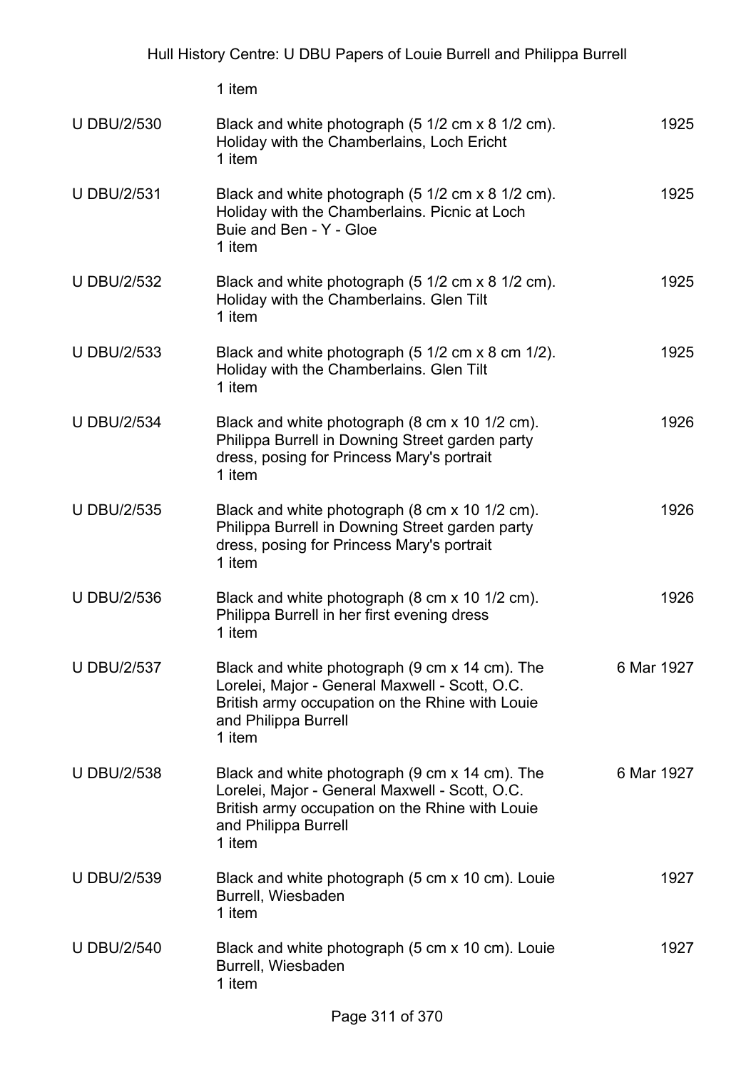1 item

| | | |
|---|---|---|
| U DBU/2/530 | Black and white photograph (5 1/2 cm x 8 1/2 cm). Holiday with the Chamberlains, Loch Ericht<br>1 item | 1925 |
| U DBU/2/531 | Black and white photograph (5 1/2 cm x 8 1/2 cm). Holiday with the Chamberlains. Picnic at Loch Buie and Ben - Y - Gloe<br>1 item | 1925 |
| U DBU/2/532 | Black and white photograph (5 1/2 cm x 8 1/2 cm). Holiday with the Chamberlains. Glen Tilt<br>1 item | 1925 |
| U DBU/2/533 | Black and white photograph (5 1/2 cm x 8 cm 1/2). Holiday with the Chamberlains. Glen Tilt<br>1 item | 1925 |
| U DBU/2/534 | Black and white photograph (8 cm x 10 1/2 cm). Philippa Burrell in Downing Street garden party dress, posing for Princess Mary's portrait<br>1 item | 1926 |
| U DBU/2/535 | Black and white photograph (8 cm x 10 1/2 cm). Philippa Burrell in Downing Street garden party dress, posing for Princess Mary's portrait<br>1 item | 1926 |
| U DBU/2/536 | Black and white photograph (8 cm x 10 1/2 cm). Philippa Burrell in her first evening dress<br>1 item | 1926 |
| U DBU/2/537 | Black and white photograph (9 cm x 14 cm). The Lorelei, Major - General Maxwell - Scott, O.C. British army occupation on the Rhine with Louie and Philippa Burrell<br>1 item | 6 Mar 1927 |
| U DBU/2/538 | Black and white photograph (9 cm x 14 cm). The Lorelei, Major - General Maxwell - Scott, O.C. British army occupation on the Rhine with Louie and Philippa Burrell<br>1 item | 6 Mar 1927 |
| U DBU/2/539 | Black and white photograph (5 cm x 10 cm). Louie Burrell, Wiesbaden<br>1 item | 1927 |
| U DBU/2/540 | Black and white photograph (5 cm x 10 cm). Louie Burrell, Wiesbaden<br>1 item | 1927 |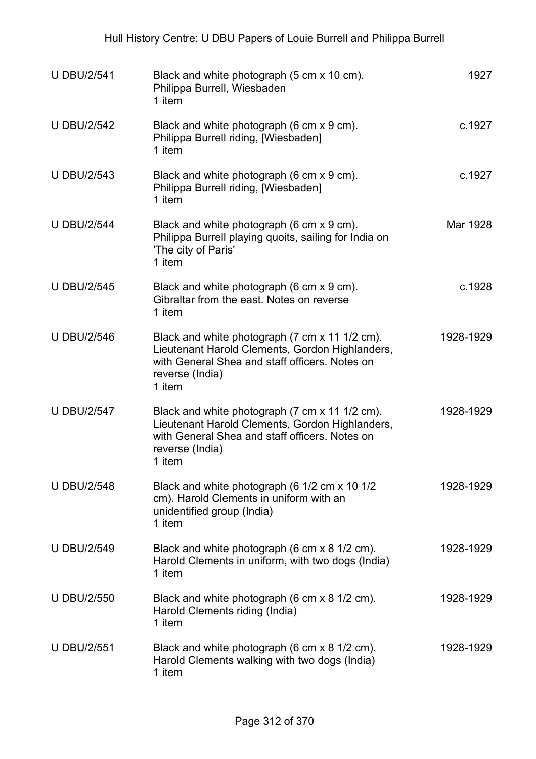| | | |
|---|---|---|
| U DBU/2/541 | Black and white photograph (5 cm x 10 cm).<br>Philippa Burrell, Wiesbaden<br>1 item | 1927 |
| U DBU/2/542 | Black and white photograph (6 cm x 9 cm).<br>Philippa Burrell riding, [Wiesbaden]<br>1 item | c.1927 |
| U DBU/2/543 | Black and white photograph (6 cm x 9 cm).<br>Philippa Burrell riding, [Wiesbaden]<br>1 item | c.1927 |
| U DBU/2/544 | Black and white photograph (6 cm x 9 cm).<br>Philippa Burrell playing quoits, sailing for India on 'The city of Paris'<br>1 item | Mar 1928 |
| U DBU/2/545 | Black and white photograph (6 cm x 9 cm).<br>Gibraltar from the east. Notes on reverse<br>1 item | c.1928 |
| U DBU/2/546 | Black and white photograph (7 cm x 11 1/2 cm).<br>Lieutenant Harold Clements, Gordon Highlanders, with General Shea and staff officers. Notes on reverse (India)<br>1 item | 1928-1929 |
| U DBU/2/547 | Black and white photograph (7 cm x 11 1/2 cm).<br>Lieutenant Harold Clements, Gordon Highlanders, with General Shea and staff officers. Notes on reverse (India)<br>1 item | 1928-1929 |
| U DBU/2/548 | Black and white photograph (6 1/2 cm x 10 1/2 cm). Harold Clements in uniform with an unidentified group (India)<br>1 item | 1928-1929 |
| U DBU/2/549 | Black and white photograph (6 cm x 8 1/2 cm).<br>Harold Clements in uniform, with two dogs (India)<br>1 item | 1928-1929 |
| U DBU/2/550 | Black and white photograph (6 cm x 8 1/2 cm).<br>Harold Clements riding (India)<br>1 item | 1928-1929 |
| U DBU/2/551 | Black and white photograph (6 cm x 8 1/2 cm).<br>Harold Clements walking with two dogs (India)<br>1 item | 1928-1929 |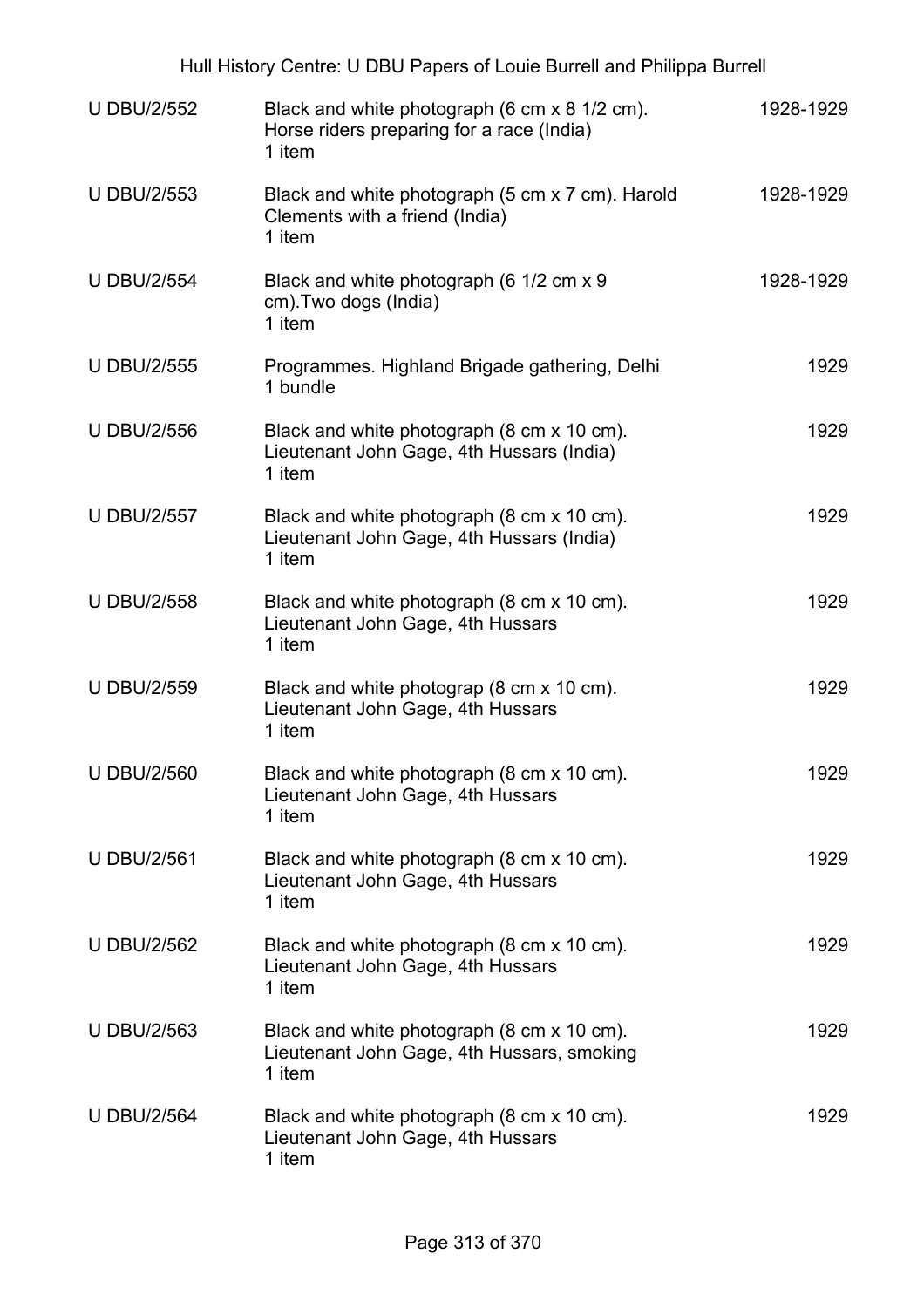| | | |
|---|---|---|
| U DBU/2/552 | Black and white photograph (6 cm x 8 1/2 cm). Horse riders preparing for a race (India)<br>1 item | 1928-1929 |
| U DBU/2/553 | Black and white photograph (5 cm x 7 cm). Harold Clements with a friend (India)<br>1 item | 1928-1929 |
| U DBU/2/554 | Black and white photograph (6 1/2 cm x 9 cm).Two dogs (India)<br>1 item | 1928-1929 |
| U DBU/2/555 | Programmes. Highland Brigade gathering, Delhi<br>1 bundle | 1929 |
| U DBU/2/556 | Black and white photograph (8 cm x 10 cm). Lieutenant John Gage, 4th Hussars (India)<br>1 item | 1929 |
| U DBU/2/557 | Black and white photograph (8 cm x 10 cm). Lieutenant John Gage, 4th Hussars (India)<br>1 item | 1929 |
| U DBU/2/558 | Black and white photograph (8 cm x 10 cm). Lieutenant John Gage, 4th Hussars<br>1 item | 1929 |
| U DBU/2/559 | Black and white photograp (8 cm x 10 cm). Lieutenant John Gage, 4th Hussars<br>1 item | 1929 |
| U DBU/2/560 | Black and white photograph (8 cm x 10 cm). Lieutenant John Gage, 4th Hussars<br>1 item | 1929 |
| U DBU/2/561 | Black and white photograph (8 cm x 10 cm). Lieutenant John Gage, 4th Hussars<br>1 item | 1929 |
| U DBU/2/562 | Black and white photograph (8 cm x 10 cm). Lieutenant John Gage, 4th Hussars<br>1 item | 1929 |
| U DBU/2/563 | Black and white photograph (8 cm x 10 cm). Lieutenant John Gage, 4th Hussars, smoking<br>1 item | 1929 |
| U DBU/2/564 | Black and white photograph (8 cm x 10 cm). Lieutenant John Gage, 4th Hussars<br>1 item | 1929 |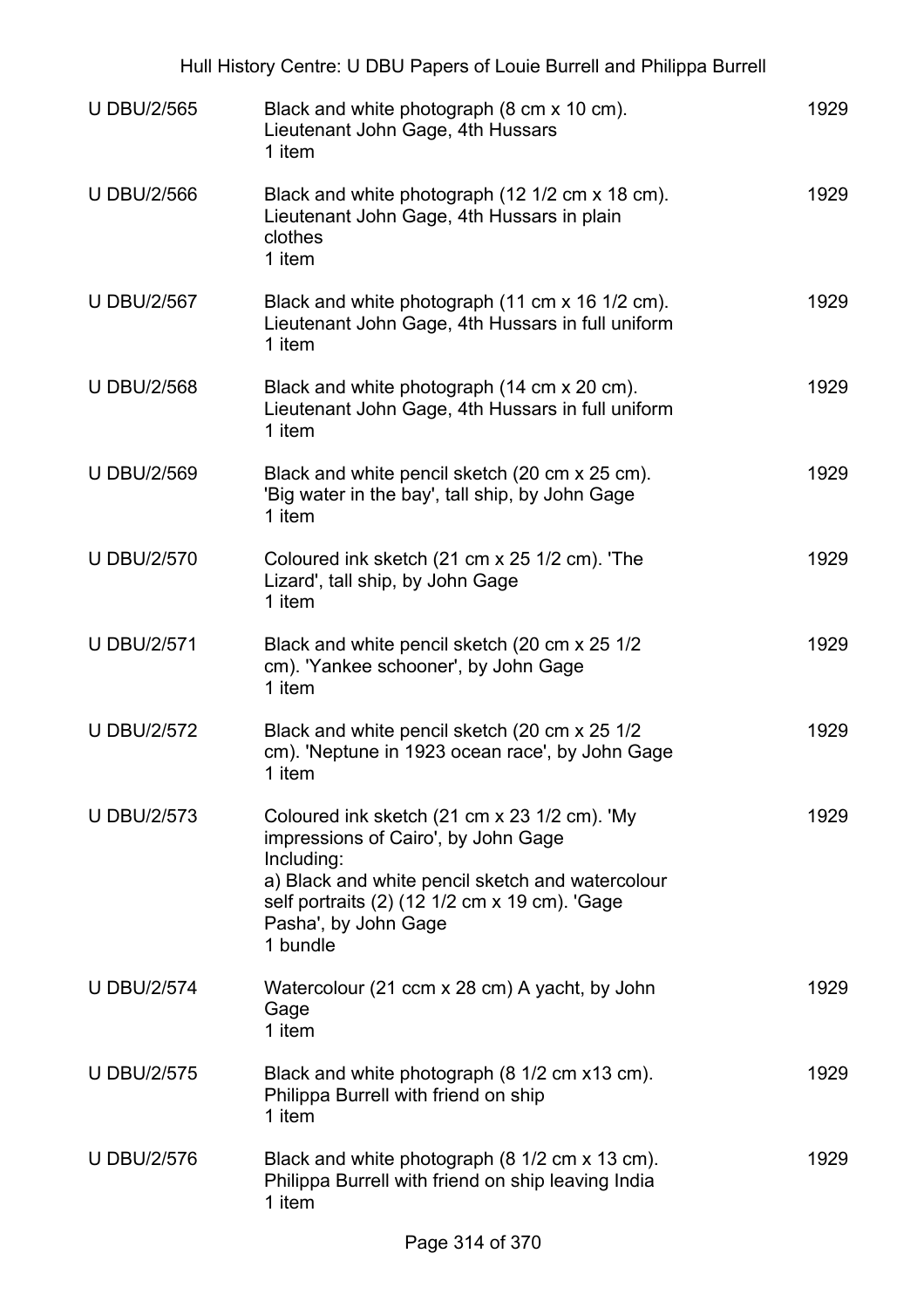| | | |
|---|---|---|
| U DBU/2/565 | Black and white photograph (8 cm x 10 cm). Lieutenant John Gage, 4th Hussars<br>1 item | 1929 |
| U DBU/2/566 | Black and white photograph (12 1/2 cm x 18 cm). Lieutenant John Gage, 4th Hussars in plain clothes<br>1 item | 1929 |
| U DBU/2/567 | Black and white photograph (11 cm x 16 1/2 cm). Lieutenant John Gage, 4th Hussars in full uniform<br>1 item | 1929 |
| U DBU/2/568 | Black and white photograph (14 cm x 20 cm). Lieutenant John Gage, 4th Hussars in full uniform<br>1 item | 1929 |
| U DBU/2/569 | Black and white pencil sketch (20 cm x 25 cm). 'Big water in the bay', tall ship, by John Gage<br>1 item | 1929 |
| U DBU/2/570 | Coloured ink sketch (21 cm x 25 1/2 cm). 'The Lizard', tall ship, by John Gage<br>1 item | 1929 |
| U DBU/2/571 | Black and white pencil sketch (20 cm x 25 1/2 cm). 'Yankee schooner', by John Gage<br>1 item | 1929 |
| U DBU/2/572 | Black and white pencil sketch (20 cm x 25 1/2 cm). 'Neptune in 1923 ocean race', by John Gage<br>1 item | 1929 |
| U DBU/2/573 | Coloured ink sketch (21 cm x 23 1/2 cm). 'My impressions of Cairo', by John Gage<br>Including:<br>a) Black and white pencil sketch and watercolour self portraits (2) (12 1/2 cm x 19 cm). 'Gage Pasha', by John Gage<br>1 bundle | 1929 |
| U DBU/2/574 | Watercolour (21 ccm x 28 cm) A yacht, by John Gage<br>1 item | 1929 |
| U DBU/2/575 | Black and white photograph (8 1/2 cm x13 cm). Philippa Burrell with friend on ship<br>1 item | 1929 |
| U DBU/2/576 | Black and white photograph (8 1/2 cm x 13 cm). Philippa Burrell with friend on ship leaving India<br>1 item | 1929 |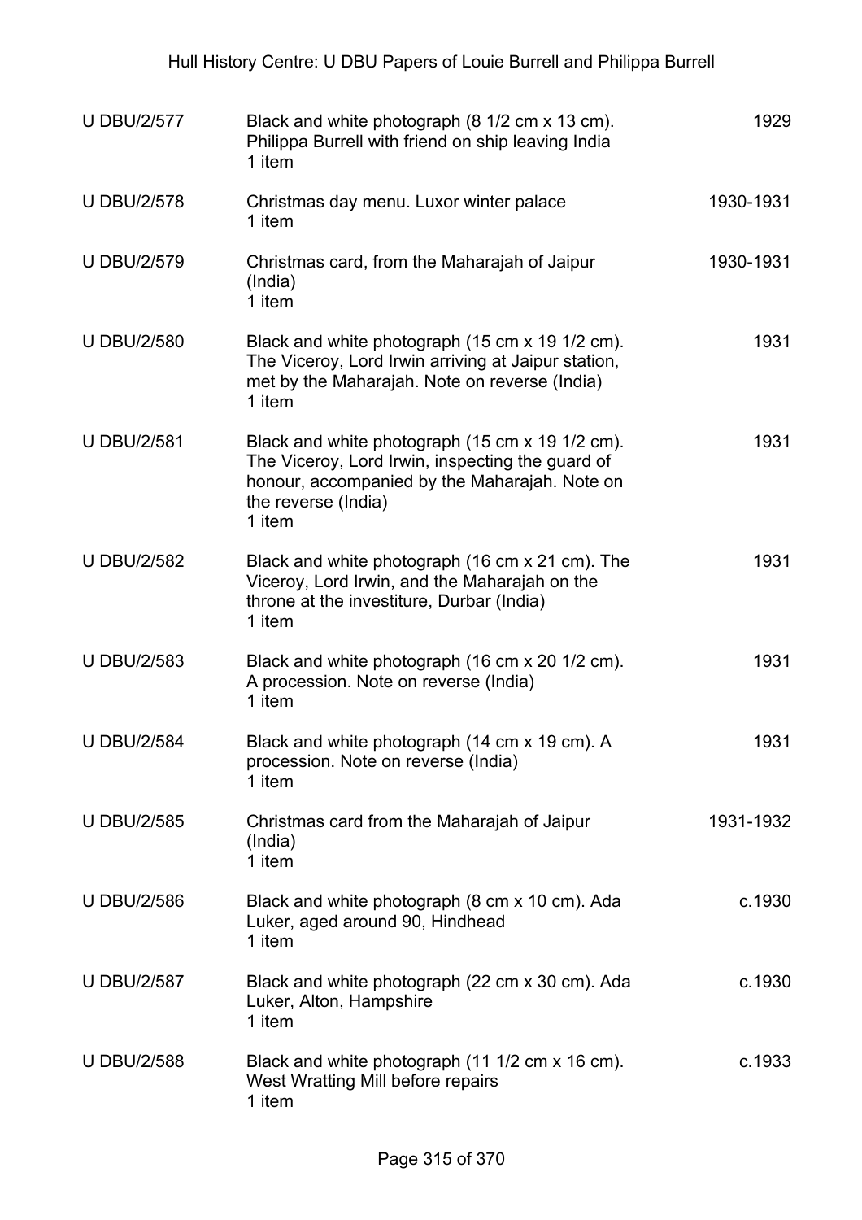| | | |
|---|---|---|
| U DBU/2/577 | Black and white photograph (8 1/2 cm x 13 cm). Philippa Burrell with friend on ship leaving India<br>1 item | 1929 |
| U DBU/2/578 | Christmas day menu. Luxor winter palace<br>1 item | 1930-1931 |
| U DBU/2/579 | Christmas card, from the Maharajah of Jaipur (India)<br>1 item | 1930-1931 |
| U DBU/2/580 | Black and white photograph (15 cm x 19 1/2 cm). The Viceroy, Lord Irwin arriving at Jaipur station, met by the Maharajah. Note on reverse (India)<br>1 item | 1931 |
| U DBU/2/581 | Black and white photograph (15 cm x 19 1/2 cm). The Viceroy, Lord Irwin, inspecting the guard of honour, accompanied by the Maharajah. Note on the reverse (India)<br>1 item | 1931 |
| U DBU/2/582 | Black and white photograph (16 cm x 21 cm). The Viceroy, Lord Irwin, and the Maharajah on the throne at the investiture, Durbar (India)<br>1 item | 1931 |
| U DBU/2/583 | Black and white photograph (16 cm x 20 1/2 cm). A procession. Note on reverse (India)<br>1 item | 1931 |
| U DBU/2/584 | Black and white photograph (14 cm x 19 cm). A procession. Note on reverse (India)<br>1 item | 1931 |
| U DBU/2/585 | Christmas card from the Maharajah of Jaipur (India)<br>1 item | 1931-1932 |
| U DBU/2/586 | Black and white photograph (8 cm x 10 cm). Ada Luker, aged around 90, Hindhead<br>1 item | c.1930 |
| U DBU/2/587 | Black and white photograph (22 cm x 30 cm). Ada Luker, Alton, Hampshire<br>1 item | c.1930 |
| U DBU/2/588 | Black and white photograph (11 1/2 cm x 16 cm). West Wratting Mill before repairs<br>1 item | c.1933 |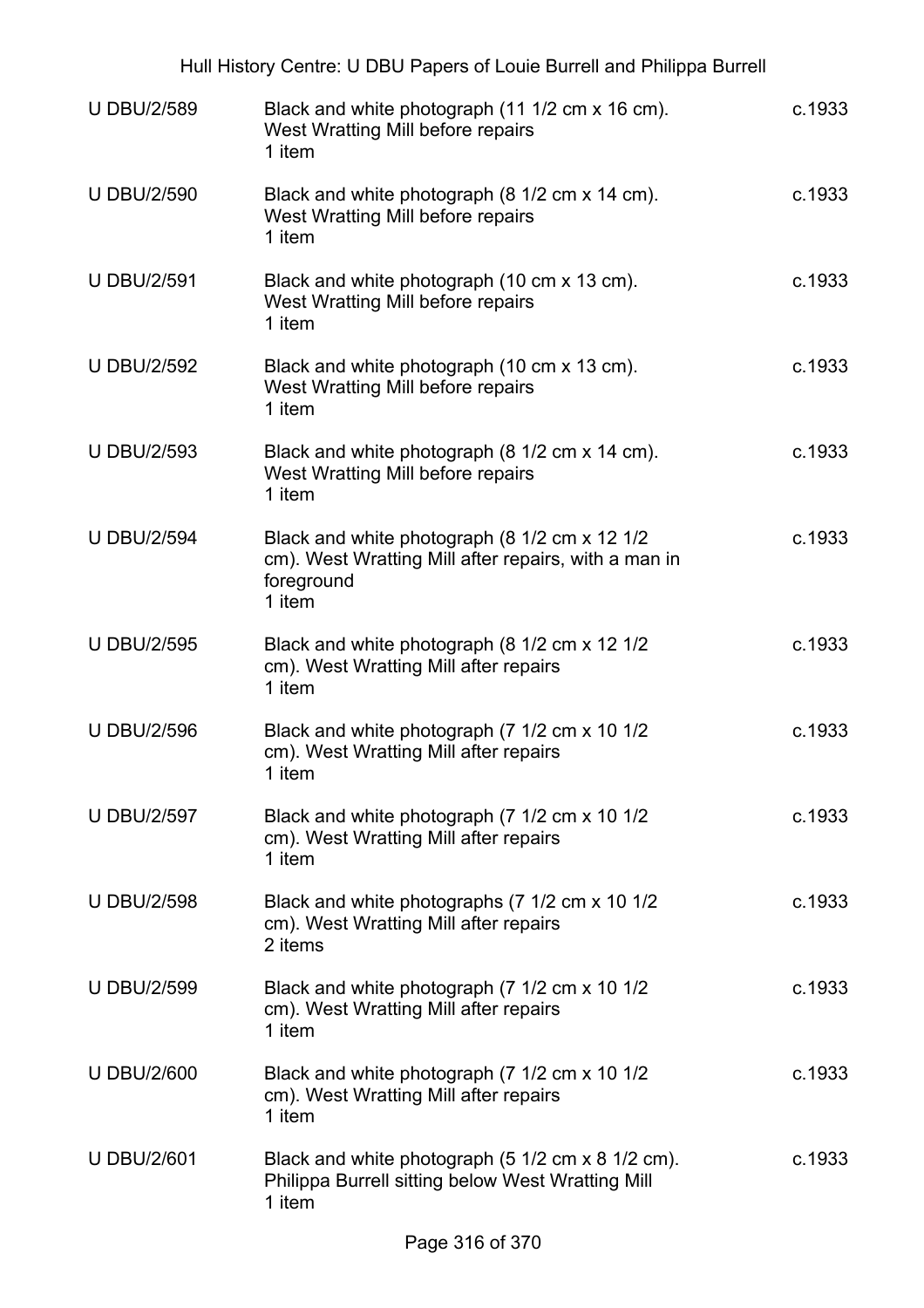| | | |
|---|---|---|
| U DBU/2/589 | Black and white photograph (11 1/2 cm x 16 cm). West Wratting Mill before repairs<br>1 item | c.1933 |
| U DBU/2/590 | Black and white photograph (8 1/2 cm x 14 cm). West Wratting Mill before repairs<br>1 item | c.1933 |
| U DBU/2/591 | Black and white photograph (10 cm x 13 cm). West Wratting Mill before repairs<br>1 item | c.1933 |
| U DBU/2/592 | Black and white photograph (10 cm x 13 cm). West Wratting Mill before repairs<br>1 item | c.1933 |
| U DBU/2/593 | Black and white photograph (8 1/2 cm x 14 cm). West Wratting Mill before repairs<br>1 item | c.1933 |
| U DBU/2/594 | Black and white photograph (8 1/2 cm x 12 1/2 cm). West Wratting Mill after repairs, with a man in foreground<br>1 item | c.1933 |
| U DBU/2/595 | Black and white photograph (8 1/2 cm x 12 1/2 cm). West Wratting Mill after repairs<br>1 item | c.1933 |
| U DBU/2/596 | Black and white photograph (7 1/2 cm x 10 1/2 cm). West Wratting Mill after repairs<br>1 item | c.1933 |
| U DBU/2/597 | Black and white photograph (7 1/2 cm x 10 1/2 cm). West Wratting Mill after repairs<br>1 item | c.1933 |
| U DBU/2/598 | Black and white photographs (7 1/2 cm x 10 1/2 cm). West Wratting Mill after repairs<br>2 items | c.1933 |
| U DBU/2/599 | Black and white photograph (7 1/2 cm x 10 1/2 cm). West Wratting Mill after repairs<br>1 item | c.1933 |
| U DBU/2/600 | Black and white photograph (7 1/2 cm x 10 1/2 cm). West Wratting Mill after repairs<br>1 item | c.1933 |
| U DBU/2/601 | Black and white photograph (5 1/2 cm x 8 1/2 cm). Philippa Burrell sitting below West Wratting Mill<br>1 item | c.1933 |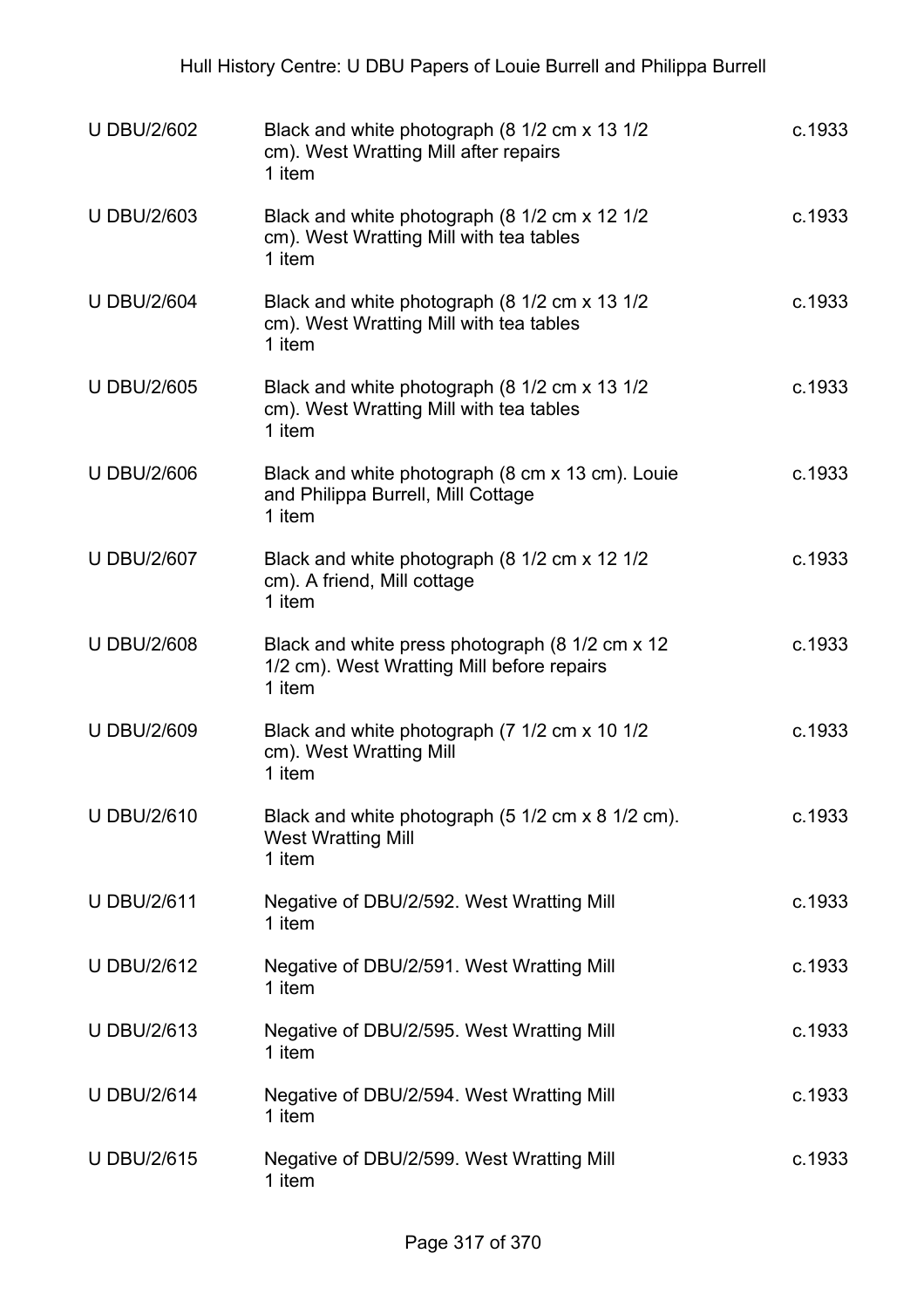| Reference | Description | Date |
|---|---|---|
| U DBU/2/602 | Black and white photograph (8 1/2 cm x 13 1/2 cm). West Wratting Mill after repairs<br>1 item | c.1933 |
| U DBU/2/603 | Black and white photograph (8 1/2 cm x 12 1/2 cm). West Wratting Mill with tea tables<br>1 item | c.1933 |
| U DBU/2/604 | Black and white photograph (8 1/2 cm x 13 1/2 cm). West Wratting Mill with tea tables<br>1 item | c.1933 |
| U DBU/2/605 | Black and white photograph (8 1/2 cm x 13 1/2 cm). West Wratting Mill with tea tables<br>1 item | c.1933 |
| U DBU/2/606 | Black and white photograph (8 cm x 13 cm). Louie and Philippa Burrell, Mill Cottage<br>1 item | c.1933 |
| U DBU/2/607 | Black and white photograph (8 1/2 cm x 12 1/2 cm). A friend, Mill cottage<br>1 item | c.1933 |
| U DBU/2/608 | Black and white press photograph (8 1/2 cm x 12 1/2 cm). West Wratting Mill before repairs<br>1 item | c.1933 |
| U DBU/2/609 | Black and white photograph (7 1/2 cm x 10 1/2 cm). West Wratting Mill<br>1 item | c.1933 |
| U DBU/2/610 | Black and white photograph (5 1/2 cm x 8 1/2 cm). West Wratting Mill<br>1 item | c.1933 |
| U DBU/2/611 | Negative of DBU/2/592. West Wratting Mill<br>1 item | c.1933 |
| U DBU/2/612 | Negative of DBU/2/591. West Wratting Mill<br>1 item | c.1933 |
| U DBU/2/613 | Negative of DBU/2/595. West Wratting Mill<br>1 item | c.1933 |
| U DBU/2/614 | Negative of DBU/2/594. West Wratting Mill<br>1 item | c.1933 |
| U DBU/2/615 | Negative of DBU/2/599. West Wratting Mill<br>1 item | c.1933 |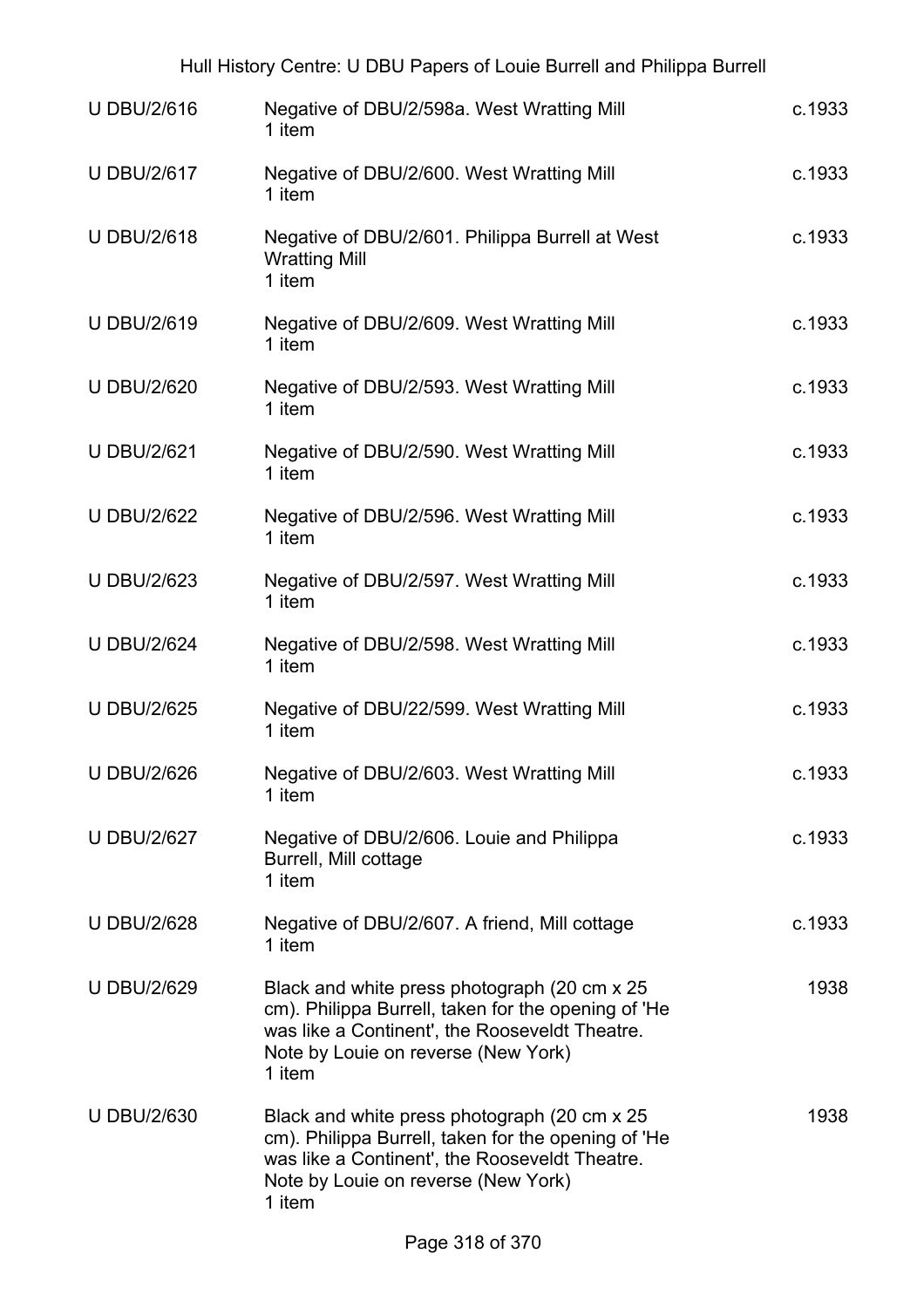| | | |
|---|---|---|
| U DBU/2/616 | Negative of DBU/2/598a. West Wratting Mill<br>1 item | c.1933 |
| U DBU/2/617 | Negative of DBU/2/600. West Wratting Mill<br>1 item | c.1933 |
| U DBU/2/618 | Negative of DBU/2/601. Philippa Burrell at West Wratting Mill<br>1 item | c.1933 |
| U DBU/2/619 | Negative of DBU/2/609. West Wratting Mill<br>1 item | c.1933 |
| U DBU/2/620 | Negative of DBU/2/593. West Wratting Mill<br>1 item | c.1933 |
| U DBU/2/621 | Negative of DBU/2/590. West Wratting Mill<br>1 item | c.1933 |
| U DBU/2/622 | Negative of DBU/2/596. West Wratting Mill<br>1 item | c.1933 |
| U DBU/2/623 | Negative of DBU/2/597. West Wratting Mill<br>1 item | c.1933 |
| U DBU/2/624 | Negative of DBU/2/598. West Wratting Mill<br>1 item | c.1933 |
| U DBU/2/625 | Negative of DBU/22/599. West Wratting Mill<br>1 item | c.1933 |
| U DBU/2/626 | Negative of DBU/2/603. West Wratting Mill<br>1 item | c.1933 |
| U DBU/2/627 | Negative of DBU/2/606. Louie and Philippa Burrell, Mill cottage<br>1 item | c.1933 |
| U DBU/2/628 | Negative of DBU/2/607. A friend, Mill cottage<br>1 item | c.1933 |
| U DBU/2/629 | Black and white press photograph (20 cm x 25 cm). Philippa Burrell, taken for the opening of 'He was like a Continent', the Rooseveldt Theatre. Note by Louie on reverse (New York)<br>1 item | 1938 |
| U DBU/2/630 | Black and white press photograph (20 cm x 25 cm). Philippa Burrell, taken for the opening of 'He was like a Continent', the Rooseveldt Theatre. Note by Louie on reverse (New York)<br>1 item | 1938 |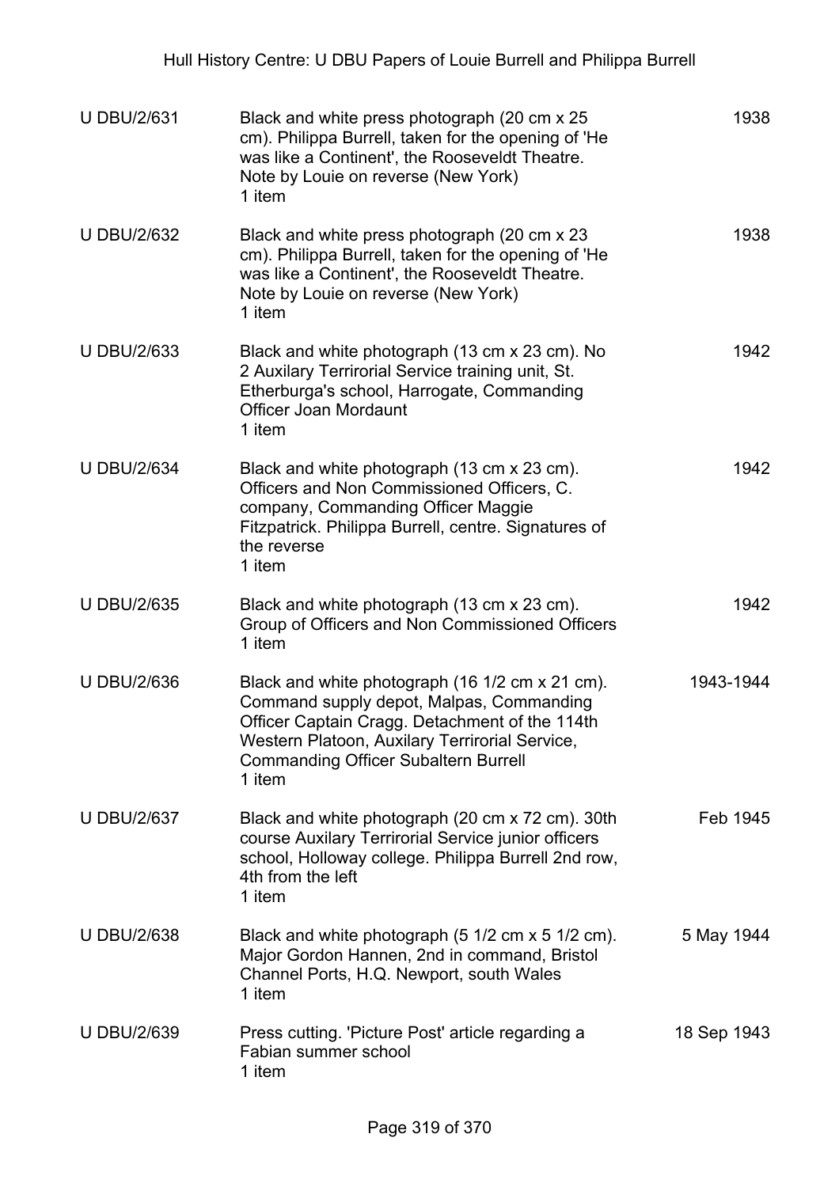| | | |
|---|---|---|
| U DBU/2/631 | Black and white press photograph (20 cm x 25 cm). Philippa Burrell, taken for the opening of 'He was like a Continent', the Rooseveldt Theatre. Note by Louie on reverse (New York)<br>1 item | 1938 |
| U DBU/2/632 | Black and white press photograph (20 cm x 23 cm). Philippa Burrell, taken for the opening of 'He was like a Continent', the Rooseveldt Theatre. Note by Louie on reverse (New York)<br>1 item | 1938 |
| U DBU/2/633 | Black and white photograph (13 cm x 23 cm). No 2 Auxilary Terrirorial Service training unit, St. Etherburga's school, Harrogate, Commanding Officer Joan Mordaunt<br>1 item | 1942 |
| U DBU/2/634 | Black and white photograph (13 cm x 23 cm). Officers and Non Commissioned Officers, C. company, Commanding Officer Maggie Fitzpatrick. Philippa Burrell, centre. Signatures of the reverse<br>1 item | 1942 |
| U DBU/2/635 | Black and white photograph (13 cm x 23 cm). Group of Officers and Non Commissioned Officers<br>1 item | 1942 |
| U DBU/2/636 | Black and white photograph (16 1/2 cm x 21 cm). Command supply depot, Malpas, Commanding Officer Captain Cragg. Detachment of the 114th Western Platoon, Auxilary Terrirorial Service, Commanding Officer Subaltern Burrell<br>1 item | 1943-1944 |
| U DBU/2/637 | Black and white photograph (20 cm x 72 cm). 30th course Auxilary Terrirorial Service junior officers school, Holloway college. Philippa Burrell 2nd row, 4th from the left<br>1 item | Feb 1945 |
| U DBU/2/638 | Black and white photograph (5 1/2 cm x 5 1/2 cm). Major Gordon Hannen, 2nd in command, Bristol Channel Ports, H.Q. Newport, south Wales<br>1 item | 5 May 1944 |
| U DBU/2/639 | Press cutting. 'Picture Post' article regarding a Fabian summer school<br>1 item | 18 Sep 1943 |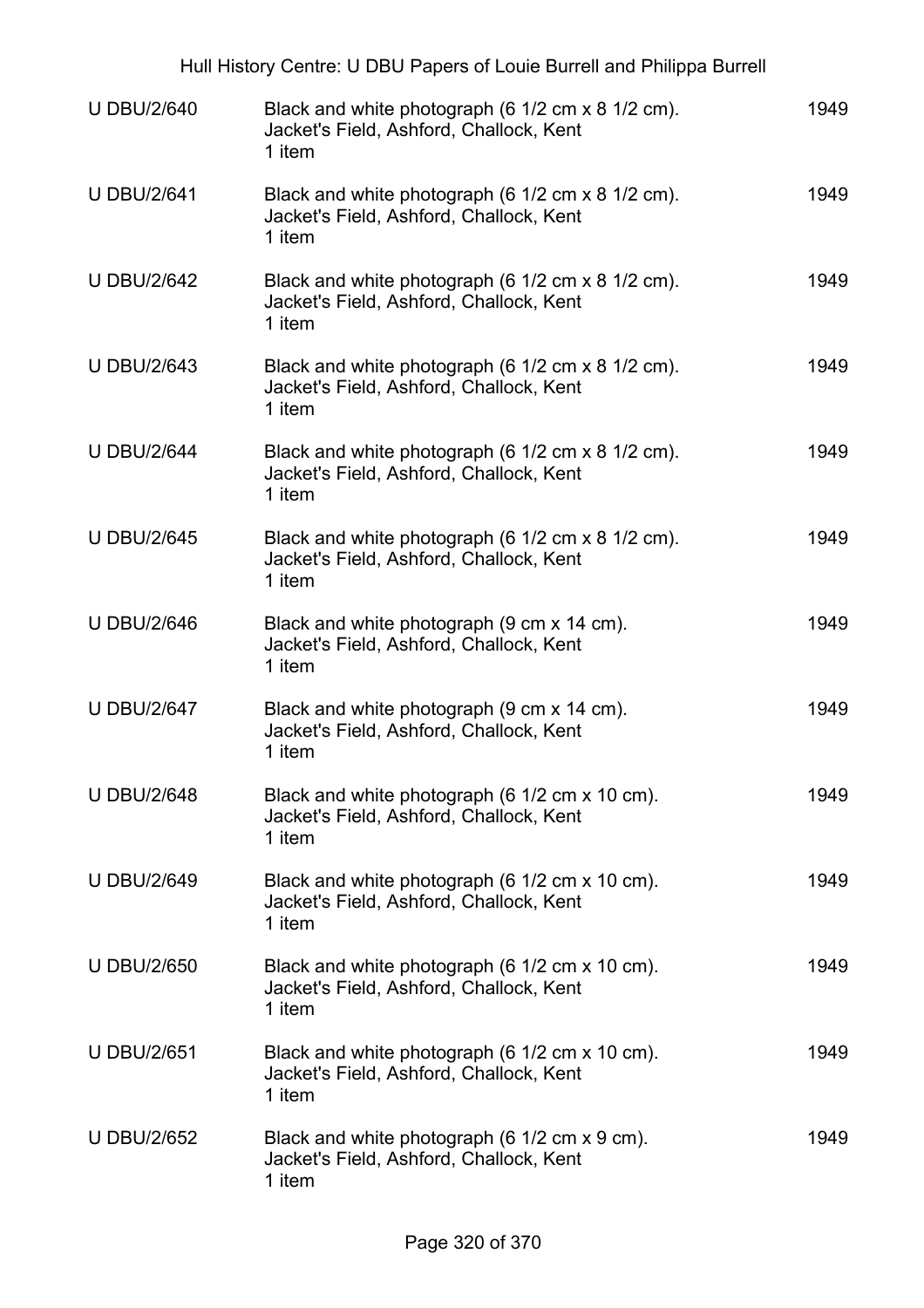| | | |
|---|---|---|
| U DBU/2/640 | Black and white photograph (6 1/2 cm x 8 1/2 cm).<br>Jacket's Field, Ashford, Challock, Kent<br>1 item | 1949 |
| U DBU/2/641 | Black and white photograph (6 1/2 cm x 8 1/2 cm).<br>Jacket's Field, Ashford, Challock, Kent<br>1 item | 1949 |
| U DBU/2/642 | Black and white photograph (6 1/2 cm x 8 1/2 cm).<br>Jacket's Field, Ashford, Challock, Kent<br>1 item | 1949 |
| U DBU/2/643 | Black and white photograph (6 1/2 cm x 8 1/2 cm).<br>Jacket's Field, Ashford, Challock, Kent<br>1 item | 1949 |
| U DBU/2/644 | Black and white photograph (6 1/2 cm x 8 1/2 cm).<br>Jacket's Field, Ashford, Challock, Kent<br>1 item | 1949 |
| U DBU/2/645 | Black and white photograph (6 1/2 cm x 8 1/2 cm).<br>Jacket's Field, Ashford, Challock, Kent<br>1 item | 1949 |
| U DBU/2/646 | Black and white photograph (9 cm x 14 cm).<br>Jacket's Field, Ashford, Challock, Kent<br>1 item | 1949 |
| U DBU/2/647 | Black and white photograph (9 cm x 14 cm).<br>Jacket's Field, Ashford, Challock, Kent<br>1 item | 1949 |
| U DBU/2/648 | Black and white photograph (6 1/2 cm x 10 cm).<br>Jacket's Field, Ashford, Challock, Kent<br>1 item | 1949 |
| U DBU/2/649 | Black and white photograph (6 1/2 cm x 10 cm).<br>Jacket's Field, Ashford, Challock, Kent<br>1 item | 1949 |
| U DBU/2/650 | Black and white photograph (6 1/2 cm x 10 cm).<br>Jacket's Field, Ashford, Challock, Kent<br>1 item | 1949 |
| U DBU/2/651 | Black and white photograph (6 1/2 cm x 10 cm).<br>Jacket's Field, Ashford, Challock, Kent<br>1 item | 1949 |
| U DBU/2/652 | Black and white photograph (6 1/2 cm x 9 cm).<br>Jacket's Field, Ashford, Challock, Kent<br>1 item | 1949 |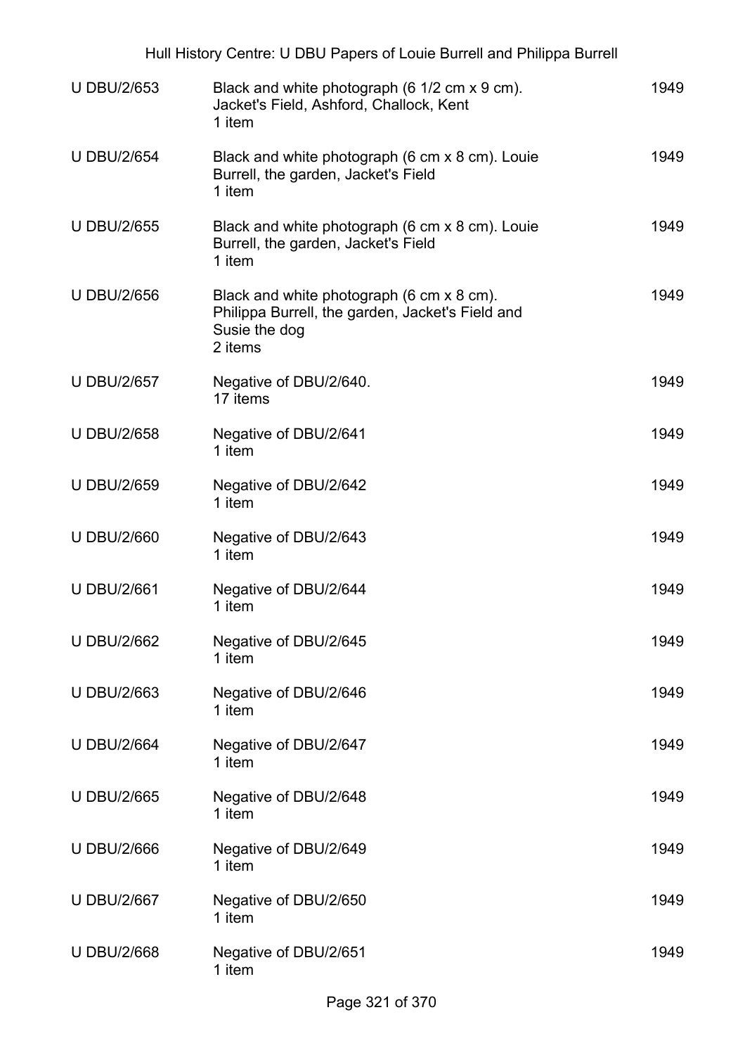| | | |
|---|---|---|
| U DBU/2/653 | Black and white photograph (6 1/2 cm x 9 cm). Jacket's Field, Ashford, Challock, Kent<br>1 item | 1949 |
| U DBU/2/654 | Black and white photograph (6 cm x 8 cm). Louie Burrell, the garden, Jacket's Field<br>1 item | 1949 |
| U DBU/2/655 | Black and white photograph (6 cm x 8 cm). Louie Burrell, the garden, Jacket's Field<br>1 item | 1949 |
| U DBU/2/656 | Black and white photograph (6 cm x 8 cm). Philippa Burrell, the garden, Jacket's Field and Susie the dog<br>2 items | 1949 |
| U DBU/2/657 | Negative of DBU/2/640.<br>17 items | 1949 |
| U DBU/2/658 | Negative of DBU/2/641<br>1 item | 1949 |
| U DBU/2/659 | Negative of DBU/2/642<br>1 item | 1949 |
| U DBU/2/660 | Negative of DBU/2/643<br>1 item | 1949 |
| U DBU/2/661 | Negative of DBU/2/644<br>1 item | 1949 |
| U DBU/2/662 | Negative of DBU/2/645<br>1 item | 1949 |
| U DBU/2/663 | Negative of DBU/2/646<br>1 item | 1949 |
| U DBU/2/664 | Negative of DBU/2/647<br>1 item | 1949 |
| U DBU/2/665 | Negative of DBU/2/648<br>1 item | 1949 |
| U DBU/2/666 | Negative of DBU/2/649<br>1 item | 1949 |
| U DBU/2/667 | Negative of DBU/2/650<br>1 item | 1949 |
| U DBU/2/668 | Negative of DBU/2/651<br>1 item | 1949 |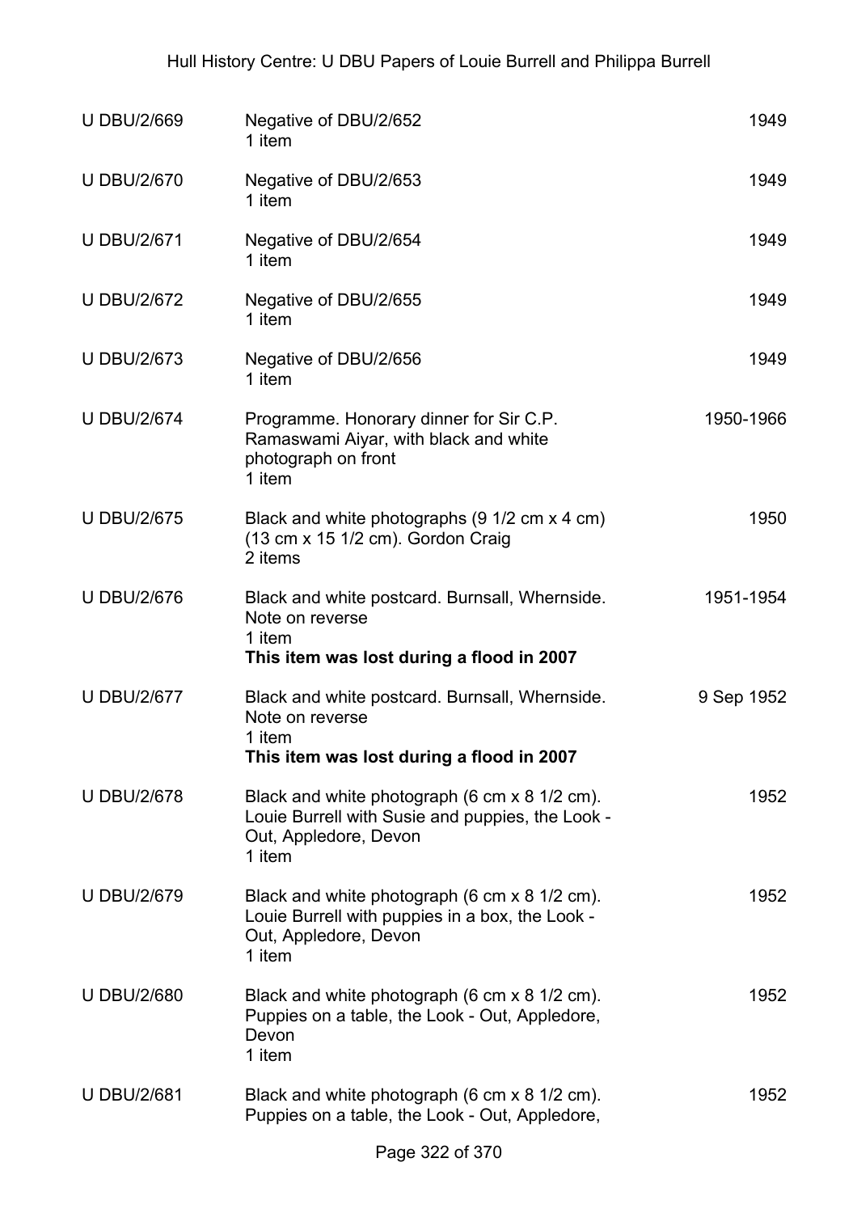| | | |
|---|---|---|
| U DBU/2/669 | Negative of DBU/2/652<br>1 item | 1949 |
| U DBU/2/670 | Negative of DBU/2/653<br>1 item | 1949 |
| U DBU/2/671 | Negative of DBU/2/654<br>1 item | 1949 |
| U DBU/2/672 | Negative of DBU/2/655<br>1 item | 1949 |
| U DBU/2/673 | Negative of DBU/2/656<br>1 item | 1949 |
| U DBU/2/674 | Programme. Honorary dinner for Sir C.P. Ramaswami Aiyar, with black and white photograph on front<br>1 item | 1950-1966 |
| U DBU/2/675 | Black and white photographs (9 1/2 cm x 4 cm) (13 cm x 15 1/2 cm). Gordon Craig<br>2 items | 1950 |
| U DBU/2/676 | Black and white postcard. Burnsall, Whernside. Note on reverse<br>1 item<br>**This item was lost during a flood in 2007** | 1951-1954 |
| U DBU/2/677 | Black and white postcard. Burnsall, Whernside. Note on reverse<br>1 item<br>**This item was lost during a flood in 2007** | 9 Sep 1952 |
| U DBU/2/678 | Black and white photograph (6 cm x 8 1/2 cm). Louie Burrell with Susie and puppies, the Look - Out, Appledore, Devon<br>1 item | 1952 |
| U DBU/2/679 | Black and white photograph (6 cm x 8 1/2 cm). Louie Burrell with puppies in a box, the Look - Out, Appledore, Devon<br>1 item | 1952 |
| U DBU/2/680 | Black and white photograph (6 cm x 8 1/2 cm). Puppies on a table, the Look - Out, Appledore, Devon<br>1 item | 1952 |
| U DBU/2/681 | Black and white photograph (6 cm x 8 1/2 cm). Puppies on a table, the Look - Out, Appledore, | 1952 |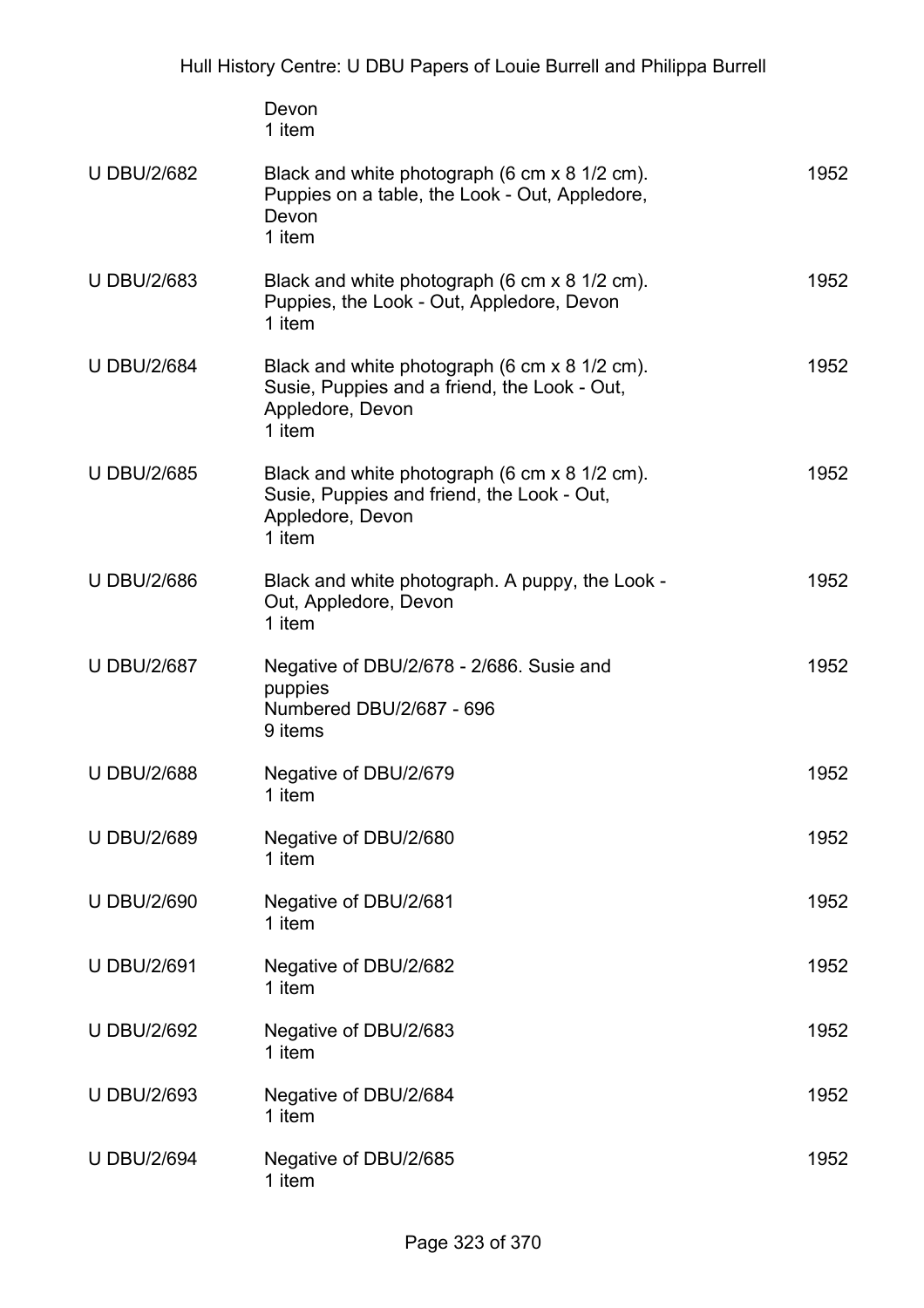| | | |
|---|---|---|
| | Devon<br>1 item | |
| U DBU/2/682 | Black and white photograph (6 cm x 8 1/2 cm). Puppies on a table, the Look - Out, Appledore, Devon<br>1 item | 1952 |
| U DBU/2/683 | Black and white photograph (6 cm x 8 1/2 cm). Puppies, the Look - Out, Appledore, Devon<br>1 item | 1952 |
| U DBU/2/684 | Black and white photograph (6 cm x 8 1/2 cm). Susie, Puppies and a friend, the Look - Out, Appledore, Devon<br>1 item | 1952 |
| U DBU/2/685 | Black and white photograph (6 cm x 8 1/2 cm). Susie, Puppies and friend, the Look - Out, Appledore, Devon<br>1 item | 1952 |
| U DBU/2/686 | Black and white photograph. A puppy, the Look - Out, Appledore, Devon<br>1 item | 1952 |
| U DBU/2/687 | Negative of DBU/2/678 - 2/686. Susie and puppies<br>Numbered DBU/2/687 - 696<br>9 items | 1952 |
| U DBU/2/688 | Negative of DBU/2/679<br>1 item | 1952 |
| U DBU/2/689 | Negative of DBU/2/680<br>1 item | 1952 |
| U DBU/2/690 | Negative of DBU/2/681<br>1 item | 1952 |
| U DBU/2/691 | Negative of DBU/2/682<br>1 item | 1952 |
| U DBU/2/692 | Negative of DBU/2/683<br>1 item | 1952 |
| U DBU/2/693 | Negative of DBU/2/684<br>1 item | 1952 |
| U DBU/2/694 | Negative of DBU/2/685<br>1 item | 1952 |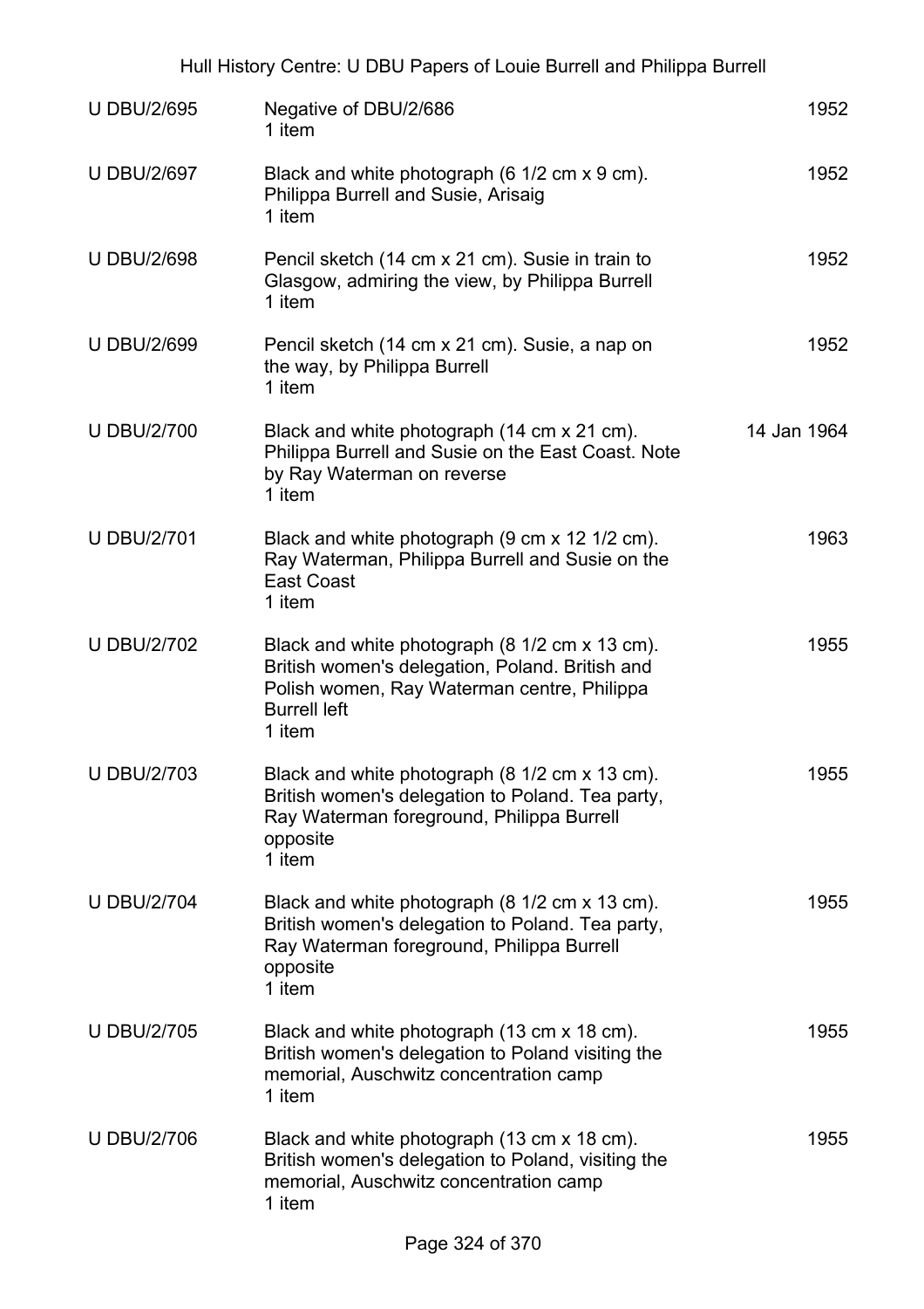| | | |
|---|---|---|
| U DBU/2/695 | Negative of DBU/2/686<br>1 item | 1952 |
| U DBU/2/697 | Black and white photograph (6 1/2 cm x 9 cm). Philippa Burrell and Susie, Arisaig<br>1 item | 1952 |
| U DBU/2/698 | Pencil sketch (14 cm x 21 cm). Susie in train to Glasgow, admiring the view, by Philippa Burrell<br>1 item | 1952 |
| U DBU/2/699 | Pencil sketch (14 cm x 21 cm). Susie, a nap on the way, by Philippa Burrell<br>1 item | 1952 |
| U DBU/2/700 | Black and white photograph (14 cm x 21 cm). Philippa Burrell and Susie on the East Coast. Note by Ray Waterman on reverse<br>1 item | 14 Jan 1964 |
| U DBU/2/701 | Black and white photograph (9 cm x 12 1/2 cm). Ray Waterman, Philippa Burrell and Susie on the East Coast<br>1 item | 1963 |
| U DBU/2/702 | Black and white photograph (8 1/2 cm x 13 cm). British women's delegation, Poland. British and Polish women, Ray Waterman centre, Philippa Burrell left<br>1 item | 1955 |
| U DBU/2/703 | Black and white photograph (8 1/2 cm x 13 cm). British women's delegation to Poland. Tea party, Ray Waterman foreground, Philippa Burrell opposite<br>1 item | 1955 |
| U DBU/2/704 | Black and white photograph (8 1/2 cm x 13 cm). British women's delegation to Poland. Tea party, Ray Waterman foreground, Philippa Burrell opposite<br>1 item | 1955 |
| U DBU/2/705 | Black and white photograph (13 cm x 18 cm). British women's delegation to Poland visiting the memorial, Auschwitz concentration camp<br>1 item | 1955 |
| U DBU/2/706 | Black and white photograph (13 cm x 18 cm). British women's delegation to Poland, visiting the memorial, Auschwitz concentration camp<br>1 item | 1955 |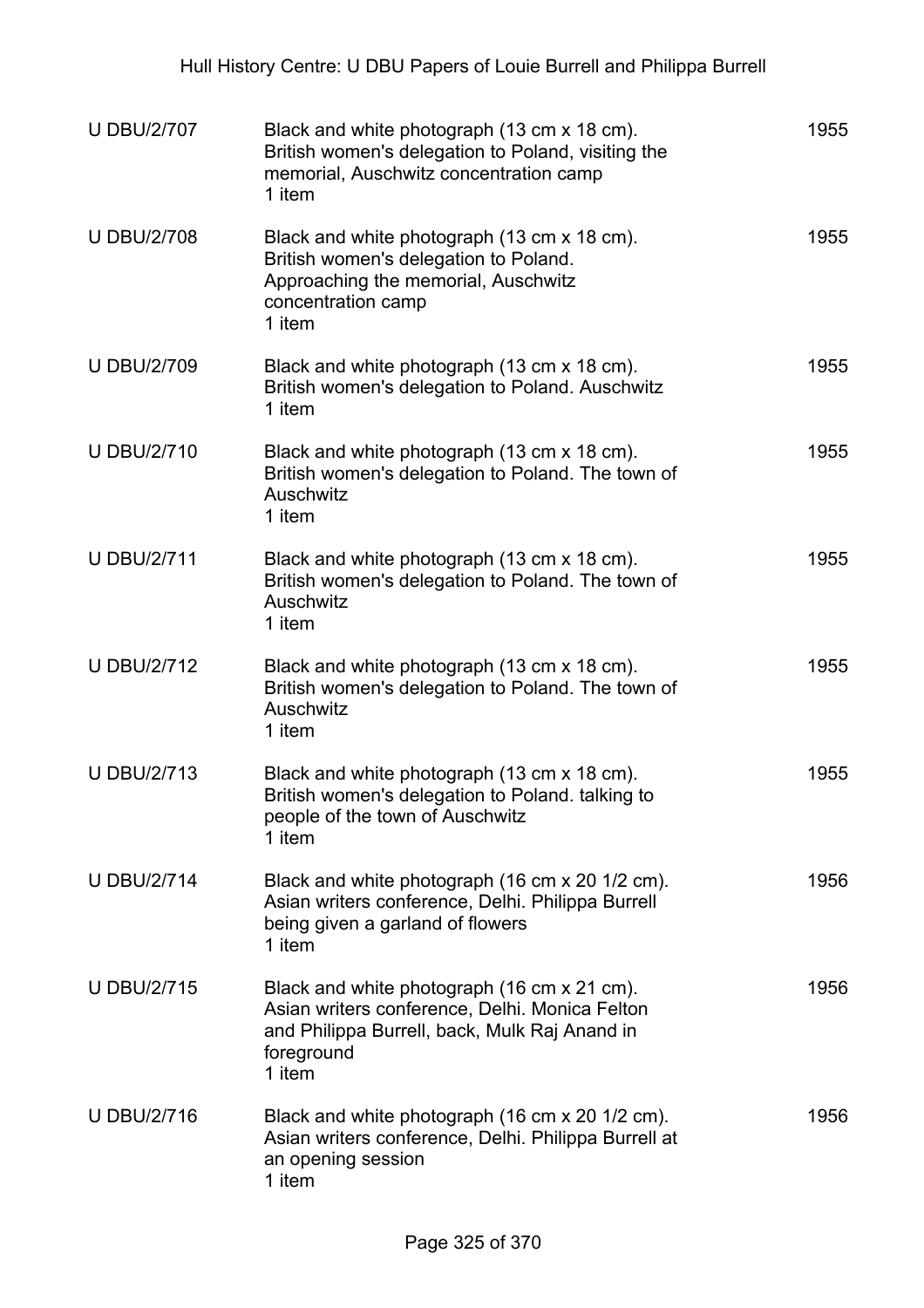| | | |
|---|---|---|
| U DBU/2/707 | Black and white photograph (13 cm x 18 cm). British women's delegation to Poland, visiting the memorial, Auschwitz concentration camp<br>1 item | 1955 |
| U DBU/2/708 | Black and white photograph (13 cm x 18 cm). British women's delegation to Poland. Approaching the memorial, Auschwitz concentration camp<br>1 item | 1955 |
| U DBU/2/709 | Black and white photograph (13 cm x 18 cm). British women's delegation to Poland. Auschwitz<br>1 item | 1955 |
| U DBU/2/710 | Black and white photograph (13 cm x 18 cm). British women's delegation to Poland. The town of Auschwitz<br>1 item | 1955 |
| U DBU/2/711 | Black and white photograph (13 cm x 18 cm). British women's delegation to Poland. The town of Auschwitz<br>1 item | 1955 |
| U DBU/2/712 | Black and white photograph (13 cm x 18 cm). British women's delegation to Poland. The town of Auschwitz<br>1 item | 1955 |
| U DBU/2/713 | Black and white photograph (13 cm x 18 cm). British women's delegation to Poland. talking to people of the town of Auschwitz<br>1 item | 1955 |
| U DBU/2/714 | Black and white photograph (16 cm x 20 1/2 cm). Asian writers conference, Delhi. Philippa Burrell being given a garland of flowers<br>1 item | 1956 |
| U DBU/2/715 | Black and white photograph (16 cm x 21 cm). Asian writers conference, Delhi. Monica Felton and Philippa Burrell, back, Mulk Raj Anand in foreground<br>1 item | 1956 |
| U DBU/2/716 | Black and white photograph (16 cm x 20 1/2 cm). Asian writers conference, Delhi. Philippa Burrell at an opening session<br>1 item | 1956 |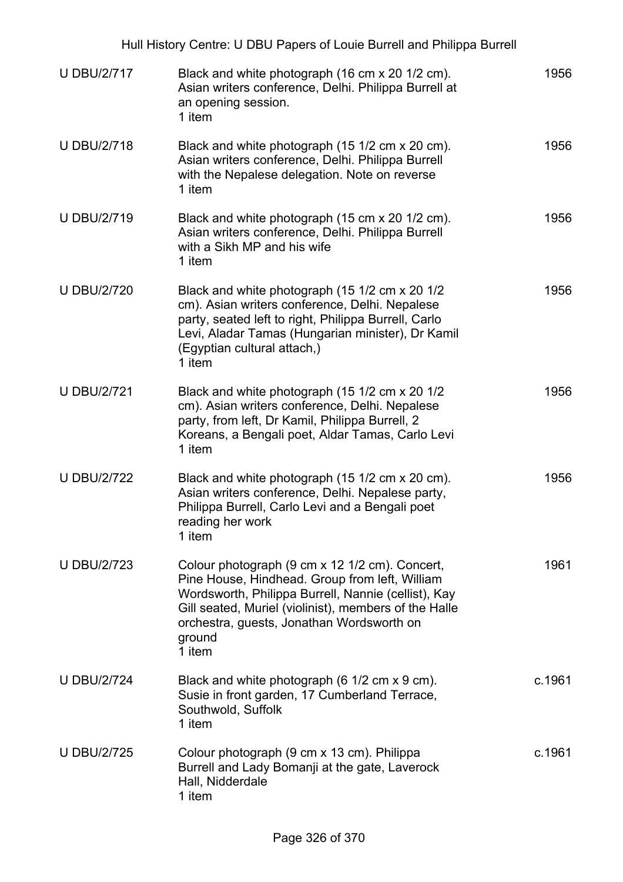| | | |
|---|---|---|
| U DBU/2/717 | Black and white photograph (16 cm x 20 1/2 cm). Asian writers conference, Delhi. Philippa Burrell at an opening session.<br>1 item | 1956 |
| U DBU/2/718 | Black and white photograph (15 1/2 cm x 20 cm). Asian writers conference, Delhi. Philippa Burrell with the Nepalese delegation. Note on reverse<br>1 item | 1956 |
| U DBU/2/719 | Black and white photograph (15 cm x 20 1/2 cm). Asian writers conference, Delhi. Philippa Burrell with a Sikh MP and his wife<br>1 item | 1956 |
| U DBU/2/720 | Black and white photograph (15 1/2 cm x 20 1/2 cm). Asian writers conference, Delhi. Nepalese party, seated left to right, Philippa Burrell, Carlo Levi, Aladar Tamas (Hungarian minister), Dr Kamil (Egyptian cultural attach,)<br>1 item | 1956 |
| U DBU/2/721 | Black and white photograph (15 1/2 cm x 20 1/2 cm). Asian writers conference, Delhi. Nepalese party, from left, Dr Kamil, Philippa Burrell, 2 Koreans, a Bengali poet, Aldar Tamas, Carlo Levi<br>1 item | 1956 |
| U DBU/2/722 | Black and white photograph (15 1/2 cm x 20 cm). Asian writers conference, Delhi. Nepalese party, Philippa Burrell, Carlo Levi and a Bengali poet reading her work<br>1 item | 1956 |
| U DBU/2/723 | Colour photograph (9 cm x 12 1/2 cm). Concert, Pine House, Hindhead. Group from left, William Wordsworth, Philippa Burrell, Nannie (cellist), Kay Gill seated, Muriel (violinist), members of the Halle orchestra, guests, Jonathan Wordsworth on ground<br>1 item | 1961 |
| U DBU/2/724 | Black and white photograph (6 1/2 cm x 9 cm). Susie in front garden, 17 Cumberland Terrace, Southwold, Suffolk<br>1 item | c.1961 |
| U DBU/2/725 | Colour photograph (9 cm x 13 cm). Philippa Burrell and Lady Bomanji at the gate, Laverock Hall, Nidderdale<br>1 item | c.1961 |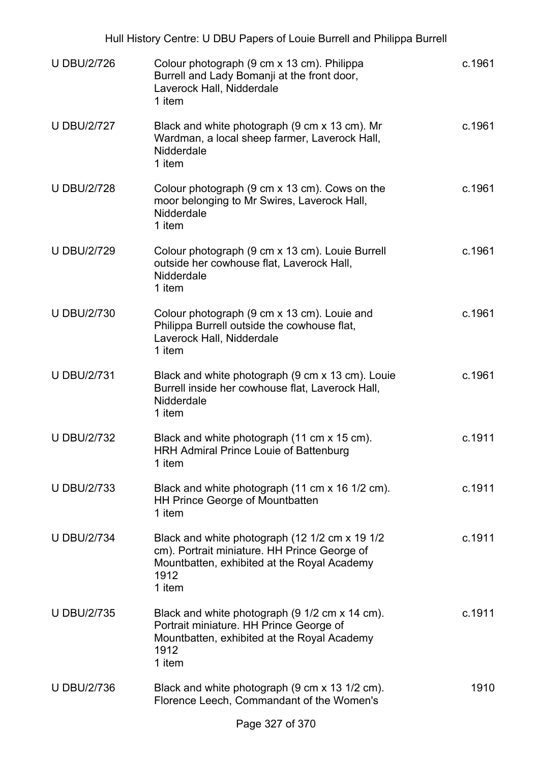| | | |
|---|---|---|
| U DBU/2/726 | Colour photograph (9 cm x 13 cm). Philippa Burrell and Lady Bomanji at the front door, Laverock Hall, Nidderdale<br>1 item | c.1961 |
| U DBU/2/727 | Black and white photograph (9 cm x 13 cm). Mr Wardman, a local sheep farmer, Laverock Hall, Nidderdale<br>1 item | c.1961 |
| U DBU/2/728 | Colour photograph (9 cm x 13 cm). Cows on the moor belonging to Mr Swires, Laverock Hall, Nidderdale<br>1 item | c.1961 |
| U DBU/2/729 | Colour photograph (9 cm x 13 cm). Louie Burrell outside her cowhouse flat, Laverock Hall, Nidderdale<br>1 item | c.1961 |
| U DBU/2/730 | Colour photograph (9 cm x 13 cm). Louie and Philippa Burrell outside the cowhouse flat, Laverock Hall, Nidderdale<br>1 item | c.1961 |
| U DBU/2/731 | Black and white photograph (9 cm x 13 cm). Louie Burrell inside her cowhouse flat, Laverock Hall, Nidderdale<br>1 item | c.1961 |
| U DBU/2/732 | Black and white photograph (11 cm x 15 cm). HRH Admiral Prince Louie of Battenburg<br>1 item | c.1911 |
| U DBU/2/733 | Black and white photograph (11 cm x 16 1/2 cm). HH Prince George of Mountbatten<br>1 item | c.1911 |
| U DBU/2/734 | Black and white photograph (12 1/2 cm x 19 1/2 cm). Portrait miniature. HH Prince George of Mountbatten, exhibited at the Royal Academy 1912<br>1 item | c.1911 |
| U DBU/2/735 | Black and white photograph (9 1/2 cm x 14 cm). Portrait miniature. HH Prince George of Mountbatten, exhibited at the Royal Academy 1912<br>1 item | c.1911 |
| U DBU/2/736 | Black and white photograph (9 cm x 13 1/2 cm). Florence Leech, Commandant of the Women's | 1910 |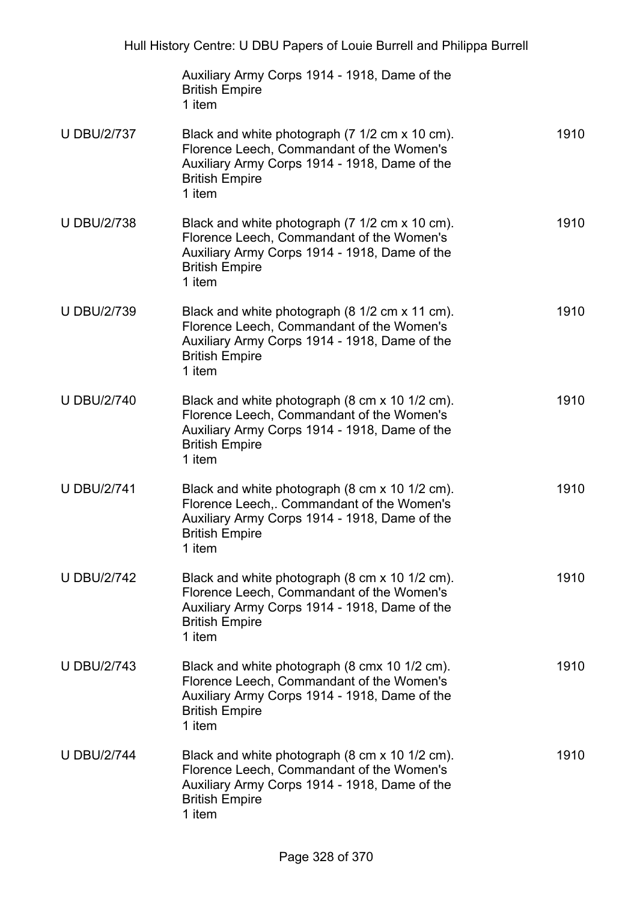| | | |
|---|---|---|
| | Auxiliary Army Corps 1914 - 1918, Dame of the British Empire<br>1 item | |
| U DBU/2/737 | Black and white photograph (7 1/2 cm x 10 cm). Florence Leech, Commandant of the Women's Auxiliary Army Corps 1914 - 1918, Dame of the British Empire<br>1 item | 1910 |
| U DBU/2/738 | Black and white photograph (7 1/2 cm x 10 cm). Florence Leech, Commandant of the Women's Auxiliary Army Corps 1914 - 1918, Dame of the British Empire<br>1 item | 1910 |
| U DBU/2/739 | Black and white photograph (8 1/2 cm x 11 cm). Florence Leech, Commandant of the Women's Auxiliary Army Corps 1914 - 1918, Dame of the British Empire<br>1 item | 1910 |
| U DBU/2/740 | Black and white photograph (8 cm x 10 1/2 cm). Florence Leech, Commandant of the Women's Auxiliary Army Corps 1914 - 1918, Dame of the British Empire<br>1 item | 1910 |
| U DBU/2/741 | Black and white photograph (8 cm x 10 1/2 cm). Florence Leech,. Commandant of the Women's Auxiliary Army Corps 1914 - 1918, Dame of the British Empire<br>1 item | 1910 |
| U DBU/2/742 | Black and white photograph (8 cm x 10 1/2 cm). Florence Leech, Commandant of the Women's Auxiliary Army Corps 1914 - 1918, Dame of the British Empire<br>1 item | 1910 |
| U DBU/2/743 | Black and white photograph (8 cmx 10 1/2 cm). Florence Leech, Commandant of the Women's Auxiliary Army Corps 1914 - 1918, Dame of the British Empire<br>1 item | 1910 |
| U DBU/2/744 | Black and white photograph (8 cm x 10 1/2 cm). Florence Leech, Commandant of the Women's Auxiliary Army Corps 1914 - 1918, Dame of the British Empire<br>1 item | 1910 |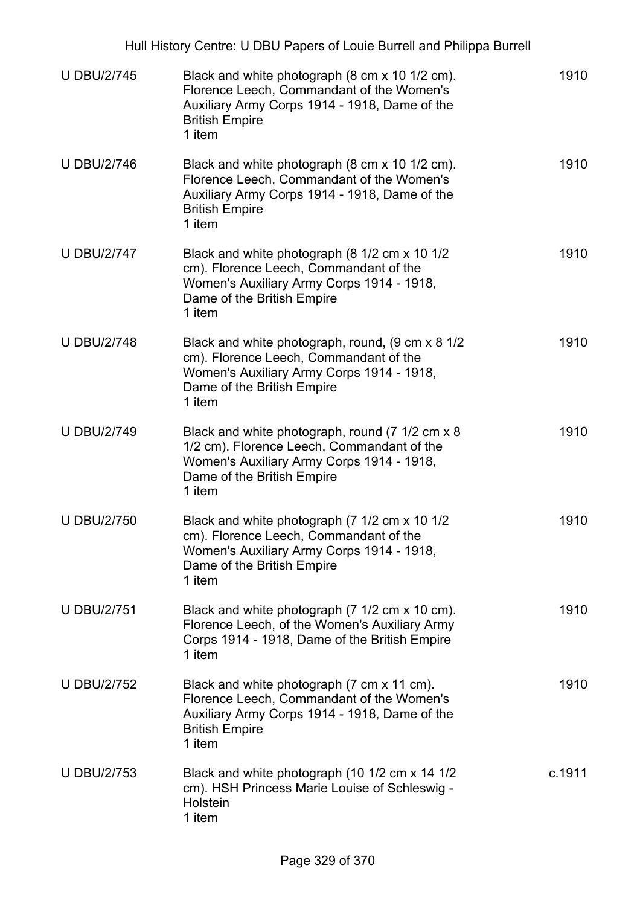| U DBU/2/745 | Black and white photograph (8 cm x 10 1/2 cm). Florence Leech, Commandant of the Women's Auxiliary Army Corps 1914 - 1918, Dame of the British Empire<br>1 item | 1910 |
|---|---|---|
| U DBU/2/746 | Black and white photograph (8 cm x 10 1/2 cm). Florence Leech, Commandant of the Women's Auxiliary Army Corps 1914 - 1918, Dame of the British Empire<br>1 item | 1910 |
| U DBU/2/747 | Black and white photograph (8 1/2 cm x 10 1/2 cm). Florence Leech, Commandant of the Women's Auxiliary Army Corps 1914 - 1918, Dame of the British Empire<br>1 item | 1910 |
| U DBU/2/748 | Black and white photograph, round, (9 cm x 8 1/2 cm). Florence Leech, Commandant of the Women's Auxiliary Army Corps 1914 - 1918, Dame of the British Empire<br>1 item | 1910 |
| U DBU/2/749 | Black and white photograph, round (7 1/2 cm x 8 1/2 cm). Florence Leech, Commandant of the Women's Auxiliary Army Corps 1914 - 1918, Dame of the British Empire<br>1 item | 1910 |
| U DBU/2/750 | Black and white photograph (7 1/2 cm x 10 1/2 cm). Florence Leech, Commandant of the Women's Auxiliary Army Corps 1914 - 1918, Dame of the British Empire<br>1 item | 1910 |
| U DBU/2/751 | Black and white photograph (7 1/2 cm x 10 cm). Florence Leech, of the Women's Auxiliary Army Corps 1914 - 1918, Dame of the British Empire<br>1 item | 1910 |
| U DBU/2/752 | Black and white photograph (7 cm x 11 cm). Florence Leech, Commandant of the Women's Auxiliary Army Corps 1914 - 1918, Dame of the British Empire<br>1 item | 1910 |
| U DBU/2/753 | Black and white photograph (10 1/2 cm x 14 1/2 cm). HSH Princess Marie Louise of Schleswig - Holstein<br>1 item | c.1911 |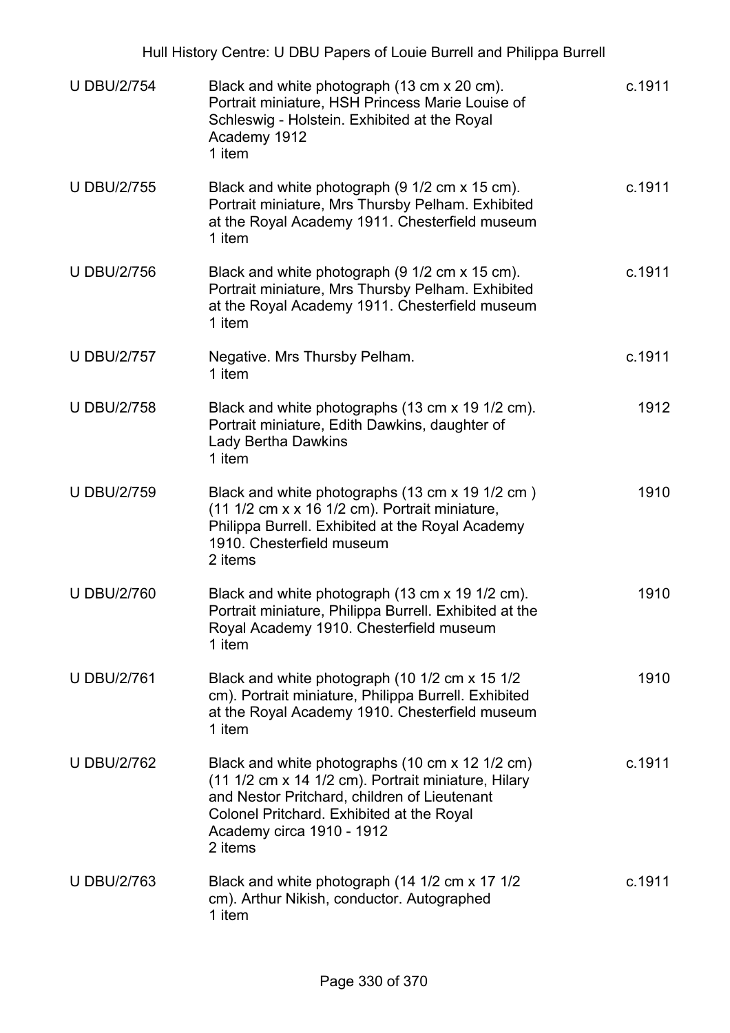| | | |
|---|---|---|
| U DBU/2/754 | Black and white photograph (13 cm x 20 cm). Portrait miniature, HSH Princess Marie Louise of Schleswig - Holstein. Exhibited at the Royal Academy 1912<br>1 item | c.1911 |
| U DBU/2/755 | Black and white photograph (9 1/2 cm x 15 cm). Portrait miniature, Mrs Thursby Pelham. Exhibited at the Royal Academy 1911. Chesterfield museum<br>1 item | c.1911 |
| U DBU/2/756 | Black and white photograph (9 1/2 cm x 15 cm). Portrait miniature, Mrs Thursby Pelham. Exhibited at the Royal Academy 1911. Chesterfield museum<br>1 item | c.1911 |
| U DBU/2/757 | Negative. Mrs Thursby Pelham.<br>1 item | c.1911 |
| U DBU/2/758 | Black and white photographs (13 cm x 19 1/2 cm). Portrait miniature, Edith Dawkins, daughter of Lady Bertha Dawkins<br>1 item | 1912 |
| U DBU/2/759 | Black and white photographs (13 cm x 19 1/2 cm ) (11 1/2 cm x x 16 1/2 cm). Portrait miniature, Philippa Burrell. Exhibited at the Royal Academy 1910. Chesterfield museum<br>2 items | 1910 |
| U DBU/2/760 | Black and white photograph (13 cm x 19 1/2 cm). Portrait miniature, Philippa Burrell. Exhibited at the Royal Academy 1910. Chesterfield museum<br>1 item | 1910 |
| U DBU/2/761 | Black and white photograph (10 1/2 cm x 15 1/2 cm). Portrait miniature, Philippa Burrell. Exhibited at the Royal Academy 1910. Chesterfield museum<br>1 item | 1910 |
| U DBU/2/762 | Black and white photographs (10 cm x 12 1/2 cm) (11 1/2 cm x 14 1/2 cm). Portrait miniature, Hilary and Nestor Pritchard, children of Lieutenant Colonel Pritchard. Exhibited at the Royal Academy circa 1910 - 1912<br>2 items | c.1911 |
| U DBU/2/763 | Black and white photograph (14 1/2 cm x 17 1/2 cm). Arthur Nikish, conductor. Autographed<br>1 item | c.1911 |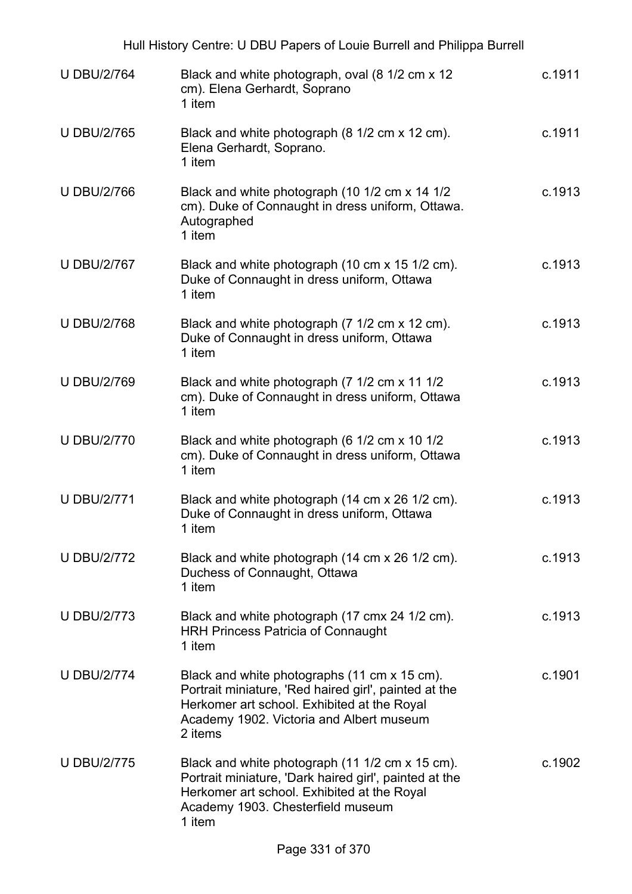| | | |
|---|---|---|
| U DBU/2/764 | Black and white photograph, oval (8 1/2 cm x 12 cm). Elena Gerhardt, Soprano<br>1 item | c.1911 |
| U DBU/2/765 | Black and white photograph (8 1/2 cm x 12 cm). Elena Gerhardt, Soprano.<br>1 item | c.1911 |
| U DBU/2/766 | Black and white photograph (10 1/2 cm x 14 1/2 cm). Duke of Connaught in dress uniform, Ottawa. Autographed<br>1 item | c.1913 |
| U DBU/2/767 | Black and white photograph (10 cm x 15 1/2 cm). Duke of Connaught in dress uniform, Ottawa<br>1 item | c.1913 |
| U DBU/2/768 | Black and white photograph (7 1/2 cm x 12 cm). Duke of Connaught in dress uniform, Ottawa<br>1 item | c.1913 |
| U DBU/2/769 | Black and white photograph (7 1/2 cm x 11 1/2 cm). Duke of Connaught in dress uniform, Ottawa<br>1 item | c.1913 |
| U DBU/2/770 | Black and white photograph (6 1/2 cm x 10 1/2 cm). Duke of Connaught in dress uniform, Ottawa<br>1 item | c.1913 |
| U DBU/2/771 | Black and white photograph (14 cm x 26 1/2 cm). Duke of Connaught in dress uniform, Ottawa<br>1 item | c.1913 |
| U DBU/2/772 | Black and white photograph (14 cm x 26 1/2 cm). Duchess of Connaught, Ottawa<br>1 item | c.1913 |
| U DBU/2/773 | Black and white photograph (17 cmx 24 1/2 cm). HRH Princess Patricia of Connaught<br>1 item | c.1913 |
| U DBU/2/774 | Black and white photographs (11 cm x 15 cm). Portrait miniature, 'Red haired girl', painted at the Herkomer art school. Exhibited at the Royal Academy 1902. Victoria and Albert museum<br>2 items | c.1901 |
| U DBU/2/775 | Black and white photograph (11 1/2 cm x 15 cm). Portrait miniature, 'Dark haired girl', painted at the Herkomer art school. Exhibited at the Royal Academy 1903. Chesterfield museum<br>1 item | c.1902 |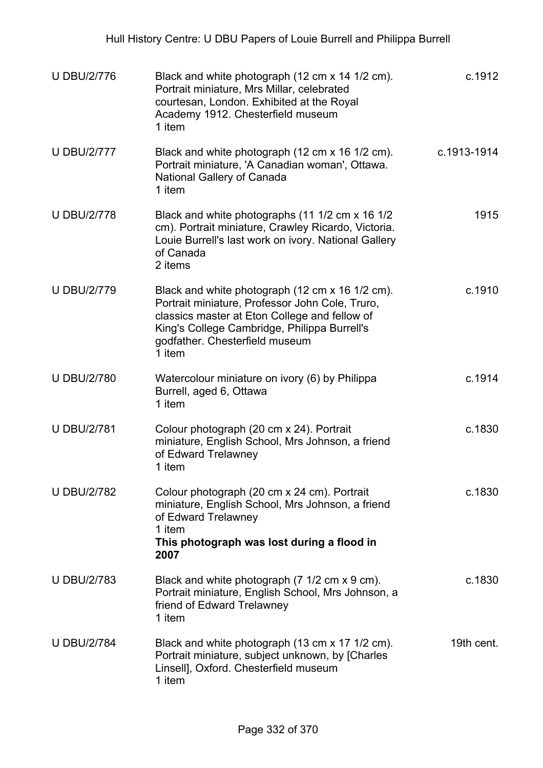| | | |
|---|---|---|
| U DBU/2/776 | Black and white photograph (12 cm x 14 1/2 cm). Portrait miniature, Mrs Millar, celebrated courtesan, London. Exhibited at the Royal Academy 1912. Chesterfield museum<br>1 item | c.1912 |
| U DBU/2/777 | Black and white photograph (12 cm x 16 1/2 cm). Portrait miniature, 'A Canadian woman', Ottawa. National Gallery of Canada<br>1 item | c.1913-1914 |
| U DBU/2/778 | Black and white photographs (11 1/2 cm x 16 1/2 cm). Portrait miniature, Crawley Ricardo, Victoria. Louie Burrell's last work on ivory. National Gallery of Canada<br>2 items | 1915 |
| U DBU/2/779 | Black and white photograph (12 cm x 16 1/2 cm). Portrait miniature, Professor John Cole, Truro, classics master at Eton College and fellow of King's College Cambridge, Philippa Burrell's godfather. Chesterfield museum<br>1 item | c.1910 |
| U DBU/2/780 | Watercolour miniature on ivory (6) by Philippa Burrell, aged 6, Ottawa<br>1 item | c.1914 |
| U DBU/2/781 | Colour photograph (20 cm x 24). Portrait miniature, English School, Mrs Johnson, a friend of Edward Trelawney<br>1 item | c.1830 |
| U DBU/2/782 | Colour photograph (20 cm x 24 cm). Portrait miniature, English School, Mrs Johnson, a friend of Edward Trelawney<br>1 item<br>**This photograph was lost during a flood in 2007** | c.1830 |
| U DBU/2/783 | Black and white photograph (7 1/2 cm x 9 cm). Portrait miniature, English School, Mrs Johnson, a friend of Edward Trelawney<br>1 item | c.1830 |
| U DBU/2/784 | Black and white photograph (13 cm x 17 1/2 cm). Portrait miniature, subject unknown, by [Charles Linsell], Oxford. Chesterfield museum<br>1 item | 19th cent. |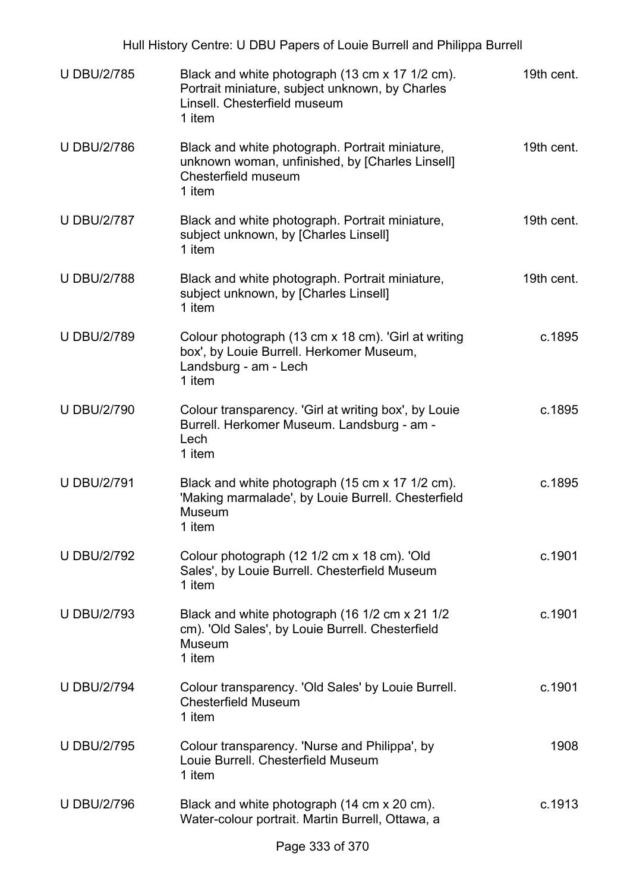| | | |
|---|---|---|
| U DBU/2/785 | Black and white photograph (13 cm x 17 1/2 cm). Portrait miniature, subject unknown, by Charles Linsell. Chesterfield museum<br>1 item | 19th cent. |
| U DBU/2/786 | Black and white photograph. Portrait miniature, unknown woman, unfinished, by [Charles Linsell] Chesterfield museum<br>1 item | 19th cent. |
| U DBU/2/787 | Black and white photograph. Portrait miniature, subject unknown, by [Charles Linsell]<br>1 item | 19th cent. |
| U DBU/2/788 | Black and white photograph. Portrait miniature, subject unknown, by [Charles Linsell]<br>1 item | 19th cent. |
| U DBU/2/789 | Colour photograph (13 cm x 18 cm). 'Girl at writing box', by Louie Burrell. Herkomer Museum, Landsburg - am - Lech<br>1 item | c.1895 |
| U DBU/2/790 | Colour transparency. 'Girl at writing box', by Louie Burrell. Herkomer Museum. Landsburg - am - Lech<br>1 item | c.1895 |
| U DBU/2/791 | Black and white photograph (15 cm x 17 1/2 cm). 'Making marmalade', by Louie Burrell. Chesterfield Museum<br>1 item | c.1895 |
| U DBU/2/792 | Colour photograph (12 1/2 cm x 18 cm). 'Old Sales', by Louie Burrell. Chesterfield Museum<br>1 item | c.1901 |
| U DBU/2/793 | Black and white photograph (16 1/2 cm x 21 1/2 cm). 'Old Sales', by Louie Burrell. Chesterfield Museum<br>1 item | c.1901 |
| U DBU/2/794 | Colour transparency. 'Old Sales' by Louie Burrell. Chesterfield Museum<br>1 item | c.1901 |
| U DBU/2/795 | Colour transparency. 'Nurse and Philippa', by Louie Burrell. Chesterfield Museum<br>1 item | 1908 |
| U DBU/2/796 | Black and white photograph (14 cm x 20 cm). Water-colour portrait. Martin Burrell, Ottawa, a | c.1913 |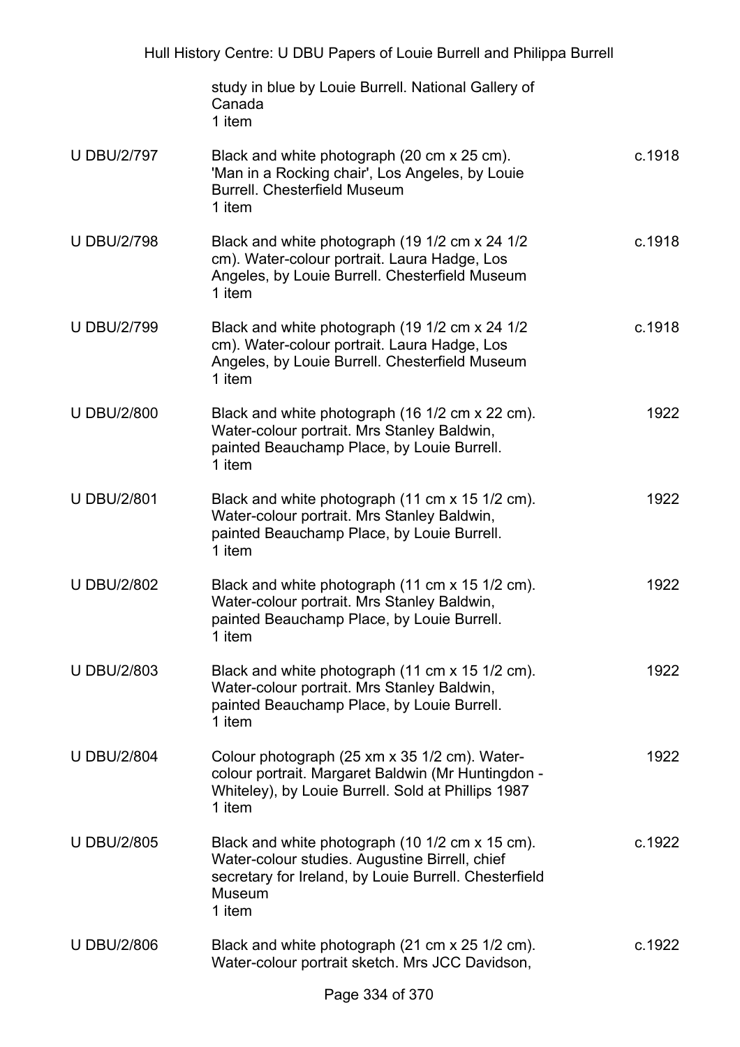| | | |
|---|---|---|
| | study in blue by Louie Burrell. National Gallery of Canada<br>1 item | |
| U DBU/2/797 | Black and white photograph (20 cm x 25 cm). 'Man in a Rocking chair', Los Angeles, by Louie Burrell. Chesterfield Museum<br>1 item | c.1918 |
| U DBU/2/798 | Black and white photograph (19 1/2 cm x 24 1/2 cm). Water-colour portrait. Laura Hadge, Los Angeles, by Louie Burrell. Chesterfield Museum<br>1 item | c.1918 |
| U DBU/2/799 | Black and white photograph (19 1/2 cm x 24 1/2 cm). Water-colour portrait. Laura Hadge, Los Angeles, by Louie Burrell. Chesterfield Museum<br>1 item | c.1918 |
| U DBU/2/800 | Black and white photograph (16 1/2 cm x 22 cm). Water-colour portrait. Mrs Stanley Baldwin, painted Beauchamp Place, by Louie Burrell.<br>1 item | 1922 |
| U DBU/2/801 | Black and white photograph (11 cm x 15 1/2 cm). Water-colour portrait. Mrs Stanley Baldwin, painted Beauchamp Place, by Louie Burrell.<br>1 item | 1922 |
| U DBU/2/802 | Black and white photograph (11 cm x 15 1/2 cm). Water-colour portrait. Mrs Stanley Baldwin, painted Beauchamp Place, by Louie Burrell.<br>1 item | 1922 |
| U DBU/2/803 | Black and white photograph (11 cm x 15 1/2 cm). Water-colour portrait. Mrs Stanley Baldwin, painted Beauchamp Place, by Louie Burrell.<br>1 item | 1922 |
| U DBU/2/804 | Colour photograph (25 xm x 35 1/2 cm). Water-colour portrait. Margaret Baldwin (Mr Huntingdon - Whiteley), by Louie Burrell. Sold at Phillips 1987<br>1 item | 1922 |
| U DBU/2/805 | Black and white photograph (10 1/2 cm x 15 cm). Water-colour studies. Augustine Birrell, chief secretary for Ireland, by Louie Burrell. Chesterfield Museum<br>1 item | c.1922 |
| U DBU/2/806 | Black and white photograph (21 cm x 25 1/2 cm). Water-colour portrait sketch. Mrs JCC Davidson, | c.1922 |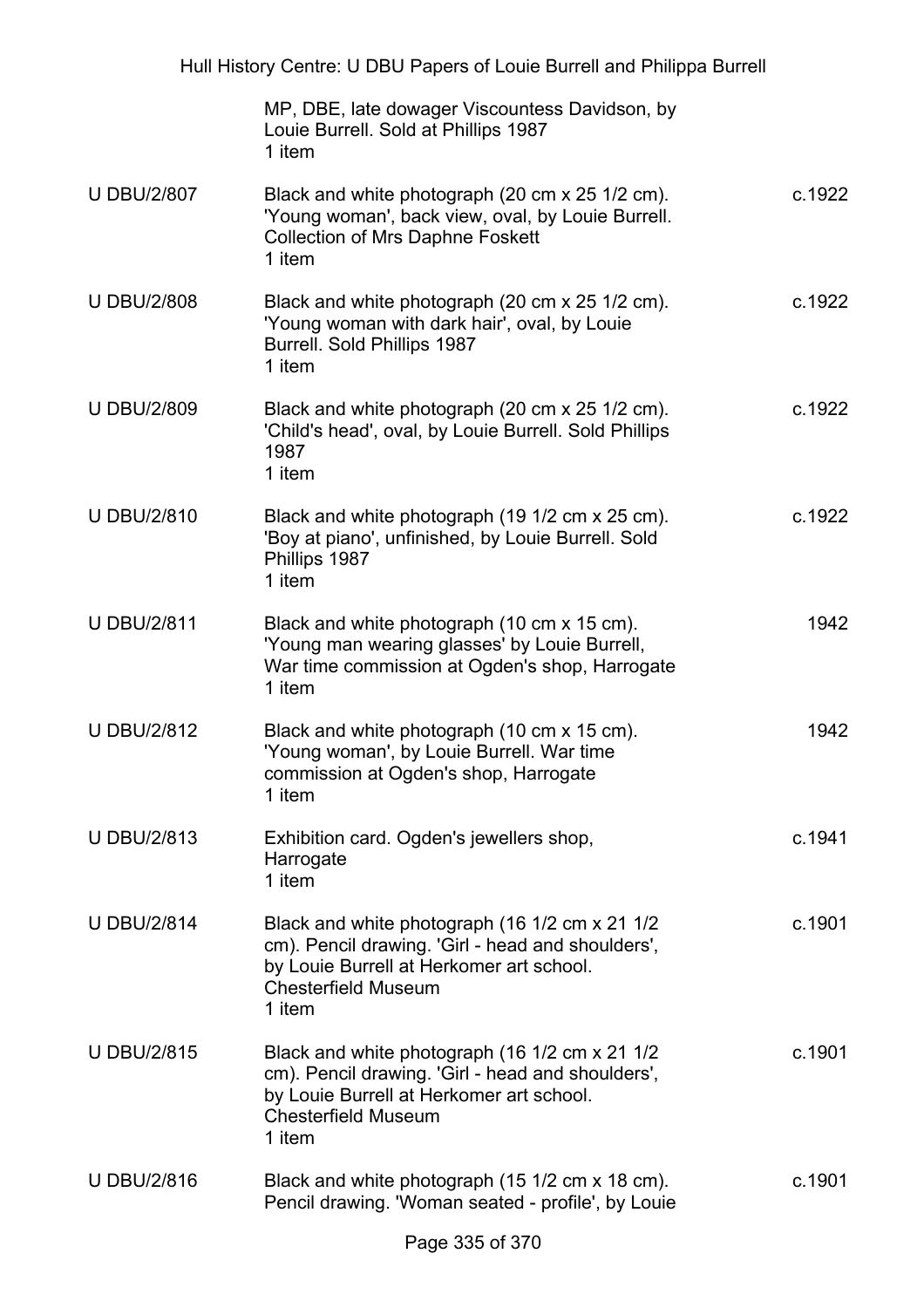| | | |
|---|---|---|
| | MP, DBE, late dowager Viscountess Davidson, by Louie Burrell. Sold at Phillips 1987<br>1 item | |
| U DBU/2/807 | Black and white photograph (20 cm x 25 1/2 cm). 'Young woman', back view, oval, by Louie Burrell. Collection of Mrs Daphne Foskett<br>1 item | c.1922 |
| U DBU/2/808 | Black and white photograph (20 cm x 25 1/2 cm). 'Young woman with dark hair', oval, by Louie Burrell. Sold Phillips 1987<br>1 item | c.1922 |
| U DBU/2/809 | Black and white photograph (20 cm x 25 1/2 cm). 'Child's head', oval, by Louie Burrell. Sold Phillips 1987<br>1 item | c.1922 |
| U DBU/2/810 | Black and white photograph (19 1/2 cm x 25 cm). 'Boy at piano', unfinished, by Louie Burrell. Sold Phillips 1987<br>1 item | c.1922 |
| U DBU/2/811 | Black and white photograph (10 cm x 15 cm). 'Young man wearing glasses' by Louie Burrell, War time commission at Ogden's shop, Harrogate<br>1 item | 1942 |
| U DBU/2/812 | Black and white photograph (10 cm x 15 cm). 'Young woman', by Louie Burrell. War time commission at Ogden's shop, Harrogate<br>1 item | 1942 |
| U DBU/2/813 | Exhibition card. Ogden's jewellers shop, Harrogate<br>1 item | c.1941 |
| U DBU/2/814 | Black and white photograph (16 1/2 cm x 21 1/2 cm). Pencil drawing. 'Girl - head and shoulders', by Louie Burrell at Herkomer art school. Chesterfield Museum<br>1 item | c.1901 |
| U DBU/2/815 | Black and white photograph (16 1/2 cm x 21 1/2 cm). Pencil drawing. 'Girl - head and shoulders', by Louie Burrell at Herkomer art school. Chesterfield Museum<br>1 item | c.1901 |
| U DBU/2/816 | Black and white photograph (15 1/2 cm x 18 cm). Pencil drawing. 'Woman seated - profile', by Louie | c.1901 |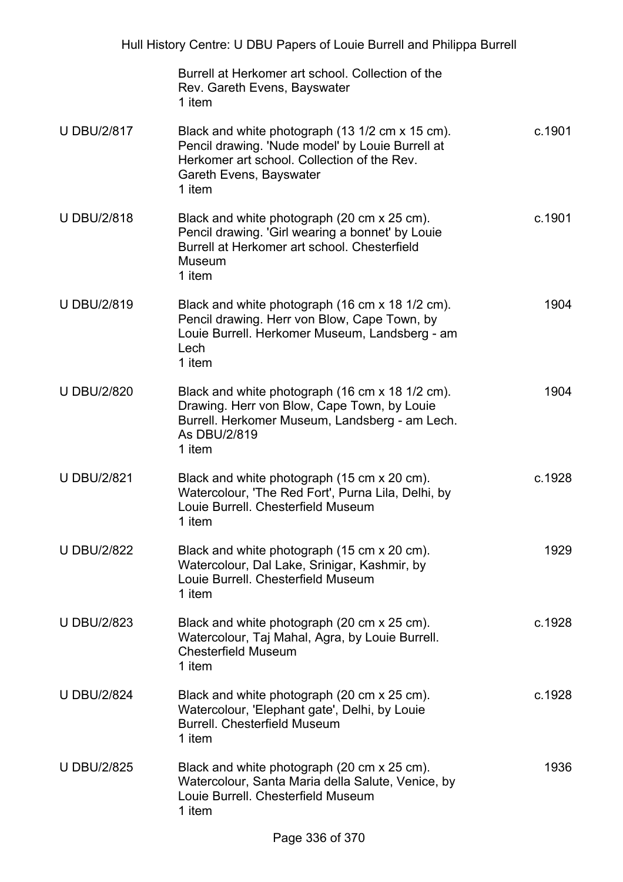| | | |
|---|---|---|
| | Burrell at Herkomer art school. Collection of the Rev. Gareth Evens, Bayswater<br>1 item | |
| U DBU/2/817 | Black and white photograph (13 1/2 cm x 15 cm). Pencil drawing. 'Nude model' by Louie Burrell at Herkomer art school. Collection of the Rev. Gareth Evens, Bayswater<br>1 item | c.1901 |
| U DBU/2/818 | Black and white photograph (20 cm x 25 cm). Pencil drawing. 'Girl wearing a bonnet' by Louie Burrell at Herkomer art school. Chesterfield Museum<br>1 item | c.1901 |
| U DBU/2/819 | Black and white photograph (16 cm x 18 1/2 cm). Pencil drawing. Herr von Blow, Cape Town, by Louie Burrell. Herkomer Museum, Landsberg - am Lech<br>1 item | 1904 |
| U DBU/2/820 | Black and white photograph (16 cm x 18 1/2 cm). Drawing. Herr von Blow, Cape Town, by Louie Burrell. Herkomer Museum, Landsberg - am Lech. As DBU/2/819<br>1 item | 1904 |
| U DBU/2/821 | Black and white photograph (15 cm x 20 cm). Watercolour, 'The Red Fort', Purna Lila, Delhi, by Louie Burrell. Chesterfield Museum<br>1 item | c.1928 |
| U DBU/2/822 | Black and white photograph (15 cm x 20 cm). Watercolour, Dal Lake, Srinigar, Kashmir, by Louie Burrell. Chesterfield Museum<br>1 item | 1929 |
| U DBU/2/823 | Black and white photograph (20 cm x 25 cm). Watercolour, Taj Mahal, Agra, by Louie Burrell. Chesterfield Museum<br>1 item | c.1928 |
| U DBU/2/824 | Black and white photograph (20 cm x 25 cm). Watercolour, 'Elephant gate', Delhi, by Louie Burrell. Chesterfield Museum<br>1 item | c.1928 |
| U DBU/2/825 | Black and white photograph (20 cm x 25 cm). Watercolour, Santa Maria della Salute, Venice, by Louie Burrell. Chesterfield Museum<br>1 item | 1936 |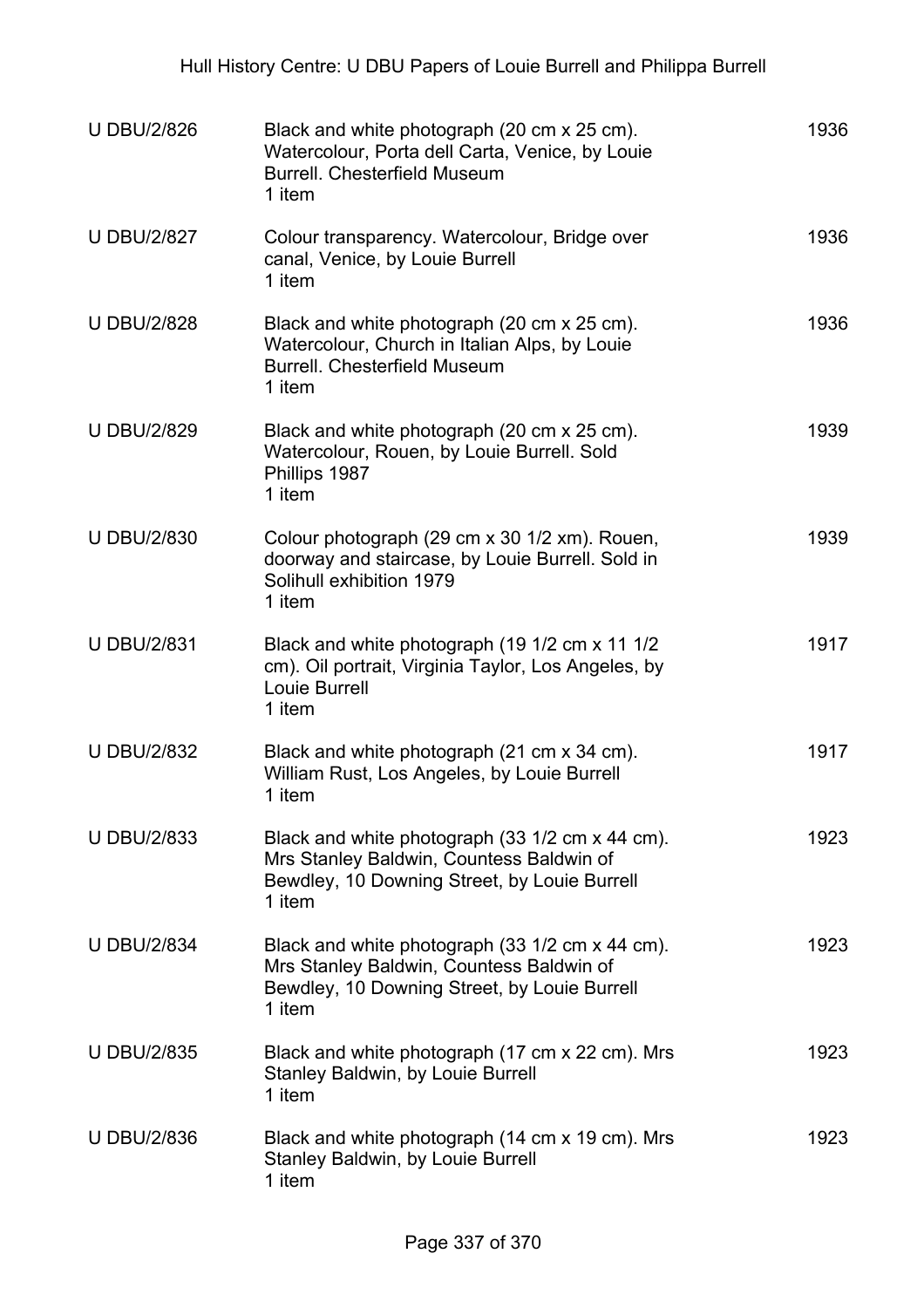| | | |
|---|---|---|
| U DBU/2/826 | Black and white photograph (20 cm x 25 cm). Watercolour, Porta dell Carta, Venice, by Louie Burrell. Chesterfield Museum<br>1 item | 1936 |
| U DBU/2/827 | Colour transparency. Watercolour, Bridge over canal, Venice, by Louie Burrell<br>1 item | 1936 |
| U DBU/2/828 | Black and white photograph (20 cm x 25 cm). Watercolour, Church in Italian Alps, by Louie Burrell. Chesterfield Museum<br>1 item | 1936 |
| U DBU/2/829 | Black and white photograph (20 cm x 25 cm). Watercolour, Rouen, by Louie Burrell. Sold Phillips 1987<br>1 item | 1939 |
| U DBU/2/830 | Colour photograph (29 cm x 30 1/2 xm). Rouen, doorway and staircase, by Louie Burrell. Sold in Solihull exhibition 1979<br>1 item | 1939 |
| U DBU/2/831 | Black and white photograph (19 1/2 cm x 11 1/2 cm). Oil portrait, Virginia Taylor, Los Angeles, by Louie Burrell<br>1 item | 1917 |
| U DBU/2/832 | Black and white photograph (21 cm x 34 cm). William Rust, Los Angeles, by Louie Burrell<br>1 item | 1917 |
| U DBU/2/833 | Black and white photograph (33 1/2 cm x 44 cm). Mrs Stanley Baldwin, Countess Baldwin of Bewdley, 10 Downing Street, by Louie Burrell<br>1 item | 1923 |
| U DBU/2/834 | Black and white photograph (33 1/2 cm x 44 cm). Mrs Stanley Baldwin, Countess Baldwin of Bewdley, 10 Downing Street, by Louie Burrell<br>1 item | 1923 |
| U DBU/2/835 | Black and white photograph (17 cm x 22 cm). Mrs Stanley Baldwin, by Louie Burrell<br>1 item | 1923 |
| U DBU/2/836 | Black and white photograph (14 cm x 19 cm). Mrs Stanley Baldwin, by Louie Burrell<br>1 item | 1923 |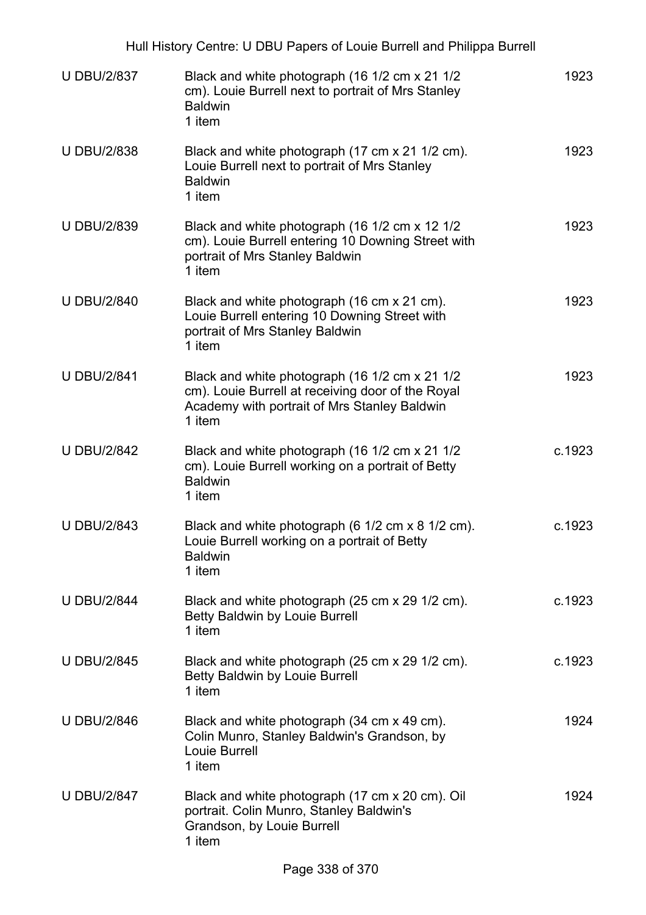| | | |
|---|---|---|
| U DBU/2/837 | Black and white photograph (16 1/2 cm x 21 1/2 cm). Louie Burrell next to portrait of Mrs Stanley Baldwin<br>1 item | 1923 |
| U DBU/2/838 | Black and white photograph (17 cm x 21 1/2 cm). Louie Burrell next to portrait of Mrs Stanley Baldwin<br>1 item | 1923 |
| U DBU/2/839 | Black and white photograph (16 1/2 cm x 12 1/2 cm). Louie Burrell entering 10 Downing Street with portrait of Mrs Stanley Baldwin<br>1 item | 1923 |
| U DBU/2/840 | Black and white photograph (16 cm x 21 cm). Louie Burrell entering 10 Downing Street with portrait of Mrs Stanley Baldwin<br>1 item | 1923 |
| U DBU/2/841 | Black and white photograph (16 1/2 cm x 21 1/2 cm). Louie Burrell at receiving door of the Royal Academy with portrait of Mrs Stanley Baldwin<br>1 item | 1923 |
| U DBU/2/842 | Black and white photograph (16 1/2 cm x 21 1/2 cm). Louie Burrell working on a portrait of Betty Baldwin<br>1 item | c.1923 |
| U DBU/2/843 | Black and white photograph (6 1/2 cm x 8 1/2 cm). Louie Burrell working on a portrait of Betty Baldwin<br>1 item | c.1923 |
| U DBU/2/844 | Black and white photograph (25 cm x 29 1/2 cm). Betty Baldwin by Louie Burrell<br>1 item | c.1923 |
| U DBU/2/845 | Black and white photograph (25 cm x 29 1/2 cm). Betty Baldwin by Louie Burrell<br>1 item | c.1923 |
| U DBU/2/846 | Black and white photograph (34 cm x 49 cm). Colin Munro, Stanley Baldwin's Grandson, by Louie Burrell<br>1 item | 1924 |
| U DBU/2/847 | Black and white photograph (17 cm x 20 cm). Oil portrait. Colin Munro, Stanley Baldwin's Grandson, by Louie Burrell<br>1 item | 1924 |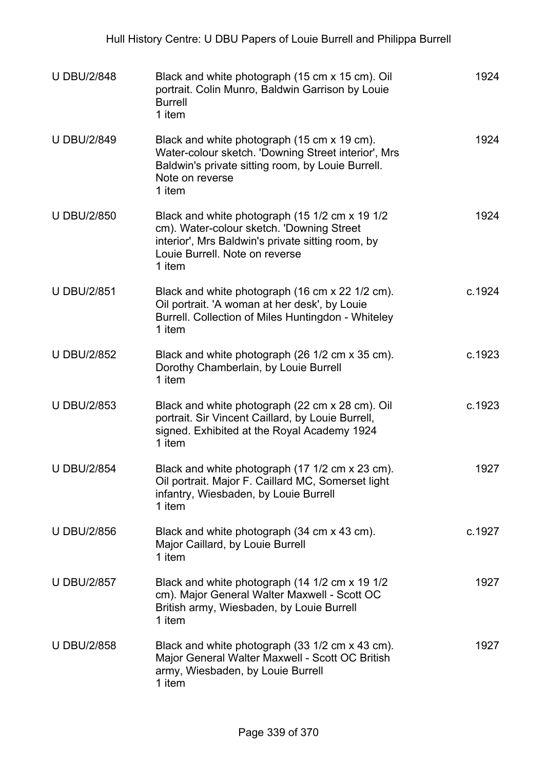| | | |
|---|---|---|
| U DBU/2/848 | Black and white photograph (15 cm x 15 cm). Oil portrait. Colin Munro, Baldwin Garrison by Louie Burrell<br>1 item | 1924 |
| U DBU/2/849 | Black and white photograph (15 cm x 19 cm). Water-colour sketch. 'Downing Street interior', Mrs Baldwin's private sitting room, by Louie Burrell. Note on reverse<br>1 item | 1924 |
| U DBU/2/850 | Black and white photograph (15 1/2 cm x 19 1/2 cm). Water-colour sketch. 'Downing Street interior', Mrs Baldwin's private sitting room, by Louie Burrell. Note on reverse<br>1 item | 1924 |
| U DBU/2/851 | Black and white photograph (16 cm x 22 1/2 cm). Oil portrait. 'A woman at her desk', by Louie Burrell. Collection of Miles Huntingdon - Whiteley<br>1 item | c.1924 |
| U DBU/2/852 | Black and white photograph (26 1/2 cm x 35 cm). Dorothy Chamberlain, by Louie Burrell<br>1 item | c.1923 |
| U DBU/2/853 | Black and white photograph (22 cm x 28 cm). Oil portrait. Sir Vincent Caillard, by Louie Burrell, signed. Exhibited at the Royal Academy 1924<br>1 item | c.1923 |
| U DBU/2/854 | Black and white photograph (17 1/2 cm x 23 cm). Oil portrait. Major F. Caillard MC, Somerset light infantry, Wiesbaden, by Louie Burrell<br>1 item | 1927 |
| U DBU/2/856 | Black and white photograph (34 cm x 43 cm). Major Caillard, by Louie Burrell<br>1 item | c.1927 |
| U DBU/2/857 | Black and white photograph (14 1/2 cm x 19 1/2 cm). Major General Walter Maxwell - Scott OC British army, Wiesbaden, by Louie Burrell<br>1 item | 1927 |
| U DBU/2/858 | Black and white photograph (33 1/2 cm x 43 cm). Major General Walter Maxwell - Scott OC British army, Wiesbaden, by Louie Burrell<br>1 item | 1927 |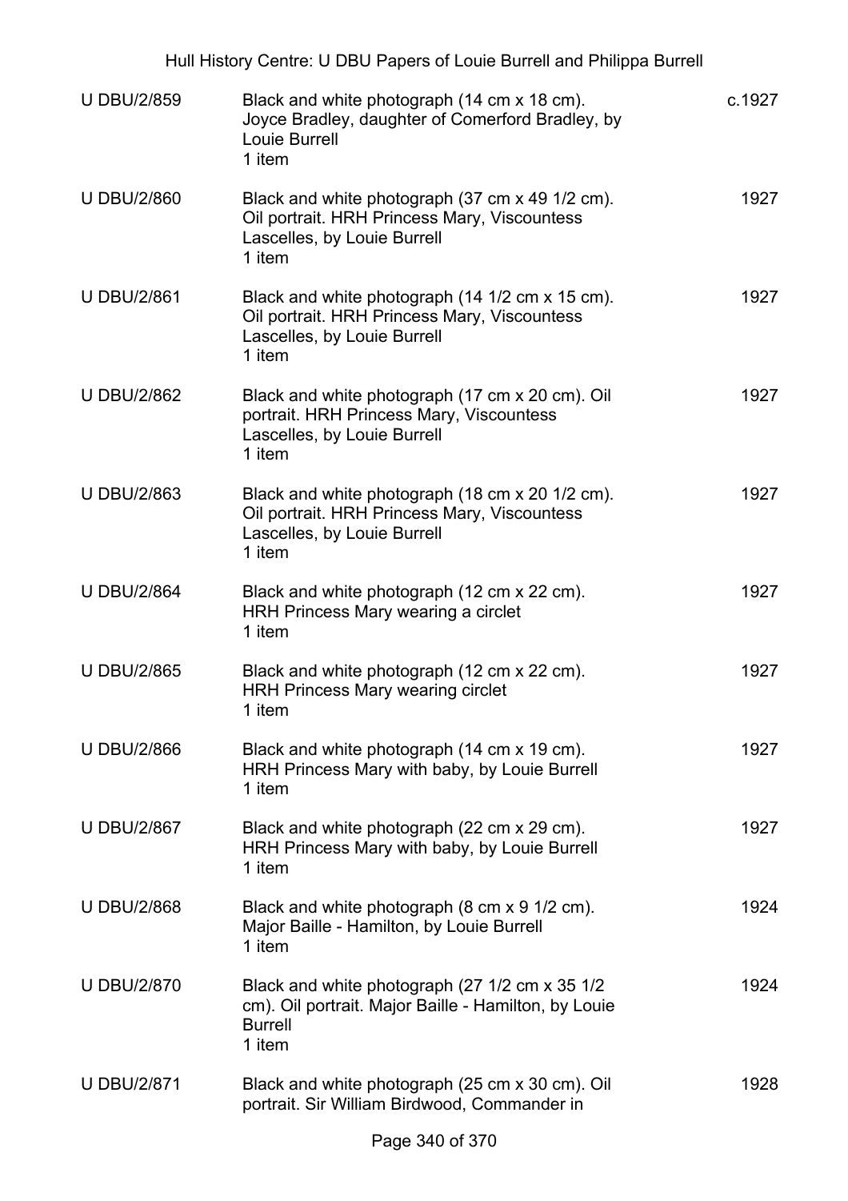| | | |
|---|---|---|
| U DBU/2/859 | Black and white photograph (14 cm x 18 cm). Joyce Bradley, daughter of Comerford Bradley, by Louie Burrell<br>1 item | c.1927 |
| U DBU/2/860 | Black and white photograph (37 cm x 49 1/2 cm). Oil portrait. HRH Princess Mary, Viscountess Lascelles, by Louie Burrell<br>1 item | 1927 |
| U DBU/2/861 | Black and white photograph (14 1/2 cm x 15 cm). Oil portrait. HRH Princess Mary, Viscountess Lascelles, by Louie Burrell<br>1 item | 1927 |
| U DBU/2/862 | Black and white photograph (17 cm x 20 cm). Oil portrait. HRH Princess Mary, Viscountess Lascelles, by Louie Burrell<br>1 item | 1927 |
| U DBU/2/863 | Black and white photograph (18 cm x 20 1/2 cm). Oil portrait. HRH Princess Mary, Viscountess Lascelles, by Louie Burrell<br>1 item | 1927 |
| U DBU/2/864 | Black and white photograph (12 cm x 22 cm). HRH Princess Mary wearing a circlet<br>1 item | 1927 |
| U DBU/2/865 | Black and white photograph (12 cm x 22 cm). HRH Princess Mary wearing circlet<br>1 item | 1927 |
| U DBU/2/866 | Black and white photograph (14 cm x 19 cm). HRH Princess Mary with baby, by Louie Burrell<br>1 item | 1927 |
| U DBU/2/867 | Black and white photograph (22 cm x 29 cm). HRH Princess Mary with baby, by Louie Burrell<br>1 item | 1927 |
| U DBU/2/868 | Black and white photograph (8 cm x 9 1/2 cm). Major Baille - Hamilton, by Louie Burrell<br>1 item | 1924 |
| U DBU/2/870 | Black and white photograph (27 1/2 cm x 35 1/2 cm). Oil portrait. Major Baille - Hamilton, by Louie Burrell<br>1 item | 1924 |
| U DBU/2/871 | Black and white photograph (25 cm x 30 cm). Oil portrait. Sir William Birdwood, Commander in | 1928 |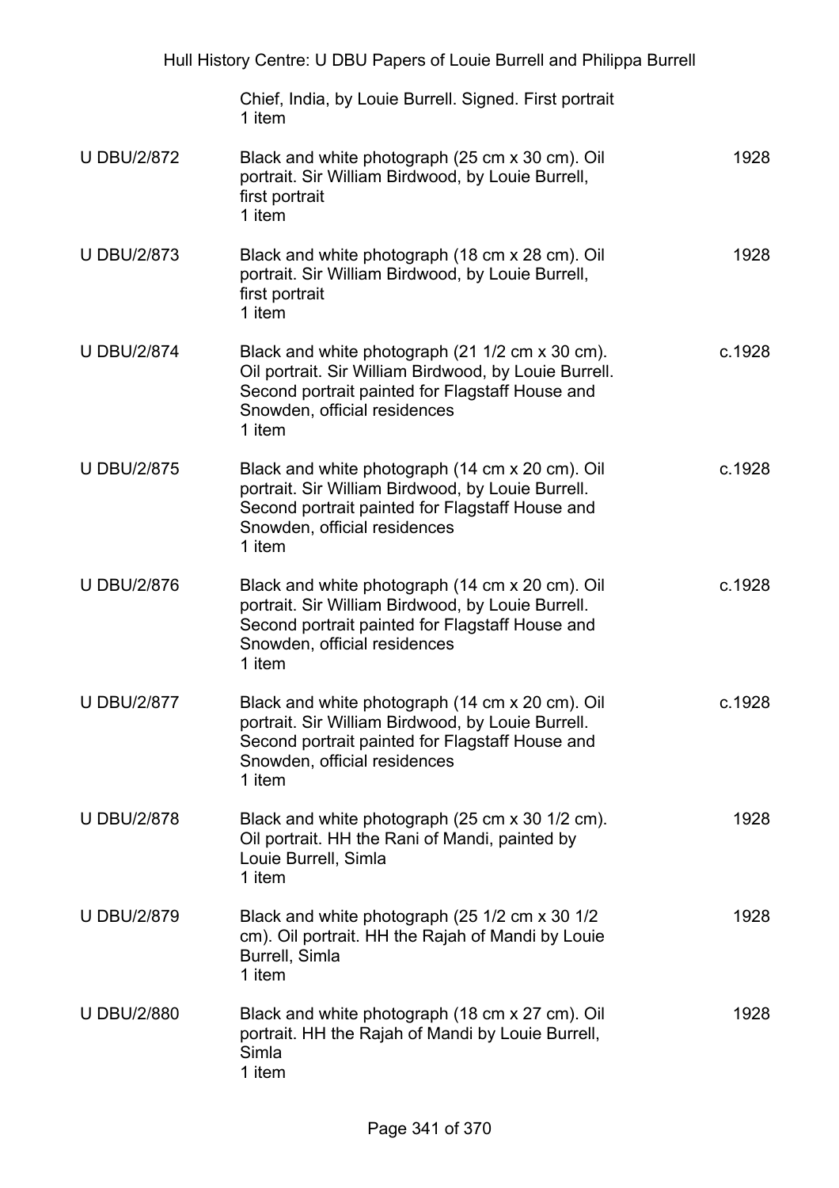| | | |
|---|---|---|
| | Chief, India, by Louie Burrell. Signed. First portrait<br>1 item | |
| U DBU/2/872 | Black and white photograph (25 cm x 30 cm). Oil portrait. Sir William Birdwood, by Louie Burrell, first portrait<br>1 item | 1928 |
| U DBU/2/873 | Black and white photograph (18 cm x 28 cm). Oil portrait. Sir William Birdwood, by Louie Burrell, first portrait<br>1 item | 1928 |
| U DBU/2/874 | Black and white photograph (21 1/2 cm x 30 cm). Oil portrait. Sir William Birdwood, by Louie Burrell. Second portrait painted for Flagstaff House and Snowden, official residences<br>1 item | c.1928 |
| U DBU/2/875 | Black and white photograph (14 cm x 20 cm). Oil portrait. Sir William Birdwood, by Louie Burrell. Second portrait painted for Flagstaff House and Snowden, official residences<br>1 item | c.1928 |
| U DBU/2/876 | Black and white photograph (14 cm x 20 cm). Oil portrait. Sir William Birdwood, by Louie Burrell. Second portrait painted for Flagstaff House and Snowden, official residences<br>1 item | c.1928 |
| U DBU/2/877 | Black and white photograph (14 cm x 20 cm). Oil portrait. Sir William Birdwood, by Louie Burrell. Second portrait painted for Flagstaff House and Snowden, official residences<br>1 item | c.1928 |
| U DBU/2/878 | Black and white photograph (25 cm x 30 1/2 cm). Oil portrait. HH the Rani of Mandi, painted by Louie Burrell, Simla<br>1 item | 1928 |
| U DBU/2/879 | Black and white photograph (25 1/2 cm x 30 1/2 cm). Oil portrait. HH the Rajah of Mandi by Louie Burrell, Simla<br>1 item | 1928 |
| U DBU/2/880 | Black and white photograph (18 cm x 27 cm). Oil portrait. HH the Rajah of Mandi by Louie Burrell, Simla<br>1 item | 1928 |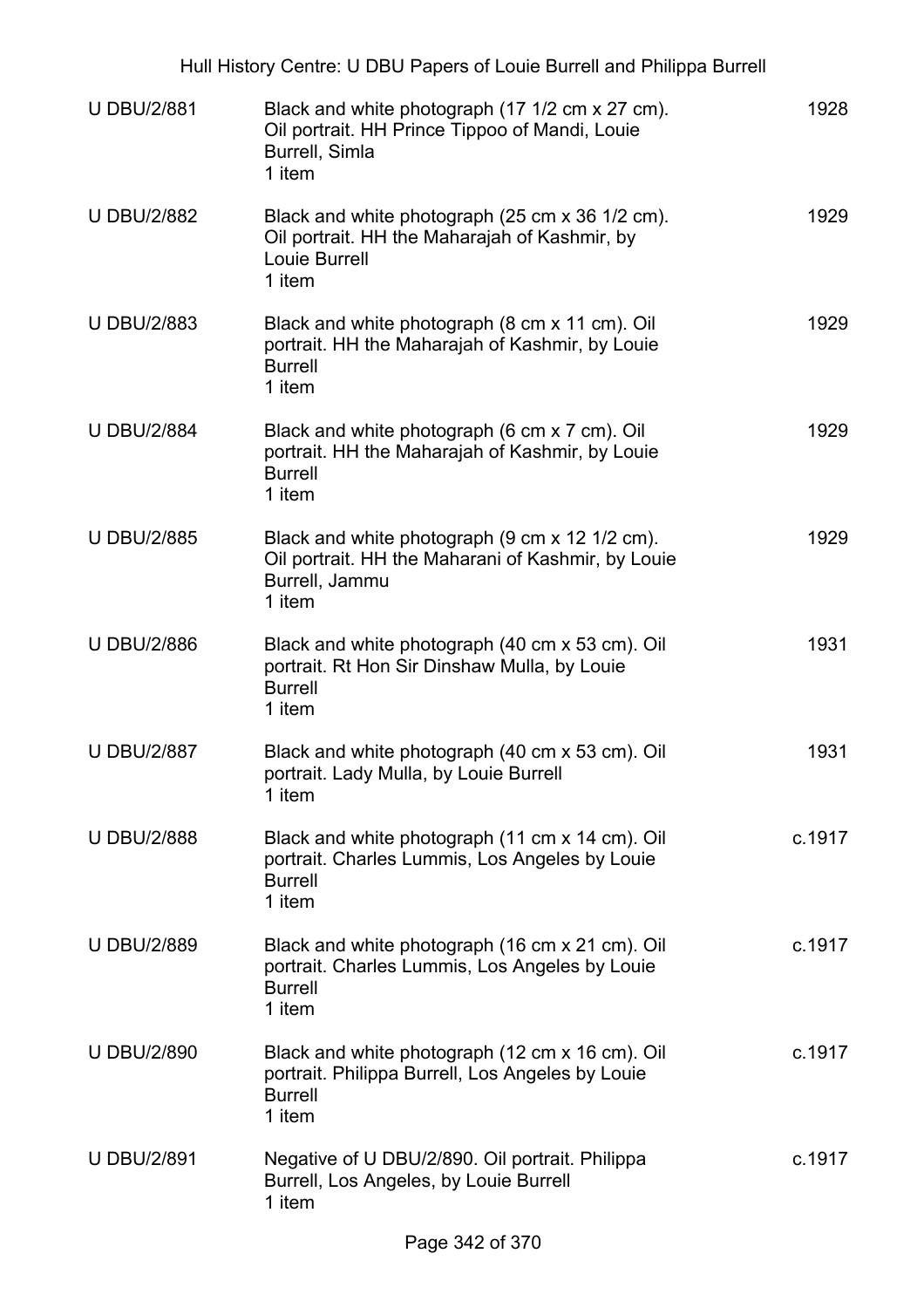| | | |
|---|---|---|
| U DBU/2/881 | Black and white photograph (17 1/2 cm x 27 cm). Oil portrait. HH Prince Tippoo of Mandi, Louie Burrell, Simla<br>1 item | 1928 |
| U DBU/2/882 | Black and white photograph (25 cm x 36 1/2 cm). Oil portrait. HH the Maharajah of Kashmir, by Louie Burrell<br>1 item | 1929 |
| U DBU/2/883 | Black and white photograph (8 cm x 11 cm). Oil portrait. HH the Maharajah of Kashmir, by Louie Burrell<br>1 item | 1929 |
| U DBU/2/884 | Black and white photograph (6 cm x 7 cm). Oil portrait. HH the Maharajah of Kashmir, by Louie Burrell<br>1 item | 1929 |
| U DBU/2/885 | Black and white photograph (9 cm x 12 1/2 cm). Oil portrait. HH the Maharani of Kashmir, by Louie Burrell, Jammu<br>1 item | 1929 |
| U DBU/2/886 | Black and white photograph (40 cm x 53 cm). Oil portrait. Rt Hon Sir Dinshaw Mulla, by Louie Burrell<br>1 item | 1931 |
| U DBU/2/887 | Black and white photograph (40 cm x 53 cm). Oil portrait. Lady Mulla, by Louie Burrell<br>1 item | 1931 |
| U DBU/2/888 | Black and white photograph (11 cm x 14 cm). Oil portrait. Charles Lummis, Los Angeles by Louie Burrell<br>1 item | c.1917 |
| U DBU/2/889 | Black and white photograph (16 cm x 21 cm). Oil portrait. Charles Lummis, Los Angeles by Louie Burrell<br>1 item | c.1917 |
| U DBU/2/890 | Black and white photograph (12 cm x 16 cm). Oil portrait. Philippa Burrell, Los Angeles by Louie Burrell<br>1 item | c.1917 |
| U DBU/2/891 | Negative of U DBU/2/890. Oil portrait. Philippa Burrell, Los Angeles, by Louie Burrell<br>1 item | c.1917 |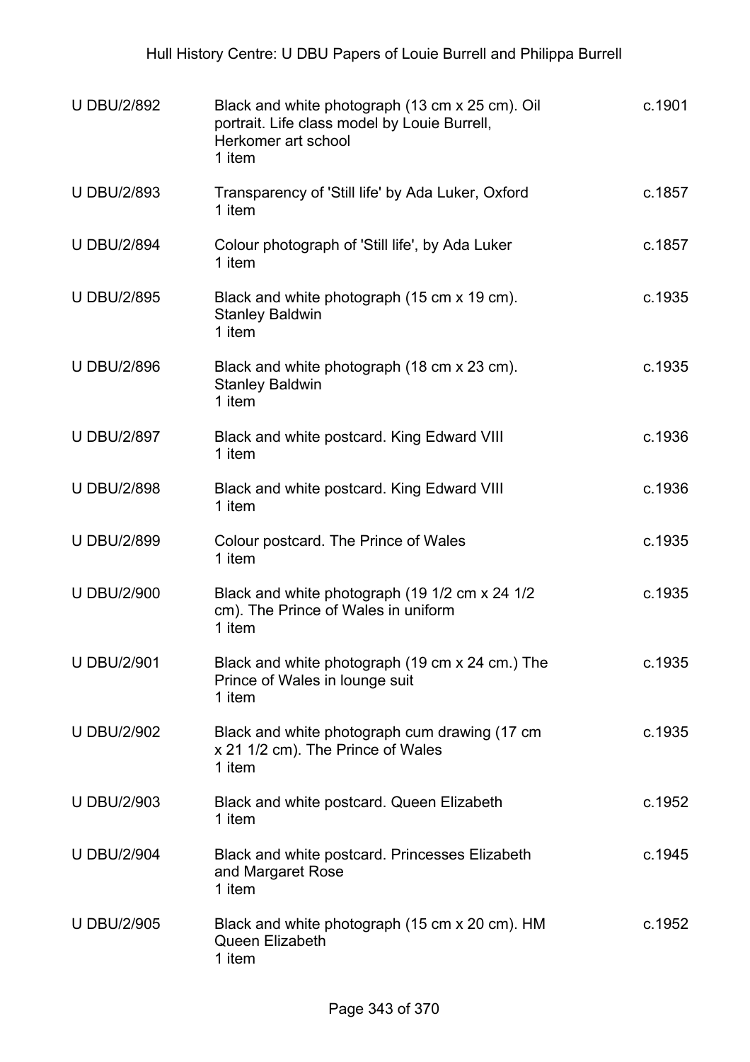| | | |
|---|---|---|
| U DBU/2/892 | Black and white photograph (13 cm x 25 cm). Oil portrait. Life class model by Louie Burrell, Herkomer art school<br>1 item | c.1901 |
| U DBU/2/893 | Transparency of 'Still life' by Ada Luker, Oxford<br>1 item | c.1857 |
| U DBU/2/894 | Colour photograph of 'Still life', by Ada Luker<br>1 item | c.1857 |
| U DBU/2/895 | Black and white photograph (15 cm x 19 cm). Stanley Baldwin<br>1 item | c.1935 |
| U DBU/2/896 | Black and white photograph (18 cm x 23 cm). Stanley Baldwin<br>1 item | c.1935 |
| U DBU/2/897 | Black and white postcard. King Edward VIII<br>1 item | c.1936 |
| U DBU/2/898 | Black and white postcard. King Edward VIII<br>1 item | c.1936 |
| U DBU/2/899 | Colour postcard. The Prince of Wales<br>1 item | c.1935 |
| U DBU/2/900 | Black and white photograph (19 1/2 cm x 24 1/2 cm). The Prince of Wales in uniform<br>1 item | c.1935 |
| U DBU/2/901 | Black and white photograph (19 cm x 24 cm.) The Prince of Wales in lounge suit<br>1 item | c.1935 |
| U DBU/2/902 | Black and white photograph cum drawing (17 cm x 21 1/2 cm). The Prince of Wales<br>1 item | c.1935 |
| U DBU/2/903 | Black and white postcard. Queen Elizabeth<br>1 item | c.1952 |
| U DBU/2/904 | Black and white postcard. Princesses Elizabeth and Margaret Rose<br>1 item | c.1945 |
| U DBU/2/905 | Black and white photograph (15 cm x 20 cm). HM Queen Elizabeth<br>1 item | c.1952 |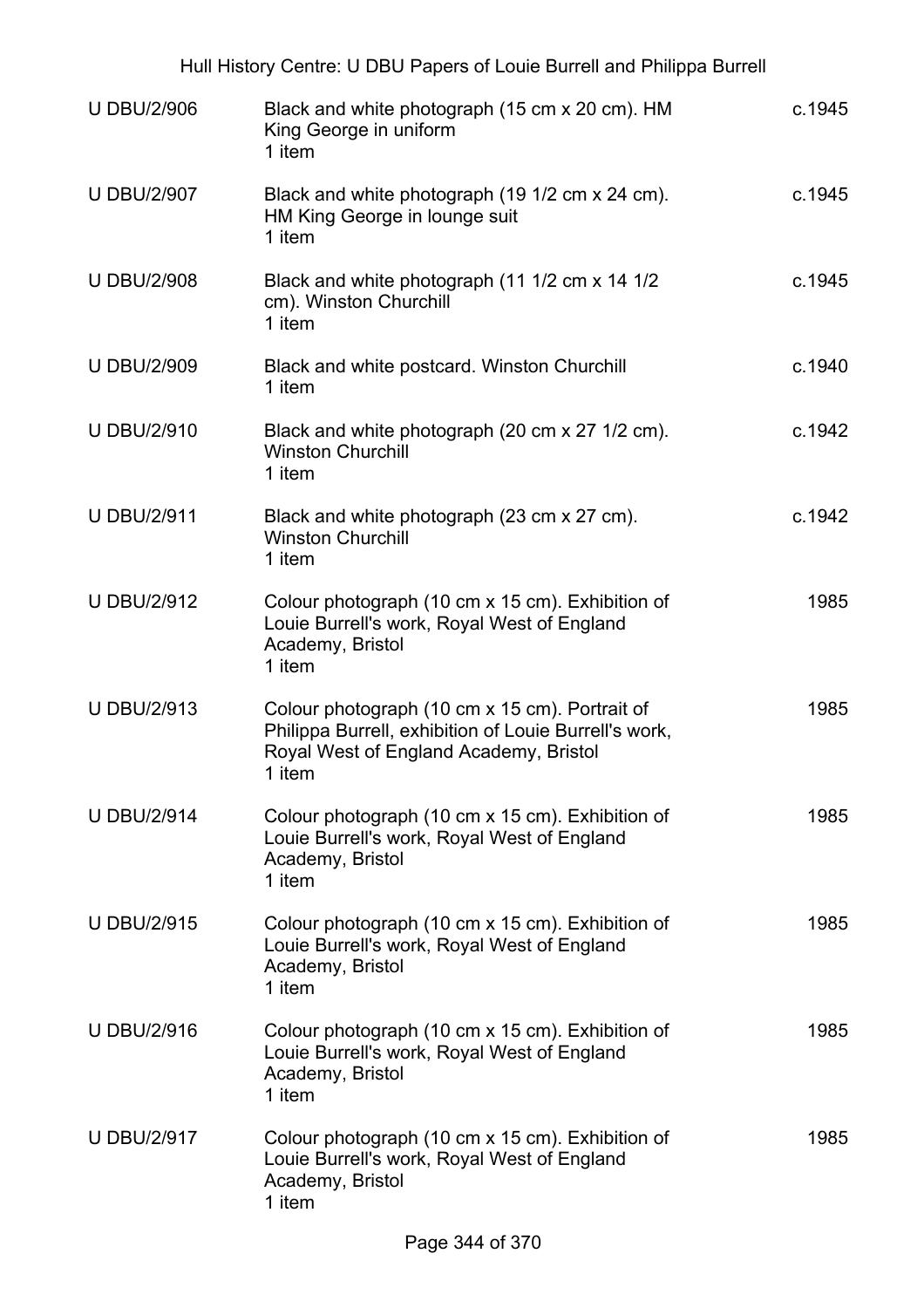| | | |
|---|---|---|
| U DBU/2/906 | Black and white photograph (15 cm x 20 cm). HM King George in uniform<br>1 item | c.1945 |
| U DBU/2/907 | Black and white photograph (19 1/2 cm x 24 cm). HM King George in lounge suit<br>1 item | c.1945 |
| U DBU/2/908 | Black and white photograph (11 1/2 cm x 14 1/2 cm). Winston Churchill<br>1 item | c.1945 |
| U DBU/2/909 | Black and white postcard. Winston Churchill<br>1 item | c.1940 |
| U DBU/2/910 | Black and white photograph (20 cm x 27 1/2 cm). Winston Churchill<br>1 item | c.1942 |
| U DBU/2/911 | Black and white photograph (23 cm x 27 cm). Winston Churchill<br>1 item | c.1942 |
| U DBU/2/912 | Colour photograph (10 cm x 15 cm). Exhibition of Louie Burrell's work, Royal West of England Academy, Bristol<br>1 item | 1985 |
| U DBU/2/913 | Colour photograph (10 cm x 15 cm). Portrait of Philippa Burrell, exhibition of Louie Burrell's work, Royal West of England Academy, Bristol<br>1 item | 1985 |
| U DBU/2/914 | Colour photograph (10 cm x 15 cm). Exhibition of Louie Burrell's work, Royal West of England Academy, Bristol<br>1 item | 1985 |
| U DBU/2/915 | Colour photograph (10 cm x 15 cm). Exhibition of Louie Burrell's work, Royal West of England Academy, Bristol<br>1 item | 1985 |
| U DBU/2/916 | Colour photograph (10 cm x 15 cm). Exhibition of Louie Burrell's work, Royal West of England Academy, Bristol<br>1 item | 1985 |
| U DBU/2/917 | Colour photograph (10 cm x 15 cm). Exhibition of Louie Burrell's work, Royal West of England Academy, Bristol<br>1 item | 1985 |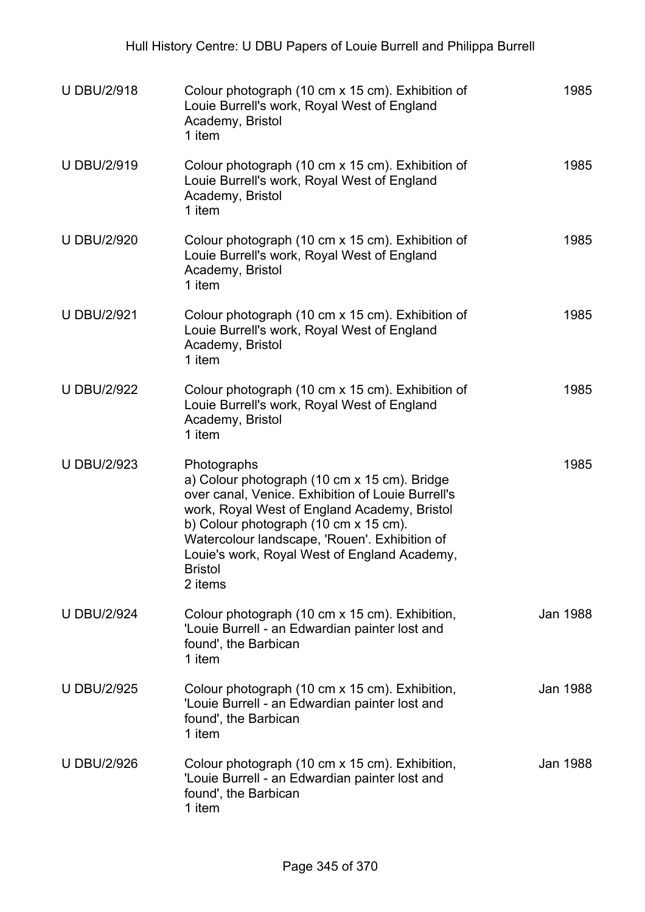| | | |
|---|---|---|
| U DBU/2/918 | Colour photograph (10 cm x 15 cm). Exhibition of Louie Burrell's work, Royal West of England Academy, Bristol<br>1 item | 1985 |
| U DBU/2/919 | Colour photograph (10 cm x 15 cm). Exhibition of Louie Burrell's work, Royal West of England Academy, Bristol<br>1 item | 1985 |
| U DBU/2/920 | Colour photograph (10 cm x 15 cm). Exhibition of Louie Burrell's work, Royal West of England Academy, Bristol<br>1 item | 1985 |
| U DBU/2/921 | Colour photograph (10 cm x 15 cm). Exhibition of Louie Burrell's work, Royal West of England Academy, Bristol<br>1 item | 1985 |
| U DBU/2/922 | Colour photograph (10 cm x 15 cm). Exhibition of Louie Burrell's work, Royal West of England Academy, Bristol<br>1 item | 1985 |
| U DBU/2/923 | Photographs<br>a) Colour photograph (10 cm x 15 cm). Bridge over canal, Venice. Exhibition of Louie Burrell's work, Royal West of England Academy, Bristol<br>b) Colour photograph (10 cm x 15 cm). Watercolour landscape, 'Rouen'. Exhibition of Louie's work, Royal West of England Academy, Bristol<br>2 items | 1985 |
| U DBU/2/924 | Colour photograph (10 cm x 15 cm). Exhibition, 'Louie Burrell - an Edwardian painter lost and found', the Barbican<br>1 item | Jan 1988 |
| U DBU/2/925 | Colour photograph (10 cm x 15 cm). Exhibition, 'Louie Burrell - an Edwardian painter lost and found', the Barbican<br>1 item | Jan 1988 |
| U DBU/2/926 | Colour photograph (10 cm x 15 cm). Exhibition, 'Louie Burrell - an Edwardian painter lost and found', the Barbican<br>1 item | Jan 1988 |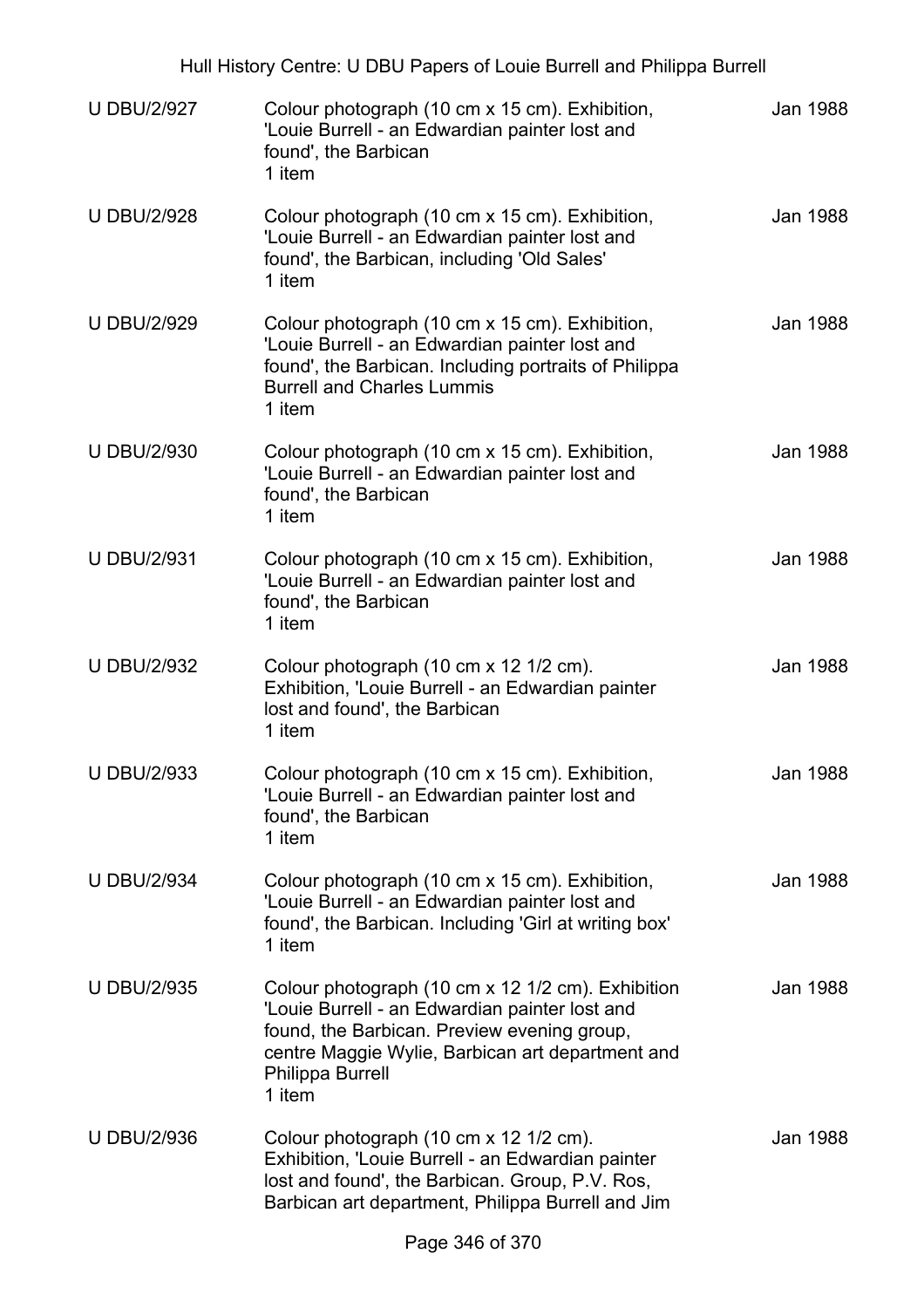| | | |
|---|---|---|
| U DBU/2/927 | Colour photograph (10 cm x 15 cm). Exhibition, 'Louie Burrell - an Edwardian painter lost and found', the Barbican<br>1 item | Jan 1988 |
| U DBU/2/928 | Colour photograph (10 cm x 15 cm). Exhibition, 'Louie Burrell - an Edwardian painter lost and found', the Barbican, including 'Old Sales'<br>1 item | Jan 1988 |
| U DBU/2/929 | Colour photograph (10 cm x 15 cm). Exhibition, 'Louie Burrell - an Edwardian painter lost and found', the Barbican. Including portraits of Philippa Burrell and Charles Lummis<br>1 item | Jan 1988 |
| U DBU/2/930 | Colour photograph (10 cm x 15 cm). Exhibition, 'Louie Burrell - an Edwardian painter lost and found', the Barbican<br>1 item | Jan 1988 |
| U DBU/2/931 | Colour photograph (10 cm x 15 cm). Exhibition, 'Louie Burrell - an Edwardian painter lost and found', the Barbican<br>1 item | Jan 1988 |
| U DBU/2/932 | Colour photograph (10 cm x 12 1/2 cm). Exhibition, 'Louie Burrell - an Edwardian painter lost and found', the Barbican<br>1 item | Jan 1988 |
| U DBU/2/933 | Colour photograph (10 cm x 15 cm). Exhibition, 'Louie Burrell - an Edwardian painter lost and found', the Barbican<br>1 item | Jan 1988 |
| U DBU/2/934 | Colour photograph (10 cm x 15 cm). Exhibition, 'Louie Burrell - an Edwardian painter lost and found', the Barbican. Including 'Girl at writing box'<br>1 item | Jan 1988 |
| U DBU/2/935 | Colour photograph (10 cm x 12 1/2 cm). Exhibition 'Louie Burrell - an Edwardian painter lost and found, the Barbican. Preview evening group, centre Maggie Wylie, Barbican art department and Philippa Burrell<br>1 item | Jan 1988 |
| U DBU/2/936 | Colour photograph (10 cm x 12 1/2 cm). Exhibition, 'Louie Burrell - an Edwardian painter lost and found', the Barbican. Group, P.V. Ros, Barbican art department, Philippa Burrell and Jim | Jan 1988 |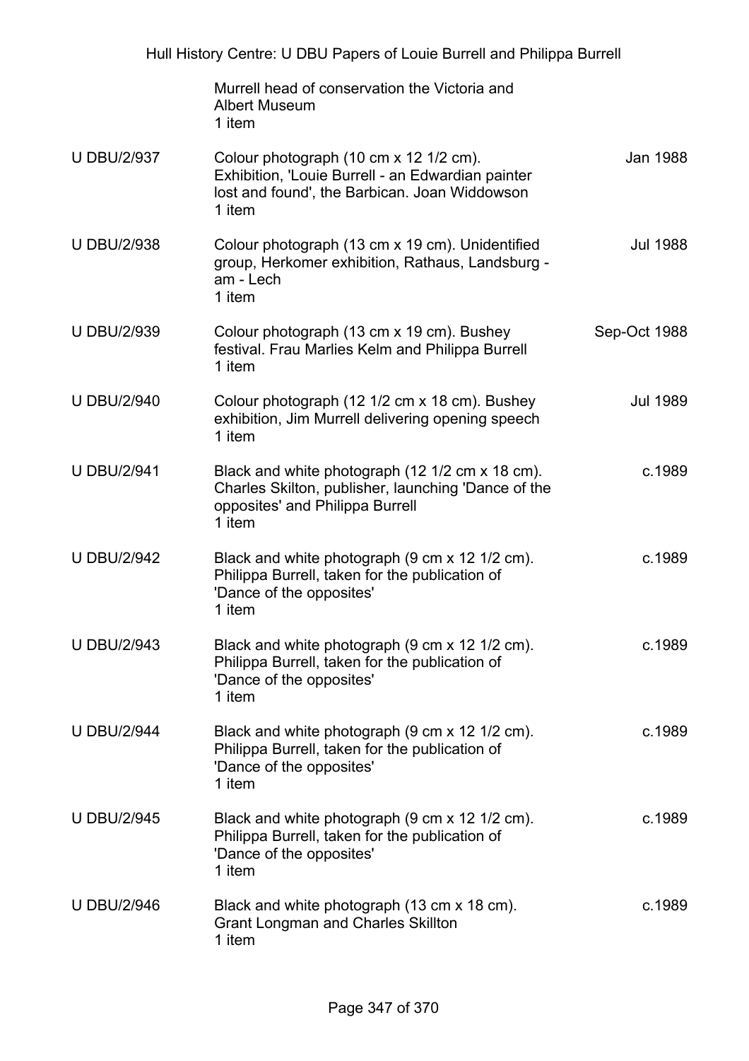| | | |
|---|---|---|
| | Murrell head of conservation the Victoria and Albert Museum<br>1 item | |
| U DBU/2/937 | Colour photograph (10 cm x 12 1/2 cm). Exhibition, 'Louie Burrell - an Edwardian painter lost and found', the Barbican. Joan Widdowson<br>1 item | Jan 1988 |
| U DBU/2/938 | Colour photograph (13 cm x 19 cm). Unidentified group, Herkomer exhibition, Rathaus, Landsburg - am - Lech<br>1 item | Jul 1988 |
| U DBU/2/939 | Colour photograph (13 cm x 19 cm). Bushey festival. Frau Marlies Kelm and Philippa Burrell<br>1 item | Sep-Oct 1988 |
| U DBU/2/940 | Colour photograph (12 1/2 cm x 18 cm). Bushey exhibition, Jim Murrell delivering opening speech<br>1 item | Jul 1989 |
| U DBU/2/941 | Black and white photograph (12 1/2 cm x 18 cm). Charles Skilton, publisher, launching 'Dance of the opposites' and Philippa Burrell<br>1 item | c.1989 |
| U DBU/2/942 | Black and white photograph (9 cm x 12 1/2 cm). Philippa Burrell, taken for the publication of 'Dance of the opposites'<br>1 item | c.1989 |
| U DBU/2/943 | Black and white photograph (9 cm x 12 1/2 cm). Philippa Burrell, taken for the publication of 'Dance of the opposites'<br>1 item | c.1989 |
| U DBU/2/944 | Black and white photograph (9 cm x 12 1/2 cm). Philippa Burrell, taken for the publication of 'Dance of the opposites'<br>1 item | c.1989 |
| U DBU/2/945 | Black and white photograph (9 cm x 12 1/2 cm). Philippa Burrell, taken for the publication of 'Dance of the opposites'<br>1 item | c.1989 |
| U DBU/2/946 | Black and white photograph (13 cm x 18 cm). Grant Longman and Charles Skillton<br>1 item | c.1989 |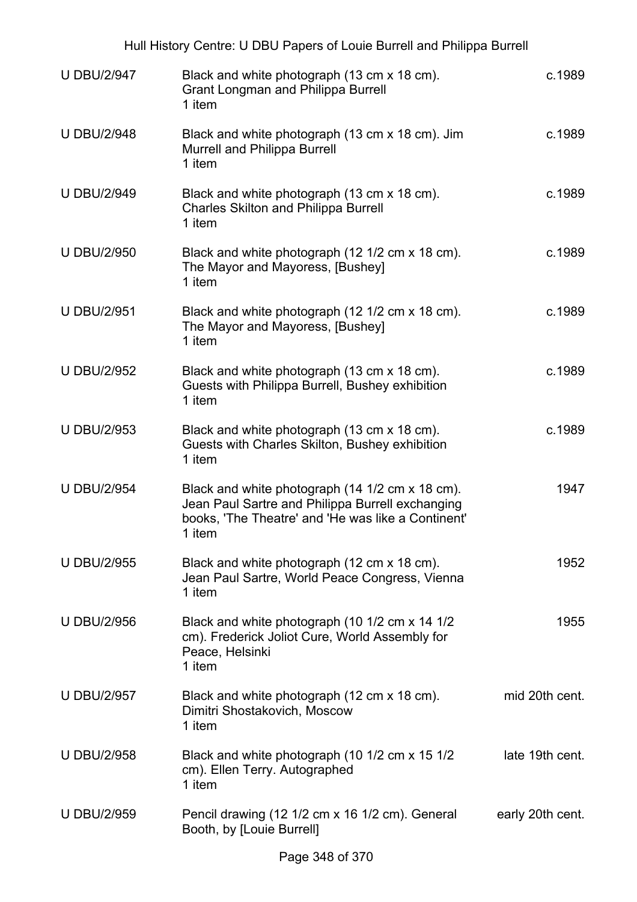| | | |
|---|---|---|
| U DBU/2/947 | Black and white photograph (13 cm x 18 cm). Grant Longman and Philippa Burrell<br>1 item | c.1989 |
| U DBU/2/948 | Black and white photograph (13 cm x 18 cm). Jim Murrell and Philippa Burrell<br>1 item | c.1989 |
| U DBU/2/949 | Black and white photograph (13 cm x 18 cm). Charles Skilton and Philippa Burrell<br>1 item | c.1989 |
| U DBU/2/950 | Black and white photograph (12 1/2 cm x 18 cm). The Mayor and Mayoress, [Bushey]<br>1 item | c.1989 |
| U DBU/2/951 | Black and white photograph (12 1/2 cm x 18 cm). The Mayor and Mayoress, [Bushey]<br>1 item | c.1989 |
| U DBU/2/952 | Black and white photograph (13 cm x 18 cm). Guests with Philippa Burrell, Bushey exhibition<br>1 item | c.1989 |
| U DBU/2/953 | Black and white photograph (13 cm x 18 cm). Guests with Charles Skilton, Bushey exhibition<br>1 item | c.1989 |
| U DBU/2/954 | Black and white photograph (14 1/2 cm x 18 cm). Jean Paul Sartre and Philippa Burrell exchanging books, 'The Theatre' and 'He was like a Continent'<br>1 item | 1947 |
| U DBU/2/955 | Black and white photograph (12 cm x 18 cm). Jean Paul Sartre, World Peace Congress, Vienna<br>1 item | 1952 |
| U DBU/2/956 | Black and white photograph (10 1/2 cm x 14 1/2 cm). Frederick Joliot Cure, World Assembly for Peace, Helsinki<br>1 item | 1955 |
| U DBU/2/957 | Black and white photograph (12 cm x 18 cm). Dimitri Shostakovich, Moscow<br>1 item | mid 20th cent. |
| U DBU/2/958 | Black and white photograph (10 1/2 cm x 15 1/2 cm). Ellen Terry. Autographed<br>1 item | late 19th cent. |
| U DBU/2/959 | Pencil drawing (12 1/2 cm x 16 1/2 cm). General Booth, by [Louie Burrell] | early 20th cent. |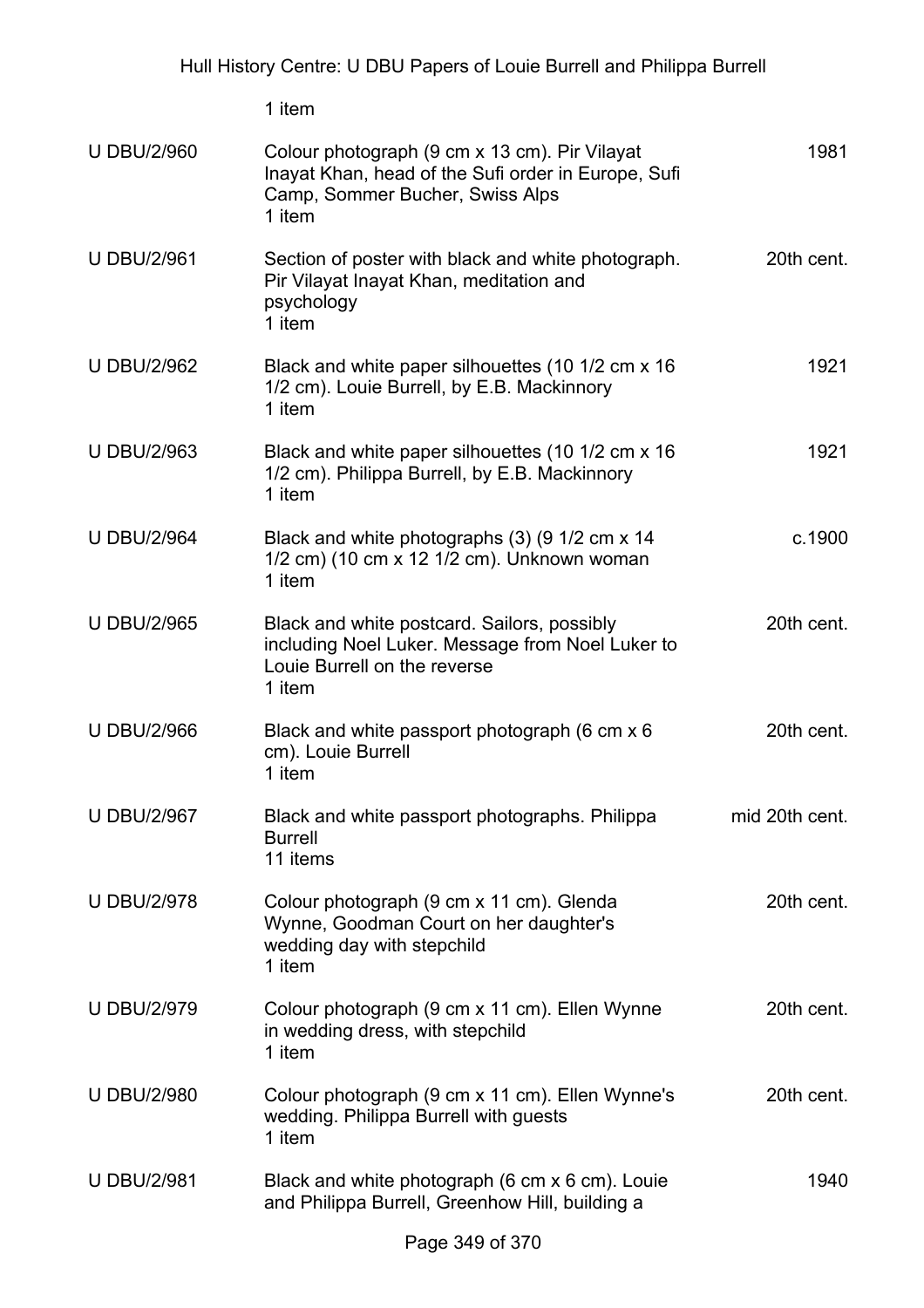1 item

| | | |
|---|---|---|
| U DBU/2/960 | Colour photograph (9 cm x 13 cm). Pir Vilayat Inayat Khan, head of the Sufi order in Europe, Sufi Camp, Sommer Bucher, Swiss Alps<br>1 item | 1981 |
| U DBU/2/961 | Section of poster with black and white photograph. Pir Vilayat Inayat Khan, meditation and psychology<br>1 item | 20th cent. |
| U DBU/2/962 | Black and white paper silhouettes (10 1/2 cm x 16 1/2 cm). Louie Burrell, by E.B. Mackinnory<br>1 item | 1921 |
| U DBU/2/963 | Black and white paper silhouettes (10 1/2 cm x 16 1/2 cm). Philippa Burrell, by E.B. Mackinnory<br>1 item | 1921 |
| U DBU/2/964 | Black and white photographs (3) (9 1/2 cm x 14 1/2 cm) (10 cm x 12 1/2 cm). Unknown woman<br>1 item | c.1900 |
| U DBU/2/965 | Black and white postcard. Sailors, possibly including Noel Luker. Message from Noel Luker to Louie Burrell on the reverse<br>1 item | 20th cent. |
| U DBU/2/966 | Black and white passport photograph (6 cm x 6 cm). Louie Burrell<br>1 item | 20th cent. |
| U DBU/2/967 | Black and white passport photographs. Philippa Burrell<br>11 items | mid 20th cent. |
| U DBU/2/978 | Colour photograph (9 cm x 11 cm). Glenda Wynne, Goodman Court on her daughter's wedding day with stepchild<br>1 item | 20th cent. |
| U DBU/2/979 | Colour photograph (9 cm x 11 cm). Ellen Wynne in wedding dress, with stepchild<br>1 item | 20th cent. |
| U DBU/2/980 | Colour photograph (9 cm x 11 cm). Ellen Wynne's wedding. Philippa Burrell with guests<br>1 item | 20th cent. |
| U DBU/2/981 | Black and white photograph (6 cm x 6 cm). Louie and Philippa Burrell, Greenhow Hill, building a | 1940 |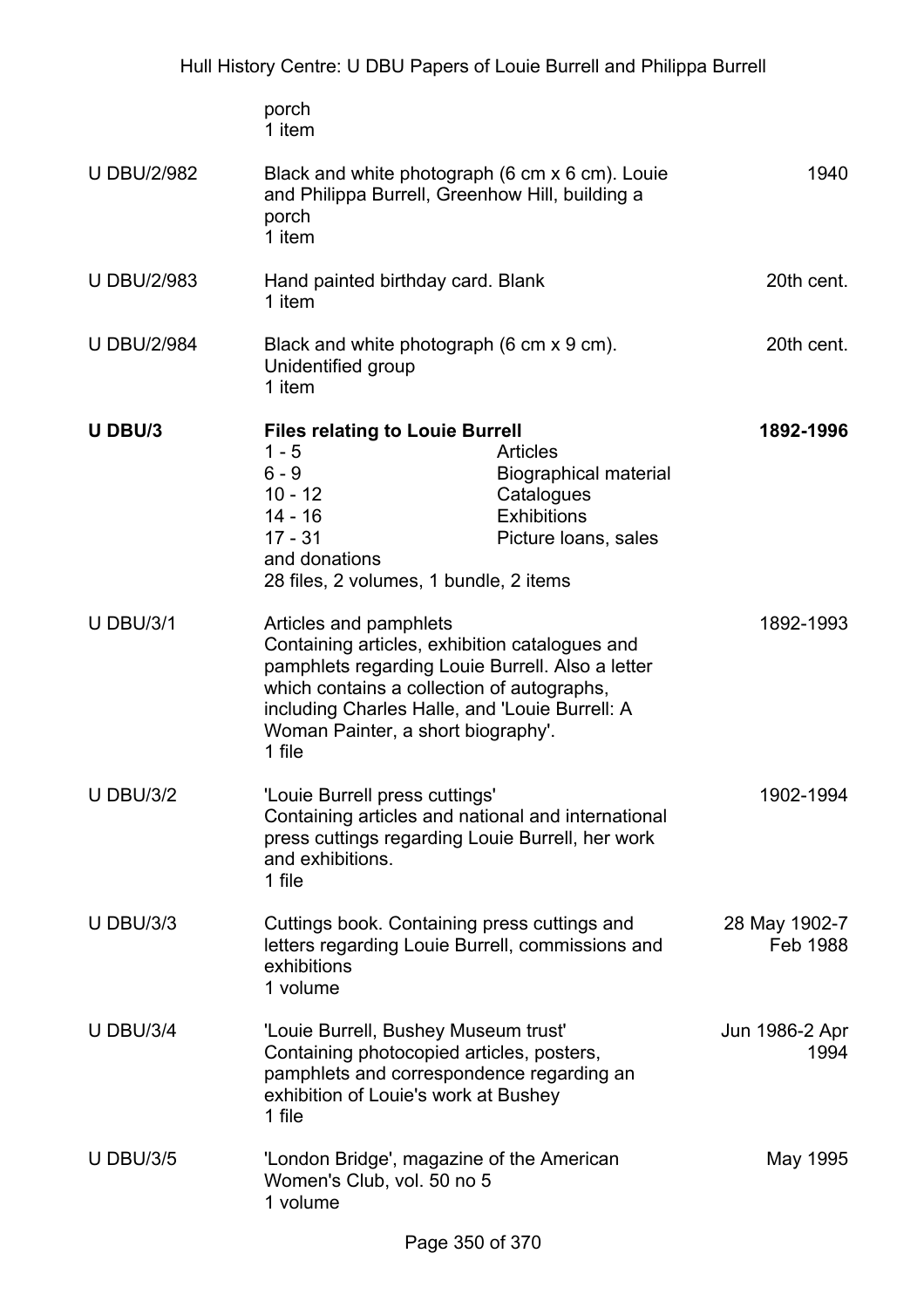| | | |
|---|---|---|
| | porch<br>1 item | |
| U DBU/2/982 | Black and white photograph (6 cm x 6 cm). Louie and Philippa Burrell, Greenhow Hill, building a porch<br>1 item | 1940 |
| U DBU/2/983 | Hand painted birthday card. Blank<br>1 item | 20th cent. |
| U DBU/2/984 | Black and white photograph (6 cm x 9 cm). Unidentified group<br>1 item | 20th cent. |
| **U DBU/3** | **Files relating to Louie Burrell**<br>1 - 5 Articles<br>6 - 9 Biographical material<br>10 - 12 Catalogues<br>14 - 16 Exhibitions<br>17 - 31 Picture loans, sales and donations<br>28 files, 2 volumes, 1 bundle, 2 items | **1892-1996** |
| U DBU/3/1 | Articles and pamphlets<br>Containing articles, exhibition catalogues and pamphlets regarding Louie Burrell. Also a letter which contains a collection of autographs, including Charles Halle, and 'Louie Burrell: A Woman Painter, a short biography'.<br>1 file | 1892-1993 |
| U DBU/3/2 | 'Louie Burrell press cuttings'<br>Containing articles and national and international press cuttings regarding Louie Burrell, her work and exhibitions.<br>1 file | 1902-1994 |
| U DBU/3/3 | Cuttings book. Containing press cuttings and letters regarding Louie Burrell, commissions and exhibitions<br>1 volume | 28 May 1902-7 Feb 1988 |
| U DBU/3/4 | 'Louie Burrell, Bushey Museum trust'<br>Containing photocopied articles, posters, pamphlets and correspondence regarding an exhibition of Louie's work at Bushey<br>1 file | Jun 1986-2 Apr 1994 |
| U DBU/3/5 | 'London Bridge', magazine of the American Women's Club, vol. 50 no 5<br>1 volume | May 1995 |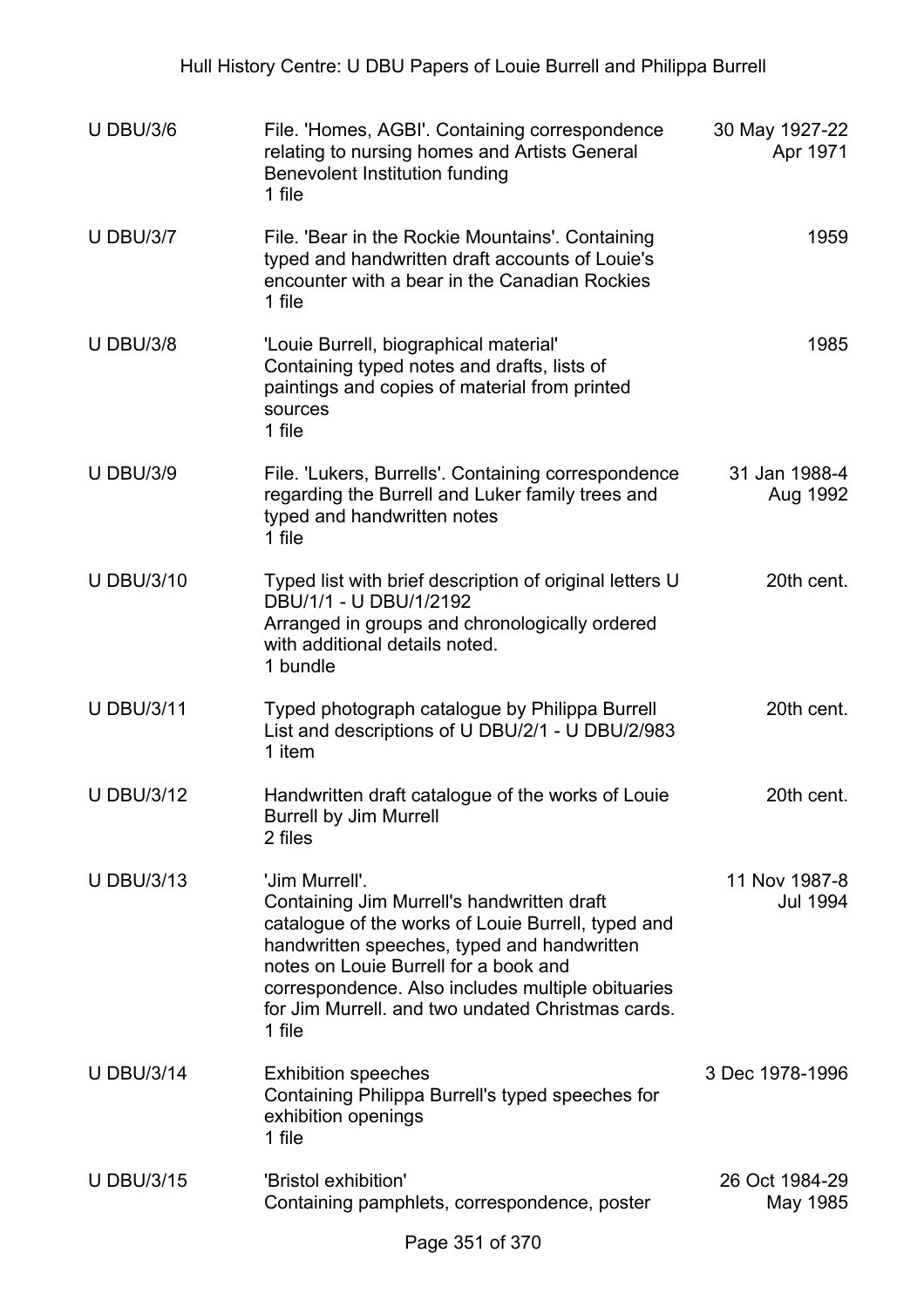| | | |
|---|---|---|
| U DBU/3/6 | File. 'Homes, AGBI'. Containing correspondence relating to nursing homes and Artists General Benevolent Institution funding<br>1 file | 30 May 1927-22 Apr 1971 |
| U DBU/3/7 | File. 'Bear in the Rockie Mountains'. Containing typed and handwritten draft accounts of Louie's encounter with a bear in the Canadian Rockies<br>1 file | 1959 |
| U DBU/3/8 | 'Louie Burrell, biographical material'<br>Containing typed notes and drafts, lists of paintings and copies of material from printed sources<br>1 file | 1985 |
| U DBU/3/9 | File. 'Lukers, Burrells'. Containing correspondence regarding the Burrell and Luker family trees and typed and handwritten notes<br>1 file | 31 Jan 1988-4 Aug 1992 |
| U DBU/3/10 | Typed list with brief description of original letters U DBU/1/1 - U DBU/1/2192<br>Arranged in groups and chronologically ordered with additional details noted.<br>1 bundle | 20th cent. |
| U DBU/3/11 | Typed photograph catalogue by Philippa Burrell<br>List and descriptions of U DBU/2/1 - U DBU/2/983<br>1 item | 20th cent. |
| U DBU/3/12 | Handwritten draft catalogue of the works of Louie Burrell by Jim Murrell<br>2 files | 20th cent. |
| U DBU/3/13 | 'Jim Murrell'.<br>Containing Jim Murrell's handwritten draft catalogue of the works of Louie Burrell, typed and handwritten speeches, typed and handwritten notes on Louie Burrell for a book and correspondence. Also includes multiple obituaries for Jim Murrell. and two undated Christmas cards.<br>1 file | 11 Nov 1987-8 Jul 1994 |
| U DBU/3/14 | Exhibition speeches<br>Containing Philippa Burrell's typed speeches for exhibition openings<br>1 file | 3 Dec 1978-1996 |
| U DBU/3/15 | 'Bristol exhibition'<br>Containing pamphlets, correspondence, poster | 26 Oct 1984-29 May 1985 |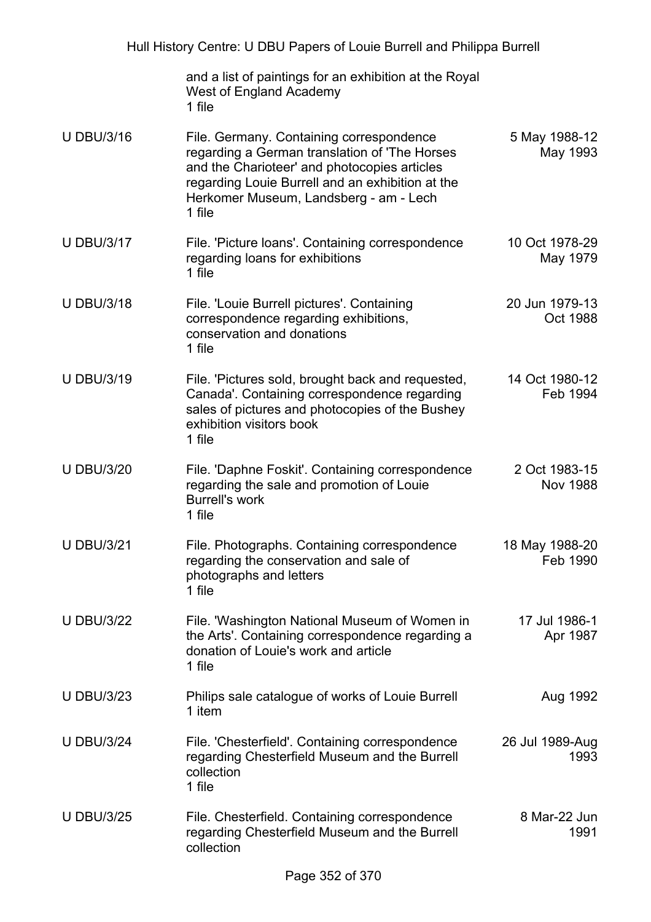| | | |
|---|---|---|
| | and a list of paintings for an exhibition at the Royal West of England Academy<br>1 file | |
| U DBU/3/16 | File. Germany. Containing correspondence regarding a German translation of 'The Horses and the Charioteer' and photocopies articles regarding Louie Burrell and an exhibition at the Herkomer Museum, Landsberg - am - Lech<br>1 file | 5 May 1988-12 May 1993 |
| U DBU/3/17 | File. 'Picture loans'. Containing correspondence regarding loans for exhibitions<br>1 file | 10 Oct 1978-29 May 1979 |
| U DBU/3/18 | File. 'Louie Burrell pictures'. Containing correspondence regarding exhibitions, conservation and donations<br>1 file | 20 Jun 1979-13 Oct 1988 |
| U DBU/3/19 | File. 'Pictures sold, brought back and requested, Canada'. Containing correspondence regarding sales of pictures and photocopies of the Bushey exhibition visitors book<br>1 file | 14 Oct 1980-12 Feb 1994 |
| U DBU/3/20 | File. 'Daphne Foskit'. Containing correspondence regarding the sale and promotion of Louie Burrell's work<br>1 file | 2 Oct 1983-15 Nov 1988 |
| U DBU/3/21 | File. Photographs. Containing correspondence regarding the conservation and sale of photographs and letters<br>1 file | 18 May 1988-20 Feb 1990 |
| U DBU/3/22 | File. 'Washington National Museum of Women in the Arts'. Containing correspondence regarding a donation of Louie's work and article<br>1 file | 17 Jul 1986-1 Apr 1987 |
| U DBU/3/23 | Philips sale catalogue of works of Louie Burrell<br>1 item | Aug 1992 |
| U DBU/3/24 | File. 'Chesterfield'. Containing correspondence regarding Chesterfield Museum and the Burrell collection<br>1 file | 26 Jul 1989-Aug 1993 |
| U DBU/3/25 | File. Chesterfield. Containing correspondence regarding Chesterfield Museum and the Burrell collection | 8 Mar-22 Jun 1991 |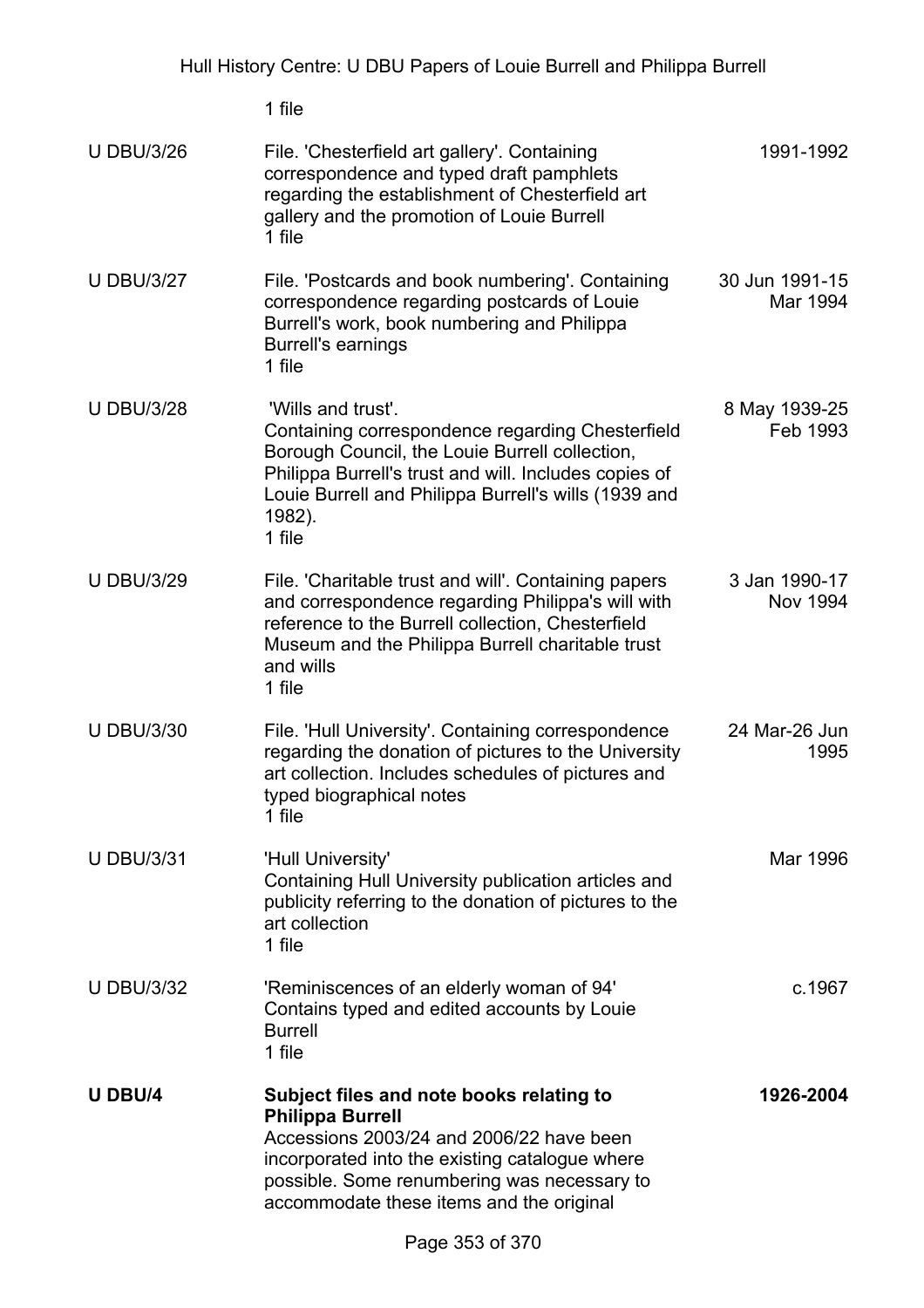1 file

| | | |
|---|---|---|
| U DBU/3/26 | File. 'Chesterfield art gallery'. Containing correspondence and typed draft pamphlets regarding the establishment of Chesterfield art gallery and the promotion of Louie Burrell<br>1 file | 1991-1992 |
| U DBU/3/27 | File. 'Postcards and book numbering'. Containing correspondence regarding postcards of Louie Burrell's work, book numbering and Philippa Burrell's earnings<br>1 file | 30 Jun 1991-15 Mar 1994 |
| U DBU/3/28 | 'Wills and trust'.<br>Containing correspondence regarding Chesterfield Borough Council, the Louie Burrell collection, Philippa Burrell's trust and will. Includes copies of Louie Burrell and Philippa Burrell's wills (1939 and 1982).<br>1 file | 8 May 1939-25 Feb 1993 |
| U DBU/3/29 | File. 'Charitable trust and will'. Containing papers and correspondence regarding Philippa's will with reference to the Burrell collection, Chesterfield Museum and the Philippa Burrell charitable trust and wills<br>1 file | 3 Jan 1990-17 Nov 1994 |
| U DBU/3/30 | File. 'Hull University'. Containing correspondence regarding the donation of pictures to the University art collection. Includes schedules of pictures and typed biographical notes<br>1 file | 24 Mar-26 Jun 1995 |
| U DBU/3/31 | 'Hull University'<br>Containing Hull University publication articles and publicity referring to the donation of pictures to the art collection<br>1 file | Mar 1996 |
| U DBU/3/32 | 'Reminiscences of an elderly woman of 94'<br>Contains typed and edited accounts by Louie Burrell<br>1 file | c.1967 |
| **U DBU/4** | **Subject files and note books relating to Philippa Burrell**<br>Accessions 2003/24 and 2006/22 have been incorporated into the existing catalogue where possible. Some renumbering was necessary to accommodate these items and the original | **1926-2004** |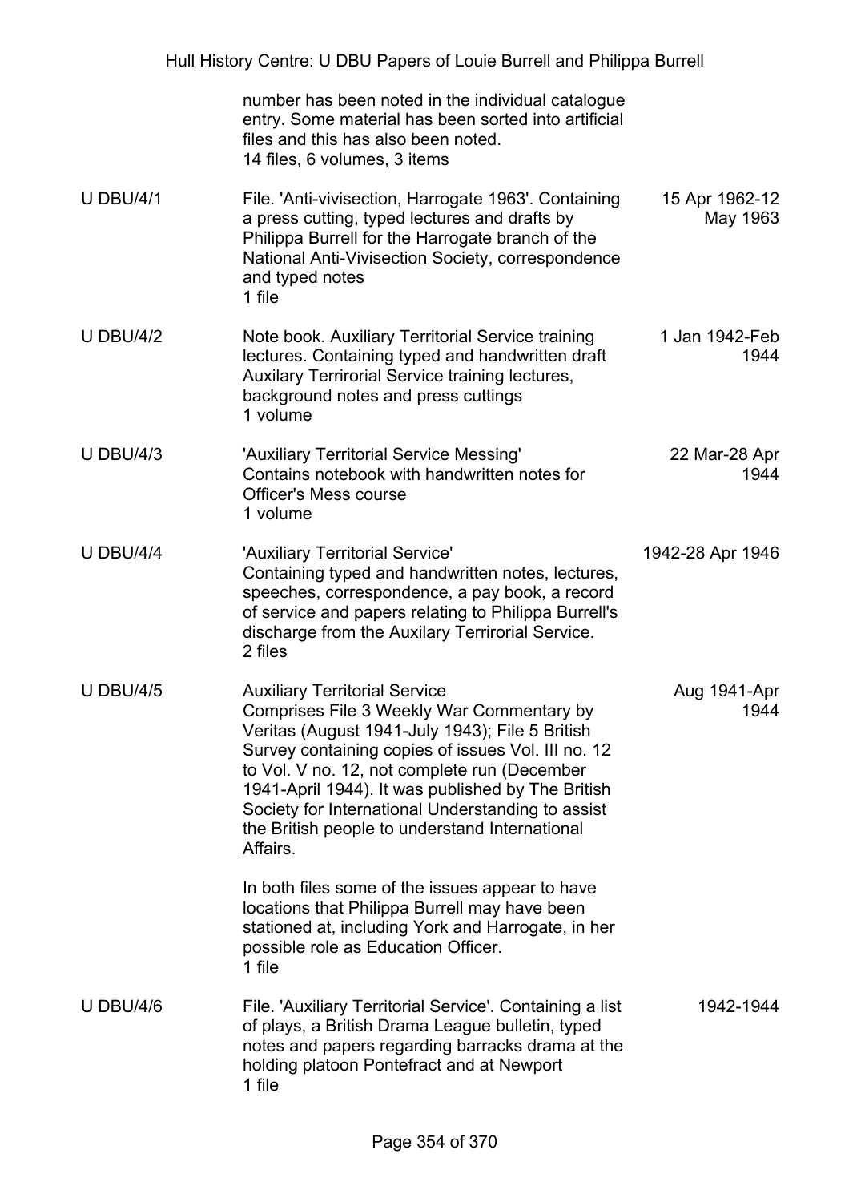number has been noted in the individual catalogue entry. Some material has been sorted into artificial files and this has also been noted.
14 files, 6 volumes, 3 items

| | | |
|---|---|---|
| U DBU/4/1 | File. 'Anti-vivisection, Harrogate 1963'. Containing a press cutting, typed lectures and drafts by Philippa Burrell for the Harrogate branch of the National Anti-Vivisection Society, correspondence and typed notes<br>1 file | 15 Apr 1962-12 May 1963 |
| U DBU/4/2 | Note book. Auxiliary Territorial Service training lectures. Containing typed and handwritten draft Auxilary Terrirorial Service training lectures, background notes and press cuttings<br>1 volume | 1 Jan 1942-Feb 1944 |
| U DBU/4/3 | 'Auxiliary Territorial Service Messing'<br>Contains notebook with handwritten notes for Officer's Mess course<br>1 volume | 22 Mar-28 Apr 1944 |
| U DBU/4/4 | 'Auxiliary Territorial Service'<br>Containing typed and handwritten notes, lectures, speeches, correspondence, a pay book, a record of service and papers relating to Philippa Burrell's discharge from the Auxilary Terrirorial Service.<br>2 files | 1942-28 Apr 1946 |
| U DBU/4/5 | Auxiliary Territorial Service<br>Comprises File 3 Weekly War Commentary by Veritas (August 1941-July 1943); File 5 British Survey containing copies of issues Vol. III no. 12 to Vol. V no. 12, not complete run (December 1941-April 1944). It was published by The British Society for International Understanding to assist the British people to understand International Affairs.<br><br>In both files some of the issues appear to have locations that Philippa Burrell may have been stationed at, including York and Harrogate, in her possible role as Education Officer.<br>1 file | Aug 1941-Apr 1944 |
| U DBU/4/6 | File. 'Auxiliary Territorial Service'. Containing a list of plays, a British Drama League bulletin, typed notes and papers regarding barracks drama at the holding platoon Pontefract and at Newport<br>1 file | 1942-1944 |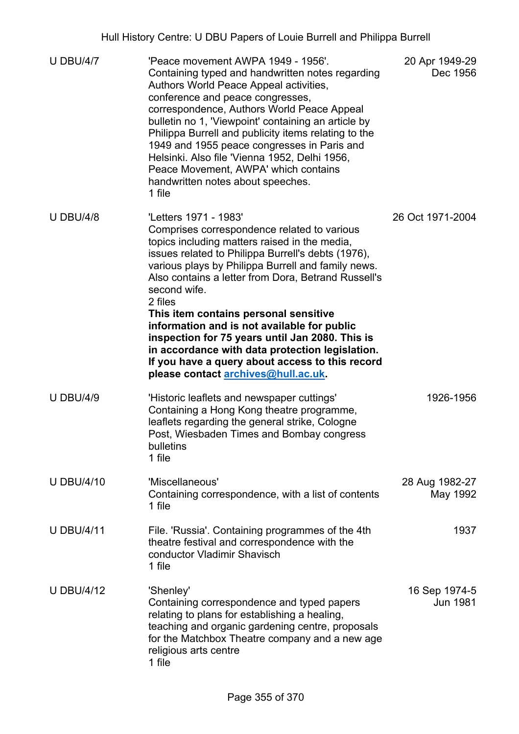| | | |
|---|---|---|
| U DBU/4/7 | 'Peace movement AWPA 1949 - 1956'. Containing typed and handwritten notes regarding Authors World Peace Appeal activities, conference and peace congresses, correspondence, Authors World Peace Appeal bulletin no 1, 'Viewpoint' containing an article by Philippa Burrell and publicity items relating to the 1949 and 1955 peace congresses in Paris and Helsinki. Also file 'Vienna 1952, Delhi 1956, Peace Movement, AWPA' which contains handwritten notes about speeches.<br>1 file | 20 Apr 1949-29 Dec 1956 |
| U DBU/4/8 | 'Letters 1971 - 1983'<br>Comprises correspondence related to various topics including matters raised in the media, issues related to Philippa Burrell's debts (1976), various plays by Philippa Burrell and family news. Also contains a letter from Dora, Betrand Russell's second wife.<br>2 files<br>**This item contains personal sensitive information and is not available for public inspection for 75 years until Jan 2080. This is in accordance with data protection legislation. If you have a query about access to this record please contact archives@hull.ac.uk.** | 26 Oct 1971-2004 |
| U DBU/4/9 | 'Historic leaflets and newspaper cuttings'<br>Containing a Hong Kong theatre programme, leaflets regarding the general strike, Cologne Post, Wiesbaden Times and Bombay congress bulletins<br>1 file | 1926-1956 |
| U DBU/4/10 | 'Miscellaneous'<br>Containing correspondence, with a list of contents<br>1 file | 28 Aug 1982-27 May 1992 |
| U DBU/4/11 | File. 'Russia'. Containing programmes of the 4th theatre festival and correspondence with the conductor Vladimir Shavisch<br>1 file | 1937 |
| U DBU/4/12 | 'Shenley'<br>Containing correspondence and typed papers relating to plans for establishing a healing, teaching and organic gardening centre, proposals for the Matchbox Theatre company and a new age religious arts centre<br>1 file | 16 Sep 1974-5 Jun 1981 |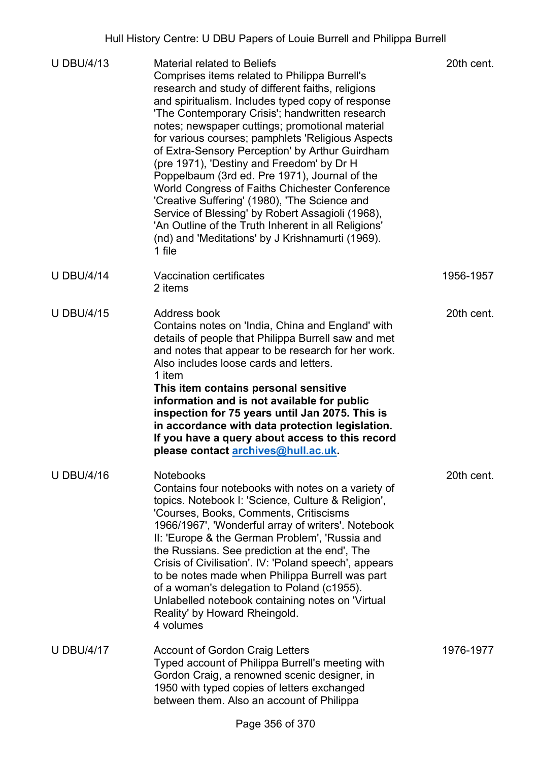| | | |
|---|---|---|
| U DBU/4/13 | Material related to Beliefs<br>Comprises items related to Philippa Burrell's research and study of different faiths, religions and spiritualism. Includes typed copy of response 'The Contemporary Crisis'; handwritten research notes; newspaper cuttings; promotional material for various courses; pamphlets 'Religious Aspects of Extra-Sensory Perception' by Arthur Guirdham (pre 1971), 'Destiny and Freedom' by Dr H Poppelbaum (3rd ed. Pre 1971), Journal of the World Congress of Faiths Chichester Conference 'Creative Suffering' (1980), 'The Science and Service of Blessing' by Robert Assagioli (1968), 'An Outline of the Truth Inherent in all Religions' (nd) and 'Meditations' by J Krishnamurti (1969).<br>1 file | 20th cent. |
| U DBU/4/14 | Vaccination certificates<br>2 items | 1956-1957 |
| U DBU/4/15 | Address book<br>Contains notes on 'India, China and England' with details of people that Philippa Burrell saw and met and notes that appear to be research for her work. Also includes loose cards and letters.<br>1 item<br>**This item contains personal sensitive information and is not available for public inspection for 75 years until Jan 2075. This is in accordance with data protection legislation. If you have a query about access to this record please contact [archives@hull.ac.uk](mailto:archives@hull.ac.uk).** | 20th cent. |
| U DBU/4/16 | Notebooks<br>Contains four notebooks with notes on a variety of topics. Notebook I: 'Science, Culture & Religion', 'Courses, Books, Comments, Critiscisms 1966/1967', 'Wonderful array of writers'. Notebook II: 'Europe & the German Problem', 'Russia and the Russians. See prediction at the end', The Crisis of Civilisation'. IV: 'Poland speech', appears to be notes made when Philippa Burrell was part of a woman's delegation to Poland (c1955). Unlabelled notebook containing notes on 'Virtual Reality' by Howard Rheingold.<br>4 volumes | 20th cent. |
| U DBU/4/17 | Account of Gordon Craig Letters<br>Typed account of Philippa Burrell's meeting with Gordon Craig, a renowned scenic designer, in 1950 with typed copies of letters exchanged between them. Also an account of Philippa | 1976-1977 |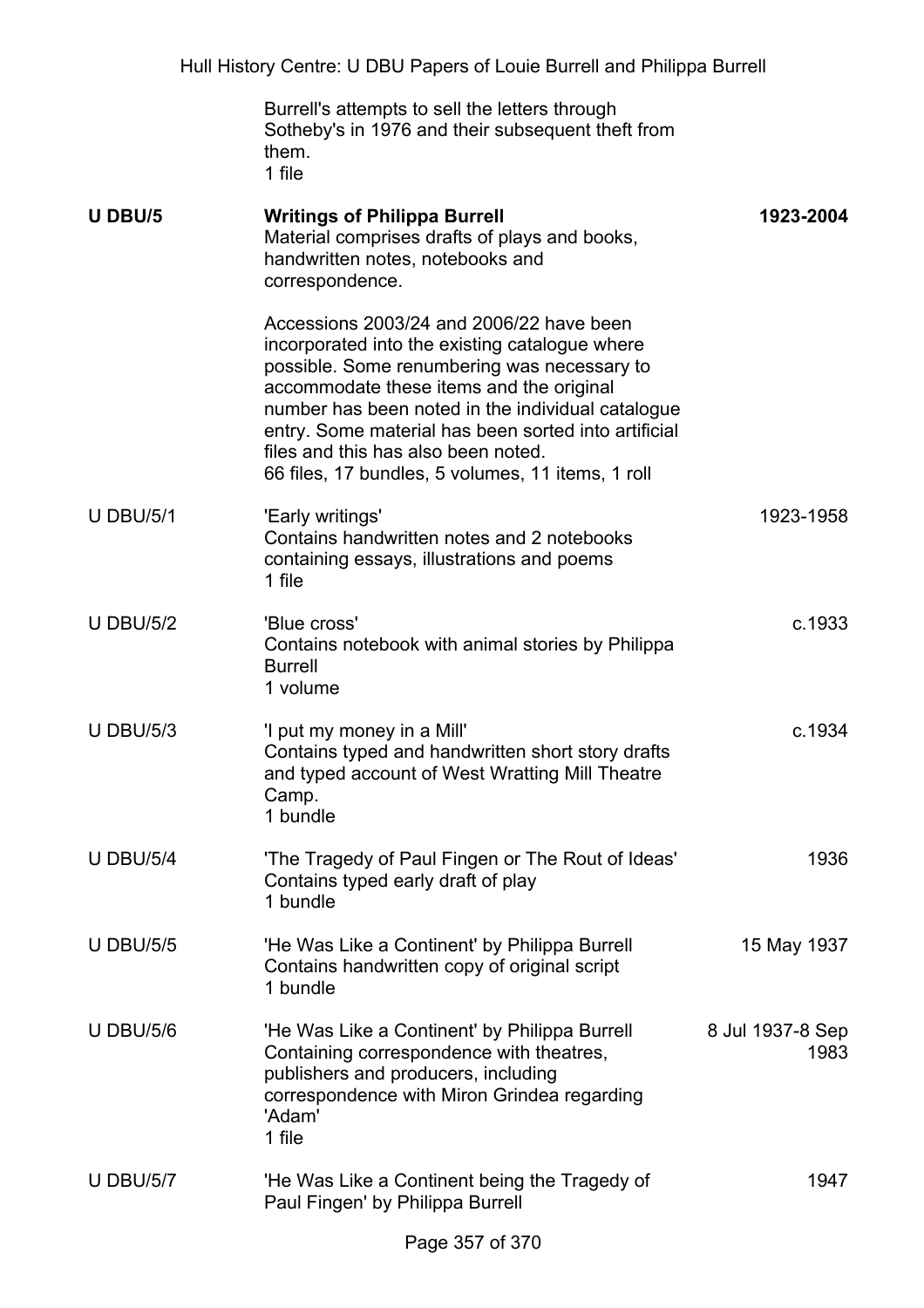| | | |
|---|---|---|
| | Burrell's attempts to sell the letters through Sotheby's in 1976 and their subsequent theft from them.<br>1 file | |
| **U DBU/5** | **Writings of Philippa Burrell**<br>Material comprises drafts of plays and books, handwritten notes, notebooks and correspondence.<br><br>Accessions 2003/24 and 2006/22 have been incorporated into the existing catalogue where possible. Some renumbering was necessary to accommodate these items and the original number has been noted in the individual catalogue entry. Some material has been sorted into artificial files and this has also been noted.<br>66 files, 17 bundles, 5 volumes, 11 items, 1 roll | **1923-2004** |
| U DBU/5/1 | 'Early writings'<br>Contains handwritten notes and 2 notebooks containing essays, illustrations and poems<br>1 file | 1923-1958 |
| U DBU/5/2 | 'Blue cross'<br>Contains notebook with animal stories by Philippa Burrell<br>1 volume | c.1933 |
| U DBU/5/3 | 'I put my money in a Mill'<br>Contains typed and handwritten short story drafts and typed account of West Wratting Mill Theatre Camp.<br>1 bundle | c.1934 |
| U DBU/5/4 | 'The Tragedy of Paul Fingen or The Rout of Ideas'<br>Contains typed early draft of play<br>1 bundle | 1936 |
| U DBU/5/5 | 'He Was Like a Continent' by Philippa Burrell<br>Contains handwritten copy of original script<br>1 bundle | 15 May 1937 |
| U DBU/5/6 | 'He Was Like a Continent' by Philippa Burrell<br>Containing correspondence with theatres, publishers and producers, including correspondence with Miron Grindea regarding 'Adam'<br>1 file | 8 Jul 1937-8 Sep 1983 |
| U DBU/5/7 | 'He Was Like a Continent being the Tragedy of Paul Fingen' by Philippa Burrell | 1947 |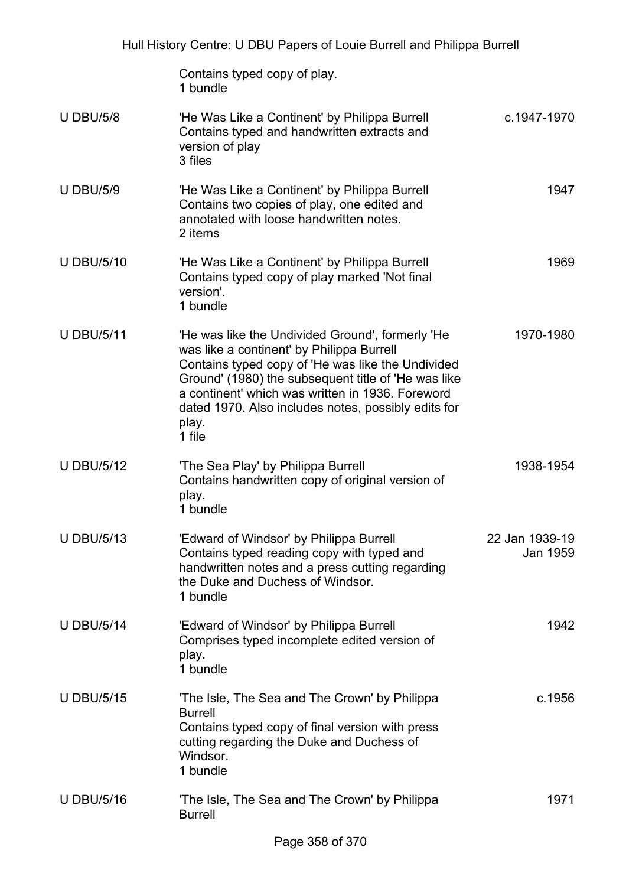| | | |
|---|---|---|
| | Contains typed copy of play.<br>1 bundle | |
| U DBU/5/8 | 'He Was Like a Continent' by Philippa Burrell<br>Contains typed and handwritten extracts and version of play<br>3 files | c.1947-1970 |
| U DBU/5/9 | 'He Was Like a Continent' by Philippa Burrell<br>Contains two copies of play, one edited and annotated with loose handwritten notes.<br>2 items | 1947 |
| U DBU/5/10 | 'He Was Like a Continent' by Philippa Burrell<br>Contains typed copy of play marked 'Not final version'.<br>1 bundle | 1969 |
| U DBU/5/11 | 'He was like the Undivided Ground', formerly 'He was like a continent' by Philippa Burrell<br>Contains typed copy of 'He was like the Undivided Ground' (1980) the subsequent title of 'He was like a continent' which was written in 1936. Foreword dated 1970. Also includes notes, possibly edits for play.<br>1 file | 1970-1980 |
| U DBU/5/12 | 'The Sea Play' by Philippa Burrell<br>Contains handwritten copy of original version of play.<br>1 bundle | 1938-1954 |
| U DBU/5/13 | 'Edward of Windsor' by Philippa Burrell<br>Contains typed reading copy with typed and handwritten notes and a press cutting regarding the Duke and Duchess of Windsor.<br>1 bundle | 22 Jan 1939-19 Jan 1959 |
| U DBU/5/14 | 'Edward of Windsor' by Philippa Burrell<br>Comprises typed incomplete edited version of play.<br>1 bundle | 1942 |
| U DBU/5/15 | 'The Isle, The Sea and The Crown' by Philippa Burrell<br>Contains typed copy of final version with press cutting regarding the Duke and Duchess of Windsor.<br>1 bundle | c.1956 |
| U DBU/5/16 | 'The Isle, The Sea and The Crown' by Philippa Burrell | 1971 |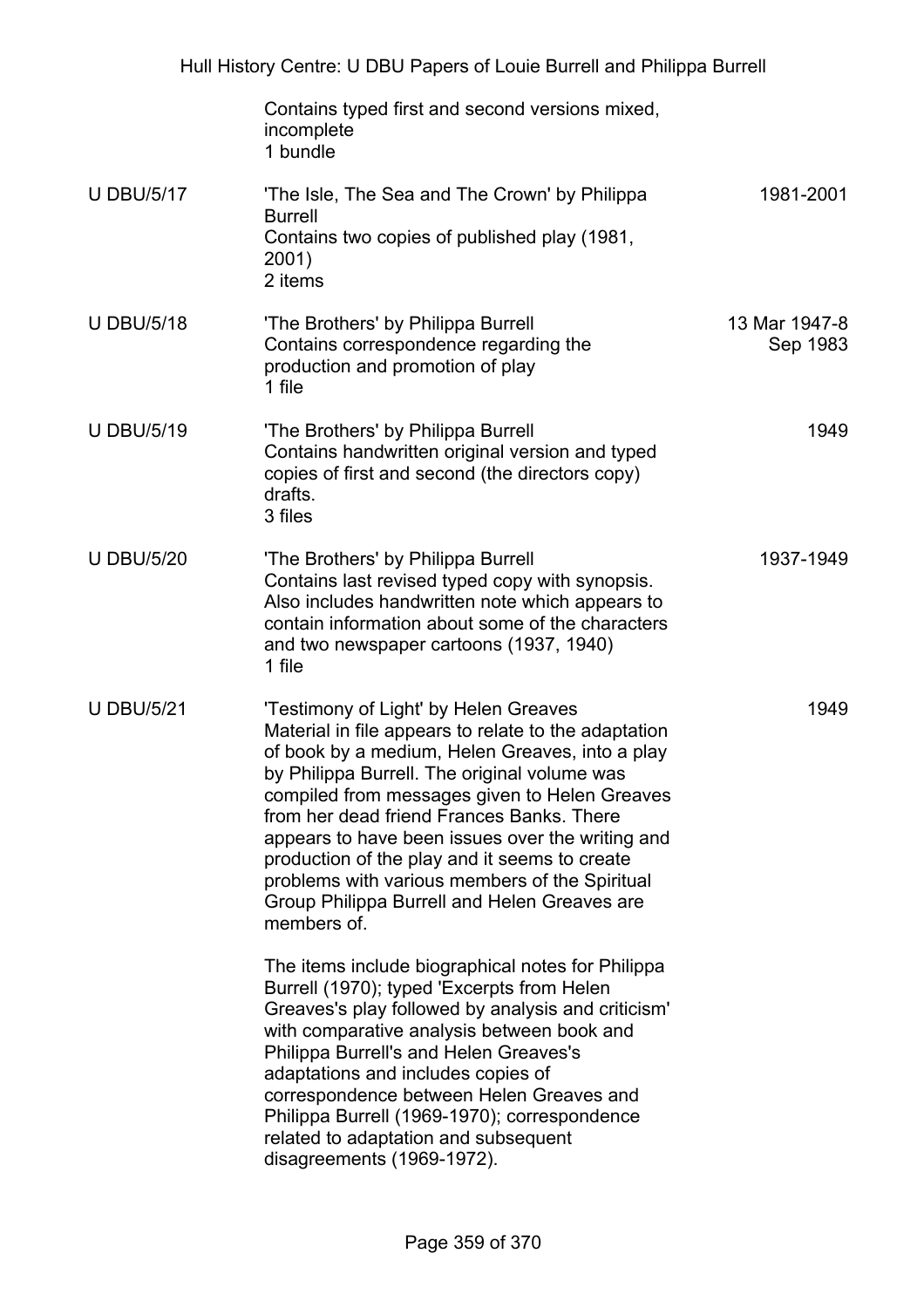| | | |
|---|---|---|
| | Contains typed first and second versions mixed, incomplete<br>1 bundle | |
| U DBU/5/17 | 'The Isle, The Sea and The Crown' by Philippa Burrell<br>Contains two copies of published play (1981, 2001)<br>2 items | 1981-2001 |
| U DBU/5/18 | 'The Brothers' by Philippa Burrell<br>Contains correspondence regarding the production and promotion of play<br>1 file | 13 Mar 1947-8 Sep 1983 |
| U DBU/5/19 | 'The Brothers' by Philippa Burrell<br>Contains handwritten original version and typed copies of first and second (the directors copy) drafts.<br>3 files | 1949 |
| U DBU/5/20 | 'The Brothers' by Philippa Burrell<br>Contains last revised typed copy with synopsis. Also includes handwritten note which appears to contain information about some of the characters and two newspaper cartoons (1937, 1940)<br>1 file | 1937-1949 |
| U DBU/5/21 | 'Testimony of Light' by Helen Greaves<br>Material in file appears to relate to the adaptation of book by a medium, Helen Greaves, into a play by Philippa Burrell. The original volume was compiled from messages given to Helen Greaves from her dead friend Frances Banks. There appears to have been issues over the writing and production of the play and it seems to create problems with various members of the Spiritual Group Philippa Burrell and Helen Greaves are members of.<br><br>The items include biographical notes for Philippa Burrell (1970); typed 'Excerpts from Helen Greaves's play followed by analysis and criticism' with comparative analysis between book and Philippa Burrell's and Helen Greaves's adaptations and includes copies of correspondence between Helen Greaves and Philippa Burrell (1969-1970); correspondence related to adaptation and subsequent disagreements (1969-1972). | 1949 |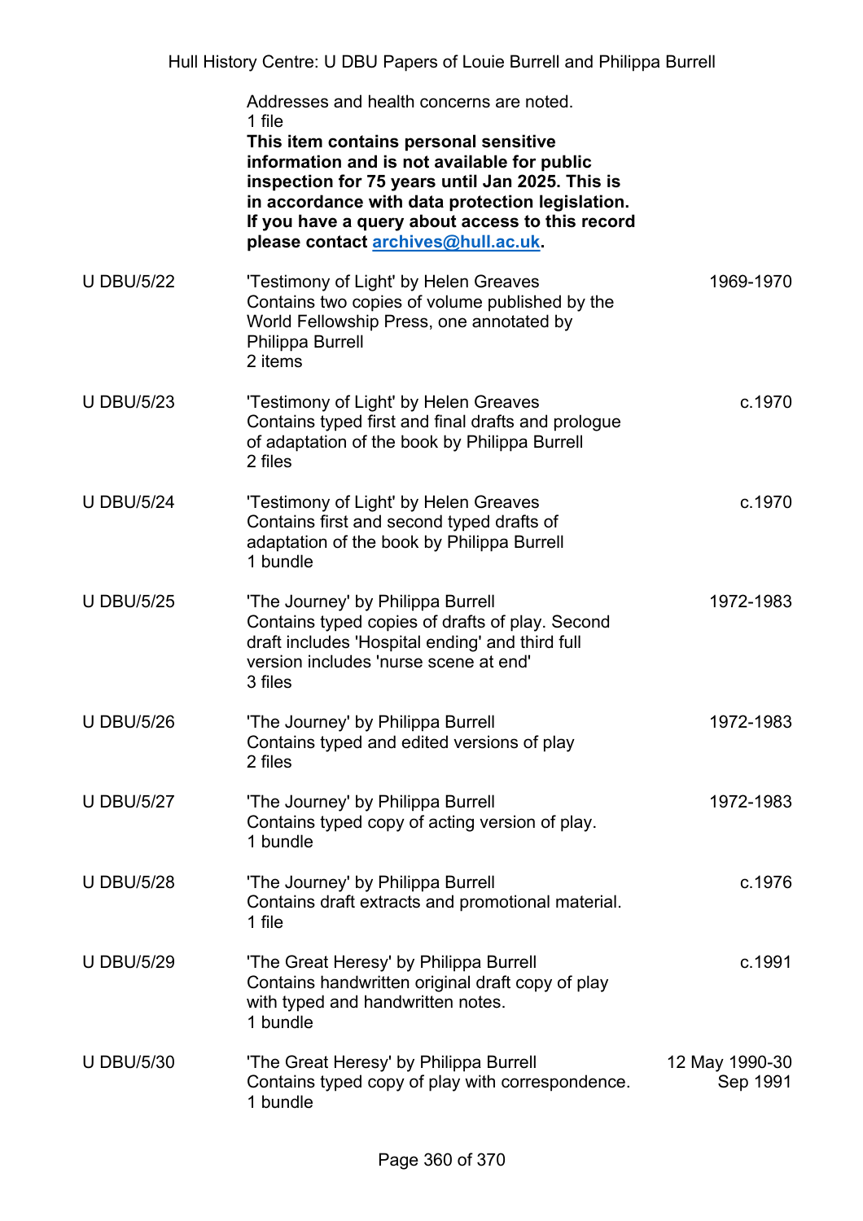| | | |
|---|---|---|
| | Addresses and health concerns are noted.<br>1 file<br>**This item contains personal sensitive information and is not available for public inspection for 75 years until Jan 2025. This is in accordance with data protection legislation. If you have a query about access to this record please contact [archives@hull.ac.uk](mailto:archives@hull.ac.uk).** | |
| U DBU/5/22 | 'Testimony of Light' by Helen Greaves<br>Contains two copies of volume published by the World Fellowship Press, one annotated by Philippa Burrell<br>2 items | 1969-1970 |
| U DBU/5/23 | 'Testimony of Light' by Helen Greaves<br>Contains typed first and final drafts and prologue of adaptation of the book by Philippa Burrell<br>2 files | c.1970 |
| U DBU/5/24 | 'Testimony of Light' by Helen Greaves<br>Contains first and second typed drafts of adaptation of the book by Philippa Burrell<br>1 bundle | c.1970 |
| U DBU/5/25 | 'The Journey' by Philippa Burrell<br>Contains typed copies of drafts of play. Second draft includes 'Hospital ending' and third full version includes 'nurse scene at end'<br>3 files | 1972-1983 |
| U DBU/5/26 | 'The Journey' by Philippa Burrell<br>Contains typed and edited versions of play<br>2 files | 1972-1983 |
| U DBU/5/27 | 'The Journey' by Philippa Burrell<br>Contains typed copy of acting version of play.<br>1 bundle | 1972-1983 |
| U DBU/5/28 | 'The Journey' by Philippa Burrell<br>Contains draft extracts and promotional material.<br>1 file | c.1976 |
| U DBU/5/29 | 'The Great Heresy' by Philippa Burrell<br>Contains handwritten original draft copy of play with typed and handwritten notes.<br>1 bundle | c.1991 |
| U DBU/5/30 | 'The Great Heresy' by Philippa Burrell<br>Contains typed copy of play with correspondence.<br>1 bundle | 12 May 1990-30 Sep 1991 |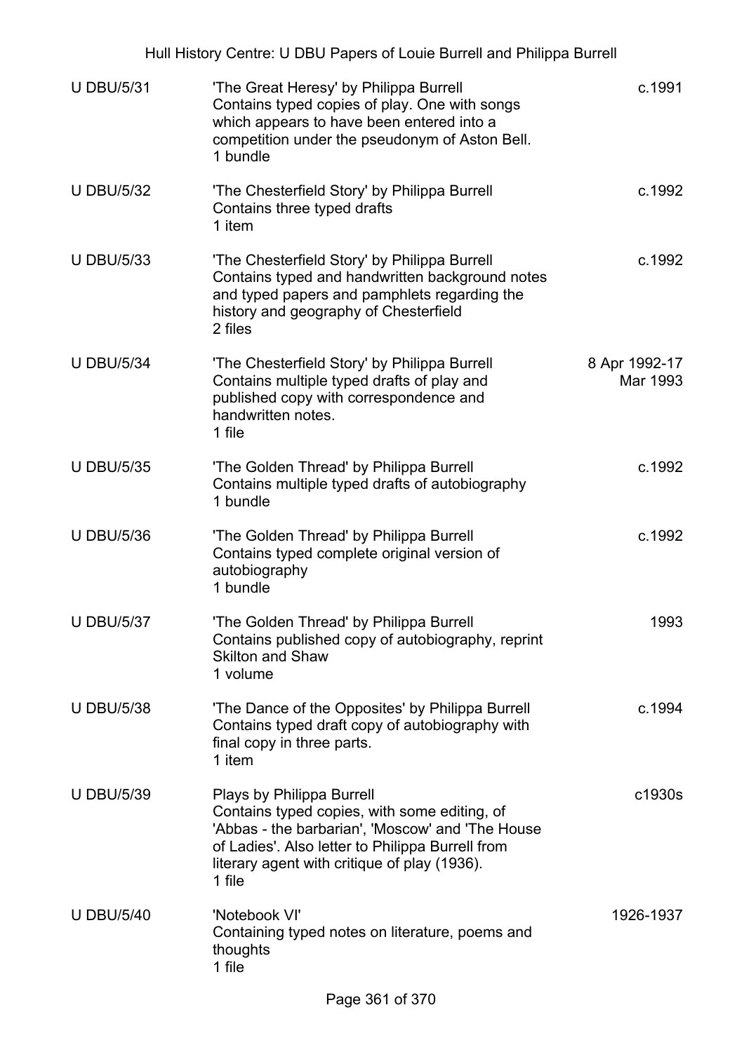| | | |
|---|---|---|
| U DBU/5/31 | 'The Great Heresy' by Philippa Burrell<br>Contains typed copies of play. One with songs which appears to have been entered into a competition under the pseudonym of Aston Bell.<br>1 bundle | c.1991 |
| U DBU/5/32 | 'The Chesterfield Story' by Philippa Burrell<br>Contains three typed drafts<br>1 item | c.1992 |
| U DBU/5/33 | 'The Chesterfield Story' by Philippa Burrell<br>Contains typed and handwritten background notes and typed papers and pamphlets regarding the history and geography of Chesterfield<br>2 files | c.1992 |
| U DBU/5/34 | 'The Chesterfield Story' by Philippa Burrell<br>Contains multiple typed drafts of play and published copy with correspondence and handwritten notes.<br>1 file | 8 Apr 1992-17 Mar 1993 |
| U DBU/5/35 | 'The Golden Thread' by Philippa Burrell<br>Contains multiple typed drafts of autobiography<br>1 bundle | c.1992 |
| U DBU/5/36 | 'The Golden Thread' by Philippa Burrell<br>Contains typed complete original version of autobiography<br>1 bundle | c.1992 |
| U DBU/5/37 | 'The Golden Thread' by Philippa Burrell<br>Contains published copy of autobiography, reprint Skilton and Shaw<br>1 volume | 1993 |
| U DBU/5/38 | 'The Dance of the Opposites' by Philippa Burrell<br>Contains typed draft copy of autobiography with final copy in three parts.<br>1 item | c.1994 |
| U DBU/5/39 | Plays by Philippa Burrell<br>Contains typed copies, with some editing, of 'Abbas - the barbarian', 'Moscow' and 'The House of Ladies'. Also letter to Philippa Burrell from literary agent with critique of play (1936).<br>1 file | c1930s |
| U DBU/5/40 | 'Notebook VI'<br>Containing typed notes on literature, poems and thoughts<br>1 file | 1926-1937 |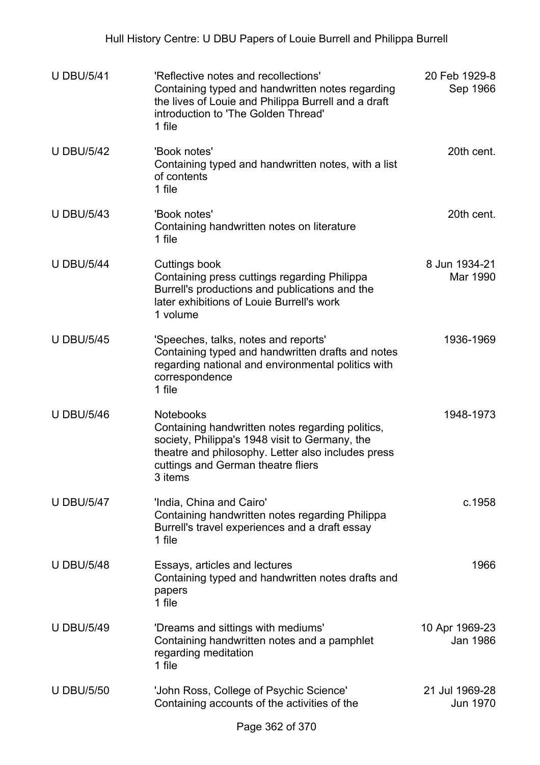| | | |
|---|---|---|
| U DBU/5/41 | 'Reflective notes and recollections'<br>Containing typed and handwritten notes regarding the lives of Louie and Philippa Burrell and a draft introduction to 'The Golden Thread'<br>1 file | 20 Feb 1929-8 Sep 1966 |
| U DBU/5/42 | 'Book notes'<br>Containing typed and handwritten notes, with a list of contents<br>1 file | 20th cent. |
| U DBU/5/43 | 'Book notes'<br>Containing handwritten notes on literature<br>1 file | 20th cent. |
| U DBU/5/44 | Cuttings book<br>Containing press cuttings regarding Philippa Burrell's productions and publications and the later exhibitions of Louie Burrell's work<br>1 volume | 8 Jun 1934-21 Mar 1990 |
| U DBU/5/45 | 'Speeches, talks, notes and reports'<br>Containing typed and handwritten drafts and notes regarding national and environmental politics with correspondence<br>1 file | 1936-1969 |
| U DBU/5/46 | Notebooks<br>Containing handwritten notes regarding politics, society, Philippa's 1948 visit to Germany, the theatre and philosophy. Letter also includes press cuttings and German theatre fliers<br>3 items | 1948-1973 |
| U DBU/5/47 | 'India, China and Cairo'<br>Containing handwritten notes regarding Philippa Burrell's travel experiences and a draft essay<br>1 file | c.1958 |
| U DBU/5/48 | Essays, articles and lectures<br>Containing typed and handwritten notes drafts and papers<br>1 file | 1966 |
| U DBU/5/49 | 'Dreams and sittings with mediums'<br>Containing handwritten notes and a pamphlet regarding meditation<br>1 file | 10 Apr 1969-23 Jan 1986 |
| U DBU/5/50 | 'John Ross, College of Psychic Science'<br>Containing accounts of the activities of the | 21 Jul 1969-28 Jun 1970 |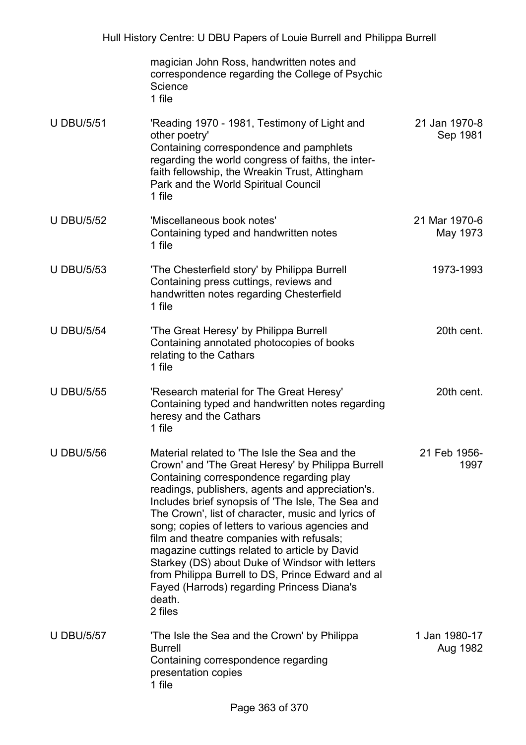| | | |
|---|---|---|
| | magician John Ross, handwritten notes and correspondence regarding the College of Psychic Science<br>1 file | |
| U DBU/5/51 | 'Reading 1970 - 1981, Testimony of Light and other poetry'<br>Containing correspondence and pamphlets regarding the world congress of faiths, the inter-faith fellowship, the Wreakin Trust, Attingham Park and the World Spiritual Council<br>1 file | 21 Jan 1970-8 Sep 1981 |
| U DBU/5/52 | 'Miscellaneous book notes'<br>Containing typed and handwritten notes<br>1 file | 21 Mar 1970-6 May 1973 |
| U DBU/5/53 | 'The Chesterfield story' by Philippa Burrell<br>Containing press cuttings, reviews and handwritten notes regarding Chesterfield<br>1 file | 1973-1993 |
| U DBU/5/54 | 'The Great Heresy' by Philippa Burrell<br>Containing annotated photocopies of books relating to the Cathars<br>1 file | 20th cent. |
| U DBU/5/55 | 'Research material for The Great Heresy'<br>Containing typed and handwritten notes regarding heresy and the Cathars<br>1 file | 20th cent. |
| U DBU/5/56 | Material related to 'The Isle the Sea and the Crown' and 'The Great Heresy' by Philippa Burrell<br>Containing correspondence regarding play readings, publishers, agents and appreciation's. Includes brief synopsis of 'The Isle, The Sea and The Crown', list of character, music and lyrics of song; copies of letters to various agencies and film and theatre companies with refusals; magazine cuttings related to article by David Starkey (DS) about Duke of Windsor with letters from Philippa Burrell to DS, Prince Edward and al Fayed (Harrods) regarding Princess Diana's death.<br>2 files | 21 Feb 1956-1997 |
| U DBU/5/57 | 'The Isle the Sea and the Crown' by Philippa Burrell<br>Containing correspondence regarding presentation copies<br>1 file | 1 Jan 1980-17 Aug 1982 |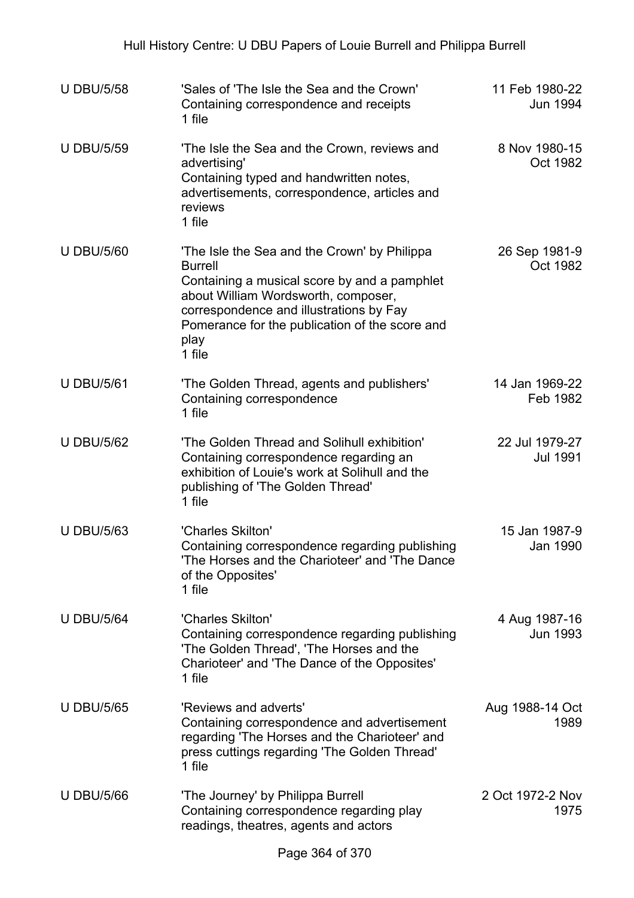| | | |
|---|---|---|
| U DBU/5/58 | 'Sales of 'The Isle the Sea and the Crown'<br>Containing correspondence and receipts<br>1 file | 11 Feb 1980-22 Jun 1994 |
| U DBU/5/59 | 'The Isle the Sea and the Crown, reviews and advertising'<br>Containing typed and handwritten notes, advertisements, correspondence, articles and reviews<br>1 file | 8 Nov 1980-15 Oct 1982 |
| U DBU/5/60 | 'The Isle the Sea and the Crown' by Philippa Burrell<br>Containing a musical score by and a pamphlet about William Wordsworth, composer, correspondence and illustrations by Fay Pomerance for the publication of the score and play<br>1 file | 26 Sep 1981-9 Oct 1982 |
| U DBU/5/61 | 'The Golden Thread, agents and publishers'<br>Containing correspondence<br>1 file | 14 Jan 1969-22 Feb 1982 |
| U DBU/5/62 | 'The Golden Thread and Solihull exhibition'<br>Containing correspondence regarding an exhibition of Louie's work at Solihull and the publishing of 'The Golden Thread'<br>1 file | 22 Jul 1979-27 Jul 1991 |
| U DBU/5/63 | 'Charles Skilton'<br>Containing correspondence regarding publishing 'The Horses and the Charioteer' and 'The Dance of the Opposites'<br>1 file | 15 Jan 1987-9 Jan 1990 |
| U DBU/5/64 | 'Charles Skilton'<br>Containing correspondence regarding publishing 'The Golden Thread', 'The Horses and the Charioteer' and 'The Dance of the Opposites'<br>1 file | 4 Aug 1987-16 Jun 1993 |
| U DBU/5/65 | 'Reviews and adverts'<br>Containing correspondence and advertisement regarding 'The Horses and the Charioteer' and press cuttings regarding 'The Golden Thread'<br>1 file | Aug 1988-14 Oct 1989 |
| U DBU/5/66 | 'The Journey' by Philippa Burrell<br>Containing correspondence regarding play readings, theatres, agents and actors | 2 Oct 1972-2 Nov 1975 |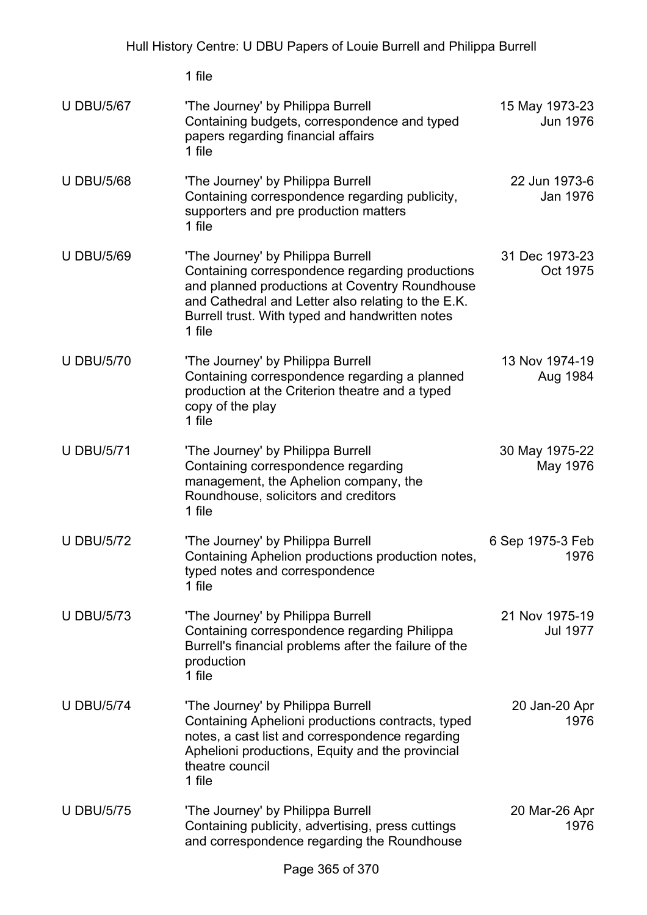1 file

| | | |
|---|---|---|
| U DBU/5/67 | 'The Journey' by Philippa Burrell<br>Containing budgets, correspondence and typed papers regarding financial affairs<br>1 file | 15 May 1973-23 Jun 1976 |
| U DBU/5/68 | 'The Journey' by Philippa Burrell<br>Containing correspondence regarding publicity, supporters and pre production matters<br>1 file | 22 Jun 1973-6 Jan 1976 |
| U DBU/5/69 | 'The Journey' by Philippa Burrell<br>Containing correspondence regarding productions and planned productions at Coventry Roundhouse and Cathedral and Letter also relating to the E.K. Burrell trust. With typed and handwritten notes<br>1 file | 31 Dec 1973-23 Oct 1975 |
| U DBU/5/70 | 'The Journey' by Philippa Burrell<br>Containing correspondence regarding a planned production at the Criterion theatre and a typed copy of the play<br>1 file | 13 Nov 1974-19 Aug 1984 |
| U DBU/5/71 | 'The Journey' by Philippa Burrell<br>Containing correspondence regarding management, the Aphelion company, the Roundhouse, solicitors and creditors<br>1 file | 30 May 1975-22 May 1976 |
| U DBU/5/72 | 'The Journey' by Philippa Burrell<br>Containing Aphelion productions production notes, typed notes and correspondence<br>1 file | 6 Sep 1975-3 Feb 1976 |
| U DBU/5/73 | 'The Journey' by Philippa Burrell<br>Containing correspondence regarding Philippa Burrell's financial problems after the failure of the production<br>1 file | 21 Nov 1975-19 Jul 1977 |
| U DBU/5/74 | 'The Journey' by Philippa Burrell<br>Containing Aphelioni productions contracts, typed notes, a cast list and correspondence regarding Aphelioni productions, Equity and the provincial theatre council<br>1 file | 20 Jan-20 Apr 1976 |
| U DBU/5/75 | 'The Journey' by Philippa Burrell<br>Containing publicity, advertising, press cuttings and correspondence regarding the Roundhouse | 20 Mar-26 Apr 1976 |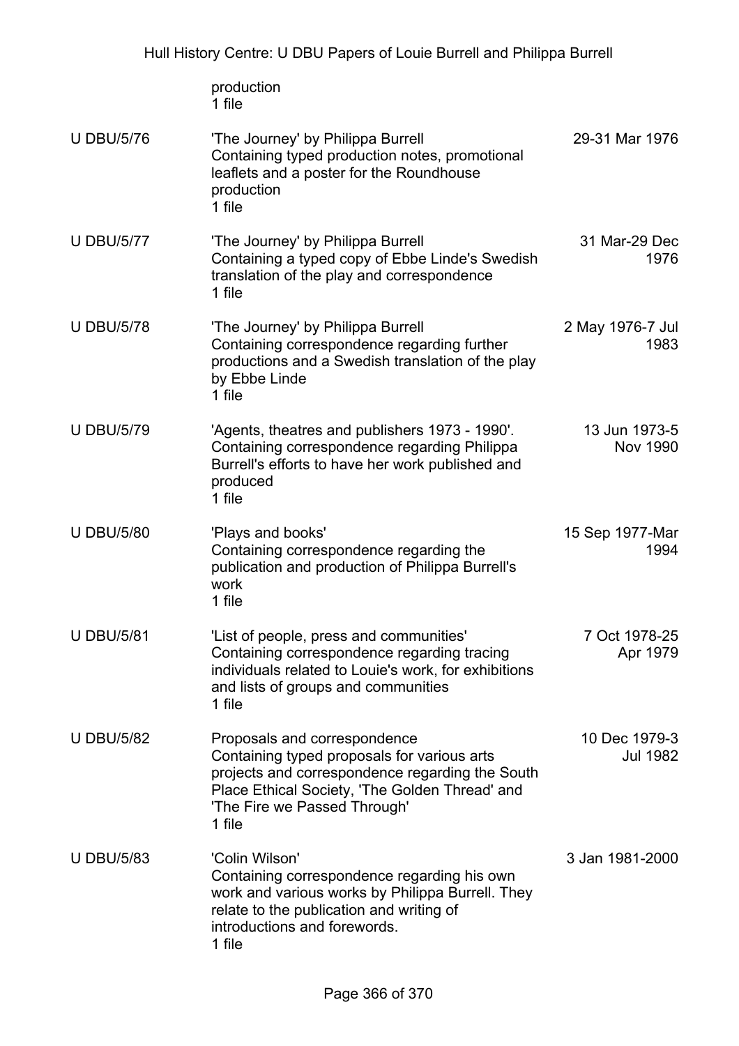| | | |
|---|---|---|
| | production<br>1 file | |
| U DBU/5/76 | 'The Journey' by Philippa Burrell<br>Containing typed production notes, promotional leaflets and a poster for the Roundhouse production<br>1 file | 29-31 Mar 1976 |
| U DBU/5/77 | 'The Journey' by Philippa Burrell<br>Containing a typed copy of Ebbe Linde's Swedish translation of the play and correspondence<br>1 file | 31 Mar-29 Dec 1976 |
| U DBU/5/78 | 'The Journey' by Philippa Burrell<br>Containing correspondence regarding further productions and a Swedish translation of the play by Ebbe Linde<br>1 file | 2 May 1976-7 Jul 1983 |
| U DBU/5/79 | 'Agents, theatres and publishers 1973 - 1990'.<br>Containing correspondence regarding Philippa Burrell's efforts to have her work published and produced<br>1 file | 13 Jun 1973-5 Nov 1990 |
| U DBU/5/80 | 'Plays and books'<br>Containing correspondence regarding the publication and production of Philippa Burrell's work<br>1 file | 15 Sep 1977-Mar 1994 |
| U DBU/5/81 | 'List of people, press and communities'<br>Containing correspondence regarding tracing individuals related to Louie's work, for exhibitions and lists of groups and communities<br>1 file | 7 Oct 1978-25 Apr 1979 |
| U DBU/5/82 | Proposals and correspondence<br>Containing typed proposals for various arts projects and correspondence regarding the South Place Ethical Society, 'The Golden Thread' and 'The Fire we Passed Through'<br>1 file | 10 Dec 1979-3 Jul 1982 |
| U DBU/5/83 | 'Colin Wilson'<br>Containing correspondence regarding his own work and various works by Philippa Burrell. They relate to the publication and writing of introductions and forewords.<br>1 file | 3 Jan 1981-2000 |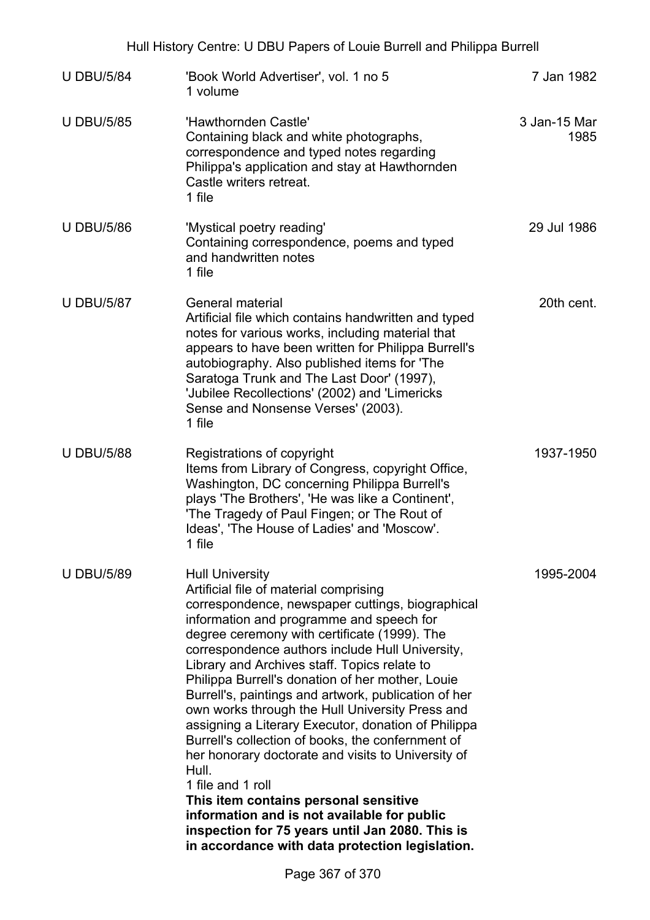| | | |
|---|---|---|
| U DBU/5/84 | 'Book World Advertiser', vol. 1 no 5<br>1 volume | 7 Jan 1982 |
| U DBU/5/85 | 'Hawthornden Castle'<br>Containing black and white photographs, correspondence and typed notes regarding Philippa's application and stay at Hawthornden Castle writers retreat.<br>1 file | 3 Jan-15 Mar 1985 |
| U DBU/5/86 | 'Mystical poetry reading'<br>Containing correspondence, poems and typed and handwritten notes<br>1 file | 29 Jul 1986 |
| U DBU/5/87 | General material<br>Artificial file which contains handwritten and typed notes for various works, including material that appears to have been written for Philippa Burrell's autobiography. Also published items for 'The Saratoga Trunk and The Last Door' (1997), 'Jubilee Recollections' (2002) and 'Limericks Sense and Nonsense Verses' (2003).<br>1 file | 20th cent. |
| U DBU/5/88 | Registrations of copyright<br>Items from Library of Congress, copyright Office, Washington, DC concerning Philippa Burrell's plays 'The Brothers', 'He was like a Continent', 'The Tragedy of Paul Fingen; or The Rout of Ideas', 'The House of Ladies' and 'Moscow'.<br>1 file | 1937-1950 |
| U DBU/5/89 | Hull University<br>Artificial file of material comprising correspondence, newspaper cuttings, biographical information and programme and speech for degree ceremony with certificate (1999). The correspondence authors include Hull University, Library and Archives staff. Topics relate to Philippa Burrell's donation of her mother, Louie Burrell's, paintings and artwork, publication of her own works through the Hull University Press and assigning a Literary Executor, donation of Philippa Burrell's collection of books, the confernment of her honorary doctorate and visits to University of Hull.<br>1 file and 1 roll<br>**This item contains personal sensitive information and is not available for public inspection for 75 years until Jan 2080. This is in accordance with data protection legislation.** | 1995-2004 |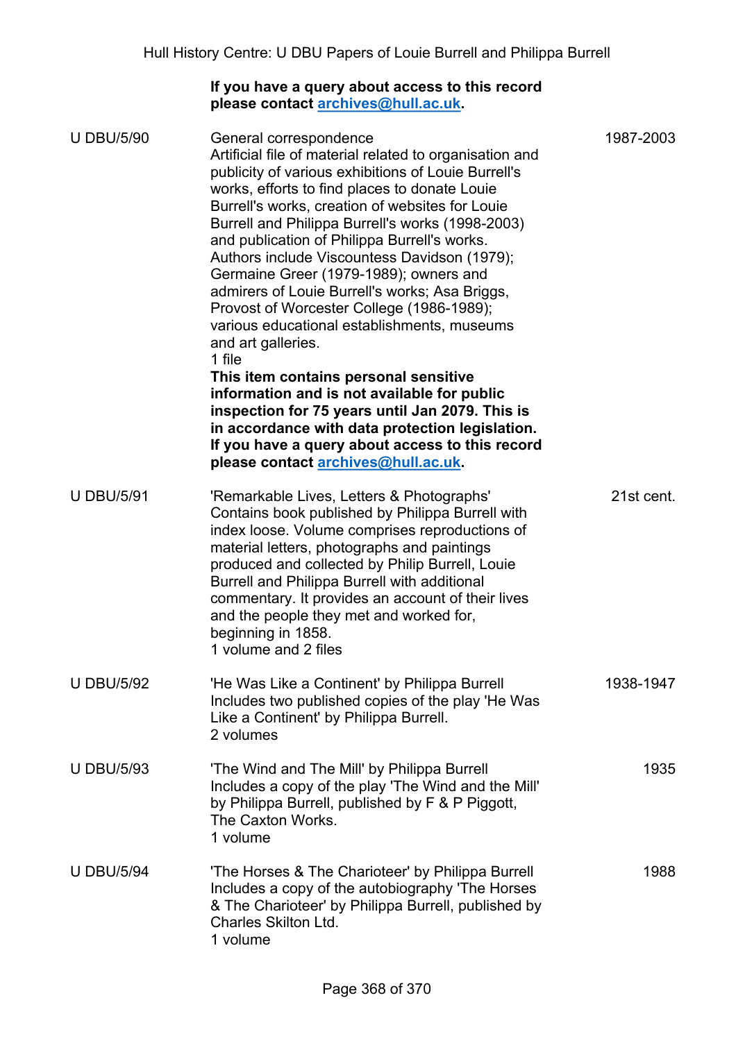**If you have a query about access to this record please contact archives@hull.ac.uk.**

| Reference | Description | Date |
|---|---|---|
| U DBU/5/90 | General correspondence<br>Artificial file of material related to organisation and publicity of various exhibitions of Louie Burrell's works, efforts to find places to donate Louie Burrell's works, creation of websites for Louie Burrell and Philippa Burrell's works (1998-2003) and publication of Philippa Burrell's works. Authors include Viscountess Davidson (1979); Germaine Greer (1979-1989); owners and admirers of Louie Burrell's works; Asa Briggs, Provost of Worcester College (1986-1989); various educational establishments, museums and art galleries.<br>1 file<br>**This item contains personal sensitive information and is not available for public inspection for 75 years until Jan 2079. This is in accordance with data protection legislation. If you have a query about access to this record please contact archives@hull.ac.uk.** | 1987-2003 |
| U DBU/5/91 | 'Remarkable Lives, Letters & Photographs'<br>Contains book published by Philippa Burrell with index loose. Volume comprises reproductions of material letters, photographs and paintings produced and collected by Philip Burrell, Louie Burrell and Philippa Burrell with additional commentary. It provides an account of their lives and the people they met and worked for, beginning in 1858.<br>1 volume and 2 files | 21st cent. |
| U DBU/5/92 | 'He Was Like a Continent' by Philippa Burrell<br>Includes two published copies of the play 'He Was Like a Continent' by Philippa Burrell.<br>2 volumes | 1938-1947 |
| U DBU/5/93 | 'The Wind and The Mill' by Philippa Burrell<br>Includes a copy of the play 'The Wind and the Mill' by Philippa Burrell, published by F & P Piggott, The Caxton Works.<br>1 volume | 1935 |
| U DBU/5/94 | 'The Horses & The Charioteer' by Philippa Burrell<br>Includes a copy of the autobiography 'The Horses & The Charioteer' by Philippa Burrell, published by Charles Skilton Ltd.<br>1 volume | 1988 |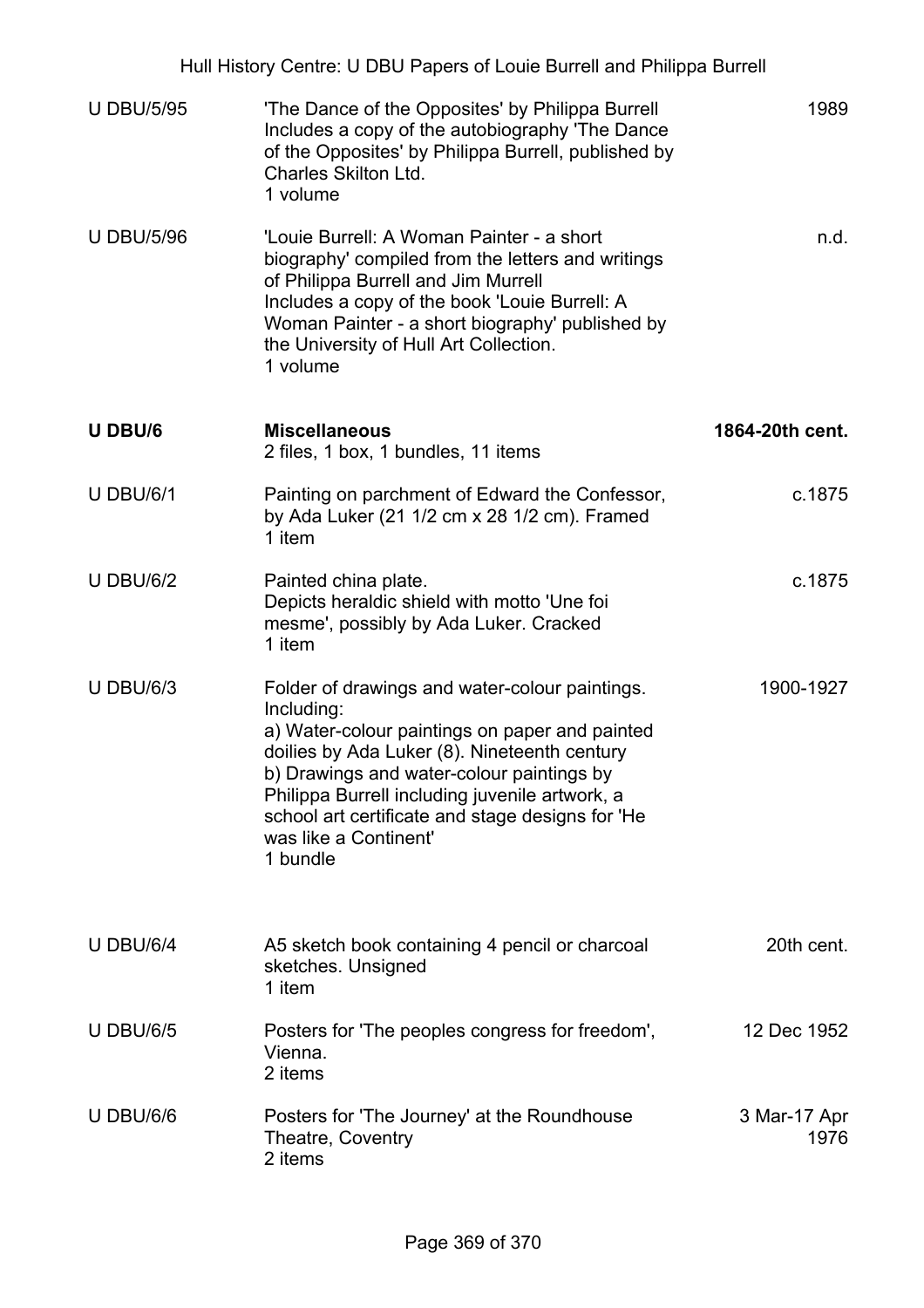| | | |
|---|---|---|
| U DBU/5/95 | 'The Dance of the Opposites' by Philippa Burrell<br>Includes a copy of the autobiography 'The Dance of the Opposites' by Philippa Burrell, published by Charles Skilton Ltd.<br>1 volume | 1989 |
| U DBU/5/96 | 'Louie Burrell: A Woman Painter - a short biography' compiled from the letters and writings of Philippa Burrell and Jim Murrell<br>Includes a copy of the book 'Louie Burrell: A Woman Painter - a short biography' published by the University of Hull Art Collection.<br>1 volume | n.d. |
| **U DBU/6** | **Miscellaneous**<br>2 files, 1 box, 1 bundles, 11 items | **1864-20th cent.** |
| U DBU/6/1 | Painting on parchment of Edward the Confessor, by Ada Luker (21 1/2 cm x 28 1/2 cm). Framed<br>1 item | c.1875 |
| U DBU/6/2 | Painted china plate.<br>Depicts heraldic shield with motto 'Une foi mesme', possibly by Ada Luker. Cracked<br>1 item | c.1875 |
| U DBU/6/3 | Folder of drawings and water-colour paintings.<br>Including:<br>a) Water-colour paintings on paper and painted doilies by Ada Luker (8). Nineteenth century<br>b) Drawings and water-colour paintings by Philippa Burrell including juvenile artwork, a school art certificate and stage designs for 'He was like a Continent'<br>1 bundle | 1900-1927 |
| U DBU/6/4 | A5 sketch book containing 4 pencil or charcoal sketches. Unsigned<br>1 item | 20th cent. |
| U DBU/6/5 | Posters for 'The peoples congress for freedom', Vienna.<br>2 items | 12 Dec 1952 |
| U DBU/6/6 | Posters for 'The Journey' at the Roundhouse Theatre, Coventry<br>2 items | 3 Mar-17 Apr 1976 |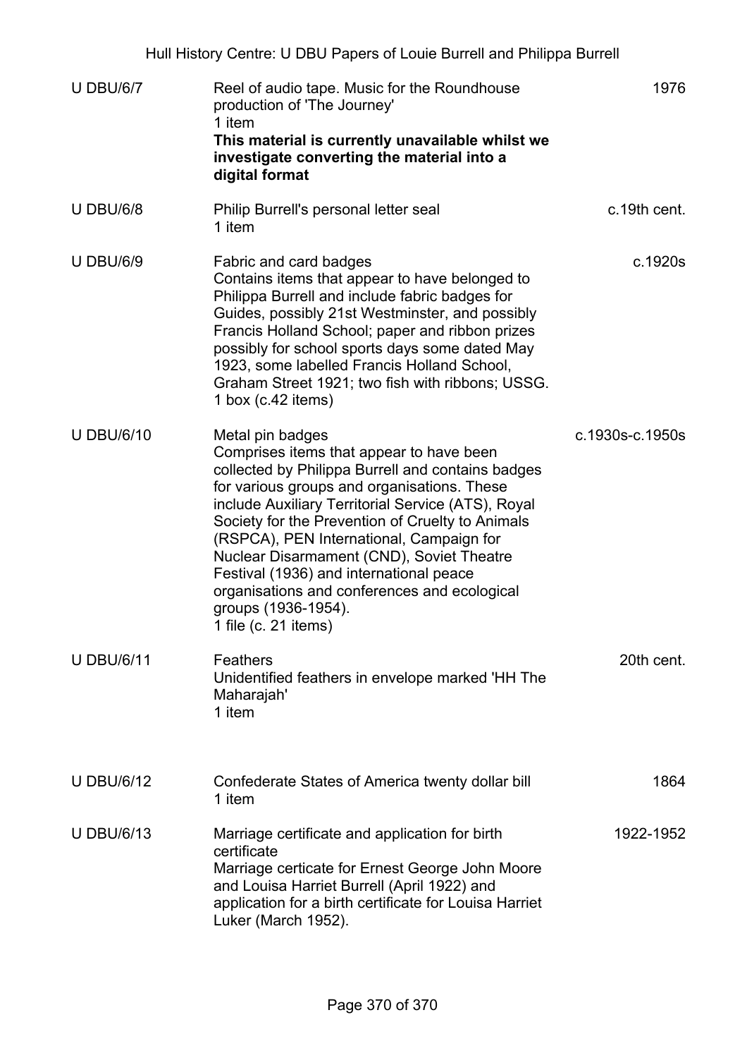| | | |
|---|---|---|
| U DBU/6/7 | Reel of audio tape. Music for the Roundhouse production of 'The Journey'<br>1 item<br>**This material is currently unavailable whilst we investigate converting the material into a digital format** | 1976 |
| U DBU/6/8 | Philip Burrell's personal letter seal<br>1 item | c.19th cent. |
| U DBU/6/9 | Fabric and card badges<br>Contains items that appear to have belonged to Philippa Burrell and include fabric badges for Guides, possibly 21st Westminster, and possibly Francis Holland School; paper and ribbon prizes possibly for school sports days some dated May 1923, some labelled Francis Holland School, Graham Street 1921; two fish with ribbons; USSG.<br>1 box (c.42 items) | c.1920s |
| U DBU/6/10 | Metal pin badges<br>Comprises items that appear to have been collected by Philippa Burrell and contains badges for various groups and organisations. These include Auxiliary Territorial Service (ATS), Royal Society for the Prevention of Cruelty to Animals (RSPCA), PEN International, Campaign for Nuclear Disarmament (CND), Soviet Theatre Festival (1936) and international peace organisations and conferences and ecological groups (1936-1954).<br>1 file (c. 21 items) | c.1930s-c.1950s |
| U DBU/6/11 | Feathers<br>Unidentified feathers in envelope marked 'HH The Maharajah'<br>1 item | 20th cent. |
| U DBU/6/12 | Confederate States of America twenty dollar bill<br>1 item | 1864 |
| U DBU/6/13 | Marriage certificate and application for birth certificate<br>Marriage certicate for Ernest George John Moore and Louisa Harriet Burrell (April 1922) and application for a birth certificate for Louisa Harriet Luker (March 1952). | 1922-1952 |